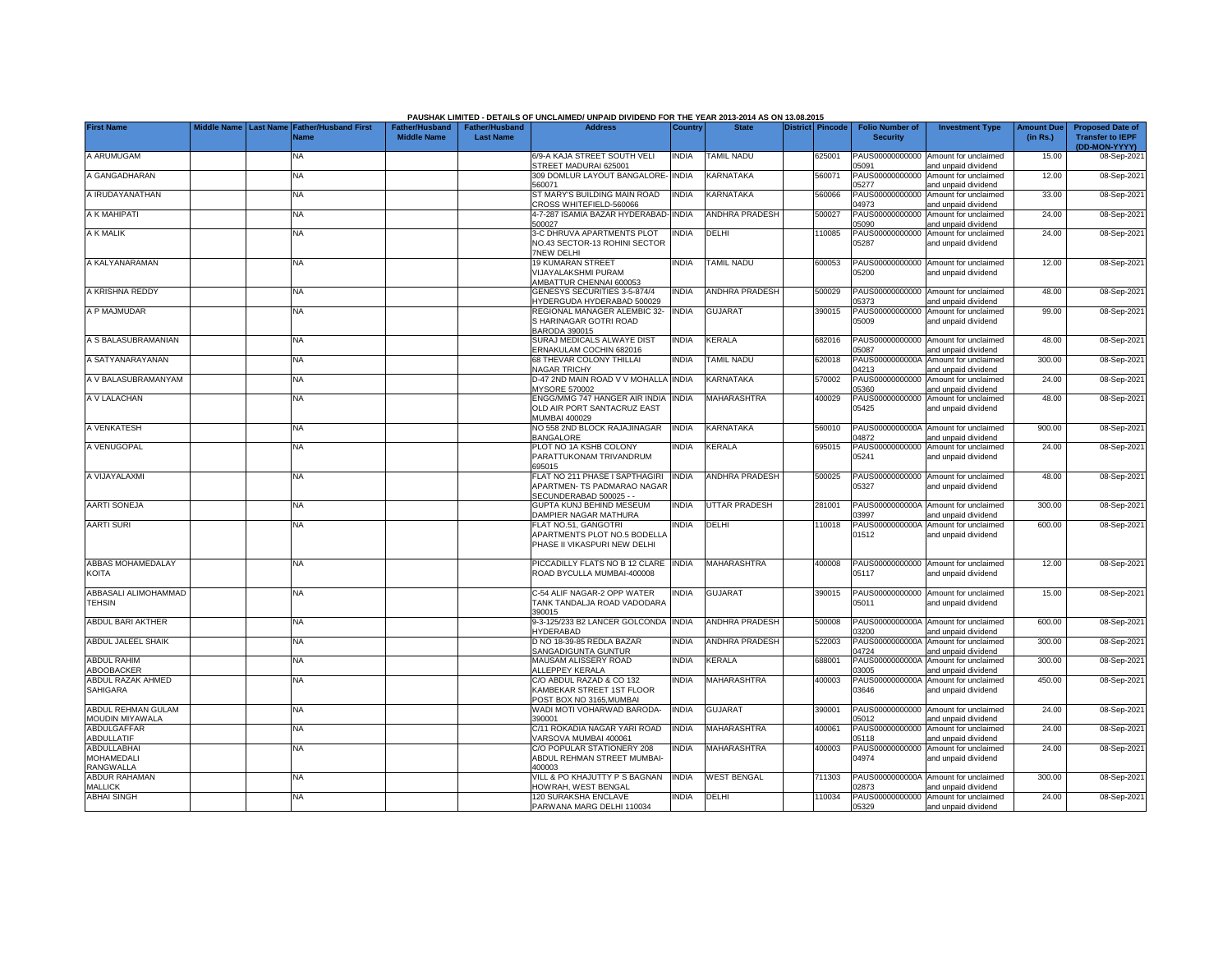**PAUSHAK LIMITED - DETAILS OF UNCLAIMED/ UNPAID DIVIDEND FOR THE YEAR 2013-2014 AS ON 13.08.2015**

| First Name | Middle Name | Last Name | Father/Husband First Name | Father/Husband Middle Name | Father/Husband Last Name | Address | Country | State | District | Pincode | Folio Number of Security | Investment Type | Amount Due (in Rs.) | Proposed Date of Transfer to IEPF (DD-MON-YYYY) |
|---|---|---|---|---|---|---|---|---|---|---|---|---|---|---|
| A ARUMUGAM | | | NA | | | 6/9-A KAJA STREET SOUTH VELI STREET MADURAI 625001 | INDIA | TAMIL NADU | | 625001 | PAUS00000000000 05091 | Amount for unclaimed and unpaid dividend | 15.00 | 08-Sep-2021 |
| A GANGADHARAN | | | NA | | | 309 DOMLUR LAYOUT BANGALORE-560071 | INDIA | KARNATAKA | | 560071 | PAUS00000000000 05277 | Amount for unclaimed and unpaid dividend | 12.00 | 08-Sep-2021 |
| A IRUDAYANATHAN | | | NA | | | ST MARY'S BUILDING MAIN ROAD CROSS WHITEFIELD-560066 | INDIA | KARNATAKA | | 560066 | PAUS00000000000 04973 | Amount for unclaimed and unpaid dividend | 33.00 | 08-Sep-2021 |
| A K MAHIPATI | | | NA | | | 4-7-287 ISAMIA BAZAR HYDERABAD-500027 | INDIA | ANDHRA PRADESH | | 500027 | PAUS00000000000 05090 | Amount for unclaimed and unpaid dividend | 24.00 | 08-Sep-2021 |
| A K MALIK | | | NA | | | 3-C DHRUVA APARTMENTS PLOT NO.43 SECTOR-13 ROHINI SECTOR 7NEW DELHI | INDIA | DELHI | | 110085 | PAUS00000000000 05287 | Amount for unclaimed and unpaid dividend | 24.00 | 08-Sep-2021 |
| A KALYANARAMAN | | | NA | | | 19 KUMARAN STREET VIJAYALAKSHMI PURAM AMBATTUR CHENNAI 600053 | INDIA | TAMIL NADU | | 600053 | PAUS00000000000 05200 | Amount for unclaimed and unpaid dividend | 12.00 | 08-Sep-2021 |
| A KRISHNA REDDY | | | NA | | | GENESYS SECURITIES 3-5-874/4 HYDERGUDA HYDERABAD 500029 | INDIA | ANDHRA PRADESH | | 500029 | PAUS00000000000 05373 | Amount for unclaimed and unpaid dividend | 48.00 | 08-Sep-2021 |
| A P MAJMUDAR | | | NA | | | REGIONAL MANAGER ALEMBIC 32-S HARINAGAR GOTRI ROAD BARODA 390015 | INDIA | GUJARAT | | 390015 | PAUS00000000000 05009 | Amount for unclaimed and unpaid dividend | 99.00 | 08-Sep-2021 |
| A S BALASUBRAMANIAN | | | NA | | | SURAJ MEDICALS ALWAYE DIST ERNAKULAM COCHIN 682016 | INDIA | KERALA | | 682016 | PAUS00000000000 05087 | Amount for unclaimed and unpaid dividend | 48.00 | 08-Sep-2021 |
| A SATYANARAYANAN | | | NA | | | 68 THEVAR COLONY THILLAI NAGAR TRICHY | INDIA | TAMIL NADU | | 620018 | PAUS0000000000A 04213 | Amount for unclaimed and unpaid dividend | 300.00 | 08-Sep-2021 |
| A V BALASUBRAMANYAM | | | NA | | | D-47 2ND MAIN ROAD V V MOHALLA MYSORE 570002 | INDIA | KARNATAKA | | 570002 | PAUS00000000000 05360 | Amount for unclaimed and unpaid dividend | 24.00 | 08-Sep-2021 |
| A V LALACHAN | | | NA | | | ENGG/MMG 747 HANGER AIR INDIA OLD AIR PORT SANTACRUZ EAST MUMBAI 400029 | INDIA | MAHARASHTRA | | 400029 | PAUS00000000000 05425 | Amount for unclaimed and unpaid dividend | 48.00 | 08-Sep-2021 |
| A VENKATESH | | | NA | | | NO 558 2ND BLOCK RAJAJINAGAR BANGALORE | INDIA | KARNATAKA | | 560010 | PAUS0000000000A 04872 | Amount for unclaimed and unpaid dividend | 900.00 | 08-Sep-2021 |
| A VENUGOPAL | | | NA | | | PLOT NO 1A KSHB COLONY PARATTUKONAM TRIVANDRUM 695015 | INDIA | KERALA | | 695015 | PAUS00000000000 05241 | Amount for unclaimed and unpaid dividend | 24.00 | 08-Sep-2021 |
| A VIJAYALAXMI | | | NA | | | FLAT NO 211 PHASE I SAPTHAGIRI APARTMEN- TS PADMARAO NAGAR SECUNDERABAD 500025 - - | INDIA | ANDHRA PRADESH | | 500025 | PAUS00000000000 05327 | Amount for unclaimed and unpaid dividend | 48.00 | 08-Sep-2021 |
| AARTI SONEJA | | | NA | | | GUPTA KUNJ BEHIND MESEUM DAMPIER NAGAR MATHURA | INDIA | UTTAR PRADESH | | 281001 | PAUS0000000000A 03997 | Amount for unclaimed and unpaid dividend | 300.00 | 08-Sep-2021 |
| AARTI SURI | | | NA | | | FLAT NO.51, GANGOTRI APARTMENTS PLOT NO.5 BODELLA PHASE II VIKASPURI NEW DELHI | INDIA | DELHI | | 110018 | PAUS0000000000A 01512 | Amount for unclaimed and unpaid dividend | 600.00 | 08-Sep-2021 |
| ABBAS MOHAMEDALAY KOITA | | | NA | | | PICCADILLY FLATS NO B 12 CLARE ROAD BYCULLA MUMBAI-400008 | INDIA | MAHARASHTRA | | 400008 | PAUS00000000000 05117 | Amount for unclaimed and unpaid dividend | 12.00 | 08-Sep-2021 |
| ABBASALI ALIMOHAMMAD TEHSIN | | | NA | | | C-54 ALIF NAGAR-2 OPP WATER TANK TANDALJA ROAD VADODARA 390015 | INDIA | GUJARAT | | 390015 | PAUS00000000000 05011 | Amount for unclaimed and unpaid dividend | 15.00 | 08-Sep-2021 |
| ABDUL BARI AKTHER | | | NA | | | 9-3-125/233 B2 LANCER GOLCONDA HYDERABAD | INDIA | ANDHRA PRADESH | | 500008 | PAUS0000000000A 03200 | Amount for unclaimed and unpaid dividend | 600.00 | 08-Sep-2021 |
| ABDUL JALEEL SHAIK | | | NA | | | D NO 18-39-85 REDLA BAZAR SANGADIGUNTA GUNTUR | INDIA | ANDHRA PRADESH | | 522003 | PAUS0000000000A 04724 | Amount for unclaimed and unpaid dividend | 300.00 | 08-Sep-2021 |
| ABDUL RAHIM ABOOBACKER | | | NA | | | MAUSAM ALISSERY ROAD ALLEPPEY KERALA | INDIA | KERALA | | 688001 | PAUS0000000000A 03005 | Amount for unclaimed and unpaid dividend | 300.00 | 08-Sep-2021 |
| ABDUL RAZAK AHMED SAHIGARA | | | NA | | | C/O ABDUL RAZAD & CO 132 KAMBEKAR STREET 1ST FLOOR POST BOX NO 3165,MUMBAI | INDIA | MAHARASHTRA | | 400003 | PAUS0000000000A 03646 | Amount for unclaimed and unpaid dividend | 450.00 | 08-Sep-2021 |
| ABDUL REHMAN GULAM MOUDIN MIYAWALA | | | NA | | | WADI MOTI VOHARWAD BARODA-390001 | INDIA | GUJARAT | | 390001 | PAUS00000000000 05012 | Amount for unclaimed and unpaid dividend | 24.00 | 08-Sep-2021 |
| ABDULGAFFAR ABDULLATIF | | | NA | | | C/11 ROKADIA NAGAR YARI ROAD VARSOVA MUMBAI 400061 | INDIA | MAHARASHTRA | | 400061 | PAUS00000000000 05118 | Amount for unclaimed and unpaid dividend | 24.00 | 08-Sep-2021 |
| ABDULLABHAI MOHAMEDALI RANGWALLA | | | NA | | | C/O POPULAR STATIONERY 208 ABDUL REHMAN STREET MUMBAI-400003 | INDIA | MAHARASHTRA | | 400003 | PAUS00000000000 04974 | Amount for unclaimed and unpaid dividend | 24.00 | 08-Sep-2021 |
| ABDUR RAHAMAN MALLICK | | | NA | | | VILL & PO KHAJUTTY P S BAGNAN HOWRAH, WEST BENGAL | INDIA | WEST BENGAL | | 711303 | PAUS0000000000A 02873 | Amount for unclaimed and unpaid dividend | 300.00 | 08-Sep-2021 |
| ABHAI SINGH | | | NA | | | 120 SURAKSHA ENCLAVE PARWANA MARG DELHI 110034 | INDIA | DELHI | | 110034 | PAUS00000000000 05329 | Amount for unclaimed and unpaid dividend | 24.00 | 08-Sep-2021 |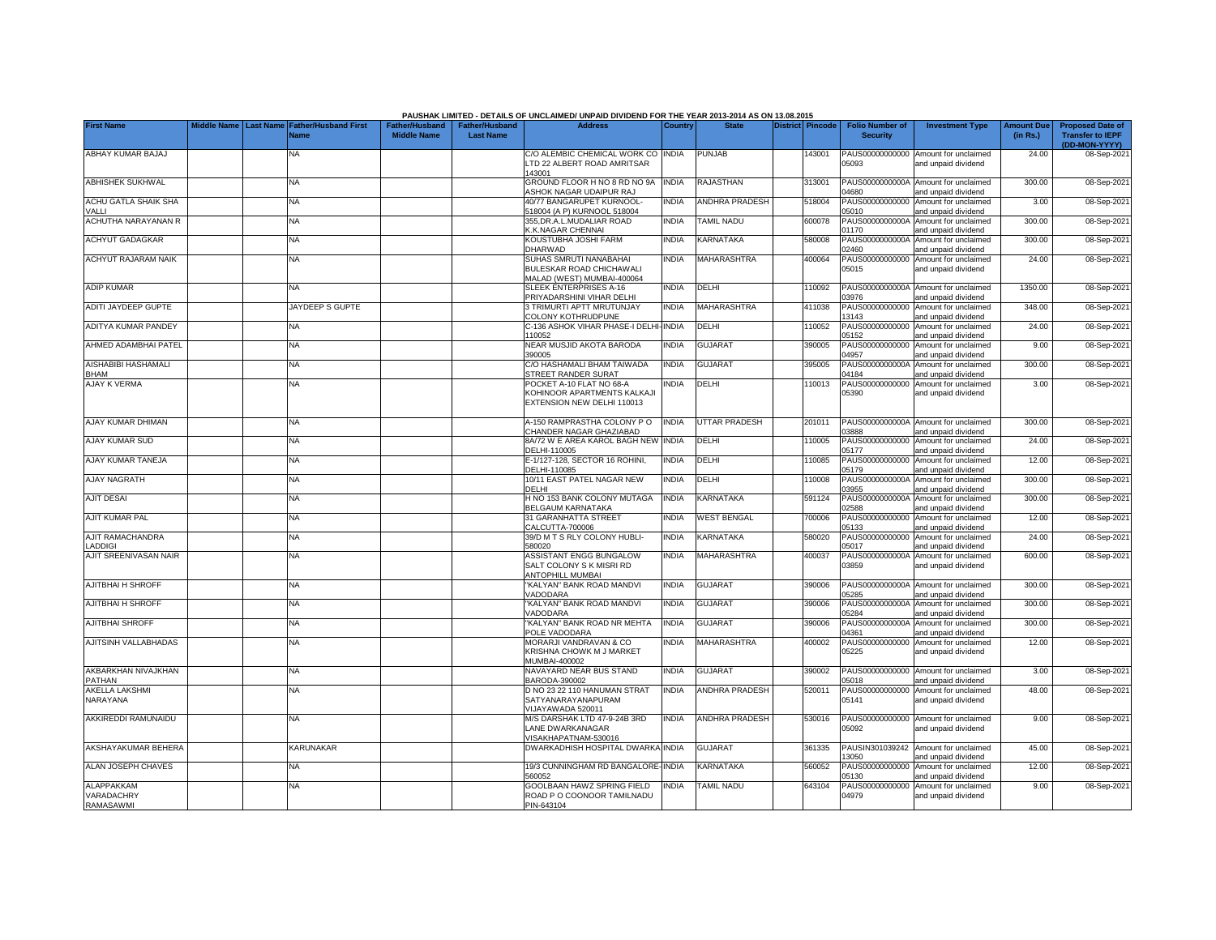PAUSHAK LIMITED - DETAILS OF UNCLAIMED/ UNPAID DIVIDEND FOR THE YEAR 2013-2014 AS ON 13.08.2015

| First Name | Middle Name | Last Name | Father/Husband First Name | Father/Husband Middle Name | Father/Husband Last Name | Address | Country | State | District | Pincode | Folio Number of Security | Investment Type | Amount Due (in Rs.) | Proposed Date of Transfer to IEPF (DD-MON-YYYY) |
|---|---|---|---|---|---|---|---|---|---|---|---|---|---|---|
| ABHAY KUMAR BAJAJ | | | NA | | | C/O ALEMBIC CHEMICAL WORK CO LTD 22 ALBERT ROAD AMRITSAR 143001 | INDIA | PUNJAB | | 143001 | PAUS00000000000 05093 | Amount for unclaimed and unpaid dividend | 24.00 | 08-Sep-2021 |
| ABHISHEK SUKHWAL | | | NA | | | GROUND FLOOR H NO 8 RD NO 9A ASHOK NAGAR UDAIPUR RAJ | INDIA | RAJASTHAN | | 313001 | PAUS0000000000A 04680 | Amount for unclaimed and unpaid dividend | 300.00 | 08-Sep-2021 |
| ACHU GATLA SHAIK SHA VALLI | | | NA | | | 40/77 BANGARUPET KURNOOL-518004 (A P) KURNOOL 518004 | INDIA | ANDHRA PRADESH | | 518004 | PAUS00000000000 05010 | Amount for unclaimed and unpaid dividend | 3.00 | 08-Sep-2021 |
| ACHUTHA NARAYANAN R | | | NA | | | 355,DR.A.L.MUDALIAR ROAD K.K.NAGAR CHENNAI | INDIA | TAMIL NADU | | 600078 | PAUS0000000000A 01170 | Amount for unclaimed and unpaid dividend | 300.00 | 08-Sep-2021 |
| ACHYUT GADAGKAR | | | NA | | | KOUSTUBHA JOSHI FARM DHARWAD | INDIA | KARNATAKA | | 580008 | PAUS0000000000A 02460 | Amount for unclaimed and unpaid dividend | 300.00 | 08-Sep-2021 |
| ACHYUT RAJARAM NAIK | | | NA | | | SUHAS SMRUTI NANABAHAI BULESKAR ROAD CHICHAWALI MALAD (WEST) MUMBAI-400064 | INDIA | MAHARASHTRA | | 400064 | PAUS00000000000 05015 | Amount for unclaimed and unpaid dividend | 24.00 | 08-Sep-2021 |
| ADIP KUMAR | | | NA | | | SLEEK ENTERPRISES A-16 PRIYADARSHINI VIHAR DELHI | INDIA | DELHI | | 110092 | PAUS0000000000A 03976 | Amount for unclaimed and unpaid dividend | 1350.00 | 08-Sep-2021 |
| ADITI JAYDEEP GUPTE | | | JAYDEEP S GUPTE | | | 3 TRIMURTI APTT MRUTUNJAY COLONY KOTHRUDPUNE | INDIA | MAHARASHTRA | | 411038 | PAUS00000000000 13143 | Amount for unclaimed and unpaid dividend | 348.00 | 08-Sep-2021 |
| ADITYA KUMAR PANDEY | | | NA | | | C-136 ASHOK VIHAR PHASE-I DELHI-110052 | INDIA | DELHI | | 110052 | PAUS00000000000 05152 | Amount for unclaimed and unpaid dividend | 24.00 | 08-Sep-2021 |
| AHMED ADAMBHAI PATEL | | | NA | | | NEAR MUSJID AKOTA BARODA 390005 | INDIA | GUJARAT | | 390005 | PAUS00000000000 04957 | Amount for unclaimed and unpaid dividend | 9.00 | 08-Sep-2021 |
| AISHABIBI HASHAMALI BHAM | | | NA | | | C/O HASHAMALI BHAM TAIWADA STREET RANDER SURAT | INDIA | GUJARAT | | 395005 | PAUS0000000000A 04184 | Amount for unclaimed and unpaid dividend | 300.00 | 08-Sep-2021 |
| AJAY K VERMA | | | NA | | | POCKET A-10 FLAT NO 68-A KOHINOOR APARTMENTS KALKAJI EXTENSION NEW DELHI 110013 | INDIA | DELHI | | 110013 | PAUS00000000000 05390 | Amount for unclaimed and unpaid dividend | 3.00 | 08-Sep-2021 |
| AJAY KUMAR DHIMAN | | | NA | | | A-150 RAMPRASTHA COLONY P O CHANDER NAGAR GHAZIABAD | INDIA | UTTAR PRADESH | | 201011 | PAUS0000000000A 03888 | Amount for unclaimed and unpaid dividend | 300.00 | 08-Sep-2021 |
| AJAY KUMAR SUD | | | NA | | | 8A/72 W E AREA KAROL BAGH NEW DELHI-110005 | INDIA | DELHI | | 110005 | PAUS00000000000 05177 | Amount for unclaimed and unpaid dividend | 24.00 | 08-Sep-2021 |
| AJAY KUMAR TANEJA | | | NA | | | E-1/127-128, SECTOR 16 ROHINI, DELHI-110085 | INDIA | DELHI | | 110085 | PAUS00000000000 05179 | Amount for unclaimed and unpaid dividend | 12.00 | 08-Sep-2021 |
| AJAY NAGRATH | | | NA | | | 10/11 EAST PATEL NAGAR NEW DELHI | INDIA | DELHI | | 110008 | PAUS0000000000A 03955 | Amount for unclaimed and unpaid dividend | 300.00 | 08-Sep-2021 |
| AJIT DESAI | | | NA | | | H NO 153 BANK COLONY MUTAGA BELGAUM KARNATAKA | INDIA | KARNATAKA | | 591124 | PAUS0000000000A 02588 | Amount for unclaimed and unpaid dividend | 300.00 | 08-Sep-2021 |
| AJIT KUMAR PAL | | | NA | | | 31 GARANHATTA STREET CALCUTTA-700006 | INDIA | WEST BENGAL | | 700006 | PAUS00000000000 05133 | Amount for unclaimed and unpaid dividend | 12.00 | 08-Sep-2021 |
| AJIT RAMACHANDRA LADDIGI | | | NA | | | 39/D M T S RLY COLONY HUBLI-580020 | INDIA | KARNATAKA | | 580020 | PAUS00000000000 05017 | Amount for unclaimed and unpaid dividend | 24.00 | 08-Sep-2021 |
| AJIT SREENIVASAN NAIR | | | NA | | | ASSISTANT ENGG BUNGALOW SALT COLONY S K MISRI RD ANTOPHILL MUMBAI | INDIA | MAHARASHTRA | | 400037 | PAUS0000000000A 03859 | Amount for unclaimed and unpaid dividend | 600.00 | 08-Sep-2021 |
| AJITBHAI H SHROFF | | | NA | | | "KALYAN" BANK ROAD MANDVI VADODARA | INDIA | GUJARAT | | 390006 | PAUS0000000000A 05285 | Amount for unclaimed and unpaid dividend | 300.00 | 08-Sep-2021 |
| AJITBHAI H SHROFF | | | NA | | | "KALYAN" BANK ROAD MANDVI VADODARA | INDIA | GUJARAT | | 390006 | PAUS0000000000A 05284 | Amount for unclaimed and unpaid dividend | 300.00 | 08-Sep-2021 |
| AJITBHAI SHROFF | | | NA | | | "KALYAN" BANK ROAD NR MEHTA POLE VADODARA | INDIA | GUJARAT | | 390006 | PAUS0000000000A 04361 | Amount for unclaimed and unpaid dividend | 300.00 | 08-Sep-2021 |
| AJITSINH VALLABHADAS | | | NA | | | MORARJI VANDRAVAN & CO KRISHNA CHOWK M J MARKET MUMBAI-400002 | INDIA | MAHARASHTRA | | 400002 | PAUS00000000000 05225 | Amount for unclaimed and unpaid dividend | 12.00 | 08-Sep-2021 |
| AKBARKHAN NIVAJKHAN PATHAN | | | NA | | | NAVAYARD NEAR BUS STAND BARODA-390002 | INDIA | GUJARAT | | 390002 | PAUS00000000000 05018 | Amount for unclaimed and unpaid dividend | 3.00 | 08-Sep-2021 |
| AKELLA LAKSHMI NARAYANA | | | NA | | | D NO 23 22 110 HANUMAN STRAT SATYANARAYANAPURAM VIJAYAWADA 520011 | INDIA | ANDHRA PRADESH | | 520011 | PAUS00000000000 05141 | Amount for unclaimed and unpaid dividend | 48.00 | 08-Sep-2021 |
| AKKIREDDI RAMUNAIDU | | | NA | | | M/S DARSHAK LTD 47-9-24B 3RD LANE DWARKANAGAR VISAKHAPATNAM-530016 | INDIA | ANDHRA PRADESH | | 530016 | PAUS00000000000 05092 | Amount for unclaimed and unpaid dividend | 9.00 | 08-Sep-2021 |
| AKSHAYAKUMAR BEHERA | | | KARUNAKAR | | | DWARKADHISH HOSPITAL DWARKA | INDIA | GUJARAT | | 361335 | PAUSIN301039242 13050 | Amount for unclaimed and unpaid dividend | 45.00 | 08-Sep-2021 |
| ALAN JOSEPH CHAVES | | | NA | | | 19/3 CUNNINGHAM RD BANGALORE-560052 | INDIA | KARNATAKA | | 560052 | PAUS00000000000 05130 | Amount for unclaimed and unpaid dividend | 12.00 | 08-Sep-2021 |
| ALAPPAKKAM VARADACHRY RAMASAWMI | | | NA | | | GOOLBAAN HAWZ SPRING FIELD ROAD P O COONOOR TAMILNADU PIN-643104 | INDIA | TAMIL NADU | | 643104 | PAUS00000000000 04979 | Amount for unclaimed and unpaid dividend | 9.00 | 08-Sep-2021 |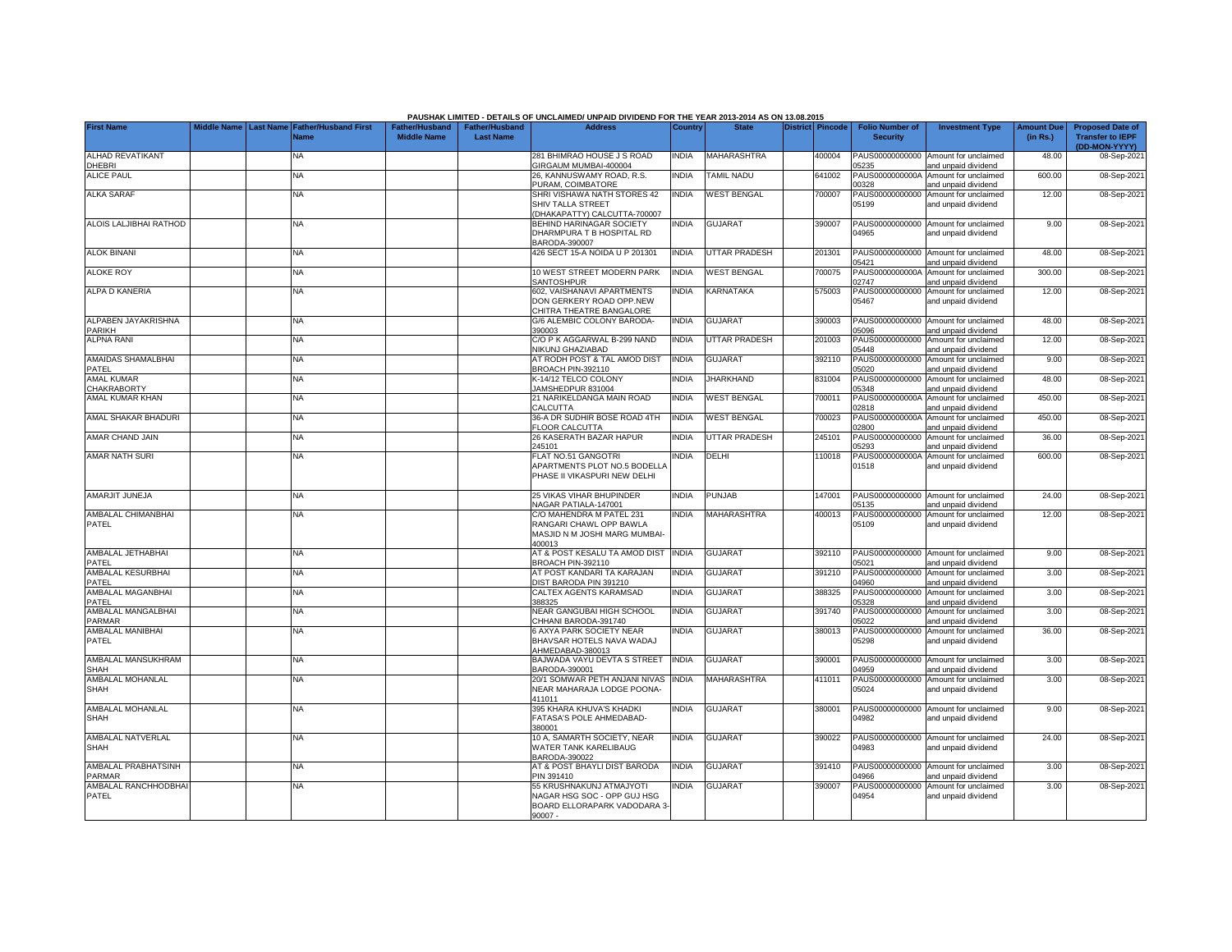PAUSHAK LIMITED - DETAILS OF UNCLAIMED/ UNPAID DIVIDEND FOR THE YEAR 2013-2014 AS ON 13.08.2015

| First Name | Middle Name | Last Name | Father/Husband First Name | Father/Husband Middle Name | Father/Husband Last Name | Address | Country | State | District | Pincode | Folio Number of Security | Investment Type | Amount Due (in Rs.) | Proposed Date of Transfer to IEPF (DD-MON-YYYY) |
|---|---|---|---|---|---|---|---|---|---|---|---|---|---|---|
| ALHAD REVATIKANT DHEBRI | | | NA | | | 281 BHIMRAO HOUSE J S ROAD GIRGAUM MUMBAI-400004 | INDIA | MAHARASHTRA | | 400004 | PAUS00000000000 05235 | Amount for unclaimed and unpaid dividend | 48.00 | 08-Sep-2021 |
| ALICE PAUL | | | NA | | | 26, KANNUSWAMY ROAD, R.S. PURAM, COIMBATORE | INDIA | TAMIL NADU | | 641002 | PAUS0000000000A 00328 | Amount for unclaimed and unpaid dividend | 600.00 | 08-Sep-2021 |
| ALKA SARAF | | | NA | | | SHRI VISHAWA NATH STORES 42 SHIV TALLA STREET (DHAKAPATTY) CALCUTTA-700007 | INDIA | WEST BENGAL | | 700007 | PAUS00000000000 05199 | Amount for unclaimed and unpaid dividend | 12.00 | 08-Sep-2021 |
| ALOIS LALJIBHAI RATHOD | | | NA | | | BEHIND HARINAGAR SOCIETY DHARMPURA T B HOSPITAL RD BARODA-390007 | INDIA | GUJARAT | | 390007 | PAUS00000000000 04965 | Amount for unclaimed and unpaid dividend | 9.00 | 08-Sep-2021 |
| ALOK BINANI | | | NA | | | 426 SECT 15-A NOIDA U P 201301 | INDIA | UTTAR PRADESH | | 201301 | PAUS00000000000 05421 | Amount for unclaimed and unpaid dividend | 48.00 | 08-Sep-2021 |
| ALOKE ROY | | | NA | | | 10 WEST STREET MODERN PARK SANTOSHPUR | INDIA | WEST BENGAL | | 700075 | PAUS0000000000A 02747 | Amount for unclaimed and unpaid dividend | 300.00 | 08-Sep-2021 |
| ALPA D KANERIA | | | NA | | | 602, VAISHANAVI APARTMENTS DON GERKERY ROAD OPP.NEW CHITRA THEATRE BANGALORE | INDIA | KARNATAKA | | 575003 | PAUS00000000000 05467 | Amount for unclaimed and unpaid dividend | 12.00 | 08-Sep-2021 |
| ALPABEN JAYAKRISHNA PARIKH | | | NA | | | G/6 ALEMBIC COLONY BARODA-390003 | INDIA | GUJARAT | | 390003 | PAUS00000000000 05096 | Amount for unclaimed and unpaid dividend | 48.00 | 08-Sep-2021 |
| ALPNA RANI | | | NA | | | C/O P K AGGARWAL B-299 NAND NIKUNJ GHAZIABAD | INDIA | UTTAR PRADESH | | 201003 | PAUS00000000000 05448 | Amount for unclaimed and unpaid dividend | 12.00 | 08-Sep-2021 |
| AMAIDAS SHAMALBHAI PATEL | | | NA | | | AT RODH POST & TAL AMOD DIST BROACH PIN-392110 | INDIA | GUJARAT | | 392110 | PAUS00000000000 05020 | Amount for unclaimed and unpaid dividend | 9.00 | 08-Sep-2021 |
| AMAL KUMAR CHAKRABORTY | | | NA | | | K-14/12 TELCO COLONY JAMSHEDPUR 831004 | INDIA | JHARKHAND | | 831004 | PAUS00000000000 05348 | Amount for unclaimed and unpaid dividend | 48.00 | 08-Sep-2021 |
| AMAL KUMAR KHAN | | | NA | | | 21 NARIKELDANGA MAIN ROAD CALCUTTA | INDIA | WEST BENGAL | | 700011 | PAUS0000000000A 02818 | Amount for unclaimed and unpaid dividend | 450.00 | 08-Sep-2021 |
| AMAL SHAKAR BHADURI | | | NA | | | 36-A DR SUDHIR BOSE ROAD 4TH FLOOR CALCUTTA | INDIA | WEST BENGAL | | 700023 | PAUS0000000000A 02800 | Amount for unclaimed and unpaid dividend | 450.00 | 08-Sep-2021 |
| AMAR CHAND JAIN | | | NA | | | 26 KASERATH BAZAR HAPUR 245101 | INDIA | UTTAR PRADESH | | 245101 | PAUS00000000000 05293 | Amount for unclaimed and unpaid dividend | 36.00 | 08-Sep-2021 |
| AMAR NATH SURI | | | NA | | | FLAT NO.51 GANGOTRI APARTMENTS PLOT NO.5 BODELLA PHASE II VIKASPURI NEW DELHI | INDIA | DELHI | | 110018 | PAUS0000000000A 01518 | Amount for unclaimed and unpaid dividend | 600.00 | 08-Sep-2021 |
| AMARJIT JUNEJA | | | NA | | | 25 VIKAS VIHAR BHUPINDER NAGAR PATIALA-147001 | INDIA | PUNJAB | | 147001 | PAUS00000000000 05135 | Amount for unclaimed and unpaid dividend | 24.00 | 08-Sep-2021 |
| AMBALAL CHIMANBHAI PATEL | | | NA | | | C/O MAHENDRA M PATEL 231 RANGARI CHAWL OPP BAWLA MASJID N M JOSHI MARG MUMBAI-400013 | INDIA | MAHARASHTRA | | 400013 | PAUS00000000000 05109 | Amount for unclaimed and unpaid dividend | 12.00 | 08-Sep-2021 |
| AMBALAL JETHABHAI PATEL | | | NA | | | AT & POST KESALU TA AMOD DIST BROACH PIN-392110 | INDIA | GUJARAT | | 392110 | PAUS00000000000 05021 | Amount for unclaimed and unpaid dividend | 9.00 | 08-Sep-2021 |
| AMBALAL KESURBHAI PATEL | | | NA | | | AT POST KANDARI TA KARAJAN DIST BARODA PIN 391210 | INDIA | GUJARAT | | 391210 | PAUS00000000000 04960 | Amount for unclaimed and unpaid dividend | 3.00 | 08-Sep-2021 |
| AMBALAL MAGANBHAI PATEL | | | NA | | | CALTEX AGENTS KARAMSAD 388325 | INDIA | GUJARAT | | 388325 | PAUS00000000000 05328 | Amount for unclaimed and unpaid dividend | 3.00 | 08-Sep-2021 |
| AMBALAL MANGALBHAI PARMAR | | | NA | | | NEAR GANGUBAI HIGH SCHOOL CHHANI BARODA-391740 | INDIA | GUJARAT | | 391740 | PAUS00000000000 05022 | Amount for unclaimed and unpaid dividend | 3.00 | 08-Sep-2021 |
| AMBALAL MANIBHAI PATEL | | | NA | | | 6 AXYA PARK SOCIETY NEAR BHAVSAR HOTELS NAVA WADAJ AHMEDABAD-380013 | INDIA | GUJARAT | | 380013 | PAUS00000000000 05298 | Amount for unclaimed and unpaid dividend | 36.00 | 08-Sep-2021 |
| AMBALAL MANSUKHRAM SHAH | | | NA | | | BAJWADA VAYU DEVTA S STREET BARODA-390001 | INDIA | GUJARAT | | 390001 | PAUS00000000000 04959 | Amount for unclaimed and unpaid dividend | 3.00 | 08-Sep-2021 |
| AMBALAL MOHANLAL SHAH | | | NA | | | 20/1 SOMWAR PETH ANJANI NIVAS NEAR MAHARAJA LODGE POONA-411011 | INDIA | MAHARASHTRA | | 411011 | PAUS00000000000 05024 | Amount for unclaimed and unpaid dividend | 3.00 | 08-Sep-2021 |
| AMBALAL MOHANLAL SHAH | | | NA | | | 395 KHARA KHUVA'S KHADKI FATASA'S POLE AHMEDABAD-380001 | INDIA | GUJARAT | | 380001 | PAUS00000000000 04982 | Amount for unclaimed and unpaid dividend | 9.00 | 08-Sep-2021 |
| AMBALAL NATVERLAL SHAH | | | NA | | | 10 A, SAMARTH SOCIETY, NEAR WATER TANK KARELIBAUG BARODA-390022 | INDIA | GUJARAT | | 390022 | PAUS00000000000 04983 | Amount for unclaimed and unpaid dividend | 24.00 | 08-Sep-2021 |
| AMBALAL PRABHATSINH PARMAR | | | NA | | | AT & POST BHAYLI DIST BARODA PIN 391410 | INDIA | GUJARAT | | 391410 | PAUS00000000000 04966 | Amount for unclaimed and unpaid dividend | 3.00 | 08-Sep-2021 |
| AMBALAL RANCHHODBHAI PATEL | | | NA | | | 55 KRUSHNAKUNJ ATMAJYOTI NAGAR HSG SOC - OPP GUJ HSG BOARD ELLORAPARK VADODARA 3-90007 - | INDIA | GUJARAT | | 390007 | PAUS00000000000 04954 | Amount for unclaimed and unpaid dividend | 3.00 | 08-Sep-2021 |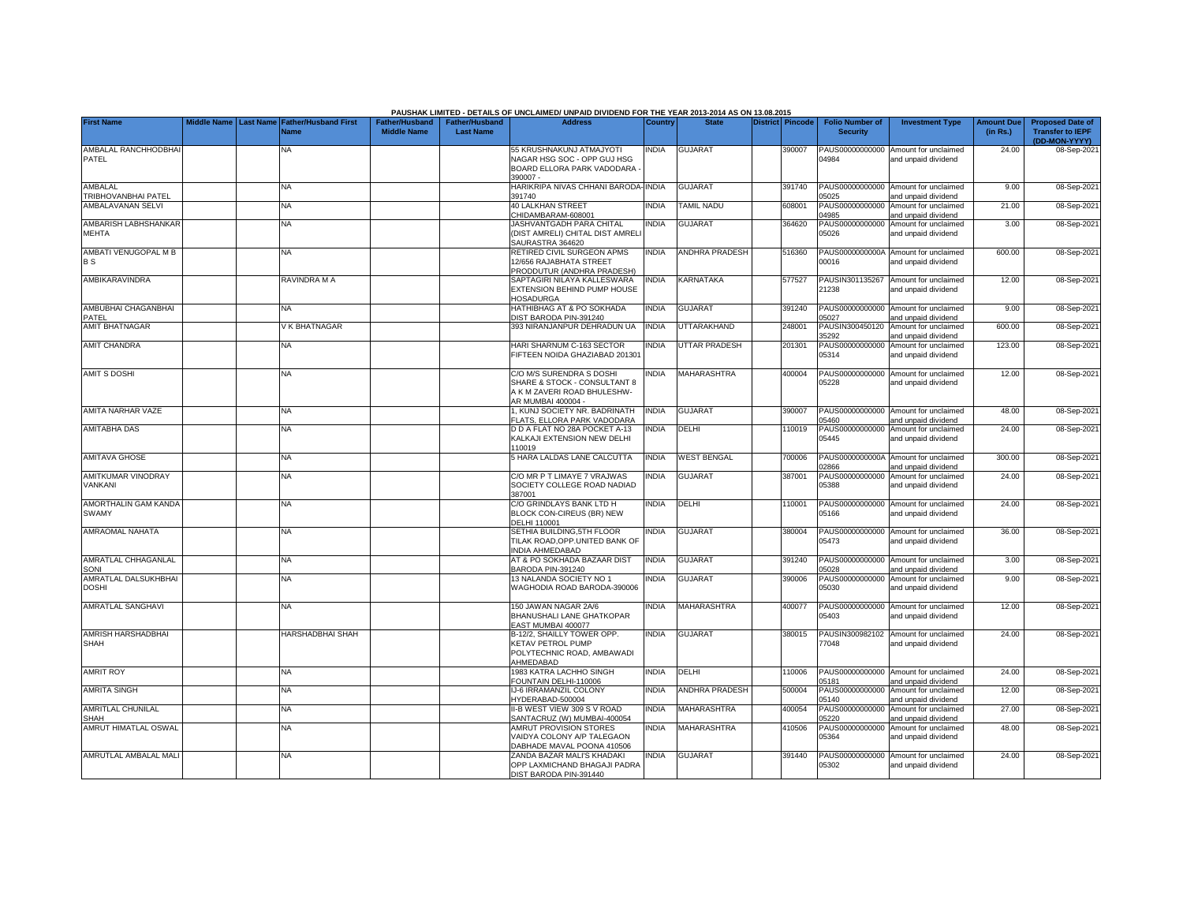PAUSHAK LIMITED - DETAILS OF UNCLAIMED/ UNPAID DIVIDEND FOR THE YEAR 2013-2014 AS ON 13.08.2015

| First Name | Middle Name | Last Name | Father/Husband First Name | Father/Husband Middle Name | Father/Husband Last Name | Address | Country | State | District | Pincode | Folio Number of Security | Investment Type | Amount Due (in Rs.) | Proposed Date of Transfer to IEPF (DD-MON-YYYY) |
|---|---|---|---|---|---|---|---|---|---|---|---|---|---|---|
| AMBALAL RANCHHODBHAI PATEL | | | NA | | | 55 KRUSHNAKUNJ ATMAJYOTI NAGAR HSG SOC - OPP GUJ HSG BOARD ELLORA PARK VADODARA - 390007 - | INDIA | GUJARAT | | 390007 | PAUS00000000000 04984 | Amount for unclaimed and unpaid dividend | 24.00 | 08-Sep-2021 |
| AMBALAL TRIBHOVANBHAI PATEL | | | NA | | | HARIKRIPA NIVAS CHHANI BARODA-391740 | INDIA | GUJARAT | | 391740 | PAUS00000000000 05025 | Amount for unclaimed and unpaid dividend | 9.00 | 08-Sep-2021 |
| AMBALAVANAN SELVI | | | NA | | | 40 LALKHAN STREET CHIDAMBARAM-608001 | INDIA | TAMIL NADU | | 608001 | PAUS00000000000 04985 | Amount for unclaimed and unpaid dividend | 21.00 | 08-Sep-2021 |
| AMBARISH LABHSHANKAR MEHTA | | | NA | | | JASHVANTGADH PARA CHITAL (DIST AMRELI) CHITAL DIST AMRELI SAURASTRA 364620 | INDIA | GUJARAT | | 364620 | PAUS00000000000 05026 | Amount for unclaimed and unpaid dividend | 3.00 | 08-Sep-2021 |
| AMBATI VENUGOPAL M B B S | | | NA | | | RETIRED CIVIL SURGEON APMS 12/656 RAJABHATA STREET PRODDUTUR (ANDHRA PRADESH) | INDIA | ANDHRA PRADESH | | 516360 | PAUS0000000000A 00016 | Amount for unclaimed and unpaid dividend | 600.00 | 08-Sep-2021 |
| AMBIKARAVINDRA | | | RAVINDRA M A | | | SAPTAGIRI NILAYA KALLESWARA EXTENSION BEHIND PUMP HOUSE HOSADURGA | INDIA | KARNATAKA | | 577527 | PAUSIN301135267 21238 | Amount for unclaimed and unpaid dividend | 12.00 | 08-Sep-2021 |
| AMBUBHAI CHAGANBHAI PATEL | | | NA | | | HATHIBHAG AT & PO SOKHADA DIST BARODA PIN-391240 | INDIA | GUJARAT | | 391240 | PAUS00000000000 05027 | Amount for unclaimed and unpaid dividend | 9.00 | 08-Sep-2021 |
| AMIT BHATNAGAR | | | V K BHATNAGAR | | | 393 NIRANJANPUR DEHRADUN UA | INDIA | UTTARAKHAND | | 248001 | PAUSIN300450120 35292 | Amount for unclaimed and unpaid dividend | 600.00 | 08-Sep-2021 |
| AMIT CHANDRA | | | NA | | | HARI SHARNUM C-163 SECTOR FIFTEEN NOIDA GHAZIABAD 201301 | INDIA | UTTAR PRADESH | | 201301 | PAUS00000000000 05314 | Amount for unclaimed and unpaid dividend | 123.00 | 08-Sep-2021 |
| AMIT S DOSHI | | | NA | | | C/O M/S SURENDRA S DOSHI SHARE & STOCK - CONSULTANT 8 A K M ZAVERI ROAD BHULESHW-AR MUMBAI 400004 - | INDIA | MAHARASHTRA | | 400004 | PAUS00000000000 05228 | Amount for unclaimed and unpaid dividend | 12.00 | 08-Sep-2021 |
| AMITA NARHAR VAZE | | | NA | | | 1, KUNJ SOCIETY NR. BADRINATH FLATS, ELLORA PARK VADODARA | INDIA | GUJARAT | | 390007 | PAUS00000000000 05460 | Amount for unclaimed and unpaid dividend | 48.00 | 08-Sep-2021 |
| AMITABHA DAS | | | NA | | | D D A FLAT NO 28A POCKET A-13 KALKAJI EXTENSION NEW DELHI 110019 | INDIA | DELHI | | 110019 | PAUS00000000000 05445 | Amount for unclaimed and unpaid dividend | 24.00 | 08-Sep-2021 |
| AMITAVA GHOSE | | | NA | | | 5 HARA LALDAS LANE CALCUTTA | INDIA | WEST BENGAL | | 700006 | PAUS0000000000A 02866 | Amount for unclaimed and unpaid dividend | 300.00 | 08-Sep-2021 |
| AMITKUMAR VINODRAY VANKANI | | | NA | | | C/O MR P T LIMAYE 7 VRAJWAS SOCIETY COLLEGE ROAD NADIAD 387001 | INDIA | GUJARAT | | 387001 | PAUS00000000000 05388 | Amount for unclaimed and unpaid dividend | 24.00 | 08-Sep-2021 |
| AMORTHALIN GAM KANDA SWAMY | | | NA | | | C/O GRINDLAYS BANK LTD H BLOCK CON-CIREUS (BR) NEW DELHI 110001 | INDIA | DELHI | | 110001 | PAUS00000000000 05166 | Amount for unclaimed and unpaid dividend | 24.00 | 08-Sep-2021 |
| AMRAOMAL NAHATA | | | NA | | | SETHIA BUILDING,5TH FLOOR TILAK ROAD,OPP.UNITED BANK OF INDIA AHMEDABAD | INDIA | GUJARAT | | 380004 | PAUS00000000000 05473 | Amount for unclaimed and unpaid dividend | 36.00 | 08-Sep-2021 |
| AMRATLAL CHHAGANLAL SONI | | | NA | | | AT & PO SOKHADA BAZAAR DIST BARODA PIN-391240 | INDIA | GUJARAT | | 391240 | PAUS00000000000 05028 | Amount for unclaimed and unpaid dividend | 3.00 | 08-Sep-2021 |
| AMRATLAL DALSUKHBHAI DOSHI | | | NA | | | 13 NALANDA SOCIETY NO 1 WAGHODIA ROAD BARODA-390006 | INDIA | GUJARAT | | 390006 | PAUS00000000000 05030 | Amount for unclaimed and unpaid dividend | 9.00 | 08-Sep-2021 |
| AMRATLAL SANGHAVI | | | NA | | | 150 JAWAN NAGAR 2A/6 BHANUSHALI LANE GHATKOPAR EAST MUMBAI 400077 | INDIA | MAHARASHTRA | | 400077 | PAUS00000000000 05403 | Amount for unclaimed and unpaid dividend | 12.00 | 08-Sep-2021 |
| AMRISH HARSHADBHAI SHAH | | | HARSHADBHAI SHAH | | | B-12/2, SHAILLY TOWER OPP. KETAV PETROL PUMP POLYTECHNIC ROAD, AMBAWADI AHMEDABAD | INDIA | GUJARAT | | 380015 | PAUSIN300982102 77048 | Amount for unclaimed and unpaid dividend | 24.00 | 08-Sep-2021 |
| AMRIT ROY | | | NA | | | 1983 KATRA LACHHO SINGH FOUNTAIN DELHI-110006 | INDIA | DELHI | | 110006 | PAUS00000000000 05181 | Amount for unclaimed and unpaid dividend | 24.00 | 08-Sep-2021 |
| AMRITA SINGH | | | NA | | | IJ-6 IRRAMANZIL COLONY HYDERABAD-500004 | INDIA | ANDHRA PRADESH | | 500004 | PAUS00000000000 05140 | Amount for unclaimed and unpaid dividend | 12.00 | 08-Sep-2021 |
| AMRITLAL CHUNILAL SHAH | | | NA | | | II-B WEST VIEW 309 S V ROAD SANTACRUZ (W) MUMBAI-400054 | INDIA | MAHARASHTRA | | 400054 | PAUS00000000000 05220 | Amount for unclaimed and unpaid dividend | 27.00 | 08-Sep-2021 |
| AMRUT HIMATLAL OSWAL | | | NA | | | AMRUT PROVISION STORES VAIDYA COLONY A/P TALEGAON DABHADE MAVAL POONA 410506 | INDIA | MAHARASHTRA | | 410506 | PAUS00000000000 05364 | Amount for unclaimed and unpaid dividend | 48.00 | 08-Sep-2021 |
| AMRUTLAL AMBALAL MALI | | | NA | | | ZANDA BAZAR MALI'S KHADAKI OPP LAXMICHAND BHAGAJI PADRA DIST BARODA PIN-391440 | INDIA | GUJARAT | | 391440 | PAUS00000000000 05302 | Amount for unclaimed and unpaid dividend | 24.00 | 08-Sep-2021 |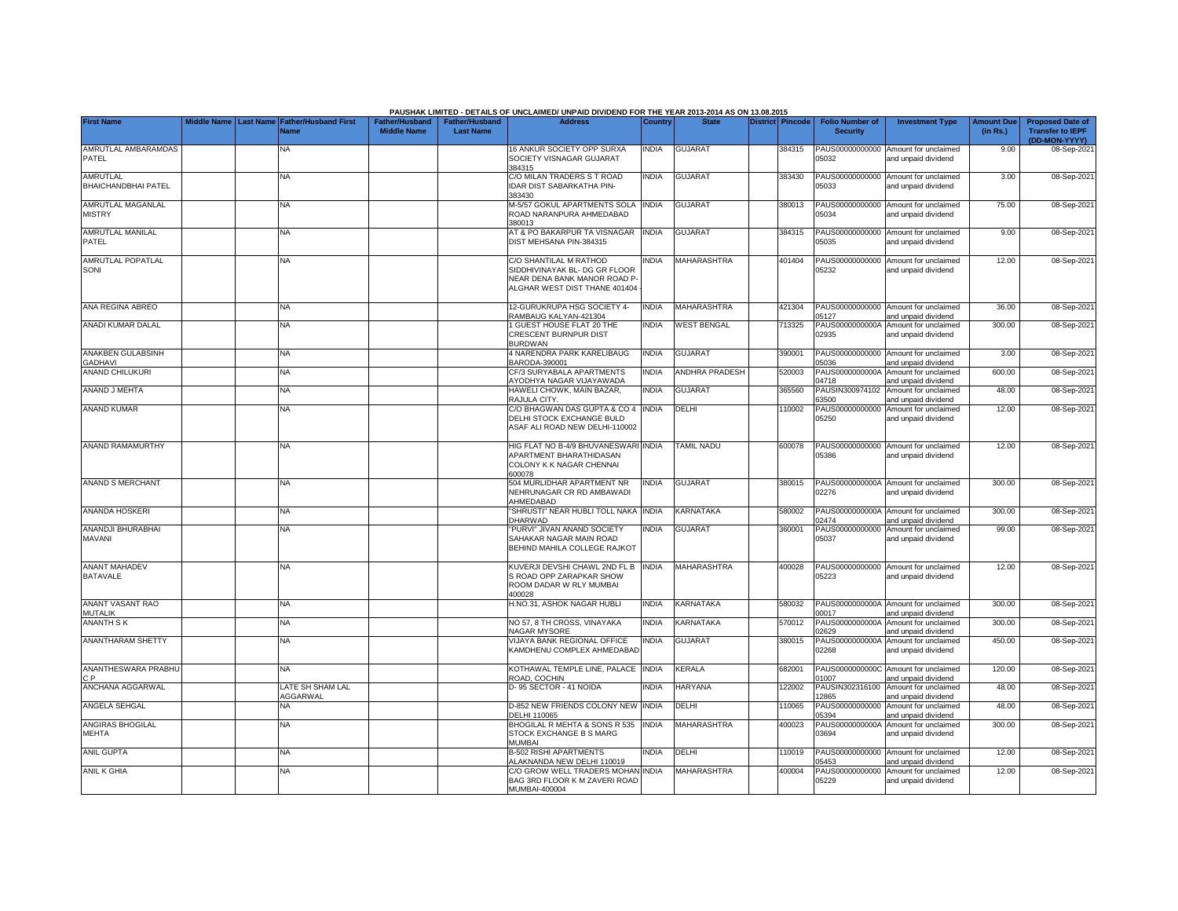PAUSHAK LIMITED - DETAILS OF UNCLAIMED/ UNPAID DIVIDEND FOR THE YEAR 2013-2014 AS ON 13.08.2015

| First Name | Middle Name | Last Name | Father/Husband First Name | Father/Husband Middle Name | Father/Husband Last Name | Address | Country | State | District | Pincode | Folio Number of Security | Investment Type | Amount Due (in Rs.) | Proposed Date of Transfer to IEPF (DD-MON-YYYY) |
|---|---|---|---|---|---|---|---|---|---|---|---|---|---|---|
| AMRUTLAL AMBARAMDAS PATEL | | | NA | | | 16 ANKUR SOCIETY OPP SURXA SOCIETY VISNAGAR GUJARAT 384315 | INDIA | GUJARAT | | 384315 | PAUS00000000000 05032 | Amount for unclaimed and unpaid dividend | 9.00 | 08-Sep-2021 |
| AMRUTLAL BHAICHANDBHAI PATEL | | | NA | | | C/O MILAN TRADERS S T ROAD IDAR DIST SABARKATHA PIN-383430 | INDIA | GUJARAT | | 383430 | PAUS00000000000 05033 | Amount for unclaimed and unpaid dividend | 3.00 | 08-Sep-2021 |
| AMRUTLAL MAGANLAL MISTRY | | | NA | | | M-5/57 GOKUL APARTMENTS SOLA ROAD NARANPURA AHMEDABAD 380013 | INDIA | GUJARAT | | 380013 | PAUS00000000000 05034 | Amount for unclaimed and unpaid dividend | 75.00 | 08-Sep-2021 |
| AMRUTLAL MANILAL PATEL | | | NA | | | AT & PO BAKARPUR TA VISNAGAR DIST MEHSANA PIN-384315 | INDIA | GUJARAT | | 384315 | PAUS00000000000 05035 | Amount for unclaimed and unpaid dividend | 9.00 | 08-Sep-2021 |
| AMRUTLAL POPATLAL SONI | | | NA | | | C/O SHANTILAL M RATHOD SIDDHIVINAYAK BL- DG GR FLOOR NEAR DENA BANK MANOR ROAD P-ALGHAR WEST DIST THANE 401404 | INDIA | MAHARASHTRA | | 401404 | PAUS00000000000 05232 | Amount for unclaimed and unpaid dividend | 12.00 | 08-Sep-2021 |
| ANA REGINA ABREO | | | NA | | | 12-GURUKRUPA HSG SOCIETY 4-RAMBAUG KALYAN-421304 | INDIA | MAHARASHTRA | | 421304 | PAUS00000000000 05127 | Amount for unclaimed and unpaid dividend | 36.00 | 08-Sep-2021 |
| ANADI KUMAR DALAL | | | NA | | | 1 GUEST HOUSE FLAT 20 THE CRESCENT BURNPUR DIST BURDWAN | INDIA | WEST BENGAL | | 713325 | PAUS0000000000A 02935 | Amount for unclaimed and unpaid dividend | 300.00 | 08-Sep-2021 |
| ANAKBEN GULABSINH GADHAVI | | | NA | | | 4 NARENDRA PARK KARELIBAUG BARODA-390001 | INDIA | GUJARAT | | 390001 | PAUS00000000000 05036 | Amount for unclaimed and unpaid dividend | 3.00 | 08-Sep-2021 |
| ANAND CHILUKURI | | | NA | | | CF/3 SURYABALA APARTMENTS AYODHYA NAGAR VIJAYAWADA | INDIA | ANDHRA PRADESH | | 520003 | PAUS0000000000A 04718 | Amount for unclaimed and unpaid dividend | 600.00 | 08-Sep-2021 |
| ANAND J MEHTA | | | NA | | | HAWELI CHOWK, MAIN BAZAR, RAJULA CITY. | INDIA | GUJARAT | | 365560 | PAUSIN300974102 63500 | Amount for unclaimed and unpaid dividend | 48.00 | 08-Sep-2021 |
| ANAND KUMAR | | | NA | | | C/O BHAGWAN DAS GUPTA & CO 4 DELHI STOCK EXCHANGE BULD ASAF ALI ROAD NEW DELHI-110002 | INDIA | DELHI | | 110002 | PAUS00000000000 05250 | Amount for unclaimed and unpaid dividend | 12.00 | 08-Sep-2021 |
| ANAND RAMAMURTHY | | | NA | | | HIG FLAT NO B-4/9 BHUVANESWARI APARTMENT BHARATHIDASAN COLONY K K NAGAR CHENNAI 600078 | INDIA | TAMIL NADU | | 600078 | PAUS00000000000 05386 | Amount for unclaimed and unpaid dividend | 12.00 | 08-Sep-2021 |
| ANAND S MERCHANT | | | NA | | | 504 MURLIDHAR APARTMENT NR NEHRUNAGAR CR RD AMBAWADI AHMEDABAD | INDIA | GUJARAT | | 380015 | PAUS0000000000A 02276 | Amount for unclaimed and unpaid dividend | 300.00 | 08-Sep-2021 |
| ANANDA HOSKERI | | | NA | | | "SHRUSTI" NEAR HUBLI TOLL NAKA DHARWAD | INDIA | KARNATAKA | | 580002 | PAUS0000000000A 02474 | Amount for unclaimed and unpaid dividend | 300.00 | 08-Sep-2021 |
| ANANDJI BHURABHAI MAVANI | | | NA | | | "PURVI" JIVAN ANAND SOCIETY SAHAKAR NAGAR MAIN ROAD BEHIND MAHILA COLLEGE RAJKOT | INDIA | GUJARAT | | 360001 | PAUS00000000000 05037 | Amount for unclaimed and unpaid dividend | 99.00 | 08-Sep-2021 |
| ANANT MAHADEV BATAVALE | | | NA | | | KUVERJI DEVSHI CHAWL 2ND FL B S ROAD OPP ZARAPKAR SHOW ROOM DADAR W RLY MUMBAI 400028 | INDIA | MAHARASHTRA | | 400028 | PAUS00000000000 05223 | Amount for unclaimed and unpaid dividend | 12.00 | 08-Sep-2021 |
| ANANT VASANT RAO MUTALIK | | | NA | | | H.NO.31, ASHOK NAGAR HUBLI | INDIA | KARNATAKA | | 580032 | PAUS0000000000A 00017 | Amount for unclaimed and unpaid dividend | 300.00 | 08-Sep-2021 |
| ANANTH S K | | | NA | | | NO 57, 8 TH CROSS, VINAYAKA NAGAR MYSORE | INDIA | KARNATAKA | | 570012 | PAUS0000000000A 02629 | Amount for unclaimed and unpaid dividend | 300.00 | 08-Sep-2021 |
| ANANTHARAM SHETTY | | | NA | | | VIJAYA BANK REGIONAL OFFICE KAMDHENU COMPLEX AHMEDABAD | INDIA | GUJARAT | | 380015 | PAUS0000000000A 02268 | Amount for unclaimed and unpaid dividend | 450.00 | 08-Sep-2021 |
| ANANTHESWARA PRABHU C P | | | NA | | | KOTHAWAL TEMPLE LINE, PALACE ROAD, COCHIN | INDIA | KERALA | | 682001 | PAUS0000000000C 01007 | Amount for unclaimed and unpaid dividend | 120.00 | 08-Sep-2021 |
| ANCHANA AGGARWAL | | | LATE SH SHAM LAL AGGARWAL | | | D- 95 SECTOR - 41 NOIDA | INDIA | HARYANA | | 122002 | PAUSIN302316100 12865 | Amount for unclaimed and unpaid dividend | 48.00 | 08-Sep-2021 |
| ANGELA SEHGAL | | | NA | | | D-852 NEW FRIENDS COLONY NEW DELHI 110065 | INDIA | DELHI | | 110065 | PAUS00000000000 05394 | Amount for unclaimed and unpaid dividend | 48.00 | 08-Sep-2021 |
| ANGIRAS BHOGILAL MEHTA | | | NA | | | BHOGILAL R MEHTA & SONS R 535 STOCK EXCHANGE B S MARG MUMBAI | INDIA | MAHARASHTRA | | 400023 | PAUS0000000000A 03694 | Amount for unclaimed and unpaid dividend | 300.00 | 08-Sep-2021 |
| ANIL GUPTA | | | NA | | | B-502 RISHI APARTMENTS ALAKNANDA NEW DELHI 110019 | INDIA | DELHI | | 110019 | PAUS00000000000 05453 | Amount for unclaimed and unpaid dividend | 12.00 | 08-Sep-2021 |
| ANIL K GHIA | | | NA | | | C/O GROW WELL TRADERS MOHAN BAG 3RD FLOOR K M ZAVERI ROAD MUMBAI-400004 | INDIA | MAHARASHTRA | | 400004 | PAUS00000000000 05229 | Amount for unclaimed and unpaid dividend | 12.00 | 08-Sep-2021 |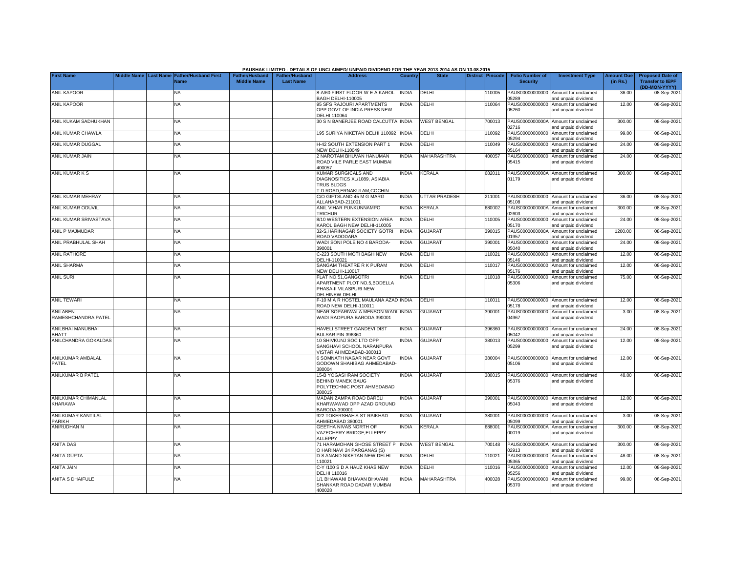PAUSHAK LIMITED - DETAILS OF UNCLAIMED/ UNPAID DIVIDEND FOR THE YEAR 2013-2014 AS ON 13.08.2015

| First Name | Middle Name | Last Name | Father/Husband First Name | Father/Husband Middle Name | Father/Husband Last Name | Address | Country | State | District | Pincode | Folio Number of Security | Investment Type | Amount Due (in Rs.) | Proposed Date of Transfer to IEPF (DD-MON-YYYY) |
|---|---|---|---|---|---|---|---|---|---|---|---|---|---|---|
| ANIL KAPOOR | | | NA | | | 8-A/60 FIRST FLOOR W E A KAROL BAGH DELHI-110005 | INDIA | DELHI | | 110005 | PAUS00000000000 05289 | Amount for unclaimed and unpaid dividend | 36.00 | 08-Sep-2021 |
| ANIL KAPOOR | | | NA | | | 95 SFS RAJOURI APARTMENTS OPP GOVT OF INDIA PRESS NEW DELHI 110064 | INDIA | DELHI | | 110064 | PAUS00000000000 05260 | Amount for unclaimed and unpaid dividend | 12.00 | 08-Sep-2021 |
| ANIL KUKAM SADHUKHAN | | | NA | | | 30 S N BANERJEE ROAD CALCUTTA | INDIA | WEST BENGAL | | 700013 | PAUS0000000000A 02716 | Amount for unclaimed and unpaid dividend | 300.00 | 08-Sep-2021 |
| ANIL KUMAR CHAWLA | | | NA | | | 195 SURIYA NIKETAN DELHI 110092 | INDIA | DELHI | | 110092 | PAUS00000000000 05294 | Amount for unclaimed and unpaid dividend | 99.00 | 08-Sep-2021 |
| ANIL KUMAR DUGGAL | | | NA | | | H-42 SOUTH EXTENSION PART 1 NEW DELHI-110049 | INDIA | DELHI | | 110049 | PAUS00000000000 05164 | Amount for unclaimed and unpaid dividend | 24.00 | 08-Sep-2021 |
| ANIL KUMAR JAIN | | | NA | | | 2 NAROTAM BHUVAN HANUMAN ROAD VILE PARLE EAST MUMBAI 400057 | INDIA | MAHARASHTRA | | 400057 | PAUS00000000000 05415 | Amount for unclaimed and unpaid dividend | 24.00 | 08-Sep-2021 |
| ANIL KUMAR K S | | | NA | | | KUMAR SURGICALS AND DIAGNOSITICS XL/1089, ASIABIA TRUS BLDGS T.D.ROAD,ERNAKULAM,COCHIN | INDIA | KERALA | | 682011 | PAUS0000000000A 01179 | Amount for unclaimed and unpaid dividend | 300.00 | 08-Sep-2021 |
| ANIL KUMAR MEHRAY | | | NA | | | C/O GIFTSLAND 45 M G MARG ALLAHABAD-211001 | INDIA | UTTAR PRADESH | | 211001 | PAUS00000000000 05108 | Amount for unclaimed and unpaid dividend | 36.00 | 08-Sep-2021 |
| ANIL KUMAR ODUVIL | | | NA | | | ANIL VIHAR PUNKUNNAMPO TRICHUR | INDIA | KERALA | | 680002 | PAUS0000000000A 02603 | Amount for unclaimed and unpaid dividend | 300.00 | 08-Sep-2021 |
| ANIL KUMAR SRIVASTAVA | | | NA | | | 8/10 WESTERN EXTENSION AREA KAROL BAGH NEW DELHI-110005 | INDIA | DELHI | | 110005 | PAUS00000000000 05170 | Amount for unclaimed and unpaid dividend | 24.00 | 08-Sep-2021 |
| ANIL P MAJMUDAR | | | NA | | | 32-S,HARINAGAR SOCIETY GOTRI ROAD VADODARA | INDIA | GUJARAT | | 390015 | PAUS0000000000A 01957 | Amount for unclaimed and unpaid dividend | 1200.00 | 08-Sep-2021 |
| ANIL PRABHULAL SHAH | | | NA | | | WADI SONI POLE NO 4 BARODA-390001 | INDIA | GUJARAT | | 390001 | PAUS00000000000 05040 | Amount for unclaimed and unpaid dividend | 24.00 | 08-Sep-2021 |
| ANIL RATHORE | | | NA | | | C-223 SOUTH MOTI BAGH NEW DELHI-110021 | INDIA | DELHI | | 110021 | PAUS00000000000 05146 | Amount for unclaimed and unpaid dividend | 12.00 | 08-Sep-2021 |
| ANIL SHARMA | | | NA | | | SANGAM THEATRE R K PURAM NEW DELHI-110017 | INDIA | DELHI | | 110017 | PAUS00000000000 05176 | Amount for unclaimed and unpaid dividend | 12.00 | 08-Sep-2021 |
| ANIL SURI | | | NA | | | FLAT NO.51,GANGOTRI APARTMENT PLOT NO.5,BODELLA PHASA-II VILASPURI NEW DELHINEW DELHI | INDIA | DELHI | | 110018 | PAUS00000000000 05306 | Amount for unclaimed and unpaid dividend | 75.00 | 08-Sep-2021 |
| ANIL TEWARI | | | NA | | | F-10 M A R HOSTEL MAULANA AZAD ROAD NEW DELHI-110011 | INDIA | DELHI | | 110011 | PAUS00000000000 05178 | Amount for unclaimed and unpaid dividend | 12.00 | 08-Sep-2021 |
| ANILABEN RAMESHCHANDRA PATEL | | | NA | | | NEAR SOPARIWALA MENSON WADI WADI RAOPURA BARODA 390001 | INDIA | GUJARAT | | 390001 | PAUS00000000000 04967 | Amount for unclaimed and unpaid dividend | 3.00 | 08-Sep-2021 |
| ANILBHAI MANUBHAI BHATT | | | NA | | | HAVELI STREET GANDEVI DIST BULSAR PIN-396360 | INDIA | GUJARAT | | 396360 | PAUS00000000000 05042 | Amount for unclaimed and unpaid dividend | 24.00 | 08-Sep-2021 |
| ANILCHANDRA GOKALDAS | | | NA | | | 10 SHIVKUNJ SOC LTD OPP SANGHAVI SCHOOL NARANPURA VISTAR AHMEDABAD-380013 | INDIA | GUJARAT | | 380013 | PAUS00000000000 05299 | Amount for unclaimed and unpaid dividend | 12.00 | 08-Sep-2021 |
| ANILKUMAR AMBALAL PATEL | | | NA | | | 6 SOMNATH NAGAR NEAR GOVT GODOWN SHAHIBAG AHMEDABAD-380004 | INDIA | GUJARAT | | 380004 | PAUS00000000000 05106 | Amount for unclaimed and unpaid dividend | 12.00 | 08-Sep-2021 |
| ANILKUMAR B PATEL | | | NA | | | 15-B YOGASHRAM SOCIETY BEHIND MANEK BAUG POLYTECHNIC POST AHMEDABAD 380015 | INDIA | GUJARAT | | 380015 | PAUS00000000000 05376 | Amount for unclaimed and unpaid dividend | 48.00 | 08-Sep-2021 |
| ANILKUMAR CHIMANLAL KHARAWA | | | NA | | | MADAN ZAMPA ROAD BARELI KHARWAWAD OPP AZAD GROUND BARODA-390001 | INDIA | GUJARAT | | 390001 | PAUS00000000000 05043 | Amount for unclaimed and unpaid dividend | 12.00 | 08-Sep-2021 |
| ANILKUMAR KANTILAL PARIKH | | | NA | | | 922 TOKERSHAH'S ST RAIKHAD AHMEDABAD 380001 | INDIA | GUJARAT | | 380001 | PAUS00000000000 05099 | Amount for unclaimed and unpaid dividend | 3.00 | 08-Sep-2021 |
| ANIRUDHAN N | | | NA | | | GEETHA NIVAS NORTH OF VAZECHERY BRIDGE,ELLEPPY ALLEPPY | INDIA | KERALA | | 688001 | PAUS0000000000A 00019 | Amount for unclaimed and unpaid dividend | 300.00 | 08-Sep-2021 |
| ANITA DAS | | | NA | | | 71 HARAMOHAN GHOSE STREET P O HARINAVI 24 PARGANAS (S) | INDIA | WEST BENGAL | | 700148 | PAUS0000000000A 02913 | Amount for unclaimed and unpaid dividend | 300.00 | 08-Sep-2021 |
| ANITA GUPTA | | | NA | | | D-8 ANAND NIKETAN NEW DELHI 110021 | INDIA | DELHI | | 110021 | PAUS00000000000 05365 | Amount for unclaimed and unpaid dividend | 48.00 | 08-Sep-2021 |
| ANITA JAIN | | | NA | | | C-Y /100 S D A HAUZ KHAS NEW DELHI 110016 | INDIA | DELHI | | 110016 | PAUS00000000000 05256 | Amount for unclaimed and unpaid dividend | 12.00 | 08-Sep-2021 |
| ANITA S DHAIFULE | | | NA | | | 1/1 BHAWANI BHAVAN BHAVANI SHANKAR ROAD DADAR MUMBAI 400028 | INDIA | MAHARASHTRA | | 400028 | PAUS00000000000 05370 | Amount for unclaimed and unpaid dividend | 99.00 | 08-Sep-2021 |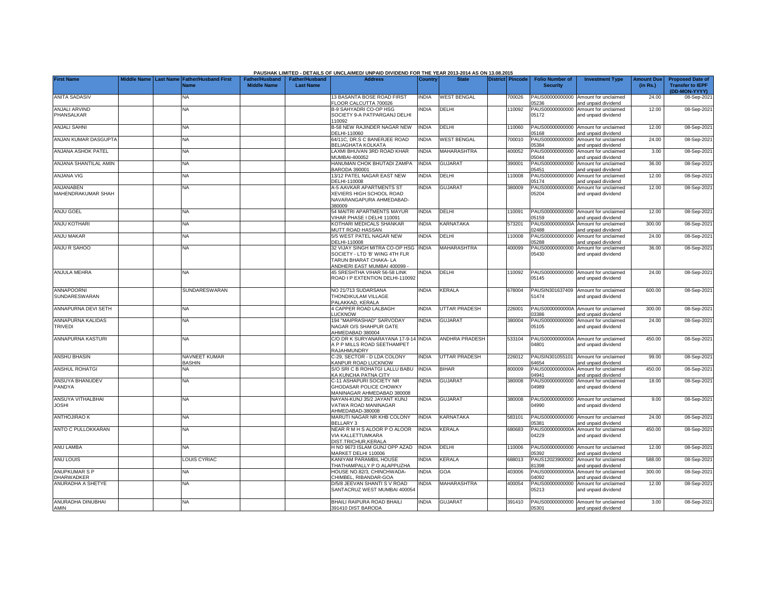**PAUSHAK LIMITED - DETAILS OF UNCLAIMED/ UNPAID DIVIDEND FOR THE YEAR 2013-2014 AS ON 13.08.2015**

| First Name | Middle Name | Last Name | Father/Husband First Name | Father/Husband Middle Name | Father/Husband Last Name | Address | Country | State | District | Pincode | Folio Number of Security | Investment Type | Amount Due (in Rs.) | Proposed Date of Transfer to IEPF (DD-MON-YYYY) |
|---|---|---|---|---|---|---|---|---|---|---|---|---|---|---|
| ANITA SADASIV | | | NA | | | 13 BASANTA BOSE ROAD FIRST FLOOR CALCUTTA 700026 | INDIA | WEST BENGAL | | 700026 | PAUS00000000000 05236 | Amount for unclaimed and unpaid dividend | 24.00 | 08-Sep-2021 |
| ANJALI ARVIND PHANSALKAR | | | NA | | | B-9 SAHYADRI CO-OP HSG SOCIETY 9-A PATPARGANJ DELHI 110092 | INDIA | DELHI | | 110092 | PAUS00000000000 05172 | Amount for unclaimed and unpaid dividend | 12.00 | 08-Sep-2021 |
| ANJALI SAHNI | | | NA | | | B-58 NEW RAJINDER NAGAR NEW DELHI-110060 | INDIA | DELHI | | 110060 | PAUS00000000000 05168 | Amount for unclaimed and unpaid dividend | 12.00 | 08-Sep-2021 |
| ANJAN KUMAR DASGUPTA | | | NA | | | 64/11C, DR.S C BANERJEE ROAD BELIAGHATA KOLKATA | INDIA | WEST BENGAL | | 700010 | PAUS00000000000 05384 | Amount for unclaimed and unpaid dividend | 24.00 | 08-Sep-2021 |
| ANJANA ASHOK PATEL | | | NA | | | LAXMI BHUVAN 3RD ROAD KHAR MUMBAI-400052 | INDIA | MAHARASHTRA | | 400052 | PAUS00000000000 05044 | Amount for unclaimed and unpaid dividend | 3.00 | 08-Sep-2021 |
| ANJANA SHANTILAL AMIN | | | NA | | | HANUMAN CHOK BHUTADI ZAMPA BARODA 390001 | INDIA | GUJARAT | | 390001 | PAUS00000000000 05451 | Amount for unclaimed and unpaid dividend | 36.00 | 08-Sep-2021 |
| ANJANA VIG | | | NA | | | 13/12 PATEL NAGAR EAST NEW DELHI-110008 | INDIA | DELHI | | 110008 | PAUS00000000000 05174 | Amount for unclaimed and unpaid dividend | 12.00 | 08-Sep-2021 |
| ANJANABEN MAHENDRAKUMAR SHAH | | | NA | | | A-5 AAVKAR APARTMENTS ST XEVIERS HIGH SCHOOL ROAD NAVARANGAPURA AHMEDABAD-380009 | INDIA | GUJARAT | | 380009 | PAUS00000000000 05204 | Amount for unclaimed and unpaid dividend | 12.00 | 08-Sep-2021 |
| ANJU GOEL | | | NA | | | 54 MAITRI APARTMENTS MAYUR VIHAR PHASE I DELHI 110091 | INDIA | DELHI | | 110091 | PAUS00000000000 05159 | Amount for unclaimed and unpaid dividend | 12.00 | 08-Sep-2021 |
| ANJU KOTHARI | | | NA | | | KOTHARI MEDICALS SHANKAR MUTT ROAD HASSAN | INDIA | KARNATAKA | | 573201 | PAUS0000000000A 02488 | Amount for unclaimed and unpaid dividend | 300.00 | 08-Sep-2021 |
| ANJU MAKAR | | | NA | | | 5/5 WEST PATEL NAGAR NEW DELHI-110008 | INDIA | DELHI | | 110008 | PAUS00000000000 05288 | Amount for unclaimed and unpaid dividend | 24.00 | 08-Sep-2021 |
| ANJU R SAHOO | | | NA | | | 32 VIJAY SINGH MITRA CO-OP HSG SOCIETY - LTD 'B' WING 4TH FLR TARUN BHARAT CHAKA- LA ANDHERI EAST MUMBAI 400099 - | INDIA | MAHARASHTRA | | 400099 | PAUS00000000000 05430 | Amount for unclaimed and unpaid dividend | 36.00 | 08-Sep-2021 |
| ANJULA MEHRA | | | NA | | | 45 SRESHTHA VIHAR 56-58 LINK ROAD I P EXTENTION DELHI-110092 | INDIA | DELHI | | 110092 | PAUS00000000000 05145 | Amount for unclaimed and unpaid dividend | 24.00 | 08-Sep-2021 |
| ANNAPOORNI SUNDARESWARAN | | | SUNDARESWARAN | | | NO 21/713 SUDARSANA THONDIKULAM VILLAGE PALAKKAD, KERALA | INDIA | KERALA | | 678004 | PAUSIN301637409 51474 | Amount for unclaimed and unpaid dividend | 600.00 | 08-Sep-2021 |
| ANNAPURNA DEVI SETH | | | NA | | | 4 CAPPER ROAD LALBAGH LUCKNOW | INDIA | UTTAR PRADESH | | 226001 | PAUS0000000000A 03386 | Amount for unclaimed and unpaid dividend | 300.00 | 08-Sep-2021 |
| ANNAPURNA KALIDAS TRIVEDI | | | NA | | | 194 "MAIPRASHAD" SARVODAY NAGAR O/S SHAHPUR GATE AHMEDABAD 380004 | INDIA | GUJARAT | | 380004 | PAUS00000000000 05105 | Amount for unclaimed and unpaid dividend | 24.00 | 08-Sep-2021 |
| ANNAPURNA KASTURI | | | NA | | | C/O DR K SURYANARAYANA 17-9-14 A P P MILLS ROAD SEETHAMPET RAJAHMUNDRY | INDIA | ANDHRA PRADESH | | 533104 | PAUS0000000000A 04801 | Amount for unclaimed and unpaid dividend | 450.00 | 08-Sep-2021 |
| ANSHU BHASIN | | | NAVNEET KUMAR BASHIN | | | C-29, SECTOR - D LDA COLONY KANPUR ROAD LUCKNOW | INDIA | UTTAR PRADESH | | 226012 | PAUSIN301055101 64654 | Amount for unclaimed and unpaid dividend | 99.00 | 08-Sep-2021 |
| ANSHUL ROHATGI | | | NA | | | S/O SRI C B ROHATGI LALLU BABU KA KUNCHA PATNA CITY | INDIA | BIHAR | | 800009 | PAUS0000000000A 04941 | Amount for unclaimed and unpaid dividend | 450.00 | 08-Sep-2021 |
| ANSUYA BHANUDEV PANDYA | | | NA | | | C-11 ASHAPURI SOCIETY NR GHODASAR POLICE CHOWKY MANINAGAR AHMEDABAD 380008 | INDIA | GUJARAT | | 380008 | PAUS00000000000 04989 | Amount for unclaimed and unpaid dividend | 18.00 | 08-Sep-2021 |
| ANSUYA VITHALBHAI JOSHI | | | NA | | | NAYAN-KUNJ 35/2 JAYANT KUNJ VATWA ROAD MANINAGAR AHMEDABAD-380008 | INDIA | GUJARAT | | 380008 | PAUS00000000000 04990 | Amount for unclaimed and unpaid dividend | 9.00 | 08-Sep-2021 |
| ANTHOJIRAO K | | | NA | | | MARUTI NAGAR NR KHB COLONY BELLARY 3 | INDIA | KARNATAKA | | 583101 | PAUS00000000000 05381 | Amount for unclaimed and unpaid dividend | 24.00 | 08-Sep-2021 |
| ANTO C PULLOKKARAN | | | NA | | | NEAR R M H S ALOOR P O ALOOR VIA KALLETTUMKARA DIST.TRICHUR,KERALA | INDIA | KERALA | | 680683 | PAUS0000000000A 04229 | Amount for unclaimed and unpaid dividend | 450.00 | 08-Sep-2021 |
| ANU LAMBA | | | NA | | | H NO 9673 ISLAM GUNJ OPP AZAD MARKET DELHI 110006 | INDIA | DELHI | | 110006 | PAUS00000000000 05392 | Amount for unclaimed and unpaid dividend | 12.00 | 08-Sep-2021 |
| ANU LOUIS | | | LOUIS CYRIAC | | | KANIYAM PARAMBIL HOUSE THATHAMPALLY P O ALAPPUZHA | INDIA | KERALA | | 688013 | PAUS12023900002 81398 | Amount for unclaimed and unpaid dividend | 588.00 | 08-Sep-2021 |
| ANUPKUMAR S P DHARWADKER | | | NA | | | HOUSE NO.82/3, CHINCHWADA-CHIMBEL, RIBANDAR-GOA | INDIA | GOA | | 403006 | PAUS0000000000A 04092 | Amount for unclaimed and unpaid dividend | 300.00 | 08-Sep-2021 |
| ANURADHA A SHETYE | | | NA | | | D/5/8 JEEVAN SHANTI S V ROAD SANTACRUZ WEST MUMBAI 400054 | INDIA | MAHARASHTRA | | 400054 | PAUS00000000000 05213 | Amount for unclaimed and unpaid dividend | 12.00 | 08-Sep-2021 |
| ANURADHA DINUBHAI AMIN | | | NA | | | BHAILI RAIPURA ROAD BHAILI 391410 DIST BARODA | INDIA | GUJARAT | | 391410 | PAUS00000000000 05301 | Amount for unclaimed and unpaid dividend | 3.00 | 08-Sep-2021 |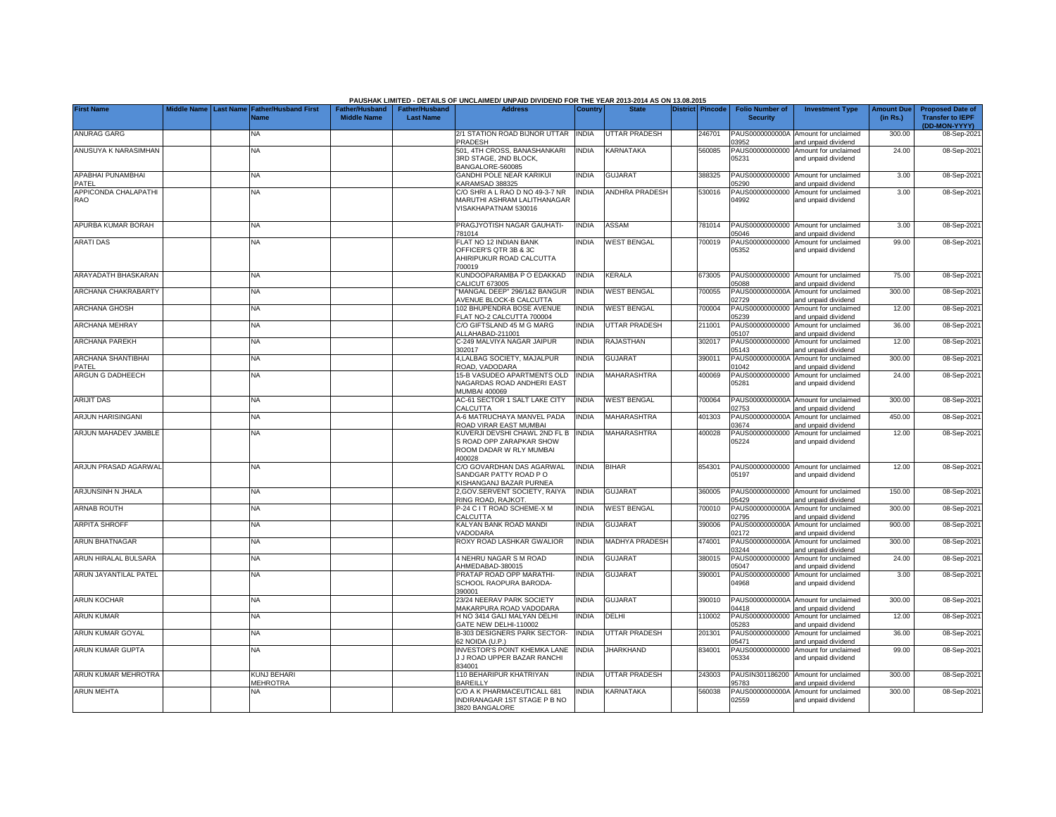PAUSHAK LIMITED - DETAILS OF UNCLAIMED/ UNPAID DIVIDEND FOR THE YEAR 2013-2014 AS ON 13.08.2015

| First Name | Middle Name | Last Name | Father/Husband First Name | Father/Husband Middle Name | Father/Husband Last Name | Address | Country | State | District | Pincode | Folio Number of Security | Investment Type | Amount Due (in Rs.) | Proposed Date of Transfer to IEPF (DD-MON-YYYY) |
|---|---|---|---|---|---|---|---|---|---|---|---|---|---|---|
| ANURAG GARG | | | NA | | | 2/1 STATION ROAD BIJNOR UTTAR PRADESH | INDIA | UTTAR PRADESH | | 246701 | PAUS0000000000A03952 | Amount for unclaimed and unpaid dividend | 300.00 | 08-Sep-2021 |
| ANUSUYA K NARASIMHAN | | | NA | | | 501, 4TH CROSS, BANASHANKARI 3RD STAGE, 2ND BLOCK, BANGALORE-560085 | INDIA | KARNATAKA | | 560085 | PAUS00000000000005231 | Amount for unclaimed and unpaid dividend | 24.00 | 08-Sep-2021 |
| APABHAI PUNAMBHAI PATEL | | | NA | | | GANDHI POLE NEAR KARIKUI KARAMSAD 388325 | INDIA | GUJARAT | | 388325 | PAUS00000000000005290 | Amount for unclaimed and unpaid dividend | 3.00 | 08-Sep-2021 |
| APPICONDA CHALAPATHI RAO | | | NA | | | C/O SHRI A L RAO D NO 49-3-7 NR MARUTHI ASHRAM LALITHANAGAR VISAKHAPATNAM 530016 | INDIA | ANDHRA PRADESH | | 530016 | PAUS00000000000004992 | Amount for unclaimed and unpaid dividend | 3.00 | 08-Sep-2021 |
| APURBA KUMAR BORAH | | | NA | | | PRAGJYOTISH NAGAR GAUHATI-781014 | INDIA | ASSAM | | 781014 | PAUS00000000000005046 | Amount for unclaimed and unpaid dividend | 3.00 | 08-Sep-2021 |
| ARATI DAS | | | NA | | | FLAT NO 12 INDIAN BANK OFFICER'S QTR 3B & 3C AHIRIPUKUR ROAD CALCUTTA 700019 | INDIA | WEST BENGAL | | 700019 | PAUS00000000000005352 | Amount for unclaimed and unpaid dividend | 99.00 | 08-Sep-2021 |
| ARAYADATH BHASKARAN | | | NA | | | KUNDOOPARAMBA P O EDAKKAD CALICUT 673005 | INDIA | KERALA | | 673005 | PAUS00000000000005088 | Amount for unclaimed and unpaid dividend | 75.00 | 08-Sep-2021 |
| ARCHANA CHAKRABARTY | | | NA | | | "MANGAL DEEP" 296/1&2 BANGUR AVENUE BLOCK-B CALCUTTA | INDIA | WEST BENGAL | | 700055 | PAUS0000000000A02729 | Amount for unclaimed and unpaid dividend | 300.00 | 08-Sep-2021 |
| ARCHANA GHOSH | | | NA | | | 102 BHUPENDRA BOSE AVENUE FLAT NO-2 CALCUTTA 700004 | INDIA | WEST BENGAL | | 700004 | PAUS00000000000005239 | Amount for unclaimed and unpaid dividend | 12.00 | 08-Sep-2021 |
| ARCHANA MEHRAY | | | NA | | | C/O GIFTSLAND 45 M G MARG ALLAHABAD-211001 | INDIA | UTTAR PRADESH | | 211001 | PAUS00000000000005107 | Amount for unclaimed and unpaid dividend | 36.00 | 08-Sep-2021 |
| ARCHANA PAREKH | | | NA | | | C-249 MALVIYA NAGAR JAIPUR 302017 | INDIA | RAJASTHAN | | 302017 | PAUS00000000000005143 | Amount for unclaimed and unpaid dividend | 12.00 | 08-Sep-2021 |
| ARCHANA SHANTIBHAI PATEL | | | NA | | | 4,LALBAG SOCIETY, MAJALPUR ROAD, VADODARA | INDIA | GUJARAT | | 390011 | PAUS0000000000A01042 | Amount for unclaimed and unpaid dividend | 300.00 | 08-Sep-2021 |
| ARGUN G DADHEECH | | | NA | | | 15-B VASUDEO APARTMENTS OLD NAGARDAS ROAD ANDHERI EAST MUMBAI 400069 | INDIA | MAHARASHTRA | | 400069 | PAUS00000000000005281 | Amount for unclaimed and unpaid dividend | 24.00 | 08-Sep-2021 |
| ARIJIT DAS | | | NA | | | AC-61 SECTOR 1 SALT LAKE CITY CALCUTTA | INDIA | WEST BENGAL | | 700064 | PAUS0000000000A02753 | Amount for unclaimed and unpaid dividend | 300.00 | 08-Sep-2021 |
| ARJUN HARISINGANI | | | NA | | | A-6 MATRUCHAYA MANVEL PADA ROAD VIRAR EAST MUMBAI | INDIA | MAHARASHTRA | | 401303 | PAUS0000000000A03674 | Amount for unclaimed and unpaid dividend | 450.00 | 08-Sep-2021 |
| ARJUN MAHADEV JAMBLE | | | NA | | | KUVERJI DEVSHI CHAWL 2ND FL B S ROAD OPP ZARAPKAR SHOW ROOM DADAR W RLY MUMBAI 400028 | INDIA | MAHARASHTRA | | 400028 | PAUS00000000000005224 | Amount for unclaimed and unpaid dividend | 12.00 | 08-Sep-2021 |
| ARJUN PRASAD AGARWAL | | | NA | | | C/O GOVARDHAN DAS AGARWAL SANDGAR PATTY ROAD P O KISHANGANJ BAZAR PURNEA | INDIA | BIHAR | | 854301 | PAUS00000000000005197 | Amount for unclaimed and unpaid dividend | 12.00 | 08-Sep-2021 |
| ARJUNSINH N JHALA | | | NA | | | 2,GOV.SERVENT SOCIETY, RAIYA RING ROAD, RAJKOT. | INDIA | GUJARAT | | 360005 | PAUS00000000000005429 | Amount for unclaimed and unpaid dividend | 150.00 | 08-Sep-2021 |
| ARNAB ROUTH | | | NA | | | P-24 C I T ROAD SCHEME-X M CALCUTTA | INDIA | WEST BENGAL | | 700010 | PAUS0000000000A02795 | Amount for unclaimed and unpaid dividend | 300.00 | 08-Sep-2021 |
| ARPITA SHROFF | | | NA | | | KALYAN BANK ROAD MANDI VADODARA | INDIA | GUJARAT | | 390006 | PAUS0000000000A02172 | Amount for unclaimed and unpaid dividend | 900.00 | 08-Sep-2021 |
| ARUN BHATNAGAR | | | NA | | | ROXY ROAD LASHKAR GWALIOR | INDIA | MADHYA PRADESH | | 474001 | PAUS0000000000A03244 | Amount for unclaimed and unpaid dividend | 300.00 | 08-Sep-2021 |
| ARUN HIRALAL BULSARA | | | NA | | | 4 NEHRU NAGAR S M ROAD AHMEDABAD-380015 | INDIA | GUJARAT | | 380015 | PAUS00000000000005047 | Amount for unclaimed and unpaid dividend | 24.00 | 08-Sep-2021 |
| ARUN JAYANTILAL PATEL | | | NA | | | PRATAP ROAD OPP MARATHI-SCHOOL RAOPURA BARODA-390001 | INDIA | GUJARAT | | 390001 | PAUS00000000000004968 | Amount for unclaimed and unpaid dividend | 3.00 | 08-Sep-2021 |
| ARUN KOCHAR | | | NA | | | 23/24 NEERAV PARK SOCIETY MAKARPURA ROAD VADODARA | INDIA | GUJARAT | | 390010 | PAUS0000000000A04418 | Amount for unclaimed and unpaid dividend | 300.00 | 08-Sep-2021 |
| ARUN KUMAR | | | NA | | | H NO 3414 GALI MALYAN DELHI GATE NEW DELHI-110002 | INDIA | DELHI | | 110002 | PAUS00000000000005283 | Amount for unclaimed and unpaid dividend | 12.00 | 08-Sep-2021 |
| ARUN KUMAR GOYAL | | | NA | | | B-303 DESIGNERS PARK SECTOR-62 NOIDA (U.P.) | INDIA | UTTAR PRADESH | | 201301 | PAUS00000000000005471 | Amount for unclaimed and unpaid dividend | 36.00 | 08-Sep-2021 |
| ARUN KUMAR GUPTA | | | NA | | | INVESTOR'S POINT KHEMKA LANE J J ROAD UPPER BAZAR RANCHI 834001 | INDIA | JHARKHAND | | 834001 | PAUS00000000000005334 | Amount for unclaimed and unpaid dividend | 99.00 | 08-Sep-2021 |
| ARUN KUMAR MEHROTRA | | | KUNJ BEHARI MEHROTRA | | | 110 BEHARIPUR KHATRIYAN BAREILLY | INDIA | UTTAR PRADESH | | 243003 | PAUSIN30118620095783 | Amount for unclaimed and unpaid dividend | 300.00 | 08-Sep-2021 |
| ARUN MEHTA | | | NA | | | C/O A K PHARMACEUTICALL 681 INDIRANAGAR 1ST STAGE P B NO 3820 BANGALORE | INDIA | KARNATAKA | | 560038 | PAUS0000000000A02559 | Amount for unclaimed and unpaid dividend | 300.00 | 08-Sep-2021 |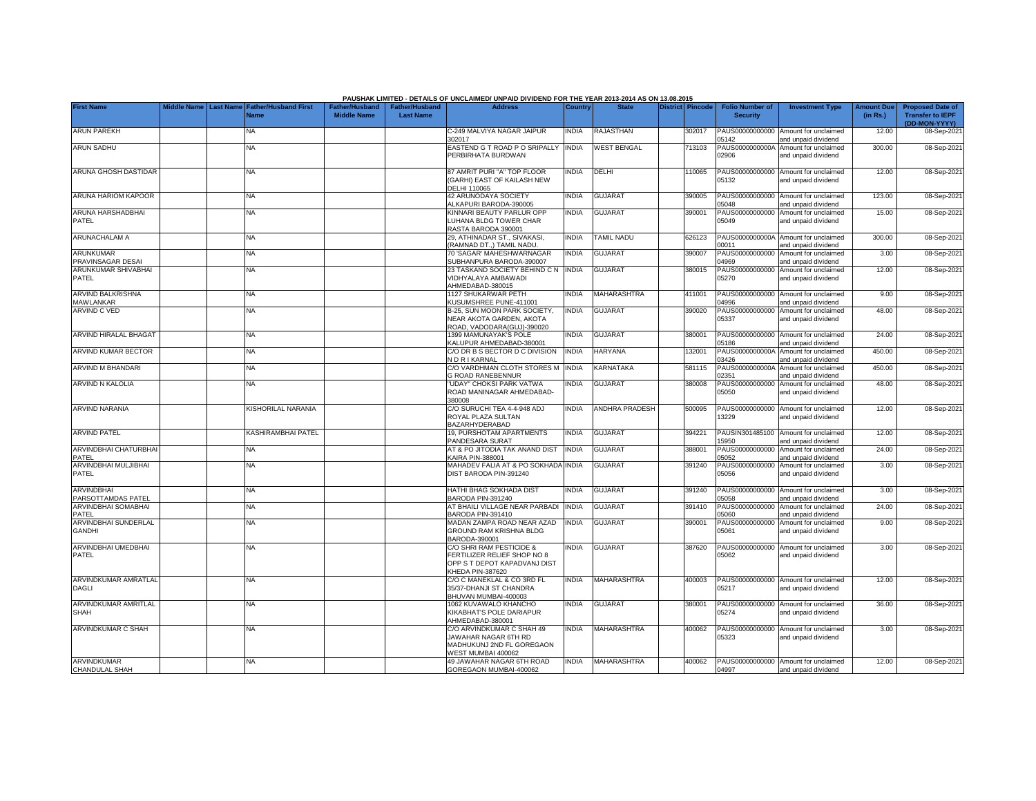PAUSHAK LIMITED - DETAILS OF UNCLAIMED/ UNPAID DIVIDEND FOR THE YEAR 2013-2014 AS ON 13.08.2015

| First Name | Middle Name | Last Name | Father/Husband First Name | Father/Husband Middle Name | Father/Husband Last Name | Address | Country | State | District | Pincode | Folio Number of Security | Investment Type | Amount Due (in Rs.) | Proposed Date of Transfer to IEPF (DD-MON-YYYY) |
|---|---|---|---|---|---|---|---|---|---|---|---|---|---|---|
| ARUN PAREKH | | | NA | | | C-249 MALVIYA NAGAR JAIPUR 302017 | INDIA | RAJASTHAN | | 302017 | PAUS00000000000 05142 | Amount for unclaimed and unpaid dividend | 12.00 | 08-Sep-2021 |
| ARUN SADHU | | | NA | | | EASTEND G T ROAD P O SRIPALLY PERBIRHATA BURDWAN | INDIA | WEST BENGAL | | 713103 | PAUS0000000000A 02906 | Amount for unclaimed and unpaid dividend | 300.00 | 08-Sep-2021 |
| ARUNA GHOSH DASTIDAR | | | NA | | | 87 AMRIT PURI "A" TOP FLOOR (GARHI) EAST OF KAILASH NEW DELHI 110065 | INDIA | DELHI | | 110065 | PAUS00000000000 05132 | Amount for unclaimed and unpaid dividend | 12.00 | 08-Sep-2021 |
| ARUNA HARIOM KAPOOR | | | NA | | | 42 ARUNODAYA SOCIETY ALKAPURI BARODA-390005 | INDIA | GUJARAT | | 390005 | PAUS00000000000 05048 | Amount for unclaimed and unpaid dividend | 123.00 | 08-Sep-2021 |
| ARUNA HARSHADBHAI PATEL | | | NA | | | KINNARI BEAUTY PARLUR OPP LUHANA BLDG TOWER CHAR RASTA BARODA 390001 | INDIA | GUJARAT | | 390001 | PAUS00000000000 05049 | Amount for unclaimed and unpaid dividend | 15.00 | 08-Sep-2021 |
| ARUNACHALAM A | | | NA | | | 29, ATHINADAR ST., SIVAKASI, (RAMNAD DT.,) TAMIL NADU. | INDIA | TAMIL NADU | | 626123 | PAUS0000000000A 00011 | Amount for unclaimed and unpaid dividend | 300.00 | 08-Sep-2021 |
| ARUNKUMAR PRAVINSAGAR DESAI | | | NA | | | 70 'SAGAR' MAHESHWARNAGAR SUBHANPURA BARODA-390007 | INDIA | GUJARAT | | 390007 | PAUS00000000000 04969 | Amount for unclaimed and unpaid dividend | 3.00 | 08-Sep-2021 |
| ARUNKUMAR SHIVABHAI PATEL | | | NA | | | 23 TASKAND SOCIETY BEHIND C N VIDHYALAYA AMBAWADI AHMEDABAD-380015 | INDIA | GUJARAT | | 380015 | PAUS00000000000 05270 | Amount for unclaimed and unpaid dividend | 12.00 | 08-Sep-2021 |
| ARVIND BALKRISHNA MAWLANKAR | | | NA | | | 1127 SHUKARWAR PETH KUSUMSHREE PUNE-411001 | INDIA | MAHARASHTRA | | 411001 | PAUS00000000000 04996 | Amount for unclaimed and unpaid dividend | 9.00 | 08-Sep-2021 |
| ARVIND C VED | | | NA | | | B-25, SUN MOON PARK SOCIETY, NEAR AKOTA GARDEN, AKOTA ROAD, VADODARA(GUJ)-390020 | INDIA | GUJARAT | | 390020 | PAUS00000000000 05337 | Amount for unclaimed and unpaid dividend | 48.00 | 08-Sep-2021 |
| ARVIND HIRALAL BHAGAT | | | NA | | | 1399 MAMUNAYAK'S POLE KALUPUR AHMEDABAD-380001 | INDIA | GUJARAT | | 380001 | PAUS00000000000 05186 | Amount for unclaimed and unpaid dividend | 24.00 | 08-Sep-2021 |
| ARVIND KUMAR BECTOR | | | NA | | | C/O DR B S BECTOR D C DIVISION N D R I KARNAL | INDIA | HARYANA | | 132001 | PAUS0000000000A 03426 | Amount for unclaimed and unpaid dividend | 450.00 | 08-Sep-2021 |
| ARVIND M BHANDARI | | | NA | | | C/O VARDHMAN CLOTH STORES M G ROAD RANEBENNUR | INDIA | KARNATAKA | | 581115 | PAUS0000000000A 02351 | Amount for unclaimed and unpaid dividend | 450.00 | 08-Sep-2021 |
| ARVIND N KALOLIA | | | NA | | | "UDAY" CHOKSI PARK VATWA ROAD MANINAGAR AHMEDABAD-380008 | INDIA | GUJARAT | | 380008 | PAUS00000000000 05050 | Amount for unclaimed and unpaid dividend | 48.00 | 08-Sep-2021 |
| ARVIND NARANIA | | | KISHORILAL NARANIA | | | C/O SURUCHI TEA 4-4-948 ADJ ROYAL PLAZA SULTAN BAZARHYDERABAD | INDIA | ANDHRA PRADESH | | 500095 | PAUS00000000000 13229 | Amount for unclaimed and unpaid dividend | 12.00 | 08-Sep-2021 |
| ARVIND PATEL | | | KASHIRAMBHAI PATEL | | | 19, PURSHOTAM APARTMENTS PANDESARA SURAT | INDIA | GUJARAT | | 394221 | PAUSIN301485100 15950 | Amount for unclaimed and unpaid dividend | 12.00 | 08-Sep-2021 |
| ARVINDBHAI CHATURBHAI PATEL | | | NA | | | AT & PO JITODIA TAK ANAND DIST KAIRA PIN-388001 | INDIA | GUJARAT | | 388001 | PAUS00000000000 05052 | Amount for unclaimed and unpaid dividend | 24.00 | 08-Sep-2021 |
| ARVINDBHAI MULJIBHAI PATEL | | | NA | | | MAHADEV FALIA AT & PO SOKHADA DIST BARODA PIN-391240 | INDIA | GUJARAT | | 391240 | PAUS00000000000 05056 | Amount for unclaimed and unpaid dividend | 3.00 | 08-Sep-2021 |
| ARVINDBHAI PARSOTTAMDAS PATEL | | | NA | | | HATHI BHAG SOKHADA DIST BARODA PIN-391240 | INDIA | GUJARAT | | 391240 | PAUS00000000000 05058 | Amount for unclaimed and unpaid dividend | 3.00 | 08-Sep-2021 |
| ARVINDBHAI SOMABHAI PATEL | | | NA | | | AT BHAILI VILLAGE NEAR PARBADI BARODA PIN-391410 | INDIA | GUJARAT | | 391410 | PAUS00000000000 05060 | Amount for unclaimed and unpaid dividend | 24.00 | 08-Sep-2021 |
| ARVINDBHAI SUNDERLAL GANDHI | | | NA | | | MADAN ZAMPA ROAD NEAR AZAD GROUND RAM KRISHNA BLDG BARODA-390001 | INDIA | GUJARAT | | 390001 | PAUS00000000000 05061 | Amount for unclaimed and unpaid dividend | 9.00 | 08-Sep-2021 |
| ARVINDBHAI UMEDBHAI PATEL | | | NA | | | C/O SHRI RAM PESTICIDE & FERTILIZER RELIEF SHOP NO 8 OPP S T DEPOT KAPADVANJ DIST KHEDA PIN-387620 | INDIA | GUJARAT | | 387620 | PAUS00000000000 05062 | Amount for unclaimed and unpaid dividend | 3.00 | 08-Sep-2021 |
| ARVINDKUMAR AMRATLAL DAGLI | | | NA | | | C/O C MANEKLAL & CO 3RD FL 35/37-DHANJI ST CHANDRA BHUVAN MUMBAI-400003 | INDIA | MAHARASHTRA | | 400003 | PAUS00000000000 05217 | Amount for unclaimed and unpaid dividend | 12.00 | 08-Sep-2021 |
| ARVINDKUMAR AMRITLAL SHAH | | | NA | | | 1062 KUVAWALO KHANCHO KIKABHAT'S POLE DARIAPUR AHMEDABAD-380001 | INDIA | GUJARAT | | 380001 | PAUS00000000000 05274 | Amount for unclaimed and unpaid dividend | 36.00 | 08-Sep-2021 |
| ARVINDKUMAR C SHAH | | | NA | | | C/O ARVINDKUMAR C SHAH 49 JAWAHAR NAGAR 6TH RD MADHUKUNJ 2ND FL GOREGAON WEST MUMBAI 400062 | INDIA | MAHARASHTRA | | 400062 | PAUS00000000000 05323 | Amount for unclaimed and unpaid dividend | 3.00 | 08-Sep-2021 |
| ARVINDKUMAR CHANDULAL SHAH | | | NA | | | 49 JAWAHAR NAGAR 6TH ROAD GOREGAON MUMBAI-400062 | INDIA | MAHARASHTRA | | 400062 | PAUS00000000000 04997 | Amount for unclaimed and unpaid dividend | 12.00 | 08-Sep-2021 |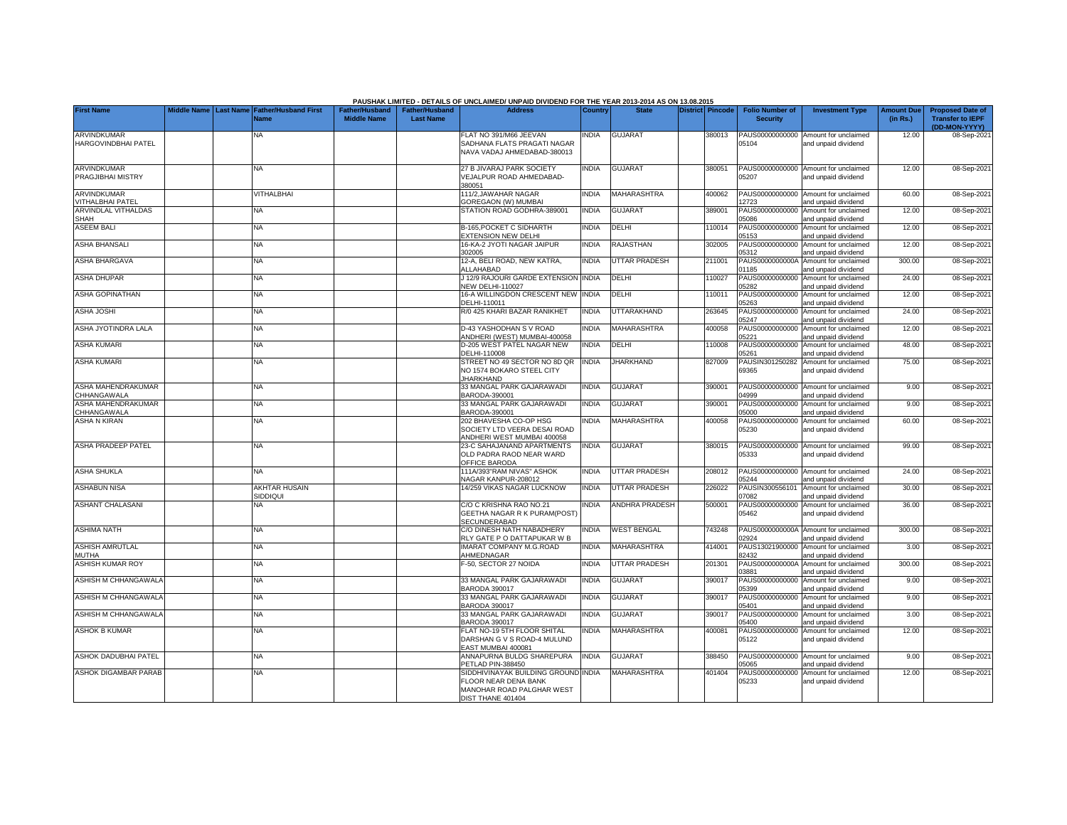**PAUSHAK LIMITED - DETAILS OF UNCLAIMED/ UNPAID DIVIDEND FOR THE YEAR 2013-2014 AS ON 13.08.2015**

| First Name | Middle Name | Last Name | Father/Husband First Name | Father/Husband Middle Name | Father/Husband Last Name | Address | Country | State | District | Pincode | Folio Number of Security | Investment Type | Amount Due (in Rs.) | Proposed Date of Transfer to IEPF (DD-MON-YYYY) |
|---|---|---|---|---|---|---|---|---|---|---|---|---|---|---|
| ARVINDKUMAR HARGOVINDBHAI PATEL | | | NA | | | FLAT NO 391/M66 JEEVAN SADHANA FLATS PRAGATI NAGAR NAVA VADAJ AHMEDABAD-380013 | INDIA | GUJARAT | | 380013 | PAUS00000000000 05104 | Amount for unclaimed and unpaid dividend | 12.00 | 08-Sep-2021 |
| ARVINDKUMAR PRAGJIBHAI MISTRY | | | NA | | | 27 B JIVARAJ PARK SOCIETY VEJALPUR ROAD AHMEDABAD-380051 | INDIA | GUJARAT | | 380051 | PAUS00000000000 05207 | Amount for unclaimed and unpaid dividend | 12.00 | 08-Sep-2021 |
| ARVINDKUMAR VITHALBHAI PATEL | | | VITHALBHAI | | | 111/2,JAWAHAR NAGAR GOREGAON (W) MUMBAI | INDIA | MAHARASHTRA | | 400062 | PAUS00000000000 12723 | Amount for unclaimed and unpaid dividend | 60.00 | 08-Sep-2021 |
| ARVINDLAL VITHALDAS SHAH | | | NA | | | STATION ROAD GODHRA-389001 | INDIA | GUJARAT | | 389001 | PAUS00000000000 05086 | Amount for unclaimed and unpaid dividend | 12.00 | 08-Sep-2021 |
| ASEEM BALI | | | NA | | | B-165,POCKET C SIDHARTH EXTENSION NEW DELHI | INDIA | DELHI | | 110014 | PAUS00000000000 05153 | Amount for unclaimed and unpaid dividend | 12.00 | 08-Sep-2021 |
| ASHA BHANSALI | | | NA | | | 16-KA-2 JYOTI NAGAR JAIPUR 302005 | INDIA | RAJASTHAN | | 302005 | PAUS00000000000 05312 | Amount for unclaimed and unpaid dividend | 12.00 | 08-Sep-2021 |
| ASHA BHARGAVA | | | NA | | | 12-A, BELI ROAD, NEW KATRA, ALLAHABAD | INDIA | UTTAR PRADESH | | 211001 | PAUS0000000000A 01185 | Amount for unclaimed and unpaid dividend | 300.00 | 08-Sep-2021 |
| ASHA DHUPAR | | | NA | | | J 12/9 RAJOURI GARDE EXTENSION NEW DELHI-110027 | INDIA | DELHI | | 110027 | PAUS00000000000 05282 | Amount for unclaimed and unpaid dividend | 24.00 | 08-Sep-2021 |
| ASHA GOPINATHAN | | | NA | | | 16-A WILLINGDON CRESCENT NEW DELHI-110011 | INDIA | DELHI | | 110011 | PAUS00000000000 05263 | Amount for unclaimed and unpaid dividend | 12.00 | 08-Sep-2021 |
| ASHA JOSHI | | | NA | | | R/0 425 KHARI BAZAR RANIKHET | INDIA | UTTARAKHAND | | 263645 | PAUS00000000000 05247 | Amount for unclaimed and unpaid dividend | 24.00 | 08-Sep-2021 |
| ASHA JYOTINDRA LALA | | | NA | | | D-43 YASHODHAN S V ROAD ANDHERI (WEST) MUMBAI-400058 | INDIA | MAHARASHTRA | | 400058 | PAUS00000000000 05221 | Amount for unclaimed and unpaid dividend | 12.00 | 08-Sep-2021 |
| ASHA KUMARI | | | NA | | | D-205 WEST PATEL NAGAR NEW DELHI-110008 | INDIA | DELHI | | 110008 | PAUS00000000000 05261 | Amount for unclaimed and unpaid dividend | 48.00 | 08-Sep-2021 |
| ASHA KUMARI | | | NA | | | STREET NO 49 SECTOR NO 8D QR NO 1574 BOKARO STEEL CITY JHARKHAND | INDIA | JHARKHAND | | 827009 | PAUSIN301250282 69365 | Amount for unclaimed and unpaid dividend | 75.00 | 08-Sep-2021 |
| ASHA MAHENDRAKUMAR CHHANGAWALA | | | NA | | | 33 MANGAL PARK GAJARAWADI BARODA-390001 | INDIA | GUJARAT | | 390001 | PAUS00000000000 04999 | Amount for unclaimed and unpaid dividend | 9.00 | 08-Sep-2021 |
| ASHA MAHENDRAKUMAR CHHANGAWALA | | | NA | | | 33 MANGAL PARK GAJARAWADI BARODA-390001 | INDIA | GUJARAT | | 390001 | PAUS00000000000 05000 | Amount for unclaimed and unpaid dividend | 9.00 | 08-Sep-2021 |
| ASHA N KIRAN | | | NA | | | 202 BHAVESHA CO-OP HSG SOCIETY LTD VEERA DESAI ROAD ANDHERI WEST MUMBAI 400058 | INDIA | MAHARASHTRA | | 400058 | PAUS00000000000 05230 | Amount for unclaimed and unpaid dividend | 60.00 | 08-Sep-2021 |
| ASHA PRADEEP PATEL | | | NA | | | 23-C SAHAJANAND APARTMENTS OLD PADRA RAOD NEAR WARD OFFICE BARODA | INDIA | GUJARAT | | 380015 | PAUS00000000000 05333 | Amount for unclaimed and unpaid dividend | 99.00 | 08-Sep-2021 |
| ASHA SHUKLA | | | NA | | | 111A/393"RAM NIVAS" ASHOK NAGAR KANPUR-208012 | INDIA | UTTAR PRADESH | | 208012 | PAUS00000000000 05244 | Amount for unclaimed and unpaid dividend | 24.00 | 08-Sep-2021 |
| ASHABUN NISA | | | AKHTAR HUSAIN SIDDIQUI | | | 14/259 VIKAS NAGAR LUCKNOW | INDIA | UTTAR PRADESH | | 226022 | PAUSIN300556101 07082 | Amount for unclaimed and unpaid dividend | 30.00 | 08-Sep-2021 |
| ASHANT CHALASANI | | | NA | | | C/O C KRISHNA RAO NO.21 GEETHA NAGAR R K PURAM(POST) SECUNDERABAD | INDIA | ANDHRA PRADESH | | 500001 | PAUS00000000000 05462 | Amount for unclaimed and unpaid dividend | 36.00 | 08-Sep-2021 |
| ASHIMA NATH | | | NA | | | C/O DINESH NATH NABADHERY RLY GATE P O DATTAPUKAR W B | INDIA | WEST BENGAL | | 743248 | PAUS0000000000A 02924 | Amount for unclaimed and unpaid dividend | 300.00 | 08-Sep-2021 |
| ASHISH AMRUTLAL MUTHA | | | NA | | | IMARAT COMPANY M.G.ROAD AHMEDNAGAR | INDIA | MAHARASHTRA | | 414001 | PAUS13021900000 82432 | Amount for unclaimed and unpaid dividend | 3.00 | 08-Sep-2021 |
| ASHISH KUMAR ROY | | | NA | | | F-50, SECTOR 27 NOIDA | INDIA | UTTAR PRADESH | | 201301 | PAUS0000000000A 03881 | Amount for unclaimed and unpaid dividend | 300.00 | 08-Sep-2021 |
| ASHISH M CHHANGAWALA | | | NA | | | 33 MANGAL PARK GAJARAWADI BARODA 390017 | INDIA | GUJARAT | | 390017 | PAUS00000000000 05399 | Amount for unclaimed and unpaid dividend | 9.00 | 08-Sep-2021 |
| ASHISH M CHHANGAWALA | | | NA | | | 33 MANGAL PARK GAJARAWADI BARODA 390017 | INDIA | GUJARAT | | 390017 | PAUS00000000000 05401 | Amount for unclaimed and unpaid dividend | 9.00 | 08-Sep-2021 |
| ASHISH M CHHANGAWALA | | | NA | | | 33 MANGAL PARK GAJARAWADI BARODA 390017 | INDIA | GUJARAT | | 390017 | PAUS00000000000 05400 | Amount for unclaimed and unpaid dividend | 3.00 | 08-Sep-2021 |
| ASHOK B KUMAR | | | NA | | | FLAT NO-19 5TH FLOOR SHITAL DARSHAN G V S ROAD-4 MULUND EAST MUMBAI 400081 | INDIA | MAHARASHTRA | | 400081 | PAUS00000000000 05122 | Amount for unclaimed and unpaid dividend | 12.00 | 08-Sep-2021 |
| ASHOK DADUBHAI PATEL | | | NA | | | ANNAPURNA BULDG SHAREPURA PETLAD PIN-388450 | INDIA | GUJARAT | | 388450 | PAUS00000000000 05065 | Amount for unclaimed and unpaid dividend | 9.00 | 08-Sep-2021 |
| ASHOK DIGAMBAR PARAB | | | NA | | | SIDDHIVINAYAK BUILDING GROUND FLOOR NEAR DENA BANK MANOHAR ROAD PALGHAR WEST DIST THANE 401404 | INDIA | MAHARASHTRA | | 401404 | PAUS00000000000 05233 | Amount for unclaimed and unpaid dividend | 12.00 | 08-Sep-2021 |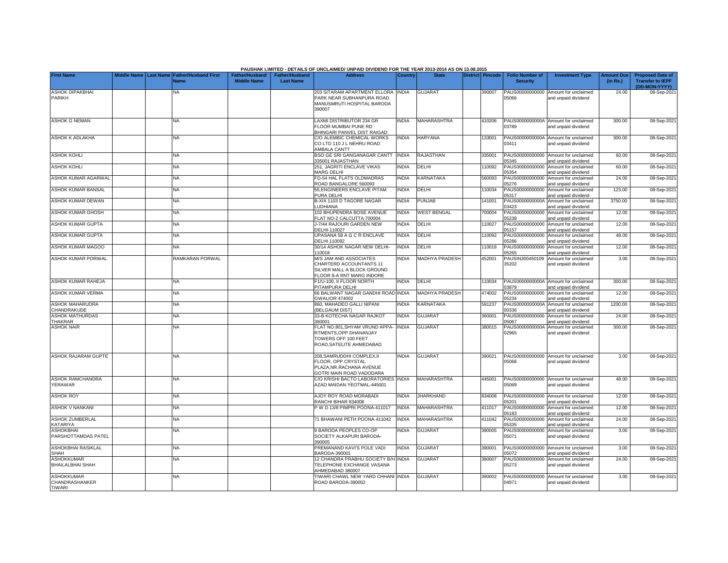PAUSHAK LIMITED - DETAILS OF UNCLAIMED/ UNPAID DIVIDEND FOR THE YEAR 2013-2014 AS ON 13.08.2015

| First Name | Middle Name | Last Name | Father/Husband First Name | Father/Husband Middle Name | Father/Husband Last Name | Address | Country | State | District | Pincode | Folio Number of Security | Investment Type | Amount Due (in Rs.) | Proposed Date of Transfer to IEPF (DD-MON-YYYY) |
|---|---|---|---|---|---|---|---|---|---|---|---|---|---|---|
| ASHOK DIPAKBHAI PARIKH | | | NA | | | 203 SITARAM APARTMENT ELLORA PARK NEAR SUBHANPURA ROAD MANUSMRUTI HOSPITAL BARODA 390007 | INDIA | GUJARAT | | 390007 | PAUS00000000000 05066 | Amount for unclaimed and unpaid dividend | 24.00 | 08-Sep-2021 |
| ASHOK G NEMAN | | | NA | | | LAXMI DISTRIBUTOR 234 GR FLOOR MUMBAI PUNE RD BHINGARI PANVEL DIST RAIGAD | INDIA | MAHARASHTRA | | 410206 | PAUS0000000000A 03789 | Amount for unclaimed and unpaid dividend | 300.00 | 08-Sep-2021 |
| ASHOK K ADLAKHA | | | NA | | | C/O ALEMBIC CHEMICAL WORKS CO LTD 110 J L NEHRU ROAD AMBALA CANTT | INDIA | HARYANA | | 133001 | PAUS0000000000A 03411 | Amount for unclaimed and unpaid dividend | 300.00 | 08-Sep-2021 |
| ASHOK KOHLI | | | NA | | | BSO GE SRI GANGANAGAR CANTT 335001 RAJASTHAN | INDIA | RAJASTHAN | | 335001 | PAUS00000000000 05345 | Amount for unclaimed and unpaid dividend | 60.00 | 08-Sep-2021 |
| ASHOK KOHLI | | | NA | | | 251, JAGRITI ENCLAVE VIKAS MARG DELHI | INDIA | DELHI | | 110092 | PAUS00000000000 05354 | Amount for unclaimed and unpaid dividend | 60.00 | 08-Sep-2021 |
| ASHOK KUMAR AGARWAL | | | NA | | | FD-54 HAL FLATS OLDMADRAS ROAD BANGALORE 560093 | INDIA | KARNATAKA | | 560093 | PAUS00000000000 05276 | Amount for unclaimed and unpaid dividend | 24.00 | 08-Sep-2021 |
| ASHOK KUMAR BANSAL | | | NA | | | 55,ENGINEERS ENCLAVE PITAM PURA DELHI | INDIA | DELHI | | 110034 | PAUS00000000000 05317 | Amount for unclaimed and unpaid dividend | 123.00 | 08-Sep-2021 |
| ASHOK KUMAR DEWAN | | | NA | | | B-XIX 1103 D TAGORE NAGAR LUDHIANA | INDIA | PUNJAB | | 141001 | PAUS0000000000A 03423 | Amount for unclaimed and unpaid dividend | 3750.00 | 08-Sep-2021 |
| ASHOK KUMAR GHOSH | | | NA | | | 102 BHUPENDRA BOSE AVENUE FLAT NO-2 CALCUTTA 700004 | INDIA | WEST BENGAL | | 700004 | PAUS00000000000 05238 | Amount for unclaimed and unpaid dividend | 12.00 | 08-Sep-2021 |
| ASHOK KUMAR GUPTA | | | NA | | | J-7/44 RAJOURI GARDEN NEW DELHI-110027 | INDIA | DELHI | | 110027 | PAUS00000000000 05157 | Amount for unclaimed and unpaid dividend | 12.00 | 08-Sep-2021 |
| ASHOK KUMAR GUPTA | | | NA | | | UPASANA 58 A G C R ENCLAVE DELHI 110092 | INDIA | DELHI | | 110092 | PAUS00000000000 05286 | Amount for unclaimed and unpaid dividend | 48.00 | 08-Sep-2021 |
| ASHOK KUMAR MAGOO | | | NA | | | 30/14 ASHOK NAGAR NEW DELHI-110018 | INDIA | DELHI | | 110018 | PAUS00000000000 05265 | Amount for unclaimed and unpaid dividend | 12.00 | 08-Sep-2021 |
| ASHOK KUMAR PORWAL | | | RAMKARAN PORWAL | | | M/S JAM AND ASSOCIATES CHARTERD ACCOUNTANTS 11 SILVER MALL A BLOCK GROUND FLOOR 8-A RNT MARG INDORE | INDIA | MADHYA PRADESH | | 452001 | PAUSIN300450109 35202 | Amount for unclaimed and unpaid dividend | 3.00 | 08-Sep-2021 |
| ASHOK KUMAR RAHEJA | | | NA | | | F1/U-100, II FLOOR NORTH PITAMPURA DELHI | INDIA | DELHI | | 110034 | PAUS0000000000A 03879 | Amount for unclaimed and unpaid dividend | 300.00 | 08-Sep-2021 |
| ASHOK KUMAR VERMA | | | NA | | | 66 BALWANT NAGAR GANDHI ROAD GWALIOR 474002 | INDIA | MADHYA PRADESH | | 474002 | PAUS00000000000 05234 | Amount for unclaimed and unpaid dividend | 12.00 | 08-Sep-2021 |
| ASHOK MAHARUDRA CHANDRAKUDE | | | NA | | | 860, MAHADEO GALLI NIPANI (BELGAUM DIST) | INDIA | KARNATAKA | | 591237 | PAUS0000000000A 00336 | Amount for unclaimed and unpaid dividend | 1200.00 | 08-Sep-2021 |
| ASHOK MATHURDAS THAKRAR | | | NA | | | 33-B KOTECHA NAGAR RAJKOT 360001 | INDIA | GUJARAT | | 360001 | PAUS00000000000 05067 | Amount for unclaimed and unpaid dividend | 24.00 | 08-Sep-2021 |
| ASHOK NAIR | | | NA | | | FLAT NO.801,SHYAM VRUND APPARTMENTS,OPP DHANANJAY TOWERS OFF 100 FEET ROAD,SATELITE AHMEDABAD | INDIA | GUJARAT | | 380015 | PAUS0000000000A 02965 | Amount for unclaimed and unpaid dividend | 300.00 | 08-Sep-2021 |
| ASHOK RAJARAM GUPTE | | | NA | | | 208,SAMRUDDHI COMPLEX,II FLOOR, OPP.CRYSTAL PLAZA,NR.RACHANA AVENUE GOTRI MAIN ROAD VADODARA | INDIA | GUJARAT | | 390021 | PAUS00000000000 05068 | Amount for unclaimed and unpaid dividend | 3.00 | 08-Sep-2021 |
| ASHOK RAMCHANDRA YERAWAR | | | NA | | | C/O KRISHI BACTO LABORATORIES AZAD MAIDAN YEOTMAL-445001 | INDIA | MAHARASHTRA | | 445001 | PAUS00000000000 05069 | Amount for unclaimed and unpaid dividend | 48.00 | 08-Sep-2021 |
| ASHOK ROY | | | NA | | | AJOY ROY ROAD MORABADI RANCHI BIHAR 834008 | INDIA | JHARKHAND | | 834008 | PAUS00000000000 05201 | Amount for unclaimed and unpaid dividend | 12.00 | 08-Sep-2021 |
| ASHOK V NANKANI | | | NA | | | P W D 13/8 PIMPRI POONA-411017 | INDIA | MAHARASHTRA | | 411017 | PAUS00000000000 05183 | Amount for unclaimed and unpaid dividend | 12.00 | 08-Sep-2021 |
| ASHOK ZUMBERLAL KATARIYA | | | NA | | | 71 BHAWANI PETH POONA 411042 | INDIA | MAHARASHTRA | | 411042 | PAUS00000000000 05335 | Amount for unclaimed and unpaid dividend | 24.00 | 08-Sep-2021 |
| ASHOKBHAI PARSHOTTAMDAS PATEL | | | NA | | | 9 BARODA PEOPLES CO-OP SOCIETY ALKAPURI BARODA-390005 | INDIA | GUJARAT | | 390005 | PAUS00000000000 05071 | Amount for unclaimed and unpaid dividend | 3.00 | 08-Sep-2021 |
| ASHOKBHAI RASIKLAL SHAH | | | NA | | | PREMANAND KAVI'S POLE VADI BARODA-390001 | INDIA | GUJARAT | | 390001 | PAUS00000000000 05072 | Amount for unclaimed and unpaid dividend | 3.00 | 08-Sep-2021 |
| ASHOKKUMAR BHAILALBHAI SHAH | | | NA | | | 12 CHANDRA PRABHU SOCIETY B/H TELEPHONE EXCHANGE VASANA AHMEDABAD 380007 | INDIA | GUJARAT | | 380007 | PAUS00000000000 05273 | Amount for unclaimed and unpaid dividend | 24.00 | 08-Sep-2021 |
| ASHOKKUMAR CHANDRASHANKER TIWARI | | | NA | | | TIWARI CHAWL NEW YARD CHHANI ROAD BARODA-390002 | INDIA | GUJARAT | | 390002 | PAUS00000000000 04971 | Amount for unclaimed and unpaid dividend | 3.00 | 08-Sep-2021 |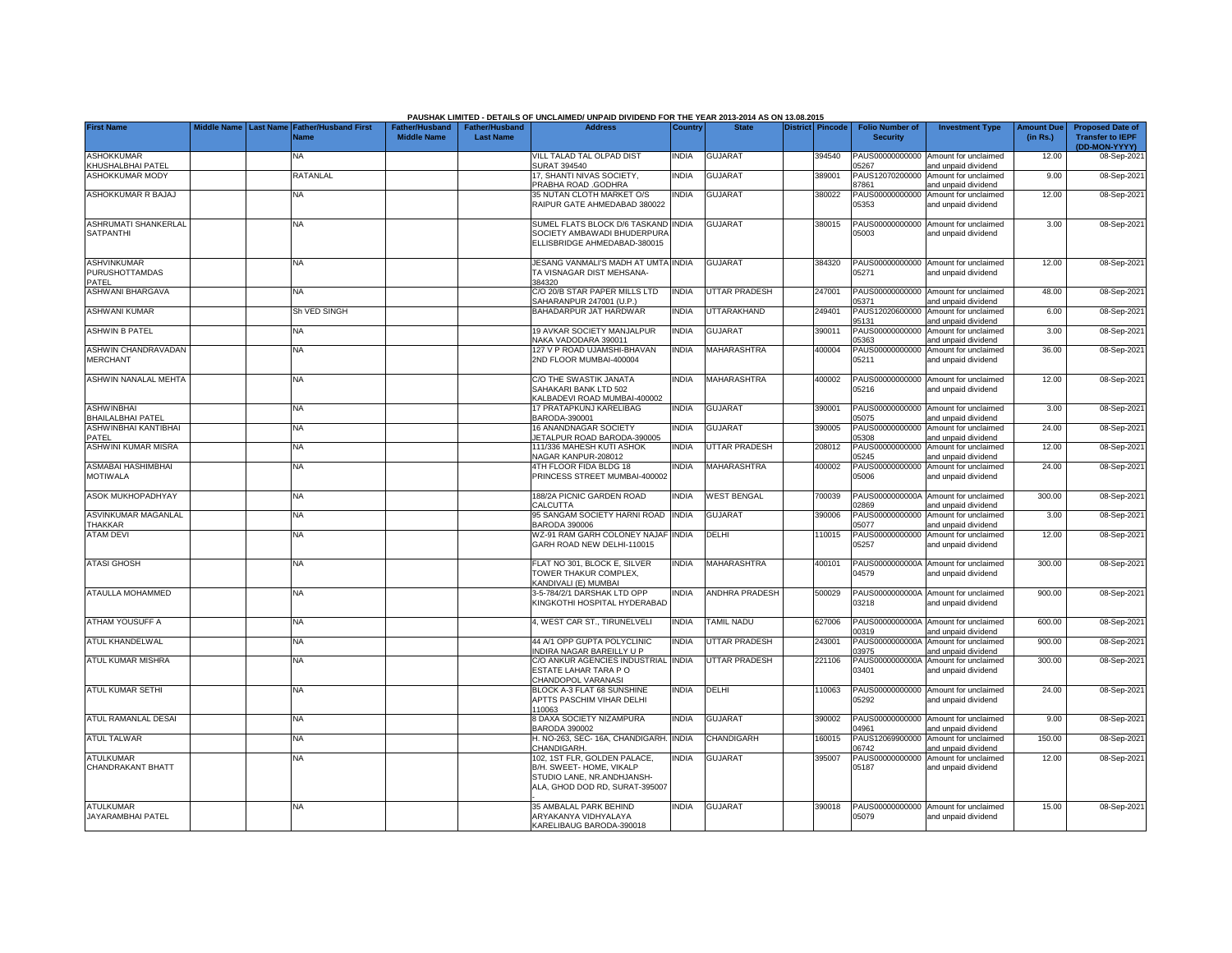PAUSHAK LIMITED - DETAILS OF UNCLAIMED/ UNPAID DIVIDEND FOR THE YEAR 2013-2014 AS ON 13.08.2015

| First Name | Middle Name | Last Name | Father/Husband First Name | Father/Husband Middle Name | Father/Husband Last Name | Address | Country | State | District | Pincode | Folio Number of Security | Investment Type | Amount Due (in Rs.) | Proposed Date of Transfer to IEPF (DD-MON-YYYY) |
|---|---|---|---|---|---|---|---|---|---|---|---|---|---|---|
| ASHOKKUMAR KHUSHALBHAI PATEL | | | NA | | | VILL TALAD TAL OLPAD DIST SURAT 394540 | INDIA | GUJARAT | | 394540 | PAUS00000000000 05267 | Amount for unclaimed and unpaid dividend | 12.00 | 08-Sep-2021 |
| ASHOKKUMAR MODY | | | RATANLAL | | | 17, SHANTI NIVAS SOCIETY, PRABHA ROAD .GODHRA | INDIA | GUJARAT | | 389001 | PAUS12070200000 87861 | Amount for unclaimed and unpaid dividend | 9.00 | 08-Sep-2021 |
| ASHOKKUMAR R BAJAJ | | | NA | | | 35 NUTAN CLOTH MARKET O/S RAIPUR GATE AHMEDABAD 380022 | INDIA | GUJARAT | | 380022 | PAUS00000000000 05353 | Amount for unclaimed and unpaid dividend | 12.00 | 08-Sep-2021 |
| ASHRUMATI SHANKERLAL SATPANTHI | | | NA | | | SUMEL FLATS BLOCK D/6 TASKAND SOCIETY AMBAWADI BHUDERPURA ELLISBRIDGE AHMEDABAD-380015 | INDIA | GUJARAT | | 380015 | PAUS00000000000 05003 | Amount for unclaimed and unpaid dividend | 3.00 | 08-Sep-2021 |
| ASHVINKUMAR PURUSHOTTAMDAS PATEL | | | NA | | | JESANG VANMALI'S MADH AT UMTA TA VISNAGAR DIST MEHSANA-384320 | INDIA | GUJARAT | | 384320 | PAUS00000000000 05271 | Amount for unclaimed and unpaid dividend | 12.00 | 08-Sep-2021 |
| ASHWANI BHARGAVA | | | NA | | | C/O 20/B STAR PAPER MILLS LTD SAHARANPUR 247001 (U.P.) | INDIA | UTTAR PRADESH | | 247001 | PAUS00000000000 05371 | Amount for unclaimed and unpaid dividend | 48.00 | 08-Sep-2021 |
| ASHWANI KUMAR | | | Sh VED SINGH | | | BAHADARPUR JAT HARDWAR | INDIA | UTTARAKHAND | | 249401 | PAUS12020600000 95131 | Amount for unclaimed and unpaid dividend | 6.00 | 08-Sep-2021 |
| ASHWIN B PATEL | | | NA | | | 19 AVKAR SOCIETY MANJALPUR NAKA VADODARA 390011 | INDIA | GUJARAT | | 390011 | PAUS00000000000 05363 | Amount for unclaimed and unpaid dividend | 3.00 | 08-Sep-2021 |
| ASHWIN CHANDRAVADAN MERCHANT | | | NA | | | 127 V P ROAD UJAMSHI-BHAVAN 2ND FLOOR MUMBAI-400004 | INDIA | MAHARASHTRA | | 400004 | PAUS00000000000 05211 | Amount for unclaimed and unpaid dividend | 36.00 | 08-Sep-2021 |
| ASHWIN NANALAL MEHTA | | | NA | | | C/O THE SWASTIK JANATA SAHAKARI BANK LTD 502 KALBADEVI ROAD MUMBAI-400002 | INDIA | MAHARASHTRA | | 400002 | PAUS00000000000 05216 | Amount for unclaimed and unpaid dividend | 12.00 | 08-Sep-2021 |
| ASHWINBHAI BHAILALBHAI PATEL | | | NA | | | 17 PRATAPKUNJ KARELIBAG BARODA-390001 | INDIA | GUJARAT | | 390001 | PAUS00000000000 05075 | Amount for unclaimed and unpaid dividend | 3.00 | 08-Sep-2021 |
| ASHWINBHAI KANTIBHAI PATEL | | | NA | | | 16 ANANDNAGAR SOCIETY JETALPUR ROAD BARODA-390005 | INDIA | GUJARAT | | 390005 | PAUS00000000000 05308 | Amount for unclaimed and unpaid dividend | 24.00 | 08-Sep-2021 |
| ASHWINI KUMAR MISRA | | | NA | | | 111/336 MAHESH KUTI ASHOK NAGAR KANPUR-208012 | INDIA | UTTAR PRADESH | | 208012 | PAUS00000000000 05245 | Amount for unclaimed and unpaid dividend | 12.00 | 08-Sep-2021 |
| ASMABAI HASHIMBHAI MOTIWALA | | | NA | | | 4TH FLOOR FIDA BLDG 18 PRINCESS STREET MUMBAI-400002 | INDIA | MAHARASHTRA | | 400002 | PAUS00000000000 05006 | Amount for unclaimed and unpaid dividend | 24.00 | 08-Sep-2021 |
| ASOK MUKHOPADHYAY | | | NA | | | 188/2A PICNIC GARDEN ROAD CALCUTTA | INDIA | WEST BENGAL | | 700039 | PAUS0000000000A 02869 | Amount for unclaimed and unpaid dividend | 300.00 | 08-Sep-2021 |
| ASVINKUMAR MAGANLAL THAKKAR | | | NA | | | 95 SANGAM SOCIETY HARNI ROAD BARODA 390006 | INDIA | GUJARAT | | 390006 | PAUS00000000000 05077 | Amount for unclaimed and unpaid dividend | 3.00 | 08-Sep-2021 |
| ATAM DEVI | | | NA | | | WZ-91 RAM GARH COLONEY NAJAF GARH ROAD NEW DELHI-110015 | INDIA | DELHI | | 110015 | PAUS00000000000 05257 | Amount for unclaimed and unpaid dividend | 12.00 | 08-Sep-2021 |
| ATASI GHOSH | | | NA | | | FLAT NO 301, BLOCK E, SILVER TOWER THAKUR COMPLEX, KANDIVALI (E) MUMBAI | INDIA | MAHARASHTRA | | 400101 | PAUS0000000000A 04579 | Amount for unclaimed and unpaid dividend | 300.00 | 08-Sep-2021 |
| ATAULLA MOHAMMED | | | NA | | | 3-5-784/2/1 DARSHAK LTD OPP KINGKOTHI HOSPITAL HYDERABAD | INDIA | ANDHRA PRADESH | | 500029 | PAUS0000000000A 03218 | Amount for unclaimed and unpaid dividend | 900.00 | 08-Sep-2021 |
| ATHAM YOUSUFF A | | | NA | | | 4, WEST CAR ST., TIRUNELVELI | INDIA | TAMIL NADU | | 627006 | PAUS0000000000A 00319 | Amount for unclaimed and unpaid dividend | 600.00 | 08-Sep-2021 |
| ATUL KHANDELWAL | | | NA | | | 44 A/1 OPP GUPTA POLYCLINIC INDIRA NAGAR BAREILLY U P | INDIA | UTTAR PRADESH | | 243001 | PAUS0000000000A 03975 | Amount for unclaimed and unpaid dividend | 900.00 | 08-Sep-2021 |
| ATUL KUMAR MISHRA | | | NA | | | C/O ANKUR AGENCIES INDUSTRIAL ESTATE LAHAR TARA P O CHANDOPOL VARANASI | INDIA | UTTAR PRADESH | | 221106 | PAUS0000000000A 03401 | Amount for unclaimed and unpaid dividend | 300.00 | 08-Sep-2021 |
| ATUL KUMAR SETHI | | | NA | | | BLOCK A-3 FLAT 68 SUNSHINE APTTS PASCHIM VIHAR DELHI 110063 | INDIA | DELHI | | 110063 | PAUS00000000000 05292 | Amount for unclaimed and unpaid dividend | 24.00 | 08-Sep-2021 |
| ATUL RAMANLAL DESAI | | | NA | | | 8 DAXA SOCIETY NIZAMPURA BARODA 390002 | INDIA | GUJARAT | | 390002 | PAUS00000000000 04961 | Amount for unclaimed and unpaid dividend | 9.00 | 08-Sep-2021 |
| ATUL TALWAR | | | NA | | | H. NO-263, SEC- 16A, CHANDIGARH. CHANDIGARH. | INDIA | CHANDIGARH | | 160015 | PAUS12069900000 06742 | Amount for unclaimed and unpaid dividend | 150.00 | 08-Sep-2021 |
| ATULKUMAR CHANDRAKANT BHATT | | | NA | | | 102, 1ST FLR, GOLDEN PALACE, B/H. SWEET- HOME, VIKALP STUDIO LANE, NR.ANDHJANSH-ALA, GHOD DOD RD, SURAT-395007 | INDIA | GUJARAT | | 395007 | PAUS00000000000 05187 | Amount for unclaimed and unpaid dividend | 12.00 | 08-Sep-2021 |
| ATULKUMAR JAYARAMBHAI PATEL | | | NA | | | 35 AMBALAL PARK BEHIND ARYAKANYA VIDHYALAYA KARELIBAUG BARODA-390018 | INDIA | GUJARAT | | 390018 | PAUS00000000000 05079 | Amount for unclaimed and unpaid dividend | 15.00 | 08-Sep-2021 |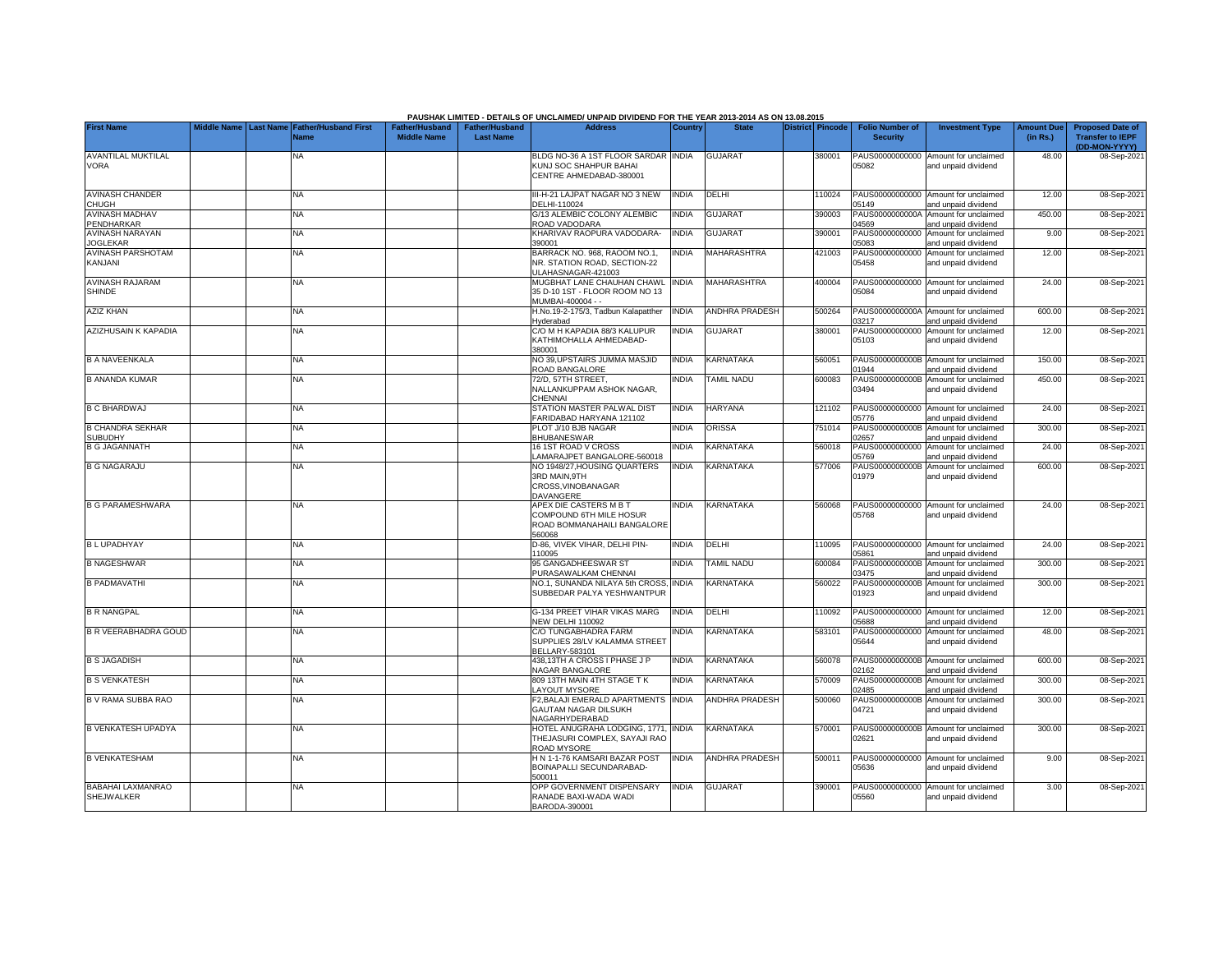PAUSHAK LIMITED - DETAILS OF UNCLAIMED/ UNPAID DIVIDEND FOR THE YEAR 2013-2014 AS ON 13.08.2015

| First Name | Middle Name | Last Name | Father/Husband First Name | Father/Husband Middle Name | Father/Husband Last Name | Address | Country | State | District | Pincode | Folio Number of Security | Investment Type | Amount Due (in Rs.) | Proposed Date of Transfer to IEPF (DD-MON-YYYY) |
|---|---|---|---|---|---|---|---|---|---|---|---|---|---|---|
| AVANTILAL MUKTILAL VORA | | | NA | | | BLDG NO-36 A 1ST FLOOR SARDAR KUNJ SOC SHAHPUR BAHAI CENTRE AHMEDABAD-380001 | INDIA | GUJARAT | | 380001 | PAUS00000000000 05082 | Amount for unclaimed and unpaid dividend | 48.00 | 08-Sep-2021 |
| AVINASH CHANDER CHUGH | | | NA | | | III-H-21 LAJPAT NAGAR NO 3 NEW DELHI-110024 | INDIA | DELHI | | 110024 | PAUS00000000000 05149 | Amount for unclaimed and unpaid dividend | 12.00 | 08-Sep-2021 |
| AVINASH MADHAV PENDHARKAR | | | NA | | | G/13 ALEMBIC COLONY ALEMBIC ROAD VADODARA | INDIA | GUJARAT | | 390003 | PAUS0000000000A 04569 | Amount for unclaimed and unpaid dividend | 450.00 | 08-Sep-2021 |
| AVINASH NARAYAN JOGLEKAR | | | NA | | | KHARIVAV RAOPURA VADODARA-390001 | INDIA | GUJARAT | | 390001 | PAUS00000000000 05083 | Amount for unclaimed and unpaid dividend | 9.00 | 08-Sep-2021 |
| AVINASH PARSHOTAM KANJANI | | | NA | | | BARRACK NO. 968, RAOOM NO.1, NR. STATION ROAD, SECTION-22 ULAHASNAGAR-421003 | INDIA | MAHARASHTRA | | 421003 | PAUS00000000000 05458 | Amount for unclaimed and unpaid dividend | 12.00 | 08-Sep-2021 |
| AVINASH RAJARAM SHINDE | | | NA | | | MUGBHAT LANE CHAUHAN CHAWL 35 D-10 1ST - FLOOR ROOM NO 13 MUMBAI-400004 - - | INDIA | MAHARASHTRA | | 400004 | PAUS00000000000 05084 | Amount for unclaimed and unpaid dividend | 24.00 | 08-Sep-2021 |
| AZIZ KHAN | | | NA | | | H.No.19-2-175/3, Tadbun Kalapatther Hyderabad | INDIA | ANDHRA PRADESH | | 500264 | PAUS0000000000A 03217 | Amount for unclaimed and unpaid dividend | 600.00 | 08-Sep-2021 |
| AZIZHUSAIN K KAPADIA | | | NA | | | C/O M H KAPADIA 88/3 KALUPUR KATHIMOHALLA AHMEDABAD-380001 | INDIA | GUJARAT | | 380001 | PAUS00000000000 05103 | Amount for unclaimed and unpaid dividend | 12.00 | 08-Sep-2021 |
| B A NAVEENKALA | | | NA | | | NO 39,UPSTAIRS JUMMA MASJID ROAD BANGALORE | INDIA | KARNATAKA | | 560051 | PAUS0000000000B 01944 | Amount for unclaimed and unpaid dividend | 150.00 | 08-Sep-2021 |
| B ANANDA KUMAR | | | NA | | | 72/D, 57TH STREET, NALLANKUPPAM ASHOK NAGAR, CHENNAI | INDIA | TAMIL NADU | | 600083 | PAUS0000000000B 03494 | Amount for unclaimed and unpaid dividend | 450.00 | 08-Sep-2021 |
| B C BHARDWAJ | | | NA | | | STATION MASTER PALWAL DIST FARIDABAD HARYANA 121102 | INDIA | HARYANA | | 121102 | PAUS00000000000 05776 | Amount for unclaimed and unpaid dividend | 24.00 | 08-Sep-2021 |
| B CHANDRA SEKHAR SUBUDHY | | | NA | | | PLOT J/10 BJB NAGAR BHUBANESWAR | INDIA | ORISSA | | 751014 | PAUS0000000000B 02657 | Amount for unclaimed and unpaid dividend | 300.00 | 08-Sep-2021 |
| B G JAGANNATH | | | NA | | | 16 1ST ROAD V CROSS LAMARAJPET BANGALORE-560018 | INDIA | KARNATAKA | | 560018 | PAUS00000000000 05769 | Amount for unclaimed and unpaid dividend | 24.00 | 08-Sep-2021 |
| B G NAGARAJU | | | NA | | | NO 1948/27,HOUSING QUARTERS 3RD MAIN,9TH CROSS,VINOBANAGAR DAVANGERE | INDIA | KARNATAKA | | 577006 | PAUS0000000000B 01979 | Amount for unclaimed and unpaid dividend | 600.00 | 08-Sep-2021 |
| B G PARAMESHWARA | | | NA | | | APEX DIE CASTERS M B T COMPOUND 6TH MILE HOSUR ROAD BOMMANAHAILI BANGALORE 560068 | INDIA | KARNATAKA | | 560068 | PAUS00000000000 05768 | Amount for unclaimed and unpaid dividend | 24.00 | 08-Sep-2021 |
| B L UPADHYAY | | | NA | | | D-86, VIVEK VIHAR, DELHI PIN-110095 | INDIA | DELHI | | 110095 | PAUS00000000000 05861 | Amount for unclaimed and unpaid dividend | 24.00 | 08-Sep-2021 |
| B NAGESHWAR | | | NA | | | 95 GANGADHEESWAR ST PURASAWALKAM CHENNAI | INDIA | TAMIL NADU | | 600084 | PAUS0000000000B 03475 | Amount for unclaimed and unpaid dividend | 300.00 | 08-Sep-2021 |
| B PADMAVATHI | | | NA | | | NO.1, SUNANDA NILAYA 5th CROSS, SUBBEDAR PALYA YESHWANTPUR | INDIA | KARNATAKA | | 560022 | PAUS0000000000B 01923 | Amount for unclaimed and unpaid dividend | 300.00 | 08-Sep-2021 |
| B R NANGPAL | | | NA | | | G-134 PREET VIHAR VIKAS MARG NEW DELHI 110092 | INDIA | DELHI | | 110092 | PAUS00000000000 05688 | Amount for unclaimed and unpaid dividend | 12.00 | 08-Sep-2021 |
| B R VEERABHADRA GOUD | | | NA | | | C/O TUNGABHADRA FARM SUPPLIES 28/LV KALAMMA STREET BELLARY-583101 | INDIA | KARNATAKA | | 583101 | PAUS00000000000 05644 | Amount for unclaimed and unpaid dividend | 48.00 | 08-Sep-2021 |
| B S JAGADISH | | | NA | | | 438,13TH A CROSS I PHASE J P NAGAR BANGALORE | INDIA | KARNATAKA | | 560078 | PAUS0000000000B 02162 | Amount for unclaimed and unpaid dividend | 600.00 | 08-Sep-2021 |
| B S VENKATESH | | | NA | | | 809 13TH MAIN 4TH STAGE T K LAYOUT MYSORE | INDIA | KARNATAKA | | 570009 | PAUS0000000000B 02485 | Amount for unclaimed and unpaid dividend | 300.00 | 08-Sep-2021 |
| B V RAMA SUBBA RAO | | | NA | | | F2,BALAJI EMERALD APARTMENTS GAUTAM NAGAR DILSUKH NAGARHYDERABAD | INDIA | ANDHRA PRADESH | | 500060 | PAUS0000000000B 04721 | Amount for unclaimed and unpaid dividend | 300.00 | 08-Sep-2021 |
| B VENKATESH UPADYA | | | NA | | | HOTEL ANUGRAHA LODGING, 1771, THEJASURI COMPLEX, SAYAJI RAO ROAD MYSORE | INDIA | KARNATAKA | | 570001 | PAUS0000000000B 02621 | Amount for unclaimed and unpaid dividend | 300.00 | 08-Sep-2021 |
| B VENKATESHAM | | | NA | | | H N 1-1-76 KAMSARI BAZAR POST BOINAPALLI SECUNDARABAD-500011 | INDIA | ANDHRA PRADESH | | 500011 | PAUS00000000000 05636 | Amount for unclaimed and unpaid dividend | 9.00 | 08-Sep-2021 |
| BABAHAI LAXMANRAO SHEJWALKER | | | NA | | | OPP GOVERNMENT DISPENSARY RANADE BAXI-WADA WADI BARODA-390001 | INDIA | GUJARAT | | 390001 | PAUS00000000000 05560 | Amount for unclaimed and unpaid dividend | 3.00 | 08-Sep-2021 |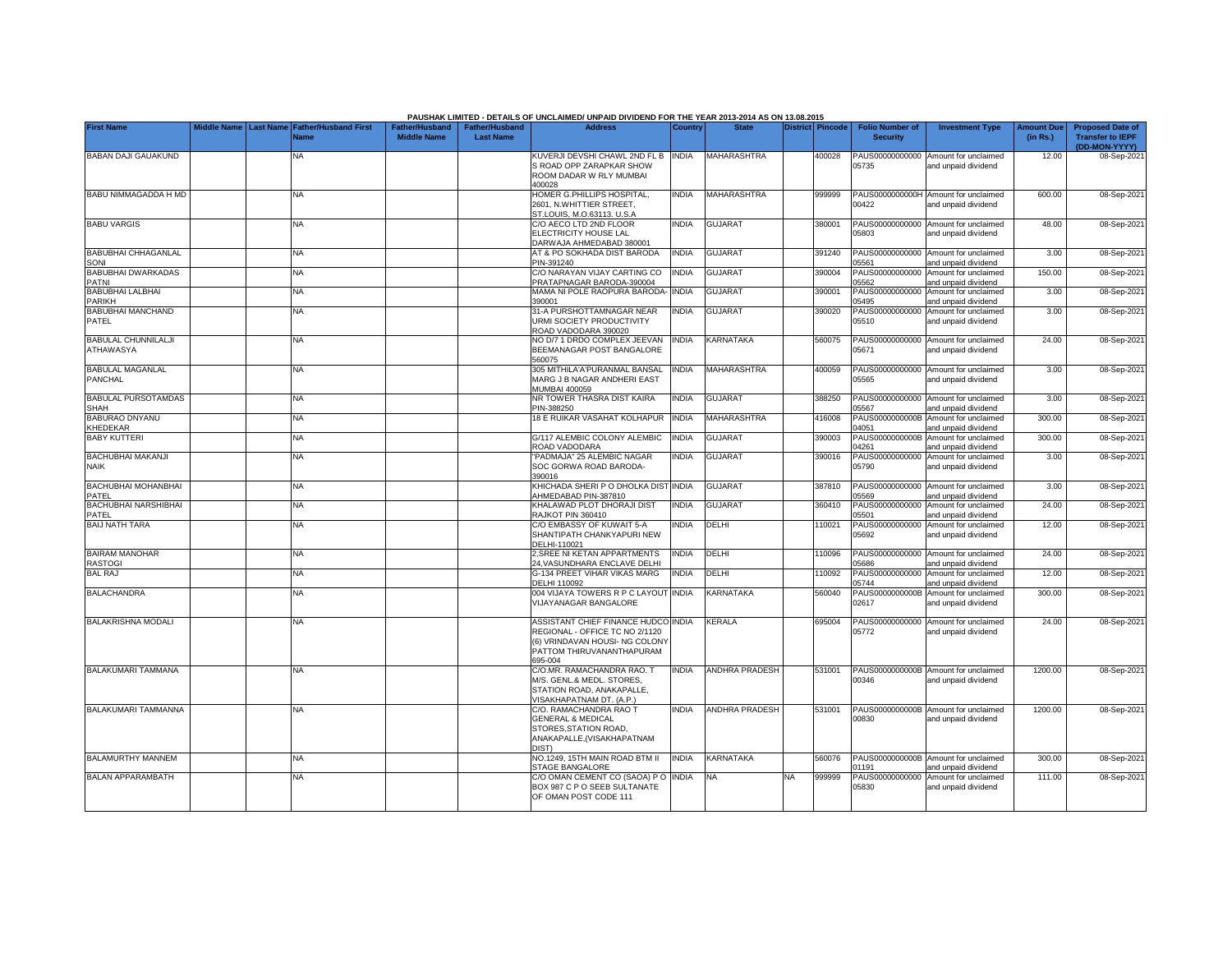PAUSHAK LIMITED - DETAILS OF UNCLAIMED/ UNPAID DIVIDEND FOR THE YEAR 2013-2014 AS ON 13.08.2015

| First Name | Middle Name | Last Name | Father/Husband First Name | Father/Husband Middle Name | Father/Husband Last Name | Address | Country | State | District | Pincode | Folio Number of Security | Investment Type | Amount Due (in Rs.) | Proposed Date of Transfer to IEPF (DD-MON-YYYY) |
|---|---|---|---|---|---|---|---|---|---|---|---|---|---|---|
| BABAN DAJI GAUAKUND | | | NA | | | KUVERJI DEVSHI CHAWL 2ND FL B S ROAD OPP ZARAPKAR SHOW ROOM DADAR W RLY MUMBAI 400028 | INDIA | MAHARASHTRA | | 400028 | PAUS00000000000 05735 | Amount for unclaimed and unpaid dividend | 12.00 | 08-Sep-2021 |
| BABU NIMMAGADDA H MD | | | NA | | | HOMER G.PHILLIPS HOSPITAL, 2601, N.WHITTIER STREET, ST.LOUIS, M.O.63113. U.S.A | INDIA | MAHARASHTRA | | 999999 | PAUS0000000000H 00422 | Amount for unclaimed and unpaid dividend | 600.00 | 08-Sep-2021 |
| BABU VARGIS | | | NA | | | C/O AECO LTD 2ND FLOOR ELECTRICITY HOUSE LAL DARWAJA AHMEDABAD 380001 | INDIA | GUJARAT | | 380001 | PAUS00000000000 05803 | Amount for unclaimed and unpaid dividend | 48.00 | 08-Sep-2021 |
| BABUBHAI CHHAGANLAL SONI | | | NA | | | AT & PO SOKHADA DIST BARODA PIN-391240 | INDIA | GUJARAT | | 391240 | PAUS00000000000 05561 | Amount for unclaimed and unpaid dividend | 3.00 | 08-Sep-2021 |
| BABUBHAI DWARKADAS PATNI | | | NA | | | C/O NARAYAN VIJAY CARTING CO PRATAPNAGAR BARODA-390004 | INDIA | GUJARAT | | 390004 | PAUS00000000000 05562 | Amount for unclaimed and unpaid dividend | 150.00 | 08-Sep-2021 |
| BABUBHAI LALBHAI PARIKH | | | NA | | | MAMA NI POLE RAOPURA BARODA-390001 | INDIA | GUJARAT | | 390001 | PAUS00000000000 05495 | Amount for unclaimed and unpaid dividend | 3.00 | 08-Sep-2021 |
| BABUBHAI MANCHAND PATEL | | | NA | | | 31-A PURSHOTTAMNAGAR NEAR URMI SOCIETY PRODUCTIVITY ROAD VADODARA 390020 | INDIA | GUJARAT | | 390020 | PAUS00000000000 05510 | Amount for unclaimed and unpaid dividend | 3.00 | 08-Sep-2021 |
| BABULAL CHUNNILALJI ATHAWASYA | | | NA | | | NO D/7 1 DRDO COMPLEX JEEVAN BEEMANAGAR POST BANGALORE 560075 | INDIA | KARNATAKA | | 560075 | PAUS00000000000 05671 | Amount for unclaimed and unpaid dividend | 24.00 | 08-Sep-2021 |
| BABULAL MAGANLAL PANCHAL | | | NA | | | 305 MITHILA'A'PURANMAL BANSAL MARG J B NAGAR ANDHERI EAST MUMBAI 400059 | INDIA | MAHARASHTRA | | 400059 | PAUS00000000000 05565 | Amount for unclaimed and unpaid dividend | 3.00 | 08-Sep-2021 |
| BABULAL PURSOTAMDAS SHAH | | | NA | | | NR TOWER THASRA DIST KAIRA PIN-388250 | INDIA | GUJARAT | | 388250 | PAUS00000000000 05567 | Amount for unclaimed and unpaid dividend | 3.00 | 08-Sep-2021 |
| BABURAO DNYANU KHEDEKAR | | | NA | | | 18 E RUIKAR VASAHAT KOLHAPUR | INDIA | MAHARASHTRA | | 416008 | PAUS0000000000B 04051 | Amount for unclaimed and unpaid dividend | 300.00 | 08-Sep-2021 |
| BABY KUTTERI | | | NA | | | G/117 ALEMBIC COLONY ALEMBIC ROAD VADODARA | INDIA | GUJARAT | | 390003 | PAUS0000000000B 04261 | Amount for unclaimed and unpaid dividend | 300.00 | 08-Sep-2021 |
| BACHUBHAI MAKANJI NAIK | | | NA | | | "PADMAJA" 25 ALEMBIC NAGAR SOC GORWA ROAD BARODA-390016 | INDIA | GUJARAT | | 390016 | PAUS00000000000 05790 | Amount for unclaimed and unpaid dividend | 3.00 | 08-Sep-2021 |
| BACHUBHAI MOHANBHAI PATEL | | | NA | | | KHICHADA SHERI P O DHOLKA DIST AHMEDABAD PIN-387810 | INDIA | GUJARAT | | 387810 | PAUS00000000000 05569 | Amount for unclaimed and unpaid dividend | 3.00 | 08-Sep-2021 |
| BACHUBHAI NARSHIBHAI PATEL | | | NA | | | KHALAWAD PLOT DHORAJI DIST RAJKOT PIN 360410 | INDIA | GUJARAT | | 360410 | PAUS00000000000 05501 | Amount for unclaimed and unpaid dividend | 24.00 | 08-Sep-2021 |
| BAIJ NATH TARA | | | NA | | | C/O EMBASSY OF KUWAIT 5-A SHANTIPATH CHANKYAPURI NEW DELHI-110021 | INDIA | DELHI | | 110021 | PAUS00000000000 05692 | Amount for unclaimed and unpaid dividend | 12.00 | 08-Sep-2021 |
| BAIRAM MANOHAR RASTOGI | | | NA | | | 2,SREE NI KETAN APPARTMENTS 24,VASUNDHARA ENCLAVE DELHI | INDIA | DELHI | | 110096 | PAUS00000000000 05686 | Amount for unclaimed and unpaid dividend | 24.00 | 08-Sep-2021 |
| BAL RAJ | | | NA | | | G-134 PREET VIHAR VIKAS MARG DELHI 110092 | INDIA | DELHI | | 110092 | PAUS00000000000 05744 | Amount for unclaimed and unpaid dividend | 12.00 | 08-Sep-2021 |
| BALACHANDRA | | | NA | | | 004 VIJAYA TOWERS R P C LAYOUT VIJAYANAGAR BANGALORE | INDIA | KARNATAKA | | 560040 | PAUS0000000000B 02617 | Amount for unclaimed and unpaid dividend | 300.00 | 08-Sep-2021 |
| BALAKRISHNA MODALI | | | NA | | | ASSISTANT CHIEF FINANCE HUDCO REGIONAL - OFFICE TC NO 2/1120 (6) VRINDAVAN HOUSI- NG COLONY PATTOM THIRUVANANTHAPURAM 695-004 | INDIA | KERALA | | 695004 | PAUS00000000000 05772 | Amount for unclaimed and unpaid dividend | 24.00 | 08-Sep-2021 |
| BALAKUMARI TAMMANA | | | NA | | | C/O.MR. RAMACHANDRA RAO. T M/S. GENL.& MEDL. STORES, STATION ROAD, ANAKAPALLE, VISAKHAPATNAM DT. (A.P.) | INDIA | ANDHRA PRADESH | | 531001 | PAUS0000000000B 00346 | Amount for unclaimed and unpaid dividend | 1200.00 | 08-Sep-2021 |
| BALAKUMARI TAMMANNA | | | NA | | | C/O. RAMACHANDRA RAO T GENERAL & MEDICAL STORES,STATION ROAD, ANAKAPALLE,(VISAKHAPATNAM DIST) | INDIA | ANDHRA PRADESH | | 531001 | PAUS0000000000B 00830 | Amount for unclaimed and unpaid dividend | 1200.00 | 08-Sep-2021 |
| BALAMURTHY MANNEM | | | NA | | | NO.1249, 15TH MAIN ROAD BTM II STAGE BANGALORE | INDIA | KARNATAKA | | 560076 | PAUS0000000000B 01191 | Amount for unclaimed and unpaid dividend | 300.00 | 08-Sep-2021 |
| BALAN APPARAMBATH | | | NA | | | C/O OMAN CEMENT CO (SAOA) P O BOX 987 C P O SEEB SULTANATE OF OMAN POST CODE 111 | INDIA | NA | NA | 999999 | PAUS00000000000 05830 | Amount for unclaimed and unpaid dividend | 111.00 | 08-Sep-2021 |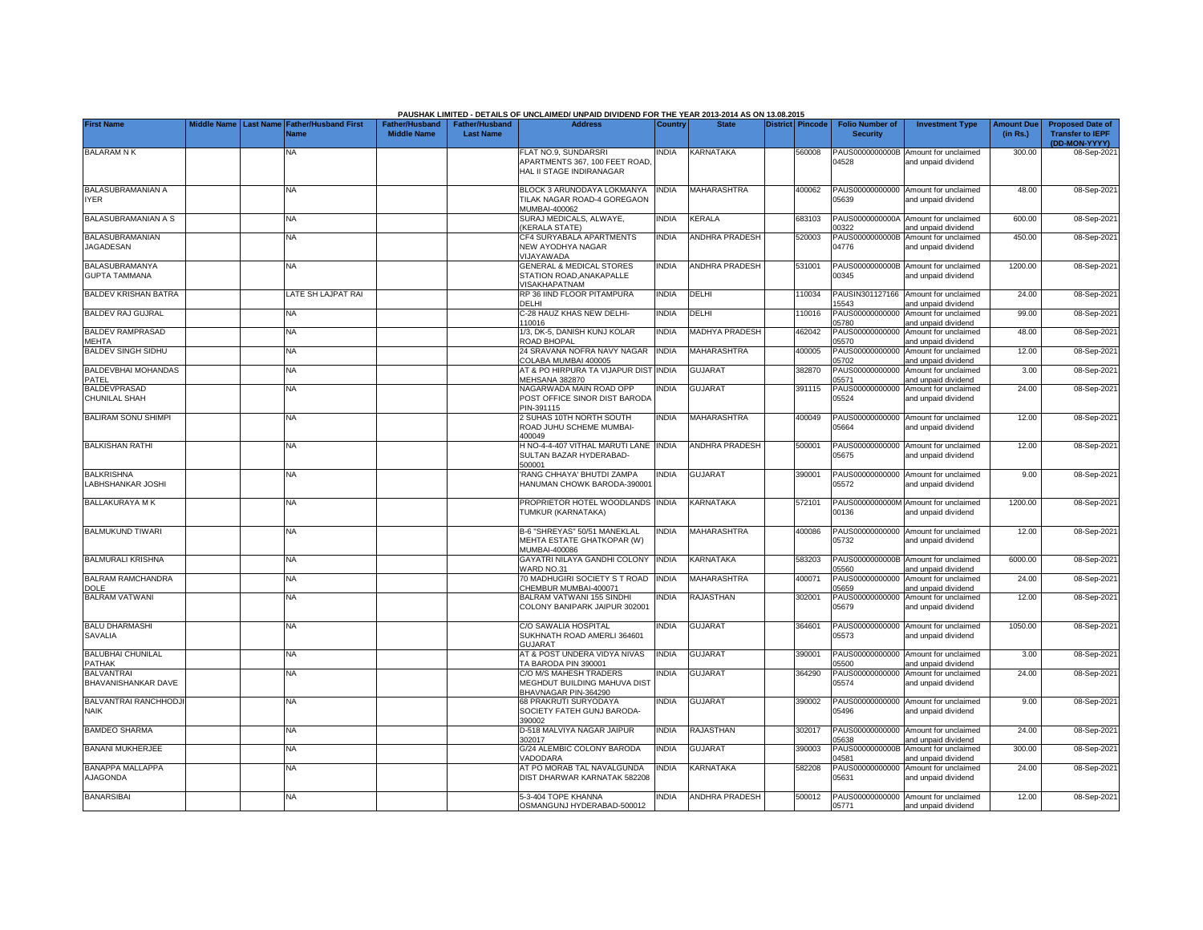PAUSHAK LIMITED - DETAILS OF UNCLAIMED/ UNPAID DIVIDEND FOR THE YEAR 2013-2014 AS ON 13.08.2015

| First Name | Middle Name | Last Name | Father/Husband First Name | Father/Husband Middle Name | Father/Husband Last Name | Address | Country | State | District | Pincode | Folio Number of Security | Investment Type | Amount Due (in Rs.) | Proposed Date of Transfer to IEPF (DD-MON-YYYY) |
|---|---|---|---|---|---|---|---|---|---|---|---|---|---|---|
| BALARAM N K | | | NA | | | FLAT NO.9, SUNDARSRI APARTMENTS 367, 100 FEET ROAD, HAL II STAGE INDIRANAGAR | INDIA | KARNATAKA | | 560008 | PAUS0000000000B04528 | Amount for unclaimed and unpaid dividend | 300.00 | 08-Sep-2021 |
| BALASUBRAMANIAN A IYER | | | NA | | | BLOCK 3 ARUNODAYA LOKMANYA TILAK NAGAR ROAD-4 GOREGAON MUMBAI-400062 | INDIA | MAHARASHTRA | | 400062 | PAUS00000000000005639 | Amount for unclaimed and unpaid dividend | 48.00 | 08-Sep-2021 |
| BALASUBRAMANIAN A S | | | NA | | | SURAJ MEDICALS, ALWAYE, (KERALA STATE) | INDIA | KERALA | | 683103 | PAUS0000000000A00322 | Amount for unclaimed and unpaid dividend | 600.00 | 08-Sep-2021 |
| BALASUBRAMANIAN JAGADESAN | | | NA | | | CF4 SURYABALA APARTMENTS NEW AYODHYA NAGAR VIJAYAWADA | INDIA | ANDHRA PRADESH | | 520003 | PAUS0000000000B04776 | Amount for unclaimed and unpaid dividend | 450.00 | 08-Sep-2021 |
| BALASUBRAMANYA GUPTA TAMMANA | | | NA | | | GENERAL & MEDICAL STORES STATION ROAD,ANAKAPALLE VISAKHAPATNAM | INDIA | ANDHRA PRADESH | | 531001 | PAUS0000000000B00345 | Amount for unclaimed and unpaid dividend | 1200.00 | 08-Sep-2021 |
| BALDEV KRISHAN BATRA | | | LATE SH LAJPAT RAI | | | RP 36 IIND FLOOR PITAMPURA DELHI | INDIA | DELHI | | 110034 | PAUSIN30112716615543 | Amount for unclaimed and unpaid dividend | 24.00 | 08-Sep-2021 |
| BALDEV RAJ GUJRAL | | | NA | | | C-28 HAUZ KHAS NEW DELHI-110016 | INDIA | DELHI | | 110016 | PAUS00000000000005780 | Amount for unclaimed and unpaid dividend | 99.00 | 08-Sep-2021 |
| BALDEV RAMPRASAD MEHTA | | | NA | | | 1/3, DK-5, DANISH KUNJ KOLAR ROAD BHOPAL | INDIA | MADHYA PRADESH | | 462042 | PAUS00000000000005570 | Amount for unclaimed and unpaid dividend | 48.00 | 08-Sep-2021 |
| BALDEV SINGH SIDHU | | | NA | | | 24 SRAVANA NOFRA NAVY NAGAR COLABA MUMBAI 400005 | INDIA | MAHARASHTRA | | 400005 | PAUS00000000000005702 | Amount for unclaimed and unpaid dividend | 12.00 | 08-Sep-2021 |
| BALDEVBHAI MOHANDAS PATEL | | | NA | | | AT & PO HIRPURA TA VIJAPUR DIST MEHSANA 382870 | INDIA | GUJARAT | | 382870 | PAUS00000000000005571 | Amount for unclaimed and unpaid dividend | 3.00 | 08-Sep-2021 |
| BALDEVPRASAD CHUNILAL SHAH | | | NA | | | NAGARWADA MAIN ROAD OPP POST OFFICE SINOR DIST BARODA PIN-391115 | INDIA | GUJARAT | | 391115 | PAUS00000000000005524 | Amount for unclaimed and unpaid dividend | 24.00 | 08-Sep-2021 |
| BALIRAM SONU SHIMPI | | | NA | | | 2 SUHAS 10TH NORTH SOUTH ROAD JUHU SCHEME MUMBAI-400049 | INDIA | MAHARASHTRA | | 400049 | PAUS00000000000005664 | Amount for unclaimed and unpaid dividend | 12.00 | 08-Sep-2021 |
| BALKISHAN RATHI | | | NA | | | H NO-4-4-407 VITHAL MARUTI LANE SULTAN BAZAR HYDERABAD-500001 | INDIA | ANDHRA PRADESH | | 500001 | PAUS00000000000005675 | Amount for unclaimed and unpaid dividend | 12.00 | 08-Sep-2021 |
| BALKRISHNA LABHSHANKAR JOSHI | | | NA | | | 'RANG CHHAYA' BHUTDI ZAMPA HANUMAN CHOWK BARODA-390001 | INDIA | GUJARAT | | 390001 | PAUS00000000000005572 | Amount for unclaimed and unpaid dividend | 9.00 | 08-Sep-2021 |
| BALLAKURAYA M K | | | NA | | | PROPRIETOR HOTEL WOODLANDS TUMKUR (KARNATAKA) | INDIA | KARNATAKA | | 572101 | PAUS0000000000M00136 | Amount for unclaimed and unpaid dividend | 1200.00 | 08-Sep-2021 |
| BALMUKUND TIWARI | | | NA | | | B-6 "SHREYAS" 50/51 MANEKLAL MEHTA ESTATE GHATKOPAR (W) MUMBAI-400086 | INDIA | MAHARASHTRA | | 400086 | PAUS00000000000005732 | Amount for unclaimed and unpaid dividend | 12.00 | 08-Sep-2021 |
| BALMURALI KRISHNA | | | NA | | | GAYATRI NILAYA GANDHI COLONY WARD NO.31 | INDIA | KARNATAKA | | 583203 | PAUS0000000000B05560 | Amount for unclaimed and unpaid dividend | 6000.00 | 08-Sep-2021 |
| BALRAM RAMCHANDRA DOLE | | | NA | | | 70 MADHUGIRI SOCIETY S T ROAD CHEMBUR MUMBAI-400071 | INDIA | MAHARASHTRA | | 400071 | PAUS00000000000005659 | Amount for unclaimed and unpaid dividend | 24.00 | 08-Sep-2021 |
| BALRAM VATWANI | | | NA | | | BALRAM VATWANI 155 SINDHI COLONY BANIPARK JAIPUR 302001 | INDIA | RAJASTHAN | | 302001 | PAUS00000000000005679 | Amount for unclaimed and unpaid dividend | 12.00 | 08-Sep-2021 |
| BALU DHARMASHI SAVALIA | | | NA | | | C/O SAWALIA HOSPITAL SUKHNATH ROAD AMERLI 364601 GUJARAT | INDIA | GUJARAT | | 364601 | PAUS00000000000005573 | Amount for unclaimed and unpaid dividend | 1050.00 | 08-Sep-2021 |
| BALUBHAI CHUNILAL PATHAK | | | NA | | | AT & POST UNDERA VIDYA NIVAS TA BARODA PIN 390001 | INDIA | GUJARAT | | 390001 | PAUS00000000000005500 | Amount for unclaimed and unpaid dividend | 3.00 | 08-Sep-2021 |
| BALVANTRAI BHAVANISHANKAR DAVE | | | NA | | | C/O M/S MAHESH TRADERS MEGHDUT BUILDING MAHUVA DIST BHAVNAGAR PIN-364290 | INDIA | GUJARAT | | 364290 | PAUS00000000000005574 | Amount for unclaimed and unpaid dividend | 24.00 | 08-Sep-2021 |
| BALVANTRAI RANCHHODJI NAIK | | | NA | | | 68 PRAKRUTI SURYODAYA SOCIETY FATEH GUNJ BARODA-390002 | INDIA | GUJARAT | | 390002 | PAUS00000000000005496 | Amount for unclaimed and unpaid dividend | 9.00 | 08-Sep-2021 |
| BAMDEO SHARMA | | | NA | | | D-518 MALVIYA NAGAR JAIPUR 302017 | INDIA | RAJASTHAN | | 302017 | PAUS00000000000005638 | Amount for unclaimed and unpaid dividend | 24.00 | 08-Sep-2021 |
| BANANI MUKHERJEE | | | NA | | | G/24 ALEMBIC COLONY BARODA VADODARA | INDIA | GUJARAT | | 390003 | PAUS0000000000B04581 | Amount for unclaimed and unpaid dividend | 300.00 | 08-Sep-2021 |
| BANAPPA MALLAPPA AJAGONDA | | | NA | | | AT PO MORAB TAL NAVALGUNDA DIST DHARWAR KARNATAK 582208 | INDIA | KARNATAKA | | 582208 | PAUS00000000000005631 | Amount for unclaimed and unpaid dividend | 24.00 | 08-Sep-2021 |
| BANARSIBAI | | | NA | | | 5-3-404 TOPE KHANNA OSMANGUNJ HYDERABAD-500012 | INDIA | ANDHRA PRADESH | | 500012 | PAUS00000000000005771 | Amount for unclaimed and unpaid dividend | 12.00 | 08-Sep-2021 |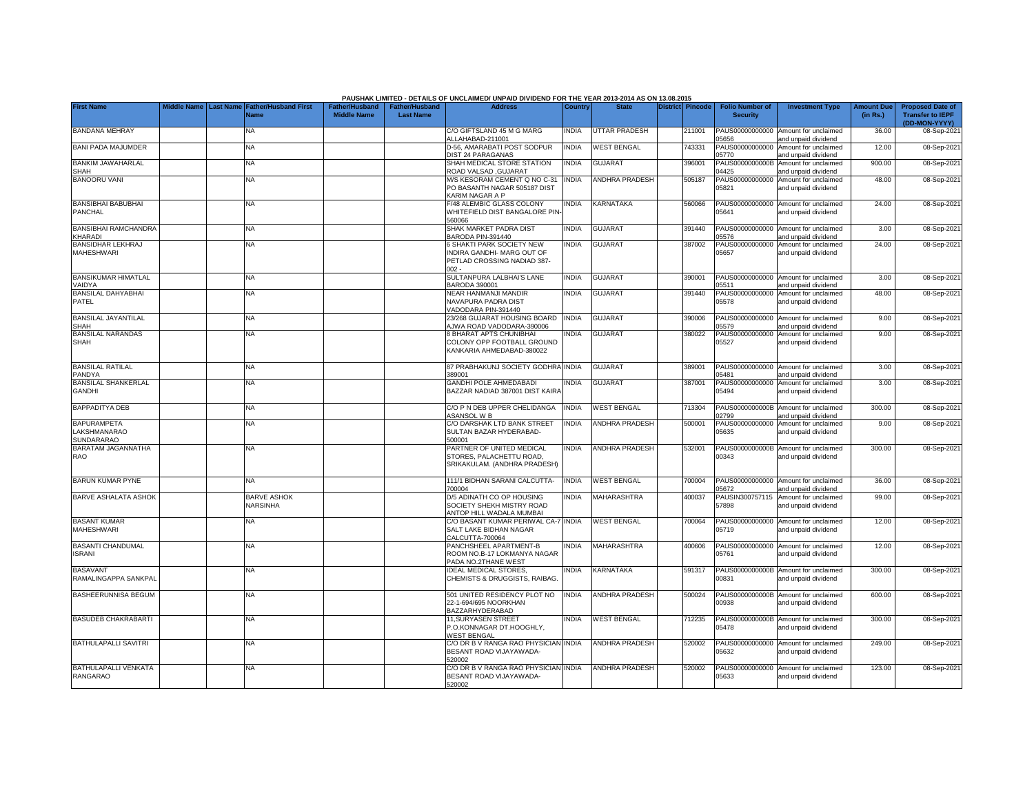**PAUSHAK LIMITED - DETAILS OF UNCLAIMED/ UNPAID DIVIDEND FOR THE YEAR 2013-2014 AS ON 13.08.2015**

| First Name | Middle Name | Last Name | Father/Husband First Name | Father/Husband Middle Name | Father/Husband Last Name | Address | Country | State | District | Pincode | Folio Number of Security | Investment Type | Amount Due (in Rs.) | Proposed Date of Transfer to IEPF (DD-MON-YYYY) |
|---|---|---|---|---|---|---|---|---|---|---|---|---|---|---|
| BANDANA MEHRAY | | | NA | | | C/O GIFTSLAND 45 M G MARG ALLAHABAD-211001 | INDIA | UTTAR PRADESH | | 211001 | PAUS00000000000 05656 | Amount for unclaimed and unpaid dividend | 36.00 | 08-Sep-2021 |
| BANI PADA MAJUMDER | | | NA | | | D-56, AMARABATI POST SODPUR DIST 24 PARAGANAS | INDIA | WEST BENGAL | | 743331 | PAUS00000000000 05770 | Amount for unclaimed and unpaid dividend | 12.00 | 08-Sep-2021 |
| BANKIM JAWAHARLAL SHAH | | | NA | | | SHAH MEDICAL STORE STATION ROAD VALSAD ,GUJARAT | INDIA | GUJARAT | | 396001 | PAUS0000000000B 04425 | Amount for unclaimed and unpaid dividend | 900.00 | 08-Sep-2021 |
| BANOORU VANI | | | NA | | | M/S KESORAM CEMENT Q NO C-31 PO BASANTH NAGAR 505187 DIST KARIM NAGAR A P | INDIA | ANDHRA PRADESH | | 505187 | PAUS00000000000 05821 | Amount for unclaimed and unpaid dividend | 48.00 | 08-Sep-2021 |
| BANSIBHAI BABUBHAI PANCHAL | | | NA | | | F/48 ALEMBIC GLASS COLONY WHITEFIELD DIST BANGALORE PIN-560066 | INDIA | KARNATAKA | | 560066 | PAUS00000000000 05641 | Amount for unclaimed and unpaid dividend | 24.00 | 08-Sep-2021 |
| BANSIBHAI RAMCHANDRA KHARADI | | | NA | | | SHAK MARKET PADRA DIST BARODA PIN-391440 | INDIA | GUJARAT | | 391440 | PAUS00000000000 05576 | Amount for unclaimed and unpaid dividend | 3.00 | 08-Sep-2021 |
| BANSIDHAR LEKHRAJ MAHESHWARI | | | NA | | | 6 SHAKTI PARK SOCIETY NEW INDIRA GANDHI- MARG OUT OF PETLAD CROSSING NADIAD 387-002 - | INDIA | GUJARAT | | 387002 | PAUS00000000000 05657 | Amount for unclaimed and unpaid dividend | 24.00 | 08-Sep-2021 |
| BANSIKUMAR HIMATLAL VAIDYA | | | NA | | | SULTANPURA LALBHAI'S LANE BARODA 390001 | INDIA | GUJARAT | | 390001 | PAUS00000000000 05511 | Amount for unclaimed and unpaid dividend | 3.00 | 08-Sep-2021 |
| BANSILAL DAHYABHAI PATEL | | | NA | | | NEAR HANMANJI MANDIR NAVAPURA PADRA DIST VADODARA PIN-391440 | INDIA | GUJARAT | | 391440 | PAUS00000000000 05578 | Amount for unclaimed and unpaid dividend | 48.00 | 08-Sep-2021 |
| BANSILAL JAYANTILAL SHAH | | | NA | | | 23/268 GUJARAT HOUSING BOARD AJWA ROAD VADODARA-390006 | INDIA | GUJARAT | | 390006 | PAUS00000000000 05579 | Amount for unclaimed and unpaid dividend | 9.00 | 08-Sep-2021 |
| BANSILAL NARANDAS SHAH | | | NA | | | 8 BHARAT APTS CHUNIBHAI COLONY OPP FOOTBALL GROUND KANKARIA AHMEDABAD-380022 | INDIA | GUJARAT | | 380022 | PAUS00000000000 05527 | Amount for unclaimed and unpaid dividend | 9.00 | 08-Sep-2021 |
| BANSILAL RATILAL PANDYA | | | NA | | | 87 PRABHAKUNJ SOCIETY GODHRA 389001 | INDIA | GUJARAT | | 389001 | PAUS00000000000 05481 | Amount for unclaimed and unpaid dividend | 3.00 | 08-Sep-2021 |
| BANSILAL SHANKERLAL GANDHI | | | NA | | | GANDHI POLE AHMEDABADI BAZZAR NADIAD 387001 DIST KAIRA | INDIA | GUJARAT | | 387001 | PAUS00000000000 05494 | Amount for unclaimed and unpaid dividend | 3.00 | 08-Sep-2021 |
| BAPPADITYA DEB | | | NA | | | C/O P N DEB UPPER CHELIDANGA ASANSOL W B | INDIA | WEST BENGAL | | 713304 | PAUS0000000000B 02799 | Amount for unclaimed and unpaid dividend | 300.00 | 08-Sep-2021 |
| BAPURAMPETA LAKSHMANARAO SUNDARARAO | | | NA | | | C/O DARSHAK LTD BANK STREET SULTAN BAZAR HYDERABAD-500001 | INDIA | ANDHRA PRADESH | | 500001 | PAUS00000000000 05635 | Amount for unclaimed and unpaid dividend | 9.00 | 08-Sep-2021 |
| BARATAM JAGANNATHA RAO | | | NA | | | PARTNER OF UNITED MEDICAL STORES, PALACHETTU ROAD, SRIKAKULAM. (ANDHRA PRADESH) | INDIA | ANDHRA PRADESH | | 532001 | PAUS0000000000B 00343 | Amount for unclaimed and unpaid dividend | 300.00 | 08-Sep-2021 |
| BARUN KUMAR PYNE | | | NA | | | 111/1 BIDHAN SARANI CALCUTTA-700004 | INDIA | WEST BENGAL | | 700004 | PAUS00000000000 05672 | Amount for unclaimed and unpaid dividend | 36.00 | 08-Sep-2021 |
| BARVE ASHALATA ASHOK | | | BARVE ASHOK NARSINHA | | | D/5 ADINATH CO OP HOUSING SOCIETY SHEKH MISTRY ROAD ANTOP HILL WADALA MUMBAI | INDIA | MAHARASHTRA | | 400037 | PAUSIN300757115 57898 | Amount for unclaimed and unpaid dividend | 99.00 | 08-Sep-2021 |
| BASANT KUMAR MAHESHWARI | | | NA | | | C/O BASANT KUMAR PERIWAL CA-7 SALT LAKE BIDHAN NAGAR CALCUTTA-700064 | INDIA | WEST BENGAL | | 700064 | PAUS00000000000 05719 | Amount for unclaimed and unpaid dividend | 12.00 | 08-Sep-2021 |
| BASANTI CHANDUMAL ISRANI | | | NA | | | PANCHSHEEL APARTMENT-B ROOM NO.B-17 LOKMANYA NAGAR PADA NO.2THANE WEST | INDIA | MAHARASHTRA | | 400606 | PAUS00000000000 05761 | Amount for unclaimed and unpaid dividend | 12.00 | 08-Sep-2021 |
| BASAVANT RAMALINGAPPA SANKPAL | | | NA | | | IDEAL MEDICAL STORES, CHEMISTS & DRUGGISTS, RAIBAG. | INDIA | KARNATAKA | | 591317 | PAUS0000000000B 00831 | Amount for unclaimed and unpaid dividend | 300.00 | 08-Sep-2021 |
| BASHEERUNNISA BEGUM | | | NA | | | 501 UNITED RESIDENCY PLOT NO 22-1-694/695 NOORKHAN BAZZARHYDERABAD | INDIA | ANDHRA PRADESH | | 500024 | PAUS0000000000B 00938 | Amount for unclaimed and unpaid dividend | 600.00 | 08-Sep-2021 |
| BASUDEB CHAKRABARTI | | | NA | | | 11,SURYASEN STREET P.O.KONNAGAR DT.HOOGHLY, WEST BENGAL | INDIA | WEST BENGAL | | 712235 | PAUS0000000000B 05478 | Amount for unclaimed and unpaid dividend | 300.00 | 08-Sep-2021 |
| BATHULAPALLI SAVITRI | | | NA | | | C/O DR B V RANGA RAO PHYSICIAN BESANT ROAD VIJAYAWADA-520002 | INDIA | ANDHRA PRADESH | | 520002 | PAUS00000000000 05632 | Amount for unclaimed and unpaid dividend | 249.00 | 08-Sep-2021 |
| BATHULAPALLI VENKATA RANGARAO | | | NA | | | C/O DR B V RANGA RAO PHYSICIAN BESANT ROAD VIJAYAWADA-520002 | INDIA | ANDHRA PRADESH | | 520002 | PAUS00000000000 05633 | Amount for unclaimed and unpaid dividend | 123.00 | 08-Sep-2021 |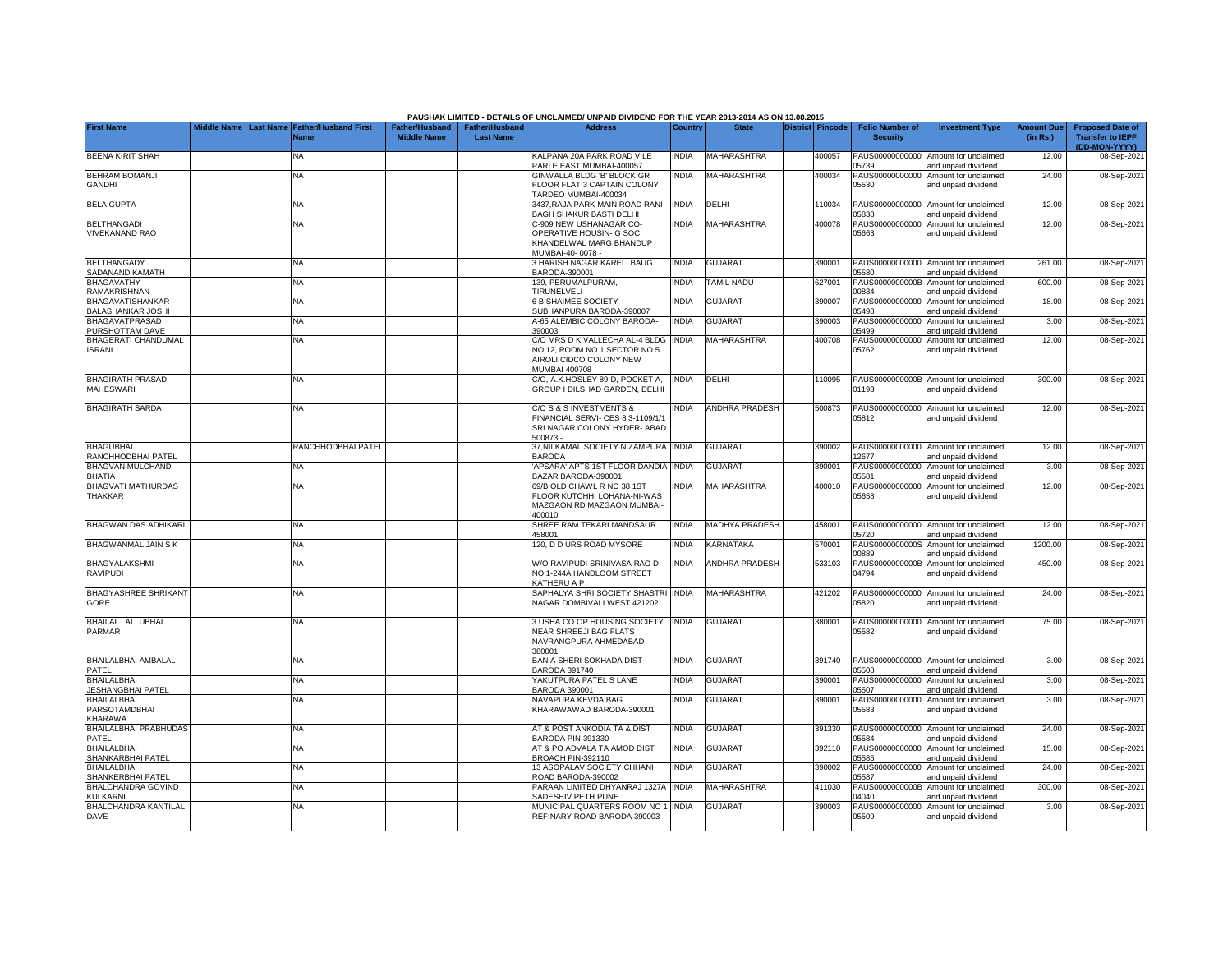PAUSHAK LIMITED - DETAILS OF UNCLAIMED/ UNPAID DIVIDEND FOR THE YEAR 2013-2014 AS ON 13.08.2015

| First Name | Middle Name | Last Name | Father/Husband First Name | Father/Husband Middle Name | Father/Husband Last Name | Address | Country | State | District | Pincode | Folio Number of Security | Investment Type | Amount Due (in Rs.) | Proposed Date of Transfer to IEPF (DD-MON-YYYY) |
|---|---|---|---|---|---|---|---|---|---|---|---|---|---|---|
| BEENA KIRIT SHAH | | | NA | | | KALPANA 20A PARK ROAD VILE PARLE EAST MUMBAI-400057 | INDIA | MAHARASHTRA | | 400057 | PAUS00000000000 05739 | Amount for unclaimed and unpaid dividend | 12.00 | 08-Sep-2021 |
| BEHRAM BOMANJI GANDHI | | | NA | | | GINWALLA BLDG 'B' BLOCK GR FLOOR FLAT 3 CAPTAIN COLONY TARDEO MUMBAI-400034 | INDIA | MAHARASHTRA | | 400034 | PAUS00000000000 05530 | Amount for unclaimed and unpaid dividend | 24.00 | 08-Sep-2021 |
| BELA GUPTA | | | NA | | | 3437,RAJA PARK MAIN ROAD RANI BAGH SHAKUR BASTI DELHI | INDIA | DELHI | | 110034 | PAUS00000000000 05838 | Amount for unclaimed and unpaid dividend | 12.00 | 08-Sep-2021 |
| BELTHANGADI VIVEKANAND RAO | | | NA | | | C-909 NEW USHANAGAR CO-OPERATIVE HOUSIN- G SOC KHANDELWAL MARG BHANDUP MUMBAI-40- 0078 - | INDIA | MAHARASHTRA | | 400078 | PAUS00000000000 05663 | Amount for unclaimed and unpaid dividend | 12.00 | 08-Sep-2021 |
| BELTHANGADY SADANAND KAMATH | | | NA | | | 3 HARISH NAGAR KARELI BAUG BARODA-390001 | INDIA | GUJARAT | | 390001 | PAUS00000000000 05580 | Amount for unclaimed and unpaid dividend | 261.00 | 08-Sep-2021 |
| BHAGAVATHY RAMAKRISHNAN | | | NA | | | 139, PERUMALPURAM, TIRUNELVELI | INDIA | TAMIL NADU | | 627001 | PAUS0000000000B 00834 | Amount for unclaimed and unpaid dividend | 600.00 | 08-Sep-2021 |
| BHAGAVATISHANKAR BALASHANKAR JOSHI | | | NA | | | 6 B SHAIMEE SOCIETY SUBHANPURA BARODA-390007 | INDIA | GUJARAT | | 390007 | PAUS00000000000 05498 | Amount for unclaimed and unpaid dividend | 18.00 | 08-Sep-2021 |
| BHAGAVATPRASAD PURSHOTTAM DAVE | | | NA | | | A-65 ALEMBIC COLONY BARODA-390003 | INDIA | GUJARAT | | 390003 | PAUS00000000000 05499 | Amount for unclaimed and unpaid dividend | 3.00 | 08-Sep-2021 |
| BHAGERATI CHANDUMAL ISRANI | | | NA | | | C/O MRS D K VALLECHA AL-4 BLDG NO 12, ROOM NO 1 SECTOR NO 5 AIROLI CIDCO COLONY NEW MUMBAI 400708 | INDIA | MAHARASHTRA | | 400708 | PAUS00000000000 05762 | Amount for unclaimed and unpaid dividend | 12.00 | 08-Sep-2021 |
| BHAGIRATH PRASAD MAHESWARI | | | NA | | | C/O, A.K.HOSLEY 89-D, POCKET A, GROUP I DILSHAD GARDEN, DELHI | INDIA | DELHI | | 110095 | PAUS0000000000B 01193 | Amount for unclaimed and unpaid dividend | 300.00 | 08-Sep-2021 |
| BHAGIRATH SARDA | | | NA | | | C/O S & S INVESTMENTS & FINANCIAL SERVI- CES 8 3-1109/1/1 SRI NAGAR COLONY HYDER- ABAD 500873 - | INDIA | ANDHRA PRADESH | | 500873 | PAUS00000000000 05812 | Amount for unclaimed and unpaid dividend | 12.00 | 08-Sep-2021 |
| BHAGUBHAI RANCHHODBHAI PATEL | | | RANCHHODBHAI PATEL | | | 37,NILKAMAL SOCIETY NIZAMPURA BARODA | INDIA | GUJARAT | | 390002 | PAUS00000000000 12677 | Amount for unclaimed and unpaid dividend | 12.00 | 08-Sep-2021 |
| BHAGVAN MULCHAND BHATIA | | | NA | | | 'APSARA' APTS 1ST FLOOR DANDIA BAZAR BARODA-390001 | INDIA | GUJARAT | | 390001 | PAUS00000000000 05581 | Amount for unclaimed and unpaid dividend | 3.00 | 08-Sep-2021 |
| BHAGVATI MATHURDAS THAKKAR | | | NA | | | 69/B OLD CHAWL R NO 38 1ST FLOOR KUTCHHI LOHANA-NI-WAS MAZGAON RD MAZGAON MUMBAI-400010 | INDIA | MAHARASHTRA | | 400010 | PAUS00000000000 05658 | Amount for unclaimed and unpaid dividend | 12.00 | 08-Sep-2021 |
| BHAGWAN DAS ADHIKARI | | | NA | | | SHREE RAM TEKARI MANDSAUR 458001 | INDIA | MADHYA PRADESH | | 458001 | PAUS00000000000 05720 | Amount for unclaimed and unpaid dividend | 12.00 | 08-Sep-2021 |
| BHAGWANMAL JAIN S K | | | NA | | | 120, D D URS ROAD MYSORE | INDIA | KARNATAKA | | 570001 | PAUS0000000000S 00889 | Amount for unclaimed and unpaid dividend | 1200.00 | 08-Sep-2021 |
| BHAGYALAKSHMI RAVIPUDI | | | NA | | | W/O RAVIPUDI SRINIVASA RAO D NO 1-244A HANDLOOM STREET KATHERU A P | INDIA | ANDHRA PRADESH | | 533103 | PAUS0000000000B 04794 | Amount for unclaimed and unpaid dividend | 450.00 | 08-Sep-2021 |
| BHAGYASHREE SHRIKANT GORE | | | NA | | | SAPHALYA SHRI SOCIETY SHASTRI NAGAR DOMBIVALI WEST 421202 | INDIA | MAHARASHTRA | | 421202 | PAUS00000000000 05820 | Amount for unclaimed and unpaid dividend | 24.00 | 08-Sep-2021 |
| BHAILAL LALLUBHAI PARMAR | | | NA | | | 3 USHA CO OP HOUSING SOCIETY NEAR SHREEJI BAG FLATS NAVRANGPURA AHMEDABAD 380001 | INDIA | GUJARAT | | 380001 | PAUS00000000000 05582 | Amount for unclaimed and unpaid dividend | 75.00 | 08-Sep-2021 |
| BHAILALBHAI AMBALAL PATEL | | | NA | | | BANIA SHERI SOKHADA DIST BARODA 391740 | INDIA | GUJARAT | | 391740 | PAUS00000000000 05508 | Amount for unclaimed and unpaid dividend | 3.00 | 08-Sep-2021 |
| BHAILALBHAI JESHANGBHAI PATEL | | | NA | | | YAKUTPURA PATEL S LANE BARODA 390001 | INDIA | GUJARAT | | 390001 | PAUS00000000000 05507 | Amount for unclaimed and unpaid dividend | 3.00 | 08-Sep-2021 |
| BHAILALBHAI PARSOTAMDBHAI KHARAWA | | | NA | | | NAVAPURA KEVDA BAG KHARAWAWAD BARODA-390001 | INDIA | GUJARAT | | 390001 | PAUS00000000000 05583 | Amount for unclaimed and unpaid dividend | 3.00 | 08-Sep-2021 |
| BHAILALBHAI PRABHUDAS PATEL | | | NA | | | AT & POST ANKODIA TA & DIST BARODA PIN-391330 | INDIA | GUJARAT | | 391330 | PAUS00000000000 05584 | Amount for unclaimed and unpaid dividend | 24.00 | 08-Sep-2021 |
| BHAILALBHAI SHANKARBHAI PATEL | | | NA | | | AT & PO ADVALA TA AMOD DIST BROACH PIN-392110 | INDIA | GUJARAT | | 392110 | PAUS00000000000 05585 | Amount for unclaimed and unpaid dividend | 15.00 | 08-Sep-2021 |
| BHAILALBHAI SHANKERBHAI PATEL | | | NA | | | 13 ASOPALAV SOCIETY CHHANI ROAD BARODA-390002 | INDIA | GUJARAT | | 390002 | PAUS00000000000 05587 | Amount for unclaimed and unpaid dividend | 24.00 | 08-Sep-2021 |
| BHALCHANDRA GOVIND KULKARNI | | | NA | | | PARAAN LIMITED DHYANRAJ 1327A SADESHIV PETH PUNE | INDIA | MAHARASHTRA | | 411030 | PAUS0000000000B 04040 | Amount for unclaimed and unpaid dividend | 300.00 | 08-Sep-2021 |
| BHALCHANDRA KANTILAL DAVE | | | NA | | | MUNICIPAL QUARTERS ROOM NO 1 REFINARY ROAD BARODA 390003 | INDIA | GUJARAT | | 390003 | PAUS00000000000 05509 | Amount for unclaimed and unpaid dividend | 3.00 | 08-Sep-2021 |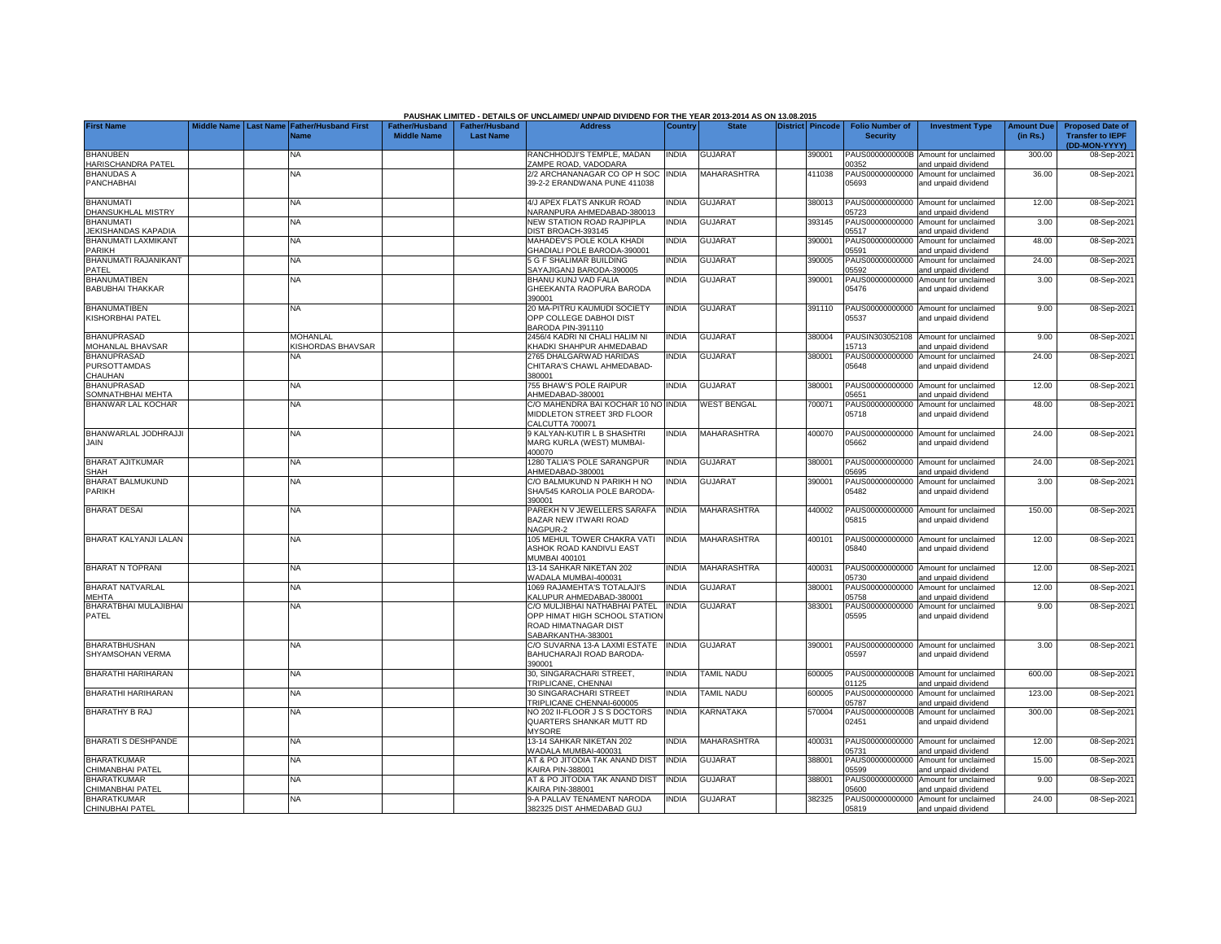PAUSHAK LIMITED - DETAILS OF UNCLAIMED/ UNPAID DIVIDEND FOR THE YEAR 2013-2014 AS ON 13.08.2015

| First Name | Middle Name | Last Name | Father/Husband First Name | Father/Husband Middle Name | Father/Husband Last Name | Address | Country | State | District | Pincode | Folio Number of Security | Investment Type | Amount Due (in Rs.) | Proposed Date of Transfer to IEPF (DD-MON-YYYY) |
|---|---|---|---|---|---|---|---|---|---|---|---|---|---|---|
| BHANUBEN HARISCHANDRA PATEL | | | NA | | | RANCHHODJI'S TEMPLE, MADAN ZAMPE ROAD, VADODARA | INDIA | GUJARAT | | 390001 | PAUS0000000000B00352 | Amount for unclaimed and unpaid dividend | 300.00 | 08-Sep-2021 |
| BHANUDAS A PANCHABHAI | | | NA | | | 2/2 ARCHANANAGAR CO OP H SOC 39-2-2 ERANDWANA PUNE 411038 | INDIA | MAHARASHTRA | | 411038 | PAUS00000000000005693 | Amount for unclaimed and unpaid dividend | 36.00 | 08-Sep-2021 |
| BHANUMATI DHANSUKHLAL MISTRY | | | NA | | | 4/J APEX FLATS ANKUR ROAD NARANPURA AHMEDABAD-380013 | INDIA | GUJARAT | | 380013 | PAUS00000000000005723 | Amount for unclaimed and unpaid dividend | 12.00 | 08-Sep-2021 |
| BHANUMATI JEKISHANDAS KAPADIA | | | NA | | | NEW STATION ROAD RAJPIPLA DIST BROACH-393145 | INDIA | GUJARAT | | 393145 | PAUS00000000000005517 | Amount for unclaimed and unpaid dividend | 3.00 | 08-Sep-2021 |
| BHANUMATI LAXMIKANT PARIKH | | | NA | | | MAHADEV'S POLE KOLA KHADI GHADIALI POLE BARODA-390001 | INDIA | GUJARAT | | 390001 | PAUS00000000000005591 | Amount for unclaimed and unpaid dividend | 48.00 | 08-Sep-2021 |
| BHANUMATI RAJANIKANT PATEL | | | NA | | | 5 G F SHALIMAR BUILDING SAYAJIGANJ BARODA-390005 | INDIA | GUJARAT | | 390005 | PAUS00000000000005592 | Amount for unclaimed and unpaid dividend | 24.00 | 08-Sep-2021 |
| BHANUMATIBEN BABUBHAI THAKKAR | | | NA | | | BHANU KUNJ VAD FALIA GHEEKANTA RAOPURA BARODA 390001 | INDIA | GUJARAT | | 390001 | PAUS00000000000005476 | Amount for unclaimed and unpaid dividend | 3.00 | 08-Sep-2021 |
| BHANUMATIBEN KISHORBHAI PATEL | | | NA | | | 20 MA-PITRU KAUMUDI SOCIETY OPP COLLEGE DABHOI DIST BARODA PIN-391110 | INDIA | GUJARAT | | 391110 | PAUS00000000000005537 | Amount for unclaimed and unpaid dividend | 9.00 | 08-Sep-2021 |
| BHANUPRASAD MOHANLAL BHAVSAR | | | MOHANLAL KISHORDAS BHAVSAR | | | 2456/4 KADRI NI CHALI HALIM NI KHADKI SHAHPUR AHMEDABAD | INDIA | GUJARAT | | 380004 | PAUSIN30305210815713 | Amount for unclaimed and unpaid dividend | 9.00 | 08-Sep-2021 |
| BHANUPRASAD PURSOTTAMDAS CHAUHAN | | | NA | | | 2765 DHALGARWAD HARIDAS CHITARA'S CHAWL AHMEDABAD-380001 | INDIA | GUJARAT | | 380001 | PAUS00000000000005648 | Amount for unclaimed and unpaid dividend | 24.00 | 08-Sep-2021 |
| BHANUPRASAD SOMNATHBHAI MEHTA | | | NA | | | 755 BHAW'S POLE RAIPUR AHMEDABAD-380001 | INDIA | GUJARAT | | 380001 | PAUS00000000000005651 | Amount for unclaimed and unpaid dividend | 12.00 | 08-Sep-2021 |
| BHANWAR LAL KOCHAR | | | NA | | | C/O MAHENDRA BAI KOCHAR 10 NO MIDDLETON STREET 3RD FLOOR CALCUTTA 700071 | INDIA | WEST BENGAL | | 700071 | PAUS00000000000005718 | Amount for unclaimed and unpaid dividend | 48.00 | 08-Sep-2021 |
| BHANWARLAL JODHRAJJI JAIN | | | NA | | | 9 KALYAN-KUTIR L B SHASHTRI MARG KURLA (WEST) MUMBAI-400070 | INDIA | MAHARASHTRA | | 400070 | PAUS00000000000005662 | Amount for unclaimed and unpaid dividend | 24.00 | 08-Sep-2021 |
| BHARAT AJITKUMAR SHAH | | | NA | | | 1280 TALIA'S POLE SARANGPUR AHMEDABAD-380001 | INDIA | GUJARAT | | 380001 | PAUS00000000000005695 | Amount for unclaimed and unpaid dividend | 24.00 | 08-Sep-2021 |
| BHARAT BALMUKUND PARIKH | | | NA | | | C/O BALMUKUND N PARIKH H NO SHA/545 KAROLIA POLE BARODA-390001 | INDIA | GUJARAT | | 390001 | PAUS00000000000005482 | Amount for unclaimed and unpaid dividend | 3.00 | 08-Sep-2021 |
| BHARAT DESAI | | | NA | | | PAREKH N V JEWELLERS SARAFA BAZAR NEW ITWARI ROAD NAGPUR-2 | INDIA | MAHARASHTRA | | 440002 | PAUS00000000000005815 | Amount for unclaimed and unpaid dividend | 150.00 | 08-Sep-2021 |
| BHARAT KALYANJI LALAN | | | NA | | | 105 MEHUL TOWER CHAKRA VATI ASHOK ROAD KANDIVLI EAST MUMBAI 400101 | INDIA | MAHARASHTRA | | 400101 | PAUS00000000000005840 | Amount for unclaimed and unpaid dividend | 12.00 | 08-Sep-2021 |
| BHARAT N TOPRANI | | | NA | | | 13-14 SAHKAR NIKETAN 202 WADALA MUMBAI-400031 | INDIA | MAHARASHTRA | | 400031 | PAUS00000000000005730 | Amount for unclaimed and unpaid dividend | 12.00 | 08-Sep-2021 |
| BHARAT NATVARLAL MEHTA | | | NA | | | 1069 RAJAMEHTA'S TOTALAJI'S KALUPUR AHMEDABAD-380001 | INDIA | GUJARAT | | 380001 | PAUS00000000000005758 | Amount for unclaimed and unpaid dividend | 12.00 | 08-Sep-2021 |
| BHARATBHAI MULAJIBHAI PATEL | | | NA | | | C/O MULJIBHAI NATHABHAI PATEL OPP HIMAT HIGH SCHOOL STATION ROAD HIMATNAGAR DIST SABARKANTHA-383001 | INDIA | GUJARAT | | 383001 | PAUS00000000000005595 | Amount for unclaimed and unpaid dividend | 9.00 | 08-Sep-2021 |
| BHARATBHUSHAN SHYAMSOHAN VERMA | | | NA | | | C/O SUVARNA 13-A LAXMI ESTATE BAHUCHARAJI ROAD BARODA-390001 | INDIA | GUJARAT | | 390001 | PAUS00000000000005597 | Amount for unclaimed and unpaid dividend | 3.00 | 08-Sep-2021 |
| BHARATHI HARIHARAN | | | NA | | | 30, SINGARACHARI STREET, TRIPLICANE, CHENNAI | INDIA | TAMIL NADU | | 600005 | PAUS0000000000B01125 | Amount for unclaimed and unpaid dividend | 600.00 | 08-Sep-2021 |
| BHARATHI HARIHARAN | | | NA | | | 30 SINGARACHARI STREET TRIPLICANE CHENNAI-600005 | INDIA | TAMIL NADU | | 600005 | PAUS00000000000005787 | Amount for unclaimed and unpaid dividend | 123.00 | 08-Sep-2021 |
| BHARATHY B RAJ | | | NA | | | NO 202 II-FLOOR J S S DOCTORS QUARTERS SHANKAR MUTT RD MYSORE | INDIA | KARNATAKA | | 570004 | PAUS0000000000B02451 | Amount for unclaimed and unpaid dividend | 300.00 | 08-Sep-2021 |
| BHARATI S DESHPANDE | | | NA | | | 13-14 SAHKAR NIKETAN 202 WADALA MUMBAI-400031 | INDIA | MAHARASHTRA | | 400031 | PAUS00000000000005731 | Amount for unclaimed and unpaid dividend | 12.00 | 08-Sep-2021 |
| BHARATKUMAR CHIMANBHAI PATEL | | | NA | | | AT & PO JITODIA TAK ANAND DIST KAIRA PIN-388001 | INDIA | GUJARAT | | 388001 | PAUS00000000000005599 | Amount for unclaimed and unpaid dividend | 15.00 | 08-Sep-2021 |
| BHARATKUMAR CHIMANBHAI PATEL | | | NA | | | AT & PO JITODIA TAK ANAND DIST KAIRA PIN-388001 | INDIA | GUJARAT | | 388001 | PAUS00000000000005600 | Amount for unclaimed and unpaid dividend | 9.00 | 08-Sep-2021 |
| BHARATKUMAR CHINUBHAI PATEL | | | NA | | | 9-A PALLAV TENAMENT NARODA 382325 DIST AHMEDABAD GUJ | INDIA | GUJARAT | | 382325 | PAUS00000000000005819 | Amount for unclaimed and unpaid dividend | 24.00 | 08-Sep-2021 |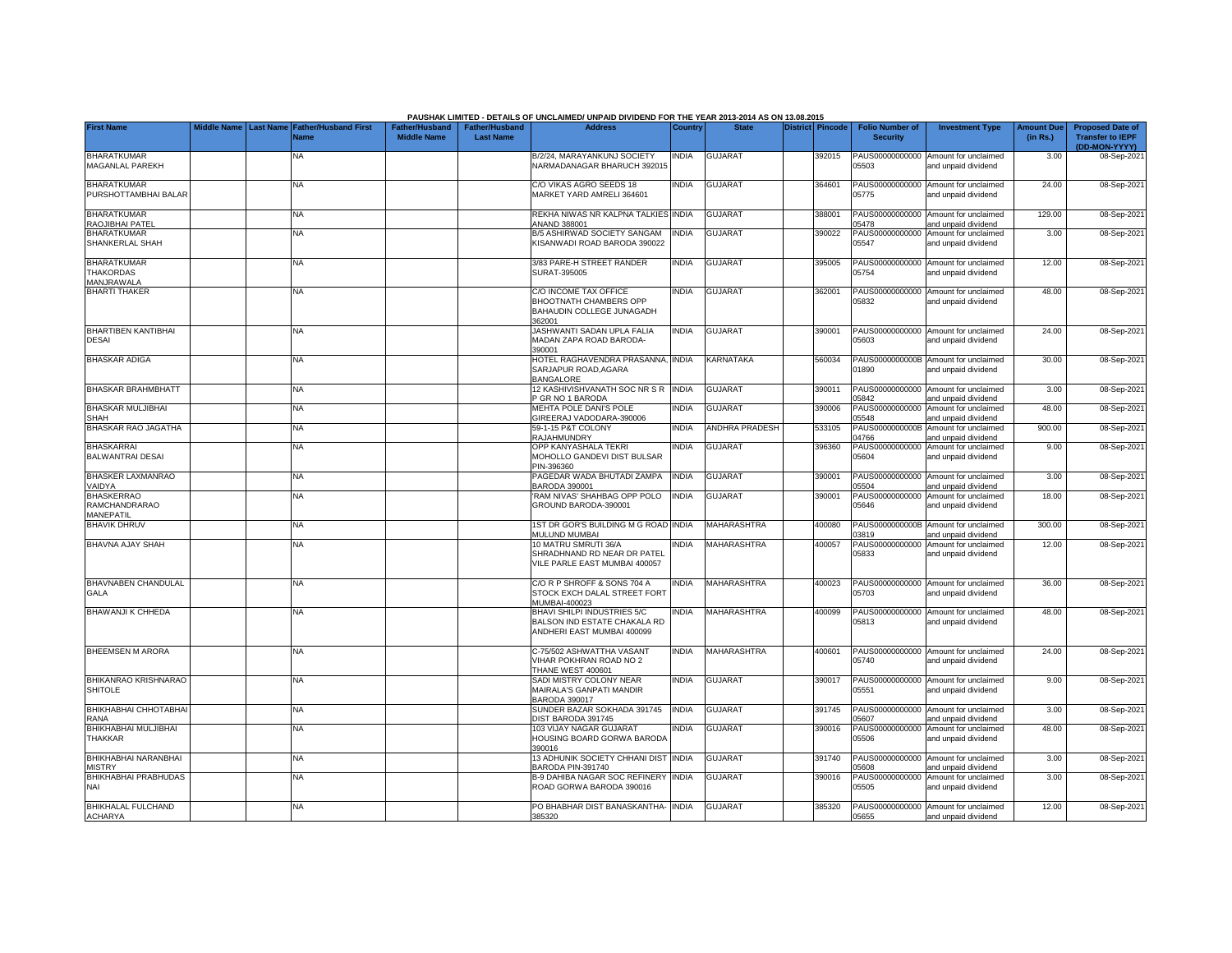PAUSHAK LIMITED - DETAILS OF UNCLAIMED/ UNPAID DIVIDEND FOR THE YEAR 2013-2014 AS ON 13.08.2015

| First Name | Middle Name | Last Name | Father/Husband First Name | Father/Husband Middle Name | Father/Husband Last Name | Address | Country | State | District | Pincode | Folio Number of Security | Investment Type | Amount Due (in Rs.) | Proposed Date of Transfer to IEPF (DD-MON-YYYY) |
|---|---|---|---|---|---|---|---|---|---|---|---|---|---|---|
| BHARATKUMAR MAGANLAL PAREKH | | | NA | | | B/2/24, MARAYANKUNJ SOCIETY NARMADANAGAR BHARUCH 392015 | INDIA | GUJARAT | | 392015 | PAUS00000000000 05503 | Amount for unclaimed and unpaid dividend | 3.00 | 08-Sep-2021 |
| BHARATKUMAR PURSHOTTAMBHAI BALAR | | | NA | | | C/O VIKAS AGRO SEEDS 18 MARKET YARD AMRELI 364601 | INDIA | GUJARAT | | 364601 | PAUS00000000000 05775 | Amount for unclaimed and unpaid dividend | 24.00 | 08-Sep-2021 |
| BHARATKUMAR RAOJIBHAI PATEL | | | NA | | | REKHA NIWAS NR KALPNA TALKIES ANAND 388001 | INDIA | GUJARAT | | 388001 | PAUS00000000000 05478 | Amount for unclaimed and unpaid dividend | 129.00 | 08-Sep-2021 |
| BHARATKUMAR SHANKERLAL SHAH | | | NA | | | B/5 ASHIRWAD SOCIETY SANGAM KISANWADI ROAD BARODA 390022 | INDIA | GUJARAT | | 390022 | PAUS00000000000 05547 | Amount for unclaimed and unpaid dividend | 3.00 | 08-Sep-2021 |
| BHARATKUMAR THAKORDAS MANJRAWALA | | | NA | | | 3/83 PARE-H STREET RANDER SURAT-395005 | INDIA | GUJARAT | | 395005 | PAUS00000000000 05754 | Amount for unclaimed and unpaid dividend | 12.00 | 08-Sep-2021 |
| BHARTI THAKER | | | NA | | | C/O INCOME TAX OFFICE BHOOTNATH CHAMBERS OPP BAHAUDIN COLLEGE JUNAGADH 362001 | INDIA | GUJARAT | | 362001 | PAUS00000000000 05832 | Amount for unclaimed and unpaid dividend | 48.00 | 08-Sep-2021 |
| BHARTIBEN KANTIBHAI DESAI | | | NA | | | JASHWANTI SADAN UPLA FALIA MADAN ZAPA ROAD BARODA-390001 | INDIA | GUJARAT | | 390001 | PAUS00000000000 05603 | Amount for unclaimed and unpaid dividend | 24.00 | 08-Sep-2021 |
| BHASKAR ADIGA | | | NA | | | HOTEL RAGHAVENDRA PRASANNA, SARJAPUR ROAD,AGARA BANGALORE | INDIA | KARNATAKA | | 560034 | PAUS0000000000B 01890 | Amount for unclaimed and unpaid dividend | 30.00 | 08-Sep-2021 |
| BHASKAR BRAHMBHATT | | | NA | | | 12 KASHIVISHVANATH SOC NR S R P GR NO 1 BARODA | INDIA | GUJARAT | | 390011 | PAUS00000000000 05842 | Amount for unclaimed and unpaid dividend | 3.00 | 08-Sep-2021 |
| BHASKAR MULJIBHAI SHAH | | | NA | | | MEHTA POLE DANI'S POLE GIREERAJ VADODARA-390006 | INDIA | GUJARAT | | 390006 | PAUS00000000000 05548 | Amount for unclaimed and unpaid dividend | 48.00 | 08-Sep-2021 |
| BHASKAR RAO JAGATHA | | | NA | | | 59-1-15 P&T COLONY RAJAHMUNDRY | INDIA | ANDHRA PRADESH | | 533105 | PAUS0000000000B 04766 | Amount for unclaimed and unpaid dividend | 900.00 | 08-Sep-2021 |
| BHASKARRAI BALWANTRAI DESAI | | | NA | | | OPP KANYASHALA TEKRI MOHOLLO GANDEVI DIST BULSAR PIN-396360 | INDIA | GUJARAT | | 396360 | PAUS00000000000 05604 | Amount for unclaimed and unpaid dividend | 9.00 | 08-Sep-2021 |
| BHASKER LAXMANRAO VAIDYA | | | NA | | | PAGEDAR WADA BHUTADI ZAMPA BARODA 390001 | INDIA | GUJARAT | | 390001 | PAUS00000000000 05504 | Amount for unclaimed and unpaid dividend | 3.00 | 08-Sep-2021 |
| BHASKERRAO RAMCHANDRARAO MANEPATIL | | | NA | | | 'RAM NIVAS' SHAHBAG OPP POLO GROUND BARODA-390001 | INDIA | GUJARAT | | 390001 | PAUS00000000000 05646 | Amount for unclaimed and unpaid dividend | 18.00 | 08-Sep-2021 |
| BHAVIK DHRUV | | | NA | | | 1ST DR GOR'S BUILDING M G ROAD MULUND MUMBAI | INDIA | MAHARASHTRA | | 400080 | PAUS0000000000B 03819 | Amount for unclaimed and unpaid dividend | 300.00 | 08-Sep-2021 |
| BHAVNA AJAY SHAH | | | NA | | | 10 MATRU SMRUTI 36/A SHRADHNAND RD NEAR DR PATEL VILE PARLE EAST MUMBAI 400057 | INDIA | MAHARASHTRA | | 400057 | PAUS00000000000 05833 | Amount for unclaimed and unpaid dividend | 12.00 | 08-Sep-2021 |
| BHAVNABEN CHANDULAL GALA | | | NA | | | C/O R P SHROFF & SONS 704 A STOCK EXCH DALAL STREET FORT MUMBAI-400023 | INDIA | MAHARASHTRA | | 400023 | PAUS00000000000 05703 | Amount for unclaimed and unpaid dividend | 36.00 | 08-Sep-2021 |
| BHAWANJI K CHHEDA | | | NA | | | BHAVI SHILPI INDUSTRIES 5/C BALSON IND ESTATE CHAKALA RD ANDHERI EAST MUMBAI 400099 | INDIA | MAHARASHTRA | | 400099 | PAUS00000000000 05813 | Amount for unclaimed and unpaid dividend | 48.00 | 08-Sep-2021 |
| BHEEMSEN M ARORA | | | NA | | | C-75/502 ASHWATTHA VASANT VIHAR POKHRAN ROAD NO 2 THANE WEST 400601 | INDIA | MAHARASHTRA | | 400601 | PAUS00000000000 05740 | Amount for unclaimed and unpaid dividend | 24.00 | 08-Sep-2021 |
| BHIKANRAO KRISHNARAO SHITOLE | | | NA | | | SADI MISTRY COLONY NEAR MAIRALA'S GANPATI MANDIR BARODA 390017 | INDIA | GUJARAT | | 390017 | PAUS00000000000 05551 | Amount for unclaimed and unpaid dividend | 9.00 | 08-Sep-2021 |
| BHIKHABHAI CHHOTABHAI RANA | | | NA | | | SUNDER BAZAR SOKHADA 391745 DIST BARODA 391745 | INDIA | GUJARAT | | 391745 | PAUS00000000000 05607 | Amount for unclaimed and unpaid dividend | 3.00 | 08-Sep-2021 |
| BHIKHABHAI MULJIBHAI THAKKAR | | | NA | | | 103 VIJAY NAGAR GUJARAT HOUSING BOARD GORWA BARODA 390016 | INDIA | GUJARAT | | 390016 | PAUS00000000000 05506 | Amount for unclaimed and unpaid dividend | 48.00 | 08-Sep-2021 |
| BHIKHABHAI NARANBHAI MISTRY | | | NA | | | 13 ADHUNIK SOCIETY CHHANI DIST BARODA PIN-391740 | INDIA | GUJARAT | | 391740 | PAUS00000000000 05608 | Amount for unclaimed and unpaid dividend | 3.00 | 08-Sep-2021 |
| BHIKHABHAI PRABHUDAS NAI | | | NA | | | B-9 DAHIBA NAGAR SOC REFINERY ROAD GORWA BARODA 390016 | INDIA | GUJARAT | | 390016 | PAUS00000000000 05505 | Amount for unclaimed and unpaid dividend | 3.00 | 08-Sep-2021 |
| BHIKHALAL FULCHAND ACHARYA | | | NA | | | PO BHABHAR DIST BANASKANTHA-385320 | INDIA | GUJARAT | | 385320 | PAUS00000000000 05655 | Amount for unclaimed and unpaid dividend | 12.00 | 08-Sep-2021 |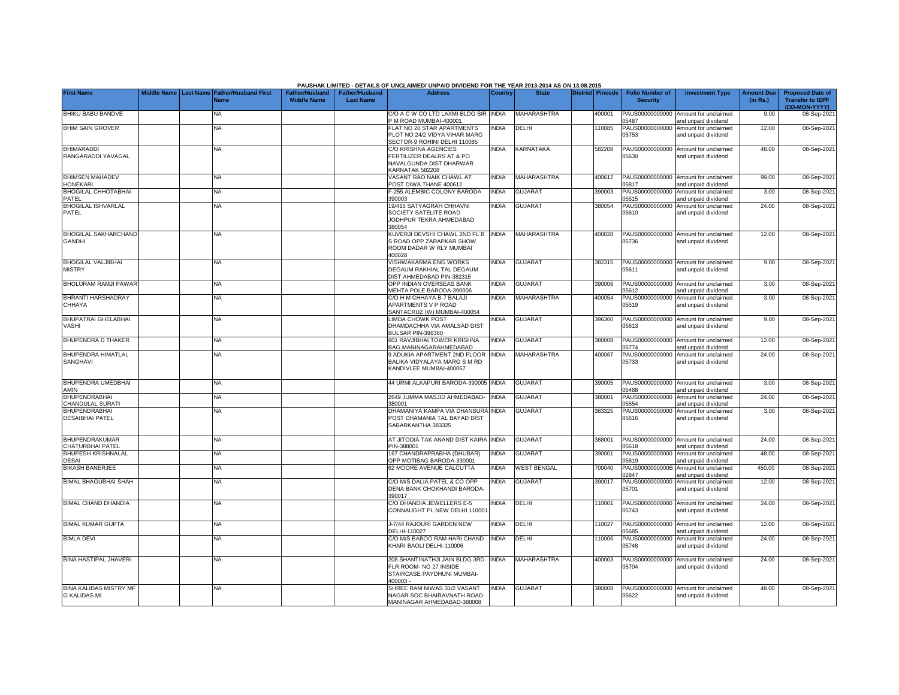PAUSHAK LIMITED - DETAILS OF UNCLAIMED/ UNPAID DIVIDEND FOR THE YEAR 2013-2014 AS ON 13.08.2015

| First Name | Middle Name | Last Name | Father/Husband First Name | Father/Husband Middle Name | Father/Husband Last Name | Address | Country | State | District | Pincode | Folio Number of Security | Investment Type | Amount Due (in Rs.) | Proposed Date of Transfer to IEPF (DD-MON-YYYY) |
|---|---|---|---|---|---|---|---|---|---|---|---|---|---|---|
| BHIKU BABU BANDVE | | | NA | | | C/O A C W CO LTD LAXMI BLDG SIR P M ROAD MUMBAI-400001 | INDIA | MAHARASHTRA | | 400001 | PAUS00000000000 05487 | Amount for unclaimed and unpaid dividend | 9.00 | 08-Sep-2021 |
| BHIM SAIN GROVER | | | NA | | | FLAT NO 20 STAR APARTMENTS PLOT NO 24/2 VIDYA VIHAR MARG SECTOR-9 ROHINI DELHI 110085 | INDIA | DELHI | | 110085 | PAUS00000000000 05753 | Amount for unclaimed and unpaid dividend | 12.00 | 08-Sep-2021 |
| BHIMARADDI RANGARADDI YAVAGAL | | | NA | | | C/O KRISHNA AGENCIES FERTILIZER DEALRS AT & PO NAVALGUNDA DIST DHARWAR KARNATAK 582208 | INDIA | KARNATAKA | | 582208 | PAUS00000000000 05630 | Amount for unclaimed and unpaid dividend | 48.00 | 08-Sep-2021 |
| BHIMSEN MAHADEV HONEKARI | | | NA | | | VASANT RAO NAIK CHAWL AT POST DIWA THANE 400612 | INDIA | MAHARASHTRA | | 400612 | PAUS00000000000 05817 | Amount for unclaimed and unpaid dividend | 99.00 | 08-Sep-2021 |
| BHOGILAL CHHOTABHAI PATEL | | | NA | | | F-255 ALEMBIC COLONY BARODA 390003 | INDIA | GUJARAT | | 390003 | PAUS00000000000 05515 | Amount for unclaimed and unpaid dividend | 3.00 | 08-Sep-2021 |
| BHOGILAL ISHVARLAL PATEL | | | NA | | | 19/416 SATYAGRAH CHHAVNI SOCIETY SATELITE ROAD JODHPUR TEKRA AHMEDABAD 380054 | INDIA | GUJARAT | | 380054 | PAUS00000000000 05610 | Amount for unclaimed and unpaid dividend | 24.00 | 08-Sep-2021 |
| BHOGILAL SAKHARCHAND GANDHI | | | NA | | | KUVERJI DEVSHI CHAWL 2ND FL B S ROAD OPP ZARAPKAR SHOW ROOM DADAR W RLY MUMBAI 400028 | INDIA | MAHARASHTRA | | 400028 | PAUS00000000000 05736 | Amount for unclaimed and unpaid dividend | 12.00 | 08-Sep-2021 |
| BHOGILAL VALJIBHAI MISTRY | | | NA | | | VISHWAKARMA ENG WORKS DEGAUM RAKHIAL TAL DEGAUM DIST AHMEDABAD PIN-382315 | INDIA | GUJARAT | | 382315 | PAUS00000000000 05611 | Amount for unclaimed and unpaid dividend | 9.00 | 08-Sep-2021 |
| BHOLURAM RAMJI PAWAR | | | NA | | | OPP INDIAN OVERSEAS BANK MEHTA POLE BARODA-390006 | INDIA | GUJARAT | | 390006 | PAUS00000000000 05612 | Amount for unclaimed and unpaid dividend | 3.00 | 08-Sep-2021 |
| BHRANTI HARSHADRAY CHHAYA | | | NA | | | C/O H M CHHAYA B-7 BALAJI APARTMENTS V P ROAD SANTACRUZ (W) MUMBAI-400054 | INDIA | MAHARASHTRA | | 400054 | PAUS00000000000 05519 | Amount for unclaimed and unpaid dividend | 3.00 | 08-Sep-2021 |
| BHUPATRAI GHELABHAI VASHI | | | NA | | | LIMDA CHOWK POST DHAMDACHHA VIA AMALSAD DIST BULSAR PIN-396360 | INDIA | GUJARAT | | 396360 | PAUS00000000000 05613 | Amount for unclaimed and unpaid dividend | 9.00 | 08-Sep-2021 |
| BHUPENDRA D THAKER | | | NA | | | 601 RAVJIBHAI TOWER KRISHNA BAG MANINAGARAHMEDABAD | INDIA | GUJARAT | | 380008 | PAUS00000000000 05774 | Amount for unclaimed and unpaid dividend | 12.00 | 08-Sep-2021 |
| BHUPENDRA HIMATLAL SANGHAVI | | | NA | | | 9 ADUKIA APARTMENT 2ND FLOOR BALIKA VIDYALAYA MARG S M RD KANDIVLEE MUMBAI-400067 | INDIA | MAHARASHTRA | | 400067 | PAUS00000000000 05733 | Amount for unclaimed and unpaid dividend | 24.00 | 08-Sep-2021 |
| BHUPENDRA UMEDBHAI AMIN | | | NA | | | 44 URMI ALKAPURI BARODA-390005 | INDIA | GUJARAT | | 390005 | PAUS00000000000 05488 | Amount for unclaimed and unpaid dividend | 3.00 | 08-Sep-2021 |
| BHUPENDRABHAI CHANDULAL SURATI | | | NA | | | 2649 JUMMA MASJID AHMEDABAD-380001 | INDIA | GUJARAT | | 380001 | PAUS00000000000 05554 | Amount for unclaimed and unpaid dividend | 24.00 | 08-Sep-2021 |
| BHUPENDRABHAI DESAIBHAI PATEL | | | NA | | | DHAMANIYA KAMPA VIA DHANSURA POST DHAMANIA TAL BAYAD DIST SABARKANTHA 383325 | INDIA | GUJARAT | | 383325 | PAUS00000000000 05616 | Amount for unclaimed and unpaid dividend | 3.00 | 08-Sep-2021 |
| BHUPENDRAKUMAR CHATURBHAI PATEL | | | NA | | | AT JITODIA TAK ANAND DIST KAIRA PIN-388001 | INDIA | GUJARAT | | 388001 | PAUS00000000000 05618 | Amount for unclaimed and unpaid dividend | 24.00 | 08-Sep-2021 |
| BHUPESH KRISHNALAL DESAI | | | NA | | | 167 CHANDRAPRABHA (DHUBAR) OPP MOTIBAG BARODA-390001 | INDIA | GUJARAT | | 390001 | PAUS00000000000 05619 | Amount for unclaimed and unpaid dividend | 48.00 | 08-Sep-2021 |
| BIKASH BANERJEE | | | NA | | | 62 MOORE AVENUE CALCUTTA | INDIA | WEST BENGAL | | 700040 | PAUS0000000000B 02847 | Amount for unclaimed and unpaid dividend | 450.00 | 08-Sep-2021 |
| BIMAL BHAGUBHAI SHAH | | | NA | | | C/O M/S DALIA PATEL & CO OPP DENA BANK CHOKHANDI BARODA-390017 | INDIA | GUJARAT | | 390017 | PAUS00000000000 05701 | Amount for unclaimed and unpaid dividend | 12.00 | 08-Sep-2021 |
| BIMAL CHAND DHANDIA | | | NA | | | C/O DHANDIA JEWELLERS E-5 CONNAUGHT PL NEW DELHI 110001 | INDIA | DELHI | | 110001 | PAUS00000000000 05743 | Amount for unclaimed and unpaid dividend | 24.00 | 08-Sep-2021 |
| BIMAL KUMAR GUPTA | | | NA | | | J-7/44 RAJOURI GARDEN NEW DELHI-110027 | INDIA | DELHI | | 110027 | PAUS00000000000 05685 | Amount for unclaimed and unpaid dividend | 12.00 | 08-Sep-2021 |
| BIMLA DEVI | | | NA | | | C/O M/S BABOO RAM HARI CHAND KHARI BAOLI DELHI-110006 | INDIA | DELHI | | 110006 | PAUS00000000000 05748 | Amount for unclaimed and unpaid dividend | 24.00 | 08-Sep-2021 |
| BINA HASTIPAL JHAVERI | | | NA | | | 208 SHANTINATHJI JAIN BLDG 3RD FLR ROOM- NO 27 INSIDE STAIRCASE PAYDHUNI MUMBAI-400003 - | INDIA | MAHARASHTRA | | 400003 | PAUS00000000000 05704 | Amount for unclaimed and unpaid dividend | 24.00 | 08-Sep-2021 |
| BINA KALIDAS MISTRY MF G KALIDAS MI | | | NA | | | SHREE RAM NIWAS 31/2 VASANT NAGAR SOC BHAIRAVNATH ROAD MANINAGAR AHMEDABAD-380008 | INDIA | GUJARAT | | 380008 | PAUS00000000000 05622 | Amount for unclaimed and unpaid dividend | 48.00 | 08-Sep-2021 |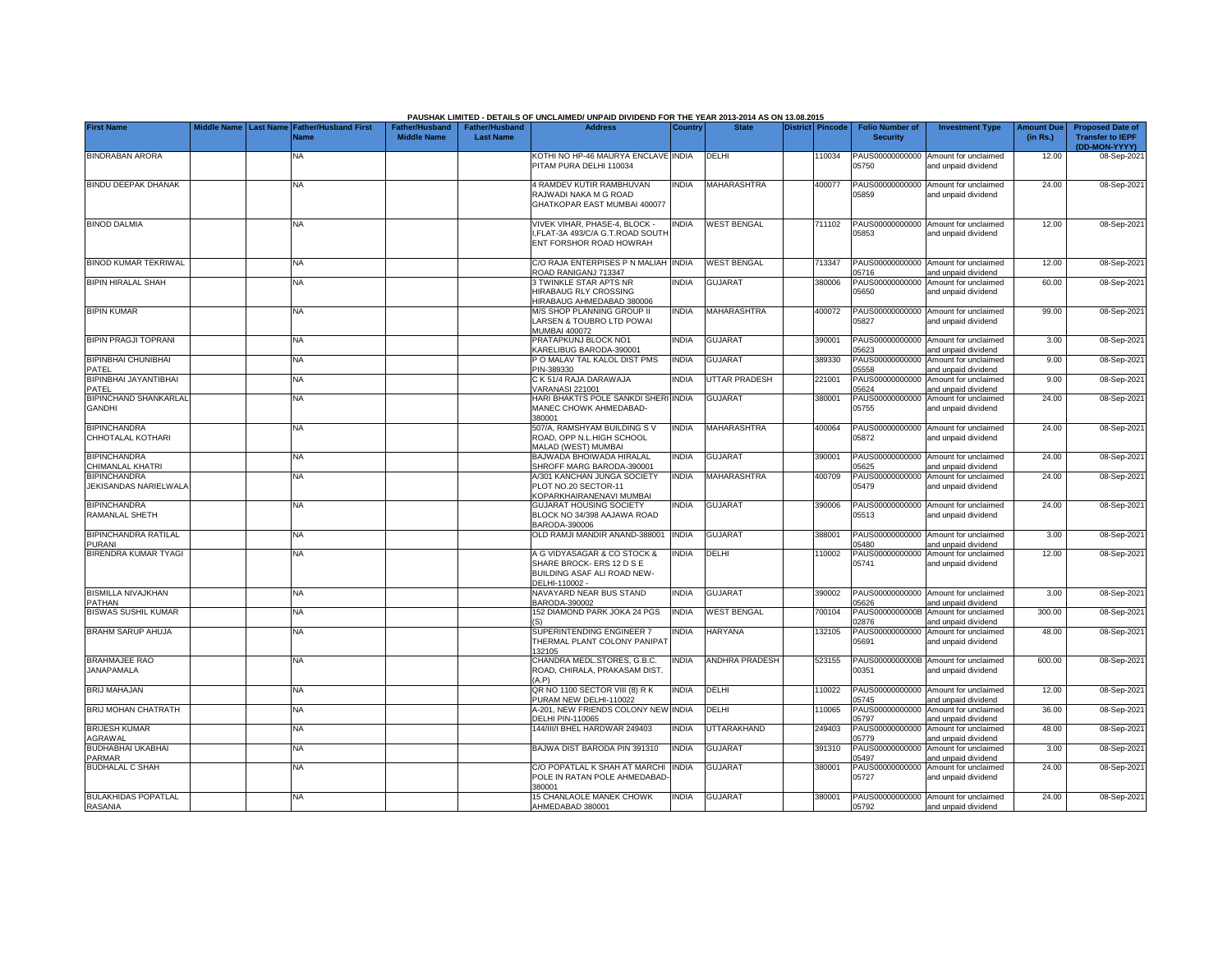PAUSHAK LIMITED - DETAILS OF UNCLAIMED/ UNPAID DIVIDEND FOR THE YEAR 2013-2014 AS ON 13.08.2015

| First Name | Middle Name | Last Name | Father/Husband First Name | Father/Husband Middle Name | Father/Husband Last Name | Address | Country | State | District | Pincode | Folio Number of Security | Investment Type | Amount Due (in Rs.) | Proposed Date of Transfer to IEPF (DD-MON-YYYY) |
|---|---|---|---|---|---|---|---|---|---|---|---|---|---|---|
| BINDRABAN ARORA | | | NA | | | KOTHI NO HP-46 MAURYA ENCLAVE PITAM PURA DELHI 110034 | INDIA | DELHI | | 110034 | PAUS00000000000 05750 | Amount for unclaimed and unpaid dividend | 12.00 | 08-Sep-2021 |
| BINDU DEEPAK DHANAK | | | NA | | | 4 RAMDEV KUTIR RAMBHUVAN RAJWADI NAKA M G ROAD GHATKOPAR EAST MUMBAI 400077 | INDIA | MAHARASHTRA | | 400077 | PAUS00000000000 05859 | Amount for unclaimed and unpaid dividend | 24.00 | 08-Sep-2021 |
| BINOD DALMIA | | | NA | | | VIVEK VIHAR, PHASE-4, BLOCK - I,FLAT-3A 493/C/A G.T.ROAD SOUTH ENT FORSHOR ROAD HOWRAH | INDIA | WEST BENGAL | | 711102 | PAUS00000000000 05853 | Amount for unclaimed and unpaid dividend | 12.00 | 08-Sep-2021 |
| BINOD KUMAR TEKRIWAL | | | NA | | | C/O RAJA ENTERPISES P N MALIAH ROAD RANIGANJ 713347 | INDIA | WEST BENGAL | | 713347 | PAUS00000000000 05716 | Amount for unclaimed and unpaid dividend | 12.00 | 08-Sep-2021 |
| BIPIN HIRALAL SHAH | | | NA | | | 3 TWINKLE STAR APTS NR HIRABAUG RLY CROSSING HIRABAUG AHMEDABAD 380006 | INDIA | GUJARAT | | 380006 | PAUS00000000000 05650 | Amount for unclaimed and unpaid dividend | 60.00 | 08-Sep-2021 |
| BIPIN KUMAR | | | NA | | | M/S SHOP PLANNING GROUP II LARSEN & TOUBRO LTD POWAI MUMBAI 400072 | INDIA | MAHARASHTRA | | 400072 | PAUS00000000000 05827 | Amount for unclaimed and unpaid dividend | 99.00 | 08-Sep-2021 |
| BIPIN PRAGJI TOPRANI | | | NA | | | PRATAPKUNJ BLOCK NO1 KARELIBUG BARODA-390001 | INDIA | GUJARAT | | 390001 | PAUS00000000000 05623 | Amount for unclaimed and unpaid dividend | 3.00 | 08-Sep-2021 |
| BIPINBHAI CHUNIBHAI PATEL | | | NA | | | P O MALAV TAL KALOL DIST PMS PIN-389330 | INDIA | GUJARAT | | 389330 | PAUS00000000000 05558 | Amount for unclaimed and unpaid dividend | 9.00 | 08-Sep-2021 |
| BIPINBHAI JAYANTIBHAI PATEL | | | NA | | | C K 51/4 RAJA DARAWAJA VARANASI 221001 | INDIA | UTTAR PRADESH | | 221001 | PAUS00000000000 05624 | Amount for unclaimed and unpaid dividend | 9.00 | 08-Sep-2021 |
| BIPINCHAND SHANKARLAL GANDHI | | | NA | | | HARI BHAKTI'S POLE SANKDI SHERI MANEC CHOWK AHMEDABAD-380001 | INDIA | GUJARAT | | 380001 | PAUS00000000000 05755 | Amount for unclaimed and unpaid dividend | 24.00 | 08-Sep-2021 |
| BIPINCHANDRA CHHOTALAL KOTHARI | | | NA | | | 507/A, RAMSHYAM BUILDING S V ROAD, OPP N.L.HIGH SCHOOL MALAD (WEST) MUMBAI | INDIA | MAHARASHTRA | | 400064 | PAUS00000000000 05872 | Amount for unclaimed and unpaid dividend | 24.00 | 08-Sep-2021 |
| BIPINCHANDRA CHIMANLAL KHATRI | | | NA | | | BAJWADA BHOIWADA HIRALAL SHROFF MARG BARODA-390001 | INDIA | GUJARAT | | 390001 | PAUS00000000000 05625 | Amount for unclaimed and unpaid dividend | 24.00 | 08-Sep-2021 |
| BIPINCHANDRA JEKISANDAS NARIELWALA | | | NA | | | A/301 KANCHAN JUNGA SOCIETY PLOT NO.20 SECTOR-11 KOPARKHAIRANENAVI MUMBAI | INDIA | MAHARASHTRA | | 400709 | PAUS00000000000 05479 | Amount for unclaimed and unpaid dividend | 24.00 | 08-Sep-2021 |
| BIPINCHANDRA RAMANLAL SHETH | | | NA | | | GUJARAT HOUSING SOCIETY BLOCK NO 34/398 AAJAWA ROAD BARODA-390006 | INDIA | GUJARAT | | 390006 | PAUS00000000000 05513 | Amount for unclaimed and unpaid dividend | 24.00 | 08-Sep-2021 |
| BIPINCHANDRA RATILAL PURANI | | | NA | | | OLD RAMJI MANDIR ANAND-388001 | INDIA | GUJARAT | | 388001 | PAUS00000000000 05480 | Amount for unclaimed and unpaid dividend | 3.00 | 08-Sep-2021 |
| BIRENDRA KUMAR TYAGI | | | NA | | | A G VIDYASAGAR & CO STOCK & SHARE BROCK- ERS 12 D S E BUILDING ASAF ALI ROAD NEW-DELHI-110002 - | INDIA | DELHI | | 110002 | PAUS00000000000 05741 | Amount for unclaimed and unpaid dividend | 12.00 | 08-Sep-2021 |
| BISMILLA NIVAJKHAN PATHAN | | | NA | | | NAVAYARD NEAR BUS STAND BARODA-390002 | INDIA | GUJARAT | | 390002 | PAUS00000000000 05626 | Amount for unclaimed and unpaid dividend | 3.00 | 08-Sep-2021 |
| BISWAS SUSHIL KUMAR | | | NA | | | 152 DIAMOND PARK JOKA 24 PGS (S) | INDIA | WEST BENGAL | | 700104 | PAUS0000000000B 02876 | Amount for unclaimed and unpaid dividend | 300.00 | 08-Sep-2021 |
| BRAHM SARUP AHUJA | | | NA | | | SUPERINTENDING ENGINEER 7 THERMAL PLANT COLONY PANIPAT 132105 | INDIA | HARYANA | | 132105 | PAUS00000000000 05691 | Amount for unclaimed and unpaid dividend | 48.00 | 08-Sep-2021 |
| BRAHMAJEE RAO JANAPAMALA | | | NA | | | CHANDRA MEDL.STORES, G.B.C. ROAD, CHIRALA, PRAKASAM DIST. (A.P) | INDIA | ANDHRA PRADESH | | 523155 | PAUS0000000000B 00351 | Amount for unclaimed and unpaid dividend | 600.00 | 08-Sep-2021 |
| BRIJ MAHAJAN | | | NA | | | QR NO 1100 SECTOR VIII (8) R K PURAM NEW DELHI-110022 | INDIA | DELHI | | 110022 | PAUS00000000000 05745 | Amount for unclaimed and unpaid dividend | 12.00 | 08-Sep-2021 |
| BRIJ MOHAN CHATRATH | | | NA | | | A-201, NEW FRIENDS COLONY NEW DELHI PIN-110065 | INDIA | DELHI | | 110065 | PAUS00000000000 05797 | Amount for unclaimed and unpaid dividend | 36.00 | 08-Sep-2021 |
| BRIJESH KUMAR AGRAWAL | | | NA | | | 144/III/I BHEL HARDWAR 249403 | INDIA | UTTARAKHAND | | 249403 | PAUS00000000000 05779 | Amount for unclaimed and unpaid dividend | 48.00 | 08-Sep-2021 |
| BUDHABHAI UKABHAI PARMAR | | | NA | | | BAJWA DIST BARODA PIN 391310 | INDIA | GUJARAT | | 391310 | PAUS00000000000 05497 | Amount for unclaimed and unpaid dividend | 3.00 | 08-Sep-2021 |
| BUDHALAL C SHAH | | | NA | | | C/O POPATLAL K SHAH AT MARCHI POLE IN RATAN POLE AHMEDABAD-380001 | INDIA | GUJARAT | | 380001 | PAUS00000000000 05727 | Amount for unclaimed and unpaid dividend | 24.00 | 08-Sep-2021 |
| BULAKHIDAS POPATLAL RASANIA | | | NA | | | 15 CHANLAOLE MANEK CHOWK AHMEDABAD 380001 | INDIA | GUJARAT | | 380001 | PAUS00000000000 05792 | Amount for unclaimed and unpaid dividend | 24.00 | 08-Sep-2021 |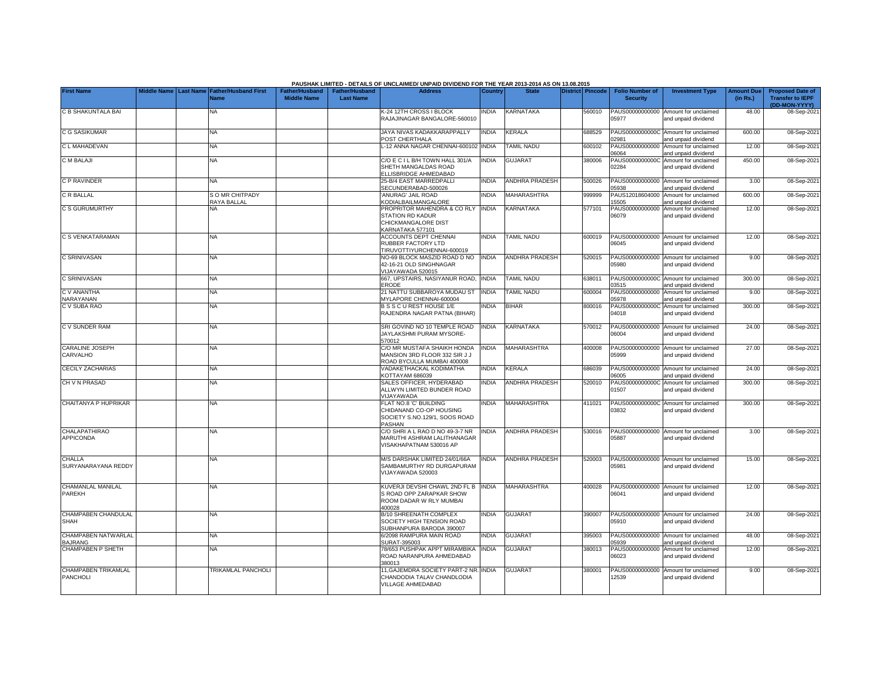PAUSHAK LIMITED - DETAILS OF UNCLAIMED/ UNPAID DIVIDEND FOR THE YEAR 2013-2014 AS ON 13.08.2015

| First Name | Middle Name | Last Name | Father/Husband First Name | Father/Husband Middle Name | Father/Husband Last Name | Address | Country | State | District | Pincode | Folio Number of Security | Investment Type | Amount Due (in Rs.) | Proposed Date of Transfer to IEPF (DD-MON-YYYY) |
|---|---|---|---|---|---|---|---|---|---|---|---|---|---|---|
| C B SHAKUNTALA BAI | | | NA | | | K-24 12TH CROSS I BLOCK RAJAJINAGAR BANGALORE-560010 | INDIA | KARNATAKA | | 560010 | PAUS00000000000 05977 | Amount for unclaimed and unpaid dividend | 48.00 | 08-Sep-2021 |
| C G SASIKUMAR | | | NA | | | JAYA NIVAS KADAKKARAPPALLY POST CHERTHALA | INDIA | KERALA | | 688529 | PAUS0000000000C 02981 | Amount for unclaimed and unpaid dividend | 600.00 | 08-Sep-2021 |
| C L MAHADEVAN | | | NA | | | L-12 ANNA NAGAR CHENNAI-600102 | INDIA | TAMIL NADU | | 600102 | PAUS00000000000 06064 | Amount for unclaimed and unpaid dividend | 12.00 | 08-Sep-2021 |
| C M BALAJI | | | NA | | | C/O E C I L B/H TOWN HALL 301/A SHETH MANGALDAS ROAD ELLISBRIDGE AHMEDABAD | INDIA | GUJARAT | | 380006 | PAUS0000000000C 02284 | Amount for unclaimed and unpaid dividend | 450.00 | 08-Sep-2021 |
| C P RAVINDER | | | NA | | | 25-B/4 EAST MARREDPALLI SECUNDERABAD-500026 | INDIA | ANDHRA PRADESH | | 500026 | PAUS00000000000 05938 | Amount for unclaimed and unpaid dividend | 3.00 | 08-Sep-2021 |
| C R BALLAL | | | S O MR CHITPADY RAYA BALLAL | | | 'ANURAG' JAIL ROAD KODIALBAILMANGALORE | INDIA | MAHARASHTRA | | 999999 | PAUS12018604000 15505 | Amount for unclaimed and unpaid dividend | 600.00 | 08-Sep-2021 |
| C S GURUMURTHY | | | NA | | | PROPRITOR MAHENDRA & CO RLY STATION RD KADUR CHICKMANGALORE DIST KARNATAKA 577101 | INDIA | KARNATAKA | | 577101 | PAUS00000000000 06079 | Amount for unclaimed and unpaid dividend | 12.00 | 08-Sep-2021 |
| C S VENKATARAMAN | | | NA | | | ACCOUNTS DEPT CHENNAI RUBBER FACTORY LTD TIRUVOTTIYURCHENNAI-600019 | INDIA | TAMIL NADU | | 600019 | PAUS00000000000 06045 | Amount for unclaimed and unpaid dividend | 12.00 | 08-Sep-2021 |
| C SRINIVASAN | | | NA | | | NO-69 BLOCK MASZID ROAD D NO 42-16-21 OLD SINGHNAGAR VIJAYAWADA 520015 | INDIA | ANDHRA PRADESH | | 520015 | PAUS00000000000 05980 | Amount for unclaimed and unpaid dividend | 9.00 | 08-Sep-2021 |
| C SRINIVASAN | | | NA | | | 667, UPSTAIRS, NASIYANUR ROAD, ERODE | INDIA | TAMIL NADU | | 638011 | PAUS0000000000C 03515 | Amount for unclaimed and unpaid dividend | 300.00 | 08-Sep-2021 |
| C V ANANTHA NARAYANAN | | | NA | | | 21 NATTU SUBBAROYA MUDAU ST MYLAPORE CHENNAI-600004 | INDIA | TAMIL NADU | | 600004 | PAUS00000000000 05978 | Amount for unclaimed and unpaid dividend | 9.00 | 08-Sep-2021 |
| C V SUBA RAO | | | NA | | | B S S C U REST HOUSE 1/E RAJENDRA NAGAR PATNA (BIHAR) | INDIA | BIHAR | | 800016 | PAUS0000000000C 04018 | Amount for unclaimed and unpaid dividend | 300.00 | 08-Sep-2021 |
| C V SUNDER RAM | | | NA | | | SRI GOVIND NO 10 TEMPLE ROAD JAYLAKSHMI PURAM MYSORE-570012 | INDIA | KARNATAKA | | 570012 | PAUS00000000000 06004 | Amount for unclaimed and unpaid dividend | 24.00 | 08-Sep-2021 |
| CARALINE JOSEPH CARVALHO | | | NA | | | C/O MR MUSTAFA SHAIKH HONDA MANSION 3RD FLOOR 332 SIR J J ROAD BYCULLA MUMBAI 400008 | INDIA | MAHARASHTRA | | 400008 | PAUS00000000000 05999 | Amount for unclaimed and unpaid dividend | 27.00 | 08-Sep-2021 |
| CECILY ZACHARIAS | | | NA | | | VADAKETHACKAL KODIMATHA KOTTAYAM 686039 | INDIA | KERALA | | 686039 | PAUS00000000000 06005 | Amount for unclaimed and unpaid dividend | 24.00 | 08-Sep-2021 |
| CH V N PRASAD | | | NA | | | SALES OFFICER, HYDERABAD ALLWYN LIMITED BUNDER ROAD VIJAYAWADA | INDIA | ANDHRA PRADESH | | 520010 | PAUS0000000000C 01507 | Amount for unclaimed and unpaid dividend | 300.00 | 08-Sep-2021 |
| CHAITANYA P HUPRIKAR | | | NA | | | FLAT NO.8 'C' BUILDING CHIDANAND CO-OP HOUSING SOCIETY S.NO.129/1, SOOS ROAD PASHAN | INDIA | MAHARASHTRA | | 411021 | PAUS0000000000C 03832 | Amount for unclaimed and unpaid dividend | 300.00 | 08-Sep-2021 |
| CHALAPATHIRAO APPICONDA | | | NA | | | C/O SHRI A L RAO D NO 49-3-7 NR MARUTHI ASHRAM LALITHANAGAR VISAKHAPATNAM 530016 AP | INDIA | ANDHRA PRADESH | | 530016 | PAUS00000000000 05887 | Amount for unclaimed and unpaid dividend | 3.00 | 08-Sep-2021 |
| CHALLA SURYANARAYANA REDDY | | | NA | | | M/S DARSHAK LIMITED 24/01/66A SAMBAMURTHY RD DURGAPURAM VIJAYAWADA 520003 | INDIA | ANDHRA PRADESH | | 520003 | PAUS00000000000 05981 | Amount for unclaimed and unpaid dividend | 15.00 | 08-Sep-2021 |
| CHAMANLAL MANILAL PAREKH | | | NA | | | KUVERJI DEVSHI CHAWL 2ND FL B S ROAD OPP ZARAPKAR SHOW ROOM DADAR W RLY MUMBAI 400028 | INDIA | MAHARASHTRA | | 400028 | PAUS00000000000 06041 | Amount for unclaimed and unpaid dividend | 12.00 | 08-Sep-2021 |
| CHAMPABEN CHANDULAL SHAH | | | NA | | | B/10 SHREENATH COMPLEX SOCIETY HIGH TENSION ROAD SUBHANPURA BARODA 390007 | INDIA | GUJARAT | | 390007 | PAUS00000000000 05910 | Amount for unclaimed and unpaid dividend | 24.00 | 08-Sep-2021 |
| CHAMPABEN NATWARLAL BAJRANG | | | NA | | | 6/2098 RAMPURA MAIN ROAD SURAT-395003 | INDIA | GUJARAT | | 395003 | PAUS00000000000 05939 | Amount for unclaimed and unpaid dividend | 48.00 | 08-Sep-2021 |
| CHAMPABEN P SHETH | | | NA | | | 78/653 PUSHPAK APPT MIRAMBIKA ROAD NARANPURA AHMEDABAD 380013 | INDIA | GUJARAT | | 380013 | PAUS00000000000 06023 | Amount for unclaimed and unpaid dividend | 12.00 | 08-Sep-2021 |
| CHAMPABEN TRIKAMLAL PANCHOLI | | | TRIKAMLAL PANCHOLI | | | 11,GAJEMDRA SOCIETY PART-2 NR. CHANDODIA TALAV CHANDLODIA VILLAGE AHMEDABAD | INDIA | GUJARAT | | 380001 | PAUS00000000000 12539 | Amount for unclaimed and unpaid dividend | 9.00 | 08-Sep-2021 |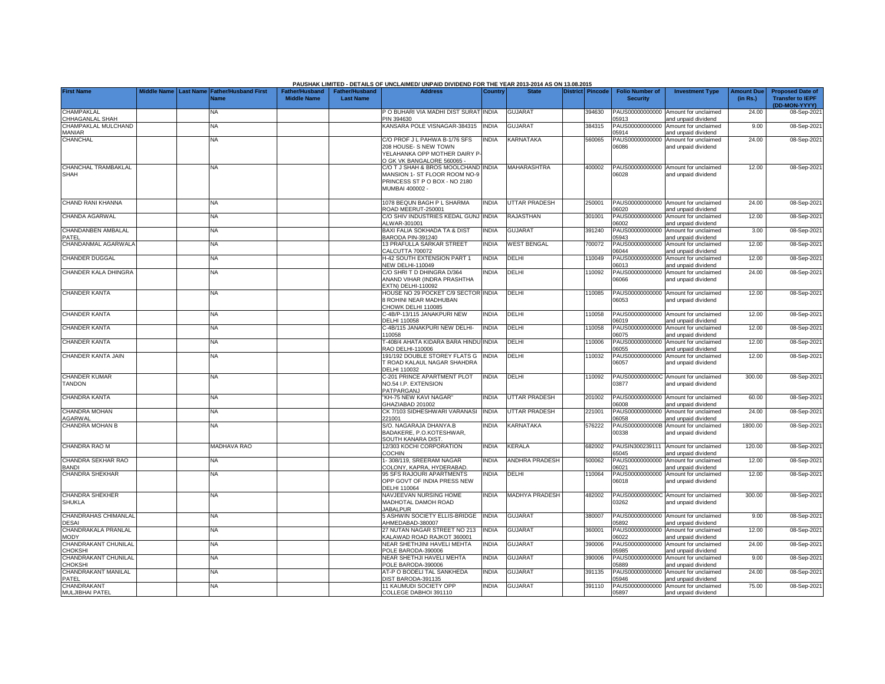PAUSHAK LIMITED - DETAILS OF UNCLAIMED/ UNPAID DIVIDEND FOR THE YEAR 2013-2014 AS ON 13.08.2015

| First Name | Middle Name | Last Name | Father/Husband First Name | Father/Husband Middle Name | Father/Husband Last Name | Address | Country | State | District | Pincode | Folio Number of Security | Investment Type | Amount Due (in Rs.) | Proposed Date of Transfer to IEPF (DD-MON-YYYY) |
|---|---|---|---|---|---|---|---|---|---|---|---|---|---|---|
| CHAMPAKLAL CHHAGANLAL SHAH | | | NA | | | P O BUHARI VIA MADHI DIST SURAT PIN 394630 | INDIA | GUJARAT | | 394630 | PAUS00000000000 05913 | Amount for unclaimed and unpaid dividend | 24.00 | 08-Sep-2021 |
| CHAMPAKLAL MULCHAND MANIAR | | | NA | | | KANSARA POLE VISNAGAR-384315 | INDIA | GUJARAT | | 384315 | PAUS00000000000 05914 | Amount for unclaimed and unpaid dividend | 9.00 | 08-Sep-2021 |
| CHANCHAL | | | NA | | | C/O PROF J L PAHWA B-1/76 SFS 208 HOUSE- S NEW TOWN YELAHANKA OPP MOTHER DAIRY P-O GK VK BANGALORE 560065 - | INDIA | KARNATAKA | | 560065 | PAUS00000000000 06086 | Amount for unclaimed and unpaid dividend | 24.00 | 08-Sep-2021 |
| CHANCHAL TRAMBAKLAL SHAH | | | NA | | | C/O T J SHAH & BROS MOOLCHAND MANSION 1- ST FLOOR ROOM NO-9 PRINCESS ST P O BOX - NO 2180 MUMBAI 400002 - | INDIA | MAHARASHTRA | | 400002 | PAUS00000000000 06028 | Amount for unclaimed and unpaid dividend | 12.00 | 08-Sep-2021 |
| CHAND RANI KHANNA | | | NA | | | 1078 BEQUN BAGH P L SHARMA ROAD MEERUT-250001 | INDIA | UTTAR PRADESH | | 250001 | PAUS00000000000 06020 | Amount for unclaimed and unpaid dividend | 24.00 | 08-Sep-2021 |
| CHANDA AGARWAL | | | NA | | | C/O SHIV INDUSTRIES KEDAL GUNJ ALWAR-301001 | INDIA | RAJASTHAN | | 301001 | PAUS00000000000 06002 | Amount for unclaimed and unpaid dividend | 12.00 | 08-Sep-2021 |
| CHANDANBEN AMBALAL PATEL | | | NA | | | BAXI FALIA SOKHADA TA & DIST BARODA PIN-391240 | INDIA | GUJARAT | | 391240 | PAUS00000000000 05943 | Amount for unclaimed and unpaid dividend | 3.00 | 08-Sep-2021 |
| CHANDANMAL AGARWALA | | | NA | | | 13 PRAFULLA SARKAR STREET CALCUTTA 700072 | INDIA | WEST BENGAL | | 700072 | PAUS00000000000 06044 | Amount for unclaimed and unpaid dividend | 12.00 | 08-Sep-2021 |
| CHANDER DUGGAL | | | NA | | | H-42 SOUTH EXTENSION PART 1 NEW DELHI-110049 | INDIA | DELHI | | 110049 | PAUS00000000000 06013 | Amount for unclaimed and unpaid dividend | 12.00 | 08-Sep-2021 |
| CHANDER KALA DHINGRA | | | NA | | | C/O SHRI T D DHINGRA D/364 ANAND VIHAR (INDRA PRASHTHA EXTN) DELHI-110092 | INDIA | DELHI | | 110092 | PAUS00000000000 06066 | Amount for unclaimed and unpaid dividend | 24.00 | 08-Sep-2021 |
| CHANDER KANTA | | | NA | | | HOUSE NO 29 POCKET C/9 SECTOR 8 ROHINI NEAR MADHUBAN CHOWK DELHI 110085 | INDIA | DELHI | | 110085 | PAUS00000000000 06053 | Amount for unclaimed and unpaid dividend | 12.00 | 08-Sep-2021 |
| CHANDER KANTA | | | NA | | | C-4B/P-13/115 JANAKPURI NEW DELHI 110058 | INDIA | DELHI | | 110058 | PAUS00000000000 06019 | Amount for unclaimed and unpaid dividend | 12.00 | 08-Sep-2021 |
| CHANDER KANTA | | | NA | | | C-4B/115 JANAKPURI NEW DELHI-110058 | INDIA | DELHI | | 110058 | PAUS00000000000 06075 | Amount for unclaimed and unpaid dividend | 12.00 | 08-Sep-2021 |
| CHANDER KANTA | | | NA | | | T-408/4 AHATA KIDARA BARA HINDU RAO DELHI-110006 | INDIA | DELHI | | 110006 | PAUS00000000000 06055 | Amount for unclaimed and unpaid dividend | 12.00 | 08-Sep-2021 |
| CHANDER KANTA JAIN | | | NA | | | 191/192 DOUBLE STOREY FLATS G T ROAD KALAUL NAGAR SHAHDRA DELHI 110032 | INDIA | DELHI | | 110032 | PAUS00000000000 06057 | Amount for unclaimed and unpaid dividend | 12.00 | 08-Sep-2021 |
| CHANDER KUMAR TANDON | | | NA | | | C-201 PRINCE APARTMENT PLOT NO.54 I.P. EXTENSION PATPARGANJ | INDIA | DELHI | | 110092 | PAUS0000000000C 03877 | Amount for unclaimed and unpaid dividend | 300.00 | 08-Sep-2021 |
| CHANDRA KANTA | | | NA | | | "KH-75 NEW KAVI NAGAR" GHAZIABAD 201002 | INDIA | UTTAR PRADESH | | 201002 | PAUS00000000000 06008 | Amount for unclaimed and unpaid dividend | 60.00 | 08-Sep-2021 |
| CHANDRA MOHAN AGARWAL | | | NA | | | CK 7/103 SIDHESHWARI VARANASI 221001 | INDIA | UTTAR PRADESH | | 221001 | PAUS00000000000 06058 | Amount for unclaimed and unpaid dividend | 24.00 | 08-Sep-2021 |
| CHANDRA MOHAN B | | | NA | | | S/O. NAGARAJA DHANYA.B BADAKERE, P.O.KOTESHWAR, SOUTH KANARA DIST. | INDIA | KARNATAKA | | 576222 | PAUS0000000000B 00338 | Amount for unclaimed and unpaid dividend | 1800.00 | 08-Sep-2021 |
| CHANDRA RAO M | | | MADHAVA RAO | | | 12/303 KOCHI CORPORATION COCHIN | INDIA | KERALA | | 682002 | PAUSIN300239111 65045 | Amount for unclaimed and unpaid dividend | 120.00 | 08-Sep-2021 |
| CHANDRA SEKHAR RAO BANDI | | | NA | | | 1- 308/119, SREERAM NAGAR COLONY, KAPRA, HYDERABAD. | INDIA | ANDHRA PRADESH | | 500062 | PAUS00000000000 06021 | Amount for unclaimed and unpaid dividend | 12.00 | 08-Sep-2021 |
| CHANDRA SHEKHAR | | | NA | | | 95 SFS RAJOURI APARTMENTS OPP GOVT OF INDIA PRESS NEW DELHI 110064 | INDIA | DELHI | | 110064 | PAUS00000000000 06018 | Amount for unclaimed and unpaid dividend | 12.00 | 08-Sep-2021 |
| CHANDRA SHEKHER SHUKLA | | | NA | | | NAVJEEVAN NURSING HOME MADHOTAL DAMOH ROAD JABALPUR | INDIA | MADHYA PRADESH | | 482002 | PAUS0000000000C 03262 | Amount for unclaimed and unpaid dividend | 300.00 | 08-Sep-2021 |
| CHANDRAHAS CHIMANLAL DESAI | | | NA | | | 5 ASHWIN SOCIETY ELLIS-BRIDGE AHMEDABAD-380007 | INDIA | GUJARAT | | 380007 | PAUS00000000000 05892 | Amount for unclaimed and unpaid dividend | 9.00 | 08-Sep-2021 |
| CHANDRAKALA PRANLAL MODY | | | NA | | | 27 NUTAN NAGAR STREET NO 213 KALAWAD ROAD RAJKOT 360001 | INDIA | GUJARAT | | 360001 | PAUS00000000000 06022 | Amount for unclaimed and unpaid dividend | 12.00 | 08-Sep-2021 |
| CHANDRAKANT CHUNILAL CHOKSHI | | | NA | | | NEAR SHETHJINI HAVELI MEHTA POLE BARODA-390006 | INDIA | GUJARAT | | 390006 | PAUS00000000000 05985 | Amount for unclaimed and unpaid dividend | 24.00 | 08-Sep-2021 |
| CHANDRAKANT CHUNILAL CHOKSHI | | | NA | | | NEAR SHETHJI HAVELI MEHTA POLE BARODA-390006 | INDIA | GUJARAT | | 390006 | PAUS00000000000 05889 | Amount for unclaimed and unpaid dividend | 9.00 | 08-Sep-2021 |
| CHANDRAKANT MANILAL PATEL | | | NA | | | AT-P O BODELI TAL SANKHEDA DIST BARODA-391135 | INDIA | GUJARAT | | 391135 | PAUS00000000000 05946 | Amount for unclaimed and unpaid dividend | 24.00 | 08-Sep-2021 |
| CHANDRAKANT MULJIBHAI PATEL | | | NA | | | 11 KAUMUDI SOCIETY OPP COLLEGE DABHOI 391110 | INDIA | GUJARAT | | 391110 | PAUS00000000000 05897 | Amount for unclaimed and unpaid dividend | 75.00 | 08-Sep-2021 |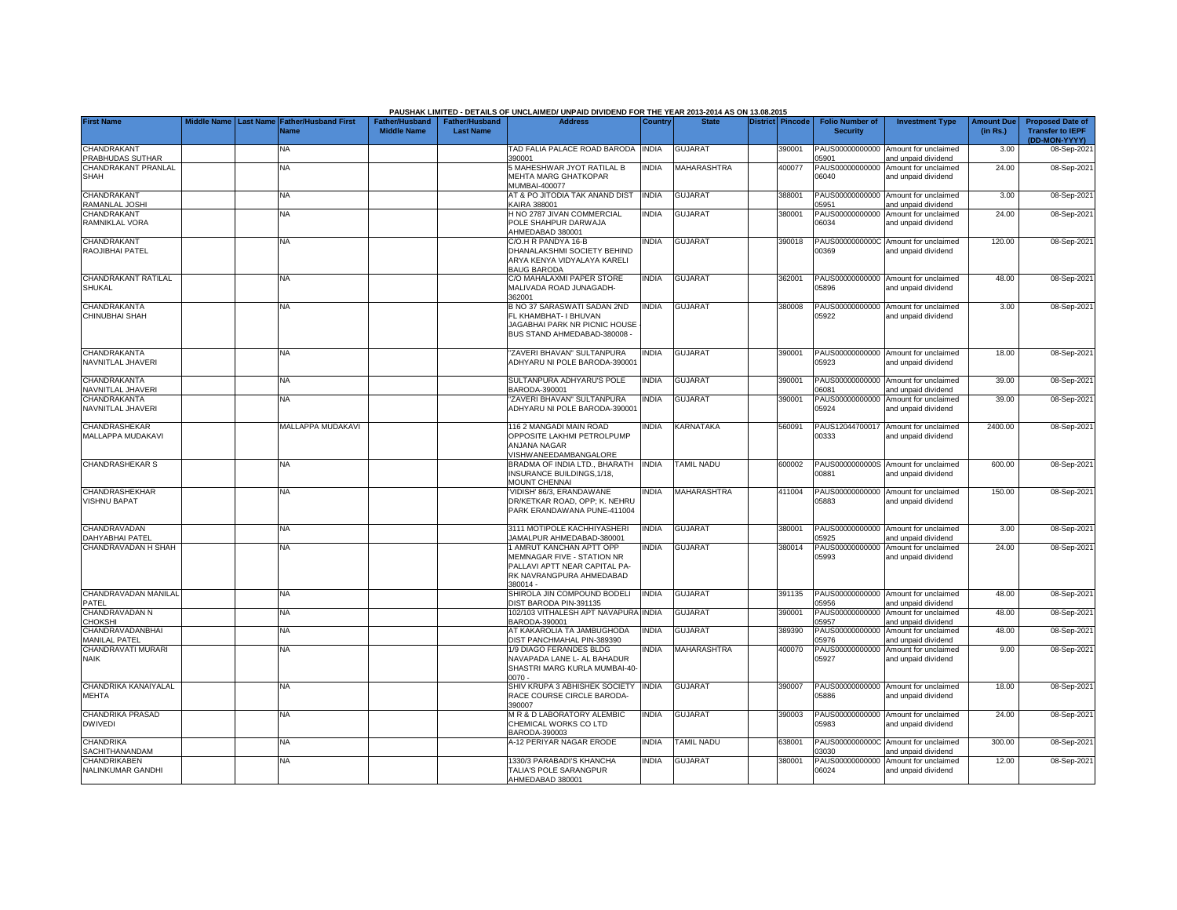**PAUSHAK LIMITED - DETAILS OF UNCLAIMED/ UNPAID DIVIDEND FOR THE YEAR 2013-2014 AS ON 13.08.2015**

| First Name | Middle Name | Last Name | Father/Husband First Name | Father/Husband Middle Name | Father/Husband Last Name | Address | Country | State | District | Pincode | Folio Number of Security | Investment Type | Amount Due (in Rs.) | Proposed Date of Transfer to IEPF (DD-MON-YYYY) |
|---|---|---|---|---|---|---|---|---|---|---|---|---|---|---|
| CHANDRAKANT PRABHUDAS SUTHAR | | | NA | | | TAD FALIA PALACE ROAD BARODA 390001 | INDIA | GUJARAT | | 390001 | PAUS00000000000 05901 | Amount for unclaimed and unpaid dividend | 3.00 | 08-Sep-2021 |
| CHANDRAKANT PRANLAL SHAH | | | NA | | | 5 MAHESHWAR JYOT RATILAL B MEHTA MARG GHATKOPAR MUMBAI-400077 | INDIA | MAHARASHTRA | | 400077 | PAUS00000000000 06040 | Amount for unclaimed and unpaid dividend | 24.00 | 08-Sep-2021 |
| CHANDRAKANT RAMANLAL JOSHI | | | NA | | | AT & PO JITODIA TAK ANAND DIST KAIRA 388001 | INDIA | GUJARAT | | 388001 | PAUS00000000000 05951 | Amount for unclaimed and unpaid dividend | 3.00 | 08-Sep-2021 |
| CHANDRAKANT RAMNIKLAL VORA | | | NA | | | H NO 2787 JIVAN COMMERCIAL POLE SHAHPUR DARWAJA AHMEDABAD 380001 | INDIA | GUJARAT | | 380001 | PAUS00000000000 06034 | Amount for unclaimed and unpaid dividend | 24.00 | 08-Sep-2021 |
| CHANDRAKANT RAOJIBHAI PATEL | | | NA | | | C/O.H R PANDYA 16-B DHANALAKSHMI SOCIETY BEHIND ARYA KENYA VIDYALAYA KARELI BAUG BARODA | INDIA | GUJARAT | | 390018 | PAUS0000000000C 00369 | Amount for unclaimed and unpaid dividend | 120.00 | 08-Sep-2021 |
| CHANDRAKANT RATILAL SHUKAL | | | NA | | | C/O MAHALAXMI PAPER STORE MALIVADA ROAD JUNAGADH-362001 | INDIA | GUJARAT | | 362001 | PAUS00000000000 05896 | Amount for unclaimed and unpaid dividend | 48.00 | 08-Sep-2021 |
| CHANDRAKANTA CHINUBHAI SHAH | | | NA | | | B NO 37 SARASWATI SADAN 2ND FL KHAMBHAT- I BHUVAN JAGABHAI PARK NR PICNIC HOUSE BUS STAND AHMEDABAD-380008 - | INDIA | GUJARAT | | 380008 | PAUS00000000000 05922 | Amount for unclaimed and unpaid dividend | 3.00 | 08-Sep-2021 |
| CHANDRAKANTA NAVNITLAL JHAVERI | | | NA | | | "ZAVERI BHAVAN" SULTANPURA ADHYARU NI POLE BARODA-390001 | INDIA | GUJARAT | | 390001 | PAUS00000000000 05923 | Amount for unclaimed and unpaid dividend | 18.00 | 08-Sep-2021 |
| CHANDRAKANTA NAVNITLAL JHAVERI | | | NA | | | SULTANPURA ADHYARU'S POLE BARODA-390001 | INDIA | GUJARAT | | 390001 | PAUS00000000000 06081 | Amount for unclaimed and unpaid dividend | 39.00 | 08-Sep-2021 |
| CHANDRAKANTA NAVNITLAL JHAVERI | | | NA | | | "ZAVERI BHAVAN" SULTANPURA ADHYARU NI POLE BARODA-390001 | INDIA | GUJARAT | | 390001 | PAUS00000000000 05924 | Amount for unclaimed and unpaid dividend | 39.00 | 08-Sep-2021 |
| CHANDRASHEKAR MALLAPPA MUDAKAVI | | | MALLAPPA MUDAKAVI | | | 116 2 MANGADI MAIN ROAD OPPOSITE LAKHMI PETROLPUMP ANJANA NAGAR VISHWANEEDAMBANGALORE | INDIA | KARNATAKA | | 560091 | PAUS12044700017 00333 | Amount for unclaimed and unpaid dividend | 2400.00 | 08-Sep-2021 |
| CHANDRASHEKAR S | | | NA | | | BRADMA OF INDIA LTD., BHARATH INSURANCE BUILDINGS,1/18, MOUNT CHENNAI | INDIA | TAMIL NADU | | 600002 | PAUS0000000000S 00881 | Amount for unclaimed and unpaid dividend | 600.00 | 08-Sep-2021 |
| CHANDRASHEKHAR VISHNU BAPAT | | | NA | | | 'VIDISH' 86/3, ERANDAWANE DR/KETKAR ROAD, OPP; K. NEHRU PARK ERANDAWANA PUNE-411004 | INDIA | MAHARASHTRA | | 411004 | PAUS00000000000 05883 | Amount for unclaimed and unpaid dividend | 150.00 | 08-Sep-2021 |
| CHANDRAVADAN DAHYABHAI PATEL | | | NA | | | 3111 MOTIPOLE KACHHIYASHERI JAMALPUR AHMEDABAD-380001 | INDIA | GUJARAT | | 380001 | PAUS00000000000 05925 | Amount for unclaimed and unpaid dividend | 3.00 | 08-Sep-2021 |
| CHANDRAVADAN H SHAH | | | NA | | | 1 AMRUT KANCHAN APTT OPP MEMNAGAR FIVE - STATION NR PALLAVI APTT NEAR CAPITAL PA-RK NAVRANGPURA AHMEDABAD 380014 - | INDIA | GUJARAT | | 380014 | PAUS00000000000 05993 | Amount for unclaimed and unpaid dividend | 24.00 | 08-Sep-2021 |
| CHANDRAVADAN MANILAL PATEL | | | NA | | | SHIROLA JIN COMPOUND BODELI DIST BARODA PIN-391135 | INDIA | GUJARAT | | 391135 | PAUS00000000000 05956 | Amount for unclaimed and unpaid dividend | 48.00 | 08-Sep-2021 |
| CHANDRAVADAN N CHOKSHI | | | NA | | | 102/103 VITHALESH APT NAVAPURA BARODA-390001 | INDIA | GUJARAT | | 390001 | PAUS00000000000 05957 | Amount for unclaimed and unpaid dividend | 48.00 | 08-Sep-2021 |
| CHANDRAVADANBHAI MANILAL PATEL | | | NA | | | AT KAKAROLIA TA JAMBUGHODA DIST PANCHMAHAL PIN-389390 | INDIA | GUJARAT | | 389390 | PAUS00000000000 05976 | Amount for unclaimed and unpaid dividend | 48.00 | 08-Sep-2021 |
| CHANDRAVATI MURARI NAIK | | | NA | | | 1/9 DIAGO FERANDES BLDG NAVAPADA LANE L- AL BAHADUR SHASTRI MARG KURLA MUMBAI-40-0070 - | INDIA | MAHARASHTRA | | 400070 | PAUS00000000000 05927 | Amount for unclaimed and unpaid dividend | 9.00 | 08-Sep-2021 |
| CHANDRIKA KANAIYALAL MEHTA | | | NA | | | SHIV KRUPA 3 ABHISHEK SOCIETY RACE COURSE CIRCLE BARODA-390007 | INDIA | GUJARAT | | 390007 | PAUS00000000000 05886 | Amount for unclaimed and unpaid dividend | 18.00 | 08-Sep-2021 |
| CHANDRIKA PRASAD DWIVEDI | | | NA | | | M R & D LABORATORY ALEMBIC CHEMICAL WORKS CO LTD BARODA-390003 | INDIA | GUJARAT | | 390003 | PAUS00000000000 05983 | Amount for unclaimed and unpaid dividend | 24.00 | 08-Sep-2021 |
| CHANDRIKA SACHITHANANDAM | | | NA | | | A-12 PERIYAR NAGAR ERODE | INDIA | TAMIL NADU | | 638001 | PAUS0000000000C 03030 | Amount for unclaimed and unpaid dividend | 300.00 | 08-Sep-2021 |
| CHANDRIKABEN NALINKUMAR GANDHI | | | NA | | | 1330/3 PARABADI'S KHANCHA TALIA'S POLE SARANGPUR AHMEDABAD 380001 | INDIA | GUJARAT | | 380001 | PAUS00000000000 06024 | Amount for unclaimed and unpaid dividend | 12.00 | 08-Sep-2021 |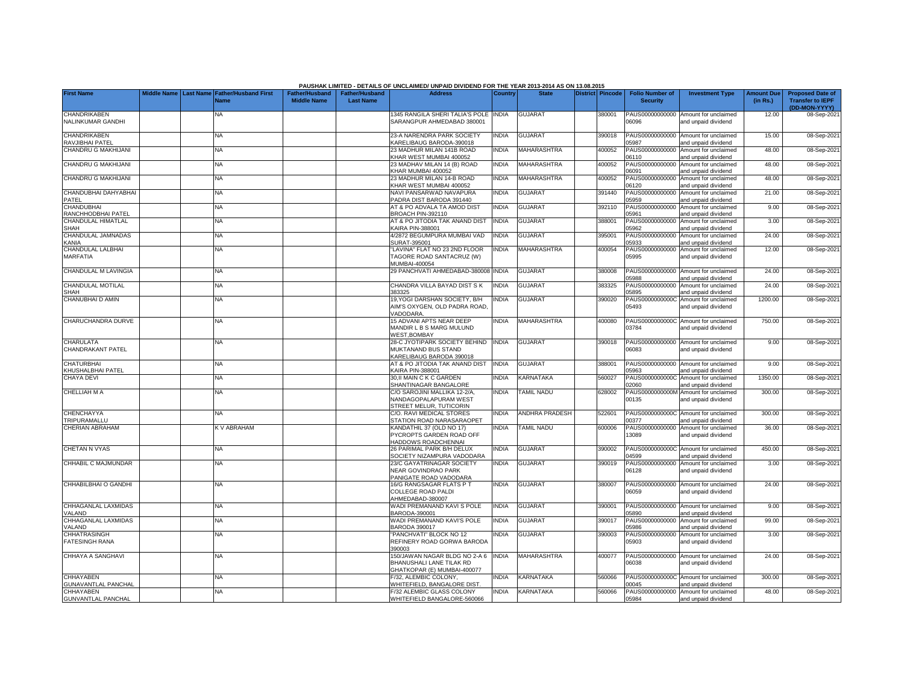PAUSHAK LIMITED - DETAILS OF UNCLAIMED/ UNPAID DIVIDEND FOR THE YEAR 2013-2014 AS ON 13.08.2015

| First Name | Middle Name | Last Name | Father/Husband First Name | Father/Husband Middle Name | Father/Husband Last Name | Address | Country | State | District | Pincode | Folio Number of Security | Investment Type | Amount Due (in Rs.) | Proposed Date of Transfer to IEPF (DD-MON-YYYY) |
|---|---|---|---|---|---|---|---|---|---|---|---|---|---|---|
| CHANDRIKABEN NALINKUMAR GANDHI | | | NA | | | 1345 RANGILA SHERI TALIA'S POLE SARANGPUR AHMEDABAD 380001 | INDIA | GUJARAT | | 380001 | PAUS00000000000 06096 | Amount for unclaimed and unpaid dividend | 12.00 | 08-Sep-2021 |
| CHANDRIKABEN RAVJIBHAI PATEL | | | NA | | | 23-A NARENDRA PARK SOCIETY KARELIBAUG BARODA-390018 | INDIA | GUJARAT | | 390018 | PAUS00000000000 05987 | Amount for unclaimed and unpaid dividend | 15.00 | 08-Sep-2021 |
| CHANDRU G MAKHIJANI | | | NA | | | 23 MADHUR MILAN 141B ROAD KHAR WEST MUMBAI 400052 | INDIA | MAHARASHTRA | | 400052 | PAUS00000000000 06110 | Amount for unclaimed and unpaid dividend | 48.00 | 08-Sep-2021 |
| CHANDRU G MAKHIJANI | | | NA | | | 23 MADHAV MILAN 14 (B) ROAD KHAR MUMBAI 400052 | INDIA | MAHARASHTRA | | 400052 | PAUS00000000000 06091 | Amount for unclaimed and unpaid dividend | 48.00 | 08-Sep-2021 |
| CHANDRU G MAKHIJANI | | | NA | | | 23 MADHUR MILAN 14-B ROAD KHAR WEST MUMBAI 400052 | INDIA | MAHARASHTRA | | 400052 | PAUS00000000000 06120 | Amount for unclaimed and unpaid dividend | 48.00 | 08-Sep-2021 |
| CHANDUBHAI DAHYABHAI PATEL | | | NA | | | NAVI PANSARWAD NAVAPURA PADRA DIST BARODA 391440 | INDIA | GUJARAT | | 391440 | PAUS00000000000 05959 | Amount for unclaimed and unpaid dividend | 21.00 | 08-Sep-2021 |
| CHANDUBHAI RANCHHODBHAI PATEL | | | NA | | | AT & PO ADVALA TA AMOD DIST BROACH PIN-392110 | INDIA | GUJARAT | | 392110 | PAUS00000000000 05961 | Amount for unclaimed and unpaid dividend | 9.00 | 08-Sep-2021 |
| CHANDULAL HIMATLAL SHAH | | | NA | | | AT & PO JITODIA TAK ANAND DIST KAIRA PIN-388001 | INDIA | GUJARAT | | 388001 | PAUS00000000000 05962 | Amount for unclaimed and unpaid dividend | 3.00 | 08-Sep-2021 |
| CHANDULAL JAMNADAS KANIA | | | NA | | | 4/2872 BEGUMPURA MUMBAI VAD SURAT-395001 | INDIA | GUJARAT | | 395001 | PAUS00000000000 05933 | Amount for unclaimed and unpaid dividend | 24.00 | 08-Sep-2021 |
| CHANDULAL LALBHAI MARFATIA | | | NA | | | "LAVINA" FLAT NO 23 2ND FLOOR TAGORE ROAD SANTACRUZ (W) MUMBAI-400054 | INDIA | MAHARASHTRA | | 400054 | PAUS00000000000 05995 | Amount for unclaimed and unpaid dividend | 12.00 | 08-Sep-2021 |
| CHANDULAL M LAVINGIA | | | NA | | | 29 PANCHVATI AHMEDABAD-380008 | INDIA | GUJARAT | | 380008 | PAUS00000000000 05988 | Amount for unclaimed and unpaid dividend | 24.00 | 08-Sep-2021 |
| CHANDULAL MOTILAL SHAH | | | NA | | | CHANDRA VILLA BAYAD DIST S K 383325 | INDIA | GUJARAT | | 383325 | PAUS00000000000 05895 | Amount for unclaimed and unpaid dividend | 24.00 | 08-Sep-2021 |
| CHANUBHAI D AMIN | | | NA | | | 19,YOGI DARSHAN SOCIETY, B/H AIM'S OXYGEN, OLD PADRA ROAD, VADODARA. | INDIA | GUJARAT | | 390020 | PAUS0000000000C 05493 | Amount for unclaimed and unpaid dividend | 1200.00 | 08-Sep-2021 |
| CHARUCHANDRA DURVE | | | NA | | | 15 ADVANI APTS NEAR DEEP MANDIR L B S MARG MULUND WEST,BOMBAY | INDIA | MAHARASHTRA | | 400080 | PAUS0000000000C 03784 | Amount for unclaimed and unpaid dividend | 750.00 | 08-Sep-2021 |
| CHARULATA CHANDRAKANT PATEL | | | NA | | | 28-C JYOTIPARK SOCIETY BEHIND MUKTANAND BUS STAND KARELIBAUG BARODA 390018 | INDIA | GUJARAT | | 390018 | PAUS00000000000 06083 | Amount for unclaimed and unpaid dividend | 9.00 | 08-Sep-2021 |
| CHATURBHAI KHUSHALBHAI PATEL | | | NA | | | AT & PO JITODIA TAK ANAND DIST KAIRA PIN-388001 | INDIA | GUJARAT | | 388001 | PAUS00000000000 05963 | Amount for unclaimed and unpaid dividend | 9.00 | 08-Sep-2021 |
| CHAYA DEVI | | | NA | | | 30,II MAIN C K C GARDEN SHANTINAGAR BANGALORE | INDIA | KARNATAKA | | 560027 | PAUS0000000000C 02060 | Amount for unclaimed and unpaid dividend | 1350.00 | 08-Sep-2021 |
| CHELLIAH M A | | | NA | | | C/O SAROJINI MALLIKA 12-2/A, NANDAGOPALAPURAM WEST STREET MELUR, TUTICORIN | INDIA | TAMIL NADU | | 628002 | PAUS0000000000M 00135 | Amount for unclaimed and unpaid dividend | 300.00 | 08-Sep-2021 |
| CHENCHAYYA TRIPURAMALLU | | | NA | | | C/O. RAVI MEDICAL STORES STATION ROAD NARASARAOPET | INDIA | ANDHRA PRADESH | | 522601 | PAUS0000000000C 00377 | Amount for unclaimed and unpaid dividend | 300.00 | 08-Sep-2021 |
| CHERIAN ABRAHAM | | | K V ABRAHAM | | | KANDATHIL 37 (OLD NO 17) PYCROPTS GARDEN ROAD OFF HADDOWS ROADCHENNAI | INDIA | TAMIL NADU | | 600006 | PAUS00000000000 13089 | Amount for unclaimed and unpaid dividend | 36.00 | 08-Sep-2021 |
| CHETAN N VYAS | | | NA | | | 26 PARIMAL PARK B/H DELUX SOCIETY NIZAMPURA VADODARA | INDIA | GUJARAT | | 390002 | PAUS0000000000C 04599 | Amount for unclaimed and unpaid dividend | 450.00 | 08-Sep-2021 |
| CHHABIL C MAJMUNDAR | | | NA | | | 23/C GAYATRINAGAR SOCIETY NEAR GOVINDRAO PARK PANIGATE ROAD VADODARA | INDIA | GUJARAT | | 390019 | PAUS00000000000 06128 | Amount for unclaimed and unpaid dividend | 3.00 | 08-Sep-2021 |
| CHHABILBHAI O GANDHI | | | NA | | | 16/G RANGSAGAR FLATS P T COLLEGE ROAD PALDI AHMEDABAD-380007 | INDIA | GUJARAT | | 380007 | PAUS00000000000 06059 | Amount for unclaimed and unpaid dividend | 24.00 | 08-Sep-2021 |
| CHHAGANLAL LAXMIDAS VALAND | | | NA | | | WADI PREMANAND KAVI S POLE BARODA-390001 | INDIA | GUJARAT | | 390001 | PAUS00000000000 05890 | Amount for unclaimed and unpaid dividend | 9.00 | 08-Sep-2021 |
| CHHAGANLAL LAXMIDAS VALAND | | | NA | | | WADI PREMANAND KAVI'S POLE BARODA 390017 | INDIA | GUJARAT | | 390017 | PAUS00000000000 05986 | Amount for unclaimed and unpaid dividend | 99.00 | 08-Sep-2021 |
| CHHATRASINGH FATESINGH RANA | | | NA | | | "PANCHVATI" BLOCK NO 12 REFINERY ROAD GORWA BARODA 390003 | INDIA | GUJARAT | | 390003 | PAUS00000000000 05903 | Amount for unclaimed and unpaid dividend | 3.00 | 08-Sep-2021 |
| CHHAYA A SANGHAVI | | | NA | | | 150/JAWAN NAGAR BLDG NO 2-A 6 BHANUSHALI LANE TILAK RD GHATKOPAR (E) MUMBAI-400077 | INDIA | MAHARASHTRA | | 400077 | PAUS00000000000 06038 | Amount for unclaimed and unpaid dividend | 24.00 | 08-Sep-2021 |
| CHHAYABEN GUNAVANTLAL PANCHAL | | | NA | | | F/32, ALEMBIC COLONY, WHITEFIELD, BANGALORE DIST. | INDIA | KARNATAKA | | 560066 | PAUS0000000000C 00045 | Amount for unclaimed and unpaid dividend | 300.00 | 08-Sep-2021 |
| CHHAYABEN GUNVANTLAL PANCHAL | | | NA | | | F/32 ALEMBIC GLASS COLONY WHITEFIELD BANGALORE-560066 | INDIA | KARNATAKA | | 560066 | PAUS00000000000 05984 | Amount for unclaimed and unpaid dividend | 48.00 | 08-Sep-2021 |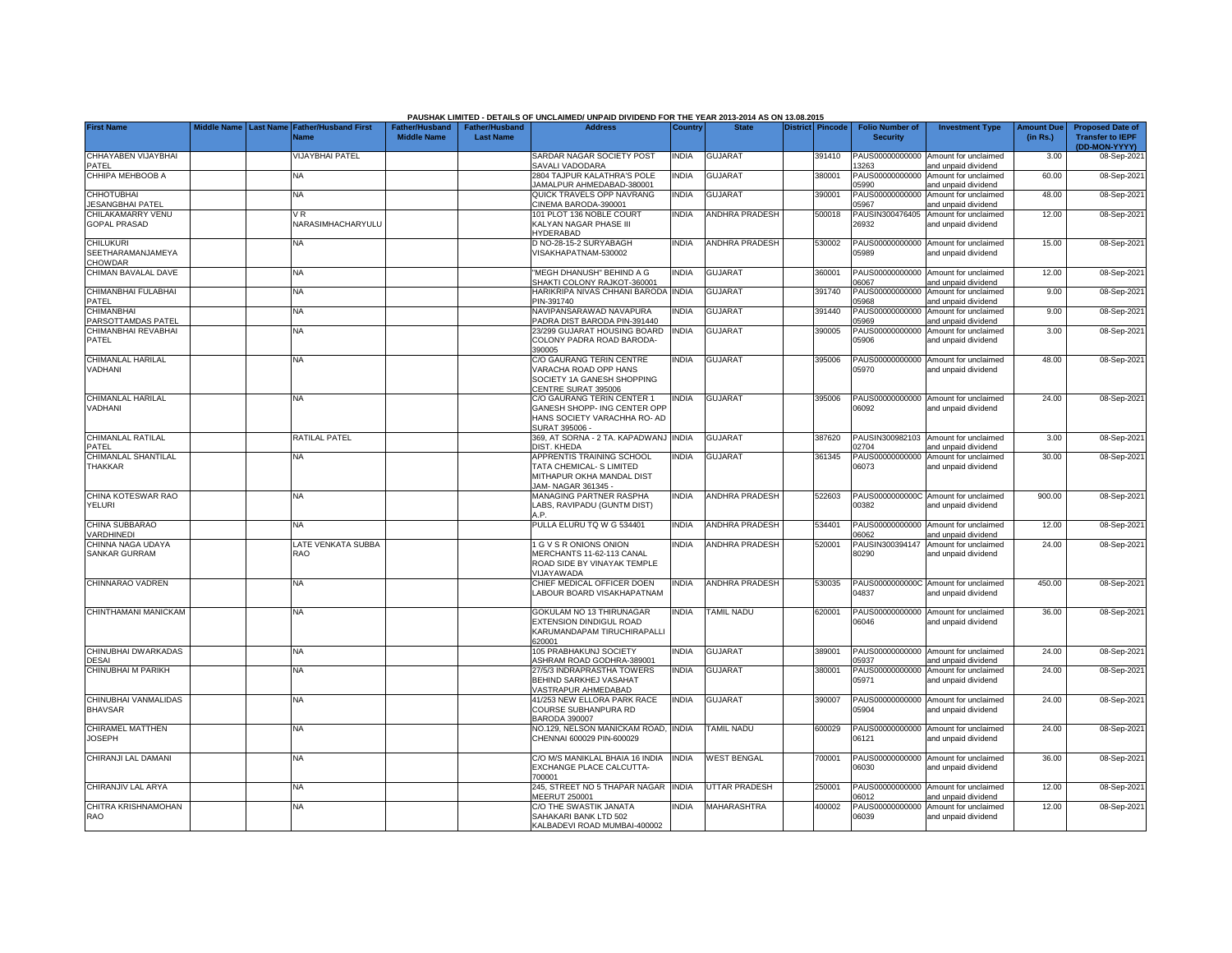**PAUSHAK LIMITED - DETAILS OF UNCLAIMED/ UNPAID DIVIDEND FOR THE YEAR 2013-2014 AS ON 13.08.2015**

| First Name | Middle Name | Last Name | Father/Husband First Name | Father/Husband Middle Name | Father/Husband Last Name | Address | Country | State | District | Pincode | Folio Number of Security | Investment Type | Amount Due (in Rs.) | Proposed Date of Transfer to IEPF (DD-MON-YYYY) |
|---|---|---|---|---|---|---|---|---|---|---|---|---|---|---|
| CHHAYABEN VIJAYBHAI PATEL | | | VIJAYBHAI PATEL | | | SARDAR NAGAR SOCIETY POST SAVALI VADODARA | INDIA | GUJARAT | | 391410 | PAUS00000000000013263 | Amount for unclaimed and unpaid dividend | 3.00 | 08-Sep-2021 |
| CHHIPA MEHBOOB A | | | NA | | | 2804 TAJPUR KALATHRA'S POLE JAMALPUR AHMEDABAD-380001 | INDIA | GUJARAT | | 380001 | PAUS00000000000005990 | Amount for unclaimed and unpaid dividend | 60.00 | 08-Sep-2021 |
| CHHOTUBHAI JESANGBHAI PATEL | | | NA | | | QUICK TRAVELS OPP NAVRANG CINEMA BARODA-390001 | INDIA | GUJARAT | | 390001 | PAUS00000000000005967 | Amount for unclaimed and unpaid dividend | 48.00 | 08-Sep-2021 |
| CHILAKAMARRY VENU GOPAL PRASAD | | | V R NARASIMHACHARYULU | | | 101 PLOT 136 NOBLE COURT KALYAN NAGAR PHASE III HYDERABAD | INDIA | ANDHRA PRADESH | | 500018 | PAUSIN30047640526932 | Amount for unclaimed and unpaid dividend | 12.00 | 08-Sep-2021 |
| CHILUKURI SEETHARAMANJAMEYA CHOWDAR | | | NA | | | D NO-28-15-2 SURYABAGH VISAKHAPATNAM-530002 | INDIA | ANDHRA PRADESH | | 530002 | PAUS00000000000005989 | Amount for unclaimed and unpaid dividend | 15.00 | 08-Sep-2021 |
| CHIMAN BAVALAL DAVE | | | NA | | | "MEGH DHANUSH" BEHIND A G SHAKTI COLONY RAJKOT-360001 | INDIA | GUJARAT | | 360001 | PAUS00000000000006067 | Amount for unclaimed and unpaid dividend | 12.00 | 08-Sep-2021 |
| CHIMANBHAI FULABHAI PATEL | | | NA | | | HARIKRIPA NIVAS CHHANI BARODA PIN-391740 | INDIA | GUJARAT | | 391740 | PAUS00000000000005968 | Amount for unclaimed and unpaid dividend | 9.00 | 08-Sep-2021 |
| CHIMANBHAI PARSOTTAMDAS PATEL | | | NA | | | NAVIPANSARAWAD NAVAPURA PADRA DIST BARODA PIN-391440 | INDIA | GUJARAT | | 391440 | PAUS00000000000005969 | Amount for unclaimed and unpaid dividend | 9.00 | 08-Sep-2021 |
| CHIMANBHAI REVABHAI PATEL | | | NA | | | 23/299 GUJARAT HOUSING BOARD COLONY PADRA ROAD BARODA-390005 | INDIA | GUJARAT | | 390005 | PAUS00000000000005906 | Amount for unclaimed and unpaid dividend | 3.00 | 08-Sep-2021 |
| CHIMANLAL HARILAL VADHANI | | | NA | | | C/O GAURANG TERIN CENTRE VARACHA ROAD OPP HANS SOCIETY 1A GANESH SHOPPING CENTRE SURAT 395006 | INDIA | GUJARAT | | 395006 | PAUS00000000000005970 | Amount for unclaimed and unpaid dividend | 48.00 | 08-Sep-2021 |
| CHIMANLAL HARILAL VADHANI | | | NA | | | C/O GAURANG TERIN CENTER 1 GANESH SHOPP- ING CENTER OPP HANS SOCIETY VARACHHA RO- AD SURAT 395006 - | INDIA | GUJARAT | | 395006 | PAUS00000000000006092 | Amount for unclaimed and unpaid dividend | 24.00 | 08-Sep-2021 |
| CHIMANLAL RATILAL PATEL | | | RATILAL PATEL | | | 369, AT SORNA - 2 TA. KAPADWANJ DIST. KHEDA | INDIA | GUJARAT | | 387620 | PAUSIN30098210302704 | Amount for unclaimed and unpaid dividend | 3.00 | 08-Sep-2021 |
| CHIMANLAL SHANTILAL THAKKAR | | | NA | | | APPRENTIS TRAINING SCHOOL TATA CHEMICAL- S LIMITED MITHAPUR OKHA MANDAL DIST JAM- NAGAR 361345 - | INDIA | GUJARAT | | 361345 | PAUS00000000000006073 | Amount for unclaimed and unpaid dividend | 30.00 | 08-Sep-2021 |
| CHINA KOTESWAR RAO YELURI | | | NA | | | MANAGING PARTNER RASPHA LABS, RAVIPADU (GUNTM DIST) A.P. | INDIA | ANDHRA PRADESH | | 522603 | PAUS0000000000C00382 | Amount for unclaimed and unpaid dividend | 900.00 | 08-Sep-2021 |
| CHINA SUBBARAO VARDHINEDI | | | NA | | | PULLA ELURU TQ W G 534401 | INDIA | ANDHRA PRADESH | | 534401 | PAUS00000000000006062 | Amount for unclaimed and unpaid dividend | 12.00 | 08-Sep-2021 |
| CHINNA NAGA UDAYA SANKAR GURRAM | | | LATE VENKATA SUBBA RAO | | | 1 G V S R ONIONS ONION MERCHANTS 11-62-113 CANAL ROAD SIDE BY VINAYAK TEMPLE VIJAYAWADA | INDIA | ANDHRA PRADESH | | 520001 | PAUSIN30039414780290 | Amount for unclaimed and unpaid dividend | 24.00 | 08-Sep-2021 |
| CHINNARAO VADREN | | | NA | | | CHIEF MEDICAL OFFICER DOEN LABOUR BOARD VISAKHAPATNAM | INDIA | ANDHRA PRADESH | | 530035 | PAUS0000000000C04837 | Amount for unclaimed and unpaid dividend | 450.00 | 08-Sep-2021 |
| CHINTHAMANI MANICKAM | | | NA | | | GOKULAM NO 13 THIRUNAGAR EXTENSION DINDIGUL ROAD KARUMANDAPAM TIRUCHIRAPALLI 620001 | INDIA | TAMIL NADU | | 620001 | PAUS00000000000006046 | Amount for unclaimed and unpaid dividend | 36.00 | 08-Sep-2021 |
| CHINUBHAI DWARKADAS DESAI | | | NA | | | 105 PRABHAKUNJ SOCIETY ASHRAM ROAD GODHRA-389001 | INDIA | GUJARAT | | 389001 | PAUS00000000000005937 | Amount for unclaimed and unpaid dividend | 24.00 | 08-Sep-2021 |
| CHINUBHAI M PARIKH | | | NA | | | 27/5/3 INDRAPRASTHA TOWERS BEHIND SARKHEJ VASAHAT VASTRAPUR AHMEDABAD | INDIA | GUJARAT | | 380001 | PAUS00000000000005971 | Amount for unclaimed and unpaid dividend | 24.00 | 08-Sep-2021 |
| CHINUBHAI VANMALIDAS BHAVSAR | | | NA | | | 41/253 NEW ELLORA PARK RACE COURSE SUBHANPURA RD BARODA 390007 | INDIA | GUJARAT | | 390007 | PAUS00000000000005904 | Amount for unclaimed and unpaid dividend | 24.00 | 08-Sep-2021 |
| CHIRAMEL MATTHEN JOSEPH | | | NA | | | NO.129, NELSON MANICKAM ROAD, CHENNAI 600029 PIN-600029 | INDIA | TAMIL NADU | | 600029 | PAUS00000000000006121 | Amount for unclaimed and unpaid dividend | 24.00 | 08-Sep-2021 |
| CHIRANJI LAL DAMANI | | | NA | | | C/O M/S MANIKLAL BHAIA 16 INDIA EXCHANGE PLACE CALCUTTA-700001 | INDIA | WEST BENGAL | | 700001 | PAUS00000000000006030 | Amount for unclaimed and unpaid dividend | 36.00 | 08-Sep-2021 |
| CHIRANJIV LAL ARYA | | | NA | | | 245, STREET NO 5 THAPAR NAGAR MEERUT 250001 | INDIA | UTTAR PRADESH | | 250001 | PAUS00000000000006012 | Amount for unclaimed and unpaid dividend | 12.00 | 08-Sep-2021 |
| CHITRA KRISHNAMOHAN RAO | | | NA | | | C/O THE SWASTIK JANATA SAHAKARI BANK LTD 502 KALBADEVI ROAD MUMBAI-400002 | INDIA | MAHARASHTRA | | 400002 | PAUS00000000000006039 | Amount for unclaimed and unpaid dividend | 12.00 | 08-Sep-2021 |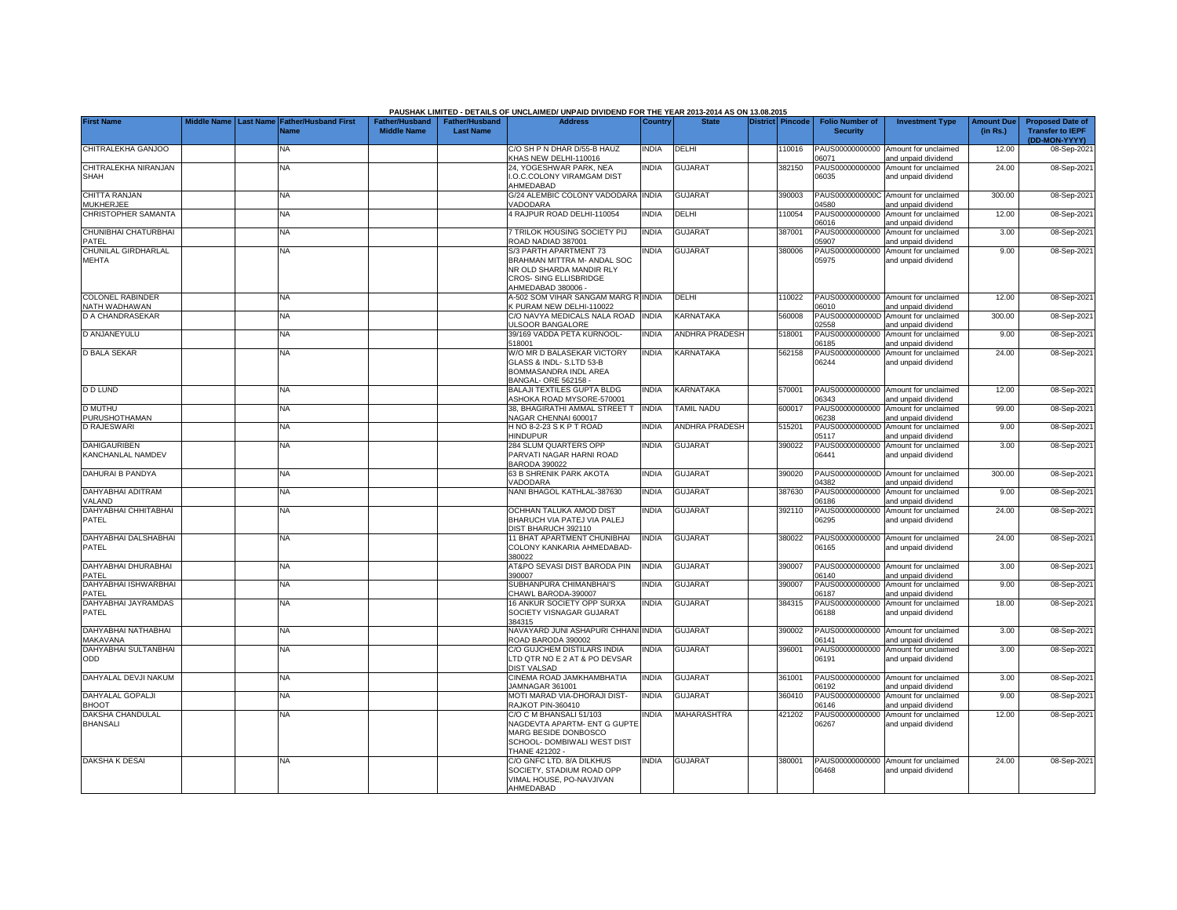PAUSHAK LIMITED - DETAILS OF UNCLAIMED/ UNPAID DIVIDEND FOR THE YEAR 2013-2014 AS ON 13.08.2015

| First Name | Middle Name | Last Name | Father/Husband First Name | Father/Husband Middle Name | Father/Husband Last Name | Address | Country | State | District | Pincode | Folio Number of Security | Investment Type | Amount Due (in Rs.) | Proposed Date of Transfer to IEPF (DD-MON-YYYY) |
|---|---|---|---|---|---|---|---|---|---|---|---|---|---|---|
| CHITRALEKHA GANJOO | | | NA | | | C/O SH P N DHAR D/55-B HAUZ KHAS NEW DELHI-110016 | INDIA | DELHI | | 110016 | PAUS00000000000 06071 | Amount for unclaimed and unpaid dividend | 12.00 | 08-Sep-2021 |
| CHITRALEKHA NIRANJAN SHAH | | | NA | | | 24, YOGESHWAR PARK, NEA I.O.C.COLONY VIRAMGAM DIST AHMEDABAD | INDIA | GUJARAT | | 382150 | PAUS00000000000 06035 | Amount for unclaimed and unpaid dividend | 24.00 | 08-Sep-2021 |
| CHITTA RANJAN MUKHERJEE | | | NA | | | G/24 ALEMBIC COLONY VADODARA VADODARA | INDIA | GUJARAT | | 390003 | PAUS0000000000C 04580 | Amount for unclaimed and unpaid dividend | 300.00 | 08-Sep-2021 |
| CHRISTOPHER SAMANTA | | | NA | | | 4 RAJPUR ROAD DELHI-110054 | INDIA | DELHI | | 110054 | PAUS00000000000 06016 | Amount for unclaimed and unpaid dividend | 12.00 | 08-Sep-2021 |
| CHUNIBHAI CHATURBHAI PATEL | | | NA | | | 7 TRILOK HOUSING SOCIETY PIJ ROAD NADIAD 387001 | INDIA | GUJARAT | | 387001 | PAUS00000000000 05907 | Amount for unclaimed and unpaid dividend | 3.00 | 08-Sep-2021 |
| CHUNILAL GIRDHARLAL MEHTA | | | NA | | | S/3 PARTH APARTMENT 73 BRAHMAN MITTRA M- ANDAL SOC NR OLD SHARDA MANDIR RLY CROS- SING ELLISBRIDGE AHMEDABAD 380006 - | INDIA | GUJARAT | | 380006 | PAUS00000000000 05975 | Amount for unclaimed and unpaid dividend | 9.00 | 08-Sep-2021 |
| COLONEL RABINDER NATH WADHAWAN | | | NA | | | A-502 SOM VIHAR SANGAM MARG R K PURAM NEW DELHI-110022 | INDIA | DELHI | | 110022 | PAUS00000000000 06010 | Amount for unclaimed and unpaid dividend | 12.00 | 08-Sep-2021 |
| D A CHANDRASEKAR | | | NA | | | C/O NAVYA MEDICALS NALA ROAD ULSOOR BANGALORE | INDIA | KARNATAKA | | 560008 | PAUS0000000000D 02558 | Amount for unclaimed and unpaid dividend | 300.00 | 08-Sep-2021 |
| D ANJANEYULU | | | NA | | | 39/169 VADDA PETA KURNOOL-518001 | INDIA | ANDHRA PRADESH | | 518001 | PAUS00000000000 06185 | Amount for unclaimed and unpaid dividend | 9.00 | 08-Sep-2021 |
| D BALA SEKAR | | | NA | | | W/O MR D BALASEKAR VICTORY GLASS & INDL- S.LTD 53-B BOMMASANDRA INDL AREA BANGAL- ORE 562158 - | INDIA | KARNATAKA | | 562158 | PAUS00000000000 06244 | Amount for unclaimed and unpaid dividend | 24.00 | 08-Sep-2021 |
| D D LUND | | | NA | | | BALAJI TEXTILES GUPTA BLDG ASHOKA ROAD MYSORE-570001 | INDIA | KARNATAKA | | 570001 | PAUS00000000000 06343 | Amount for unclaimed and unpaid dividend | 12.00 | 08-Sep-2021 |
| D MUTHU PURUSHOTHAMAN | | | NA | | | 38, BHAGIRATHI AMMAL STREET T NAGAR CHENNAI 600017 | INDIA | TAMIL NADU | | 600017 | PAUS00000000000 06238 | Amount for unclaimed and unpaid dividend | 99.00 | 08-Sep-2021 |
| D RAJESWARI | | | NA | | | H NO 8-2-23 S K P T ROAD HINDUPUR | INDIA | ANDHRA PRADESH | | 515201 | PAUS0000000000D 05117 | Amount for unclaimed and unpaid dividend | 9.00 | 08-Sep-2021 |
| DAHIGAURIBEN KANCHANLAL NAMDEV | | | NA | | | 284 SLUM QUARTERS OPP PARVATI NAGAR HARNI ROAD BARODA 390022 | INDIA | GUJARAT | | 390022 | PAUS00000000000 06441 | Amount for unclaimed and unpaid dividend | 3.00 | 08-Sep-2021 |
| DAHURAI B PANDYA | | | NA | | | 63 B SHRENIK PARK AKOTA VADODARA | INDIA | GUJARAT | | 390020 | PAUS0000000000D 04382 | Amount for unclaimed and unpaid dividend | 300.00 | 08-Sep-2021 |
| DAHYABHAI ADITRAM VALAND | | | NA | | | NANI BHAGOL KATHLAL-387630 | INDIA | GUJARAT | | 387630 | PAUS00000000000 06186 | Amount for unclaimed and unpaid dividend | 9.00 | 08-Sep-2021 |
| DAHYABHAI CHHITABHAI PATEL | | | NA | | | OCHHAN TALUKA AMOD DIST BHARUCH VIA PATEJ VIA PALEJ DIST BHARUCH 392110 | INDIA | GUJARAT | | 392110 | PAUS00000000000 06295 | Amount for unclaimed and unpaid dividend | 24.00 | 08-Sep-2021 |
| DAHYABHAI DALSHABHAI PATEL | | | NA | | | 11 BHAT APARTMENT CHUNIBHAI COLONY KANKARIA AHMEDABAD-380022 | INDIA | GUJARAT | | 380022 | PAUS00000000000 06165 | Amount for unclaimed and unpaid dividend | 24.00 | 08-Sep-2021 |
| DAHYABHAI DHURABHAI PATEL | | | NA | | | AT&PO SEVASI DIST BARODA PIN 390007 | INDIA | GUJARAT | | 390007 | PAUS00000000000 06140 | Amount for unclaimed and unpaid dividend | 3.00 | 08-Sep-2021 |
| DAHYABHAI ISHWARBHAI PATEL | | | NA | | | SUBHANPURA CHIMANBHAI'S CHAWL BARODA-390007 | INDIA | GUJARAT | | 390007 | PAUS00000000000 06187 | Amount for unclaimed and unpaid dividend | 9.00 | 08-Sep-2021 |
| DAHYABHAI JAYRAMDAS PATEL | | | NA | | | 16 ANKUR SOCIETY OPP SURXA SOCIETY VISNAGAR GUJARAT 384315 | INDIA | GUJARAT | | 384315 | PAUS00000000000 06188 | Amount for unclaimed and unpaid dividend | 18.00 | 08-Sep-2021 |
| DAHYABHAI NATHABHAI MAKAVANA | | | NA | | | NAVAYARD JUNI ASHAPURI CHHANI ROAD BARODA 390002 | INDIA | GUJARAT | | 390002 | PAUS00000000000 06141 | Amount for unclaimed and unpaid dividend | 3.00 | 08-Sep-2021 |
| DAHYABHAI SULTANBHAI ODD | | | NA | | | C/O GUJCHEM DISTILARS INDIA LTD QTR NO E 2 AT & PO DEVSAR DIST VALSAD | INDIA | GUJARAT | | 396001 | PAUS00000000000 06191 | Amount for unclaimed and unpaid dividend | 3.00 | 08-Sep-2021 |
| DAHYALAL DEVJI NAKUM | | | NA | | | CINEMA ROAD JAMKHAMBHATIA JAMNAGAR 361001 | INDIA | GUJARAT | | 361001 | PAUS00000000000 06192 | Amount for unclaimed and unpaid dividend | 3.00 | 08-Sep-2021 |
| DAHYALAL GOPALJI BHOOT | | | NA | | | MOTI MARAD VIA-DHORAJI DIST-RAJKOT PIN-360410 | INDIA | GUJARAT | | 360410 | PAUS00000000000 06146 | Amount for unclaimed and unpaid dividend | 9.00 | 08-Sep-2021 |
| DAKSHA CHANDULAL BHANSALI | | | NA | | | C/O C M BHANSALI 51/103 NAGDEVTA APARTM- ENT G GUPTE MARG BESIDE DONBOSCO SCHOOL- DOMBIWALI WEST DIST THANE 421202 - | INDIA | MAHARASHTRA | | 421202 | PAUS00000000000 06267 | Amount for unclaimed and unpaid dividend | 12.00 | 08-Sep-2021 |
| DAKSHA K DESAI | | | NA | | | C/O GNFC LTD. 8/A DILKHUS SOCIETY, STADIUM ROAD OPP VIMAL HOUSE, PO-NAVJIVAN AHMEDABAD | INDIA | GUJARAT | | 380001 | PAUS00000000000 06468 | Amount for unclaimed and unpaid dividend | 24.00 | 08-Sep-2021 |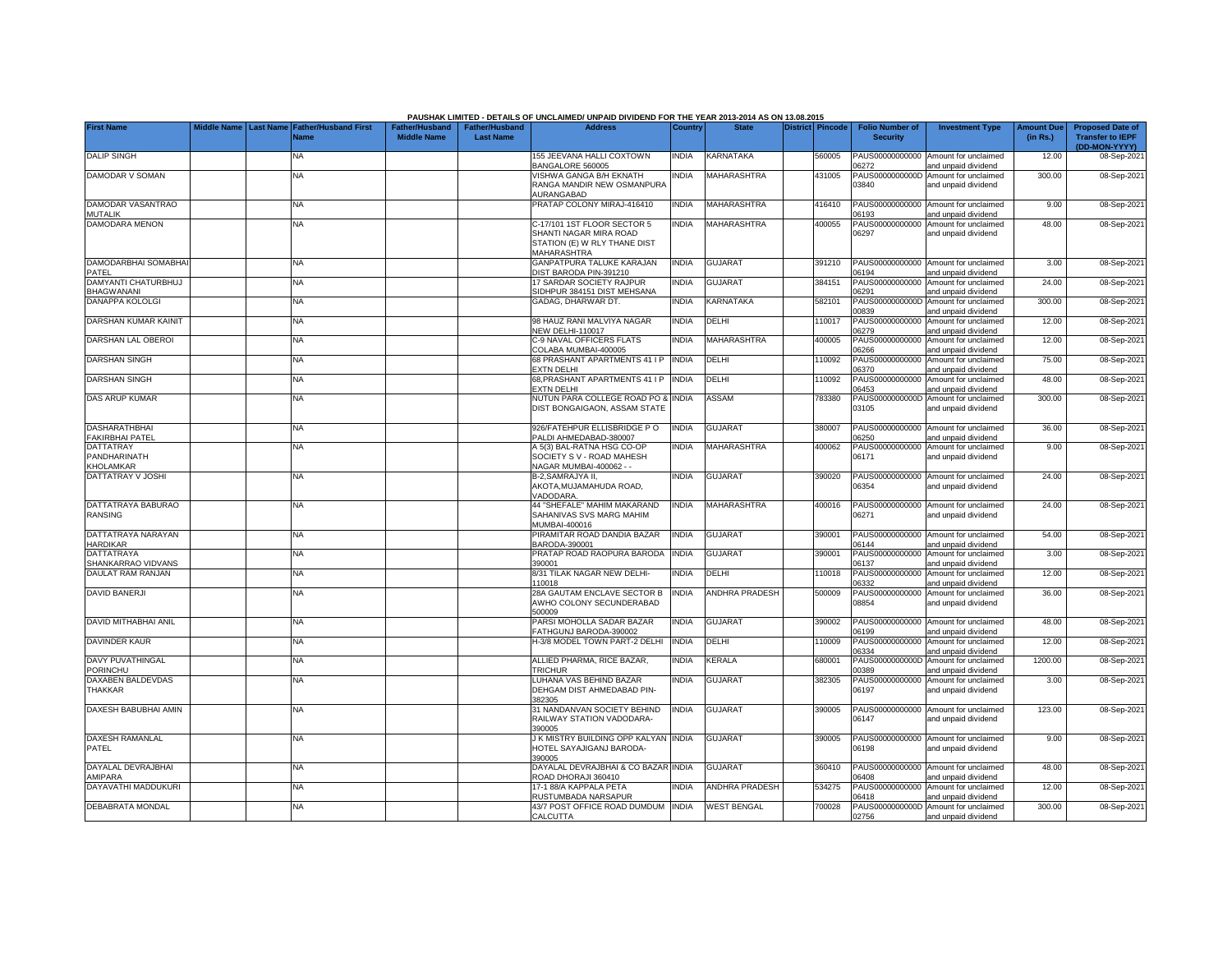PAUSHAK LIMITED - DETAILS OF UNCLAIMED/ UNPAID DIVIDEND FOR THE YEAR 2013-2014 AS ON 13.08.2015

| First Name | Middle Name | Last Name | Father/Husband First Name | Father/Husband Middle Name | Father/Husband Last Name | Address | Country | State | District | Pincode | Folio Number of Security | Investment Type | Amount Due (in Rs.) | Proposed Date of Transfer to IEPF (DD-MON-YYYY) |
|---|---|---|---|---|---|---|---|---|---|---|---|---|---|---|
| DALIP SINGH | | | NA | | | 155 JEEVANA HALLI COXTOWN BANGALORE 560005 | INDIA | KARNATAKA | | 560005 | PAUS00000000000 06272 | Amount for unclaimed and unpaid dividend | 12.00 | 08-Sep-2021 |
| DAMODAR V SOMAN | | | NA | | | VISHWA GANGA B/H EKNATH RANGA MANDIR NEW OSMANPURA AURANGABAD | INDIA | MAHARASHTRA | | 431005 | PAUS0000000000D 03840 | Amount for unclaimed and unpaid dividend | 300.00 | 08-Sep-2021 |
| DAMODAR VASANTRAO MUTALIK | | | NA | | | PRATAP COLONY MIRAJ-416410 | INDIA | MAHARASHTRA | | 416410 | PAUS00000000000 06193 | Amount for unclaimed and unpaid dividend | 9.00 | 08-Sep-2021 |
| DAMODARA MENON | | | NA | | | C-17/101 1ST FLOOR SECTOR 5 SHANTI NAGAR MIRA ROAD STATION (E) W RLY THANE DIST MAHARASHTRA | INDIA | MAHARASHTRA | | 400055 | PAUS00000000000 06297 | Amount for unclaimed and unpaid dividend | 48.00 | 08-Sep-2021 |
| DAMODARBHAI SOMABHAI PATEL | | | NA | | | GANPATPURA TALUKE KARAJAN DIST BARODA PIN-391210 | INDIA | GUJARAT | | 391210 | PAUS00000000000 06194 | Amount for unclaimed and unpaid dividend | 3.00 | 08-Sep-2021 |
| DAMYANTI CHATURBHUJ BHAGWANANI | | | NA | | | 17 SARDAR SOCIETY RAJPUR SIDHPUR 384151 DIST MEHSANA | INDIA | GUJARAT | | 384151 | PAUS00000000000 06291 | Amount for unclaimed and unpaid dividend | 24.00 | 08-Sep-2021 |
| DANAPPA KOLOLGI | | | NA | | | GADAG, DHARWAR DT. | INDIA | KARNATAKA | | 582101 | PAUS0000000000D 00839 | Amount for unclaimed and unpaid dividend | 300.00 | 08-Sep-2021 |
| DARSHAN KUMAR KAINIT | | | NA | | | 98 HAUZ RANI MALVIYA NAGAR NEW DELHI-110017 | INDIA | DELHI | | 110017 | PAUS00000000000 06279 | Amount for unclaimed and unpaid dividend | 12.00 | 08-Sep-2021 |
| DARSHAN LAL OBEROI | | | NA | | | C-9 NAVAL OFFICERS FLATS COLABA MUMBAI-400005 | INDIA | MAHARASHTRA | | 400005 | PAUS00000000000 06266 | Amount for unclaimed and unpaid dividend | 12.00 | 08-Sep-2021 |
| DARSHAN SINGH | | | NA | | | 68 PRASHANT APARTMENTS 41 I P EXTN DELHI | INDIA | DELHI | | 110092 | PAUS00000000000 06370 | Amount for unclaimed and unpaid dividend | 75.00 | 08-Sep-2021 |
| DARSHAN SINGH | | | NA | | | 68,PRASHANT APARTMENTS 41 I P EXTN DELHI | INDIA | DELHI | | 110092 | PAUS00000000000 06453 | Amount for unclaimed and unpaid dividend | 48.00 | 08-Sep-2021 |
| DAS ARUP KUMAR | | | NA | | | NUTUN PARA COLLEGE ROAD PO & DIST BONGAIGAON, ASSAM STATE | INDIA | ASSAM | | 783380 | PAUS0000000000D 03105 | Amount for unclaimed and unpaid dividend | 300.00 | 08-Sep-2021 |
| DASHARATHBHAI FAKIRBHAI PATEL | | | NA | | | 926/FATEHPUR ELLISBRIDGE P O PALDI AHMEDABAD-380007 | INDIA | GUJARAT | | 380007 | PAUS00000000000 06250 | Amount for unclaimed and unpaid dividend | 36.00 | 08-Sep-2021 |
| DATTATRAY PANDHARINATH KHOLAMKAR | | | NA | | | A 5(3) BAL-RATNA HSG CO-OP SOCIETY S V - ROAD MAHESH NAGAR MUMBAI-400062 - - | INDIA | MAHARASHTRA | | 400062 | PAUS00000000000 06171 | Amount for unclaimed and unpaid dividend | 9.00 | 08-Sep-2021 |
| DATTATRAY V JOSHI | | | NA | | | B-2,SAMRAJYA II, AKOTA,MUJAMAHUDA ROAD, VADODARA. | INDIA | GUJARAT | | 390020 | PAUS00000000000 06354 | Amount for unclaimed and unpaid dividend | 24.00 | 08-Sep-2021 |
| DATTATRAYA BABURAO RANSING | | | NA | | | 44 "SHEFALE" MAHIM MAKARAND SAHANIVAS SVS MARG MAHIM MUMBAI-400016 | INDIA | MAHARASHTRA | | 400016 | PAUS00000000000 06271 | Amount for unclaimed and unpaid dividend | 24.00 | 08-Sep-2021 |
| DATTATRAYA NARAYAN HARDIKAR | | | NA | | | PIRAMITAR ROAD DANDIA BAZAR BARODA-390001 | INDIA | GUJARAT | | 390001 | PAUS00000000000 06144 | Amount for unclaimed and unpaid dividend | 54.00 | 08-Sep-2021 |
| DATTATRAYA SHANKARRAO VIDVANS | | | NA | | | PRATAP ROAD RAOPURA BARODA 390001 | INDIA | GUJARAT | | 390001 | PAUS00000000000 06137 | Amount for unclaimed and unpaid dividend | 3.00 | 08-Sep-2021 |
| DAULAT RAM RANJAN | | | NA | | | 8/31 TILAK NAGAR NEW DELHI-110018 | INDIA | DELHI | | 110018 | PAUS00000000000 06332 | Amount for unclaimed and unpaid dividend | 12.00 | 08-Sep-2021 |
| DAVID BANERJI | | | NA | | | 28A GAUTAM ENCLAVE SECTOR B AWHO COLONY SECUNDERABAD 500009 | INDIA | ANDHRA PRADESH | | 500009 | PAUS00000000000 08854 | Amount for unclaimed and unpaid dividend | 36.00 | 08-Sep-2021 |
| DAVID MITHABHAI ANIL | | | NA | | | PARSI MOHOLLA SADAR BAZAR FATHGUNJ BARODA-390002 | INDIA | GUJARAT | | 390002 | PAUS00000000000 06199 | Amount for unclaimed and unpaid dividend | 48.00 | 08-Sep-2021 |
| DAVINDER KAUR | | | NA | | | H-3/8 MODEL TOWN PART-2 DELHI | INDIA | DELHI | | 110009 | PAUS00000000000 06334 | Amount for unclaimed and unpaid dividend | 12.00 | 08-Sep-2021 |
| DAVY PUVATHINGAL PORINCHU | | | NA | | | ALLIED PHARMA, RICE BAZAR, TRICHUR | INDIA | KERALA | | 680001 | PAUS0000000000D 00389 | Amount for unclaimed and unpaid dividend | 1200.00 | 08-Sep-2021 |
| DAXABEN BALDEVDAS THAKKAR | | | NA | | | LUHANA VAS BEHIND BAZAR DEHGAM DIST AHMEDABAD PIN-382305 | INDIA | GUJARAT | | 382305 | PAUS00000000000 06197 | Amount for unclaimed and unpaid dividend | 3.00 | 08-Sep-2021 |
| DAXESH BABUBHAI AMIN | | | NA | | | 31 NANDANVAN SOCIETY BEHIND RAILWAY STATION VADODARA-390005 | INDIA | GUJARAT | | 390005 | PAUS00000000000 06147 | Amount for unclaimed and unpaid dividend | 123.00 | 08-Sep-2021 |
| DAXESH RAMANLAL PATEL | | | NA | | | J K MISTRY BUILDING OPP KALYAN HOTEL SAYAJIGANJ BARODA-390005 | INDIA | GUJARAT | | 390005 | PAUS00000000000 06198 | Amount for unclaimed and unpaid dividend | 9.00 | 08-Sep-2021 |
| DAYALAL DEVRAJBHAI AMIPARA | | | NA | | | DAYALAL DEVRAJBHAI & CO BAZAR ROAD DHORAJI 360410 | INDIA | GUJARAT | | 360410 | PAUS00000000000 06408 | Amount for unclaimed and unpaid dividend | 48.00 | 08-Sep-2021 |
| DAYAVATHI MADDUKURI | | | NA | | | 17-1 88/A KAPPALA PETA RUSTUMBADA NARSAPUR | INDIA | ANDHRA PRADESH | | 534275 | PAUS00000000000 06418 | Amount for unclaimed and unpaid dividend | 12.00 | 08-Sep-2021 |
| DEBABRATA MONDAL | | | NA | | | 43/7 POST OFFICE ROAD DUMDUM CALCUTTA | INDIA | WEST BENGAL | | 700028 | PAUS0000000000D 02756 | Amount for unclaimed and unpaid dividend | 300.00 | 08-Sep-2021 |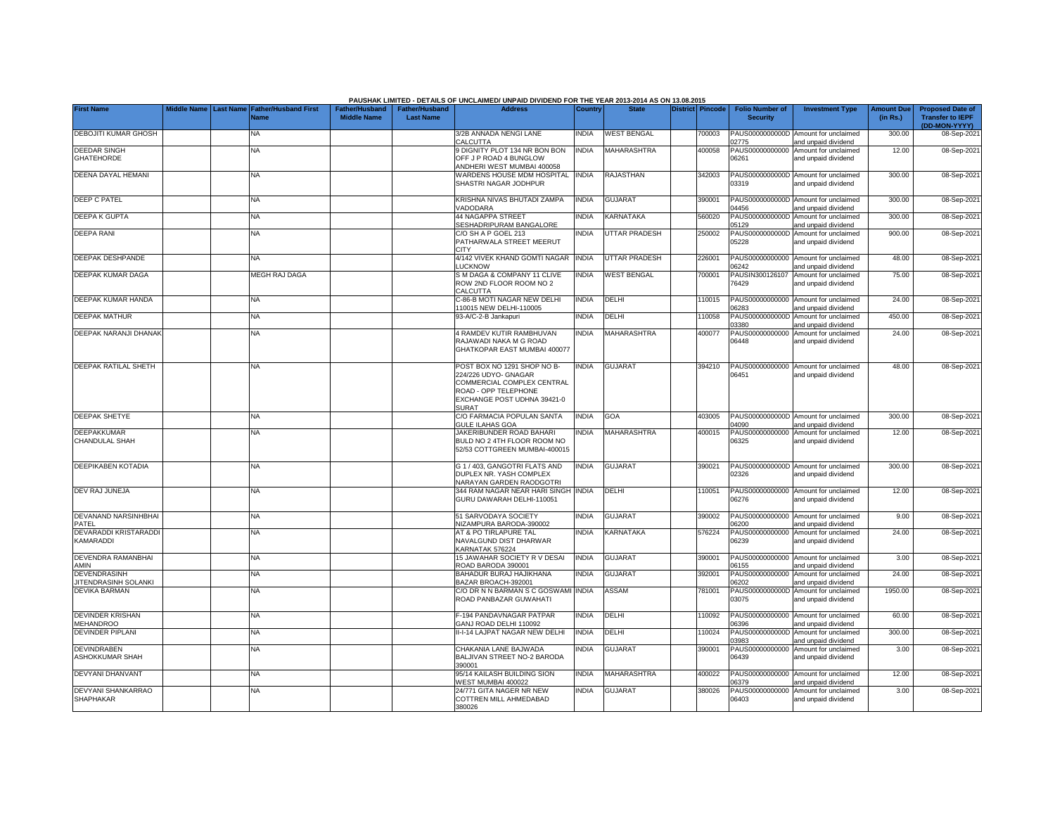PAUSHAK LIMITED - DETAILS OF UNCLAIMED/ UNPAID DIVIDEND FOR THE YEAR 2013-2014 AS ON 13.08.2015

| First Name | Middle Name | Last Name | Father/Husband First Name | Father/Husband Middle Name | Father/Husband Last Name | Address | Country | State | District | Pincode | Folio Number of Security | Investment Type | Amount Due (in Rs.) | Proposed Date of Transfer to IEPF (DD-MON-YYYY) |
|---|---|---|---|---|---|---|---|---|---|---|---|---|---|---|
| DEBOJITI KUMAR GHOSH | | | NA | | | 3/2B ANNADA NENGI LANE CALCUTTA | INDIA | WEST BENGAL | | 700003 | PAUS0000000000D02775 | Amount for unclaimed and unpaid dividend | 300.00 | 08-Sep-2021 |
| DEEDAR SINGH GHATEHORDE | | | NA | | | 9 DIGNITY PLOT 134 NR BON BON OFF J P ROAD 4 BUNGLOW ANDHERI WEST MUMBAI 400058 | INDIA | MAHARASHTRA | | 400058 | PAUS00000000000 06261 | Amount for unclaimed and unpaid dividend | 12.00 | 08-Sep-2021 |
| DEENA DAYAL HEMANI | | | NA | | | WARDENS HOUSE MDM HOSPITAL SHASTRI NAGAR JODHPUR | INDIA | RAJASTHAN | | 342003 | PAUS0000000000D03319 | Amount for unclaimed and unpaid dividend | 300.00 | 08-Sep-2021 |
| DEEP C PATEL | | | NA | | | KRISHNA NIVAS BHUTADI ZAMPA VADODARA | INDIA | GUJARAT | | 390001 | PAUS0000000000D04456 | Amount for unclaimed and unpaid dividend | 300.00 | 08-Sep-2021 |
| DEEPA K GUPTA | | | NA | | | 44 NAGAPPA STREET SESHADRIPURAM BANGALORE | INDIA | KARNATAKA | | 560020 | PAUS0000000000D05129 | Amount for unclaimed and unpaid dividend | 300.00 | 08-Sep-2021 |
| DEEPA RANI | | | NA | | | C/O SH A P GOEL 213 PATHARWALA STREET MEERUT CITY | INDIA | UTTAR PRADESH | | 250002 | PAUS0000000000D05228 | Amount for unclaimed and unpaid dividend | 900.00 | 08-Sep-2021 |
| DEEPAK DESHPANDE | | | NA | | | 4/142 VIVEK KHAND GOMTI NAGAR LUCKNOW | INDIA | UTTAR PRADESH | | 226001 | PAUS00000000000 06242 | Amount for unclaimed and unpaid dividend | 48.00 | 08-Sep-2021 |
| DEEPAK KUMAR DAGA | | | MEGH RAJ DAGA | | | S M DAGA & COMPANY 11 CLIVE ROW 2ND FLOOR ROOM NO 2 CALCUTTA | INDIA | WEST BENGAL | | 700001 | PAUSIN300126107 76429 | Amount for unclaimed and unpaid dividend | 75.00 | 08-Sep-2021 |
| DEEPAK KUMAR HANDA | | | NA | | | C-86-B MOTI NAGAR NEW DELHI 110015 NEW DELHI-110005 | INDIA | DELHI | | 110015 | PAUS00000000000 06283 | Amount for unclaimed and unpaid dividend | 24.00 | 08-Sep-2021 |
| DEEPAK MATHUR | | | NA | | | 93-A/C-2-B Jankapuri | INDIA | DELHI | | 110058 | PAUS0000000000D03380 | Amount for unclaimed and unpaid dividend | 450.00 | 08-Sep-2021 |
| DEEPAK NARANJI DHANAK | | | NA | | | 4 RAMDEV KUTIR RAMBHUVAN RAJAWADI NAKA M G ROAD GHATKOPAR EAST MUMBAI 400077 | INDIA | MAHARASHTRA | | 400077 | PAUS00000000000 06448 | Amount for unclaimed and unpaid dividend | 24.00 | 08-Sep-2021 |
| DEEPAK RATILAL SHETH | | | NA | | | POST BOX NO 1291 SHOP NO B-224/226 UDYO- GNAGAR COMMERCIAL COMPLEX CENTRAL ROAD - OPP TELEPHONE EXCHANGE POST UDHNA 39421-0 SURAT | INDIA | GUJARAT | | 394210 | PAUS00000000000 06451 | Amount for unclaimed and unpaid dividend | 48.00 | 08-Sep-2021 |
| DEEPAK SHETYE | | | NA | | | C/O FARMACIA POPULAN SANTA GULE ILAHAS GOA | INDIA | GOA | | 403005 | PAUS0000000000D04090 | Amount for unclaimed and unpaid dividend | 300.00 | 08-Sep-2021 |
| DEEPAKKUMAR CHANDULAL SHAH | | | NA | | | JAKERIBUNDER ROAD BAHARI BULD NO 2 4TH FLOOR ROOM NO 52/53 COTTGREEN MUMBAI-400015 | INDIA | MAHARASHTRA | | 400015 | PAUS00000000000 06325 | Amount for unclaimed and unpaid dividend | 12.00 | 08-Sep-2021 |
| DEEPIKABEN KOTADIA | | | NA | | | G 1 / 403, GANGOTRI FLATS AND DUPLEX NR. YASH COMPLEX NARAYAN GARDEN RAODGOTRI | INDIA | GUJARAT | | 390021 | PAUS0000000000D02326 | Amount for unclaimed and unpaid dividend | 300.00 | 08-Sep-2021 |
| DEV RAJ JUNEJA | | | NA | | | 344 RAM NAGAR NEAR HARI SINGH GURU DAWARAH DELHI-110051 | INDIA | DELHI | | 110051 | PAUS00000000000 06276 | Amount for unclaimed and unpaid dividend | 12.00 | 08-Sep-2021 |
| DEVANAND NARSINHBHAI PATEL | | | NA | | | 51 SARVODAYA SOCIETY NIZAMPURA BARODA-390002 | INDIA | GUJARAT | | 390002 | PAUS00000000000 06200 | Amount for unclaimed and unpaid dividend | 9.00 | 08-Sep-2021 |
| DEVARADDI KRISTARADDI KAMARADDI | | | NA | | | AT & PO TIRLAPURE TAL NAVALGUND DIST DHARWAR KARNATAK 576224 | INDIA | KARNATAKA | | 576224 | PAUS00000000000 06239 | Amount for unclaimed and unpaid dividend | 24.00 | 08-Sep-2021 |
| DEVENDRA RAMANBHAI AMIN | | | NA | | | 15 JAWAHAR SOCIETY R V DESAI ROAD BARODA 390001 | INDIA | GUJARAT | | 390001 | PAUS00000000000 06155 | Amount for unclaimed and unpaid dividend | 3.00 | 08-Sep-2021 |
| DEVENDRASINH JITENDRASINH SOLANKI | | | NA | | | BAHADUR BURAJ HAJIKHANA BAZAR BROACH-392001 | INDIA | GUJARAT | | 392001 | PAUS00000000000 06202 | Amount for unclaimed and unpaid dividend | 24.00 | 08-Sep-2021 |
| DEVIKA BARMAN | | | NA | | | C/O DR N N BARMAN S C GOSWAMI ROAD PANBAZAR GUWAHATI | INDIA | ASSAM | | 781001 | PAUS0000000000D03075 | Amount for unclaimed and unpaid dividend | 1950.00 | 08-Sep-2021 |
| DEVINDER KRISHAN MEHANDROO | | | NA | | | F-194 PANDAVNAGAR PATPAR GANJ ROAD DELHI 110092 | INDIA | DELHI | | 110092 | PAUS00000000000 06396 | Amount for unclaimed and unpaid dividend | 60.00 | 08-Sep-2021 |
| DEVINDER PIPLANI | | | NA | | | II-I-14 LAJPAT NAGAR NEW DELHI | INDIA | DELHI | | 110024 | PAUS0000000000D03983 | Amount for unclaimed and unpaid dividend | 300.00 | 08-Sep-2021 |
| DEVINDRABEN ASHOKKUMAR SHAH | | | NA | | | CHAKANIA LANE BAJWADA BALJIVAN STREET NO-2 BARODA 390001 | INDIA | GUJARAT | | 390001 | PAUS00000000000 06439 | Amount for unclaimed and unpaid dividend | 3.00 | 08-Sep-2021 |
| DEVYANI DHANVANT | | | NA | | | 95/14 KAILASH BUILDING SION WEST MUMBAI 400022 | INDIA | MAHARASHTRA | | 400022 | PAUS00000000000 06379 | Amount for unclaimed and unpaid dividend | 12.00 | 08-Sep-2021 |
| DEVYANI SHANKARRAO SHAPHAKAR | | | NA | | | 24/771 GITA NAGER NR NEW COTTREN MILL AHMEDABAD 380026 | INDIA | GUJARAT | | 380026 | PAUS00000000000 06403 | Amount for unclaimed and unpaid dividend | 3.00 | 08-Sep-2021 |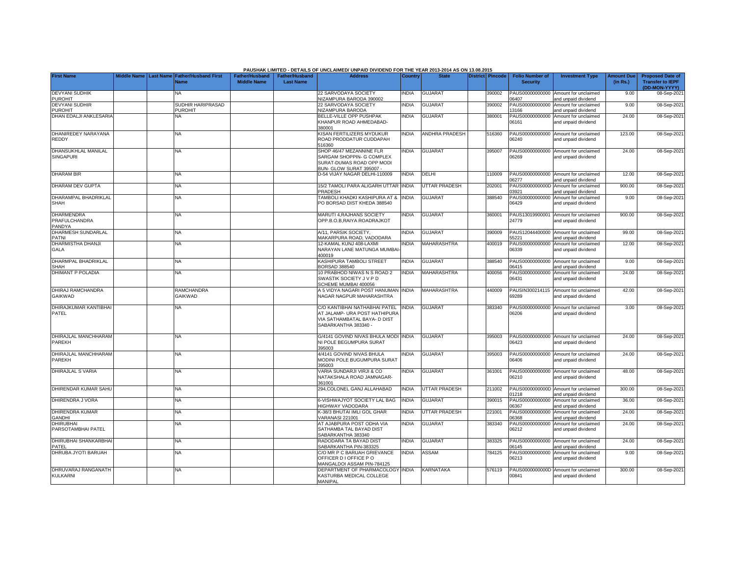PAUSHAK LIMITED - DETAILS OF UNCLAIMED/ UNPAID DIVIDEND FOR THE YEAR 2013-2014 AS ON 13.08.2015

| First Name | Middle Name | Last Name | Father/Husband First Name | Father/Husband Middle Name | Father/Husband Last Name | Address | Country | State | District | Pincode | Folio Number of Security | Investment Type | Amount Due (in Rs.) | Proposed Date of Transfer to IEPF (DD-MON-YYYY) |
|---|---|---|---|---|---|---|---|---|---|---|---|---|---|---|
| DEVYANI SUDHIK PUROHIT | | | NA | | | 22 SARVODAYA SOCIETY NIZAMPURA BARODA 390002 | INDIA | GUJARAT | | 390002 | PAUS00000000000 06407 | Amount for unclaimed and unpaid dividend | 9.00 | 08-Sep-2021 |
| DEVYANI SUDHIR PUROHIT | | | SUDHIR HARIPRASAD PUROHIT | | | 22 SARVODAYA SOCIETY NIZAMPURA BARODA | INDIA | GUJARAT | | 390002 | PAUS00000000000 13166 | Amount for unclaimed and unpaid dividend | 9.00 | 08-Sep-2021 |
| DHAN EDALJI ANKLESARIA | | | NA | | | BELLE-VILLE OPP PUSHPAK KHANPUR ROAD AHMEDABAD-380001 | INDIA | GUJARAT | | 380001 | PAUS00000000000 06161 | Amount for unclaimed and unpaid dividend | 24.00 | 08-Sep-2021 |
| DHANIREDEY NARAYANA REDDY | | | NA | | | KISAN FERTILIZERS MYDUKUR ROAD PRODDATUR CUDDAPAH 516360 | INDIA | ANDHRA PRADESH | | 516360 | PAUS00000000000 06240 | Amount for unclaimed and unpaid dividend | 123.00 | 08-Sep-2021 |
| DHANSUKHLAL MANILAL SINGAPURI | | | NA | | | SHOP 46/47 MEZANNINE FLR SARGAM SHOPPIN- G COMPLEX SURAT-DUMAS ROAD OPP MODI BUN- GLOW SURAT 395007 - | INDIA | GUJARAT | | 395007 | PAUS00000000000 06269 | Amount for unclaimed and unpaid dividend | 24.00 | 08-Sep-2021 |
| DHARAM BIR | | | NA | | | D-54 VIJAY NAGAR DELHI-110009 | INDIA | DELHI | | 110009 | PAUS00000000000 06277 | Amount for unclaimed and unpaid dividend | 12.00 | 08-Sep-2021 |
| DHARAM DEV GUPTA | | | NA | | | 15/2 TAMOLI PARA ALIGARH UTTAR PRADESH | INDIA | UTTAR PRADESH | | 202001 | PAUS0000000000D 03921 | Amount for unclaimed and unpaid dividend | 900.00 | 08-Sep-2021 |
| DHARAMPAL BHADRIKLAL SHAH | | | NA | | | TAMBOLI KHADKI KASHIPURA AT & PO BORSAD DIST KHEDA 388540 | INDIA | GUJARAT | | 388540 | PAUS00000000000 06429 | Amount for unclaimed and unpaid dividend | 9.00 | 08-Sep-2021 |
| DHARMENDRA PRAFULCHANDRA PANDYA | | | NA | | | MARUTI 4,RAJHANS SOCIETY OPP.B.O.B,RAIYA ROADRAJKOT | INDIA | GUJARAT | | 360001 | PAUS13019900001 24779 | Amount for unclaimed and unpaid dividend | 900.00 | 08-Sep-2021 |
| DHARMESH SUNDARLAL PATNI | | | NA | | | A/11, PARSIK SOCIETY, MAKARPURA ROAD, VADODARA | INDIA | GUJARAT | | 390009 | PAUS12044400000 55221 | Amount for unclaimed and unpaid dividend | 99.00 | 08-Sep-2021 |
| DHARMISTHA DHANJI GALA | | | NA | | | 12-KAMAL KUNJ 408-LAXMI NARAYAN LANE MATUNGA MUMBAI-400019 | INDIA | MAHARASHTRA | | 400019 | PAUS00000000000 06339 | Amount for unclaimed and unpaid dividend | 12.00 | 08-Sep-2021 |
| DHARMPAL BHADRIKLAL SHAH | | | NA | | | KASHIPURA TAMBOLI STREET BORSAD 388540 | INDIA | GUJARAT | | 388540 | PAUS00000000000 06415 | Amount for unclaimed and unpaid dividend | 9.00 | 08-Sep-2021 |
| DHIMANT P POLADIA | | | NA | | | 10 PRABHOD NIWAS N S ROAD 2 SWASTIK SOCIETY J V P D SCHEME MUMBAI 400056 | INDIA | MAHARASHTRA | | 400056 | PAUS00000000000 06431 | Amount for unclaimed and unpaid dividend | 24.00 | 08-Sep-2021 |
| DHIRAJ RAMCHANDRA GAIKWAD | | | RAMCHANDRA GAIKWAD | | | A 5 VIDYA NAGARI POST HANUMAN NAGAR NAGPUR MAHARASHTRA | INDIA | MAHARASHTRA | | 440009 | PAUSIN300214115 69289 | Amount for unclaimed and unpaid dividend | 42.00 | 08-Sep-2021 |
| DHIRAJKUMAR KANTIBHAI PATEL | | | NA | | | C/O KANTIBHAI NATHABHAI PATEL AT JALAMP- URA POST HATHIPURA VIA SATHAMBATAL BAYA- D DIST SABARKANTHA 383340 - | INDIA | GUJARAT | | 383340 | PAUS00000000000 06206 | Amount for unclaimed and unpaid dividend | 3.00 | 08-Sep-2021 |
| DHIRAJLAL MANCHHARAM PAREKH | | | NA | | | G/4141 GOVIND NIVAS BHULA MODI NI POLE BEGUMPURA SURAT 395003 | INDIA | GUJARAT | | 395003 | PAUS00000000000 06423 | Amount for unclaimed and unpaid dividend | 24.00 | 08-Sep-2021 |
| DHIRAJLAL MANCHHARAM PAREKH | | | NA | | | 4/4141 GOVIND NIVAS BHULA MODINI POLE BUGUMPURA SURAT 395003 | INDIA | GUJARAT | | 395003 | PAUS00000000000 06406 | Amount for unclaimed and unpaid dividend | 24.00 | 08-Sep-2021 |
| DHIRAJLAL S VARIA | | | NA | | | VARIA SUNDARJI VIRJI & CO NATAKSHALA ROAD JAMNAGAR-361001 | INDIA | GUJARAT | | 361001 | PAUS00000000000 06210 | Amount for unclaimed and unpaid dividend | 48.00 | 08-Sep-2021 |
| DHIRENDAR KUMAR SAHU | | | NA | | | 294,COLONEL GANJ ALLAHABAD | INDIA | UTTAR PRADESH | | 211002 | PAUS0000000000D 01218 | Amount for unclaimed and unpaid dividend | 300.00 | 08-Sep-2021 |
| DHIRENDRA J VORA | | | NA | | | 6-VISHWAJYOT SOCIETY LAL BAG HIGHWAY VADODARA | INDIA | GUJARAT | | 390015 | PAUS00000000000 06367 | Amount for unclaimed and unpaid dividend | 36.00 | 08-Sep-2021 |
| DHIRENDRA KUMAR GANDHI | | | NA | | | K-38/3 BHUTAI IMLI GOL GHAR VARANASI 221001 | INDIA | UTTAR PRADESH | | 221001 | PAUS00000000000 06368 | Amount for unclaimed and unpaid dividend | 24.00 | 08-Sep-2021 |
| DHIRUBHAI PARSOTAMBHAI PATEL | | | NA | | | AT AJABPURA POST ODHA VIA SATHAMBA TAL BAYAD DIST SABARKANTHA 383340 | INDIA | GUJARAT | | 383340 | PAUS00000000000 06212 | Amount for unclaimed and unpaid dividend | 24.00 | 08-Sep-2021 |
| DHIRUBHAI SHANKARBHAI PATEL | | | NA | | | RADODARA TA BAYAD DIST SABARKANTHA PIN-383325 | INDIA | GUJARAT | | 383325 | PAUS00000000000 06145 | Amount for unclaimed and unpaid dividend | 24.00 | 08-Sep-2021 |
| DHRUBA JYOTI BARUAH | | | NA | | | C/O MR P C BARUAH GRIEVANCE OFFICER D I OFFICE P O MANGALDOI ASSAM PIN-784125 | INDIA | ASSAM | | 784125 | PAUS00000000000 06213 | Amount for unclaimed and unpaid dividend | 9.00 | 08-Sep-2021 |
| DHRUVARAJ RANGANATH KULKARNI | | | NA | | | DEPARTMENT OF PHARMACOLOGY KASTURBA MEDICAL COLLEGE MANIPAL | INDIA | KARNATAKA | | 576119 | PAUS0000000000D 00841 | Amount for unclaimed and unpaid dividend | 300.00 | 08-Sep-2021 |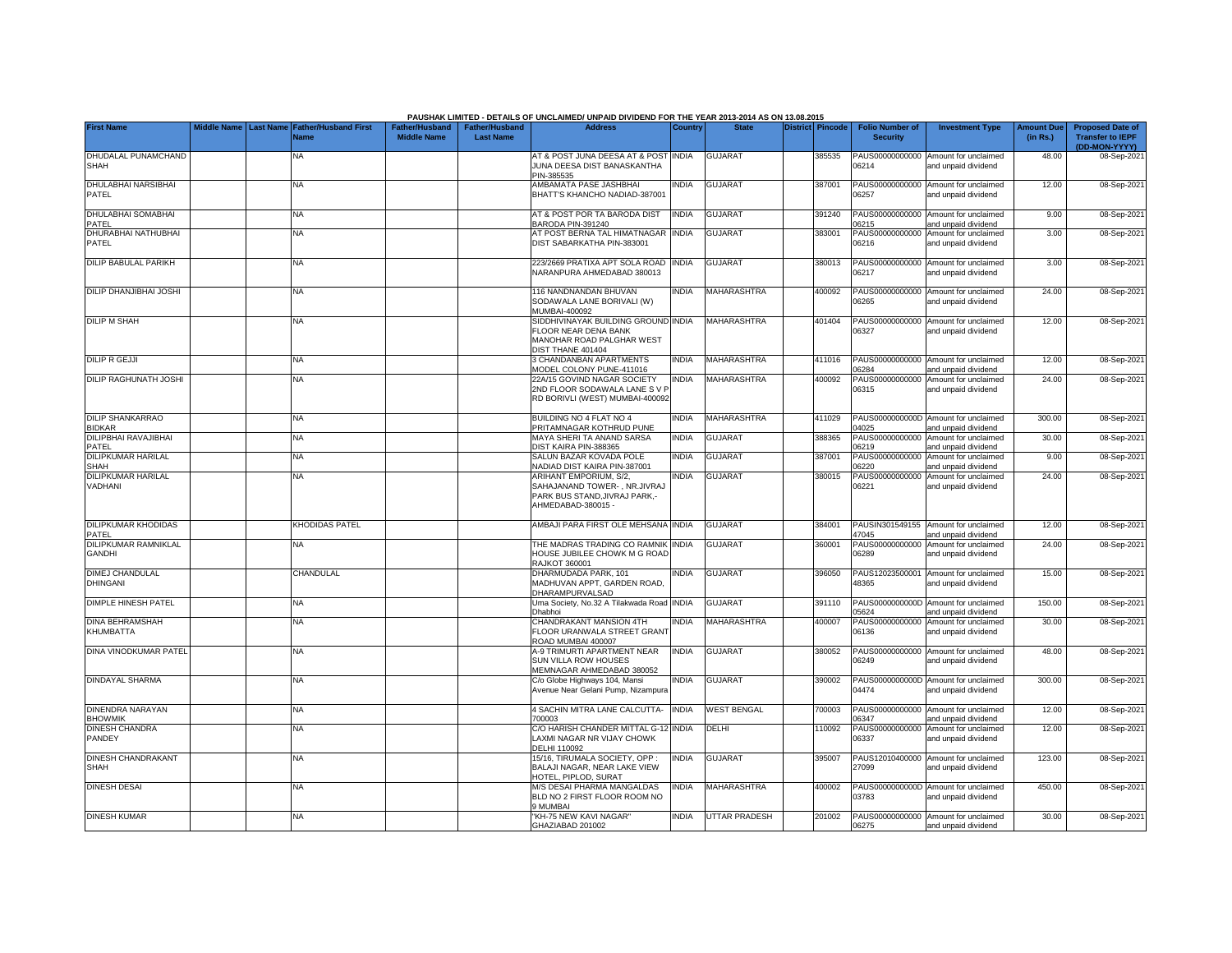PAUSHAK LIMITED - DETAILS OF UNCLAIMED/ UNPAID DIVIDEND FOR THE YEAR 2013-2014 AS ON 13.08.2015

| First Name | Middle Name | Last Name | Father/Husband First Name | Father/Husband Middle Name | Father/Husband Last Name | Address | Country | State | District | Pincode | Folio Number of Security | Investment Type | Amount Due (in Rs.) | Proposed Date of Transfer to IEPF (DD-MON-YYYY) |
|---|---|---|---|---|---|---|---|---|---|---|---|---|---|---|
| DHUDALAL PUNAMCHAND SHAH | | | NA | | | AT & POST JUNA DEESA AT & POST JUNA DEESA DIST BANASKANTHA PIN-385535 | INDIA | GUJARAT | | 385535 | PAUS00000000000 06214 | Amount for unclaimed and unpaid dividend | 48.00 | 08-Sep-2021 |
| DHULABHAI NARSIBHAI PATEL | | | NA | | | AMBAMATA PASE JASHBHAI BHATT'S KHANCHO NADIAD-387001 | INDIA | GUJARAT | | 387001 | PAUS00000000000 06257 | Amount for unclaimed and unpaid dividend | 12.00 | 08-Sep-2021 |
| DHULABHAI SOMABHAI PATEL | | | NA | | | AT & POST POR TA BARODA DIST BARODA PIN-391240 | INDIA | GUJARAT | | 391240 | PAUS00000000000 06215 | Amount for unclaimed and unpaid dividend | 9.00 | 08-Sep-2021 |
| DHURABHAI NATHUBHAI PATEL | | | NA | | | AT POST BERNA TAL HIMATNAGAR DIST SABARKATHA PIN-383001 | INDIA | GUJARAT | | 383001 | PAUS00000000000 06216 | Amount for unclaimed and unpaid dividend | 3.00 | 08-Sep-2021 |
| DILIP BABULAL PARIKH | | | NA | | | 223/2669 PRATIXA APT SOLA ROAD NARANPURA AHMEDABAD 380013 | INDIA | GUJARAT | | 380013 | PAUS00000000000 06217 | Amount for unclaimed and unpaid dividend | 3.00 | 08-Sep-2021 |
| DILIP DHANJIBHAI JOSHI | | | NA | | | 116 NANDNANDAN BHUVAN SODAWALA LANE BORIVALI (W) MUMBAI-400092 | INDIA | MAHARASHTRA | | 400092 | PAUS00000000000 06265 | Amount for unclaimed and unpaid dividend | 24.00 | 08-Sep-2021 |
| DILIP M SHAH | | | NA | | | SIDDHIVINAYAK BUILDING GROUND FLOOR NEAR DENA BANK MANOHAR ROAD PALGHAR WEST DIST THANE 401404 | INDIA | MAHARASHTRA | | 401404 | PAUS00000000000 06327 | Amount for unclaimed and unpaid dividend | 12.00 | 08-Sep-2021 |
| DILIP R GEJJI | | | NA | | | 3 CHANDANBAN APARTMENTS MODEL COLONY PUNE-411016 | INDIA | MAHARASHTRA | | 411016 | PAUS00000000000 06284 | Amount for unclaimed and unpaid dividend | 12.00 | 08-Sep-2021 |
| DILIP RAGHUNATH JOSHI | | | NA | | | 22A/15 GOVIND NAGAR SOCIETY 2ND FLOOR SODAWALA LANE S V P RD BORIVLI (WEST) MUMBAI-400092 | INDIA | MAHARASHTRA | | 400092 | PAUS00000000000 06315 | Amount for unclaimed and unpaid dividend | 24.00 | 08-Sep-2021 |
| DILIP SHANKARRAO BIDKAR | | | NA | | | BUILDING NO 4 FLAT NO 4 PRITAMNAGAR KOTHRUD PUNE | INDIA | MAHARASHTRA | | 411029 | PAUS0000000000D 04025 | Amount for unclaimed and unpaid dividend | 300.00 | 08-Sep-2021 |
| DILIPBHAI RAVAJIBHAI PATEL | | | NA | | | MAYA SHERI TA ANAND SARSA DIST KAIRA PIN-388365 | INDIA | GUJARAT | | 388365 | PAUS00000000000 06219 | Amount for unclaimed and unpaid dividend | 30.00 | 08-Sep-2021 |
| DILIPKUMAR HARILAL SHAH | | | NA | | | SALUN BAZAR KOVADA POLE NADIAD DIST KAIRA PIN-387001 | INDIA | GUJARAT | | 387001 | PAUS00000000000 06220 | Amount for unclaimed and unpaid dividend | 9.00 | 08-Sep-2021 |
| DILIPKUMAR HARILAL VADHANI | | | NA | | | ARIHANT EMPORIUM, S/2, SAHAJANAND TOWER- , NR.JIVRAJ PARK BUS STAND,JIVRAJ PARK,- AHMEDABAD-380015 - | INDIA | GUJARAT | | 380015 | PAUS00000000000 06221 | Amount for unclaimed and unpaid dividend | 24.00 | 08-Sep-2021 |
| DILIPKUMAR KHODIDAS PATEL | | | KHODIDAS PATEL | | | AMBAJI PARA FIRST OLE MEHSANA | INDIA | GUJARAT | | 384001 | PAUSIN301549155 47045 | Amount for unclaimed and unpaid dividend | 12.00 | 08-Sep-2021 |
| DILIPKUMAR RAMNIKLAL GANDHI | | | NA | | | THE MADRAS TRADING CO RAMNIK HOUSE JUBILEE CHOWK M G ROAD RAJKOT 360001 | INDIA | GUJARAT | | 360001 | PAUS00000000000 06289 | Amount for unclaimed and unpaid dividend | 24.00 | 08-Sep-2021 |
| DIMEJ CHANDULAL DHINGANI | | | CHANDULAL | | | DHARMUDADA PARK, 101 MADHUVAN APPT, GARDEN ROAD, DHARAMPURVALSAD | INDIA | GUJARAT | | 396050 | PAUS12023500001 48365 | Amount for unclaimed and unpaid dividend | 15.00 | 08-Sep-2021 |
| DIMPLE HINESH PATEL | | | NA | | | Uma Society, No.32 A Tilakwada Road Dhabhoi | INDIA | GUJARAT | | 391110 | PAUS0000000000D 05624 | Amount for unclaimed and unpaid dividend | 150.00 | 08-Sep-2021 |
| DINA BEHRAMSHAH KHUMBATTA | | | NA | | | CHANDRAKANT MANSION 4TH FLOOR URANWALA STREET GRANT ROAD MUMBAI 400007 | INDIA | MAHARASHTRA | | 400007 | PAUS00000000000 06136 | Amount for unclaimed and unpaid dividend | 30.00 | 08-Sep-2021 |
| DINA VINODKUMAR PATEL | | | NA | | | A-9 TRIMURTI APARTMENT NEAR SUN VILLA ROW HOUSES MEMNAGAR AHMEDABAD 380052 | INDIA | GUJARAT | | 380052 | PAUS00000000000 06249 | Amount for unclaimed and unpaid dividend | 48.00 | 08-Sep-2021 |
| DINDAYAL SHARMA | | | NA | | | C/o Globe Highways 104, Mansi Avenue Near Gelani Pump, Nizampura | INDIA | GUJARAT | | 390002 | PAUS0000000000D 04474 | Amount for unclaimed and unpaid dividend | 300.00 | 08-Sep-2021 |
| DINENDRA NARAYAN BHOWMIK | | | NA | | | 4 SACHIN MITRA LANE CALCUTTA-700003 | INDIA | WEST BENGAL | | 700003 | PAUS00000000000 06347 | Amount for unclaimed and unpaid dividend | 12.00 | 08-Sep-2021 |
| DINESH CHANDRA PANDEY | | | NA | | | C/O HARISH CHANDER MITTAL G-12 LAXMI NAGAR NR VIJAY CHOWK DELHI 110092 | INDIA | DELHI | | 110092 | PAUS00000000000 06337 | Amount for unclaimed and unpaid dividend | 12.00 | 08-Sep-2021 |
| DINESH CHANDRAKANT SHAH | | | NA | | | 15/16, TIRUMALA SOCIETY, OPP : BALAJI NAGAR, NEAR LAKE VIEW HOTEL, PIPLOD, SURAT | INDIA | GUJARAT | | 395007 | PAUS12010400000 27099 | Amount for unclaimed and unpaid dividend | 123.00 | 08-Sep-2021 |
| DINESH DESAI | | | NA | | | M/S DESAI PHARMA MANGALDAS BLD NO 2 FIRST FLOOR ROOM NO 9 MUMBAI | INDIA | MAHARASHTRA | | 400002 | PAUS0000000000D 03783 | Amount for unclaimed and unpaid dividend | 450.00 | 08-Sep-2021 |
| DINESH KUMAR | | | NA | | | "KH-75 NEW KAVI NAGAR" GHAZIABAD 201002 | INDIA | UTTAR PRADESH | | 201002 | PAUS00000000000 06275 | Amount for unclaimed and unpaid dividend | 30.00 | 08-Sep-2021 |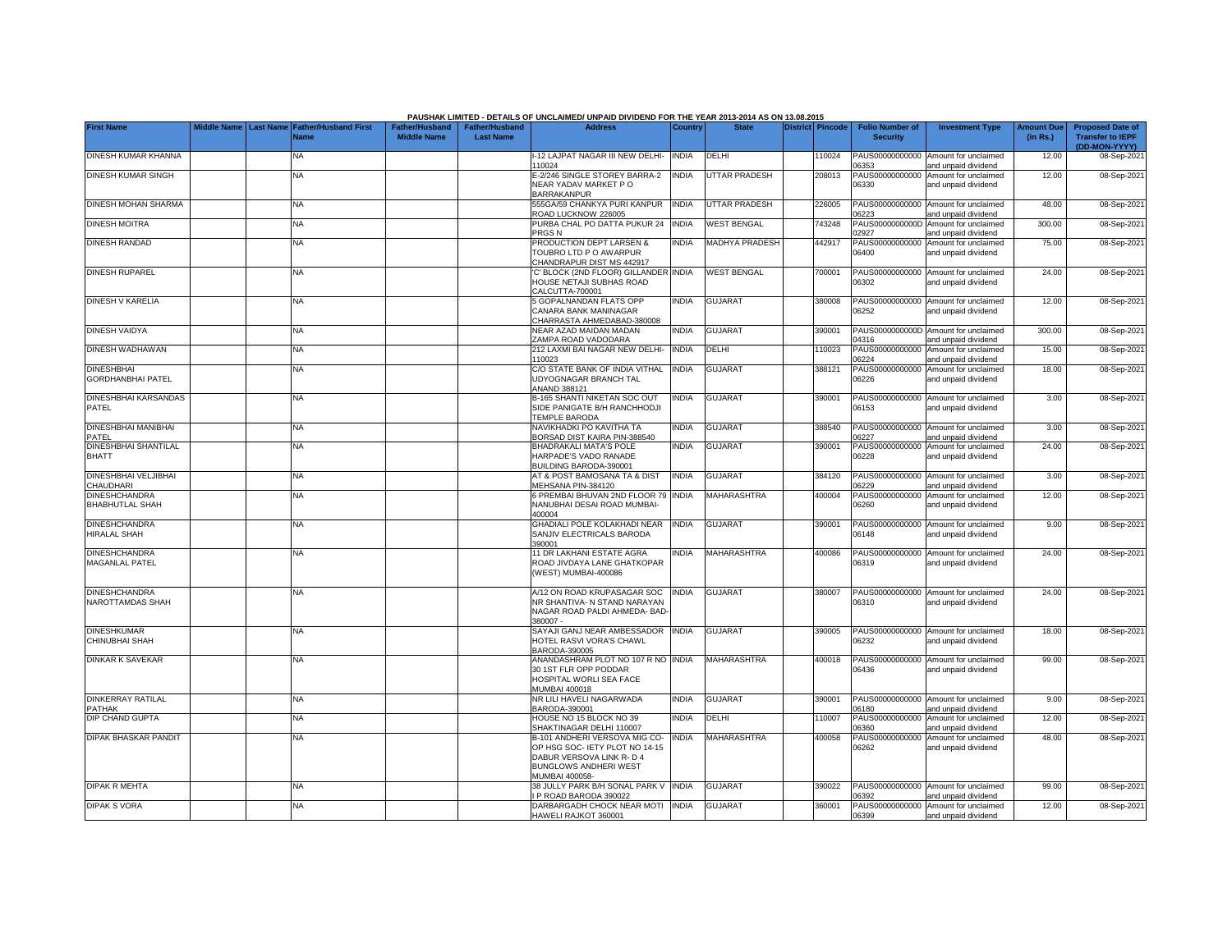PAUSHAK LIMITED - DETAILS OF UNCLAIMED/ UNPAID DIVIDEND FOR THE YEAR 2013-2014 AS ON 13.08.2015

| First Name | Middle Name | Last Name | Father/Husband First Name | Father/Husband Middle Name | Father/Husband Last Name | Address | Country | State | District | Pincode | Folio Number of Security | Investment Type | Amount Due (in Rs.) | Proposed Date of Transfer to IEPF (DD-MON-YYYY) |
|---|---|---|---|---|---|---|---|---|---|---|---|---|---|---|
| DINESH KUMAR KHANNA | | | NA | | | I-12 LAJPAT NAGAR III NEW DELHI-110024 | INDIA | DELHI | | 110024 | PAUS00000000000 06353 | Amount for unclaimed and unpaid dividend | 12.00 | 08-Sep-2021 |
| DINESH KUMAR SINGH | | | NA | | | E-2/246 SINGLE STOREY BARRA-2 NEAR YADAV MARKET P O BARRAKANPUR | INDIA | UTTAR PRADESH | | 208013 | PAUS00000000000 06330 | Amount for unclaimed and unpaid dividend | 12.00 | 08-Sep-2021 |
| DINESH MOHAN SHARMA | | | NA | | | 555GA/59 CHANKYA PURI KANPUR ROAD LUCKNOW 226005 | INDIA | UTTAR PRADESH | | 226005 | PAUS00000000000 06223 | Amount for unclaimed and unpaid dividend | 48.00 | 08-Sep-2021 |
| DINESH MOITRA | | | NA | | | PURBA CHAL PO DATTA PUKUR 24 PRGS N | INDIA | WEST BENGAL | | 743248 | PAUS0000000000D 02927 | Amount for unclaimed and unpaid dividend | 300.00 | 08-Sep-2021 |
| DINESH RANDAD | | | NA | | | PRODUCTION DEPT LARSEN & TOUBRO LTD P O AWARPUR CHANDRAPUR DIST MS 442917 | INDIA | MADHYA PRADESH | | 442917 | PAUS00000000000 06400 | Amount for unclaimed and unpaid dividend | 75.00 | 08-Sep-2021 |
| DINESH RUPAREL | | | NA | | | 'C' BLOCK (2ND FLOOR) GILLANDER HOUSE NETAJI SUBHAS ROAD CALCUTTA-700001 | INDIA | WEST BENGAL | | 700001 | PAUS00000000000 06302 | Amount for unclaimed and unpaid dividend | 24.00 | 08-Sep-2021 |
| DINESH V KARELIA | | | NA | | | 5 GOPALNANDAN FLATS OPP CANARA BANK MANINAGAR CHARRASTA AHMEDABAD-380008 | INDIA | GUJARAT | | 380008 | PAUS00000000000 06252 | Amount for unclaimed and unpaid dividend | 12.00 | 08-Sep-2021 |
| DINESH VAIDYA | | | NA | | | NEAR AZAD MAIDAN MADAN ZAMPA ROAD VADODARA | INDIA | GUJARAT | | 390001 | PAUS0000000000D 04316 | Amount for unclaimed and unpaid dividend | 300.00 | 08-Sep-2021 |
| DINESH WADHAWAN | | | NA | | | 212 LAXMI BAI NAGAR NEW DELHI-110023 | INDIA | DELHI | | 110023 | PAUS00000000000 06224 | Amount for unclaimed and unpaid dividend | 15.00 | 08-Sep-2021 |
| DINESHBHAI GORDHANBHAI PATEL | | | NA | | | C/O STATE BANK OF INDIA VITHAL UDYOGNAGAR BRANCH TAL ANAND 388121 | INDIA | GUJARAT | | 388121 | PAUS00000000000 06226 | Amount for unclaimed and unpaid dividend | 18.00 | 08-Sep-2021 |
| DINESHBHAI KARSANDAS PATEL | | | NA | | | B-165 SHANTI NIKETAN SOC OUT SIDE PANIGATE B/H RANCHHODJI TEMPLE BARODA | INDIA | GUJARAT | | 390001 | PAUS00000000000 06153 | Amount for unclaimed and unpaid dividend | 3.00 | 08-Sep-2021 |
| DINESHBHAI MANIBHAI PATEL | | | NA | | | NAVIKHADKI PO KAVITHA TA BORSAD DIST KAIRA PIN-388540 | INDIA | GUJARAT | | 388540 | PAUS00000000000 06227 | Amount for unclaimed and unpaid dividend | 3.00 | 08-Sep-2021 |
| DINESHBHAI SHANTILAL BHATT | | | NA | | | BHADRAKALI MATA'S POLE HARPADE'S VADO RANADE BUILDING BARODA-390001 | INDIA | GUJARAT | | 390001 | PAUS00000000000 06228 | Amount for unclaimed and unpaid dividend | 24.00 | 08-Sep-2021 |
| DINESHBHAI VELJIBHAI CHAUDHARI | | | NA | | | AT & POST BAMOSANA TA & DIST MEHSANA PIN-384120 | INDIA | GUJARAT | | 384120 | PAUS00000000000 06229 | Amount for unclaimed and unpaid dividend | 3.00 | 08-Sep-2021 |
| DINESHCHANDRA BHABHUTLAL SHAH | | | NA | | | 6 PREMBAI BHUVAN 2ND FLOOR 79 NANUBHAI DESAI ROAD MUMBAI-400004 | INDIA | MAHARASHTRA | | 400004 | PAUS00000000000 06260 | Amount for unclaimed and unpaid dividend | 12.00 | 08-Sep-2021 |
| DINESHCHANDRA HIRALAL SHAH | | | NA | | | GHADIALI POLE KOLAKHADI NEAR SANJIV ELECTRICALS BARODA 390001 | INDIA | GUJARAT | | 390001 | PAUS00000000000 06148 | Amount for unclaimed and unpaid dividend | 9.00 | 08-Sep-2021 |
| DINESHCHANDRA MAGANLAL PATEL | | | NA | | | 11 DR LAKHANI ESTATE AGRA ROAD JIVDAYA LANE GHATKOPAR (WEST) MUMBAI-400086 | INDIA | MAHARASHTRA | | 400086 | PAUS00000000000 06319 | Amount for unclaimed and unpaid dividend | 24.00 | 08-Sep-2021 |
| DINESHCHANDRA NAROTTAMDAS SHAH | | | NA | | | A/12 ON ROAD KRUPASAGAR SOC NR SHANTIVA- N STAND NARAYAN NAGAR ROAD PALDI AHMEDA- BAD-380007 - | INDIA | GUJARAT | | 380007 | PAUS00000000000 06310 | Amount for unclaimed and unpaid dividend | 24.00 | 08-Sep-2021 |
| DINESHKUMAR CHINUBHAI SHAH | | | NA | | | SAYAJI GANJ NEAR AMBESSADOR HOTEL RASVI VORA'S CHAWL BARODA-390005 | INDIA | GUJARAT | | 390005 | PAUS00000000000 06232 | Amount for unclaimed and unpaid dividend | 18.00 | 08-Sep-2021 |
| DINKAR K SAVEKAR | | | NA | | | ANANDASHRAM PLOT NO 107 R NO 30 1ST FLR OPP PODDAR HOSPITAL WORLI SEA FACE MUMBAI 400018 | INDIA | MAHARASHTRA | | 400018 | PAUS00000000000 06436 | Amount for unclaimed and unpaid dividend | 99.00 | 08-Sep-2021 |
| DINKERRAY RATILAL PATHAK | | | NA | | | NR LILI HAVELI NAGARWADA BARODA-390001 | INDIA | GUJARAT | | 390001 | PAUS00000000000 06180 | Amount for unclaimed and unpaid dividend | 9.00 | 08-Sep-2021 |
| DIP CHAND GUPTA | | | NA | | | HOUSE NO 15 BLOCK NO 39 SHAKTINAGAR DELHI 110007 | INDIA | DELHI | | 110007 | PAUS00000000000 06360 | Amount for unclaimed and unpaid dividend | 12.00 | 08-Sep-2021 |
| DIPAK BHASKAR PANDIT | | | NA | | | B-101 ANDHERI VERSOVA MIG CO-OP HSG SOC- IETY PLOT NO 14-15 DABUR VERSOVA LINK R- D 4 BUNGLOWS ANDHERI WEST MUMBAI 400058- | INDIA | MAHARASHTRA | | 400058 | PAUS00000000000 06262 | Amount for unclaimed and unpaid dividend | 48.00 | 08-Sep-2021 |
| DIPAK R MEHTA | | | NA | | | 38 JULLY PARK B/H SONAL PARK V I P ROAD BARODA 390022 | INDIA | GUJARAT | | 390022 | PAUS00000000000 06392 | Amount for unclaimed and unpaid dividend | 99.00 | 08-Sep-2021 |
| DIPAK S VORA | | | NA | | | DARBARGADH CHOCK NEAR MOTI HAWELI RAJKOT 360001 | INDIA | GUJARAT | | 360001 | PAUS00000000000 06399 | Amount for unclaimed and unpaid dividend | 12.00 | 08-Sep-2021 |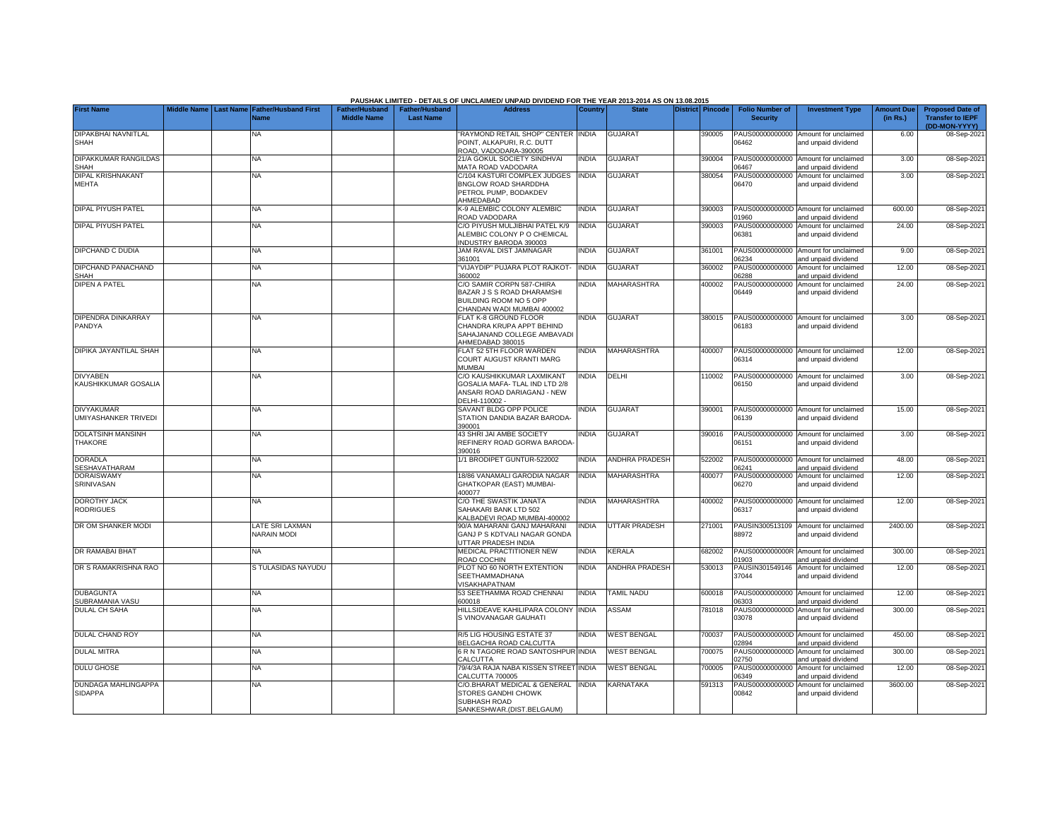PAUSHAK LIMITED - DETAILS OF UNCLAIMED/ UNPAID DIVIDEND FOR THE YEAR 2013-2014 AS ON 13.08.2015

| First Name | Middle Name | Last Name | Father/Husband First Name | Father/Husband Middle Name | Father/Husband Last Name | Address | Country | State | District | Pincode | Folio Number of Security | Investment Type | Amount Due (in Rs.) | Proposed Date of Transfer to IEPF (DD-MON-YYYY) |
|---|---|---|---|---|---|---|---|---|---|---|---|---|---|---|
| DIPAKBHAI NAVNITLAL SHAH | | | NA | | | "RAYMOND RETAIL SHOP" CENTER POINT, ALKAPURI, R.C. DUTT ROAD, VADODARA-390005 | INDIA | GUJARAT | | 390005 | PAUS00000000000 06462 | Amount for unclaimed and unpaid dividend | 6.00 | 08-Sep-2021 |
| DIPAKKUMAR RANGILDAS SHAH | | | NA | | | 21/A GOKUL SOCIETY SINDHVAI MATA ROAD VADODARA | INDIA | GUJARAT | | 390004 | PAUS00000000000 06467 | Amount for unclaimed and unpaid dividend | 3.00 | 08-Sep-2021 |
| DIPAL KRISHNAKANT MEHTA | | | NA | | | C/104 KASTURI COMPLEX JUDGES BNGLOW ROAD SHARDDHA PETROL PUMP, BODAKDEV AHMEDABAD | INDIA | GUJARAT | | 380054 | PAUS00000000000 06470 | Amount for unclaimed and unpaid dividend | 3.00 | 08-Sep-2021 |
| DIPAL PIYUSH PATEL | | | NA | | | K-9 ALEMBIC COLONY ALEMBIC ROAD VADODARA | INDIA | GUJARAT | | 390003 | PAUS0000000000D 01960 | Amount for unclaimed and unpaid dividend | 600.00 | 08-Sep-2021 |
| DIPAL PIYUSH PATEL | | | NA | | | C/O PIYUSH MULJIBHAI PATEL K/9 ALEMBIC COLONY P O CHEMICAL INDUSTRY BARODA 390003 | INDIA | GUJARAT | | 390003 | PAUS00000000000 06381 | Amount for unclaimed and unpaid dividend | 24.00 | 08-Sep-2021 |
| DIPCHAND C DUDIA | | | NA | | | JAM RAVAL DIST JAMNAGAR 361001 | INDIA | GUJARAT | | 361001 | PAUS00000000000 06234 | Amount for unclaimed and unpaid dividend | 9.00 | 08-Sep-2021 |
| DIPCHAND PANACHAND SHAH | | | NA | | | "VIJAYDIP" PUJARA PLOT RAJKOT-360002 | INDIA | GUJARAT | | 360002 | PAUS00000000000 06288 | Amount for unclaimed and unpaid dividend | 12.00 | 08-Sep-2021 |
| DIPEN A PATEL | | | NA | | | C/O SAMIR CORPN 587-CHIRA BAZAR J S S ROAD DHARAMSHI BUILDING ROOM NO 5 OPP CHANDAN WADI MUMBAI 400002 | INDIA | MAHARASHTRA | | 400002 | PAUS00000000000 06449 | Amount for unclaimed and unpaid dividend | 24.00 | 08-Sep-2021 |
| DIPENDRA DINKARRAY PANDYA | | | NA | | | FLAT K-8 GROUND FLOOR CHANDRA KRUPA APPT BEHIND SAHAJANAND COLLEGE AMBAVADI AHMEDABAD 380015 | INDIA | GUJARAT | | 380015 | PAUS00000000000 06183 | Amount for unclaimed and unpaid dividend | 3.00 | 08-Sep-2021 |
| DIPIKA JAYANTILAL SHAH | | | NA | | | FLAT 52 5TH FLOOR WARDEN COURT AUGUST KRANTI MARG MUMBAI | INDIA | MAHARASHTRA | | 400007 | PAUS00000000000 06314 | Amount for unclaimed and unpaid dividend | 12.00 | 08-Sep-2021 |
| DIVYABEN KAUSHIKKUMAR GOSALIA | | | NA | | | C/O KAUSHIKKUMAR LAXMIKANT GOSALIA MAFA- TLAL IND LTD 2/8 ANSARI ROAD DARIAGANJ - NEW DELHI-110002 - | INDIA | DELHI | | 110002 | PAUS00000000000 06150 | Amount for unclaimed and unpaid dividend | 3.00 | 08-Sep-2021 |
| DIVYAKUMAR UMIYASHANKER TRIVEDI | | | NA | | | SAVANT BLDG OPP POLICE STATION DANDIA BAZAR BARODA-390001 | INDIA | GUJARAT | | 390001 | PAUS00000000000 06139 | Amount for unclaimed and unpaid dividend | 15.00 | 08-Sep-2021 |
| DOLATSINH MANSINH THAKORE | | | NA | | | 43 SHRI JAI AMBE SOCIETY REFINERY ROAD GORWA BARODA-390016 | INDIA | GUJARAT | | 390016 | PAUS00000000000 06151 | Amount for unclaimed and unpaid dividend | 3.00 | 08-Sep-2021 |
| DORADLA SESHAVATHARAM | | | NA | | | 1/1 BRODIPET GUNTUR-522002 | INDIA | ANDHRA PRADESH | | 522002 | PAUS00000000000 06241 | Amount for unclaimed and unpaid dividend | 48.00 | 08-Sep-2021 |
| DORAISWAMY SRINIVASAN | | | NA | | | 18/86 VANAMALI GARODIA NAGAR GHATKOPAR (EAST) MUMBAI-400077 | INDIA | MAHARASHTRA | | 400077 | PAUS00000000000 06270 | Amount for unclaimed and unpaid dividend | 12.00 | 08-Sep-2021 |
| DOROTHY JACK RODRIGUES | | | NA | | | C/O THE SWASTIK JANATA SAHAKARI BANK LTD 502 KALBADEVI ROAD MUMBAI-400002 | INDIA | MAHARASHTRA | | 400002 | PAUS00000000000 06317 | Amount for unclaimed and unpaid dividend | 12.00 | 08-Sep-2021 |
| DR OM SHANKER MODI | | | LATE SRI LAXMAN NARAIN MODI | | | 90/A MAHARANI GANJ MAHARANI GANJ P S KDTVALI NAGAR GONDA UTTAR PRADESH INDIA | INDIA | UTTAR PRADESH | | 271001 | PAUSIN300513109 88972 | Amount for unclaimed and unpaid dividend | 2400.00 | 08-Sep-2021 |
| DR RAMABAI BHAT | | | NA | | | MEDICAL PRACTITIONER NEW ROAD COCHIN | INDIA | KERALA | | 682002 | PAUS0000000000R 01903 | Amount for unclaimed and unpaid dividend | 300.00 | 08-Sep-2021 |
| DR S RAMAKRISHNA RAO | | | S TULASIDAS NAYUDU | | | PLOT NO 60 NORTH EXTENTION SEETHAMMADHANA VISAKHAPATNAM | INDIA | ANDHRA PRADESH | | 530013 | PAUSIN301549146 37044 | Amount for unclaimed and unpaid dividend | 12.00 | 08-Sep-2021 |
| DUBAGUNTA SUBRAMANIA VASU | | | NA | | | 53 SEETHAMMA ROAD CHENNAI 600018 | INDIA | TAMIL NADU | | 600018 | PAUS00000000000 06303 | Amount for unclaimed and unpaid dividend | 12.00 | 08-Sep-2021 |
| DULAL CH SAHA | | | NA | | | HILLSIDEAVE KAHILIPARA COLONY S VINOVANAGAR GAUHATI | INDIA | ASSAM | | 781018 | PAUS0000000000D 03078 | Amount for unclaimed and unpaid dividend | 300.00 | 08-Sep-2021 |
| DULAL CHAND ROY | | | NA | | | R/5 LIG HOUSING ESTATE 37 BELGACHIA ROAD CALCUTTA | INDIA | WEST BENGAL | | 700037 | PAUS0000000000D 02894 | Amount for unclaimed and unpaid dividend | 450.00 | 08-Sep-2021 |
| DULAL MITRA | | | NA | | | 6 R N TAGORE ROAD SANTOSHPUR CALCUTTA | INDIA | WEST BENGAL | | 700075 | PAUS0000000000D 02750 | Amount for unclaimed and unpaid dividend | 300.00 | 08-Sep-2021 |
| DULU GHOSE | | | NA | | | 79/4/3A RAJA NABA KISSEN STREET CALCUTTA 700005 | INDIA | WEST BENGAL | | 700005 | PAUS00000000000 06349 | Amount for unclaimed and unpaid dividend | 12.00 | 08-Sep-2021 |
| DUNDAGA MAHLINGAPPA SIDAPPA | | | NA | | | C/O.BHARAT MEDICAL & GENERAL STORES GANDHI CHOWK SUBHASH ROAD SANKESHWAR.(DIST.BELGAUM) | INDIA | KARNATAKA | | 591313 | PAUS0000000000D 00842 | Amount for unclaimed and unpaid dividend | 3600.00 | 08-Sep-2021 |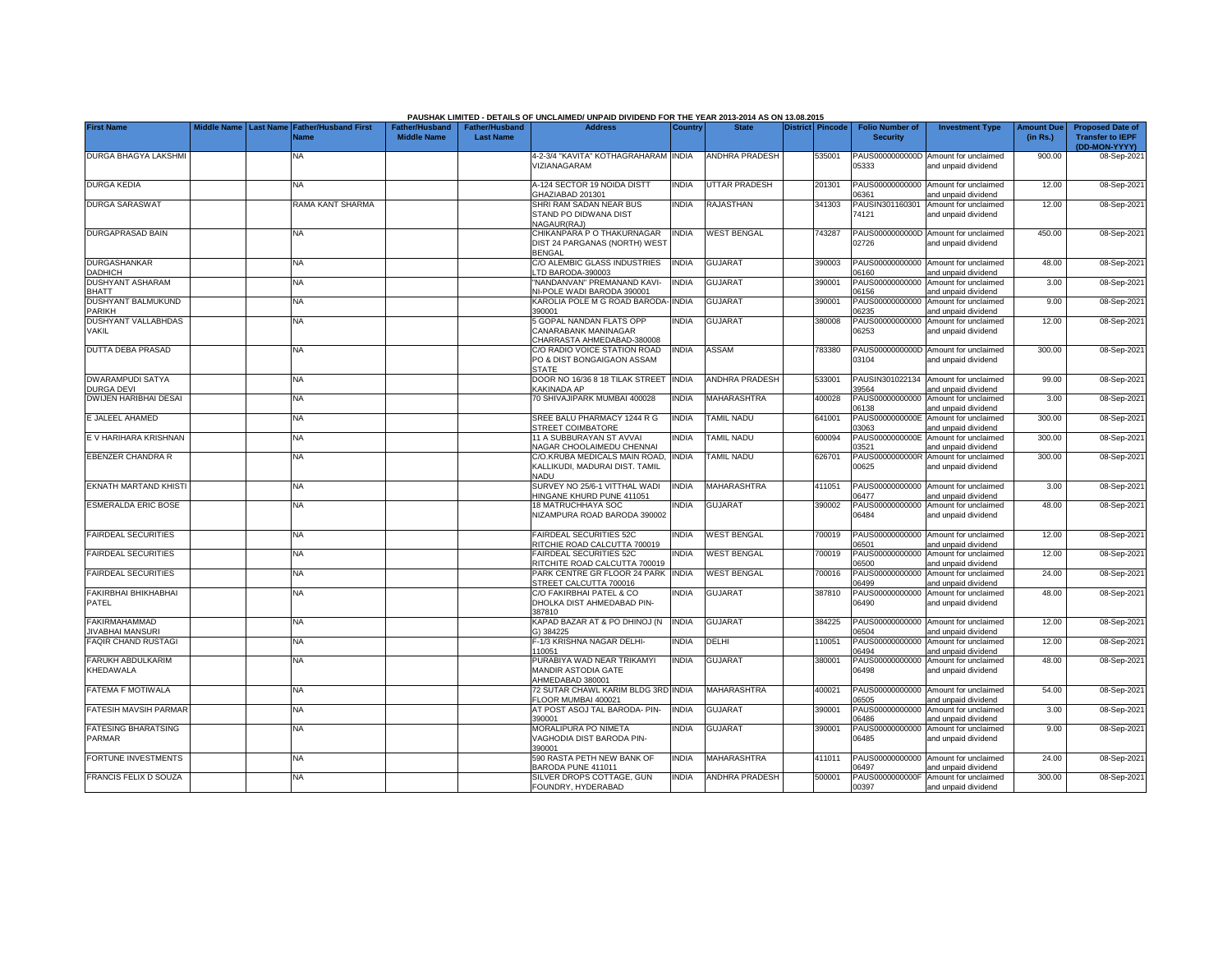PAUSHAK LIMITED - DETAILS OF UNCLAIMED/ UNPAID DIVIDEND FOR THE YEAR 2013-2014 AS ON 13.08.2015

| First Name | Middle Name | Last Name | Father/Husband First Name | Father/Husband Middle Name | Father/Husband Last Name | Address | Country | State | District | Pincode | Folio Number of Security | Investment Type | Amount Due (in Rs.) | Proposed Date of Transfer to IEPF (DD-MON-YYYY) |
|---|---|---|---|---|---|---|---|---|---|---|---|---|---|---|
| DURGA BHAGYA LAKSHMI | | | NA | | | 4-2-3/4 "KAVITA" KOTHAGRAHARAM VIZIANAGARAM | INDIA | ANDHRA PRADESH | | 535001 | PAUS0000000000D05333 | Amount for unclaimed and unpaid dividend | 900.00 | 08-Sep-2021 |
| DURGA KEDIA | | | NA | | | A-124 SECTOR 19 NOIDA DISTT GHAZIABAD 201301 | INDIA | UTTAR PRADESH | | 201301 | PAUS00000000000006361 | Amount for unclaimed and unpaid dividend | 12.00 | 08-Sep-2021 |
| DURGA SARASWAT | | | RAMA KANT SHARMA | | | SHRI RAM SADAN NEAR BUS STAND PO DIDWANA DIST NAGAUR(RAJ) | INDIA | RAJASTHAN | | 341303 | PAUSIN30116030174121 | Amount for unclaimed and unpaid dividend | 12.00 | 08-Sep-2021 |
| DURGAPRASAD BAIN | | | NA | | | CHIKANPARA P O THAKURNAGAR DIST 24 PARGANAS (NORTH) WEST BENGAL | INDIA | WEST BENGAL | | 743287 | PAUS0000000000D02726 | Amount for unclaimed and unpaid dividend | 450.00 | 08-Sep-2021 |
| DURGASHANKAR DADHICH | | | NA | | | C/O ALEMBIC GLASS INDUSTRIES LTD BARODA-390003 | INDIA | GUJARAT | | 390003 | PAUS00000000000006160 | Amount for unclaimed and unpaid dividend | 48.00 | 08-Sep-2021 |
| DUSHYANT ASHARAM BHATT | | | NA | | | "NANDANVAN" PREMANAND KAVI-NI-POLE WADI BARODA 390001 | INDIA | GUJARAT | | 390001 | PAUS00000000000006156 | Amount for unclaimed and unpaid dividend | 3.00 | 08-Sep-2021 |
| DUSHYANT BALMUKUND PARIKH | | | NA | | | KAROLIA POLE M G ROAD BARODA-390001 | INDIA | GUJARAT | | 390001 | PAUS00000000000006235 | Amount for unclaimed and unpaid dividend | 9.00 | 08-Sep-2021 |
| DUSHYANT VALLABHDAS VAKIL | | | NA | | | 5 GOPAL NANDAN FLATS OPP CANARABANK MANINAGAR CHARRASTA AHMEDABAD-380008 | INDIA | GUJARAT | | 380008 | PAUS00000000000006253 | Amount for unclaimed and unpaid dividend | 12.00 | 08-Sep-2021 |
| DUTTA DEBA PRASAD | | | NA | | | C/O RADIO VOICE STATION ROAD PO & DIST BONGAIGAON ASSAM STATE | INDIA | ASSAM | | 783380 | PAUS0000000000D03104 | Amount for unclaimed and unpaid dividend | 300.00 | 08-Sep-2021 |
| DWARAMPUDI SATYA DURGA DEVI | | | NA | | | DOOR NO 16/36 8 18 TILAK STREET KAKINADA AP | INDIA | ANDHRA PRADESH | | 533001 | PAUSIN30102213439564 | Amount for unclaimed and unpaid dividend | 99.00 | 08-Sep-2021 |
| DWIJEN HARIBHAI DESAI | | | NA | | | 70 SHIVAJIPARK MUMBAI 400028 | INDIA | MAHARASHTRA | | 400028 | PAUS00000000000006138 | Amount for unclaimed and unpaid dividend | 3.00 | 08-Sep-2021 |
| E JALEEL AHAMED | | | NA | | | SREE BALU PHARMACY 1244 R G STREET COIMBATORE | INDIA | TAMIL NADU | | 641001 | PAUS0000000000E03063 | Amount for unclaimed and unpaid dividend | 300.00 | 08-Sep-2021 |
| E V HARIHARA KRISHNAN | | | NA | | | 11 A SUBBURAYAN ST AVVAI NAGAR CHOOLAIMEDU CHENNAI | INDIA | TAMIL NADU | | 600094 | PAUS0000000000E03521 | Amount for unclaimed and unpaid dividend | 300.00 | 08-Sep-2021 |
| EBENZER CHANDRA R | | | NA | | | C/O.KRUBA MEDICALS MAIN ROAD, KALLIKUDI, MADURAI DIST. TAMIL NADU | INDIA | TAMIL NADU | | 626701 | PAUS0000000000R00625 | Amount for unclaimed and unpaid dividend | 300.00 | 08-Sep-2021 |
| EKNATH MARTAND KHISTI | | | NA | | | SURVEY NO 25/6-1 VITTHAL WADI HINGANE KHURD PUNE 411051 | INDIA | MAHARASHTRA | | 411051 | PAUS00000000000006477 | Amount for unclaimed and unpaid dividend | 3.00 | 08-Sep-2021 |
| ESMERALDA ERIC BOSE | | | NA | | | 18 MATRUCHHAYA SOC NIZAMPURA ROAD BARODA 390002 | INDIA | GUJARAT | | 390002 | PAUS00000000000006484 | Amount for unclaimed and unpaid dividend | 48.00 | 08-Sep-2021 |
| FAIRDEAL SECURITIES | | | NA | | | FAIRDEAL SECURITIES 52C RITCHIE ROAD CALCUTTA 700019 | INDIA | WEST BENGAL | | 700019 | PAUS00000000000006501 | Amount for unclaimed and unpaid dividend | 12.00 | 08-Sep-2021 |
| FAIRDEAL SECURITIES | | | NA | | | FAIRDEAL SECURITIES 52C RITCHITE ROAD CALCUTTA 700019 | INDIA | WEST BENGAL | | 700019 | PAUS00000000000006500 | Amount for unclaimed and unpaid dividend | 12.00 | 08-Sep-2021 |
| FAIRDEAL SECURITIES | | | NA | | | PARK CENTRE GR FLOOR 24 PARK STREET CALCUTTA 700016 | INDIA | WEST BENGAL | | 700016 | PAUS00000000000006499 | Amount for unclaimed and unpaid dividend | 24.00 | 08-Sep-2021 |
| FAKIRBHAI BHIKHABHAI PATEL | | | NA | | | C/O FAKIRBHAI PATEL & CO DHOLKA DIST AHMEDABAD PIN-387810 | INDIA | GUJARAT | | 387810 | PAUS00000000000006490 | Amount for unclaimed and unpaid dividend | 48.00 | 08-Sep-2021 |
| FAKIRMAHAMMAD JIVABHAI MANSURI | | | NA | | | KAPAD BAZAR AT & PO DHINOJ (N G) 384225 | INDIA | GUJARAT | | 384225 | PAUS00000000000006504 | Amount for unclaimed and unpaid dividend | 12.00 | 08-Sep-2021 |
| FAQIR CHAND RUSTAGI | | | NA | | | F-1/3 KRISHNA NAGAR DELHI-110051 | INDIA | DELHI | | 110051 | PAUS00000000000006494 | Amount for unclaimed and unpaid dividend | 12.00 | 08-Sep-2021 |
| FARUKH ABDULKARIM KHEDAWALA | | | NA | | | PURABIYA WAD NEAR TRIKAMYI MANDIR ASTODIA GATE AHMEDABAD 380001 | INDIA | GUJARAT | | 380001 | PAUS00000000000006498 | Amount for unclaimed and unpaid dividend | 48.00 | 08-Sep-2021 |
| FATEMA F MOTIWALA | | | NA | | | 72 SUTAR CHAWL KARIM BLDG 3RD FLOOR MUMBAI 400021 | INDIA | MAHARASHTRA | | 400021 | PAUS00000000000006505 | Amount for unclaimed and unpaid dividend | 54.00 | 08-Sep-2021 |
| FATESIH MAVSIH PARMAR | | | NA | | | AT POST ASOJ TAL BARODA- PIN-390001 | INDIA | GUJARAT | | 390001 | PAUS00000000000006486 | Amount for unclaimed and unpaid dividend | 3.00 | 08-Sep-2021 |
| FATESING BHARATSING PARMAR | | | NA | | | MORALIPURA PO NIMETA VAGHODIA DIST BARODA PIN-390001 | INDIA | GUJARAT | | 390001 | PAUS00000000000006485 | Amount for unclaimed and unpaid dividend | 9.00 | 08-Sep-2021 |
| FORTUNE INVESTMENTS | | | NA | | | 590 RASTA PETH NEW BANK OF BARODA PUNE 411011 | INDIA | MAHARASHTRA | | 411011 | PAUS00000000000006497 | Amount for unclaimed and unpaid dividend | 24.00 | 08-Sep-2021 |
| FRANCIS FELIX D SOUZA | | | NA | | | SILVER DROPS COTTAGE, GUN FOUNDRY, HYDERABAD | INDIA | ANDHRA PRADESH | | 500001 | PAUS0000000000F00397 | Amount for unclaimed and unpaid dividend | 300.00 | 08-Sep-2021 |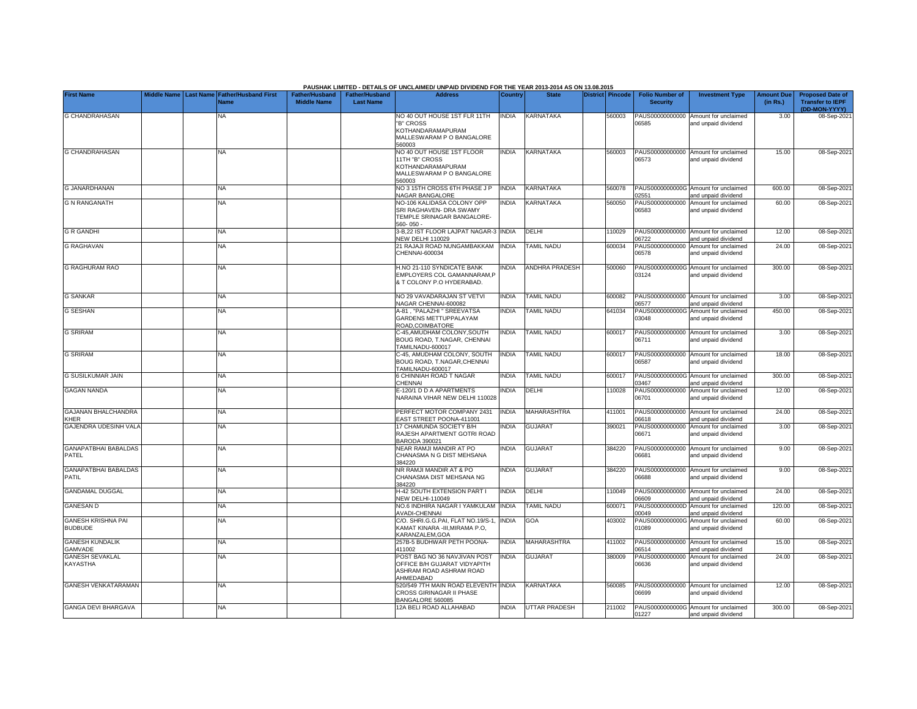PAUSHAK LIMITED - DETAILS OF UNCLAIMED/ UNPAID DIVIDEND FOR THE YEAR 2013-2014 AS ON 13.08.2015

| First Name | Middle Name | Last Name | Father/Husband First Name | Father/Husband Middle Name | Father/Husband Last Name | Address | Country | State | District | Pincode | Folio Number of Security | Investment Type | Amount Due (in Rs.) | Proposed Date of Transfer to IEPF (DD-MON-YYYY) |
|---|---|---|---|---|---|---|---|---|---|---|---|---|---|---|
| G CHANDRAHASAN | | | NA | | | NO 40 OUT HOUSE 1ST FLR 11TH "B" CROSS KOTHANDARAMAPURAM MALLESWARAM P O BANGALORE 560003 | INDIA | KARNATAKA | | 560003 | PAUS00000000000 06585 | Amount for unclaimed and unpaid dividend | 3.00 | 08-Sep-2021 |
| G CHANDRAHASAN | | | NA | | | NO 40 OUT HOUSE 1ST FLOOR 11TH "B" CROSS KOTHANDARAMAPURAM MALLESWARAM P O BANGALORE 560003 | INDIA | KARNATAKA | | 560003 | PAUS00000000000 06573 | Amount for unclaimed and unpaid dividend | 15.00 | 08-Sep-2021 |
| G JANARDHANAN | | | NA | | | NO 3 15TH CROSS 6TH PHASE J P NAGAR BANGALORE | INDIA | KARNATAKA | | 560078 | PAUS0000000000G 02551 | Amount for unclaimed and unpaid dividend | 600.00 | 08-Sep-2021 |
| G N RANGANATH | | | NA | | | NO-106 KALIDASA COLONY OPP SRI RAGHAVEN- DRA SWAMY TEMPLE SRINAGAR BANGALORE-560- 050 - | INDIA | KARNATAKA | | 560050 | PAUS00000000000 06583 | Amount for unclaimed and unpaid dividend | 60.00 | 08-Sep-2021 |
| G R GANDHI | | | NA | | | 3-B,22 IST FLOOR LAJPAT NAGAR-3 NEW DELHI 110029 | INDIA | DELHI | | 110029 | PAUS00000000000 06722 | Amount for unclaimed and unpaid dividend | 12.00 | 08-Sep-2021 |
| G RAGHAVAN | | | NA | | | 21 RAJAJI ROAD NUNGAMBAKKAM CHENNAI-600034 | INDIA | TAMIL NADU | | 600034 | PAUS00000000000 06578 | Amount for unclaimed and unpaid dividend | 24.00 | 08-Sep-2021 |
| G RAGHURAM RAO | | | NA | | | H.NO 21-110 SYNDICATE BANK EMPLOYERS COL GAMANNARAM,P & T COLONY P.O HYDERABAD. | INDIA | ANDHRA PRADESH | | 500060 | PAUS0000000000G 03124 | Amount for unclaimed and unpaid dividend | 300.00 | 08-Sep-2021 |
| G SANKAR | | | NA | | | NO 29 VAVADARAJAN ST VETVI NAGAR CHENNAI-600082 | INDIA | TAMIL NADU | | 600082 | PAUS00000000000 06577 | Amount for unclaimed and unpaid dividend | 3.00 | 08-Sep-2021 |
| G SESHAN | | | NA | | | A-81 , "PALAZHI " SREEVATSA GARDENS METTUPPALAYAM ROAD,COIMBATORE | INDIA | TAMIL NADU | | 641034 | PAUS0000000000G 03048 | Amount for unclaimed and unpaid dividend | 450.00 | 08-Sep-2021 |
| G SRIRAM | | | NA | | | C-45,AMUDHAM COLONY,SOUTH BOUG ROAD, T.NAGAR, CHENNAI TAMILNADU-600017 | INDIA | TAMIL NADU | | 600017 | PAUS00000000000 06711 | Amount for unclaimed and unpaid dividend | 3.00 | 08-Sep-2021 |
| G SRIRAM | | | NA | | | C-45, AMUDHAM COLONY, SOUTH BOUG ROAD, T.NAGAR,CHENNAI TAMILNADU-600017 | INDIA | TAMIL NADU | | 600017 | PAUS00000000000 06587 | Amount for unclaimed and unpaid dividend | 18.00 | 08-Sep-2021 |
| G SUSILKUMAR JAIN | | | NA | | | 6 CHINNIAH ROAD T NAGAR CHENNAI | INDIA | TAMIL NADU | | 600017 | PAUS0000000000G 03467 | Amount for unclaimed and unpaid dividend | 300.00 | 08-Sep-2021 |
| GAGAN NANDA | | | NA | | | E-120/1 D D A APARTMENTS NARAINA VIHAR NEW DELHI 110028 | INDIA | DELHI | | 110028 | PAUS00000000000 06701 | Amount for unclaimed and unpaid dividend | 12.00 | 08-Sep-2021 |
| GAJANAN BHALCHANDRA KHER | | | NA | | | PERFECT MOTOR COMPANY 2431 EAST STREET POONA-411001 | INDIA | MAHARASHTRA | | 411001 | PAUS00000000000 06618 | Amount for unclaimed and unpaid dividend | 24.00 | 08-Sep-2021 |
| GAJENDRA UDESINH VALA | | | NA | | | 17 CHAMUNDA SOCIETY B/H RAJESH APARTMENT GOTRI ROAD BARODA 390021 | INDIA | GUJARAT | | 390021 | PAUS00000000000 06671 | Amount for unclaimed and unpaid dividend | 3.00 | 08-Sep-2021 |
| GANAPATBHAI BABALDAS PATEL | | | NA | | | NEAR RAMJI MANDIR AT PO CHANASMA N G DIST MEHSANA 384220 | INDIA | GUJARAT | | 384220 | PAUS00000000000 06681 | Amount for unclaimed and unpaid dividend | 9.00 | 08-Sep-2021 |
| GANAPATBHAI BABALDAS PATIL | | | NA | | | NR RAMJI MANDIR AT & PO CHANASMA DIST MEHSANA NG 384220 | INDIA | GUJARAT | | 384220 | PAUS00000000000 06688 | Amount for unclaimed and unpaid dividend | 9.00 | 08-Sep-2021 |
| GANDAMAL DUGGAL | | | NA | | | H-42 SOUTH EXTENSION PART I NEW DELHI-110049 | INDIA | DELHI | | 110049 | PAUS00000000000 06609 | Amount for unclaimed and unpaid dividend | 24.00 | 08-Sep-2021 |
| GANESAN D | | | NA | | | NO.6 INDHIRA NAGAR I YAMKULAM AVADI-CHENNAI | INDIA | TAMIL NADU | | 600071 | PAUS0000000000D 00049 | Amount for unclaimed and unpaid dividend | 120.00 | 08-Sep-2021 |
| GANESH KRISHNA PAI BUDBUDE | | | NA | | | C/O. SHRI.G.G.PAI, FLAT NO.19/S-1, KAMAT KINARA -III,MIRAMA P.O, KARANZALEM,GOA | INDIA | GOA | | 403002 | PAUS0000000000G 01089 | Amount for unclaimed and unpaid dividend | 60.00 | 08-Sep-2021 |
| GANESH KUNDALIK GAMVADE | | | NA | | | 257B-5 BUDHWAR PETH POONA-411002 | INDIA | MAHARASHTRA | | 411002 | PAUS00000000000 06514 | Amount for unclaimed and unpaid dividend | 15.00 | 08-Sep-2021 |
| GANESH SEVAKLAL KAYASTHA | | | NA | | | POST BAG NO 36 NAVJIVAN POST OFFICE B/H GUJARAT VIDYAPITH ASHRAM ROAD ASHRAM ROAD AHMEDABAD | INDIA | GUJARAT | | 380009 | PAUS00000000000 06636 | Amount for unclaimed and unpaid dividend | 24.00 | 08-Sep-2021 |
| GANESH VENKATARAMAN | | | NA | | | 520/549 7TH MAIN ROAD ELEVENTH CROSS GIRINAGAR II PHASE BANGALORE 560085 | INDIA | KARNATAKA | | 560085 | PAUS00000000000 06699 | Amount for unclaimed and unpaid dividend | 12.00 | 08-Sep-2021 |
| GANGA DEVI BHARGAVA | | | NA | | | 12A BELI ROAD ALLAHABAD | INDIA | UTTAR PRADESH | | 211002 | PAUS0000000000G 01227 | Amount for unclaimed and unpaid dividend | 300.00 | 08-Sep-2021 |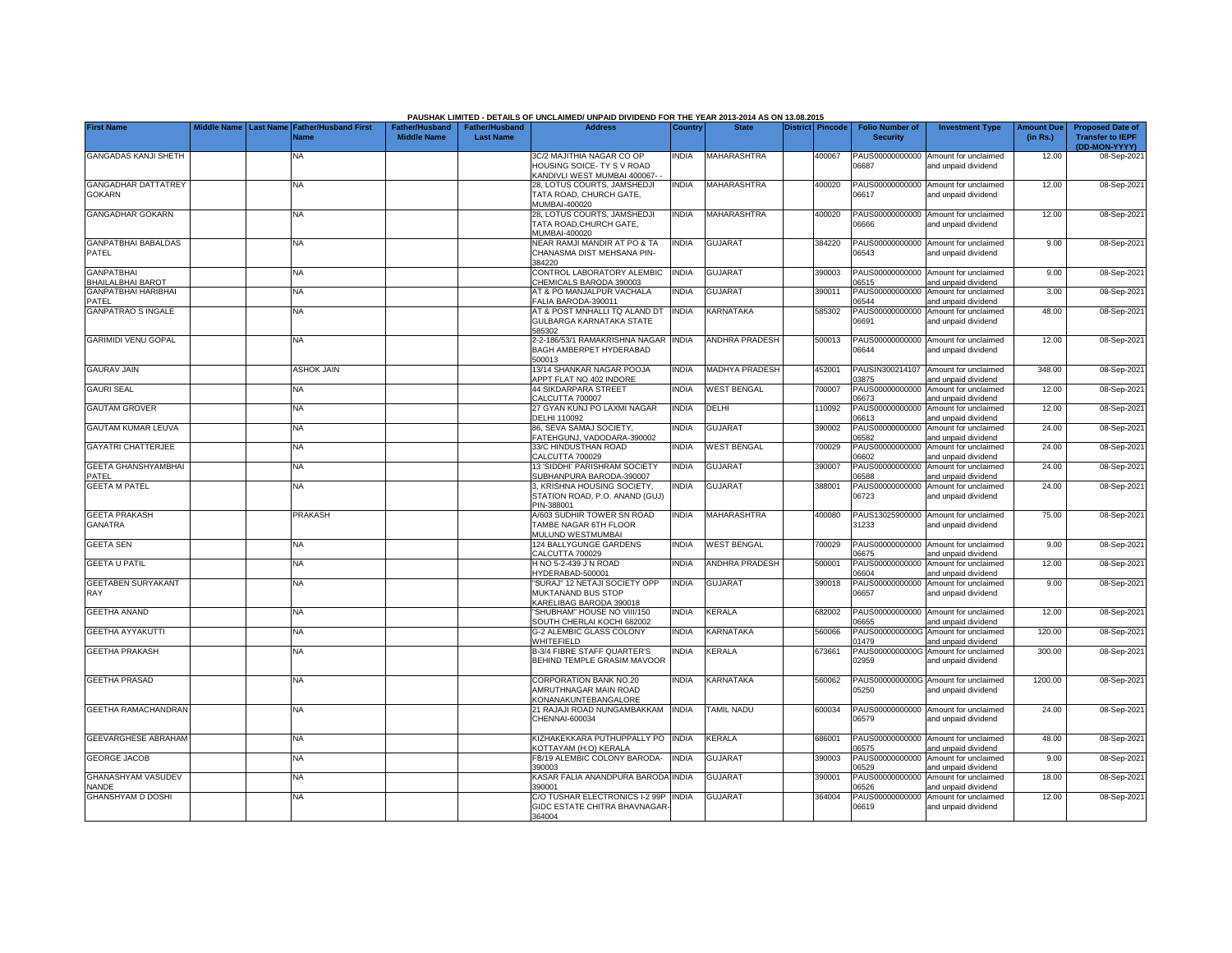**PAUSHAK LIMITED - DETAILS OF UNCLAIMED/ UNPAID DIVIDEND FOR THE YEAR 2013-2014 AS ON 13.08.2015**

| First Name | Middle Name | Last Name | Father/Husband First Name | Father/Husband Middle Name | Father/Husband Last Name | Address | Country | State | District | Pincode | Folio Number of Security | Investment Type | Amount Due (in Rs.) | Proposed Date of Transfer to IEPF (DD-MON-YYYY) |
|---|---|---|---|---|---|---|---|---|---|---|---|---|---|---|
| GANGADAS KANJI SHETH | | | NA | | | 3C/2 MAJITHIA NAGAR CO OP HOUSING SOICE- TY S V ROAD KANDIVLI WEST MUMBAI 400067- - | INDIA | MAHARASHTRA | | 400067 | PAUS00000000000 06687 | Amount for unclaimed and unpaid dividend | 12.00 | 08-Sep-2021 |
| GANGADHAR DATTATREY GOKARN | | | NA | | | 28, LOTUS COURTS, JAMSHEDJI TATA ROAD, CHURCH GATE, MUMBAI-400020 | INDIA | MAHARASHTRA | | 400020 | PAUS00000000000 06617 | Amount for unclaimed and unpaid dividend | 12.00 | 08-Sep-2021 |
| GANGADHAR GOKARN | | | NA | | | 28, LOTUS COURTS, JAMSHEDJI TATA ROAD,CHURCH GATE, MUMBAI-400020 | INDIA | MAHARASHTRA | | 400020 | PAUS00000000000 06666 | Amount for unclaimed and unpaid dividend | 12.00 | 08-Sep-2021 |
| GANPATBHAI BABALDAS PATEL | | | NA | | | NEAR RAMJI MANDIR AT PO & TA CHANASMA DIST MEHSANA PIN-384220 | INDIA | GUJARAT | | 384220 | PAUS00000000000 06543 | Amount for unclaimed and unpaid dividend | 9.00 | 08-Sep-2021 |
| GANPATBHAI BHAILALBHAI BAROT | | | NA | | | CONTROL LABORATORY ALEMBIC CHEMICALS BARODA 390003 | INDIA | GUJARAT | | 390003 | PAUS00000000000 06515 | Amount for unclaimed and unpaid dividend | 9.00 | 08-Sep-2021 |
| GANPATBHAI HARIBHAI PATEL | | | NA | | | AT & PO MANJALPUR VACHALA FALIA BARODA-390011 | INDIA | GUJARAT | | 390011 | PAUS00000000000 06544 | Amount for unclaimed and unpaid dividend | 3.00 | 08-Sep-2021 |
| GANPATRAO S INGALE | | | NA | | | AT & POST MNHALLI TQ ALAND DT GULBARGA KARNATAKA STATE 585302 | INDIA | KARNATAKA | | 585302 | PAUS00000000000 06691 | Amount for unclaimed and unpaid dividend | 48.00 | 08-Sep-2021 |
| GARIMIDI VENU GOPAL | | | NA | | | 2-2-186/53/1 RAMAKRISHNA NAGAR BAGH AMBERPET HYDERABAD 500013 | INDIA | ANDHRA PRADESH | | 500013 | PAUS00000000000 06644 | Amount for unclaimed and unpaid dividend | 12.00 | 08-Sep-2021 |
| GAURAV JAIN | | | ASHOK JAIN | | | 13/14 SHANKAR NAGAR POOJA APPT FLAT NO 402 INDORE | INDIA | MADHYA PRADESH | | 452001 | PAUSIN300214107 03875 | Amount for unclaimed and unpaid dividend | 348.00 | 08-Sep-2021 |
| GAURI SEAL | | | NA | | | 44 SIKDARPARA STREET CALCUTTA 700007 | INDIA | WEST BENGAL | | 700007 | PAUS00000000000 06673 | Amount for unclaimed and unpaid dividend | 12.00 | 08-Sep-2021 |
| GAUTAM GROVER | | | NA | | | 27 GYAN KUNJ PO LAXMI NAGAR DELHI 110092 | INDIA | DELHI | | 110092 | PAUS00000000000 06613 | Amount for unclaimed and unpaid dividend | 12.00 | 08-Sep-2021 |
| GAUTAM KUMAR LEUVA | | | NA | | | 86, SEVA SAMAJ SOCIETY, FATEHGUNJ, VADODARA-390002 | INDIA | GUJARAT | | 390002 | PAUS00000000000 06582 | Amount for unclaimed and unpaid dividend | 24.00 | 08-Sep-2021 |
| GAYATRI CHATTERJEE | | | NA | | | 33/C HINDUSTHAN ROAD CALCUTTA 700029 | INDIA | WEST BENGAL | | 700029 | PAUS00000000000 06602 | Amount for unclaimed and unpaid dividend | 24.00 | 08-Sep-2021 |
| GEETA GHANSHYAMBHAI PATEL | | | NA | | | 13 'SIDDHI' PARISHRAM SOCIETY SUBHANPURA BARODA-390007 | INDIA | GUJARAT | | 390007 | PAUS00000000000 06588 | Amount for unclaimed and unpaid dividend | 24.00 | 08-Sep-2021 |
| GEETA M PATEL | | | NA | | | 3, KRISHNA HOUSING SOCIETY, STATION ROAD, P.O. ANAND (GUJ) PIN-388001 | INDIA | GUJARAT | | 388001 | PAUS00000000000 06723 | Amount for unclaimed and unpaid dividend | 24.00 | 08-Sep-2021 |
| GEETA PRAKASH GANATRA | | | PRAKASH | | | A/603 SUDHIR TOWER SN ROAD TAMBE NAGAR 6TH FLOOR MULUND WESTMUMBAI | INDIA | MAHARASHTRA | | 400080 | PAUS13025900000 31233 | Amount for unclaimed and unpaid dividend | 75.00 | 08-Sep-2021 |
| GEETA SEN | | | NA | | | 124 BALLYGUNGE GARDENS CALCUTTA 700029 | INDIA | WEST BENGAL | | 700029 | PAUS00000000000 06675 | Amount for unclaimed and unpaid dividend | 9.00 | 08-Sep-2021 |
| GEETA U PATIL | | | NA | | | H NO 5-2-439 J N ROAD HYDERABAD-500001 | INDIA | ANDHRA PRADESH | | 500001 | PAUS00000000000 06604 | Amount for unclaimed and unpaid dividend | 12.00 | 08-Sep-2021 |
| GEETABEN SURYAKANT RAY | | | NA | | | "SURAJ" 12 NETAJI SOCIETY OPP MUKTANAND BUS STOP KARELIBAG BARODA 390018 | INDIA | GUJARAT | | 390018 | PAUS00000000000 06657 | Amount for unclaimed and unpaid dividend | 9.00 | 08-Sep-2021 |
| GEETHA ANAND | | | NA | | | "SHUBHAM" HOUSE NO VIII/150 SOUTH CHERLAI KOCHI 682002 | INDIA | KERALA | | 682002 | PAUS00000000000 06655 | Amount for unclaimed and unpaid dividend | 12.00 | 08-Sep-2021 |
| GEETHA AYYAKUTTI | | | NA | | | G-2 ALEMBIC GLASS COLONY WHITEFIELD | INDIA | KARNATAKA | | 560066 | PAUS0000000000G 01479 | Amount for unclaimed and unpaid dividend | 120.00 | 08-Sep-2021 |
| GEETHA PRAKASH | | | NA | | | B-3/4 FIBRE STAFF QUARTER'S BEHIND TEMPLE GRASIM MAVOOR | INDIA | KERALA | | 673661 | PAUS0000000000G 02959 | Amount for unclaimed and unpaid dividend | 300.00 | 08-Sep-2021 |
| GEETHA PRASAD | | | NA | | | CORPORATION BANK NO.20 AMRUTHNAGAR MAIN ROAD KONANAKUNTEBANGALORE | INDIA | KARNATAKA | | 560062 | PAUS0000000000G 05250 | Amount for unclaimed and unpaid dividend | 1200.00 | 08-Sep-2021 |
| GEETHA RAMACHANDRAN | | | NA | | | 21 RAJAJI ROAD NUNGAMBAKKAM CHENNAI-600034 | INDIA | TAMIL NADU | | 600034 | PAUS00000000000 06579 | Amount for unclaimed and unpaid dividend | 24.00 | 08-Sep-2021 |
| GEEVARGHESE ABRAHAM | | | NA | | | KIZHAKEKKARA PUTHUPPALLY PO KOTTAYAM (H.O) KERALA | INDIA | KERALA | | 686001 | PAUS00000000000 06575 | Amount for unclaimed and unpaid dividend | 48.00 | 08-Sep-2021 |
| GEORGE JACOB | | | NA | | | FB/19 ALEMBIC COLONY BARODA-390003 | INDIA | GUJARAT | | 390003 | PAUS00000000000 06529 | Amount for unclaimed and unpaid dividend | 9.00 | 08-Sep-2021 |
| GHANASHYAM VASUDEV NANDE | | | NA | | | KASAR FALIA ANANDPURA BARODA 390001 | INDIA | GUJARAT | | 390001 | PAUS00000000000 06526 | Amount for unclaimed and unpaid dividend | 18.00 | 08-Sep-2021 |
| GHANSHYAM D DOSHI | | | NA | | | C/O TUSHAR ELECTRONICS I-2 99P GIDC ESTATE CHITRA BHAVNAGAR-364004 | INDIA | GUJARAT | | 364004 | PAUS00000000000 06619 | Amount for unclaimed and unpaid dividend | 12.00 | 08-Sep-2021 |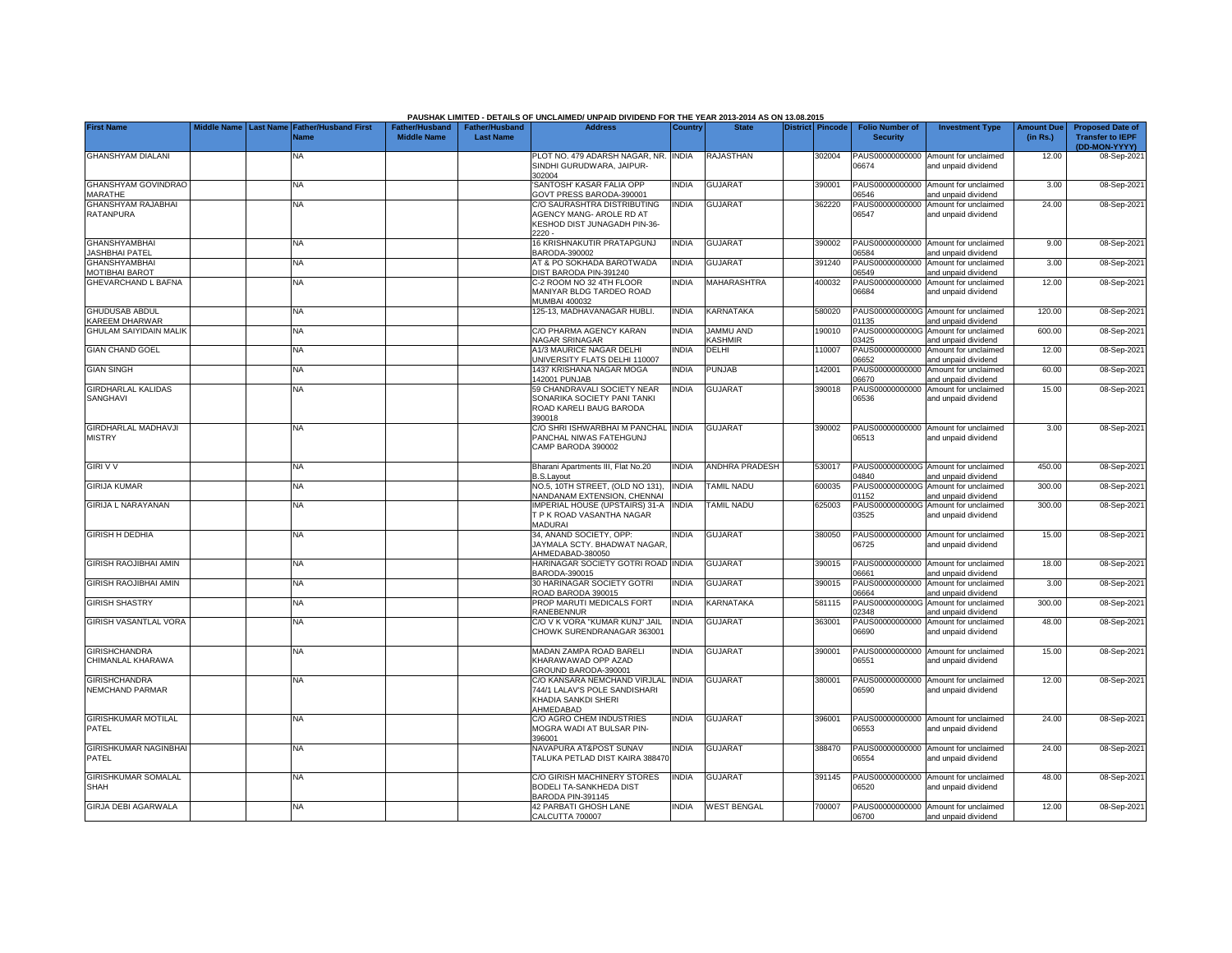PAUSHAK LIMITED - DETAILS OF UNCLAIMED/ UNPAID DIVIDEND FOR THE YEAR 2013-2014 AS ON 13.08.2015

| First Name | Middle Name | Last Name | Father/Husband First Name | Father/Husband Middle Name | Father/Husband Last Name | Address | Country | State | District | Pincode | Folio Number of Security | Investment Type | Amount Due (in Rs.) | Proposed Date of Transfer to IEPF (DD-MON-YYYY) |
|---|---|---|---|---|---|---|---|---|---|---|---|---|---|---|
| GHANSHYAM DIALANI | | | NA | | | PLOT NO. 479 ADARSH NAGAR, NR. SINDHI GURUDWARA, JAIPUR-302004 | INDIA | RAJASTHAN | | 302004 | PAUS00000000000 06674 | Amount for unclaimed and unpaid dividend | 12.00 | 08-Sep-2021 |
| GHANSHYAM GOVINDRAO MARATHE | | | NA | | | 'SANTOSH' KASAR FALIA OPP GOVT PRESS BARODA-390001 | INDIA | GUJARAT | | 390001 | PAUS00000000000 06546 | Amount for unclaimed and unpaid dividend | 3.00 | 08-Sep-2021 |
| GHANSHYAM RAJABHAI RATANPURA | | | NA | | | C/O SAURASHTRA DISTRIBUTING AGENCY MANG- AROLE RD AT KESHOD DIST JUNAGADH PIN-36-2220 - | INDIA | GUJARAT | | 362220 | PAUS00000000000 06547 | Amount for unclaimed and unpaid dividend | 24.00 | 08-Sep-2021 |
| GHANSHYAMBHAI JASHBHAI PATEL | | | NA | | | 16 KRISHNAKUTIR PRATAPGUNJ BARODA-390002 | INDIA | GUJARAT | | 390002 | PAUS00000000000 06584 | Amount for unclaimed and unpaid dividend | 9.00 | 08-Sep-2021 |
| GHANSHYAMBHAI MOTIBHAI BAROT | | | NA | | | AT & PO SOKHADA BAROTWADA DIST BARODA PIN-391240 | INDIA | GUJARAT | | 391240 | PAUS00000000000 06549 | Amount for unclaimed and unpaid dividend | 3.00 | 08-Sep-2021 |
| GHEVARCHAND L BAFNA | | | NA | | | C-2 ROOM NO 32 4TH FLOOR MANIYAR BLDG TARDEO ROAD MUMBAI 400032 | INDIA | MAHARASHTRA | | 400032 | PAUS00000000000 06684 | Amount for unclaimed and unpaid dividend | 12.00 | 08-Sep-2021 |
| GHUDUSAB ABDUL KAREEM DHARWAR | | | NA | | | 125-13, MADHAVANAGAR HUBLI. | INDIA | KARNATAKA | | 580020 | PAUS0000000000G 01135 | Amount for unclaimed and unpaid dividend | 120.00 | 08-Sep-2021 |
| GHULAM SAIYIDAIN MALIK | | | NA | | | C/O PHARMA AGENCY KARAN NAGAR SRINAGAR | INDIA | JAMMU AND KASHMIR | | 190010 | PAUS0000000000G 03425 | Amount for unclaimed and unpaid dividend | 600.00 | 08-Sep-2021 |
| GIAN CHAND GOEL | | | NA | | | A1/3 MAURICE NAGAR DELHI UNIVERSITY FLATS DELHI 110007 | INDIA | DELHI | | 110007 | PAUS00000000000 06652 | Amount for unclaimed and unpaid dividend | 12.00 | 08-Sep-2021 |
| GIAN SINGH | | | NA | | | 1437 KRISHANA NAGAR MOGA 142001 PUNJAB | INDIA | PUNJAB | | 142001 | PAUS00000000000 06670 | Amount for unclaimed and unpaid dividend | 60.00 | 08-Sep-2021 |
| GIRDHARLAL KALIDAS SANGHAVI | | | NA | | | 59 CHANDRAVALI SOCIETY NEAR SONARIKA SOCIETY PANI TANKI ROAD KARELI BAUG BARODA 390018 | INDIA | GUJARAT | | 390018 | PAUS00000000000 06536 | Amount for unclaimed and unpaid dividend | 15.00 | 08-Sep-2021 |
| GIRDHARLAL MADHAVJI MISTRY | | | NA | | | C/O SHRI ISHWARBHAI M PANCHAL PANCHAL NIWAS FATEHGUNJ CAMP BARODA 390002 | INDIA | GUJARAT | | 390002 | PAUS00000000000 06513 | Amount for unclaimed and unpaid dividend | 3.00 | 08-Sep-2021 |
| GIRI V V | | | NA | | | Bharani Apartments III, Flat No.20 B.S.Layout | INDIA | ANDHRA PRADESH | | 530017 | PAUS0000000000G 04840 | Amount for unclaimed and unpaid dividend | 450.00 | 08-Sep-2021 |
| GIRIJA KUMAR | | | NA | | | NO.5, 10TH STREET, (OLD NO 131), NANDANAM EXTENSION, CHENNAI | INDIA | TAMIL NADU | | 600035 | PAUS0000000000G 01152 | Amount for unclaimed and unpaid dividend | 300.00 | 08-Sep-2021 |
| GIRIJA L NARAYANAN | | | NA | | | IMPERIAL HOUSE (UPSTAIRS) 31-A T P K ROAD VASANTHA NAGAR MADURAI | INDIA | TAMIL NADU | | 625003 | PAUS0000000000G 03525 | Amount for unclaimed and unpaid dividend | 300.00 | 08-Sep-2021 |
| GIRISH H DEDHIA | | | NA | | | 34, ANAND SOCIETY, OPP: JAYMALA SCTY. BHADWAT NAGAR, AHMEDABAD-380050 | INDIA | GUJARAT | | 380050 | PAUS00000000000 06725 | Amount for unclaimed and unpaid dividend | 15.00 | 08-Sep-2021 |
| GIRISH RAOJIBHAI AMIN | | | NA | | | HARINAGAR SOCIETY GOTRI ROAD BARODA-390015 | INDIA | GUJARAT | | 390015 | PAUS00000000000 06661 | Amount for unclaimed and unpaid dividend | 18.00 | 08-Sep-2021 |
| GIRISH RAOJIBHAI AMIN | | | NA | | | 30 HARINAGAR SOCIETY GOTRI ROAD BARODA 390015 | INDIA | GUJARAT | | 390015 | PAUS00000000000 06664 | Amount for unclaimed and unpaid dividend | 3.00 | 08-Sep-2021 |
| GIRISH SHASTRY | | | NA | | | PROP MARUTI MEDICALS FORT RANEBENNUR | INDIA | KARNATAKA | | 581115 | PAUS0000000000G 02348 | Amount for unclaimed and unpaid dividend | 300.00 | 08-Sep-2021 |
| GIRISH VASANTLAL VORA | | | NA | | | C/O V K VORA "KUMAR KUNJ" JAIL CHOWK SURENDRANAGAR 363001 | INDIA | GUJARAT | | 363001 | PAUS00000000000 06690 | Amount for unclaimed and unpaid dividend | 48.00 | 08-Sep-2021 |
| GIRISHCHANDRA CHIMANLAL KHARAWA | | | NA | | | MADAN ZAMPA ROAD BARELI KHARAWAWAD OPP AZAD GROUND BARODA-390001 | INDIA | GUJARAT | | 390001 | PAUS00000000000 06551 | Amount for unclaimed and unpaid dividend | 15.00 | 08-Sep-2021 |
| GIRISHCHANDRA NEMCHAND PARMAR | | | NA | | | C/O KANSARA NEMCHAND VIRJLAL 744/1 LALAV'S POLE SANDISHARI KHADIA SANKDI SHERI AHMEDABAD | INDIA | GUJARAT | | 380001 | PAUS00000000000 06590 | Amount for unclaimed and unpaid dividend | 12.00 | 08-Sep-2021 |
| GIRISHKUMAR MOTILAL PATEL | | | NA | | | C/O AGRO CHEM INDUSTRIES MOGRA WADI AT BULSAR PIN-396001 | INDIA | GUJARAT | | 396001 | PAUS00000000000 06553 | Amount for unclaimed and unpaid dividend | 24.00 | 08-Sep-2021 |
| GIRISHKUMAR NAGINBHAI PATEL | | | NA | | | NAVAPURA AT&POST SUNAV TALUKA PETLAD DIST KAIRA 388470 | INDIA | GUJARAT | | 388470 | PAUS00000000000 06554 | Amount for unclaimed and unpaid dividend | 24.00 | 08-Sep-2021 |
| GIRISHKUMAR SOMALAL SHAH | | | NA | | | C/O GIRISH MACHINERY STORES BODELI TA-SANKHEDA DIST BARODA PIN-391145 | INDIA | GUJARAT | | 391145 | PAUS00000000000 06520 | Amount for unclaimed and unpaid dividend | 48.00 | 08-Sep-2021 |
| GIRJA DEBI AGARWALA | | | NA | | | 42 PARBATI GHOSH LANE CALCUTTA 700007 | INDIA | WEST BENGAL | | 700007 | PAUS00000000000 06700 | Amount for unclaimed and unpaid dividend | 12.00 | 08-Sep-2021 |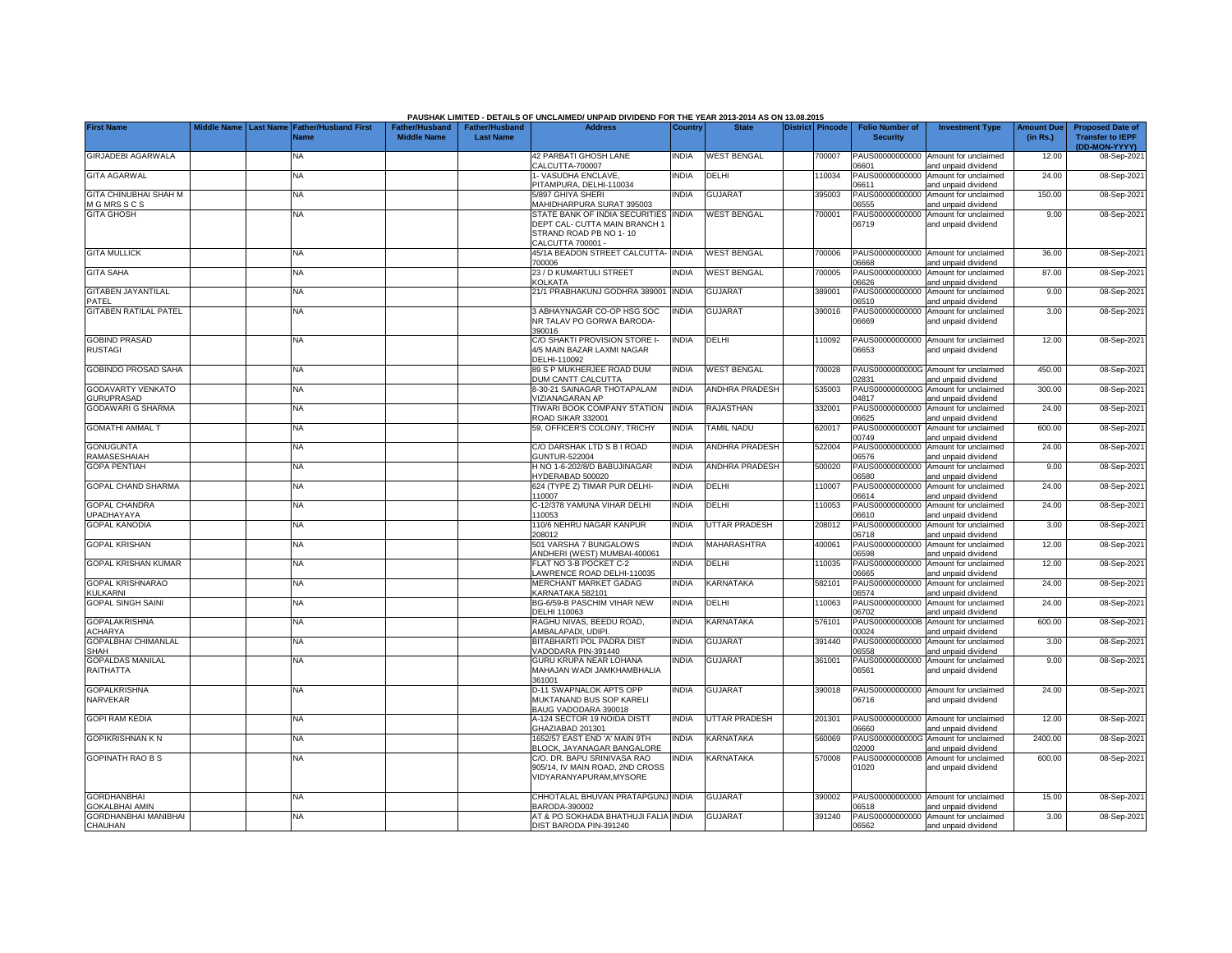PAUSHAK LIMITED - DETAILS OF UNCLAIMED/ UNPAID DIVIDEND FOR THE YEAR 2013-2014 AS ON 13.08.2015

| First Name | Middle Name | Last Name | Father/Husband First Name | Father/Husband Middle Name | Father/Husband Last Name | Address | Country | State | District | Pincode | Folio Number of Security | Investment Type | Amount Due (in Rs.) | Proposed Date of Transfer to IEPF (DD-MON-YYYY) |
|---|---|---|---|---|---|---|---|---|---|---|---|---|---|---|
| GIRJADEBI AGARWALA | | | NA | | | 42 PARBATI GHOSH LANE CALCUTTA-700007 | INDIA | WEST BENGAL | | 700007 | PAUS00000000000 06601 | Amount for unclaimed and unpaid dividend | 12.00 | 08-Sep-2021 |
| GITA AGARWAL | | | NA | | | 1- VASUDHA ENCLAVE, PITAMPURA, DELHI-110034 | INDIA | DELHI | | 110034 | PAUS00000000000 06611 | Amount for unclaimed and unpaid dividend | 24.00 | 08-Sep-2021 |
| GITA CHINUBHAI SHAH M G MRS S C S | | | NA | | | 5/897 GHIYA SHERI MAHIDHARPURA SURAT 395003 | INDIA | GUJARAT | | 395003 | PAUS00000000000 06555 | Amount for unclaimed and unpaid dividend | 150.00 | 08-Sep-2021 |
| GITA GHOSH | | | NA | | | STATE BANK OF INDIA SECURITIES DEPT CAL- CUTTA MAIN BRANCH 1 STRAND ROAD PB NO 1- 10 CALCUTTA 700001 - | INDIA | WEST BENGAL | | 700001 | PAUS00000000000 06719 | Amount for unclaimed and unpaid dividend | 9.00 | 08-Sep-2021 |
| GITA MULLICK | | | NA | | | 45/1A BEADON STREET CALCUTTA-700006 | INDIA | WEST BENGAL | | 700006 | PAUS00000000000 06668 | Amount for unclaimed and unpaid dividend | 36.00 | 08-Sep-2021 |
| GITA SAHA | | | NA | | | 23 / D KUMARTULI STREET KOLKATA | INDIA | WEST BENGAL | | 700005 | PAUS00000000000 06626 | Amount for unclaimed and unpaid dividend | 87.00 | 08-Sep-2021 |
| GITABEN JAYANTILAL PATEL | | | NA | | | 21/1 PRABHAKUNJ GODHRA 389001 | INDIA | GUJARAT | | 389001 | PAUS00000000000 06510 | Amount for unclaimed and unpaid dividend | 9.00 | 08-Sep-2021 |
| GITABEN RATILAL PATEL | | | NA | | | 3 ABHAYNAGAR CO-OP HSG SOC NR TALAV PO GORWA BARODA-390016 | INDIA | GUJARAT | | 390016 | PAUS00000000000 06669 | Amount for unclaimed and unpaid dividend | 3.00 | 08-Sep-2021 |
| GOBIND PRASAD RUSTAGI | | | NA | | | C/O SHAKTI PROVISION STORE I-4/5 MAIN BAZAR LAXMI NAGAR DELHI-110092 | INDIA | DELHI | | 110092 | PAUS00000000000 06653 | Amount for unclaimed and unpaid dividend | 12.00 | 08-Sep-2021 |
| GOBINDO PROSAD SAHA | | | NA | | | 89 S P MUKHERJEE ROAD DUM DUM CANTT CALCUTTA | INDIA | WEST BENGAL | | 700028 | PAUS0000000000G 02831 | Amount for unclaimed and unpaid dividend | 450.00 | 08-Sep-2021 |
| GODAVARTY VENKATO GURUPRASAD | | | NA | | | 8-30-21 SAINAGAR THOTAPALAM VIZIANAGARAN AP | INDIA | ANDHRA PRADESH | | 535003 | PAUS0000000000G 04817 | Amount for unclaimed and unpaid dividend | 300.00 | 08-Sep-2021 |
| GODAWARI G SHARMA | | | NA | | | TIWARI BOOK COMPANY STATION ROAD SIKAR 332001 | INDIA | RAJASTHAN | | 332001 | PAUS00000000000 06625 | Amount for unclaimed and unpaid dividend | 24.00 | 08-Sep-2021 |
| GOMATHI AMMAL T | | | NA | | | 59, OFFICER'S COLONY, TRICHY | INDIA | TAMIL NADU | | 620017 | PAUS0000000000T 00749 | Amount for unclaimed and unpaid dividend | 600.00 | 08-Sep-2021 |
| GONUGUNTA RAMASESHAIAH | | | NA | | | C/O DARSHAK LTD S B I ROAD GUNTUR-522004 | INDIA | ANDHRA PRADESH | | 522004 | PAUS00000000000 06576 | Amount for unclaimed and unpaid dividend | 24.00 | 08-Sep-2021 |
| GOPA PENTIAH | | | NA | | | H NO 1-6-202/8/D BABUJINAGAR HYDERABAD 500020 | INDIA | ANDHRA PRADESH | | 500020 | PAUS00000000000 06580 | Amount for unclaimed and unpaid dividend | 9.00 | 08-Sep-2021 |
| GOPAL CHAND SHARMA | | | NA | | | 624 (TYPE Z) TIMAR PUR DELHI-110007 | INDIA | DELHI | | 110007 | PAUS00000000000 06614 | Amount for unclaimed and unpaid dividend | 24.00 | 08-Sep-2021 |
| GOPAL CHANDRA UPADHAYAYA | | | NA | | | C-12/378 YAMUNA VIHAR DELHI 110053 | INDIA | DELHI | | 110053 | PAUS00000000000 06610 | Amount for unclaimed and unpaid dividend | 24.00 | 08-Sep-2021 |
| GOPAL KANODIA | | | NA | | | 110/6 NEHRU NAGAR KANPUR 208012 | INDIA | UTTAR PRADESH | | 208012 | PAUS00000000000 06718 | Amount for unclaimed and unpaid dividend | 3.00 | 08-Sep-2021 |
| GOPAL KRISHAN | | | NA | | | 501 VARSHA 7 BUNGALOWS ANDHERI (WEST) MUMBAI-400061 | INDIA | MAHARASHTRA | | 400061 | PAUS00000000000 06598 | Amount for unclaimed and unpaid dividend | 12.00 | 08-Sep-2021 |
| GOPAL KRISHAN KUMAR | | | NA | | | FLAT NO 3-B POCKET C-2 LAWRENCE ROAD DELHI-110035 | INDIA | DELHI | | 110035 | PAUS00000000000 06665 | Amount for unclaimed and unpaid dividend | 12.00 | 08-Sep-2021 |
| GOPAL KRISHNARAO KULKARNI | | | NA | | | MERCHANT MARKET GADAG KARNATAKA 582101 | INDIA | KARNATAKA | | 582101 | PAUS00000000000 06574 | Amount for unclaimed and unpaid dividend | 24.00 | 08-Sep-2021 |
| GOPAL SINGH SAINI | | | NA | | | BG-6/59-B PASCHIM VIHAR NEW DELHI 110063 | INDIA | DELHI | | 110063 | PAUS00000000000 06702 | Amount for unclaimed and unpaid dividend | 24.00 | 08-Sep-2021 |
| GOPALAKRISHNA ACHARYA | | | NA | | | RAGHU NIVAS, BEEDU ROAD, AMBALAPADI, UDIPI. | INDIA | KARNATAKA | | 576101 | PAUS0000000000B 00024 | Amount for unclaimed and unpaid dividend | 600.00 | 08-Sep-2021 |
| GOPALBHAI CHIMANLAL SHAH | | | NA | | | BITABHARTI POL PADRA DIST VADODARA PIN-391440 | INDIA | GUJARAT | | 391440 | PAUS00000000000 06558 | Amount for unclaimed and unpaid dividend | 3.00 | 08-Sep-2021 |
| GOPALDAS MANILAL RAITHATTA | | | NA | | | GURU KRUPA NEAR LOHANA MAHAJAN WADI JAMKHAMBHALIA 361001 | INDIA | GUJARAT | | 361001 | PAUS00000000000 06561 | Amount for unclaimed and unpaid dividend | 9.00 | 08-Sep-2021 |
| GOPALKRISHNA NARVEKAR | | | NA | | | D-11 SWAPNALOK APTS OPP MUKTANAND BUS SOP KARELI BAUG VADODARA 390018 | INDIA | GUJARAT | | 390018 | PAUS00000000000 06716 | Amount for unclaimed and unpaid dividend | 24.00 | 08-Sep-2021 |
| GOPI RAM KEDIA | | | NA | | | A-124 SECTOR 19 NOIDA DISTT GHAZIABAD 201301 | INDIA | UTTAR PRADESH | | 201301 | PAUS00000000000 06660 | Amount for unclaimed and unpaid dividend | 12.00 | 08-Sep-2021 |
| GOPIKRISHNAN K N | | | NA | | | 1652/57 EAST END 'A' MAIN 9TH BLOCK, JAYANAGAR BANGALORE | INDIA | KARNATAKA | | 560069 | PAUS0000000000G 02000 | Amount for unclaimed and unpaid dividend | 2400.00 | 08-Sep-2021 |
| GOPINATH RAO B S | | | NA | | | C/O. DR. BAPU SRINIVASA RAO 905/14, IV MAIN ROAD, 2ND CROSS VIDYARANYAPURAM,MYSORE | INDIA | KARNATAKA | | 570008 | PAUS0000000000B 01020 | Amount for unclaimed and unpaid dividend | 600.00 | 08-Sep-2021 |
| GORDHANBHAI GOKALBHAI AMIN | | | NA | | | CHHOTALAL BHUVAN PRATAPGUNJ BARODA-390002 | INDIA | GUJARAT | | 390002 | PAUS00000000000 06518 | Amount for unclaimed and unpaid dividend | 15.00 | 08-Sep-2021 |
| GORDHANBHAI MANIBHAI CHAUHAN | | | NA | | | AT & PO SOKHADA BHATHUJI FALIA DIST BARODA PIN-391240 | INDIA | GUJARAT | | 391240 | PAUS00000000000 06562 | Amount for unclaimed and unpaid dividend | 3.00 | 08-Sep-2021 |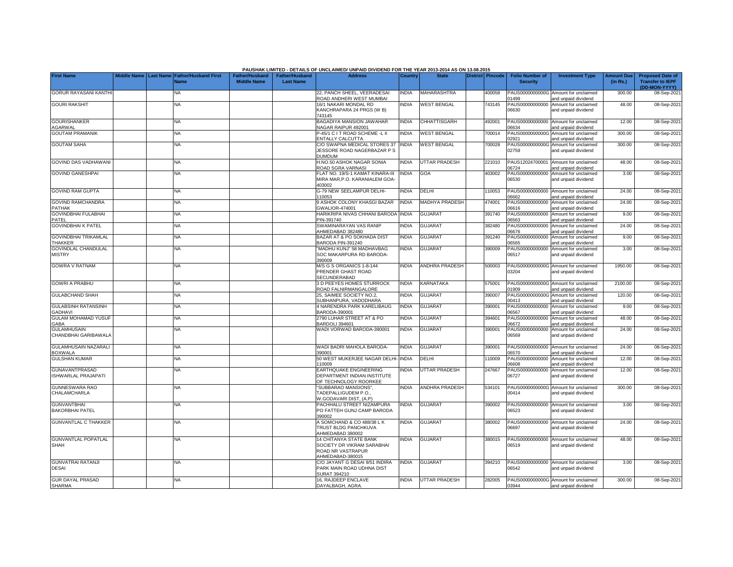PAUSHAK LIMITED - DETAILS OF UNCLAIMED/ UNPAID DIVIDEND FOR THE YEAR 2013-2014 AS ON 13.08.2015

| First Name | Middle Name | Last Name | Father/Husband First Name | Father/Husband Middle Name | Father/Husband Last Name | Address | Country | State | District | Pincode | Folio Number of Security | Investment Type | Amount Due (in Rs.) | Proposed Date of Transfer to IEPF (DD-MON-YYYY) |
|---|---|---|---|---|---|---|---|---|---|---|---|---|---|---|
| GORUR RAYASANI KANTHI | | | NA | | | 22, PANCH SHEEL, VEERADESAI ROAD ANDHERI WEST MUMBAI | INDIA | MAHARASHTRA | | 400058 | PAUS0000000000G01499 | Amount for unclaimed and unpaid dividend | 300.00 | 08-Sep-2021 |
| GOURI RAKSHIT | | | NA | | | 16/1 NAKARI MONDAL RD KANCHRAPARA 24 PRGS (W B) 743145 | INDIA | WEST BENGAL | | 743145 | PAUS00000000000006630 | Amount for unclaimed and unpaid dividend | 48.00 | 08-Sep-2021 |
| GOURISHANKER AGARWAL | | | NA | | | BAGADIYA MANSION JAWAHAR NAGAR RAIPUR 492001 | INDIA | CHHATTISGARH | | 492001 | PAUS00000000000006634 | Amount for unclaimed and unpaid dividend | 12.00 | 08-Sep-2021 |
| GOUTAM PRAMANIK | | | NA | | | P-45/1 C I T ROAD SCHEME -L II ENTALLY CALCUTTA | INDIA | WEST BENGAL | | 700014 | PAUS0000000000G02921 | Amount for unclaimed and unpaid dividend | 300.00 | 08-Sep-2021 |
| GOUTAM SAHA | | | NA | | | C/O SWAPNA MEDICAL STORES 37 JESSORE ROAD NAGERBAZAR P S DUMDUM | INDIA | WEST BENGAL | | 700028 | PAUS0000000000G02759 | Amount for unclaimed and unpaid dividend | 300.00 | 08-Sep-2021 |
| GOVIND DAS VADHAWANI | | | NA | | | H.NO.50 ASHOK NAGAR SONIA ROAD SGRA VARNASI | INDIA | UTTAR PRADESH | | 221010 | PAUS12024700001 06724 | Amount for unclaimed and unpaid dividend | 48.00 | 08-Sep-2021 |
| GOVIND GANESHPAI | | | NA | | | FLAT NO. 19/S-1 KAMAT KINARA-III MIRA MAR,P.O. KARANIALEM GOA-403002 | INDIA | GOA | | 403002 | PAUS00000000000006530 | Amount for unclaimed and unpaid dividend | 3.00 | 08-Sep-2021 |
| GOVIND RAM GUPTA | | | NA | | | G-79 NEW SEELAMPUR DELHI-110053 | INDIA | DELHI | | 110053 | PAUS00000000000006662 | Amount for unclaimed and unpaid dividend | 24.00 | 08-Sep-2021 |
| GOVIND RAMCHANDRA PATHAK | | | NA | | | 9 ASHOK COLONY KHASGI BAZAR GWALIOR-474001 | INDIA | MADHYA PRADESH | | 474001 | PAUS00000000000006616 | Amount for unclaimed and unpaid dividend | 24.00 | 08-Sep-2021 |
| GOVINDBHAI FULABHAI PATEL | | | NA | | | HARIKRIPA NIVAS CHHANI BARODA PIN-391740 | INDIA | GUJARAT | | 391740 | PAUS00000000000006563 | Amount for unclaimed and unpaid dividend | 9.00 | 08-Sep-2021 |
| GOVINDBHAI K PATEL | | | NA | | | SWAMINARAYAN VAS RANIP AHMEDABAD 382480 | INDIA | GUJARAT | | 382480 | PAUS00000000000006676 | Amount for unclaimed and unpaid dividend | 24.00 | 08-Sep-2021 |
| GOVINDBHAI TRIKAMLAL THAKKER | | | NA | | | BAZAR AT & PO SOKHADA DIST BARODA PIN-391240 | INDIA | GUJARAT | | 391240 | PAUS00000000000006565 | Amount for unclaimed and unpaid dividend | 9.00 | 08-Sep-2021 |
| GOVINDLAL CHANDULAL MISTRY | | | NA | | | "MADHU KUNJ" 58 MADHAVBAG SOC MAKARPURA RD BARODA-390009 | INDIA | GUJARAT | | 390009 | PAUS00000000000006517 | Amount for unclaimed and unpaid dividend | 3.00 | 08-Sep-2021 |
| GOWRA V RATNAM | | | NA | | | M/S G S ORGANICS 1-8-144 PRENDER GHAST ROAD SECUNDERABAD | INDIA | ANDHRA PRADESH | | 500003 | PAUS0000000000G03204 | Amount for unclaimed and unpaid dividend | 1950.00 | 08-Sep-2021 |
| GOWRI A PRABHU | | | NA | | | 3 D PEEYES HOMES STURROCK ROAD FALNIRMANGALORE | INDIA | KARNATAKA | | 575001 | PAUS0000000000G01909 | Amount for unclaimed and unpaid dividend | 2100.00 | 08-Sep-2021 |
| GULABCHAND SHAH | | | NA | | | 25, SAIMEE SOCIETY NO.2, SUBHANPURA, VADODHARA | INDIA | GUJARAT | | 390007 | PAUS0000000000G00413 | Amount for unclaimed and unpaid dividend | 120.00 | 08-Sep-2021 |
| GULABSINH RATANSINH GADHAVI | | | NA | | | 4 NARENDRA PARK KARELIBAUG BARODA-390001 | INDIA | GUJARAT | | 390001 | PAUS00000000000006567 | Amount for unclaimed and unpaid dividend | 9.00 | 08-Sep-2021 |
| GULAM MOHAMAD YUSUF GABA | | | NA | | | 2790 LUHAR STREET AT & PO BARDOLI 394601 | INDIA | GUJARAT | | 394601 | PAUS00000000000006672 | Amount for unclaimed and unpaid dividend | 48.00 | 08-Sep-2021 |
| GULAMHUSAIN CHANDBHAI GARIBAWALA | | | NA | | | WADI VORWAD BARODA-390001 | INDIA | GUJARAT | | 390001 | PAUS00000000000006569 | Amount for unclaimed and unpaid dividend | 24.00 | 08-Sep-2021 |
| GULAMHUSAIN NAZARALI BOXWALA | | | NA | | | WADI BADRI MAHOLA BARODA-390001 | INDIA | GUJARAT | | 390001 | PAUS00000000000006570 | Amount for unclaimed and unpaid dividend | 24.00 | 08-Sep-2021 |
| GULSHAN KUMAR | | | NA | | | 50 WEST MUKERJEE NAGAR DELHI-110009 | INDIA | DELHI | | 110009 | PAUS00000000000006608 | Amount for unclaimed and unpaid dividend | 12.00 | 08-Sep-2021 |
| GUNAVANTPRASAD ISHWARLAL PRAJAPATI | | | NA | | | EARTHQUAKE ENGINEERING DEPARTMENT INDIAN INSTITUTE OF TECHNOLOGY ROORKEE | INDIA | UTTAR PRADESH | | 247667 | PAUS00000000000006727 | Amount for unclaimed and unpaid dividend | 12.00 | 08-Sep-2021 |
| GUNNESWARA RAO CHALAMCHARLA | | | NA | | | "SUBBARAO MANSIONS", TADEPALLIGUDEM P.O., W.GODAVARI DIST, (A.P) | INDIA | ANDHRA PRADESH | | 534101 | PAUS0000000000G00414 | Amount for unclaimed and unpaid dividend | 300.00 | 08-Sep-2021 |
| GUNVANTBHAI BAKORBHAI PATEL | | | NA | | | PACHHALU STREET NIZAMPURA PO FATTEH GUNJ CAMP BARODA 390002 | INDIA | GUJARAT | | 390002 | PAUS00000000000006523 | Amount for unclaimed and unpaid dividend | 3.00 | 08-Sep-2021 |
| GUNVANTLAL C THAKKER | | | NA | | | A SOMCHAND & CO 488/38 L K TRUST BLDG PANCHKUVA AHMEDABAD 380002 | INDIA | GUJARAT | | 380002 | PAUS00000000000006697 | Amount for unclaimed and unpaid dividend | 24.00 | 08-Sep-2021 |
| GUNVANTLAL POPATLAL SHAH | | | NA | | | 14 CHITANYA STATE BANK SOCIETY DR VIKRAM SARABHAI ROAD NR VASTRAPUR AHMEDABAD-380015 | INDIA | GUJARAT | | 380015 | PAUS00000000000006519 | Amount for unclaimed and unpaid dividend | 48.00 | 08-Sep-2021 |
| GUNVATRAI RATANJI DESAI | | | NA | | | C/O JAYANT G DESAI 9/51 INDIRA PARK MAIN ROAD UDHNA DIST SURAT 394210 | INDIA | GUJARAT | | 394210 | PAUS00000000000006542 | Amount for unclaimed and unpaid dividend | 3.00 | 08-Sep-2021 |
| GUR DAYAL PRASAD SHARMA | | | NA | | | 16, RAJDEEP ENCLAVE DAYALBAGH, AGRA. | INDIA | UTTAR PRADESH | | 282005 | PAUS0000000000G03944 | Amount for unclaimed and unpaid dividend | 300.00 | 08-Sep-2021 |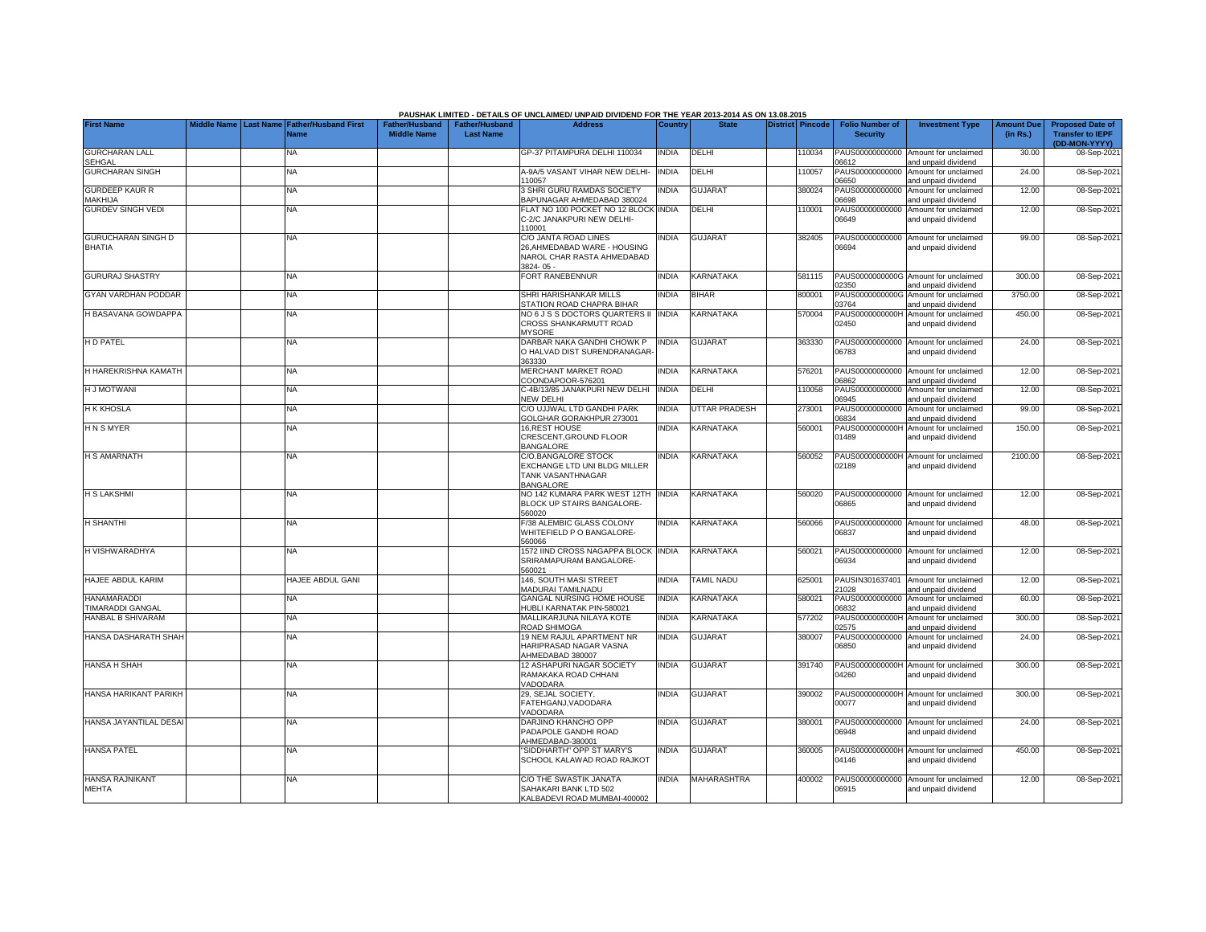PAUSHAK LIMITED - DETAILS OF UNCLAIMED/ UNPAID DIVIDEND FOR THE YEAR 2013-2014 AS ON 13.08.2015

| First Name | Middle Name | Last Name | Father/Husband First Name | Father/Husband Middle Name | Father/Husband Last Name | Address | Country | State | District | Pincode | Folio Number of Security | Investment Type | Amount Due (in Rs.) | Proposed Date of Transfer to IEPF (DD-MON-YYYY) |
|---|---|---|---|---|---|---|---|---|---|---|---|---|---|---|
| GURCHARAN LALL SEHGAL | | | NA | | | GP-37 PITAMPURA DELHI 110034 | INDIA | DELHI | | 110034 | PAUS00000000000 06612 | Amount for unclaimed and unpaid dividend | 30.00 | 08-Sep-2021 |
| GURCHARAN SINGH | | | NA | | | A-9A/5 VASANT VIHAR NEW DELHI-110057 | INDIA | DELHI | | 110057 | PAUS00000000000 06650 | Amount for unclaimed and unpaid dividend | 24.00 | 08-Sep-2021 |
| GURDEEP KAUR R MAKHIJA | | | NA | | | 3 SHRI GURU RAMDAS SOCIETY BAPUNAGAR AHMEDABAD 380024 | INDIA | GUJARAT | | 380024 | PAUS00000000000 06698 | Amount for unclaimed and unpaid dividend | 12.00 | 08-Sep-2021 |
| GURDEV SINGH VEDI | | | NA | | | FLAT NO 100 POCKET NO 12 BLOCK C-2/C JANAKPURI NEW DELHI-110001 | INDIA | DELHI | | 110001 | PAUS00000000000 06649 | Amount for unclaimed and unpaid dividend | 12.00 | 08-Sep-2021 |
| GURUCHARAN SINGH D BHATIA | | | NA | | | C/O JANTA ROAD LINES 26,AHMEDABAD WARE - HOUSING NAROL CHAR RASTA AHMEDABAD 3824- 05 - | INDIA | GUJARAT | | 382405 | PAUS00000000000 06694 | Amount for unclaimed and unpaid dividend | 99.00 | 08-Sep-2021 |
| GURURAJ SHASTRY | | | NA | | | FORT RANEBENNUR | INDIA | KARNATAKA | | 581115 | PAUS0000000000G 02350 | Amount for unclaimed and unpaid dividend | 300.00 | 08-Sep-2021 |
| GYAN VARDHAN PODDAR | | | NA | | | SHRI HARISHANKAR MILLS STATION ROAD CHAPRA BIHAR | INDIA | BIHAR | | 800001 | PAUS0000000000G 03764 | Amount for unclaimed and unpaid dividend | 3750.00 | 08-Sep-2021 |
| H BASAVANA GOWDAPPA | | | NA | | | NO 6 J S S DOCTORS QUARTERS II CROSS SHANKARMUTT ROAD MYSORE | INDIA | KARNATAKA | | 570004 | PAUS0000000000H 02450 | Amount for unclaimed and unpaid dividend | 450.00 | 08-Sep-2021 |
| H D PATEL | | | NA | | | DARBAR NAKA GANDHI CHOWK P O HALVAD DIST SURENDRANAGAR-363330 | INDIA | GUJARAT | | 363330 | PAUS00000000000 06783 | Amount for unclaimed and unpaid dividend | 24.00 | 08-Sep-2021 |
| H HAREKRISHNA KAMATH | | | NA | | | MERCHANT MARKET ROAD COONDAPOOR-576201 | INDIA | KARNATAKA | | 576201 | PAUS00000000000 06862 | Amount for unclaimed and unpaid dividend | 12.00 | 08-Sep-2021 |
| H J MOTWANI | | | NA | | | C-4B/13/85 JANAKPURI NEW DELHI NEW DELHI | INDIA | DELHI | | 110058 | PAUS00000000000 06945 | Amount for unclaimed and unpaid dividend | 12.00 | 08-Sep-2021 |
| H K KHOSLA | | | NA | | | C/O UJJWAL LTD GANDHI PARK GOLGHAR GORAKHPUR 273001 | INDIA | UTTAR PRADESH | | 273001 | PAUS00000000000 06834 | Amount for unclaimed and unpaid dividend | 99.00 | 08-Sep-2021 |
| H N S MYER | | | NA | | | 16,REST HOUSE CRESCENT,GROUND FLOOR BANGALORE | INDIA | KARNATAKA | | 560001 | PAUS0000000000H 01489 | Amount for unclaimed and unpaid dividend | 150.00 | 08-Sep-2021 |
| H S AMARNATH | | | NA | | | C/O.BANGALORE STOCK EXCHANGE LTD UNI BLDG MILLER TANK VASANTHNAGAR BANGALORE | INDIA | KARNATAKA | | 560052 | PAUS0000000000H 02189 | Amount for unclaimed and unpaid dividend | 2100.00 | 08-Sep-2021 |
| H S LAKSHMI | | | NA | | | NO 142 KUMARA PARK WEST 12TH BLOCK UP STAIRS BANGALORE-560020 | INDIA | KARNATAKA | | 560020 | PAUS00000000000 06865 | Amount for unclaimed and unpaid dividend | 12.00 | 08-Sep-2021 |
| H SHANTHI | | | NA | | | F/38 ALEMBIC GLASS COLONY WHITEFIELD P O BANGALORE-560066 | INDIA | KARNATAKA | | 560066 | PAUS00000000000 06837 | Amount for unclaimed and unpaid dividend | 48.00 | 08-Sep-2021 |
| H VISHWARADHYA | | | NA | | | 1572 IIND CROSS NAGAPPA BLOCK SRIRAMAPURAM BANGALORE-560021 | INDIA | KARNATAKA | | 560021 | PAUS00000000000 06934 | Amount for unclaimed and unpaid dividend | 12.00 | 08-Sep-2021 |
| HAJEE ABDUL KARIM | | | HAJEE ABDUL GANI | | | 146, SOUTH MASI STREET MADURAI TAMILNADU | INDIA | TAMIL NADU | | 625001 | PAUSIN301637401 21028 | Amount for unclaimed and unpaid dividend | 12.00 | 08-Sep-2021 |
| HANAMARADDI TIMARADDI GANGAL | | | NA | | | GANGAL NURSING HOME HOUSE HUBLI KARNATAK PIN-580021 | INDIA | KARNATAKA | | 580021 | PAUS00000000000 06832 | Amount for unclaimed and unpaid dividend | 60.00 | 08-Sep-2021 |
| HANBAL B SHIVARAM | | | NA | | | MALLIKARJUNA NILAYA KOTE ROAD SHIMOGA | INDIA | KARNATAKA | | 577202 | PAUS0000000000H 02575 | Amount for unclaimed and unpaid dividend | 300.00 | 08-Sep-2021 |
| HANSA DASHARATH SHAH | | | NA | | | 19 NEM RAJUL APARTMENT NR HARIPRASAD NAGAR VASNA AHMEDABAD 380007 | INDIA | GUJARAT | | 380007 | PAUS00000000000 06850 | Amount for unclaimed and unpaid dividend | 24.00 | 08-Sep-2021 |
| HANSA H SHAH | | | NA | | | 12 ASHAPURI NAGAR SOCIETY RAMAKAKA ROAD CHHANI VADODARA | INDIA | GUJARAT | | 391740 | PAUS0000000000H 04260 | Amount for unclaimed and unpaid dividend | 300.00 | 08-Sep-2021 |
| HANSA HARIKANT PARIKH | | | NA | | | 29, SEJAL SOCIETY, FATEHGANJ,VADODARA VADODARA | INDIA | GUJARAT | | 390002 | PAUS0000000000H 00077 | Amount for unclaimed and unpaid dividend | 300.00 | 08-Sep-2021 |
| HANSA JAYANTILAL DESAI | | | NA | | | DARJINO KHANCHO OPP PADAPOLE GANDHI ROAD AHMEDABAD-380001 | INDIA | GUJARAT | | 380001 | PAUS00000000000 06948 | Amount for unclaimed and unpaid dividend | 24.00 | 08-Sep-2021 |
| HANSA PATEL | | | NA | | | "SIDDHARTH" OPP ST MARY'S SCHOOL KALAWAD ROAD RAJKOT | INDIA | GUJARAT | | 360005 | PAUS0000000000H 04146 | Amount for unclaimed and unpaid dividend | 450.00 | 08-Sep-2021 |
| HANSA RAJNIKANT MEHTA | | | NA | | | C/O THE SWASTIK JANATA SAHAKARI BANK LTD 502 KALBADEVI ROAD MUMBAI-400002 | INDIA | MAHARASHTRA | | 400002 | PAUS00000000000 06915 | Amount for unclaimed and unpaid dividend | 12.00 | 08-Sep-2021 |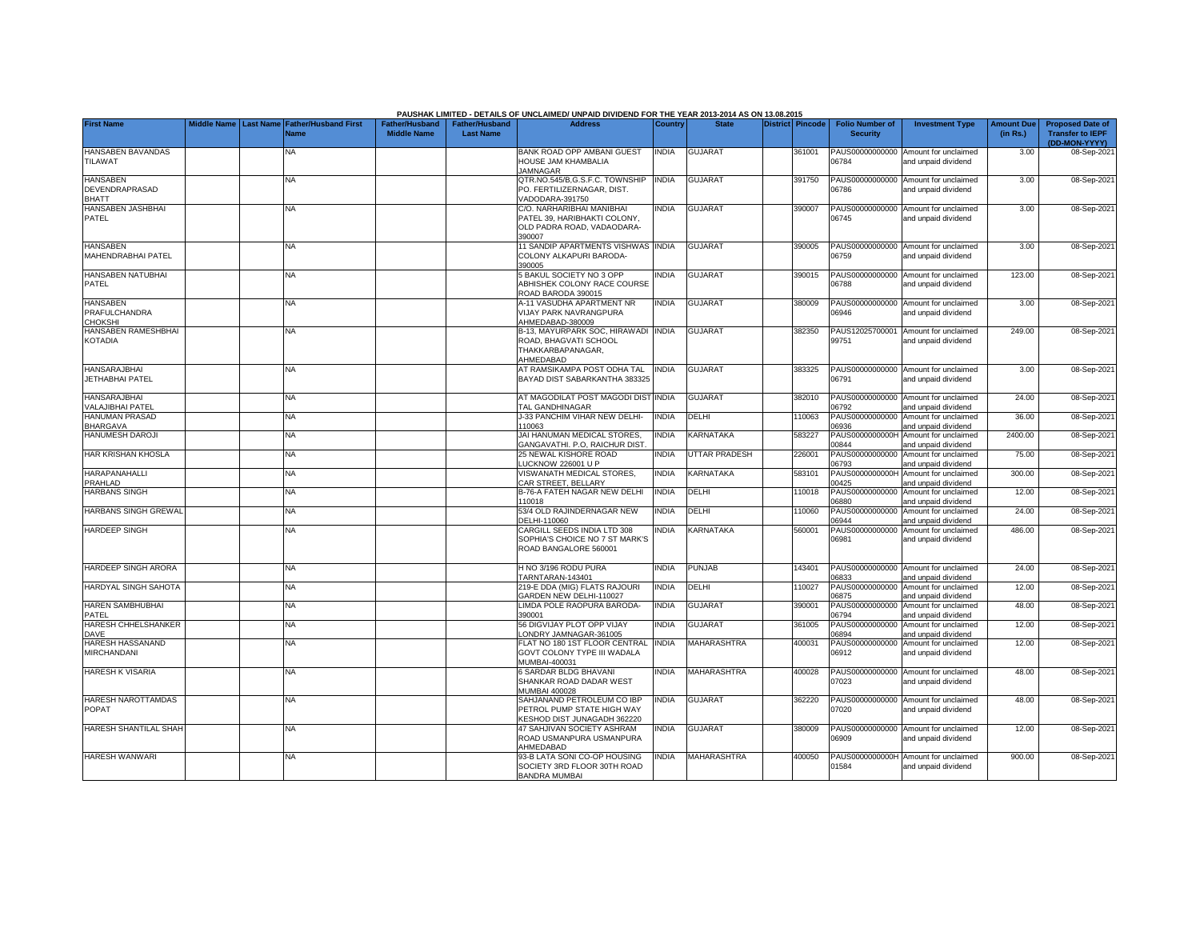PAUSHAK LIMITED - DETAILS OF UNCLAIMED/ UNPAID DIVIDEND FOR THE YEAR 2013-2014 AS ON 13.08.2015

| First Name | Middle Name | Last Name | Father/Husband First Name | Father/Husband Middle Name | Father/Husband Last Name | Address | Country | State | District | Pincode | Folio Number of Security | Investment Type | Amount Due (in Rs.) | Proposed Date of Transfer to IEPF (DD-MON-YYYY) |
|---|---|---|---|---|---|---|---|---|---|---|---|---|---|---|
| HANSABEN BAVANDAS TILAWAT | | | NA | | | BANK ROAD OPP AMBANI GUEST HOUSE JAM KHAMBALIA JAMNAGAR | INDIA | GUJARAT | | 361001 | PAUS00000000000 06784 | Amount for unclaimed and unpaid dividend | 3.00 | 08-Sep-2021 |
| HANSABEN DEVENDRAPRASAD BHATT | | | NA | | | QTR.NO.545/B,G.S.F.C. TOWNSHIP PO. FERTILIZERNAGAR, DIST. VADODARA-391750 | INDIA | GUJARAT | | 391750 | PAUS00000000000 06786 | Amount for unclaimed and unpaid dividend | 3.00 | 08-Sep-2021 |
| HANSABEN JASHBHAI PATEL | | | NA | | | C/O. NARHARIBHAI MANIBHAI PATEL 39, HARIBHAKTI COLONY, OLD PADRA ROAD, VADAODARA-390007 | INDIA | GUJARAT | | 390007 | PAUS00000000000 06745 | Amount for unclaimed and unpaid dividend | 3.00 | 08-Sep-2021 |
| HANSABEN MAHENDRABHAI PATEL | | | NA | | | 11 SANDIP APARTMENTS VISHWAS COLONY ALKAPURI BARODA-390005 | INDIA | GUJARAT | | 390005 | PAUS00000000000 06759 | Amount for unclaimed and unpaid dividend | 3.00 | 08-Sep-2021 |
| HANSABEN NATUBHAI PATEL | | | NA | | | 5 BAKUL SOCIETY NO 3 OPP ABHISHEK COLONY RACE COURSE ROAD BARODA 390015 | INDIA | GUJARAT | | 390015 | PAUS00000000000 06788 | Amount for unclaimed and unpaid dividend | 123.00 | 08-Sep-2021 |
| HANSABEN PRAFULCHANDRA CHOKSHI | | | NA | | | A-11 VASUDHA APARTMENT NR VIJAY PARK NAVRANGPURA AHMEDABAD-380009 | INDIA | GUJARAT | | 380009 | PAUS00000000000 06946 | Amount for unclaimed and unpaid dividend | 3.00 | 08-Sep-2021 |
| HANSABEN RAMESHBHAI KOTADIA | | | NA | | | B-13, MAYURPARK SOC, HIRAWADI ROAD, BHAGVATI SCHOOL THAKKARBAPANAGAR, AHMEDABAD | INDIA | GUJARAT | | 382350 | PAUS12025700001 99751 | Amount for unclaimed and unpaid dividend | 249.00 | 08-Sep-2021 |
| HANSARAJBHAI JETHABHAI PATEL | | | NA | | | AT RAMSIKAMPA POST ODHA TAL BAYAD DIST SABARKANTHA 383325 | INDIA | GUJARAT | | 383325 | PAUS00000000000 06791 | Amount for unclaimed and unpaid dividend | 3.00 | 08-Sep-2021 |
| HANSARAJBHAI VALAJIBHAI PATEL | | | NA | | | AT MAGODILAT POST MAGODI DIST TAL GANDHINAGAR | INDIA | GUJARAT | | 382010 | PAUS00000000000 06792 | Amount for unclaimed and unpaid dividend | 24.00 | 08-Sep-2021 |
| HANUMAN PRASAD BHARGAVA | | | NA | | | J-33 PANCHIM VIHAR NEW DELHI-110063 | INDIA | DELHI | | 110063 | PAUS00000000000 06936 | Amount for unclaimed and unpaid dividend | 36.00 | 08-Sep-2021 |
| HANUMESH DAROJI | | | NA | | | JAI HANUMAN MEDICAL STORES, GANGAVATHI. P.O, RAICHUR DIST. | INDIA | KARNATAKA | | 583227 | PAUS0000000000H 00844 | Amount for unclaimed and unpaid dividend | 2400.00 | 08-Sep-2021 |
| HAR KRISHAN KHOSLA | | | NA | | | 25 NEWAL KISHORE ROAD LUCKNOW 226001 U P | INDIA | UTTAR PRADESH | | 226001 | PAUS00000000000 06793 | Amount for unclaimed and unpaid dividend | 75.00 | 08-Sep-2021 |
| HARAPANAHALLI PRAHLAD | | | NA | | | VISWANATH MEDICAL STORES, CAR STREET, BELLARY | INDIA | KARNATAKA | | 583101 | PAUS0000000000H 00425 | Amount for unclaimed and unpaid dividend | 300.00 | 08-Sep-2021 |
| HARBANS SINGH | | | NA | | | B-76-A FATEH NAGAR NEW DELHI 110018 | INDIA | DELHI | | 110018 | PAUS00000000000 06880 | Amount for unclaimed and unpaid dividend | 12.00 | 08-Sep-2021 |
| HARBANS SINGH GREWAL | | | NA | | | 53/4 OLD RAJINDERNAGAR NEW DELHI-110060 | INDIA | DELHI | | 110060 | PAUS00000000000 06944 | Amount for unclaimed and unpaid dividend | 24.00 | 08-Sep-2021 |
| HARDEEP SINGH | | | NA | | | CARGILL SEEDS INDIA LTD 308 SOPHIA'S CHOICE NO 7 ST MARK'S ROAD BANGALORE 560001 | INDIA | KARNATAKA | | 560001 | PAUS00000000000 06981 | Amount for unclaimed and unpaid dividend | 486.00 | 08-Sep-2021 |
| HARDEEP SINGH ARORA | | | NA | | | H NO 3/196 RODU PURA TARNTARAN-143401 | INDIA | PUNJAB | | 143401 | PAUS00000000000 06833 | Amount for unclaimed and unpaid dividend | 24.00 | 08-Sep-2021 |
| HARDYAL SINGH SAHOTA | | | NA | | | 219-E DDA (MIG) FLATS RAJOURI GARDEN NEW DELHI-110027 | INDIA | DELHI | | 110027 | PAUS00000000000 06875 | Amount for unclaimed and unpaid dividend | 12.00 | 08-Sep-2021 |
| HAREN SAMBHUBHAI PATEL | | | NA | | | LIMDA POLE RAOPURA BARODA-390001 | INDIA | GUJARAT | | 390001 | PAUS00000000000 06794 | Amount for unclaimed and unpaid dividend | 48.00 | 08-Sep-2021 |
| HARESH CHHELSHANKER DAVE | | | NA | | | 56 DIGVIJAY PLOT OPP VIJAY LONDRY JAMNAGAR-361005 | INDIA | GUJARAT | | 361005 | PAUS00000000000 06894 | Amount for unclaimed and unpaid dividend | 12.00 | 08-Sep-2021 |
| HARESH HASSANAND MIRCHANDANI | | | NA | | | FLAT NO 180 1ST FLOOR CENTRAL GOVT COLONY TYPE III WADALA MUMBAI-400031 | INDIA | MAHARASHTRA | | 400031 | PAUS00000000000 06912 | Amount for unclaimed and unpaid dividend | 12.00 | 08-Sep-2021 |
| HARESH K VISARIA | | | NA | | | 6 SARDAR BLDG BHAVANI SHANKAR ROAD DADAR WEST MUMBAI 400028 | INDIA | MAHARASHTRA | | 400028 | PAUS00000000000 07023 | Amount for unclaimed and unpaid dividend | 48.00 | 08-Sep-2021 |
| HARESH NAROTTAMDAS POPAT | | | NA | | | SAHJANAND PETROLEUM CO IBP PETROL PUMP STATE HIGH WAY KESHOD DIST JUNAGADH 362220 | INDIA | GUJARAT | | 362220 | PAUS00000000000 07020 | Amount for unclaimed and unpaid dividend | 48.00 | 08-Sep-2021 |
| HARESH SHANTILAL SHAH | | | NA | | | 47 SAHJIVAN SOCIETY ASHRAM ROAD USMANPURA USMANPURA AHMEDABAD | INDIA | GUJARAT | | 380009 | PAUS00000000000 06909 | Amount for unclaimed and unpaid dividend | 12.00 | 08-Sep-2021 |
| HARESH WANWARI | | | NA | | | 93-B LATA SONI CO-OP HOUSING SOCIETY 3RD FLOOR 30TH ROAD BANDRA MUMBAI | INDIA | MAHARASHTRA | | 400050 | PAUS0000000000H 01584 | Amount for unclaimed and unpaid dividend | 900.00 | 08-Sep-2021 |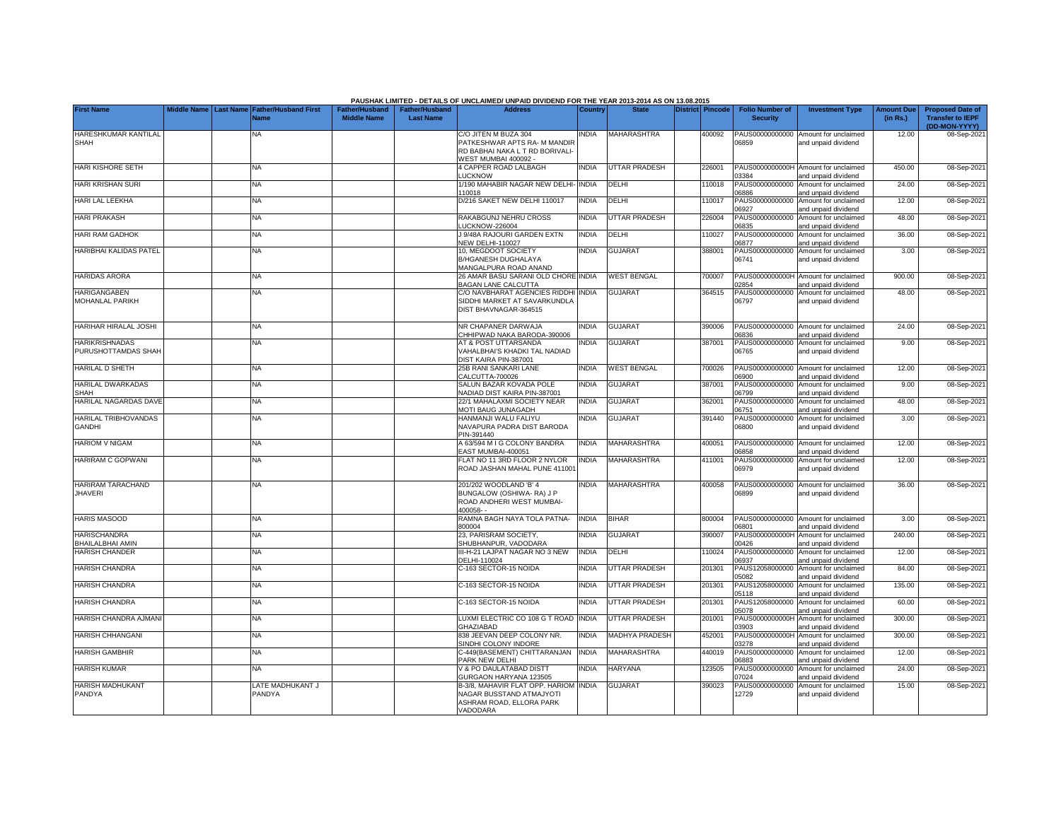PAUSHAK LIMITED - DETAILS OF UNCLAIMED/ UNPAID DIVIDEND FOR THE YEAR 2013-2014 AS ON 13.08.2015

| First Name | Middle Name | Last Name | Father/Husband First Name | Father/Husband Middle Name | Father/Husband Last Name | Address | Country | State | District | Pincode | Folio Number of Security | Investment Type | Amount Due (in Rs.) | Proposed Date of Transfer to IEPF (DD-MON-YYYY) |
|---|---|---|---|---|---|---|---|---|---|---|---|---|---|---|
| HARESHKUMAR KANTILAL SHAH | | | NA | | | C/O JITEN M BUZA 304 PATKESHWAR APTS RA- M MANDIR RD BABHAI NAKA L T RD BORIVALI-WEST MUMBAI 400092 - | INDIA | MAHARASHTRA | | 400092 | PAUS00000000000 06859 | Amount for unclaimed and unpaid dividend | 12.00 | 08-Sep-2021 |
| HARI KISHORE SETH | | | NA | | | 4 CAPPER ROAD LALBAGH LUCKNOW | INDIA | UTTAR PRADESH | | 226001 | PAUS0000000000H 03384 | Amount for unclaimed and unpaid dividend | 450.00 | 08-Sep-2021 |
| HARI KRISHAN SURI | | | NA | | | 1/190 MAHABIR NAGAR NEW DELHI-110018 | INDIA | DELHI | | 110018 | PAUS00000000000 06886 | Amount for unclaimed and unpaid dividend | 24.00 | 08-Sep-2021 |
| HARI LAL LEEKHA | | | NA | | | D/216 SAKET NEW DELHI 110017 | INDIA | DELHI | | 110017 | PAUS00000000000 06927 | Amount for unclaimed and unpaid dividend | 12.00 | 08-Sep-2021 |
| HARI PRAKASH | | | NA | | | RAKABGUNJ NEHRU CROSS LUCKNOW-226004 | INDIA | UTTAR PRADESH | | 226004 | PAUS00000000000 06835 | Amount for unclaimed and unpaid dividend | 48.00 | 08-Sep-2021 |
| HARI RAM GADHOK | | | NA | | | J 9/48A RAJOURI GARDEN EXTN NEW DELHI-110027 | INDIA | DELHI | | 110027 | PAUS00000000000 06877 | Amount for unclaimed and unpaid dividend | 36.00 | 08-Sep-2021 |
| HARIBHAI KALIDAS PATEL | | | NA | | | 10, MEGDOOT SOCIETY B/HGANESH DUGHALAYA MANGALPURA ROAD ANAND | INDIA | GUJARAT | | 388001 | PAUS00000000000 06741 | Amount for unclaimed and unpaid dividend | 3.00 | 08-Sep-2021 |
| HARIDAS ARORA | | | NA | | | 26 AMAR BASU SARANI OLD CHORE BAGAN LANE CALCUTTA | INDIA | WEST BENGAL | | 700007 | PAUS0000000000H 02854 | Amount for unclaimed and unpaid dividend | 900.00 | 08-Sep-2021 |
| HARIGANGABEN MOHANLAL PARIKH | | | NA | | | C/O NAVBHARAT AGENCIES RIDDHI SIDDHI MARKET AT SAVARKUNDLA DIST BHAVNAGAR-364515 | INDIA | GUJARAT | | 364515 | PAUS00000000000 06797 | Amount for unclaimed and unpaid dividend | 48.00 | 08-Sep-2021 |
| HARIHAR HIRALAL JOSHI | | | NA | | | NR CHAPANER DARWAJA CHHIPWAD NAKA BARODA-390006 | INDIA | GUJARAT | | 390006 | PAUS00000000000 06836 | Amount for unclaimed and unpaid dividend | 24.00 | 08-Sep-2021 |
| HARIKRISHNADAS PURUSHOTTAMDAS SHAH | | | NA | | | AT & POST UTTARSANDA VAHALBHAI'S KHADKI TAL NADIAD DIST KAIRA PIN-387001 | INDIA | GUJARAT | | 387001 | PAUS00000000000 06765 | Amount for unclaimed and unpaid dividend | 9.00 | 08-Sep-2021 |
| HARILAL D SHETH | | | NA | | | 25B RANI SANKARI LANE CALCUTTA-700026 | INDIA | WEST BENGAL | | 700026 | PAUS00000000000 06900 | Amount for unclaimed and unpaid dividend | 12.00 | 08-Sep-2021 |
| HARILAL DWARKADAS SHAH | | | NA | | | SALUN BAZAR KOVADA POLE NADIAD DIST KAIRA PIN-387001 | INDIA | GUJARAT | | 387001 | PAUS00000000000 06799 | Amount for unclaimed and unpaid dividend | 9.00 | 08-Sep-2021 |
| HARILAL NAGARDAS DAVE | | | NA | | | 22/1 MAHALAXMI SOCIETY NEAR MOTI BAUG JUNAGADH | INDIA | GUJARAT | | 362001 | PAUS00000000000 06751 | Amount for unclaimed and unpaid dividend | 48.00 | 08-Sep-2021 |
| HARILAL TRIBHOVANDAS GANDHI | | | NA | | | HANMANJI WALU FALIYU NAVAPURA PADRA DIST BARODA PIN-391440 | INDIA | GUJARAT | | 391440 | PAUS00000000000 06800 | Amount for unclaimed and unpaid dividend | 3.00 | 08-Sep-2021 |
| HARIOM V NIGAM | | | NA | | | A 63/594 M I G COLONY BANDRA EAST MUMBAI-400051 | INDIA | MAHARASHTRA | | 400051 | PAUS00000000000 06858 | Amount for unclaimed and unpaid dividend | 12.00 | 08-Sep-2021 |
| HARIRAM C GOPWANI | | | NA | | | FLAT NO 11 3RD FLOOR 2 NYLOR ROAD JASHAN MAHAL PUNE 411001 | INDIA | MAHARASHTRA | | 411001 | PAUS00000000000 06979 | Amount for unclaimed and unpaid dividend | 12.00 | 08-Sep-2021 |
| HARIRAM TARACHAND JHAVERI | | | NA | | | 201/202 WOODLAND 'B' 4 BUNGALOW (OSHIWA- RA) J P ROAD ANDHERI WEST MUMBAI-400058- - | INDIA | MAHARASHTRA | | 400058 | PAUS00000000000 06899 | Amount for unclaimed and unpaid dividend | 36.00 | 08-Sep-2021 |
| HARIS MASOOD | | | NA | | | RAMNA BAGH NAYA TOLA PATNA-800004 | INDIA | BIHAR | | 800004 | PAUS00000000000 06801 | Amount for unclaimed and unpaid dividend | 3.00 | 08-Sep-2021 |
| HARISCHANDRA BHAILALBHAI AMIN | | | NA | | | 23, PARISRAM SOCIETY, SHUBHANPUR, VADODARA | INDIA | GUJARAT | | 390007 | PAUS0000000000H 00426 | Amount for unclaimed and unpaid dividend | 240.00 | 08-Sep-2021 |
| HARISH CHANDER | | | NA | | | III-H-21 LAJPAT NAGAR NO 3 NEW DELHI-110024 | INDIA | DELHI | | 110024 | PAUS00000000000 06937 | Amount for unclaimed and unpaid dividend | 12.00 | 08-Sep-2021 |
| HARISH CHANDRA | | | NA | | | C-163 SECTOR-15 NOIDA | INDIA | UTTAR PRADESH | | 201301 | PAUS12058000000 05082 | Amount for unclaimed and unpaid dividend | 84.00 | 08-Sep-2021 |
| HARISH CHANDRA | | | NA | | | C-163 SECTOR-15 NOIDA | INDIA | UTTAR PRADESH | | 201301 | PAUS12058000000 05118 | Amount for unclaimed and unpaid dividend | 135.00 | 08-Sep-2021 |
| HARISH CHANDRA | | | NA | | | C-163 SECTOR-15 NOIDA | INDIA | UTTAR PRADESH | | 201301 | PAUS12058000000 05078 | Amount for unclaimed and unpaid dividend | 60.00 | 08-Sep-2021 |
| HARISH CHANDRA AJMANI | | | NA | | | LUXMI ELECTRIC CO 108 G T ROAD GHAZIABAD | INDIA | UTTAR PRADESH | | 201001 | PAUS0000000000H 03903 | Amount for unclaimed and unpaid dividend | 300.00 | 08-Sep-2021 |
| HARISH CHHANGANI | | | NA | | | 838 JEEVAN DEEP COLONY NR. SINDHI COLONY INDORE | INDIA | MADHYA PRADESH | | 452001 | PAUS0000000000H 03278 | Amount for unclaimed and unpaid dividend | 300.00 | 08-Sep-2021 |
| HARISH GAMBHIR | | | NA | | | C-449(BASEMENT) CHITTARANJAN PARK NEW DELHI | INDIA | MAHARASHTRA | | 440019 | PAUS00000000000 06883 | Amount for unclaimed and unpaid dividend | 12.00 | 08-Sep-2021 |
| HARISH KUMAR | | | NA | | | V & PO DAULATABAD DISTT GURGAON HARYANA 123505 | INDIA | HARYANA | | 123505 | PAUS00000000000 07024 | Amount for unclaimed and unpaid dividend | 24.00 | 08-Sep-2021 |
| HARISH MADHUKANT PANDYA | | | LATE MADHUKANT J PANDYA | | | B-3/8, MAHAVIR FLAT OPP. HARIOM NAGAR BUSSTAND ATMAJYOTI ASHRAM ROAD, ELLORA PARK VADODARA | INDIA | GUJARAT | | 390023 | PAUS00000000000 12729 | Amount for unclaimed and unpaid dividend | 15.00 | 08-Sep-2021 |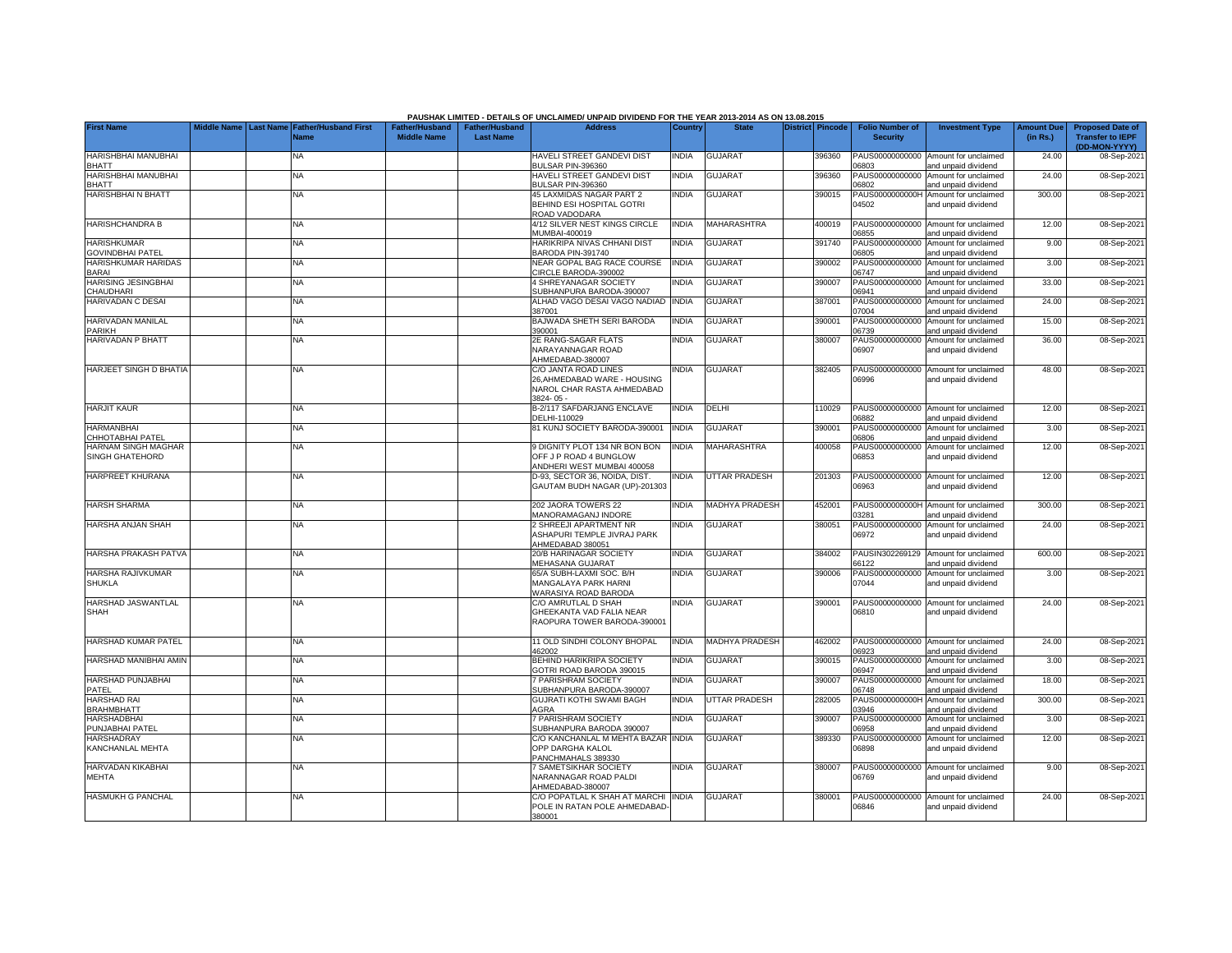PAUSHAK LIMITED - DETAILS OF UNCLAIMED/ UNPAID DIVIDEND FOR THE YEAR 2013-2014 AS ON 13.08.2015

| First Name | Middle Name | Last Name | Father/Husband First Name | Father/Husband Middle Name | Father/Husband Last Name | Address | Country | State | District | Pincode | Folio Number of Security | Investment Type | Amount Due (in Rs.) | Proposed Date of Transfer to IEPF (DD-MON-YYYY) |
|---|---|---|---|---|---|---|---|---|---|---|---|---|---|---|
| HARISHBHAI MANUBHAI BHATT | | | NA | | | HAVELI STREET GANDEVI DIST BULSAR PIN-396360 | INDIA | GUJARAT | | 396360 | PAUS00000000000 06803 | Amount for unclaimed and unpaid dividend | 24.00 | 08-Sep-2021 |
| HARISHBHAI MANUBHAI BHATT | | | NA | | | HAVELI STREET GANDEVI DIST BULSAR PIN-396360 | INDIA | GUJARAT | | 396360 | PAUS00000000000 06802 | Amount for unclaimed and unpaid dividend | 24.00 | 08-Sep-2021 |
| HARISHBHAI N BHATT | | | NA | | | 45 LAXMIDAS NAGAR PART 2 BEHIND ESI HOSPITAL GOTRI ROAD VADODARA | INDIA | GUJARAT | | 390015 | PAUS0000000000H 04502 | Amount for unclaimed and unpaid dividend | 300.00 | 08-Sep-2021 |
| HARISHCHANDRA B | | | NA | | | 4/12 SILVER NEST KINGS CIRCLE MUMBAI-400019 | INDIA | MAHARASHTRA | | 400019 | PAUS00000000000 06855 | Amount for unclaimed and unpaid dividend | 12.00 | 08-Sep-2021 |
| HARISHKUMAR GOVINDBHAI PATEL | | | NA | | | HARIKRIPA NIVAS CHHANI DIST BARODA PIN-391740 | INDIA | GUJARAT | | 391740 | PAUS00000000000 06805 | Amount for unclaimed and unpaid dividend | 9.00 | 08-Sep-2021 |
| HARISHKUMAR HARIDAS BARAI | | | NA | | | NEAR GOPAL BAG RACE COURSE CIRCLE BARODA-390002 | INDIA | GUJARAT | | 390002 | PAUS00000000000 06747 | Amount for unclaimed and unpaid dividend | 3.00 | 08-Sep-2021 |
| HARISING JESINGBHAI CHAUDHARI | | | NA | | | 4 SHREYANAGAR SOCIETY SUBHANPURA BARODA-390007 | INDIA | GUJARAT | | 390007 | PAUS00000000000 06941 | Amount for unclaimed and unpaid dividend | 33.00 | 08-Sep-2021 |
| HARIVADAN C DESAI | | | NA | | | ALHAD VAGO DESAI VAGO NADIAD 387001 | INDIA | GUJARAT | | 387001 | PAUS00000000000 07004 | Amount for unclaimed and unpaid dividend | 24.00 | 08-Sep-2021 |
| HARIVADAN MANILAL PARIKH | | | NA | | | BAJWADA SHETH SERI BARODA 390001 | INDIA | GUJARAT | | 390001 | PAUS00000000000 06739 | Amount for unclaimed and unpaid dividend | 15.00 | 08-Sep-2021 |
| HARIVADAN P BHATT | | | NA | | | 2E RANG-SAGAR FLATS NARAYANNAGAR ROAD AHMEDABAD-380007 | INDIA | GUJARAT | | 380007 | PAUS00000000000 06907 | Amount for unclaimed and unpaid dividend | 36.00 | 08-Sep-2021 |
| HARJEET SINGH D BHATIA | | | NA | | | C/O JANTA ROAD LINES 26,AHMEDABAD WARE - HOUSING NAROL CHAR RASTA AHMEDABAD 3824- 05 - | INDIA | GUJARAT | | 382405 | PAUS00000000000 06996 | Amount for unclaimed and unpaid dividend | 48.00 | 08-Sep-2021 |
| HARJIT KAUR | | | NA | | | B-2/117 SAFDARJANG ENCLAVE DELHI-110029 | INDIA | DELHI | | 110029 | PAUS00000000000 06882 | Amount for unclaimed and unpaid dividend | 12.00 | 08-Sep-2021 |
| HARMANBHAI CHHOTABHAI PATEL | | | NA | | | 81 KUNJ SOCIETY BARODA-390001 | INDIA | GUJARAT | | 390001 | PAUS00000000000 06806 | Amount for unclaimed and unpaid dividend | 3.00 | 08-Sep-2021 |
| HARNAM SINGH MAGHAR SINGH GHATEHORD | | | NA | | | 9 DIGNITY PLOT 134 NR BON BON OFF J P ROAD 4 BUNGLOW ANDHERI WEST MUMBAI 400058 | INDIA | MAHARASHTRA | | 400058 | PAUS00000000000 06853 | Amount for unclaimed and unpaid dividend | 12.00 | 08-Sep-2021 |
| HARPREET KHURANA | | | NA | | | D-93, SECTOR 36, NOIDA, DIST. GAUTAM BUDH NAGAR (UP)-201303 | INDIA | UTTAR PRADESH | | 201303 | PAUS00000000000 06963 | Amount for unclaimed and unpaid dividend | 12.00 | 08-Sep-2021 |
| HARSH SHARMA | | | NA | | | 202 JAORA TOWERS 22 MANORAMAGANJ INDORE | INDIA | MADHYA PRADESH | | 452001 | PAUS0000000000H 03281 | Amount for unclaimed and unpaid dividend | 300.00 | 08-Sep-2021 |
| HARSHA ANJAN SHAH | | | NA | | | 2 SHREEJI APARTMENT NR ASHAPURI TEMPLE JIVRAJ PARK AHMEDABAD 380051 | INDIA | GUJARAT | | 380051 | PAUS00000000000 06972 | Amount for unclaimed and unpaid dividend | 24.00 | 08-Sep-2021 |
| HARSHA PRAKASH PATVA | | | NA | | | 20/B HARINAGAR SOCIETY MEHASANA GUJARAT | INDIA | GUJARAT | | 384002 | PAUSIN302269129 66122 | Amount for unclaimed and unpaid dividend | 600.00 | 08-Sep-2021 |
| HARSHA RAJIVKUMAR SHUKLA | | | NA | | | 65/A SUBH-LAXMI SOC. B/H MANGALAYA PARK HARNI WARASIYA ROAD BARODA | INDIA | GUJARAT | | 390006 | PAUS00000000000 07044 | Amount for unclaimed and unpaid dividend | 3.00 | 08-Sep-2021 |
| HARSHAD JASWANTLAL SHAH | | | NA | | | C/O AMRUTLAL D SHAH GHEEKANTA VAD FALIA NEAR RAOPURA TOWER BARODA-390001 | INDIA | GUJARAT | | 390001 | PAUS00000000000 06810 | Amount for unclaimed and unpaid dividend | 24.00 | 08-Sep-2021 |
| HARSHAD KUMAR PATEL | | | NA | | | 11 OLD SINDHI COLONY BHOPAL 462002 | INDIA | MADHYA PRADESH | | 462002 | PAUS00000000000 06923 | Amount for unclaimed and unpaid dividend | 24.00 | 08-Sep-2021 |
| HARSHAD MANIBHAI AMIN | | | NA | | | BEHIND HARIKRIPA SOCIETY GOTRI ROAD BARODA 390015 | INDIA | GUJARAT | | 390015 | PAUS00000000000 06947 | Amount for unclaimed and unpaid dividend | 3.00 | 08-Sep-2021 |
| HARSHAD PUNJABHAI PATEL | | | NA | | | 7 PARISHRAM SOCIETY SUBHANPURA BARODA-390007 | INDIA | GUJARAT | | 390007 | PAUS00000000000 06748 | Amount for unclaimed and unpaid dividend | 18.00 | 08-Sep-2021 |
| HARSHAD RAI BRAHMBHATT | | | NA | | | GUJRATI KOTHI SWAMI BAGH AGRA | INDIA | UTTAR PRADESH | | 282005 | PAUS0000000000H 03946 | Amount for unclaimed and unpaid dividend | 300.00 | 08-Sep-2021 |
| HARSHADBHAI PUNJABHAI PATEL | | | NA | | | 7 PARISHRAM SOCIETY SUBHANPURA BARODA 390007 | INDIA | GUJARAT | | 390007 | PAUS00000000000 06958 | Amount for unclaimed and unpaid dividend | 3.00 | 08-Sep-2021 |
| HARSHADRAY KANCHANLAL MEHTA | | | NA | | | C/O KANCHANLAL M MEHTA BAZAR OPP DARGHA KALOL PANCHMAHALS 389330 | INDIA | GUJARAT | | 389330 | PAUS00000000000 06898 | Amount for unclaimed and unpaid dividend | 12.00 | 08-Sep-2021 |
| HARVADAN KIKABHAI MEHTA | | | NA | | | 7 SAMETSIKHAR SOCIETY NARANNAGAR ROAD PALDI AHMEDABAD-380007 | INDIA | GUJARAT | | 380007 | PAUS00000000000 06769 | Amount for unclaimed and unpaid dividend | 9.00 | 08-Sep-2021 |
| HASMUKH G PANCHAL | | | NA | | | C/O POPATLAL K SHAH AT MARCHI POLE IN RATAN POLE AHMEDABAD-380001 | INDIA | GUJARAT | | 380001 | PAUS00000000000 06846 | Amount for unclaimed and unpaid dividend | 24.00 | 08-Sep-2021 |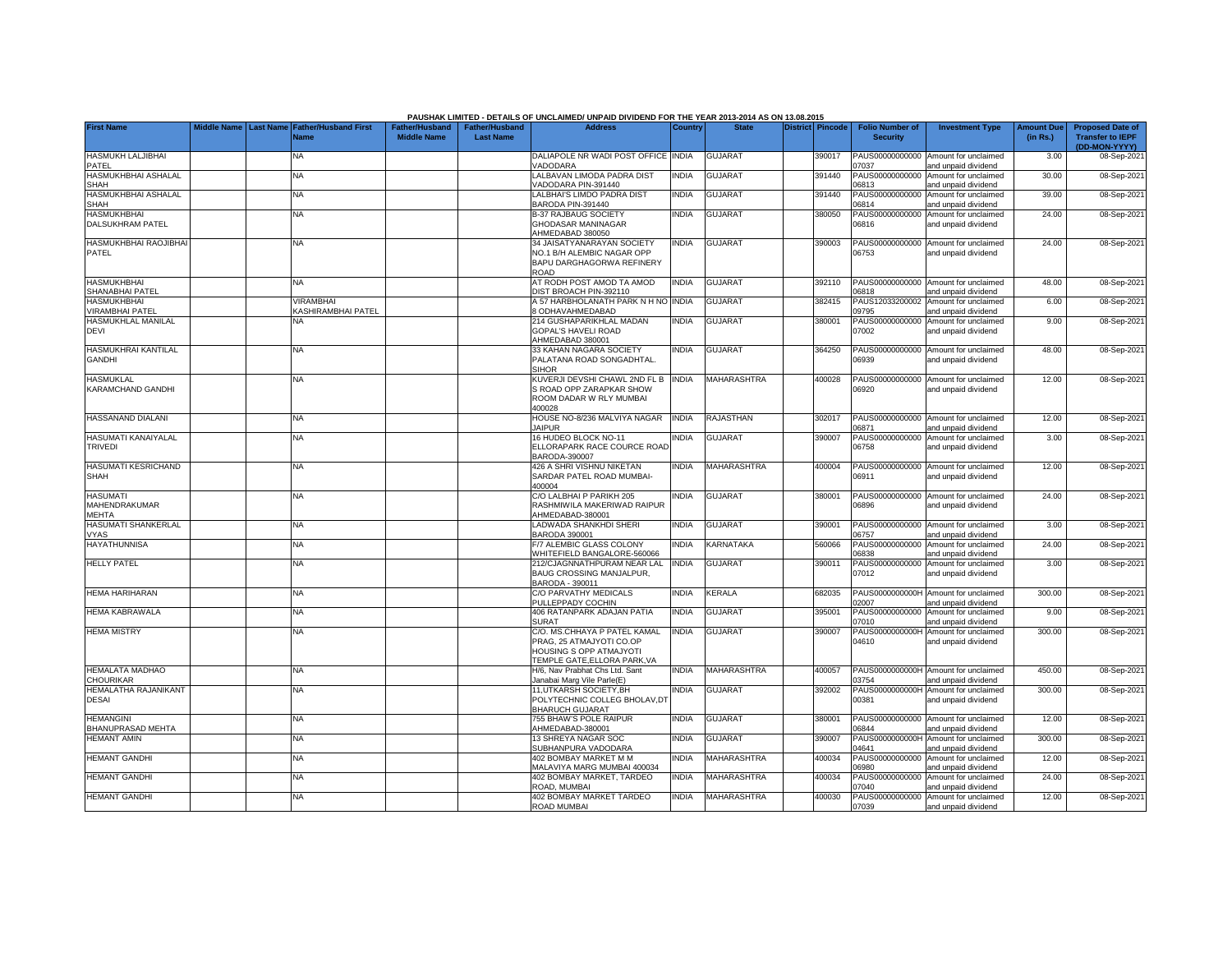PAUSHAK LIMITED - DETAILS OF UNCLAIMED/ UNPAID DIVIDEND FOR THE YEAR 2013-2014 AS ON 13.08.2015

| First Name | Middle Name | Last Name | Father/Husband First Name | Father/Husband Middle Name | Father/Husband Last Name | Address | Country | State | District | Pincode | Folio Number of Security | Investment Type | Amount Due (in Rs.) | Proposed Date of Transfer to IEPF (DD-MON-YYYY) |
|---|---|---|---|---|---|---|---|---|---|---|---|---|---|---|
| HASMUKH LALJIBHAI PATEL | | | NA | | | DALIAPOLE NR WADI POST OFFICE VADODARA | INDIA | GUJARAT | | 390017 | PAUS00000000000 07037 | Amount for unclaimed and unpaid dividend | 3.00 | 08-Sep-2021 |
| HASMUKHBHAI ASHALAL SHAH | | | NA | | | LALBAVAN LIMODA PADRA DIST VADODARA PIN-391440 | INDIA | GUJARAT | | 391440 | PAUS00000000000 06813 | Amount for unclaimed and unpaid dividend | 30.00 | 08-Sep-2021 |
| HASMUKHBHAI ASHALAL SHAH | | | NA | | | LALBHAI'S LIMDO PADRA DIST BARODA PIN-391440 | INDIA | GUJARAT | | 391440 | PAUS00000000000 06814 | Amount for unclaimed and unpaid dividend | 39.00 | 08-Sep-2021 |
| HASMUKHBHAI DALSUKHRAM PATEL | | | NA | | | B-37 RAJBAUG SOCIETY GHODASAR MANINAGAR AHMEDABAD 380050 | INDIA | GUJARAT | | 380050 | PAUS00000000000 06816 | Amount for unclaimed and unpaid dividend | 24.00 | 08-Sep-2021 |
| HASMUKHBHAI RAOJIBHAI PATEL | | | NA | | | 34 JAISATYANARAYAN SOCIETY NO.1 B/H ALEMBIC NAGAR OPP BAPU DARGHAGORWA REFINERY ROAD | INDIA | GUJARAT | | 390003 | PAUS00000000000 06753 | Amount for unclaimed and unpaid dividend | 24.00 | 08-Sep-2021 |
| HASMUKHBHAI SHANABHAI PATEL | | | NA | | | AT RODH POST AMOD TA AMOD DIST BROACH PIN-392110 | INDIA | GUJARAT | | 392110 | PAUS00000000000 06818 | Amount for unclaimed and unpaid dividend | 48.00 | 08-Sep-2021 |
| HASMUKHBHAI VIRAMBHAI PATEL | | | VIRAMBHAI KASHIRAMBHAI PATEL | | | A 57 HARBHOLANATH PARK N H NO 8 ODHAVAHMEDABAD | INDIA | GUJARAT | | 382415 | PAUS12033200002 09795 | Amount for unclaimed and unpaid dividend | 6.00 | 08-Sep-2021 |
| HASMUKHLAL MANILAL DEVI | | | NA | | | 214 GUSHAPARIKHLAL MADAN GOPAL'S HAVELI ROAD AHMEDABAD 380001 | INDIA | GUJARAT | | 380001 | PAUS00000000000 07002 | Amount for unclaimed and unpaid dividend | 9.00 | 08-Sep-2021 |
| HASMUKHRAI KANTILAL GANDHI | | | NA | | | 33 KAHAN NAGARA SOCIETY PALATANA ROAD SONGADHTAL. SIHOR | INDIA | GUJARAT | | 364250 | PAUS00000000000 06939 | Amount for unclaimed and unpaid dividend | 48.00 | 08-Sep-2021 |
| HASMUKLAL KARAMCHAND GANDHI | | | NA | | | KUVERJI DEVSHI CHAWL 2ND FL B S ROAD OPP ZARAPKAR SHOW ROOM DADAR W RLY MUMBAI 400028 | INDIA | MAHARASHTRA | | 400028 | PAUS00000000000 06920 | Amount for unclaimed and unpaid dividend | 12.00 | 08-Sep-2021 |
| HASSANAND DIALANI | | | NA | | | HOUSE NO-8/236 MALVIYA NAGAR JAIPUR | INDIA | RAJASTHAN | | 302017 | PAUS00000000000 06871 | Amount for unclaimed and unpaid dividend | 12.00 | 08-Sep-2021 |
| HASUMATI KANAIYALAL TRIVEDI | | | NA | | | 16 HUDEO BLOCK NO-11 ELLORAPARK RACE COURCE ROAD BARODA-390007 | INDIA | GUJARAT | | 390007 | PAUS00000000000 06758 | Amount for unclaimed and unpaid dividend | 3.00 | 08-Sep-2021 |
| HASUMATI KESRICHAND SHAH | | | NA | | | 426 A SHRI VISHNU NIKETAN SARDAR PATEL ROAD MUMBAI-400004 | INDIA | MAHARASHTRA | | 400004 | PAUS00000000000 06911 | Amount for unclaimed and unpaid dividend | 12.00 | 08-Sep-2021 |
| HASUMATI MAHENDRAKUMAR MEHTA | | | NA | | | C/O LALBHAI P PARIKH 205 RASHMIWILA MAKERIWAD RAIPUR AHMEDABAD-380001 | INDIA | GUJARAT | | 380001 | PAUS00000000000 06896 | Amount for unclaimed and unpaid dividend | 24.00 | 08-Sep-2021 |
| HASUMATI SHANKERLAL VYAS | | | NA | | | LADWADA SHANKHDI SHERI BARODA 390001 | INDIA | GUJARAT | | 390001 | PAUS00000000000 06757 | Amount for unclaimed and unpaid dividend | 3.00 | 08-Sep-2021 |
| HAYATHUNNISA | | | NA | | | F/7 ALEMBIC GLASS COLONY WHITEFIELD BANGALORE-560066 | INDIA | KARNATAKA | | 560066 | PAUS00000000000 06838 | Amount for unclaimed and unpaid dividend | 24.00 | 08-Sep-2021 |
| HELLY PATEL | | | NA | | | 212/CJAGNNATHPURAM NEAR LAL BAUG CROSSING MANJALPUR, BARODA - 390011 | INDIA | GUJARAT | | 390011 | PAUS00000000000 07012 | Amount for unclaimed and unpaid dividend | 3.00 | 08-Sep-2021 |
| HEMA HARIHARAN | | | NA | | | C/O PARVATHY MEDICALS PULLEPPADY COCHIN | INDIA | KERALA | | 682035 | PAUS0000000000H 02007 | Amount for unclaimed and unpaid dividend | 300.00 | 08-Sep-2021 |
| HEMA KABRAWALA | | | NA | | | 406 RATANPARK ADAJAN PATIA SURAT | INDIA | GUJARAT | | 395001 | PAUS00000000000 07010 | Amount for unclaimed and unpaid dividend | 9.00 | 08-Sep-2021 |
| HEMA MISTRY | | | NA | | | C/O. MS.CHHAYA P PATEL KAMAL PRAG, 25 ATMAJYOTI CO.OP HOUSING S OPP ATMAJYOTI TEMPLE GATE,ELLORA PARK,VA | INDIA | GUJARAT | | 390007 | PAUS0000000000H 04610 | Amount for unclaimed and unpaid dividend | 300.00 | 08-Sep-2021 |
| HEMALATA MADHAO CHOURIKAR | | | NA | | | H/6, Nav Prabhat Chs Ltd. Sant Janabai Marg Vile Parle(E) | INDIA | MAHARASHTRA | | 400057 | PAUS0000000000H 03754 | Amount for unclaimed and unpaid dividend | 450.00 | 08-Sep-2021 |
| HEMALATHA RAJANIKANT DESAI | | | NA | | | 11,UTKARSH SOCIETY,BH POLYTECHNIC COLLEG BHOLAV,DT BHARUCH GUJARAT | INDIA | GUJARAT | | 392002 | PAUS0000000000H 00381 | Amount for unclaimed and unpaid dividend | 300.00 | 08-Sep-2021 |
| HEMANGINI BHANUPRASAD MEHTA | | | NA | | | 755 BHAW'S POLE RAIPUR AHMEDABAD-380001 | INDIA | GUJARAT | | 380001 | PAUS00000000000 06844 | Amount for unclaimed and unpaid dividend | 12.00 | 08-Sep-2021 |
| HEMANT AMIN | | | NA | | | 13 SHREYA NAGAR SOC SUBHANPURA VADODARA | INDIA | GUJARAT | | 390007 | PAUS0000000000H 04641 | Amount for unclaimed and unpaid dividend | 300.00 | 08-Sep-2021 |
| HEMANT GANDHI | | | NA | | | 402 BOMBAY MARKET M M MALAVIYA MARG MUMBAI 400034 | INDIA | MAHARASHTRA | | 400034 | PAUS00000000000 06980 | Amount for unclaimed and unpaid dividend | 12.00 | 08-Sep-2021 |
| HEMANT GANDHI | | | NA | | | 402 BOMBAY MARKET, TARDEO ROAD, MUMBAI | INDIA | MAHARASHTRA | | 400034 | PAUS00000000000 07040 | Amount for unclaimed and unpaid dividend | 24.00 | 08-Sep-2021 |
| HEMANT GANDHI | | | NA | | | 402 BOMBAY MARKET TARDEO ROAD MUMBAI | INDIA | MAHARASHTRA | | 400030 | PAUS00000000000 07039 | Amount for unclaimed and unpaid dividend | 12.00 | 08-Sep-2021 |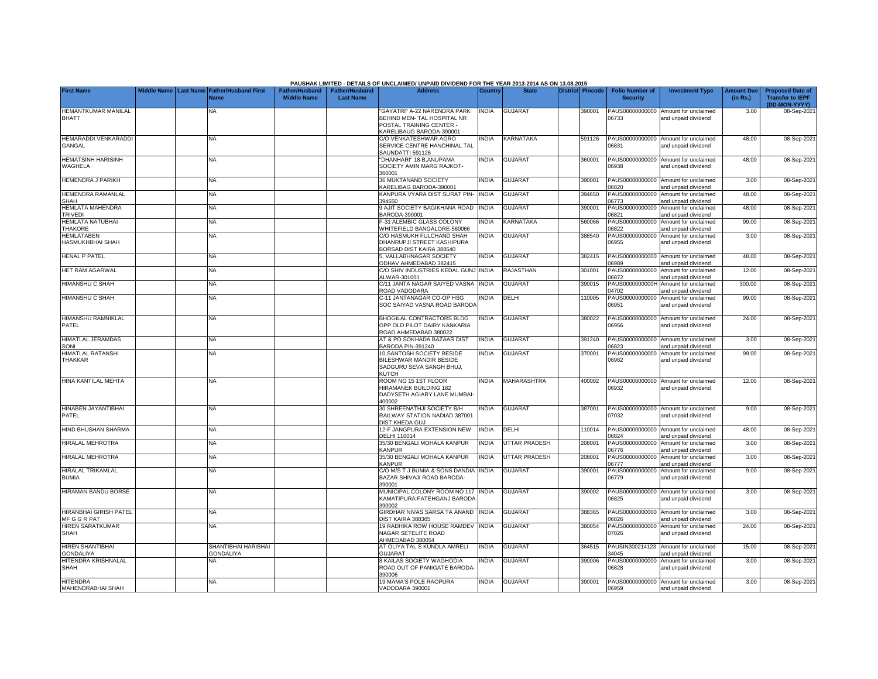PAUSHAK LIMITED - DETAILS OF UNCLAIMED/ UNPAID DIVIDEND FOR THE YEAR 2013-2014 AS ON 13.08.2015

| First Name | Middle Name | Last Name | Father/Husband First Name | Father/Husband Middle Name | Father/Husband Last Name | Address | Country | State | District | Pincode | Folio Number of Security | Investment Type | Amount Due (in Rs.) | Proposed Date of Transfer to IEPF (DD-MON-YYYY) |
|---|---|---|---|---|---|---|---|---|---|---|---|---|---|---|
| HEMANTKUMAR MANILAL BHATT | | | NA | | | "GAYATRI" A-22 NARENDRA PARK BEHIND MEN- TAL HOSPITAL NR POSTAL TRAINING CENTER - KARELIBAUG BARODA-390001 - | INDIA | GUJARAT | | 390001 | PAUS00000000000 06733 | Amount for unclaimed and unpaid dividend | 3.00 | 08-Sep-2021 |
| HEMARADDI VENKARADDI GANGAL | | | NA | | | C/O VENKATESHWAR AGRO SERVICE CENTRE HANCHINAL TAL SAUNDATTI 591126 | INDIA | KARNATAKA | | 591126 | PAUS00000000000 06831 | Amount for unclaimed and unpaid dividend | 48.00 | 08-Sep-2021 |
| HEMATSINH HARISINH WAGHELA | | | NA | | | "DHANHARI" 18-B,ANUPAMA SOCIETY AMIN MARG RAJKOT-360001 | INDIA | GUJARAT | | 360001 | PAUS00000000000 06938 | Amount for unclaimed and unpaid dividend | 48.00 | 08-Sep-2021 |
| HEMENDRA J PARIKH | | | NA | | | 36 MUKTANAND SOCIETY KARELIBAG BARODA-390001 | INDIA | GUJARAT | | 390001 | PAUS00000000000 06820 | Amount for unclaimed and unpaid dividend | 3.00 | 08-Sep-2021 |
| HEMENDRA RAMANLAL SHAH | | | NA | | | KANPURA VYARA DIST SURAT PIN-394650 | INDIA | GUJARAT | | 394650 | PAUS00000000000 06773 | Amount for unclaimed and unpaid dividend | 48.00 | 08-Sep-2021 |
| HEMLATA MAHENDRA TRIVEDI | | | NA | | | 9 AJIT SOCIETY BAGIKHANA ROAD BARODA-390001 | INDIA | GUJARAT | | 390001 | PAUS00000000000 06821 | Amount for unclaimed and unpaid dividend | 48.00 | 08-Sep-2021 |
| HEMLATA NATUBHAI THAKORE | | | NA | | | F-31 ALEMBIC GLASS COLONY WHITEFIELD BANGALORE-560066 | INDIA | KARNATAKA | | 560066 | PAUS00000000000 06822 | Amount for unclaimed and unpaid dividend | 99.00 | 08-Sep-2021 |
| HEMLATABEN HASMUKHBHAI SHAH | | | NA | | | C/O HASMUKH FULCHAND SHAH DHANRUPJI STREET KASHIPURA BORSAD DIST KAIRA 388540 | INDIA | GUJARAT | | 388540 | PAUS00000000000 06955 | Amount for unclaimed and unpaid dividend | 3.00 | 08-Sep-2021 |
| HENAL P PATEL | | | NA | | | 5, VALLABHNAGAR SOCIETY ODHAV AHMEDABAD 382415 | INDIA | GUJARAT | | 382415 | PAUS00000000000 06989 | Amount for unclaimed and unpaid dividend | 48.00 | 08-Sep-2021 |
| HET RAM AGARWAL | | | NA | | | C/O SHIV INDUSTRIES KEDAL GUNJ ALWAR-301001 | INDIA | RAJASTHAN | | 301001 | PAUS00000000000 06872 | Amount for unclaimed and unpaid dividend | 12.00 | 08-Sep-2021 |
| HIMANSHU C SHAH | | | NA | | | C/11 JANTA NAGAR SAIYED VASNA ROAD VADODARA | INDIA | GUJARAT | | 390015 | PAUS0000000000H 04702 | Amount for unclaimed and unpaid dividend | 300.00 | 08-Sep-2021 |
| HIMANSHU C SHAH | | | NA | | | C-11 JANTANAGAR CO-OP HSG SOC SAIYAD VASNA ROAD BARODA | INDIA | DELHI | | 110005 | PAUS00000000000 06951 | Amount for unclaimed and unpaid dividend | 99.00 | 08-Sep-2021 |
| HIMANSHU RAMNIKLAL PATEL | | | NA | | | BHOGILAL CONTRACTORS BLDG OPP OLD PILOT DAIRY KANKARIA ROAD AHMEDABAD 380022 | INDIA | GUJARAT | | 380022 | PAUS00000000000 06956 | Amount for unclaimed and unpaid dividend | 24.00 | 08-Sep-2021 |
| HIMATLAL JERAMDAS SONI | | | NA | | | AT & PO SOKHADA BAZAAR DIST BARODA PIN-391240 | INDIA | GUJARAT | | 391240 | PAUS00000000000 06823 | Amount for unclaimed and unpaid dividend | 3.00 | 08-Sep-2021 |
| HIMATLAL RATANSHI THAKKAR | | | NA | | | 10,SANTOSH SOCIETY BESIDE BILESHWAR MANDIR BESIDE SADGURU SEVA SANGH BHUJ, KUTCH | INDIA | GUJARAT | | 370001 | PAUS00000000000 06962 | Amount for unclaimed and unpaid dividend | 99.00 | 08-Sep-2021 |
| HINA KANTILAL MEHTA | | | NA | | | ROOM NO 15 1ST FLOOR HIRAMANEK BUILDING 182 DADYSETH AGIARY LANE MUMBAI-400002 | INDIA | MAHARASHTRA | | 400002 | PAUS00000000000 06932 | Amount for unclaimed and unpaid dividend | 12.00 | 08-Sep-2021 |
| HINABEN JAYANTIBHAI PATEL | | | NA | | | 30 SHREENATHJI SOCIETY B/H RAILWAY STATION NADIAD 387001 DIST KHEDA GUJ | INDIA | GUJARAT | | 387001 | PAUS00000000000 07032 | Amount for unclaimed and unpaid dividend | 9.00 | 08-Sep-2021 |
| HIND BHUSHAN SHARMA | | | NA | | | 12-F JANGPURA EXTENSION NEW DELHI 110014 | INDIA | DELHI | | 110014 | PAUS00000000000 06824 | Amount for unclaimed and unpaid dividend | 48.00 | 08-Sep-2021 |
| HIRALAL MEHROTRA | | | NA | | | 35/30 BENGALI MOHALA KANPUR KANPUR | INDIA | UTTAR PRADESH | | 208001 | PAUS00000000000 06776 | Amount for unclaimed and unpaid dividend | 3.00 | 08-Sep-2021 |
| HIRALAL MEHROTRA | | | NA | | | 35/30 BENGALI MOHALA KANPUR KANPUR | INDIA | UTTAR PRADESH | | 208001 | PAUS00000000000 06777 | Amount for unclaimed and unpaid dividend | 3.00 | 08-Sep-2021 |
| HIRALAL TRIKAMLAL BUMIA | | | NA | | | C/O M/S T J BUMIA & SONS DANDIA BAZAR SHIVAJI ROAD BARODA-390001 | INDIA | GUJARAT | | 390001 | PAUS00000000000 06779 | Amount for unclaimed and unpaid dividend | 9.00 | 08-Sep-2021 |
| HIRAMAN BANDU BORSE | | | NA | | | MUNICIPAL COLONY ROOM NO 117 KAMATIPURA FATEHGANJ BARODA 390002 | INDIA | GUJARAT | | 390002 | PAUS00000000000 06825 | Amount for unclaimed and unpaid dividend | 3.00 | 08-Sep-2021 |
| HIRANBHAI GIRISH PATEL MF G G R PAT | | | NA | | | GIRDHAR NIVAS SARSA TA ANAND DIST KAIRA 388365 | INDIA | GUJARAT | | 388365 | PAUS00000000000 06826 | Amount for unclaimed and unpaid dividend | 3.00 | 08-Sep-2021 |
| HIREN SARATKUMAR SHAH | | | NA | | | 19 RADHIKA ROW HOUSE RAMDEV NAGAR SETELITE ROAD AHMEDABAD 380054 | INDIA | GUJARAT | | 380054 | PAUS00000000000 07026 | Amount for unclaimed and unpaid dividend | 24.00 | 08-Sep-2021 |
| HIREN SHANTIBHAI GONDALIYA | | | SHANTIBHAI HARIBHAI GONDALIYA | | | AT OLIYA TAL S KUNDLA AMRELI GUJARAT | INDIA | GUJARAT | | 364515 | PAUSIN300214123 34045 | Amount for unclaimed and unpaid dividend | 15.00 | 08-Sep-2021 |
| HITENDRA KRISHNALAL SHAH | | | NA | | | 8 KAILAS SOCIETY WAGHODIA ROAD OUT OF PANIGATE BARODA-390006 | INDIA | GUJARAT | | 390006 | PAUS00000000000 06828 | Amount for unclaimed and unpaid dividend | 3.00 | 08-Sep-2021 |
| HITENDRA MAHENDRABHAI SHAH | | | NA | | | 19 MAMA'S POLE RAOPURA VADODARA 390001 | INDIA | GUJARAT | | 390001 | PAUS00000000000 06959 | Amount for unclaimed and unpaid dividend | 3.00 | 08-Sep-2021 |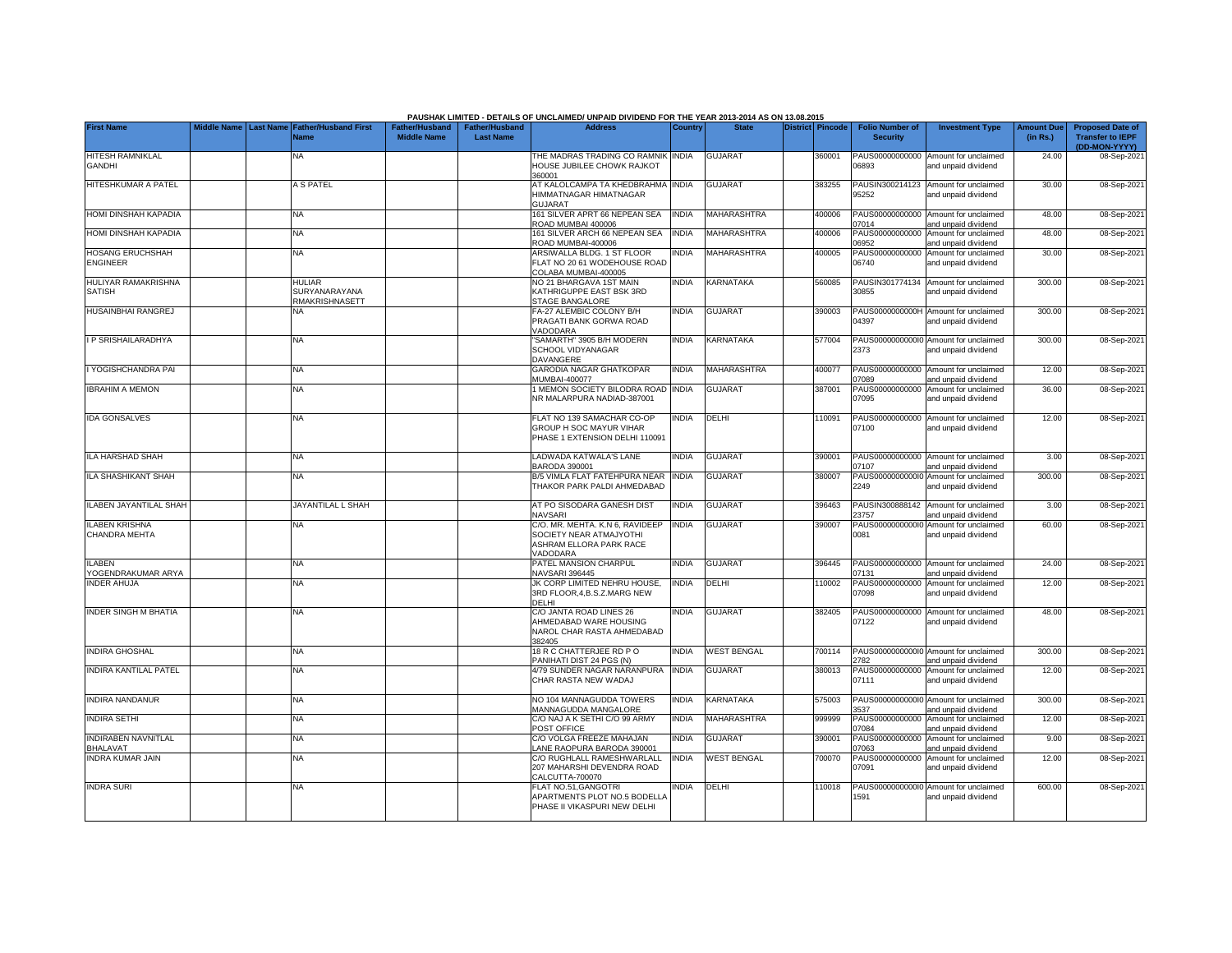PAUSHAK LIMITED - DETAILS OF UNCLAIMED/ UNPAID DIVIDEND FOR THE YEAR 2013-2014 AS ON 13.08.2015

| First Name | Middle Name | Last Name | Father/Husband First Name | Father/Husband Middle Name | Father/Husband Last Name | Address | Country | State | District | Pincode | Folio Number of Security | Investment Type | Amount Due (in Rs.) | Proposed Date of Transfer to IEPF (DD-MON-YYYY) |
|---|---|---|---|---|---|---|---|---|---|---|---|---|---|---|
| HITESH RAMNIKLAL GANDHI | | | NA | | | THE MADRAS TRADING CO RAMNIK HOUSE JUBILEE CHOWK RAJKOT 360001 | INDIA | GUJARAT | | 360001 | PAUS00000000000 06893 | Amount for unclaimed and unpaid dividend | 24.00 | 08-Sep-2021 |
| HITESHKUMAR A PATEL | | | A S PATEL | | | AT KALOLCAMPA TA KHEDBRAHMA HIMMATNAGAR HIMATNAGAR GUJARAT | INDIA | GUJARAT | | 383255 | PAUSIN300214123 95252 | Amount for unclaimed and unpaid dividend | 30.00 | 08-Sep-2021 |
| HOMI DINSHAH KAPADIA | | | NA | | | 161 SILVER APRT 66 NEPEAN SEA ROAD MUMBAI 400006 | INDIA | MAHARASHTRA | | 400006 | PAUS00000000000 07014 | Amount for unclaimed and unpaid dividend | 48.00 | 08-Sep-2021 |
| HOMI DINSHAH KAPADIA | | | NA | | | 161 SILVER ARCH 66 NEPEAN SEA ROAD MUMBAI-400006 | INDIA | MAHARASHTRA | | 400006 | PAUS00000000000 06952 | Amount for unclaimed and unpaid dividend | 48.00 | 08-Sep-2021 |
| HOSANG ERUCHSHAH ENGINEER | | | NA | | | ARSIWALLA BLDG. 1 ST FLOOR FLAT NO 20 61 WODEHOUSE ROAD COLABA MUMBAI-400005 | INDIA | MAHARASHTRA | | 400005 | PAUS00000000000 06740 | Amount for unclaimed and unpaid dividend | 30.00 | 08-Sep-2021 |
| HULIYAR RAMAKRISHNA SATISH | | | HULIAR SURYANARAYANA RMAKRISHNASETT | | | NO 21 BHARGAVA 1ST MAIN KATHRIGUPPE EAST BSK 3RD STAGE BANGALORE | INDIA | KARNATAKA | | 560085 | PAUSIN301774134 30855 | Amount for unclaimed and unpaid dividend | 300.00 | 08-Sep-2021 |
| HUSAINBHAI RANGREJ | | | NA | | | FA-27 ALEMBIC COLONY B/H PRAGATI BANK GORWA ROAD VADODARA | INDIA | GUJARAT | | 390003 | PAUS0000000000H 04397 | Amount for unclaimed and unpaid dividend | 300.00 | 08-Sep-2021 |
| I P SRISHAILARADHYA | | | NA | | | "SAMARTH" 3905 B/H MODERN SCHOOL VIDYANAGAR DAVANGERE | INDIA | KARNATAKA | | 577004 | PAUS0000000000I0 2373 | Amount for unclaimed and unpaid dividend | 300.00 | 08-Sep-2021 |
| I YOGISHCHANDRA PAI | | | NA | | | GARODIA NAGAR GHATKOPAR MUMBAI-400077 | INDIA | MAHARASHTRA | | 400077 | PAUS00000000000 07089 | Amount for unclaimed and unpaid dividend | 12.00 | 08-Sep-2021 |
| IBRAHIM A MEMON | | | NA | | | 1 MEMON SOCIETY BILODRA ROAD NR MALARPURA NADIAD-387001 | INDIA | GUJARAT | | 387001 | PAUS00000000000 07095 | Amount for unclaimed and unpaid dividend | 36.00 | 08-Sep-2021 |
| IDA GONSALVES | | | NA | | | FLAT NO 139 SAMACHAR CO-OP GROUP H SOC MAYUR VIHAR PHASE 1 EXTENSION DELHI 110091 | INDIA | DELHI | | 110091 | PAUS00000000000 07100 | Amount for unclaimed and unpaid dividend | 12.00 | 08-Sep-2021 |
| ILA HARSHAD SHAH | | | NA | | | LADWADA KATWALA'S LANE BARODA 390001 | INDIA | GUJARAT | | 390001 | PAUS00000000000 07107 | Amount for unclaimed and unpaid dividend | 3.00 | 08-Sep-2021 |
| ILA SHASHIKANT SHAH | | | NA | | | B/5 VIMLA FLAT FATEHPURA NEAR THAKOR PARK PALDI AHMEDABAD | INDIA | GUJARAT | | 380007 | PAUS0000000000I0 2249 | Amount for unclaimed and unpaid dividend | 300.00 | 08-Sep-2021 |
| ILABEN JAYANTILAL SHAH | | | JAYANTILAL L SHAH | | | AT PO SISODARA GANESH DIST NAVSARI | INDIA | GUJARAT | | 396463 | PAUSIN300888142 23757 | Amount for unclaimed and unpaid dividend | 3.00 | 08-Sep-2021 |
| ILABEN KRISHNA CHANDRA MEHTA | | | NA | | | C/O. MR. MEHTA. K.N 6, RAVIDEEP SOCIETY NEAR ATMAJYOTHI ASHRAM ELLORA PARK RACE VADODARA | INDIA | GUJARAT | | 390007 | PAUS0000000000I0 0081 | Amount for unclaimed and unpaid dividend | 60.00 | 08-Sep-2021 |
| ILABEN YOGENDRAKUMAR ARYA | | | NA | | | PATEL MANSION CHARPUL NAVSARI 396445 | INDIA | GUJARAT | | 396445 | PAUS00000000000 07131 | Amount for unclaimed and unpaid dividend | 24.00 | 08-Sep-2021 |
| INDER AHUJA | | | NA | | | JK CORP LIMITED NEHRU HOUSE, 3RD FLOOR,4,B.S.Z.MARG NEW DELHI | INDIA | DELHI | | 110002 | PAUS00000000000 07098 | Amount for unclaimed and unpaid dividend | 12.00 | 08-Sep-2021 |
| INDER SINGH M BHATIA | | | NA | | | C/O JANTA ROAD LINES 26 AHMEDABAD WARE HOUSING NAROL CHAR RASTA AHMEDABAD 382405 | INDIA | GUJARAT | | 382405 | PAUS00000000000 07122 | Amount for unclaimed and unpaid dividend | 48.00 | 08-Sep-2021 |
| INDIRA GHOSHAL | | | NA | | | 18 R C CHATTERJEE RD P O PANIHATI DIST 24 PGS (N) | INDIA | WEST BENGAL | | 700114 | PAUS0000000000I0 2782 | Amount for unclaimed and unpaid dividend | 300.00 | 08-Sep-2021 |
| INDIRA KANTILAL PATEL | | | NA | | | 4/79 SUNDER NAGAR NARANPURA CHAR RASTA NEW WADAJ | INDIA | GUJARAT | | 380013 | PAUS00000000000 07111 | Amount for unclaimed and unpaid dividend | 12.00 | 08-Sep-2021 |
| INDIRA NANDANUR | | | NA | | | NO 104 MANNAGUDDA TOWERS MANNAGUDDA MANGALORE | INDIA | KARNATAKA | | 575003 | PAUS0000000000I0 3537 | Amount for unclaimed and unpaid dividend | 300.00 | 08-Sep-2021 |
| INDIRA SETHI | | | NA | | | C/O NAJ A K SETHI C/O 99 ARMY POST OFFICE | INDIA | MAHARASHTRA | | 999999 | PAUS00000000000 07084 | Amount for unclaimed and unpaid dividend | 12.00 | 08-Sep-2021 |
| INDIRABEN NAVNITLAL BHALAVAT | | | NA | | | C/O VOLGA FREEZE MAHAJAN LANE RAOPURA BARODA 390001 | INDIA | GUJARAT | | 390001 | PAUS00000000000 07063 | Amount for unclaimed and unpaid dividend | 9.00 | 08-Sep-2021 |
| INDRA KUMAR JAIN | | | NA | | | C/O RUGHLALL RAMESHWARLALL 207 MAHARSHI DEVENDRA ROAD CALCUTTA-700070 | INDIA | WEST BENGAL | | 700070 | PAUS00000000000 07091 | Amount for unclaimed and unpaid dividend | 12.00 | 08-Sep-2021 |
| INDRA SURI | | | NA | | | FLAT NO.51,GANGOTRI APARTMENTS PLOT NO.5 BODELLA PHASE II VIKASPURI NEW DELHI | INDIA | DELHI | | 110018 | PAUS0000000000I0 1591 | Amount for unclaimed and unpaid dividend | 600.00 | 08-Sep-2021 |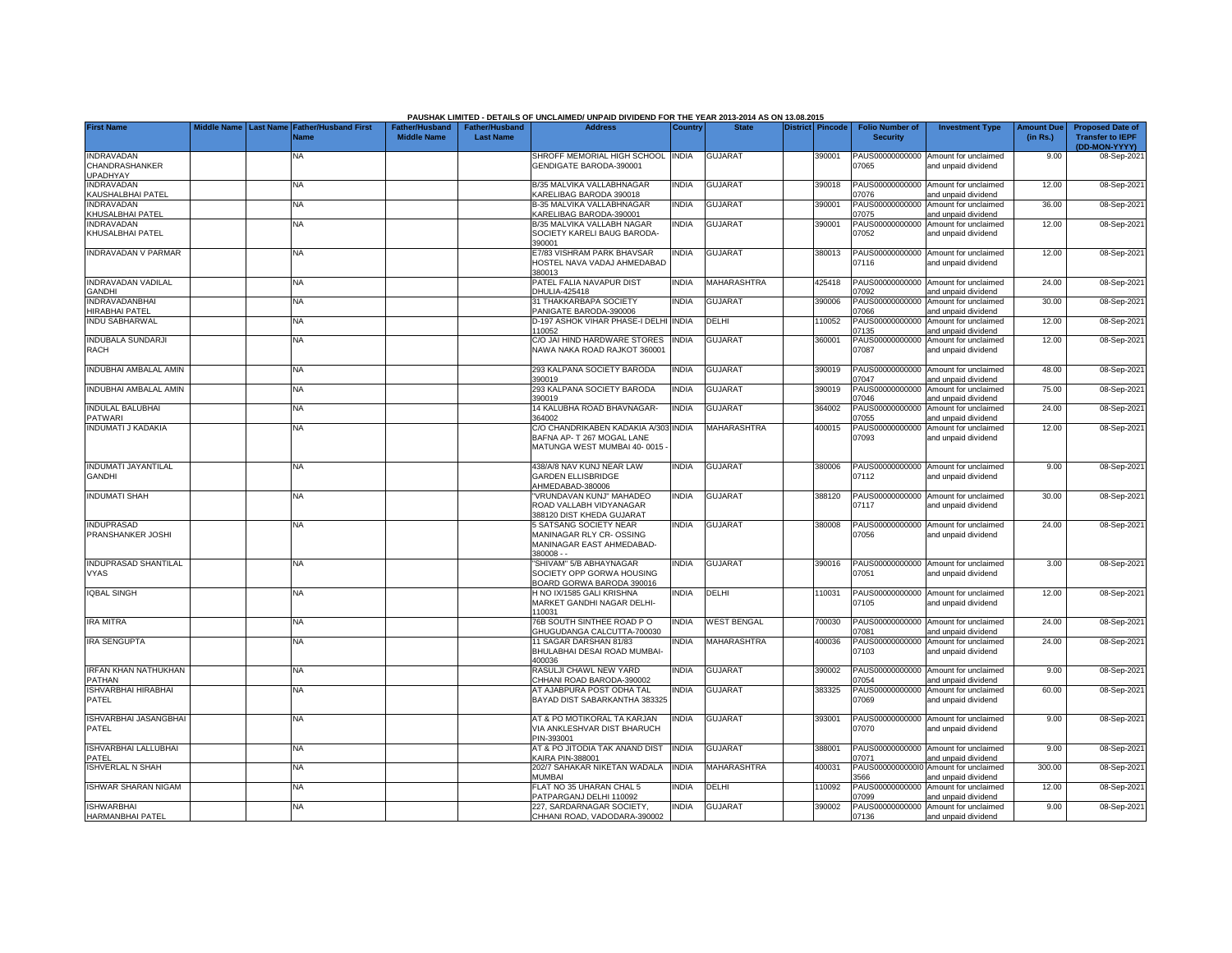PAUSHAK LIMITED - DETAILS OF UNCLAIMED/ UNPAID DIVIDEND FOR THE YEAR 2013-2014 AS ON 13.08.2015

| First Name | Middle Name | Last Name | Father/Husband First Name | Father/Husband Middle Name | Father/Husband Last Name | Address | Country | State | District | Pincode | Folio Number of Security | Investment Type | Amount Due (in Rs.) | Proposed Date of Transfer to IEPF (DD-MON-YYYY) |
|---|---|---|---|---|---|---|---|---|---|---|---|---|---|---|
| INDRAVADAN CHANDRASHANKER UPADHYAY | | | NA | | | SHROFF MEMORIAL HIGH SCHOOL GENDIGATE BARODA-390001 | INDIA | GUJARAT | | 390001 | PAUS00000000000 07065 | Amount for unclaimed and unpaid dividend | 9.00 | 08-Sep-2021 |
| INDRAVADAN KAUSHALBHAI PATEL | | | NA | | | B/35 MALVIKA VALLABHNAGAR KARELIBAG BARODA 390018 | INDIA | GUJARAT | | 390018 | PAUS00000000000 07076 | Amount for unclaimed and unpaid dividend | 12.00 | 08-Sep-2021 |
| INDRAVADAN KHUSALBHAI PATEL | | | NA | | | B-35 MALVIKA VALLABHNAGAR KARELIBAG BARODA-390001 | INDIA | GUJARAT | | 390001 | PAUS00000000000 07075 | Amount for unclaimed and unpaid dividend | 36.00 | 08-Sep-2021 |
| INDRAVADAN KHUSALBHAI PATEL | | | NA | | | B/35 MALVIKA VALLABH NAGAR SOCIETY KARELI BAUG BARODA-390001 | INDIA | GUJARAT | | 390001 | PAUS00000000000 07052 | Amount for unclaimed and unpaid dividend | 12.00 | 08-Sep-2021 |
| INDRAVADAN V PARMAR | | | NA | | | E7/83 VISHRAM PARK BHAVSAR HOSTEL NAVA VADAJ AHMEDABAD 380013 | INDIA | GUJARAT | | 380013 | PAUS00000000000 07116 | Amount for unclaimed and unpaid dividend | 12.00 | 08-Sep-2021 |
| INDRAVADAN VADILAL GANDHI | | | NA | | | PATEL FALIA NAVAPUR DIST DHULIA-425418 | INDIA | MAHARASHTRA | | 425418 | PAUS00000000000 07092 | Amount for unclaimed and unpaid dividend | 24.00 | 08-Sep-2021 |
| INDRAVADANBHAI HIRABHAI PATEL | | | NA | | | 31 THAKKARBAPA SOCIETY PANIGATE BARODA-390006 | INDIA | GUJARAT | | 390006 | PAUS00000000000 07066 | Amount for unclaimed and unpaid dividend | 30.00 | 08-Sep-2021 |
| INDU SABHARWAL | | | NA | | | D-197 ASHOK VIHAR PHASE-I DELHI 110052 | INDIA | DELHI | | 110052 | PAUS00000000000 07135 | Amount for unclaimed and unpaid dividend | 12.00 | 08-Sep-2021 |
| INDUBALA SUNDARJI RACH | | | NA | | | C/O JAI HIND HARDWARE STORES NAWA NAKA ROAD RAJKOT 360001 | INDIA | GUJARAT | | 360001 | PAUS00000000000 07087 | Amount for unclaimed and unpaid dividend | 12.00 | 08-Sep-2021 |
| INDUBHAI AMBALAL AMIN | | | NA | | | 293 KALPANA SOCIETY BARODA 390019 | INDIA | GUJARAT | | 390019 | PAUS00000000000 07047 | Amount for unclaimed and unpaid dividend | 48.00 | 08-Sep-2021 |
| INDUBHAI AMBALAL AMIN | | | NA | | | 293 KALPANA SOCIETY BARODA 390019 | INDIA | GUJARAT | | 390019 | PAUS00000000000 07046 | Amount for unclaimed and unpaid dividend | 75.00 | 08-Sep-2021 |
| INDULAL BALUBHAI PATWARI | | | NA | | | 14 KALUBHA ROAD BHAVNAGAR-364002 | INDIA | GUJARAT | | 364002 | PAUS00000000000 07055 | Amount for unclaimed and unpaid dividend | 24.00 | 08-Sep-2021 |
| INDUMATI J KADAKIA | | | NA | | | C/O CHANDRIKABEN KADAKIA A/303 BAFNA AP- T 267 MOGAL LANE MATUNGA WEST MUMBAI 40- 0015 - | INDIA | MAHARASHTRA | | 400015 | PAUS00000000000 07093 | Amount for unclaimed and unpaid dividend | 12.00 | 08-Sep-2021 |
| INDUMATI JAYANTILAL GANDHI | | | NA | | | 438/A/8 NAV KUNJ NEAR LAW GARDEN ELLISBRIDGE AHMEDABAD-380006 | INDIA | GUJARAT | | 380006 | PAUS00000000000 07112 | Amount for unclaimed and unpaid dividend | 9.00 | 08-Sep-2021 |
| INDUMATI SHAH | | | NA | | | "VRUNDAVAN KUNJ" MAHADEO ROAD VALLABH VIDYANAGAR 388120 DIST KHEDA GUJARAT | INDIA | GUJARAT | | 388120 | PAUS00000000000 07117 | Amount for unclaimed and unpaid dividend | 30.00 | 08-Sep-2021 |
| INDUPRASAD PRANSHANKER JOSHI | | | NA | | | 5 SATSANG SOCIETY NEAR MANINAGAR RLY CR- OSSING MANINAGAR EAST AHMEDABAD-380008 - - | INDIA | GUJARAT | | 380008 | PAUS00000000000 07056 | Amount for unclaimed and unpaid dividend | 24.00 | 08-Sep-2021 |
| INDUPRASAD SHANTILAL VYAS | | | NA | | | "SHIVAM" 5/B ABHAYNAGAR SOCIETY OPP GORWA HOUSING BOARD GORWA BARODA 390016 | INDIA | GUJARAT | | 390016 | PAUS00000000000 07051 | Amount for unclaimed and unpaid dividend | 3.00 | 08-Sep-2021 |
| IQBAL SINGH | | | NA | | | H NO IX/1585 GALI KRISHNA MARKET GANDHI NAGAR DELHI-110031 | INDIA | DELHI | | 110031 | PAUS00000000000 07105 | Amount for unclaimed and unpaid dividend | 12.00 | 08-Sep-2021 |
| IRA MITRA | | | NA | | | 76B SOUTH SINTHEE ROAD P O GHUGUDANGA CALCUTTA-700030 | INDIA | WEST BENGAL | | 700030 | PAUS00000000000 07081 | Amount for unclaimed and unpaid dividend | 24.00 | 08-Sep-2021 |
| IRA SENGUPTA | | | NA | | | 11 SAGAR DARSHAN 81/83 BHULABHAI DESAI ROAD MUMBAI-400036 | INDIA | MAHARASHTRA | | 400036 | PAUS00000000000 07103 | Amount for unclaimed and unpaid dividend | 24.00 | 08-Sep-2021 |
| IRFAN KHAN NATHUKHAN PATHAN | | | NA | | | RASULJI CHAWL NEW YARD CHHANI ROAD BARODA-390002 | INDIA | GUJARAT | | 390002 | PAUS00000000000 07054 | Amount for unclaimed and unpaid dividend | 9.00 | 08-Sep-2021 |
| ISHVARBHAI HIRABHAI PATEL | | | NA | | | AT AJABPURA POST ODHA TAL BAYAD DIST SABARKANTHA 383325 | INDIA | GUJARAT | | 383325 | PAUS00000000000 07069 | Amount for unclaimed and unpaid dividend | 60.00 | 08-Sep-2021 |
| ISHVARBHAI JASANGBHAI PATEL | | | NA | | | AT & PO MOTIKORAL TA KARJAN VIA ANKLESHVAR DIST BHARUCH PIN-393001 | INDIA | GUJARAT | | 393001 | PAUS00000000000 07070 | Amount for unclaimed and unpaid dividend | 9.00 | 08-Sep-2021 |
| ISHVARBHAI LALLUBHAI PATEL | | | NA | | | AT & PO JITODIA TAK ANAND DIST KAIRA PIN-388001 | INDIA | GUJARAT | | 388001 | PAUS00000000000 07071 | Amount for unclaimed and unpaid dividend | 9.00 | 08-Sep-2021 |
| ISHVERLAL N SHAH | | | NA | | | 202/7 SAHAKAR NIKETAN WADALA MUMBAI | INDIA | MAHARASHTRA | | 400031 | PAUS0000000000I0 3566 | Amount for unclaimed and unpaid dividend | 300.00 | 08-Sep-2021 |
| ISHWAR SHARAN NIGAM | | | NA | | | FLAT NO 35 UHARAN CHAL 5 PATPARGANJ DELHI 110092 | INDIA | DELHI | | 110092 | PAUS00000000000 07099 | Amount for unclaimed and unpaid dividend | 12.00 | 08-Sep-2021 |
| ISHWARBHAI HARMANBHAI PATEL | | | NA | | | 227, SARDARNAGAR SOCIETY, CHHANI ROAD, VADODARA-390002 | INDIA | GUJARAT | | 390002 | PAUS00000000000 07136 | Amount for unclaimed and unpaid dividend | 9.00 | 08-Sep-2021 |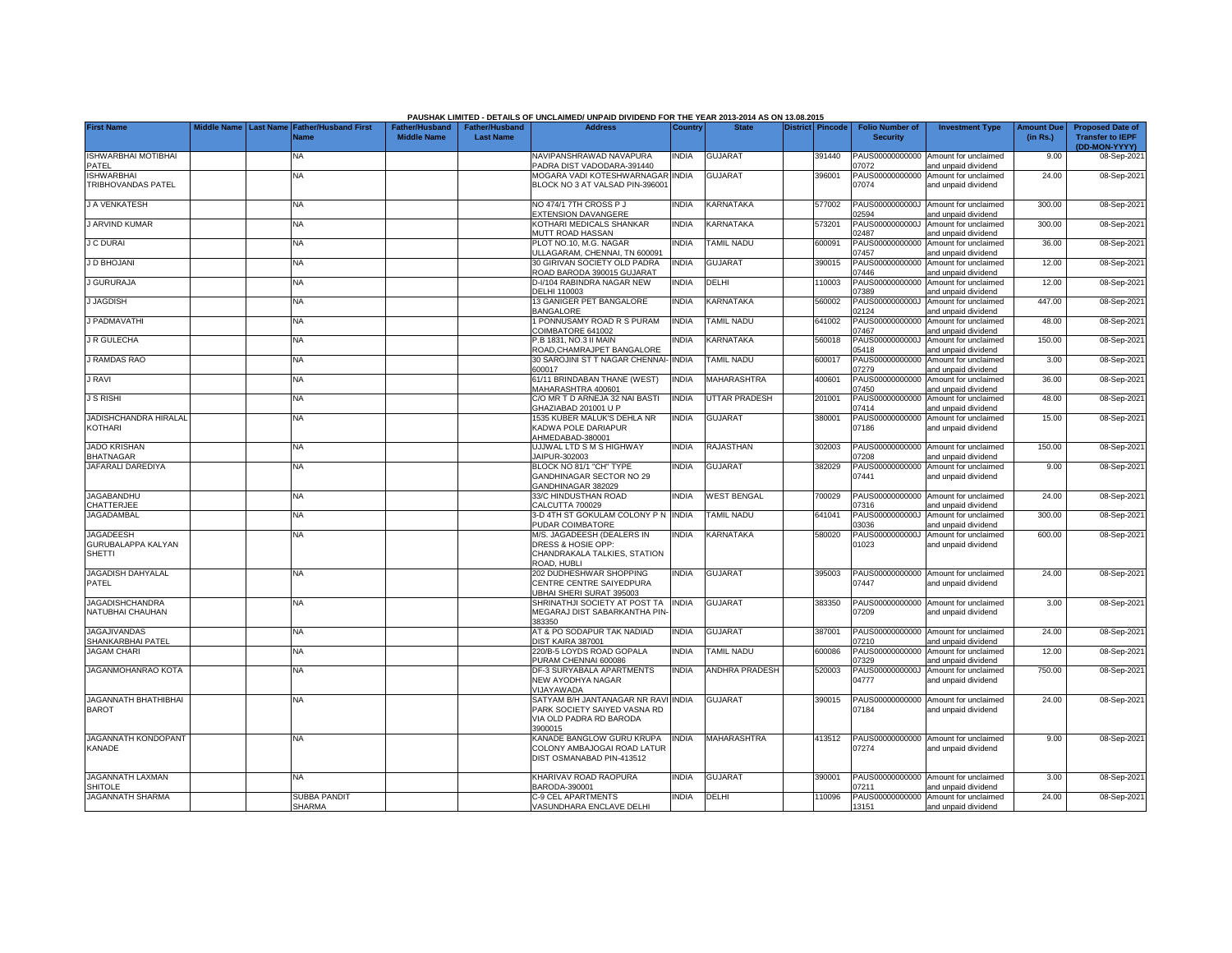PAUSHAK LIMITED - DETAILS OF UNCLAIMED/ UNPAID DIVIDEND FOR THE YEAR 2013-2014 AS ON 13.08.2015

| First Name | Middle Name | Last Name | Father/Husband First Name | Father/Husband Middle Name | Father/Husband Last Name | Address | Country | State | District | Pincode | Folio Number of Security | Investment Type | Amount Due (in Rs.) | Proposed Date of Transfer to IEPF (DD-MON-YYYY) |
|---|---|---|---|---|---|---|---|---|---|---|---|---|---|---|
| ISHWARBHAI MOTIBHAI PATEL | | | NA | | | NAVIPANSHRAWAD NAVAPURA PADRA DIST VADODARA-391440 | INDIA | GUJARAT | | 391440 | PAUS00000000000 07072 | Amount for unclaimed and unpaid dividend | 9.00 | 08-Sep-2021 |
| ISHWARBHAI TRIBHOVANDAS PATEL | | | NA | | | MOGARA VADI KOTESHWARNAGAR BLOCK NO 3 AT VALSAD PIN-396001 | INDIA | GUJARAT | | 396001 | PAUS00000000000 07074 | Amount for unclaimed and unpaid dividend | 24.00 | 08-Sep-2021 |
| J A VENKATESH | | | NA | | | NO 474/1 7TH CROSS P J EXTENSION DAVANGERE | INDIA | KARNATAKA | | 577002 | PAUS0000000000J 02594 | Amount for unclaimed and unpaid dividend | 300.00 | 08-Sep-2021 |
| J ARVIND KUMAR | | | NA | | | KOTHARI MEDICALS SHANKAR MUTT ROAD HASSAN | INDIA | KARNATAKA | | 573201 | PAUS0000000000J 02487 | Amount for unclaimed and unpaid dividend | 300.00 | 08-Sep-2021 |
| J C DURAI | | | NA | | | PLOT NO.10, M.G. NAGAR ULLAGARAM, CHENNAI, TN 600091 | INDIA | TAMIL NADU | | 600091 | PAUS00000000000 07457 | Amount for unclaimed and unpaid dividend | 36.00 | 08-Sep-2021 |
| J D BHOJANI | | | NA | | | 30 GIRIVAN SOCIETY OLD PADRA ROAD BARODA 390015 GUJARAT | INDIA | GUJARAT | | 390015 | PAUS00000000000 07446 | Amount for unclaimed and unpaid dividend | 12.00 | 08-Sep-2021 |
| J GURURAJA | | | NA | | | D-I/104 RABINDRA NAGAR NEW DELHI 110003 | INDIA | DELHI | | 110003 | PAUS00000000000 07389 | Amount for unclaimed and unpaid dividend | 12.00 | 08-Sep-2021 |
| J JAGDISH | | | NA | | | 13 GANIGER PET BANGALORE BANGALORE | INDIA | KARNATAKA | | 560002 | PAUS0000000000J 02124 | Amount for unclaimed and unpaid dividend | 447.00 | 08-Sep-2021 |
| J PADMAVATHI | | | NA | | | 1 PONNUSAMY ROAD R S PURAM COIMBATORE 641002 | INDIA | TAMIL NADU | | 641002 | PAUS00000000000 07467 | Amount for unclaimed and unpaid dividend | 48.00 | 08-Sep-2021 |
| J R GULECHA | | | NA | | | P.B 1831, NO.3 II MAIN ROAD,CHAMRAJPET BANGALORE | INDIA | KARNATAKA | | 560018 | PAUS0000000000J 05418 | Amount for unclaimed and unpaid dividend | 150.00 | 08-Sep-2021 |
| J RAMDAS RAO | | | NA | | | 30 SAROJINI ST T NAGAR CHENNAI-600017 | INDIA | TAMIL NADU | | 600017 | PAUS00000000000 07279 | Amount for unclaimed and unpaid dividend | 3.00 | 08-Sep-2021 |
| J RAVI | | | NA | | | 61/11 BRINDABAN THANE (WEST) MAHARASHTRA 400601 | INDIA | MAHARASHTRA | | 400601 | PAUS00000000000 07450 | Amount for unclaimed and unpaid dividend | 36.00 | 08-Sep-2021 |
| J S RISHI | | | NA | | | C/O MR T D ARNEJA 32 NAI BASTI GHAZIABAD 201001 U P | INDIA | UTTAR PRADESH | | 201001 | PAUS00000000000 07414 | Amount for unclaimed and unpaid dividend | 48.00 | 08-Sep-2021 |
| JADISHCHANDRA HIRALAL KOTHARI | | | NA | | | 1535 KUBER MALUK'S DEHLA NR KADWA POLE DARIAPUR AHMEDABAD-380001 | INDIA | GUJARAT | | 380001 | PAUS00000000000 07186 | Amount for unclaimed and unpaid dividend | 15.00 | 08-Sep-2021 |
| JADO KRISHAN BHATNAGAR | | | NA | | | UJJWAL LTD S M S HIGHWAY JAIPUR-302003 | INDIA | RAJASTHAN | | 302003 | PAUS00000000000 07208 | Amount for unclaimed and unpaid dividend | 150.00 | 08-Sep-2021 |
| JAFARALI DAREDIYA | | | NA | | | BLOCK NO 81/1 "CH" TYPE GANDHINAGAR SECTOR NO 29 GANDHINAGAR 382029 | INDIA | GUJARAT | | 382029 | PAUS00000000000 07441 | Amount for unclaimed and unpaid dividend | 9.00 | 08-Sep-2021 |
| JAGABANDHU CHATTERJEE | | | NA | | | 33/C HINDUSTHAN ROAD CALCUTTA 700029 | INDIA | WEST BENGAL | | 700029 | PAUS00000000000 07316 | Amount for unclaimed and unpaid dividend | 24.00 | 08-Sep-2021 |
| JAGADAMBAL | | | NA | | | 3-D 4TH ST GOKULAM COLONY P N PUDAR COIMBATORE | INDIA | TAMIL NADU | | 641041 | PAUS0000000000J 03036 | Amount for unclaimed and unpaid dividend | 300.00 | 08-Sep-2021 |
| JAGADEESH GURUBALAPPA KALYAN SHETTI | | | NA | | | M/S. JAGADEESH (DEALERS IN DRESS & HOSIE OPP: CHANDRAKALA TALKIES, STATION ROAD, HUBLI | INDIA | KARNATAKA | | 580020 | PAUS0000000000J 01023 | Amount for unclaimed and unpaid dividend | 600.00 | 08-Sep-2021 |
| JAGADISH DAHYALAL PATEL | | | NA | | | 202 DUDHESHWAR SHOPPING CENTRE CENTRE SAIYEDPURA UBHAI SHERI SURAT 395003 | INDIA | GUJARAT | | 395003 | PAUS00000000000 07447 | Amount for unclaimed and unpaid dividend | 24.00 | 08-Sep-2021 |
| JAGADISHCHANDRA NATUBHAI CHAUHAN | | | NA | | | SHRINATHJI SOCIETY AT POST TA MEGARAJ DIST SABARKANTHA PIN-383350 | INDIA | GUJARAT | | 383350 | PAUS00000000000 07209 | Amount for unclaimed and unpaid dividend | 3.00 | 08-Sep-2021 |
| JAGAJIVANDAS SHANKARBHAI PATEL | | | NA | | | AT & PO SODAPUR TAK NADIAD DIST KAIRA 387001 | INDIA | GUJARAT | | 387001 | PAUS00000000000 07210 | Amount for unclaimed and unpaid dividend | 24.00 | 08-Sep-2021 |
| JAGAM CHARI | | | NA | | | 220/B-5 LOYDS ROAD GOPALA PURAM CHENNAI 600086 | INDIA | TAMIL NADU | | 600086 | PAUS00000000000 07329 | Amount for unclaimed and unpaid dividend | 12.00 | 08-Sep-2021 |
| JAGANMOHANRAO KOTA | | | NA | | | DF-3 SURYABALA APARTMENTS NEW AYODHYA NAGAR VIJAYAWADA | INDIA | ANDHRA PRADESH | | 520003 | PAUS0000000000J 04777 | Amount for unclaimed and unpaid dividend | 750.00 | 08-Sep-2021 |
| JAGANNATH BHATHIBHAI BAROT | | | NA | | | SATYAM B/H JANTANAGAR NR RAVI PARK SOCIETY SAIYED VASNA RD VIA OLD PADRA RD BARODA 3900015 | INDIA | GUJARAT | | 390015 | PAUS00000000000 07184 | Amount for unclaimed and unpaid dividend | 24.00 | 08-Sep-2021 |
| JAGANNATH KONDOPANT KANADE | | | NA | | | KANADE BANGLOW GURU KRUPA COLONY AMBAJOGAI ROAD LATUR DIST OSMANABAD PIN-413512 | INDIA | MAHARASHTRA | | 413512 | PAUS00000000000 07274 | Amount for unclaimed and unpaid dividend | 9.00 | 08-Sep-2021 |
| JAGANNATH LAXMAN SHITOLE | | | NA | | | KHARIVAV ROAD RAOPURA BARODA-390001 | INDIA | GUJARAT | | 390001 | PAUS00000000000 07211 | Amount for unclaimed and unpaid dividend | 3.00 | 08-Sep-2021 |
| JAGANNATH SHARMA | | | SUBBA PANDIT SHARMA | | | C-9 CEL APARTMENTS VASUNDHARA ENCLAVE DELHI | INDIA | DELHI | | 110096 | PAUS00000000000 13151 | Amount for unclaimed and unpaid dividend | 24.00 | 08-Sep-2021 |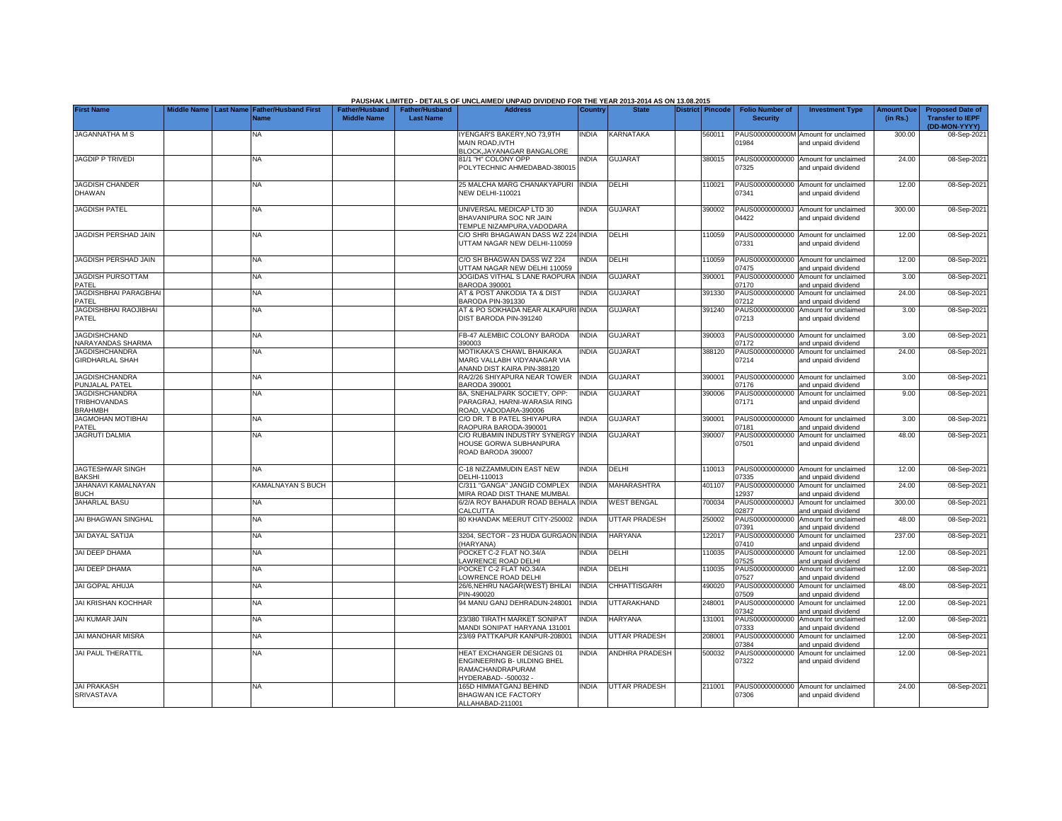PAUSHAK LIMITED - DETAILS OF UNCLAIMED/ UNPAID DIVIDEND FOR THE YEAR 2013-2014 AS ON 13.08.2015

| First Name | Middle Name | Last Name | Father/Husband First Name | Father/Husband Middle Name | Father/Husband Last Name | Address | Country | State | District | Pincode | Folio Number of Security | Investment Type | Amount Due (in Rs.) | Proposed Date of Transfer to IEPF (DD-MON-YYYY) |
|---|---|---|---|---|---|---|---|---|---|---|---|---|---|---|
| JAGANNATHA M S | | | NA | | | IYENGAR'S BAKERY,NO 73,9TH MAIN ROAD,IVTH BLOCK,JAYANAGAR BANGALORE | INDIA | KARNATAKA | | 560011 | PAUS0000000000M01984 | Amount for unclaimed and unpaid dividend | 300.00 | 08-Sep-2021 |
| JAGDIP P TRIVEDI | | | NA | | | 81/1 "H" COLONY OPP POLYTECHNIC AHMEDABAD-380015 | INDIA | GUJARAT | | 380015 | PAUS00000000000007325 | Amount for unclaimed and unpaid dividend | 24.00 | 08-Sep-2021 |
| JAGDISH CHANDER DHAWAN | | | NA | | | 25 MALCHA MARG CHANAKYAPURI NEW DELHI-110021 | INDIA | DELHI | | 110021 | PAUS00000000000007341 | Amount for unclaimed and unpaid dividend | 12.00 | 08-Sep-2021 |
| JAGDISH PATEL | | | NA | | | UNIVERSAL MEDICAP LTD 30 BHAVANIPURA SOC NR JAIN TEMPLE NIZAMPURA,VADODARA | INDIA | GUJARAT | | 390002 | PAUS0000000000J04422 | Amount for unclaimed and unpaid dividend | 300.00 | 08-Sep-2021 |
| JAGDISH PERSHAD JAIN | | | NA | | | C/O SHRI BHAGAWAN DASS WZ 224 UTTAM NAGAR NEW DELHI-110059 | INDIA | DELHI | | 110059 | PAUS00000000000007331 | Amount for unclaimed and unpaid dividend | 12.00 | 08-Sep-2021 |
| JAGDISH PERSHAD JAIN | | | NA | | | C/O SH BHAGWAN DASS WZ 224 UTTAM NAGAR NEW DELHI 110059 | INDIA | DELHI | | 110059 | PAUS00000000000007475 | Amount for unclaimed and unpaid dividend | 12.00 | 08-Sep-2021 |
| JAGDISH PURSOTTAM PATEL | | | NA | | | JOGIDAS VITHAL S LANE RAOPURA BARODA 390001 | INDIA | GUJARAT | | 390001 | PAUS00000000000007170 | Amount for unclaimed and unpaid dividend | 3.00 | 08-Sep-2021 |
| JAGDISHBHAI PARAGBHAI PATEL | | | NA | | | AT & POST ANKODIA TA & DIST BARODA PIN-391330 | INDIA | GUJARAT | | 391330 | PAUS00000000000007212 | Amount for unclaimed and unpaid dividend | 24.00 | 08-Sep-2021 |
| JAGDISHBHAI RAOJIBHAI PATEL | | | NA | | | AT & PO SOKHADA NEAR ALKAPURI DIST BARODA PIN-391240 | INDIA | GUJARAT | | 391240 | PAUS00000000000007213 | Amount for unclaimed and unpaid dividend | 3.00 | 08-Sep-2021 |
| JAGDISHCHAND NARAYANDAS SHARMA | | | NA | | | FB-47 ALEMBIC COLONY BARODA 390003 | INDIA | GUJARAT | | 390003 | PAUS00000000000007172 | Amount for unclaimed and unpaid dividend | 3.00 | 08-Sep-2021 |
| JAGDISHCHANDRA GIRDHARLAL SHAH | | | NA | | | MOTIKAKA'S CHAWL BHAIKAKA MARG VALLABH VIDYANAGAR VIA ANAND DIST KAIRA PIN-388120 | INDIA | GUJARAT | | 388120 | PAUS00000000000007214 | Amount for unclaimed and unpaid dividend | 24.00 | 08-Sep-2021 |
| JAGDISHCHANDRA PUNJALAL PATEL | | | NA | | | RA/2/26 SHIYAPURA NEAR TOWER BARODA 390001 | INDIA | GUJARAT | | 390001 | PAUS00000000000007176 | Amount for unclaimed and unpaid dividend | 3.00 | 08-Sep-2021 |
| JAGDISHCHANDRA TRIBHOVANDAS BRAHMBH | | | NA | | | 8A, SNEHALPARK SOCIETY, OPP: PARAGRAJ, HARNI-WARASIA RING ROAD, VADODARA-390006 | INDIA | GUJARAT | | 390006 | PAUS00000000000007171 | Amount for unclaimed and unpaid dividend | 9.00 | 08-Sep-2021 |
| JAGMOHAN MOTIBHAI PATEL | | | NA | | | C/O DR. T B PATEL SHIYAPURA RAOPURA BARODA-390001 | INDIA | GUJARAT | | 390001 | PAUS00000000000007181 | Amount for unclaimed and unpaid dividend | 3.00 | 08-Sep-2021 |
| JAGRUTI DALMIA | | | NA | | | C/O RUBAMIN INDUSTRY SYNERGY HOUSE GORWA SUBHANPURA ROAD BARODA 390007 | INDIA | GUJARAT | | 390007 | PAUS00000000000007501 | Amount for unclaimed and unpaid dividend | 48.00 | 08-Sep-2021 |
| JAGTESHWAR SINGH BAKSHI | | | NA | | | C-18 NIZZAMMUDIN EAST NEW DELHI-110013 | INDIA | DELHI | | 110013 | PAUS00000000000007335 | Amount for unclaimed and unpaid dividend | 12.00 | 08-Sep-2021 |
| JAHANAVI KAMALNAYAN BUCH | | | KAMALNAYAN S BUCH | | | C/311 "GANGA" JANGID COMPLEX MIRA ROAD DIST THANE MUMBAI. | INDIA | MAHARASHTRA | | 401107 | PAUS00000000000012937 | Amount for unclaimed and unpaid dividend | 24.00 | 08-Sep-2021 |
| JAHARLAL BASU | | | NA | | | 6/2/A ROY BAHADUR ROAD BEHALA CALCUTTA | INDIA | WEST BENGAL | | 700034 | PAUS0000000000J02877 | Amount for unclaimed and unpaid dividend | 300.00 | 08-Sep-2021 |
| JAI BHAGWAN SINGHAL | | | NA | | | 80 KHANDAK MEERUT CITY-250002 | INDIA | UTTAR PRADESH | | 250002 | PAUS00000000000007391 | Amount for unclaimed and unpaid dividend | 48.00 | 08-Sep-2021 |
| JAI DAYAL SATIJA | | | NA | | | 3204, SECTOR - 23 HUDA GURGAON (HARYANA) | INDIA | HARYANA | | 122017 | PAUS00000000000007410 | Amount for unclaimed and unpaid dividend | 237.00 | 08-Sep-2021 |
| JAI DEEP DHAMA | | | NA | | | POCKET C-2 FLAT NO.34/A LAWRENCE ROAD DELHI | INDIA | DELHI | | 110035 | PAUS00000000000007525 | Amount for unclaimed and unpaid dividend | 12.00 | 08-Sep-2021 |
| JAI DEEP DHAMA | | | NA | | | POCKET C-2 FLAT NO.34/A LOWRENCE ROAD DELHI | INDIA | DELHI | | 110035 | PAUS00000000000007527 | Amount for unclaimed and unpaid dividend | 12.00 | 08-Sep-2021 |
| JAI GOPAL AHUJA | | | NA | | | 26/6,NEHRU NAGAR(WEST) BHILAI PIN-490020 | INDIA | CHHATTISGARH | | 490020 | PAUS00000000000007509 | Amount for unclaimed and unpaid dividend | 48.00 | 08-Sep-2021 |
| JAI KRISHAN KOCHHAR | | | NA | | | 94 MANU GANJ DEHRADUN-248001 | INDIA | UTTARAKHAND | | 248001 | PAUS00000000000007342 | Amount for unclaimed and unpaid dividend | 12.00 | 08-Sep-2021 |
| JAI KUMAR JAIN | | | NA | | | 23/380 TIRATH MARKET SONIPAT MANDI SONIPAT HARYANA 131001 | INDIA | HARYANA | | 131001 | PAUS00000000000007333 | Amount for unclaimed and unpaid dividend | 12.00 | 08-Sep-2021 |
| JAI MANOHAR MISRA | | | NA | | | 23/69 PATTKAPUR KANPUR-208001 | INDIA | UTTAR PRADESH | | 208001 | PAUS00000000000007384 | Amount for unclaimed and unpaid dividend | 12.00 | 08-Sep-2021 |
| JAI PAUL THERATTIL | | | NA | | | HEAT EXCHANGER DESIGNS 01 ENGINEERING B- UILDING BHEL RAMACHANDRAPURAM HYDERABAD- -500032 - | INDIA | ANDHRA PRADESH | | 500032 | PAUS00000000000007322 | Amount for unclaimed and unpaid dividend | 12.00 | 08-Sep-2021 |
| JAI PRAKASH SRIVASTAVA | | | NA | | | 165D HIMMATGANJ BEHIND BHAGWAN ICE FACTORY ALLAHABAD-211001 | INDIA | UTTAR PRADESH | | 211001 | PAUS00000000000007306 | Amount for unclaimed and unpaid dividend | 24.00 | 08-Sep-2021 |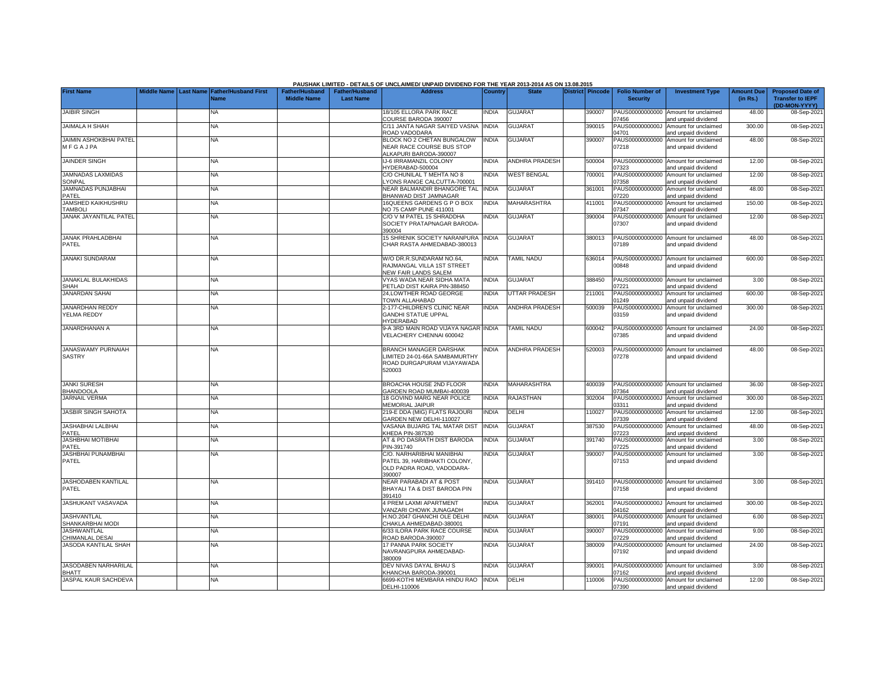PAUSHAK LIMITED - DETAILS OF UNCLAIMED/ UNPAID DIVIDEND FOR THE YEAR 2013-2014 AS ON 13.08.2015

| First Name | Middle Name | Last Name | Father/Husband First Name | Father/Husband Middle Name | Father/Husband Last Name | Address | Country | State | District | Pincode | Folio Number of Security | Investment Type | Amount Due (in Rs.) | Proposed Date of Transfer to IEPF (DD-MON-YYYY) |
|---|---|---|---|---|---|---|---|---|---|---|---|---|---|---|
| JAIBIR SINGH | | | NA | | | 18/105 ELLORA PARK RACE COURSE BARODA 390007 | INDIA | GUJARAT | | 390007 | PAUS00000000000 07456 | Amount for unclaimed and unpaid dividend | 48.00 | 08-Sep-2021 |
| JAIMALA H SHAH | | | NA | | | C/11 JANTA NAGAR SAIYED VASNA ROAD VADODARA | INDIA | GUJARAT | | 390015 | PAUS0000000000J 04701 | Amount for unclaimed and unpaid dividend | 300.00 | 08-Sep-2021 |
| JAIMIN ASHOKBHAI PATEL M F G A J PA | | | NA | | | BLOCK NO 2 CHETAN BUNGALOW NEAR RACE COURSE BUS STOP ALKAPURI BARODA-390007 | INDIA | GUJARAT | | 390007 | PAUS00000000000 07218 | Amount for unclaimed and unpaid dividend | 48.00 | 08-Sep-2021 |
| JAINDER SINGH | | | NA | | | IJ-6 IRRAMANZIL COLONY HYDERABAD-500004 | INDIA | ANDHRA PRADESH | | 500004 | PAUS00000000000 07323 | Amount for unclaimed and unpaid dividend | 12.00 | 08-Sep-2021 |
| JAMNADAS LAXMIDAS SONPAL | | | NA | | | C/O CHUNILAL T MEHTA NO 8 LYONS RANGE CALCUTTA-700001 | INDIA | WEST BENGAL | | 700001 | PAUS00000000000 07358 | Amount for unclaimed and unpaid dividend | 12.00 | 08-Sep-2021 |
| JAMNADAS PUNJABHAI PATEL | | | NA | | | NEAR BALMANDIR BHANGORE TAL BHANWAD DIST JAMNAGAR | INDIA | GUJARAT | | 361001 | PAUS00000000000 07220 | Amount for unclaimed and unpaid dividend | 48.00 | 08-Sep-2021 |
| JAMSHED KAIKHUSHRU TAMBOLI | | | NA | | | 16QUEENS GARDENS G P O BOX NO 75 CAMP PUNE 411001 | INDIA | MAHARASHTRA | | 411001 | PAUS00000000000 07347 | Amount for unclaimed and unpaid dividend | 150.00 | 08-Sep-2021 |
| JANAK JAYANTILAL PATEL | | | NA | | | C/O V M PATEL 15 SHRADDHA SOCIETY PRATAPNAGAR BARODA-390004 | INDIA | GUJARAT | | 390004 | PAUS00000000000 07307 | Amount for unclaimed and unpaid dividend | 12.00 | 08-Sep-2021 |
| JANAK PRAHLADBHAI PATEL | | | NA | | | 15 SHRENIK SOCIETY NARANPURA CHAR RASTA AHMEDABAD-380013 | INDIA | GUJARAT | | 380013 | PAUS00000000000 07189 | Amount for unclaimed and unpaid dividend | 48.00 | 08-Sep-2021 |
| JANAKI SUNDARAM | | | NA | | | W/O DR.R.SUNDARAM NO.64, RAJMANGAL VILLA 1ST STREET NEW FAIR LANDS SALEM | INDIA | TAMIL NADU | | 636014 | PAUS0000000000J 00848 | Amount for unclaimed and unpaid dividend | 600.00 | 08-Sep-2021 |
| JANAKLAL BULAKHIDAS SHAH | | | NA | | | VYAS WADA NEAR SIDHA MATA PETLAD DIST KAIRA PIN-388450 | INDIA | GUJARAT | | 388450 | PAUS00000000000 07221 | Amount for unclaimed and unpaid dividend | 3.00 | 08-Sep-2021 |
| JANARDAN SAHAI | | | NA | | | 24,LOWTHER ROAD GEORGE TOWN ALLAHABAD | INDIA | UTTAR PRADESH | | 211001 | PAUS0000000000J 01249 | Amount for unclaimed and unpaid dividend | 600.00 | 08-Sep-2021 |
| JANARDHAN REDDY YELMA REDDY | | | NA | | | 2-177-CHILDREN'S CLINIC NEAR GANDHI STATUE UPPAL HYDERABAD | INDIA | ANDHRA PRADESH | | 500039 | PAUS0000000000J 03159 | Amount for unclaimed and unpaid dividend | 300.00 | 08-Sep-2021 |
| JANARDHANAN A | | | NA | | | 9-A 3RD MAIN ROAD VIJAYA NAGAR VELACHERY CHENNAI 600042 | INDIA | TAMIL NADU | | 600042 | PAUS00000000000 07385 | Amount for unclaimed and unpaid dividend | 24.00 | 08-Sep-2021 |
| JANASWAMY PURNAIAH SASTRY | | | NA | | | BRANCH MANAGER DARSHAK LIMITED 24-01-66A SAMBAMURTHY ROAD DURGAPURAM VIJAYAWADA 520003 | INDIA | ANDHRA PRADESH | | 520003 | PAUS00000000000 07278 | Amount for unclaimed and unpaid dividend | 48.00 | 08-Sep-2021 |
| JANKI SURESH BHANDOOLA | | | NA | | | BROACHA HOUSE 2ND FLOOR GARDEN ROAD MUMBAI-400039 | INDIA | MAHARASHTRA | | 400039 | PAUS00000000000 07364 | Amount for unclaimed and unpaid dividend | 36.00 | 08-Sep-2021 |
| JARNAIL VERMA | | | NA | | | 18 GOVIND MARG NEAR POLICE MEMORIAL JAIPUR | INDIA | RAJASTHAN | | 302004 | PAUS0000000000J 03311 | Amount for unclaimed and unpaid dividend | 300.00 | 08-Sep-2021 |
| JASBIR SINGH SAHOTA | | | NA | | | 219-E DDA (MIG) FLATS RAJOURI GARDEN NEW DELHI-110027 | INDIA | DELHI | | 110027 | PAUS00000000000 07339 | Amount for unclaimed and unpaid dividend | 12.00 | 08-Sep-2021 |
| JASHABHAI LALBHAI PATEL | | | NA | | | VASANA BUJARG TAL MATAR DIST KHEDA PIN-387530 | INDIA | GUJARAT | | 387530 | PAUS00000000000 07223 | Amount for unclaimed and unpaid dividend | 48.00 | 08-Sep-2021 |
| JASHBHAI MOTIBHAI PATEL | | | NA | | | AT & PO DASRATH DIST BARODA PIN-391740 | INDIA | GUJARAT | | 391740 | PAUS00000000000 07225 | Amount for unclaimed and unpaid dividend | 3.00 | 08-Sep-2021 |
| JASHBHAI PUNAMBHAI PATEL | | | NA | | | C/O. NARHARIBHAI MANIBHAI PATEL 39, HARIBHAKTI COLONY, OLD PADRA ROAD, VADODARA-390007 | INDIA | GUJARAT | | 390007 | PAUS00000000000 07153 | Amount for unclaimed and unpaid dividend | 3.00 | 08-Sep-2021 |
| JASHODABEN KANTILAL PATEL | | | NA | | | NEAR PARABADI AT & POST BHAYALI TA & DIST BARODA PIN 391410 | INDIA | GUJARAT | | 391410 | PAUS00000000000 07158 | Amount for unclaimed and unpaid dividend | 3.00 | 08-Sep-2021 |
| JASHUKANT VASAVADA | | | NA | | | 4 PREM LAXMI APARTMENT VANZARI CHOWK JUNAGADH | INDIA | GUJARAT | | 362001 | PAUS0000000000J 04162 | Amount for unclaimed and unpaid dividend | 300.00 | 08-Sep-2021 |
| JASHVANTLAL SHANKARBHAI MODI | | | NA | | | H.NO.2047 GHANCHI OLE DELHI CHAKLA AHMEDABAD-380001 | INDIA | GUJARAT | | 380001 | PAUS00000000000 07191 | Amount for unclaimed and unpaid dividend | 6.00 | 08-Sep-2021 |
| JASHWANTLAL CHIMANLAL DESAI | | | NA | | | 6/33 ILORA PARK RACE COURSE ROAD BARODA-390007 | INDIA | GUJARAT | | 390007 | PAUS00000000000 07229 | Amount for unclaimed and unpaid dividend | 9.00 | 08-Sep-2021 |
| JASODA KANTILAL SHAH | | | NA | | | 17 PANNA PARK SOCIETY NAVRANGPURA AHMEDABAD-380009 | INDIA | GUJARAT | | 380009 | PAUS00000000000 07192 | Amount for unclaimed and unpaid dividend | 24.00 | 08-Sep-2021 |
| JASODABEN NARHARILAL BHATT | | | NA | | | DEV NIVAS DAYAL BHAU S KHANCHA BARODA-390001 | INDIA | GUJARAT | | 390001 | PAUS00000000000 07162 | Amount for unclaimed and unpaid dividend | 3.00 | 08-Sep-2021 |
| JASPAL KAUR SACHDEVA | | | NA | | | 6699-KOTHI MEMBARA HINDU RAO DELHI-110006 | INDIA | DELHI | | 110006 | PAUS00000000000 07390 | Amount for unclaimed and unpaid dividend | 12.00 | 08-Sep-2021 |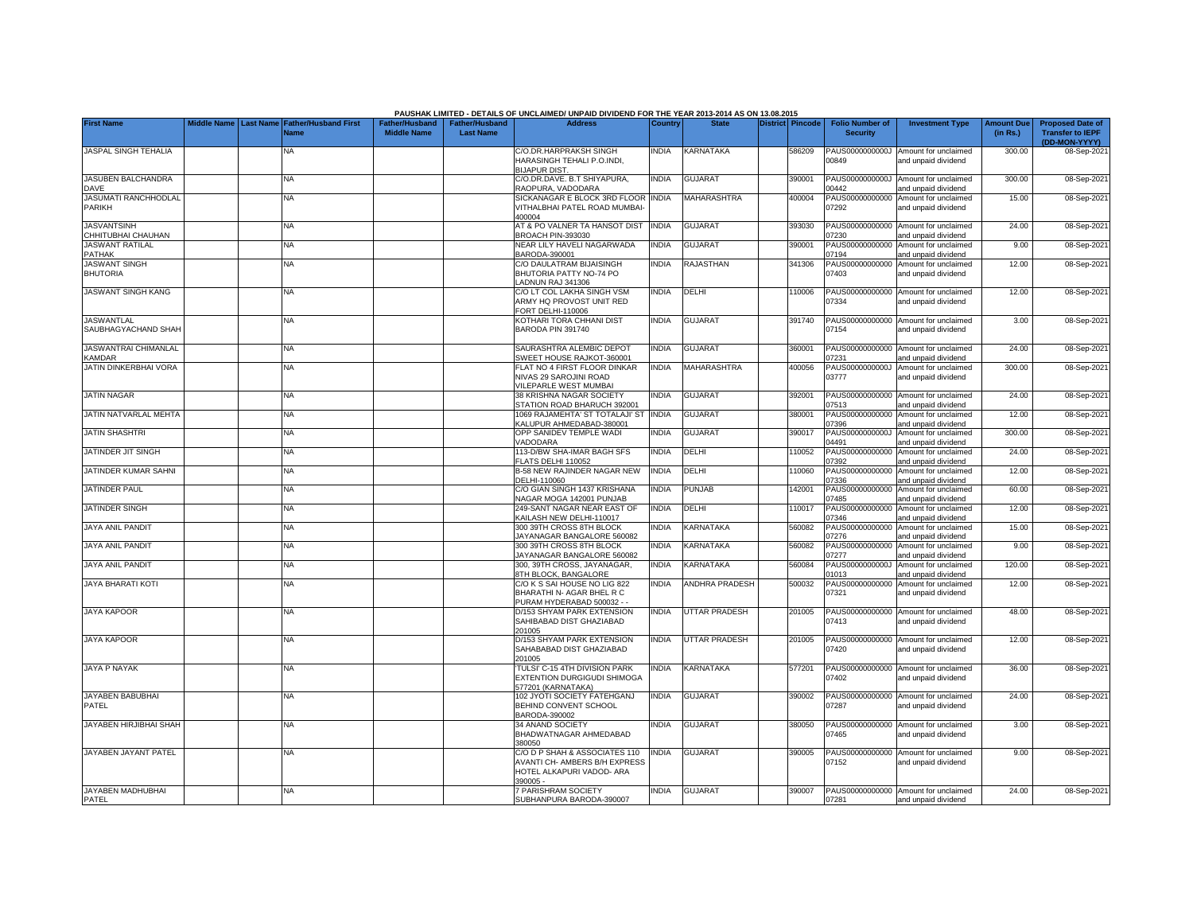PAUSHAK LIMITED - DETAILS OF UNCLAIMED/ UNPAID DIVIDEND FOR THE YEAR 2013-2014 AS ON 13.08.2015

| First Name | Middle Name | Last Name | Father/Husband First Name | Father/Husband Middle Name | Father/Husband Last Name | Address | Country | State | District | Pincode | Folio Number of Security | Investment Type | Amount Due (in Rs.) | Proposed Date of Transfer to IEPF (DD-MON-YYYY) |
|---|---|---|---|---|---|---|---|---|---|---|---|---|---|---|
| JASPAL SINGH TEHALIA | | | NA | | | C/O.DR.HARPRAKSH SINGH HARASINGH TEHALI P.O.INDI, BIJAPUR DIST. | INDIA | KARNATAKA | | 586209 | PAUS0000000000J00849 | Amount for unclaimed and unpaid dividend | 300.00 | 08-Sep-2021 |
| JASUBEN BALCHANDRA DAVE | | | NA | | | C/O.DR.DAVE. B.T SHIYAPURA, RAOPURA, VADODARA | INDIA | GUJARAT | | 390001 | PAUS0000000000J00442 | Amount for unclaimed and unpaid dividend | 300.00 | 08-Sep-2021 |
| JASUMATI RANCHHODLAL PARIKH | | | NA | | | SICKANAGAR E BLOCK 3RD FLOOR VITHALBHAI PATEL ROAD MUMBAI-400004 | INDIA | MAHARASHTRA | | 400004 | PAUS00000000000007292 | Amount for unclaimed and unpaid dividend | 15.00 | 08-Sep-2021 |
| JASVANTSINH CHHITUBHAI CHAUHAN | | | NA | | | AT & PO VALNER TA HANSOT DIST BROACH PIN-393030 | INDIA | GUJARAT | | 393030 | PAUS00000000000007230 | Amount for unclaimed and unpaid dividend | 24.00 | 08-Sep-2021 |
| JASWANT RATILAL PATHAK | | | NA | | | NEAR LILY HAVELI NAGARWADA BARODA-390001 | INDIA | GUJARAT | | 390001 | PAUS00000000000007194 | Amount for unclaimed and unpaid dividend | 9.00 | 08-Sep-2021 |
| JASWANT SINGH BHUTORIA | | | NA | | | C/O DAULATRAM BIJAISINGH BHUTORIA PATTY NO-74 PO LADNUN RAJ 341306 | INDIA | RAJASTHAN | | 341306 | PAUS00000000000007403 | Amount for unclaimed and unpaid dividend | 12.00 | 08-Sep-2021 |
| JASWANT SINGH KANG | | | NA | | | C/O LT COL LAKHA SINGH VSM ARMY HQ PROVOST UNIT RED FORT DELHI-110006 | INDIA | DELHI | | 110006 | PAUS00000000000007334 | Amount for unclaimed and unpaid dividend | 12.00 | 08-Sep-2021 |
| JASWANTLAL SAUBHAGYACHAND SHAH | | | NA | | | KOTHARI TORA CHHANI DIST BARODA PIN 391740 | INDIA | GUJARAT | | 391740 | PAUS00000000000007154 | Amount for unclaimed and unpaid dividend | 3.00 | 08-Sep-2021 |
| JASWANTRAI CHIMANLAL KAMDAR | | | NA | | | SAURASHTRA ALEMBIC DEPOT SWEET HOUSE RAJKOT-360001 | INDIA | GUJARAT | | 360001 | PAUS00000000000007231 | Amount for unclaimed and unpaid dividend | 24.00 | 08-Sep-2021 |
| JATIN DINKERBHAI VORA | | | NA | | | FLAT NO 4 FIRST FLOOR DINKAR NIVAS 29 SAROJINI ROAD VILEPARLE WEST MUMBAI | INDIA | MAHARASHTRA | | 400056 | PAUS0000000000J03777 | Amount for unclaimed and unpaid dividend | 300.00 | 08-Sep-2021 |
| JATIN NAGAR | | | NA | | | 38 KRISHNA NAGAR SOCIETY STATION ROAD BHARUCH 392001 | INDIA | GUJARAT | | 392001 | PAUS00000000000007513 | Amount for unclaimed and unpaid dividend | 24.00 | 08-Sep-2021 |
| JATIN NATVARLAL MEHTA | | | NA | | | 1069 RAJAMEHTA' ST TOTALAJI' ST KALUPUR AHMEDABAD-380001 | INDIA | GUJARAT | | 380001 | PAUS00000000000007396 | Amount for unclaimed and unpaid dividend | 12.00 | 08-Sep-2021 |
| JATIN SHASHTRI | | | NA | | | OPP SANIDEV TEMPLE WADI VADODARA | INDIA | GUJARAT | | 390017 | PAUS0000000000J04491 | Amount for unclaimed and unpaid dividend | 300.00 | 08-Sep-2021 |
| JATINDER JIT SINGH | | | NA | | | 113-D/BW SHA-IMAR BAGH SFS FLATS DELHI 110052 | INDIA | DELHI | | 110052 | PAUS00000000000007392 | Amount for unclaimed and unpaid dividend | 24.00 | 08-Sep-2021 |
| JATINDER KUMAR SAHNI | | | NA | | | B-58 NEW RAJINDER NAGAR NEW DELHI-110060 | INDIA | DELHI | | 110060 | PAUS00000000000007336 | Amount for unclaimed and unpaid dividend | 12.00 | 08-Sep-2021 |
| JATINDER PAUL | | | NA | | | C/O GIAN SINGH 1437 KRISHANA NAGAR MOGA 142001 PUNJAB | INDIA | PUNJAB | | 142001 | PAUS00000000000007485 | Amount for unclaimed and unpaid dividend | 60.00 | 08-Sep-2021 |
| JATINDER SINGH | | | NA | | | 249-SANT NAGAR NEAR EAST OF KAILASH NEW DELHI-110017 | INDIA | DELHI | | 110017 | PAUS00000000000007346 | Amount for unclaimed and unpaid dividend | 12.00 | 08-Sep-2021 |
| JAYA ANIL PANDIT | | | NA | | | 300 39TH CROSS 8TH BLOCK JAYANAGAR BANGALORE 560082 | INDIA | KARNATAKA | | 560082 | PAUS00000000000007276 | Amount for unclaimed and unpaid dividend | 15.00 | 08-Sep-2021 |
| JAYA ANIL PANDIT | | | NA | | | 300 39TH CROSS 8TH BLOCK JAYANAGAR BANGALORE 560082 | INDIA | KARNATAKA | | 560082 | PAUS00000000000007277 | Amount for unclaimed and unpaid dividend | 9.00 | 08-Sep-2021 |
| JAYA ANIL PANDIT | | | NA | | | 300, 39TH CROSS, JAYANAGAR, 8TH BLOCK, BANGALORE | INDIA | KARNATAKA | | 560084 | PAUS0000000000J01013 | Amount for unclaimed and unpaid dividend | 120.00 | 08-Sep-2021 |
| JAYA BHARATI KOTI | | | NA | | | C/O K S SAI HOUSE NO LIG 822 BHARATHI N- AGAR BHEL R C PURAM HYDERABAD 500032 - - | INDIA | ANDHRA PRADESH | | 500032 | PAUS00000000000007321 | Amount for unclaimed and unpaid dividend | 12.00 | 08-Sep-2021 |
| JAYA KAPOOR | | | NA | | | D/153 SHYAM PARK EXTENSION SAHIBABAD DIST GHAZIABAD 201005 | INDIA | UTTAR PRADESH | | 201005 | PAUS00000000000007413 | Amount for unclaimed and unpaid dividend | 48.00 | 08-Sep-2021 |
| JAYA KAPOOR | | | NA | | | D/153 SHYAM PARK EXTENSION SAHABABAD DIST GHAZIABAD 201005 | INDIA | UTTAR PRADESH | | 201005 | PAUS00000000000007420 | Amount for unclaimed and unpaid dividend | 12.00 | 08-Sep-2021 |
| JAYA P NAYAK | | | NA | | | 'TULSI' C-15 4TH DIVISION PARK EXTENTION DURGIGUDI SHIMOGA 577201 (KARNATAKA) | INDIA | KARNATAKA | | 577201 | PAUS00000000000007402 | Amount for unclaimed and unpaid dividend | 36.00 | 08-Sep-2021 |
| JAYABEN BABUBHAI PATEL | | | NA | | | 102 JYOTI SOCIETY FATEHGANJ BEHIND CONVENT SCHOOL BARODA-390002 | INDIA | GUJARAT | | 390002 | PAUS00000000000007287 | Amount for unclaimed and unpaid dividend | 24.00 | 08-Sep-2021 |
| JAYABEN HIRJIBHAI SHAH | | | NA | | | 34 ANAND SOCIETY BHADWATNAGAR AHMEDABAD 380050 | INDIA | GUJARAT | | 380050 | PAUS00000000000007465 | Amount for unclaimed and unpaid dividend | 3.00 | 08-Sep-2021 |
| JAYABEN JAYANT PATEL | | | NA | | | C/O D P SHAH & ASSOCIATES 110 AVANTI CH- AMBERS B/H EXPRESS HOTEL ALKAPURI VADOD- ARA 390005 - | INDIA | GUJARAT | | 390005 | PAUS00000000000007152 | Amount for unclaimed and unpaid dividend | 9.00 | 08-Sep-2021 |
| JAYABEN MADHUBHAI PATEL | | | NA | | | 7 PARISHRAM SOCIETY SUBHANPURA BARODA-390007 | INDIA | GUJARAT | | 390007 | PAUS00000000000007281 | Amount for unclaimed and unpaid dividend | 24.00 | 08-Sep-2021 |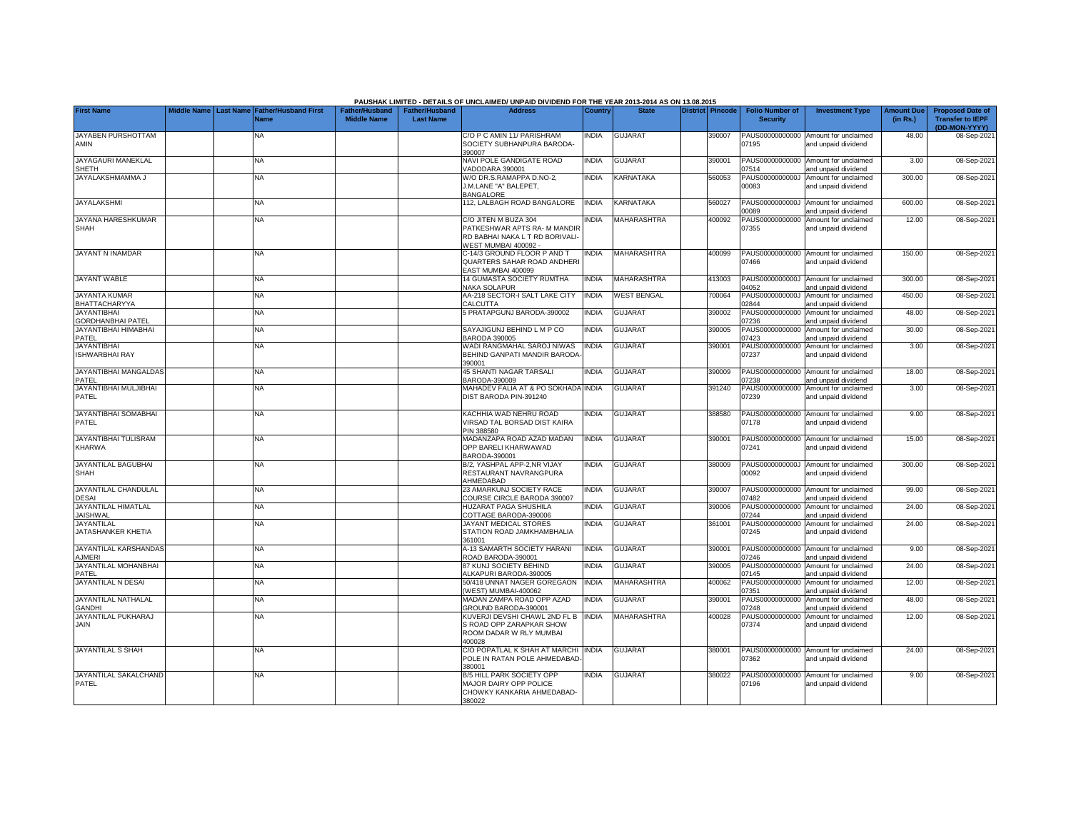PAUSHAK LIMITED - DETAILS OF UNCLAIMED/ UNPAID DIVIDEND FOR THE YEAR 2013-2014 AS ON 13.08.2015

| First Name | Middle Name | Last Name | Father/Husband First Name | Father/Husband Middle Name | Father/Husband Last Name | Address | Country | State | District | Pincode | Folio Number of Security | Investment Type | Amount Due (in Rs.) | Proposed Date of Transfer to IEPF (DD-MON-YYYY) |
|---|---|---|---|---|---|---|---|---|---|---|---|---|---|---|
| JAYABEN PURSHOTTAM AMIN | | | NA | | | C/O P C AMIN 11/ PARISHRAM SOCIETY SUBHANPURA BARODA-390007 | INDIA | GUJARAT | | 390007 | PAUS00000000000 07195 | Amount for unclaimed and unpaid dividend | 48.00 | 08-Sep-2021 |
| JAYAGAURI MANEKLAL SHETH | | | NA | | | NAVI POLE GANDIGATE ROAD VADODARA 390001 | INDIA | GUJARAT | | 390001 | PAUS00000000000 07514 | Amount for unclaimed and unpaid dividend | 3.00 | 08-Sep-2021 |
| JAYALAKSHMAMMA J | | | NA | | | W/O DR.S.RAMAPPA D.NO-2, J.M.LANE "A" BALEPET, BANGALORE | INDIA | KARNATAKA | | 560053 | PAUS0000000000J 00083 | Amount for unclaimed and unpaid dividend | 300.00 | 08-Sep-2021 |
| JAYALAKSHMI | | | NA | | | 112, LALBAGH ROAD BANGALORE | INDIA | KARNATAKA | | 560027 | PAUS0000000000J 00089 | Amount for unclaimed and unpaid dividend | 600.00 | 08-Sep-2021 |
| JAYANA HARESHKUMAR SHAH | | | NA | | | C/O JITEN M BUZA 304 PATKESHWAR APTS RA- M MANDIR RD BABHAI NAKA L T RD BORIVALI-WEST MUMBAI 400092 - | INDIA | MAHARASHTRA | | 400092 | PAUS00000000000 07355 | Amount for unclaimed and unpaid dividend | 12.00 | 08-Sep-2021 |
| JAYANT N INAMDAR | | | NA | | | C-14/3 GROUND FLOOR P AND T QUARTERS SAHAR ROAD ANDHERI EAST MUMBAI 400099 | INDIA | MAHARASHTRA | | 400099 | PAUS00000000000 07466 | Amount for unclaimed and unpaid dividend | 150.00 | 08-Sep-2021 |
| JAYANT WABLE | | | NA | | | 14 GUMASTA SOCIETY RUMTHA NAKA SOLAPUR | INDIA | MAHARASHTRA | | 413003 | PAUS0000000000J 04052 | Amount for unclaimed and unpaid dividend | 300.00 | 08-Sep-2021 |
| JAYANTA KUMAR BHATTACHARYYA | | | NA | | | AA-218 SECTOR-I SALT LAKE CITY CALCUTTA | INDIA | WEST BENGAL | | 700064 | PAUS0000000000J 02844 | Amount for unclaimed and unpaid dividend | 450.00 | 08-Sep-2021 |
| JAYANTIBHAI GORDHANBHAI PATEL | | | NA | | | 5 PRATAPGUNJ BARODA-390002 | INDIA | GUJARAT | | 390002 | PAUS00000000000 07236 | Amount for unclaimed and unpaid dividend | 48.00 | 08-Sep-2021 |
| JAYANTIBHAI HIMABHAI PATEL | | | NA | | | SAYAJIGUNJ BEHIND L M P CO BARODA 390005 | INDIA | GUJARAT | | 390005 | PAUS00000000000 07423 | Amount for unclaimed and unpaid dividend | 30.00 | 08-Sep-2021 |
| JAYANTIBHAI ISHWARBHAI RAY | | | NA | | | WADI RANGMAHAL SAROJ NIWAS BEHIND GANPATI MANDIR BARODA-390001 | INDIA | GUJARAT | | 390001 | PAUS00000000000 07237 | Amount for unclaimed and unpaid dividend | 3.00 | 08-Sep-2021 |
| JAYANTIBHAI MANGALDAS PATEL | | | NA | | | 45 SHANTI NAGAR TARSALI BARODA-390009 | INDIA | GUJARAT | | 390009 | PAUS00000000000 07238 | Amount for unclaimed and unpaid dividend | 18.00 | 08-Sep-2021 |
| JAYANTIBHAI MULJIBHAI PATEL | | | NA | | | MAHADEV FALIA AT & PO SOKHADA DIST BARODA PIN-391240 | INDIA | GUJARAT | | 391240 | PAUS00000000000 07239 | Amount for unclaimed and unpaid dividend | 3.00 | 08-Sep-2021 |
| JAYANTIBHAI SOMABHAI PATEL | | | NA | | | KACHHIA WAD NEHRU ROAD VIRSAD TAL BORSAD DIST KAIRA PIN 388580 | INDIA | GUJARAT | | 388580 | PAUS00000000000 07178 | Amount for unclaimed and unpaid dividend | 9.00 | 08-Sep-2021 |
| JAYANTIBHAI TULISRAM KHARWA | | | NA | | | MADANZAPA ROAD AZAD MADAN OPP BARELI KHARWAWAD BARODA-390001 | INDIA | GUJARAT | | 390001 | PAUS00000000000 07241 | Amount for unclaimed and unpaid dividend | 15.00 | 08-Sep-2021 |
| JAYANTILAL BAGUBHAI SHAH | | | NA | | | B/2, YASHPAL APP-2,NR VIJAY RESTAURANT NAVRANGPURA AHMEDABAD | INDIA | GUJARAT | | 380009 | PAUS0000000000J 00092 | Amount for unclaimed and unpaid dividend | 300.00 | 08-Sep-2021 |
| JAYANTILAL CHANDULAL DESAI | | | NA | | | 23 AMARKUNJ SOCIETY RACE COURSE CIRCLE BARODA 390007 | INDIA | GUJARAT | | 390007 | PAUS00000000000 07482 | Amount for unclaimed and unpaid dividend | 99.00 | 08-Sep-2021 |
| JAYANTILAL HIMATLAL JAISHWAL | | | NA | | | HUZARAT PAGA SHUSHILA COTTAGE BARODA-390006 | INDIA | GUJARAT | | 390006 | PAUS00000000000 07244 | Amount for unclaimed and unpaid dividend | 24.00 | 08-Sep-2021 |
| JAYANTILAL JATASHANKER KHETIA | | | NA | | | JAYANT MEDICAL STORES STATION ROAD JAMKHAMBHALIA 361001 | INDIA | GUJARAT | | 361001 | PAUS00000000000 07245 | Amount for unclaimed and unpaid dividend | 24.00 | 08-Sep-2021 |
| JAYANTILAL KARSHANDAS AJMERI | | | NA | | | A-13 SAMARTH SOCIETY HARANI ROAD BARODA-390001 | INDIA | GUJARAT | | 390001 | PAUS00000000000 07246 | Amount for unclaimed and unpaid dividend | 9.00 | 08-Sep-2021 |
| JAYANTILAL MOHANBHAI PATEL | | | NA | | | 87 KUNJ SOCIETY BEHIND ALKAPURI BARODA-390005 | INDIA | GUJARAT | | 390005 | PAUS00000000000 07145 | Amount for unclaimed and unpaid dividend | 24.00 | 08-Sep-2021 |
| JAYANTILAL N DESAI | | | NA | | | 50/418 UNNAT NAGER GOREGAON (WEST) MUMBAI-400062 | INDIA | MAHARASHTRA | | 400062 | PAUS00000000000 07351 | Amount for unclaimed and unpaid dividend | 12.00 | 08-Sep-2021 |
| JAYANTILAL NATHALAL GANDHI | | | NA | | | MADAN ZAMPA ROAD OPP AZAD GROUND BARODA-390001 | INDIA | GUJARAT | | 390001 | PAUS00000000000 07248 | Amount for unclaimed and unpaid dividend | 48.00 | 08-Sep-2021 |
| JAYANTILAL PUKHARAJ JAIN | | | NA | | | KUVERJI DEVSHI CHAWL 2ND FL B S ROAD OPP ZARAPKAR SHOW ROOM DADAR W RLY MUMBAI 400028 | INDIA | MAHARASHTRA | | 400028 | PAUS00000000000 07374 | Amount for unclaimed and unpaid dividend | 12.00 | 08-Sep-2021 |
| JAYANTILAL S SHAH | | | NA | | | C/O POPATLAL K SHAH AT MARCHI POLE IN RATAN POLE AHMEDABAD-380001 | INDIA | GUJARAT | | 380001 | PAUS00000000000 07362 | Amount for unclaimed and unpaid dividend | 24.00 | 08-Sep-2021 |
| JAYANTILAL SAKALCHAND PATEL | | | NA | | | B/5 HILL PARK SOCIETY OPP MAJOR DAIRY OPP POLICE CHOWKY KANKARIA AHMEDABAD-380022 | INDIA | GUJARAT | | 380022 | PAUS00000000000 07196 | Amount for unclaimed and unpaid dividend | 9.00 | 08-Sep-2021 |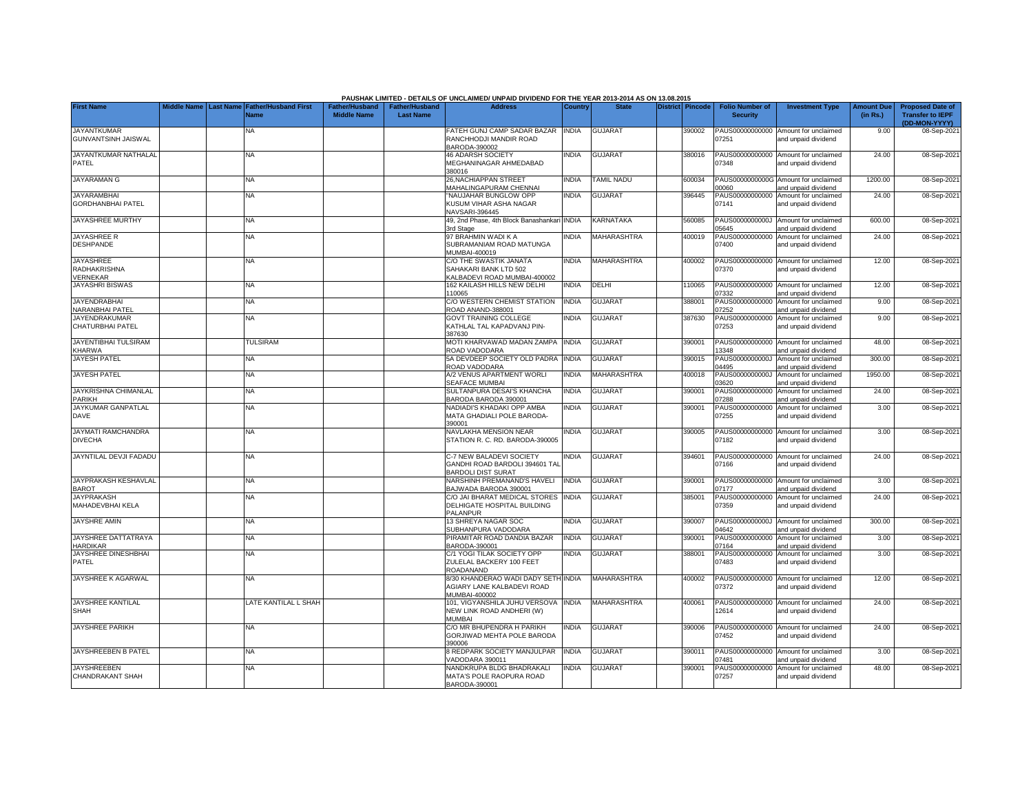**PAUSHAK LIMITED - DETAILS OF UNCLAIMED/ UNPAID DIVIDEND FOR THE YEAR 2013-2014 AS ON 13.08.2015**

| First Name | Middle Name | Last Name | Father/Husband First Name | Father/Husband Middle Name | Father/Husband Last Name | Address | Country | State | District | Pincode | Folio Number of Security | Investment Type | Amount Due (in Rs.) | Proposed Date of Transfer to IEPF (DD-MON-YYYY) |
|---|---|---|---|---|---|---|---|---|---|---|---|---|---|---|
| JAYANTKUMAR GUNVANTSINH JAISWAL | | | NA | | | FATEH GUNJ CAMP SADAR BAZAR RANCHHODJI MANDIR ROAD BARODA-390002 | INDIA | GUJARAT | | 390002 | PAUS00000000000 07251 | Amount for unclaimed and unpaid dividend | 9.00 | 08-Sep-2021 |
| JAYANTKUMAR NATHALAL PATEL | | | NA | | | 46 ADARSH SOCIETY MEGHANINAGAR AHMEDABAD 380016 | INDIA | GUJARAT | | 380016 | PAUS00000000000 07348 | Amount for unclaimed and unpaid dividend | 24.00 | 08-Sep-2021 |
| JAYARAMAN G | | | NA | | | 26,NACHIAPPAN STREET MAHALINGAPURAM CHENNAI | INDIA | TAMIL NADU | | 600034 | PAUS0000000000G 00060 | Amount for unclaimed and unpaid dividend | 1200.00 | 08-Sep-2021 |
| JAYARAMBHAI GORDHANBHAI PATEL | | | NA | | | "NAUJAHAR BUNGLOW OPP KUSUM VIHAR ASHA NAGAR NAVSARI-396445 | INDIA | GUJARAT | | 396445 | PAUS00000000000 07141 | Amount for unclaimed and unpaid dividend | 24.00 | 08-Sep-2021 |
| JAYASHREE MURTHY | | | NA | | | 49, 2nd Phase, 4th Block Banashankari 3rd Stage | INDIA | KARNATAKA | | 560085 | PAUS0000000000J 05645 | Amount for unclaimed and unpaid dividend | 600.00 | 08-Sep-2021 |
| JAYASHREE R DESHPANDE | | | NA | | | 97 BRAHMIN WADI K A SUBRAMANIAM ROAD MATUNGA MUMBAI-400019 | INDIA | MAHARASHTRA | | 400019 | PAUS00000000000 07400 | Amount for unclaimed and unpaid dividend | 24.00 | 08-Sep-2021 |
| JAYASHREE RADHAKRISHNA VERNEKAR | | | NA | | | C/O THE SWASTIK JANATA SAHAKARI BANK LTD 502 KALBADEVI ROAD MUMBAI-400002 | INDIA | MAHARASHTRA | | 400002 | PAUS00000000000 07370 | Amount for unclaimed and unpaid dividend | 12.00 | 08-Sep-2021 |
| JAYASHRI BISWAS | | | NA | | | 162 KAILASH HILLS NEW DELHI 110065 | INDIA | DELHI | | 110065 | PAUS00000000000 07332 | Amount for unclaimed and unpaid dividend | 12.00 | 08-Sep-2021 |
| JAYENDRABHAI NARANBHAI PATEL | | | NA | | | C/O WESTERN CHEMIST STATION ROAD ANAND-388001 | INDIA | GUJARAT | | 388001 | PAUS00000000000 07252 | Amount for unclaimed and unpaid dividend | 9.00 | 08-Sep-2021 |
| JAYENDRAKUMAR CHATURBHAI PATEL | | | NA | | | GOVT TRAINING COLLEGE KATHLAL TAL KAPADVANJ PIN-387630 | INDIA | GUJARAT | | 387630 | PAUS00000000000 07253 | Amount for unclaimed and unpaid dividend | 9.00 | 08-Sep-2021 |
| JAYENTIBHAI TULSIRAM KHARWA | | | TULSIRAM | | | MOTI KHARVAWAD MADAN ZAMPA ROAD VADODARA | INDIA | GUJARAT | | 390001 | PAUS00000000000 13348 | Amount for unclaimed and unpaid dividend | 48.00 | 08-Sep-2021 |
| JAYESH PATEL | | | NA | | | 5A DEVDEEP SOCIETY OLD PADRA ROAD VADODARA | INDIA | GUJARAT | | 390015 | PAUS0000000000J 04495 | Amount for unclaimed and unpaid dividend | 300.00 | 08-Sep-2021 |
| JAYESH PATEL | | | NA | | | A/2 VENUS APARTMENT WORLI SEAFACE MUMBAI | INDIA | MAHARASHTRA | | 400018 | PAUS0000000000J 03620 | Amount for unclaimed and unpaid dividend | 1950.00 | 08-Sep-2021 |
| JAYKRISHNA CHIMANLAL PARIKH | | | NA | | | SULTANPURA DESAI'S KHANCHA BARODA BARODA 390001 | INDIA | GUJARAT | | 390001 | PAUS00000000000 07288 | Amount for unclaimed and unpaid dividend | 24.00 | 08-Sep-2021 |
| JAYKUMAR GANPATLAL DAVE | | | NA | | | NADIADI'S KHADAKI OPP AMBA MATA GHADIALI POLE BARODA-390001 | INDIA | GUJARAT | | 390001 | PAUS00000000000 07255 | Amount for unclaimed and unpaid dividend | 3.00 | 08-Sep-2021 |
| JAYMATI RAMCHANDRA DIVECHA | | | NA | | | NAVLAKHA MENSION NEAR STATION R. C. RD. BARODA-390005 | INDIA | GUJARAT | | 390005 | PAUS00000000000 07182 | Amount for unclaimed and unpaid dividend | 3.00 | 08-Sep-2021 |
| JAYNTILAL DEVJI FADADU | | | NA | | | C-7 NEW BALADEVI SOCIETY GANDHI ROAD BARDOLI 394601 TAL BARDOLI DIST SURAT | INDIA | GUJARAT | | 394601 | PAUS00000000000 07166 | Amount for unclaimed and unpaid dividend | 24.00 | 08-Sep-2021 |
| JAYPRAKASH KESHAVLAL BAROT | | | NA | | | NARSHINH PREMANAND'S HAVELI BAJWADA BARODA 390001 | INDIA | GUJARAT | | 390001 | PAUS00000000000 07177 | Amount for unclaimed and unpaid dividend | 3.00 | 08-Sep-2021 |
| JAYPRAKASH MAHADEVBHAI KELA | | | NA | | | C/O JAI BHARAT MEDICAL STORES DELHIGATE HOSPITAL BUILDING PALANPUR | INDIA | GUJARAT | | 385001 | PAUS00000000000 07359 | Amount for unclaimed and unpaid dividend | 24.00 | 08-Sep-2021 |
| JAYSHRE AMIN | | | NA | | | 13 SHREYA NAGAR SOC SUBHANPURA VADODARA | INDIA | GUJARAT | | 390007 | PAUS0000000000J 04642 | Amount for unclaimed and unpaid dividend | 300.00 | 08-Sep-2021 |
| JAYSHREE DATTATRAYA HARDIKAR | | | NA | | | PIRAMITAR ROAD DANDIA BAZAR BARODA-390001 | INDIA | GUJARAT | | 390001 | PAUS00000000000 07164 | Amount for unclaimed and unpaid dividend | 3.00 | 08-Sep-2021 |
| JAYSHREE DINESHBHAI PATEL | | | NA | | | C/1 YOGI TILAK SOCIETY OPP ZULELAL BACKERY 100 FEET ROADANAND | INDIA | GUJARAT | | 388001 | PAUS00000000000 07483 | Amount for unclaimed and unpaid dividend | 3.00 | 08-Sep-2021 |
| JAYSHREE K AGARWAL | | | NA | | | 8/30 KHANDERAO WADI DADY SETH AGIARY LANE KALBADEVI ROAD MUMBAI-400002 | INDIA | MAHARASHTRA | | 400002 | PAUS00000000000 07372 | Amount for unclaimed and unpaid dividend | 12.00 | 08-Sep-2021 |
| JAYSHREE KANTILAL SHAH | | | LATE KANTILAL L SHAH | | | 101, VIGYANSHILA JUHU VERSOVA NEW LINK ROAD ANDHERI (W) MUMBAI | INDIA | MAHARASHTRA | | 400061 | PAUS00000000000 12614 | Amount for unclaimed and unpaid dividend | 24.00 | 08-Sep-2021 |
| JAYSHREE PARIKH | | | NA | | | C/O MR BHUPENDRA H PARIKH GORJIWAD MEHTA POLE BARODA 390006 | INDIA | GUJARAT | | 390006 | PAUS00000000000 07452 | Amount for unclaimed and unpaid dividend | 24.00 | 08-Sep-2021 |
| JAYSHREEBEN B PATEL | | | NA | | | 8 REDPARK SOCIETY MANJULPAR VADODARA 390011 | INDIA | GUJARAT | | 390011 | PAUS00000000000 07481 | Amount for unclaimed and unpaid dividend | 3.00 | 08-Sep-2021 |
| JAYSHREEBEN CHANDRAKANT SHAH | | | NA | | | NANDKRUPA BLDG BHADRAKALI MATA'S POLE RAOPURA ROAD BARODA-390001 | INDIA | GUJARAT | | 390001 | PAUS00000000000 07257 | Amount for unclaimed and unpaid dividend | 48.00 | 08-Sep-2021 |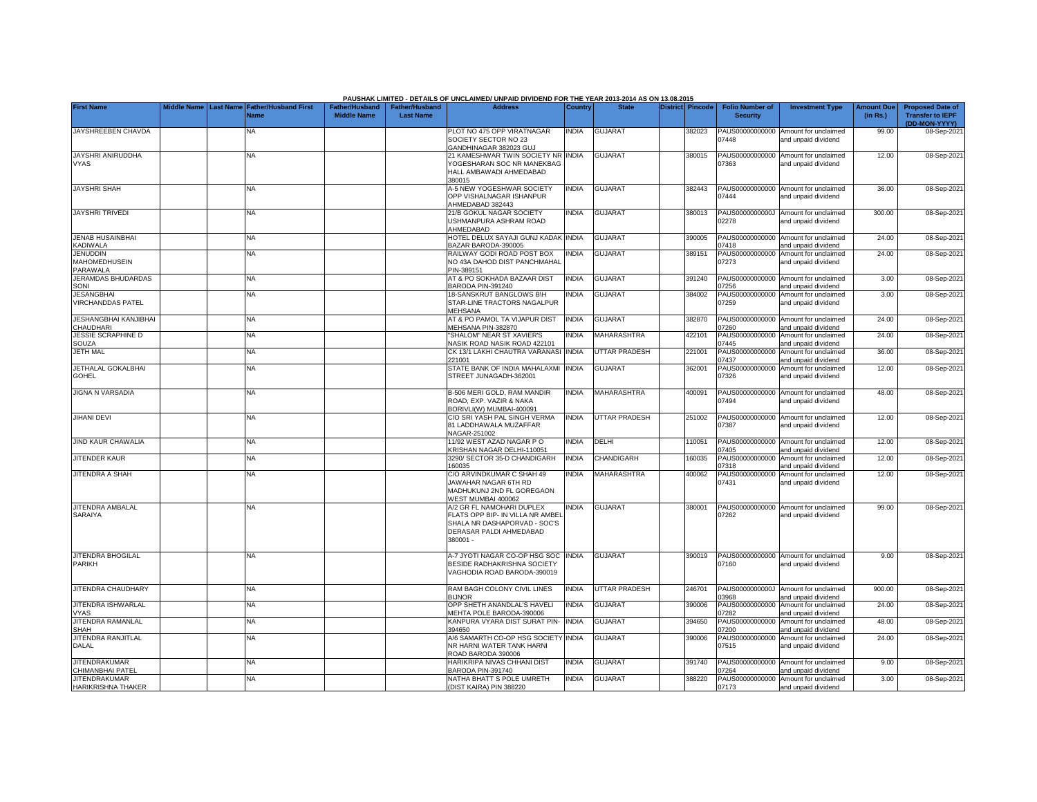**PAUSHAK LIMITED - DETAILS OF UNCLAIMED/ UNPAID DIVIDEND FOR THE YEAR 2013-2014 AS ON 13.08.2015**

| First Name | Middle Name | Last Name | Father/Husband First Name | Father/Husband Middle Name | Father/Husband Last Name | Address | Country | State | District | Pincode | Folio Number of Security | Investment Type | Amount Due (in Rs.) | Proposed Date of Transfer to IEPF (DD-MON-YYYY) |
|---|---|---|---|---|---|---|---|---|---|---|---|---|---|---|
| JAYSHREEBEN CHAVDA | | | NA | | | PLOT NO 475 OPP VIRATNAGAR SOCIETY SECTOR NO 23 GANDHINAGAR 382023 GUJ | INDIA | GUJARAT | | 382023 | PAUS00000000000 07448 | Amount for unclaimed and unpaid dividend | 99.00 | 08-Sep-2021 |
| JAYSHRI ANIRUDDHA VYAS | | | NA | | | 21 KAMESHWAR TWIN SOCIETY NR YOGESHARAN SOC NR MANEKBAG HALL AMBAWADI AHMEDABAD 380015 | INDIA | GUJARAT | | 380015 | PAUS00000000000 07363 | Amount for unclaimed and unpaid dividend | 12.00 | 08-Sep-2021 |
| JAYSHRI SHAH | | | NA | | | A-5 NEW YOGESHWAR SOCIETY OPP VISHALNAGAR ISHANPUR AHMEDABAD 382443 | INDIA | GUJARAT | | 382443 | PAUS00000000000 07444 | Amount for unclaimed and unpaid dividend | 36.00 | 08-Sep-2021 |
| JAYSHRI TRIVEDI | | | NA | | | 21/B GOKUL NAGAR SOCIETY USHMANPURA ASHRAM ROAD AHMEDABAD | INDIA | GUJARAT | | 380013 | PAUS0000000000J 02278 | Amount for unclaimed and unpaid dividend | 300.00 | 08-Sep-2021 |
| JENAB HUSAINBHAI KADIWALA | | | NA | | | HOTEL DELUX SAYAJI GUNJ KADAK BAZAR BARODA-390005 | INDIA | GUJARAT | | 390005 | PAUS00000000000 07418 | Amount for unclaimed and unpaid dividend | 24.00 | 08-Sep-2021 |
| JENUDDIN MAHOMEDHUSEIN PARAWALA | | | NA | | | RAILWAY GODI ROAD POST BOX NO 43A DAHOD DIST PANCHMAHAL PIN-389151 | INDIA | GUJARAT | | 389151 | PAUS00000000000 07273 | Amount for unclaimed and unpaid dividend | 24.00 | 08-Sep-2021 |
| JERAMDAS BHUDARDAS SONI | | | NA | | | AT & PO SOKHADA BAZAAR DIST BARODA PIN-391240 | INDIA | GUJARAT | | 391240 | PAUS00000000000 07256 | Amount for unclaimed and unpaid dividend | 3.00 | 08-Sep-2021 |
| JESANGBHAI VIRCHANDDAS PATEL | | | NA | | | 18-SANSKRUT BANGLOWS B\H STAR-LINE TRACTORS NAGALPUR MEHSANA | INDIA | GUJARAT | | 384002 | PAUS00000000000 07259 | Amount for unclaimed and unpaid dividend | 3.00 | 08-Sep-2021 |
| JESHANGBHAI KANJIBHAI CHAUDHARI | | | NA | | | AT & PO PAMOL TA VIJAPUR DIST MEHSANA PIN-382870 | INDIA | GUJARAT | | 382870 | PAUS00000000000 07260 | Amount for unclaimed and unpaid dividend | 24.00 | 08-Sep-2021 |
| JESSIE SCRAPHINE D SOUZA | | | NA | | | "SHALOM" NEAR ST XAVIER'S NASIK ROAD NASIK ROAD 422101 | INDIA | MAHARASHTRA | | 422101 | PAUS00000000000 07445 | Amount for unclaimed and unpaid dividend | 24.00 | 08-Sep-2021 |
| JETH MAL | | | NA | | | CK 13/1 LAKHI CHAUTRA VARANASI 221001 | INDIA | UTTAR PRADESH | | 221001 | PAUS00000000000 07437 | Amount for unclaimed and unpaid dividend | 36.00 | 08-Sep-2021 |
| JETHALAL GOKALBHAI GOHEL | | | NA | | | STATE BANK OF INDIA MAHALAXMI STREET JUNAGADH-362001 | INDIA | GUJARAT | | 362001 | PAUS00000000000 07326 | Amount for unclaimed and unpaid dividend | 12.00 | 08-Sep-2021 |
| JIGNA N VARSADIA | | | NA | | | B-506 MERI GOLD, RAM MANDIR ROAD, EXP. VAZIR & NAKA BORIVLI(W) MUMBAI-400091 | INDIA | MAHARASHTRA | | 400091 | PAUS00000000000 07494 | Amount for unclaimed and unpaid dividend | 48.00 | 08-Sep-2021 |
| JIHANI DEVI | | | NA | | | C/O SRI YASH PAL SINGH VERMA 81 LADDHAWALA MUZAFFAR NAGAR-251002 | INDIA | UTTAR PRADESH | | 251002 | PAUS00000000000 07387 | Amount for unclaimed and unpaid dividend | 12.00 | 08-Sep-2021 |
| JIND KAUR CHAWALIA | | | NA | | | 11/92 WEST AZAD NAGAR P O KRISHAN NAGAR DELHI-110051 | INDIA | DELHI | | 110051 | PAUS00000000000 07405 | Amount for unclaimed and unpaid dividend | 12.00 | 08-Sep-2021 |
| JITENDER KAUR | | | NA | | | 3290/ SECTOR 35-D CHANDIGARH 160035 | INDIA | CHANDIGARH | | 160035 | PAUS00000000000 07318 | Amount for unclaimed and unpaid dividend | 12.00 | 08-Sep-2021 |
| JITENDRA A SHAH | | | NA | | | C/O ARVINDKUMAR C SHAH 49 JAWAHAR NAGAR 6TH RD MADHUKUNJ 2ND FL GOREGAON WEST MUMBAI 400062 | INDIA | MAHARASHTRA | | 400062 | PAUS00000000000 07431 | Amount for unclaimed and unpaid dividend | 12.00 | 08-Sep-2021 |
| JITENDRA AMBALAL SARAIYA | | | NA | | | A/2 GR FL NAMOHARI DUPLEX FLATS OPP BIP- IN VILLA NR AMBEL SHALA NR DASHAPORVAD - SOC'S DERASAR PALDI AHMEDABAD 380001 - | INDIA | GUJARAT | | 380001 | PAUS00000000000 07262 | Amount for unclaimed and unpaid dividend | 99.00 | 08-Sep-2021 |
| JITENDRA BHOGILAL PARIKH | | | NA | | | A-7 JYOTI NAGAR CO-OP HSG SOC BESIDE RADHAKRISHNA SOCIETY VAGHODIA ROAD BARODA-390019 | INDIA | GUJARAT | | 390019 | PAUS00000000000 07160 | Amount for unclaimed and unpaid dividend | 9.00 | 08-Sep-2021 |
| JITENDRA CHAUDHARY | | | NA | | | RAM BAGH COLONY CIVIL LINES BIJNOR | INDIA | UTTAR PRADESH | | 246701 | PAUS0000000000J 03968 | Amount for unclaimed and unpaid dividend | 900.00 | 08-Sep-2021 |
| JITENDRA ISHWARLAL VYAS | | | NA | | | OPP SHETH ANANDLAL'S HAVELI MEHTA POLE BARODA-390006 | INDIA | GUJARAT | | 390006 | PAUS00000000000 07282 | Amount for unclaimed and unpaid dividend | 24.00 | 08-Sep-2021 |
| JITENDRA RAMANLAL SHAH | | | NA | | | KANPURA VYARA DIST SURAT PIN-394650 | INDIA | GUJARAT | | 394650 | PAUS00000000000 07200 | Amount for unclaimed and unpaid dividend | 48.00 | 08-Sep-2021 |
| JITENDRA RANJITLAL DALAL | | | NA | | | A/6 SAMARTH CO-OP HSG SOCIETY NR HARNI WATER TANK HARNI ROAD BARODA 390006 | INDIA | GUJARAT | | 390006 | PAUS00000000000 07515 | Amount for unclaimed and unpaid dividend | 24.00 | 08-Sep-2021 |
| JITENDRAKUMAR CHIMANBHAI PATEL | | | NA | | | HARIKRIPA NIVAS CHHANI DIST BARODA PIN-391740 | INDIA | GUJARAT | | 391740 | PAUS00000000000 07264 | Amount for unclaimed and unpaid dividend | 9.00 | 08-Sep-2021 |
| JITENDRAKUMAR HARIKRISHNA THAKER | | | NA | | | NATHA BHATT S POLE UMRETH (DIST KAIRA) PIN 388220 | INDIA | GUJARAT | | 388220 | PAUS00000000000 07173 | Amount for unclaimed and unpaid dividend | 3.00 | 08-Sep-2021 |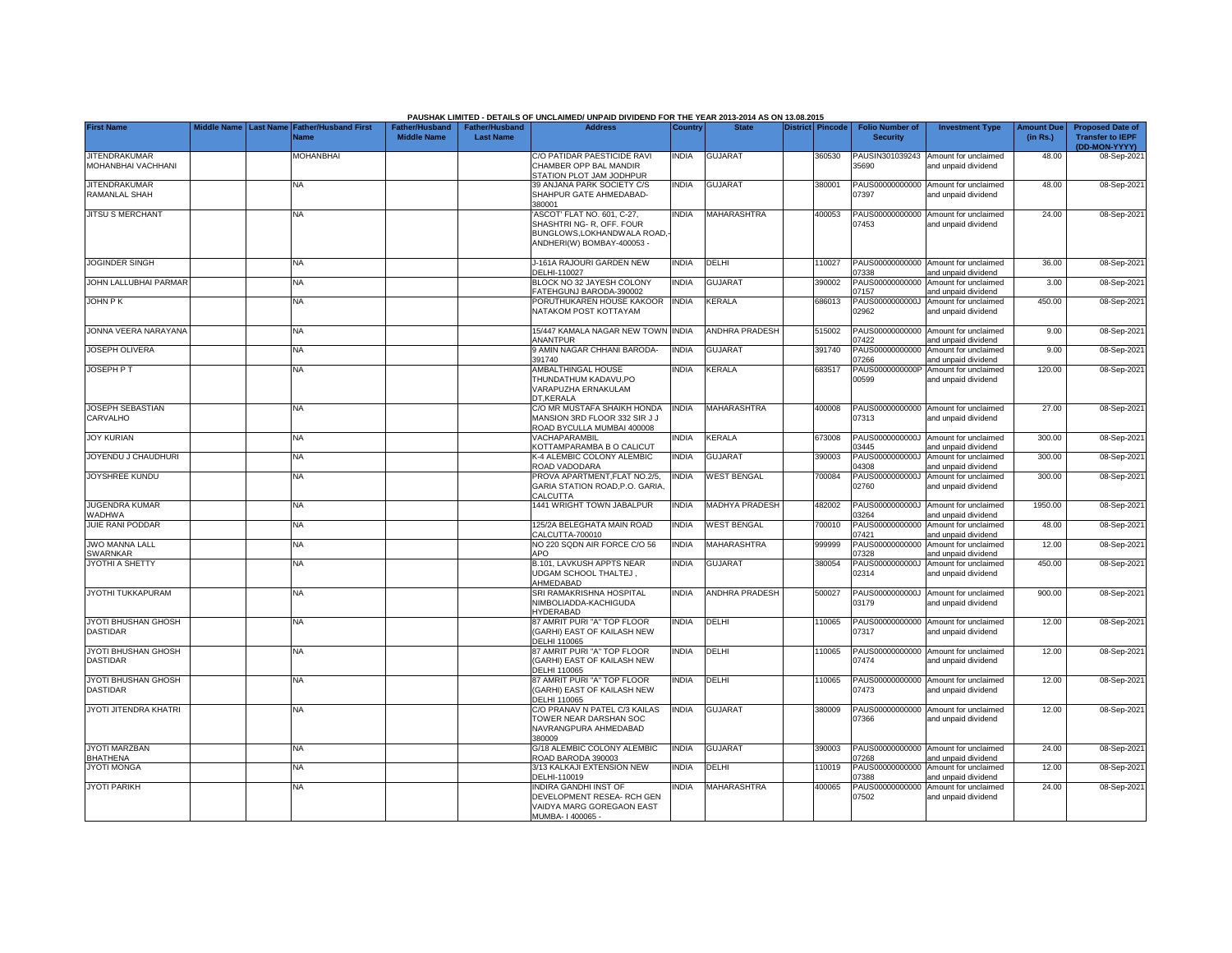PAUSHAK LIMITED - DETAILS OF UNCLAIMED/ UNPAID DIVIDEND FOR THE YEAR 2013-2014 AS ON 13.08.2015

| First Name | Middle Name | Last Name | Father/Husband First Name | Father/Husband Middle Name | Father/Husband Last Name | Address | Country | State | District | Pincode | Folio Number of Security | Investment Type | Amount Due (in Rs.) | Proposed Date of Transfer to IEPF (DD-MON-YYYY) |
|---|---|---|---|---|---|---|---|---|---|---|---|---|---|---|
| JITENDRAKUMAR MOHANBHAI VACHHANI | | | MOHANBHAI | | | C/O PATIDAR PAESTICIDE RAVI CHAMBER OPP BAL MANDIR STATION PLOT JAM JODHPUR | INDIA | GUJARAT | | 360530 | PAUSIN301039243 35690 | Amount for unclaimed and unpaid dividend | 48.00 | 08-Sep-2021 |
| JITENDRAKUMAR RAMANLAL SHAH | | | NA | | | 39 ANJANA PARK SOCIETY C/S SHAHPUR GATE AHMEDABAD-380001 | INDIA | GUJARAT | | 380001 | PAUS00000000000 07397 | Amount for unclaimed and unpaid dividend | 48.00 | 08-Sep-2021 |
| JITSU S MERCHANT | | | NA | | | 'ASCOT' FLAT NO. 601, C-27, SHASHTRI NG- R, OFF. FOUR BUNGLOWS,LOKHANDWALA ROAD,-ANDHERI(W) BOMBAY-400053 - | INDIA | MAHARASHTRA | | 400053 | PAUS00000000000 07453 | Amount for unclaimed and unpaid dividend | 24.00 | 08-Sep-2021 |
| JOGINDER SINGH | | | NA | | | J-161A RAJOURI GARDEN NEW DELHI-110027 | INDIA | DELHI | | 110027 | PAUS00000000000 07338 | Amount for unclaimed and unpaid dividend | 36.00 | 08-Sep-2021 |
| JOHN LALLUBHAI PARMAR | | | NA | | | BLOCK NO 32 JAYESH COLONY FATEHGUNJ BARODA-390002 | INDIA | GUJARAT | | 390002 | PAUS00000000000 07157 | Amount for unclaimed and unpaid dividend | 3.00 | 08-Sep-2021 |
| JOHN P K | | | NA | | | PORUTHUKAREN HOUSE KAKOOR NATAKOM POST KOTTAYAM | INDIA | KERALA | | 686013 | PAUS0000000000J 02962 | Amount for unclaimed and unpaid dividend | 450.00 | 08-Sep-2021 |
| JONNA VEERA NARAYANA | | | NA | | | 15/447 KAMALA NAGAR NEW TOWN ANANTPUR | INDIA | ANDHRA PRADESH | | 515002 | PAUS00000000000 07422 | Amount for unclaimed and unpaid dividend | 9.00 | 08-Sep-2021 |
| JOSEPH OLIVERA | | | NA | | | 9 AMIN NAGAR CHHANI BARODA-391740 | INDIA | GUJARAT | | 391740 | PAUS00000000000 07266 | Amount for unclaimed and unpaid dividend | 9.00 | 08-Sep-2021 |
| JOSEPH P T | | | NA | | | AMBALTHINGAL HOUSE THUNDATHUM KADAVU,PO VARAPUZHA ERNAKULAM DT,KERALA | INDIA | KERALA | | 683517 | PAUS0000000000P 00599 | Amount for unclaimed and unpaid dividend | 120.00 | 08-Sep-2021 |
| JOSEPH SEBASTIAN CARVALHO | | | NA | | | C/O MR MUSTAFA SHAIKH HONDA MANSION 3RD FLOOR 332 SIR J J ROAD BYCULLA MUMBAI 400008 | INDIA | MAHARASHTRA | | 400008 | PAUS00000000000 07313 | Amount for unclaimed and unpaid dividend | 27.00 | 08-Sep-2021 |
| JOY KURIAN | | | NA | | | VACHAPARAMBIL KOTTAMPARAMBA B O CALICUT | INDIA | KERALA | | 673008 | PAUS0000000000J 03445 | Amount for unclaimed and unpaid dividend | 300.00 | 08-Sep-2021 |
| JOYENDU J CHAUDHURI | | | NA | | | K-4 ALEMBIC COLONY ALEMBIC ROAD VADODARA | INDIA | GUJARAT | | 390003 | PAUS0000000000J 04308 | Amount for unclaimed and unpaid dividend | 300.00 | 08-Sep-2021 |
| JOYSHREE KUNDU | | | NA | | | PROVA APARTMENT,FLAT NO.2/5, GARIA STATION ROAD,P.O. GARIA, CALCUTTA | INDIA | WEST BENGAL | | 700084 | PAUS0000000000J 02760 | Amount for unclaimed and unpaid dividend | 300.00 | 08-Sep-2021 |
| JUGENDRA KUMAR WADHWA | | | NA | | | 1441 WRIGHT TOWN JABALPUR | INDIA | MADHYA PRADESH | | 482002 | PAUS0000000000J 03264 | Amount for unclaimed and unpaid dividend | 1950.00 | 08-Sep-2021 |
| JUIE RANI PODDAR | | | NA | | | 125/2A BELEGHATA MAIN ROAD CALCUTTA-700010 | INDIA | WEST BENGAL | | 700010 | PAUS00000000000 07421 | Amount for unclaimed and unpaid dividend | 48.00 | 08-Sep-2021 |
| JWO MANNA LALL SWARNKAR | | | NA | | | NO 220 SQDN AIR FORCE C/O 56 APO | INDIA | MAHARASHTRA | | 999999 | PAUS00000000000 07328 | Amount for unclaimed and unpaid dividend | 12.00 | 08-Sep-2021 |
| JYOTHI A SHETTY | | | NA | | | B.101, LAVKUSH APPTS NEAR UDGAM SCHOOL THALTEJ , AHMEDABAD | INDIA | GUJARAT | | 380054 | PAUS0000000000J 02314 | Amount for unclaimed and unpaid dividend | 450.00 | 08-Sep-2021 |
| JYOTHI TUKKAPURAM | | | NA | | | SRI RAMAKRISHNA HOSPITAL NIMBOLIADDA-KACHIGUDA HYDERABAD | INDIA | ANDHRA PRADESH | | 500027 | PAUS0000000000J 03179 | Amount for unclaimed and unpaid dividend | 900.00 | 08-Sep-2021 |
| JYOTI BHUSHAN GHOSH DASTIDAR | | | NA | | | 87 AMRIT PURI "A" TOP FLOOR (GARHI) EAST OF KAILASH NEW DELHI 110065 | INDIA | DELHI | | 110065 | PAUS00000000000 07317 | Amount for unclaimed and unpaid dividend | 12.00 | 08-Sep-2021 |
| JYOTI BHUSHAN GHOSH DASTIDAR | | | NA | | | 87 AMRIT PURI "A" TOP FLOOR (GARHI) EAST OF KAILASH NEW DELHI 110065 | INDIA | DELHI | | 110065 | PAUS00000000000 07474 | Amount for unclaimed and unpaid dividend | 12.00 | 08-Sep-2021 |
| JYOTI BHUSHAN GHOSH DASTIDAR | | | NA | | | 87 AMRIT PURI "A" TOP FLOOR (GARHI) EAST OF KAILASH NEW DELHI 110065 | INDIA | DELHI | | 110065 | PAUS00000000000 07473 | Amount for unclaimed and unpaid dividend | 12.00 | 08-Sep-2021 |
| JYOTI JITENDRA KHATRI | | | NA | | | C/O PRANAV N PATEL C/3 KAILAS TOWER NEAR DARSHAN SOC NAVRANGPURA AHMEDABAD 380009 | INDIA | GUJARAT | | 380009 | PAUS00000000000 07366 | Amount for unclaimed and unpaid dividend | 12.00 | 08-Sep-2021 |
| JYOTI MARZBAN BHATHENA | | | NA | | | G/18 ALEMBIC COLONY ALEMBIC ROAD BARODA 390003 | INDIA | GUJARAT | | 390003 | PAUS00000000000 07268 | Amount for unclaimed and unpaid dividend | 24.00 | 08-Sep-2021 |
| JYOTI MONGA | | | NA | | | 3/13 KALKAJI EXTENSION NEW DELHI-110019 | INDIA | DELHI | | 110019 | PAUS00000000000 07388 | Amount for unclaimed and unpaid dividend | 12.00 | 08-Sep-2021 |
| JYOTI PARIKH | | | NA | | | INDIRA GANDHI INST OF DEVELOPMENT RESEA- RCH GEN VAIDYA MARG GOREGAON EAST MUMBA- I 400065 - | INDIA | MAHARASHTRA | | 400065 | PAUS00000000000 07502 | Amount for unclaimed and unpaid dividend | 24.00 | 08-Sep-2021 |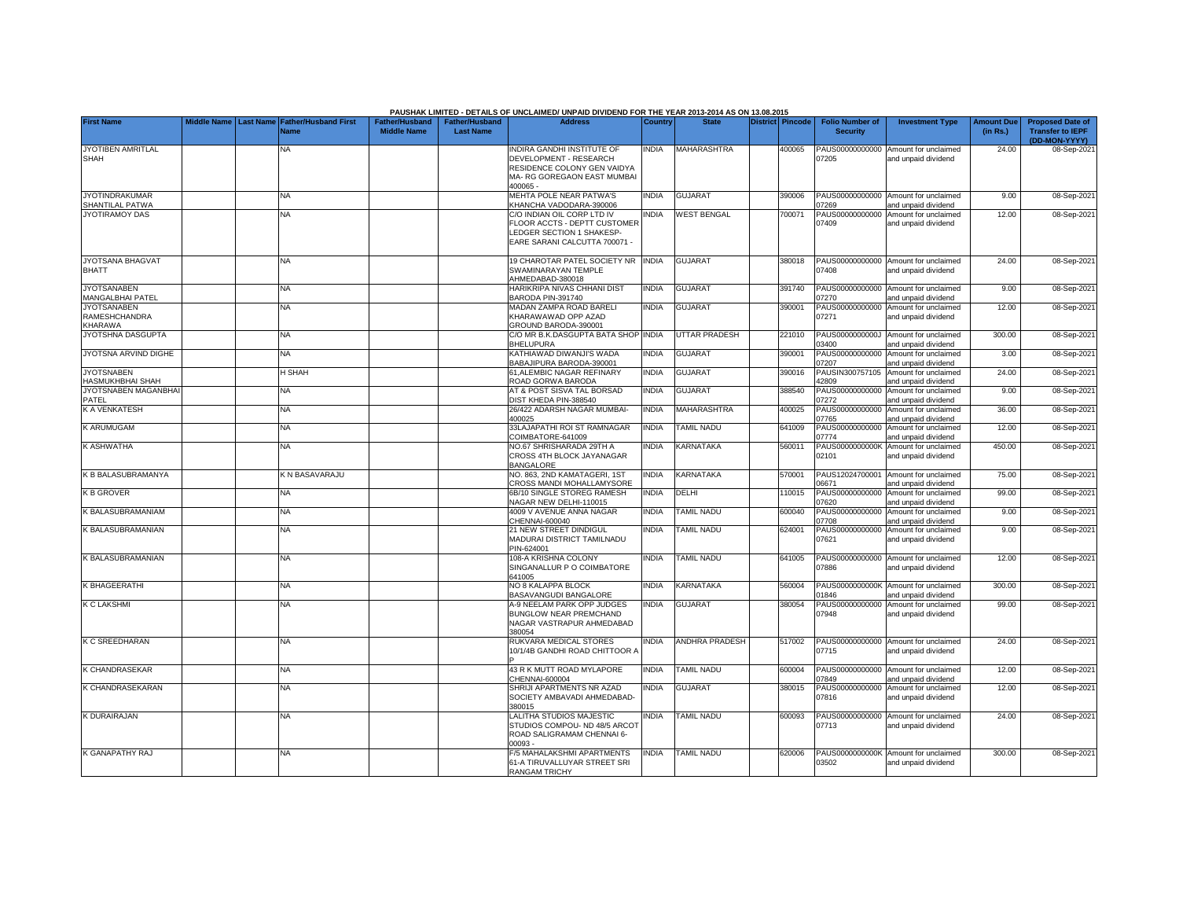PAUSHAK LIMITED - DETAILS OF UNCLAIMED/ UNPAID DIVIDEND FOR THE YEAR 2013-2014 AS ON 13.08.2015

| First Name | Middle Name | Last Name | Father/Husband First Name | Father/Husband Middle Name | Father/Husband Last Name | Address | Country | State | District | Pincode | Folio Number of Security | Investment Type | Amount Due (in Rs.) | Proposed Date of Transfer to IEPF (DD-MON-YYYY) |
|---|---|---|---|---|---|---|---|---|---|---|---|---|---|---|
| JYOTIBEN AMRITLAL SHAH | | | NA | | | INDIRA GANDHI INSTITUTE OF DEVELOPMENT - RESEARCH RESIDENCE COLONY GEN VAIDYA MA- RG GOREGAON EAST MUMBAI 400065 - | INDIA | MAHARASHTRA | | 400065 | PAUS00000000000 07205 | Amount for unclaimed and unpaid dividend | 24.00 | 08-Sep-2021 |
| JYOTINDRAKUMAR SHANTILAL PATWA | | | NA | | | MEHTA POLE NEAR PATWA'S KHANCHA VADODARA-390006 | INDIA | GUJARAT | | 390006 | PAUS00000000000 07269 | Amount for unclaimed and unpaid dividend | 9.00 | 08-Sep-2021 |
| JYOTIRAMOY DAS | | | NA | | | C/O INDIAN OIL CORP LTD IV FLOOR ACCTS - DEPTT CUSTOMER LEDGER SECTION 1 SHAKESP- EARE SARANI CALCUTTA 700071 - | INDIA | WEST BENGAL | | 700071 | PAUS00000000000 07409 | Amount for unclaimed and unpaid dividend | 12.00 | 08-Sep-2021 |
| JYOTSANA BHAGVAT BHATT | | | NA | | | 19 CHAROTAR PATEL SOCIETY NR SWAMINARAYAN TEMPLE AHMEDABAD-380018 | INDIA | GUJARAT | | 380018 | PAUS00000000000 07408 | Amount for unclaimed and unpaid dividend | 24.00 | 08-Sep-2021 |
| JYOTSANABEN MANGALBHAI PATEL | | | NA | | | HARIKRIPA NIVAS CHHANI DIST BARODA PIN-391740 | INDIA | GUJARAT | | 391740 | PAUS00000000000 07270 | Amount for unclaimed and unpaid dividend | 9.00 | 08-Sep-2021 |
| JYOTSANABEN RAMESHCHANDRA KHARAWA | | | NA | | | MADAN ZAMPA ROAD BARELI KHARAWAWAD OPP AZAD GROUND BARODA-390001 | INDIA | GUJARAT | | 390001 | PAUS00000000000 07271 | Amount for unclaimed and unpaid dividend | 12.00 | 08-Sep-2021 |
| JYOTSHNA DASGUPTA | | | NA | | | C/O MR B.K.DASGUPTA BATA SHOP BHELUPURA | INDIA | UTTAR PRADESH | | 221010 | PAUS0000000000J 03400 | Amount for unclaimed and unpaid dividend | 300.00 | 08-Sep-2021 |
| JYOTSNA ARVIND DIGHE | | | NA | | | KATHIAWAD DIWANJI'S WADA BABAJIPURA BARODA-390001 | INDIA | GUJARAT | | 390001 | PAUS00000000000 07207 | Amount for unclaimed and unpaid dividend | 3.00 | 08-Sep-2021 |
| JYOTSNABEN HASMUKHBHAI SHAH | | | H SHAH | | | 61,ALEMBIC NAGAR REFINARY ROAD GORWA BARODA | INDIA | GUJARAT | | 390016 | PAUSIN300757105 42809 | Amount for unclaimed and unpaid dividend | 24.00 | 08-Sep-2021 |
| JYOTSNABEN MAGANBHAI PATEL | | | NA | | | AT & POST SISVA TAL BORSAD DIST KHEDA PIN-388540 | INDIA | GUJARAT | | 388540 | PAUS00000000000 07272 | Amount for unclaimed and unpaid dividend | 9.00 | 08-Sep-2021 |
| K A VENKATESH | | | NA | | | 26/422 ADARSH NAGAR MUMBAI-400025 | INDIA | MAHARASHTRA | | 400025 | PAUS00000000000 07765 | Amount for unclaimed and unpaid dividend | 36.00 | 08-Sep-2021 |
| K ARUMUGAM | | | NA | | | 33LAJAPATHI ROI ST RAMNAGAR COIMBATORE-641009 | INDIA | TAMIL NADU | | 641009 | PAUS00000000000 07774 | Amount for unclaimed and unpaid dividend | 12.00 | 08-Sep-2021 |
| K ASHWATHA | | | NA | | | NO.67 SHRISHARADA 29TH A CROSS 4TH BLOCK JAYANAGAR BANGALORE | INDIA | KARNATAKA | | 560011 | PAUS0000000000K 02101 | Amount for unclaimed and unpaid dividend | 450.00 | 08-Sep-2021 |
| K B BALASUBRAMANYA | | | K N BASAVARAJU | | | NO. 863, 2ND KAMATAGERI, 1ST CROSS MANDI MOHALLAMYSORE | INDIA | KARNATAKA | | 570001 | PAUS12024700001 06671 | Amount for unclaimed and unpaid dividend | 75.00 | 08-Sep-2021 |
| K B GROVER | | | NA | | | 6B/10 SINGLE STOREG RAMESH NAGAR NEW DELHI-110015 | INDIA | DELHI | | 110015 | PAUS00000000000 07620 | Amount for unclaimed and unpaid dividend | 99.00 | 08-Sep-2021 |
| K BALASUBRAMANIAM | | | NA | | | 4009 V AVENUE ANNA NAGAR CHENNAI-600040 | INDIA | TAMIL NADU | | 600040 | PAUS00000000000 07708 | Amount for unclaimed and unpaid dividend | 9.00 | 08-Sep-2021 |
| K BALASUBRAMANIAN | | | NA | | | 21 NEW STREET DINDIGUL MADURAI DISTRICT TAMILNADU PIN-624001 | INDIA | TAMIL NADU | | 624001 | PAUS00000000000 07621 | Amount for unclaimed and unpaid dividend | 9.00 | 08-Sep-2021 |
| K BALASUBRAMANIAN | | | NA | | | 108-A KRISHNA COLONY SINGANALLUR P O COIMBATORE 641005 | INDIA | TAMIL NADU | | 641005 | PAUS00000000000 07886 | Amount for unclaimed and unpaid dividend | 12.00 | 08-Sep-2021 |
| K BHAGEERATHI | | | NA | | | NO 8 KALAPPA BLOCK BASAVANGUDI BANGALORE | INDIA | KARNATAKA | | 560004 | PAUS0000000000K 01846 | Amount for unclaimed and unpaid dividend | 300.00 | 08-Sep-2021 |
| K C LAKSHMI | | | NA | | | A-9 NEELAM PARK OPP JUDGES BUNGLOW NEAR PREMCHAND NAGAR VASTRAPUR AHMEDABAD 380054 | INDIA | GUJARAT | | 380054 | PAUS00000000000 07948 | Amount for unclaimed and unpaid dividend | 99.00 | 08-Sep-2021 |
| K C SREEDHARAN | | | NA | | | RUKVARA MEDICAL STORES 10/1/4B GANDHI ROAD CHITTOOR A P | INDIA | ANDHRA PRADESH | | 517002 | PAUS00000000000 07715 | Amount for unclaimed and unpaid dividend | 24.00 | 08-Sep-2021 |
| K CHANDRASEKAR | | | NA | | | 43 R K MUTT ROAD MYLAPORE CHENNAI-600004 | INDIA | TAMIL NADU | | 600004 | PAUS00000000000 07849 | Amount for unclaimed and unpaid dividend | 12.00 | 08-Sep-2021 |
| K CHANDRASEKARAN | | | NA | | | SHRIJI APARTMENTS NR AZAD SOCIETY AMBAVADI AHMEDABAD-380015 | INDIA | GUJARAT | | 380015 | PAUS00000000000 07816 | Amount for unclaimed and unpaid dividend | 12.00 | 08-Sep-2021 |
| K DURAIRAJAN | | | NA | | | LALITHA STUDIOS MAJESTIC STUDIOS COMPOU- ND 48/5 ARCOT ROAD SALIGRAMAM CHENNAI 6-00093 - | INDIA | TAMIL NADU | | 600093 | PAUS00000000000 07713 | Amount for unclaimed and unpaid dividend | 24.00 | 08-Sep-2021 |
| K GANAPATHY RAJ | | | NA | | | F/5 MAHALAKSHMI APARTMENTS 61-A TIRUVALLUYAR STREET SRI RANGAM TRICHY | INDIA | TAMIL NADU | | 620006 | PAUS0000000000K 03502 | Amount for unclaimed and unpaid dividend | 300.00 | 08-Sep-2021 |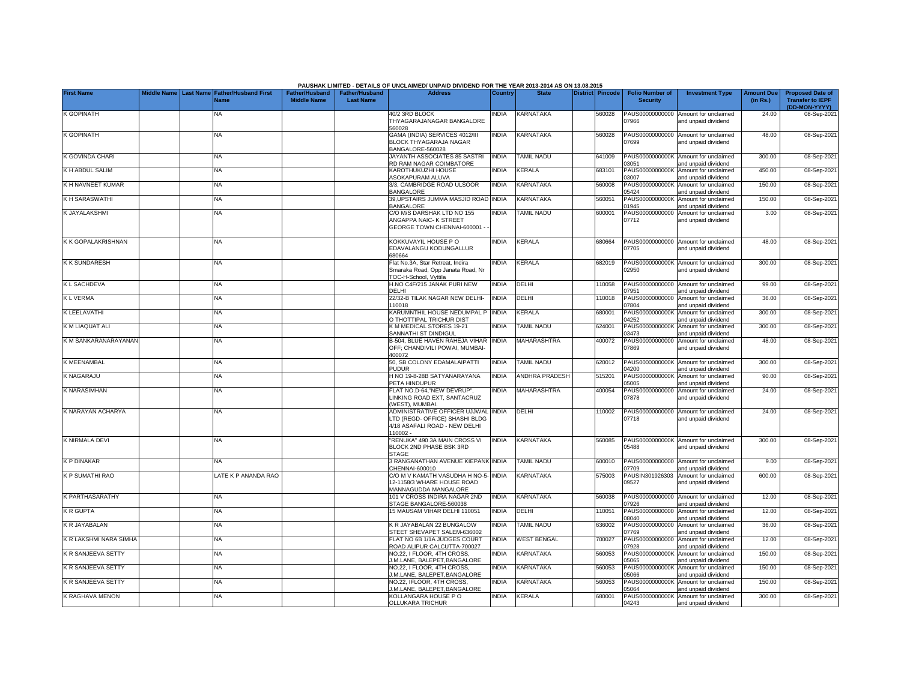PAUSHAK LIMITED - DETAILS OF UNCLAIMED/ UNPAID DIVIDEND FOR THE YEAR 2013-2014 AS ON 13.08.2015

| First Name | Middle Name | Last Name | Father/Husband First Name | Father/Husband Middle Name | Father/Husband Last Name | Address | Country | State | District | Pincode | Folio Number of Security | Investment Type | Amount Due (in Rs.) | Proposed Date of Transfer to IEPF (DD-MON-YYYY) |
|---|---|---|---|---|---|---|---|---|---|---|---|---|---|---|
| K GOPINATH | | | NA | | | 40/2 3RD BLOCK THYAGARAJANAGAR BANGALORE 560028 | INDIA | KARNATAKA | | 560028 | PAUS00000000000 07966 | Amount for unclaimed and unpaid dividend | 24.00 | 08-Sep-2021 |
| K GOPINATH | | | NA | | | GAMA (INDIA) SERVICES 4012/III BLOCK THYAGARAJA NAGAR BANGALORE-560028 | INDIA | KARNATAKA | | 560028 | PAUS00000000000 07699 | Amount for unclaimed and unpaid dividend | 48.00 | 08-Sep-2021 |
| K GOVINDA CHARI | | | NA | | | JAYANTH ASSOCIATES 85 SASTRI RD RAM NAGAR COIMBATORE | INDIA | TAMIL NADU | | 641009 | PAUS0000000000K 03051 | Amount for unclaimed and unpaid dividend | 300.00 | 08-Sep-2021 |
| K H ABDUL SALIM | | | NA | | | KAROTHUKUZHI HOUSE ASOKAPURAM ALUVA | INDIA | KERALA | | 683101 | PAUS0000000000K 03007 | Amount for unclaimed and unpaid dividend | 450.00 | 08-Sep-2021 |
| K H NAVNEET KUMAR | | | NA | | | 3/3, CAMBRIDGE ROAD ULSOOR BANGALORE | INDIA | KARNATAKA | | 560008 | PAUS0000000000K 05424 | Amount for unclaimed and unpaid dividend | 150.00 | 08-Sep-2021 |
| K H SARASWATHI | | | NA | | | 39,UPSTAIRS JUMMA MASJID ROAD BANGALORE | INDIA | KARNATAKA | | 560051 | PAUS0000000000K 01945 | Amount for unclaimed and unpaid dividend | 150.00 | 08-Sep-2021 |
| K JAYALAKSHMI | | | NA | | | C/O M/S DARSHAK LTD NO 155 ANGAPPA NAIC- K STREET GEORGE TOWN CHENNAI-600001 - - | INDIA | TAMIL NADU | | 600001 | PAUS00000000000 07712 | Amount for unclaimed and unpaid dividend | 3.00 | 08-Sep-2021 |
| K K GOPALAKRISHNAN | | | NA | | | KOKKUVAYIL HOUSE P O EDAVALANGU KODUNGALLUR 680664 | INDIA | KERALA | | 680664 | PAUS00000000000 07705 | Amount for unclaimed and unpaid dividend | 48.00 | 08-Sep-2021 |
| K K SUNDARESH | | | NA | | | Flat No.3A, Star Retreat, Indira Smaraka Road, Opp Janata Road, Nr TOC-H-School, Vyttila | INDIA | KERALA | | 682019 | PAUS0000000000K 02950 | Amount for unclaimed and unpaid dividend | 300.00 | 08-Sep-2021 |
| K L SACHDEVA | | | NA | | | H.NO C4F/215 JANAK PURI NEW DELHI | INDIA | DELHI | | 110058 | PAUS00000000000 07951 | Amount for unclaimed and unpaid dividend | 99.00 | 08-Sep-2021 |
| K L VERMA | | | NA | | | 22/32-B TILAK NAGAR NEW DELHI-110018 | INDIA | DELHI | | 110018 | PAUS00000000000 07804 | Amount for unclaimed and unpaid dividend | 36.00 | 08-Sep-2021 |
| K LEELAVATHI | | | NA | | | KARUMNTHIL HOUSE NEDUMPAL P O THOTTIPAL TRICHUR DIST | INDIA | KERALA | | 680001 | PAUS0000000000K 04252 | Amount for unclaimed and unpaid dividend | 300.00 | 08-Sep-2021 |
| K M LIAQUAT ALI | | | NA | | | K M MEDICAL STORES 19-21 SANNATHI ST DINDIGUL | INDIA | TAMIL NADU | | 624001 | PAUS0000000000K 03473 | Amount for unclaimed and unpaid dividend | 300.00 | 08-Sep-2021 |
| K M SANKARANARAYANAN | | | NA | | | B-504, BLUE HAVEN RAHEJA VIHAR OFF; CHANDIVILI POWAI, MUMBAI-400072 | INDIA | MAHARASHTRA | | 400072 | PAUS00000000000 07869 | Amount for unclaimed and unpaid dividend | 48.00 | 08-Sep-2021 |
| K MEENAMBAL | | | NA | | | 50, SB COLONY EDAMALAIPATTI PUDUR | INDIA | TAMIL NADU | | 620012 | PAUS0000000000K 04200 | Amount for unclaimed and unpaid dividend | 300.00 | 08-Sep-2021 |
| K NAGARAJU | | | NA | | | H NO 19-8-28B SATYANARAYANA PETA HINDUPUR | INDIA | ANDHRA PRADESH | | 515201 | PAUS0000000000K 05005 | Amount for unclaimed and unpaid dividend | 90.00 | 08-Sep-2021 |
| K NARASIMHAN | | | NA | | | FLAT NO.D-64,"NEW DEVRUP", LINKING ROAD EXT, SANTACRUZ (WEST), MUMBAI. | INDIA | MAHARASHTRA | | 400054 | PAUS00000000000 07878 | Amount for unclaimed and unpaid dividend | 24.00 | 08-Sep-2021 |
| K NARAYAN ACHARYA | | | NA | | | ADMINISTRATIVE OFFICER UJJWAL LTD (REGD- OFFICE) SHASHI BLDG 4/18 ASAFALI ROAD - NEW DELHI 110002 - | INDIA | DELHI | | 110002 | PAUS00000000000 07718 | Amount for unclaimed and unpaid dividend | 24.00 | 08-Sep-2021 |
| K NIRMALA DEVI | | | NA | | | "RENUKA" 490 3A MAIN CROSS VI BLOCK 2ND PHASE BSK 3RD STAGE | INDIA | KARNATAKA | | 560085 | PAUS0000000000K 05488 | Amount for unclaimed and unpaid dividend | 300.00 | 08-Sep-2021 |
| K P DINAKAR | | | NA | | | 3 RANGANATHAN AVENUE KIEPANK CHENNAI-600010 | INDIA | TAMIL NADU | | 600010 | PAUS00000000000 07709 | Amount for unclaimed and unpaid dividend | 9.00 | 08-Sep-2021 |
| K P SUMATHI RAO | | | LATE K P ANANDA RAO | | | C/O M V KAMATH VASUDHA H NO-5-12-1158/3 WHARE HOUSE ROAD MANNAGUDDA MANGALORE | INDIA | KARNATAKA | | 575003 | PAUSIN301926303 09527 | Amount for unclaimed and unpaid dividend | 600.00 | 08-Sep-2021 |
| K PARTHASARATHY | | | NA | | | 101 V CROSS INDIRA NAGAR 2ND STAGE BANGALORE-560038 | INDIA | KARNATAKA | | 560038 | PAUS00000000000 07926 | Amount for unclaimed and unpaid dividend | 12.00 | 08-Sep-2021 |
| K R GUPTA | | | NA | | | 15 MAUSAM VIHAR DELHI 110051 | INDIA | DELHI | | 110051 | PAUS00000000000 08040 | Amount for unclaimed and unpaid dividend | 12.00 | 08-Sep-2021 |
| K R JAYABALAN | | | NA | | | K R JAYABALAN 22 BUNGALOW STEET SHEVAPET SALEM-636002 | INDIA | TAMIL NADU | | 636002 | PAUS00000000000 07769 | Amount for unclaimed and unpaid dividend | 36.00 | 08-Sep-2021 |
| K R LAKSHMI NARA SIMHA | | | NA | | | FLAT NO 6B 1/1A JUDGES COURT ROAD ALIPUR CALCUTTA-700027 | INDIA | WEST BENGAL | | 700027 | PAUS00000000000 07928 | Amount for unclaimed and unpaid dividend | 12.00 | 08-Sep-2021 |
| K R SANJEEVA SETTY | | | NA | | | NO.22, I FLOOR, 4TH CROSS, J.M.LANE, BALEPET,BANGALORE | INDIA | KARNATAKA | | 560053 | PAUS0000000000K 05065 | Amount for unclaimed and unpaid dividend | 150.00 | 08-Sep-2021 |
| K R SANJEEVA SETTY | | | NA | | | NO.22, I FLOOR, 4TH CROSS, J.M.LANE, BALEPET,BANGALORE | INDIA | KARNATAKA | | 560053 | PAUS0000000000K 05066 | Amount for unclaimed and unpaid dividend | 150.00 | 08-Sep-2021 |
| K R SANJEEVA SETTY | | | NA | | | NO.22, IFLOOR, 4TH CROSS, J.M.LANE, BALEPET,BANGALORE | INDIA | KARNATAKA | | 560053 | PAUS0000000000K 05064 | Amount for unclaimed and unpaid dividend | 150.00 | 08-Sep-2021 |
| K RAGHAVA MENON | | | NA | | | KOLLANGARA HOUSE P O OLLUKARA TRICHUR | INDIA | KERALA | | 680001 | PAUS0000000000K 04243 | Amount for unclaimed and unpaid dividend | 300.00 | 08-Sep-2021 |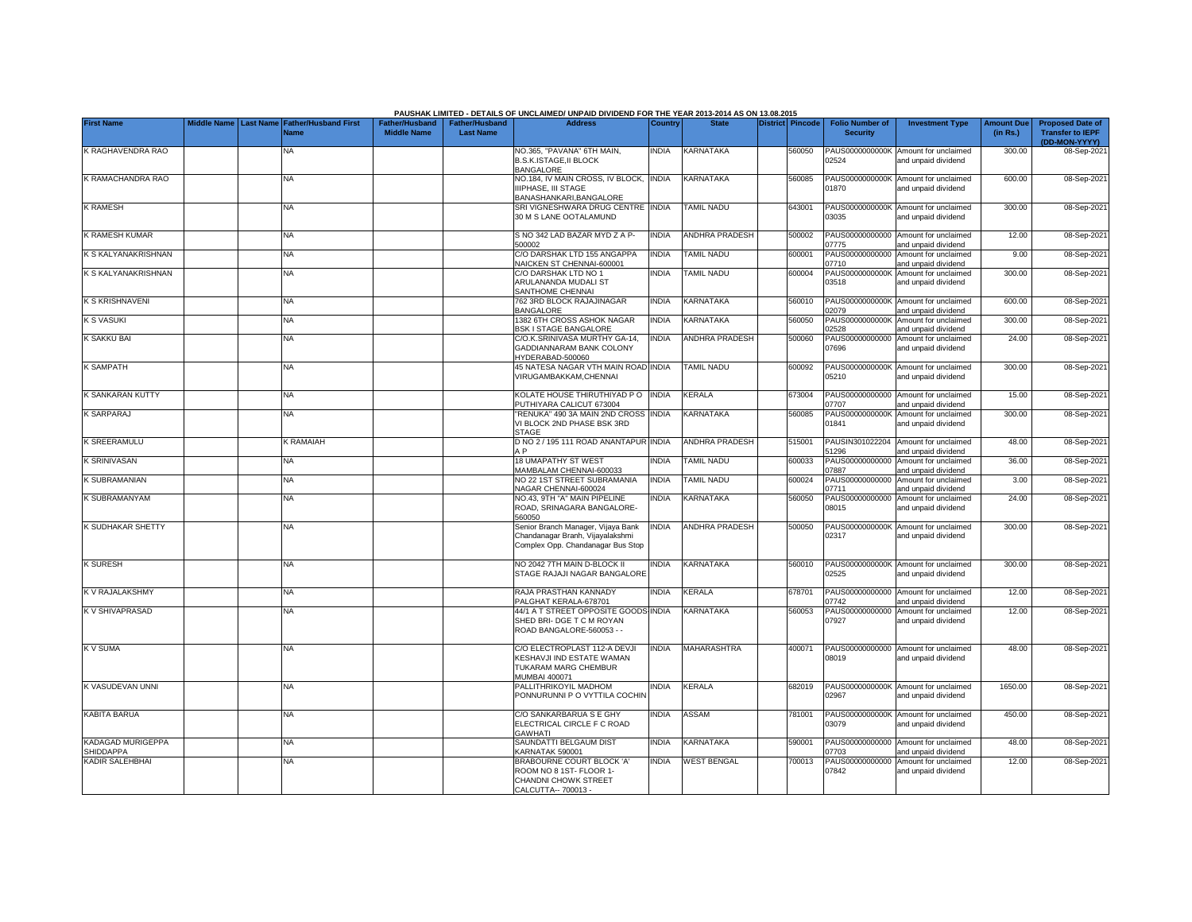**PAUSHAK LIMITED - DETAILS OF UNCLAIMED/ UNPAID DIVIDEND FOR THE YEAR 2013-2014 AS ON 13.08.2015**

| First Name | Middle Name | Last Name | Father/Husband First Name | Father/Husband Middle Name | Father/Husband Last Name | Address | Country | State | District | Pincode | Folio Number of Security | Investment Type | Amount Due (in Rs.) | Proposed Date of Transfer to IEPF (DD-MON-YYYY) |
|---|---|---|---|---|---|---|---|---|---|---|---|---|---|---|
| K RAGHAVENDRA RAO | | | NA | | | NO.365, "PAVANA" 6TH MAIN, B.S.K.ISTAGE,II BLOCK BANGALORE | INDIA | KARNATAKA | | 560050 | PAUS0000000000K02524 | Amount for unclaimed and unpaid dividend | 300.00 | 08-Sep-2021 |
| K RAMACHANDRA RAO | | | NA | | | NO.184, IV MAIN CROSS, IV BLOCK, IIIPHASE, III STAGE BANASHANKARI,BANGALORE | INDIA | KARNATAKA | | 560085 | PAUS0000000000K01870 | Amount for unclaimed and unpaid dividend | 600.00 | 08-Sep-2021 |
| K RAMESH | | | NA | | | SRI VIGNESHWARA DRUG CENTRE 30 M S LANE OOTALAMUND | INDIA | TAMIL NADU | | 643001 | PAUS0000000000K03035 | Amount for unclaimed and unpaid dividend | 300.00 | 08-Sep-2021 |
| K RAMESH KUMAR | | | NA | | | S NO 342 LAD BAZAR MYD Z A P-500002 | INDIA | ANDHRA PRADESH | | 500002 | PAUS00000000000007775 | Amount for unclaimed and unpaid dividend | 12.00 | 08-Sep-2021 |
| K S KALYANAKRISHNAN | | | NA | | | C/O DARSHAK LTD 155 ANGAPPA NAICKEN ST CHENNAI-600001 | INDIA | TAMIL NADU | | 600001 | PAUS00000000000007710 | Amount for unclaimed and unpaid dividend | 9.00 | 08-Sep-2021 |
| K S KALYANAKRISHNAN | | | NA | | | C/O DARSHAK LTD NO 1 ARULANANDA MUDALI ST SANTHOME CHENNAI | INDIA | TAMIL NADU | | 600004 | PAUS0000000000K03518 | Amount for unclaimed and unpaid dividend | 300.00 | 08-Sep-2021 |
| K S KRISHNAVENI | | | NA | | | 762 3RD BLOCK RAJAJINAGAR BANGALORE | INDIA | KARNATAKA | | 560010 | PAUS0000000000K02079 | Amount for unclaimed and unpaid dividend | 600.00 | 08-Sep-2021 |
| K S VASUKI | | | NA | | | 1382 6TH CROSS ASHOK NAGAR BSK I STAGE BANGALORE | INDIA | KARNATAKA | | 560050 | PAUS0000000000K02528 | Amount for unclaimed and unpaid dividend | 300.00 | 08-Sep-2021 |
| K SAKKU BAI | | | NA | | | C/O.K.SRINIVASA MURTHY GA-14, GADDIANNARAM BANK COLONY HYDERABAD-500060 | INDIA | ANDHRA PRADESH | | 500060 | PAUS00000000000007696 | Amount for unclaimed and unpaid dividend | 24.00 | 08-Sep-2021 |
| K SAMPATH | | | NA | | | 45 NATESA NAGAR VTH MAIN ROAD VIRUGAMBAKKAM,CHENNAI | INDIA | TAMIL NADU | | 600092 | PAUS0000000000K05210 | Amount for unclaimed and unpaid dividend | 300.00 | 08-Sep-2021 |
| K SANKARAN KUTTY | | | NA | | | KOLATE HOUSE THIRUTHIYAD P O PUTHIYARA CALICUT 673004 | INDIA | KERALA | | 673004 | PAUS00000000000007707 | Amount for unclaimed and unpaid dividend | 15.00 | 08-Sep-2021 |
| K SARPARAJ | | | NA | | | "RENUKA" 490 3A MAIN 2ND CROSS VI BLOCK 2ND PHASE BSK 3RD STAGE | INDIA | KARNATAKA | | 560085 | PAUS0000000000K01841 | Amount for unclaimed and unpaid dividend | 300.00 | 08-Sep-2021 |
| K SREERAMULU | | | K RAMAIAH | | | D NO 2 / 195 111 ROAD ANANTAPUR A P | INDIA | ANDHRA PRADESH | | 515001 | PAUSIN30102220451296 | Amount for unclaimed and unpaid dividend | 48.00 | 08-Sep-2021 |
| K SRINIVASAN | | | NA | | | 18 UMAPATHY ST WEST MAMBALAM CHENNAI-600033 | INDIA | TAMIL NADU | | 600033 | PAUS00000000000007887 | Amount for unclaimed and unpaid dividend | 36.00 | 08-Sep-2021 |
| K SUBRAMANIAN | | | NA | | | NO 22 1ST STREET SUBRAMANIA NAGAR CHENNAI-600024 | INDIA | TAMIL NADU | | 600024 | PAUS00000000000007711 | Amount for unclaimed and unpaid dividend | 3.00 | 08-Sep-2021 |
| K SUBRAMANYAM | | | NA | | | NO.43, 9TH "A" MAIN PIPELINE ROAD, SRINAGARA BANGALORE-560050 | INDIA | KARNATAKA | | 560050 | PAUS00000000000008015 | Amount for unclaimed and unpaid dividend | 24.00 | 08-Sep-2021 |
| K SUDHAKAR SHETTY | | | NA | | | Senior Branch Manager, Vijaya Bank Chandanagar Branh, Vijayalakshmi Complex Opp. Chandanagar Bus Stop | INDIA | ANDHRA PRADESH | | 500050 | PAUS0000000000K02317 | Amount for unclaimed and unpaid dividend | 300.00 | 08-Sep-2021 |
| K SURESH | | | NA | | | NO 2042 7TH MAIN D-BLOCK II STAGE RAJAJI NAGAR BANGALORE | INDIA | KARNATAKA | | 560010 | PAUS0000000000K02525 | Amount for unclaimed and unpaid dividend | 300.00 | 08-Sep-2021 |
| K V RAJALAKSHMY | | | NA | | | RAJA PRASTHAN KANNADY PALGHAT KERALA-678701 | INDIA | KERALA | | 678701 | PAUS00000000000007742 | Amount for unclaimed and unpaid dividend | 12.00 | 08-Sep-2021 |
| K V SHIVAPRASAD | | | NA | | | 44/1 A T STREET OPPOSITE GOODS SHED BRI- DGE T C M ROYAN ROAD BANGALORE-560053 - - | INDIA | KARNATAKA | | 560053 | PAUS00000000000007927 | Amount for unclaimed and unpaid dividend | 12.00 | 08-Sep-2021 |
| K V SUMA | | | NA | | | C/O ELECTROPLAST 112-A DEVJI KESHAVJI IND ESTATE WAMAN TUKARAM MARG CHEMBUR MUMBAI 400071 | INDIA | MAHARASHTRA | | 400071 | PAUS00000000000008019 | Amount for unclaimed and unpaid dividend | 48.00 | 08-Sep-2021 |
| K VASUDEVAN UNNI | | | NA | | | PALLITHRIKOYIL MADHOM PONNURUNNI P O VYTTILA COCHIN | INDIA | KERALA | | 682019 | PAUS0000000000K02967 | Amount for unclaimed and unpaid dividend | 1650.00 | 08-Sep-2021 |
| KABITA BARUA | | | NA | | | C/O SANKARBARUA S E GHY ELECTRICAL CIRCLE F C ROAD GAWHATI | INDIA | ASSAM | | 781001 | PAUS0000000000K03079 | Amount for unclaimed and unpaid dividend | 450.00 | 08-Sep-2021 |
| KADAGAD MURIGEPPA SHIDDAPPA | | | NA | | | SAUNDATTI BELGAUM DIST KARNATAK 590001 | INDIA | KARNATAKA | | 590001 | PAUS00000000000007703 | Amount for unclaimed and unpaid dividend | 48.00 | 08-Sep-2021 |
| KADIR SALEHBHAI | | | NA | | | BRABOURNE COURT BLOCK 'A' ROOM NO 8 1ST- FLOOR 1-CHANDNI CHOWK STREET CALCUTTA-- 700013 - | INDIA | WEST BENGAL | | 700013 | PAUS00000000000007842 | Amount for unclaimed and unpaid dividend | 12.00 | 08-Sep-2021 |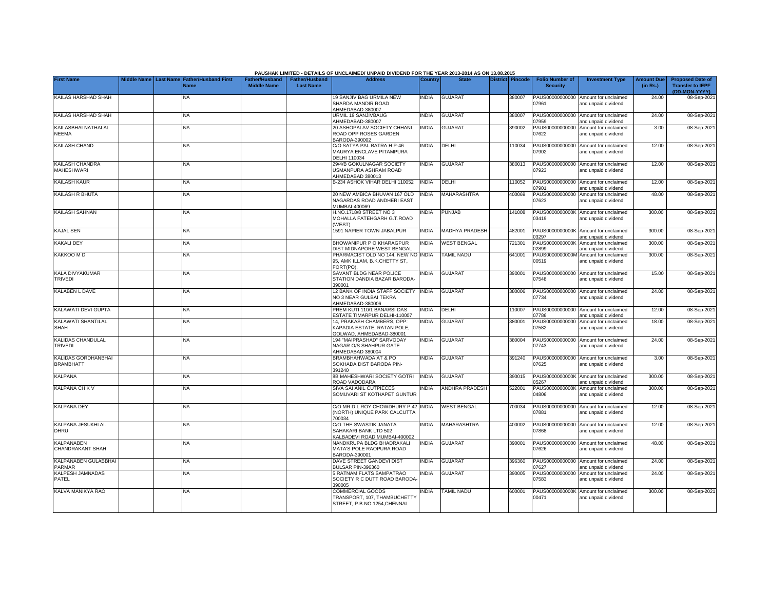PAUSHAK LIMITED - DETAILS OF UNCLAIMED/ UNPAID DIVIDEND FOR THE YEAR 2013-2014 AS ON 13.08.2015

| First Name | Middle Name | Last Name | Father/Husband First Name | Father/Husband Middle Name | Father/Husband Last Name | Address | Country | State | District | Pincode | Folio Number of Security | Investment Type | Amount Due (in Rs.) | Proposed Date of Transfer to IEPF (DD-MON-YYYY) |
|---|---|---|---|---|---|---|---|---|---|---|---|---|---|---|
| KAILAS HARSHAD SHAH | | | NA | | | 19 SANJIV BAG URMILA NEW SHARDA MANDIR ROAD AHMEDABAD-380007 | INDIA | GUJARAT | | 380007 | PAUS00000000000 07961 | Amount for unclaimed and unpaid dividend | 24.00 | 08-Sep-2021 |
| KAILAS HARSHAD SHAH | | | NA | | | URMIL 19 SANJIVBAUG AHMEDABAD-380007 | INDIA | GUJARAT | | 380007 | PAUS00000000000 07959 | Amount for unclaimed and unpaid dividend | 24.00 | 08-Sep-2021 |
| KAILASBHAI NATHALAL NEEMA | | | NA | | | 20 ASHOPALAV SOCIETY CHHANI ROAD OPP ROSES GARDEN BARODA-390002 | INDIA | GUJARAT | | 390002 | PAUS00000000000 07622 | Amount for unclaimed and unpaid dividend | 3.00 | 08-Sep-2021 |
| KAILASH CHAND | | | NA | | | C/O SATYA PAL BATRA H P-46 MAURYA ENCLAVE PITAMPURA DELHI 110034 | INDIA | DELHI | | 110034 | PAUS00000000000 07902 | Amount for unclaimed and unpaid dividend | 12.00 | 08-Sep-2021 |
| KAILASH CHANDRA MAHESHWARI | | | NA | | | 29/4/B GOKULNAGAR SOCIETY USMANPURA ASHRAM ROAD AHMEDABAD 380013 | INDIA | GUJARAT | | 380013 | PAUS00000000000 07923 | Amount for unclaimed and unpaid dividend | 12.00 | 08-Sep-2021 |
| KAILASH KAUR | | | NA | | | B-234 ASHOK VIHAR DELHI 110052 | INDIA | DELHI | | 110052 | PAUS00000000000 07901 | Amount for unclaimed and unpaid dividend | 12.00 | 08-Sep-2021 |
| KAILASH R BHUTA | | | NA | | | 20 NEW AMBICA BHUVAN 167 OLD NAGARDAS ROAD ANDHERI EAST MUMBAI-400069 | INDIA | MAHARASHTRA | | 400069 | PAUS00000000000 07623 | Amount for unclaimed and unpaid dividend | 48.00 | 08-Sep-2021 |
| KAILASH SAHNAN | | | NA | | | H.NO.1718/8 STREET NO 3 MOHALLA FATEHGARH G.T.ROAD (WEST) | INDIA | PUNJAB | | 141008 | PAUS0000000000K 03419 | Amount for unclaimed and unpaid dividend | 300.00 | 08-Sep-2021 |
| KAJAL SEN | | | NA | | | 1591 NAPIER TOWN JABALPUR | INDIA | MADHYA PRADESH | | 482001 | PAUS0000000000K 03297 | Amount for unclaimed and unpaid dividend | 300.00 | 08-Sep-2021 |
| KAKALI DEY | | | NA | | | BHOWANIPUR P O KHARAGPUR DIST MIDNAPORE WEST BENGAL | INDIA | WEST BENGAL | | 721301 | PAUS0000000000K 02899 | Amount for unclaimed and unpaid dividend | 300.00 | 08-Sep-2021 |
| KAKKOO M D | | | NA | | | PHARMACIST OLD NO 144, NEW NO 95, AMK ILLAM, B.K.CHETTY ST, FORT(PO), | INDIA | TAMIL NADU | | 641001 | PAUS0000000000M 00519 | Amount for unclaimed and unpaid dividend | 300.00 | 08-Sep-2021 |
| KALA DIVYAKUMAR TRIVEDI | | | NA | | | SAVANT BLDG NEAR POLICE STATION DANDIA BAZAR BARODA-390001 | INDIA | GUJARAT | | 390001 | PAUS00000000000 07548 | Amount for unclaimed and unpaid dividend | 15.00 | 08-Sep-2021 |
| KALABEN L DAVE | | | NA | | | 12 BANK OF INDIA STAFF SOCIETY NO 3 NEAR GULBAI TEKRA AHMEDABAD-380006 | INDIA | GUJARAT | | 380006 | PAUS00000000000 07734 | Amount for unclaimed and unpaid dividend | 24.00 | 08-Sep-2021 |
| KALAWATI DEVI GUPTA | | | NA | | | PREM KUTI 110/1 BANARSI DAS ESTATE TIMARPUR DELHI-110007 | INDIA | DELHI | | 110007 | PAUS00000000000 07786 | Amount for unclaimed and unpaid dividend | 12.00 | 08-Sep-2021 |
| KALAWATI SHANTILAL SHAH | | | NA | | | 14, PRAKASH CHAMBERS, OPP: KAPADIA ESTATE, RATAN POLE, GOLWAD, AHMEDABAD-380001 | INDIA | GUJARAT | | 380001 | PAUS00000000000 07582 | Amount for unclaimed and unpaid dividend | 18.00 | 08-Sep-2021 |
| KALIDAS CHANDULAL TRIVEDI | | | NA | | | 194 "MAIPRASHAD" SARVODAY NAGAR O/S SHAHPUR GATE AHMEDABAD 380004 | INDIA | GUJARAT | | 380004 | PAUS00000000000 07743 | Amount for unclaimed and unpaid dividend | 24.00 | 08-Sep-2021 |
| KALIDAS GORDHANBHAI BRAMBHATT | | | NA | | | BRAMBHAHWADA AT & PO SOKHADA DIST BARODA PIN-391240 | INDIA | GUJARAT | | 391240 | PAUS00000000000 07625 | Amount for unclaimed and unpaid dividend | 3.00 | 08-Sep-2021 |
| KALPANA | | | NA | | | 8B MAHESHWARI SOCIETY GOTRI ROAD VADODARA | INDIA | GUJARAT | | 390015 | PAUS0000000000K 05267 | Amount for unclaimed and unpaid dividend | 300.00 | 08-Sep-2021 |
| KALPANA CH K V | | | NA | | | SIVA SAI ANIL CUTPIECES SOMUVARI ST KOTHAPET GUNTUR | INDIA | ANDHRA PRADESH | | 522001 | PAUS0000000000K 04806 | Amount for unclaimed and unpaid dividend | 300.00 | 08-Sep-2021 |
| KALPANA DEY | | | NA | | | C/O MR D L ROY CHOWDHURY P 42 (NORTH) UNIQUE PARK CALCUTTA 700034 | INDIA | WEST BENGAL | | 700034 | PAUS00000000000 07881 | Amount for unclaimed and unpaid dividend | 12.00 | 08-Sep-2021 |
| KALPANA JESUKHLAL DHRU | | | NA | | | C/O THE SWASTIK JANATA SAHAKARI BANK LTD 502 KALBADEVI ROAD MUMBAI-400002 | INDIA | MAHARASHTRA | | 400002 | PAUS00000000000 07868 | Amount for unclaimed and unpaid dividend | 12.00 | 08-Sep-2021 |
| KALPANABEN CHANDRAKANT SHAH | | | NA | | | NANDKRUPA BLDG BHADRAKALI MATA'S POLE RAOPURA ROAD BARODA-390001 | INDIA | GUJARAT | | 390001 | PAUS00000000000 07626 | Amount for unclaimed and unpaid dividend | 48.00 | 08-Sep-2021 |
| KALPANABEN GULABBHAI PARMAR | | | NA | | | DAVE STREET GANDEVI DIST BULSAR PIN-396360 | INDIA | GUJARAT | | 396360 | PAUS00000000000 07627 | Amount for unclaimed and unpaid dividend | 24.00 | 08-Sep-2021 |
| KALPESH JAMNADAS PATEL | | | NA | | | 5 RATNAM FLATS SAMPATRAO SOCIETY R C DUTT ROAD BARODA-390005 | INDIA | GUJARAT | | 390005 | PAUS00000000000 07583 | Amount for unclaimed and unpaid dividend | 24.00 | 08-Sep-2021 |
| KALVA MANIKYA RAO | | | NA | | | COMMERCIAL GOODS TRANSPORT, 107, THAMBUCHETTY STREET, P.B.NO.1254,CHENNAI | INDIA | TAMIL NADU | | 600001 | PAUS0000000000K 00471 | Amount for unclaimed and unpaid dividend | 300.00 | 08-Sep-2021 |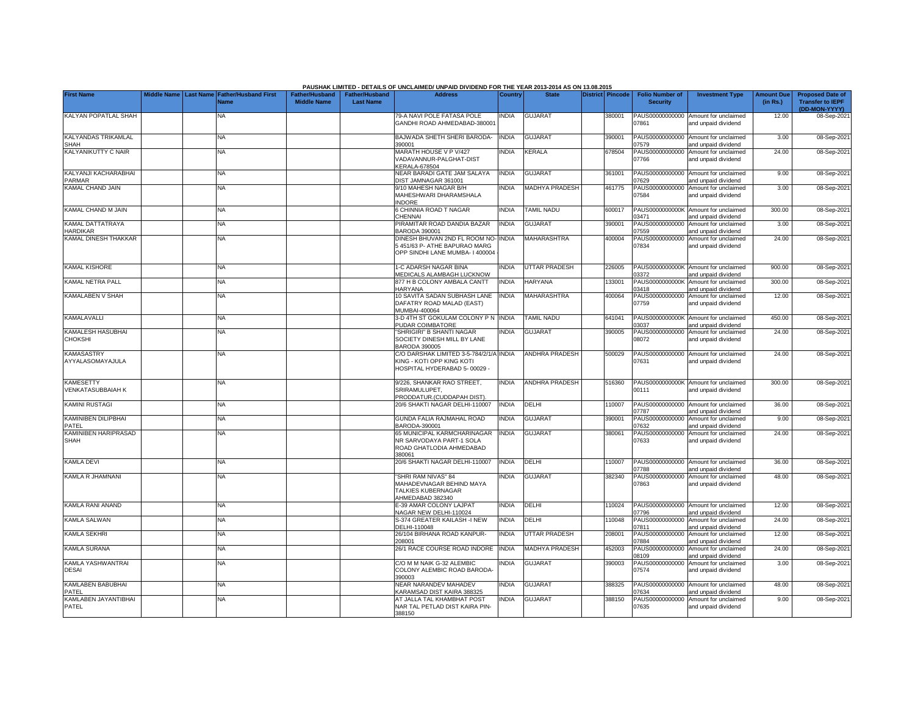PAUSHAK LIMITED - DETAILS OF UNCLAIMED/ UNPAID DIVIDEND FOR THE YEAR 2013-2014 AS ON 13.08.2015

| First Name | Middle Name | Last Name | Father/Husband First Name | Father/Husband Middle Name | Father/Husband Last Name | Address | Country | State | District | Pincode | Folio Number of Security | Investment Type | Amount Due (in Rs.) | Proposed Date of Transfer to IEPF (DD-MON-YYYY) |
|---|---|---|---|---|---|---|---|---|---|---|---|---|---|---|
| KALYAN POPATLAL SHAH | | | NA | | | 79-A NAVI POLE FATASA POLE GANDHI ROAD AHMEDABAD-380001 | INDIA | GUJARAT | | 380001 | PAUS00000000000 07861 | Amount for unclaimed and unpaid dividend | 12.00 | 08-Sep-2021 |
| KALYANDAS TRIKAMLAL SHAH | | | NA | | | BAJWADA SHETH SHERI BARODA-390001 | INDIA | GUJARAT | | 390001 | PAUS00000000000 07579 | Amount for unclaimed and unpaid dividend | 3.00 | 08-Sep-2021 |
| KALYANIKUTTY C NAIR | | | NA | | | MARATH HOUSE V P V/427 VADAVANNUR-PALGHAT-DIST KERALA-678504 | INDIA | KERALA | | 678504 | PAUS00000000000 07766 | Amount for unclaimed and unpaid dividend | 24.00 | 08-Sep-2021 |
| KALYANJI KACHARABHAI PARMAR | | | NA | | | NEAR BARADI GATE JAM SALAYA DIST JAMNAGAR 361001 | INDIA | GUJARAT | | 361001 | PAUS00000000000 07629 | Amount for unclaimed and unpaid dividend | 9.00 | 08-Sep-2021 |
| KAMAL CHAND JAIN | | | NA | | | 9/10 MAHESH NAGAR B/H MAHESHWARI DHARAMSHALA INDORE | INDIA | MADHYA PRADESH | | 461775 | PAUS00000000000 07584 | Amount for unclaimed and unpaid dividend | 3.00 | 08-Sep-2021 |
| KAMAL CHAND M JAIN | | | NA | | | 6 CHINNIA ROAD T NAGAR CHENNAI | INDIA | TAMIL NADU | | 600017 | PAUS0000000000K 03471 | Amount for unclaimed and unpaid dividend | 300.00 | 08-Sep-2021 |
| KAMAL DATTATRAYA HARDIKAR | | | NA | | | PIRAMITAR ROAD DANDIA BAZAR BARODA 390001 | INDIA | GUJARAT | | 390001 | PAUS00000000000 07559 | Amount for unclaimed and unpaid dividend | 3.00 | 08-Sep-2021 |
| KAMAL DINESH THAKKAR | | | NA | | | DINESH BHUVAN 2ND FL ROOM NO-5 451/63 P- ATHE BAPURAO MARG OPP SINDHI LANE MUMBA- I 400004 - | INDIA | MAHARASHTRA | | 400004 | PAUS00000000000 07834 | Amount for unclaimed and unpaid dividend | 24.00 | 08-Sep-2021 |
| KAMAL KISHORE | | | NA | | | 1-C ADARSH NAGAR BINA MEDICALS ALAMBAGH LUCKNOW | INDIA | UTTAR PRADESH | | 226005 | PAUS0000000000K 03372 | Amount for unclaimed and unpaid dividend | 900.00 | 08-Sep-2021 |
| KAMAL NETRA PALL | | | NA | | | 877 H B COLONY AMBALA CANTT HARYANA | INDIA | HARYANA | | 133001 | PAUS0000000000K 03418 | Amount for unclaimed and unpaid dividend | 300.00 | 08-Sep-2021 |
| KAMALABEN V SHAH | | | NA | | | 10 SAVITA SADAN SUBHASH LANE DAFATRY ROAD MALAD (EAST) MUMBAI-400064 | INDIA | MAHARASHTRA | | 400064 | PAUS00000000000 07759 | Amount for unclaimed and unpaid dividend | 12.00 | 08-Sep-2021 |
| KAMALAVALLI | | | NA | | | 3-D 4TH ST GOKULAM COLONY P N PUDAR COIMBATORE | INDIA | TAMIL NADU | | 641041 | PAUS0000000000K 03037 | Amount for unclaimed and unpaid dividend | 450.00 | 08-Sep-2021 |
| KAMALESH HASUBHAI CHOKSHI | | | NA | | | "SHRIGIRI" B SHANTI NAGAR SOCIETY DINESH MILL BY LANE BARODA 390005 | INDIA | GUJARAT | | 390005 | PAUS00000000000 08072 | Amount for unclaimed and unpaid dividend | 24.00 | 08-Sep-2021 |
| KAMASASTRY AYYALASOMAYAJULA | | | NA | | | C/O DARSHAK LIMITED 3-5-784/2/1/A KING - KOTI OPP KING KOTI HOSPITAL HYDERABAD 5- 00029 - | INDIA | ANDHRA PRADESH | | 500029 | PAUS00000000000 07631 | Amount for unclaimed and unpaid dividend | 24.00 | 08-Sep-2021 |
| KAMESETTY VENKATASUBBAIAH K | | | NA | | | 9/226, SHANKAR RAO STREET, SRIRAMULUPET, PRODDATUR.(CUDDAPAH DIST). | INDIA | ANDHRA PRADESH | | 516360 | PAUS0000000000K 00111 | Amount for unclaimed and unpaid dividend | 300.00 | 08-Sep-2021 |
| KAMINI RUSTAGI | | | NA | | | 20/6 SHAKTI NAGAR DELHI-110007 | INDIA | DELHI | | 110007 | PAUS00000000000 07787 | Amount for unclaimed and unpaid dividend | 36.00 | 08-Sep-2021 |
| KAMINIBEN DILIPBHAI PATEL | | | NA | | | GUNDA FALIA RAJMAHAL ROAD BARODA-390001 | INDIA | GUJARAT | | 390001 | PAUS00000000000 07632 | Amount for unclaimed and unpaid dividend | 9.00 | 08-Sep-2021 |
| KAMINIBEN HARIPRASAD SHAH | | | NA | | | 65 MUNICIPAL KARMCHARINAGAR NR SARVODAYA PART-1 SOLA ROAD GHATLODIA AHMEDABAD 380061 | INDIA | GUJARAT | | 380061 | PAUS00000000000 07633 | Amount for unclaimed and unpaid dividend | 24.00 | 08-Sep-2021 |
| KAMLA DEVI | | | NA | | | 20/6 SHAKTI NAGAR DELHI-110007 | INDIA | DELHI | | 110007 | PAUS00000000000 07788 | Amount for unclaimed and unpaid dividend | 36.00 | 08-Sep-2021 |
| KAMLA R JHAMNANI | | | NA | | | "SHRI RAM NIVAS" 84 MAHADEVNAGAR BEHIND MAYA TALKIES KUBERNAGAR AHMEDABAD 382340 | INDIA | GUJARAT | | 382340 | PAUS00000000000 07863 | Amount for unclaimed and unpaid dividend | 48.00 | 08-Sep-2021 |
| KAMLA RANI ANAND | | | NA | | | E-39 AMAR COLONY LAJPAT NAGAR NEW DELHI-110024 | INDIA | DELHI | | 110024 | PAUS00000000000 07796 | Amount for unclaimed and unpaid dividend | 12.00 | 08-Sep-2021 |
| KAMLA SALWAN | | | NA | | | S-374 GREATER KAILASH -I NEW DELHI-110048 | INDIA | DELHI | | 110048 | PAUS00000000000 07811 | Amount for unclaimed and unpaid dividend | 24.00 | 08-Sep-2021 |
| KAMLA SEKHRI | | | NA | | | 26/104 BIRHANA ROAD KANPUR-208001 | INDIA | UTTAR PRADESH | | 208001 | PAUS00000000000 07884 | Amount for unclaimed and unpaid dividend | 12.00 | 08-Sep-2021 |
| KAMLA SURANA | | | NA | | | 26/1 RACE COURSE ROAD INDORE | INDIA | MADHYA PRADESH | | 452003 | PAUS00000000000 08109 | Amount for unclaimed and unpaid dividend | 24.00 | 08-Sep-2021 |
| KAMLA YASHWANTRAI DESAI | | | NA | | | C/O M M NAIK G-32 ALEMBIC COLONY ALEMBIC ROAD BARODA-390003 | INDIA | GUJARAT | | 390003 | PAUS00000000000 07574 | Amount for unclaimed and unpaid dividend | 3.00 | 08-Sep-2021 |
| KAMLABEN BABUBHAI PATEL | | | NA | | | NEAR NARANDEV MAHADEV KARAMSAD DIST KAIRA 388325 | INDIA | GUJARAT | | 388325 | PAUS00000000000 07634 | Amount for unclaimed and unpaid dividend | 48.00 | 08-Sep-2021 |
| KAMLABEN JAYANTIBHAI PATEL | | | NA | | | AT JALLA TAL KHAMBHAT POST NAR TAL PETLAD DIST KAIRA PIN-388150 | INDIA | GUJARAT | | 388150 | PAUS00000000000 07635 | Amount for unclaimed and unpaid dividend | 9.00 | 08-Sep-2021 |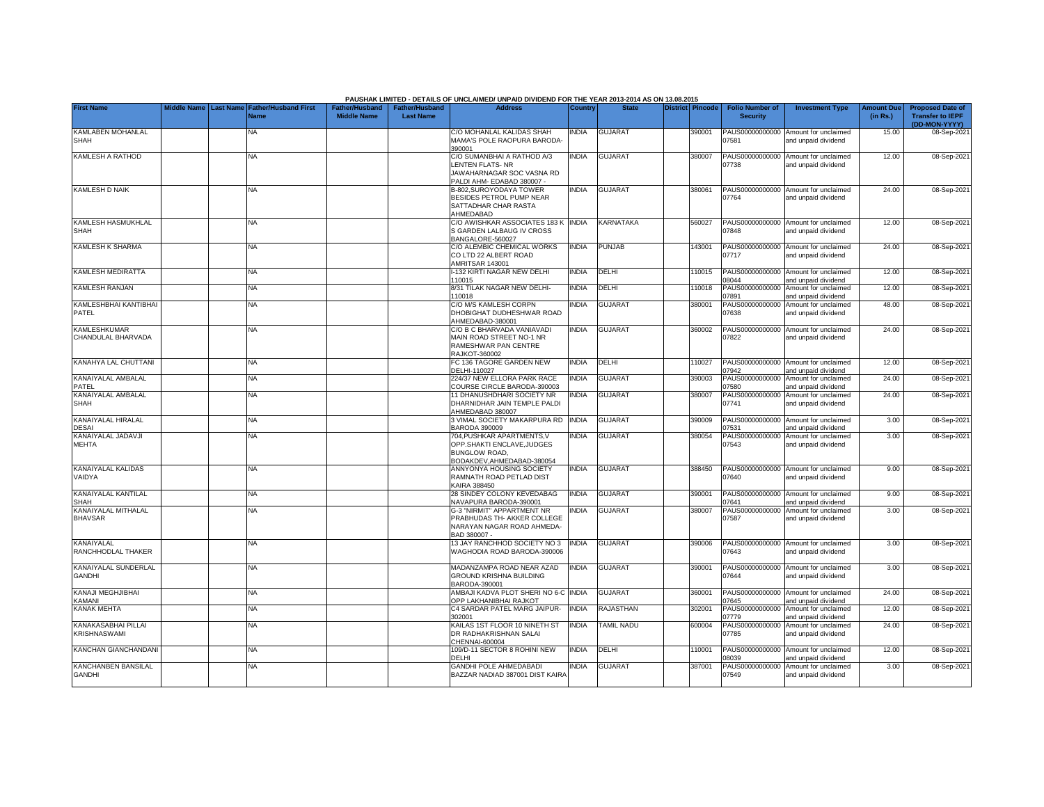PAUSHAK LIMITED - DETAILS OF UNCLAIMED/ UNPAID DIVIDEND FOR THE YEAR 2013-2014 AS ON 13.08.2015

| First Name | Middle Name | Last Name | Father/Husband First Name | Father/Husband Middle Name | Father/Husband Last Name | Address | Country | State | District | Pincode | Folio Number of Security | Investment Type | Amount Due (in Rs.) | Proposed Date of Transfer to IEPF (DD-MON-YYYY) |
|---|---|---|---|---|---|---|---|---|---|---|---|---|---|---|
| KAMLABEN MOHANLAL SHAH | | | NA | | | C/O MOHANLAL KALIDAS SHAH MAMA'S POLE RAOPURA BARODA-390001 | INDIA | GUJARAT | | 390001 | PAUS00000000000 07581 | Amount for unclaimed and unpaid dividend | 15.00 | 08-Sep-2021 |
| KAMLESH A RATHOD | | | NA | | | C/O SUMANBHAI A RATHOD A/3 LENTEN FLATS- NR JAWAHARNAGAR SOC VASNA RD PALDI AHM- EDABAD 380007 - | INDIA | GUJARAT | | 380007 | PAUS00000000000 07738 | Amount for unclaimed and unpaid dividend | 12.00 | 08-Sep-2021 |
| KAMLESH D NAIK | | | NA | | | B-802,SUROYODAYA TOWER BESIDES PETROL PUMP NEAR SATTADHAR CHAR RASTA AHMEDABAD | INDIA | GUJARAT | | 380061 | PAUS00000000000 07764 | Amount for unclaimed and unpaid dividend | 24.00 | 08-Sep-2021 |
| KAMLESH HASMUKHLAL SHAH | | | NA | | | C/O AWISHKAR ASSOCIATES 183 K S GARDEN LALBAUG IV CROSS BANGALORE-560027 | INDIA | KARNATAKA | | 560027 | PAUS00000000000 07848 | Amount for unclaimed and unpaid dividend | 12.00 | 08-Sep-2021 |
| KAMLESH K SHARMA | | | NA | | | C/O ALEMBIC CHEMICAL WORKS CO LTD 22 ALBERT ROAD AMRITSAR 143001 | INDIA | PUNJAB | | 143001 | PAUS00000000000 07717 | Amount for unclaimed and unpaid dividend | 24.00 | 08-Sep-2021 |
| KAMLESH MEDIRATTA | | | NA | | | I-132 KIRTI NAGAR NEW DELHI 110015 | INDIA | DELHI | | 110015 | PAUS00000000000 08044 | Amount for unclaimed and unpaid dividend | 12.00 | 08-Sep-2021 |
| KAMLESH RANJAN | | | NA | | | 8/31 TILAK NAGAR NEW DELHI-110018 | INDIA | DELHI | | 110018 | PAUS00000000000 07891 | Amount for unclaimed and unpaid dividend | 12.00 | 08-Sep-2021 |
| KAMLESHBHAI KANTIBHAI PATEL | | | NA | | | C/O M/S KAMLESH CORPN DHOBIGHAT DUDHESHWAR ROAD AHMEDABAD-380001 | INDIA | GUJARAT | | 380001 | PAUS00000000000 07638 | Amount for unclaimed and unpaid dividend | 48.00 | 08-Sep-2021 |
| KAMLESHKUMAR CHANDULAL BHARVADA | | | NA | | | C/O B C BHARVADA VANIAVADI MAIN ROAD STREET NO-1 NR RAMESHWAR PAN CENTRE RAJKOT-360002 | INDIA | GUJARAT | | 360002 | PAUS00000000000 07822 | Amount for unclaimed and unpaid dividend | 24.00 | 08-Sep-2021 |
| KANAHYA LAL CHUTTANI | | | NA | | | FC 136 TAGORE GARDEN NEW DELHI-110027 | INDIA | DELHI | | 110027 | PAUS00000000000 07942 | Amount for unclaimed and unpaid dividend | 12.00 | 08-Sep-2021 |
| KANAIYALAL AMBALAL PATEL | | | NA | | | 224/37 NEW ELLORA PARK RACE COURSE CIRCLE BARODA-390003 | INDIA | GUJARAT | | 390003 | PAUS00000000000 07580 | Amount for unclaimed and unpaid dividend | 24.00 | 08-Sep-2021 |
| KANAIYALAL AMBALAL SHAH | | | NA | | | 11 DHANUSHDHARI SOCIETY NR DHARNIDHAR JAIN TEMPLE PALDI AHMEDABAD 380007 | INDIA | GUJARAT | | 380007 | PAUS00000000000 07741 | Amount for unclaimed and unpaid dividend | 24.00 | 08-Sep-2021 |
| KANAIYALAL HIRALAL DESAI | | | NA | | | 3 VIMAL SOCIETY MAKARPURA RD BARODA 390009 | INDIA | GUJARAT | | 390009 | PAUS00000000000 07531 | Amount for unclaimed and unpaid dividend | 3.00 | 08-Sep-2021 |
| KANAIYALAL JADAVJI MEHTA | | | NA | | | 704,PUSHKAR APARTMENTS,V OPP.SHAKTI ENCLAVE,JUDGES BUNGLOW ROAD, BODAKDEV,AHMEDABAD-380054 | INDIA | GUJARAT | | 380054 | PAUS00000000000 07543 | Amount for unclaimed and unpaid dividend | 3.00 | 08-Sep-2021 |
| KANAIYALAL KALIDAS VAIDYA | | | NA | | | ANNYONYA HOUSING SOCIETY RAMNATH ROAD PETLAD DIST KAIRA 388450 | INDIA | GUJARAT | | 388450 | PAUS00000000000 07640 | Amount for unclaimed and unpaid dividend | 9.00 | 08-Sep-2021 |
| KANAIYALAL KANTILAL SHAH | | | NA | | | 28 SINDEY COLONY KEVEDABAG NAVAPURA BARODA-390001 | INDIA | GUJARAT | | 390001 | PAUS00000000000 07641 | Amount for unclaimed and unpaid dividend | 9.00 | 08-Sep-2021 |
| KANAIYALAL MITHALAL BHAVSAR | | | NA | | | G-3 "NIRMIT" APPARTMENT NR PRABHUDAS TH- AKKER COLLEGE NARAYAN NAGAR ROAD AHMEDA-BAD 380007 - | INDIA | GUJARAT | | 380007 | PAUS00000000000 07587 | Amount for unclaimed and unpaid dividend | 3.00 | 08-Sep-2021 |
| KANAIYALAL RANCHHODLAL THAKER | | | NA | | | 13 JAY RANCHHOD SOCIETY NO 3 WAGHODIA ROAD BARODA-390006 | INDIA | GUJARAT | | 390006 | PAUS00000000000 07643 | Amount for unclaimed and unpaid dividend | 3.00 | 08-Sep-2021 |
| KANAIYALAL SUNDERLAL GANDHI | | | NA | | | MADANZAMPA ROAD NEAR AZAD GROUND KRISHNA BUILDING BARODA-390001 | INDIA | GUJARAT | | 390001 | PAUS00000000000 07644 | Amount for unclaimed and unpaid dividend | 3.00 | 08-Sep-2021 |
| KANAJI MEGHJIBHAI KAMANI | | | NA | | | AMBAJI KADVA PLOT SHERI NO 6-C OPP LAKHANIBHAI RAJKOT | INDIA | GUJARAT | | 360001 | PAUS00000000000 07645 | Amount for unclaimed and unpaid dividend | 24.00 | 08-Sep-2021 |
| KANAK MEHTA | | | NA | | | C4 SARDAR PATEL MARG JAIPUR-302001 | INDIA | RAJASTHAN | | 302001 | PAUS00000000000 07779 | Amount for unclaimed and unpaid dividend | 12.00 | 08-Sep-2021 |
| KANAKASABHAI PILLAI KRISHNASWAMI | | | NA | | | KAILAS 1ST FLOOR 10 NINETH ST DR RADHAKRISHNAN SALAI CHENNAI-600004 | INDIA | TAMIL NADU | | 600004 | PAUS00000000000 07785 | Amount for unclaimed and unpaid dividend | 24.00 | 08-Sep-2021 |
| KANCHAN GIANCHANDANI | | | NA | | | 109/D-11 SECTOR 8 ROHINI NEW DELHI | INDIA | DELHI | | 110001 | PAUS00000000000 08039 | Amount for unclaimed and unpaid dividend | 12.00 | 08-Sep-2021 |
| KANCHANBEN BANSILAL GANDHI | | | NA | | | GANDHI POLE AHMEDABADI BAZZAR NADIAD 387001 DIST KAIRA | INDIA | GUJARAT | | 387001 | PAUS00000000000 07549 | Amount for unclaimed and unpaid dividend | 3.00 | 08-Sep-2021 |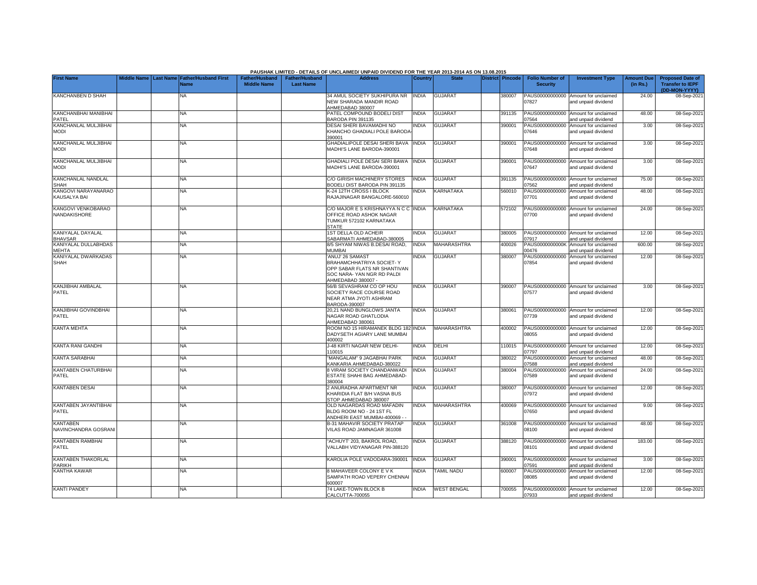PAUSHAK LIMITED - DETAILS OF UNCLAIMED/ UNPAID DIVIDEND FOR THE YEAR 2013-2014 AS ON 13.08.2015

| First Name | Middle Name | Last Name | Father/Husband First Name | Father/Husband Middle Name | Father/Husband Last Name | Address | Country | State | District | Pincode | Folio Number of Security | Investment Type | Amount Due (in Rs.) | Proposed Date of Transfer to IEPF (DD-MON-YYYY) |
|---|---|---|---|---|---|---|---|---|---|---|---|---|---|---|
| KANCHANBEN D SHAH | | | NA | | | 34 AMUL SOCIETY SUKHIPURA NR NEW SHARADA MANDIR ROAD AHMEDABAD 380007 | INDIA | GUJARAT | | 380007 | PAUS00000000000 07827 | Amount for unclaimed and unpaid dividend | 24.00 | 08-Sep-2021 |
| KANCHANBHAI MANIBHAI PATEL | | | NA | | | PATEL COMPOUND BODELI DIST BARODA PIN 391135 | INDIA | GUJARAT | | 391135 | PAUS00000000000 07564 | Amount for unclaimed and unpaid dividend | 48.00 | 08-Sep-2021 |
| KANCHANLAL MULJIBHAI MODI | | | NA | | | DESAI SHERI BAVAMADHI NO KHANCHO GHADIALI POLE BARODA-390001 | INDIA | GUJARAT | | 390001 | PAUS00000000000 07646 | Amount for unclaimed and unpaid dividend | 3.00 | 08-Sep-2021 |
| KANCHANLAL MULJIBHAI MODI | | | NA | | | GHADIALIPOLE DESAI SHERI BAVA MADHI'S LANE BARODA-390001 | INDIA | GUJARAT | | 390001 | PAUS00000000000 07648 | Amount for unclaimed and unpaid dividend | 3.00 | 08-Sep-2021 |
| KANCHANLAL MULJIBHAI MODI | | | NA | | | GHADIALI POLE DESAI SERI BAWA MADHI'S LANE BARODA-390001 | INDIA | GUJARAT | | 390001 | PAUS00000000000 07647 | Amount for unclaimed and unpaid dividend | 3.00 | 08-Sep-2021 |
| KANCHANLAL NANDLAL SHAH | | | NA | | | C/O GIRISH MACHINERY STORES BODELI DIST BARODA PIN 391135 | INDIA | GUJARAT | | 391135 | PAUS00000000000 07562 | Amount for unclaimed and unpaid dividend | 75.00 | 08-Sep-2021 |
| KANGOVI NARAYANARAO KAUSALYA BAI | | | NA | | | K-24 12TH CROSS I BLOCK RAJAJINAGAR BANGALORE-560010 | INDIA | KARNATAKA | | 560010 | PAUS00000000000 07701 | Amount for unclaimed and unpaid dividend | 48.00 | 08-Sep-2021 |
| KANGOVI VENKOBARAO NANDAKISHORE | | | NA | | | C/O MAJOR E S KRISHNAYYA N C C OFFICE ROAD ASHOK NAGAR TUMKUR 572102 KARNATAKA STATE | INDIA | KARNATAKA | | 572102 | PAUS00000000000 07700 | Amount for unclaimed and unpaid dividend | 24.00 | 08-Sep-2021 |
| KANIYALAL DAYALAL BHAVSAR | | | NA | | | 1ST DELLA OLD ACHEIR SABARMATI AHMEDABAD-380005 | INDIA | GUJARAT | | 380005 | PAUS00000000000 07917 | Amount for unclaimed and unpaid dividend | 12.00 | 08-Sep-2021 |
| KANIYALAL DULLABHDAS MEHTA | | | NA | | | 8/5 SHYAM NIWAS B.DESAI ROAD, MUMBAI | INDIA | MAHARASHTRA | | 400026 | PAUS0000000000K 00476 | Amount for unclaimed and unpaid dividend | 600.00 | 08-Sep-2021 |
| KANIYALAL DWARKADAS SHAH | | | NA | | | 'ANUJ' 26 SAMAST BRAHAMCHHATRIYA SOCIET- Y OPP SABAR FLATS NR SHANTIVAN SOC NARA- YAN NGR RD PALDI AHMEDABAD 380007 - | INDIA | GUJARAT | | 380007 | PAUS00000000000 07854 | Amount for unclaimed and unpaid dividend | 12.00 | 08-Sep-2021 |
| KANJIBHAI AMBALAL PATEL | | | NA | | | 56/B SEVASHRAM CO OP HOU SOCIETY RACE COURSE ROAD NEAR ATMA JYOTI ASHRAM BARODA-390007 | INDIA | GUJARAT | | 390007 | PAUS00000000000 07577 | Amount for unclaimed and unpaid dividend | 3.00 | 08-Sep-2021 |
| KANJIBHAI GOVINDBHAI PATEL | | | NA | | | 20,21 NAND BUNGLOWS JANTA NAGAR ROAD GHATLODIA AHMEDABAD 380061 | INDIA | GUJARAT | | 380061 | PAUS00000000000 07739 | Amount for unclaimed and unpaid dividend | 12.00 | 08-Sep-2021 |
| KANTA MEHTA | | | NA | | | ROOM NO 15 HIRAMANEK BLDG 182 DADYSETH AGIARY LANE MUMBAI 400002 | INDIA | MAHARASHTRA | | 400002 | PAUS00000000000 08055 | Amount for unclaimed and unpaid dividend | 12.00 | 08-Sep-2021 |
| KANTA RANI GANDHI | | | NA | | | J-48 KIRTI NAGAR NEW DELHI-110015 | INDIA | DELHI | | 110015 | PAUS00000000000 07797 | Amount for unclaimed and unpaid dividend | 12.00 | 08-Sep-2021 |
| KANTA SARABHAI | | | NA | | | "MANGALAM" 9 JAGABHAI PARK KANKARIA AHMEDABAD-380022 | INDIA | GUJARAT | | 380022 | PAUS00000000000 07588 | Amount for unclaimed and unpaid dividend | 48.00 | 08-Sep-2021 |
| KANTABEN CHATURBHAI PATEL | | | NA | | | 8 VIRAM SOCIETY CHANDANWADI ESTATE SHAHI BAG AHMEDABAD-380004 | INDIA | GUJARAT | | 380004 | PAUS00000000000 07589 | Amount for unclaimed and unpaid dividend | 24.00 | 08-Sep-2021 |
| KANTABEN DESAI | | | NA | | | 2 ANURADHA APARTMENT NR KHARIDIA FLAT B/H VASNA BUS STOP AHMEDABAD 380007 | INDIA | GUJARAT | | 380007 | PAUS00000000000 07972 | Amount for unclaimed and unpaid dividend | 12.00 | 08-Sep-2021 |
| KANTABEN JAYANTIBHAI PATEL | | | NA | | | OLD NAGARDAS ROAD MAFADIN BLDG ROOM NO - 24 1ST FL ANDHERI EAST MUMBAI-400069 - - | INDIA | MAHARASHTRA | | 400069 | PAUS00000000000 07650 | Amount for unclaimed and unpaid dividend | 9.00 | 08-Sep-2021 |
| KANTABEN NAVINCHANDRA GOSRANI | | | NA | | | B-31 MAHAVIR SOCIETY PRATAP VILAS ROAD JAMNAGAR 361008 | INDIA | GUJARAT | | 361008 | PAUS00000000000 08100 | Amount for unclaimed and unpaid dividend | 48.00 | 08-Sep-2021 |
| KANTABEN RAMBHAI PATEL | | | NA | | | "ACHUYT' 203, BAKROL ROAD, VALLABH VIDYANAGAR PIN-388120 | INDIA | GUJARAT | | 388120 | PAUS00000000000 08101 | Amount for unclaimed and unpaid dividend | 183.00 | 08-Sep-2021 |
| KANTABEN THAKORLAL PARIKH | | | NA | | | KAROLIA POLE VADODARA-390001 | INDIA | GUJARAT | | 390001 | PAUS00000000000 07591 | Amount for unclaimed and unpaid dividend | 3.00 | 08-Sep-2021 |
| KANTHA KAWAR | | | NA | | | 8 MAHAVEER COLONY E V K SAMPATH ROAD VEPERY CHENNAI 600007 | INDIA | TAMIL NADU | | 600007 | PAUS00000000000 08085 | Amount for unclaimed and unpaid dividend | 12.00 | 08-Sep-2021 |
| KANTI PANDEY | | | NA | | | 74 LAKE-TOWN BLOCK B CALCUTTA-700055 | INDIA | WEST BENGAL | | 700055 | PAUS00000000000 07933 | Amount for unclaimed and unpaid dividend | 12.00 | 08-Sep-2021 |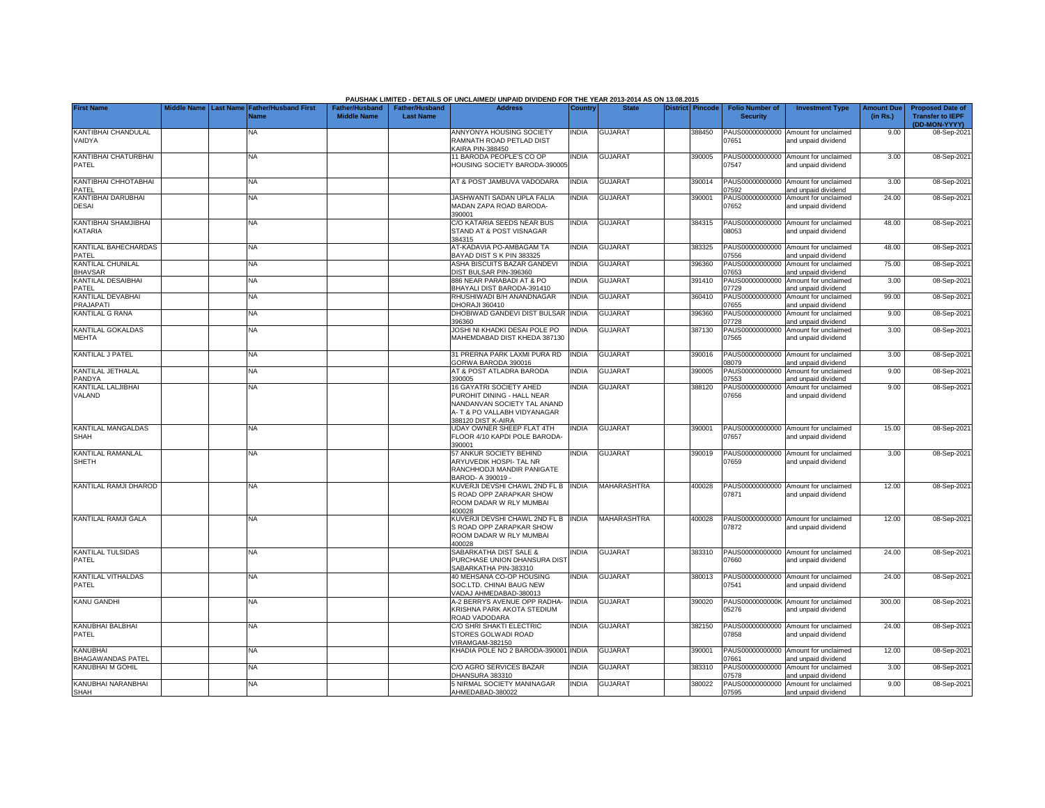PAUSHAK LIMITED - DETAILS OF UNCLAIMED/ UNPAID DIVIDEND FOR THE YEAR 2013-2014 AS ON 13.08.2015

| First Name | Middle Name | Last Name | Father/Husband First Name | Father/Husband Middle Name | Father/Husband Last Name | Address | Country | State | District | Pincode | Folio Number of Security | Investment Type | Amount Due (in Rs.) | Proposed Date of Transfer to IEPF (DD-MON-YYYY) |
|---|---|---|---|---|---|---|---|---|---|---|---|---|---|---|
| KANTIBHAI CHANDULAL VAIDYA | | | NA | | | ANNYONYA HOUSING SOCIETY RAMNATH ROAD PETLAD DIST KAIRA PIN-388450 | INDIA | GUJARAT | | 388450 | PAUS00000000000 07651 | Amount for unclaimed and unpaid dividend | 9.00 | 08-Sep-2021 |
| KANTIBHAI CHATURBHAI PATEL | | | NA | | | 11 BARODA PEOPLE'S CO OP HOUSING SOCIETY BARODA-390005 | INDIA | GUJARAT | | 390005 | PAUS00000000000 07547 | Amount for unclaimed and unpaid dividend | 3.00 | 08-Sep-2021 |
| KANTIBHAI CHHOTABHAI PATEL | | | NA | | | AT & POST JAMBUVA VADODARA | INDIA | GUJARAT | | 390014 | PAUS00000000000 07592 | Amount for unclaimed and unpaid dividend | 3.00 | 08-Sep-2021 |
| KANTIBHAI DARUBHAI DESAI | | | NA | | | JASHWANTI SADAN UPLA FALIA MADAN ZAPA ROAD BARODA-390001 | INDIA | GUJARAT | | 390001 | PAUS00000000000 07652 | Amount for unclaimed and unpaid dividend | 24.00 | 08-Sep-2021 |
| KANTIBHAI SHAMJIBHAI KATARIA | | | NA | | | C/O KATARIA SEEDS NEAR BUS STAND AT & POST VISNAGAR 384315 | INDIA | GUJARAT | | 384315 | PAUS00000000000 08053 | Amount for unclaimed and unpaid dividend | 48.00 | 08-Sep-2021 |
| KANTILAL BAHECHARDAS PATEL | | | NA | | | AT-KADAVIA PO-AMBAGAM TA BAYAD DIST S K PIN 383325 | INDIA | GUJARAT | | 383325 | PAUS00000000000 07556 | Amount for unclaimed and unpaid dividend | 48.00 | 08-Sep-2021 |
| KANTILAL CHUNILAL BHAVSAR | | | NA | | | ASHA BISCUITS BAZAR GANDEVI DIST BULSAR PIN-396360 | INDIA | GUJARAT | | 396360 | PAUS00000000000 07653 | Amount for unclaimed and unpaid dividend | 75.00 | 08-Sep-2021 |
| KANTILAL DESAIBHAI PATEL | | | NA | | | 886 NEAR PARABADI AT & PO BHAYALI DIST BARODA-391410 | INDIA | GUJARAT | | 391410 | PAUS00000000000 07729 | Amount for unclaimed and unpaid dividend | 3.00 | 08-Sep-2021 |
| KANTILAL DEVABHAI PRAJAPATI | | | NA | | | RHUSHIWADI B/H ANANDNAGAR DHORAJI 360410 | INDIA | GUJARAT | | 360410 | PAUS00000000000 07655 | Amount for unclaimed and unpaid dividend | 99.00 | 08-Sep-2021 |
| KANTILAL G RANA | | | NA | | | DHOBIWAD GANDEVI DIST BULSAR 396360 | INDIA | GUJARAT | | 396360 | PAUS00000000000 07728 | Amount for unclaimed and unpaid dividend | 9.00 | 08-Sep-2021 |
| KANTILAL GOKALDAS MEHTA | | | NA | | | JOSHI NI KHADKI DESAI POLE PO MAHEMDABAD DIST KHEDA 387130 | INDIA | GUJARAT | | 387130 | PAUS00000000000 07565 | Amount for unclaimed and unpaid dividend | 3.00 | 08-Sep-2021 |
| KANTILAL J PATEL | | | NA | | | 31 PRERNA PARK LAXMI PURA RD GORWA BARODA 390016 | INDIA | GUJARAT | | 390016 | PAUS00000000000 08079 | Amount for unclaimed and unpaid dividend | 3.00 | 08-Sep-2021 |
| KANTILAL JETHALAL PANDYA | | | NA | | | AT & POST ATLADRA BARODA 390005 | INDIA | GUJARAT | | 390005 | PAUS00000000000 07553 | Amount for unclaimed and unpaid dividend | 9.00 | 08-Sep-2021 |
| KANTILAL LALJIBHAI VALAND | | | NA | | | 16 GAYATRI SOCIETY AHED PUROHIT DINING - HALL NEAR NANDANVAN SOCIETY TAL ANAND A- T & PO VALLABH VIDYANAGAR 388120 DIST K-AIRA | INDIA | GUJARAT | | 388120 | PAUS00000000000 07656 | Amount for unclaimed and unpaid dividend | 9.00 | 08-Sep-2021 |
| KANTILAL MANGALDAS SHAH | | | NA | | | UDAY OWNER SHEEP FLAT 4TH FLOOR 4/10 KAPDI POLE BARODA-390001 | INDIA | GUJARAT | | 390001 | PAUS00000000000 07657 | Amount for unclaimed and unpaid dividend | 15.00 | 08-Sep-2021 |
| KANTILAL RAMANLAL SHETH | | | NA | | | 57 ANKUR SOCIETY BEHIND ARYUVEDIK HOSPI- TAL NR RANCHHODJI MANDIR PANIGATE BAROD- A 390019 - | INDIA | GUJARAT | | 390019 | PAUS00000000000 07659 | Amount for unclaimed and unpaid dividend | 3.00 | 08-Sep-2021 |
| KANTILAL RAMJI DHAROD | | | NA | | | KUVERJI DEVSHI CHAWL 2ND FL B S ROAD OPP ZARAPKAR SHOW ROOM DADAR W RLY MUMBAI 400028 | INDIA | MAHARASHTRA | | 400028 | PAUS00000000000 07871 | Amount for unclaimed and unpaid dividend | 12.00 | 08-Sep-2021 |
| KANTILAL RAMJI GALA | | | NA | | | KUVERJI DEVSHI CHAWL 2ND FL B S ROAD OPP ZARAPKAR SHOW ROOM DADAR W RLY MUMBAI 400028 | INDIA | MAHARASHTRA | | 400028 | PAUS00000000000 07872 | Amount for unclaimed and unpaid dividend | 12.00 | 08-Sep-2021 |
| KANTILAL TULSIDAS PATEL | | | NA | | | SABARKATHA DIST SALE & PURCHASE UNION DHANSURA DIST SABARKATHA PIN-383310 | INDIA | GUJARAT | | 383310 | PAUS00000000000 07660 | Amount for unclaimed and unpaid dividend | 24.00 | 08-Sep-2021 |
| KANTILAL VITHALDAS PATEL | | | NA | | | 40 MEHSANA CO-OP HOUSING SOC.LTD. CHINAI BAUG NEW VADAJ AHMEDABAD-380013 | INDIA | GUJARAT | | 380013 | PAUS00000000000 07541 | Amount for unclaimed and unpaid dividend | 24.00 | 08-Sep-2021 |
| KANU GANDHI | | | NA | | | A-2 BERRYS AVENUE OPP RADHA-KRISHNA PARK AKOTA STEDIUM ROAD VADODARA | INDIA | GUJARAT | | 390020 | PAUS0000000000K 05276 | Amount for unclaimed and unpaid dividend | 300.00 | 08-Sep-2021 |
| KANUBHAI BALBHAI PATEL | | | NA | | | C/O SHRI SHAKTI ELECTRIC STORES GOLWADI ROAD VIRAMGAM-382150 | INDIA | GUJARAT | | 382150 | PAUS00000000000 07858 | Amount for unclaimed and unpaid dividend | 24.00 | 08-Sep-2021 |
| KANUBHAI BHAGAWANDAS PATEL | | | NA | | | KHADIA POLE NO 2 BARODA-390001 | INDIA | GUJARAT | | 390001 | PAUS00000000000 07661 | Amount for unclaimed and unpaid dividend | 12.00 | 08-Sep-2021 |
| KANUBHAI M GOHIL | | | NA | | | C/O AGRO SERVICES BAZAR DHANSURA 383310 | INDIA | GUJARAT | | 383310 | PAUS00000000000 07578 | Amount for unclaimed and unpaid dividend | 3.00 | 08-Sep-2021 |
| KANUBHAI NARANBHAI SHAH | | | NA | | | 5 NIRMAL SOCIETY MANINAGAR AHMEDABAD-380022 | INDIA | GUJARAT | | 380022 | PAUS00000000000 07595 | Amount for unclaimed and unpaid dividend | 9.00 | 08-Sep-2021 |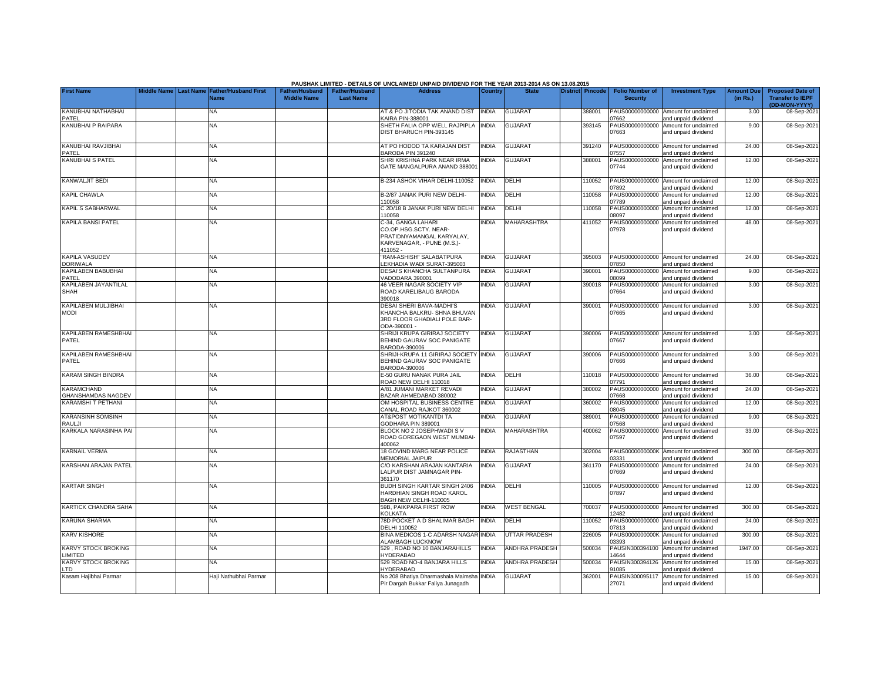PAUSHAK LIMITED - DETAILS OF UNCLAIMED/ UNPAID DIVIDEND FOR THE YEAR 2013-2014 AS ON 13.08.2015

| First Name | Middle Name | Last Name | Father/Husband First Name | Father/Husband Middle Name | Father/Husband Last Name | Address | Country | State | District | Pincode | Folio Number of Security | Investment Type | Amount Due (in Rs.) | Proposed Date of Transfer to IEPF (DD-MON-YYYY) |
|---|---|---|---|---|---|---|---|---|---|---|---|---|---|---|
| KANUBHAI NATHABHAI PATEL | | | NA | | | AT & PO JITODIA TAK ANAND DIST KAIRA PIN-388001 | INDIA | GUJARAT | | 388001 | PAUS00000000000 07662 | Amount for unclaimed and unpaid dividend | 3.00 | 08-Sep-2021 |
| KANUBHAI P RAIPARA | | | NA | | | SHETH FALIA OPP WELL RAJPIPLA DIST BHARUCH PIN-393145 | INDIA | GUJARAT | | 393145 | PAUS00000000000 07663 | Amount for unclaimed and unpaid dividend | 9.00 | 08-Sep-2021 |
| KANUBHAI RAVJIBHAI PATEL | | | NA | | | AT PO HODOD TA KARAJAN DIST BARODA PIN 391240 | INDIA | GUJARAT | | 391240 | PAUS00000000000 07557 | Amount for unclaimed and unpaid dividend | 24.00 | 08-Sep-2021 |
| KANUBHAI S PATEL | | | NA | | | SHRI KRISHNA PARK NEAR IRMA GATE MANGALPURA ANAND 388001 | INDIA | GUJARAT | | 388001 | PAUS00000000000 07744 | Amount for unclaimed and unpaid dividend | 12.00 | 08-Sep-2021 |
| KANWALJIT BEDI | | | NA | | | B-234 ASHOK VIHAR DELHI-110052 | INDIA | DELHI | | 110052 | PAUS00000000000 07892 | Amount for unclaimed and unpaid dividend | 12.00 | 08-Sep-2021 |
| KAPIL CHAWLA | | | NA | | | B-2/87 JANAK PURI NEW DELHI-110058 | INDIA | DELHI | | 110058 | PAUS00000000000 07789 | Amount for unclaimed and unpaid dividend | 12.00 | 08-Sep-2021 |
| KAPIL S SABHARWAL | | | NA | | | C 2D/18 B JANAK PURI NEW DELHI 110058 | INDIA | DELHI | | 110058 | PAUS00000000000 08097 | Amount for unclaimed and unpaid dividend | 12.00 | 08-Sep-2021 |
| KAPILA BANSI PATEL | | | NA | | | C-34, GANGA LAHARI CO.OP.HSG.SCTY. NEAR-PRATIDNYAMANGAL KARYALAY, KARVENAGAR, - PUNE (M.S.)-411052 - | INDIA | MAHARASHTRA | | 411052 | PAUS00000000000 07978 | Amount for unclaimed and unpaid dividend | 48.00 | 08-Sep-2021 |
| KAPILA VASUDEV DORIWALA | | | NA | | | "RAM-ASHISH" SALABATPURA LEKHADIA WADI SURAT-395003 | INDIA | GUJARAT | | 395003 | PAUS00000000000 07850 | Amount for unclaimed and unpaid dividend | 24.00 | 08-Sep-2021 |
| KAPILABEN BABUBHAI PATEL | | | NA | | | DESAI'S KHANCHA SULTANPURA VADODARA 390001 | INDIA | GUJARAT | | 390001 | PAUS00000000000 08099 | Amount for unclaimed and unpaid dividend | 9.00 | 08-Sep-2021 |
| KAPILABEN JAYANTILAL SHAH | | | NA | | | 46 VEER NAGAR SOCIETY VIP ROAD KARELIBAUG BARODA 390018 | INDIA | GUJARAT | | 390018 | PAUS00000000000 07664 | Amount for unclaimed and unpaid dividend | 3.00 | 08-Sep-2021 |
| KAPILABEN MULJIBHAI MODI | | | NA | | | DESAI SHERI BAVA-MADHI'S KHANCHA BALKRU- SHNA BHUVAN 3RD FLOOR GHADIALI POLE BAR-ODA-390001 - | INDIA | GUJARAT | | 390001 | PAUS00000000000 07665 | Amount for unclaimed and unpaid dividend | 3.00 | 08-Sep-2021 |
| KAPILABEN RAMESHBHAI PATEL | | | NA | | | SHRIJI KRUPA GIRIRAJ SOCIETY BEHIND GAURAV SOC PANIGATE BARODA-390006 | INDIA | GUJARAT | | 390006 | PAUS00000000000 07667 | Amount for unclaimed and unpaid dividend | 3.00 | 08-Sep-2021 |
| KAPILABEN RAMESHBHAI PATEL | | | NA | | | SHRIJI-KRUPA 11 GIRIRAJ SOCIETY BEHIND GAURAV SOC PANIGATE BARODA-390006 | INDIA | GUJARAT | | 390006 | PAUS00000000000 07666 | Amount for unclaimed and unpaid dividend | 3.00 | 08-Sep-2021 |
| KARAM SINGH BINDRA | | | NA | | | E-50 GURU NANAK PURA JAIL ROAD NEW DELHI 110018 | INDIA | DELHI | | 110018 | PAUS00000000000 07791 | Amount for unclaimed and unpaid dividend | 36.00 | 08-Sep-2021 |
| KARAMCHAND GHANSHAMDAS NAGDEV | | | NA | | | A/81 JUMANI MARKET REVADI BAZAR AHMEDABAD 380002 | INDIA | GUJARAT | | 380002 | PAUS00000000000 07668 | Amount for unclaimed and unpaid dividend | 24.00 | 08-Sep-2021 |
| KARAMSHI T PETHANI | | | NA | | | OM HOSPITAL BUSINESS CENTRE CANAL ROAD RAJKOT 360002 | INDIA | GUJARAT | | 360002 | PAUS00000000000 08045 | Amount for unclaimed and unpaid dividend | 12.00 | 08-Sep-2021 |
| KARANSINH SOMSINH RAULJI | | | NA | | | AT&POST MOTIKANTDI TA GODHARA PIN 389001 | INDIA | GUJARAT | | 389001 | PAUS00000000000 07568 | Amount for unclaimed and unpaid dividend | 9.00 | 08-Sep-2021 |
| KARKALA NARASINHA PAI | | | NA | | | BLOCK NO 2 JOSEPHWADI S V ROAD GOREGAON WEST MUMBAI-400062 | INDIA | MAHARASHTRA | | 400062 | PAUS00000000000 07597 | Amount for unclaimed and unpaid dividend | 33.00 | 08-Sep-2021 |
| KARNAIL VERMA | | | NA | | | 18 GOVIND MARG NEAR POLICE MEMORIAL JAIPUR | INDIA | RAJASTHAN | | 302004 | PAUS0000000000K 03331 | Amount for unclaimed and unpaid dividend | 300.00 | 08-Sep-2021 |
| KARSHAN ARAJAN PATEL | | | NA | | | C/O KARSHAN ARAJAN KANTARIA LALPUR DIST JAMNAGAR PIN-361170 | INDIA | GUJARAT | | 361170 | PAUS00000000000 07669 | Amount for unclaimed and unpaid dividend | 24.00 | 08-Sep-2021 |
| KARTAR SINGH | | | NA | | | BUDH SINGH KARTAR SINGH 2406 HARDHIAN SINGH ROAD KAROL BAGH NEW DELHI-110005 | INDIA | DELHI | | 110005 | PAUS00000000000 07897 | Amount for unclaimed and unpaid dividend | 12.00 | 08-Sep-2021 |
| KARTICK CHANDRA SAHA | | | NA | | | 59B, PAIKPARA FIRST ROW KOLKATA | INDIA | WEST BENGAL | | 700037 | PAUS00000000000 12482 | Amount for unclaimed and unpaid dividend | 300.00 | 08-Sep-2021 |
| KARUNA SHARMA | | | NA | | | 78D POCKET A D SHALIMAR BAGH DELHI 110052 | INDIA | DELHI | | 110052 | PAUS00000000000 07813 | Amount for unclaimed and unpaid dividend | 24.00 | 08-Sep-2021 |
| KARV KISHORE | | | NA | | | BINA MEDICOS 1-C ADARSH NAGAR ALAMBAGH LUCKNOW | INDIA | UTTAR PRADESH | | 226005 | PAUS0000000000K 03393 | Amount for unclaimed and unpaid dividend | 300.00 | 08-Sep-2021 |
| KARVY STOCK BROKING LIMITED | | | NA | | | 529 , ROAD NO 10 BANJARAHILLS HYDERABAD | INDIA | ANDHRA PRADESH | | 500034 | PAUSIN300394100 14644 | Amount for unclaimed and unpaid dividend | 1947.00 | 08-Sep-2021 |
| KARVY STOCK BROKING LTD | | | NA | | | 529 ROAD NO-4 BANJARA HILLS HYDERABAD | INDIA | ANDHRA PRADESH | | 500034 | PAUSIN300394126 91085 | Amount for unclaimed and unpaid dividend | 15.00 | 08-Sep-2021 |
| Kasam Hajibhai Parmar | | | Haji Nathubhai Parmar | | | No 208 Bhatiya Dharmashala Maimsha Pir Dargah Bukkar Faliya Junagadh | INDIA | GUJARAT | | 362001 | PAUSIN300095117 27071 | Amount for unclaimed and unpaid dividend | 15.00 | 08-Sep-2021 |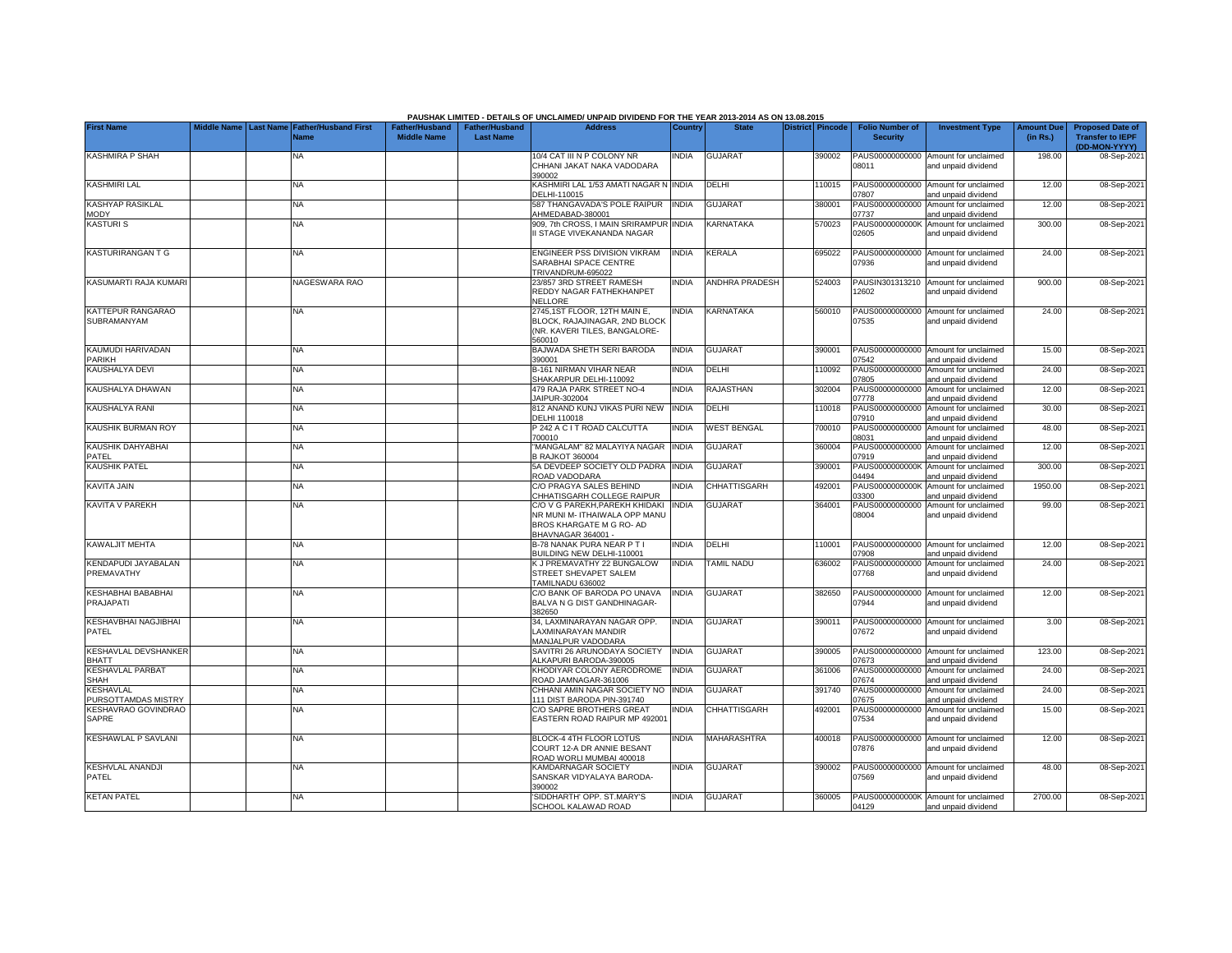PAUSHAK LIMITED - DETAILS OF UNCLAIMED/ UNPAID DIVIDEND FOR THE YEAR 2013-2014 AS ON 13.08.2015

| First Name | Middle Name | Last Name | Father/Husband First Name | Father/Husband Middle Name | Father/Husband Last Name | Address | Country | State | District | Pincode | Folio Number of Security | Investment Type | Amount Due (in Rs.) | Proposed Date of Transfer to IEPF (DD-MON-YYYY) |
|---|---|---|---|---|---|---|---|---|---|---|---|---|---|---|
| KASHMIRA P SHAH | | | NA | | | 10/4 CAT III N P COLONY NR CHHANI JAKAT NAKA VADODARA 390002 | INDIA | GUJARAT | | 390002 | PAUS00000000000 08011 | Amount for unclaimed and unpaid dividend | 198.00 | 08-Sep-2021 |
| KASHMIRI LAL | | | NA | | | KASHMIRI LAL 1/53 AMATI NAGAR N DELHI-110015 | INDIA | DELHI | | 110015 | PAUS00000000000 07807 | Amount for unclaimed and unpaid dividend | 12.00 | 08-Sep-2021 |
| KASHYAP RASIKLAL MODY | | | NA | | | 587 THANGAVADA'S POLE RAIPUR AHMEDABAD-380001 | INDIA | GUJARAT | | 380001 | PAUS00000000000 07737 | Amount for unclaimed and unpaid dividend | 12.00 | 08-Sep-2021 |
| KASTURI S | | | NA | | | 909, 7th CROSS, I MAIN SRIRAMPUR II STAGE VIVEKANANDA NAGAR | INDIA | KARNATAKA | | 570023 | PAUS0000000000K 02605 | Amount for unclaimed and unpaid dividend | 300.00 | 08-Sep-2021 |
| KASTURIRANGAN T G | | | NA | | | ENGINEER PSS DIVISION VIKRAM SARABHAI SPACE CENTRE TRIVANDRUM-695022 | INDIA | KERALA | | 695022 | PAUS00000000000 07936 | Amount for unclaimed and unpaid dividend | 24.00 | 08-Sep-2021 |
| KASUMARTI RAJA KUMARI | | | NAGESWARA RAO | | | 23/857 3RD STREET RAMESH REDDY NAGAR FATHEKHANPET NELLORE | INDIA | ANDHRA PRADESH | | 524003 | PAUSIN301313210 12602 | Amount for unclaimed and unpaid dividend | 900.00 | 08-Sep-2021 |
| KATTEPUR RANGARAO SUBRAMANYAM | | | NA | | | 2745,1ST FLOOR, 12TH MAIN E, BLOCK, RAJAJINAGAR, 2ND BLOCK (NR. KAVERI TILES, BANGALORE-560010 | INDIA | KARNATAKA | | 560010 | PAUS00000000000 07535 | Amount for unclaimed and unpaid dividend | 24.00 | 08-Sep-2021 |
| KAUMUDI HARIVADAN PARIKH | | | NA | | | BAJWADA SHETH SERI BARODA 390001 | INDIA | GUJARAT | | 390001 | PAUS00000000000 07542 | Amount for unclaimed and unpaid dividend | 15.00 | 08-Sep-2021 |
| KAUSHALYA DEVI | | | NA | | | B-161 NIRMAN VIHAR NEAR SHAKARPUR DELHI-110092 | INDIA | DELHI | | 110092 | PAUS00000000000 07805 | Amount for unclaimed and unpaid dividend | 24.00 | 08-Sep-2021 |
| KAUSHALYA DHAWAN | | | NA | | | 479 RAJA PARK STREET NO-4 JAIPUR-302004 | INDIA | RAJASTHAN | | 302004 | PAUS00000000000 07778 | Amount for unclaimed and unpaid dividend | 12.00 | 08-Sep-2021 |
| KAUSHALYA RANI | | | NA | | | 812 ANAND KUNJ VIKAS PURI NEW DELHI 110018 | INDIA | DELHI | | 110018 | PAUS00000000000 07910 | Amount for unclaimed and unpaid dividend | 30.00 | 08-Sep-2021 |
| KAUSHIK BURMAN ROY | | | NA | | | P 242 A C I T ROAD CALCUTTA 700010 | INDIA | WEST BENGAL | | 700010 | PAUS00000000000 08031 | Amount for unclaimed and unpaid dividend | 48.00 | 08-Sep-2021 |
| KAUSHIK DAHYABHAI PATEL | | | NA | | | "MANGALAM" 82 MALAYIYA NAGAR B RAJKOT 360004 | INDIA | GUJARAT | | 360004 | PAUS00000000000 07919 | Amount for unclaimed and unpaid dividend | 12.00 | 08-Sep-2021 |
| KAUSHIK PATEL | | | NA | | | 5A DEVDEEP SOCIETY OLD PADRA ROAD VADODARA | INDIA | GUJARAT | | 390001 | PAUS0000000000K 04494 | Amount for unclaimed and unpaid dividend | 300.00 | 08-Sep-2021 |
| KAVITA JAIN | | | NA | | | C/O PRAGYA SALES BEHIND CHHATISGARH COLLEGE RAIPUR | INDIA | CHHATTISGARH | | 492001 | PAUS0000000000K 03300 | Amount for unclaimed and unpaid dividend | 1950.00 | 08-Sep-2021 |
| KAVITA V PAREKH | | | NA | | | C/O V G PAREKH,PAREKH KHIDAKI NR MUNI M- ITHAIWALA OPP MANU BROS KHARGATE M G RO- AD BHAVNAGAR 364001 - | INDIA | GUJARAT | | 364001 | PAUS00000000000 08004 | Amount for unclaimed and unpaid dividend | 99.00 | 08-Sep-2021 |
| KAWALJIT MEHTA | | | NA | | | B-78 NANAK PURA NEAR P T I BUILDING NEW DELHI-110001 | INDIA | DELHI | | 110001 | PAUS00000000000 07908 | Amount for unclaimed and unpaid dividend | 12.00 | 08-Sep-2021 |
| KENDAPUDI JAYABALAN PREMAVATHY | | | NA | | | K J PREMAVATHY 22 BUNGALOW STREET SHEVAPET SALEM TAMILNADU 636002 | INDIA | TAMIL NADU | | 636002 | PAUS00000000000 07768 | Amount for unclaimed and unpaid dividend | 24.00 | 08-Sep-2021 |
| KESHABHAI BABABHAI PRAJAPATI | | | NA | | | C/O BANK OF BARODA PO UNAVA BALVA N G DIST GANDHINAGAR-382650 | INDIA | GUJARAT | | 382650 | PAUS00000000000 07944 | Amount for unclaimed and unpaid dividend | 12.00 | 08-Sep-2021 |
| KESHAVBHAI NAGJIBHAI PATEL | | | NA | | | 34, LAXMINARAYAN NAGAR OPP. LAXMINARAYAN MANDIR MANJALPUR VADODARA | INDIA | GUJARAT | | 390011 | PAUS00000000000 07672 | Amount for unclaimed and unpaid dividend | 3.00 | 08-Sep-2021 |
| KESHAVLAL DEVSHANKER BHATT | | | NA | | | SAVITRI 26 ARUNODAYA SOCIETY ALKAPURI BARODA-390005 | INDIA | GUJARAT | | 390005 | PAUS00000000000 07673 | Amount for unclaimed and unpaid dividend | 123.00 | 08-Sep-2021 |
| KESHAVLAL PARBAT SHAH | | | NA | | | KHODIYAR COLONY AERODROME ROAD JAMNAGAR-361006 | INDIA | GUJARAT | | 361006 | PAUS00000000000 07674 | Amount for unclaimed and unpaid dividend | 24.00 | 08-Sep-2021 |
| KESHAVLAL PURSOTTAMDAS MISTRY | | | NA | | | CHHANI AMIN NAGAR SOCIETY NO 111 DIST BARODA PIN-391740 | INDIA | GUJARAT | | 391740 | PAUS00000000000 07675 | Amount for unclaimed and unpaid dividend | 24.00 | 08-Sep-2021 |
| KESHAVRAO GOVINDRAO SAPRE | | | NA | | | C/O SAPRE BROTHERS GREAT EASTERN ROAD RAIPUR MP 492001 | INDIA | CHHATTISGARH | | 492001 | PAUS00000000000 07534 | Amount for unclaimed and unpaid dividend | 15.00 | 08-Sep-2021 |
| KESHAWLAL P SAVLANI | | | NA | | | BLOCK-4 4TH FLOOR LOTUS COURT 12-A DR ANNIE BESANT ROAD WORLI MUMBAI 400018 | INDIA | MAHARASHTRA | | 400018 | PAUS00000000000 07876 | Amount for unclaimed and unpaid dividend | 12.00 | 08-Sep-2021 |
| KESHVLAL ANANDJI PATEL | | | NA | | | KAMDARNAGAR SOCIETY SANSKAR VIDYALAYA BARODA-390002 | INDIA | GUJARAT | | 390002 | PAUS00000000000 07569 | Amount for unclaimed and unpaid dividend | 48.00 | 08-Sep-2021 |
| KETAN PATEL | | | NA | | | 'SIDDHARTH' OPP. ST.MARY'S SCHOOL KALAWAD ROAD | INDIA | GUJARAT | | 360005 | PAUS0000000000K 04129 | Amount for unclaimed and unpaid dividend | 2700.00 | 08-Sep-2021 |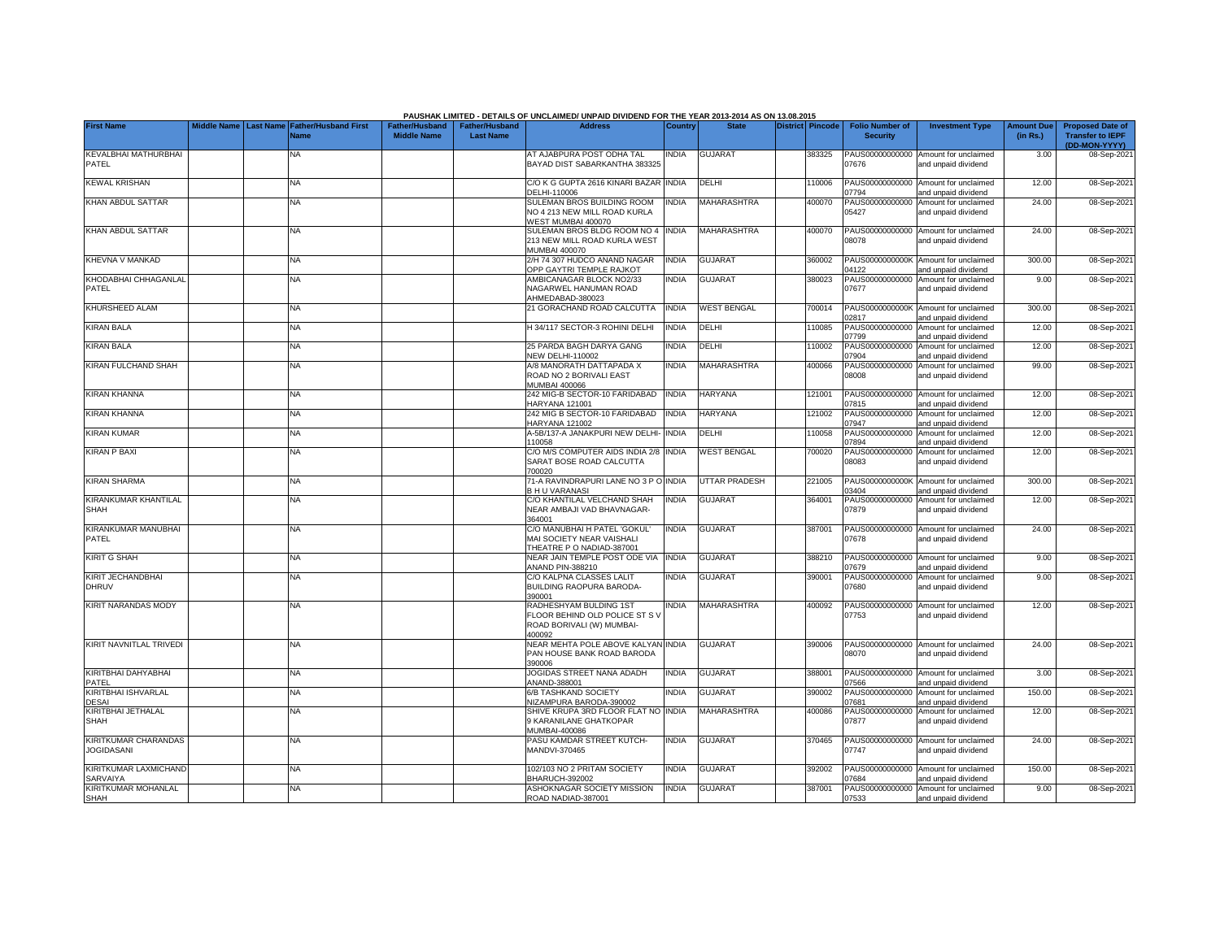**PAUSHAK LIMITED - DETAILS OF UNCLAIMED/ UNPAID DIVIDEND FOR THE YEAR 2013-2014 AS ON 13.08.2015**

| First Name | Middle Name | Last Name | Father/Husband First Name | Father/Husband Middle Name | Father/Husband Last Name | Address | Country | State | District | Pincode | Folio Number of Security | Investment Type | Amount Due (in Rs.) | Proposed Date of Transfer to IEPF (DD-MON-YYYY) |
|---|---|---|---|---|---|---|---|---|---|---|---|---|---|---|
| KEVALBHAI MATHURBHAI PATEL | | | NA | | | AT AJABPURA POST ODHA TAL BAYAD DIST SABARKANTHA 383325 | INDIA | GUJARAT | | 383325 | PAUS00000000000 07676 | Amount for unclaimed and unpaid dividend | 3.00 | 08-Sep-2021 |
| KEWAL KRISHAN | | | NA | | | C/O K G GUPTA 2616 KINARI BAZAR DELHI-110006 | INDIA | DELHI | | 110006 | PAUS00000000000 07794 | Amount for unclaimed and unpaid dividend | 12.00 | 08-Sep-2021 |
| KHAN ABDUL SATTAR | | | NA | | | SULEMAN BROS BUILDING ROOM NO 4 213 NEW MILL ROAD KURLA WEST MUMBAI 400070 | INDIA | MAHARASHTRA | | 400070 | PAUS00000000000 05427 | Amount for unclaimed and unpaid dividend | 24.00 | 08-Sep-2021 |
| KHAN ABDUL SATTAR | | | NA | | | SULEMAN BROS BLDG ROOM NO 4 213 NEW MILL ROAD KURLA WEST MUMBAI 400070 | INDIA | MAHARASHTRA | | 400070 | PAUS00000000000 08078 | Amount for unclaimed and unpaid dividend | 24.00 | 08-Sep-2021 |
| KHEVNA V MANKAD | | | NA | | | 2/H 74 307 HUDCO ANAND NAGAR OPP GAYTRI TEMPLE RAJKOT | INDIA | GUJARAT | | 360002 | PAUS0000000000K 04122 | Amount for unclaimed and unpaid dividend | 300.00 | 08-Sep-2021 |
| KHODABHAI CHHAGANLAL PATEL | | | NA | | | AMBICANAGAR BLOCK NO2/33 NAGARWEL HANUMAN ROAD AHMEDABAD-380023 | INDIA | GUJARAT | | 380023 | PAUS00000000000 07677 | Amount for unclaimed and unpaid dividend | 9.00 | 08-Sep-2021 |
| KHURSHEED ALAM | | | NA | | | 21 GORACHAND ROAD CALCUTTA | INDIA | WEST BENGAL | | 700014 | PAUS0000000000K 02817 | Amount for unclaimed and unpaid dividend | 300.00 | 08-Sep-2021 |
| KIRAN BALA | | | NA | | | H 34/117 SECTOR-3 ROHINI DELHI | INDIA | DELHI | | 110085 | PAUS00000000000 07799 | Amount for unclaimed and unpaid dividend | 12.00 | 08-Sep-2021 |
| KIRAN BALA | | | NA | | | 25 PARDA BAGH DARYA GANG NEW DELHI-110002 | INDIA | DELHI | | 110002 | PAUS00000000000 07904 | Amount for unclaimed and unpaid dividend | 12.00 | 08-Sep-2021 |
| KIRAN FULCHAND SHAH | | | NA | | | A/8 MANORATH DATTAPADA X ROAD NO 2 BORIVALI EAST MUMBAI 400066 | INDIA | MAHARASHTRA | | 400066 | PAUS00000000000 08008 | Amount for unclaimed and unpaid dividend | 99.00 | 08-Sep-2021 |
| KIRAN KHANNA | | | NA | | | 242 MIG-B SECTOR-10 FARIDABAD HARYANA 121001 | INDIA | HARYANA | | 121001 | PAUS00000000000 07815 | Amount for unclaimed and unpaid dividend | 12.00 | 08-Sep-2021 |
| KIRAN KHANNA | | | NA | | | 242 MIG B SECTOR-10 FARIDABAD HARYANA 121002 | INDIA | HARYANA | | 121002 | PAUS00000000000 07947 | Amount for unclaimed and unpaid dividend | 12.00 | 08-Sep-2021 |
| KIRAN KUMAR | | | NA | | | A-5B/137-A JANAKPURI NEW DELHI-110058 | INDIA | DELHI | | 110058 | PAUS00000000000 07894 | Amount for unclaimed and unpaid dividend | 12.00 | 08-Sep-2021 |
| KIRAN P BAXI | | | NA | | | C/O M/S COMPUTER AIDS INDIA 2/8 SARAT BOSE ROAD CALCUTTA 700020 | INDIA | WEST BENGAL | | 700020 | PAUS00000000000 08083 | Amount for unclaimed and unpaid dividend | 12.00 | 08-Sep-2021 |
| KIRAN SHARMA | | | NA | | | 71-A RAVINDRAPURI LANE NO 3 P O B H U VARANASI | INDIA | UTTAR PRADESH | | 221005 | PAUS0000000000K 03404 | Amount for unclaimed and unpaid dividend | 300.00 | 08-Sep-2021 |
| KIRANKUMAR KHANTILAL SHAH | | | NA | | | C/O KHANTILAL VELCHAND SHAH NEAR AMBAJI VAD BHAVNAGAR-364001 | INDIA | GUJARAT | | 364001 | PAUS00000000000 07879 | Amount for unclaimed and unpaid dividend | 12.00 | 08-Sep-2021 |
| KIRANKUMAR MANUBHAI PATEL | | | NA | | | C/O MANUBHAI H PATEL 'GOKUL' MAI SOCIETY NEAR VAISHALI THEATRE P O NADIAD-387001 | INDIA | GUJARAT | | 387001 | PAUS00000000000 07678 | Amount for unclaimed and unpaid dividend | 24.00 | 08-Sep-2021 |
| KIRIT G SHAH | | | NA | | | NEAR JAIN TEMPLE POST ODE VIA ANAND PIN-388210 | INDIA | GUJARAT | | 388210 | PAUS00000000000 07679 | Amount for unclaimed and unpaid dividend | 9.00 | 08-Sep-2021 |
| KIRIT JECHANDBHAI DHRUV | | | NA | | | C/O KALPNA CLASSES LALIT BUILDING RAOPURA BARODA-390001 | INDIA | GUJARAT | | 390001 | PAUS00000000000 07680 | Amount for unclaimed and unpaid dividend | 9.00 | 08-Sep-2021 |
| KIRIT NARANDAS MODY | | | NA | | | RADHESHYAM BULDING 1ST FLOOR BEHIND OLD POLICE ST S V ROAD BORIVALI (W) MUMBAI-400092 | INDIA | MAHARASHTRA | | 400092 | PAUS00000000000 07753 | Amount for unclaimed and unpaid dividend | 12.00 | 08-Sep-2021 |
| KIRIT NAVNITLAL TRIVEDI | | | NA | | | NEAR MEHTA POLE ABOVE KALYAN PAN HOUSE BANK ROAD BARODA 390006 | INDIA | GUJARAT | | 390006 | PAUS00000000000 08070 | Amount for unclaimed and unpaid dividend | 24.00 | 08-Sep-2021 |
| KIRITBHAI DAHYABHAI PATEL | | | NA | | | JOGIDAS STREET NANA ADADH ANAND-388001 | INDIA | GUJARAT | | 388001 | PAUS00000000000 07566 | Amount for unclaimed and unpaid dividend | 3.00 | 08-Sep-2021 |
| KIRITBHAI ISHVARLAL DESAI | | | NA | | | 6/B TASHKAND SOCIETY NIZAMPURA BARODA-390002 | INDIA | GUJARAT | | 390002 | PAUS00000000000 07681 | Amount for unclaimed and unpaid dividend | 150.00 | 08-Sep-2021 |
| KIRITBHAI JETHALAL SHAH | | | NA | | | SHIVE KRUPA 3RD FLOOR FLAT NO 9 KARANILANE GHATKOPAR MUMBAI-400086 | INDIA | MAHARASHTRA | | 400086 | PAUS00000000000 07877 | Amount for unclaimed and unpaid dividend | 12.00 | 08-Sep-2021 |
| KIRITKUMAR CHARANDAS JOGIDASANI | | | NA | | | PASU KAMDAR STREET KUTCH-MANDVI-370465 | INDIA | GUJARAT | | 370465 | PAUS00000000000 07747 | Amount for unclaimed and unpaid dividend | 24.00 | 08-Sep-2021 |
| KIRITKUMAR LAXMICHAND SARVAIYA | | | NA | | | 102/103 NO 2 PRITAM SOCIETY BHARUCH-392002 | INDIA | GUJARAT | | 392002 | PAUS00000000000 07684 | Amount for unclaimed and unpaid dividend | 150.00 | 08-Sep-2021 |
| KIRITKUMAR MOHANLAL SHAH | | | NA | | | ASHOKNAGAR SOCIETY MISSION ROAD NADIAD-387001 | INDIA | GUJARAT | | 387001 | PAUS00000000000 07533 | Amount for unclaimed and unpaid dividend | 9.00 | 08-Sep-2021 |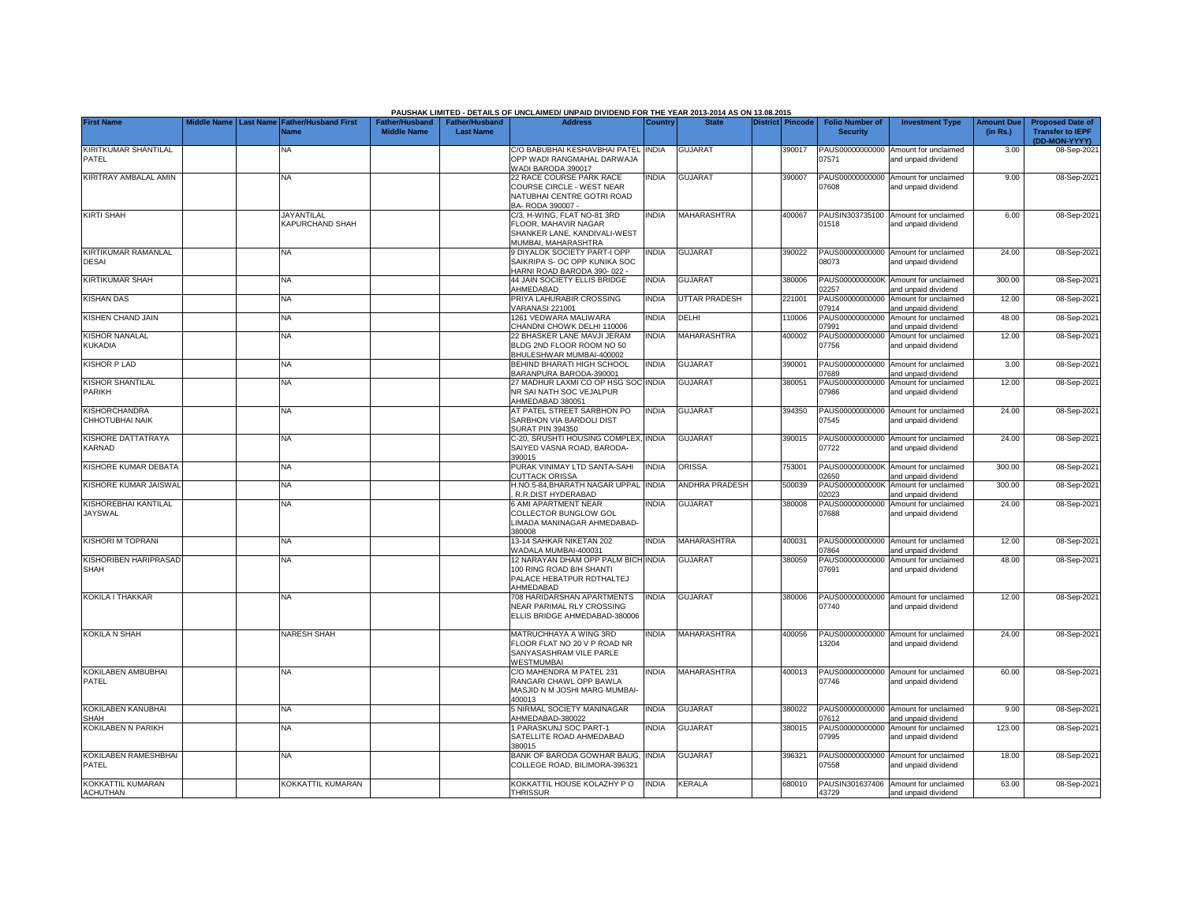**PAUSHAK LIMITED - DETAILS OF UNCLAIMED/ UNPAID DIVIDEND FOR THE YEAR 2013-2014 AS ON 13.08.2015**

| First Name | Middle Name | Last Name | Father/Husband First Name | Father/Husband Middle Name | Father/Husband Last Name | Address | Country | State | District | Pincode | Folio Number of Security | Investment Type | Amount Due (in Rs.) | Proposed Date of Transfer to IEPF (DD-MON-YYYY) |
|---|---|---|---|---|---|---|---|---|---|---|---|---|---|---|
| KIRITKUMAR SHANTILAL PATEL | | | NA | | | C/O BABUBHAI KESHAVBHAI PATEL OPP WADI RANGMAHAL DARWAJA WADI BARODA 390017 | INDIA | GUJARAT | | 390017 | PAUS00000000000 07571 | Amount for unclaimed and unpaid dividend | 3.00 | 08-Sep-2021 |
| KIRITRAY AMBALAL AMIN | | | NA | | | 22 RACE COURSE PARK RACE COURSE CIRCLE - WEST NEAR NATUBHAI CENTRE GOTRI ROAD BA- RODA 390007 - | INDIA | GUJARAT | | 390007 | PAUS00000000000 07608 | Amount for unclaimed and unpaid dividend | 9.00 | 08-Sep-2021 |
| KIRTI SHAH | | | JAYANTILAL KAPURCHAND SHAH | | | C/3, H-WING, FLAT NO-81 3RD FLOOR, MAHAVIR NAGAR SHANKER LANE, KANDIVALI-WEST MUMBAI, MAHARASHTRA | INDIA | MAHARASHTRA | | 400067 | PAUSIN303735100 01518 | Amount for unclaimed and unpaid dividend | 6.00 | 08-Sep-2021 |
| KIRTIKUMAR RAMANLAL DESAI | | | NA | | | 9 DIYALOK SOCIETY PART-I OPP SAIKRIPA S- OC OPP KUNIKA SOC HARNI ROAD BARODA 390- 022 - | INDIA | GUJARAT | | 390022 | PAUS00000000000 08073 | Amount for unclaimed and unpaid dividend | 24.00 | 08-Sep-2021 |
| KIRTIKUMAR SHAH | | | NA | | | 44 JAIN SOCIETY ELLIS BRIDGE AHMEDABAD | INDIA | GUJARAT | | 380006 | PAUS0000000000K 02257 | Amount for unclaimed and unpaid dividend | 300.00 | 08-Sep-2021 |
| KISHAN DAS | | | NA | | | PRIYA LAHURABIR CROSSING VARANASI 221001 | INDIA | UTTAR PRADESH | | 221001 | PAUS00000000000 07914 | Amount for unclaimed and unpaid dividend | 12.00 | 08-Sep-2021 |
| KISHEN CHAND JAIN | | | NA | | | 1261 VEDWARA MALIWARA CHANDNI CHOWK DELHI 110006 | INDIA | DELHI | | 110006 | PAUS00000000000 07991 | Amount for unclaimed and unpaid dividend | 48.00 | 08-Sep-2021 |
| KISHOR NANALAL KUKADIA | | | NA | | | 22 BHASKER LANE MAVJI JERAM BLDG 2ND FLOOR ROOM NO 50 BHULESHWAR MUMBAI-400002 | INDIA | MAHARASHTRA | | 400002 | PAUS00000000000 07756 | Amount for unclaimed and unpaid dividend | 12.00 | 08-Sep-2021 |
| KISHOR P LAD | | | NA | | | BEHIND BHARATI HIGH SCHOOL BARANPURA BARODA-390001 | INDIA | GUJARAT | | 390001 | PAUS00000000000 07689 | Amount for unclaimed and unpaid dividend | 3.00 | 08-Sep-2021 |
| KISHOR SHANTILAL PARIKH | | | NA | | | 27 MADHUR LAXMI CO OP HSG SOC NR SAI NATH SOC VEJALPUR AHMEDABAD 380051 | INDIA | GUJARAT | | 380051 | PAUS00000000000 07986 | Amount for unclaimed and unpaid dividend | 12.00 | 08-Sep-2021 |
| KISHORCHANDRA CHHOTUBHAI NAIK | | | NA | | | AT PATEL STREET SARBHON PO SARBHON VIA BARDOLI DIST SURAT PIN 394350 | INDIA | GUJARAT | | 394350 | PAUS00000000000 07545 | Amount for unclaimed and unpaid dividend | 24.00 | 08-Sep-2021 |
| KISHORE DATTATRAYA KARNAD | | | NA | | | C-20, SRUSHTI HOUSING COMPLEX, SAIYED VASNA ROAD, BARODA-390015 | INDIA | GUJARAT | | 390015 | PAUS00000000000 07722 | Amount for unclaimed and unpaid dividend | 24.00 | 08-Sep-2021 |
| KISHORE KUMAR DEBATA | | | NA | | | PURAK VINIMAY LTD SANTA-SAHI CUTTACK ORISSA | INDIA | ORISSA | | 753001 | PAUS0000000000K 02650 | Amount for unclaimed and unpaid dividend | 300.00 | 08-Sep-2021 |
| KISHORE KUMAR JAISWAL | | | NA | | | H.NO.5-84,BHARATH NAGAR UPPAL , R.R.DIST HYDERABAD | INDIA | ANDHRA PRADESH | | 500039 | PAUS0000000000K 02023 | Amount for unclaimed and unpaid dividend | 300.00 | 08-Sep-2021 |
| KISHOREBHAI KANTILAL JAYSWAL | | | NA | | | 6 AMI APARTMENT NEAR COLLECTOR BUNGLOW GOL LIMADA MANINAGAR AHMEDABAD-380008 | INDIA | GUJARAT | | 380008 | PAUS00000000000 07688 | Amount for unclaimed and unpaid dividend | 24.00 | 08-Sep-2021 |
| KISHORI M TOPRANI | | | NA | | | 13-14 SAHKAR NIKETAN 202 WADALA MUMBAI-400031 | INDIA | MAHARASHTRA | | 400031 | PAUS00000000000 07864 | Amount for unclaimed and unpaid dividend | 12.00 | 08-Sep-2021 |
| KISHORIBEN HARIPRASAD SHAH | | | NA | | | 12 NARAYAN DHAM OPP PALM BICH 100 RING ROAD B/H SHANTI PALACE HEBATPUR RDTHALTEJ AHMEDABAD | INDIA | GUJARAT | | 380059 | PAUS00000000000 07691 | Amount for unclaimed and unpaid dividend | 48.00 | 08-Sep-2021 |
| KOKILA I THAKKAR | | | NA | | | 708 HARIDARSHAN APARTMENTS NEAR PARIMAL RLY CROSSING ELLIS BRIDGE AHMEDABAD-380006 | INDIA | GUJARAT | | 380006 | PAUS00000000000 07740 | Amount for unclaimed and unpaid dividend | 12.00 | 08-Sep-2021 |
| KOKILA N SHAH | | | NARESH SHAH | | | MATRUCHHAYA A WING 3RD FLOOR FLAT NO 20 V P ROAD NR SANYASASHRAM VILE PARLE WESTMUMBAI | INDIA | MAHARASHTRA | | 400056 | PAUS00000000000 13204 | Amount for unclaimed and unpaid dividend | 24.00 | 08-Sep-2021 |
| KOKILABEN AMBUBHAI PATEL | | | NA | | | C/O MAHENDRA M PATEL 231 RANGARI CHAWL OPP BAWLA MASJID N M JOSHI MARG MUMBAI-400013 | INDIA | MAHARASHTRA | | 400013 | PAUS00000000000 07746 | Amount for unclaimed and unpaid dividend | 60.00 | 08-Sep-2021 |
| KOKILABEN KANUBHAI SHAH | | | NA | | | 5 NIRMAL SOCIETY MANINAGAR AHMEDABAD-380022 | INDIA | GUJARAT | | 380022 | PAUS00000000000 07612 | Amount for unclaimed and unpaid dividend | 9.00 | 08-Sep-2021 |
| KOKILABEN N PARIKH | | | NA | | | 1 PARASKUNJ SOC PART-1 SATELLITE ROAD AHMEDABAD 380015 | INDIA | GUJARAT | | 380015 | PAUS00000000000 07995 | Amount for unclaimed and unpaid dividend | 123.00 | 08-Sep-2021 |
| KOKILABEN RAMESHBHAI PATEL | | | NA | | | BANK OF BARODA GOWHAR BAUG, COLLEGE ROAD, BILIMORA-396321 | INDIA | GUJARAT | | 396321 | PAUS00000000000 07558 | Amount for unclaimed and unpaid dividend | 18.00 | 08-Sep-2021 |
| KOKKATTIL KUMARAN ACHUTHAN | | | KOKKATTIL KUMARAN | | | KOKKATTIL HOUSE KOLAZHY P O THRISSUR | INDIA | KERALA | | 680010 | PAUSIN301637406 43729 | Amount for unclaimed and unpaid dividend | 63.00 | 08-Sep-2021 |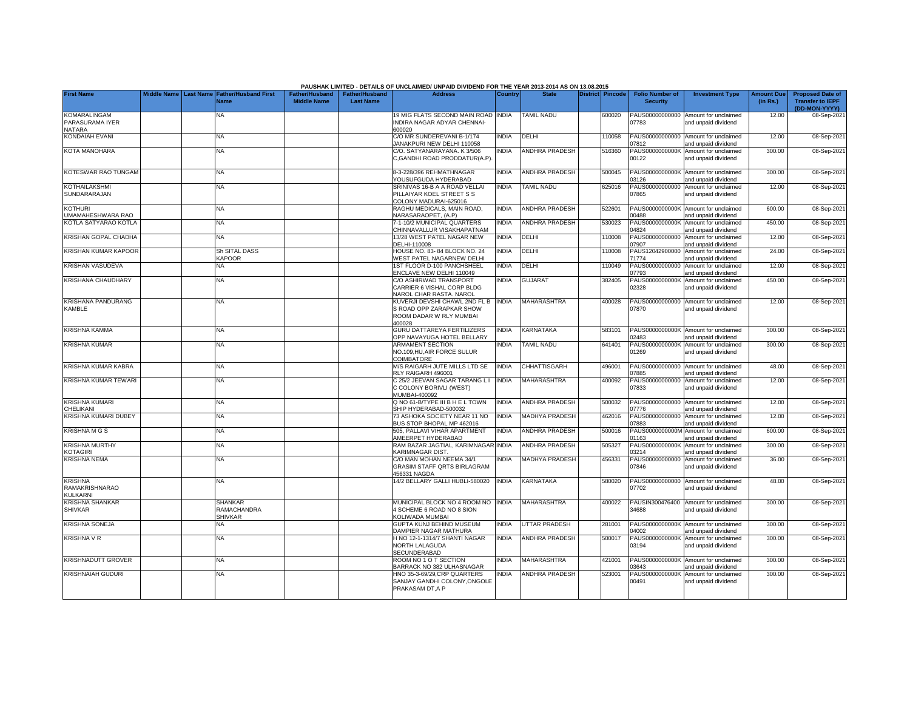PAUSHAK LIMITED - DETAILS OF UNCLAIMED/ UNPAID DIVIDEND FOR THE YEAR 2013-2014 AS ON 13.08.2015

| First Name | Middle Name | Last Name | Father/Husband First Name | Father/Husband Middle Name | Father/Husband Last Name | Address | Country | State | District | Pincode | Folio Number of Security | Investment Type | Amount Due (in Rs.) | Proposed Date of Transfer to IEPF (DD-MON-YYYY) |
|---|---|---|---|---|---|---|---|---|---|---|---|---|---|---|
| KOMARALINGAM PARASURAMA IYER NATARA | | | NA | | | 19 MIG FLATS SECOND MAIN ROAD INDIRA NAGAR ADYAR CHENNAI-600020 | INDIA | TAMIL NADU | | 600020 | PAUS00000000000 07783 | Amount for unclaimed and unpaid dividend | 12.00 | 08-Sep-2021 |
| KONDAIAH EVANI | | | NA | | | C/O MR SUNDEREVANI B-1/174 JANAKPURI NEW DELHI 110058 | INDIA | DELHI | | 110058 | PAUS00000000000 07812 | Amount for unclaimed and unpaid dividend | 12.00 | 08-Sep-2021 |
| KOTA MANOHARA | | | NA | | | C/O. SATYANARAYANA. K 3/506 C,GANDHI ROAD PRODDATUR(A.P). | INDIA | ANDHRA PRADESH | | 516360 | PAUS0000000000K 00122 | Amount for unclaimed and unpaid dividend | 300.00 | 08-Sep-2021 |
| KOTESWAR RAO TUNGAM | | | NA | | | 8-3-228/396 REHMATHNAGAR YOUSUFGUDA HYDERABAD | INDIA | ANDHRA PRADESH | | 500045 | PAUS0000000000K 03126 | Amount for unclaimed and unpaid dividend | 300.00 | 08-Sep-2021 |
| KOTHAILAKSHMI SUNDARARAJAN | | | NA | | | SRINIVAS 16-B A A ROAD VELLAI PILLAIYAR KOEL STREET S S COLONY MADURAI-625016 | INDIA | TAMIL NADU | | 625016 | PAUS00000000000 07865 | Amount for unclaimed and unpaid dividend | 12.00 | 08-Sep-2021 |
| KOTHURI UMAMAHESHWARA RAO | | | NA | | | RAGHU MEDICALS, MAIN ROAD, NARASARAOPET, (A.P) | INDIA | ANDHRA PRADESH | | 522601 | PAUS0000000000K 00488 | Amount for unclaimed and unpaid dividend | 600.00 | 08-Sep-2021 |
| KOTLA SATYARAO KOTLA | | | NA | | | 7-1-10/2 MUNICIPAL QUARTERS CHINNAVALLUR VISAKHAPATNAM | INDIA | ANDHRA PRADESH | | 530023 | PAUS0000000000K 04824 | Amount for unclaimed and unpaid dividend | 450.00 | 08-Sep-2021 |
| KRISHAN GOPAL CHADHA | | | NA | | | 13/28 WEST PATEL NAGAR NEW DELHI-110008 | INDIA | DELHI | | 110008 | PAUS00000000000 07907 | Amount for unclaimed and unpaid dividend | 12.00 | 08-Sep-2021 |
| KRISHAN KUMAR KAPOOR | | | Sh SITAL DASS KAPOOR | | | HOUSE NO. 83- 84 BLOCK NO. 24 WEST PATEL NAGARNEW DELHI | INDIA | DELHI | | 110008 | PAUS12042900000 71774 | Amount for unclaimed and unpaid dividend | 24.00 | 08-Sep-2021 |
| KRISHAN VASUDEVA | | | NA | | | 1ST FLOOR D-100 PANCHSHEEL ENCLAVE NEW DELHI 110049 | INDIA | DELHI | | 110049 | PAUS00000000000 07793 | Amount for unclaimed and unpaid dividend | 12.00 | 08-Sep-2021 |
| KRISHANA CHAUDHARY | | | NA | | | C/O ASHIRWAD TRANSPORT CARRIER 6 VISHAL CORP BLDG NAROL CHAR RASTA. NAROL | INDIA | GUJARAT | | 382405 | PAUS0000000000K 02328 | Amount for unclaimed and unpaid dividend | 450.00 | 08-Sep-2021 |
| KRISHANA PANDURANG KAMBLE | | | NA | | | KUVERJI DEVSHI CHAWL 2ND FL B S ROAD OPP ZARAPKAR SHOW ROOM DADAR W RLY MUMBAI 400028 | INDIA | MAHARASHTRA | | 400028 | PAUS00000000000 07870 | Amount for unclaimed and unpaid dividend | 12.00 | 08-Sep-2021 |
| KRISHNA KAMMA | | | NA | | | GURU DATTAREYA FERTILIZERS OPP NAVAYUGA HOTEL BELLARY | INDIA | KARNATAKA | | 583101 | PAUS0000000000K 02483 | Amount for unclaimed and unpaid dividend | 300.00 | 08-Sep-2021 |
| KRISHNA KUMAR | | | NA | | | ARMAMENT SECTION NO.109,HU,AIR FORCE SULUR COIMBATORE | INDIA | TAMIL NADU | | 641401 | PAUS0000000000K 01269 | Amount for unclaimed and unpaid dividend | 300.00 | 08-Sep-2021 |
| KRISHNA KUMAR KABRA | | | NA | | | M/S RAIGARH JUTE MILLS LTD SE RLY RAIGARH 496001 | INDIA | CHHATTISGARH | | 496001 | PAUS00000000000 07885 | Amount for unclaimed and unpaid dividend | 48.00 | 08-Sep-2021 |
| KRISHNA KUMAR TEWARI | | | NA | | | C 25/2 JEEVAN SAGAR TARANG L I C COLONY BORIVLI (WEST) MUMBAI-400092 | INDIA | MAHARASHTRA | | 400092 | PAUS00000000000 07833 | Amount for unclaimed and unpaid dividend | 12.00 | 08-Sep-2021 |
| KRISHNA KUMARI CHELIKANI | | | NA | | | Q NO 61-B/TYPE III B H E L TOWN SHIP HYDERABAD-500032 | INDIA | ANDHRA PRADESH | | 500032 | PAUS00000000000 07776 | Amount for unclaimed and unpaid dividend | 12.00 | 08-Sep-2021 |
| KRISHNA KUMARI DUBEY | | | NA | | | 73 ASHOKA SOCIETY NEAR 11 NO BUS STOP BHOPAL MP 462016 | INDIA | MADHYA PRADESH | | 462016 | PAUS00000000000 07883 | Amount for unclaimed and unpaid dividend | 12.00 | 08-Sep-2021 |
| KRISHNA M G S | | | NA | | | 505, PALLAVI VIHAR APARTMENT AMEERPET HYDERABAD | INDIA | ANDHRA PRADESH | | 500016 | PAUS0000000000M 01163 | Amount for unclaimed and unpaid dividend | 600.00 | 08-Sep-2021 |
| KRISHNA MURTHY KOTAGIRI | | | NA | | | RAM BAZAR JAGTIAL, KARIMNAGAR KARIMNAGAR DIST. | INDIA | ANDHRA PRADESH | | 505327 | PAUS0000000000K 03214 | Amount for unclaimed and unpaid dividend | 300.00 | 08-Sep-2021 |
| KRISHNA NEMA | | | NA | | | C/O MAN MOHAN NEEMA 34/1 GRASIM STAFF QRTS BIRLAGRAM 456331 NAGDA | INDIA | MADHYA PRADESH | | 456331 | PAUS00000000000 07846 | Amount for unclaimed and unpaid dividend | 36.00 | 08-Sep-2021 |
| KRISHNA RAMAKRISHNARAO KULKARNI | | | NA | | | 14/2 BELLARY GALLI HUBLI-580020 | INDIA | KARNATAKA | | 580020 | PAUS00000000000 07702 | Amount for unclaimed and unpaid dividend | 48.00 | 08-Sep-2021 |
| KRISHNA SHANKAR SHIVKAR | | | SHANKAR RAMACHANDRA SHIVKAR | | | MUNICIPAL BLOCK NO 4 ROOM NO 4 SCHEME 6 ROAD NO 8 SION KOLIWADA MUMBAI | INDIA | MAHARASHTRA | | 400022 | PAUSIN300476400 34688 | Amount for unclaimed and unpaid dividend | 300.00 | 08-Sep-2021 |
| KRISHNA SONEJA | | | NA | | | GUPTA KUNJ BEHIND MUSEUM DAMPIER NAGAR MATHURA | INDIA | UTTAR PRADESH | | 281001 | PAUS0000000000K 04002 | Amount for unclaimed and unpaid dividend | 300.00 | 08-Sep-2021 |
| KRISHNA V R | | | NA | | | H NO 12-1-1314/7 SHANTI NAGAR NORTH LALAGUDA SECUNDERABAD | INDIA | ANDHRA PRADESH | | 500017 | PAUS0000000000K 03194 | Amount for unclaimed and unpaid dividend | 300.00 | 08-Sep-2021 |
| KRISHNADUTT GROVER | | | NA | | | ROOM NO 1 O T SECTION BARRACK NO 382 ULHASNAGAR | INDIA | MAHARASHTRA | | 421001 | PAUS0000000000K 03643 | Amount for unclaimed and unpaid dividend | 300.00 | 08-Sep-2021 |
| KRISHNAIAH GUDURI | | | NA | | | HNO 35-3-69/29,CRP QUARTERS SANJAY GANDHI COLONY,ONGOLE PRAKASAM DT,A P | INDIA | ANDHRA PRADESH | | 523001 | PAUS0000000000K 00491 | Amount for unclaimed and unpaid dividend | 300.00 | 08-Sep-2021 |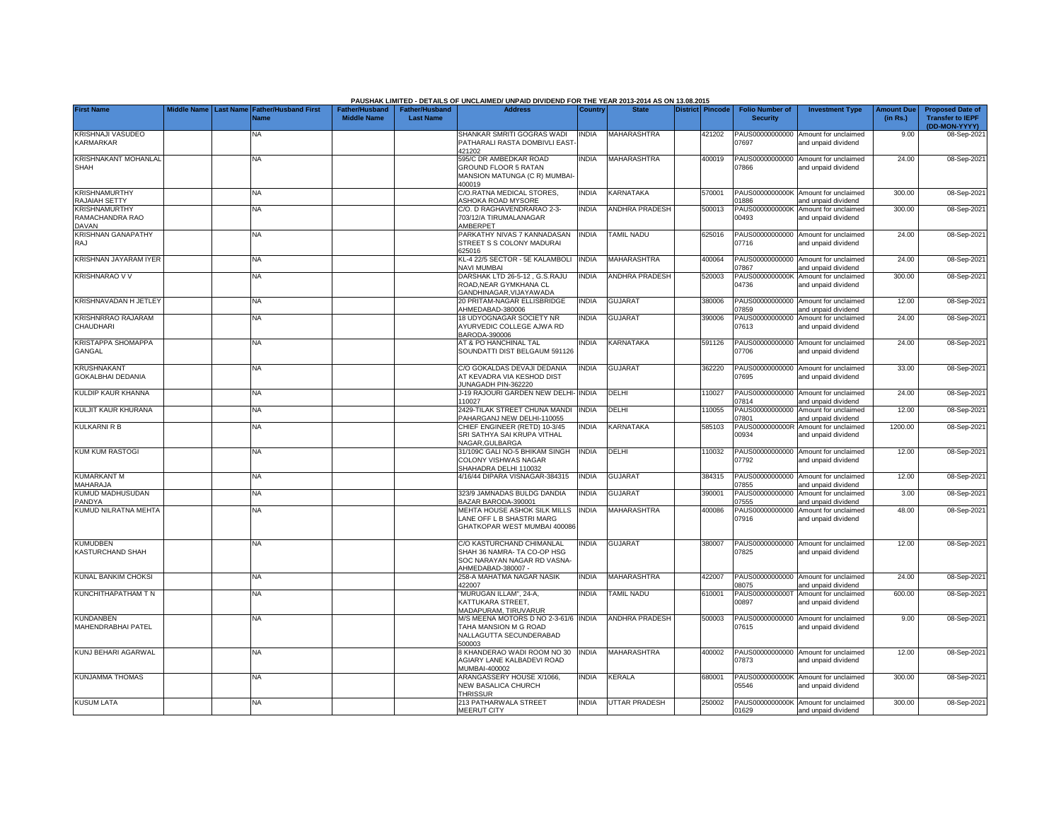PAUSHAK LIMITED - DETAILS OF UNCLAIMED/ UNPAID DIVIDEND FOR THE YEAR 2013-2014 AS ON 13.08.2015

| First Name | Middle Name | Last Name | Father/Husband First Name | Father/Husband Middle Name | Father/Husband Last Name | Address | Country | State | District | Pincode | Folio Number of Security | Investment Type | Amount Due (in Rs.) | Proposed Date of Transfer to IEPF (DD-MON-YYYY) |
|---|---|---|---|---|---|---|---|---|---|---|---|---|---|---|
| KRISHNAJI VASUDEO KARMARKAR | | | NA | | | SHANKAR SMRITI GOGRAS WADI PATHARALI RASTA DOMBIVLI EAST-421202 | INDIA | MAHARASHTRA | | 421202 | PAUS00000000000 07697 | Amount for unclaimed and unpaid dividend | 9.00 | 08-Sep-2021 |
| KRISHNAKANT MOHANLAL SHAH | | | NA | | | 595/C DR AMBEDKAR ROAD GROUND FLOOR 5 RATAN MANSION MATUNGA (C R) MUMBAI-400019 | INDIA | MAHARASHTRA | | 400019 | PAUS00000000000 07866 | Amount for unclaimed and unpaid dividend | 24.00 | 08-Sep-2021 |
| KRISHNAMURTHY RAJAIAH SETTY | | | NA | | | C/O.RATNA MEDICAL STORES, ASHOKA ROAD MYSORE | INDIA | KARNATAKA | | 570001 | PAUS0000000000K 01886 | Amount for unclaimed and unpaid dividend | 300.00 | 08-Sep-2021 |
| KRISHNAMURTHY RAMACHANDRA RAO DAVAN | | | NA | | | C/O. D RAGHAVENDRARAO 2-3-703/12/A TIRUMALANAGAR AMBERPET | INDIA | ANDHRA PRADESH | | 500013 | PAUS0000000000K 00493 | Amount for unclaimed and unpaid dividend | 300.00 | 08-Sep-2021 |
| KRISHNAN GANAPATHY RAJ | | | NA | | | PARKATHY NIVAS 7 KANNADASAN STREET S S COLONY MADURAI 625016 | INDIA | TAMIL NADU | | 625016 | PAUS00000000000 07716 | Amount for unclaimed and unpaid dividend | 24.00 | 08-Sep-2021 |
| KRISHNAN JAYARAM IYER | | | NA | | | KL-4 22/5 SECTOR - 5E KALAMBOLI NAVI MUMBAI | INDIA | MAHARASHTRA | | 400064 | PAUS00000000000 07867 | Amount for unclaimed and unpaid dividend | 24.00 | 08-Sep-2021 |
| KRISHNARAO V V | | | NA | | | DARSHAK LTD 26-5-12 , G.S.RAJU ROAD,NEAR GYMKHANA CL GANDHINAGAR,VIJAYAWADA | INDIA | ANDHRA PRADESH | | 520003 | PAUS0000000000K 04736 | Amount for unclaimed and unpaid dividend | 300.00 | 08-Sep-2021 |
| KRISHNAVADAN H JETLEY | | | NA | | | 20 PRITAM-NAGAR ELLISBRIDGE AHMEDABAD-380006 | INDIA | GUJARAT | | 380006 | PAUS00000000000 07859 | Amount for unclaimed and unpaid dividend | 12.00 | 08-Sep-2021 |
| KRISHNRRAO RAJARAM CHAUDHARI | | | NA | | | 18 UDYOGNAGAR SOCIETY NR AYURVEDIC COLLEGE AJWA RD BARODA-390006 | INDIA | GUJARAT | | 390006 | PAUS00000000000 07613 | Amount for unclaimed and unpaid dividend | 24.00 | 08-Sep-2021 |
| KRISTAPPA SHOMAPPA GANGAL | | | NA | | | AT & PO HANCHINAL TAL SOUNDATTI DIST BELGAUM 591126 | INDIA | KARNATAKA | | 591126 | PAUS00000000000 07706 | Amount for unclaimed and unpaid dividend | 24.00 | 08-Sep-2021 |
| KRUSHNAKANT GOKALBHAI DEDANIA | | | NA | | | C/O GOKALDAS DEVAJI DEDANIA AT KEVADRA VIA KESHOD DIST JUNAGADH PIN-362220 | INDIA | GUJARAT | | 362220 | PAUS00000000000 07695 | Amount for unclaimed and unpaid dividend | 33.00 | 08-Sep-2021 |
| KULDIP KAUR KHANNA | | | NA | | | J-19 RAJOURI GARDEN NEW DELHI-110027 | INDIA | DELHI | | 110027 | PAUS00000000000 07814 | Amount for unclaimed and unpaid dividend | 24.00 | 08-Sep-2021 |
| KULJIT KAUR KHURANA | | | NA | | | 2429-TILAK STREET CHUNA MANDI PAHARGANJ NEW DELHI-110055 | INDIA | DELHI | | 110055 | PAUS00000000000 07801 | Amount for unclaimed and unpaid dividend | 12.00 | 08-Sep-2021 |
| KULKARNI R B | | | NA | | | CHIEF ENGINEER (RETD) 10-3/45 SRI SATHYA SAI KRUPA VITHAL NAGAR,GULBARGA | INDIA | KARNATAKA | | 585103 | PAUS0000000000R 00934 | Amount for unclaimed and unpaid dividend | 1200.00 | 08-Sep-2021 |
| KUM KUM RASTOGI | | | NA | | | 31/109C GALI NO-5 BHIKAM SINGH COLONY VISHWAS NAGAR SHAHADRA DELHI 110032 | INDIA | DELHI | | 110032 | PAUS00000000000 07792 | Amount for unclaimed and unpaid dividend | 12.00 | 08-Sep-2021 |
| KUMARKANT M MAHARAJA | | | NA | | | 4/16/44 DIPARA VISNAGAR-384315 | INDIA | GUJARAT | | 384315 | PAUS00000000000 07855 | Amount for unclaimed and unpaid dividend | 12.00 | 08-Sep-2021 |
| KUMUD MADHUSUDAN PANDYA | | | NA | | | 323/9 JAMNADAS BULDG DANDIA BAZAR BARODA-390001 | INDIA | GUJARAT | | 390001 | PAUS00000000000 07555 | Amount for unclaimed and unpaid dividend | 3.00 | 08-Sep-2021 |
| KUMUD NILRATNA MEHTA | | | NA | | | MEHTA HOUSE ASHOK SILK MILLS LANE OFF L B SHASTRI MARG GHATKOPAR WEST MUMBAI 400086 | INDIA | MAHARASHTRA | | 400086 | PAUS00000000000 07916 | Amount for unclaimed and unpaid dividend | 48.00 | 08-Sep-2021 |
| KUMUDBEN KASTURCHAND SHAH | | | NA | | | C/O KASTURCHAND CHIMANLAL SHAH 36 NAMRA- TA CO-OP HSG SOC NARAYAN NAGAR RD VASNA-AHMEDABAD-380007 - | INDIA | GUJARAT | | 380007 | PAUS00000000000 07825 | Amount for unclaimed and unpaid dividend | 12.00 | 08-Sep-2021 |
| KUNAL BANKIM CHOKSI | | | NA | | | 258-A MAHATMA NAGAR NASIK 422007 | INDIA | MAHARASHTRA | | 422007 | PAUS00000000000 08075 | Amount for unclaimed and unpaid dividend | 24.00 | 08-Sep-2021 |
| KUNCHITHAPATHAM T N | | | NA | | | "MURUGAN ILLAM", 24-A, KATTUKARA STREET, MADAPURAM, TIRUVARUR | INDIA | TAMIL NADU | | 610001 | PAUS0000000000T 00897 | Amount for unclaimed and unpaid dividend | 600.00 | 08-Sep-2021 |
| KUNDANBEN MAHENDRABHAI PATEL | | | NA | | | M/S MEENA MOTORS D NO 2-3-61/6 TAHA MANSION M G ROAD NALLAGUTTA SECUNDERABAD 500003 | INDIA | ANDHRA PRADESH | | 500003 | PAUS00000000000 07615 | Amount for unclaimed and unpaid dividend | 9.00 | 08-Sep-2021 |
| KUNJ BEHARI AGARWAL | | | NA | | | 8 KHANDERAO WADI ROOM NO 30 AGIARY LANE KALBADEVI ROAD MUMBAI-400002 | INDIA | MAHARASHTRA | | 400002 | PAUS00000000000 07873 | Amount for unclaimed and unpaid dividend | 12.00 | 08-Sep-2021 |
| KUNJAMMA THOMAS | | | NA | | | ARANGASSERY HOUSE X/1066, NEW BASALICA CHURCH THRISSUR | INDIA | KERALA | | 680001 | PAUS0000000000K 05546 | Amount for unclaimed and unpaid dividend | 300.00 | 08-Sep-2021 |
| KUSUM LATA | | | NA | | | 213 PATHARWALA STREET MEERUT CITY | INDIA | UTTAR PRADESH | | 250002 | PAUS0000000000K 01629 | Amount for unclaimed and unpaid dividend | 300.00 | 08-Sep-2021 |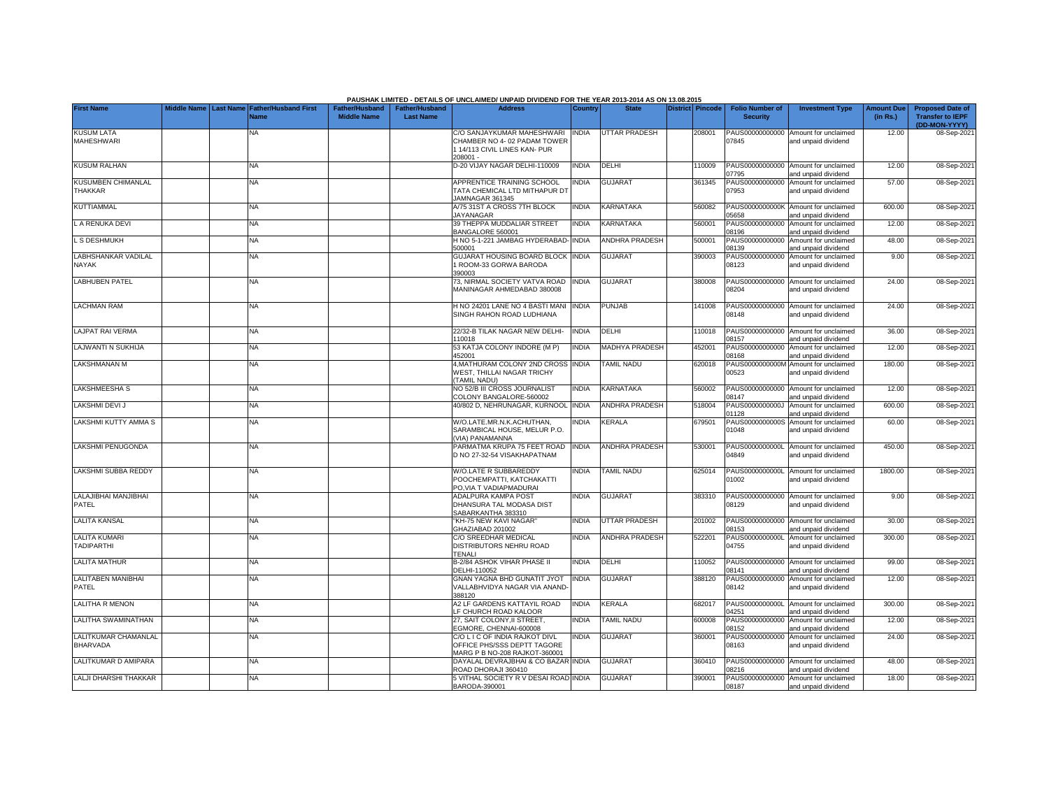PAUSHAK LIMITED - DETAILS OF UNCLAIMED/ UNPAID DIVIDEND FOR THE YEAR 2013-2014 AS ON 13.08.2015

| First Name | Middle Name | Last Name | Father/Husband First Name | Father/Husband Middle Name | Father/Husband Last Name | Address | Country | State | District | Pincode | Folio Number of Security | Investment Type | Amount Due (in Rs.) | Proposed Date of Transfer to IEPF (DD-MON-YYYY) |
|---|---|---|---|---|---|---|---|---|---|---|---|---|---|---|
| KUSUM LATA MAHESHWARI | | | NA | | | C/O SANJAYKUMAR MAHESHWARI CHAMBER NO 4- 02 PADAM TOWER 1 14/113 CIVIL LINES KAN- PUR 208001 - | INDIA | UTTAR PRADESH | | 208001 | PAUS00000000000 07845 | Amount for unclaimed and unpaid dividend | 12.00 | 08-Sep-2021 |
| KUSUM RALHAN | | | NA | | | D-20 VIJAY NAGAR DELHI-110009 | INDIA | DELHI | | 110009 | PAUS00000000000 07795 | Amount for unclaimed and unpaid dividend | 12.00 | 08-Sep-2021 |
| KUSUMBEN CHIMANLAL THAKKAR | | | NA | | | APPRENTICE TRAINING SCHOOL TATA CHEMICAL LTD MITHAPUR DT JAMNAGAR 361345 | INDIA | GUJARAT | | 361345 | PAUS00000000000 07953 | Amount for unclaimed and unpaid dividend | 57.00 | 08-Sep-2021 |
| KUTTIAMMAL | | | NA | | | A/75 31ST A CROSS 7TH BLOCK JAYANAGAR | INDIA | KARNATAKA | | 560082 | PAUS0000000000K 05658 | Amount for unclaimed and unpaid dividend | 600.00 | 08-Sep-2021 |
| L A RENUKA DEVI | | | NA | | | 39 THEPPA MUDDALIAR STREET BANGALORE 560001 | INDIA | KARNATAKA | | 560001 | PAUS00000000000 08196 | Amount for unclaimed and unpaid dividend | 12.00 | 08-Sep-2021 |
| L S DESHMUKH | | | NA | | | H NO 5-1-221 JAMBAG HYDERABAD-500001 | INDIA | ANDHRA PRADESH | | 500001 | PAUS00000000000 08139 | Amount for unclaimed and unpaid dividend | 48.00 | 08-Sep-2021 |
| LABHSHANKAR VADILAL NAYAK | | | NA | | | GUJARAT HOUSING BOARD BLOCK 1 ROOM-33 GORWA BARODA 390003 | INDIA | GUJARAT | | 390003 | PAUS00000000000 08123 | Amount for unclaimed and unpaid dividend | 9.00 | 08-Sep-2021 |
| LABHUBEN PATEL | | | NA | | | 73, NIRMAL SOCIETY VATVA ROAD MANINAGAR AHMEDABAD 380008 | INDIA | GUJARAT | | 380008 | PAUS00000000000 08204 | Amount for unclaimed and unpaid dividend | 24.00 | 08-Sep-2021 |
| LACHMAN RAM | | | NA | | | H NO 24201 LANE NO 4 BASTI MANI SINGH RAHON ROAD LUDHIANA | INDIA | PUNJAB | | 141008 | PAUS00000000000 08148 | Amount for unclaimed and unpaid dividend | 24.00 | 08-Sep-2021 |
| LAJPAT RAI VERMA | | | NA | | | 22/32-B TILAK NAGAR NEW DELHI-110018 | INDIA | DELHI | | 110018 | PAUS00000000000 08157 | Amount for unclaimed and unpaid dividend | 36.00 | 08-Sep-2021 |
| LAJWANTI N SUKHIJA | | | NA | | | 53 KATJA COLONY INDORE (M P) 452001 | INDIA | MADHYA PRADESH | | 452001 | PAUS00000000000 08168 | Amount for unclaimed and unpaid dividend | 12.00 | 08-Sep-2021 |
| LAKSHMANAN M | | | NA | | | 4,MATHURAM COLONY 2ND CROSS WEST, THILLAI NAGAR TRICHY (TAMIL NADU) | INDIA | TAMIL NADU | | 620018 | PAUS0000000000M 00523 | Amount for unclaimed and unpaid dividend | 180.00 | 08-Sep-2021 |
| LAKSHMEESHA S | | | NA | | | NO 52/B III CROSS JOURNALIST COLONY BANGALORE-560002 | INDIA | KARNATAKA | | 560002 | PAUS00000000000 08147 | Amount for unclaimed and unpaid dividend | 12.00 | 08-Sep-2021 |
| LAKSHMI DEVI J | | | NA | | | 40/802 D, NEHRUNAGAR, KURNOOL | INDIA | ANDHRA PRADESH | | 518004 | PAUS0000000000J 01128 | Amount for unclaimed and unpaid dividend | 600.00 | 08-Sep-2021 |
| LAKSHMI KUTTY AMMA S | | | NA | | | W/O.LATE.MR.N.K.ACHUTHAN, SARAMBICAL HOUSE, MELUR P.O. (VIA) PANAMANNA | INDIA | KERALA | | 679501 | PAUS0000000000S 01048 | Amount for unclaimed and unpaid dividend | 60.00 | 08-Sep-2021 |
| LAKSHMI PENUGONDA | | | NA | | | PARMATMA KRUPA 75 FEET ROAD D NO 27-32-54 VISAKHAPATNAM | INDIA | ANDHRA PRADESH | | 530001 | PAUS0000000000L 04849 | Amount for unclaimed and unpaid dividend | 450.00 | 08-Sep-2021 |
| LAKSHMI SUBBA REDDY | | | NA | | | W/O.LATE R SUBBAREDDY POOCHEMPATTI, KATCHAKATTI PO,VIA T VADIAPMADURAI | INDIA | TAMIL NADU | | 625014 | PAUS0000000000L 01002 | Amount for unclaimed and unpaid dividend | 1800.00 | 08-Sep-2021 |
| LALAJIBHAI MANJIBHAI PATEL | | | NA | | | ADALPURA KAMPA POST DHANSURA TAL MODASA DIST SABARKANTHA 383310 | INDIA | GUJARAT | | 383310 | PAUS00000000000 08129 | Amount for unclaimed and unpaid dividend | 9.00 | 08-Sep-2021 |
| LALITA KANSAL | | | NA | | | "KH-75 NEW KAVI NAGAR" GHAZIABAD 201002 | INDIA | UTTAR PRADESH | | 201002 | PAUS00000000000 08153 | Amount for unclaimed and unpaid dividend | 30.00 | 08-Sep-2021 |
| LALITA KUMARI TADIPARTHI | | | NA | | | C/O SREEDHAR MEDICAL DISTRIBUTORS NEHRU ROAD TENALI | INDIA | ANDHRA PRADESH | | 522201 | PAUS0000000000L 04755 | Amount for unclaimed and unpaid dividend | 300.00 | 08-Sep-2021 |
| LALITA MATHUR | | | NA | | | B-2/84 ASHOK VIHAR PHASE II DELHI-110052 | INDIA | DELHI | | 110052 | PAUS00000000000 08141 | Amount for unclaimed and unpaid dividend | 99.00 | 08-Sep-2021 |
| LALITABEN MANIBHAI PATEL | | | NA | | | GNAN YAGNA BHD GUNATIT JYOT VALLABHVIDYA NAGAR VIA ANAND-388120 | INDIA | GUJARAT | | 388120 | PAUS00000000000 08142 | Amount for unclaimed and unpaid dividend | 12.00 | 08-Sep-2021 |
| LALITHA R MENON | | | NA | | | A2 LF GARDENS KATTAYIL ROAD LF CHURCH ROAD KALOOR | INDIA | KERALA | | 682017 | PAUS0000000000L 04251 | Amount for unclaimed and unpaid dividend | 300.00 | 08-Sep-2021 |
| LALITHA SWAMINATHAN | | | NA | | | 27, SAIT COLONY,II STREET, EGMORE, CHENNAI-600008 | INDIA | TAMIL NADU | | 600008 | PAUS00000000000 08152 | Amount for unclaimed and unpaid dividend | 12.00 | 08-Sep-2021 |
| LALITKUMAR CHAMANLAL BHARVADA | | | NA | | | C/O L I C OF INDIA RAJKOT DIVL OFFICE PHS/SSS DEPTT TAGORE MARG P B NO-208 RAJKOT-360001 | INDIA | GUJARAT | | 360001 | PAUS00000000000 08163 | Amount for unclaimed and unpaid dividend | 24.00 | 08-Sep-2021 |
| LALITKUMAR D AMIPARA | | | NA | | | DAYALAL DEVRAJBHAI & CO BAZAR ROAD DHORAJI 360410 | INDIA | GUJARAT | | 360410 | PAUS00000000000 08216 | Amount for unclaimed and unpaid dividend | 48.00 | 08-Sep-2021 |
| LALJI DHARSHI THAKKAR | | | NA | | | 5 VITHAL SOCIETY R V DESAI ROAD BARODA-390001 | INDIA | GUJARAT | | 390001 | PAUS00000000000 08187 | Amount for unclaimed and unpaid dividend | 18.00 | 08-Sep-2021 |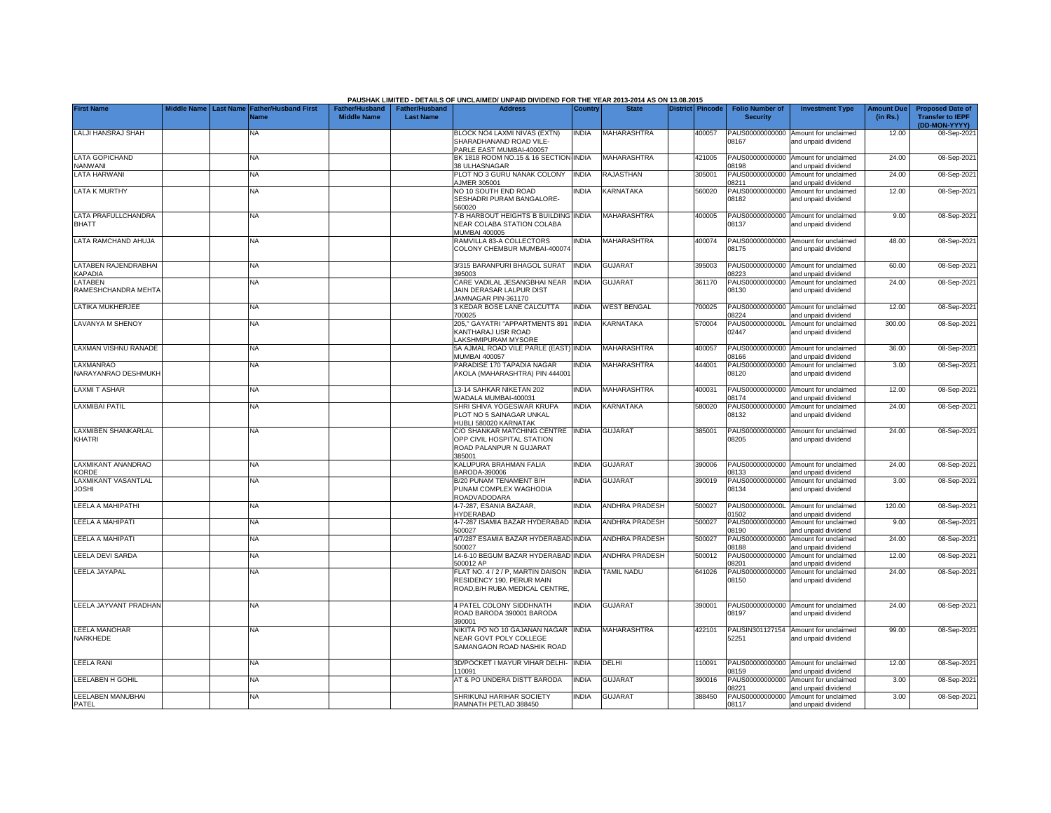PAUSHAK LIMITED - DETAILS OF UNCLAIMED/ UNPAID DIVIDEND FOR THE YEAR 2013-2014 AS ON 13.08.2015

| First Name | Middle Name | Last Name | Father/Husband First Name | Father/Husband Middle Name | Father/Husband Last Name | Address | Country | State | District | Pincode | Folio Number of Security | Investment Type | Amount Due (in Rs.) | Proposed Date of Transfer to IEPF (DD-MON-YYYY) |
|---|---|---|---|---|---|---|---|---|---|---|---|---|---|---|
| LALJI HANSRAJ SHAH | | | NA | | | BLOCK NO4 LAXMI NIVAS (EXTN) SHARADHANAND ROAD VILE-PARLE EAST MUMBAI-400057 | INDIA | MAHARASHTRA | | 400057 | PAUS00000000000 08167 | Amount for unclaimed and unpaid dividend | 12.00 | 08-Sep-2021 |
| LATA GOPICHAND NANWANI | | | NA | | | BK 1818 ROOM NO.15 & 16 SECTION-38 ULHASNAGAR | INDIA | MAHARASHTRA | | 421005 | PAUS00000000000 08198 | Amount for unclaimed and unpaid dividend | 24.00 | 08-Sep-2021 |
| LATA HARWANI | | | NA | | | PLOT NO 3 GURU NANAK COLONY AJMER 305001 | INDIA | RAJASTHAN | | 305001 | PAUS00000000000 08211 | Amount for unclaimed and unpaid dividend | 24.00 | 08-Sep-2021 |
| LATA K MURTHY | | | NA | | | NO 10 SOUTH END ROAD SESHADRI PURAM BANGALORE-560020 | INDIA | KARNATAKA | | 560020 | PAUS00000000000 08182 | Amount for unclaimed and unpaid dividend | 12.00 | 08-Sep-2021 |
| LATA PRAFULLCHANDRA BHATT | | | NA | | | 7-B HARBOUT HEIGHTS B BUILDING NEAR COLABA STATION COLABA MUMBAI 400005 | INDIA | MAHARASHTRA | | 400005 | PAUS00000000000 08137 | Amount for unclaimed and unpaid dividend | 9.00 | 08-Sep-2021 |
| LATA RAMCHAND AHUJA | | | NA | | | RAMVILLA 83-A COLLECTORS COLONY CHEMBUR MUMBAI-400074 | INDIA | MAHARASHTRA | | 400074 | PAUS00000000000 08175 | Amount for unclaimed and unpaid dividend | 48.00 | 08-Sep-2021 |
| LATABEN RAJENDRABHAI KAPADIA | | | NA | | | 3/315 BARANPURI BHAGOL SURAT 395003 | INDIA | GUJARAT | | 395003 | PAUS00000000000 08223 | Amount for unclaimed and unpaid dividend | 60.00 | 08-Sep-2021 |
| LATABEN RAMESHCHANDRA MEHTA | | | NA | | | CARE VADILAL JESANGBHAI NEAR JAIN DERASAR LALPUR DIST JAMNAGAR PIN-361170 | INDIA | GUJARAT | | 361170 | PAUS00000000000 08130 | Amount for unclaimed and unpaid dividend | 24.00 | 08-Sep-2021 |
| LATIKA MUKHERJEE | | | NA | | | 3 KEDAR BOSE LANE CALCUTTA 700025 | INDIA | WEST BENGAL | | 700025 | PAUS00000000000 08224 | Amount for unclaimed and unpaid dividend | 12.00 | 08-Sep-2021 |
| LAVANYA M SHENOY | | | NA | | | 205," GAYATRI "APPARTMENTS 891 KANTHARAJ USR ROAD LAKSHMIPURAM MYSORE | INDIA | KARNATAKA | | 570004 | PAUS0000000000L 02447 | Amount for unclaimed and unpaid dividend | 300.00 | 08-Sep-2021 |
| LAXMAN VISHNU RANADE | | | NA | | | 5A AJMAL ROAD VILE PARLE (EAST) MUMBAI 400057 | INDIA | MAHARASHTRA | | 400057 | PAUS00000000000 08166 | Amount for unclaimed and unpaid dividend | 36.00 | 08-Sep-2021 |
| LAXMANRAO NARAYANRAO DESHMUKH | | | NA | | | PARADISE 170 TAPADIA NAGAR AKOLA (MAHARASHTRA) PIN 444001 | INDIA | MAHARASHTRA | | 444001 | PAUS00000000000 08120 | Amount for unclaimed and unpaid dividend | 3.00 | 08-Sep-2021 |
| LAXMI T ASHAR | | | NA | | | 13-14 SAHKAR NIKETAN 202 WADALA MUMBAI-400031 | INDIA | MAHARASHTRA | | 400031 | PAUS00000000000 08174 | Amount for unclaimed and unpaid dividend | 12.00 | 08-Sep-2021 |
| LAXMIBAI PATIL | | | NA | | | SHRI SHIVA YOGESWAR KRUPA PLOT NO 5 SAINAGAR UNKAL HUBLI 580020 KARNATAK | INDIA | KARNATAKA | | 580020 | PAUS00000000000 08132 | Amount for unclaimed and unpaid dividend | 24.00 | 08-Sep-2021 |
| LAXMIBEN SHANKARLAL KHATRI | | | NA | | | C/O SHANKAR MATCHING CENTRE OPP CIVIL HOSPITAL STATION ROAD PALANPUR N GUJARAT 385001 | INDIA | GUJARAT | | 385001 | PAUS00000000000 08205 | Amount for unclaimed and unpaid dividend | 24.00 | 08-Sep-2021 |
| LAXMIKANT ANANDRAO KORDE | | | NA | | | KALUPURA BRAHMAN FALIA BARODA-390006 | INDIA | GUJARAT | | 390006 | PAUS00000000000 08133 | Amount for unclaimed and unpaid dividend | 24.00 | 08-Sep-2021 |
| LAXMIKANT VASANTLAL JOSHI | | | NA | | | B/20 PUNAM TENAMENT B/H PUNAM COMPLEX WAGHODIA ROADVADODARA | INDIA | GUJARAT | | 390019 | PAUS00000000000 08134 | Amount for unclaimed and unpaid dividend | 3.00 | 08-Sep-2021 |
| LEELA A MAHIPATHI | | | NA | | | 4-7-287, ESANIA BAZAAR, HYDERABAD | INDIA | ANDHRA PRADESH | | 500027 | PAUS0000000000L 01502 | Amount for unclaimed and unpaid dividend | 120.00 | 08-Sep-2021 |
| LEELA A MAHIPATI | | | NA | | | 4-7-287 ISAMIA BAZAR HYDERABAD 500027 | INDIA | ANDHRA PRADESH | | 500027 | PAUS00000000000 08190 | Amount for unclaimed and unpaid dividend | 9.00 | 08-Sep-2021 |
| LEELA A MAHIPATI | | | NA | | | 4/7/287 ESAMIA BAZAR HYDERABAD 500027 | INDIA | ANDHRA PRADESH | | 500027 | PAUS00000000000 08188 | Amount for unclaimed and unpaid dividend | 24.00 | 08-Sep-2021 |
| LEELA DEVI SARDA | | | NA | | | 14-6-10 BEGUM BAZAR HYDERABAD 500012 AP | INDIA | ANDHRA PRADESH | | 500012 | PAUS00000000000 08201 | Amount for unclaimed and unpaid dividend | 12.00 | 08-Sep-2021 |
| LEELA JAYAPAL | | | NA | | | FLAT NO. 4 / 2 / P, MARTIN DAISON RESIDENCY 190, PERUR MAIN ROAD,B/H RUBA MEDICAL CENTRE, | INDIA | TAMIL NADU | | 641026 | PAUS00000000000 08150 | Amount for unclaimed and unpaid dividend | 24.00 | 08-Sep-2021 |
| LEELA JAYVANT PRADHAN | | | NA | | | 4 PATEL COLONY SIDDHNATH ROAD BARODA 390001 BARODA 390001 | INDIA | GUJARAT | | 390001 | PAUS00000000000 08197 | Amount for unclaimed and unpaid dividend | 24.00 | 08-Sep-2021 |
| LEELA MANOHAR NARKHEDE | | | NA | | | NIKITA PO NO 10 GAJANAN NAGAR NEAR GOVT POLY COLLEGE SAMANGAON ROAD NASHIK ROAD | INDIA | MAHARASHTRA | | 422101 | PAUSIN301127154 52251 | Amount for unclaimed and unpaid dividend | 99.00 | 08-Sep-2021 |
| LEELA RANI | | | NA | | | 3D/POCKET I MAYUR VIHAR DELHI-110091 | INDIA | DELHI | | 110091 | PAUS00000000000 08159 | Amount for unclaimed and unpaid dividend | 12.00 | 08-Sep-2021 |
| LEELABEN H GOHIL | | | NA | | | AT & PO UNDERA DISTT BARODA | INDIA | GUJARAT | | 390016 | PAUS00000000000 08221 | Amount for unclaimed and unpaid dividend | 3.00 | 08-Sep-2021 |
| LEELABEN MANUBHAI PATEL | | | NA | | | SHRIKUNJ HARIHAR SOCIETY RAMNATH PETLAD 388450 | INDIA | GUJARAT | | 388450 | PAUS00000000000 08117 | Amount for unclaimed and unpaid dividend | 3.00 | 08-Sep-2021 |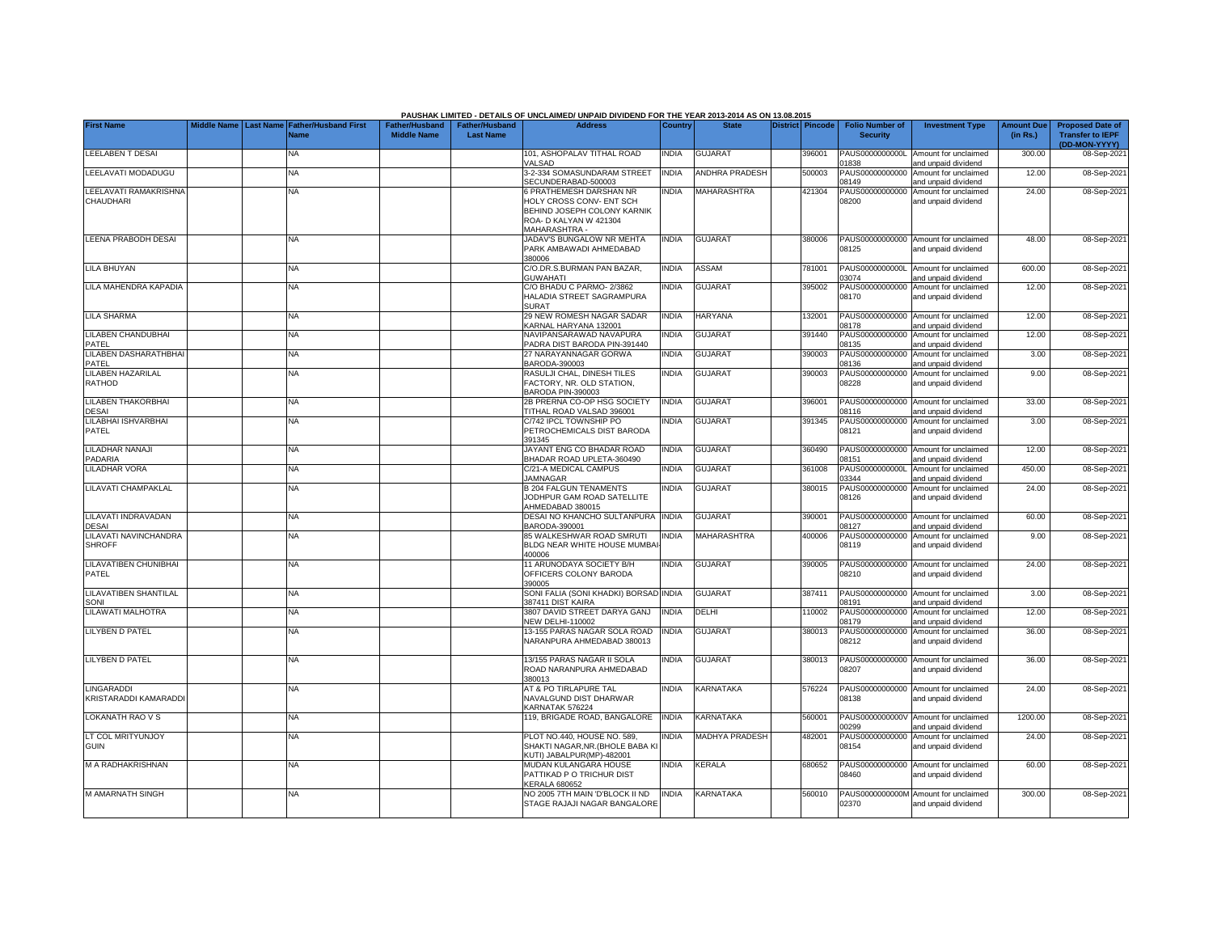PAUSHAK LIMITED - DETAILS OF UNCLAIMED/ UNPAID DIVIDEND FOR THE YEAR 2013-2014 AS ON 13.08.2015

| First Name | Middle Name | Last Name | Father/Husband First Name | Father/Husband Middle Name | Father/Husband Last Name | Address | Country | State | District | Pincode | Folio Number of Security | Investment Type | Amount Due (in Rs.) | Proposed Date of Transfer to IEPF (DD-MON-YYYY) |
|---|---|---|---|---|---|---|---|---|---|---|---|---|---|---|
| LEELABEN T DESAI | | | NA | | | 101, ASHOPALAV TITHAL ROAD VALSAD | INDIA | GUJARAT | | 396001 | PAUS0000000000L01838 | Amount for unclaimed and unpaid dividend | 300.00 | 08-Sep-2021 |
| LEELAVATI MODADUGU | | | NA | | | 3-2-334 SOMASUNDARAM STREET SECUNDERABAD-500003 | INDIA | ANDHRA PRADESH | | 500003 | PAUS00000000000008149 | Amount for unclaimed and unpaid dividend | 12.00 | 08-Sep-2021 |
| LEELAVATI RAMAKRISHNA CHAUDHARI | | | NA | | | 6 PRATHEMESH DARSHAN NR HOLY CROSS CONV- ENT SCH BEHIND JOSEPH COLONY KARNIK ROA- D KALYAN W 421304 MAHARASHTRA - | INDIA | MAHARASHTRA | | 421304 | PAUS00000000000008200 | Amount for unclaimed and unpaid dividend | 24.00 | 08-Sep-2021 |
| LEENA PRABODH DESAI | | | NA | | | JADAV'S BUNGALOW NR MEHTA PARK AMBAWADI AHMEDABAD 380006 | INDIA | GUJARAT | | 380006 | PAUS00000000000008125 | Amount for unclaimed and unpaid dividend | 48.00 | 08-Sep-2021 |
| LILA BHUYAN | | | NA | | | C/O.DR.S.BURMAN PAN BAZAR, GUWAHATI | INDIA | ASSAM | | 781001 | PAUS0000000000L03074 | Amount for unclaimed and unpaid dividend | 600.00 | 08-Sep-2021 |
| LILA MAHENDRA KAPADIA | | | NA | | | C/O BHADU C PARMO- 2/3862 HALADIA STREET SAGRAMPURA SURAT | INDIA | GUJARAT | | 395002 | PAUS00000000000008170 | Amount for unclaimed and unpaid dividend | 12.00 | 08-Sep-2021 |
| LILA SHARMA | | | NA | | | 29 NEW ROMESH NAGAR SADAR KARNAL HARYANA 132001 | INDIA | HARYANA | | 132001 | PAUS00000000000008178 | Amount for unclaimed and unpaid dividend | 12.00 | 08-Sep-2021 |
| LILABEN CHANDUBHAI PATEL | | | NA | | | NAVIPANSARAWAD NAVAPURA PADRA DIST BARODA PIN-391440 | INDIA | GUJARAT | | 391440 | PAUS00000000000008135 | Amount for unclaimed and unpaid dividend | 12.00 | 08-Sep-2021 |
| LILABEN DASHARATHBHAI PATEL | | | NA | | | 27 NARAYANNAGAR GORWA BARODA-390003 | INDIA | GUJARAT | | 390003 | PAUS00000000000008136 | Amount for unclaimed and unpaid dividend | 3.00 | 08-Sep-2021 |
| LILABEN HAZARILAL RATHOD | | | NA | | | RASULJI CHAL, DINESH TILES FACTORY, NR. OLD STATION, BARODA PIN-390003 | INDIA | GUJARAT | | 390003 | PAUS00000000000008228 | Amount for unclaimed and unpaid dividend | 9.00 | 08-Sep-2021 |
| LILABEN THAKORBHAI DESAI | | | NA | | | 2B PRERNA CO-OP HSG SOCIETY TITHAL ROAD VALSAD 396001 | INDIA | GUJARAT | | 396001 | PAUS00000000000008116 | Amount for unclaimed and unpaid dividend | 33.00 | 08-Sep-2021 |
| LILABHAI ISHVARBHAI PATEL | | | NA | | | C/742 IPCL TOWNSHIP PO PETROCHEMICALS DIST BARODA 391345 | INDIA | GUJARAT | | 391345 | PAUS00000000000008121 | Amount for unclaimed and unpaid dividend | 3.00 | 08-Sep-2021 |
| LILADHAR NANAJI PADARIA | | | NA | | | JAYANT ENG CO BHADAR ROAD BHADAR ROAD UPLETA-360490 | INDIA | GUJARAT | | 360490 | PAUS00000000000008151 | Amount for unclaimed and unpaid dividend | 12.00 | 08-Sep-2021 |
| LILADHAR VORA | | | NA | | | C/21-A MEDICAL CAMPUS JAMNAGAR | INDIA | GUJARAT | | 361008 | PAUS0000000000L03344 | Amount for unclaimed and unpaid dividend | 450.00 | 08-Sep-2021 |
| LILAVATI CHAMPAKLAL | | | NA | | | B 204 FALGUN TENAMENTS JODHPUR GAM ROAD SATELLITE AHMEDABAD 380015 | INDIA | GUJARAT | | 380015 | PAUS00000000000008126 | Amount for unclaimed and unpaid dividend | 24.00 | 08-Sep-2021 |
| LILAVATI INDRAVADAN DESAI | | | NA | | | DESAI NO KHANCHO SULTANPURA BARODA-390001 | INDIA | GUJARAT | | 390001 | PAUS00000000000008127 | Amount for unclaimed and unpaid dividend | 60.00 | 08-Sep-2021 |
| LILAVATI NAVINCHANDRA SHROFF | | | NA | | | 85 WALKESHWAR ROAD SMRUTI BLDG NEAR WHITE HOUSE MUMBAI-400006 | INDIA | MAHARASHTRA | | 400006 | PAUS00000000000008119 | Amount for unclaimed and unpaid dividend | 9.00 | 08-Sep-2021 |
| LILAVATIBEN CHUNIBHAI PATEL | | | NA | | | 11 ARUNODAYA SOCIETY B/H OFFICERS COLONY BARODA 390005 | INDIA | GUJARAT | | 390005 | PAUS00000000000008210 | Amount for unclaimed and unpaid dividend | 24.00 | 08-Sep-2021 |
| LILAVATIBEN SHANTILAL SONI | | | NA | | | SONI FALIA (SONI KHADKI) BORSAD 387411 DIST KAIRA | INDIA | GUJARAT | | 387411 | PAUS00000000000008191 | Amount for unclaimed and unpaid dividend | 3.00 | 08-Sep-2021 |
| LILAWATI MALHOTRA | | | NA | | | 3807 DAVID STREET DARYA GANJ NEW DELHI-110002 | INDIA | DELHI | | 110002 | PAUS00000000000008179 | Amount for unclaimed and unpaid dividend | 12.00 | 08-Sep-2021 |
| LILYBEN D PATEL | | | NA | | | 13-155 PARAS NAGAR SOLA ROAD NARANPURA AHMEDABAD 380013 | INDIA | GUJARAT | | 380013 | PAUS00000000000008212 | Amount for unclaimed and unpaid dividend | 36.00 | 08-Sep-2021 |
| LILYBEN D PATEL | | | NA | | | 13/155 PARAS NAGAR II SOLA ROAD NARANPURA AHMEDABAD 380013 | INDIA | GUJARAT | | 380013 | PAUS00000000000008207 | Amount for unclaimed and unpaid dividend | 36.00 | 08-Sep-2021 |
| LINGARADDI KRISTARADDI KAMARADDI | | | NA | | | AT & PO TIRLAPURE TAL NAVALGUND DIST DHARWAR KARNATAK 576224 | INDIA | KARNATAKA | | 576224 | PAUS00000000000008138 | Amount for unclaimed and unpaid dividend | 24.00 | 08-Sep-2021 |
| LOKANATH RAO V S | | | NA | | | 119, BRIGADE ROAD, BANGALORE | INDIA | KARNATAKA | | 560001 | PAUS0000000000V00299 | Amount for unclaimed and unpaid dividend | 1200.00 | 08-Sep-2021 |
| LT COL MRITYUNJOY GUIN | | | NA | | | PLOT NO.440, HOUSE NO. 589, SHAKTI NAGAR,NR.(BHOLE BABA KI KUTI) JABALPUR(MP)-482001 | INDIA | MADHYA PRADESH | | 482001 | PAUS00000000000008154 | Amount for unclaimed and unpaid dividend | 24.00 | 08-Sep-2021 |
| M A RADHAKRISHNAN | | | NA | | | MUDAN KULANGARA HOUSE PATTIKAD P O TRICHUR DIST KERALA 680652 | INDIA | KERALA | | 680652 | PAUS00000000000008460 | Amount for unclaimed and unpaid dividend | 60.00 | 08-Sep-2021 |
| M AMARNATH SINGH | | | NA | | | NO 2005 7TH MAIN 'D'BLOCK II ND STAGE RAJAJI NAGAR BANGALORE | INDIA | KARNATAKA | | 560010 | PAUS0000000000M02370 | Amount for unclaimed and unpaid dividend | 300.00 | 08-Sep-2021 |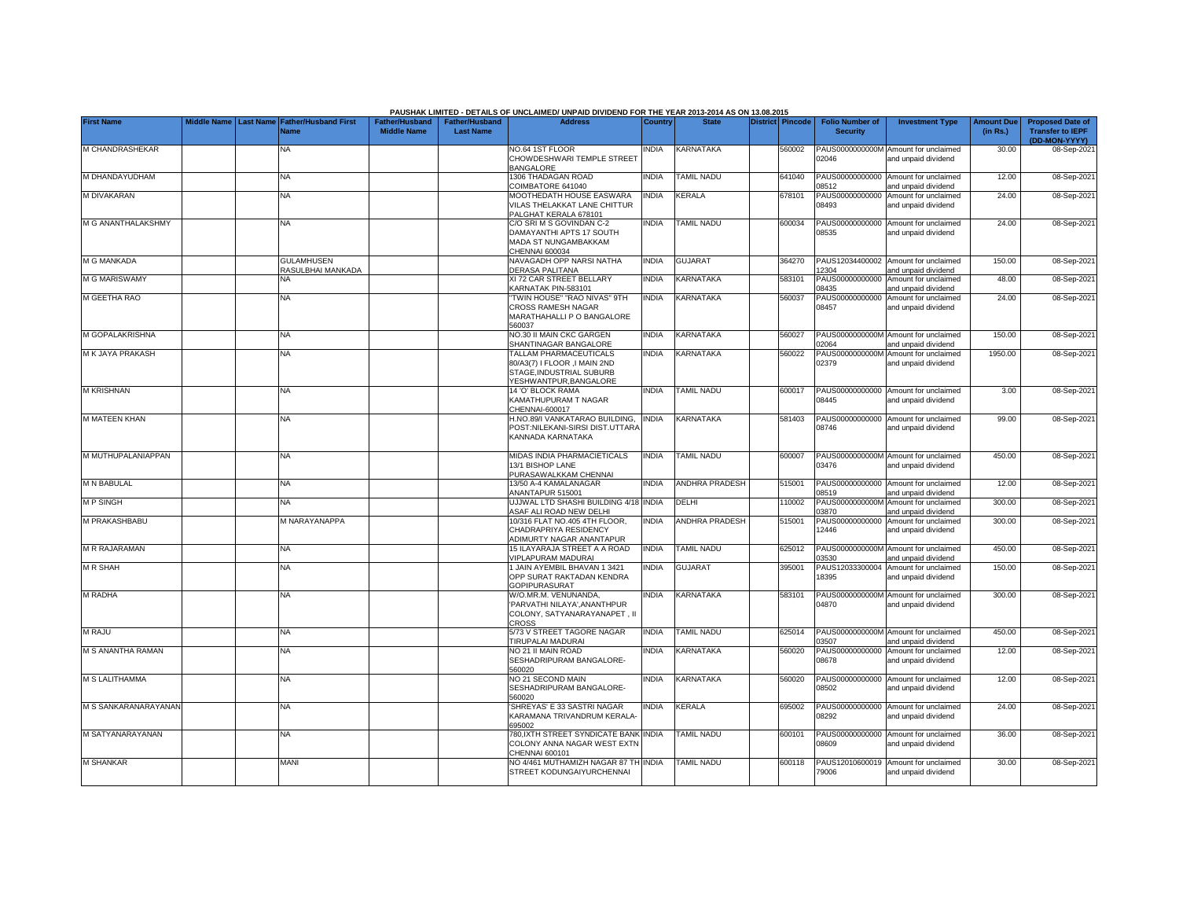PAUSHAK LIMITED - DETAILS OF UNCLAIMED/ UNPAID DIVIDEND FOR THE YEAR 2013-2014 AS ON 13.08.2015

| First Name | Middle Name | Last Name | Father/Husband First Name | Father/Husband Middle Name | Father/Husband Last Name | Address | Country | State | District | Pincode | Folio Number of Security | Investment Type | Amount Due (in Rs.) | Proposed Date of Transfer to IEPF (DD-MON-YYYY) |
|---|---|---|---|---|---|---|---|---|---|---|---|---|---|---|
| M CHANDRASHEKAR | | | NA | | | NO.64 1ST FLOOR CHOWDESHWARI TEMPLE STREET BANGALORE | INDIA | KARNATAKA | | 560002 | PAUS0000000000M02046 | Amount for unclaimed and unpaid dividend | 30.00 | 08-Sep-2021 |
| M DHANDAYUDHAM | | | NA | | | 1306 THADAGAN ROAD COIMBATORE 641040 | INDIA | TAMIL NADU | | 641040 | PAUS00000000000008512 | Amount for unclaimed and unpaid dividend | 12.00 | 08-Sep-2021 |
| M DIVAKARAN | | | NA | | | MOOTHEDATH HOUSE EASWARA VILAS THELAKKAT LANE CHITTUR PALGHAT KERALA 678101 | INDIA | KERALA | | 678101 | PAUS00000000000008493 | Amount for unclaimed and unpaid dividend | 24.00 | 08-Sep-2021 |
| M G ANANTHALAKSHMY | | | NA | | | C/O SRI M S GOVINDAN C-2 DAMAYANTHI APTS 17 SOUTH MADA ST NUNGAMBAKKAM CHENNAI 600034 | INDIA | TAMIL NADU | | 600034 | PAUS00000000000008535 | Amount for unclaimed and unpaid dividend | 24.00 | 08-Sep-2021 |
| M G MANKADA | | | GULAMHUSEN RASULBHAI MANKADA | | | NAVAGADH OPP NARSI NATHA DERASA PALITANA | INDIA | GUJARAT | | 364270 | PAUS1203440000212304 | Amount for unclaimed and unpaid dividend | 150.00 | 08-Sep-2021 |
| M G MARISWAMY | | | NA | | | XI 72 CAR STREET BELLARY KARNATAK PIN-583101 | INDIA | KARNATAKA | | 583101 | PAUS00000000000008435 | Amount for unclaimed and unpaid dividend | 48.00 | 08-Sep-2021 |
| M GEETHA RAO | | | NA | | | "TWIN HOUSE" "RAO NIVAS" 9TH CROSS RAMESH NAGAR MARATHAHALLI P O BANGALORE 560037 | INDIA | KARNATAKA | | 560037 | PAUS00000000000008457 | Amount for unclaimed and unpaid dividend | 24.00 | 08-Sep-2021 |
| M GOPALAKRISHNA | | | NA | | | NO.30 II MAIN CKC GARGEN SHANTINAGAR BANGALORE | INDIA | KARNATAKA | | 560027 | PAUS0000000000M02064 | Amount for unclaimed and unpaid dividend | 150.00 | 08-Sep-2021 |
| M K JAYA PRAKASH | | | NA | | | TALLAM PHARMACEUTICALS 80/A3(7) I FLOOR ,I MAIN 2ND STAGE,INDUSTRIAL SUBURB YESHWANTPUR,BANGALORE | INDIA | KARNATAKA | | 560022 | PAUS0000000000M02379 | Amount for unclaimed and unpaid dividend | 1950.00 | 08-Sep-2021 |
| M KRISHNAN | | | NA | | | 14 'O' BLOCK RAMA KAMATHUPURAM T NAGAR CHENNAI-600017 | INDIA | TAMIL NADU | | 600017 | PAUS00000000000008445 | Amount for unclaimed and unpaid dividend | 3.00 | 08-Sep-2021 |
| M MATEEN KHAN | | | NA | | | H.NO.89/I VANKATARAO BUILDING, POST:NILEKANI-SIRSI DIST.UTTARA KANNADA KARNATAKA | INDIA | KARNATAKA | | 581403 | PAUS00000000000008746 | Amount for unclaimed and unpaid dividend | 99.00 | 08-Sep-2021 |
| M MUTHUPALANIAPPAN | | | NA | | | MIDAS INDIA PHARMACIETICALS 13/1 BISHOP LANE PURASAWALKKAM CHENNAI | INDIA | TAMIL NADU | | 600007 | PAUS0000000000M03476 | Amount for unclaimed and unpaid dividend | 450.00 | 08-Sep-2021 |
| M N BABULAL | | | NA | | | 13/50 A-4 KAMALANAGAR ANANTAPUR 515001 | INDIA | ANDHRA PRADESH | | 515001 | PAUS00000000000008519 | Amount for unclaimed and unpaid dividend | 12.00 | 08-Sep-2021 |
| M P SINGH | | | NA | | | UJJWAL LTD SHASHI BUILDING 4/18 ASAF ALI ROAD NEW DELHI | INDIA | DELHI | | 110002 | PAUS0000000000M03870 | Amount for unclaimed and unpaid dividend | 300.00 | 08-Sep-2021 |
| M PRAKASHBABU | | | M NARAYANAPPA | | | 10/316 FLAT NO.405 4TH FLOOR, CHADRAPRIYA RESIDENCY ADIMURTY NAGAR ANANTAPUR | INDIA | ANDHRA PRADESH | | 515001 | PAUS00000000000012446 | Amount for unclaimed and unpaid dividend | 300.00 | 08-Sep-2021 |
| M R RAJARAMAN | | | NA | | | 15 ILAYARAJA STREET A A ROAD VIPLAPURAM MADURAI | INDIA | TAMIL NADU | | 625012 | PAUS0000000000M03530 | Amount for unclaimed and unpaid dividend | 450.00 | 08-Sep-2021 |
| M R SHAH | | | NA | | | 1 JAIN AYEMBIL BHAVAN 1 3421 OPP SURAT RAKTADAN KENDRA GOPIPURASURAT | INDIA | GUJARAT | | 395001 | PAUS1203330000418395 | Amount for unclaimed and unpaid dividend | 150.00 | 08-Sep-2021 |
| M RADHA | | | NA | | | W/O.MR.M. VENUNANDA, 'PARVATHI NILAYA',ANANTHPUR COLONY, SATYANARAYANAPET , II CROSS | INDIA | KARNATAKA | | 583101 | PAUS0000000000M04870 | Amount for unclaimed and unpaid dividend | 300.00 | 08-Sep-2021 |
| M RAJU | | | NA | | | 5/73 V STREET TAGORE NAGAR TIRUPALAI MADURAI | INDIA | TAMIL NADU | | 625014 | PAUS0000000000M03507 | Amount for unclaimed and unpaid dividend | 450.00 | 08-Sep-2021 |
| M S ANANTHA RAMAN | | | NA | | | NO 21 II MAIN ROAD SESHADRIPURAM BANGALORE-560020 | INDIA | KARNATAKA | | 560020 | PAUS00000000000008678 | Amount for unclaimed and unpaid dividend | 12.00 | 08-Sep-2021 |
| M S LALITHAMMA | | | NA | | | NO 21 SECOND MAIN SESHADRIPURAM BANGALORE-560020 | INDIA | KARNATAKA | | 560020 | PAUS00000000000008502 | Amount for unclaimed and unpaid dividend | 12.00 | 08-Sep-2021 |
| M S SANKARANARAYANAN | | | NA | | | 'SHREYAS' E 33 SASTRI NAGAR KARAMANA TRIVANDRUM KERALA-695002 | INDIA | KERALA | | 695002 | PAUS00000000000008292 | Amount for unclaimed and unpaid dividend | 24.00 | 08-Sep-2021 |
| M SATYANARAYANAN | | | NA | | | 780,IXTH STREET SYNDICATE BANK COLONY ANNA NAGAR WEST EXTN CHENNAI 600101 | INDIA | TAMIL NADU | | 600101 | PAUS00000000000008609 | Amount for unclaimed and unpaid dividend | 36.00 | 08-Sep-2021 |
| M SHANKAR | | | MANI | | | NO 4/461 MUTHAMIZH NAGAR 87 TH STREET KODUNGAIYURCHENNAI | INDIA | TAMIL NADU | | 600118 | PAUS1201060001979006 | Amount for unclaimed and unpaid dividend | 30.00 | 08-Sep-2021 |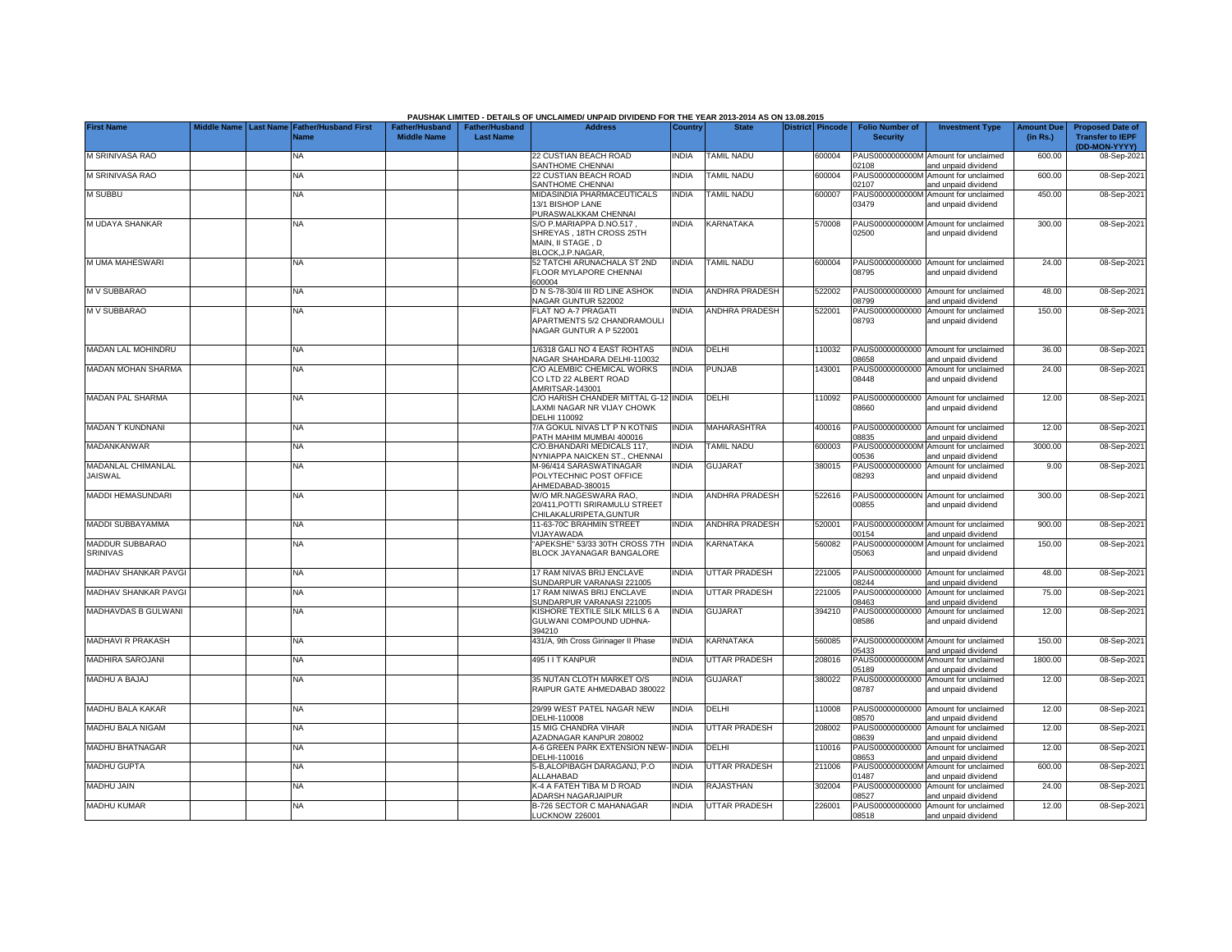**PAUSHAK LIMITED - DETAILS OF UNCLAIMED/ UNPAID DIVIDEND FOR THE YEAR 2013-2014 AS ON 13.08.2015**

| First Name | Middle Name | Last Name | Father/Husband First Name | Father/Husband Middle Name | Father/Husband Last Name | Address | Country | State | District | Pincode | Folio Number of Security | Investment Type | Amount Due (in Rs.) | Proposed Date of Transfer to IEPF (DD-MON-YYYY) |
|---|---|---|---|---|---|---|---|---|---|---|---|---|---|---|
| M SRINIVASA RAO | | | NA | | | 22 CUSTIAN BEACH ROAD SANTHOME CHENNAI | INDIA | TAMIL NADU | | 600004 | PAUS0000000000M02108 | Amount for unclaimed and unpaid dividend | 600.00 | 08-Sep-2021 |
| M SRINIVASA RAO | | | NA | | | 22 CUSTIAN BEACH ROAD SANTHOME CHENNAI | INDIA | TAMIL NADU | | 600004 | PAUS0000000000M02107 | Amount for unclaimed and unpaid dividend | 600.00 | 08-Sep-2021 |
| M SUBBU | | | NA | | | MIDASINDIA PHARMACEUTICALS 13/1 BISHOP LANE PURASWALKKAM CHENNAI | INDIA | TAMIL NADU | | 600007 | PAUS0000000000M03479 | Amount for unclaimed and unpaid dividend | 450.00 | 08-Sep-2021 |
| M UDAYA SHANKAR | | | NA | | | S/O P.MARIAPPA D.NO.517 , SHREYAS , 18TH CROSS 25TH MAIN, II STAGE , D BLOCK,J.P.NAGAR, | INDIA | KARNATAKA | | 570008 | PAUS0000000000M02500 | Amount for unclaimed and unpaid dividend | 300.00 | 08-Sep-2021 |
| M UMA MAHESWARI | | | NA | | | 52 TATCHI ARUNACHALA ST 2ND FLOOR MYLAPORE CHENNAI 600004 | INDIA | TAMIL NADU | | 600004 | PAUS00000000000008795 | Amount for unclaimed and unpaid dividend | 24.00 | 08-Sep-2021 |
| M V SUBBARAO | | | NA | | | D N S-78-30/4 III RD LINE ASHOK NAGAR GUNTUR 522002 | INDIA | ANDHRA PRADESH | | 522002 | PAUS00000000000008799 | Amount for unclaimed and unpaid dividend | 48.00 | 08-Sep-2021 |
| M V SUBBARAO | | | NA | | | FLAT NO A-7 PRAGATI APARTMENTS 5/2 CHANDRAMOULI NAGAR GUNTUR A P 522001 | INDIA | ANDHRA PRADESH | | 522001 | PAUS00000000000008793 | Amount for unclaimed and unpaid dividend | 150.00 | 08-Sep-2021 |
| MADAN LAL MOHINDRU | | | NA | | | 1/6318 GALI NO 4 EAST ROHTAS NAGAR SHAHDARA DELHI-110032 | INDIA | DELHI | | 110032 | PAUS00000000000008658 | Amount for unclaimed and unpaid dividend | 36.00 | 08-Sep-2021 |
| MADAN MOHAN SHARMA | | | NA | | | C/O ALEMBIC CHEMICAL WORKS CO LTD 22 ALBERT ROAD AMRITSAR-143001 | INDIA | PUNJAB | | 143001 | PAUS00000000000008448 | Amount for unclaimed and unpaid dividend | 24.00 | 08-Sep-2021 |
| MADAN PAL SHARMA | | | NA | | | C/O HARISH CHANDER MITTAL G-12 LAXMI NAGAR NR VIJAY CHOWK DELHI 110092 | INDIA | DELHI | | 110092 | PAUS00000000000008660 | Amount for unclaimed and unpaid dividend | 12.00 | 08-Sep-2021 |
| MADAN T KUNDNANI | | | NA | | | 7/A GOKUL NIVAS LT P N KOTNIS PATH MAHIM MUMBAI 400016 | INDIA | MAHARASHTRA | | 400016 | PAUS00000000000008835 | Amount for unclaimed and unpaid dividend | 12.00 | 08-Sep-2021 |
| MADANKANWAR | | | NA | | | C/O.BHANDARI MEDICALS 117, NYNIAPPA NAICKEN ST., CHENNAI | INDIA | TAMIL NADU | | 600003 | PAUS0000000000M00536 | Amount for unclaimed and unpaid dividend | 3000.00 | 08-Sep-2021 |
| MADANLAL CHIMANLAL JAISWAL | | | NA | | | M-96/414 SARASWATINAGAR POLYTECHNIC POST OFFICE AHMEDABAD-380015 | INDIA | GUJARAT | | 380015 | PAUS00000000000008293 | Amount for unclaimed and unpaid dividend | 9.00 | 08-Sep-2021 |
| MADDI HEMASUNDARI | | | NA | | | W/O MR.NAGESWARA RAO, 20/411,POTTI SRIRAMULU STREET CHILAKALURIPETA,GUNTUR | INDIA | ANDHRA PRADESH | | 522616 | PAUS0000000000N00855 | Amount for unclaimed and unpaid dividend | 300.00 | 08-Sep-2021 |
| MADDI SUBBAYAMMA | | | NA | | | 11-63-70C BRAHMIN STREET VIJAYAWADA | INDIA | ANDHRA PRADESH | | 520001 | PAUS0000000000M00154 | Amount for unclaimed and unpaid dividend | 900.00 | 08-Sep-2021 |
| MADDUR SUBBARAO SRINIVAS | | | NA | | | "APEKSHE" 53/33 30TH CROSS 7TH BLOCK JAYANAGAR BANGALORE | INDIA | KARNATAKA | | 560082 | PAUS0000000000M05063 | Amount for unclaimed and unpaid dividend | 150.00 | 08-Sep-2021 |
| MADHAV SHANKAR PAVGI | | | NA | | | 17 RAM NIVAS BRIJ ENCLAVE SUNDARPUR VARANASI 221005 | INDIA | UTTAR PRADESH | | 221005 | PAUS00000000000008244 | Amount for unclaimed and unpaid dividend | 48.00 | 08-Sep-2021 |
| MADHAV SHANKAR PAVGI | | | NA | | | 17 RAM NIWAS BRIJ ENCLAVE SUNDARPUR VARANASI 221005 | INDIA | UTTAR PRADESH | | 221005 | PAUS00000000000008463 | Amount for unclaimed and unpaid dividend | 75.00 | 08-Sep-2021 |
| MADHAVDAS B GULWANI | | | NA | | | KISHORE TEXTILE SILK MILLS 6 A GULWANI COMPOUND UDHNA-394210 | INDIA | GUJARAT | | 394210 | PAUS00000000000008586 | Amount for unclaimed and unpaid dividend | 12.00 | 08-Sep-2021 |
| MADHAVI R PRAKASH | | | NA | | | 431/A, 9th Cross Girinager II Phase | INDIA | KARNATAKA | | 560085 | PAUS0000000000M05433 | Amount for unclaimed and unpaid dividend | 150.00 | 08-Sep-2021 |
| MADHIRA SAROJANI | | | NA | | | 495 I I T KANPUR | INDIA | UTTAR PRADESH | | 208016 | PAUS0000000000M05189 | Amount for unclaimed and unpaid dividend | 1800.00 | 08-Sep-2021 |
| MADHU A BAJAJ | | | NA | | | 35 NUTAN CLOTH MARKET O/S RAIPUR GATE AHMEDABAD 380022 | INDIA | GUJARAT | | 380022 | PAUS00000000000008787 | Amount for unclaimed and unpaid dividend | 12.00 | 08-Sep-2021 |
| MADHU BALA KAKAR | | | NA | | | 29/99 WEST PATEL NAGAR NEW DELHI-110008 | INDIA | DELHI | | 110008 | PAUS00000000000008570 | Amount for unclaimed and unpaid dividend | 12.00 | 08-Sep-2021 |
| MADHU BALA NIGAM | | | NA | | | 15 MIG CHANDRA VIHAR AZADNAGAR KANPUR 208002 | INDIA | UTTAR PRADESH | | 208002 | PAUS00000000000008639 | Amount for unclaimed and unpaid dividend | 12.00 | 08-Sep-2021 |
| MADHU BHATNAGAR | | | NA | | | A-6 GREEN PARK EXTENSION NEW-DELHI-110016 | INDIA | DELHI | | 110016 | PAUS00000000000008653 | Amount for unclaimed and unpaid dividend | 12.00 | 08-Sep-2021 |
| MADHU GUPTA | | | NA | | | 5-B,ALOPIBAGH DARAGANJ, P.O ALLAHABAD | INDIA | UTTAR PRADESH | | 211006 | PAUS0000000000M01487 | Amount for unclaimed and unpaid dividend | 600.00 | 08-Sep-2021 |
| MADHU JAIN | | | NA | | | K-4 A FATEH TIBA M D ROAD ADARSH NAGARJAIPUR | INDIA | RAJASTHAN | | 302004 | PAUS00000000000008527 | Amount for unclaimed and unpaid dividend | 24.00 | 08-Sep-2021 |
| MADHU KUMAR | | | NA | | | B-726 SECTOR C MAHANAGAR LUCKNOW 226001 | INDIA | UTTAR PRADESH | | 226001 | PAUS00000000000008518 | Amount for unclaimed and unpaid dividend | 12.00 | 08-Sep-2021 |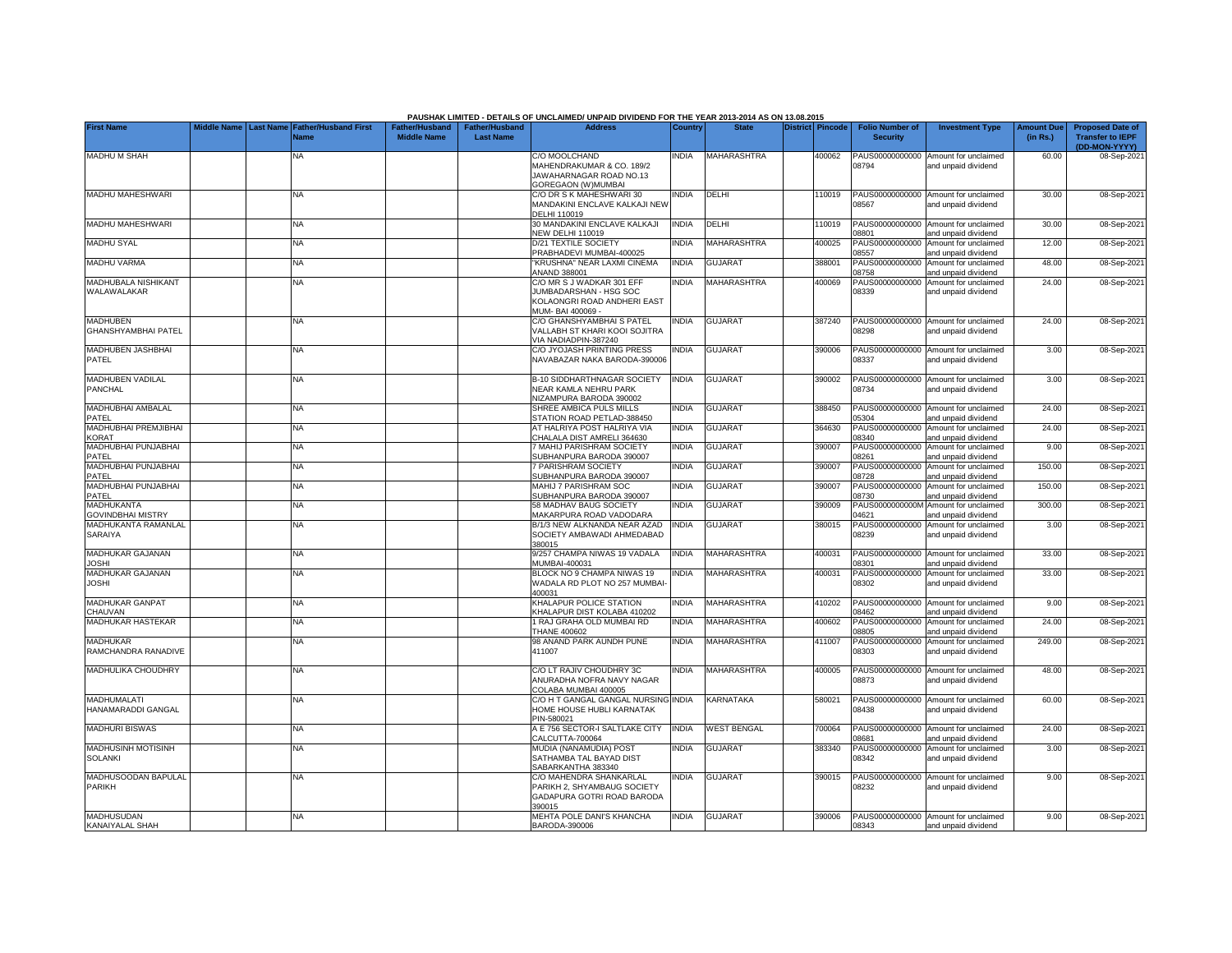PAUSHAK LIMITED - DETAILS OF UNCLAIMED/ UNPAID DIVIDEND FOR THE YEAR 2013-2014 AS ON 13.08.2015

| First Name | Middle Name | Last Name | Father/Husband First Name | Father/Husband Middle Name | Father/Husband Last Name | Address | Country | State | District | Pincode | Folio Number of Security | Investment Type | Amount Due (in Rs.) | Proposed Date of Transfer to IEPF (DD-MON-YYYY) |
|---|---|---|---|---|---|---|---|---|---|---|---|---|---|---|
| MADHU M SHAH | | | NA | | | C/O MOOLCHAND MAHENDRAKUMAR & CO. 189/2 JAWAHARNAGAR ROAD NO.13 GOREGAON (W)MUMBAI | INDIA | MAHARASHTRA | | 400062 | PAUS00000000000 08794 | Amount for unclaimed and unpaid dividend | 60.00 | 08-Sep-2021 |
| MADHU MAHESHWARI | | | NA | | | C/O DR S K MAHESHWARI 30 MANDAKINI ENCLAVE KALKAJI NEW DELHI 110019 | INDIA | DELHI | | 110019 | PAUS00000000000 08567 | Amount for unclaimed and unpaid dividend | 30.00 | 08-Sep-2021 |
| MADHU MAHESHWARI | | | NA | | | 30 MANDAKINI ENCLAVE KALKAJI NEW DELHI 110019 | INDIA | DELHI | | 110019 | PAUS00000000000 08801 | Amount for unclaimed and unpaid dividend | 30.00 | 08-Sep-2021 |
| MADHU SYAL | | | NA | | | D/21 TEXTILE SOCIETY PRABHADEVI MUMBAI-400025 | INDIA | MAHARASHTRA | | 400025 | PAUS00000000000 08557 | Amount for unclaimed and unpaid dividend | 12.00 | 08-Sep-2021 |
| MADHU VARMA | | | NA | | | "KRUSHNA" NEAR LAXMI CINEMA ANAND 388001 | INDIA | GUJARAT | | 388001 | PAUS00000000000 08758 | Amount for unclaimed and unpaid dividend | 48.00 | 08-Sep-2021 |
| MADHUBALA NISHIKANT WALAWALAKAR | | | NA | | | C/O MR S J WADKAR 301 EFF JUMBADARSHAN - HSG SOC KOLAONGRI ROAD ANDHERI EAST MUM- BAI 400069 - | INDIA | MAHARASHTRA | | 400069 | PAUS00000000000 08339 | Amount for unclaimed and unpaid dividend | 24.00 | 08-Sep-2021 |
| MADHUBEN GHANSHYAMBHAI PATEL | | | NA | | | C/O GHANSHYAMBHAI S PATEL VALLABH ST KHARI KOOI SOJITRA VIA NADIADPIN-387240 | INDIA | GUJARAT | | 387240 | PAUS00000000000 08298 | Amount for unclaimed and unpaid dividend | 24.00 | 08-Sep-2021 |
| MADHUBEN JASHBHAI PATEL | | | NA | | | C/O JYOJASH PRINTING PRESS NAVABAZAR NAKA BARODA-390006 | INDIA | GUJARAT | | 390006 | PAUS00000000000 08337 | Amount for unclaimed and unpaid dividend | 3.00 | 08-Sep-2021 |
| MADHUBEN VADILAL PANCHAL | | | NA | | | B-10 SIDDHARTHNAGAR SOCIETY NEAR KAMLA NEHRU PARK NIZAMPURA BARODA 390002 | INDIA | GUJARAT | | 390002 | PAUS00000000000 08734 | Amount for unclaimed and unpaid dividend | 3.00 | 08-Sep-2021 |
| MADHUBHAI AMBALAL PATEL | | | NA | | | SHREE AMBICA PULS MILLS STATION ROAD PETLAD-388450 | INDIA | GUJARAT | | 388450 | PAUS00000000000 05304 | Amount for unclaimed and unpaid dividend | 24.00 | 08-Sep-2021 |
| MADHUBHAI PREMJIBHAI KORAT | | | NA | | | AT HALRIYA POST HALRIYA VIA CHALALA DIST AMRELI 364630 | INDIA | GUJARAT | | 364630 | PAUS00000000000 08340 | Amount for unclaimed and unpaid dividend | 24.00 | 08-Sep-2021 |
| MADHUBHAI PUNJABHAI PATEL | | | NA | | | 7 MAHIJ PARISHRAM SOCIETY SUBHANPURA BARODA 390007 | INDIA | GUJARAT | | 390007 | PAUS00000000000 08261 | Amount for unclaimed and unpaid dividend | 9.00 | 08-Sep-2021 |
| MADHUBHAI PUNJABHAI PATEL | | | NA | | | 7 PARISHRAM SOCIETY SUBHANPURA BARODA 390007 | INDIA | GUJARAT | | 390007 | PAUS00000000000 08728 | Amount for unclaimed and unpaid dividend | 150.00 | 08-Sep-2021 |
| MADHUBHAI PUNJABHAI PATEL | | | NA | | | MAHIJ 7 PARISHRAM SOC SUBHANPURA BARODA 390007 | INDIA | GUJARAT | | 390007 | PAUS00000000000 08730 | Amount for unclaimed and unpaid dividend | 150.00 | 08-Sep-2021 |
| MADHUKANTA GOVINDBHAI MISTRY | | | NA | | | 58 MADHAV BAUG SOCIETY MAKARPURA ROAD VADODARA | INDIA | GUJARAT | | 390009 | PAUS0000000000M 04621 | Amount for unclaimed and unpaid dividend | 300.00 | 08-Sep-2021 |
| MADHUKANTA RAMANLAL SARAIYA | | | NA | | | B/1/3 NEW ALKNANDA NEAR AZAD SOCIETY AMBAWADI AHMEDABAD 380015 | INDIA | GUJARAT | | 380015 | PAUS00000000000 08239 | Amount for unclaimed and unpaid dividend | 3.00 | 08-Sep-2021 |
| MADHUKAR GAJANAN JOSHI | | | NA | | | 9/257 CHAMPA NIWAS 19 VADALA MUMBAI-400031 | INDIA | MAHARASHTRA | | 400031 | PAUS00000000000 08301 | Amount for unclaimed and unpaid dividend | 33.00 | 08-Sep-2021 |
| MADHUKAR GAJANAN JOSHI | | | NA | | | BLOCK NO 9 CHAMPA NIWAS 19 WADALA RD PLOT NO 257 MUMBAI-400031 | INDIA | MAHARASHTRA | | 400031 | PAUS00000000000 08302 | Amount for unclaimed and unpaid dividend | 33.00 | 08-Sep-2021 |
| MADHUKAR GANPAT CHAUVAN | | | NA | | | KHALAPUR POLICE STATION KHALAPUR DIST KOLABA 410202 | INDIA | MAHARASHTRA | | 410202 | PAUS00000000000 08462 | Amount for unclaimed and unpaid dividend | 9.00 | 08-Sep-2021 |
| MADHUKAR HASTEKAR | | | NA | | | 1 RAJ GRAHA OLD MUMBAI RD THANE 400602 | INDIA | MAHARASHTRA | | 400602 | PAUS00000000000 08805 | Amount for unclaimed and unpaid dividend | 24.00 | 08-Sep-2021 |
| MADHUKAR RAMCHANDRA RANADIVE | | | NA | | | 98 ANAND PARK AUNDH PUNE 411007 | INDIA | MAHARASHTRA | | 411007 | PAUS00000000000 08303 | Amount for unclaimed and unpaid dividend | 249.00 | 08-Sep-2021 |
| MADHULIKA CHOUDHRY | | | NA | | | C/O LT RAJIV CHOUDHRY 3C ANURADHA NOFRA NAVY NAGAR COLABA MUMBAI 400005 | INDIA | MAHARASHTRA | | 400005 | PAUS00000000000 08873 | Amount for unclaimed and unpaid dividend | 48.00 | 08-Sep-2021 |
| MADHUMALATI HANAMARADDI GANGAL | | | NA | | | C/O H T GANGAL GANGAL NURSING HOME HOUSE HUBLI KARNATAK PIN-580021 | INDIA | KARNATAKA | | 580021 | PAUS00000000000 08438 | Amount for unclaimed and unpaid dividend | 60.00 | 08-Sep-2021 |
| MADHURI BISWAS | | | NA | | | A E 756 SECTOR-I SALTLAKE CITY CALCUTTA-700064 | INDIA | WEST BENGAL | | 700064 | PAUS00000000000 08681 | Amount for unclaimed and unpaid dividend | 24.00 | 08-Sep-2021 |
| MADHUSINH MOTISINH SOLANKI | | | NA | | | MUDIA (NANAMUDIA) POST SATHAMBA TAL BAYAD DIST SABARKANTHA 383340 | INDIA | GUJARAT | | 383340 | PAUS00000000000 08342 | Amount for unclaimed and unpaid dividend | 3.00 | 08-Sep-2021 |
| MADHUSOODAN BAPULAL PARIKH | | | NA | | | C/O MAHENDRA SHANKARLAL PARIKH 2, SHYAMBAUG SOCIETY GADAPURA GOTRI ROAD BARODA 390015 | INDIA | GUJARAT | | 390015 | PAUS00000000000 08232 | Amount for unclaimed and unpaid dividend | 9.00 | 08-Sep-2021 |
| MADHUSUDAN KANAIYALAL SHAH | | | NA | | | MEHTA POLE DANI'S KHANCHA BARODA-390006 | INDIA | GUJARAT | | 390006 | PAUS00000000000 08343 | Amount for unclaimed and unpaid dividend | 9.00 | 08-Sep-2021 |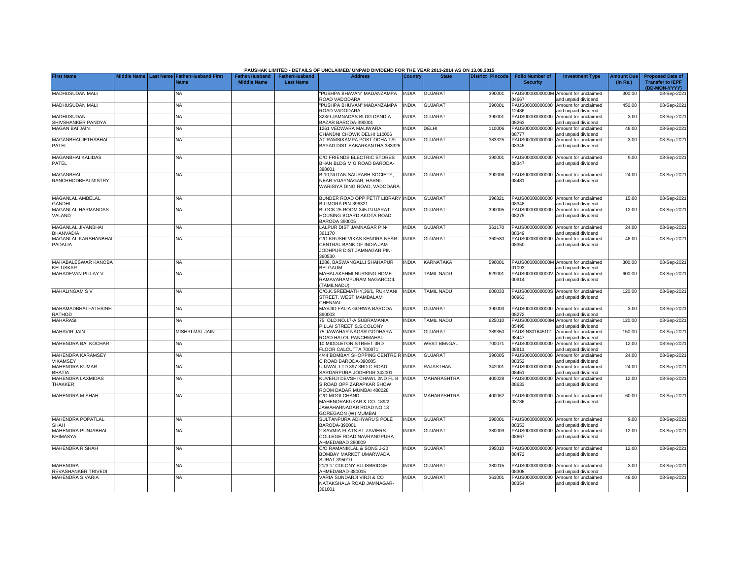PAUSHAK LIMITED - DETAILS OF UNCLAIMED/ UNPAID DIVIDEND FOR THE YEAR 2013-2014 AS ON 13.08.2015

| First Name | Middle Name | Last Name | Father/Husband First Name | Father/Husband Middle Name | Father/Husband Last Name | Address | Country | State | District | Pincode | Folio Number of Security | Investment Type | Amount Due (in Rs.) | Proposed Date of Transfer to IEPF (DD-MON-YYYY) |
|---|---|---|---|---|---|---|---|---|---|---|---|---|---|---|
| MADHUSUDAN MALI | | | NA | | | "PUSHPA BHAVAN" MADANZAMPA ROAD VADODARA | INDIA | GUJARAT | | 390001 | PAUS0000000000M04667 | Amount for unclaimed and unpaid dividend | 300.00 | 08-Sep-2021 |
| MADHUSUDAN MALI | | | NA | | | "PUSHPA BHUVAN" MADANZAMPA ROAD VADODARA | INDIA | GUJARAT | | 390001 | PAUS00000000000012486 | Amount for unclaimed and unpaid dividend | 450.00 | 08-Sep-2021 |
| MADHUSUDAN SHIVSHANKER PANDYA | | | NA | | | 323/9 JAMNADAS BLDG DANDIA BAZAR BARODA-390001 | INDIA | GUJARAT | | 390001 | PAUS00000000000008263 | Amount for unclaimed and unpaid dividend | 3.00 | 08-Sep-2021 |
| MAGAN BAI JAIN | | | NA | | | 1261 VEDWARA MALIWARA CHANDNI CHOWK DELHI 110006 | INDIA | DELHI | | 110006 | PAUS00000000000008777 | Amount for unclaimed and unpaid dividend | 48.00 | 08-Sep-2021 |
| MAGANBHAI JETHABHAI PATEL | | | NA | | | AT RAMSIKAMPA POST ODHA TAL BAYAD DIST SABARKANTHA 383325 | INDIA | GUJARAT | | 383325 | PAUS00000000000008345 | Amount for unclaimed and unpaid dividend | 3.00 | 08-Sep-2021 |
| MAGANBHAI KALIDAS PATEL | | | NA | | | C/O FRIENDS ELECTRIC STORES BHAN BLDG M G ROAD BARODA-390001 | INDIA | GUJARAT | | 390001 | PAUS00000000000008347 | Amount for unclaimed and unpaid dividend | 9.00 | 08-Sep-2021 |
| MAGANBHAI RANCHHODBHAI MISTRY | | | NA | | | B-10,NUTAN SAURABH SOCIETY, NEAR VIJAYNAGAR, HARNI-WARISIYA DING ROAD, VADODARA. | INDIA | GUJARAT | | 390006 | PAUS00000000000008481 | Amount for unclaimed and unpaid dividend | 24.00 | 08-Sep-2021 |
| MAGANLAL AMBELAL GANDHI | | | NA | | | BUNDER ROAD OPP PETIT LIBRARY BILIMORA PIN-396321 | INDIA | GUJARAT | | 396321 | PAUS00000000000008348 | Amount for unclaimed and unpaid dividend | 15.00 | 08-Sep-2021 |
| MAGANLAL HARMANDAS VALAND | | | NA | | | BLOCK 25 ROOM 345 GUJARAT HOUSING BOARD AKOTA ROAD BARODA 390005 | INDIA | GUJARAT | | 390005 | PAUS00000000000008275 | Amount for unclaimed and unpaid dividend | 12.00 | 08-Sep-2021 |
| MAGANLAL JIVANBHAI BHANVADIA | | | NA | | | LALPUR DIST JAMNAGAR PIN-361170 | INDIA | GUJARAT | | 361170 | PAUS00000000000008349 | Amount for unclaimed and unpaid dividend | 24.00 | 08-Sep-2021 |
| MAGANLAL KARSHANBHAI PADALIA | | | NA | | | C/O KRUSHI VIKAS KENDRA NEAR CENTRAL BANK OF INDIA JAM JODHPUR DIST JAMNAGAR PIN-360530 | INDIA | GUJARAT | | 360530 | PAUS00000000000008350 | Amount for unclaimed and unpaid dividend | 48.00 | 08-Sep-2021 |
| MAHABALESWAR KANOBA KELUSKAR | | | NA | | | 1286, BASWANGALLI SHAHAPUR BELGAUM | INDIA | KARNATAKA | | 590001 | PAUS0000000000M01093 | Amount for unclaimed and unpaid dividend | 300.00 | 08-Sep-2021 |
| MAHADEVAN PILLAY V | | | NA | | | MAHALAKSHMI NURSING HOME RAMAVARAMPURAM NAGARCOIL (TAMILNADU) | INDIA | TAMIL NADU | | 629001 | PAUS0000000000V00914 | Amount for unclaimed and unpaid dividend | 600.00 | 08-Sep-2021 |
| MAHALINGAM S V | | | NA | | | C/O.K.SREEMATHY,36/1, RUKMANI STREET, WEST MAMBALAM CHENNAI. | INDIA | TAMIL NADU | | 600033 | PAUS0000000000S00963 | Amount for unclaimed and unpaid dividend | 120.00 | 08-Sep-2021 |
| MAHAMADBHAI FATESINH RATHOD | | | NA | | | MASJID FALIA GORWA BARODA 390003 | INDIA | GUJARAT | | 390003 | PAUS00000000000008272 | Amount for unclaimed and unpaid dividend | 3.00 | 08-Sep-2021 |
| MAHARASI | | | NA | | | 75, OLD.NO.17-A SUBRAMANIA PILLAI STREET S.S.COLONY | INDIA | TAMIL NADU | | 625010 | PAUS0000000000M05495 | Amount for unclaimed and unpaid dividend | 120.00 | 08-Sep-2021 |
| MAHAVIR JAIN | | | MISHRI MAL JAIN | | | 75 JAWAHAR NAGAR GODHARA ROAD HALOL PANCHMAHAL | INDIA | GUJARAT | | 389350 | PAUSIN30164510198447 | Amount for unclaimed and unpaid dividend | 150.00 | 08-Sep-2021 |
| MAHENDRA BAI KOCHAR | | | NA | | | 10 MIDDLETON STREET 3RD FLOOR CALCUTTA 700071 | INDIA | WEST BENGAL | | 700071 | PAUS00000000000008811 | Amount for unclaimed and unpaid dividend | 12.00 | 08-Sep-2021 |
| MAHENDRA KARAMSEY VIKAMSEY | | | NA | | | 4/44 BOMBAY SHOPPING CENTRE R C ROAD BARODA-390005 | INDIA | GUJARAT | | 390005 | PAUS00000000000008352 | Amount for unclaimed and unpaid dividend | 24.00 | 08-Sep-2021 |
| MAHENDRA KUMAR BHATIA | | | NA | | | UJJWAL LTD 397 3RD C ROAD SARDARPURA JODHPUR 342001 | INDIA | RAJASTHAN | | 342001 | PAUS00000000000008451 | Amount for unclaimed and unpaid dividend | 24.00 | 08-Sep-2021 |
| MAHENDRA LAXMIDAS THAKKER | | | NA | | | KUVERJI DEVSHI CHAWL 2ND FL B S ROAD OPP ZARAPKAR SHOW ROOM DADAR MUMBAI 400028 | INDIA | MAHARASHTRA | | 400028 | PAUS00000000000008633 | Amount for unclaimed and unpaid dividend | 12.00 | 08-Sep-2021 |
| MAHENDRA M SHAH | | | NA | | | C/O MOOLCHAND MAHENDRAKUKAR & CO. 189/2 JAWAHARNAGAR ROAD NO.13 GOREGAON (W) MUMBAI | INDIA | MAHARASHTRA | | 400062 | PAUS00000000000008786 | Amount for unclaimed and unpaid dividend | 60.00 | 08-Sep-2021 |
| MAHENDRA POPATLAL SHAH | | | NA | | | SULTANPURA ADHYARU'S POLE BARODA-390001 | INDIA | GUJARAT | | 390001 | PAUS00000000000008353 | Amount for unclaimed and unpaid dividend | 9.00 | 08-Sep-2021 |
| MAHENDRA PUNJABHAI KHIMASYA | | | NA | | | 2 SAVMIA FLATS ST ZAVIERS COLLEGE ROAD NAVRANGPURA AHMEDABAD 380009 | INDIA | GUJARAT | | 380009 | PAUS00000000000008667 | Amount for unclaimed and unpaid dividend | 12.00 | 08-Sep-2021 |
| MAHENDRA R SHAH | | | NA | | | C/O RAMANIKLAL & SONS J-20 BOMBAY MARKET UMARWADA SURAT 395010 | INDIA | GUJARAT | | 395010 | PAUS00000000000008472 | Amount for unclaimed and unpaid dividend | 12.00 | 08-Sep-2021 |
| MAHENDRA REVASHANKER TRIVEDI | | | NA | | | 21/3 'L' COLONY ELLISBRIDGE AHMEDABAD-380015 | INDIA | GUJARAT | | 380015 | PAUS00000000000008308 | Amount for unclaimed and unpaid dividend | 3.00 | 08-Sep-2021 |
| MAHENDRA S VARIA | | | NA | | | VARIA SUNDARJI VIRJI & CO NATAKSHALA ROAD JAMNAGAR-361001 | INDIA | GUJARAT | | 361001 | PAUS00000000000008354 | Amount for unclaimed and unpaid dividend | 48.00 | 08-Sep-2021 |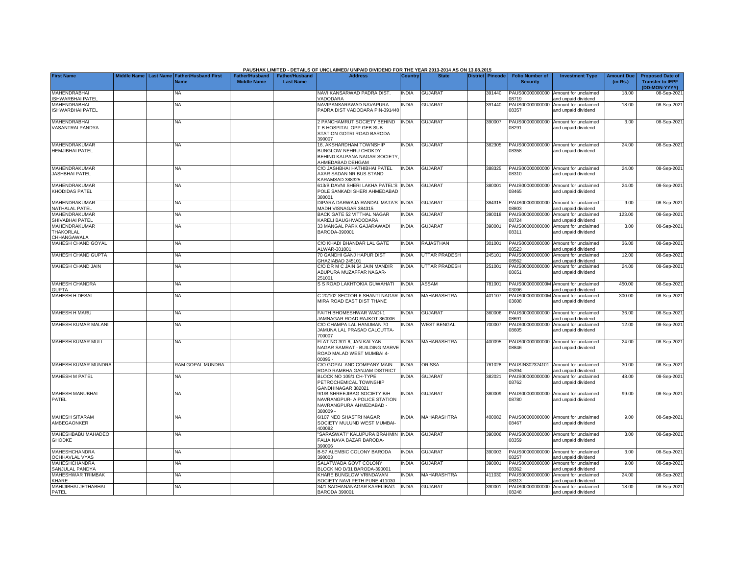**PAUSHAK LIMITED - DETAILS OF UNCLAIMED/ UNPAID DIVIDEND FOR THE YEAR 2013-2014 AS ON 13.08.2015**

| First Name | Middle Name | Last Name | Father/Husband First Name | Father/Husband Middle Name | Father/Husband Last Name | Address | Country | State | District | Pincode | Folio Number of Security | Investment Type | Amount Due (in Rs.) | Proposed Date of Transfer to IEPF (DD-MON-YYYY) |
|---|---|---|---|---|---|---|---|---|---|---|---|---|---|---|
| MAHENDRABHAI ISHWARBHAI PATEL | | | NA | | | NAVI KANSARWAD PADRA DIST. VADODARA | INDIA | GUJARAT | | 391440 | PAUS00000000000 08719 | Amount for unclaimed and unpaid dividend | 18.00 | 08-Sep-2021 |
| MAHENDRABHAI ISHWARBHAI PATEL | | | NA | | | NAVIPANSARAWAD NAVAPURA PADRA DIST VADODARA PIN-391440 | INDIA | GUJARAT | | 391440 | PAUS00000000000 08357 | Amount for unclaimed and unpaid dividend | 18.00 | 08-Sep-2021 |
| MAHENDRABHAI VASANTRAI PANDYA | | | NA | | | 2 PANCHAMRUT SOCIETY BEHIND T B HOSPITAL OPP GEB SUB STATION GOTRI ROAD BARODA 390007 | INDIA | GUJARAT | | 390007 | PAUS00000000000 08291 | Amount for unclaimed and unpaid dividend | 3.00 | 08-Sep-2021 |
| MAHENDRAKUMAR HEMJIBHAI PATEL | | | NA | | | 16, AKSHARDHAM TOWNSHIP BUNGLOW NEHRU CHOKDY BEHIND KALPANA NAGAR SOCIETY, AHMEDABAD DEHGAM | INDIA | GUJARAT | | 382305 | PAUS00000000000 08358 | Amount for unclaimed and unpaid dividend | 24.00 | 08-Sep-2021 |
| MAHENDRAKUMAR JASHBHAI PATEL | | | NA | | | C/O JASHBHAI HATHIBHAI PATEL AXAR SADAN NR BUS STAND KARAMSAD 388325 | INDIA | GUJARAT | | 388325 | PAUS00000000000 08310 | Amount for unclaimed and unpaid dividend | 24.00 | 08-Sep-2021 |
| MAHENDRAKUMAR KHODIDAS PATEL | | | NA | | | 613/B DAVNI SHERI LAKHA PATEL'S POLE SANKADI SHERI AHMEDABAD 380001 | INDIA | GUJARAT | | 380001 | PAUS00000000000 08465 | Amount for unclaimed and unpaid dividend | 24.00 | 08-Sep-2021 |
| MAHENDRAKUMAR NATHALAL PATEL | | | NA | | | DIPARA DARWAJA RANDAL MATA'S MADH VISNAGAR 384315 | INDIA | GUJARAT | | 384315 | PAUS00000000000 08803 | Amount for unclaimed and unpaid dividend | 9.00 | 08-Sep-2021 |
| MAHENDRAKUMAR SHIVABHAI PATEL | | | NA | | | BACK GATE 52 VITTHAL NAGAR KARELI BAUGHVADODARA | INDIA | GUJARAT | | 390018 | PAUS00000000000 08724 | Amount for unclaimed and unpaid dividend | 123.00 | 08-Sep-2021 |
| MAHENDRAKUMAR THAKORLAL CHHANGAWALA | | | NA | | | 33 MANGAL PARK GAJARAWADI BARODA-390001 | INDIA | GUJARAT | | 390001 | PAUS00000000000 08311 | Amount for unclaimed and unpaid dividend | 3.00 | 08-Sep-2021 |
| MAHESH CHAND GOYAL | | | NA | | | C/O KHADI BHANDAR LAL GATE ALWAR-301001 | INDIA | RAJASTHAN | | 301001 | PAUS00000000000 08523 | Amount for unclaimed and unpaid dividend | 36.00 | 08-Sep-2021 |
| MAHESH CHAND GUPTA | | | NA | | | 70 GANDHI GANJ HAPUR DIST GHAZIABAD 245101 | INDIA | UTTAR PRADESH | | 245101 | PAUS00000000000 08562 | Amount for unclaimed and unpaid dividend | 12.00 | 08-Sep-2021 |
| MAHESH CHAND JAIN | | | NA | | | C/O DR M C JAIN 64 JAIN MANDIR ABUPURA MUZAFFAR NAGAR-251001 | INDIA | UTTAR PRADESH | | 251001 | PAUS00000000000 08651 | Amount for unclaimed and unpaid dividend | 24.00 | 08-Sep-2021 |
| MAHESH CHANDRA GUPTA | | | NA | | | S S ROAD LAKHTOKIA GUWAHATI | INDIA | ASSAM | | 781001 | PAUS0000000000M 03096 | Amount for unclaimed and unpaid dividend | 450.00 | 08-Sep-2021 |
| MAHESH H DESAI | | | NA | | | C-20/102 SECTOR-6 SHANTI NAGAR MIRA ROAD EAST DIST THANE | INDIA | MAHARASHTRA | | 401107 | PAUS0000000000M 03608 | Amount for unclaimed and unpaid dividend | 300.00 | 08-Sep-2021 |
| MAHESH H MARU | | | NA | | | FAITH BHOMESHWAR WADI-1 JAMNAGAR ROAD RAJKOT 360006 | INDIA | GUJARAT | | 360006 | PAUS00000000000 08691 | Amount for unclaimed and unpaid dividend | 36.00 | 08-Sep-2021 |
| MAHESH KUMAR MALANI | | | NA | | | C/O CHAMPA LAL HANUMAN 70 JAMUNA LAL PRASAD CALCUTTA-700007 | INDIA | WEST BENGAL | | 700007 | PAUS00000000000 08605 | Amount for unclaimed and unpaid dividend | 12.00 | 08-Sep-2021 |
| MAHESH KUMAR MULL | | | NA | | | FLAT NO 301 6, JAN KALYAN NAGAR SAMRAT - BUILDING MARVE ROAD MALAD WEST MUMBAI 4-00095 - | INDIA | MAHARASHTRA | | 400095 | PAUS00000000000 08846 | Amount for unclaimed and unpaid dividend | 24.00 | 08-Sep-2021 |
| MAHESH KUMAR MUNDRA | | | RAM GOPAL MUNDRA | | | C/O GOPAL AND COMPANY MAIN ROAD RAMBHA GANJAM DISTRICT | INDIA | ORISSA | | 761028 | PAUSIN302324101 05394 | Amount for unclaimed and unpaid dividend | 30.00 | 08-Sep-2021 |
| MAHESH M PATEL | | | NA | | | BLOCK NO 109/1 CH-TYPE PETROCHEMICAL TOWNSHIP GANDHINAGAR 382021 | INDIA | GUJARAT | | 382021 | PAUS00000000000 08762 | Amount for unclaimed and unpaid dividend | 48.00 | 08-Sep-2021 |
| MAHESH MANUBHAI PATEL | | | NA | | | 9/1/B SHREEJIBAG SOCIETY B/H NAVRANGPUR- A POLICE STATION NAVRANGPURA AHMEDABAD - 380009 - | INDIA | GUJARAT | | 380009 | PAUS00000000000 08780 | Amount for unclaimed and unpaid dividend | 99.00 | 08-Sep-2021 |
| MAHESH SITARAM AMBEGAONKER | | | NA | | | 6/107 NEO SHASTRI NAGAR SOCIETY MULUND WEST MUMBAI-400082 | INDIA | MAHARASHTRA | | 400082 | PAUS00000000000 08467 | Amount for unclaimed and unpaid dividend | 9.00 | 08-Sep-2021 |
| MAHESHBABU MAHADEO GHODKE | | | NA | | | "SARASWATI" KALUPURA BRAHMIN FALIA NAVA BAZAR BARODA-390006 | INDIA | GUJARAT | | 390006 | PAUS00000000000 08359 | Amount for unclaimed and unpaid dividend | 3.00 | 08-Sep-2021 |
| MAHESHCHANDRA OCHHAVLAL VYAS | | | NA | | | B-57 ALEMBIC COLONY BARODA 390003 | INDIA | GUJARAT | | 390003 | PAUS00000000000 08257 | Amount for unclaimed and unpaid dividend | 3.00 | 08-Sep-2021 |
| MAHESHCHANDRA SANJULAL PANDYA | | | NA | | | SALATWADA GOVT COLONY BLOCK NO D/31 BARODA-390001 | INDIA | GUJARAT | | 390001 | PAUS00000000000 08362 | Amount for unclaimed and unpaid dividend | 9.00 | 08-Sep-2021 |
| MAHESHWAR TRIMBAK KHARE | | | NA | | | KHARE BUNGLOW VRINDAVAN SOCIETY NAVI PETH PUNE 411030 | INDIA | MAHARASHTRA | | 411030 | PAUS00000000000 08313 | Amount for unclaimed and unpaid dividend | 24.00 | 08-Sep-2021 |
| MAHIJIBHAI JETHABHAI PATEL | | | NA | | | 34/1 SADHANANAGAR KARELIBAG BARODA 390001 | INDIA | GUJARAT | | 390001 | PAUS00000000000 08248 | Amount for unclaimed and unpaid dividend | 18.00 | 08-Sep-2021 |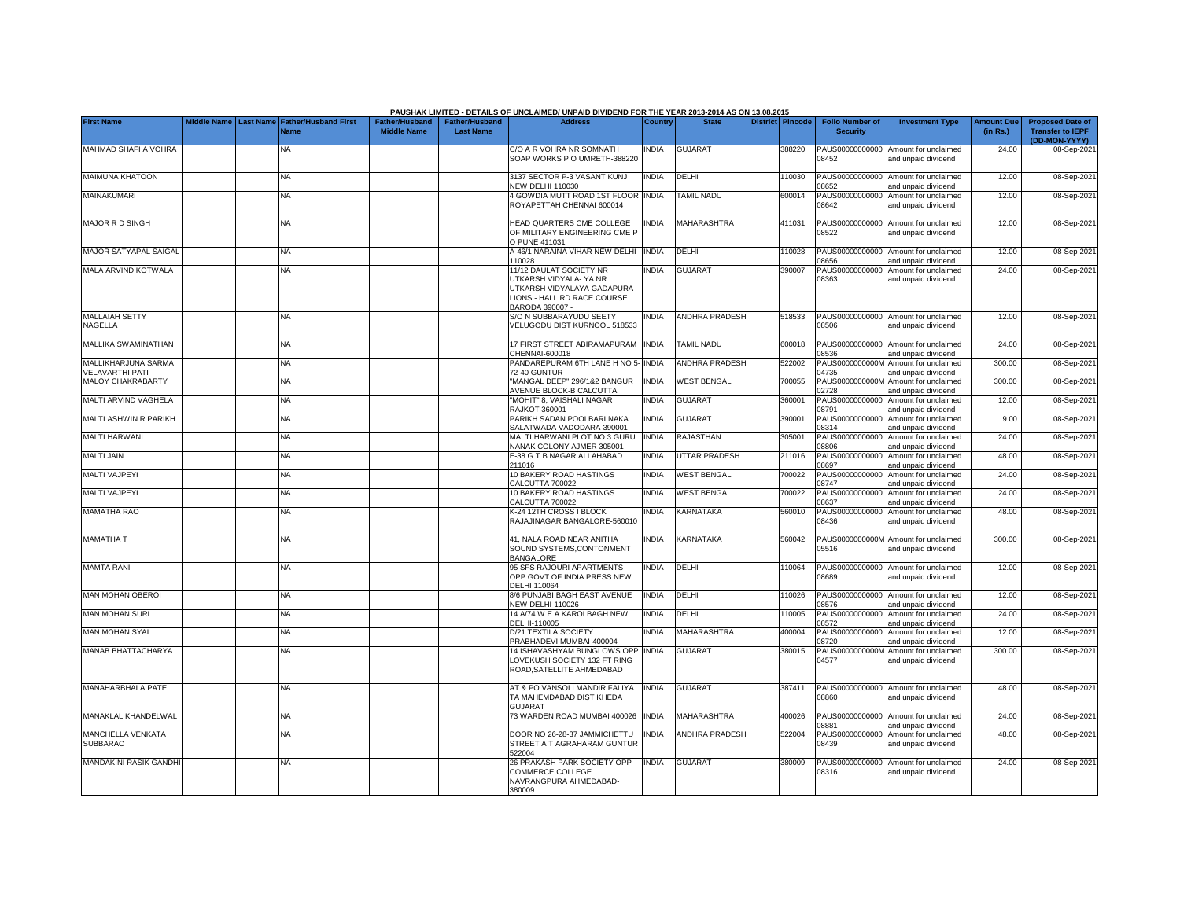PAUSHAK LIMITED - DETAILS OF UNCLAIMED/ UNPAID DIVIDEND FOR THE YEAR 2013-2014 AS ON 13.08.2015

| First Name | Middle Name | Last Name | Father/Husband First Name | Father/Husband Middle Name | Father/Husband Last Name | Address | Country | State | District | Pincode | Folio Number of Security | Investment Type | Amount Due (in Rs.) | Proposed Date of Transfer to IEPF (DD-MON-YYYY) |
|---|---|---|---|---|---|---|---|---|---|---|---|---|---|---|
| MAHMAD SHAFI A VOHRA | | | NA | | | C/O A R VOHRA NR SOMNATH SOAP WORKS P O UMRETH-388220 | INDIA | GUJARAT | | 388220 | PAUS00000000000 08452 | Amount for unclaimed and unpaid dividend | 24.00 | 08-Sep-2021 |
| MAIMUNA KHATOON | | | NA | | | 3137 SECTOR P-3 VASANT KUNJ NEW DELHI 110030 | INDIA | DELHI | | 110030 | PAUS00000000000 08652 | Amount for unclaimed and unpaid dividend | 12.00 | 08-Sep-2021 |
| MAINAKUMARI | | | NA | | | 4 GOWDIA MUTT ROAD 1ST FLOOR ROYAPETTAH CHENNAI 600014 | INDIA | TAMIL NADU | | 600014 | PAUS00000000000 08642 | Amount for unclaimed and unpaid dividend | 12.00 | 08-Sep-2021 |
| MAJOR R D SINGH | | | NA | | | HEAD QUARTERS CME COLLEGE OF MILITARY ENGINEERING CME P O PUNE 411031 | INDIA | MAHARASHTRA | | 411031 | PAUS00000000000 08522 | Amount for unclaimed and unpaid dividend | 12.00 | 08-Sep-2021 |
| MAJOR SATYAPAL SAIGAL | | | NA | | | A-46/1 NARAINA VIHAR NEW DELHI-110028 | INDIA | DELHI | | 110028 | PAUS00000000000 08656 | Amount for unclaimed and unpaid dividend | 12.00 | 08-Sep-2021 |
| MALA ARVIND KOTWALA | | | NA | | | 11/12 DAULAT SOCIETY NR UTKARSH VIDYALA- YA NR UTKARSH VIDYALAYA GADAPURA LIONS - HALL RD RACE COURSE BARODA 390007 - | INDIA | GUJARAT | | 390007 | PAUS00000000000 08363 | Amount for unclaimed and unpaid dividend | 24.00 | 08-Sep-2021 |
| MALLAIAH SETTY NAGELLA | | | NA | | | S/O N SUBBARAYUDU SEETY VELUGODU DIST KURNOOL 518533 | INDIA | ANDHRA PRADESH | | 518533 | PAUS00000000000 08506 | Amount for unclaimed and unpaid dividend | 12.00 | 08-Sep-2021 |
| MALLIKA SWAMINATHAN | | | NA | | | 17 FIRST STREET ABIRAMAPURAM CHENNAI-600018 | INDIA | TAMIL NADU | | 600018 | PAUS00000000000 08536 | Amount for unclaimed and unpaid dividend | 24.00 | 08-Sep-2021 |
| MALLIKHARJUNA SARMA VELAVARTHI PATI | | | NA | | | PANDAREPURAM 6TH LANE H NO 5-72-40 GUNTUR | INDIA | ANDHRA PRADESH | | 522002 | PAUS0000000000M 04735 | Amount for unclaimed and unpaid dividend | 300.00 | 08-Sep-2021 |
| MALOY CHAKRABARTY | | | NA | | | "MANGAL DEEP" 296/1&2 BANGUR AVENUE BLOCK-B CALCUTTA | INDIA | WEST BENGAL | | 700055 | PAUS0000000000M 02728 | Amount for unclaimed and unpaid dividend | 300.00 | 08-Sep-2021 |
| MALTI ARVIND VAGHELA | | | NA | | | "MOHIT" 8, VAISHALI NAGAR RAJKOT 360001 | INDIA | GUJARAT | | 360001 | PAUS00000000000 08791 | Amount for unclaimed and unpaid dividend | 12.00 | 08-Sep-2021 |
| MALTI ASHWIN R PARIKH | | | NA | | | PARIKH SADAN POOLBARI NAKA SALATWADA VADODARA-390001 | INDIA | GUJARAT | | 390001 | PAUS00000000000 08314 | Amount for unclaimed and unpaid dividend | 9.00 | 08-Sep-2021 |
| MALTI HARWANI | | | NA | | | MALTI HARWANI PLOT NO 3 GURU NANAK COLONY AJMER 305001 | INDIA | RAJASTHAN | | 305001 | PAUS00000000000 08806 | Amount for unclaimed and unpaid dividend | 24.00 | 08-Sep-2021 |
| MALTI JAIN | | | NA | | | E-38 G T B NAGAR ALLAHABAD 211016 | INDIA | UTTAR PRADESH | | 211016 | PAUS00000000000 08697 | Amount for unclaimed and unpaid dividend | 48.00 | 08-Sep-2021 |
| MALTI VAJPEYI | | | NA | | | 10 BAKERY ROAD HASTINGS CALCUTTA 700022 | INDIA | WEST BENGAL | | 700022 | PAUS00000000000 08747 | Amount for unclaimed and unpaid dividend | 24.00 | 08-Sep-2021 |
| MALTI VAJPEYI | | | NA | | | 10 BAKERY ROAD HASTINGS CALCUTTA 700022 | INDIA | WEST BENGAL | | 700022 | PAUS00000000000 08637 | Amount for unclaimed and unpaid dividend | 24.00 | 08-Sep-2021 |
| MAMATHA RAO | | | NA | | | K-24 12TH CROSS I BLOCK RAJAJINAGAR BANGALORE-560010 | INDIA | KARNATAKA | | 560010 | PAUS00000000000 08436 | Amount for unclaimed and unpaid dividend | 48.00 | 08-Sep-2021 |
| MAMATHA T | | | NA | | | 41, NALA ROAD NEAR ANITHA SOUND SYSTEMS,CONTONMENT BANGALORE | INDIA | KARNATAKA | | 560042 | PAUS0000000000M 05516 | Amount for unclaimed and unpaid dividend | 300.00 | 08-Sep-2021 |
| MAMTA RANI | | | NA | | | 95 SFS RAJOURI APARTMENTS OPP GOVT OF INDIA PRESS NEW DELHI 110064 | INDIA | DELHI | | 110064 | PAUS00000000000 08689 | Amount for unclaimed and unpaid dividend | 12.00 | 08-Sep-2021 |
| MAN MOHAN OBEROI | | | NA | | | 8/6 PUNJABI BAGH EAST AVENUE NEW DELHI-110026 | INDIA | DELHI | | 110026 | PAUS00000000000 08576 | Amount for unclaimed and unpaid dividend | 12.00 | 08-Sep-2021 |
| MAN MOHAN SURI | | | NA | | | 14 A/74 W E A KAROLBAGH NEW DELHI-110005 | INDIA | DELHI | | 110005 | PAUS00000000000 08572 | Amount for unclaimed and unpaid dividend | 24.00 | 08-Sep-2021 |
| MAN MOHAN SYAL | | | NA | | | D/21 TEXTILA SOCIETY PRABHADEVI MUMBAI-400004 | INDIA | MAHARASHTRA | | 400004 | PAUS00000000000 08720 | Amount for unclaimed and unpaid dividend | 12.00 | 08-Sep-2021 |
| MANAB BHATTACHARYA | | | NA | | | 14 ISHAVASHYAM BUNGLOWS OPP LOVEKUSH SOCIETY 132 FT RING ROAD,SATELLITE AHMEDABAD | INDIA | GUJARAT | | 380015 | PAUS0000000000M 04577 | Amount for unclaimed and unpaid dividend | 300.00 | 08-Sep-2021 |
| MANAHARBHAI A PATEL | | | NA | | | AT & PO VANSOLI MANDIR FALIYA TA MAHEMDABAD DIST KHEDA GUJARAT | INDIA | GUJARAT | | 387411 | PAUS00000000000 08860 | Amount for unclaimed and unpaid dividend | 48.00 | 08-Sep-2021 |
| MANAKLAL KHANDELWAL | | | NA | | | 73 WARDEN ROAD MUMBAI 400026 | INDIA | MAHARASHTRA | | 400026 | PAUS00000000000 08881 | Amount for unclaimed and unpaid dividend | 24.00 | 08-Sep-2021 |
| MANCHELLA VENKATA SUBBARAO | | | NA | | | DOOR NO 26-28-37 JAMMICHETTU STREET A T AGRAHARAM GUNTUR 522004 | INDIA | ANDHRA PRADESH | | 522004 | PAUS00000000000 08439 | Amount for unclaimed and unpaid dividend | 48.00 | 08-Sep-2021 |
| MANDAKINI RASIK GANDHI | | | NA | | | 26 PRAKASH PARK SOCIETY OPP COMMERCE COLLEGE NAVRANGPURA AHMEDABAD-380009 | INDIA | GUJARAT | | 380009 | PAUS00000000000 08316 | Amount for unclaimed and unpaid dividend | 24.00 | 08-Sep-2021 |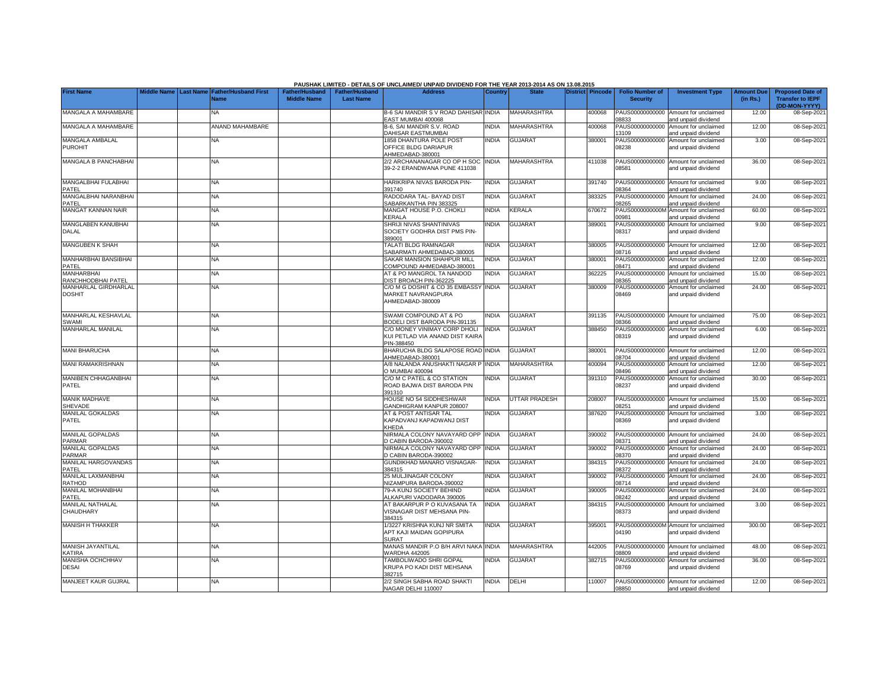PAUSHAK LIMITED - DETAILS OF UNCLAIMED/ UNPAID DIVIDEND FOR THE YEAR 2013-2014 AS ON 13.08.2015

| First Name | Middle Name | Last Name | Father/Husband First Name | Father/Husband Middle Name | Father/Husband Last Name | Address | Country | State | District | Pincode | Folio Number of Security | Investment Type | Amount Due (in Rs.) | Proposed Date of Transfer to IEPF (DD-MON-YYYY) |
|---|---|---|---|---|---|---|---|---|---|---|---|---|---|---|
| MANGALA A MAHAMBARE | | | NA | | | B-6 SAI MANDIR S V ROAD DAHISAR EAST MUMBAI 400068 | INDIA | MAHARASHTRA | | 400068 | PAUS00000000000 08833 | Amount for unclaimed and unpaid dividend | 12.00 | 08-Sep-2021 |
| MANGALA A MAHAMBARE | | | ANAND MAHAMBARE | | | B-6, SAI MANDIR S.V. ROAD DAHISAR EASTMUMBAI | INDIA | MAHARASHTRA | | 400068 | PAUS00000000000 13109 | Amount for unclaimed and unpaid dividend | 12.00 | 08-Sep-2021 |
| MANGALA AMBALAL PUROHIT | | | NA | | | 1858 DHANTURA POLE POST OFFICE BLDG DARIAPUR AHMEDABAD-380001 | INDIA | GUJARAT | | 380001 | PAUS00000000000 08238 | Amount for unclaimed and unpaid dividend | 3.00 | 08-Sep-2021 |
| MANGALA B PANCHABHAI | | | NA | | | 2/2 ARCHANANAGAR CO OP H SOC 39-2-2 ERANDWANA PUNE 411038 | INDIA | MAHARASHTRA | | 411038 | PAUS00000000000 08581 | Amount for unclaimed and unpaid dividend | 36.00 | 08-Sep-2021 |
| MANGALBHAI FULABHAI PATEL | | | NA | | | HARIKRIPA NIVAS BARODA PIN-391740 | INDIA | GUJARAT | | 391740 | PAUS00000000000 08364 | Amount for unclaimed and unpaid dividend | 9.00 | 08-Sep-2021 |
| MANGALBHAI NARANBHAI PATEL | | | NA | | | RADODARA TAL- BAYAD DIST SABARKANTHA PIN 383325 | INDIA | GUJARAT | | 383325 | PAUS00000000000 08265 | Amount for unclaimed and unpaid dividend | 24.00 | 08-Sep-2021 |
| MANGAT KANNAN NAIR | | | NA | | | MANGAT HOUSE P.O. CHOKLI KERALA | INDIA | KERALA | | 670672 | PAUS0000000000M 00981 | Amount for unclaimed and unpaid dividend | 60.00 | 08-Sep-2021 |
| MANGLABEN KANUBHAI DALAL | | | NA | | | SHRIJI NIVAS SHANTINIVAS SOCIETY GODHRA DIST PMS PIN-389001 | INDIA | GUJARAT | | 389001 | PAUS00000000000 08317 | Amount for unclaimed and unpaid dividend | 9.00 | 08-Sep-2021 |
| MANGUBEN K SHAH | | | NA | | | TALATI BLDG RAMNAGAR SABARMATI AHMEDABAD-380005 | INDIA | GUJARAT | | 380005 | PAUS00000000000 08716 | Amount for unclaimed and unpaid dividend | 12.00 | 08-Sep-2021 |
| MANHARBHAI BANSIBHAI PATEL | | | NA | | | SAKAR MANSION SHAHPUR MILL COMPOUND AHMEDABAD-380001 | INDIA | GUJARAT | | 380001 | PAUS00000000000 08471 | Amount for unclaimed and unpaid dividend | 12.00 | 08-Sep-2021 |
| MANHARBHAI RANCHHODBHAI PATEL | | | NA | | | AT & PO MANGROL TA NANDOD DIST BROACH PIN-362225 | INDIA | GUJARAT | | 362225 | PAUS00000000000 08365 | Amount for unclaimed and unpaid dividend | 15.00 | 08-Sep-2021 |
| MANHARLAL GIRDHARLAL DOSHIT | | | NA | | | C/O M G DOSHIT & CO 35 EMBASSY MARKET NAVRANGPURA AHMEDABAD-380009 | INDIA | GUJARAT | | 380009 | PAUS00000000000 08469 | Amount for unclaimed and unpaid dividend | 24.00 | 08-Sep-2021 |
| MANHARLAL KESHAVLAL SWAMI | | | NA | | | SWAMI COMPOUND AT & PO BODELI DIST BARODA PIN-391135 | INDIA | GUJARAT | | 391135 | PAUS00000000000 08366 | Amount for unclaimed and unpaid dividend | 75.00 | 08-Sep-2021 |
| MANHARLAL MANILAL | | | NA | | | C/O MONEY VINIMAY CORP DHOLI KUI PETLAD VIA ANAND DIST KAIRA PIN-388450 | INDIA | GUJARAT | | 388450 | PAUS00000000000 08319 | Amount for unclaimed and unpaid dividend | 6.00 | 08-Sep-2021 |
| MANI BHARUCHA | | | NA | | | BHARUCHA BLDG SALAPOSE ROAD AHMEDABAD-380001 | INDIA | GUJARAT | | 380001 | PAUS00000000000 08704 | Amount for unclaimed and unpaid dividend | 12.00 | 08-Sep-2021 |
| MANI RAMAKRISHNAN | | | NA | | | A/8 NALANDA ANUSHAKTI NAGAR P O MUMBAI 400094 | INDIA | MAHARASHTRA | | 400094 | PAUS00000000000 08496 | Amount for unclaimed and unpaid dividend | 12.00 | 08-Sep-2021 |
| MANIBEN CHHAGANBHAI PATEL | | | NA | | | C/O M C PATEL & CO STATION ROAD BAJWA DIST BARODA PIN 391310 | INDIA | GUJARAT | | 391310 | PAUS00000000000 08237 | Amount for unclaimed and unpaid dividend | 30.00 | 08-Sep-2021 |
| MANIK MADHAVE SHEVADE | | | NA | | | HOUSE NO 54 SIDDHESHWAR GANDHIGRAM KANPUR 208007 | INDIA | UTTAR PRADESH | | 208007 | PAUS00000000000 08251 | Amount for unclaimed and unpaid dividend | 15.00 | 08-Sep-2021 |
| MANILAL GOKALDAS PATEL | | | NA | | | AT & POST ANTISAR TAL KAPADVANJ KAPADWANJ DIST KHEDA | INDIA | GUJARAT | | 387620 | PAUS00000000000 08369 | Amount for unclaimed and unpaid dividend | 3.00 | 08-Sep-2021 |
| MANILAL GOPALDAS PARMAR | | | NA | | | NIRMALA COLONY NAVAYARD OPP D CABIN BARODA-390002 | INDIA | GUJARAT | | 390002 | PAUS00000000000 08371 | Amount for unclaimed and unpaid dividend | 24.00 | 08-Sep-2021 |
| MANILAL GOPALDAS PARMAR | | | NA | | | NIRMALA COLONY NAVAYARD OPP D CABIN BARODA-390002 | INDIA | GUJARAT | | 390002 | PAUS00000000000 08370 | Amount for unclaimed and unpaid dividend | 24.00 | 08-Sep-2021 |
| MANILAL HARGOVANDAS PATEL | | | NA | | | GUNDIKHAD MANARO VISNAGAR-384315 | INDIA | GUJARAT | | 384315 | PAUS00000000000 08372 | Amount for unclaimed and unpaid dividend | 24.00 | 08-Sep-2021 |
| MANILAL LAXMANBHAI RATHOD | | | NA | | | 25 MULJINAGAR COLONY NIZAMPURA BARODA-390002 | INDIA | GUJARAT | | 390002 | PAUS00000000000 08714 | Amount for unclaimed and unpaid dividend | 24.00 | 08-Sep-2021 |
| MANILAL MOHANBHAI PATEL | | | NA | | | 79-A KUNJ SOCIETY BEHIND ALKAPURI VADODARA 390005 | INDIA | GUJARAT | | 390005 | PAUS00000000000 08242 | Amount for unclaimed and unpaid dividend | 24.00 | 08-Sep-2021 |
| MANILAL NATHALAL CHAUDHARY | | | NA | | | AT BAKARPUR P O KUVASANA TA VISNAGAR DIST MEHSANA PIN-384315 | INDIA | GUJARAT | | 384315 | PAUS00000000000 08373 | Amount for unclaimed and unpaid dividend | 3.00 | 08-Sep-2021 |
| MANISH H THAKKER | | | NA | | | 1/3227 KRISHNA KUNJ NR SMITA APT KAJI MAIDAN GOPIPURA SURAT | INDIA | GUJARAT | | 395001 | PAUS0000000000M 04190 | Amount for unclaimed and unpaid dividend | 300.00 | 08-Sep-2021 |
| MANISH JAYANTILAL KATIRA | | | NA | | | MANAS MANDIR P.O B/H ARVI NAKA WARDHA 442005 | INDIA | MAHARASHTRA | | 442005 | PAUS00000000000 08809 | Amount for unclaimed and unpaid dividend | 48.00 | 08-Sep-2021 |
| MANISHA OCHCHHAV DESAI | | | NA | | | TAMBOLIWADO SHRI GOPAL KRUPA PO KADI DIST MEHSANA 382715 | INDIA | GUJARAT | | 382715 | PAUS00000000000 08769 | Amount for unclaimed and unpaid dividend | 36.00 | 08-Sep-2021 |
| MANJEET KAUR GUJRAL | | | NA | | | 2/2 SINGH SABHA ROAD SHAKTI NAGAR DELHI 110007 | INDIA | DELHI | | 110007 | PAUS00000000000 08850 | Amount for unclaimed and unpaid dividend | 12.00 | 08-Sep-2021 |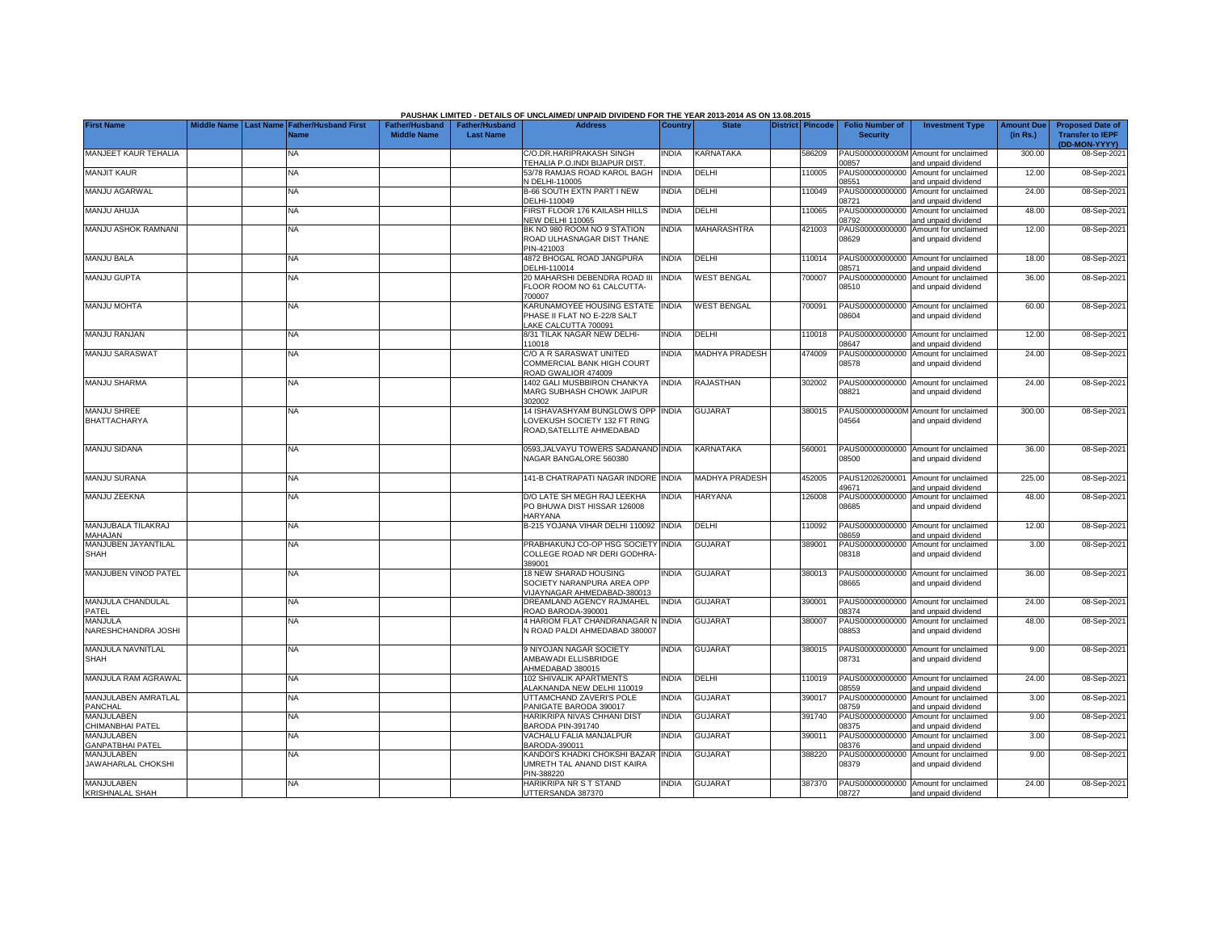PAUSHAK LIMITED - DETAILS OF UNCLAIMED/ UNPAID DIVIDEND FOR THE YEAR 2013-2014 AS ON 13.08.2015

| First Name | Middle Name | Last Name | Father/Husband First Name | Father/Husband Middle Name | Father/Husband Last Name | Address | Country | State | District | Pincode | Folio Number of Security | Investment Type | Amount Due (in Rs.) | Proposed Date of Transfer to IEPF (DD-MON-YYYY) |
|---|---|---|---|---|---|---|---|---|---|---|---|---|---|---|
| MANJEET KAUR TEHALIA | | | NA | | | C/O.DR.HARIPRAKASH SINGH TEHALIA P.O.INDI BIJAPUR DIST. | INDIA | KARNATAKA | | 586209 | PAUS0000000000M00857 | Amount for unclaimed and unpaid dividend | 300.00 | 08-Sep-2021 |
| MANJIT KAUR | | | NA | | | 53/78 RAMJAS ROAD KAROL BAGH N DELHI-110005 | INDIA | DELHI | | 110005 | PAUS00000000000008551 | Amount for unclaimed and unpaid dividend | 12.00 | 08-Sep-2021 |
| MANJU AGARWAL | | | NA | | | B-66 SOUTH EXTN PART I NEW DELHI-110049 | INDIA | DELHI | | 110049 | PAUS00000000000008721 | Amount for unclaimed and unpaid dividend | 24.00 | 08-Sep-2021 |
| MANJU AHUJA | | | NA | | | FIRST FLOOR 176 KAILASH HILLS NEW DELHI 110065 | INDIA | DELHI | | 110065 | PAUS00000000000008792 | Amount for unclaimed and unpaid dividend | 48.00 | 08-Sep-2021 |
| MANJU ASHOK RAMNANI | | | NA | | | BK NO 980 ROOM NO 9 STATION ROAD ULHASNAGAR DIST THANE PIN-421003 | INDIA | MAHARASHTRA | | 421003 | PAUS00000000000008629 | Amount for unclaimed and unpaid dividend | 12.00 | 08-Sep-2021 |
| MANJU BALA | | | NA | | | 4872 BHOGAL ROAD JANGPURA DELHI-110014 | INDIA | DELHI | | 110014 | PAUS00000000000008571 | Amount for unclaimed and unpaid dividend | 18.00 | 08-Sep-2021 |
| MANJU GUPTA | | | NA | | | 20 MAHARSHI DEBENDRA ROAD III FLOOR ROOM NO 61 CALCUTTA-700007 | INDIA | WEST BENGAL | | 700007 | PAUS00000000000008510 | Amount for unclaimed and unpaid dividend | 36.00 | 08-Sep-2021 |
| MANJU MOHTA | | | NA | | | KARUNAMOYEE HOUSING ESTATE PHASE II FLAT NO E-22/8 SALT LAKE CALCUTTA 700091 | INDIA | WEST BENGAL | | 700091 | PAUS00000000000008604 | Amount for unclaimed and unpaid dividend | 60.00 | 08-Sep-2021 |
| MANJU RANJAN | | | NA | | | 8/31 TILAK NAGAR NEW DELHI-110018 | INDIA | DELHI | | 110018 | PAUS00000000000008647 | Amount for unclaimed and unpaid dividend | 12.00 | 08-Sep-2021 |
| MANJU SARASWAT | | | NA | | | C/O A R SARASWAT UNITED COMMERCIAL BANK HIGH COURT ROAD GWALIOR 474009 | INDIA | MADHYA PRADESH | | 474009 | PAUS00000000000008578 | Amount for unclaimed and unpaid dividend | 24.00 | 08-Sep-2021 |
| MANJU SHARMA | | | NA | | | 1402 GALI MUSBBIRON CHANKYA MARG SUBHASH CHOWK JAIPUR 302002 | INDIA | RAJASTHAN | | 302002 | PAUS00000000000008821 | Amount for unclaimed and unpaid dividend | 24.00 | 08-Sep-2021 |
| MANJU SHREE BHATTACHARYA | | | NA | | | 14 ISHAVASHYAM BUNGLOWS OPP LOVEKUSH SOCIETY 132 FT RING ROAD,SATELLITE AHMEDABAD | INDIA | GUJARAT | | 380015 | PAUS0000000000M04564 | Amount for unclaimed and unpaid dividend | 300.00 | 08-Sep-2021 |
| MANJU SIDANA | | | NA | | | 0593,JALVAYU TOWERS SADANAND NAGAR BANGALORE 560380 | INDIA | KARNATAKA | | 560001 | PAUS00000000000008500 | Amount for unclaimed and unpaid dividend | 36.00 | 08-Sep-2021 |
| MANJU SURANA | | | NA | | | 141-B CHATRAPATI NAGAR INDORE | INDIA | MADHYA PRADESH | | 452005 | PAUS1202620000149671 | Amount for unclaimed and unpaid dividend | 225.00 | 08-Sep-2021 |
| MANJU ZEEKNA | | | NA | | | D/O LATE SH MEGH RAJ LEEKHA PO BHUWA DIST HISSAR 126008 HARYANA | INDIA | HARYANA | | 126008 | PAUS00000000000008685 | Amount for unclaimed and unpaid dividend | 48.00 | 08-Sep-2021 |
| MANJUBALA TILAKRAJ MAHAJAN | | | NA | | | B-215 YOJANA VIHAR DELHI 110092 | INDIA | DELHI | | 110092 | PAUS00000000000008659 | Amount for unclaimed and unpaid dividend | 12.00 | 08-Sep-2021 |
| MANJUBEN JAYANTILAL SHAH | | | NA | | | PRABHAKUNJ CO-OP HSG SOCIETY COLLEGE ROAD NR DERI GODHRA-389001 | INDIA | GUJARAT | | 389001 | PAUS00000000000008318 | Amount for unclaimed and unpaid dividend | 3.00 | 08-Sep-2021 |
| MANJUBEN VINOD PATEL | | | NA | | | 18 NEW SHARAD HOUSING SOCIETY NARANPURA AREA OPP VIJAYNAGAR AHMEDABAD-380013 | INDIA | GUJARAT | | 380013 | PAUS00000000000008665 | Amount for unclaimed and unpaid dividend | 36.00 | 08-Sep-2021 |
| MANJULA CHANDULAL PATEL | | | NA | | | DREAMLAND AGENCY RAJMAHEL ROAD BARODA-390001 | INDIA | GUJARAT | | 390001 | PAUS00000000000008374 | Amount for unclaimed and unpaid dividend | 24.00 | 08-Sep-2021 |
| MANJULA NARESHCHANDRA JOSHI | | | NA | | | 4 HARIOM FLAT CHANDRANAGAR N N ROAD PALDI AHMEDABAD 380007 | INDIA | GUJARAT | | 380007 | PAUS00000000000008853 | Amount for unclaimed and unpaid dividend | 48.00 | 08-Sep-2021 |
| MANJULA NAVNITLAL SHAH | | | NA | | | 9 NIYOJAN NAGAR SOCIETY AMBAWADI ELLISBRIDGE AHMEDABAD 380015 | INDIA | GUJARAT | | 380015 | PAUS00000000000008731 | Amount for unclaimed and unpaid dividend | 9.00 | 08-Sep-2021 |
| MANJULA RAM AGRAWAL | | | NA | | | 102 SHIVALIK APARTMENTS ALAKNANDA NEW DELHI 110019 | INDIA | DELHI | | 110019 | PAUS00000000000008559 | Amount for unclaimed and unpaid dividend | 24.00 | 08-Sep-2021 |
| MANJULABEN AMRATLAL PANCHAL | | | NA | | | UTTAMCHAND ZAVERI'S POLE PANIGATE BARODA 390017 | INDIA | GUJARAT | | 390017 | PAUS00000000000008759 | Amount for unclaimed and unpaid dividend | 3.00 | 08-Sep-2021 |
| MANJULABEN CHIMANBHAI PATEL | | | NA | | | HARIKRIPA NIVAS CHHANI DIST BARODA PIN-391740 | INDIA | GUJARAT | | 391740 | PAUS00000000000008375 | Amount for unclaimed and unpaid dividend | 9.00 | 08-Sep-2021 |
| MANJULABEN GANPATBHAI PATEL | | | NA | | | VACHALU FALIA MANJALPUR BARODA-390011 | INDIA | GUJARAT | | 390011 | PAUS00000000000008376 | Amount for unclaimed and unpaid dividend | 3.00 | 08-Sep-2021 |
| MANJULABEN JAWAHARLAL CHOKSHI | | | NA | | | KANDOI'S KHADKI CHOKSHI BAZAR UMRETH TAL ANAND DIST KAIRA PIN-388220 | INDIA | GUJARAT | | 388220 | PAUS00000000000008379 | Amount for unclaimed and unpaid dividend | 9.00 | 08-Sep-2021 |
| MANJULABEN KRISHNALAL SHAH | | | NA | | | HARIKRIPA NR S T STAND UTTERSANDA 387370 | INDIA | GUJARAT | | 387370 | PAUS00000000000008727 | Amount for unclaimed and unpaid dividend | 24.00 | 08-Sep-2021 |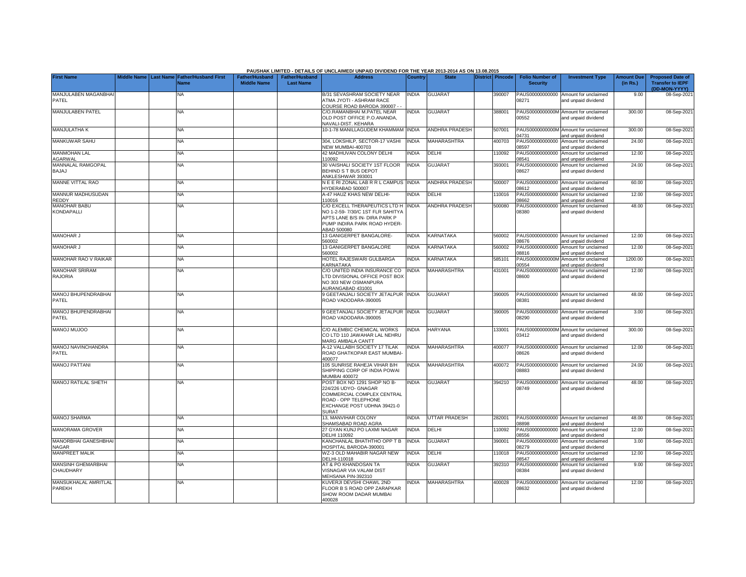PAUSHAK LIMITED - DETAILS OF UNCLAIMED/ UNPAID DIVIDEND FOR THE YEAR 2013-2014 AS ON 13.08.2015

| First Name | Middle Name | Last Name | Father/Husband First Name | Father/Husband Middle Name | Father/Husband Last Name | Address | Country | State | District | Pincode | Folio Number of Security | Investment Type | Amount Due (in Rs.) | Proposed Date of Transfer to IEPF (DD-MON-YYYY) |
|---|---|---|---|---|---|---|---|---|---|---|---|---|---|---|
| MANJULABEN MAGANBHAI PATEL | | | NA | | | B/31 SEVASHRAM SOCIETY NEAR ATMA JYOTI - ASHRAM RACE COURSE ROAD BARODA 390007 - - | INDIA | GUJARAT | | 390007 | PAUS00000000000 08271 | Amount for unclaimed and unpaid dividend | 9.00 | 08-Sep-2021 |
| MANJULABEN PATEL | | | NA | | | C/O.RAMANBHAI M.PATEL NEAR OLD POST OFFICE P.O.ANANDA, NAVALI-DIST. KEHARA | INDIA | GUJARAT | | 388001 | PAUS0000000000M 00552 | Amount for unclaimed and unpaid dividend | 300.00 | 08-Sep-2021 |
| MANJULATHA K | | | NA | | | 10-1-78 MANILLAGUDEM KHAMMAM | INDIA | ANDHRA PRADESH | | 507001 | PAUS0000000000M 04731 | Amount for unclaimed and unpaid dividend | 300.00 | 08-Sep-2021 |
| MANKUWAR SAHU | | | NA | | | 304, LOKSHILP, SECTOR-17 VASHI NEW MUMBAI-400703 | INDIA | MAHARASHTRA | | 400703 | PAUS00000000000 08597 | Amount for unclaimed and unpaid dividend | 24.00 | 08-Sep-2021 |
| MANMOHAN LAL AGARWAL | | | NA | | | 42 MADHUVAN COLONY DELHI 110092 | INDIA | DELHI | | 110092 | PAUS00000000000 08541 | Amount for unclaimed and unpaid dividend | 12.00 | 08-Sep-2021 |
| MANNALAL RAMGOPAL BAJAJ | | | NA | | | 30 VAISHALI SOCIETY 1ST FLOOR BEHIND S T BUS DEPOT ANKLESHWAR 393001 | INDIA | GUJARAT | | 393001 | PAUS00000000000 08627 | Amount for unclaimed and unpaid dividend | 24.00 | 08-Sep-2021 |
| MANNE VITTAL RAO | | | NA | | | N E E RI ZONAL LAB R R L CAMPUS HYDERABAD 500007 | INDIA | ANDHRA PRADESH | | 500007 | PAUS00000000000 08612 | Amount for unclaimed and unpaid dividend | 60.00 | 08-Sep-2021 |
| MANNUR MADHUSUDAN REDDY | | | NA | | | A-47 HAUZ KHAS NEW DELHI-110016 | INDIA | DELHI | | 110016 | PAUS00000000000 08662 | Amount for unclaimed and unpaid dividend | 12.00 | 08-Sep-2021 |
| MANOHAR BABU KONDAPALLI | | | NA | | | C/O EXCELL THERAPEUTICS LTD H NO 1-2-59- 7/30/C 1ST FLR SAHITYA APTS LANE B/S IN- DIRA PARK P PUMP INDIRA PARK ROAD HYDER-ABAD 500080 | INDIA | ANDHRA PRADESH | | 500080 | PAUS00000000000 08380 | Amount for unclaimed and unpaid dividend | 48.00 | 08-Sep-2021 |
| MANOHAR J | | | NA | | | 13 GANIGERPET BANGALORE-560002 | INDIA | KARNATAKA | | 560002 | PAUS00000000000 08676 | Amount for unclaimed and unpaid dividend | 12.00 | 08-Sep-2021 |
| MANOHAR J | | | NA | | | 13 GANIGERPET BANGALORE 560002 | INDIA | KARNATAKA | | 560002 | PAUS00000000000 08816 | Amount for unclaimed and unpaid dividend | 12.00 | 08-Sep-2021 |
| MANOHAR RAO V RAIKAR | | | NA | | | HOTEL RAJESWARI GULBARGA KARNATAKA | INDIA | KARNATAKA | | 585101 | PAUS0000000000M 00554 | Amount for unclaimed and unpaid dividend | 1200.00 | 08-Sep-2021 |
| MANOHAR SRIRAM RAJORIA | | | NA | | | C/O UNITED INDIA INSURANCE CO LTD DIVISIONAL OFFICE POST BOX NO 303 NEW OSMANPURA AURANGABAD 431001 | INDIA | MAHARASHTRA | | 431001 | PAUS00000000000 08600 | Amount for unclaimed and unpaid dividend | 12.00 | 08-Sep-2021 |
| MANOJ BHUPENDRABHAI PATEL | | | NA | | | 9 GEETANJALI SOCIETY JETALPUR ROAD VADODARA-390005 | INDIA | GUJARAT | | 390005 | PAUS00000000000 08381 | Amount for unclaimed and unpaid dividend | 48.00 | 08-Sep-2021 |
| MANOJ BHUPENDRABHAI PATEL | | | NA | | | 9 GEETANJALI SOCIETY JETALPUR ROAD VADODARA-390005 | INDIA | GUJARAT | | 390005 | PAUS00000000000 08290 | Amount for unclaimed and unpaid dividend | 3.00 | 08-Sep-2021 |
| MANOJ MUJOO | | | NA | | | C/O ALEMBIC CHEMICAL WORKS CO LTD 110 JAWAHAR LAL NEHRU MARG AMBALA CANTT | INDIA | HARYANA | | 133001 | PAUS0000000000M 03412 | Amount for unclaimed and unpaid dividend | 300.00 | 08-Sep-2021 |
| MANOJ NAVINCHANDRA PATEL | | | NA | | | A-12 VALLABH SOCIETY 17 TILAK ROAD GHATKOPAR EAST MUMBAI-400077 | INDIA | MAHARASHTRA | | 400077 | PAUS00000000000 08626 | Amount for unclaimed and unpaid dividend | 12.00 | 08-Sep-2021 |
| MANOJ PATTANI | | | NA | | | 105 SUNRISE RAHEJA VIHAR B/H SHIPPING CORP OF INDIA POWAI MUMBAI 400072 | INDIA | MAHARASHTRA | | 400072 | PAUS00000000000 08883 | Amount for unclaimed and unpaid dividend | 24.00 | 08-Sep-2021 |
| MANOJ RATILAL SHETH | | | NA | | | POST BOX NO 1291 SHOP NO B-224/226 UDYO- GNAGAR COMMERCIAL COMPLEX CENTRAL ROAD - OPP TELEPHONE EXCHANGE POST UDHNA 39421-0 SURAT | INDIA | GUJARAT | | 394210 | PAUS00000000000 08749 | Amount for unclaimed and unpaid dividend | 48.00 | 08-Sep-2021 |
| MANOJ SHARMA | | | NA | | | 13, MANVIHAR COLONY SHAMSABAD ROAD AGRA | INDIA | UTTAR PRADESH | | 282001 | PAUS00000000000 08898 | Amount for unclaimed and unpaid dividend | 48.00 | 08-Sep-2021 |
| MANORAMA GROVER | | | NA | | | 27 GYAN KUNJ PO LAXMI NAGAR DELHI 110092 | INDIA | DELHI | | 110092 | PAUS00000000000 08556 | Amount for unclaimed and unpaid dividend | 12.00 | 08-Sep-2021 |
| MANORBHAI GANESHBHAI NAGAR | | | NA | | | KANCHANLAL BHATHTHO OPP T B HOSPITAL BARODA-390001 | INDIA | GUJARAT | | 390001 | PAUS00000000000 08279 | Amount for unclaimed and unpaid dividend | 3.00 | 08-Sep-2021 |
| MANPREET MALIK | | | NA | | | WZ-3 OLD MAHABIR NAGAR NEW DELHI-110018 | INDIA | DELHI | | 110018 | PAUS00000000000 08547 | Amount for unclaimed and unpaid dividend | 12.00 | 08-Sep-2021 |
| MANSINH GHEMARBHAI CHAUDHARY | | | NA | | | AT & PO KHANDOSAN TA VISNAGAR VIA VALAM DIST MEHSANA PIN-392310 | INDIA | GUJARAT | | 392310 | PAUS00000000000 08384 | Amount for unclaimed and unpaid dividend | 9.00 | 08-Sep-2021 |
| MANSUKHALAL AMRITLAL PAREKH | | | NA | | | KUVERJI DEVSHI CHAWL 2ND FLOOR B S ROAD OPP ZARAPKAR SHOW ROOM DADAR MUMBAI 400028 | INDIA | MAHARASHTRA | | 400028 | PAUS00000000000 08632 | Amount for unclaimed and unpaid dividend | 12.00 | 08-Sep-2021 |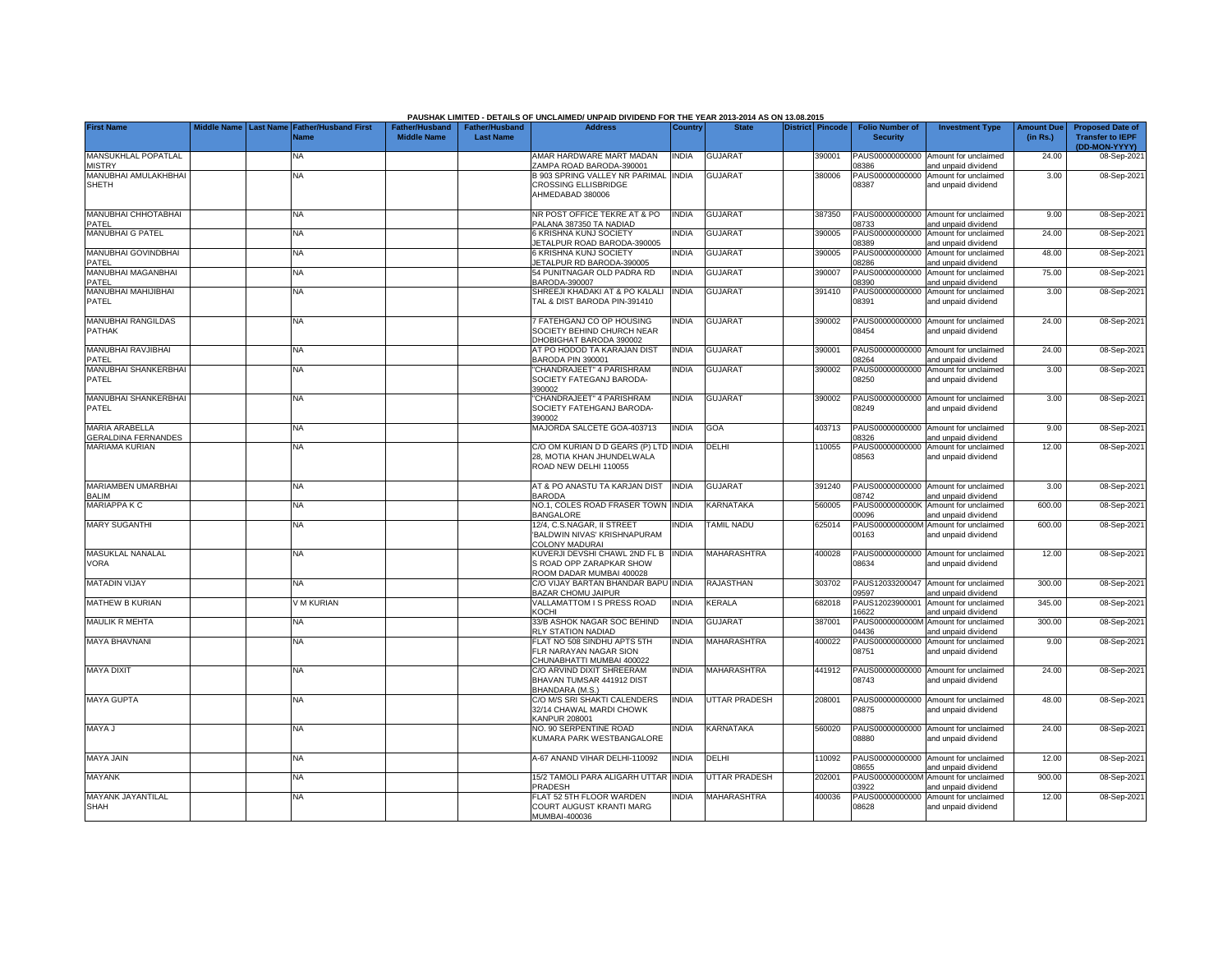PAUSHAK LIMITED - DETAILS OF UNCLAIMED/ UNPAID DIVIDEND FOR THE YEAR 2013-2014 AS ON 13.08.2015

| First Name | Middle Name | Last Name | Father/Husband First Name | Father/Husband Middle Name | Father/Husband Last Name | Address | Country | State | District | Pincode | Folio Number of Security | Investment Type | Amount Due (in Rs.) | Proposed Date of Transfer to IEPF (DD-MON-YYYY) |
|---|---|---|---|---|---|---|---|---|---|---|---|---|---|---|
| MANSUKHLAL POPATLAL MISTRY | | | NA | | | AMAR HARDWARE MART MADAN ZAMPA ROAD BARODA-390001 | INDIA | GUJARAT | | 390001 | PAUS00000000000 08386 | Amount for unclaimed and unpaid dividend | 24.00 | 08-Sep-2021 |
| MANUBHAI AMULAKHBHAI SHETH | | | NA | | | B 903 SPRING VALLEY NR PARIMAL CROSSING ELLISBRIDGE AHMEDABAD 380006 | INDIA | GUJARAT | | 380006 | PAUS00000000000 08387 | Amount for unclaimed and unpaid dividend | 3.00 | 08-Sep-2021 |
| MANUBHAI CHHOTABHAI PATEL | | | NA | | | NR POST OFFICE TEKRE AT & PO PALANA 387350 TA NADIAD | INDIA | GUJARAT | | 387350 | PAUS00000000000 08733 | Amount for unclaimed and unpaid dividend | 9.00 | 08-Sep-2021 |
| MANUBHAI G PATEL | | | NA | | | 6 KRISHNA KUNJ SOCIETY JETALPUR ROAD BARODA-390005 | INDIA | GUJARAT | | 390005 | PAUS00000000000 08389 | Amount for unclaimed and unpaid dividend | 24.00 | 08-Sep-2021 |
| MANUBHAI GOVINDBHAI PATEL | | | NA | | | 6 KRISHNA KUNJ SOCIETY JETALPUR RD BARODA-390005 | INDIA | GUJARAT | | 390005 | PAUS00000000000 08286 | Amount for unclaimed and unpaid dividend | 48.00 | 08-Sep-2021 |
| MANUBHAI MAGANBHAI PATEL | | | NA | | | 54 PUNITNAGAR OLD PADRA RD BARODA-390007 | INDIA | GUJARAT | | 390007 | PAUS00000000000 08390 | Amount for unclaimed and unpaid dividend | 75.00 | 08-Sep-2021 |
| MANUBHAI MAHIJIBHAI PATEL | | | NA | | | SHREEJI KHADAKI AT & PO KALALI TAL & DIST BARODA PIN-391410 | INDIA | GUJARAT | | 391410 | PAUS00000000000 08391 | Amount for unclaimed and unpaid dividend | 3.00 | 08-Sep-2021 |
| MANUBHAI RANGILDAS PATHAK | | | NA | | | 7 FATEHGANJ CO OP HOUSING SOCIETY BEHIND CHURCH NEAR DHOBIGHAT BARODA 390002 | INDIA | GUJARAT | | 390002 | PAUS00000000000 08454 | Amount for unclaimed and unpaid dividend | 24.00 | 08-Sep-2021 |
| MANUBHAI RAVJIBHAI PATEL | | | NA | | | AT PO HODOD TA KARAJAN DIST BARODA PIN 390001 | INDIA | GUJARAT | | 390001 | PAUS00000000000 08264 | Amount for unclaimed and unpaid dividend | 24.00 | 08-Sep-2021 |
| MANUBHAI SHANKERBHAI PATEL | | | NA | | | "CHANDRAJEET" 4 PARISHRAM SOCIETY FATEGANJ BARODA-390002 | INDIA | GUJARAT | | 390002 | PAUS00000000000 08250 | Amount for unclaimed and unpaid dividend | 3.00 | 08-Sep-2021 |
| MANUBHAI SHANKERBHAI PATEL | | | NA | | | "CHANDRAJEET" 4 PARISHRAM SOCIETY FATEHGANJ BARODA-390002 | INDIA | GUJARAT | | 390002 | PAUS00000000000 08249 | Amount for unclaimed and unpaid dividend | 3.00 | 08-Sep-2021 |
| MARIA ARABELLA GERALDINA FERNANDES | | | NA | | | MAJORDA SALCETE GOA-403713 | INDIA | GOA | | 403713 | PAUS00000000000 08326 | Amount for unclaimed and unpaid dividend | 9.00 | 08-Sep-2021 |
| MARIAMA KURIAN | | | NA | | | C/O OM KURIAN D D GEARS (P) LTD 28, MOTIA KHAN JHUNDELWALA ROAD NEW DELHI 110055 | INDIA | DELHI | | 110055 | PAUS00000000000 08563 | Amount for unclaimed and unpaid dividend | 12.00 | 08-Sep-2021 |
| MARIAMBEN UMARBHAI BALIM | | | NA | | | AT & PO ANASTU TA KARJAN DIST BARODA | INDIA | GUJARAT | | 391240 | PAUS00000000000 08742 | Amount for unclaimed and unpaid dividend | 3.00 | 08-Sep-2021 |
| MARIAPPA K C | | | NA | | | NO.1, COLES ROAD FRASER TOWN BANGALORE | INDIA | KARNATAKA | | 560005 | PAUS0000000000K 00096 | Amount for unclaimed and unpaid dividend | 600.00 | 08-Sep-2021 |
| MARY SUGANTHI | | | NA | | | 12/4, C.S.NAGAR, II STREET 'BALDWIN NIVAS' KRISHNAPURAM COLONY MADURAI | INDIA | TAMIL NADU | | 625014 | PAUS0000000000M 00163 | Amount for unclaimed and unpaid dividend | 600.00 | 08-Sep-2021 |
| MASUKLAL NANALAL VORA | | | NA | | | KUVERJI DEVSHI CHAWL 2ND FL B S ROAD OPP ZARAPKAR SHOW ROOM DADAR MUMBAI 400028 | INDIA | MAHARASHTRA | | 400028 | PAUS00000000000 08634 | Amount for unclaimed and unpaid dividend | 12.00 | 08-Sep-2021 |
| MATADIN VIJAY | | | NA | | | C/O VIJAY BARTAN BHANDAR BAPU BAZAR CHOMU JAIPUR | INDIA | RAJASTHAN | | 303702 | PAUS12033200047 09597 | Amount for unclaimed and unpaid dividend | 300.00 | 08-Sep-2021 |
| MATHEW B KURIAN | | | V M KURIAN | | | VALLAMATTOM I S PRESS ROAD KOCHI | INDIA | KERALA | | 682018 | PAUS12023900001 16622 | Amount for unclaimed and unpaid dividend | 345.00 | 08-Sep-2021 |
| MAULIK R MEHTA | | | NA | | | 33/B ASHOK NAGAR SOC BEHIND RLY STATION NADIAD | INDIA | GUJARAT | | 387001 | PAUS0000000000M 04436 | Amount for unclaimed and unpaid dividend | 300.00 | 08-Sep-2021 |
| MAYA BHAVNANI | | | NA | | | FLAT NO 508 SINDHU APTS 5TH FLR NARAYAN NAGAR SION CHUNABHATTI MUMBAI 400022 | INDIA | MAHARASHTRA | | 400022 | PAUS00000000000 08751 | Amount for unclaimed and unpaid dividend | 9.00 | 08-Sep-2021 |
| MAYA DIXIT | | | NA | | | C/O ARVIND DIXIT SHREERAM BHAVAN TUMSAR 441912 DIST BHANDARA (M.S.) | INDIA | MAHARASHTRA | | 441912 | PAUS00000000000 08743 | Amount for unclaimed and unpaid dividend | 24.00 | 08-Sep-2021 |
| MAYA GUPTA | | | NA | | | C/O M/S SRI SHAKTI CALENDERS 32/14 CHAWAL MARDI CHOWK KANPUR 208001 | INDIA | UTTAR PRADESH | | 208001 | PAUS00000000000 08875 | Amount for unclaimed and unpaid dividend | 48.00 | 08-Sep-2021 |
| MAYA J | | | NA | | | NO. 90 SERPENTINE ROAD KUMARA PARK WESTBANGALORE | INDIA | KARNATAKA | | 560020 | PAUS00000000000 08880 | Amount for unclaimed and unpaid dividend | 24.00 | 08-Sep-2021 |
| MAYA JAIN | | | NA | | | A-67 ANAND VIHAR DELHI-110092 | INDIA | DELHI | | 110092 | PAUS00000000000 08655 | Amount for unclaimed and unpaid dividend | 12.00 | 08-Sep-2021 |
| MAYANK | | | NA | | | 15/2 TAMOLI PARA ALIGARH UTTAR PRADESH | INDIA | UTTAR PRADESH | | 202001 | PAUS0000000000M 03922 | Amount for unclaimed and unpaid dividend | 900.00 | 08-Sep-2021 |
| MAYANK JAYANTILAL SHAH | | | NA | | | FLAT 52 5TH FLOOR WARDEN COURT AUGUST KRANTI MARG MUMBAI-400036 | INDIA | MAHARASHTRA | | 400036 | PAUS00000000000 08628 | Amount for unclaimed and unpaid dividend | 12.00 | 08-Sep-2021 |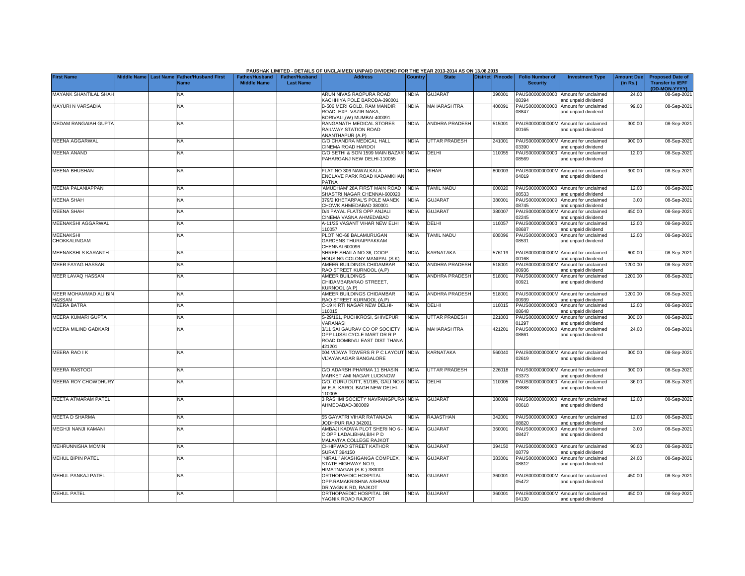**PAUSHAK LIMITED - DETAILS OF UNCLAIMED/ UNPAID DIVIDEND FOR THE YEAR 2013-2014 AS ON 13.08.2015**

| First Name | Middle Name | Last Name | Father/Husband First Name | Father/Husband Middle Name | Father/Husband Last Name | Address | Country | State | District | Pincode | Folio Number of Security | Investment Type | Amount Due (in Rs.) | Proposed Date of Transfer to IEPF (DD-MON-YYYY) |
|---|---|---|---|---|---|---|---|---|---|---|---|---|---|---|
| MAYANK SHANTILAL SHAH | | | NA | | | ARUN NIVAS RAOPURA ROAD KACHHIYA POLE BARODA-390001 | INDIA | GUJARAT | | 390001 | PAUS00000000000 08394 | Amount for unclaimed and unpaid dividend | 24.00 | 08-Sep-2021 |
| MAYURI N VARSADIA | | | NA | | | B-506 MERI GOLD, RAM MANDIR ROAD, EXP. VAZIR NAKA, BORIVALI,(W) MUMBAI-400091 | INDIA | MAHARASHTRA | | 400091 | PAUS00000000000 08847 | Amount for unclaimed and unpaid dividend | 99.00 | 08-Sep-2021 |
| MEDAM RANGAIAH GUPTA | | | NA | | | RANGANATH MEDICAL STORES RAILWAY STATION ROAD ANANTHAPUR (A.P) | INDIA | ANDHRA PRADESH | | 515001 | PAUS0000000000M 00165 | Amount for unclaimed and unpaid dividend | 300.00 | 08-Sep-2021 |
| MEENA AGGARWAL | | | NA | | | C/O CHANDRA MEDICAL HALL CINEMA ROAD HARDOI | INDIA | UTTAR PRADESH | | 241001 | PAUS0000000000M 03390 | Amount for unclaimed and unpaid dividend | 900.00 | 08-Sep-2021 |
| MEENA ANAND | | | NA | | | C/O SETHI & SON 1599 MAIN BAZAR PAHARGANJ NEW DELHI-110055 | INDIA | DELHI | | 110055 | PAUS00000000000 08569 | Amount for unclaimed and unpaid dividend | 12.00 | 08-Sep-2021 |
| MEENA BHUSHAN | | | NA | | | FLAT NO 306 NAWALKALA ENCLAVE PARK ROAD KADAMKHAN PATNA | INDIA | BIHAR | | 800003 | PAUS0000000000M 04019 | Amount for unclaimed and unpaid dividend | 300.00 | 08-Sep-2021 |
| MEENA PALANIAPPAN | | | NA | | | 'AMUDHAM' 28A FIRST MAIN ROAD SHASTRI NAGAR CHENNAI-600020 | INDIA | TAMIL NADU | | 600020 | PAUS00000000000 08533 | Amount for unclaimed and unpaid dividend | 12.00 | 08-Sep-2021 |
| MEENA SHAH | | | NA | | | 379/2 KHETARPAL'S POLE MANEK CHOWK AHMEDABAD 380001 | INDIA | GUJARAT | | 380001 | PAUS00000000000 08745 | Amount for unclaimed and unpaid dividend | 3.00 | 08-Sep-2021 |
| MEENA SHAH | | | NA | | | D/4 PAYAL FLATS OPP ANJALI CINEMA VASNA AHMEDABAD | INDIA | GUJARAT | | 380007 | PAUS0000000000M 02245 | Amount for unclaimed and unpaid dividend | 450.00 | 08-Sep-2021 |
| MEENAKSHI AGGARWAL | | | NA | | | A-11/25 VASANT VIHAR NEW ELHI 110057 | INDIA | DELHI | | 110057 | PAUS00000000000 08687 | Amount for unclaimed and unpaid dividend | 12.00 | 08-Sep-2021 |
| MEENAKSHI CHOKKALINGAM | | | NA | | | PLOT NO-68 BALAMURUGAN GARDENS THURAIPPAKKAM CHENNAI 600096 | INDIA | TAMIL NADU | | 600096 | PAUS00000000000 08531 | Amount for unclaimed and unpaid dividend | 12.00 | 08-Sep-2021 |
| MEENAKSHI S KARANTH | | | NA | | | SHREE SHAILA NO.36, COOP. HOUSING COLONY MANIPAL (S.K) | INDIA | KARNATAKA | | 576119 | PAUS0000000000M 00168 | Amount for unclaimed and unpaid dividend | 600.00 | 08-Sep-2021 |
| MEER FAYAG HASSAN | | | NA | | | AMEER BUILDINGS CHIDAMBAR RAO STREET KURNOOL (A.P) | INDIA | ANDHRA PRADESH | | 518001 | PAUS0000000000M 00936 | Amount for unclaimed and unpaid dividend | 1200.00 | 08-Sep-2021 |
| MEER LAVAQ HASSAN | | | NA | | | AMEER BUILDINGS CHIDAMBARARAO STREEET, KURNOOL (A.P) | INDIA | ANDHRA PRADESH | | 518001 | PAUS0000000000M 00921 | Amount for unclaimed and unpaid dividend | 1200.00 | 08-Sep-2021 |
| MEER MOHAMMAD ALI BIN HASSAN | | | NA | | | AMEER BUILDINGS CHIDAMBAR RAO STREET KURNOOL (A.P) | INDIA | ANDHRA PRADESH | | 518001 | PAUS0000000000M 00939 | Amount for unclaimed and unpaid dividend | 1200.00 | 08-Sep-2021 |
| MEERA BATRA | | | NA | | | C-19 KIRTI NAGAR NEW DELHI-110015 | INDIA | DELHI | | 110015 | PAUS00000000000 08648 | Amount for unclaimed and unpaid dividend | 12.00 | 08-Sep-2021 |
| MEERA KUMARI GUPTA | | | NA | | | S-29/161, PUCHKROSI, SHIVEPUR VARANASI | INDIA | UTTAR PRADESH | | 221003 | PAUS0000000000M 01297 | Amount for unclaimed and unpaid dividend | 300.00 | 08-Sep-2021 |
| MEERA MILIND GADKARI | | | NA | | | 3/11 SAI GAURAV CO OP SOCIETY OPP LUSSI CYCLE MART DR R P ROAD DOMBIVLI EAST DIST THANA 421201 | INDIA | MAHARASHTRA | | 421201 | PAUS00000000000 08861 | Amount for unclaimed and unpaid dividend | 24.00 | 08-Sep-2021 |
| MEERA RAO I K | | | NA | | | 004 VIJAYA TOWERS R P C LAYOUT VIJAYANAGAR BANGALORE | INDIA | KARNATAKA | | 560040 | PAUS0000000000M 02619 | Amount for unclaimed and unpaid dividend | 300.00 | 08-Sep-2021 |
| MEERA RASTOGI | | | NA | | | C/O ADARSH PHARMA 11 BHASIN MARKET AMI NAGAR LUCKNOW | INDIA | UTTAR PRADESH | | 226018 | PAUS0000000000M 03373 | Amount for unclaimed and unpaid dividend | 300.00 | 08-Sep-2021 |
| MEERA ROY CHOWDHURY | | | NA | | | C/O. GURU DUTT, 51/185, GALI NO.6 W.E.A. KAROL BAGH NEW DELHI-110005 | INDIA | DELHI | | 110005 | PAUS00000000000 08888 | Amount for unclaimed and unpaid dividend | 36.00 | 08-Sep-2021 |
| MEETA ATMARAM PATEL | | | NA | | | 3 RASHMI SOCIETY NAVRANGPURA AHMEDABAD-380009 | INDIA | GUJARAT | | 380009 | PAUS00000000000 08618 | Amount for unclaimed and unpaid dividend | 12.00 | 08-Sep-2021 |
| MEETA D SHARMA | | | NA | | | 55 GAYATRI VIHAR RATANADA JODHPUR RAJ 342001 | INDIA | RAJASTHAN | | 342001 | PAUS00000000000 08820 | Amount for unclaimed and unpaid dividend | 12.00 | 08-Sep-2021 |
| MEGHJI NANJI KAMANI | | | NA | | | AMBAJI KADWA PLOT SHERI NO 6 - C OPP LADALIBHAI,B/H P D MALAVIYA COLLEGE RAJKOT | INDIA | GUJARAT | | 360001 | PAUS00000000000 08427 | Amount for unclaimed and unpaid dividend | 3.00 | 08-Sep-2021 |
| MEHRUNNISHA MOMIN | | | NA | | | CHHIPWAD STREET KATHOR SURAT 394150 | INDIA | GUJARAT | | 394150 | PAUS00000000000 08779 | Amount for unclaimed and unpaid dividend | 90.00 | 08-Sep-2021 |
| MEHUL BIPIN PATEL | | | NA | | | "NIRALI' AKASHGANGA COMPLEX, STATE HIGHWAY NO.9, HIMATNAGAR (S.K.)-383001 | INDIA | GUJARAT | | 383001 | PAUS00000000000 08812 | Amount for unclaimed and unpaid dividend | 24.00 | 08-Sep-2021 |
| MEHUL PANKAJ PATEL | | | NA | | | ORTHOPAEDIC HOSPITAL OPP.RAMAKRISHNA ASHRAM DR.YAGNIK RD, RAJKOT | INDIA | GUJARAT | | 360001 | PAUS0000000000M 05472 | Amount for unclaimed and unpaid dividend | 450.00 | 08-Sep-2021 |
| MEHUL PATEL | | | NA | | | ORTHOPAEDIC HOSPITAL DR YAGNIK ROAD RAJKOT | INDIA | GUJARAT | | 360001 | PAUS0000000000M 04130 | Amount for unclaimed and unpaid dividend | 450.00 | 08-Sep-2021 |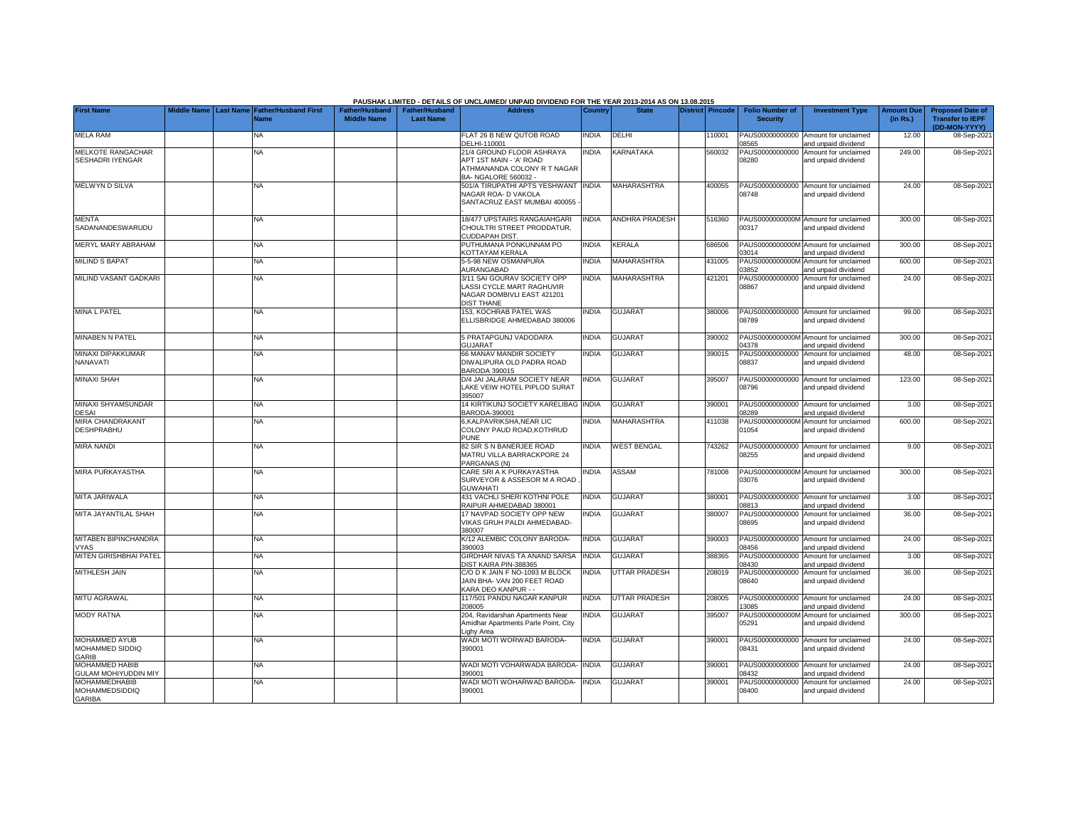PAUSHAK LIMITED - DETAILS OF UNCLAIMED/ UNPAID DIVIDEND FOR THE YEAR 2013-2014 AS ON 13.08.2015

| First Name | Middle Name | Last Name | Father/Husband First Name | Father/Husband Middle Name | Father/Husband Last Name | Address | Country | State | District | Pincode | Folio Number of Security | Investment Type | Amount Due (in Rs.) | Proposed Date of Transfer to IEPF (DD-MON-YYYY) |
|---|---|---|---|---|---|---|---|---|---|---|---|---|---|---|
| MELA RAM | | | NA | | | FLAT 26 B NEW QUTOB ROAD DELHI-110001 | INDIA | DELHI | | 110001 | PAUS00000000000 08565 | Amount for unclaimed and unpaid dividend | 12.00 | 08-Sep-2021 |
| MELKOTE RANGACHAR SESHADRI IYENGAR | | | NA | | | 21/4 GROUND FLOOR ASHRAYA APT 1ST MAIN - 'A' ROAD ATHMANANDA COLONY R T NAGAR BA- NGALORE 560032 - | INDIA | KARNATAKA | | 560032 | PAUS00000000000 08280 | Amount for unclaimed and unpaid dividend | 249.00 | 08-Sep-2021 |
| MELWYN D SILVA | | | NA | | | 501/A TIRUPATHI APTS YESHWANT NAGAR ROA- D VAKOLA SANTACRUZ EAST MUMBAI 400055 - | INDIA | MAHARASHTRA | | 400055 | PAUS00000000000 08748 | Amount for unclaimed and unpaid dividend | 24.00 | 08-Sep-2021 |
| MENTA SADANANDESWARUDU | | | NA | | | 18/477 UPSTAIRS RANGAIAHGARI CHOULTRI STREET PRODDATUR, CUDDAPAH DIST. | INDIA | ANDHRA PRADESH | | 516360 | PAUS0000000000M 00317 | Amount for unclaimed and unpaid dividend | 300.00 | 08-Sep-2021 |
| MERYL MARY ABRAHAM | | | NA | | | PUTHUMANA PONKUNNAM PO KOTTAYAM KERALA | INDIA | KERALA | | 686506 | PAUS0000000000M 03014 | Amount for unclaimed and unpaid dividend | 300.00 | 08-Sep-2021 |
| MILIND S BAPAT | | | NA | | | 5-5-98 NEW OSMANPURA AURANGABAD | INDIA | MAHARASHTRA | | 431005 | PAUS0000000000M 03852 | Amount for unclaimed and unpaid dividend | 600.00 | 08-Sep-2021 |
| MILIND VASANT GADKARI | | | NA | | | 3/11 SAI GOURAV SOCIETY OPP LASSI CYCLE MART RAGHUVIR NAGAR DOMBIVLI EAST 421201 DIST THANE | INDIA | MAHARASHTRA | | 421201 | PAUS00000000000 08867 | Amount for unclaimed and unpaid dividend | 24.00 | 08-Sep-2021 |
| MINA L PATEL | | | NA | | | 153, KOCHRAB PATEL WAS ELLISBRIDGE AHMEDABAD 380006 | INDIA | GUJARAT | | 380006 | PAUS00000000000 08789 | Amount for unclaimed and unpaid dividend | 99.00 | 08-Sep-2021 |
| MINABEN N PATEL | | | NA | | | 5 PRATAPGUNJ VADODARA GUJARAT | INDIA | GUJARAT | | 390002 | PAUS0000000000M 04378 | Amount for unclaimed and unpaid dividend | 300.00 | 08-Sep-2021 |
| MINAXI DIPAKKUMAR NANAVATI | | | NA | | | 66 MANAV MANDIR SOCIETY DIWALIPURA OLD PADRA ROAD BARODA 390015 | INDIA | GUJARAT | | 390015 | PAUS00000000000 08837 | Amount for unclaimed and unpaid dividend | 48.00 | 08-Sep-2021 |
| MINAXI SHAH | | | NA | | | D/4 JAI JALARAM SOCIETY NEAR LAKE VEIW HOTEL PIPLOD SURAT 395007 | INDIA | GUJARAT | | 395007 | PAUS00000000000 08796 | Amount for unclaimed and unpaid dividend | 123.00 | 08-Sep-2021 |
| MINAXI SHYAMSUNDAR DESAI | | | NA | | | 14 KIRTIKUNJ SOCIETY KARELIBAG BARODA-390001 | INDIA | GUJARAT | | 390001 | PAUS00000000000 08289 | Amount for unclaimed and unpaid dividend | 3.00 | 08-Sep-2021 |
| MIRA CHANDRAKANT DESHPRABHU | | | NA | | | 6,KALPAVRIKSHA,NEAR LIC COLONY PAUD ROAD,KOTHRUD PUNE | INDIA | MAHARASHTRA | | 411038 | PAUS0000000000M 01054 | Amount for unclaimed and unpaid dividend | 600.00 | 08-Sep-2021 |
| MIRA NANDI | | | NA | | | 82 SIR S N BANERJEE ROAD MATRU VILLA BARRACKPORE 24 PARGANAS (N) | INDIA | WEST BENGAL | | 743262 | PAUS00000000000 08255 | Amount for unclaimed and unpaid dividend | 9.00 | 08-Sep-2021 |
| MIRA PURKAYASTHA | | | NA | | | CARE SRI A K PURKAYASTHA SURVEYOR & ASSESOR M A ROAD , GUWAHATI | INDIA | ASSAM | | 781008 | PAUS0000000000M 03076 | Amount for unclaimed and unpaid dividend | 300.00 | 08-Sep-2021 |
| MITA JARIWALA | | | NA | | | 431 VACHLI SHERI KOTHNI POLE RAIPUR AHMEDABAD 380001 | INDIA | GUJARAT | | 380001 | PAUS00000000000 08813 | Amount for unclaimed and unpaid dividend | 3.00 | 08-Sep-2021 |
| MITA JAYANTILAL SHAH | | | NA | | | 17 NAVPAD SOCIETY OPP NEW VIKAS GRUH PALDI AHMEDABAD-380007 | INDIA | GUJARAT | | 380007 | PAUS00000000000 08695 | Amount for unclaimed and unpaid dividend | 36.00 | 08-Sep-2021 |
| MITABEN BIPINCHANDRA VYAS | | | NA | | | K/12 ALEMBIC COLONY BARODA-390003 | INDIA | GUJARAT | | 390003 | PAUS00000000000 08456 | Amount for unclaimed and unpaid dividend | 24.00 | 08-Sep-2021 |
| MITEN GIRISHBHAI PATEL | | | NA | | | GIRDHAR NIVAS TA ANAND SARSA DIST KAIRA PIN-388365 | INDIA | GUJARAT | | 388365 | PAUS00000000000 08430 | Amount for unclaimed and unpaid dividend | 3.00 | 08-Sep-2021 |
| MITHLESH JAIN | | | NA | | | C/O D K JAIN F NO-1093 M BLOCK JAIN BHA- VAN 200 FEET ROAD KARA DEO KANPUR - - | INDIA | UTTAR PRADESH | | 208019 | PAUS00000000000 08640 | Amount for unclaimed and unpaid dividend | 36.00 | 08-Sep-2021 |
| MITU AGRAWAL | | | NA | | | 117/501 PANDU NAGAR KANPUR 208005 | INDIA | UTTAR PRADESH | | 208005 | PAUS00000000000 13085 | Amount for unclaimed and unpaid dividend | 24.00 | 08-Sep-2021 |
| MODY RATNA | | | NA | | | 204, Ravidarshan Apartments Near Amidhar Apartments Parle Point, City Lighy Area | INDIA | GUJARAT | | 395007 | PAUS0000000000M 05291 | Amount for unclaimed and unpaid dividend | 300.00 | 08-Sep-2021 |
| MOHAMMED AYUB MOHAMMED SIDDIQ GARIB | | | NA | | | WADI MOTI WORWAD BARODA-390001 | INDIA | GUJARAT | | 390001 | PAUS00000000000 08431 | Amount for unclaimed and unpaid dividend | 24.00 | 08-Sep-2021 |
| MOHAMMED HABIB GULAM MOHIYUDDIN MIY | | | NA | | | WADI MOTI VOHARWADA BARODA-390001 | INDIA | GUJARAT | | 390001 | PAUS00000000000 08432 | Amount for unclaimed and unpaid dividend | 24.00 | 08-Sep-2021 |
| MOHAMMEDHABIB MOHAMMEDSIDDIQ GARIBA | | | NA | | | WADI MOTI WOHARWAD BARODA-390001 | INDIA | GUJARAT | | 390001 | PAUS00000000000 08400 | Amount for unclaimed and unpaid dividend | 24.00 | 08-Sep-2021 |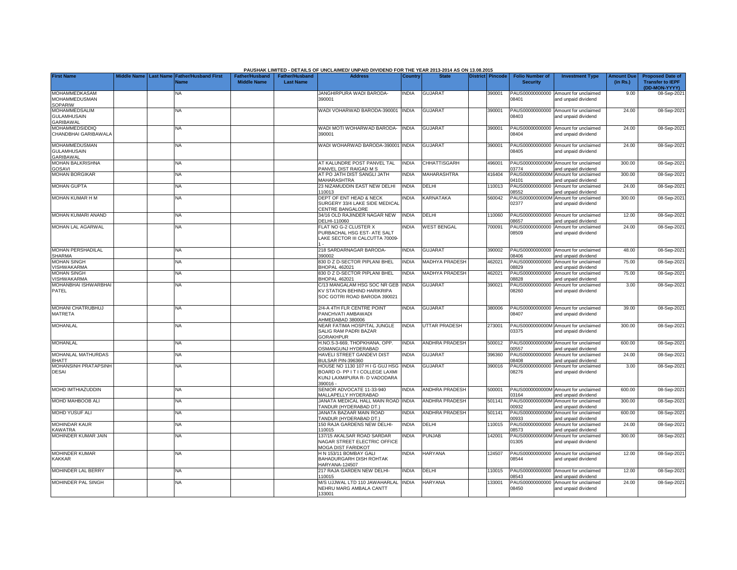**PAUSHAK LIMITED - DETAILS OF UNCLAIMED/ UNPAID DIVIDEND FOR THE YEAR 2013-2014 AS ON 13.08.2015**

| First Name | Middle Name | Last Name | Father/Husband First Name | Father/Husband Middle Name | Father/Husband Last Name | Address | Country | State | District | Pincode | Folio Number of Security | Investment Type | Amount Due (in Rs.) | Proposed Date of Transfer to IEPF (DD-MON-YYYY) |
|---|---|---|---|---|---|---|---|---|---|---|---|---|---|---|
| MOHAMMEDKASAM MOHAMMEDUSMAN SOPARIW | | | NA | | | JANGHIRPURA WADI BARODA-390001 | INDIA | GUJARAT | | 390001 | PAUS00000000000 08401 | Amount for unclaimed and unpaid dividend | 9.00 | 08-Sep-2021 |
| MOHAMMEDSALIM GULAMHUSAIN GARIBAWAL | | | NA | | | WADI VOHARWAD BARODA-390001 | INDIA | GUJARAT | | 390001 | PAUS00000000000 08403 | Amount for unclaimed and unpaid dividend | 24.00 | 08-Sep-2021 |
| MOHAMMEDSIDDIQ CHANDBHAI GARIBAWALA | | | NA | | | WADI MOTI WOHARWAD BARODA-390001 | INDIA | GUJARAT | | 390001 | PAUS00000000000 08404 | Amount for unclaimed and unpaid dividend | 24.00 | 08-Sep-2021 |
| MOHAMMEDUSMAN GULAMHUSAIN GARIBAWAL | | | NA | | | WADI WOHARWAD BARODA-390001 | INDIA | GUJARAT | | 390001 | PAUS00000000000 08405 | Amount for unclaimed and unpaid dividend | 24.00 | 08-Sep-2021 |
| MOHAN BALKRISHNA GOSAVI | | | NA | | | AT KALUNDRE POST PANVEL TAL PANVEL DIST RAIGAD M S | INDIA | CHHATTISGARH | | 496001 | PAUS0000000000M 03774 | Amount for unclaimed and unpaid dividend | 300.00 | 08-Sep-2021 |
| MOHAN BORGIKAR | | | NA | | | AT PO JATH DIST SANGLI JATH MAHARASHTRA | INDIA | MAHARASHTRA | | 416404 | PAUS0000000000M 04101 | Amount for unclaimed and unpaid dividend | 300.00 | 08-Sep-2021 |
| MOHAN GUPTA | | | NA | | | 23 NIZAMUDDIN EAST NEW DELHI 110013 | INDIA | DELHI | | 110013 | PAUS00000000000 08552 | Amount for unclaimed and unpaid dividend | 24.00 | 08-Sep-2021 |
| MOHAN KUMAR H M | | | NA | | | DEPT OF ENT HEAD & NECK SURGERY 33/4 LAKE SIDE MEDICAL CENTRE BANGALORE | INDIA | KARNATAKA | | 560042 | PAUS0000000000M 02377 | Amount for unclaimed and unpaid dividend | 300.00 | 08-Sep-2021 |
| MOHAN KUMARI ANAND | | | NA | | | 34/16 OLD RAJINDER NAGAR NEW DELHI-110060 | INDIA | DELHI | | 110060 | PAUS00000000000 08657 | Amount for unclaimed and unpaid dividend | 12.00 | 08-Sep-2021 |
| MOHAN LAL AGARWAL | | | NA | | | FLAT NO G-2 CLUSTER X PURBACHAL HSG EST- ATE SALT LAKE SECTOR III CALCUTTA 70009-1 - | INDIA | WEST BENGAL | | 700091 | PAUS00000000000 08509 | Amount for unclaimed and unpaid dividend | 24.00 | 08-Sep-2021 |
| MOHAN PERSHADILAL SHARMA | | | NA | | | 218 SARDARNAGAR BARODA-390002 | INDIA | GUJARAT | | 390002 | PAUS00000000000 08406 | Amount for unclaimed and unpaid dividend | 48.00 | 08-Sep-2021 |
| MOHAN SINGH VISHWAKARMA | | | NA | | | 830 D Z D-SECTOR PIPLANI BHEL BHOPAL 462021 | INDIA | MADHYA PRADESH | | 462021 | PAUS00000000000 08829 | Amount for unclaimed and unpaid dividend | 75.00 | 08-Sep-2021 |
| MOHAN SINGH VISHWAKARMA | | | NA | | | 830 D Z D-SECTOR PIPLANI BHEL BHOPAL 462021 | INDIA | MADHYA PRADESH | | 462021 | PAUS00000000000 08828 | Amount for unclaimed and unpaid dividend | 75.00 | 08-Sep-2021 |
| MOHANBHAI ISHWARBHAI PATEL | | | NA | | | C/13 MANGALAM HSG SOC NR GEB KV STATION BEHIND HARIKRIPA SOC GOTRI ROAD BARODA 390021 | INDIA | GUJARAT | | 390021 | PAUS00000000000 08260 | Amount for unclaimed and unpaid dividend | 3.00 | 08-Sep-2021 |
| MOHANI CHATRUBHUJ MATRETA | | | NA | | | 2/4-A 4TH FLR CENTRE POINT PANCHVATI AMBAWADI AHMEDABAD 380006 | INDIA | GUJARAT | | 380006 | PAUS00000000000 08407 | Amount for unclaimed and unpaid dividend | 39.00 | 08-Sep-2021 |
| MOHANLAL | | | NA | | | NEAR FATIMA HOSPITAL JUNGLE SALIG RAM PADRI BAZAR GORAKHPUR | INDIA | UTTAR PRADESH | | 273001 | PAUS0000000000M 03375 | Amount for unclaimed and unpaid dividend | 300.00 | 08-Sep-2021 |
| MOHANLAL | | | NA | | | H.NO.5-3-669, THOPKHANA, OPP. OSMANGUNJ HYDERABAD | INDIA | ANDHRA PRADESH | | 500012 | PAUS0000000000M 00557 | Amount for unclaimed and unpaid dividend | 600.00 | 08-Sep-2021 |
| MOHANLAL MATHURDAS BHATT | | | NA | | | HAVELI STREET GANDEVI DIST BULSAR PIN-396360 | INDIA | GUJARAT | | 396360 | PAUS00000000000 08408 | Amount for unclaimed and unpaid dividend | 24.00 | 08-Sep-2021 |
| MOHANSINH PRATAPSINH DESAI | | | NA | | | HOUSE NO 1130 107 H I G GUJ HSG BOARD O- PP I T I COLLEGE LAXMI KUNJ LAXMIPURA R- D VADODARA 390016 - | INDIA | GUJARAT | | 390016 | PAUS00000000000 08276 | Amount for unclaimed and unpaid dividend | 3.00 | 08-Sep-2021 |
| MOHD IMTHIAZUDDIN | | | NA | | | SENIOR ADVOCATE 11-33-940 MALLAPELLY HYDERABAD | INDIA | ANDHRA PRADESH | | 500001 | PAUS0000000000M 03164 | Amount for unclaimed and unpaid dividend | 600.00 | 08-Sep-2021 |
| MOHD MAHBOOB ALI | | | NA | | | JANATA MEDICAL HALL MAIN ROAD TANDUR (HYDERABAD DT.) | INDIA | ANDHRA PRADESH | | 501141 | PAUS0000000000M 00932 | Amount for unclaimed and unpaid dividend | 300.00 | 08-Sep-2021 |
| MOHD YUSUF ALI | | | NA | | | JANATA BAZAAR MAIN ROAD TANDUR (HYDERABAD DT.) | INDIA | ANDHRA PRADESH | | 501141 | PAUS0000000000M 00933 | Amount for unclaimed and unpaid dividend | 600.00 | 08-Sep-2021 |
| MOHINDAR KAUR KAWATRA | | | NA | | | 150 RAJA GARDENS NEW DELHI-110015 | INDIA | DELHI | | 110015 | PAUS00000000000 08573 | Amount for unclaimed and unpaid dividend | 24.00 | 08-Sep-2021 |
| MOHINDER KUMAR JAIN | | | NA | | | 137/15 AKALSAR ROAD SARDAR NAGAR STREET ELECTRIC OFFICE MOGA DIST FARIDKOT | INDIA | PUNJAB | | 142001 | PAUS0000000000M 01305 | Amount for unclaimed and unpaid dividend | 300.00 | 08-Sep-2021 |
| MOHINDER KUMAR KAKKAR | | | NA | | | H N 153/11 BOMBAY GALI BAHADURGARH DISH ROHTAK HARYANA-124507 | INDIA | HARYANA | | 124507 | PAUS00000000000 08544 | Amount for unclaimed and unpaid dividend | 12.00 | 08-Sep-2021 |
| MOHINDER LAL BERRY | | | NA | | | 217 RAJA GARDEN NEW DELHI-110015 | INDIA | DELHI | | 110015 | PAUS00000000000 08543 | Amount for unclaimed and unpaid dividend | 12.00 | 08-Sep-2021 |
| MOHINDER PAL SINGH | | | NA | | | M/S UJJWAL LTD 110 JAWAHARLAL NEHRU MARG AMBALA CANTT 133001 | INDIA | HARYANA | | 133001 | PAUS00000000000 08450 | Amount for unclaimed and unpaid dividend | 24.00 | 08-Sep-2021 |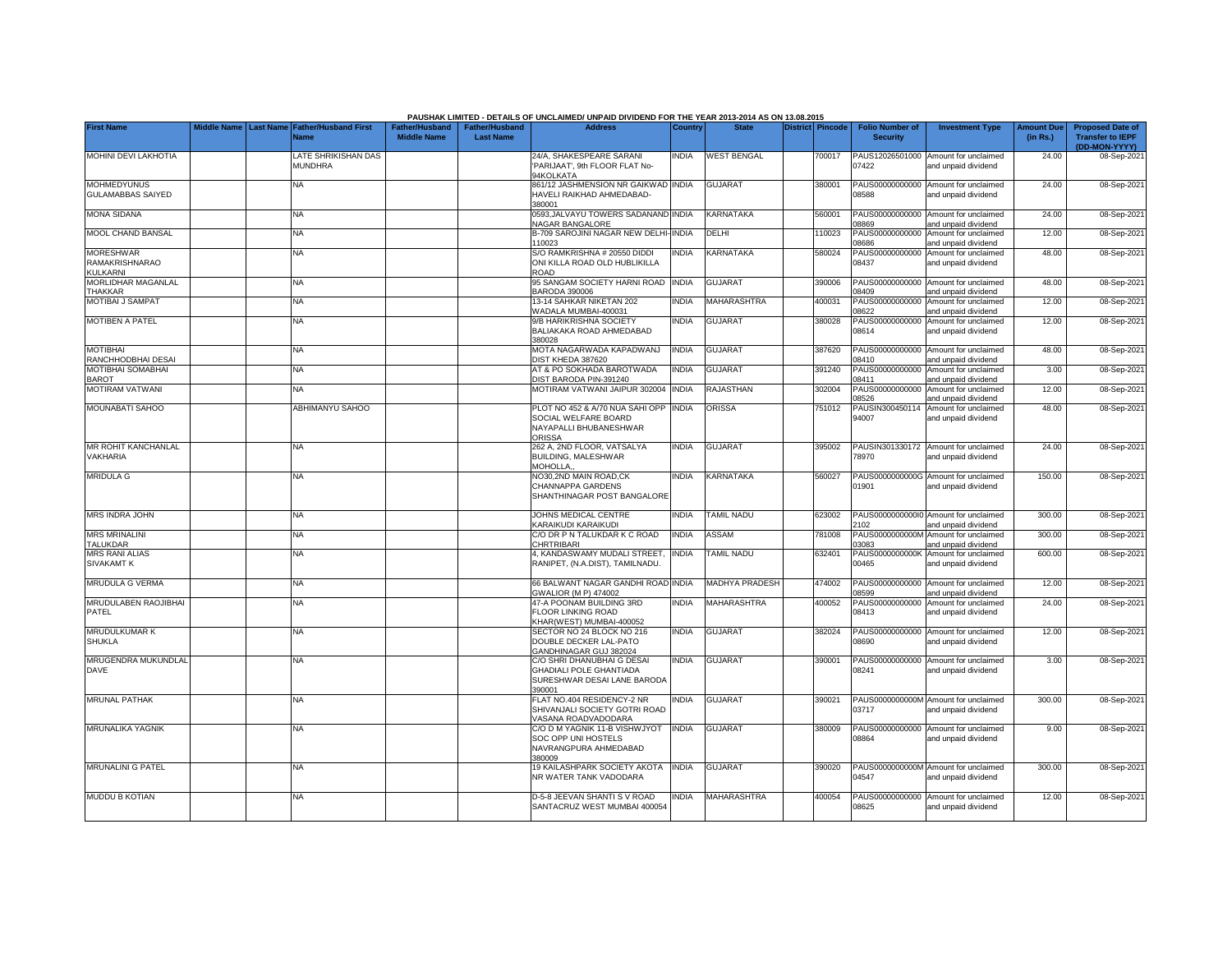PAUSHAK LIMITED - DETAILS OF UNCLAIMED/ UNPAID DIVIDEND FOR THE YEAR 2013-2014 AS ON 13.08.2015

| First Name | Middle Name | Last Name | Father/Husband First Name | Father/Husband Middle Name | Father/Husband Last Name | Address | Country | State | District | Pincode | Folio Number of Security | Investment Type | Amount Due (in Rs.) | Proposed Date of Transfer to IEPF (DD-MON-YYYY) |
|---|---|---|---|---|---|---|---|---|---|---|---|---|---|---|
| MOHINI DEVI LAKHOTIA | | | LATE SHRIKISHAN DAS MUNDHRA | | | 24/A, SHAKESPEARE SARANI 'PARIJAAT', 9th FLOOR FLAT No-94KOLKATA | INDIA | WEST BENGAL | | 700017 | PAUS12026501000 07422 | Amount for unclaimed and unpaid dividend | 24.00 | 08-Sep-2021 |
| MOHMEDYUNUS GULAMABBAS SAIYED | | | NA | | | 861/12 JASHMENSION NR GAIKWAD HAVELI RAIKHAD AHMEDABAD-380001 | INDIA | GUJARAT | | 380001 | PAUS00000000000 08588 | Amount for unclaimed and unpaid dividend | 24.00 | 08-Sep-2021 |
| MONA SIDANA | | | NA | | | 0593,JALVAYU TOWERS SADANAND NAGAR BANGALORE | INDIA | KARNATAKA | | 560001 | PAUS00000000000 08869 | Amount for unclaimed and unpaid dividend | 24.00 | 08-Sep-2021 |
| MOOL CHAND BANSAL | | | NA | | | B-709 SAROJINI NAGAR NEW DELHI-110023 | INDIA | DELHI | | 110023 | PAUS00000000000 08686 | Amount for unclaimed and unpaid dividend | 12.00 | 08-Sep-2021 |
| MORESHWAR RAMAKRISHNARAO KULKARNI | | | NA | | | S/O RAMKRISHNA # 20550 DIDDI ONI KILLA ROAD OLD HUBLIKILLA ROAD | INDIA | KARNATAKA | | 580024 | PAUS00000000000 08437 | Amount for unclaimed and unpaid dividend | 48.00 | 08-Sep-2021 |
| MORLIDHAR MAGANLAL THAKKAR | | | NA | | | 95 SANGAM SOCIETY HARNI ROAD BARODA 390006 | INDIA | GUJARAT | | 390006 | PAUS00000000000 08409 | Amount for unclaimed and unpaid dividend | 48.00 | 08-Sep-2021 |
| MOTIBAI J SAMPAT | | | NA | | | 13-14 SAHKAR NIKETAN 202 WADALA MUMBAI-400031 | INDIA | MAHARASHTRA | | 400031 | PAUS00000000000 08622 | Amount for unclaimed and unpaid dividend | 12.00 | 08-Sep-2021 |
| MOTIBEN A PATEL | | | NA | | | 9/B HARIKRISHNA SOCIETY BALIAKAKA ROAD AHMEDABAD 380028 | INDIA | GUJARAT | | 380028 | PAUS00000000000 08614 | Amount for unclaimed and unpaid dividend | 12.00 | 08-Sep-2021 |
| MOTIBHAI RANCHHODBHAI DESAI | | | NA | | | MOTA NAGARWADA KAPADWANJ DIST KHEDA 387620 | INDIA | GUJARAT | | 387620 | PAUS00000000000 08410 | Amount for unclaimed and unpaid dividend | 48.00 | 08-Sep-2021 |
| MOTIBHAI SOMABHAI BAROT | | | NA | | | AT & PO SOKHADA BAROTWADA DIST BARODA PIN-391240 | INDIA | GUJARAT | | 391240 | PAUS00000000000 08411 | Amount for unclaimed and unpaid dividend | 3.00 | 08-Sep-2021 |
| MOTIRAM VATWANI | | | NA | | | MOTIRAM VATWANI JAIPUR 302004 | INDIA | RAJASTHAN | | 302004 | PAUS00000000000 08526 | Amount for unclaimed and unpaid dividend | 12.00 | 08-Sep-2021 |
| MOUNABATI SAHOO | | | ABHIMANYU SAHOO | | | PLOT NO 452 & A/70 NUA SAHI OPP SOCIAL WELFARE BOARD NAYAPALLI BHUBANESHWAR ORISSA | INDIA | ORISSA | | 751012 | PAUSIN300450114 94007 | Amount for unclaimed and unpaid dividend | 48.00 | 08-Sep-2021 |
| MR ROHIT KANCHANLAL VAKHARIA | | | NA | | | 262 A, 2ND FLOOR, VATSALYA BUILDING, MALESHWAR MOHOLLA,, | INDIA | GUJARAT | | 395002 | PAUSIN301330172 78970 | Amount for unclaimed and unpaid dividend | 24.00 | 08-Sep-2021 |
| MRIDULA G | | | NA | | | NO30,2ND MAIN ROAD,CK CHANNAPPA GARDENS SHANTHINAGAR POST BANGALORE | INDIA | KARNATAKA | | 560027 | PAUS0000000000G 01901 | Amount for unclaimed and unpaid dividend | 150.00 | 08-Sep-2021 |
| MRS INDRA JOHN | | | NA | | | JOHNS MEDICAL CENTRE KARAIKUDI KARAIKUDI | INDIA | TAMIL NADU | | 623002 | PAUS0000000000I0 2102 | Amount for unclaimed and unpaid dividend | 300.00 | 08-Sep-2021 |
| MRS MRINALINI TALUKDAR | | | NA | | | C/O DR P N TALUKDAR K C ROAD CHRTRIBARI | INDIA | ASSAM | | 781008 | PAUS0000000000M 03083 | Amount for unclaimed and unpaid dividend | 300.00 | 08-Sep-2021 |
| MRS RANI ALIAS SIVAKAMT K | | | NA | | | 4, KANDASWAMY MUDALI STREET, RANIPET, (N.A.DIST), TAMILNADU. | INDIA | TAMIL NADU | | 632401 | PAUS0000000000K 00465 | Amount for unclaimed and unpaid dividend | 600.00 | 08-Sep-2021 |
| MRUDULA G VERMA | | | NA | | | 66 BALWANT NAGAR GANDHI ROAD GWALIOR (M P) 474002 | INDIA | MADHYA PRADESH | | 474002 | PAUS00000000000 08599 | Amount for unclaimed and unpaid dividend | 12.00 | 08-Sep-2021 |
| MRUDULABEN RAOJIBHAI PATEL | | | NA | | | 47-A POONAM BUILDING 3RD FLOOR LINKING ROAD KHAR(WEST) MUMBAI-400052 | INDIA | MAHARASHTRA | | 400052 | PAUS00000000000 08413 | Amount for unclaimed and unpaid dividend | 24.00 | 08-Sep-2021 |
| MRUDULKUMAR K SHUKLA | | | NA | | | SECTOR NO 24 BLOCK NO 216 DOUBLE DECKER LAL-PATO GANDHINAGAR GUJ 382024 | INDIA | GUJARAT | | 382024 | PAUS00000000000 08690 | Amount for unclaimed and unpaid dividend | 12.00 | 08-Sep-2021 |
| MRUGENDRA MUKUNDLAL DAVE | | | NA | | | C/O SHRI DHANUBHAI G DESAI GHADIALI POLE GHANTIADA SURESHWAR DESAI LANE BARODA 390001 | INDIA | GUJARAT | | 390001 | PAUS00000000000 08241 | Amount for unclaimed and unpaid dividend | 3.00 | 08-Sep-2021 |
| MRUNAL PATHAK | | | NA | | | FLAT NO.404 RESIDENCY-2 NR SHIVANJALI SOCIETY GOTRI ROAD VASANA ROADVADODARA | INDIA | GUJARAT | | 390021 | PAUS0000000000M 03717 | Amount for unclaimed and unpaid dividend | 300.00 | 08-Sep-2021 |
| MRUNALIKA YAGNIK | | | NA | | | C/O D M YAGNIK 11-B VISHWJYOT SOC OPP UNI HOSTELS NAVRANGPURA AHMEDABAD 380009 | INDIA | GUJARAT | | 380009 | PAUS00000000000 08864 | Amount for unclaimed and unpaid dividend | 9.00 | 08-Sep-2021 |
| MRUNALINI G PATEL | | | NA | | | 19 KAILASHPARK SOCIETY AKOTA NR WATER TANK VADODARA | INDIA | GUJARAT | | 390020 | PAUS0000000000M 04547 | Amount for unclaimed and unpaid dividend | 300.00 | 08-Sep-2021 |
| MUDDU B KOTIAN | | | NA | | | D-5-8 JEEVAN SHANTI S V ROAD SANTACRUZ WEST MUMBAI 400054 | INDIA | MAHARASHTRA | | 400054 | PAUS00000000000 08625 | Amount for unclaimed and unpaid dividend | 12.00 | 08-Sep-2021 |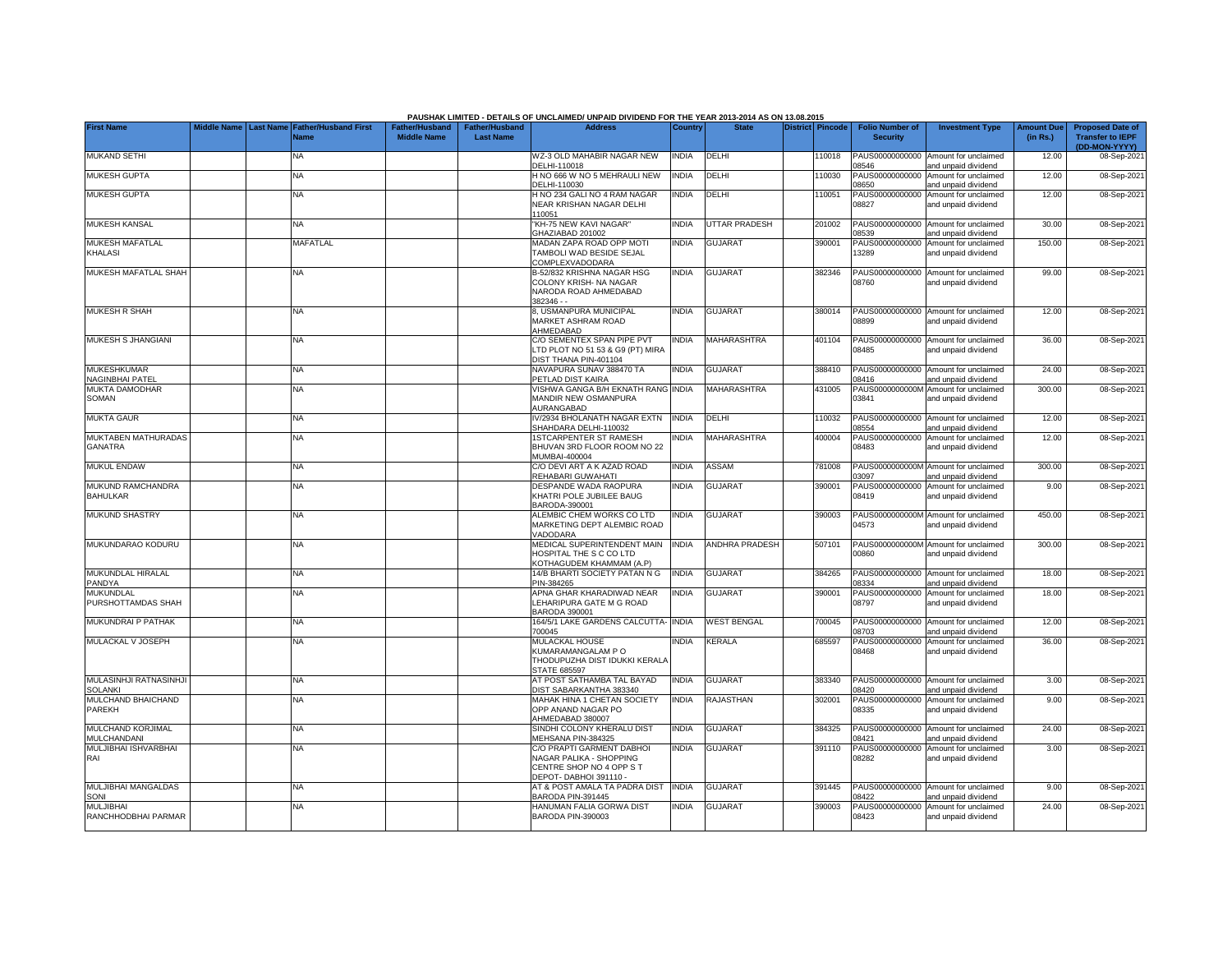PAUSHAK LIMITED - DETAILS OF UNCLAIMED/ UNPAID DIVIDEND FOR THE YEAR 2013-2014 AS ON 13.08.2015

| First Name | Middle Name | Last Name | Father/Husband First Name | Father/Husband Middle Name | Father/Husband Last Name | Address | Country | State | District | Pincode | Folio Number of Security | Investment Type | Amount Due (in Rs.) | Proposed Date of Transfer to IEPF (DD-MON-YYYY) |
|---|---|---|---|---|---|---|---|---|---|---|---|---|---|---|
| MUKAND SETHI | | | NA | | | WZ-3 OLD MAHABIR NAGAR NEW DELHI-110018 | INDIA | DELHI | | 110018 | PAUS00000000000 08546 | Amount for unclaimed and unpaid dividend | 12.00 | 08-Sep-2021 |
| MUKESH GUPTA | | | NA | | | H NO 666 W NO 5 MEHRAULI NEW DELHI-110030 | INDIA | DELHI | | 110030 | PAUS00000000000 08650 | Amount for unclaimed and unpaid dividend | 12.00 | 08-Sep-2021 |
| MUKESH GUPTA | | | NA | | | H NO 234 GALI NO 4 RAM NAGAR NEAR KRISHAN NAGAR DELHI 110051 | INDIA | DELHI | | 110051 | PAUS00000000000 08827 | Amount for unclaimed and unpaid dividend | 12.00 | 08-Sep-2021 |
| MUKESH KANSAL | | | NA | | | "KH-75 NEW KAVI NAGAR" GHAZIABAD 201002 | INDIA | UTTAR PRADESH | | 201002 | PAUS00000000000 08539 | Amount for unclaimed and unpaid dividend | 30.00 | 08-Sep-2021 |
| MUKESH MAFATLAL KHALASI | | | MAFATLAL | | | MADAN ZAPA ROAD OPP MOTI TAMBOLI WAD BESIDE SEJAL COMPLEXVADODARA | INDIA | GUJARAT | | 390001 | PAUS00000000000 13289 | Amount for unclaimed and unpaid dividend | 150.00 | 08-Sep-2021 |
| MUKESH MAFATLAL SHAH | | | NA | | | B-52/832 KRISHNA NAGAR HSG COLONY KRISH- NA NAGAR NARODA ROAD AHMEDABAD 382346 - - | INDIA | GUJARAT | | 382346 | PAUS00000000000 08760 | Amount for unclaimed and unpaid dividend | 99.00 | 08-Sep-2021 |
| MUKESH R SHAH | | | NA | | | 8, USMANPURA MUNICIPAL MARKET ASHRAM ROAD AHMEDABAD | INDIA | GUJARAT | | 380014 | PAUS00000000000 08899 | Amount for unclaimed and unpaid dividend | 12.00 | 08-Sep-2021 |
| MUKESH S JHANGIANI | | | NA | | | C/O SEMENTEX SPAN PIPE PVT LTD PLOT NO 51 53 & G9 (PT) MIRA DIST THANA PIN-401104 | INDIA | MAHARASHTRA | | 401104 | PAUS00000000000 08485 | Amount for unclaimed and unpaid dividend | 36.00 | 08-Sep-2021 |
| MUKESHKUMAR NAGINBHAI PATEL | | | NA | | | NAVAPURA SUNAV 388470 TA PETLAD DIST KAIRA | INDIA | GUJARAT | | 388410 | PAUS00000000000 08416 | Amount for unclaimed and unpaid dividend | 24.00 | 08-Sep-2021 |
| MUKTA DAMODHAR SOMAN | | | NA | | | VISHWA GANGA B/H EKNATH RANG MANDIR NEW OSMANPURA AURANGABAD | INDIA | MAHARASHTRA | | 431005 | PAUS0000000000M 03841 | Amount for unclaimed and unpaid dividend | 300.00 | 08-Sep-2021 |
| MUKTA GAUR | | | NA | | | IV/2934 BHOLANATH NAGAR EXTN SHAHDARA DELHI-110032 | INDIA | DELHI | | 110032 | PAUS00000000000 08554 | Amount for unclaimed and unpaid dividend | 12.00 | 08-Sep-2021 |
| MUKTABEN MATHURADAS GANATRA | | | NA | | | 1STCARPENTER ST RAMESH BHUVAN 3RD FLOOR ROOM NO 22 MUMBAI-400004 | INDIA | MAHARASHTRA | | 400004 | PAUS00000000000 08483 | Amount for unclaimed and unpaid dividend | 12.00 | 08-Sep-2021 |
| MUKUL ENDAW | | | NA | | | C/O DEVI ART A K AZAD ROAD REHABARI GUWAHATI | INDIA | ASSAM | | 781008 | PAUS0000000000M 03097 | Amount for unclaimed and unpaid dividend | 300.00 | 08-Sep-2021 |
| MUKUND RAMCHANDRA BAHULKAR | | | NA | | | DESPANDE WADA RAOPURA KHATRI POLE JUBILEE BAUG BARODA-390001 | INDIA | GUJARAT | | 390001 | PAUS00000000000 08419 | Amount for unclaimed and unpaid dividend | 9.00 | 08-Sep-2021 |
| MUKUND SHASTRY | | | NA | | | ALEMBIC CHEM WORKS CO LTD MARKETING DEPT ALEMBIC ROAD VADODARA | INDIA | GUJARAT | | 390003 | PAUS0000000000M 04573 | Amount for unclaimed and unpaid dividend | 450.00 | 08-Sep-2021 |
| MUKUNDARAO KODURU | | | NA | | | MEDICAL SUPERINTENDENT MAIN HOSPITAL THE S C CO LTD KOTHAGUDEM KHAMMAM (A.P) | INDIA | ANDHRA PRADESH | | 507101 | PAUS0000000000M 00860 | Amount for unclaimed and unpaid dividend | 300.00 | 08-Sep-2021 |
| MUKUNDLAL HIRALAL PANDYA | | | NA | | | 14/B BHARTI SOCIETY PATAN N G PIN-384265 | INDIA | GUJARAT | | 384265 | PAUS00000000000 08334 | Amount for unclaimed and unpaid dividend | 18.00 | 08-Sep-2021 |
| MUKUNDLAL PURSHOTTAMDAS SHAH | | | NA | | | APNA GHAR KHARADIWAD NEAR LEHARIPURA GATE M G ROAD BARODA 390001 | INDIA | GUJARAT | | 390001 | PAUS00000000000 08797 | Amount for unclaimed and unpaid dividend | 18.00 | 08-Sep-2021 |
| MUKUNDRAI P PATHAK | | | NA | | | 164/5/1 LAKE GARDENS CALCUTTA-700045 | INDIA | WEST BENGAL | | 700045 | PAUS00000000000 08703 | Amount for unclaimed and unpaid dividend | 12.00 | 08-Sep-2021 |
| MULACKAL V JOSEPH | | | NA | | | MULACKAL HOUSE KUMARAMANGALAM P O THODUPUZHA DIST IDUKKI KERALA STATE 685597 | INDIA | KERALA | | 685597 | PAUS00000000000 08468 | Amount for unclaimed and unpaid dividend | 36.00 | 08-Sep-2021 |
| MULASINHJI RATNASINHJI SOLANKI | | | NA | | | AT POST SATHAMBA TAL BAYAD DIST SABARKANTHA 383340 | INDIA | GUJARAT | | 383340 | PAUS00000000000 08420 | Amount for unclaimed and unpaid dividend | 3.00 | 08-Sep-2021 |
| MULCHAND BHAICHAND PAREKH | | | NA | | | MAHAK HINA 1 CHETAN SOCIETY OPP ANAND NAGAR PO AHMEDABAD 380007 | INDIA | RAJASTHAN | | 302001 | PAUS00000000000 08335 | Amount for unclaimed and unpaid dividend | 9.00 | 08-Sep-2021 |
| MULCHAND KORJIMAL MULCHANDANI | | | NA | | | SINDHI COLONY KHERALU DIST MEHSANA PIN-384325 | INDIA | GUJARAT | | 384325 | PAUS00000000000 08421 | Amount for unclaimed and unpaid dividend | 24.00 | 08-Sep-2021 |
| MULJIBHAI ISHVARBHAI RAI | | | NA | | | C/O PRAPTI GARMENT DABHOI NAGAR PALIKA - SHOPPING CENTRE SHOP NO 4 OPP S T DEPOT- DABHOI 391110 - | INDIA | GUJARAT | | 391110 | PAUS00000000000 08282 | Amount for unclaimed and unpaid dividend | 3.00 | 08-Sep-2021 |
| MULJIBHAI MANGALDAS SONI | | | NA | | | AT & POST AMALA TA PADRA DIST BARODA PIN-391445 | INDIA | GUJARAT | | 391445 | PAUS00000000000 08422 | Amount for unclaimed and unpaid dividend | 9.00 | 08-Sep-2021 |
| MULJIBHAI RANCHHODBHAI PARMAR | | | NA | | | HANUMAN FALIA GORWA DIST BARODA PIN-390003 | INDIA | GUJARAT | | 390003 | PAUS00000000000 08423 | Amount for unclaimed and unpaid dividend | 24.00 | 08-Sep-2021 |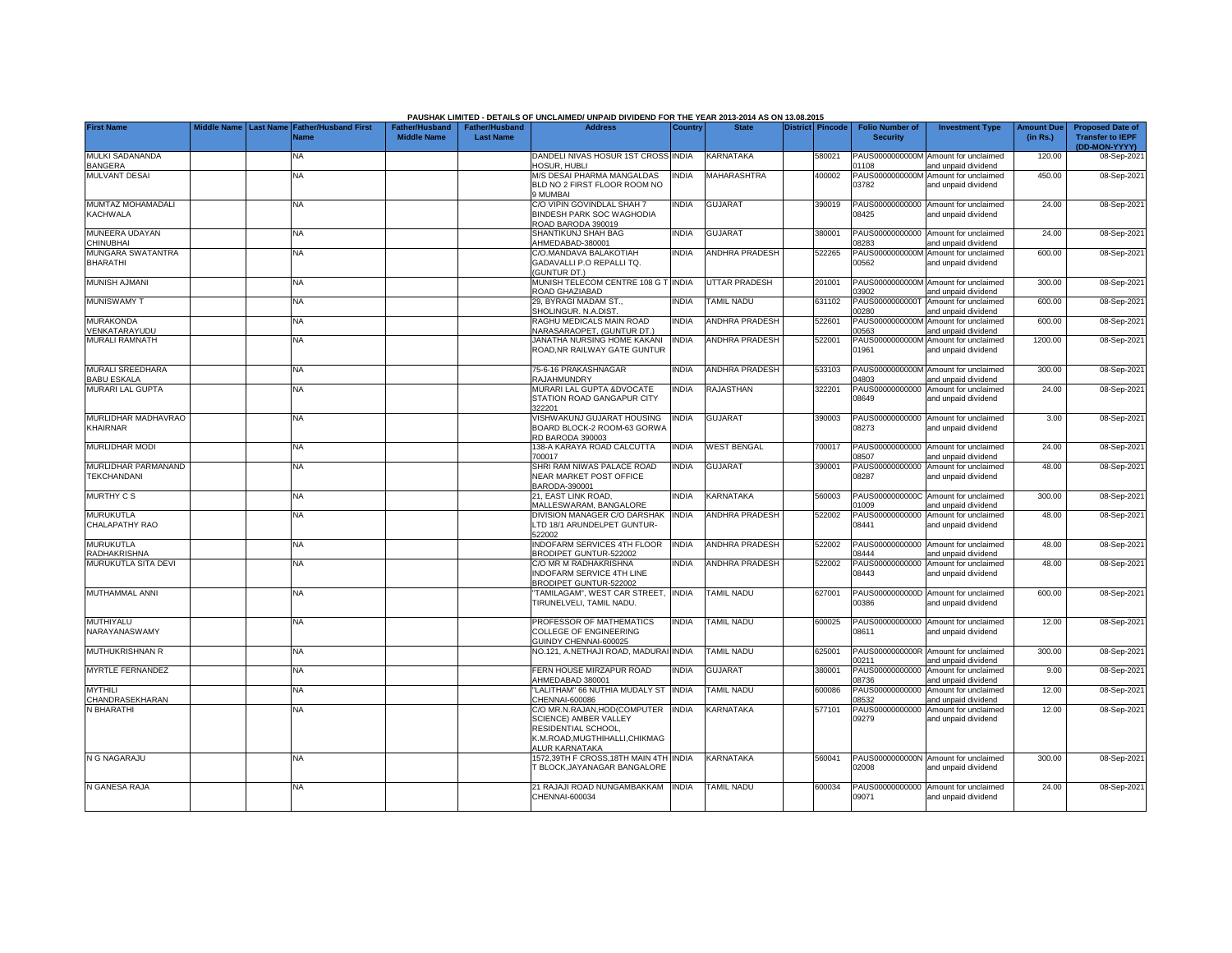PAUSHAK LIMITED - DETAILS OF UNCLAIMED/ UNPAID DIVIDEND FOR THE YEAR 2013-2014 AS ON 13.08.2015

| First Name | Middle Name | Last Name | Father/Husband First Name | Father/Husband Middle Name | Father/Husband Last Name | Address | Country | State | District | Pincode | Folio Number of Security | Investment Type | Amount Due (in Rs.) | Proposed Date of Transfer to IEPF (DD-MON-YYYY) |
|---|---|---|---|---|---|---|---|---|---|---|---|---|---|---|
| MULKI SADANANDA BANGERA | | | NA | | | DANDELI NIVAS HOSUR 1ST CROSS HOSUR, HUBLI | INDIA | KARNATAKA | | 580021 | PAUS0000000000M01108 | Amount for unclaimed and unpaid dividend | 120.00 | 08-Sep-2021 |
| MULVANT DESAI | | | NA | | | M/S DESAI PHARMA MANGALDAS BLD NO 2 FIRST FLOOR ROOM NO 9 MUMBAI | INDIA | MAHARASHTRA | | 400002 | PAUS0000000000M03782 | Amount for unclaimed and unpaid dividend | 450.00 | 08-Sep-2021 |
| MUMTAZ MOHAMADALI KACHWALA | | | NA | | | C/O VIPIN GOVINDLAL SHAH 7 BINDESH PARK SOC WAGHODIA ROAD BARODA 390019 | INDIA | GUJARAT | | 390019 | PAUS00000000000008425 | Amount for unclaimed and unpaid dividend | 24.00 | 08-Sep-2021 |
| MUNEERA UDAYAN CHINUBHAI | | | NA | | | SHANTIKUNJ SHAH BAG AHMEDABAD-380001 | INDIA | GUJARAT | | 380001 | PAUS00000000000008283 | Amount for unclaimed and unpaid dividend | 24.00 | 08-Sep-2021 |
| MUNGARA SWATANTRA BHARATHI | | | NA | | | C/O.MANDAVA BALAKOTIAH GADAVALLI P.O REPALLI TQ. (GUNTUR DT.) | INDIA | ANDHRA PRADESH | | 522265 | PAUS0000000000M00562 | Amount for unclaimed and unpaid dividend | 600.00 | 08-Sep-2021 |
| MUNISH AJMANI | | | NA | | | MUNISH TELECOM CENTRE 108 G T ROAD GHAZIABAD | INDIA | UTTAR PRADESH | | 201001 | PAUS0000000000M03902 | Amount for unclaimed and unpaid dividend | 300.00 | 08-Sep-2021 |
| MUNISWAMY T | | | NA | | | 29, BYRAGI MADAM ST., SHOLINGUR. N.A.DIST. | INDIA | TAMIL NADU | | 631102 | PAUS0000000000T00280 | Amount for unclaimed and unpaid dividend | 600.00 | 08-Sep-2021 |
| MURAKONDA VENKATARAYUDU | | | NA | | | RAGHU MEDICALS MAIN ROAD NARASARAOPET, (GUNTUR DT.) | INDIA | ANDHRA PRADESH | | 522601 | PAUS0000000000M00563 | Amount for unclaimed and unpaid dividend | 600.00 | 08-Sep-2021 |
| MURALI RAMNATH | | | NA | | | JANATHA NURSING HOME KAKANI ROAD,NR RAILWAY GATE GUNTUR | INDIA | ANDHRA PRADESH | | 522001 | PAUS0000000000M01961 | Amount for unclaimed and unpaid dividend | 1200.00 | 08-Sep-2021 |
| MURALI SREEDHARA BABU ESKALA | | | NA | | | 75-6-16 PRAKASHNAGAR RAJAHMUNDRY | INDIA | ANDHRA PRADESH | | 533103 | PAUS0000000000M04803 | Amount for unclaimed and unpaid dividend | 300.00 | 08-Sep-2021 |
| MURARI LAL GUPTA | | | NA | | | MURARI LAL GUPTA &DVOCATE STATION ROAD GANGAPUR CITY 322201 | INDIA | RAJASTHAN | | 322201 | PAUS00000000000008649 | Amount for unclaimed and unpaid dividend | 24.00 | 08-Sep-2021 |
| MURLIDHAR MADHAVRAO KHAIRNAR | | | NA | | | VISHWAKUNJ GUJARAT HOUSING BOARD BLOCK-2 ROOM-63 GORWA RD BARODA 390003 | INDIA | GUJARAT | | 390003 | PAUS00000000000008273 | Amount for unclaimed and unpaid dividend | 3.00 | 08-Sep-2021 |
| MURLIDHAR MODI | | | NA | | | 138-A KARAYA ROAD CALCUTTA 700017 | INDIA | WEST BENGAL | | 700017 | PAUS00000000000008507 | Amount for unclaimed and unpaid dividend | 24.00 | 08-Sep-2021 |
| MURLIDHAR PARMANAND TEKCHANDANI | | | NA | | | SHRI RAM NIWAS PALACE ROAD NEAR MARKET POST OFFICE BARODA-390001 | INDIA | GUJARAT | | 390001 | PAUS00000000000008287 | Amount for unclaimed and unpaid dividend | 48.00 | 08-Sep-2021 |
| MURTHY C S | | | NA | | | 21, EAST LINK ROAD, MALLESWARAM, BANGALORE | INDIA | KARNATAKA | | 560003 | PAUS0000000000C01009 | Amount for unclaimed and unpaid dividend | 300.00 | 08-Sep-2021 |
| MURUKUTLA CHALAPATHY RAO | | | NA | | | DIVISION MANAGER C/O DARSHAK LTD 18/1 ARUNDELPET GUNTUR-522002 | INDIA | ANDHRA PRADESH | | 522002 | PAUS00000000000008441 | Amount for unclaimed and unpaid dividend | 48.00 | 08-Sep-2021 |
| MURUKUTLA RADHAKRISHNA | | | NA | | | INDOFARM SERVICES 4TH FLOOR BRODIPET GUNTUR-522002 | INDIA | ANDHRA PRADESH | | 522002 | PAUS00000000000008444 | Amount for unclaimed and unpaid dividend | 48.00 | 08-Sep-2021 |
| MURUKUTLA SITA DEVI | | | NA | | | C/O MR M RADHAKRISHNA INDOFARM SERVICE 4TH LINE BRODIPET GUNTUR-522002 | INDIA | ANDHRA PRADESH | | 522002 | PAUS00000000000008443 | Amount for unclaimed and unpaid dividend | 48.00 | 08-Sep-2021 |
| MUTHAMMAL ANNI | | | NA | | | "TAMILAGAM", WEST CAR STREET, TIRUNELVELI, TAMIL NADU. | INDIA | TAMIL NADU | | 627001 | PAUS0000000000D00386 | Amount for unclaimed and unpaid dividend | 600.00 | 08-Sep-2021 |
| MUTHIYALU NARAYANASWAMY | | | NA | | | PROFESSOR OF MATHEMATICS COLLEGE OF ENGINEERING GUINDY CHENNAI-600025 | INDIA | TAMIL NADU | | 600025 | PAUS00000000000008611 | Amount for unclaimed and unpaid dividend | 12.00 | 08-Sep-2021 |
| MUTHUKRISHNAN R | | | NA | | | NO.121, A.NETHAJI ROAD, MADURAI | INDIA | TAMIL NADU | | 625001 | PAUS0000000000R00211 | Amount for unclaimed and unpaid dividend | 300.00 | 08-Sep-2021 |
| MYRTLE FERNANDEZ | | | NA | | | FERN HOUSE MIRZAPUR ROAD AHMEDABAD 380001 | INDIA | GUJARAT | | 380001 | PAUS00000000000008736 | Amount for unclaimed and unpaid dividend | 9.00 | 08-Sep-2021 |
| MYTHILI CHANDRASEKHARAN | | | NA | | | "LALITHAM" 66 NUTHIA MUDALY ST CHENNAI-600086 | INDIA | TAMIL NADU | | 600086 | PAUS00000000000008532 | Amount for unclaimed and unpaid dividend | 12.00 | 08-Sep-2021 |
| N BHARATHI | | | NA | | | C/O MR.N.RAJAN,HOD(COMPUTER SCIENCE) AMBER VALLEY RESIDENTIAL SCHOOL, K.M.ROAD,MUGTHIHALLI,CHIKMAG ALUR KARNATAKA | INDIA | KARNATAKA | | 577101 | PAUS00000000000009279 | Amount for unclaimed and unpaid dividend | 12.00 | 08-Sep-2021 |
| N G NAGARAJU | | | NA | | | 1572,39TH F CROSS,18TH MAIN 4TH T BLOCK,JAYANAGAR BANGALORE | INDIA | KARNATAKA | | 560041 | PAUS0000000000N02008 | Amount for unclaimed and unpaid dividend | 300.00 | 08-Sep-2021 |
| N GANESA RAJA | | | NA | | | 21 RAJAJI ROAD NUNGAMBAKKAM CHENNAI-600034 | INDIA | TAMIL NADU | | 600034 | PAUS00000000000009071 | Amount for unclaimed and unpaid dividend | 24.00 | 08-Sep-2021 |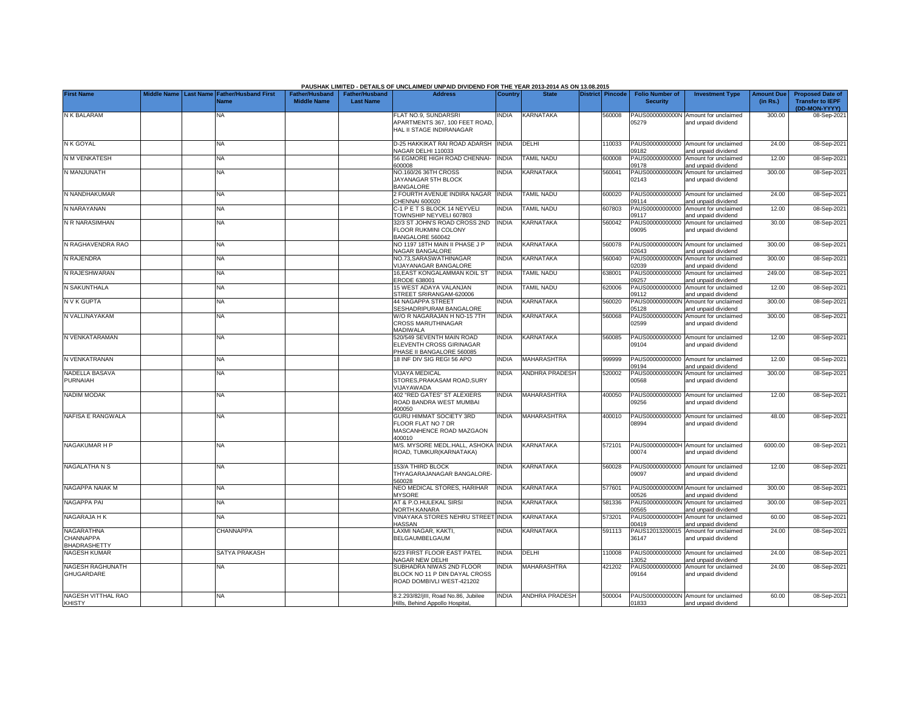PAUSHAK LIMITED - DETAILS OF UNCLAIMED/ UNPAID DIVIDEND FOR THE YEAR 2013-2014 AS ON 13.08.2015

| First Name | Middle Name | Last Name | Father/Husband First Name | Father/Husband Middle Name | Father/Husband Last Name | Address | Country | State | District | Pincode | Folio Number of Security | Investment Type | Amount Due (in Rs.) | Proposed Date of Transfer to IEPF (DD-MON-YYYY) |
|---|---|---|---|---|---|---|---|---|---|---|---|---|---|---|
| N K BALARAM | | | NA | | | FLAT NO.9, SUNDARSRI APARTMENTS 367, 100 FEET ROAD, HAL II STAGE INDIRANAGAR | INDIA | KARNATAKA | | 560008 | PAUS0000000000N05279 | Amount for unclaimed and unpaid dividend | 300.00 | 08-Sep-2021 |
| N K GOYAL | | | NA | | | D-25 HAKKIKAT RAI ROAD ADARSH NAGAR DELHI 110033 | INDIA | DELHI | | 110033 | PAUS0000000000009182 | Amount for unclaimed and unpaid dividend | 24.00 | 08-Sep-2021 |
| N M VENKATESH | | | NA | | | 56 EGMORE HIGH ROAD CHENNAI-600008 | INDIA | TAMIL NADU | | 600008 | PAUS0000000000009178 | Amount for unclaimed and unpaid dividend | 12.00 | 08-Sep-2021 |
| N MANJUNATH | | | NA | | | NO.160/26 36TH CROSS JAYANAGAR 5TH BLOCK BANGALORE | INDIA | KARNATAKA | | 560041 | PAUS0000000000N02143 | Amount for unclaimed and unpaid dividend | 300.00 | 08-Sep-2021 |
| N NANDHAKUMAR | | | NA | | | 2 FOURTH AVENUE INDIRA NAGAR CHENNAI 600020 | INDIA | TAMIL NADU | | 600020 | PAUS0000000000009114 | Amount for unclaimed and unpaid dividend | 24.00 | 08-Sep-2021 |
| N NARAYANAN | | | NA | | | C-1 P E T S BLOCK 14 NEYVELI TOWNSHIP NEYVELI 607803 | INDIA | TAMIL NADU | | 607803 | PAUS0000000000009117 | Amount for unclaimed and unpaid dividend | 12.00 | 08-Sep-2021 |
| N R NARASIMHAN | | | NA | | | 32/3 ST JOHN'S ROAD CROSS 2ND FLOOR RUKMINI COLONY BANGALORE 560042 | INDIA | KARNATAKA | | 560042 | PAUS0000000000009095 | Amount for unclaimed and unpaid dividend | 30.00 | 08-Sep-2021 |
| N RAGHAVENDRA RAO | | | NA | | | NO 1197 18TH MAIN II PHASE J P NAGAR BANGALORE | INDIA | KARNATAKA | | 560078 | PAUS0000000000N02643 | Amount for unclaimed and unpaid dividend | 300.00 | 08-Sep-2021 |
| N RAJENDRA | | | NA | | | NO.73,SARASWATHINAGAR VIJAYANAGAR BANGALORE | INDIA | KARNATAKA | | 560040 | PAUS0000000000N02039 | Amount for unclaimed and unpaid dividend | 300.00 | 08-Sep-2021 |
| N RAJESHWARAN | | | NA | | | 16,EAST KONGALAMMAN KOIL ST ERODE 638001 | INDIA | TAMIL NADU | | 638001 | PAUS0000000000009257 | Amount for unclaimed and unpaid dividend | 249.00 | 08-Sep-2021 |
| N SAKUNTHALA | | | NA | | | 15 WEST ADAYA VALANJAN STREET SRIRANGAM-620006 | INDIA | TAMIL NADU | | 620006 | PAUS0000000000009112 | Amount for unclaimed and unpaid dividend | 12.00 | 08-Sep-2021 |
| N V K GUPTA | | | NA | | | 44 NAGAPPA STREET SESHADRIPURAM BANGALORE | INDIA | KARNATAKA | | 560020 | PAUS0000000000N05128 | Amount for unclaimed and unpaid dividend | 300.00 | 08-Sep-2021 |
| N VALLINAYAKAM | | | NA | | | W/O R NAGARAJAN H NO-15 7TH CROSS MARUTHINAGAR MADIWALA | INDIA | KARNATAKA | | 560068 | PAUS0000000000N02599 | Amount for unclaimed and unpaid dividend | 300.00 | 08-Sep-2021 |
| N VENKATARAMAN | | | NA | | | 520/549 SEVENTH MAIN ROAD ELEVENTH CROSS GIRINAGAR PHASE II BANGALORE 560085 | INDIA | KARNATAKA | | 560085 | PAUS0000000000009104 | Amount for unclaimed and unpaid dividend | 12.00 | 08-Sep-2021 |
| N VENKATRANAN | | | NA | | | 18 INF DIV SIG REGI 56 APO | INDIA | MAHARASHTRA | | 999999 | PAUS0000000000009194 | Amount for unclaimed and unpaid dividend | 12.00 | 08-Sep-2021 |
| NADELLA BASAVA PURNAIAH | | | NA | | | VIJAYA MEDICAL STORES,PRAKASAM ROAD,SURY VIJAYAWADA | INDIA | ANDHRA PRADESH | | 520002 | PAUS0000000000N00568 | Amount for unclaimed and unpaid dividend | 300.00 | 08-Sep-2021 |
| NADIM MODAK | | | NA | | | 402 "RED GATES" ST ALEXIERS ROAD BANDRA WEST MUMBAI 400050 | INDIA | MAHARASHTRA | | 400050 | PAUS0000000000009256 | Amount for unclaimed and unpaid dividend | 12.00 | 08-Sep-2021 |
| NAFISA E RANGWALA | | | NA | | | GURU HIMMAT SOCIETY 3RD FLOOR FLAT NO 7 DR MASCANHENCE ROAD MAZGAON 400010 | INDIA | MAHARASHTRA | | 400010 | PAUS0000000000008994 | Amount for unclaimed and unpaid dividend | 48.00 | 08-Sep-2021 |
| NAGAKUMAR H P | | | NA | | | M/S. MYSORE MEDL.HALL, ASHOKA ROAD, TUMKUR(KARNATAKA) | INDIA | KARNATAKA | | 572101 | PAUS0000000000H00074 | Amount for unclaimed and unpaid dividend | 6000.00 | 08-Sep-2021 |
| NAGALATHA N S | | | NA | | | 153/A THIRD BLOCK THYAGARAJANAGAR BANGALORE-560028 | INDIA | KARNATAKA | | 560028 | PAUS0000000000009097 | Amount for unclaimed and unpaid dividend | 12.00 | 08-Sep-2021 |
| NAGAPPA NAIAK M | | | NA | | | NEO MEDICAL STORES, HARIHAR MYSORE | INDIA | KARNATAKA | | 577601 | PAUS0000000000M00526 | Amount for unclaimed and unpaid dividend | 300.00 | 08-Sep-2021 |
| NAGAPPA PAI | | | NA | | | AT & P.O.HULEKAL SIRSI NORTH.KANARA | INDIA | KARNATAKA | | 581336 | PAUS0000000000N00565 | Amount for unclaimed and unpaid dividend | 300.00 | 08-Sep-2021 |
| NAGARAJA H K | | | NA | | | VINAYAKA STORES NEHRU STREET HASSAN | INDIA | KARNATAKA | | 573201 | PAUS0000000000H00419 | Amount for unclaimed and unpaid dividend | 60.00 | 08-Sep-2021 |
| NAGARATHNA CHANNAPPA BHADRASHETTY | | | CHANNAPPA | | | LAXMI NAGAR, KAKTI, BELGAUMBELGAUM | INDIA | KARNATAKA | | 591113 | PAUS1201320001536147 | Amount for unclaimed and unpaid dividend | 24.00 | 08-Sep-2021 |
| NAGESH KUMAR | | | SATYA PRAKASH | | | 6/23 FIRST FLOOR EAST PATEL NAGAR NEW DELHI | INDIA | DELHI | | 110008 | PAUS0000000000013052 | Amount for unclaimed and unpaid dividend | 24.00 | 08-Sep-2021 |
| NAGESH RAGHUNATH GHUGARDARE | | | NA | | | SUBHADRA NIWAS 2ND FLOOR BLOCK NO 11 P DIN DAYAL CROSS ROAD DOMBIVLI WEST-421202 | INDIA | MAHARASHTRA | | 421202 | PAUS0000000000009164 | Amount for unclaimed and unpaid dividend | 24.00 | 08-Sep-2021 |
| NAGESH VITTHAL RAO KHISTY | | | NA | | | 8.2.293/82/jlll, Road No.86, Jubilee Hills, Behind Appollo Hospital, | INDIA | ANDHRA PRADESH | | 500004 | PAUS0000000000N01833 | Amount for unclaimed and unpaid dividend | 60.00 | 08-Sep-2021 |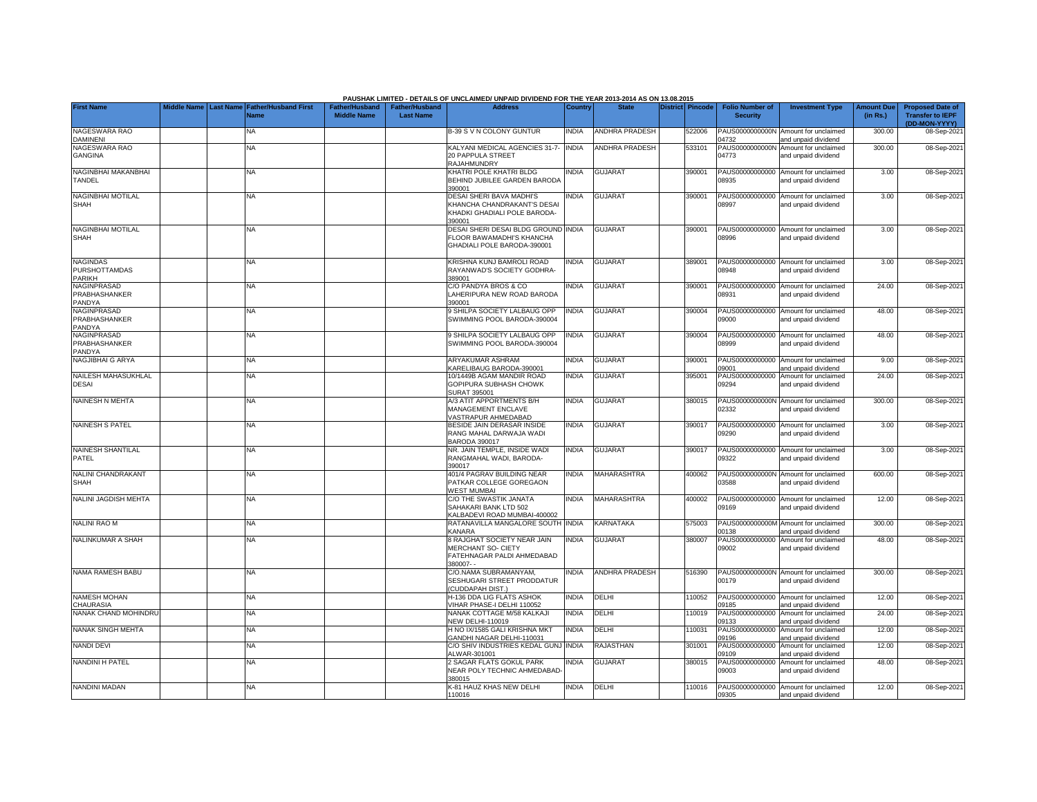PAUSHAK LIMITED - DETAILS OF UNCLAIMED/ UNPAID DIVIDEND FOR THE YEAR 2013-2014 AS ON 13.08.2015

| First Name | Middle Name | Last Name | Father/Husband First Name | Father/Husband Middle Name | Father/Husband Last Name | Address | Country | State | District | Pincode | Folio Number of Security | Investment Type | Amount Due (in Rs.) | Proposed Date of Transfer to IEPF (DD-MON-YYYY) |
|---|---|---|---|---|---|---|---|---|---|---|---|---|---|---|
| NAGESWARA RAO DAMINENI | | | NA | | | B-39 S V N COLONY GUNTUR | INDIA | ANDHRA PRADESH | | 522006 | PAUS0000000000N04732 | Amount for unclaimed and unpaid dividend | 300.00 | 08-Sep-2021 |
| NAGESWARA RAO GANGINA | | | NA | | | KALYANI MEDICAL AGENCIES 31-7-20 PAPPULA STREET RAJAHMUNDRY | INDIA | ANDHRA PRADESH | | 533101 | PAUS0000000000N04773 | Amount for unclaimed and unpaid dividend | 300.00 | 08-Sep-2021 |
| NAGINBHAI MAKANBHAI TANDEL | | | NA | | | KHATRI POLE KHATRI BLDG BEHIND JUBILEE GARDEN BARODA 390001 | INDIA | GUJARAT | | 390001 | PAUS00000000000008935 | Amount for unclaimed and unpaid dividend | 3.00 | 08-Sep-2021 |
| NAGINBHAI MOTILAL SHAH | | | NA | | | DESAI SHERI BAVA MADHI'S KHANCHA CHANDRAKANT'S DESAI KHADKI GHADIALI POLE BARODA-390001 | INDIA | GUJARAT | | 390001 | PAUS00000000000008997 | Amount for unclaimed and unpaid dividend | 3.00 | 08-Sep-2021 |
| NAGINBHAI MOTILAL SHAH | | | NA | | | DESAI SHERI DESAI BLDG GROUND FLOOR BAWAMADHI'S KHANCHA GHADIALI POLE BARODA-390001 | INDIA | GUJARAT | | 390001 | PAUS00000000000008996 | Amount for unclaimed and unpaid dividend | 3.00 | 08-Sep-2021 |
| NAGINDAS PURSHOTTAMDAS PARIKH | | | NA | | | KRISHNA KUNJ BAMROLI ROAD RAYANWAD'S SOCIETY GODHRA-389001 | INDIA | GUJARAT | | 389001 | PAUS00000000000008948 | Amount for unclaimed and unpaid dividend | 3.00 | 08-Sep-2021 |
| NAGINPRASAD PRABHASHANKER PANDYA | | | NA | | | C/O PANDYA BROS & CO LAHERIPURA NEW ROAD BARODA 390001 | INDIA | GUJARAT | | 390001 | PAUS00000000000008931 | Amount for unclaimed and unpaid dividend | 24.00 | 08-Sep-2021 |
| NAGINPRASAD PRABHASHANKER PANDYA | | | NA | | | 9 SHILPA SOCIETY LALBAUG OPP SWIMMING POOL BARODA-390004 | INDIA | GUJARAT | | 390004 | PAUS00000000000009000 | Amount for unclaimed and unpaid dividend | 48.00 | 08-Sep-2021 |
| NAGINPRASAD PRABHASHANKER PANDYA | | | NA | | | 9 SHILPA SOCIETY LALBAUG OPP SWIMMING POOL BARODA-390004 | INDIA | GUJARAT | | 390004 | PAUS00000000000008999 | Amount for unclaimed and unpaid dividend | 48.00 | 08-Sep-2021 |
| NAGJIBHAI G ARYA | | | NA | | | ARYAKUMAR ASHRAM KARELIBAUG BARODA-390001 | INDIA | GUJARAT | | 390001 | PAUS00000000000009001 | Amount for unclaimed and unpaid dividend | 9.00 | 08-Sep-2021 |
| NAILESH MAHASUKHLAL DESAI | | | NA | | | 10/1449B AGAM MANDIR ROAD GOPIPURA SUBHASH CHOWK SURAT 395001 | INDIA | GUJARAT | | 395001 | PAUS00000000000009294 | Amount for unclaimed and unpaid dividend | 24.00 | 08-Sep-2021 |
| NAINESH N MEHTA | | | NA | | | A/3 ATIT APPORTMENTS B/H MANAGEMENT ENCLAVE VASTRAPUR AHMEDABAD | INDIA | GUJARAT | | 380015 | PAUS0000000000N02332 | Amount for unclaimed and unpaid dividend | 300.00 | 08-Sep-2021 |
| NAINESH S PATEL | | | NA | | | BESIDE JAIN DERASAR INSIDE RANG MAHAL DARWAJA WADI BARODA 390017 | INDIA | GUJARAT | | 390017 | PAUS00000000000009290 | Amount for unclaimed and unpaid dividend | 3.00 | 08-Sep-2021 |
| NAINESH SHANTILAL PATEL | | | NA | | | NR. JAIN TEMPLE, INSIDE WADI RANGMAHAL WADI, BARODA-390017 | INDIA | GUJARAT | | 390017 | PAUS00000000000009322 | Amount for unclaimed and unpaid dividend | 3.00 | 08-Sep-2021 |
| NALINI CHANDRAKANT SHAH | | | NA | | | 401/4 PAGRAV BUILDING NEAR PATKAR COLLEGE GOREGAON WEST MUMBAI | INDIA | MAHARASHTRA | | 400062 | PAUS0000000000N03588 | Amount for unclaimed and unpaid dividend | 600.00 | 08-Sep-2021 |
| NALINI JAGDISH MEHTA | | | NA | | | C/O THE SWASTIK JANATA SAHAKARI BANK LTD 502 KALBADEVI ROAD MUMBAI-400002 | INDIA | MAHARASHTRA | | 400002 | PAUS00000000000009169 | Amount for unclaimed and unpaid dividend | 12.00 | 08-Sep-2021 |
| NALINI RAO M | | | NA | | | RATANAVILLA MANGALORE SOUTH KANARA | INDIA | KARNATAKA | | 575003 | PAUS0000000000M00138 | Amount for unclaimed and unpaid dividend | 300.00 | 08-Sep-2021 |
| NALINKUMAR A SHAH | | | NA | | | 8 RAJGHAT SOCIETY NEAR JAIN MERCHANT SO- CIETY FATEHNAGAR PALDI AHMEDABAD 380007- - | INDIA | GUJARAT | | 380007 | PAUS00000000000009002 | Amount for unclaimed and unpaid dividend | 48.00 | 08-Sep-2021 |
| NAMA RAMESH BABU | | | NA | | | C/O.NAMA SUBRAMANYAM, SESHUGARI STREET PRODDATUR (CUDDAPAH DIST.) | INDIA | ANDHRA PRADESH | | 516390 | PAUS0000000000N00179 | Amount for unclaimed and unpaid dividend | 300.00 | 08-Sep-2021 |
| NAMESH MOHAN CHAURASIA | | | NA | | | H-136 DDA LIG FLATS ASHOK VIHAR PHASE-I DELHI 110052 | INDIA | DELHI | | 110052 | PAUS00000000000009185 | Amount for unclaimed and unpaid dividend | 12.00 | 08-Sep-2021 |
| NANAK CHAND MOHINDRU | | | NA | | | NANAK COTTAGE M/58 KALKAJI NEW DELHI-110019 | INDIA | DELHI | | 110019 | PAUS00000000000009133 | Amount for unclaimed and unpaid dividend | 24.00 | 08-Sep-2021 |
| NANAK SINGH MEHTA | | | NA | | | H NO IX/1585 GALI KRISHNA MKT GANDHI NAGAR DELHI-110031 | INDIA | DELHI | | 110031 | PAUS00000000000009196 | Amount for unclaimed and unpaid dividend | 12.00 | 08-Sep-2021 |
| NANDI DEVI | | | NA | | | C/O SHIV INDUSTRIES KEDAL GUNJ ALWAR-301001 | INDIA | RAJASTHAN | | 301001 | PAUS00000000000009109 | Amount for unclaimed and unpaid dividend | 12.00 | 08-Sep-2021 |
| NANDINI H PATEL | | | NA | | | 2 SAGAR FLATS GOKUL PARK NEAR POLY TECHNIC AHMEDABAD-380015 | INDIA | GUJARAT | | 380015 | PAUS00000000000009003 | Amount for unclaimed and unpaid dividend | 48.00 | 08-Sep-2021 |
| NANDINI MADAN | | | NA | | | K-81 HAUZ KHAS NEW DELHI 110016 | INDIA | DELHI | | 110016 | PAUS00000000000009305 | Amount for unclaimed and unpaid dividend | 12.00 | 08-Sep-2021 |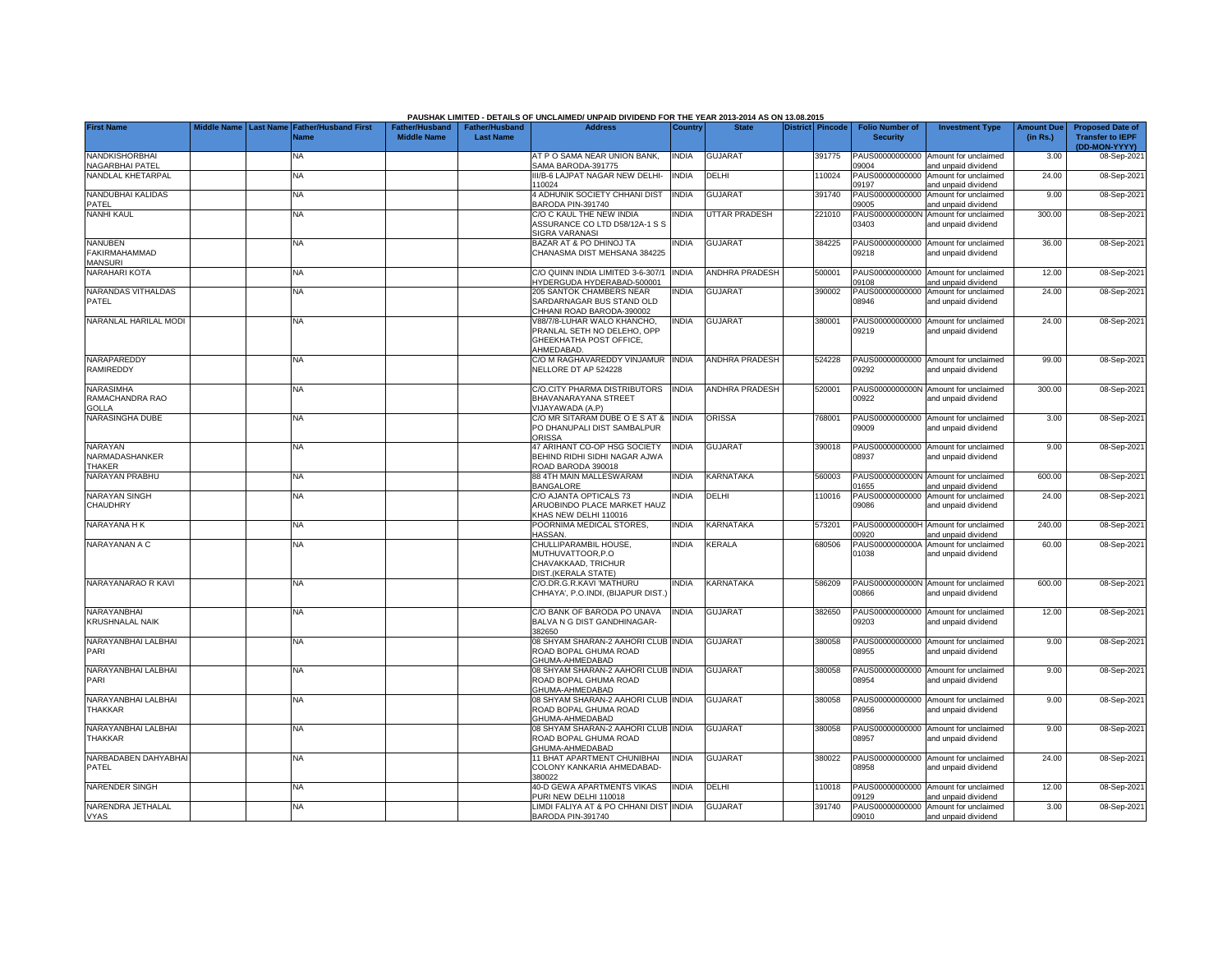PAUSHAK LIMITED - DETAILS OF UNCLAIMED/ UNPAID DIVIDEND FOR THE YEAR 2013-2014 AS ON 13.08.2015

| First Name | Middle Name | Last Name | Father/Husband First Name | Father/Husband Middle Name | Father/Husband Last Name | Address | Country | State | District | Pincode | Folio Number of Security | Investment Type | Amount Due (in Rs.) | Proposed Date of Transfer to IEPF (DD-MON-YYYY) |
|---|---|---|---|---|---|---|---|---|---|---|---|---|---|---|
| NANDKISHORBHAI NAGARBHAI PATEL | | | NA | | | AT P O SAMA NEAR UNION BANK, SAMA BARODA-391775 | INDIA | GUJARAT | | 391775 | PAUS00000000000 09004 | Amount for unclaimed and unpaid dividend | 3.00 | 08-Sep-2021 |
| NANDLAL KHETARPAL | | | NA | | | III/B-6 LAJPAT NAGAR NEW DELHI-110024 | INDIA | DELHI | | 110024 | PAUS00000000000 09197 | Amount for unclaimed and unpaid dividend | 24.00 | 08-Sep-2021 |
| NANDUBHAI KALIDAS PATEL | | | NA | | | 4 ADHUNIK SOCIETY CHHANI DIST BARODA PIN-391740 | INDIA | GUJARAT | | 391740 | PAUS00000000000 09005 | Amount for unclaimed and unpaid dividend | 9.00 | 08-Sep-2021 |
| NANHI KAUL | | | NA | | | C/O C KAUL THE NEW INDIA ASSURANCE CO LTD D58/12A-1 S S SIGRA VARANASI | INDIA | UTTAR PRADESH | | 221010 | PAUS0000000000N 03403 | Amount for unclaimed and unpaid dividend | 300.00 | 08-Sep-2021 |
| NANUBEN FAKIRMAHAMMAD MANSURI | | | NA | | | BAZAR AT & PO DHINOJ TA CHANASMA DIST MEHSANA 384225 | INDIA | GUJARAT | | 384225 | PAUS00000000000 09218 | Amount for unclaimed and unpaid dividend | 36.00 | 08-Sep-2021 |
| NARAHARI KOTA | | | NA | | | C/O QUINN INDIA LIMITED 3-6-307/1 HYDERGUDA HYDERABAD-500001 | INDIA | ANDHRA PRADESH | | 500001 | PAUS00000000000 09108 | Amount for unclaimed and unpaid dividend | 12.00 | 08-Sep-2021 |
| NARANDAS VITHALDAS PATEL | | | NA | | | 205 SANTOK CHAMBERS NEAR SARDARNAGAR BUS STAND OLD CHHANI ROAD BARODA-390002 | INDIA | GUJARAT | | 390002 | PAUS00000000000 08946 | Amount for unclaimed and unpaid dividend | 24.00 | 08-Sep-2021 |
| NARANLAL HARILAL MODI | | | NA | | | V88/7/8-LUHAR WALO KHANCHO, PRANLAL SETH NO DELEHO, OPP GHEEKHATHA POST OFFICE, AHMEDABAD. | INDIA | GUJARAT | | 380001 | PAUS00000000000 09219 | Amount for unclaimed and unpaid dividend | 24.00 | 08-Sep-2021 |
| NARAPAREDDY RAMIREDDY | | | NA | | | C/O M RAGHAVAREDDY VINJAMUR NELLORE DT AP 524228 | INDIA | ANDHRA PRADESH | | 524228 | PAUS00000000000 09292 | Amount for unclaimed and unpaid dividend | 99.00 | 08-Sep-2021 |
| NARASIMHA RAMACHANDRA RAO GOLLA | | | NA | | | C/O.CITY PHARMA DISTRIBUTORS BHAVANARAYANA STREET VIJAYAWADA (A.P) | INDIA | ANDHRA PRADESH | | 520001 | PAUS0000000000N 00922 | Amount for unclaimed and unpaid dividend | 300.00 | 08-Sep-2021 |
| NARASINGHA DUBE | | | NA | | | C/O MR SITARAM DUBE O E S AT & PO DHANUPALI DIST SAMBALPUR ORISSA | INDIA | ORISSA | | 768001 | PAUS00000000000 09009 | Amount for unclaimed and unpaid dividend | 3.00 | 08-Sep-2021 |
| NARAYAN NARMADASHANKER THAKER | | | NA | | | 47 ARIHANT CO-OP HSG SOCIETY BEHIND RIDHI SIDHI NAGAR AJWA ROAD BARODA 390018 | INDIA | GUJARAT | | 390018 | PAUS00000000000 08937 | Amount for unclaimed and unpaid dividend | 9.00 | 08-Sep-2021 |
| NARAYAN PRABHU | | | NA | | | 88 4TH MAIN MALLESWARAM BANGALORE | INDIA | KARNATAKA | | 560003 | PAUS0000000000N 01655 | Amount for unclaimed and unpaid dividend | 600.00 | 08-Sep-2021 |
| NARAYAN SINGH CHAUDHRY | | | NA | | | C/O AJANTA OPTICALS 73 ARUOBINDO PLACE MARKET HAUZ KHAS NEW DELHI 110016 | INDIA | DELHI | | 110016 | PAUS00000000000 09086 | Amount for unclaimed and unpaid dividend | 24.00 | 08-Sep-2021 |
| NARAYANA H K | | | NA | | | POORNIMA MEDICAL STORES, HASSAN. | INDIA | KARNATAKA | | 573201 | PAUS0000000000H 00920 | Amount for unclaimed and unpaid dividend | 240.00 | 08-Sep-2021 |
| NARAYANAN A C | | | NA | | | CHULLIPARAMBIL HOUSE, MUTHUVATTOOR,P.O CHAVAKKAAD, TRICHUR DIST.(KERALA STATE) | INDIA | KERALA | | 680506 | PAUS0000000000A 01038 | Amount for unclaimed and unpaid dividend | 60.00 | 08-Sep-2021 |
| NARAYANARAO R KAVI | | | NA | | | C/O.DR.G.R.KAVI 'MATHURU CHHAYA', P.O.INDI, (BIJAPUR DIST.) | INDIA | KARNATAKA | | 586209 | PAUS0000000000N 00866 | Amount for unclaimed and unpaid dividend | 600.00 | 08-Sep-2021 |
| NARAYANBHAI KRUSHNALAL NAIK | | | NA | | | C/O BANK OF BARODA PO UNAVA BALVA N G DIST GANDHINAGAR-382650 | INDIA | GUJARAT | | 382650 | PAUS00000000000 09203 | Amount for unclaimed and unpaid dividend | 12.00 | 08-Sep-2021 |
| NARAYANBHAI LALBHAI PARI | | | NA | | | 08 SHYAM SHARAN-2 AAHORI CLUB ROAD BOPAL GHUMA ROAD GHUMA-AHMEDABAD | INDIA | GUJARAT | | 380058 | PAUS00000000000 08955 | Amount for unclaimed and unpaid dividend | 9.00 | 08-Sep-2021 |
| NARAYANBHAI LALBHAI PARI | | | NA | | | 08 SHYAM SHARAN-2 AAHORI CLUB ROAD BOPAL GHUMA ROAD GHUMA-AHMEDABAD | INDIA | GUJARAT | | 380058 | PAUS00000000000 08954 | Amount for unclaimed and unpaid dividend | 9.00 | 08-Sep-2021 |
| NARAYANBHAI LALBHAI THAKKAR | | | NA | | | 08 SHYAM SHARAN-2 AAHORI CLUB ROAD BOPAL GHUMA ROAD GHUMA-AHMEDABAD | INDIA | GUJARAT | | 380058 | PAUS00000000000 08956 | Amount for unclaimed and unpaid dividend | 9.00 | 08-Sep-2021 |
| NARAYANBHAI LALBHAI THAKKAR | | | NA | | | 08 SHYAM SHARAN-2 AAHORI CLUB ROAD BOPAL GHUMA ROAD GHUMA-AHMEDABAD | INDIA | GUJARAT | | 380058 | PAUS00000000000 08957 | Amount for unclaimed and unpaid dividend | 9.00 | 08-Sep-2021 |
| NARBADABEN DAHYABHAI PATEL | | | NA | | | 11 BHAT APARTMENT CHUNIBHAI COLONY KANKARIA AHMEDABAD-380022 | INDIA | GUJARAT | | 380022 | PAUS00000000000 08958 | Amount for unclaimed and unpaid dividend | 24.00 | 08-Sep-2021 |
| NARENDER SINGH | | | NA | | | 40-D GEWA APARTMENTS VIKAS PURI NEW DELHI 110018 | INDIA | DELHI | | 110018 | PAUS00000000000 09129 | Amount for unclaimed and unpaid dividend | 12.00 | 08-Sep-2021 |
| NARENDRA JETHALAL VYAS | | | NA | | | LIMDI FALIYA AT & PO CHHANI DIST BARODA PIN-391740 | INDIA | GUJARAT | | 391740 | PAUS00000000000 09010 | Amount for unclaimed and unpaid dividend | 3.00 | 08-Sep-2021 |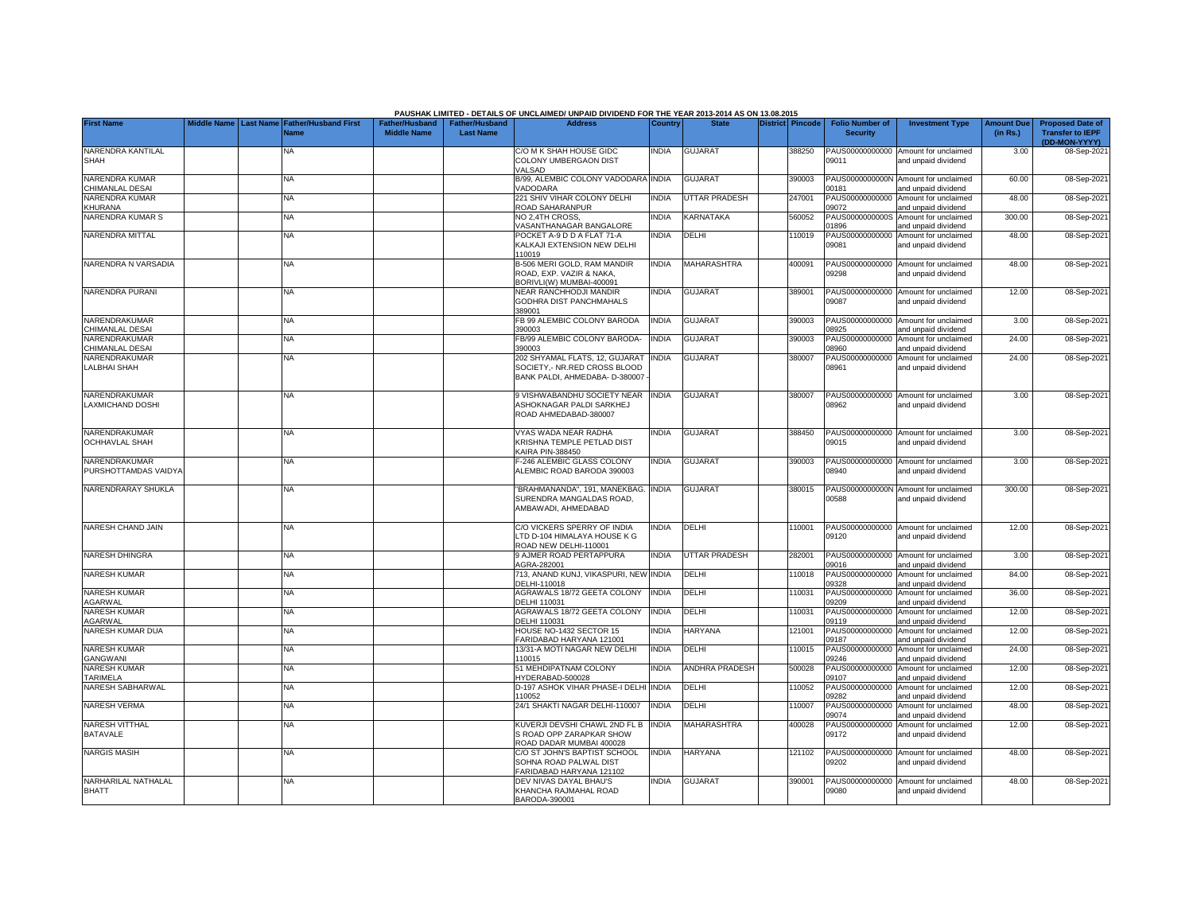PAUSHAK LIMITED - DETAILS OF UNCLAIMED/ UNPAID DIVIDEND FOR THE YEAR 2013-2014 AS ON 13.08.2015

| First Name | Middle Name | Last Name | Father/Husband First Name | Father/Husband Middle Name | Father/Husband Last Name | Address | Country | State | District | Pincode | Folio Number of Security | Investment Type | Amount Due (in Rs.) | Proposed Date of Transfer to IEPF (DD-MON-YYYY) |
|---|---|---|---|---|---|---|---|---|---|---|---|---|---|---|
| NARENDRA KANTILAL SHAH | | | NA | | | C/O M K SHAH HOUSE GIDC COLONY UMBERGAON DIST VALSAD | INDIA | GUJARAT | | 388250 | PAUS00000000000 09011 | Amount for unclaimed and unpaid dividend | 3.00 | 08-Sep-2021 |
| NARENDRA KUMAR CHIMANLAL DESAI | | | NA | | | B/99, ALEMBIC COLONY VADODARA VADODARA | INDIA | GUJARAT | | 390003 | PAUS0000000000N 00181 | Amount for unclaimed and unpaid dividend | 60.00 | 08-Sep-2021 |
| NARENDRA KUMAR KHURANA | | | NA | | | 221 SHIV VIHAR COLONY DELHI ROAD SAHARANPUR | INDIA | UTTAR PRADESH | | 247001 | PAUS00000000000 09072 | Amount for unclaimed and unpaid dividend | 48.00 | 08-Sep-2021 |
| NARENDRA KUMAR S | | | NA | | | NO 2,4TH CROSS, VASANTHANAGAR BANGALORE | INDIA | KARNATAKA | | 560052 | PAUS0000000000S 01896 | Amount for unclaimed and unpaid dividend | 300.00 | 08-Sep-2021 |
| NARENDRA MITTAL | | | NA | | | POCKET A-9 D D A FLAT 71-A KALKAJI EXTENSION NEW DELHI 110019 | INDIA | DELHI | | 110019 | PAUS00000000000 09081 | Amount for unclaimed and unpaid dividend | 48.00 | 08-Sep-2021 |
| NARENDRA N VARSADIA | | | NA | | | B-506 MERI GOLD, RAM MANDIR ROAD, EXP. VAZIR & NAKA, BORIVLI(W) MUMBAI-400091 | INDIA | MAHARASHTRA | | 400091 | PAUS00000000000 09298 | Amount for unclaimed and unpaid dividend | 48.00 | 08-Sep-2021 |
| NARENDRA PURANI | | | NA | | | NEAR RANCHHODJI MANDIR GODHRA DIST PANCHMAHALS 389001 | INDIA | GUJARAT | | 389001 | PAUS00000000000 09087 | Amount for unclaimed and unpaid dividend | 12.00 | 08-Sep-2021 |
| NARENDRAKUMAR CHIMANLAL DESAI | | | NA | | | FB 99 ALEMBIC COLONY BARODA 390003 | INDIA | GUJARAT | | 390003 | PAUS00000000000 08925 | Amount for unclaimed and unpaid dividend | 3.00 | 08-Sep-2021 |
| NARENDRAKUMAR CHIMANLAL DESAI | | | NA | | | FB/99 ALEMBIC COLONY BARODA-390003 | INDIA | GUJARAT | | 390003 | PAUS00000000000 08960 | Amount for unclaimed and unpaid dividend | 24.00 | 08-Sep-2021 |
| NARENDRAKUMAR LALBHAI SHAH | | | NA | | | 202 SHYAMAL FLATS, 12, GUJARAT SOCIETY,- NR.RED CROSS BLOOD BANK PALDI, AHMEDABA- D-380007 - | INDIA | GUJARAT | | 380007 | PAUS00000000000 08961 | Amount for unclaimed and unpaid dividend | 24.00 | 08-Sep-2021 |
| NARENDRAKUMAR LAXMICHAND DOSHI | | | NA | | | 9 VISHWABANDHU SOCIETY NEAR ASHOKNAGAR PALDI SARKHEJ ROAD AHMEDABAD-380007 | INDIA | GUJARAT | | 380007 | PAUS00000000000 08962 | Amount for unclaimed and unpaid dividend | 3.00 | 08-Sep-2021 |
| NARENDRAKUMAR OCHHAVLAL SHAH | | | NA | | | VYAS WADA NEAR RADHA KRISHNA TEMPLE PETLAD DIST KAIRA PIN-388450 | INDIA | GUJARAT | | 388450 | PAUS00000000000 09015 | Amount for unclaimed and unpaid dividend | 3.00 | 08-Sep-2021 |
| NARENDRAKUMAR PURSHOTTAMDAS VAIDYA | | | NA | | | F-246 ALEMBIC GLASS COLONY ALEMBIC ROAD BARODA 390003 | INDIA | GUJARAT | | 390003 | PAUS00000000000 08940 | Amount for unclaimed and unpaid dividend | 3.00 | 08-Sep-2021 |
| NARENDRARAY SHUKLA | | | NA | | | "BRAHMANANDA", 191, MANEKBAG. SURENDRA MANGALDAS ROAD, AMBAWADI, AHMEDABAD | INDIA | GUJARAT | | 380015 | PAUS0000000000N 00588 | Amount for unclaimed and unpaid dividend | 300.00 | 08-Sep-2021 |
| NARESH CHAND JAIN | | | NA | | | C/O VICKERS SPERRY OF INDIA LTD D-104 HIMALAYA HOUSE K G ROAD NEW DELHI-110001 | INDIA | DELHI | | 110001 | PAUS00000000000 09120 | Amount for unclaimed and unpaid dividend | 12.00 | 08-Sep-2021 |
| NARESH DHINGRA | | | NA | | | 9 AJMER ROAD PERTAPPURA AGRA-282001 | INDIA | UTTAR PRADESH | | 282001 | PAUS00000000000 09016 | Amount for unclaimed and unpaid dividend | 3.00 | 08-Sep-2021 |
| NARESH KUMAR | | | NA | | | 713, ANAND KUNJ, VIKASPURI, NEW DELHI-110018 | INDIA | DELHI | | 110018 | PAUS00000000000 09328 | Amount for unclaimed and unpaid dividend | 84.00 | 08-Sep-2021 |
| NARESH KUMAR AGARWAL | | | NA | | | AGRAWALS 18/72 GEETA COLONY DELHI 110031 | INDIA | DELHI | | 110031 | PAUS00000000000 09209 | Amount for unclaimed and unpaid dividend | 36.00 | 08-Sep-2021 |
| NARESH KUMAR AGARWAL | | | NA | | | AGRAWALS 18/72 GEETA COLONY DELHI 110031 | INDIA | DELHI | | 110031 | PAUS00000000000 09119 | Amount for unclaimed and unpaid dividend | 12.00 | 08-Sep-2021 |
| NARESH KUMAR DUA | | | NA | | | HOUSE NO-1432 SECTOR 15 FARIDABAD HARYANA 121001 | INDIA | HARYANA | | 121001 | PAUS00000000000 09187 | Amount for unclaimed and unpaid dividend | 12.00 | 08-Sep-2021 |
| NARESH KUMAR GANGWANI | | | NA | | | 13/31-A MOTI NAGAR NEW DELHI 110015 | INDIA | DELHI | | 110015 | PAUS00000000000 09246 | Amount for unclaimed and unpaid dividend | 24.00 | 08-Sep-2021 |
| NARESH KUMAR TARIMELA | | | NA | | | 51 MEHDIPATNAM COLONY HYDERABAD-500028 | INDIA | ANDHRA PRADESH | | 500028 | PAUS00000000000 09107 | Amount for unclaimed and unpaid dividend | 12.00 | 08-Sep-2021 |
| NARESH SABHARWAL | | | NA | | | D-197 ASHOK VIHAR PHASE-I DELHI 110052 | INDIA | DELHI | | 110052 | PAUS00000000000 09282 | Amount for unclaimed and unpaid dividend | 12.00 | 08-Sep-2021 |
| NARESH VERMA | | | NA | | | 24/1 SHAKTI NAGAR DELHI-110007 | INDIA | DELHI | | 110007 | PAUS00000000000 09074 | Amount for unclaimed and unpaid dividend | 48.00 | 08-Sep-2021 |
| NARESH VITTHAL BATAVALE | | | NA | | | KUVERJI DEVSHI CHAWL 2ND FL B S ROAD OPP ZARAPKAR SHOW ROAD DADAR MUMBAI 400028 | INDIA | MAHARASHTRA | | 400028 | PAUS00000000000 09172 | Amount for unclaimed and unpaid dividend | 12.00 | 08-Sep-2021 |
| NARGIS MASIH | | | NA | | | C/O ST JOHN'S BAPTIST SCHOOL SOHNA ROAD PALWAL DIST FARIDABAD HARYANA 121102 | INDIA | HARYANA | | 121102 | PAUS00000000000 09202 | Amount for unclaimed and unpaid dividend | 48.00 | 08-Sep-2021 |
| NARHARILAL NATHALAL BHATT | | | NA | | | DEV NIVAS DAYAL BHAU'S KHANCHA RAJMAHAL ROAD BARODA-390001 | INDIA | GUJARAT | | 390001 | PAUS00000000000 09080 | Amount for unclaimed and unpaid dividend | 48.00 | 08-Sep-2021 |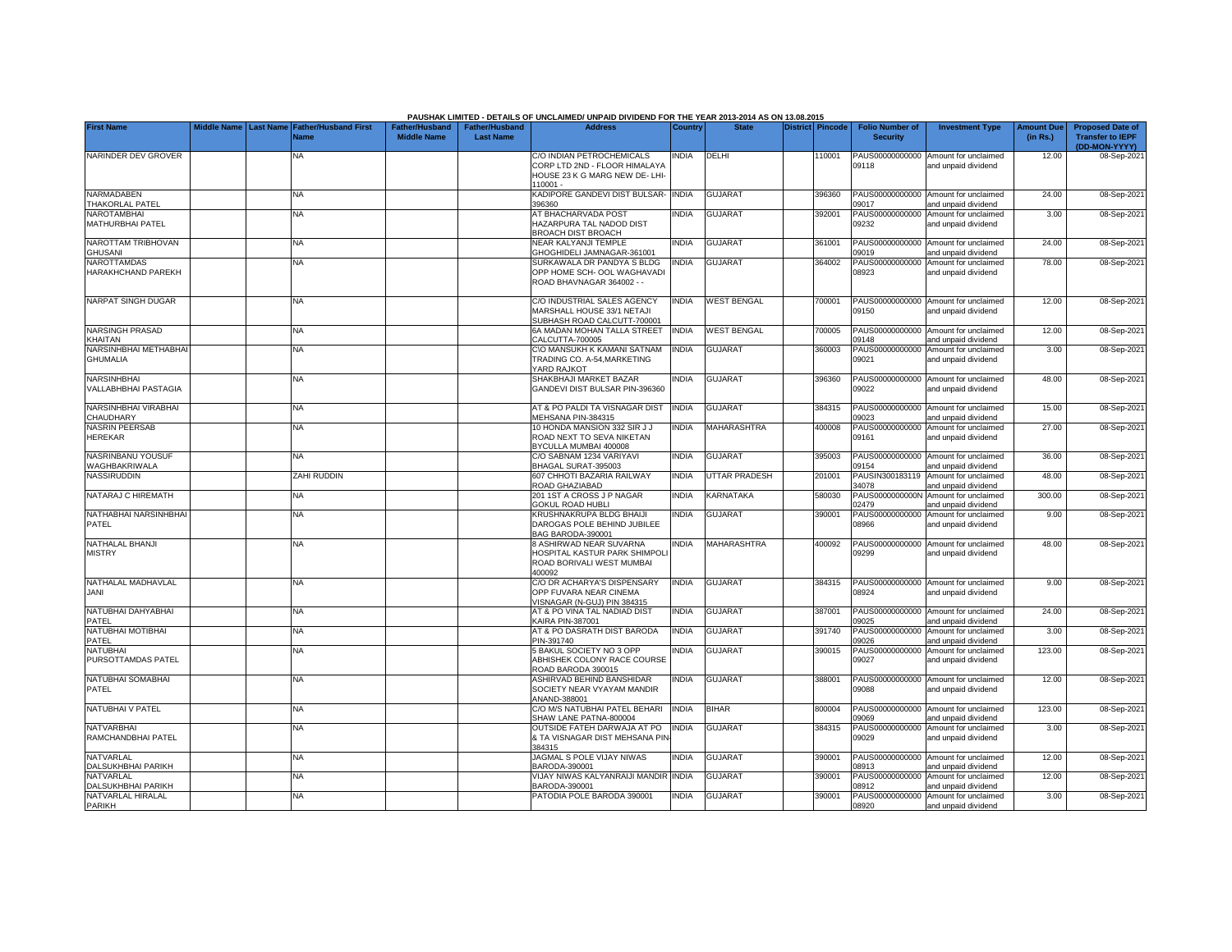PAUSHAK LIMITED - DETAILS OF UNCLAIMED/ UNPAID DIVIDEND FOR THE YEAR 2013-2014 AS ON 13.08.2015

| First Name | Middle Name | Last Name | Father/Husband First Name | Father/Husband Middle Name | Father/Husband Last Name | Address | Country | State | District | Pincode | Folio Number of Security | Investment Type | Amount Due (in Rs.) | Proposed Date of Transfer to IEPF (DD-MON-YYYY) |
|---|---|---|---|---|---|---|---|---|---|---|---|---|---|---|
| NARINDER DEV GROVER | | | NA | | | C/O INDIAN PETROCHEMICALS CORP LTD 2ND - FLOOR HIMALAYA HOUSE 23 K G MARG NEW DE- LHI-110001 - | INDIA | DELHI | | 110001 | PAUS00000000000 09118 | Amount for unclaimed and unpaid dividend | 12.00 | 08-Sep-2021 |
| NARMADABEN THAKORLAL PATEL | | | NA | | | KADIPORE GANDEVI DIST BULSAR-396360 | INDIA | GUJARAT | | 396360 | PAUS00000000000 09017 | Amount for unclaimed and unpaid dividend | 24.00 | 08-Sep-2021 |
| NAROTAMBHAI MATHURBHAI PATEL | | | NA | | | AT BHACHARVADA POST HAZARPURA TAL NADOD DIST BROACH DIST BROACH | INDIA | GUJARAT | | 392001 | PAUS00000000000 09232 | Amount for unclaimed and unpaid dividend | 3.00 | 08-Sep-2021 |
| NAROTTAM TRIBHOVAN GHUSANI | | | NA | | | NEAR KALYANJI TEMPLE GHOGHIDELI JAMNAGAR-361001 | INDIA | GUJARAT | | 361001 | PAUS00000000000 09019 | Amount for unclaimed and unpaid dividend | 24.00 | 08-Sep-2021 |
| NAROTTAMDAS HARAKHCHAND PAREKH | | | NA | | | SURKAWALA DR PANDYA S BLDG OPP HOME SCH- OOL WAGHAVADI ROAD BHAVNAGAR 364002 - - | INDIA | GUJARAT | | 364002 | PAUS00000000000 08923 | Amount for unclaimed and unpaid dividend | 78.00 | 08-Sep-2021 |
| NARPAT SINGH DUGAR | | | NA | | | C/O INDUSTRIAL SALES AGENCY MARSHALL HOUSE 33/1 NETAJI SUBHASH ROAD CALCUTT-700001 | INDIA | WEST BENGAL | | 700001 | PAUS00000000000 09150 | Amount for unclaimed and unpaid dividend | 12.00 | 08-Sep-2021 |
| NARSINGH PRASAD KHAITAN | | | NA | | | 6A MADAN MOHAN TALLA STREET CALCUTTA-700005 | INDIA | WEST BENGAL | | 700005 | PAUS00000000000 09148 | Amount for unclaimed and unpaid dividend | 12.00 | 08-Sep-2021 |
| NARSINHBHAI METHABHAI GHUMALIA | | | NA | | | C\O MANSUKH K KAMANI SATNAM TRADING CO. A-54,MARKETING YARD RAJKOT | INDIA | GUJARAT | | 360003 | PAUS00000000000 09021 | Amount for unclaimed and unpaid dividend | 3.00 | 08-Sep-2021 |
| NARSINHBHAI VALLABHBHAI PASTAGIA | | | NA | | | SHAKBHAJI MARKET BAZAR GANDEVI DIST BULSAR PIN-396360 | INDIA | GUJARAT | | 396360 | PAUS00000000000 09022 | Amount for unclaimed and unpaid dividend | 48.00 | 08-Sep-2021 |
| NARSINHBHAI VIRABHAI CHAUDHARY | | | NA | | | AT & PO PALDI TA VISNAGAR DIST MEHSANA PIN-384315 | INDIA | GUJARAT | | 384315 | PAUS00000000000 09023 | Amount for unclaimed and unpaid dividend | 15.00 | 08-Sep-2021 |
| NASRIN PEERSAB HEREKAR | | | NA | | | 10 HONDA MANSION 332 SIR J J ROAD NEXT TO SEVA NIKETAN BYCULLA MUMBAI 400008 | INDIA | MAHARASHTRA | | 400008 | PAUS00000000000 09161 | Amount for unclaimed and unpaid dividend | 27.00 | 08-Sep-2021 |
| NASRINBANU YOUSUF WAGHBAKRIWALA | | | NA | | | C/O SABNAM 1234 VARIYAVI BHAGAL SURAT-395003 | INDIA | GUJARAT | | 395003 | PAUS00000000000 09154 | Amount for unclaimed and unpaid dividend | 36.00 | 08-Sep-2021 |
| NASSIRUDDIN | | | ZAHI RUDDIN | | | 607 CHHOTI BAZARIA RAILWAY ROAD GHAZIABAD | INDIA | UTTAR PRADESH | | 201001 | PAUSIN300183119 34078 | Amount for unclaimed and unpaid dividend | 48.00 | 08-Sep-2021 |
| NATARAJ C HIREMATH | | | NA | | | 201 1ST A CROSS J P NAGAR GOKUL ROAD HUBLI | INDIA | KARNATAKA | | 580030 | PAUS0000000000N 02479 | Amount for unclaimed and unpaid dividend | 300.00 | 08-Sep-2021 |
| NATHABHAI NARSINHBHAI PATEL | | | NA | | | KRUSHNAKRUPA BLDG BHAIJI DAROGAS POLE BEHIND JUBILEE BAG BARODA-390001 | INDIA | GUJARAT | | 390001 | PAUS00000000000 08966 | Amount for unclaimed and unpaid dividend | 9.00 | 08-Sep-2021 |
| NATHALAL BHANJI MISTRY | | | NA | | | 8 ASHIRWAD NEAR SUVARNA HOSPITAL KASTUR PARK SHIMPOLI ROAD BORIVALI WEST MUMBAI 400092 | INDIA | MAHARASHTRA | | 400092 | PAUS00000000000 09299 | Amount for unclaimed and unpaid dividend | 48.00 | 08-Sep-2021 |
| NATHALAL MADHAVLAL JANI | | | NA | | | C/O DR ACHARYA'S DISPENSARY OPP FUVARA NEAR CINEMA VISNAGAR (N-GUJ) PIN 384315 | INDIA | GUJARAT | | 384315 | PAUS00000000000 08924 | Amount for unclaimed and unpaid dividend | 9.00 | 08-Sep-2021 |
| NATUBHAI DAHYABHAI PATEL | | | NA | | | AT & PO VINA TAL NADIAD DIST KAIRA PIN-387001 | INDIA | GUJARAT | | 387001 | PAUS00000000000 09025 | Amount for unclaimed and unpaid dividend | 24.00 | 08-Sep-2021 |
| NATUBHAI MOTIBHAI PATEL | | | NA | | | AT & PO DASRATH DIST BARODA PIN-391740 | INDIA | GUJARAT | | 391740 | PAUS00000000000 09026 | Amount for unclaimed and unpaid dividend | 3.00 | 08-Sep-2021 |
| NATUBHAI PURSOTTAMDAS PATEL | | | NA | | | 5 BAKUL SOCIETY NO 3 OPP ABHISHEK COLONY RACE COURSE ROAD BARODA 390015 | INDIA | GUJARAT | | 390015 | PAUS00000000000 09027 | Amount for unclaimed and unpaid dividend | 123.00 | 08-Sep-2021 |
| NATUBHAI SOMABHAI PATEL | | | NA | | | ASHIRVAD BEHIND BANSHIDAR SOCIETY NEAR VYAYAM MANDIR ANAND-388001 | INDIA | GUJARAT | | 388001 | PAUS00000000000 09088 | Amount for unclaimed and unpaid dividend | 12.00 | 08-Sep-2021 |
| NATUBHAI V PATEL | | | NA | | | C/O M/S NATUBHAI PATEL BEHARI SHAW LANE PATNA-800004 | INDIA | BIHAR | | 800004 | PAUS00000000000 09069 | Amount for unclaimed and unpaid dividend | 123.00 | 08-Sep-2021 |
| NATVARBHAI RAMCHANDBHAI PATEL | | | NA | | | OUTSIDE FATEH DARWAJA AT PO & TA VISNAGAR DIST MEHSANA PIN-384315 | INDIA | GUJARAT | | 384315 | PAUS00000000000 09029 | Amount for unclaimed and unpaid dividend | 3.00 | 08-Sep-2021 |
| NATVARLAL DALSUKHBHAI PARIKH | | | NA | | | JAGMAL S POLE VIJAY NIWAS BARODA-390001 | INDIA | GUJARAT | | 390001 | PAUS00000000000 08913 | Amount for unclaimed and unpaid dividend | 12.00 | 08-Sep-2021 |
| NATVARLAL DALSUKHBHAI PARIKH | | | NA | | | VIJAY NIWAS KALYANRAIJI MANDIR BARODA-390001 | INDIA | GUJARAT | | 390001 | PAUS00000000000 08912 | Amount for unclaimed and unpaid dividend | 12.00 | 08-Sep-2021 |
| NATVARLAL HIRALAL PARIKH | | | NA | | | PATODIA POLE BARODA 390001 | INDIA | GUJARAT | | 390001 | PAUS00000000000 08920 | Amount for unclaimed and unpaid dividend | 3.00 | 08-Sep-2021 |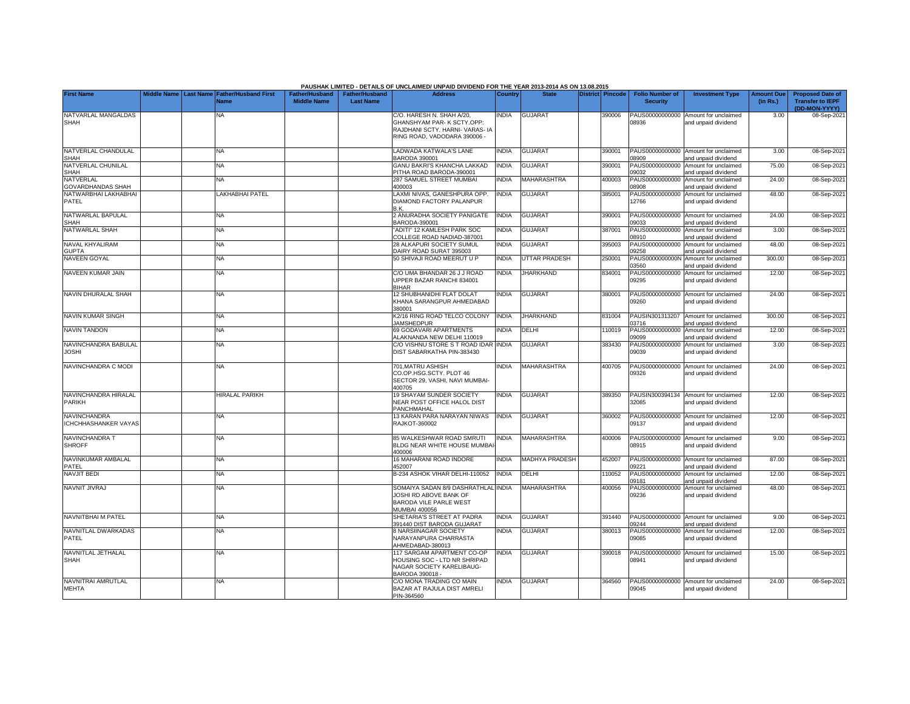PAUSHAK LIMITED - DETAILS OF UNCLAIMED/ UNPAID DIVIDEND FOR THE YEAR 2013-2014 AS ON 13.08.2015

| First Name | Middle Name | Last Name | Father/Husband First Name | Father/Husband Middle Name | Father/Husband Last Name | Address | Country | State | District | Pincode | Folio Number of Security | Investment Type | Amount Due (in Rs.) | Proposed Date of Transfer to IEPF (DD-MON-YYYY) |
|---|---|---|---|---|---|---|---|---|---|---|---|---|---|---|
| NATVARLAL MANGALDAS SHAH | | | NA | | | C/O. HARESH N. SHAH A/20, GHANSHYAM PAR- K SCTY.OPP: RAJDHANI SCTY. HARNI- VARAS- IA RING ROAD, VADODARA 390006 - | INDIA | GUJARAT | | 390006 | PAUS00000000000 08936 | Amount for unclaimed and unpaid dividend | 3.00 | 08-Sep-2021 |
| NATVERLAL CHANDULAL SHAH | | | NA | | | LADWADA KATWALA'S LANE BARODA 390001 | INDIA | GUJARAT | | 390001 | PAUS00000000000 08909 | Amount for unclaimed and unpaid dividend | 3.00 | 08-Sep-2021 |
| NATVERLAL CHUNILAL SHAH | | | NA | | | GANU BAKRI'S KHANCHA LAKKAD PITHA ROAD BARODA-390001 | INDIA | GUJARAT | | 390001 | PAUS00000000000 09032 | Amount for unclaimed and unpaid dividend | 75.00 | 08-Sep-2021 |
| NATVERLAL GOVARDHANDAS SHAH | | | NA | | | 287 SAMUEL STREET MUMBAI 400003 | INDIA | MAHARASHTRA | | 400003 | PAUS00000000000 08908 | Amount for unclaimed and unpaid dividend | 24.00 | 08-Sep-2021 |
| NATWARBHAI LAKHABHAI PATEL | | | LAKHABHAI PATEL | | | LAXMI NIVAS, GANESHPURA OPP. DIAMOND FACTORY PALANPUR B.K. | INDIA | GUJARAT | | 385001 | PAUS00000000000 12766 | Amount for unclaimed and unpaid dividend | 48.00 | 08-Sep-2021 |
| NATWARLAL BAPULAL SHAH | | | NA | | | 2 ANURADHA SOCIETY PANIGATE BARODA-390001 | INDIA | GUJARAT | | 390001 | PAUS00000000000 09033 | Amount for unclaimed and unpaid dividend | 24.00 | 08-Sep-2021 |
| NATWARLAL SHAH | | | NA | | | "ADITI" 12 KAMLESH PARK SOC COLLEGE ROAD NADIAD-387001 | INDIA | GUJARAT | | 387001 | PAUS00000000000 08910 | Amount for unclaimed and unpaid dividend | 3.00 | 08-Sep-2021 |
| NAVAL KHYALIRAM GUPTA | | | NA | | | 28 ALKAPURI SOCIETY SUMUL DAIRY ROAD SURAT 395003 | INDIA | GUJARAT | | 395003 | PAUS00000000000 09258 | Amount for unclaimed and unpaid dividend | 48.00 | 08-Sep-2021 |
| NAVEEN GOYAL | | | NA | | | 50 SHIVAJI ROAD MEERUT U P | INDIA | UTTAR PRADESH | | 250001 | PAUS0000000000N 03560 | Amount for unclaimed and unpaid dividend | 300.00 | 08-Sep-2021 |
| NAVEEN KUMAR JAIN | | | NA | | | C/O UMA BHANDAR 26 J J ROAD UPPER BAZAR RANCHI 834001 BIHAR | INDIA | JHARKHAND | | 834001 | PAUS00000000000 09295 | Amount for unclaimed and unpaid dividend | 12.00 | 08-Sep-2021 |
| NAVIN DHURALAL SHAH | | | NA | | | 12 SHUBHANIDHI FLAT DOLAT KHANA SARANGPUR AHMEDABAD 380001 | INDIA | GUJARAT | | 380001 | PAUS00000000000 09260 | Amount for unclaimed and unpaid dividend | 24.00 | 08-Sep-2021 |
| NAVIN KUMAR SINGH | | | NA | | | K2/16 RING ROAD TELCO COLONY JAMSHEDPUR | INDIA | JHARKHAND | | 831004 | PAUSIN301313207 03716 | Amount for unclaimed and unpaid dividend | 300.00 | 08-Sep-2021 |
| NAVIN TANDON | | | NA | | | 69 GODAVARI APARTMENTS ALAKNANDA NEW DELHI 110019 | INDIA | DELHI | | 110019 | PAUS00000000000 09099 | Amount for unclaimed and unpaid dividend | 12.00 | 08-Sep-2021 |
| NAVINCHANDRA BABULAL JOSHI | | | NA | | | C/O VISHNU STORE S T ROAD IDAR DIST SABARKATHA PIN-383430 | INDIA | GUJARAT | | 383430 | PAUS00000000000 09039 | Amount for unclaimed and unpaid dividend | 3.00 | 08-Sep-2021 |
| NAVINCHANDRA C MODI | | | NA | | | 701,MATRU ASHISH CO.OP.HSG.SCTY. PLOT 46 SECTOR 29, VASHI, NAVI MUMBAI-400705 | INDIA | MAHARASHTRA | | 400705 | PAUS00000000000 09326 | Amount for unclaimed and unpaid dividend | 24.00 | 08-Sep-2021 |
| NAVINCHANDRA HIRALAL PARIKH | | | HIRALAL PARIKH | | | 19 SHAYAM SUNDER SOCIETY NEAR POST OFFICE HALOL DIST PANCHMAHAL | INDIA | GUJARAT | | 389350 | PAUSIN300394134 32085 | Amount for unclaimed and unpaid dividend | 12.00 | 08-Sep-2021 |
| NAVINCHANDRA ICHCHHASHANKER VAYAS | | | NA | | | 13 KARAN PARA NARAYAN NIWAS RAJKOT-360002 | INDIA | GUJARAT | | 360002 | PAUS00000000000 09137 | Amount for unclaimed and unpaid dividend | 12.00 | 08-Sep-2021 |
| NAVINCHANDRA T SHROFF | | | NA | | | 85 WALKESHWAR ROAD SMRUTI BLDG NEAR WHITE HOUSE MUMBAI-400006 | INDIA | MAHARASHTRA | | 400006 | PAUS00000000000 08915 | Amount for unclaimed and unpaid dividend | 9.00 | 08-Sep-2021 |
| NAVINKUMAR AMBALAL PATEL | | | NA | | | 16 MAHARANI ROAD INDORE 452007 | INDIA | MADHYA PRADESH | | 452007 | PAUS00000000000 09221 | Amount for unclaimed and unpaid dividend | 87.00 | 08-Sep-2021 |
| NAVJIT BEDI | | | NA | | | B-234 ASHOK VIHAR DELHI-110052 | INDIA | DELHI | | 110052 | PAUS00000000000 09181 | Amount for unclaimed and unpaid dividend | 12.00 | 08-Sep-2021 |
| NAVNIT JIVRAJ | | | NA | | | SOMAIYA SADAN 8/9 DASHRATHLAL JOSHI RD ABOVE BANK OF BARODA VILE PARLE WEST MUMBAI 400056 | INDIA | MAHARASHTRA | | 400056 | PAUS00000000000 09236 | Amount for unclaimed and unpaid dividend | 48.00 | 08-Sep-2021 |
| NAVNITBHAI M PATEL | | | NA | | | SHETARIA'S STREET AT PADRA 391440 DIST BARODA GUJARAT | INDIA | GUJARAT | | 391440 | PAUS00000000000 09244 | Amount for unclaimed and unpaid dividend | 9.00 | 08-Sep-2021 |
| NAVNITLAL DWARKADAS PATEL | | | NA | | | 8 NARSIINAGAR SOCIETY NARAYANPURA CHARRASTA AHMEDABAD-380013 | INDIA | GUJARAT | | 380013 | PAUS00000000000 09085 | Amount for unclaimed and unpaid dividend | 12.00 | 08-Sep-2021 |
| NAVNITLAL JETHALAL SHAH | | | NA | | | 117 SARGAM APARTMENT CO-OP HOUSING SOC - LTD NR SHRIPAD NAGAR SOCIETY KARELIBAUG-BARODA 390018 - | INDIA | GUJARAT | | 390018 | PAUS00000000000 08941 | Amount for unclaimed and unpaid dividend | 15.00 | 08-Sep-2021 |
| NAVNITRAI AMRUTLAL MEHTA | | | NA | | | C/O MONA TRADING CO MAIN BAZAR AT RAJULA DIST AMRELI PIN-364560 | INDIA | GUJARAT | | 364560 | PAUS00000000000 09045 | Amount for unclaimed and unpaid dividend | 24.00 | 08-Sep-2021 |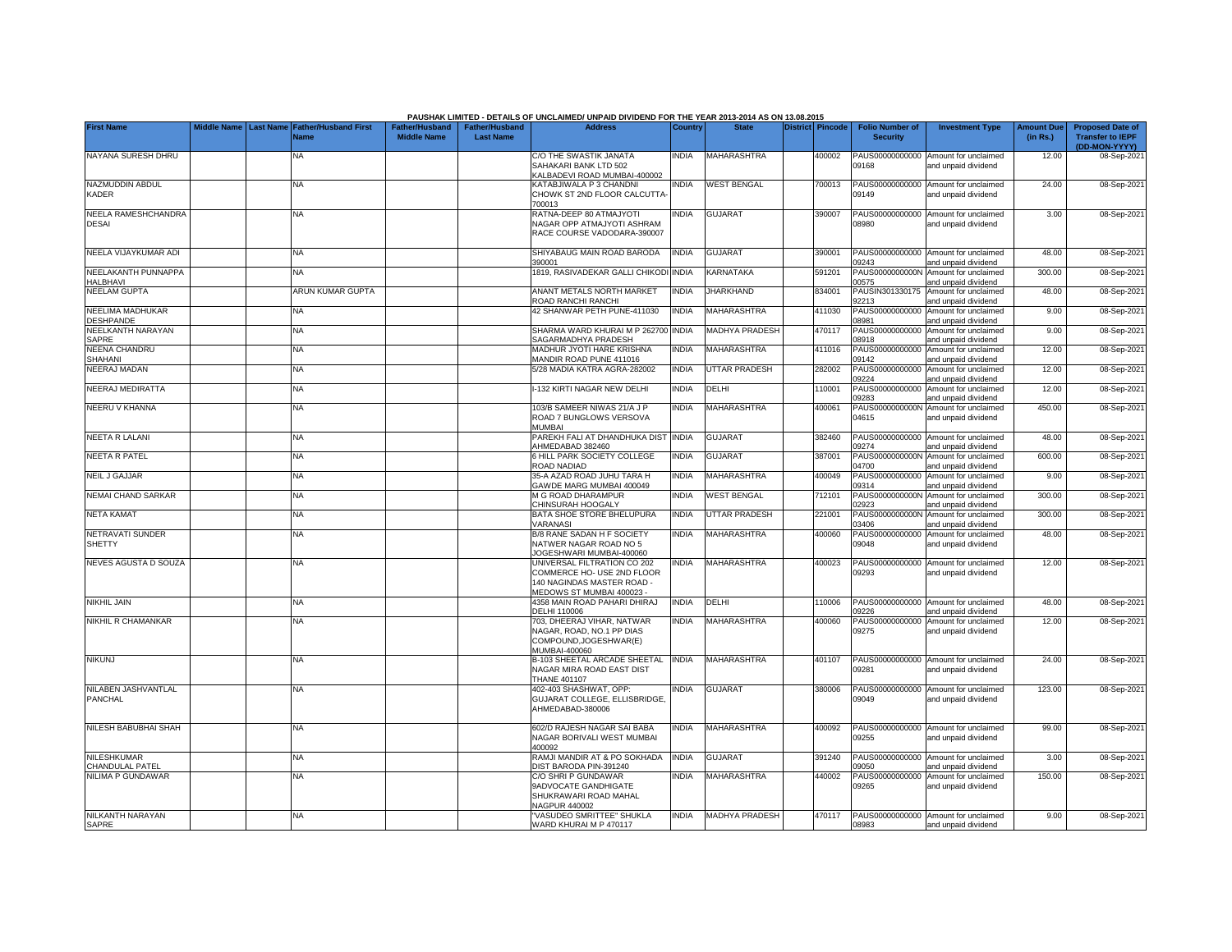PAUSHAK LIMITED - DETAILS OF UNCLAIMED/ UNPAID DIVIDEND FOR THE YEAR 2013-2014 AS ON 13.08.2015

| First Name | Middle Name | Last Name | Father/Husband First Name | Father/Husband Middle Name | Father/Husband Last Name | Address | Country | State | District | Pincode | Folio Number of Security | Investment Type | Amount Due (in Rs.) | Proposed Date of Transfer to IEPF (DD-MON-YYYY) |
|---|---|---|---|---|---|---|---|---|---|---|---|---|---|---|
| NAYANA SURESH DHRU | | | NA | | | C/O THE SWASTIK JANATA SAHAKARI BANK LTD 502 KALBADEVI ROAD MUMBAI-400002 | INDIA | MAHARASHTRA | | 400002 | PAUS00000000000 09168 | Amount for unclaimed and unpaid dividend | 12.00 | 08-Sep-2021 |
| NAZMUDDIN ABDUL KADER | | | NA | | | KATABJIWALA P 3 CHANDNI CHOWK ST 2ND FLOOR CALCUTTA-700013 | INDIA | WEST BENGAL | | 700013 | PAUS00000000000 09149 | Amount for unclaimed and unpaid dividend | 24.00 | 08-Sep-2021 |
| NEELA RAMESHCHANDRA DESAI | | | NA | | | RATNA-DEEP 80 ATMAJYOTI NAGAR OPP ATMAJYOTI ASHRAM RACE COURSE VADODARA-390007 | INDIA | GUJARAT | | 390007 | PAUS00000000000 08980 | Amount for unclaimed and unpaid dividend | 3.00 | 08-Sep-2021 |
| NEELA VIJAYKUMAR ADI | | | NA | | | SHIYABAUG MAIN ROAD BARODA 390001 | INDIA | GUJARAT | | 390001 | PAUS00000000000 09243 | Amount for unclaimed and unpaid dividend | 48.00 | 08-Sep-2021 |
| NEELAKANTH PUNNAPPA HALBHAVI | | | NA | | | 1819, RASIVADEKAR GALLI CHIKODI | INDIA | KARNATAKA | | 591201 | PAUS0000000000N 00575 | Amount for unclaimed and unpaid dividend | 300.00 | 08-Sep-2021 |
| NEELAM GUPTA | | | ARUN KUMAR GUPTA | | | ANANT METALS NORTH MARKET ROAD RANCHI RANCHI | INDIA | JHARKHAND | | 834001 | PAUSIN301330175 92213 | Amount for unclaimed and unpaid dividend | 48.00 | 08-Sep-2021 |
| NEELIMA MADHUKAR DESHPANDE | | | NA | | | 42 SHANWAR PETH PUNE-411030 | INDIA | MAHARASHTRA | | 411030 | PAUS00000000000 08981 | Amount for unclaimed and unpaid dividend | 9.00 | 08-Sep-2021 |
| NEELKANTH NARAYAN SAPRE | | | NA | | | SHARMA WARD KHURAI M P 262700 SAGARMADHYA PRADESH | INDIA | MADHYA PRADESH | | 470117 | PAUS00000000000 08918 | Amount for unclaimed and unpaid dividend | 9.00 | 08-Sep-2021 |
| NEENA CHANDRU SHAHANI | | | NA | | | MADHUR JYOTI HARE KRISHNA MANDIR ROAD PUNE 411016 | INDIA | MAHARASHTRA | | 411016 | PAUS00000000000 09142 | Amount for unclaimed and unpaid dividend | 12.00 | 08-Sep-2021 |
| NEERAJ MADAN | | | NA | | | 5/28 MADIA KATRA AGRA-282002 | INDIA | UTTAR PRADESH | | 282002 | PAUS00000000000 09224 | Amount for unclaimed and unpaid dividend | 12.00 | 08-Sep-2021 |
| NEERAJ MEDIRATTA | | | NA | | | I-132 KIRTI NAGAR NEW DELHI | INDIA | DELHI | | 110001 | PAUS00000000000 09283 | Amount for unclaimed and unpaid dividend | 12.00 | 08-Sep-2021 |
| NEERU V KHANNA | | | NA | | | 103/B SAMEER NIWAS 21/A J P ROAD 7 BUNGLOWS VERSOVA MUMBAI | INDIA | MAHARASHTRA | | 400061 | PAUS0000000000N 04615 | Amount for unclaimed and unpaid dividend | 450.00 | 08-Sep-2021 |
| NEETA R LALANI | | | NA | | | PAREKH FALI AT DHANDHUKA DIST AHMEDABAD 382460 | INDIA | GUJARAT | | 382460 | PAUS00000000000 09274 | Amount for unclaimed and unpaid dividend | 48.00 | 08-Sep-2021 |
| NEETA R PATEL | | | NA | | | 6 HILL PARK SOCIETY COLLEGE ROAD NADIAD | INDIA | GUJARAT | | 387001 | PAUS0000000000N 04700 | Amount for unclaimed and unpaid dividend | 600.00 | 08-Sep-2021 |
| NEIL J GAJJAR | | | NA | | | 35-A AZAD ROAD JUHU TARA H GAWDE MARG MUMBAI 400049 | INDIA | MAHARASHTRA | | 400049 | PAUS00000000000 09314 | Amount for unclaimed and unpaid dividend | 9.00 | 08-Sep-2021 |
| NEMAI CHAND SARKAR | | | NA | | | M G ROAD DHARAMPUR CHINSURAH HOOGALY | INDIA | WEST BENGAL | | 712101 | PAUS0000000000N 02923 | Amount for unclaimed and unpaid dividend | 300.00 | 08-Sep-2021 |
| NETA KAMAT | | | NA | | | BATA SHOE STORE BHELUPURA VARANASI | INDIA | UTTAR PRADESH | | 221001 | PAUS0000000000N 03406 | Amount for unclaimed and unpaid dividend | 300.00 | 08-Sep-2021 |
| NETRAVATI SUNDER SHETTY | | | NA | | | B/8 RANE SADAN H F SOCIETY NATWER NAGAR ROAD NO 5 JOGESHWARI MUMBAI-400060 | INDIA | MAHARASHTRA | | 400060 | PAUS00000000000 09048 | Amount for unclaimed and unpaid dividend | 48.00 | 08-Sep-2021 |
| NEVES AGUSTA D SOUZA | | | NA | | | UNIVERSAL FILTRATION CO 202 COMMERCE HO- USE 2ND FLOOR 140 NAGINDAS MASTER ROAD - MEDOWS ST MUMBAI 400023 - | INDIA | MAHARASHTRA | | 400023 | PAUS00000000000 09293 | Amount for unclaimed and unpaid dividend | 12.00 | 08-Sep-2021 |
| NIKHIL JAIN | | | NA | | | 4358 MAIN ROAD PAHARI DHIRAJ DELHI 110006 | INDIA | DELHI | | 110006 | PAUS00000000000 09226 | Amount for unclaimed and unpaid dividend | 48.00 | 08-Sep-2021 |
| NIKHIL R CHAMANKAR | | | NA | | | 703, DHEERAJ VIHAR, NATWAR NAGAR, ROAD, NO.1 PP DIAS COMPOUND,JOGESHWAR(E) MUMBAI-400060 | INDIA | MAHARASHTRA | | 400060 | PAUS00000000000 09275 | Amount for unclaimed and unpaid dividend | 12.00 | 08-Sep-2021 |
| NIKUNJ | | | NA | | | B-103 SHEETAL ARCADE SHEETAL NAGAR MIRA ROAD EAST DIST THANE 401107 | INDIA | MAHARASHTRA | | 401107 | PAUS00000000000 09281 | Amount for unclaimed and unpaid dividend | 24.00 | 08-Sep-2021 |
| NILABEN JASHVANTLAL PANCHAL | | | NA | | | 402-403 SHASHWAT, OPP: GUJARAT COLLEGE, ELLISBRIDGE, AHMEDABAD-380006 | INDIA | GUJARAT | | 380006 | PAUS00000000000 09049 | Amount for unclaimed and unpaid dividend | 123.00 | 08-Sep-2021 |
| NILESH BABUBHAI SHAH | | | NA | | | 602/D RAJESH NAGAR SAI BABA NAGAR BORIVALI WEST MUMBAI 400092 | INDIA | MAHARASHTRA | | 400092 | PAUS00000000000 09255 | Amount for unclaimed and unpaid dividend | 99.00 | 08-Sep-2021 |
| NILESHKUMAR CHANDULAL PATEL | | | NA | | | RAMJI MANDIR AT & PO SOKHADA DIST BARODA PIN-391240 | INDIA | GUJARAT | | 391240 | PAUS00000000000 09050 | Amount for unclaimed and unpaid dividend | 3.00 | 08-Sep-2021 |
| NILIMA P GUNDAWAR | | | NA | | | C/O SHRI P GUNDAWAR 9ADVOCATE GANDHIGATE SHUKRAWARI ROAD MAHAL NAGPUR 440002 | INDIA | MAHARASHTRA | | 440002 | PAUS00000000000 09265 | Amount for unclaimed and unpaid dividend | 150.00 | 08-Sep-2021 |
| NILKANTH NARAYAN SAPRE | | | NA | | | "VASUDEO SMRITTEE" SHUKLA WARD KHURAI M P 470117 | INDIA | MADHYA PRADESH | | 470117 | PAUS00000000000 08983 | Amount for unclaimed and unpaid dividend | 9.00 | 08-Sep-2021 |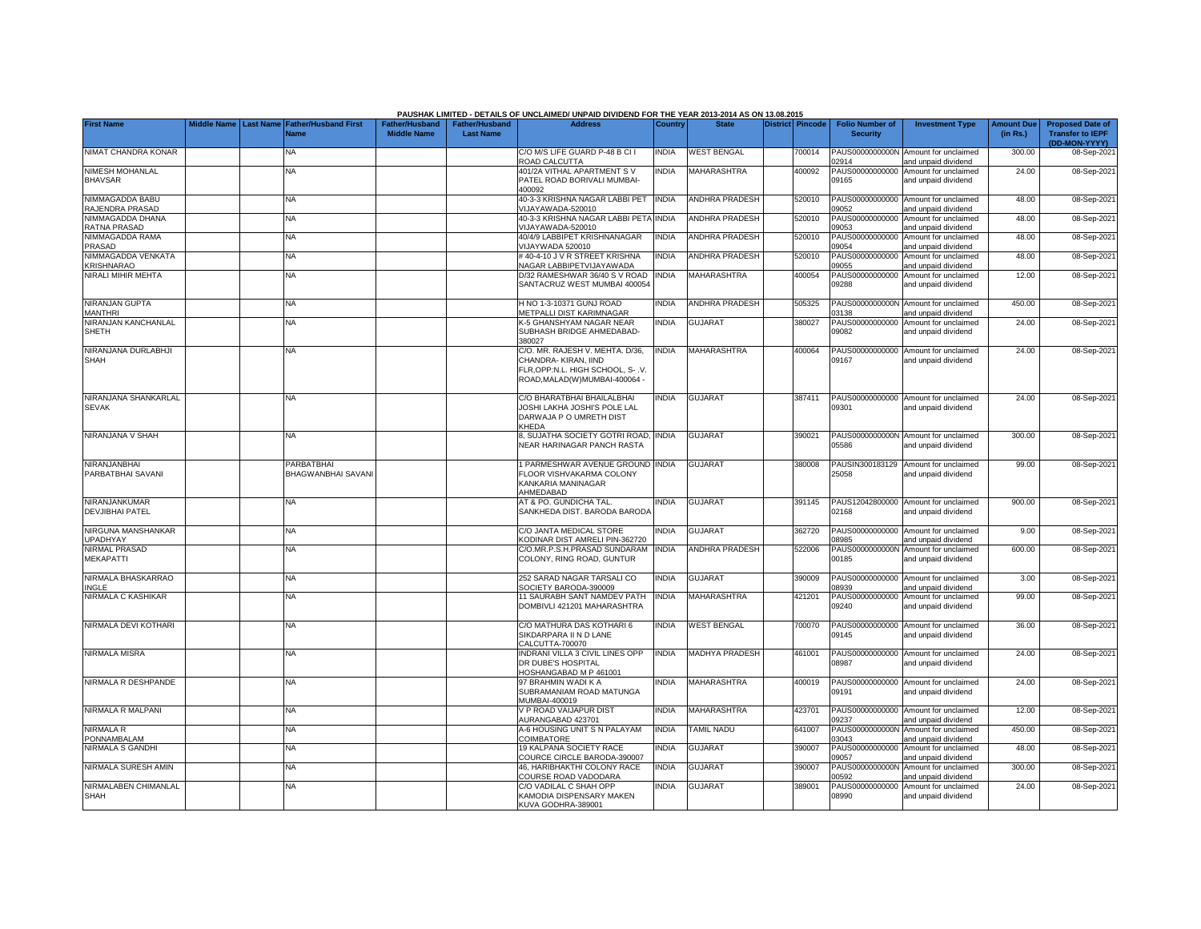PAUSHAK LIMITED - DETAILS OF UNCLAIMED/ UNPAID DIVIDEND FOR THE YEAR 2013-2014 AS ON 13.08.2015

| First Name | Middle Name | Last Name | Father/Husband First Name | Father/Husband Middle Name | Father/Husband Last Name | Address | Country | State | District | Pincode | Folio Number of Security | Investment Type | Amount Due (in Rs.) | Proposed Date of Transfer to IEPF (DD-MON-YYYY) |
|---|---|---|---|---|---|---|---|---|---|---|---|---|---|---|
| NIMAT CHANDRA KONAR | | | NA | | | C/O M/S LIFE GUARD P-48 B CI I ROAD CALCUTTA | INDIA | WEST BENGAL | | 700014 | PAUS0000000000N02914 | Amount for unclaimed and unpaid dividend | 300.00 | 08-Sep-2021 |
| NIMESH MOHANLAL BHAVSAR | | | NA | | | 401/2A VITHAL APARTMENT S V PATEL ROAD BORIVALI MUMBAI-400092 | INDIA | MAHARASHTRA | | 400092 | PAUS00000000000009165 | Amount for unclaimed and unpaid dividend | 24.00 | 08-Sep-2021 |
| NIMMAGADDA BABU RAJENDRA PRASAD | | | NA | | | 40-3-3 KRISHNA NAGAR LABBI PET VIJAYAWADA-520010 | INDIA | ANDHRA PRADESH | | 520010 | PAUS00000000000009052 | Amount for unclaimed and unpaid dividend | 48.00 | 08-Sep-2021 |
| NIMMAGADDA DHANA RATNA PRASAD | | | NA | | | 40-3-3 KRISHNA NAGAR LABBI PETA VIJAYAWADA-520010 | INDIA | ANDHRA PRADESH | | 520010 | PAUS00000000000009053 | Amount for unclaimed and unpaid dividend | 48.00 | 08-Sep-2021 |
| NIMMAGADDA RAMA PRASAD | | | NA | | | 40/4/9 LABBIPET KRISHNANAGAR VIJAYWADA 520010 | INDIA | ANDHRA PRADESH | | 520010 | PAUS00000000000009054 | Amount for unclaimed and unpaid dividend | 48.00 | 08-Sep-2021 |
| NIMMAGADDA VENKATA KRISHNARAO | | | NA | | | # 40-4-10 J V R STREET KRISHNA NAGAR LABBIPETVIJAYAWADA | INDIA | ANDHRA PRADESH | | 520010 | PAUS00000000000009055 | Amount for unclaimed and unpaid dividend | 48.00 | 08-Sep-2021 |
| NIRALI MIHIR MEHTA | | | NA | | | D/32 RAMESHWAR 36/40 S V ROAD SANTACRUZ WEST MUMBAI 400054 | INDIA | MAHARASHTRA | | 400054 | PAUS00000000000009288 | Amount for unclaimed and unpaid dividend | 12.00 | 08-Sep-2021 |
| NIRANJAN GUPTA MANTHRI | | | NA | | | H NO 1-3-10371 GUNJ ROAD METPALLI DIST KARIMNAGAR | INDIA | ANDHRA PRADESH | | 505325 | PAUS0000000000N03138 | Amount for unclaimed and unpaid dividend | 450.00 | 08-Sep-2021 |
| NIRANJAN KANCHANLAL SHETH | | | NA | | | K-5 GHANSHYAM NAGAR NEAR SUBHASH BRIDGE AHMEDABAD-380027 | INDIA | GUJARAT | | 380027 | PAUS00000000000009082 | Amount for unclaimed and unpaid dividend | 24.00 | 08-Sep-2021 |
| NIRANJANA DURLABHJI SHAH | | | NA | | | C/O. MR. RAJESH V. MEHTA. D/36, CHANDRA- KIRAN, IIND FLR,OPP:N.L. HIGH SCHOOL, S- .V. ROAD,MALAD(W)MUMBAI-400064 - | INDIA | MAHARASHTRA | | 400064 | PAUS00000000000009167 | Amount for unclaimed and unpaid dividend | 24.00 | 08-Sep-2021 |
| NIRANJANA SHANKARLAL SEVAK | | | NA | | | C/O BHARATBHAI BHAILALBHAI JOSHI LAKHA JOSHI'S POLE LAL DARWAJA P O UMRETH DIST KHEDA | INDIA | GUJARAT | | 387411 | PAUS00000000000009301 | Amount for unclaimed and unpaid dividend | 24.00 | 08-Sep-2021 |
| NIRANJANA V SHAH | | | NA | | | 8, SUJATHA SOCIETY GOTRI ROAD, NEAR HARINAGAR PANCH RASTA | INDIA | GUJARAT | | 390021 | PAUS0000000000N05586 | Amount for unclaimed and unpaid dividend | 300.00 | 08-Sep-2021 |
| NIRANJANBHAI PARBATBHAI SAVANI | | | PARBATBHAI BHAGWANBHAI SAVANI | | | 1 PARMESHWAR AVENUE GROUND FLOOR VISHVAKARMA COLONY KANKARIA MANINAGAR AHMEDABAD | INDIA | GUJARAT | | 380008 | PAUSIN30018312925058 | Amount for unclaimed and unpaid dividend | 99.00 | 08-Sep-2021 |
| NIRANJANKUMAR DEVJIBHAI PATEL | | | NA | | | AT & PO. GUNDICHA TAL. SANKHEDA DIST. BARODA BARODA | INDIA | GUJARAT | | 391145 | PAUS1204280000002168 | Amount for unclaimed and unpaid dividend | 900.00 | 08-Sep-2021 |
| NIRGUNA MANSHANKAR UPADHYAY | | | NA | | | C/O JANTA MEDICAL STORE KODINAR DIST AMRELI PIN-362720 | INDIA | GUJARAT | | 362720 | PAUS00000000000008985 | Amount for unclaimed and unpaid dividend | 9.00 | 08-Sep-2021 |
| NIRMAL PRASAD MEKAPATTI | | | NA | | | C/O.MR.P.S.H.PRASAD SUNDARAM COLONY, RING ROAD, GUNTUR | INDIA | ANDHRA PRADESH | | 522006 | PAUS0000000000N00185 | Amount for unclaimed and unpaid dividend | 600.00 | 08-Sep-2021 |
| NIRMALA BHASKARRAO INGLE | | | NA | | | 252 SARAD NAGAR TARSALI CO SOCIETY BARODA-390009 | INDIA | GUJARAT | | 390009 | PAUS00000000000008939 | Amount for unclaimed and unpaid dividend | 3.00 | 08-Sep-2021 |
| NIRMALA C KASHIKAR | | | NA | | | 11 SAURABH SANT NAMDEV PATH DOMBIVLI 421201 MAHARASHTRA | INDIA | MAHARASHTRA | | 421201 | PAUS00000000000009240 | Amount for unclaimed and unpaid dividend | 99.00 | 08-Sep-2021 |
| NIRMALA DEVI KOTHARI | | | NA | | | C/O MATHURA DAS KOTHARI 6 SIKDARPARA II N D LANE CALCUTTA-700070 | INDIA | WEST BENGAL | | 700070 | PAUS00000000000009145 | Amount for unclaimed and unpaid dividend | 36.00 | 08-Sep-2021 |
| NIRMALA MISRA | | | NA | | | INDRANI VILLA 3 CIVIL LINES OPP DR DUBE'S HOSPITAL HOSHANGABAD M P 461001 | INDIA | MADHYA PRADESH | | 461001 | PAUS00000000000008987 | Amount for unclaimed and unpaid dividend | 24.00 | 08-Sep-2021 |
| NIRMALA R DESHPANDE | | | NA | | | 97 BRAHMIN WADI K A SUBRAMANIAM ROAD MATUNGA MUMBAI-400019 | INDIA | MAHARASHTRA | | 400019 | PAUS00000000000009191 | Amount for unclaimed and unpaid dividend | 24.00 | 08-Sep-2021 |
| NIRMALA R MALPANI | | | NA | | | V P ROAD VAIJAPUR DIST AURANGABAD 423701 | INDIA | MAHARASHTRA | | 423701 | PAUS00000000000009237 | Amount for unclaimed and unpaid dividend | 12.00 | 08-Sep-2021 |
| NIRMALA R PONNAMBALAM | | | NA | | | A-6 HOUSING UNIT S N PALAYAM COIMBATORE | INDIA | TAMIL NADU | | 641007 | PAUS0000000000N03043 | Amount for unclaimed and unpaid dividend | 450.00 | 08-Sep-2021 |
| NIRMALA S GANDHI | | | NA | | | 19 KALPANA SOCIETY RACE COURCE CIRCLE BARODA-390007 | INDIA | GUJARAT | | 390007 | PAUS00000000000009057 | Amount for unclaimed and unpaid dividend | 48.00 | 08-Sep-2021 |
| NIRMALA SURESH AMIN | | | NA | | | 46, HARIBHAKTHI COLONY RACE COURSE ROAD VADODARA | INDIA | GUJARAT | | 390007 | PAUS0000000000N00592 | Amount for unclaimed and unpaid dividend | 300.00 | 08-Sep-2021 |
| NIRMALABEN CHIMANLAL SHAH | | | NA | | | C/O VADILAL C SHAH OPP KAMODIA DISPENSARY MAKEN KUVA GODHRA-389001 | INDIA | GUJARAT | | 389001 | PAUS00000000000008990 | Amount for unclaimed and unpaid dividend | 24.00 | 08-Sep-2021 |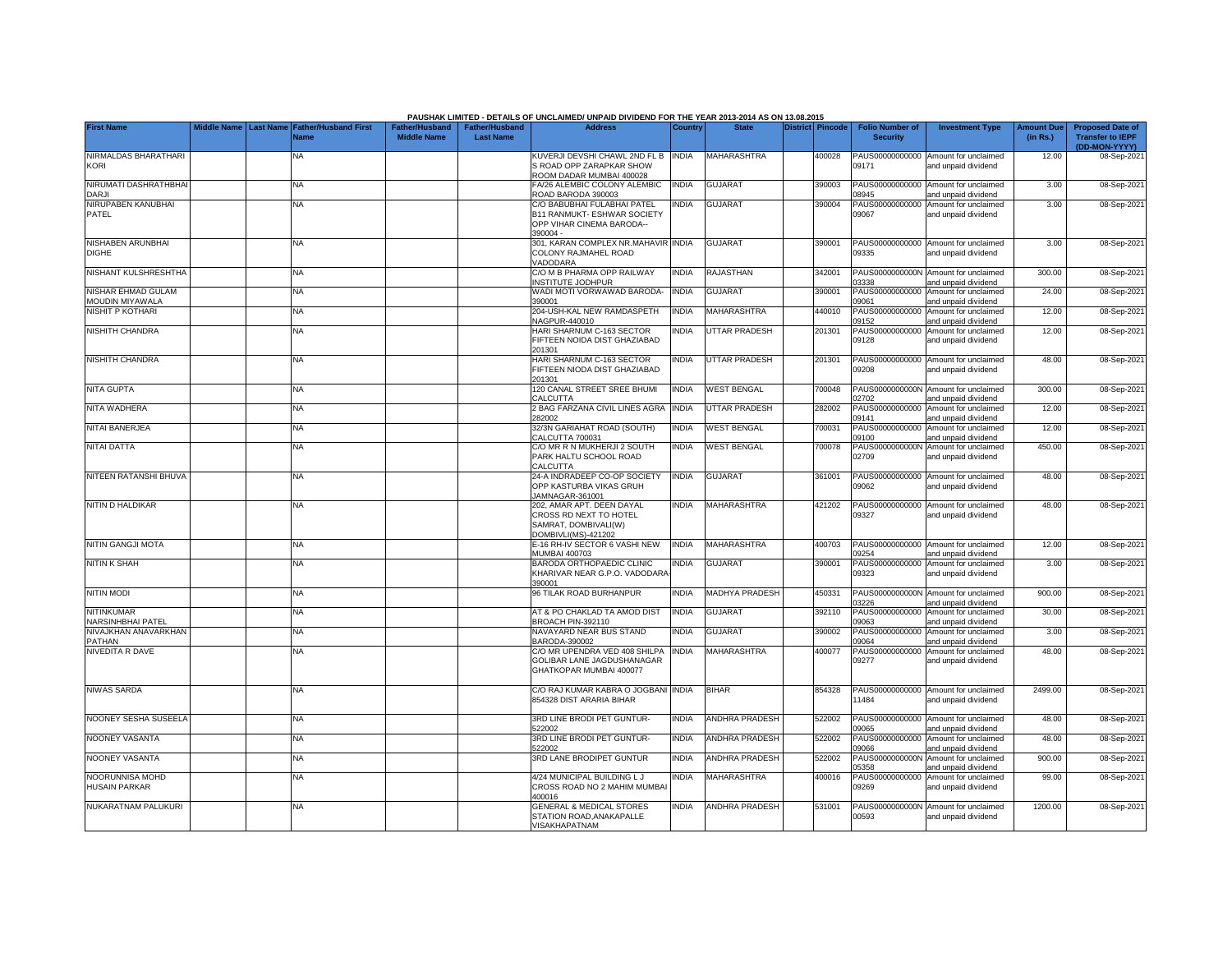PAUSHAK LIMITED - DETAILS OF UNCLAIMED/ UNPAID DIVIDEND FOR THE YEAR 2013-2014 AS ON 13.08.2015

| First Name | Middle Name | Last Name | Father/Husband First Name | Father/Husband Middle Name | Father/Husband Last Name | Address | Country | State | District | Pincode | Folio Number of Security | Investment Type | Amount Due (in Rs.) | Proposed Date of Transfer to IEPF (DD-MON-YYYY) |
|---|---|---|---|---|---|---|---|---|---|---|---|---|---|---|
| NIRMALDAS BHARATHARI KORI | | | NA | | | KUVERJI DEVSHI CHAWL 2ND FL B S ROAD OPP ZARAPKAR SHOW ROOM DADAR MUMBAI 400028 | INDIA | MAHARASHTRA | | 400028 | PAUS00000000000 09171 | Amount for unclaimed and unpaid dividend | 12.00 | 08-Sep-2021 |
| NIRUMATI DASHRATHBHAI DARJI | | | NA | | | FA/26 ALEMBIC COLONY ALEMBIC ROAD BARODA 390003 | INDIA | GUJARAT | | 390003 | PAUS00000000000 08945 | Amount for unclaimed and unpaid dividend | 3.00 | 08-Sep-2021 |
| NIRUPABEN KANUBHAI PATEL | | | NA | | | C/O BABUBHAI FULABHAI PATEL B11 RANMUKT- ESHWAR SOCIETY OPP VIHAR CINEMA BARODA--390004 - | INDIA | GUJARAT | | 390004 | PAUS00000000000 09067 | Amount for unclaimed and unpaid dividend | 3.00 | 08-Sep-2021 |
| NISHABEN ARUNBHAI DIGHE | | | NA | | | 301, KARAN COMPLEX NR.MAHAVIR COLONY RAJMAHEL ROAD VADODARA | INDIA | GUJARAT | | 390001 | PAUS00000000000 09335 | Amount for unclaimed and unpaid dividend | 3.00 | 08-Sep-2021 |
| NISHANT KULSHRESHTHA | | | NA | | | C/O M B PHARMA OPP RAILWAY INSTITUTE JODHPUR | INDIA | RAJASTHAN | | 342001 | PAUS0000000000N 03338 | Amount for unclaimed and unpaid dividend | 300.00 | 08-Sep-2021 |
| NISHAR EHMAD GULAM MOUDIN MIYAWALA | | | NA | | | WADI MOTI VORWAWAD BARODA-390001 | INDIA | GUJARAT | | 390001 | PAUS00000000000 09061 | Amount for unclaimed and unpaid dividend | 24.00 | 08-Sep-2021 |
| NISHIT P KOTHARI | | | NA | | | 204-USH-KAL NEW RAMDASPETH NAGPUR-440010 | INDIA | MAHARASHTRA | | 440010 | PAUS00000000000 09152 | Amount for unclaimed and unpaid dividend | 12.00 | 08-Sep-2021 |
| NISHITH CHANDRA | | | NA | | | HARI SHARNUM C-163 SECTOR FIFTEEN NOIDA DIST GHAZIABAD 201301 | INDIA | UTTAR PRADESH | | 201301 | PAUS00000000000 09128 | Amount for unclaimed and unpaid dividend | 12.00 | 08-Sep-2021 |
| NISHITH CHANDRA | | | NA | | | HARI SHARNUM C-163 SECTOR FIFTEEN NIODA DIST GHAZIABAD 201301 | INDIA | UTTAR PRADESH | | 201301 | PAUS00000000000 09208 | Amount for unclaimed and unpaid dividend | 48.00 | 08-Sep-2021 |
| NITA GUPTA | | | NA | | | 120 CANAL STREET SREE BHUMI CALCUTTA | INDIA | WEST BENGAL | | 700048 | PAUS0000000000N 02702 | Amount for unclaimed and unpaid dividend | 300.00 | 08-Sep-2021 |
| NITA WADHERA | | | NA | | | 2 BAG FARZANA CIVIL LINES AGRA 282002 | INDIA | UTTAR PRADESH | | 282002 | PAUS00000000000 09141 | Amount for unclaimed and unpaid dividend | 12.00 | 08-Sep-2021 |
| NITAI BANERJEA | | | NA | | | 32/3N GARIAHAT ROAD (SOUTH) CALCUTTA 700031 | INDIA | WEST BENGAL | | 700031 | PAUS00000000000 09100 | Amount for unclaimed and unpaid dividend | 12.00 | 08-Sep-2021 |
| NITAI DATTA | | | NA | | | C/O MR R N MUKHERJI 2 SOUTH PARK HALTU SCHOOL ROAD CALCUTTA | INDIA | WEST BENGAL | | 700078 | PAUS0000000000N 02709 | Amount for unclaimed and unpaid dividend | 450.00 | 08-Sep-2021 |
| NITEEN RATANSHI BHUVA | | | NA | | | 24-A INDRADEEP CO-OP SOCIETY OPP KASTURBA VIKAS GRUH JAMNAGAR-361001 | INDIA | GUJARAT | | 361001 | PAUS00000000000 09062 | Amount for unclaimed and unpaid dividend | 48.00 | 08-Sep-2021 |
| NITIN D HALDIKAR | | | NA | | | 202, AMAR APT. DEEN DAYAL CROSS RD NEXT TO HOTEL SAMRAT, DOMBIVALI(W) DOMBIVLI(MS)-421202 | INDIA | MAHARASHTRA | | 421202 | PAUS00000000000 09327 | Amount for unclaimed and unpaid dividend | 48.00 | 08-Sep-2021 |
| NITIN GANGJI MOTA | | | NA | | | E-16 RH-IV SECTOR 6 VASHI NEW MUMBAI 400703 | INDIA | MAHARASHTRA | | 400703 | PAUS00000000000 09254 | Amount for unclaimed and unpaid dividend | 12.00 | 08-Sep-2021 |
| NITIN K SHAH | | | NA | | | BARODA ORTHOPAEDIC CLINIC KHARIVAR NEAR G.P.O. VADODARA-390001 | INDIA | GUJARAT | | 390001 | PAUS00000000000 09323 | Amount for unclaimed and unpaid dividend | 3.00 | 08-Sep-2021 |
| NITIN MODI | | | NA | | | 96 TILAK ROAD BURHANPUR | INDIA | MADHYA PRADESH | | 450331 | PAUS0000000000N 03226 | Amount for unclaimed and unpaid dividend | 900.00 | 08-Sep-2021 |
| NITINKUMAR NARSINHBHAI PATEL | | | NA | | | AT & PO CHAKLAD TA AMOD DIST BROACH PIN-392110 | INDIA | GUJARAT | | 392110 | PAUS00000000000 09063 | Amount for unclaimed and unpaid dividend | 30.00 | 08-Sep-2021 |
| NIVAJKHAN ANAVARKHAN PATHAN | | | NA | | | NAVAYARD NEAR BUS STAND BARODA-390002 | INDIA | GUJARAT | | 390002 | PAUS00000000000 09064 | Amount for unclaimed and unpaid dividend | 3.00 | 08-Sep-2021 |
| NIVEDITA R DAVE | | | NA | | | C/O MR UPENDRA VED 408 SHILPA GOLIBAR LANE JAGDUSHANAGAR GHATKOPAR MUMBAI 400077 | INDIA | MAHARASHTRA | | 400077 | PAUS00000000000 09277 | Amount for unclaimed and unpaid dividend | 48.00 | 08-Sep-2021 |
| NIWAS SARDA | | | NA | | | C/O RAJ KUMAR KABRA O JOGBANI 854328 DIST ARARIA BIHAR | INDIA | BIHAR | | 854328 | PAUS00000000000 11484 | Amount for unclaimed and unpaid dividend | 2499.00 | 08-Sep-2021 |
| NOONEY SESHA SUSEELA | | | NA | | | 3RD LINE BRODI PET GUNTUR-522002 | INDIA | ANDHRA PRADESH | | 522002 | PAUS00000000000 09065 | Amount for unclaimed and unpaid dividend | 48.00 | 08-Sep-2021 |
| NOONEY VASANTA | | | NA | | | 3RD LINE BRODI PET GUNTUR-522002 | INDIA | ANDHRA PRADESH | | 522002 | PAUS00000000000 09066 | Amount for unclaimed and unpaid dividend | 48.00 | 08-Sep-2021 |
| NOONEY VASANTA | | | NA | | | 3RD LANE BRODIPET GUNTUR | INDIA | ANDHRA PRADESH | | 522002 | PAUS0000000000N 05358 | Amount for unclaimed and unpaid dividend | 900.00 | 08-Sep-2021 |
| NOORUNNISA MOHD HUSAIN PARKAR | | | NA | | | 4/24 MUNICIPAL BUILDING L J CROSS ROAD NO 2 MAHIM MUMBAI 400016 | INDIA | MAHARASHTRA | | 400016 | PAUS00000000000 09269 | Amount for unclaimed and unpaid dividend | 99.00 | 08-Sep-2021 |
| NUKARATNAM PALUKURI | | | NA | | | GENERAL & MEDICAL STORES STATION ROAD,ANAKAPALLE VISAKHAPATNAM | INDIA | ANDHRA PRADESH | | 531001 | PAUS0000000000N 00593 | Amount for unclaimed and unpaid dividend | 1200.00 | 08-Sep-2021 |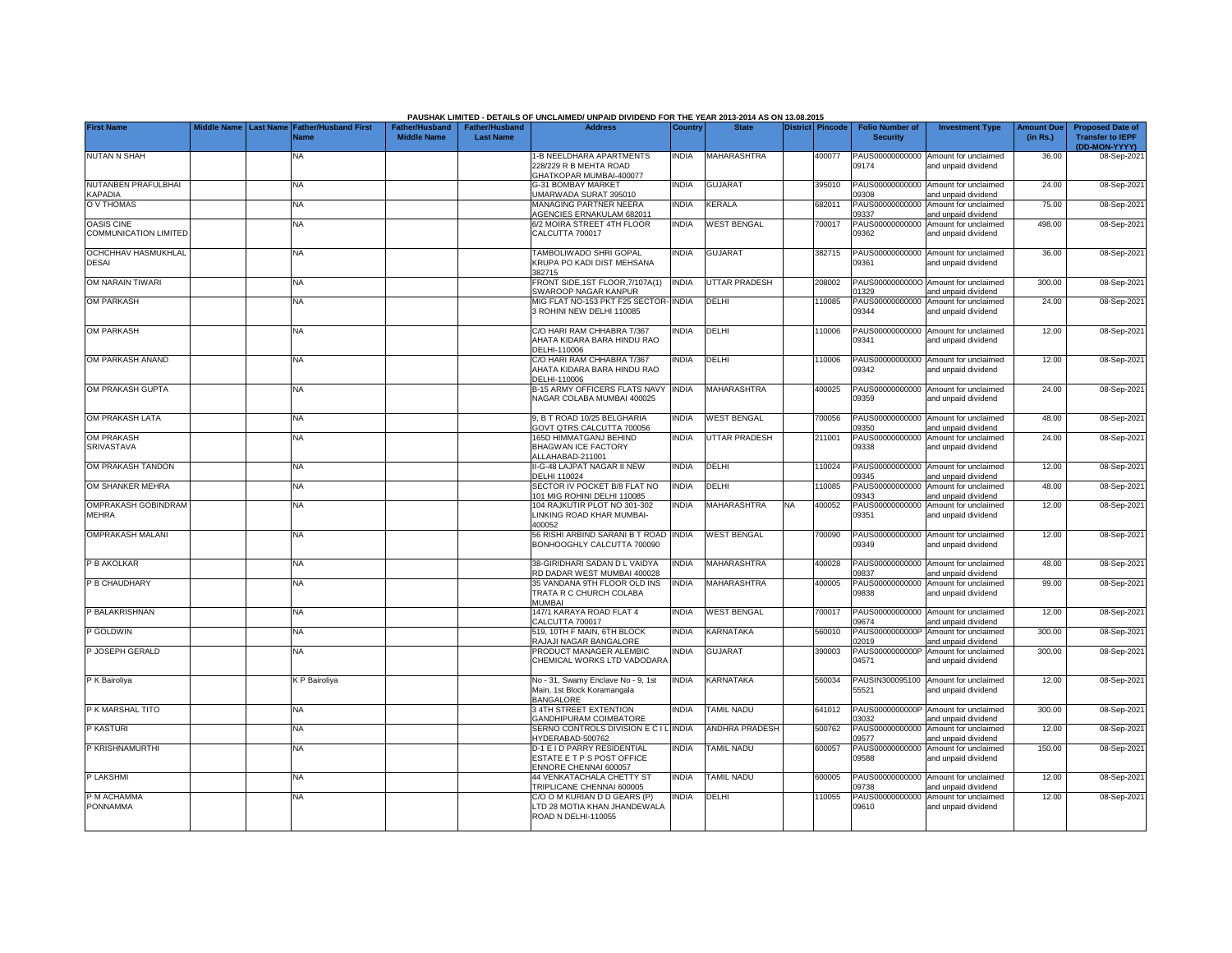PAUSHAK LIMITED - DETAILS OF UNCLAIMED/ UNPAID DIVIDEND FOR THE YEAR 2013-2014 AS ON 13.08.2015

| First Name | Middle Name | Last Name | Father/Husband First Name | Father/Husband Middle Name | Father/Husband Last Name | Address | Country | State | District | Pincode | Folio Number of Security | Investment Type | Amount Due (in Rs.) | Proposed Date of Transfer to IEPF (DD-MON-YYYY) |
|---|---|---|---|---|---|---|---|---|---|---|---|---|---|---|
| NUTAN N SHAH | | | NA | | | 1-B NEELDHARA APARTMENTS 228/229 R B MEHTA ROAD GHATKOPAR MUMBAI-400077 | INDIA | MAHARASHTRA | | 400077 | PAUS00000000000 09174 | Amount for unclaimed and unpaid dividend | 36.00 | 08-Sep-2021 |
| NUTANBEN PRAFULBHAI KAPADIA | | | NA | | | G-31 BOMBAY MARKET UMARWADA SURAT 395010 | INDIA | GUJARAT | | 395010 | PAUS00000000000 09308 | Amount for unclaimed and unpaid dividend | 24.00 | 08-Sep-2021 |
| O V THOMAS | | | NA | | | MANAGING PARTNER NEERA AGENCIES ERNAKULAM 682011 | INDIA | KERALA | | 682011 | PAUS00000000000 09337 | Amount for unclaimed and unpaid dividend | 75.00 | 08-Sep-2021 |
| OASIS CINE COMMUNICATION LIMITED | | | NA | | | 6/2 MOIRA STREET 4TH FLOOR CALCUTTA 700017 | INDIA | WEST BENGAL | | 700017 | PAUS00000000000 09362 | Amount for unclaimed and unpaid dividend | 498.00 | 08-Sep-2021 |
| OCHCHHAV HASMUKHLAL DESAI | | | NA | | | TAMBOLIWADO SHRI GOPAL KRUPA PO KADI DIST MEHSANA 382715 | INDIA | GUJARAT | | 382715 | PAUS00000000000 09361 | Amount for unclaimed and unpaid dividend | 36.00 | 08-Sep-2021 |
| OM NARAIN TIWARI | | | NA | | | FRONT SIDE,1ST FLOOR,7/107A(1) SWAROOP NAGAR KANPUR | INDIA | UTTAR PRADESH | | 208002 | PAUS0000000000O 01329 | Amount for unclaimed and unpaid dividend | 300.00 | 08-Sep-2021 |
| OM PARKASH | | | NA | | | MIG FLAT NO-153 PKT F25 SECTOR-3 ROHINI NEW DELHI 110085 | INDIA | DELHI | | 110085 | PAUS00000000000 09344 | Amount for unclaimed and unpaid dividend | 24.00 | 08-Sep-2021 |
| OM PARKASH | | | NA | | | C/O HARI RAM CHHABRA T/367 AHATA KIDARA BARA HINDU RAO DELHI-110006 | INDIA | DELHI | | 110006 | PAUS00000000000 09341 | Amount for unclaimed and unpaid dividend | 12.00 | 08-Sep-2021 |
| OM PARKASH ANAND | | | NA | | | C/O HARI RAM CHHABRA T/367 AHATA KIDARA BARA HINDU RAO DELHI-110006 | INDIA | DELHI | | 110006 | PAUS00000000000 09342 | Amount for unclaimed and unpaid dividend | 12.00 | 08-Sep-2021 |
| OM PRAKASH GUPTA | | | NA | | | B-15 ARMY OFFICERS FLATS NAVY NAGAR COLABA MUMBAI 400025 | INDIA | MAHARASHTRA | | 400025 | PAUS00000000000 09359 | Amount for unclaimed and unpaid dividend | 24.00 | 08-Sep-2021 |
| OM PRAKASH LATA | | | NA | | | 9, B T ROAD 10/25 BELGHARIA GOVT QTRS CALCUTTA 700056 | INDIA | WEST BENGAL | | 700056 | PAUS00000000000 09350 | Amount for unclaimed and unpaid dividend | 48.00 | 08-Sep-2021 |
| OM PRAKASH SRIVASTAVA | | | NA | | | 165D HIMMATGANJ BEHIND BHAGWAN ICE FACTORY ALLAHABAD-211001 | INDIA | UTTAR PRADESH | | 211001 | PAUS00000000000 09338 | Amount for unclaimed and unpaid dividend | 24.00 | 08-Sep-2021 |
| OM PRAKASH TANDON | | | NA | | | II-G-48 LAJPAT NAGAR II NEW DELHI 110024 | INDIA | DELHI | | 110024 | PAUS00000000000 09345 | Amount for unclaimed and unpaid dividend | 12.00 | 08-Sep-2021 |
| OM SHANKER MEHRA | | | NA | | | SECTOR IV POCKET B/8 FLAT NO 101 MIG ROHINI DELHI 110085 | INDIA | DELHI | | 110085 | PAUS00000000000 09343 | Amount for unclaimed and unpaid dividend | 48.00 | 08-Sep-2021 |
| OMPRAKASH GOBINDRAM MEHRA | | | NA | | | 104 RAJKUTIR PLOT NO 301-302 LINKING ROAD KHAR MUMBAI-400052 | INDIA | MAHARASHTRA | NA | 400052 | PAUS00000000000 09351 | Amount for unclaimed and unpaid dividend | 12.00 | 08-Sep-2021 |
| OMPRAKASH MALANI | | | NA | | | 56 RISHI ARBIND SARANI B T ROAD BONHOOGHLY CALCUTTA 700090 | INDIA | WEST BENGAL | | 700090 | PAUS00000000000 09349 | Amount for unclaimed and unpaid dividend | 12.00 | 08-Sep-2021 |
| P B AKOLKAR | | | NA | | | 38-GIRIDHARI SADAN D L VAIDYA RD DADAR WEST MUMBAI 400028 | INDIA | MAHARASHTRA | | 400028 | PAUS00000000000 09837 | Amount for unclaimed and unpaid dividend | 48.00 | 08-Sep-2021 |
| P B CHAUDHARY | | | NA | | | 35 VANDANA 9TH FLOOR OLD INS TRATA R C CHURCH COLABA MUMBAI | INDIA | MAHARASHTRA | | 400005 | PAUS00000000000 09838 | Amount for unclaimed and unpaid dividend | 99.00 | 08-Sep-2021 |
| P BALAKRISHNAN | | | NA | | | 147/1 KARAYA ROAD FLAT 4 CALCUTTA 700017 | INDIA | WEST BENGAL | | 700017 | PAUS00000000000 09674 | Amount for unclaimed and unpaid dividend | 12.00 | 08-Sep-2021 |
| P GOLDWIN | | | NA | | | 519, 10TH F MAIN, 6TH BLOCK RAJAJI NAGAR BANGALORE | INDIA | KARNATAKA | | 560010 | PAUS0000000000P 02019 | Amount for unclaimed and unpaid dividend | 300.00 | 08-Sep-2021 |
| P JOSEPH GERALD | | | NA | | | PRODUCT MANAGER ALEMBIC CHEMICAL WORKS LTD VADODARA | INDIA | GUJARAT | | 390003 | PAUS0000000000P 04571 | Amount for unclaimed and unpaid dividend | 300.00 | 08-Sep-2021 |
| P K Bairoliya | | | K P Bairoliya | | | No - 31, Swamy Enclave No - 9, 1st Main, 1st Block Koramangala BANGALORE | INDIA | KARNATAKA | | 560034 | PAUSIN300095100 55521 | Amount for unclaimed and unpaid dividend | 12.00 | 08-Sep-2021 |
| P K MARSHAL TITO | | | NA | | | 3 4TH STREET EXTENTION GANDHIPURAM COIMBATORE | INDIA | TAMIL NADU | | 641012 | PAUS0000000000P 03032 | Amount for unclaimed and unpaid dividend | 300.00 | 08-Sep-2021 |
| P KASTURI | | | NA | | | SERNO CONTROLS DIVISION E C I L HYDERABAD-500762 | INDIA | ANDHRA PRADESH | | 500762 | PAUS00000000000 09577 | Amount for unclaimed and unpaid dividend | 12.00 | 08-Sep-2021 |
| P KRISHNAMURTHI | | | NA | | | D-1 E I D PARRY RESIDENTIAL ESTATE E T P S POST OFFICE ENNORE CHENNAI 600057 | INDIA | TAMIL NADU | | 600057 | PAUS00000000000 09588 | Amount for unclaimed and unpaid dividend | 150.00 | 08-Sep-2021 |
| P LAKSHMI | | | NA | | | 44 VENKATACHALA CHETTY ST TRIPLICANE CHENNAI 600005 | INDIA | TAMIL NADU | | 600005 | PAUS00000000000 09738 | Amount for unclaimed and unpaid dividend | 12.00 | 08-Sep-2021 |
| P M ACHAMMA PONNAMMA | | | NA | | | C/O O M KURIAN D D GEARS (P) LTD 28 MOTIA KHAN JHANDEWALA ROAD N DELHI-110055 | INDIA | DELHI | | 110055 | PAUS00000000000 09610 | Amount for unclaimed and unpaid dividend | 12.00 | 08-Sep-2021 |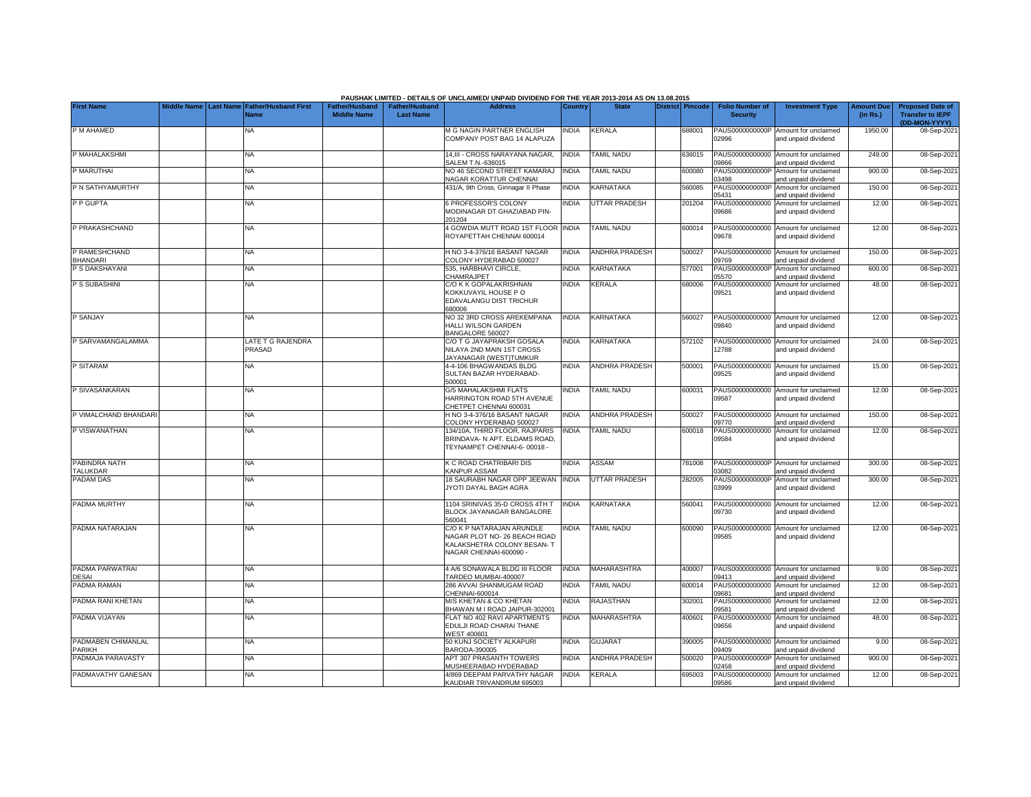PAUSHAK LIMITED - DETAILS OF UNCLAIMED/ UNPAID DIVIDEND FOR THE YEAR 2013-2014 AS ON 13.08.2015

| First Name | Middle Name | Last Name | Father/Husband First Name | Father/Husband Middle Name | Father/Husband Last Name | Address | Country | State | District | Pincode | Folio Number of Security | Investment Type | Amount Due (in Rs.) | Proposed Date of Transfer to IEPF (DD-MON-YYYY) |
|---|---|---|---|---|---|---|---|---|---|---|---|---|---|---|
| P M AHAMED | | | NA | | | M G NAGIN PARTNER ENGLISH COMPANY POST BAG 14 ALAPUZA | INDIA | KERALA | | 688001 | PAUS0000000000P02996 | Amount for unclaimed and unpaid dividend | 1950.00 | 08-Sep-2021 |
| P MAHALAKSHMI | | | NA | | | 14,III - CROSS NARAYANA NAGAR, SALEM T.N.-636015 | INDIA | TAMIL NADU | | 636015 | PAUS00000000000009866 | Amount for unclaimed and unpaid dividend | 249.00 | 08-Sep-2021 |
| P MARUTHAI | | | NA | | | NO 46 SECOND STREET KAMARAJ NAGAR KORATTUR CHENNAI | INDIA | TAMIL NADU | | 600080 | PAUS0000000000P03498 | Amount for unclaimed and unpaid dividend | 900.00 | 08-Sep-2021 |
| P N SATHYAMURTHY | | | NA | | | 431/A, 9th Cross, Girinagar II Phase | INDIA | KARNATAKA | | 560085 | PAUS0000000000P05431 | Amount for unclaimed and unpaid dividend | 150.00 | 08-Sep-2021 |
| P P GUPTA | | | NA | | | 6 PROFESSOR'S COLONY MODINAGAR DT GHAZIABAD PIN-201204 | INDIA | UTTAR PRADESH | | 201204 | PAUS00000000000009686 | Amount for unclaimed and unpaid dividend | 12.00 | 08-Sep-2021 |
| P PRAKASHCHAND | | | NA | | | 4 GOWDIA MUTT ROAD 1ST FLOOR ROYAPETTAH CHENNAI 600014 | INDIA | TAMIL NADU | | 600014 | PAUS00000000000009678 | Amount for unclaimed and unpaid dividend | 12.00 | 08-Sep-2021 |
| P RAMESHCHAND BHANDARI | | | NA | | | H NO 3-4-376/16 BASANT NAGAR COLONY HYDERABAD 500027 | INDIA | ANDHRA PRADESH | | 500027 | PAUS00000000000009769 | Amount for unclaimed and unpaid dividend | 150.00 | 08-Sep-2021 |
| P S DAKSHAYANI | | | NA | | | 535, HARBHAVI CIRCLE, CHAMRAJPET | INDIA | KARNATAKA | | 577001 | PAUS0000000000P05570 | Amount for unclaimed and unpaid dividend | 600.00 | 08-Sep-2021 |
| P S SUBASHINI | | | NA | | | C/O K K GOPALAKRISHNAN KOKKUVAYIL HOUSE P O EDAVALANGU DIST TRICHUR 680006 | INDIA | KERALA | | 680006 | PAUS00000000000009521 | Amount for unclaimed and unpaid dividend | 48.00 | 08-Sep-2021 |
| P SANJAY | | | NA | | | NO 32 3RD CROSS AREKEMPANA HALLI WILSON GARDEN BANGALORE 560027 | INDIA | KARNATAKA | | 560027 | PAUS00000000000009840 | Amount for unclaimed and unpaid dividend | 12.00 | 08-Sep-2021 |
| P SARVAMANGALAMMA | | | LATE T G RAJENDRA PRASAD | | | C/O T G JAYAPRAKSH GOSALA NILAYA 2ND MAIN 1ST CROSS JAYANAGAR (WEST)TUMKUR | INDIA | KARNATAKA | | 572102 | PAUS00000000000012788 | Amount for unclaimed and unpaid dividend | 24.00 | 08-Sep-2021 |
| P SITARAM | | | NA | | | 4-4-106 BHAGWANDAS BLDG SULTAN BAZAR HYDERABAD-500001 | INDIA | ANDHRA PRADESH | | 500001 | PAUS00000000000009525 | Amount for unclaimed and unpaid dividend | 15.00 | 08-Sep-2021 |
| P SIVASANKARAN | | | NA | | | G/5 MAHALAKSHMI FLATS HARRINGTON ROAD 5TH AVENUE CHETPET CHENNAI 600031 | INDIA | TAMIL NADU | | 600031 | PAUS00000000000009587 | Amount for unclaimed and unpaid dividend | 12.00 | 08-Sep-2021 |
| P VIMALCHAND BHANDARI | | | NA | | | H NO 3-4-376/16 BASANT NAGAR COLONY HYDERABAD 500027 | INDIA | ANDHRA PRADESH | | 500027 | PAUS00000000000009770 | Amount for unclaimed and unpaid dividend | 150.00 | 08-Sep-2021 |
| P VISWANATHAN | | | NA | | | 134/10A, THIRD FLOOR, RAJPARIS BRINDAVA- N APT. ELDAMS ROAD, TEYNAMPET CHENNAI-6- 00018 - | INDIA | TAMIL NADU | | 600018 | PAUS00000000000009584 | Amount for unclaimed and unpaid dividend | 12.00 | 08-Sep-2021 |
| PABINDRA NATH TALUKDAR | | | NA | | | K C ROAD CHATRIBARI DIS KANPUR ASSAM | INDIA | ASSAM | | 781008 | PAUS0000000000P03082 | Amount for unclaimed and unpaid dividend | 300.00 | 08-Sep-2021 |
| PADAM DAS | | | NA | | | 18 SAURABH NAGAR OPP JEEWAN JYOTI DAYAL BAGH AGRA | INDIA | UTTAR PRADESH | | 282005 | PAUS0000000000P03999 | Amount for unclaimed and unpaid dividend | 300.00 | 08-Sep-2021 |
| PADMA MURTHY | | | NA | | | 1104 SRINIVAS 35-D CROSS 4TH T BLOCK JAYANAGAR BANGALORE 560041 | INDIA | KARNATAKA | | 560041 | PAUS00000000000009730 | Amount for unclaimed and unpaid dividend | 12.00 | 08-Sep-2021 |
| PADMA NATARAJAN | | | NA | | | C/O K P NATARAJAN ARUNDLE NAGAR PLOT NO- 26 BEACH ROAD KALAKSHETRA COLONY BESAN- T NAGAR CHENNAI-600090 - | INDIA | TAMIL NADU | | 600090 | PAUS00000000000009585 | Amount for unclaimed and unpaid dividend | 12.00 | 08-Sep-2021 |
| PADMA PARWATRAI DESAI | | | NA | | | 4 A/6 SONAWALA BLDG III FLOOR TARDEO MUMBAI-400007 | INDIA | MAHARASHTRA | | 400007 | PAUS00000000000009413 | Amount for unclaimed and unpaid dividend | 9.00 | 08-Sep-2021 |
| PADMA RAMAN | | | NA | | | 286 AVVAI SHANMUGAM ROAD CHENNAI-600014 | INDIA | TAMIL NADU | | 600014 | PAUS00000000000009681 | Amount for unclaimed and unpaid dividend | 12.00 | 08-Sep-2021 |
| PADMA RANI KHETAN | | | NA | | | M/S KHETAN & CO KHETAN BHAWAN M I ROAD JAIPUR-302001 | INDIA | RAJASTHAN | | 302001 | PAUS00000000000009581 | Amount for unclaimed and unpaid dividend | 12.00 | 08-Sep-2021 |
| PADMA VIJAYAN | | | NA | | | FLAT NO 402 RAVI APARTMENTS EDULJI ROAD CHARAI THANE WEST 400601 | INDIA | MAHARASHTRA | | 400601 | PAUS00000000000009656 | Amount for unclaimed and unpaid dividend | 48.00 | 08-Sep-2021 |
| PADMABEN CHIMANLAL PARIKH | | | NA | | | 50 KUNJ SOCIETY ALKAPURI BARODA-390005 | INDIA | GUJARAT | | 390005 | PAUS00000000000009409 | Amount for unclaimed and unpaid dividend | 9.00 | 08-Sep-2021 |
| PADMAJA PARAVASTY | | | NA | | | APT 307 PRASANTH TOWERS MUSHEERABAD HYDERABAD | INDIA | ANDHRA PRADESH | | 500020 | PAUS0000000000P02458 | Amount for unclaimed and unpaid dividend | 900.00 | 08-Sep-2021 |
| PADMAVATHY GANESAN | | | NA | | | 4/869 DEEPAM PARVATHY NAGAR KAUDIAR TRIVANDRUM 695003 | INDIA | KERALA | | 695003 | PAUS00000000000009586 | Amount for unclaimed and unpaid dividend | 12.00 | 08-Sep-2021 |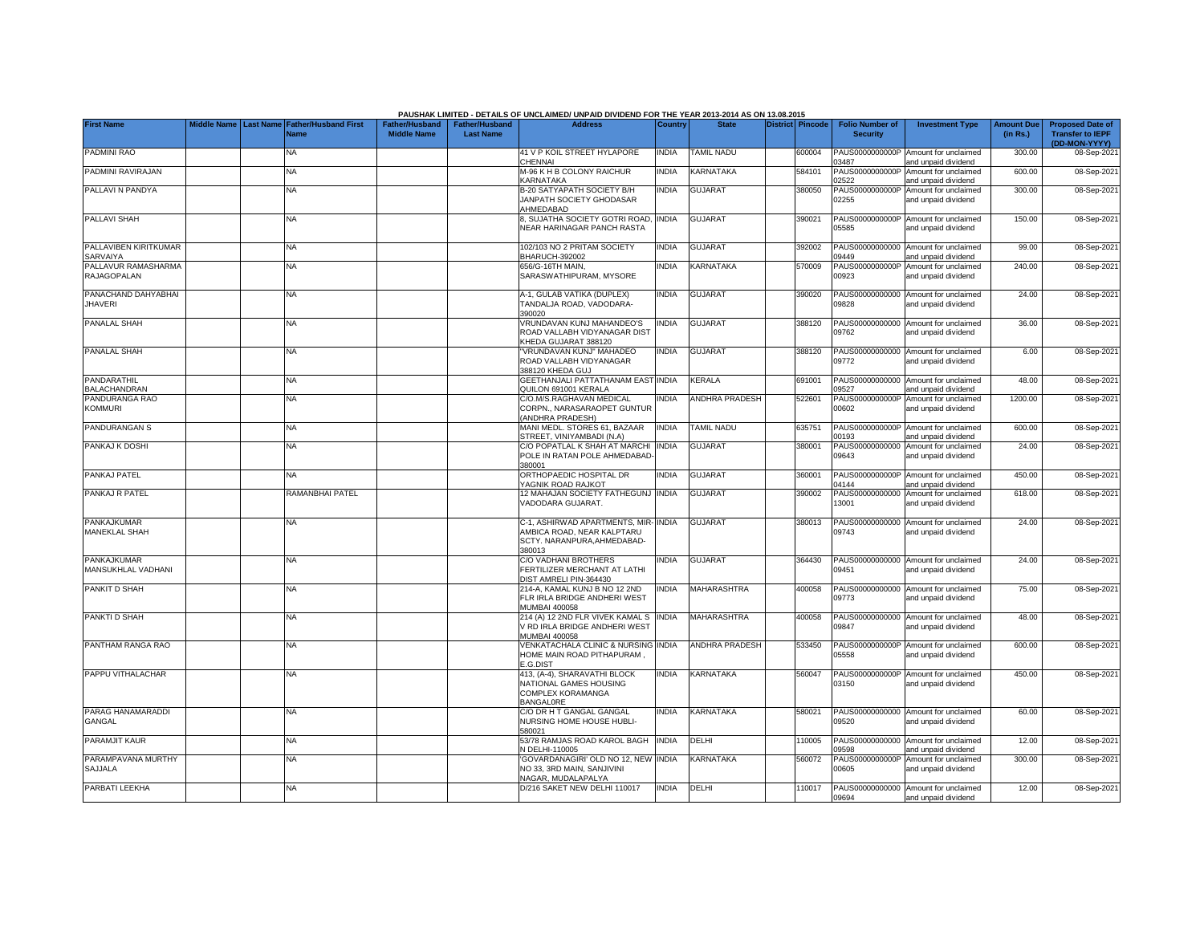PAUSHAK LIMITED - DETAILS OF UNCLAIMED/ UNPAID DIVIDEND FOR THE YEAR 2013-2014 AS ON 13.08.2015

| First Name | Middle Name | Last Name | Father/Husband First Name | Father/Husband Middle Name | Father/Husband Last Name | Address | Country | State | District | Pincode | Folio Number of Security | Investment Type | Amount Due (in Rs.) | Proposed Date of Transfer to IEPF (DD-MON-YYYY) |
|---|---|---|---|---|---|---|---|---|---|---|---|---|---|---|
| PADMINI RAO | | | NA | | | 41 V P KOIL STREET HYLAPORE CHENNAI | INDIA | TAMIL NADU | | 600004 | PAUS0000000000P03487 | Amount for unclaimed and unpaid dividend | 300.00 | 08-Sep-2021 |
| PADMINI RAVIRAJAN | | | NA | | | M-96 K H B COLONY RAICHUR KARNATAKA | INDIA | KARNATAKA | | 584101 | PAUS0000000000P02522 | Amount for unclaimed and unpaid dividend | 600.00 | 08-Sep-2021 |
| PALLAVI N PANDYA | | | NA | | | B-20 SATYAPATH SOCIETY B/H JANPATH SOCIETY GHODASAR AHMEDABAD | INDIA | GUJARAT | | 380050 | PAUS0000000000P02255 | Amount for unclaimed and unpaid dividend | 300.00 | 08-Sep-2021 |
| PALLAVI SHAH | | | NA | | | 8, SUJATHA SOCIETY GOTRI ROAD, NEAR HARINAGAR PANCH RASTA | INDIA | GUJARAT | | 390021 | PAUS0000000000P05585 | Amount for unclaimed and unpaid dividend | 150.00 | 08-Sep-2021 |
| PALLAVIBEN KIRITKUMAR SARVAIYA | | | NA | | | 102/103 NO 2 PRITAM SOCIETY BHARUCH-392002 | INDIA | GUJARAT | | 392002 | PAUS00000000000009449 | Amount for unclaimed and unpaid dividend | 99.00 | 08-Sep-2021 |
| PALLAVUR RAMASHARMA RAJAGOPALAN | | | NA | | | 656/G-16TH MAIN, SARASWATHIPURAM, MYSORE | INDIA | KARNATAKA | | 570009 | PAUS0000000000P00923 | Amount for unclaimed and unpaid dividend | 240.00 | 08-Sep-2021 |
| PANACHAND DAHYABHAI JHAVERI | | | NA | | | A-1, GULAB VATIKA (DUPLEX) TANDALJA ROAD, VADODARA-390020 | INDIA | GUJARAT | | 390020 | PAUS00000000000009828 | Amount for unclaimed and unpaid dividend | 24.00 | 08-Sep-2021 |
| PANALAL SHAH | | | NA | | | VRUNDAVAN KUNJ MAHANDEO'S ROAD VALLABH VIDYANAGAR DIST KHEDA GUJARAT 388120 | INDIA | GUJARAT | | 388120 | PAUS00000000000009762 | Amount for unclaimed and unpaid dividend | 36.00 | 08-Sep-2021 |
| PANALAL SHAH | | | NA | | | "VRUNDAVAN KUNJ" MAHADEO ROAD VALLABH VIDYANAGAR 388120 KHEDA GUJ | INDIA | GUJARAT | | 388120 | PAUS00000000000009772 | Amount for unclaimed and unpaid dividend | 6.00 | 08-Sep-2021 |
| PANDARATHIL BALACHANDRAN | | | NA | | | GEETHANJALI PATTATHANAM EAST QUILON 691001 KERALA | INDIA | KERALA | | 691001 | PAUS00000000000009527 | Amount for unclaimed and unpaid dividend | 48.00 | 08-Sep-2021 |
| PANDURANGA RAO KOMMURI | | | NA | | | C/O.M/S.RAGHAVAN MEDICAL CORPN., NARASARAOPET GUNTUR (ANDHRA PRADESH) | INDIA | ANDHRA PRADESH | | 522601 | PAUS0000000000P00602 | Amount for unclaimed and unpaid dividend | 1200.00 | 08-Sep-2021 |
| PANDURANGAN S | | | NA | | | MANI MEDL. STORES 61, BAZAAR STREET, VINIYAMBADI (N.A) | INDIA | TAMIL NADU | | 635751 | PAUS0000000000P00193 | Amount for unclaimed and unpaid dividend | 600.00 | 08-Sep-2021 |
| PANKAJ K DOSHI | | | NA | | | C/O POPATLAL K SHAH AT MARCHI POLE IN RATAN POLE AHMEDABAD-380001 | INDIA | GUJARAT | | 380001 | PAUS00000000000009643 | Amount for unclaimed and unpaid dividend | 24.00 | 08-Sep-2021 |
| PANKAJ PATEL | | | NA | | | ORTHOPAEDIC HOSPITAL DR YAGNIK ROAD RAJKOT | INDIA | GUJARAT | | 360001 | PAUS0000000000P04144 | Amount for unclaimed and unpaid dividend | 450.00 | 08-Sep-2021 |
| PANKAJ R PATEL | | | RAMANBHAI PATEL | | | 12 MAHAJAN SOCIETY FATHEGUNJ VADODARA GUJARAT. | INDIA | GUJARAT | | 390002 | PAUS00000000000013001 | Amount for unclaimed and unpaid dividend | 618.00 | 08-Sep-2021 |
| PANKAJKUMAR MANEKLAL SHAH | | | NA | | | C-1, ASHIRWAD APARTMENTS, MIR-AMBICA ROAD, NEAR KALPTARU SCTY. NARANPURA,AHMEDABAD-380013 | INDIA | GUJARAT | | 380013 | PAUS00000000000009743 | Amount for unclaimed and unpaid dividend | 24.00 | 08-Sep-2021 |
| PANKAJKUMAR MANSUKHLAL VADHANI | | | NA | | | C/O VADHANI BROTHERS FERTILIZER MERCHANT AT LATHI DIST AMRELI PIN-364430 | INDIA | GUJARAT | | 364430 | PAUS00000000000009451 | Amount for unclaimed and unpaid dividend | 24.00 | 08-Sep-2021 |
| PANKIT D SHAH | | | NA | | | 214-A, KAMAL KUNJ B NO 12 2ND FLR IRLA BRIDGE ANDHERI WEST MUMBAI 400058 | INDIA | MAHARASHTRA | | 400058 | PAUS00000000000009773 | Amount for unclaimed and unpaid dividend | 75.00 | 08-Sep-2021 |
| PANKTI D SHAH | | | NA | | | 214 (A) 12 2ND FLR VIVEK KAMAL S V RD IRLA BRIDGE ANDHERI WEST MUMBAI 400058 | INDIA | MAHARASHTRA | | 400058 | PAUS00000000000009847 | Amount for unclaimed and unpaid dividend | 48.00 | 08-Sep-2021 |
| PANTHAM RANGA RAO | | | NA | | | VENKATACHALA CLINIC & NURSING HOME MAIN ROAD PITHAPURAM , E.G.DIST | INDIA | ANDHRA PRADESH | | 533450 | PAUS0000000000P05558 | Amount for unclaimed and unpaid dividend | 600.00 | 08-Sep-2021 |
| PAPPU VITHALACHAR | | | NA | | | 413, (A-4), SHARAVATHI BLOCK NATIONAL GAMES HOUSING COMPLEX KORAMANGA BANGAL0RE | INDIA | KARNATAKA | | 560047 | PAUS0000000000P03150 | Amount for unclaimed and unpaid dividend | 450.00 | 08-Sep-2021 |
| PARAG HANAMARADDI GANGAL | | | NA | | | C/O DR H T GANGAL GANGAL NURSING HOME HOUSE HUBLI-580021 | INDIA | KARNATAKA | | 580021 | PAUS00000000000009520 | Amount for unclaimed and unpaid dividend | 60.00 | 08-Sep-2021 |
| PARAMJIT KAUR | | | NA | | | 53/78 RAMJAS ROAD KAROL BAGH N DELHI-110005 | INDIA | DELHI | | 110005 | PAUS00000000000009598 | Amount for unclaimed and unpaid dividend | 12.00 | 08-Sep-2021 |
| PARAMPAVANA MURTHY SAJJALA | | | NA | | | 'GOVARDANAGIRI' OLD NO 12, NEW NO 33, 3RD MAIN, SANJIVINI NAGAR, MUDALAPALYA | INDIA | KARNATAKA | | 560072 | PAUS0000000000P00605 | Amount for unclaimed and unpaid dividend | 300.00 | 08-Sep-2021 |
| PARBATI LEEKHA | | | NA | | | D/216 SAKET NEW DELHI 110017 | INDIA | DELHI | | 110017 | PAUS00000000000009694 | Amount for unclaimed and unpaid dividend | 12.00 | 08-Sep-2021 |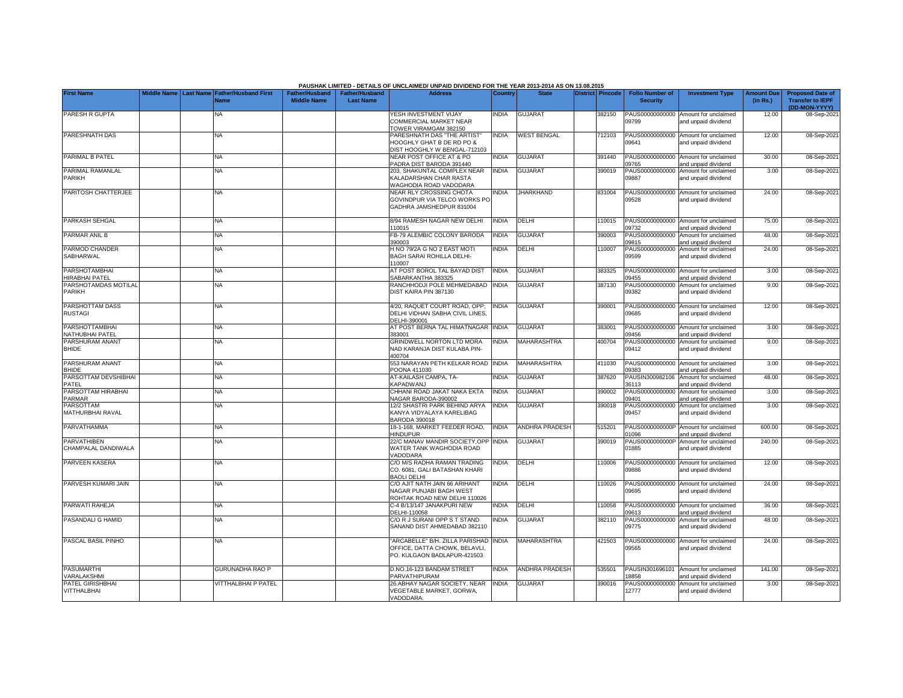PAUSHAK LIMITED - DETAILS OF UNCLAIMED/ UNPAID DIVIDEND FOR THE YEAR 2013-2014 AS ON 13.08.2015

| First Name | Middle Name | Last Name | Father/Husband First Name | Father/Husband Middle Name | Father/Husband Last Name | Address | Country | State | District | Pincode | Folio Number of Security | Investment Type | Amount Due (in Rs.) | Proposed Date of Transfer to IEPF (DD-MON-YYYY) |
|---|---|---|---|---|---|---|---|---|---|---|---|---|---|---|
| PARESH R GUPTA | | | NA | | | YESH INVESTMENT VIJAY COMMERCIAL MARKET NEAR TOWER VIRAMGAM 382150 | INDIA | GUJARAT | | 382150 | PAUS00000000000 09799 | Amount for unclaimed and unpaid dividend | 12.00 | 08-Sep-2021 |
| PARESHNATH DAS | | | NA | | | PARESHNATH DAS "THE ARTIST" HOOGHLY GHAT B DE RD PO & DIST HOOGHLY W BENGAL-712103 | INDIA | WEST BENGAL | | 712103 | PAUS00000000000 09641 | Amount for unclaimed and unpaid dividend | 12.00 | 08-Sep-2021 |
| PARIMAL B PATEL | | | NA | | | NEAR POST OFFICE AT & PO PADRA DIST BARODA 391440 | INDIA | GUJARAT | | 391440 | PAUS00000000000 09765 | Amount for unclaimed and unpaid dividend | 30.00 | 08-Sep-2021 |
| PARIMAL RAMANLAL PARIKH | | | NA | | | 203, SHAKUNTAL COMPLEX NEAR KALADARSHAN CHAR RASTA WAGHODIA ROAD VADODARA | INDIA | GUJARAT | | 390019 | PAUS00000000000 09887 | Amount for unclaimed and unpaid dividend | 3.00 | 08-Sep-2021 |
| PARITOSH CHATTERJEE | | | NA | | | NEAR RLY CROSSING CHOTA GOVINDPUR VIA TELCO WORKS PO GADHRA JAMSHEDPUR 831004 | INDIA | JHARKHAND | | 831004 | PAUS00000000000 09528 | Amount for unclaimed and unpaid dividend | 24.00 | 08-Sep-2021 |
| PARKASH SEHGAL | | | NA | | | 8/94 RAMESH NAGAR NEW DELHI 110015 | INDIA | DELHI | | 110015 | PAUS00000000000 09732 | Amount for unclaimed and unpaid dividend | 75.00 | 08-Sep-2021 |
| PARMAR ANIL B | | | NA | | | FB-79 ALEMBIC COLONY BARODA 390003 | INDIA | GUJARAT | | 390003 | PAUS00000000000 09815 | Amount for unclaimed and unpaid dividend | 48.00 | 08-Sep-2021 |
| PARMOD CHANDER SABHARWAL | | | NA | | | H NO 79/2A G NO 2 EAST MOTI BAGH SARAI ROHILLA DELHI-110007 | INDIA | DELHI | | 110007 | PAUS00000000000 09599 | Amount for unclaimed and unpaid dividend | 24.00 | 08-Sep-2021 |
| PARSHOTAMBHAI HIRABHAI PATEL | | | NA | | | AT POST BOROL TAL BAYAD DIST SABARKANTHA 383325 | INDIA | GUJARAT | | 383325 | PAUS00000000000 09455 | Amount for unclaimed and unpaid dividend | 3.00 | 08-Sep-2021 |
| PARSHOTAMDAS MOTILAL PARIKH | | | NA | | | RANCHHODJI POLE MEHMEDABAD DIST KAIRA PIN 387130 | INDIA | GUJARAT | | 387130 | PAUS00000000000 09382 | Amount for unclaimed and unpaid dividend | 9.00 | 08-Sep-2021 |
| PARSHOTTAM DASS RUSTAGI | | | NA | | | 4/20, RAQUET COURT ROAD, OPP; DELHI VIDHAN SABHA CIVIL LINES, DELHI-390001 | INDIA | GUJARAT | | 390001 | PAUS00000000000 09685 | Amount for unclaimed and unpaid dividend | 12.00 | 08-Sep-2021 |
| PARSHOTTAMBHAI NATHUBHAI PATEL | | | NA | | | AT POST BERNA TAL HIMATNAGAR 383001 | INDIA | GUJARAT | | 383001 | PAUS00000000000 09456 | Amount for unclaimed and unpaid dividend | 3.00 | 08-Sep-2021 |
| PARSHURAM ANANT BHIDE | | | NA | | | GRINDWELL NORTON LTD MORA NAD KARANJA DIST KULABA PIN-400704 | INDIA | MAHARASHTRA | | 400704 | PAUS00000000000 09412 | Amount for unclaimed and unpaid dividend | 9.00 | 08-Sep-2021 |
| PARSHURAM ANANT BHIDE | | | NA | | | 553 NARAYAN PETH KELKAR ROAD POONA 411030 | INDIA | MAHARASHTRA | | 411030 | PAUS00000000000 09383 | Amount for unclaimed and unpaid dividend | 3.00 | 08-Sep-2021 |
| PARSOTTAM DEVSHIBHAI PATEL | | | NA | | | AT-KAILASH CAMPA, TA-KAPADWANJ | INDIA | GUJARAT | | 387620 | PAUSIN300982106 36113 | Amount for unclaimed and unpaid dividend | 48.00 | 08-Sep-2021 |
| PARSOTTAM HIRABHAI PARMAR | | | NA | | | CHHANI ROAD JAKAT NAKA EKTA NAGAR BARODA-390002 | INDIA | GUJARAT | | 390002 | PAUS00000000000 09401 | Amount for unclaimed and unpaid dividend | 3.00 | 08-Sep-2021 |
| PARSOTTAM MATHURBHAI RAVAL | | | NA | | | 12/2 SHASTRI PARK BEHIND ARYA KANYA VIDYALAYA KARELIBAG BARODA 390018 | INDIA | GUJARAT | | 390018 | PAUS00000000000 09457 | Amount for unclaimed and unpaid dividend | 3.00 | 08-Sep-2021 |
| PARVATHAMMA | | | NA | | | 18-1-168, MARKET FEEDER ROAD, HINDUPUR | INDIA | ANDHRA PRADESH | | 515201 | PAUS0000000000P 01096 | Amount for unclaimed and unpaid dividend | 600.00 | 08-Sep-2021 |
| PARVATHIBEN CHAMPALAL DANDIWALA | | | NA | | | 22/C MANAV MANDIR SOCIETY,OPP WATER TANK WAGHODIA ROAD VADODARA | INDIA | GUJARAT | | 390019 | PAUS0000000000P 01885 | Amount for unclaimed and unpaid dividend | 240.00 | 08-Sep-2021 |
| PARVEEN KASERA | | | NA | | | C/O M/S RADHA RAMAN TRADING CO. 6081, GALI BATASHAN KHARI BAOLI DELHI | INDIA | DELHI | | 110006 | PAUS00000000000 09886 | Amount for unclaimed and unpaid dividend | 12.00 | 08-Sep-2021 |
| PARVESH KUMARI JAIN | | | NA | | | C/O AJIT NATH JAIN 66 ARIHANT NAGAR PUNJABI BAGH WEST ROHTAK ROAD NEW DELHI 110026 | INDIA | DELHI | | 110026 | PAUS00000000000 09695 | Amount for unclaimed and unpaid dividend | 24.00 | 08-Sep-2021 |
| PARWATI RAHEJA | | | NA | | | C-4 B/13/147 JANAKPURI NEW DELHI-110058 | INDIA | DELHI | | 110058 | PAUS00000000000 09613 | Amount for unclaimed and unpaid dividend | 36.00 | 08-Sep-2021 |
| PASANDALI G HAMID | | | NA | | | C/O R J SURANI OPP S T STAND SANAND DIST AHMEDABAD 382110 | INDIA | GUJARAT | | 382110 | PAUS00000000000 09775 | Amount for unclaimed and unpaid dividend | 48.00 | 08-Sep-2021 |
| PASCAL BASIL PINHO | | | NA | | | "ARCABELLE" B/H. ZILLA PARISHAD OFFICE, DATTA CHOWK, BELAVLI, PO. KULGAON BADLAPUR-421503 | INDIA | MAHARASHTRA | | 421503 | PAUS00000000000 09565 | Amount for unclaimed and unpaid dividend | 24.00 | 08-Sep-2021 |
| PASUMARTHI VARALAKSHMI | | | GURUNADHA RAO P | | | D.NO.16-123 BANDAM STREET PARVATHIPURAM | INDIA | ANDHRA PRADESH | | 535501 | PAUSIN301696101 18858 | Amount for unclaimed and unpaid dividend | 141.00 | 08-Sep-2021 |
| PATEL GIRISHBHAI VITTHALBHAI | | | VITTHALBHAI P PATEL | | | 26.ABHAY NAGAR SOCIETY, NEAR VEGETABLE MARKET, GORWA, VADODARA. | INDIA | GUJARAT | | 390016 | PAUS00000000000 12777 | Amount for unclaimed and unpaid dividend | 3.00 | 08-Sep-2021 |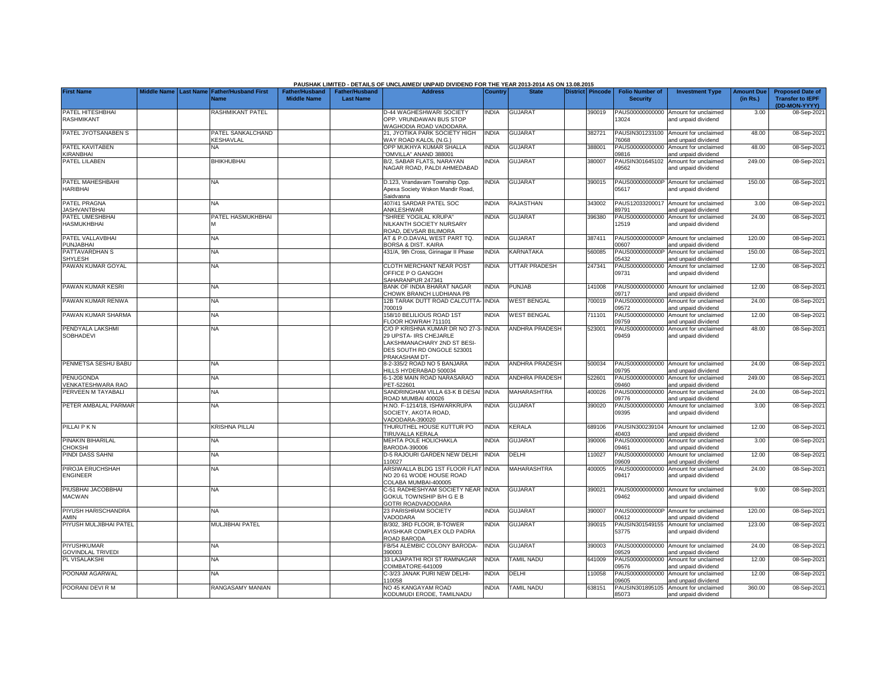PAUSHAK LIMITED - DETAILS OF UNCLAIMED/ UNPAID DIVIDEND FOR THE YEAR 2013-2014 AS ON 13.08.2015

| First Name | Middle Name | Last Name | Father/Husband First Name | Father/Husband Middle Name | Father/Husband Last Name | Address | Country | State | District | Pincode | Folio Number of Security | Investment Type | Amount Due (in Rs.) | Proposed Date of Transfer to IEPF (DD-MON-YYYY) |
|---|---|---|---|---|---|---|---|---|---|---|---|---|---|---|
| PATEL HITESHBHAI RASHMIKANT | | | RASHMIKANT PATEL | | | D-44 WAGHESHWARI SOCIETY OPP. VRUNDAWAN BUS STOP WAGHODIA ROAD VADODARA. | INDIA | GUJARAT | | 390019 | PAUS00000000000 13024 | Amount for unclaimed and unpaid dividend | 3.00 | 08-Sep-2021 |
| PATEL JYOTSANABEN S | | | PATEL SANKALCHAND KESHAVLAL | | | 21, JYOTIKA PARK SOCIETY HIGH WAY ROAD KALOL (N.G.) | INDIA | GUJARAT | | 382721 | PAUSIN301233100 76068 | Amount for unclaimed and unpaid dividend | 48.00 | 08-Sep-2021 |
| PATEL KAVITABEN KIRANBHAI | | | NA | | | OPP MUKHYA KUMAR SHALLA "OMVILLA" ANAND 388001 | INDIA | GUJARAT | | 388001 | PAUS00000000000 09816 | Amount for unclaimed and unpaid dividend | 48.00 | 08-Sep-2021 |
| PATEL LILABEN | | | BHIKHUBHAI | | | B/2, SABAR FLATS, NARAYAN NAGAR ROAD, PALDI AHMEDABAD | INDIA | GUJARAT | | 380007 | PAUSIN301645102 49562 | Amount for unclaimed and unpaid dividend | 249.00 | 08-Sep-2021 |
| PATEL MAHESHBAHI HARIBHAI | | | NA | | | D.123, Vrandavam Township Opp. Apexa Society Wskon Mandir Road, Saidvasna | INDIA | GUJARAT | | 390015 | PAUS0000000000P 05617 | Amount for unclaimed and unpaid dividend | 150.00 | 08-Sep-2021 |
| PATEL PRAGNA JASHVANTBHAI | | | NA | | | 407/41 SARDAR PATEL SOC ANKLESHWAR | INDIA | RAJASTHAN | | 343002 | PAUS12033200017 89791 | Amount for unclaimed and unpaid dividend | 3.00 | 08-Sep-2021 |
| PATEL UMESHBHAI HASMUKHBHAI | | | PATEL HASMUKHBHAI M | | | "SHREE YOGILAL KRUPA" NILKANTH SOCIETY NURSARY ROAD, DEVSAR BILIMORA | INDIA | GUJARAT | | 396380 | PAUS00000000000 12519 | Amount for unclaimed and unpaid dividend | 24.00 | 08-Sep-2021 |
| PATEL VALLAVBHAI PUNJABHAI | | | NA | | | AT & P.O.DAVAL WEST PART TQ. BORSA & DIST. KAIRA | INDIA | GUJARAT | | 387411 | PAUS0000000000P 00607 | Amount for unclaimed and unpaid dividend | 120.00 | 08-Sep-2021 |
| PATTAVARDHAN S SHYLESH | | | NA | | | 431/A, 9th Cross, Girinagar II Phase | INDIA | KARNATAKA | | 560085 | PAUS0000000000P 05432 | Amount for unclaimed and unpaid dividend | 150.00 | 08-Sep-2021 |
| PAWAN KUMAR GOYAL | | | NA | | | CLOTH MERCHANT NEAR POST OFFICE P O GANGOH SAHARANPUR 247341 | INDIA | UTTAR PRADESH | | 247341 | PAUS00000000000 09731 | Amount for unclaimed and unpaid dividend | 12.00 | 08-Sep-2021 |
| PAWAN KUMAR KESRI | | | NA | | | BANK OF INDIA BHARAT NAGAR CHOWK BRANCH LUDHIANA PB | INDIA | PUNJAB | | 141008 | PAUS00000000000 09717 | Amount for unclaimed and unpaid dividend | 12.00 | 08-Sep-2021 |
| PAWAN KUMAR RENWA | | | NA | | | 12B TARAK DUTT ROAD CALCUTTA-700019 | INDIA | WEST BENGAL | | 700019 | PAUS00000000000 09572 | Amount for unclaimed and unpaid dividend | 24.00 | 08-Sep-2021 |
| PAWAN KUMAR SHARMA | | | NA | | | 158/10 BELILIOUS ROAD 1ST FLOOR HOWRAH 711101 | INDIA | WEST BENGAL | | 711101 | PAUS00000000000 09759 | Amount for unclaimed and unpaid dividend | 12.00 | 08-Sep-2021 |
| PENDYALA LAKSHMI SOBHADEVI | | | NA | | | C/O P KRISHNA KUMAR DR NO 27-3-29 UPSTA- IRS CHEJARLE LAKSHMANACHARY 2ND ST BESI-DES SOUTH RD ONGOLE 523001 PRAKASHAM DT- | INDIA | ANDHRA PRADESH | | 523001 | PAUS00000000000 09459 | Amount for unclaimed and unpaid dividend | 48.00 | 08-Sep-2021 |
| PENMETSA SESHU BABU | | | NA | | | 8-2-335/2 ROAD NO 5 BANJARA HILLS HYDERABAD 500034 | INDIA | ANDHRA PRADESH | | 500034 | PAUS00000000000 09795 | Amount for unclaimed and unpaid dividend | 24.00 | 08-Sep-2021 |
| PENUGONDA VENKATESHWARA RAO | | | NA | | | 6-1-208 MAIN ROAD NARASARAO PET-522601 | INDIA | ANDHRA PRADESH | | 522601 | PAUS00000000000 09460 | Amount for unclaimed and unpaid dividend | 249.00 | 08-Sep-2021 |
| PERVEEN M TAYABALI | | | NA | | | SANDRINGHAM VILLA 63-K B DESAI ROAD MUMBAI 400026 | INDIA | MAHARASHTRA | | 400026 | PAUS00000000000 09776 | Amount for unclaimed and unpaid dividend | 24.00 | 08-Sep-2021 |
| PETER AMBALAL PARMAR | | | NA | | | H.NO. F-1214/18, ISHWARKRUPA SOCIETY, AKOTA ROAD, VADODARA-390020 | INDIA | GUJARAT | | 390020 | PAUS00000000000 09395 | Amount for unclaimed and unpaid dividend | 3.00 | 08-Sep-2021 |
| PILLAI P K N | | | KRISHNA PILLAI | | | THURUTHEL HOUSE KUTTUR PO TIRUVALLA KERALA | INDIA | KERALA | | 689106 | PAUSIN300239104 40403 | Amount for unclaimed and unpaid dividend | 12.00 | 08-Sep-2021 |
| PINAKIN BIHARILAL CHOKSHI | | | NA | | | MEHTA POLE HOLICHAKLA BARODA-390006 | INDIA | GUJARAT | | 390006 | PAUS00000000000 09461 | Amount for unclaimed and unpaid dividend | 3.00 | 08-Sep-2021 |
| PINDI DASS SAHNI | | | NA | | | D-5 RAJOURI GARDEN NEW DELHI 110027 | INDIA | DELHI | | 110027 | PAUS00000000000 09609 | Amount for unclaimed and unpaid dividend | 12.00 | 08-Sep-2021 |
| PIROJA ERUCHSHAH ENGINEER | | | NA | | | ARSIWALLA BLDG 1ST FLOOR FLAT NO 20 61 WODE HOUSE ROAD COLABA MUMBAI-400005 | INDIA | MAHARASHTRA | | 400005 | PAUS00000000000 09417 | Amount for unclaimed and unpaid dividend | 24.00 | 08-Sep-2021 |
| PIUSBHAI JACOBBHAI MACWAN | | | NA | | | C-51 RADHESHYAM SOCIETY NEAR GOKUL TOWNSHIP B/H G E B GOTRI ROADVADODARA | INDIA | GUJARAT | | 390021 | PAUS00000000000 09462 | Amount for unclaimed and unpaid dividend | 9.00 | 08-Sep-2021 |
| PIYUSH HARISCHANDRA AMIN | | | NA | | | 23 PARISHRAM SOCIETY VADODARA | INDIA | GUJARAT | | 390007 | PAUS0000000000P 00612 | Amount for unclaimed and unpaid dividend | 120.00 | 08-Sep-2021 |
| PIYUSH MULJIBHAI PATEL | | | MULJIBHAI PATEL | | | B/302, 3RD FLOOR, B-TOWER AVISHKAR COMPLEX OLD PADRA ROAD BARODA | INDIA | GUJARAT | | 390015 | PAUSIN301549155 53775 | Amount for unclaimed and unpaid dividend | 123.00 | 08-Sep-2021 |
| PIYUSHKUMAR GOVINDLAL TRIVEDI | | | NA | | | FB/54 ALEMBIC COLONY BARODA-390003 | INDIA | GUJARAT | | 390003 | PAUS00000000000 09529 | Amount for unclaimed and unpaid dividend | 24.00 | 08-Sep-2021 |
| PL VISALAKSHI | | | NA | | | 33 LAJAPATHI ROI ST RAMNAGAR COIMBATORE-641009 | INDIA | TAMIL NADU | | 641009 | PAUS00000000000 09576 | Amount for unclaimed and unpaid dividend | 12.00 | 08-Sep-2021 |
| POONAM AGARWAL | | | NA | | | C-3/23 JANAK PURI NEW DELHI-110058 | INDIA | DELHI | | 110058 | PAUS00000000000 09605 | Amount for unclaimed and unpaid dividend | 12.00 | 08-Sep-2021 |
| POORANI DEVI R M | | | RANGASAMY MANIAN | | | NO 45 KANGAYAM ROAD KODUMUDI ERODE, TAMILNADU | INDIA | TAMIL NADU | | 638151 | PAUSIN301895105 85073 | Amount for unclaimed and unpaid dividend | 360.00 | 08-Sep-2021 |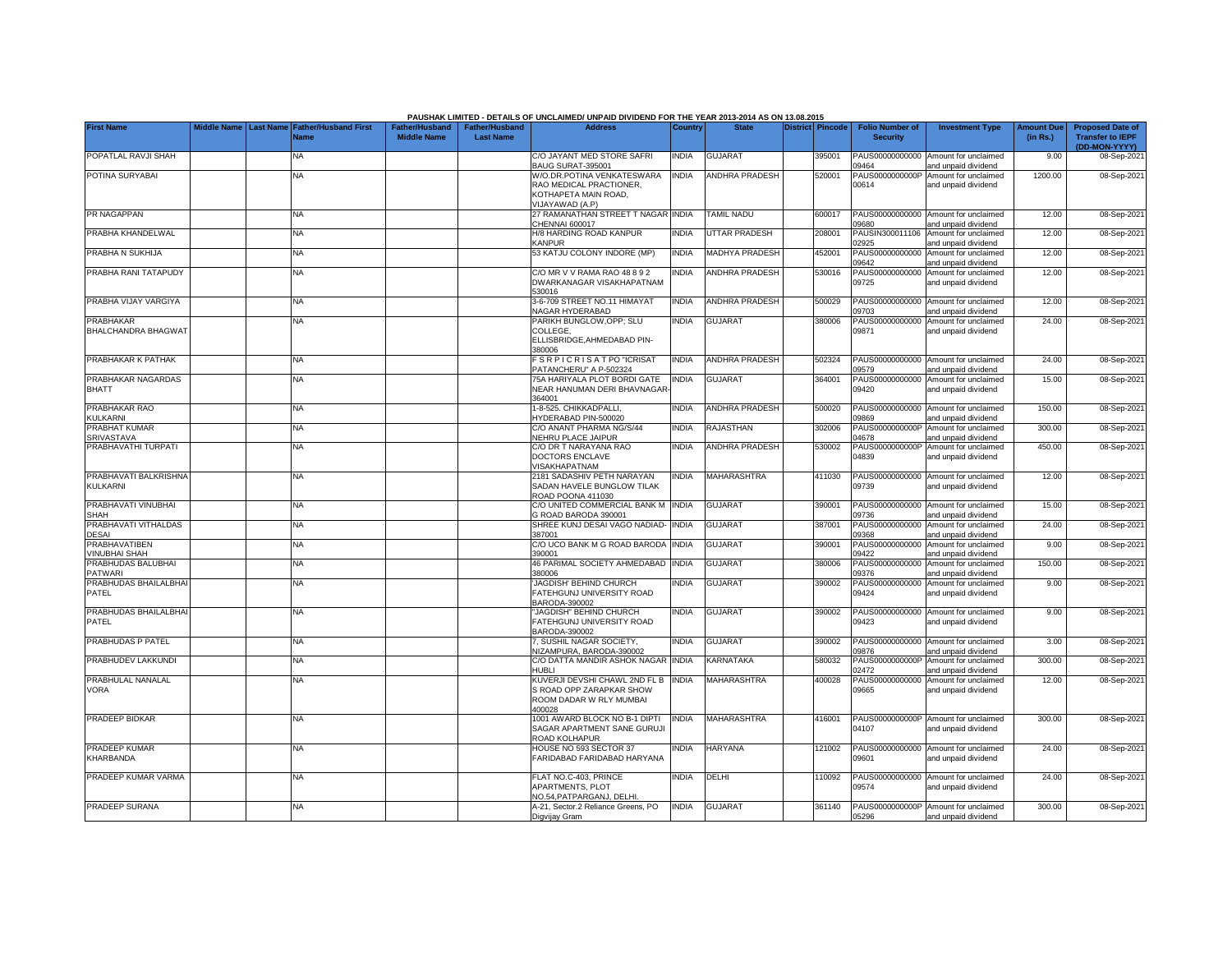PAUSHAK LIMITED - DETAILS OF UNCLAIMED/ UNPAID DIVIDEND FOR THE YEAR 2013-2014 AS ON 13.08.2015

| First Name | Middle Name | Last Name | Father/Husband First Name | Father/Husband Middle Name | Father/Husband Last Name | Address | Country | State | District | Pincode | Folio Number of Security | Investment Type | Amount Due (in Rs.) | Proposed Date of Transfer to IEPF (DD-MON-YYYY) |
|---|---|---|---|---|---|---|---|---|---|---|---|---|---|---|
| POPATLAL RAVJI SHAH | | | NA | | | C/O JAYANT MED STORE SAFRI BAUG SURAT-395001 | INDIA | GUJARAT | | 395001 | PAUS00000000000 09464 | Amount for unclaimed and unpaid dividend | 9.00 | 08-Sep-2021 |
| POTINA SURYABAI | | | NA | | | W/O.DR.POTINA VENKATESWARA RAO MEDICAL PRACTIONER, KOTHAPETA MAIN ROAD, VIJAYAWAD (A.P) | INDIA | ANDHRA PRADESH | | 520001 | PAUS0000000000P 00614 | Amount for unclaimed and unpaid dividend | 1200.00 | 08-Sep-2021 |
| PR NAGAPPAN | | | NA | | | 27 RAMANATHAN STREET T NAGAR CHENNAI 600017 | INDIA | TAMIL NADU | | 600017 | PAUS00000000000 09680 | Amount for unclaimed and unpaid dividend | 12.00 | 08-Sep-2021 |
| PRABHA KHANDELWAL | | | NA | | | H/8 HARDING ROAD KANPUR KANPUR | INDIA | UTTAR PRADESH | | 208001 | PAUSIN300011106 02925 | Amount for unclaimed and unpaid dividend | 12.00 | 08-Sep-2021 |
| PRABHA N SUKHIJA | | | NA | | | 53 KATJU COLONY INDORE (MP) | INDIA | MADHYA PRADESH | | 452001 | PAUS00000000000 09642 | Amount for unclaimed and unpaid dividend | 12.00 | 08-Sep-2021 |
| PRABHA RANI TATAPUDY | | | NA | | | C/O MR V V RAMA RAO 48 8 9 2 DWARKANAGAR VISAKHAPATNAM 530016 | INDIA | ANDHRA PRADESH | | 530016 | PAUS00000000000 09725 | Amount for unclaimed and unpaid dividend | 12.00 | 08-Sep-2021 |
| PRABHA VIJAY VARGIYA | | | NA | | | 3-6-709 STREET NO.11 HIMAYAT NAGAR HYDERABAD | INDIA | ANDHRA PRADESH | | 500029 | PAUS00000000000 09703 | Amount for unclaimed and unpaid dividend | 12.00 | 08-Sep-2021 |
| PRABHAKAR BHALCHANDRA BHAGWAT | | | NA | | | PARIKH BUNGLOW,OPP; SLU COLLEGE, ELLISBRIDGE,AHMEDABAD PIN-380006 | INDIA | GUJARAT | | 380006 | PAUS00000000000 09871 | Amount for unclaimed and unpaid dividend | 24.00 | 08-Sep-2021 |
| PRABHAKAR K PATHAK | | | NA | | | F S R P I C R I S A T PO "ICRISAT PATANCHERU" A P-502324 | INDIA | ANDHRA PRADESH | | 502324 | PAUS00000000000 09579 | Amount for unclaimed and unpaid dividend | 24.00 | 08-Sep-2021 |
| PRABHAKAR NAGARDAS BHATT | | | NA | | | 75A HARIYALA PLOT BORDI GATE NEAR HANUMAN DERI BHAVNAGAR-364001 | INDIA | GUJARAT | | 364001 | PAUS00000000000 09420 | Amount for unclaimed and unpaid dividend | 15.00 | 08-Sep-2021 |
| PRABHAKAR RAO KULKARNI | | | NA | | | 1-8-525. CHIKKADPALLI, HYDERABAD PIN-500020 | INDIA | ANDHRA PRADESH | | 500020 | PAUS00000000000 09869 | Amount for unclaimed and unpaid dividend | 150.00 | 08-Sep-2021 |
| PRABHAT KUMAR SRIVASTAVA | | | NA | | | C/O ANANT PHARMA NG/S/44 NEHRU PLACE JAIPUR | INDIA | RAJASTHAN | | 302006 | PAUS0000000000P 04678 | Amount for unclaimed and unpaid dividend | 300.00 | 08-Sep-2021 |
| PRABHAVATHI TURPATI | | | NA | | | C/O DR T NARAYANA RAO DOCTORS ENCLAVE VISAKHAPATNAM | INDIA | ANDHRA PRADESH | | 530002 | PAUS0000000000P 04839 | Amount for unclaimed and unpaid dividend | 450.00 | 08-Sep-2021 |
| PRABHAVATI BALKRISHNA KULKARNI | | | NA | | | 2181 SADASHIV PETH NARAYAN SADAN HAVELE BUNGLOW TILAK ROAD POONA 411030 | INDIA | MAHARASHTRA | | 411030 | PAUS00000000000 09739 | Amount for unclaimed and unpaid dividend | 12.00 | 08-Sep-2021 |
| PRABHAVATI VINUBHAI SHAH | | | NA | | | C/O UNITED COMMERCIAL BANK M G ROAD BARODA 390001 | INDIA | GUJARAT | | 390001 | PAUS00000000000 09736 | Amount for unclaimed and unpaid dividend | 15.00 | 08-Sep-2021 |
| PRABHAVATI VITHALDAS DESAI | | | NA | | | SHREE KUNJ DESAI VAGO NADIAD-387001 | INDIA | GUJARAT | | 387001 | PAUS00000000000 09368 | Amount for unclaimed and unpaid dividend | 24.00 | 08-Sep-2021 |
| PRABHAVATIBEN VINUBHAI SHAH | | | NA | | | C/O UCO BANK M G ROAD BARODA 390001 | INDIA | GUJARAT | | 390001 | PAUS00000000000 09422 | Amount for unclaimed and unpaid dividend | 9.00 | 08-Sep-2021 |
| PRABHUDAS BALUBHAI PATWARI | | | NA | | | 46 PARIMAL SOCIETY AHMEDABAD 380006 | INDIA | GUJARAT | | 380006 | PAUS00000000000 09376 | Amount for unclaimed and unpaid dividend | 150.00 | 08-Sep-2021 |
| PRABHUDAS BHAILALBHAI PATEL | | | NA | | | 'JAGDISH' BEHIND CHURCH FATEHGUNJ UNIVERSITY ROAD BARODA-390002 | INDIA | GUJARAT | | 390002 | PAUS00000000000 09424 | Amount for unclaimed and unpaid dividend | 9.00 | 08-Sep-2021 |
| PRABHUDAS BHAILALBHAI PATEL | | | NA | | | "JAGDISH" BEHIND CHURCH FATEHGUNJ UNIVERSITY ROAD BARODA-390002 | INDIA | GUJARAT | | 390002 | PAUS00000000000 09423 | Amount for unclaimed and unpaid dividend | 9.00 | 08-Sep-2021 |
| PRABHUDAS P PATEL | | | NA | | | 7, SUSHIL NAGAR SOCIETY, NIZAMPURA, BARODA-390002 | INDIA | GUJARAT | | 390002 | PAUS00000000000 09876 | Amount for unclaimed and unpaid dividend | 3.00 | 08-Sep-2021 |
| PRABHUDEV LAKKUNDI | | | NA | | | C/O DATTA MANDIR ASHOK NAGAR HUBLI | INDIA | KARNATAKA | | 580032 | PAUS0000000000P 02472 | Amount for unclaimed and unpaid dividend | 300.00 | 08-Sep-2021 |
| PRABHULAL NANALAL VORA | | | NA | | | KUVERJI DEVSHI CHAWL 2ND FL B S ROAD OPP ZARAPKAR SHOW ROOM DADAR W RLY MUMBAI 400028 | INDIA | MAHARASHTRA | | 400028 | PAUS00000000000 09665 | Amount for unclaimed and unpaid dividend | 12.00 | 08-Sep-2021 |
| PRADEEP BIDKAR | | | NA | | | 1001 AWARD BLOCK NO B-1 DIPTI SAGAR APARTMENT SANE GURUJI ROAD KOLHAPUR | INDIA | MAHARASHTRA | | 416001 | PAUS0000000000P 04107 | Amount for unclaimed and unpaid dividend | 300.00 | 08-Sep-2021 |
| PRADEEP KUMAR KHARBANDA | | | NA | | | HOUSE NO 593 SECTOR 37 FARIDABAD FARIDABAD HARYANA | INDIA | HARYANA | | 121002 | PAUS00000000000 09601 | Amount for unclaimed and unpaid dividend | 24.00 | 08-Sep-2021 |
| PRADEEP KUMAR VARMA | | | NA | | | FLAT NO.C-403, PRINCE APARTMENTS, PLOT NO.54,PATPARGANJ, DELHI. | INDIA | DELHI | | 110092 | PAUS00000000000 09574 | Amount for unclaimed and unpaid dividend | 24.00 | 08-Sep-2021 |
| PRADEEP SURANA | | | NA | | | A-21, Sector.2 Reliance Greens, PO Digvijay Gram | INDIA | GUJARAT | | 361140 | PAUS0000000000P 05296 | Amount for unclaimed and unpaid dividend | 300.00 | 08-Sep-2021 |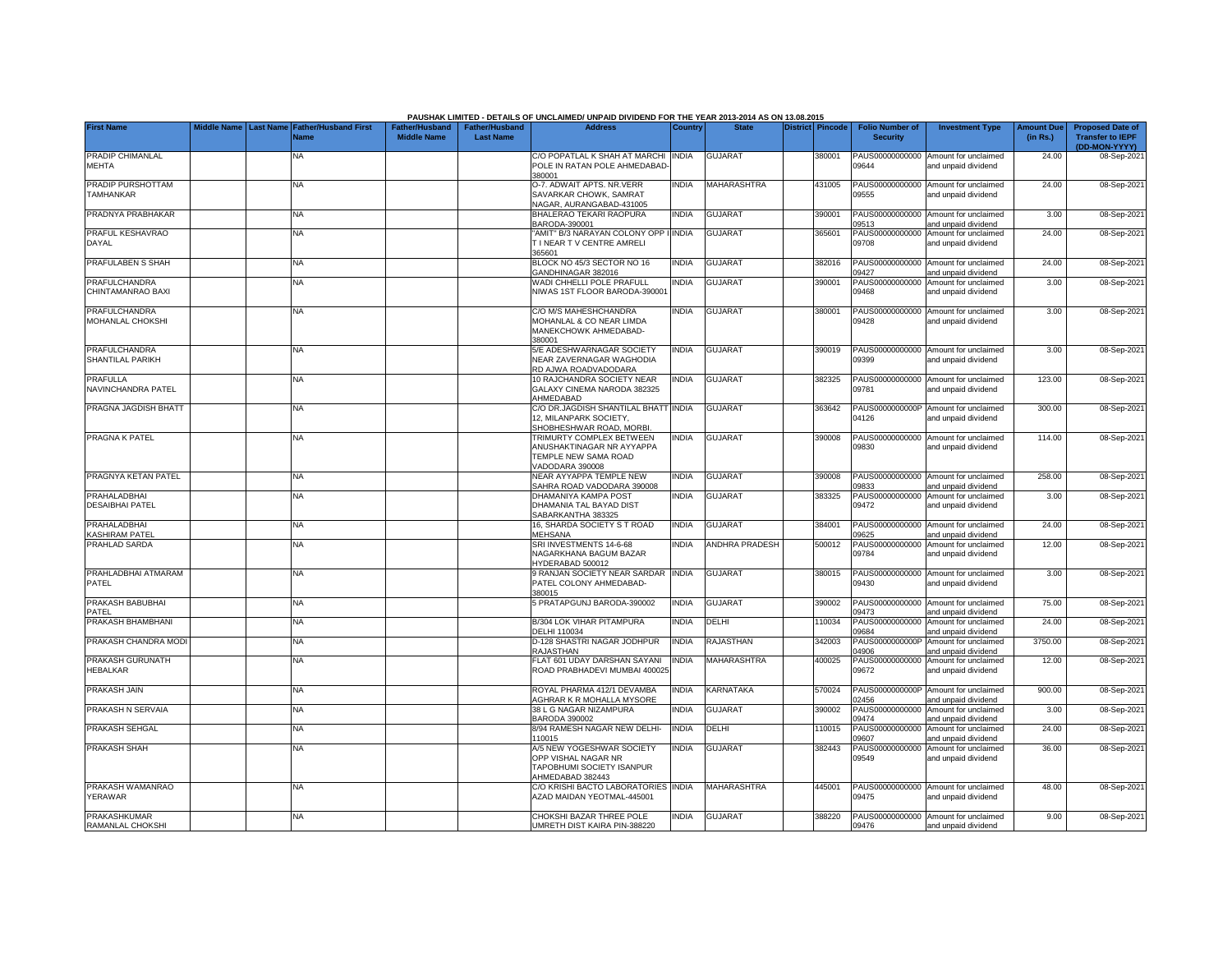PAUSHAK LIMITED - DETAILS OF UNCLAIMED/ UNPAID DIVIDEND FOR THE YEAR 2013-2014 AS ON 13.08.2015

| First Name | Middle Name | Last Name | Father/Husband First Name | Father/Husband Middle Name | Father/Husband Last Name | Address | Country | State | District | Pincode | Folio Number of Security | Investment Type | Amount Due (in Rs.) | Proposed Date of Transfer to IEPF (DD-MON-YYYY) |
|---|---|---|---|---|---|---|---|---|---|---|---|---|---|---|
| PRADIP CHIMANLAL MEHTA | | | NA | | | C/O POPATLAL K SHAH AT MARCHI POLE IN RATAN POLE AHMEDABAD-380001 | INDIA | GUJARAT | | 380001 | PAUS00000000000 09644 | Amount for unclaimed and unpaid dividend | 24.00 | 08-Sep-2021 |
| PRADIP PURSHOTTAM TAMHANKAR | | | NA | | | O-7. ADWAIT APTS. NR.VERR SAVARKAR CHOWK, SAMRAT NAGAR, AURANGABAD-431005 | INDIA | MAHARASHTRA | | 431005 | PAUS00000000000 09555 | Amount for unclaimed and unpaid dividend | 24.00 | 08-Sep-2021 |
| PRADNYA PRABHAKAR | | | NA | | | BHALERAO TEKARI RAOPURA BARODA-390001 | INDIA | GUJARAT | | 390001 | PAUS00000000000 09513 | Amount for unclaimed and unpaid dividend | 3.00 | 08-Sep-2021 |
| PRAFUL KESHAVRAO DAYAL | | | NA | | | "AMIT" B/3 NARAYAN COLONY OPP T I NEAR T V CENTRE AMRELI 365601 | INDIA | GUJARAT | | 365601 | PAUS00000000000 09708 | Amount for unclaimed and unpaid dividend | 24.00 | 08-Sep-2021 |
| PRAFULABEN S SHAH | | | NA | | | BLOCK NO 45/3 SECTOR NO 16 GANDHINAGAR 382016 | INDIA | GUJARAT | | 382016 | PAUS00000000000 09427 | Amount for unclaimed and unpaid dividend | 24.00 | 08-Sep-2021 |
| PRAFULCHANDRA CHINTAMANRAO BAXI | | | NA | | | WADI CHHELLI POLE PRAFULL NIWAS 1ST FLOOR BARODA-390001 | INDIA | GUJARAT | | 390001 | PAUS00000000000 09468 | Amount for unclaimed and unpaid dividend | 3.00 | 08-Sep-2021 |
| PRAFULCHANDRA MOHANLAL CHOKSHI | | | NA | | | C/O M/S MAHESHCHANDRA MOHANLAL & CO NEAR LIMDA MANEKCHOWK AHMEDABAD-380001 | INDIA | GUJARAT | | 380001 | PAUS00000000000 09428 | Amount for unclaimed and unpaid dividend | 3.00 | 08-Sep-2021 |
| PRAFULCHANDRA SHANTILAL PARIKH | | | NA | | | 5/E ADESHWARNAGAR SOCIETY NEAR ZAVERNAGAR WAGHODIA RD AJWA ROADVADODARA | INDIA | GUJARAT | | 390019 | PAUS00000000000 09399 | Amount for unclaimed and unpaid dividend | 3.00 | 08-Sep-2021 |
| PRAFULLA NAVINCHANDRA PATEL | | | NA | | | 10 RAJCHANDRA SOCIETY NEAR GALAXY CINEMA NARODA 382325 AHMEDABAD | INDIA | GUJARAT | | 382325 | PAUS00000000000 09781 | Amount for unclaimed and unpaid dividend | 123.00 | 08-Sep-2021 |
| PRAGNA JAGDISH BHATT | | | NA | | | C/O DR.JAGDISH SHANTILAL BHATT 12, MILANPARK SOCIETY, SHOBHESHWAR ROAD, MORBI. | INDIA | GUJARAT | | 363642 | PAUS0000000000P 04126 | Amount for unclaimed and unpaid dividend | 300.00 | 08-Sep-2021 |
| PRAGNA K PATEL | | | NA | | | TRIMURTY COMPLEX BETWEEN ANUSHAKTINAGAR NR AYYAPPA TEMPLE NEW SAMA ROAD VADODARA 390008 | INDIA | GUJARAT | | 390008 | PAUS00000000000 09830 | Amount for unclaimed and unpaid dividend | 114.00 | 08-Sep-2021 |
| PRAGNYA KETAN PATEL | | | NA | | | NEAR AYYAPPA TEMPLE NEW SAHRA ROAD VADODARA 390008 | INDIA | GUJARAT | | 390008 | PAUS00000000000 09833 | Amount for unclaimed and unpaid dividend | 258.00 | 08-Sep-2021 |
| PRAHALADBHAI DESAIBHAI PATEL | | | NA | | | DHAMANIYA KAMPA POST DHAMANIA TAL BAYAD DIST SABARKANTHA 383325 | INDIA | GUJARAT | | 383325 | PAUS00000000000 09472 | Amount for unclaimed and unpaid dividend | 3.00 | 08-Sep-2021 |
| PRAHALADBHAI KASHIRAM PATEL | | | NA | | | 16, SHARDA SOCIETY S T ROAD MEHSANA | INDIA | GUJARAT | | 384001 | PAUS00000000000 09625 | Amount for unclaimed and unpaid dividend | 24.00 | 08-Sep-2021 |
| PRAHLAD SARDA | | | NA | | | SRI INVESTMENTS 14-6-68 NAGARKHANA BAGUM BAZAR HYDERABAD 500012 | INDIA | ANDHRA PRADESH | | 500012 | PAUS00000000000 09784 | Amount for unclaimed and unpaid dividend | 12.00 | 08-Sep-2021 |
| PRAHLADBHAI ATMARAM PATEL | | | NA | | | 9 RANJAN SOCIETY NEAR SARDAR PATEL COLONY AHMEDABAD-380015 | INDIA | GUJARAT | | 380015 | PAUS00000000000 09430 | Amount for unclaimed and unpaid dividend | 3.00 | 08-Sep-2021 |
| PRAKASH BABUBHAI PATEL | | | NA | | | 5 PRATAPGUNJ BARODA-390002 | INDIA | GUJARAT | | 390002 | PAUS00000000000 09473 | Amount for unclaimed and unpaid dividend | 75.00 | 08-Sep-2021 |
| PRAKASH BHAMBHANI | | | NA | | | B/304 LOK VIHAR PITAMPURA DELHI 110034 | INDIA | DELHI | | 110034 | PAUS00000000000 09684 | Amount for unclaimed and unpaid dividend | 24.00 | 08-Sep-2021 |
| PRAKASH CHANDRA MODI | | | NA | | | D-128 SHASTRI NAGAR JODHPUR RAJASTHAN | INDIA | RAJASTHAN | | 342003 | PAUS0000000000P 04906 | Amount for unclaimed and unpaid dividend | 3750.00 | 08-Sep-2021 |
| PRAKASH GURUNATH HEBALKAR | | | NA | | | FLAT 601 UDAY DARSHAN SAYANI ROAD PRABHADEVI MUMBAI 400025 | INDIA | MAHARASHTRA | | 400025 | PAUS00000000000 09672 | Amount for unclaimed and unpaid dividend | 12.00 | 08-Sep-2021 |
| PRAKASH JAIN | | | NA | | | ROYAL PHARMA 412/1 DEVAMBA AGHRAR K R MOHALLA MYSORE | INDIA | KARNATAKA | | 570024 | PAUS0000000000P 02456 | Amount for unclaimed and unpaid dividend | 900.00 | 08-Sep-2021 |
| PRAKASH N SERVAIA | | | NA | | | 38 L G NAGAR NIZAMPURA BARODA 390002 | INDIA | GUJARAT | | 390002 | PAUS00000000000 09474 | Amount for unclaimed and unpaid dividend | 3.00 | 08-Sep-2021 |
| PRAKASH SEHGAL | | | NA | | | 8/94 RAMESH NAGAR NEW DELHI-110015 | INDIA | DELHI | | 110015 | PAUS00000000000 09607 | Amount for unclaimed and unpaid dividend | 24.00 | 08-Sep-2021 |
| PRAKASH SHAH | | | NA | | | A/5 NEW YOGESHWAR SOCIETY OPP VISHAL NAGAR NR TAPOBHUMI SOCIETY ISANPUR AHMEDABAD 382443 | INDIA | GUJARAT | | 382443 | PAUS00000000000 09549 | Amount for unclaimed and unpaid dividend | 36.00 | 08-Sep-2021 |
| PRAKASH WAMANRAO YERAWAR | | | NA | | | C/O KRISHI BACTO LABORATORIES AZAD MAIDAN YEOTMAL-445001 | INDIA | MAHARASHTRA | | 445001 | PAUS00000000000 09475 | Amount for unclaimed and unpaid dividend | 48.00 | 08-Sep-2021 |
| PRAKASHKUMAR RAMANLAL CHOKSHI | | | NA | | | CHOKSHI BAZAR THREE POLE UMRETH DIST KAIRA PIN-388220 | INDIA | GUJARAT | | 388220 | PAUS00000000000 09476 | Amount for unclaimed and unpaid dividend | 9.00 | 08-Sep-2021 |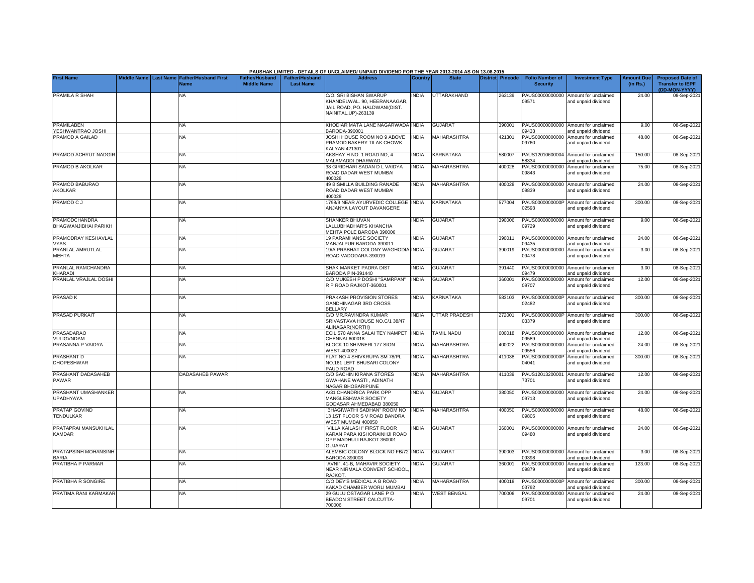PAUSHAK LIMITED - DETAILS OF UNCLAIMED/ UNPAID DIVIDEND FOR THE YEAR 2013-2014 AS ON 13.08.2015

| First Name | Middle Name | Last Name | Father/Husband First Name | Father/Husband Middle Name | Father/Husband Last Name | Address | Country | State | District | Pincode | Folio Number of Security | Investment Type | Amount Due (in Rs.) | Proposed Date of Transfer to IEPF (DD-MON-YYYY) |
|---|---|---|---|---|---|---|---|---|---|---|---|---|---|---|
| PRAMILA R SHAH | | | NA | | | C/O. SRI BISHAN SWARUP KHANDELWAL. 90, HEERANAAGAR, JAIL ROAD, PO. HALDWANI(DIST. NAINITAL.UP)-263139 | INDIA | UTTARAKHAND | | 263139 | PAUS00000000000 09571 | Amount for unclaimed and unpaid dividend | 24.00 | 08-Sep-2021 |
| PRAMILABEN YESHWANTRAO JOSHI | | | NA | | | KHODIAR MATA LANE NAGARWADA BARODA-390001 | INDIA | GUJARAT | | 390001 | PAUS00000000000 09433 | Amount for unclaimed and unpaid dividend | 9.00 | 08-Sep-2021 |
| PRAMOD A GAILAD | | | NA | | | JOSHI HOUSE ROOM NO 9 ABOVE PRAMOD BAKERY TILAK CHOWK KALYAN 421301 | INDIA | MAHARASHTRA | | 421301 | PAUS00000000000 09760 | Amount for unclaimed and unpaid dividend | 48.00 | 08-Sep-2021 |
| PRAMOD ACHYUT NADGIR | | | NA | | | AKSHAY H NO. 1 ROAD NO, 4 MALAMADDI DHARWAD | INDIA | KARNATAKA | | 580007 | PAUS12010600004 58334 | Amount for unclaimed and unpaid dividend | 150.00 | 08-Sep-2021 |
| PRAMOD B AKOLKAR | | | NA | | | 38 GIRIDHARI SADAN D L VAIDYA ROAD DADAR WEST MUMBAI 400028 | INDIA | MAHARASHTRA | | 400028 | PAUS00000000000 09843 | Amount for unclaimed and unpaid dividend | 75.00 | 08-Sep-2021 |
| PRAMOD BABURAO AKOLKAR | | | NA | | | 49 BISMILLA BUILDING RANADE ROAD DADAR WEST MUMBAI 400028 | INDIA | MAHARASHTRA | | 400028 | PAUS00000000000 09839 | Amount for unclaimed and unpaid dividend | 24.00 | 08-Sep-2021 |
| PRAMOD C J | | | NA | | | 1798/9 NEAR AYURVEDIC COLLEGE ANJANYA LAYOUT DAVANGERE | INDIA | KARNATAKA | | 577004 | PAUS0000000000P 02593 | Amount for unclaimed and unpaid dividend | 300.00 | 08-Sep-2021 |
| PRAMODCHANDRA BHAGWANJIBHAI PARIKH | | | NA | | | SHANKER BHUVAN LALLUBHADHAR'S KHANCHA MEHTA POLE BARODA 390006 | INDIA | GUJARAT | | 390006 | PAUS00000000000 09729 | Amount for unclaimed and unpaid dividend | 9.00 | 08-Sep-2021 |
| PRAMODRAY KESHAVLAL VYAS | | | NA | | | 19 PARAMHANSE SOCIETY MANJALPUR BARODA-390011 | INDIA | GUJARAT | | 390011 | PAUS00000000000 09435 | Amount for unclaimed and unpaid dividend | 24.00 | 08-Sep-2021 |
| PRANLAL AMRUTLAL MEHTA | | | NA | | | 19/A PRABHAT COLONY WAGHODIA ROAD VADODARA-390019 | INDIA | GUJARAT | | 390019 | PAUS00000000000 09478 | Amount for unclaimed and unpaid dividend | 3.00 | 08-Sep-2021 |
| PRANLAL RAMCHANDRA KHARADI | | | NA | | | SHAK MARKET PADRA DIST BARODA PIN-391440 | INDIA | GUJARAT | | 391440 | PAUS00000000000 09479 | Amount for unclaimed and unpaid dividend | 3.00 | 08-Sep-2021 |
| PRANLAL VRAJLAL DOSHI | | | NA | | | C/O MUKESH P DOSHI "SAMRPAN" R P ROAD RAJKOT-360001 | INDIA | GUJARAT | | 360001 | PAUS00000000000 09707 | Amount for unclaimed and unpaid dividend | 12.00 | 08-Sep-2021 |
| PRASAD K | | | NA | | | PRAKASH PROVISION STORES GANDHINAGAR 3RD CROSS BELLARY | INDIA | KARNATAKA | | 583103 | PAUS0000000000P 02482 | Amount for unclaimed and unpaid dividend | 300.00 | 08-Sep-2021 |
| PRASAD PURKAIT | | | NA | | | C/O MR.RAVINDRA KUMAR SRIVASTAVA HOUSE NO.C/1 38/47 ALINAGAR(NORTH) | INDIA | UTTAR PRADESH | | 272001 | PAUS0000000000P 03379 | Amount for unclaimed and unpaid dividend | 300.00 | 08-Sep-2021 |
| PRASADARAO VULIGVNDAM | | | NA | | | ECIL 570 ANNA SALAI TEY NAMPET CHENNAI-600018 | INDIA | TAMIL NADU | | 600018 | PAUS00000000000 09589 | Amount for unclaimed and unpaid dividend | 12.00 | 08-Sep-2021 |
| PRASANNA P VAIDYA | | | NA | | | BLOCK 10 SHIVNERI 177 SION WEST-400022 | INDIA | MAHARASHTRA | | 400022 | PAUS00000000000 09556 | Amount for unclaimed and unpaid dividend | 24.00 | 08-Sep-2021 |
| PRASHANT D DHOPESHWAR | | | NA | | | FLAT NO 4 SHIVKRUPA SM 78/PL NO.161 LEFT BHUSARI COLONY PAUD ROAD | INDIA | MAHARASHTRA | | 411038 | PAUS0000000000P 04041 | Amount for unclaimed and unpaid dividend | 300.00 | 08-Sep-2021 |
| PRASHANT DADASAHEB PAWAR | | | DADASAHEB PAWAR | | | C/O SACHIN KIRANA STORES GWAHANE WASTI , ADINATH NAGAR BHOSARIPUNE | INDIA | MAHARASHTRA | | 411039 | PAUS12013200001 73701 | Amount for unclaimed and unpaid dividend | 12.00 | 08-Sep-2021 |
| PRASHANT UMASHANKER UPADHYAYA | | | NA | | | A/31 CHANDRICA PARK OPP MANGLESHWAR SOCIETY GODASAR AHMEDABAD 380050 | INDIA | GUJARAT | | 380050 | PAUS00000000000 09713 | Amount for unclaimed and unpaid dividend | 24.00 | 08-Sep-2021 |
| PRATAP GOVIND TENDULKAR | | | NA | | | "BHAGIWATHI SADHAN" ROOM NO 13 1ST FLOOR S V ROAD BANDRA WEST MUMBAI 400050 | INDIA | MAHARASHTRA | | 400050 | PAUS00000000000 09805 | Amount for unclaimed and unpaid dividend | 48.00 | 08-Sep-2021 |
| PRATAPRAI MANSUKHLAL KAMDAR | | | NA | | | "VILLA KAILASH" FIRST FLOOR KARAN PARA KISHORAINHJI ROAD OPP MADHULI RAJKOT 360001 GUJARAT | INDIA | GUJARAT | | 360001 | PAUS00000000000 09480 | Amount for unclaimed and unpaid dividend | 24.00 | 08-Sep-2021 |
| PRATAPSINH MOHANSINH BARIA | | | NA | | | ALEMBIC COLONY BLOCK NO FB/72 BARODA 390003 | INDIA | GUJARAT | | 390003 | PAUS00000000000 09398 | Amount for unclaimed and unpaid dividend | 3.00 | 08-Sep-2021 |
| PRATIBHA P PARMAR | | | NA | | | "AVNI", 41-B, MAHAVIR SOCIETY NEAR NIRMALA CONVENT SCHOOL, RAJKOT. | INDIA | GUJARAT | | 360001 | PAUS00000000000 09879 | Amount for unclaimed and unpaid dividend | 123.00 | 08-Sep-2021 |
| PRATIBHA R SONGIRE | | | NA | | | C/O DEY'S MEDICAL A B ROAD KAKAD CHAMBER WORLI MUMBAI | INDIA | MAHARASHTRA | | 400018 | PAUS0000000000P 03792 | Amount for unclaimed and unpaid dividend | 300.00 | 08-Sep-2021 |
| PRATIMA RANI KARMAKAR | | | NA | | | 29 GULU OSTAGAR LANE P O BEADON STREET CALCUTTA-700006 | INDIA | WEST BENGAL | | 700006 | PAUS00000000000 09701 | Amount for unclaimed and unpaid dividend | 24.00 | 08-Sep-2021 |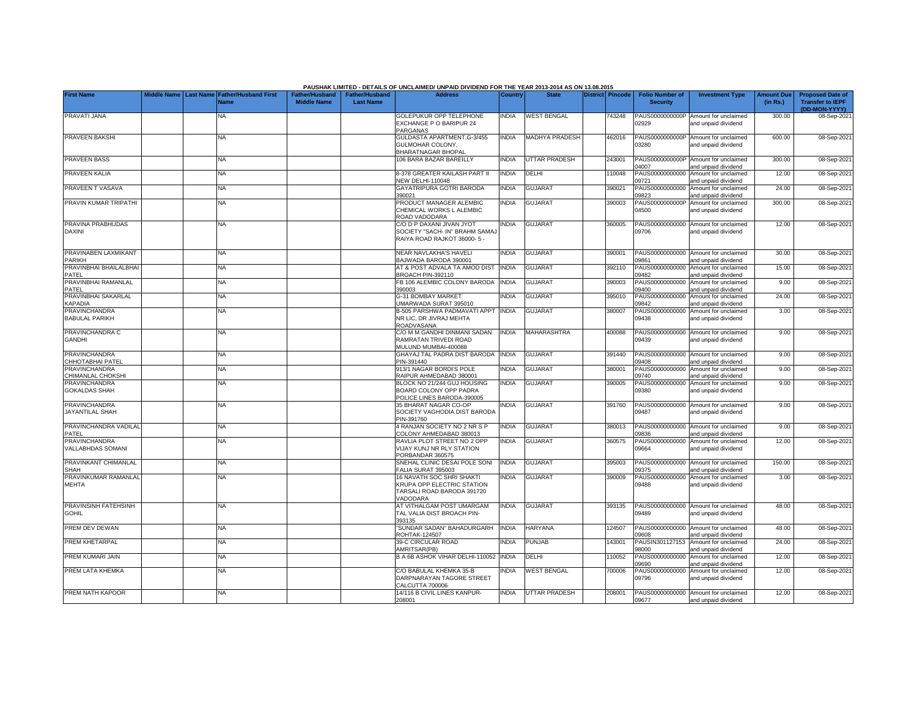PAUSHAK LIMITED - DETAILS OF UNCLAIMED/ UNPAID DIVIDEND FOR THE YEAR 2013-2014 AS ON 13.08.2015

| First Name | Middle Name | Last Name | Father/Husband First Name | Father/Husband Middle Name | Father/Husband Last Name | Address | Country | State | District | Pincode | Folio Number of Security | Investment Type | Amount Due (in Rs.) | Proposed Date of Transfer to IEPF (DD-MON-YYYY) |
|---|---|---|---|---|---|---|---|---|---|---|---|---|---|---|
| PRAVATI JANA | | | NA | | | GOLEPUKUR OPP TELEPHONE EXCHANGE P O BARIPUR 24 PARGANAS | INDIA | WEST BENGAL | | 743248 | PAUS0000000000P02929 | Amount for unclaimed and unpaid dividend | 300.00 | 08-Sep-2021 |
| PRAVEEN BAKSHI | | | NA | | | GULDASTA APARTMENT,G-3/455 GULMOHAR COLONY, BHARATNAGAR BHOPAL | INDIA | MADHYA PRADESH | | 462016 | PAUS0000000000P03280 | Amount for unclaimed and unpaid dividend | 600.00 | 08-Sep-2021 |
| PRAVEEN BASS | | | NA | | | 106 BARA BAZAR BAREILLY | INDIA | UTTAR PRADESH | | 243001 | PAUS0000000000P04007 | Amount for unclaimed and unpaid dividend | 300.00 | 08-Sep-2021 |
| PRAVEEN KALIA | | | NA | | | 8-378 GREATER KAILASH PART II NEW DELHI-110048 | INDIA | DELHI | | 110048 | PAUS00000000000009721 | Amount for unclaimed and unpaid dividend | 12.00 | 08-Sep-2021 |
| PRAVEEN T VASAVA | | | NA | | | GAYATRIPURA GOTRI BARODA 390021 | INDIA | GUJARAT | | 390021 | PAUS00000000000009823 | Amount for unclaimed and unpaid dividend | 24.00 | 08-Sep-2021 |
| PRAVIN KUMAR TRIPATHI | | | NA | | | PRODUCT MANAGER ALEMBIC CHEMICAL WORKS L ALEMBIC ROAD VADODARA | INDIA | GUJARAT | | 390003 | PAUS0000000000P04500 | Amount for unclaimed and unpaid dividend | 300.00 | 08-Sep-2021 |
| PRAVINA PRABHUDAS DAXINI | | | NA | | | C/O D P DAXANI JIVAN JYOT SOCIETY "SACH- IN" BRAHM SAMAJ RAIYA ROAD RAJKOT 36000- 5 - | INDIA | GUJARAT | | 360005 | PAUS00000000000009706 | Amount for unclaimed and unpaid dividend | 12.00 | 08-Sep-2021 |
| PRAVINABEN LAXMIKANT PARIKH | | | NA | | | NEAR NAVLAKHA'S HAVELI BAJWADA BARODA 390001 | INDIA | GUJARAT | | 390001 | PAUS00000000000009861 | Amount for unclaimed and unpaid dividend | 30.00 | 08-Sep-2021 |
| PRAVINBHAI BHAILALBHAI PATEL | | | NA | | | AT & POST ADVALA TA AMOD DIST BROACH PIN-392110 | INDIA | GUJARAT | | 392110 | PAUS00000000000009482 | Amount for unclaimed and unpaid dividend | 15.00 | 08-Sep-2021 |
| PRAVINBHAI RAMANLAL PATEL | | | NA | | | FB 106 ALEMBIC COLONY BARODA 390003 | INDIA | GUJARAT | | 390003 | PAUS00000000000009400 | Amount for unclaimed and unpaid dividend | 9.00 | 08-Sep-2021 |
| PRAVINBHAI SAKARLAL KAPADIA | | | NA | | | G-31 BOMBAY MARKET UMARWADA SURAT 395010 | INDIA | GUJARAT | | 395010 | PAUS00000000000009842 | Amount for unclaimed and unpaid dividend | 24.00 | 08-Sep-2021 |
| PRAVINCHANDRA BABULAL PARIKH | | | NA | | | B-505 PARSHWA PADMAVATI APPT NR LIC, DR JIVRAJ MEHTA ROADVASANA | INDIA | GUJARAT | | 380007 | PAUS00000000000009438 | Amount for unclaimed and unpaid dividend | 3.00 | 08-Sep-2021 |
| PRAVINCHANDRA C GANDHI | | | NA | | | C/O M M GANDHI DINMANI SADAN RAMRATAN TRIVEDI ROAD MULUND MUMBAI-400088 | INDIA | MAHARASHTRA | | 400088 | PAUS00000000000009439 | Amount for unclaimed and unpaid dividend | 9.00 | 08-Sep-2021 |
| PRAVINCHANDRA CHHOTABHAI PATEL | | | NA | | | GHAYAJ TAL PADRA DIST BARODA PIN-391440 | INDIA | GUJARAT | | 391440 | PAUS00000000000009408 | Amount for unclaimed and unpaid dividend | 9.00 | 08-Sep-2021 |
| PRAVINCHANDRA CHIMANLAL CHOKSHI | | | NA | | | 913/1 NAGAR BORDI'S POLE RAIPUR AHMEDABAD 380001 | INDIA | GUJARAT | | 380001 | PAUS00000000000009740 | Amount for unclaimed and unpaid dividend | 9.00 | 08-Sep-2021 |
| PRAVINCHANDRA GOKALDAS SHAH | | | NA | | | BLOCK NO 21/244 GUJ HOUSING BOARD COLONY OPP PADRA POLICE LINES BARODA-390005 | INDIA | GUJARAT | | 390005 | PAUS00000000000009380 | Amount for unclaimed and unpaid dividend | 9.00 | 08-Sep-2021 |
| PRAVINCHANDRA JAYANTILAL SHAH | | | NA | | | 35 BHARAT NAGAR CO-OP SOCIETY VAGHODIA DIST BARODA PIN-391760 | INDIA | GUJARAT | | 391760 | PAUS00000000000009487 | Amount for unclaimed and unpaid dividend | 9.00 | 08-Sep-2021 |
| PRAVINCHANDRA VADILAL PATEL | | | NA | | | 4 RANJAN SOCIETY NO 2 NR S P COLONY AHMEDABAD 380013 | INDIA | GUJARAT | | 380013 | PAUS00000000000009836 | Amount for unclaimed and unpaid dividend | 9.00 | 08-Sep-2021 |
| PRAVINCHANDRA VALLABHDAS SOMANI | | | NA | | | RAVLIA PLOT STREET NO 2 OPP VIJAY KUNJ NR RLY STATION PORBANDAR 360575 | INDIA | GUJARAT | | 360575 | PAUS00000000000009664 | Amount for unclaimed and unpaid dividend | 12.00 | 08-Sep-2021 |
| PRAVINKANT CHIMANLAL SHAH | | | NA | | | SNEHAL CLINIC DESAI POLE SONI FALIA SURAT 395003 | INDIA | GUJARAT | | 395003 | PAUS00000000000009375 | Amount for unclaimed and unpaid dividend | 150.00 | 08-Sep-2021 |
| PRAVINKUMAR RAMANLAL MEHTA | | | NA | | | 16 NAVATH SOC SHRI SHAKTI KRUPA OPP ELECTRIC STATION TARSALI ROAD BARODA 391720 VADODARA | INDIA | GUJARAT | | 390009 | PAUS00000000000009488 | Amount for unclaimed and unpaid dividend | 3.00 | 08-Sep-2021 |
| PRAVINSINH FATEHSINH GOHIL | | | NA | | | AT VITHALGAM POST UMARGAM TAL VALIA DIST BROACH PIN-393135 | INDIA | GUJARAT | | 393135 | PAUS00000000000009489 | Amount for unclaimed and unpaid dividend | 48.00 | 08-Sep-2021 |
| PREM DEV DEWAN | | | NA | | | "SUNDAR SADAN" BAHADURGARH ROHTAK-124507 | INDIA | HARYANA | | 124507 | PAUS00000000000009608 | Amount for unclaimed and unpaid dividend | 48.00 | 08-Sep-2021 |
| PREM KHETARPAL | | | NA | | | 39-C CIRCULAR ROAD AMRITSAR(PB) | INDIA | PUNJAB | | 143001 | PAUSIN30112715398000 | Amount for unclaimed and unpaid dividend | 24.00 | 08-Sep-2021 |
| PREM KUMARI JAIN | | | NA | | | B A 6B ASHOK VIHAR DELHI-110052 | INDIA | DELHI | | 110052 | PAUS00000000000009690 | Amount for unclaimed and unpaid dividend | 12.00 | 08-Sep-2021 |
| PREM LATA KHEMKA | | | NA | | | C/O BABULAL KHEMKA 35-B DARPNARAYAN TAGORE STREET CALCUTTA 700006 | INDIA | WEST BENGAL | | 700006 | PAUS00000000000009796 | Amount for unclaimed and unpaid dividend | 12.00 | 08-Sep-2021 |
| PREM NATH KAPOOR | | | NA | | | 14/116 B CIVIL LINES KANPUR-208001 | INDIA | UTTAR PRADESH | | 208001 | PAUS00000000000009677 | Amount for unclaimed and unpaid dividend | 12.00 | 08-Sep-2021 |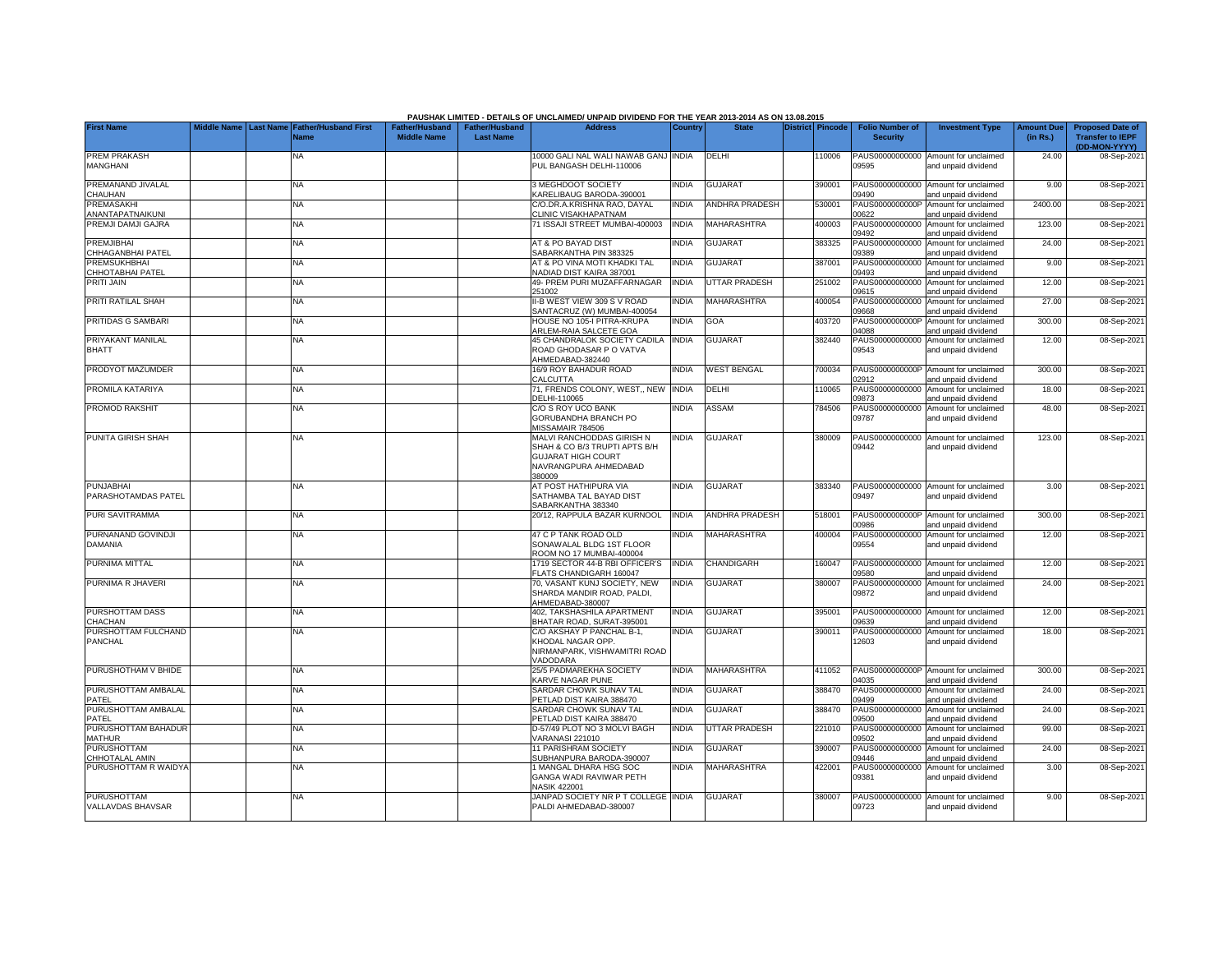PAUSHAK LIMITED - DETAILS OF UNCLAIMED/ UNPAID DIVIDEND FOR THE YEAR 2013-2014 AS ON 13.08.2015

| First Name | Middle Name | Last Name | Father/Husband First Name | Father/Husband Middle Name | Father/Husband Last Name | Address | Country | State | District | Pincode | Folio Number of Security | Investment Type | Amount Due (in Rs.) | Proposed Date of Transfer to IEPF (DD-MON-YYYY) |
|---|---|---|---|---|---|---|---|---|---|---|---|---|---|---|
| PREM PRAKASH MANGHANI | | | NA | | | 10000 GALI NAL WALI NAWAB GANJ PUL BANGASH DELHI-110006 | INDIA | DELHI | | 110006 | PAUS00000000000 09595 | Amount for unclaimed and unpaid dividend | 24.00 | 08-Sep-2021 |
| PREMANAND JIVALAL CHAUHAN | | | NA | | | 3 MEGHDOOT SOCIETY KARELIBAUG BARODA-390001 | INDIA | GUJARAT | | 390001 | PAUS00000000000 09490 | Amount for unclaimed and unpaid dividend | 9.00 | 08-Sep-2021 |
| PREMASAKHI ANANTAPATNAIKUNI | | | NA | | | C/O.DR.A.KRISHNA RAO, DAYAL CLINIC VISAKHAPATNAM | INDIA | ANDHRA PRADESH | | 530001 | PAUS0000000000P 00622 | Amount for unclaimed and unpaid dividend | 2400.00 | 08-Sep-2021 |
| PREMJI DAMJI GAJRA | | | NA | | | 71 ISSAJI STREET MUMBAI-400003 | INDIA | MAHARASHTRA | | 400003 | PAUS00000000000 09492 | Amount for unclaimed and unpaid dividend | 123.00 | 08-Sep-2021 |
| PREMJIBHAI CHHAGANBHAI PATEL | | | NA | | | AT & PO BAYAD DIST SABARKANTHA PIN 383325 | INDIA | GUJARAT | | 383325 | PAUS00000000000 09389 | Amount for unclaimed and unpaid dividend | 24.00 | 08-Sep-2021 |
| PREMSUKHBHAI CHHOTABHAI PATEL | | | NA | | | AT & PO VINA MOTI KHADKI TAL NADIAD DIST KAIRA 387001 | INDIA | GUJARAT | | 387001 | PAUS00000000000 09493 | Amount for unclaimed and unpaid dividend | 9.00 | 08-Sep-2021 |
| PRITI JAIN | | | NA | | | 49- PREM PURI MUZAFFARNAGAR 251002 | INDIA | UTTAR PRADESH | | 251002 | PAUS00000000000 09615 | Amount for unclaimed and unpaid dividend | 12.00 | 08-Sep-2021 |
| PRITI RATILAL SHAH | | | NA | | | II-B WEST VIEW 309 S V ROAD SANTACRUZ (W) MUMBAI-400054 | INDIA | MAHARASHTRA | | 400054 | PAUS00000000000 09668 | Amount for unclaimed and unpaid dividend | 27.00 | 08-Sep-2021 |
| PRITIDAS G SAMBARI | | | NA | | | HOUSE NO 105-I PITRA-KRUPA ARLEM-RAIA SALCETE GOA | INDIA | GOA | | 403720 | PAUS0000000000P 04088 | Amount for unclaimed and unpaid dividend | 300.00 | 08-Sep-2021 |
| PRIYAKANT MANILAL BHATT | | | NA | | | 45 CHANDRALOK SOCIETY CADILA ROAD GHODASAR P O VATVA AHMEDABAD-382440 | INDIA | GUJARAT | | 382440 | PAUS00000000000 09543 | Amount for unclaimed and unpaid dividend | 12.00 | 08-Sep-2021 |
| PRODYOT MAZUMDER | | | NA | | | 16/9 ROY BAHADUR ROAD CALCUTTA | INDIA | WEST BENGAL | | 700034 | PAUS0000000000P 02912 | Amount for unclaimed and unpaid dividend | 300.00 | 08-Sep-2021 |
| PROMILA KATARIYA | | | NA | | | 71, FRENDS COLONY, WEST,, NEW DELHI-110065 | INDIA | DELHI | | 110065 | PAUS00000000000 09873 | Amount for unclaimed and unpaid dividend | 18.00 | 08-Sep-2021 |
| PROMOD RAKSHIT | | | NA | | | C/O S ROY UCO BANK GORUBANDHA BRANCH PO MISSAMAIR 784506 | INDIA | ASSAM | | 784506 | PAUS00000000000 09787 | Amount for unclaimed and unpaid dividend | 48.00 | 08-Sep-2021 |
| PUNITA GIRISH SHAH | | | NA | | | MALVI RANCHODDAS GIRISH N SHAH & CO B/3 TRUPTI APTS B/H GUJARAT HIGH COURT NAVRANGPURA AHMEDABAD 380009 | INDIA | GUJARAT | | 380009 | PAUS00000000000 09442 | Amount for unclaimed and unpaid dividend | 123.00 | 08-Sep-2021 |
| PUNJABHAI PARASHOTAMDAS PATEL | | | NA | | | AT POST HATHIPURA VIA SATHAMBA TAL BAYAD DIST SABARKANTHA 383340 | INDIA | GUJARAT | | 383340 | PAUS00000000000 09497 | Amount for unclaimed and unpaid dividend | 3.00 | 08-Sep-2021 |
| PURI SAVITRAMMA | | | NA | | | 20/12, RAPPULA BAZAR KURNOOL | INDIA | ANDHRA PRADESH | | 518001 | PAUS0000000000P 00986 | Amount for unclaimed and unpaid dividend | 300.00 | 08-Sep-2021 |
| PURNANAND GOVINDJI DAMANIA | | | NA | | | 47 C P TANK ROAD OLD SONAWALAL BLDG 1ST FLOOR ROOM NO 17 MUMBAI-400004 | INDIA | MAHARASHTRA | | 400004 | PAUS00000000000 09554 | Amount for unclaimed and unpaid dividend | 12.00 | 08-Sep-2021 |
| PURNIMA MITTAL | | | NA | | | 1719 SECTOR 44-B RBI OFFICER'S FLATS CHANDIGARH 160047 | INDIA | CHANDIGARH | | 160047 | PAUS00000000000 09580 | Amount for unclaimed and unpaid dividend | 12.00 | 08-Sep-2021 |
| PURNIMA R JHAVERI | | | NA | | | 70, VASANT KUNJ SOCIETY, NEW SHARDA MANDIR ROAD, PALDI, AHMEDABAD-380007 | INDIA | GUJARAT | | 380007 | PAUS00000000000 09872 | Amount for unclaimed and unpaid dividend | 24.00 | 08-Sep-2021 |
| PURSHOTTAM DASS CHACHAN | | | NA | | | 402, TAKSHASHILA APARTMENT BHATAR ROAD, SURAT-395001 | INDIA | GUJARAT | | 395001 | PAUS00000000000 09639 | Amount for unclaimed and unpaid dividend | 12.00 | 08-Sep-2021 |
| PURSHOTTAM FULCHAND PANCHAL | | | NA | | | C/O AKSHAY P PANCHAL B-1, KHODAL NAGAR OPP. NIRMANPARK, VISHWAMITRI ROAD VADODARA | INDIA | GUJARAT | | 390011 | PAUS00000000000 12603 | Amount for unclaimed and unpaid dividend | 18.00 | 08-Sep-2021 |
| PURUSHOTHAM V BHIDE | | | NA | | | 25/5 PADMAREKHA SOCIETY KARVE NAGAR PUNE | INDIA | MAHARASHTRA | | 411052 | PAUS0000000000P 04035 | Amount for unclaimed and unpaid dividend | 300.00 | 08-Sep-2021 |
| PURUSHOTTAM AMBALAL PATEL | | | NA | | | SARDAR CHOWK SUNAV TAL PETLAD DIST KAIRA 388470 | INDIA | GUJARAT | | 388470 | PAUS00000000000 09499 | Amount for unclaimed and unpaid dividend | 24.00 | 08-Sep-2021 |
| PURUSHOTTAM AMBALAL PATEL | | | NA | | | SARDAR CHOWK SUNAV TAL PETLAD DIST KAIRA 388470 | INDIA | GUJARAT | | 388470 | PAUS00000000000 09500 | Amount for unclaimed and unpaid dividend | 24.00 | 08-Sep-2021 |
| PURUSHOTTAM BAHADUR MATHUR | | | NA | | | D-57/49 PLOT NO 3 MOLVI BAGH VARANASI 221010 | INDIA | UTTAR PRADESH | | 221010 | PAUS00000000000 09502 | Amount for unclaimed and unpaid dividend | 99.00 | 08-Sep-2021 |
| PURUSHOTTAM CHHOTALAL AMIN | | | NA | | | 11 PARISHRAM SOCIETY SUBHANPURA BARODA-390007 | INDIA | GUJARAT | | 390007 | PAUS00000000000 09446 | Amount for unclaimed and unpaid dividend | 24.00 | 08-Sep-2021 |
| PURUSHOTTAM R WAIDYA | | | NA | | | 1 MANGAL DHARA HSG SOC GANGA WADI RAVIWAR PETH NASIK 422001 | INDIA | MAHARASHTRA | | 422001 | PAUS00000000000 09381 | Amount for unclaimed and unpaid dividend | 3.00 | 08-Sep-2021 |
| PURUSHOTTAM VALLAVDAS BHAVSAR | | | NA | | | JANPAD SOCIETY NR P T COLLEGE PALDI AHMEDABAD-380007 | INDIA | GUJARAT | | 380007 | PAUS00000000000 09723 | Amount for unclaimed and unpaid dividend | 9.00 | 08-Sep-2021 |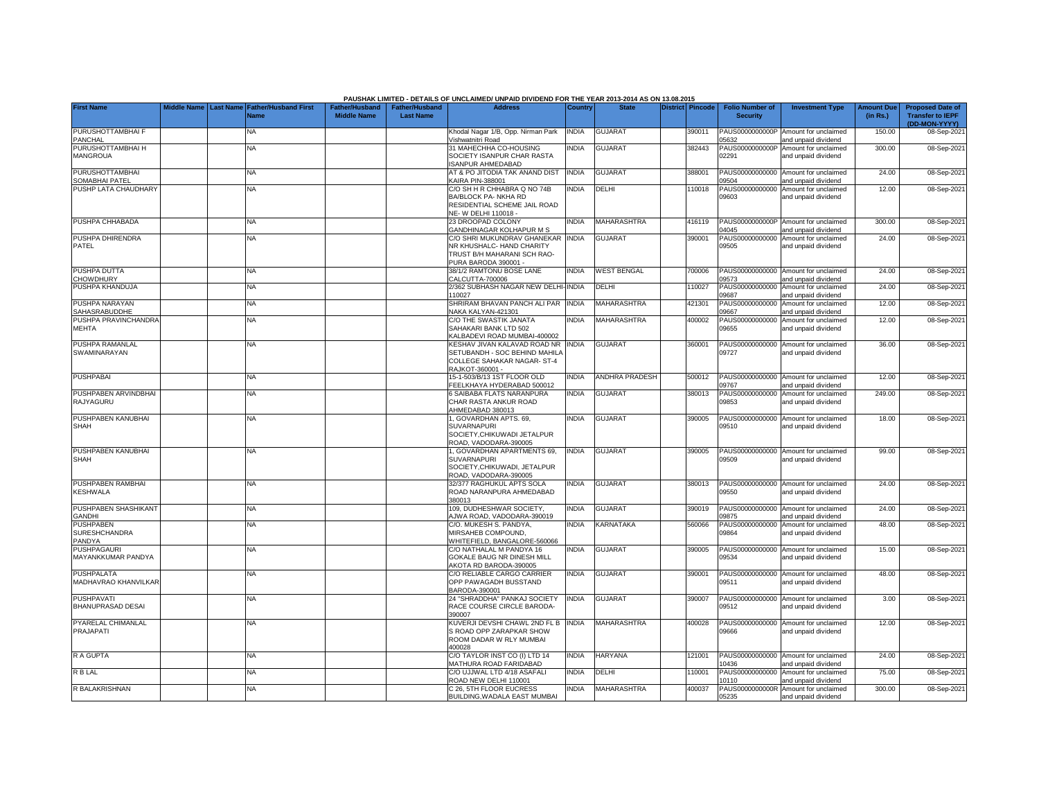PAUSHAK LIMITED - DETAILS OF UNCLAIMED/ UNPAID DIVIDEND FOR THE YEAR 2013-2014 AS ON 13.08.2015

| First Name | Middle Name | Last Name | Father/Husband First Name | Father/Husband Middle Name | Father/Husband Last Name | Address | Country | State | District | Pincode | Folio Number of Security | Investment Type | Amount Due (in Rs.) | Proposed Date of Transfer to IEPF (DD-MON-YYYY) |
|---|---|---|---|---|---|---|---|---|---|---|---|---|---|---|
| PURUSHOTTAMBHAI F PANCHAL | | | NA | | | Khodal Nagar 1/B, Opp. Nirman Park Vishwatnitri Road | INDIA | GUJARAT | | 390011 | PAUS0000000000P05632 | Amount for unclaimed and unpaid dividend | 150.00 | 08-Sep-2021 |
| PURUSHOTTAMBHAI H MANGROUA | | | NA | | | 31 MAHECHHA CO-HOUSING SOCIETY ISANPUR CHAR RASTA ISANPUR AHMEDABAD | INDIA | GUJARAT | | 382443 | PAUS0000000000P02291 | Amount for unclaimed and unpaid dividend | 300.00 | 08-Sep-2021 |
| PURUSHOTTAMBHAI SOMABHAI PATEL | | | NA | | | AT & PO JITODIA TAK ANAND DIST KAIRA PIN-388001 | INDIA | GUJARAT | | 388001 | PAUS00000000000009504 | Amount for unclaimed and unpaid dividend | 24.00 | 08-Sep-2021 |
| PUSHP LATA CHAUDHARY | | | NA | | | C/O SH H R CHHABRA Q NO 74B BA/BLOCK PA- NKHA RD RESIDENTIAL SCHEME JAIL ROAD NE- W DELHI 110018 - | INDIA | DELHI | | 110018 | PAUS00000000000009603 | Amount for unclaimed and unpaid dividend | 12.00 | 08-Sep-2021 |
| PUSHPA CHHABADA | | | NA | | | 23 DROOPAD COLONY GANDHINAGAR KOLHAPUR M S | INDIA | MAHARASHTRA | | 416119 | PAUS0000000000P04045 | Amount for unclaimed and unpaid dividend | 300.00 | 08-Sep-2021 |
| PUSHPA DHIRENDRA PATEL | | | NA | | | C/O SHRI MUKUNDRAV GHANEKAR NR KHUSHALC- HAND CHARITY TRUST B/H MAHARANI SCH RAO-PURA BARODA 390001 - | INDIA | GUJARAT | | 390001 | PAUS00000000000009505 | Amount for unclaimed and unpaid dividend | 24.00 | 08-Sep-2021 |
| PUSHPA DUTTA CHOWDHURY | | | NA | | | 38/1/2 RAMTONU BOSE LANE CALCUTTA-700006 | INDIA | WEST BENGAL | | 700006 | PAUS00000000000009573 | Amount for unclaimed and unpaid dividend | 24.00 | 08-Sep-2021 |
| PUSHPA KHANDUJA | | | NA | | | 2/362 SUBHASH NAGAR NEW DELHI-110027 | INDIA | DELHI | | 110027 | PAUS00000000000009687 | Amount for unclaimed and unpaid dividend | 24.00 | 08-Sep-2021 |
| PUSHPA NARAYAN SAHASRABUDDHE | | | NA | | | SHRIRAM BHAVAN PANCH ALI PAR NAKA KALYAN-421301 | INDIA | MAHARASHTRA | | 421301 | PAUS00000000000009667 | Amount for unclaimed and unpaid dividend | 12.00 | 08-Sep-2021 |
| PUSHPA PRAVINCHANDRA MEHTA | | | NA | | | C/O THE SWASTIK JANATA SAHAKARI BANK LTD 502 KALBADEVI ROAD MUMBAI-400002 | INDIA | MAHARASHTRA | | 400002 | PAUS00000000000009655 | Amount for unclaimed and unpaid dividend | 12.00 | 08-Sep-2021 |
| PUSHPA RAMANLAL SWAMINARAYAN | | | NA | | | KESHAV JIVAN KALAVAD ROAD NR SETUBANDH - SOC BEHIND MAHILA COLLEGE SAHAKAR NAGAR- ST-4 RAJKOT-360001 - | INDIA | GUJARAT | | 360001 | PAUS00000000000009727 | Amount for unclaimed and unpaid dividend | 36.00 | 08-Sep-2021 |
| PUSHPABAI | | | NA | | | 15-1-503/B/13 1ST FLOOR OLD FEELKHAYA HYDERABAD 500012 | INDIA | ANDHRA PRADESH | | 500012 | PAUS00000000000009767 | Amount for unclaimed and unpaid dividend | 12.00 | 08-Sep-2021 |
| PUSHPABEN ARVINDBHAI RAJYAGURU | | | NA | | | 6 SAIBABA FLATS NARANPURA CHAR RASTA ANKUR ROAD AHMEDABAD 380013 | INDIA | GUJARAT | | 380013 | PAUS00000000000009853 | Amount for unclaimed and unpaid dividend | 249.00 | 08-Sep-2021 |
| PUSHPABEN KANUBHAI SHAH | | | NA | | | 1, GOVARDHAN APTS. 69, SUVARNAPURI SOCIETY,CHIKUWADI JETALPUR ROAD, VADODARA-390005 | INDIA | GUJARAT | | 390005 | PAUS00000000000009510 | Amount for unclaimed and unpaid dividend | 18.00 | 08-Sep-2021 |
| PUSHPABEN KANUBHAI SHAH | | | NA | | | 1, GOVARDHAN APARTMENTS 69, SUVARNAPURI SOCIETY,CHIKUWADI, JETALPUR ROAD, VADODARA-390005 | INDIA | GUJARAT | | 390005 | PAUS00000000000009509 | Amount for unclaimed and unpaid dividend | 99.00 | 08-Sep-2021 |
| PUSHPABEN RAMBHAI KESHWALA | | | NA | | | 32/377 RAGHUKUL APTS SOLA ROAD NARANPURA AHMEDABAD 380013 | INDIA | GUJARAT | | 380013 | PAUS00000000000009550 | Amount for unclaimed and unpaid dividend | 24.00 | 08-Sep-2021 |
| PUSHPABEN SHASHIKANT GANDHI | | | NA | | | 109, DUDHESHWAR SOCIETY, AJWA ROAD, VADODARA-390019 | INDIA | GUJARAT | | 390019 | PAUS00000000000009875 | Amount for unclaimed and unpaid dividend | 24.00 | 08-Sep-2021 |
| PUSHPABEN SURESHCHANDRA PANDYA | | | NA | | | C/O. MUKESH S. PANDYA, MIRSAHEB COMPOUND, WHITEFIELD, BANGALORE-560066 | INDIA | KARNATAKA | | 560066 | PAUS00000000000009864 | Amount for unclaimed and unpaid dividend | 48.00 | 08-Sep-2021 |
| PUSHPAGAURI MAYANKKUMAR PANDYA | | | NA | | | C/O NATHALAL M PANDYA 16 GOKALE BAUG NR DINESH MILL AKOTA RD BARODA-390005 | INDIA | GUJARAT | | 390005 | PAUS00000000000009534 | Amount for unclaimed and unpaid dividend | 15.00 | 08-Sep-2021 |
| PUSHPALATA MADHAVRAO KHANVILKAR | | | NA | | | C/O RELIABLE CARGO CARRIER OPP PAWAGADH BUSSTAND BARODA-390001 | INDIA | GUJARAT | | 390001 | PAUS00000000000009511 | Amount for unclaimed and unpaid dividend | 48.00 | 08-Sep-2021 |
| PUSHPAVATI BHANUPRASAD DESAI | | | NA | | | 24 "SHRADDHA" PANKAJ SOCIETY RACE COURSE CIRCLE BARODA-390007 | INDIA | GUJARAT | | 390007 | PAUS00000000000009512 | Amount for unclaimed and unpaid dividend | 3.00 | 08-Sep-2021 |
| PYARELAL CHIMANLAL PRAJAPATI | | | NA | | | KUVERJI DEVSHI CHAWL 2ND FL B S ROAD OPP ZARAPKAR SHOW ROOM DADAR W RLY MUMBAI 400028 | INDIA | MAHARASHTRA | | 400028 | PAUS00000000000009666 | Amount for unclaimed and unpaid dividend | 12.00 | 08-Sep-2021 |
| R A GUPTA | | | NA | | | C/O TAYLOR INST CO (I) LTD 14 MATHURA ROAD FARIDABAD | INDIA | HARYANA | | 121001 | PAUS00000000000010436 | Amount for unclaimed and unpaid dividend | 24.00 | 08-Sep-2021 |
| R B LAL | | | NA | | | C/O UJJWAL LTD 4/18 ASAFALI ROAD NEW DELHI 110001 | INDIA | DELHI | | 110001 | PAUS00000000000010110 | Amount for unclaimed and unpaid dividend | 75.00 | 08-Sep-2021 |
| R BALAKRISHNAN | | | NA | | | C 26, 5TH FLOOR EUCRESS BUILDING,WADALA EAST MUMBAI | INDIA | MAHARASHTRA | | 400037 | PAUS0000000000R05235 | Amount for unclaimed and unpaid dividend | 300.00 | 08-Sep-2021 |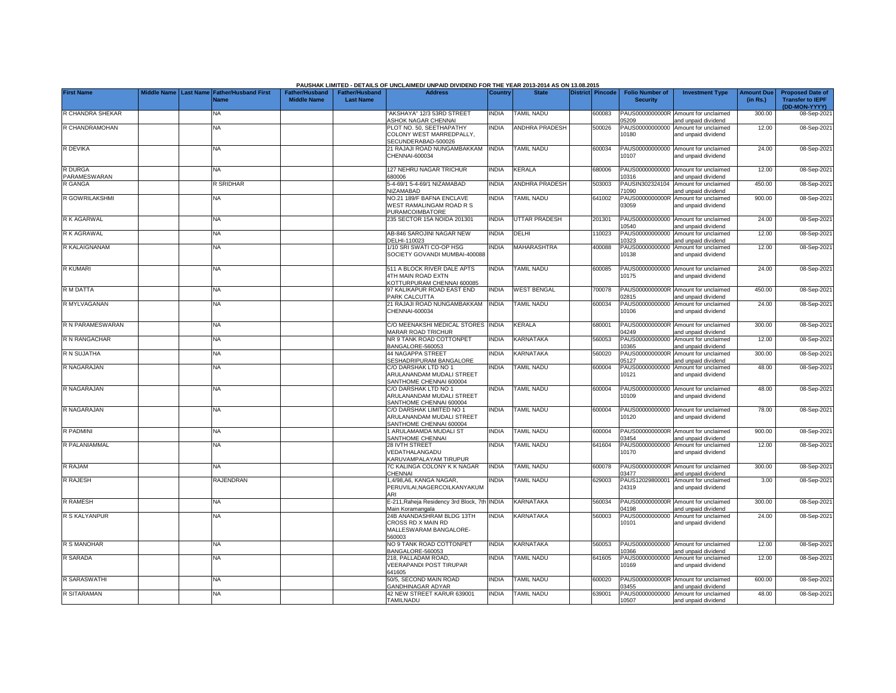PAUSHAK LIMITED - DETAILS OF UNCLAIMED/ UNPAID DIVIDEND FOR THE YEAR 2013-2014 AS ON 13.08.2015

| First Name | Middle Name | Last Name | Father/Husband First Name | Father/Husband Middle Name | Father/Husband Last Name | Address | Country | State | District | Pincode | Folio Number of Security | Investment Type | Amount Due (in Rs.) | Proposed Date of Transfer to IEPF (DD-MON-YYYY) |
|---|---|---|---|---|---|---|---|---|---|---|---|---|---|---|
| R CHANDRA SHEKAR | | | NA | | | "AKSHAYA" 12/3 53RD STREET ASHOK NAGAR CHENNAI | INDIA | TAMIL NADU | | 600083 | PAUS0000000000R05209 | Amount for unclaimed and unpaid dividend | 300.00 | 08-Sep-2021 |
| R CHANDRAMOHAN | | | NA | | | PLOT NO. 50, SEETHAPATHY COLONY WEST MARREDPALLY, SECUNDERABAD-500026 | INDIA | ANDHRA PRADESH | | 500026 | PAUS00000000000010180 | Amount for unclaimed and unpaid dividend | 12.00 | 08-Sep-2021 |
| R DEVIKA | | | NA | | | 21 RAJAJI ROAD NUNGAMBAKKAM CHENNAI-600034 | INDIA | TAMIL NADU | | 600034 | PAUS00000000000010107 | Amount for unclaimed and unpaid dividend | 24.00 | 08-Sep-2021 |
| R DURGA PARAMESWARAN | | | NA | | | 127 NEHRU NAGAR TRICHUR 680006 | INDIA | KERALA | | 680006 | PAUS00000000000010316 | Amount for unclaimed and unpaid dividend | 12.00 | 08-Sep-2021 |
| R GANGA | | | R SRIDHAR | | | 5-4-69/1 5-4-69/1 NIZAMABAD NIZAMABAD | INDIA | ANDHRA PRADESH | | 503003 | PAUSIN30232410471090 | Amount for unclaimed and unpaid dividend | 450.00 | 08-Sep-2021 |
| R GOWRILAKSHMI | | | NA | | | NO.21 189/F BAFNA ENCLAVE WEST RAMALINGAM ROAD R S PURAMCOIMBATORE | INDIA | TAMIL NADU | | 641002 | PAUS0000000000R03059 | Amount for unclaimed and unpaid dividend | 900.00 | 08-Sep-2021 |
| R K AGARWAL | | | NA | | | 235 SECTOR 15A NOIDA 201301 | INDIA | UTTAR PRADESH | | 201301 | PAUS00000000000010540 | Amount for unclaimed and unpaid dividend | 24.00 | 08-Sep-2021 |
| R K AGRAWAL | | | NA | | | AB-846 SAROJINI NAGAR NEW DELHI-110023 | INDIA | DELHI | | 110023 | PAUS00000000000010323 | Amount for unclaimed and unpaid dividend | 12.00 | 08-Sep-2021 |
| R KALAIGNANAM | | | NA | | | 1/10 SRI SWATI CO-OP HSG SOCIETY GOVANDI MUMBAI-400088 | INDIA | MAHARASHTRA | | 400088 | PAUS00000000000010138 | Amount for unclaimed and unpaid dividend | 12.00 | 08-Sep-2021 |
| R KUMARI | | | NA | | | 511 A BLOCK RIVER DALE APTS 4TH MAIN ROAD EXTN KOTTURPURAM CHENNAI 600085 | INDIA | TAMIL NADU | | 600085 | PAUS00000000000010175 | Amount for unclaimed and unpaid dividend | 24.00 | 08-Sep-2021 |
| R M DATTA | | | NA | | | 97 KALIKAPUR ROAD EAST END PARK CALCUTTA | INDIA | WEST BENGAL | | 700078 | PAUS0000000000R02815 | Amount for unclaimed and unpaid dividend | 450.00 | 08-Sep-2021 |
| R MYLVAGANAN | | | NA | | | 21 RAJAJI ROAD NUNGAMBAKKAM CHENNAI-600034 | INDIA | TAMIL NADU | | 600034 | PAUS00000000000010106 | Amount for unclaimed and unpaid dividend | 24.00 | 08-Sep-2021 |
| R N PARAMESWARAN | | | NA | | | C/O MEENAKSHI MEDICAL STORES MARAR ROAD TRICHUR | INDIA | KERALA | | 680001 | PAUS0000000000R04249 | Amount for unclaimed and unpaid dividend | 300.00 | 08-Sep-2021 |
| R N RANGACHAR | | | NA | | | NR 9 TANK ROAD COTTONPET BANGALORE-560053 | INDIA | KARNATAKA | | 560053 | PAUS00000000000010365 | Amount for unclaimed and unpaid dividend | 12.00 | 08-Sep-2021 |
| R N SUJATHA | | | NA | | | 44 NAGAPPA STREET SESHADRIPURAM BANGALORE | INDIA | KARNATAKA | | 560020 | PAUS0000000000R05127 | Amount for unclaimed and unpaid dividend | 300.00 | 08-Sep-2021 |
| R NAGARAJAN | | | NA | | | C/O DARSHAK LTD NO 1 ARULANANDAM MUDALI STREET SANTHOME CHENNAI 600004 | INDIA | TAMIL NADU | | 600004 | PAUS00000000000010121 | Amount for unclaimed and unpaid dividend | 48.00 | 08-Sep-2021 |
| R NAGARAJAN | | | NA | | | C/O DARSHAK LTD NO 1 ARULANANDAM MUDALI STREET SANTHOME CHENNAI 600004 | INDIA | TAMIL NADU | | 600004 | PAUS00000000000010109 | Amount for unclaimed and unpaid dividend | 48.00 | 08-Sep-2021 |
| R NAGARAJAN | | | NA | | | C/O DARSHAK LIMITED NO 1 ARULANANDAM MUDALI STREET SANTHOME CHENNAI 600004 | INDIA | TAMIL NADU | | 600004 | PAUS00000000000010120 | Amount for unclaimed and unpaid dividend | 78.00 | 08-Sep-2021 |
| R PADMINI | | | NA | | | 1 ARULAMAMDA MUDALI ST SANTHOME CHENNAI | INDIA | TAMIL NADU | | 600004 | PAUS0000000000R03454 | Amount for unclaimed and unpaid dividend | 900.00 | 08-Sep-2021 |
| R PALANIAMMAL | | | NA | | | 28 IVTH STREET VEDATHALANGADU KARUVAMPALAYAM TIRUPUR | INDIA | TAMIL NADU | | 641604 | PAUS00000000000010170 | Amount for unclaimed and unpaid dividend | 12.00 | 08-Sep-2021 |
| R RAJAM | | | NA | | | 7C KALINGA COLONY K K NAGAR CHENNAI | INDIA | TAMIL NADU | | 600078 | PAUS0000000000R03477 | Amount for unclaimed and unpaid dividend | 300.00 | 08-Sep-2021 |
| R RAJESH | | | RAJENDRAN | | | 1,4/98,A6, KANGA NAGAR, PERUVILAI,NAGERCOILKANYAKUMARI | INDIA | TAMIL NADU | | 629003 | PAUS1202980000124319 | Amount for unclaimed and unpaid dividend | 3.00 | 08-Sep-2021 |
| R RAMESH | | | NA | | | E-211,Raheja Residency 3rd Block, 7th Main Koramangala | INDIA | KARNATAKA | | 560034 | PAUS0000000000R04198 | Amount for unclaimed and unpaid dividend | 300.00 | 08-Sep-2021 |
| R S KALYANPUR | | | NA | | | 24B ANANDASHRAM BLDG 13TH CROSS RD X MAIN RD MALLESWARAM BANGALORE-560003 | INDIA | KARNATAKA | | 560003 | PAUS00000000000010101 | Amount for unclaimed and unpaid dividend | 24.00 | 08-Sep-2021 |
| R S MANOHAR | | | NA | | | NO 9 TANK ROAD COTTONPET BANGALORE-560053 | INDIA | KARNATAKA | | 560053 | PAUS00000000000010366 | Amount for unclaimed and unpaid dividend | 12.00 | 08-Sep-2021 |
| R SARADA | | | NA | | | 218, PALLADAM ROAD, VEERAPANDI POST TIRUPAR 641605 | INDIA | TAMIL NADU | | 641605 | PAUS00000000000010169 | Amount for unclaimed and unpaid dividend | 12.00 | 08-Sep-2021 |
| R SARASWATHI | | | NA | | | 50/5, SECOND MAIN ROAD GANDHINAGAR ADYAR | INDIA | TAMIL NADU | | 600020 | PAUS0000000000R03455 | Amount for unclaimed and unpaid dividend | 600.00 | 08-Sep-2021 |
| R SITARAMAN | | | NA | | | 42 NEW STREET KARUR 639001 TAMILNADU | INDIA | TAMIL NADU | | 639001 | PAUS00000000000010507 | Amount for unclaimed and unpaid dividend | 48.00 | 08-Sep-2021 |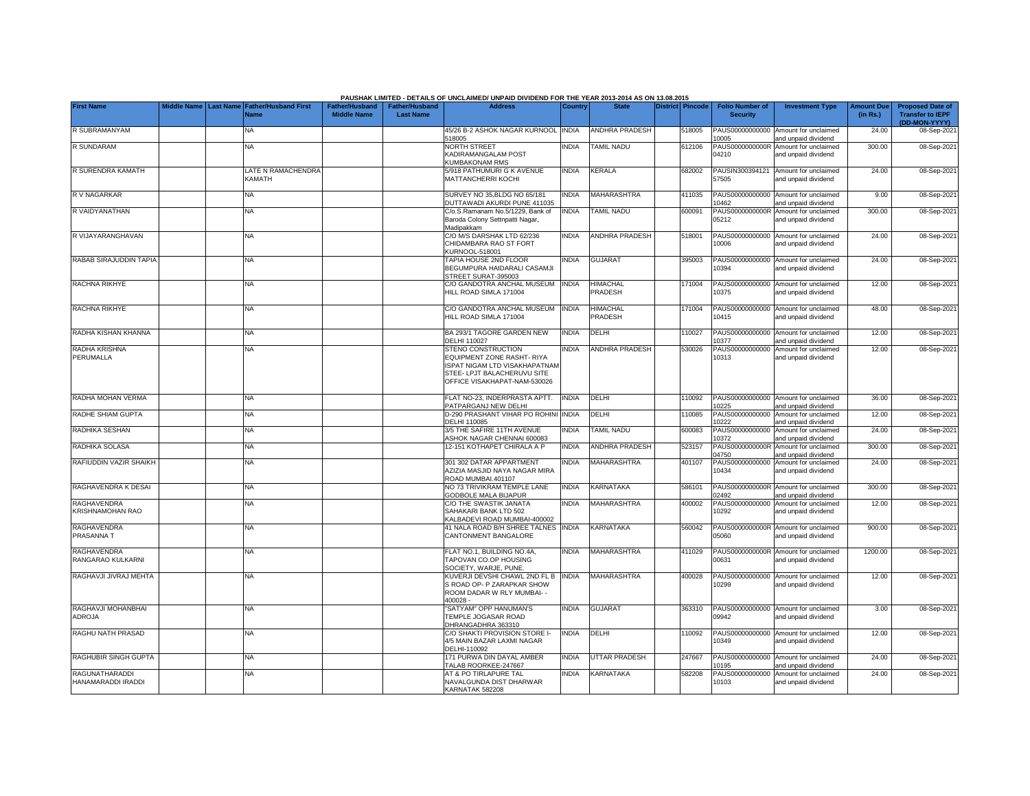PAUSHAK LIMITED - DETAILS OF UNCLAIMED/ UNPAID DIVIDEND FOR THE YEAR 2013-2014 AS ON 13.08.2015

| First Name | Middle Name | Last Name | Father/Husband First Name | Father/Husband Middle Name | Father/Husband Last Name | Address | Country | State | District | Pincode | Folio Number of Security | Investment Type | Amount Due (in Rs.) | Proposed Date of Transfer to IEPF (DD-MON-YYYY) |
|---|---|---|---|---|---|---|---|---|---|---|---|---|---|---|
| R SUBRAMANYAM | | | NA | | | 45/26 B-2 ASHOK NAGAR KURNOOL 518005 | INDIA | ANDHRA PRADESH | | 518005 | PAUS00000000000 10005 | Amount for unclaimed and unpaid dividend | 24.00 | 08-Sep-2021 |
| R SUNDARAM | | | NA | | | NORTH STREET KADIRAMANGALAM POST KUMBAKONAM RMS | INDIA | TAMIL NADU | | 612106 | PAUS0000000000R 04210 | Amount for unclaimed and unpaid dividend | 300.00 | 08-Sep-2021 |
| R SURENDRA KAMATH | | | LATE N RAMACHENDRA KAMATH | | | 5/918 PATHUMURI G K AVENUE MATTANCHERRI KOCHI | INDIA | KERALA | | 682002 | PAUSIN300394121 57505 | Amount for unclaimed and unpaid dividend | 24.00 | 08-Sep-2021 |
| R V NAGARKAR | | | NA | | | SURVEY NO 35,BLDG NO 65/181 DUTTAWADI AKURDI PUNE 411035 | INDIA | MAHARASHTRA | | 411035 | PAUS00000000000 10462 | Amount for unclaimed and unpaid dividend | 9.00 | 08-Sep-2021 |
| R VAIDYANATHAN | | | NA | | | C/o.S.Ramanam No.5/1229, Bank of Baroda Colony Settnpatti Nagar, Madipakkam | INDIA | TAMIL NADU | | 600091 | PAUS0000000000R 05212 | Amount for unclaimed and unpaid dividend | 300.00 | 08-Sep-2021 |
| R VIJAYARANGHAVAN | | | NA | | | C/O M/S DARSHAK LTD 62/236 CHIDAMBARA RAO ST FORT KURNOOL-518001 | INDIA | ANDHRA PRADESH | | 518001 | PAUS00000000000 10006 | Amount for unclaimed and unpaid dividend | 24.00 | 08-Sep-2021 |
| RABAB SIRAJUDDIN TAPIA | | | NA | | | TAPIA HOUSE 2ND FLOOR BEGUMPURA HAIDARALI CASAMJI STREET SURAT-395003 | INDIA | GUJARAT | | 395003 | PAUS00000000000 10394 | Amount for unclaimed and unpaid dividend | 24.00 | 08-Sep-2021 |
| RACHNA RIKHYE | | | NA | | | C/O GANDOTRA ANCHAL MUSEUM HILL ROAD SIMLA 171004 | INDIA | HIMACHAL PRADESH | | 171004 | PAUS00000000000 10375 | Amount for unclaimed and unpaid dividend | 12.00 | 08-Sep-2021 |
| RACHNA RIKHYE | | | NA | | | C/O GANDOTRA ANCHAL MUSEUM HILL ROAD SIMLA 171004 | INDIA | HIMACHAL PRADESH | | 171004 | PAUS00000000000 10415 | Amount for unclaimed and unpaid dividend | 48.00 | 08-Sep-2021 |
| RADHA KISHAN KHANNA | | | NA | | | BA 293/1 TAGORE GARDEN NEW DELHI 110027 | INDIA | DELHI | | 110027 | PAUS00000000000 10377 | Amount for unclaimed and unpaid dividend | 12.00 | 08-Sep-2021 |
| RADHA KRISHNA PERUMALLA | | | NA | | | STENO CONSTRUCTION EQUIPMENT ZONE RASHT- RIYA ISPAT NIGAM LTD VISAKHAPATNAM STEE- LPJT BALACHERUVU SITE OFFICE VISAKHAPAT-NAM-530026 | INDIA | ANDHRA PRADESH | | 530026 | PAUS00000000000 10313 | Amount for unclaimed and unpaid dividend | 12.00 | 08-Sep-2021 |
| RADHA MOHAN VERMA | | | NA | | | FLAT NO-23, INDERPRASTA APTT. PATPARGANJ NEW DELHI | INDIA | DELHI | | 110092 | PAUS00000000000 10225 | Amount for unclaimed and unpaid dividend | 36.00 | 08-Sep-2021 |
| RADHE SHIAM GUPTA | | | NA | | | D-290 PRASHANT VIHAR PO ROHINI DELHI 110085 | INDIA | DELHI | | 110085 | PAUS00000000000 10222 | Amount for unclaimed and unpaid dividend | 12.00 | 08-Sep-2021 |
| RADHIKA SESHAN | | | NA | | | 3/5 THE SAFIRE 11TH AVENUE ASHOK NAGAR CHENNAI 600083 | INDIA | TAMIL NADU | | 600083 | PAUS00000000000 10372 | Amount for unclaimed and unpaid dividend | 24.00 | 08-Sep-2021 |
| RADHIKA SOLASA | | | NA | | | 12-151 KOTHAPET CHIRALA A P | INDIA | ANDHRA PRADESH | | 523157 | PAUS0000000000R 04750 | Amount for unclaimed and unpaid dividend | 300.00 | 08-Sep-2021 |
| RAFIUDDIN VAZIR SHAIKH | | | NA | | | 301 302 DATAR APPARTMENT AZIZIA MASJID NAYA NAGAR MIRA ROAD MUMBAI.401107 | INDIA | MAHARASHTRA | | 401107 | PAUS00000000000 10434 | Amount for unclaimed and unpaid dividend | 24.00 | 08-Sep-2021 |
| RAGHAVENDRA K DESAI | | | NA | | | NO 73 TRIVIKRAM TEMPLE LANE GODBOLE MALA BIJAPUR | INDIA | KARNATAKA | | 586101 | PAUS0000000000R 02492 | Amount for unclaimed and unpaid dividend | 300.00 | 08-Sep-2021 |
| RAGHAVENDRA KRISHNAMOHAN RAO | | | NA | | | C/O THE SWASTIK JANATA SAHAKARI BANK LTD 502 KALBADEVI ROAD MUMBAI-400002 | INDIA | MAHARASHTRA | | 400002 | PAUS00000000000 10292 | Amount for unclaimed and unpaid dividend | 12.00 | 08-Sep-2021 |
| RAGHAVENDRA PRASANNA T | | | NA | | | 41 NALA ROAD B/H SHREE TALNES CANTONMENT BANGALORE | INDIA | KARNATAKA | | 560042 | PAUS0000000000R 05060 | Amount for unclaimed and unpaid dividend | 900.00 | 08-Sep-2021 |
| RAGHAVENDRA RANGARAO KULKARNI | | | NA | | | FLAT NO.1, BUILDING NO.4A, TAPOVAN CO.OP HOUSING SOCIETY, WARJE, PUNE. | INDIA | MAHARASHTRA | | 411029 | PAUS0000000000R 00631 | Amount for unclaimed and unpaid dividend | 1200.00 | 08-Sep-2021 |
| RAGHAVJI JIVRAJ MEHTA | | | NA | | | KUVERJI DEVSHI CHAWL 2ND FL B S ROAD OP- P ZARAPKAR SHOW ROOM DADAR W RLY MUMBAI- - 400028 - | INDIA | MAHARASHTRA | | 400028 | PAUS00000000000 10299 | Amount for unclaimed and unpaid dividend | 12.00 | 08-Sep-2021 |
| RAGHAVJI MOHANBHAI ADROJA | | | NA | | | "SATYAM" OPP HANUMAN'S TEMPLE JOGASAR ROAD DHRANGADHRA 363310 | INDIA | GUJARAT | | 363310 | PAUS00000000000 09942 | Amount for unclaimed and unpaid dividend | 3.00 | 08-Sep-2021 |
| RAGHU NATH PRASAD | | | NA | | | C/O SHAKTI PROVISION STORE I-4/5 MAIN BAZAR LAXMI NAGAR DELHI-110092 | INDIA | DELHI | | 110092 | PAUS00000000000 10349 | Amount for unclaimed and unpaid dividend | 12.00 | 08-Sep-2021 |
| RAGHUBIR SINGH GUPTA | | | NA | | | 171 PURWA DIN DAYAL AMBER TALAB ROORKEE-247667 | INDIA | UTTAR PRADESH | | 247667 | PAUS00000000000 10195 | Amount for unclaimed and unpaid dividend | 24.00 | 08-Sep-2021 |
| RAGUNATHARADDI HANAMARADDI IRADDI | | | NA | | | AT & PO TIRLAPURE TAL NAVALGUNDA DIST DHARWAR KARNATAK 582208 | INDIA | KARNATAKA | | 582208 | PAUS00000000000 10103 | Amount for unclaimed and unpaid dividend | 24.00 | 08-Sep-2021 |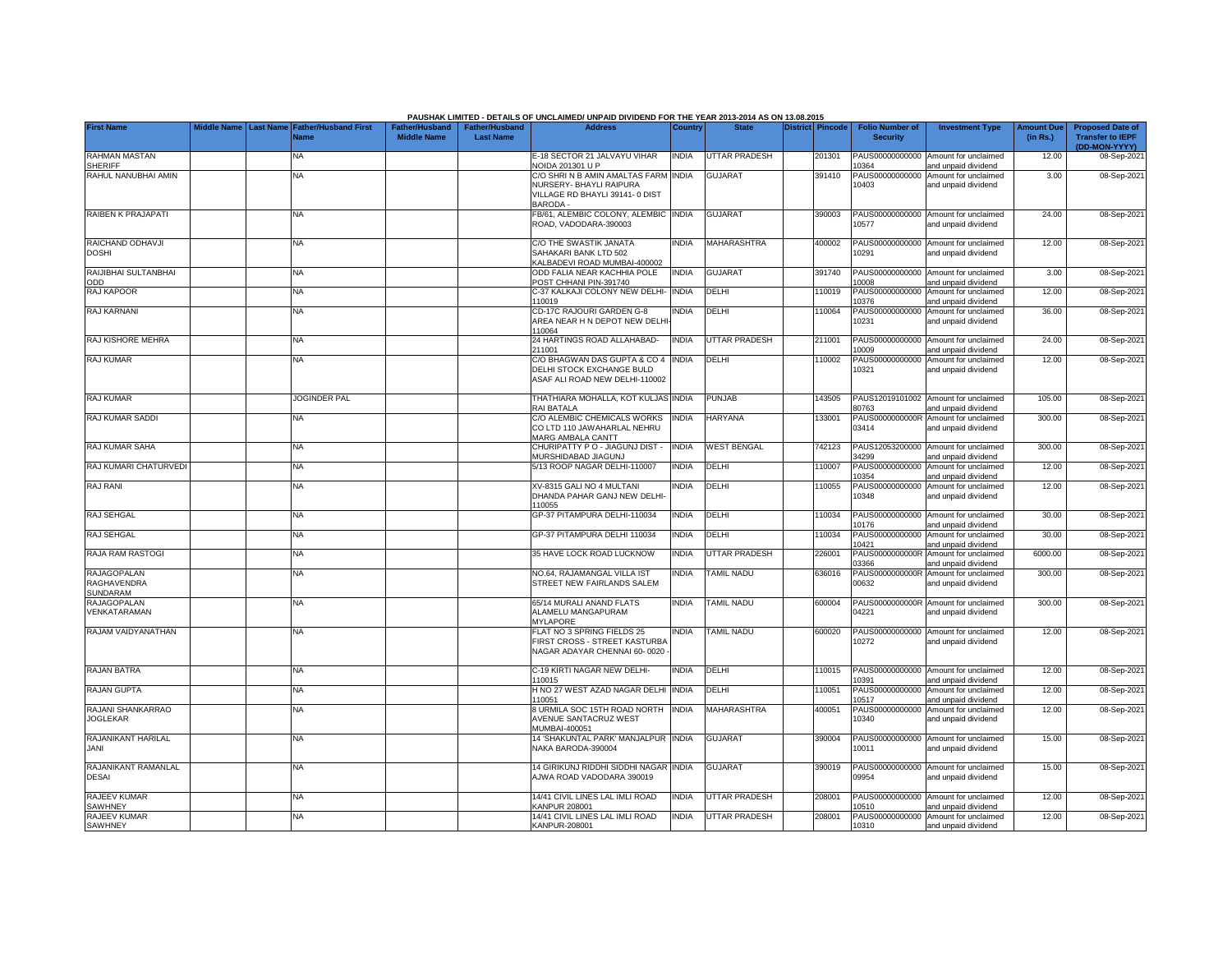PAUSHAK LIMITED - DETAILS OF UNCLAIMED/ UNPAID DIVIDEND FOR THE YEAR 2013-2014 AS ON 13.08.2015

| First Name | Middle Name | Last Name | Father/Husband First Name | Father/Husband Middle Name | Father/Husband Last Name | Address | Country | State | District | Pincode | Folio Number of Security | Investment Type | Amount Due (in Rs.) | Proposed Date of Transfer to IEPF (DD-MON-YYYY) |
|---|---|---|---|---|---|---|---|---|---|---|---|---|---|---|
| RAHMAN MASTAN SHERIFF | | | NA | | | E-18 SECTOR 21 JALVAYU VIHAR NOIDA 201301 U P | INDIA | UTTAR PRADESH | | 201301 | PAUS00000000000 10364 | Amount for unclaimed and unpaid dividend | 12.00 | 08-Sep-2021 |
| RAHUL NANUBHAI AMIN | | | NA | | | C/O SHRI N B AMIN AMALTAS FARM NURSERY- BHAYLI RAIPURA VILLAGE RD BHAYLI 39141- 0 DIST BARODA - | INDIA | GUJARAT | | 391410 | PAUS00000000000 10403 | Amount for unclaimed and unpaid dividend | 3.00 | 08-Sep-2021 |
| RAIBEN K PRAJAPATI | | | NA | | | FB/61, ALEMBIC COLONY, ALEMBIC ROAD, VADODARA-390003 | INDIA | GUJARAT | | 390003 | PAUS00000000000 10577 | Amount for unclaimed and unpaid dividend | 24.00 | 08-Sep-2021 |
| RAICHAND ODHAVJI DOSHI | | | NA | | | C/O THE SWASTIK JANATA SAHAKARI BANK LTD 502 KALBADEVI ROAD MUMBAI-400002 | INDIA | MAHARASHTRA | | 400002 | PAUS00000000000 10291 | Amount for unclaimed and unpaid dividend | 12.00 | 08-Sep-2021 |
| RAIJIBHAI SULTANBHAI ODD | | | NA | | | ODD FALIA NEAR KACHHIA POLE POST CHHANI PIN-391740 | INDIA | GUJARAT | | 391740 | PAUS00000000000 10008 | Amount for unclaimed and unpaid dividend | 3.00 | 08-Sep-2021 |
| RAJ KAPOOR | | | NA | | | C-37 KALKAJI COLONY NEW DELHI-110019 | INDIA | DELHI | | 110019 | PAUS00000000000 10376 | Amount for unclaimed and unpaid dividend | 12.00 | 08-Sep-2021 |
| RAJ KARNANI | | | NA | | | CD-17C RAJOURI GARDEN G-8 AREA NEAR H N DEPOT NEW DELHI-110064 | INDIA | DELHI | | 110064 | PAUS00000000000 10231 | Amount for unclaimed and unpaid dividend | 36.00 | 08-Sep-2021 |
| RAJ KISHORE MEHRA | | | NA | | | 24 HARTINGS ROAD ALLAHABAD-211001 | INDIA | UTTAR PRADESH | | 211001 | PAUS00000000000 10009 | Amount for unclaimed and unpaid dividend | 24.00 | 08-Sep-2021 |
| RAJ KUMAR | | | NA | | | C/O BHAGWAN DAS GUPTA & CO 4 DELHI STOCK EXCHANGE BULD ASAF ALI ROAD NEW DELHI-110002 | INDIA | DELHI | | 110002 | PAUS00000000000 10321 | Amount for unclaimed and unpaid dividend | 12.00 | 08-Sep-2021 |
| RAJ KUMAR | | | JOGINDER PAL | | | THATHIARA MOHALLA, KOT KULJAS RAI BATALA | INDIA | PUNJAB | | 143505 | PAUS12019101002 80763 | Amount for unclaimed and unpaid dividend | 105.00 | 08-Sep-2021 |
| RAJ KUMAR SADDI | | | NA | | | C/O ALEMBIC CHEMICALS WORKS CO LTD 110 JAWAHARLAL NEHRU MARG AMBALA CANTT | INDIA | HARYANA | | 133001 | PAUS0000000000R 03414 | Amount for unclaimed and unpaid dividend | 300.00 | 08-Sep-2021 |
| RAJ KUMAR SAHA | | | NA | | | CHURIPATTY P O - JIAGUNJ DIST - MURSHIDABAD JIAGUNJ | INDIA | WEST BENGAL | | 742123 | PAUS12053200000 34299 | Amount for unclaimed and unpaid dividend | 300.00 | 08-Sep-2021 |
| RAJ KUMARI CHATURVEDI | | | NA | | | 5/13 ROOP NAGAR DELHI-110007 | INDIA | DELHI | | 110007 | PAUS00000000000 10354 | Amount for unclaimed and unpaid dividend | 12.00 | 08-Sep-2021 |
| RAJ RANI | | | NA | | | XV-8315 GALI NO 4 MULTANI DHANDA PAHAR GANJ NEW DELHI-110055 | INDIA | DELHI | | 110055 | PAUS00000000000 10348 | Amount for unclaimed and unpaid dividend | 12.00 | 08-Sep-2021 |
| RAJ SEHGAL | | | NA | | | GP-37 PITAMPURA DELHI-110034 | INDIA | DELHI | | 110034 | PAUS00000000000 10176 | Amount for unclaimed and unpaid dividend | 30.00 | 08-Sep-2021 |
| RAJ SEHGAL | | | NA | | | GP-37 PITAMPURA DELHI 110034 | INDIA | DELHI | | 110034 | PAUS00000000000 10421 | Amount for unclaimed and unpaid dividend | 30.00 | 08-Sep-2021 |
| RAJA RAM RASTOGI | | | NA | | | 35 HAVE LOCK ROAD LUCKNOW | INDIA | UTTAR PRADESH | | 226001 | PAUS0000000000R 03366 | Amount for unclaimed and unpaid dividend | 6000.00 | 08-Sep-2021 |
| RAJAGOPALAN RAGHAVENDRA SUNDARAM | | | NA | | | NO.64, RAJAMANGAL VILLA IST STREET NEW FAIRLANDS SALEM | INDIA | TAMIL NADU | | 636016 | PAUS0000000000R 00632 | Amount for unclaimed and unpaid dividend | 300.00 | 08-Sep-2021 |
| RAJAGOPALAN VENKATARAMAN | | | NA | | | 65/14 MURALI ANAND FLATS ALAMELU MANGAPURAM MYLAPORE | INDIA | TAMIL NADU | | 600004 | PAUS0000000000R 04221 | Amount for unclaimed and unpaid dividend | 300.00 | 08-Sep-2021 |
| RAJAM VAIDYANATHAN | | | NA | | | FLAT NO 3 SPRING FIELDS 25 FIRST CROSS - STREET KASTURBA NAGAR ADAYAR CHENNAI 60- 0020 - | INDIA | TAMIL NADU | | 600020 | PAUS00000000000 10272 | Amount for unclaimed and unpaid dividend | 12.00 | 08-Sep-2021 |
| RAJAN BATRA | | | NA | | | C-19 KIRTI NAGAR NEW DELHI-110015 | INDIA | DELHI | | 110015 | PAUS00000000000 10391 | Amount for unclaimed and unpaid dividend | 12.00 | 08-Sep-2021 |
| RAJAN GUPTA | | | NA | | | H NO 27 WEST AZAD NAGAR DELHI 110051 | INDIA | DELHI | | 110051 | PAUS00000000000 10517 | Amount for unclaimed and unpaid dividend | 12.00 | 08-Sep-2021 |
| RAJANI SHANKARRAO JOGLEKAR | | | NA | | | 8 URMILA SOC 15TH ROAD NORTH AVENUE SANTACRUZ WEST MUMBAI-400051 | INDIA | MAHARASHTRA | | 400051 | PAUS00000000000 10340 | Amount for unclaimed and unpaid dividend | 12.00 | 08-Sep-2021 |
| RAJANIKANT HARILAL JANI | | | NA | | | 14 'SHAKUNTAL PARK' MANJALPUR NAKA BARODA-390004 | INDIA | GUJARAT | | 390004 | PAUS00000000000 10011 | Amount for unclaimed and unpaid dividend | 15.00 | 08-Sep-2021 |
| RAJANIKANT RAMANLAL DESAI | | | NA | | | 14 GIRIKUNJ RIDDHI SIDDHI NAGAR AJWA ROAD VADODARA 390019 | INDIA | GUJARAT | | 390019 | PAUS00000000000 09954 | Amount for unclaimed and unpaid dividend | 15.00 | 08-Sep-2021 |
| RAJEEV KUMAR SAWHNEY | | | NA | | | 14/41 CIVIL LINES LAL IMLI ROAD KANPUR 208001 | INDIA | UTTAR PRADESH | | 208001 | PAUS00000000000 10510 | Amount for unclaimed and unpaid dividend | 12.00 | 08-Sep-2021 |
| RAJEEV KUMAR SAWHNEY | | | NA | | | 14/41 CIVIL LINES LAL IMLI ROAD KANPUR-208001 | INDIA | UTTAR PRADESH | | 208001 | PAUS00000000000 10310 | Amount for unclaimed and unpaid dividend | 12.00 | 08-Sep-2021 |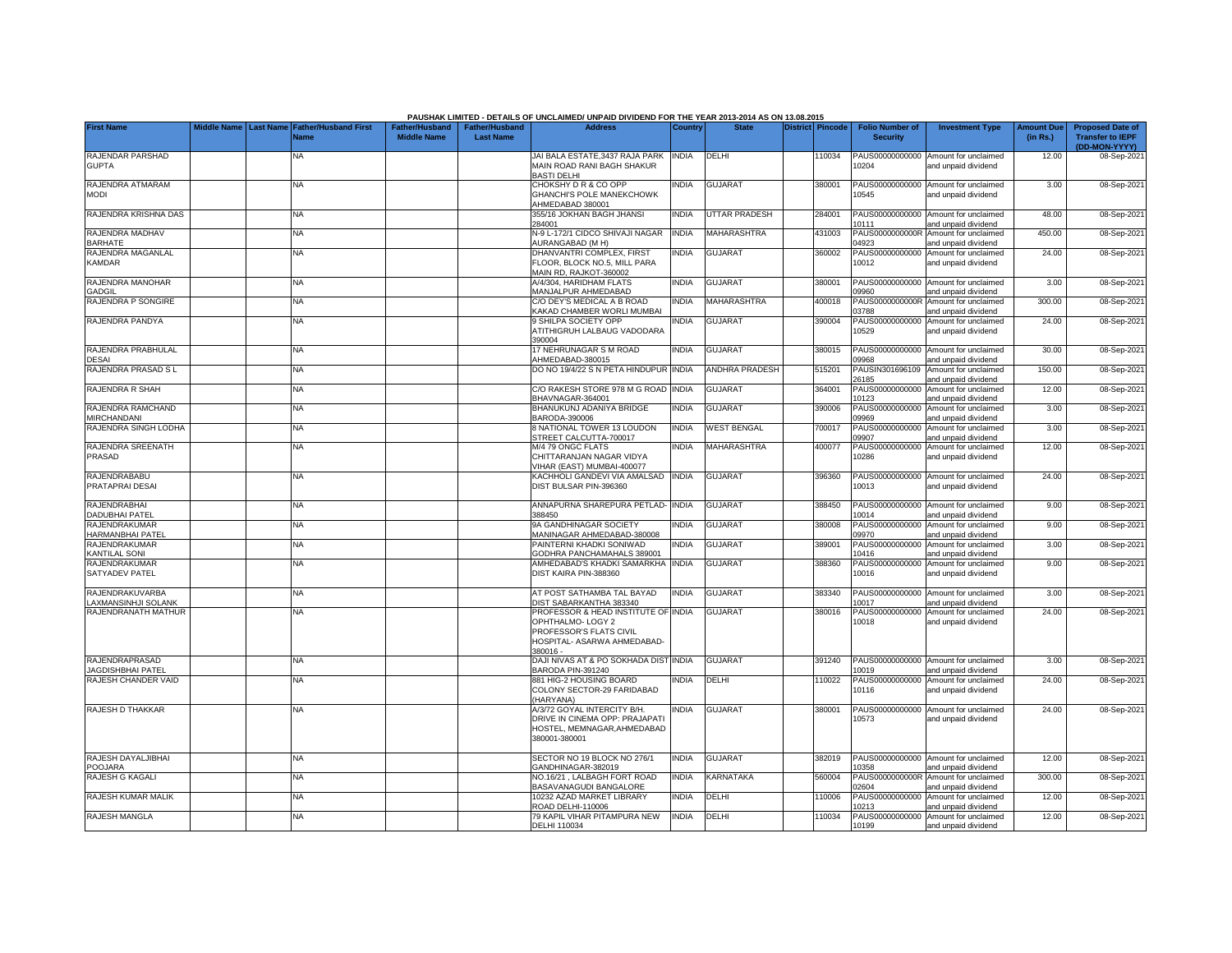PAUSHAK LIMITED - DETAILS OF UNCLAIMED/ UNPAID DIVIDEND FOR THE YEAR 2013-2014 AS ON 13.08.2015

| First Name | Middle Name | Last Name | Father/Husband First Name | Father/Husband Middle Name | Father/Husband Last Name | Address | Country | State | District | Pincode | Folio Number of Security | Investment Type | Amount Due (in Rs.) | Proposed Date of Transfer to IEPF (DD-MON-YYYY) |
|---|---|---|---|---|---|---|---|---|---|---|---|---|---|---|
| RAJENDAR PARSHAD GUPTA | | | NA | | | JAI BALA ESTATE,3437 RAJA PARK MAIN ROAD RANI BAGH SHAKUR BASTI DELHI | INDIA | DELHI | | 110034 | PAUS00000000000 10204 | Amount for unclaimed and unpaid dividend | 12.00 | 08-Sep-2021 |
| RAJENDRA ATMARAM MODI | | | NA | | | CHOKSHY D R & CO OPP GHANCHI'S POLE MANEKCHOWK AHMEDABAD 380001 | INDIA | GUJARAT | | 380001 | PAUS00000000000 10545 | Amount for unclaimed and unpaid dividend | 3.00 | 08-Sep-2021 |
| RAJENDRA KRISHNA DAS | | | NA | | | 355/16 JOKHAN BAGH JHANSI 284001 | INDIA | UTTAR PRADESH | | 284001 | PAUS00000000000 10111 | Amount for unclaimed and unpaid dividend | 48.00 | 08-Sep-2021 |
| RAJENDRA MADHAV BARHATE | | | NA | | | N-9 L-172/1 CIDCO SHIVAJI NAGAR AURANGABAD (M H) | INDIA | MAHARASHTRA | | 431003 | PAUS0000000000R 04923 | Amount for unclaimed and unpaid dividend | 450.00 | 08-Sep-2021 |
| RAJENDRA MAGANLAL KAMDAR | | | NA | | | DHANVANTRI COMPLEX, FIRST FLOOR, BLOCK NO.5, MILL PARA MAIN RD, RAJKOT-360002 | INDIA | GUJARAT | | 360002 | PAUS00000000000 10012 | Amount for unclaimed and unpaid dividend | 24.00 | 08-Sep-2021 |
| RAJENDRA MANOHAR GADGIL | | | NA | | | A/4/304, HARIDHAM FLATS MANJALPUR AHMEDABAD | INDIA | GUJARAT | | 380001 | PAUS00000000000 09960 | Amount for unclaimed and unpaid dividend | 3.00 | 08-Sep-2021 |
| RAJENDRA P SONGIRE | | | NA | | | C/O DEY'S MEDICAL A B ROAD KAKAD CHAMBER WORLI MUMBAI | INDIA | MAHARASHTRA | | 400018 | PAUS0000000000R 03788 | Amount for unclaimed and unpaid dividend | 300.00 | 08-Sep-2021 |
| RAJENDRA PANDYA | | | NA | | | 9 SHILPA SOCIETY OPP ATITHIGRUH LALBAUG VADODARA 390004 | INDIA | GUJARAT | | 390004 | PAUS00000000000 10529 | Amount for unclaimed and unpaid dividend | 24.00 | 08-Sep-2021 |
| RAJENDRA PRABHULAL DESAI | | | NA | | | 17 NEHRUNAGAR S M ROAD AHMEDABAD-380015 | INDIA | GUJARAT | | 380015 | PAUS00000000000 09968 | Amount for unclaimed and unpaid dividend | 30.00 | 08-Sep-2021 |
| RAJENDRA PRASAD S L | | | NA | | | DO NO 19/4/22 S N PETA HINDUPUR | INDIA | ANDHRA PRADESH | | 515201 | PAUSIN301696109 26185 | Amount for unclaimed and unpaid dividend | 150.00 | 08-Sep-2021 |
| RAJENDRA R SHAH | | | NA | | | C/O RAKESH STORE 978 M G ROAD BHAVNAGAR-364001 | INDIA | GUJARAT | | 364001 | PAUS00000000000 10123 | Amount for unclaimed and unpaid dividend | 12.00 | 08-Sep-2021 |
| RAJENDRA RAMCHAND MIRCHANDANI | | | NA | | | BHANUKUNJ ADANIYA BRIDGE BARODA-390006 | INDIA | GUJARAT | | 390006 | PAUS00000000000 09969 | Amount for unclaimed and unpaid dividend | 3.00 | 08-Sep-2021 |
| RAJENDRA SINGH LODHA | | | NA | | | 8 NATIONAL TOWER 13 LOUDON STREET CALCUTTA-700017 | INDIA | WEST BENGAL | | 700017 | PAUS00000000000 09907 | Amount for unclaimed and unpaid dividend | 3.00 | 08-Sep-2021 |
| RAJENDRA SREENATH PRASAD | | | NA | | | M/4 79 ONGC FLATS CHITTARANJAN NAGAR VIDYA VIHAR (EAST) MUMBAI-400077 | INDIA | MAHARASHTRA | | 400077 | PAUS00000000000 10286 | Amount for unclaimed and unpaid dividend | 12.00 | 08-Sep-2021 |
| RAJENDRABABU PRATAPRAI DESAI | | | NA | | | KACHHOLI GANDEVI VIA AMALSAD DIST BULSAR PIN-396360 | INDIA | GUJARAT | | 396360 | PAUS00000000000 10013 | Amount for unclaimed and unpaid dividend | 24.00 | 08-Sep-2021 |
| RAJENDRABHAI DADUBHAI PATEL | | | NA | | | ANNAPURNA SHAREPURA PETLAD-388450 | INDIA | GUJARAT | | 388450 | PAUS00000000000 10014 | Amount for unclaimed and unpaid dividend | 9.00 | 08-Sep-2021 |
| RAJENDRAKUMAR HARMANBHAI PATEL | | | NA | | | 9A GANDHINAGAR SOCIETY MANINAGAR AHMEDABAD-380008 | INDIA | GUJARAT | | 380008 | PAUS00000000000 09970 | Amount for unclaimed and unpaid dividend | 9.00 | 08-Sep-2021 |
| RAJENDRAKUMAR KANTILAL SONI | | | NA | | | PAINTERNI KHADKI SONIWAD GODHRA PANCHAMAHALS 389001 | INDIA | GUJARAT | | 389001 | PAUS00000000000 10416 | Amount for unclaimed and unpaid dividend | 3.00 | 08-Sep-2021 |
| RAJENDRAKUMAR SATYADEV PATEL | | | NA | | | AMHEDABAD'S KHADKI SAMARKHA DIST KAIRA PIN-388360 | INDIA | GUJARAT | | 388360 | PAUS00000000000 10016 | Amount for unclaimed and unpaid dividend | 9.00 | 08-Sep-2021 |
| RAJENDRAKUVARBA LAXMANSINHJI SOLANK | | | NA | | | AT POST SATHAMBA TAL BAYAD DIST SABARKANTHA 383340 | INDIA | GUJARAT | | 383340 | PAUS00000000000 10017 | Amount for unclaimed and unpaid dividend | 3.00 | 08-Sep-2021 |
| RAJENDRANATH MATHUR | | | NA | | | PROFESSOR & HEAD INSTITUTE OF OPHTHALMO- LOGY 2 PROFESSOR'S FLATS CIVIL HOSPITAL- ASARWA AHMEDABAD-380016 - | INDIA | GUJARAT | | 380016 | PAUS00000000000 10018 | Amount for unclaimed and unpaid dividend | 24.00 | 08-Sep-2021 |
| RAJENDRAPRASAD JAGDISHBHAI PATEL | | | NA | | | DAJI NIVAS AT & PO SOKHADA DIST BARODA PIN-391240 | INDIA | GUJARAT | | 391240 | PAUS00000000000 10019 | Amount for unclaimed and unpaid dividend | 3.00 | 08-Sep-2021 |
| RAJESH CHANDER VAID | | | NA | | | 881 HIG-2 HOUSING BOARD COLONY SECTOR-29 FARIDABAD (HARYANA) | INDIA | DELHI | | 110022 | PAUS00000000000 10116 | Amount for unclaimed and unpaid dividend | 24.00 | 08-Sep-2021 |
| RAJESH D THAKKAR | | | NA | | | A/3/72 GOYAL INTERCITY B/H. DRIVE IN CINEMA OPP: PRAJAPATI HOSTEL, MEMNAGAR,AHMEDABAD 380001-380001 | INDIA | GUJARAT | | 380001 | PAUS00000000000 10573 | Amount for unclaimed and unpaid dividend | 24.00 | 08-Sep-2021 |
| RAJESH DAYALJIBHAI POOJARA | | | NA | | | SECTOR NO 19 BLOCK NO 276/1 GANDHINAGAR-382019 | INDIA | GUJARAT | | 382019 | PAUS00000000000 10358 | Amount for unclaimed and unpaid dividend | 12.00 | 08-Sep-2021 |
| RAJESH G KAGALI | | | NA | | | NO.16/21 , LALBAGH FORT ROAD BASAVANAGUDI BANGALORE | INDIA | KARNATAKA | | 560004 | PAUS0000000000R 02604 | Amount for unclaimed and unpaid dividend | 300.00 | 08-Sep-2021 |
| RAJESH KUMAR MALIK | | | NA | | | 10232 AZAD MARKET LIBRARY ROAD DELHI-110006 | INDIA | DELHI | | 110006 | PAUS00000000000 10213 | Amount for unclaimed and unpaid dividend | 12.00 | 08-Sep-2021 |
| RAJESH MANGLA | | | NA | | | 79 KAPIL VIHAR PITAMPURA NEW DELHI 110034 | INDIA | DELHI | | 110034 | PAUS00000000000 10199 | Amount for unclaimed and unpaid dividend | 12.00 | 08-Sep-2021 |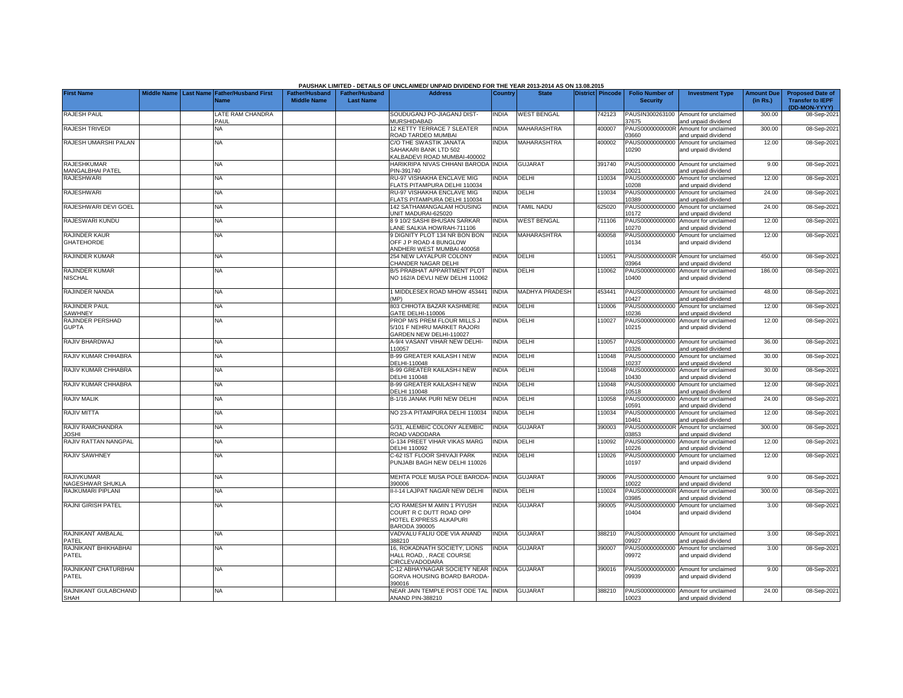PAUSHAK LIMITED - DETAILS OF UNCLAIMED/ UNPAID DIVIDEND FOR THE YEAR 2013-2014 AS ON 13.08.2015

| First Name | Middle Name | Last Name | Father/Husband First Name | Father/Husband Middle Name | Father/Husband Last Name | Address | Country | State | District | Pincode | Folio Number of Security | Investment Type | Amount Due (in Rs.) | Proposed Date of Transfer to IEPF (DD-MON-YYYY) |
|---|---|---|---|---|---|---|---|---|---|---|---|---|---|---|
| RAJESH PAUL | | | LATE RAM CHANDRA PAUL | | | SOUDUGANJ PO-JIAGANJ DIST-MURSHIDABAD | INDIA | WEST BENGAL | | 742123 | PAUSIN300263100 37675 | Amount for unclaimed and unpaid dividend | 300.00 | 08-Sep-2021 |
| RAJESH TRIVEDI | | | NA | | | 12 KETTY TERRACE 7 SLEATER ROAD TARDEO MUMBAI | INDIA | MAHARASHTRA | | 400007 | PAUS0000000000R 03660 | Amount for unclaimed and unpaid dividend | 300.00 | 08-Sep-2021 |
| RAJESH UMARSHI PALAN | | | NA | | | C/O THE SWASTIK JANATA SAHAKARI BANK LTD 502 KALBADEVI ROAD MUMBAI-400002 | INDIA | MAHARASHTRA | | 400002 | PAUS00000000000 10290 | Amount for unclaimed and unpaid dividend | 12.00 | 08-Sep-2021 |
| RAJESHKUMAR MANGALBHAI PATEL | | | NA | | | HARIKRIPA NIVAS CHHANI BARODA PIN-391740 | INDIA | GUJARAT | | 391740 | PAUS00000000000 10021 | Amount for unclaimed and unpaid dividend | 9.00 | 08-Sep-2021 |
| RAJESHWARI | | | NA | | | RU-97 VISHAKHA ENCLAVE MIG FLATS PITAMPURA DELHI 110034 | INDIA | DELHI | | 110034 | PAUS00000000000 10208 | Amount for unclaimed and unpaid dividend | 12.00 | 08-Sep-2021 |
| RAJESHWARI | | | NA | | | RU-97 VISHAKHA ENCLAVE MIG FLATS PITAMPURA DELHI 110034 | INDIA | DELHI | | 110034 | PAUS00000000000 10389 | Amount for unclaimed and unpaid dividend | 24.00 | 08-Sep-2021 |
| RAJESHWARI DEVI GOEL | | | NA | | | 142 SATHAMANGALAM HOUSING UNIT MADURAI-625020 | INDIA | TAMIL NADU | | 625020 | PAUS00000000000 10172 | Amount for unclaimed and unpaid dividend | 24.00 | 08-Sep-2021 |
| RAJESWARI KUNDU | | | NA | | | 8 9 10/2 SASHI BHUSAN SARKAR LANE SALKIA HOWRAH-711106 | INDIA | WEST BENGAL | | 711106 | PAUS00000000000 10270 | Amount for unclaimed and unpaid dividend | 12.00 | 08-Sep-2021 |
| RAJINDER KAUR GHATEHORDE | | | NA | | | 9 DIGNITY PLOT 134 NR BON BON OFF J P ROAD 4 BUNGLOW ANDHERI WEST MUMBAI 400058 | INDIA | MAHARASHTRA | | 400058 | PAUS00000000000 10134 | Amount for unclaimed and unpaid dividend | 12.00 | 08-Sep-2021 |
| RAJINDER KUMAR | | | NA | | | 254 NEW LAYALPUR COLONY CHANDER NAGAR DELHI | INDIA | DELHI | | 110051 | PAUS0000000000R 03964 | Amount for unclaimed and unpaid dividend | 450.00 | 08-Sep-2021 |
| RAJINDER KUMAR NISCHAL | | | NA | | | B/5 PRABHAT APPARTMENT PLOT NO 162/A DEVLI NEW DELHI 110062 | INDIA | DELHI | | 110062 | PAUS00000000000 10400 | Amount for unclaimed and unpaid dividend | 186.00 | 08-Sep-2021 |
| RAJINDER NANDA | | | NA | | | 1 MIDDLESEX ROAD MHOW 453441 (MP) | INDIA | MADHYA PRADESH | | 453441 | PAUS00000000000 10427 | Amount for unclaimed and unpaid dividend | 48.00 | 08-Sep-2021 |
| RAJINDER PAUL SAWHNEY | | | NA | | | 803 CHHOTA BAZAR KASHMERE GATE DELHI-110006 | INDIA | DELHI | | 110006 | PAUS00000000000 10236 | Amount for unclaimed and unpaid dividend | 12.00 | 08-Sep-2021 |
| RAJINDER PERSHAD GUPTA | | | NA | | | PROP M/S PREM FLOUR MILLS J 5/101 F NEHRU MARKET RAJORI GARDEN NEW DELHI-110027 | INDIA | DELHI | | 110027 | PAUS00000000000 10215 | Amount for unclaimed and unpaid dividend | 12.00 | 08-Sep-2021 |
| RAJIV BHARDWAJ | | | NA | | | A-9/4 VASANT VIHAR NEW DELHI-110057 | INDIA | DELHI | | 110057 | PAUS00000000000 10326 | Amount for unclaimed and unpaid dividend | 36.00 | 08-Sep-2021 |
| RAJIV KUMAR CHHABRA | | | NA | | | B-99 GREATER KAILASH I NEW DELHI-110048 | INDIA | DELHI | | 110048 | PAUS00000000000 10237 | Amount for unclaimed and unpaid dividend | 30.00 | 08-Sep-2021 |
| RAJIV KUMAR CHHABRA | | | NA | | | B-99 GREATER KAILASH-I NEW DELHI 110048 | INDIA | DELHI | | 110048 | PAUS00000000000 10430 | Amount for unclaimed and unpaid dividend | 30.00 | 08-Sep-2021 |
| RAJIV KUMAR CHHABRA | | | NA | | | B-99 GREATER KAILASH-I NEW DELHI 110048 | INDIA | DELHI | | 110048 | PAUS00000000000 10518 | Amount for unclaimed and unpaid dividend | 12.00 | 08-Sep-2021 |
| RAJIV MALIK | | | NA | | | B-1/16 JANAK PURI NEW DELHI | INDIA | DELHI | | 110058 | PAUS00000000000 10591 | Amount for unclaimed and unpaid dividend | 24.00 | 08-Sep-2021 |
| RAJIV MITTA | | | NA | | | NO 23-A PITAMPURA DELHI 110034 | INDIA | DELHI | | 110034 | PAUS00000000000 10461 | Amount for unclaimed and unpaid dividend | 12.00 | 08-Sep-2021 |
| RAJIV RAMCHANDRA JOSHI | | | NA | | | G/31, ALEMBIC COLONY ALEMBIC ROAD VADODARA | INDIA | GUJARAT | | 390003 | PAUS0000000000R 03853 | Amount for unclaimed and unpaid dividend | 300.00 | 08-Sep-2021 |
| RAJIV RATTAN NANGPAL | | | NA | | | G-134 PREET VIHAR VIKAS MARG DELHI 110092 | INDIA | DELHI | | 110092 | PAUS00000000000 10226 | Amount for unclaimed and unpaid dividend | 12.00 | 08-Sep-2021 |
| RAJIV SAWHNEY | | | NA | | | C-62 IST FLOOR SHIVAJI PARK PUNJABI BAGH NEW DELHI 110026 | INDIA | DELHI | | 110026 | PAUS00000000000 10197 | Amount for unclaimed and unpaid dividend | 12.00 | 08-Sep-2021 |
| RAJIVKUMAR NAGESHWAR SHUKLA | | | NA | | | MEHTA POLE MUSA POLE BARODA-390006 | INDIA | GUJARAT | | 390006 | PAUS00000000000 10022 | Amount for unclaimed and unpaid dividend | 9.00 | 08-Sep-2021 |
| RAJKUMARI PIPLANI | | | NA | | | II-I-14 LAJPAT NAGAR NEW DELHI | INDIA | DELHI | | 110024 | PAUS0000000000R 03985 | Amount for unclaimed and unpaid dividend | 300.00 | 08-Sep-2021 |
| RAJNI GIRISH PATEL | | | NA | | | C/O RAMESH M AMIN 1 PIYUSH COURT R C DUTT ROAD OPP HOTEL EXPRESS ALKAPURI BARODA 390005 | INDIA | GUJARAT | | 390005 | PAUS00000000000 10404 | Amount for unclaimed and unpaid dividend | 3.00 | 08-Sep-2021 |
| RAJNIKANT AMBALAL PATEL | | | NA | | | VADVALU FALIU ODE VIA ANAND 388210 | INDIA | GUJARAT | | 388210 | PAUS00000000000 09927 | Amount for unclaimed and unpaid dividend | 3.00 | 08-Sep-2021 |
| RAJNIKANT BHIKHABHAI PATEL | | | NA | | | 16, ROKADNATH SOCIETY, LIONS HALL ROAD, , RACE COURSE CIRCLEVADODARA | INDIA | GUJARAT | | 390007 | PAUS00000000000 09972 | Amount for unclaimed and unpaid dividend | 3.00 | 08-Sep-2021 |
| RAJNIKANT CHATURBHAI PATEL | | | NA | | | C-12 ABHAYNAGAR SOCIETY NEAR GORVA HOUSING BOARD BARODA-390016 | INDIA | GUJARAT | | 390016 | PAUS00000000000 09939 | Amount for unclaimed and unpaid dividend | 9.00 | 08-Sep-2021 |
| RAJNIKANT GULABCHAND SHAH | | | NA | | | NEAR JAIN TEMPLE POST ODE TAL ANAND PIN-388210 | INDIA | GUJARAT | | 388210 | PAUS00000000000 10023 | Amount for unclaimed and unpaid dividend | 24.00 | 08-Sep-2021 |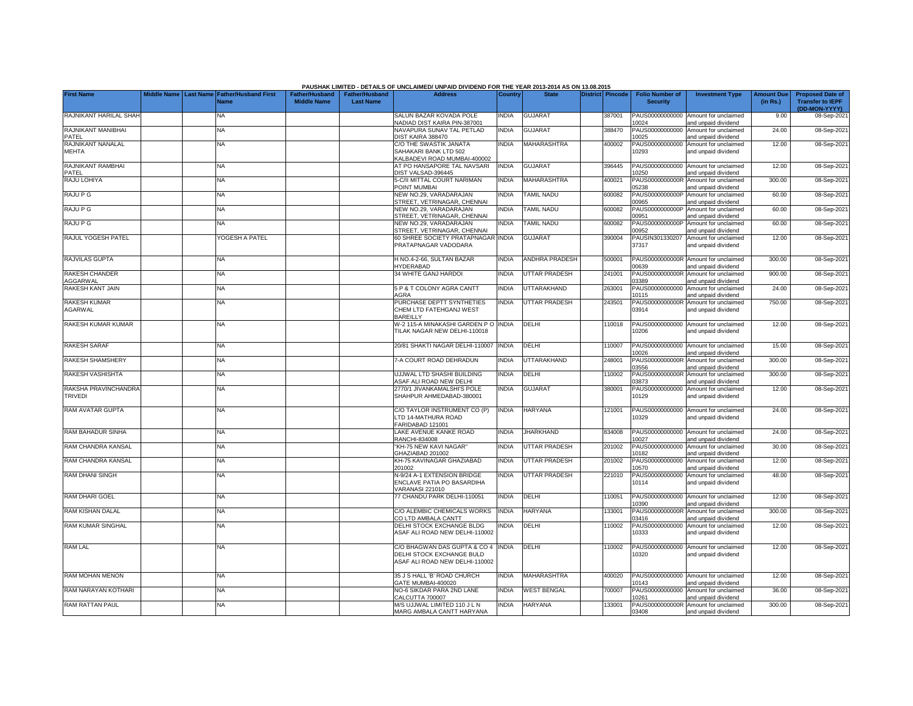PAUSHAK LIMITED - DETAILS OF UNCLAIMED/ UNPAID DIVIDEND FOR THE YEAR 2013-2014 AS ON 13.08.2015

| First Name | Middle Name | Last Name | Father/Husband First Name | Father/Husband Middle Name | Father/Husband Last Name | Address | Country | State | District | Pincode | Folio Number of Security | Investment Type | Amount Due (in Rs.) | Proposed Date of Transfer to IEPF (DD-MON-YYYY) |
|---|---|---|---|---|---|---|---|---|---|---|---|---|---|---|
| RAJNIKANT HARILAL SHAH | | | NA | | | SALUN BAZAR KOVADA POLE NADIAD DIST KAIRA PIN-387001 | INDIA | GUJARAT | | 387001 | PAUS00000000000 10024 | Amount for unclaimed and unpaid dividend | 9.00 | 08-Sep-2021 |
| RAJNIKANT MANIBHAI PATEL | | | NA | | | NAVAPURA SUNAV TAL PETLAD DIST KAIRA 388470 | INDIA | GUJARAT | | 388470 | PAUS00000000000 10025 | Amount for unclaimed and unpaid dividend | 24.00 | 08-Sep-2021 |
| RAJNIKANT NANALAL MEHTA | | | NA | | | C/O THE SWASTIK JANATA SAHAKARI BANK LTD 502 KALBADEVI ROAD MUMBAI-400002 | INDIA | MAHARASHTRA | | 400002 | PAUS00000000000 10293 | Amount for unclaimed and unpaid dividend | 12.00 | 08-Sep-2021 |
| RAJNIKANT RAMBHAI PATEL | | | NA | | | AT PO HANSAPORE TAL NAVSARI DIST VALSAD-396445 | INDIA | GUJARAT | | 396445 | PAUS00000000000 10250 | Amount for unclaimed and unpaid dividend | 12.00 | 08-Sep-2021 |
| RAJU LOHIYA | | | NA | | | 5-C/II MITTAL COURT NARIMAN POINT MUMBAI | INDIA | MAHARASHTRA | | 400021 | PAUS0000000000R 05238 | Amount for unclaimed and unpaid dividend | 300.00 | 08-Sep-2021 |
| RAJU P G | | | NA | | | NEW NO.29, VARADARAJAN STREET, VETRINAGAR, CHENNAI | INDIA | TAMIL NADU | | 600082 | PAUS0000000000P 00965 | Amount for unclaimed and unpaid dividend | 60.00 | 08-Sep-2021 |
| RAJU P G | | | NA | | | NEW NO.29, VARADARAJAN STREET, VETRINAGAR, CHENNAI | INDIA | TAMIL NADU | | 600082 | PAUS0000000000P 00951 | Amount for unclaimed and unpaid dividend | 60.00 | 08-Sep-2021 |
| RAJU P G | | | NA | | | NEW NO.29, VARADARAJAN STREET, VETRINAGAR, CHENNAI | INDIA | TAMIL NADU | | 600082 | PAUS0000000000P 00952 | Amount for unclaimed and unpaid dividend | 60.00 | 08-Sep-2021 |
| RAJUL YOGESH PATEL | | | YOGESH A PATEL | | | 60 SHREE SOCIETY PRATAPNAGAR PRATAPNAGAR VADODARA | INDIA | GUJARAT | | 390004 | PAUSIN301330207 37317 | Amount for unclaimed and unpaid dividend | 12.00 | 08-Sep-2021 |
| RAJVILAS GUPTA | | | NA | | | H NO.4-2-66, SULTAN BAZAR HYDERABAD | INDIA | ANDHRA PRADESH | | 500001 | PAUS0000000000R 00639 | Amount for unclaimed and unpaid dividend | 300.00 | 08-Sep-2021 |
| RAKESH CHANDER AGGARWAL | | | NA | | | 34 WHITE GANJ HARDOI | INDIA | UTTAR PRADESH | | 241001 | PAUS0000000000R 03389 | Amount for unclaimed and unpaid dividend | 900.00 | 08-Sep-2021 |
| RAKESH KANT JAIN | | | NA | | | 5 P & T COLONY AGRA CANTT AGRA | INDIA | UTTARAKHAND | | 263001 | PAUS00000000000 10115 | Amount for unclaimed and unpaid dividend | 24.00 | 08-Sep-2021 |
| RAKESH KUMAR AGARWAL | | | NA | | | PURCHASE DEPTT SYNTHETIES CHEM LTD FATEHGANJ WEST BAREILLY | INDIA | UTTAR PRADESH | | 243501 | PAUS0000000000R 03914 | Amount for unclaimed and unpaid dividend | 750.00 | 08-Sep-2021 |
| RAKESH KUMAR KUMAR | | | NA | | | W-2 115-A MINAKASHI GARDEN P O TILAK NAGAR NEW DELHI-110018 | INDIA | DELHI | | 110018 | PAUS00000000000 10206 | Amount for unclaimed and unpaid dividend | 12.00 | 08-Sep-2021 |
| RAKESH SARAF | | | NA | | | 20/81 SHAKTI NAGAR DELHI-110007 | INDIA | DELHI | | 110007 | PAUS00000000000 10026 | Amount for unclaimed and unpaid dividend | 15.00 | 08-Sep-2021 |
| RAKESH SHAMSHERY | | | NA | | | 7-A COURT ROAD DEHRADUN | INDIA | UTTARAKHAND | | 248001 | PAUS0000000000R 03556 | Amount for unclaimed and unpaid dividend | 300.00 | 08-Sep-2021 |
| RAKESH VASHISHTA | | | NA | | | UJJWAL LTD SHASHI BUILDING ASAF ALI ROAD NEW DELHI | INDIA | DELHI | | 110002 | PAUS0000000000R 03873 | Amount for unclaimed and unpaid dividend | 300.00 | 08-Sep-2021 |
| RAKSHA PRAVINCHANDRA TRIVEDI | | | NA | | | 2770/1 JIVANKAMALSHI'S POLE SHAHPUR AHMEDABAD-380001 | INDIA | GUJARAT | | 380001 | PAUS00000000000 10129 | Amount for unclaimed and unpaid dividend | 12.00 | 08-Sep-2021 |
| RAM AVATAR GUPTA | | | NA | | | C/O TAYLOR INSTRUMENT CO (P) LTD 14-MATHURA ROAD FARIDABAD 121001 | INDIA | HARYANA | | 121001 | PAUS00000000000 10329 | Amount for unclaimed and unpaid dividend | 24.00 | 08-Sep-2021 |
| RAM BAHADUR SINHA | | | NA | | | LAKE AVENUE KANKE ROAD RANCHI-834008 | INDIA | JHARKHAND | | 834008 | PAUS00000000000 10027 | Amount for unclaimed and unpaid dividend | 24.00 | 08-Sep-2021 |
| RAM CHANDRA KANSAL | | | NA | | | "KH-75 NEW KAVI NAGAR" GHAZIABAD 201002 | INDIA | UTTAR PRADESH | | 201002 | PAUS00000000000 10182 | Amount for unclaimed and unpaid dividend | 30.00 | 08-Sep-2021 |
| RAM CHANDRA KANSAL | | | NA | | | KH-75 KAVINAGAR GHAZIABAD 201002 | INDIA | UTTAR PRADESH | | 201002 | PAUS00000000000 10570 | Amount for unclaimed and unpaid dividend | 12.00 | 08-Sep-2021 |
| RAM DHANI SINGH | | | NA | | | N-9/24 A-1 EXTENSION BRIDGE ENCLAVE PATIA PO BASARDIHA VARANASI 221010 | INDIA | UTTAR PRADESH | | 221010 | PAUS00000000000 10114 | Amount for unclaimed and unpaid dividend | 48.00 | 08-Sep-2021 |
| RAM DHARI GOEL | | | NA | | | 77 CHANDU PARK DELHI-110051 | INDIA | DELHI | | 110051 | PAUS00000000000 10390 | Amount for unclaimed and unpaid dividend | 12.00 | 08-Sep-2021 |
| RAM KISHAN DALAL | | | NA | | | C/O ALEMBIC CHEMICALS WORKS CO LTD AMBALA CANTT | INDIA | HARYANA | | 133001 | PAUS0000000000R 03416 | Amount for unclaimed and unpaid dividend | 300.00 | 08-Sep-2021 |
| RAM KUMAR SINGHAL | | | NA | | | DELHI STOCK EXCHANGE BLDG ASAF ALI ROAD NEW DELHI-110002 | INDIA | DELHI | | 110002 | PAUS00000000000 10333 | Amount for unclaimed and unpaid dividend | 12.00 | 08-Sep-2021 |
| RAM LAL | | | NA | | | C/O BHAGWAN DAS GUPTA & CO 4 DELHI STOCK EXCHANGE BULD ASAF ALI ROAD NEW DELHI-110002 | INDIA | DELHI | | 110002 | PAUS00000000000 10320 | Amount for unclaimed and unpaid dividend | 12.00 | 08-Sep-2021 |
| RAM MOHAN MENON | | | NA | | | 35 J S HALL 'B' ROAD CHURCH GATE MUMBAI-400020 | INDIA | MAHARASHTRA | | 400020 | PAUS00000000000 10143 | Amount for unclaimed and unpaid dividend | 12.00 | 08-Sep-2021 |
| RAM NARAYAN KOTHARI | | | NA | | | NO-6 SIKDAR PARA 2ND LANE CALCUTTA 700007 | INDIA | WEST BENGAL | | 700007 | PAUS00000000000 10261 | Amount for unclaimed and unpaid dividend | 36.00 | 08-Sep-2021 |
| RAM RATTAN PAUL | | | NA | | | M/S UJJWAL LIMITED 110 J L N MARG AMBALA CANTT HARYANA | INDIA | HARYANA | | 133001 | PAUS0000000000R 03408 | Amount for unclaimed and unpaid dividend | 300.00 | 08-Sep-2021 |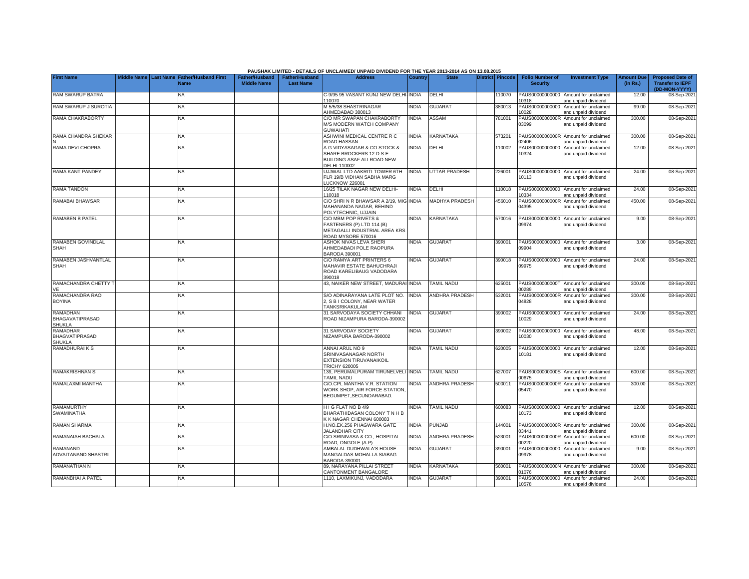PAUSHAK LIMITED - DETAILS OF UNCLAIMED/ UNPAID DIVIDEND FOR THE YEAR 2013-2014 AS ON 13.08.2015

| First Name | Middle Name | Last Name | Father/Husband First Name | Father/Husband Middle Name | Father/Husband Last Name | Address | Country | State | District | Pincode | Folio Number of Security | Investment Type | Amount Due (in Rs.) | Proposed Date of Transfer to IEPF (DD-MON-YYYY) |
|---|---|---|---|---|---|---|---|---|---|---|---|---|---|---|
| RAM SWARUP BATRA | | | NA | | | C-9/95 95 VASANT KUNJ NEW DELHI-110070 | INDIA | DELHI | | 110070 | PAUS00000000000 10318 | Amount for unclaimed and unpaid dividend | 12.00 | 08-Sep-2021 |
| RAM SWARUP J SUROTIA | | | NA | | | M 5/5/38 SHASTRINAGAR AHMEDABAD 380013 | INDIA | GUJARAT | | 380013 | PAUS00000000000 10028 | Amount for unclaimed and unpaid dividend | 99.00 | 08-Sep-2021 |
| RAMA CHAKRABORTY | | | NA | | | C/O MR SWAPAN CHAKRABORTY M/S MODERN WATCH COMPANY GUWAHATI | INDIA | ASSAM | | 781001 | PAUS0000000000R 03099 | Amount for unclaimed and unpaid dividend | 300.00 | 08-Sep-2021 |
| RAMA CHANDRA SHEKAR N | | | NA | | | ASHWINI MEDICAL CENTRE R C ROAD HASSAN | INDIA | KARNATAKA | | 573201 | PAUS0000000000R 02406 | Amount for unclaimed and unpaid dividend | 300.00 | 08-Sep-2021 |
| RAMA DEVI CHOPRA | | | NA | | | A G VIDYASAGAR & CO STOCK & SHARE BROCKERS 12-D S E BUILDING ASAF ALI ROAD NEW DELHI-110002 | INDIA | DELHI | | 110002 | PAUS00000000000 10324 | Amount for unclaimed and unpaid dividend | 12.00 | 08-Sep-2021 |
| RAMA KANT PANDEY | | | NA | | | UJJWAL LTD AAKRITI TOWER 6TH FLR 19/B VIDHAN SABHA MARG LUCKNOW 226001 | INDIA | UTTAR PRADESH | | 226001 | PAUS00000000000 10113 | Amount for unclaimed and unpaid dividend | 24.00 | 08-Sep-2021 |
| RAMA TANDON | | | NA | | | 16/25 TILAK NAGAR NEW DELHI-110018 | INDIA | DELHI | | 110018 | PAUS00000000000 10334 | Amount for unclaimed and unpaid dividend | 24.00 | 08-Sep-2021 |
| RAMABAI BHAWSAR | | | NA | | | C/O SHRI N R BHAWSAR A 2/19, MIG MAHANANDA NAGAR, BEHIND POLYTECHNIC, UJJAIN | INDIA | MADHYA PRADESH | | 456010 | PAUS0000000000R 04395 | Amount for unclaimed and unpaid dividend | 450.00 | 08-Sep-2021 |
| RAMABEN B PATEL | | | NA | | | C/O MBM POP RIVETS & FASTENERS (P) LTD 114 (B) METAGALLI INDUSTRIAL AREA KRS ROAD MYSORE 570016 | INDIA | KARNATAKA | | 570016 | PAUS00000000000 09974 | Amount for unclaimed and unpaid dividend | 9.00 | 08-Sep-2021 |
| RAMABEN GOVINDLAL SHAH | | | NA | | | ASHOK NIVAS LEVA SHERI AHMEDABADI POLE RAOPURA BARODA 390001 | INDIA | GUJARAT | | 390001 | PAUS00000000000 09904 | Amount for unclaimed and unpaid dividend | 3.00 | 08-Sep-2021 |
| RAMABEN JASHVANTLAL SHAH | | | NA | | | C/O RAMYA ART PRINTERS 6 MAHAVIR ESTATE BAHUCHRAJI ROAD KARELIBAUG VADODARA 390018 | INDIA | GUJARAT | | 390018 | PAUS00000000000 09975 | Amount for unclaimed and unpaid dividend | 24.00 | 08-Sep-2021 |
| RAMACHANDRA CHETTY T VE | | | NA | | | 43, NAIKER NEW STREET, MADURAI | INDIA | TAMIL NADU | | 625001 | PAUS0000000000T 00289 | Amount for unclaimed and unpaid dividend | 300.00 | 08-Sep-2021 |
| RAMACHANDRA RAO BOYINA | | | NA | | | S/O ADINARAYANA LATE PLOT NO. 2, S B I COLONY, NEAR WATER TANKSRIKAKULAM | INDIA | ANDHRA PRADESH | | 532001 | PAUS0000000000R 04828 | Amount for unclaimed and unpaid dividend | 300.00 | 08-Sep-2021 |
| RAMADHAN BHAGAVATIPRASAD SHUKLA | | | NA | | | 31 SARVODAYA SOCIETY CHHANI ROAD NIZAMPURA BARODA-390002 | INDIA | GUJARAT | | 390002 | PAUS00000000000 10029 | Amount for unclaimed and unpaid dividend | 24.00 | 08-Sep-2021 |
| RAMADHAR BHAGVATIPRASAD SHUKLA | | | NA | | | 31 SARVODAY SOCIETY NIZAMPURA BARODA-390002 | INDIA | GUJARAT | | 390002 | PAUS00000000000 10030 | Amount for unclaimed and unpaid dividend | 48.00 | 08-Sep-2021 |
| RAMADHURAI K S | | | NA | | | ANNAI ARUL NO 9 SRINIVASANAGAR NORTH EXTENSION TIRUVANAIKOIL TRICHY 620005 | INDIA | TAMIL NADU | | 620005 | PAUS00000000000 10181 | Amount for unclaimed and unpaid dividend | 12.00 | 08-Sep-2021 |
| RAMAKRISHNAN S | | | NA | | | 139, PERUMALPURAM TIRUNELVELI TAMIL NADU | INDIA | TAMIL NADU | | 627007 | PAUS0000000000S 00675 | Amount for unclaimed and unpaid dividend | 600.00 | 08-Sep-2021 |
| RAMALAXMI MANTHA | | | NA | | | C/O.CPL MANTHA V.R. STATION WORK SHOP, AIR FORCE STATION, BEGUMPET,SECUNDARABAD. | INDIA | ANDHRA PRADESH | | 500011 | PAUS0000000000R 05470 | Amount for unclaimed and unpaid dividend | 300.00 | 08-Sep-2021 |
| RAMAMURTHY SWAMINATHA | | | NA | | | H I G FLAT NO B 4/9 BHARATHIDASAN COLONY T N H B K K NAGAR CHENNAI 600083 | INDIA | TAMIL NADU | | 600083 | PAUS00000000000 10173 | Amount for unclaimed and unpaid dividend | 12.00 | 08-Sep-2021 |
| RAMAN SHARMA | | | NA | | | H.NO.EK.256 PHAGWARA GATE JALANDHAR CITY | INDIA | PUNJAB | | 144001 | PAUS0000000000R 03441 | Amount for unclaimed and unpaid dividend | 300.00 | 08-Sep-2021 |
| RAMANAIAH BACHALA | | | NA | | | C/O.SRINIVASA & CO., HOSPITAL ROAD, ONGOLE (A.P) | INDIA | ANDHRA PRADESH | | 523001 | PAUS0000000000R 00220 | Amount for unclaimed and unpaid dividend | 600.00 | 08-Sep-2021 |
| RAMANAND ADVAITANAND SHASTRI | | | NA | | | AMBALAL DUDHWALA'S HOUSE MANGALDAS MOHALLA SIABAG BARODA-390001 | INDIA | GUJARAT | | 390001 | PAUS00000000000 09978 | Amount for unclaimed and unpaid dividend | 9.00 | 08-Sep-2021 |
| RAMANATHAN N | | | NA | | | 89, NARAYANA PILLAI STREET CANTONMENT BANGALORE | INDIA | KARNATAKA | | 560001 | PAUS0000000000N 01076 | Amount for unclaimed and unpaid dividend | 300.00 | 08-Sep-2021 |
| RAMANBHAI A PATEL | | | NA | | | 1110, LAXMIKUNJ, VADODARA | INDIA | GUJARAT | | 390001 | PAUS00000000000 10578 | Amount for unclaimed and unpaid dividend | 24.00 | 08-Sep-2021 |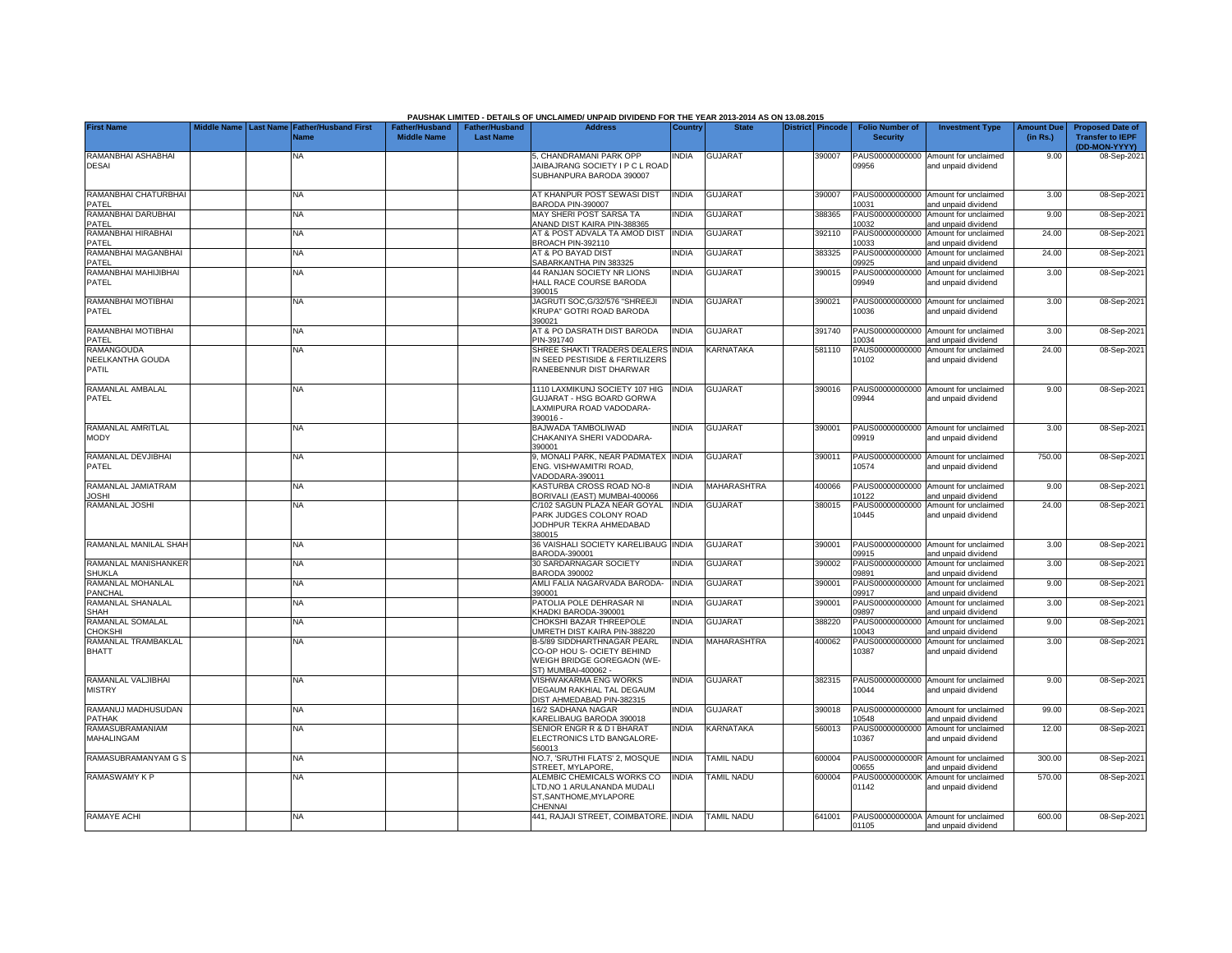**PAUSHAK LIMITED - DETAILS OF UNCLAIMED/ UNPAID DIVIDEND FOR THE YEAR 2013-2014 AS ON 13.08.2015**

| First Name | Middle Name | Last Name | Father/Husband First Name | Father/Husband Middle Name | Father/Husband Last Name | Address | Country | State | District | Pincode | Folio Number of Security | Investment Type | Amount Due (in Rs.) | Proposed Date of Transfer to IEPF (DD-MON-YYYY) |
|---|---|---|---|---|---|---|---|---|---|---|---|---|---|---|
| RAMANBHAI ASHABHAI DESAI | | | NA | | | 5, CHANDRAMANI PARK OPP JAIBAJRANG SOCIETY I P C L ROAD SUBHANPURA BARODA 390007 | INDIA | GUJARAT | | 390007 | PAUS00000000000 09956 | Amount for unclaimed and unpaid dividend | 9.00 | 08-Sep-2021 |
| RAMANBHAI CHATURBHAI PATEL | | | NA | | | AT KHANPUR POST SEWASI DIST BARODA PIN-390007 | INDIA | GUJARAT | | 390007 | PAUS00000000000 10031 | Amount for unclaimed and unpaid dividend | 3.00 | 08-Sep-2021 |
| RAMANBHAI DARUBHAI PATEL | | | NA | | | MAY SHERI POST SARSA TA ANAND DIST KAIRA PIN-388365 | INDIA | GUJARAT | | 388365 | PAUS00000000000 10032 | Amount for unclaimed and unpaid dividend | 9.00 | 08-Sep-2021 |
| RAMANBHAI HIRABHAI PATEL | | | NA | | | AT & POST ADVALA TA AMOD DIST BROACH PIN-392110 | INDIA | GUJARAT | | 392110 | PAUS00000000000 10033 | Amount for unclaimed and unpaid dividend | 24.00 | 08-Sep-2021 |
| RAMANBHAI MAGANBHAI PATEL | | | NA | | | AT & PO BAYAD DIST SABARKANTHA PIN 383325 | INDIA | GUJARAT | | 383325 | PAUS00000000000 09925 | Amount for unclaimed and unpaid dividend | 24.00 | 08-Sep-2021 |
| RAMANBHAI MAHIJIBHAI PATEL | | | NA | | | 44 RANJAN SOCIETY NR LIONS HALL RACE COURSE BARODA 390015 | INDIA | GUJARAT | | 390015 | PAUS00000000000 09949 | Amount for unclaimed and unpaid dividend | 3.00 | 08-Sep-2021 |
| RAMANBHAI MOTIBHAI PATEL | | | NA | | | JAGRUTI SOC,G/32/576 "SHREEJI KRUPA" GOTRI ROAD BARODA 390021 | INDIA | GUJARAT | | 390021 | PAUS00000000000 10036 | Amount for unclaimed and unpaid dividend | 3.00 | 08-Sep-2021 |
| RAMANBHAI MOTIBHAI PATEL | | | NA | | | AT & PO DASRATH DIST BARODA PIN-391740 | INDIA | GUJARAT | | 391740 | PAUS00000000000 10034 | Amount for unclaimed and unpaid dividend | 3.00 | 08-Sep-2021 |
| RAMANGOUDA NEELKANTHA GOUDA PATIL | | | NA | | | SHREE SHAKTI TRADERS DEALERS IN SEED PESTISIDE & FERTILIZERS RANEBENNUR DIST DHARWAR | INDIA | KARNATAKA | | 581110 | PAUS00000000000 10102 | Amount for unclaimed and unpaid dividend | 24.00 | 08-Sep-2021 |
| RAMANLAL AMBALAL PATEL | | | NA | | | 1110 LAXMIKUNJ SOCIETY 107 HIG GUJARAT - HSG BOARD GORWA LAXMIPURA ROAD VADODARA-390016 - | INDIA | GUJARAT | | 390016 | PAUS00000000000 09944 | Amount for unclaimed and unpaid dividend | 9.00 | 08-Sep-2021 |
| RAMANLAL AMRITLAL MODY | | | NA | | | BAJWADA TAMBOLIWAD CHAKANIYA SHERI VADODARA-390001 | INDIA | GUJARAT | | 390001 | PAUS00000000000 09919 | Amount for unclaimed and unpaid dividend | 3.00 | 08-Sep-2021 |
| RAMANLAL DEVJIBHAI PATEL | | | NA | | | 9, MONALI PARK, NEAR PADMATEX ENG. VISHWAMITRI ROAD, VADODARA-390011 | INDIA | GUJARAT | | 390011 | PAUS00000000000 10574 | Amount for unclaimed and unpaid dividend | 750.00 | 08-Sep-2021 |
| RAMANLAL JAMIATRAM JOSHI | | | NA | | | KASTURBA CROSS ROAD NO-8 BORIVALI (EAST) MUMBAI-400066 | INDIA | MAHARASHTRA | | 400066 | PAUS00000000000 10122 | Amount for unclaimed and unpaid dividend | 9.00 | 08-Sep-2021 |
| RAMANLAL JOSHI | | | NA | | | C/102 SAGUN PLAZA NEAR GOYAL PARK JUDGES COLONY ROAD JODHPUR TEKRA AHMEDABAD 380015 | INDIA | GUJARAT | | 380015 | PAUS00000000000 10445 | Amount for unclaimed and unpaid dividend | 24.00 | 08-Sep-2021 |
| RAMANLAL MANILAL SHAH | | | NA | | | 36 VAISHALI SOCIETY KARELIBAUG BARODA-390001 | INDIA | GUJARAT | | 390001 | PAUS00000000000 09915 | Amount for unclaimed and unpaid dividend | 3.00 | 08-Sep-2021 |
| RAMANLAL MANISHANKER SHUKLA | | | NA | | | 30 SARDARNAGAR SOCIETY BARODA 390002 | INDIA | GUJARAT | | 390002 | PAUS00000000000 09891 | Amount for unclaimed and unpaid dividend | 3.00 | 08-Sep-2021 |
| RAMANLAL MOHANLAL PANCHAL | | | NA | | | AMLI FALIA NAGARVADA BARODA-390001 | INDIA | GUJARAT | | 390001 | PAUS00000000000 09917 | Amount for unclaimed and unpaid dividend | 9.00 | 08-Sep-2021 |
| RAMANLAL SHANALAL SHAH | | | NA | | | PATOLIA POLE DEHRASAR NI KHADKI BARODA-390001 | INDIA | GUJARAT | | 390001 | PAUS00000000000 09897 | Amount for unclaimed and unpaid dividend | 3.00 | 08-Sep-2021 |
| RAMANLAL SOMALAL CHOKSHI | | | NA | | | CHOKSHI BAZAR THREEPOLE UMRETH DIST KAIRA PIN-388220 | INDIA | GUJARAT | | 388220 | PAUS00000000000 10043 | Amount for unclaimed and unpaid dividend | 9.00 | 08-Sep-2021 |
| RAMANLAL TRAMBAKLAL BHATT | | | NA | | | B-5/89 SIDDHARTHNAGAR PEARL CO-OP HOU S- OCIETY BEHIND WEIGH BRIDGE GOREGAON (WE-ST) MUMBAI-400062 - | INDIA | MAHARASHTRA | | 400062 | PAUS00000000000 10387 | Amount for unclaimed and unpaid dividend | 3.00 | 08-Sep-2021 |
| RAMANLAL VALJIBHAI MISTRY | | | NA | | | VISHWAKARMA ENG WORKS DEGAUM RAKHIAL TAL DEGAUM DIST AHMEDABAD PIN-382315 | INDIA | GUJARAT | | 382315 | PAUS00000000000 10044 | Amount for unclaimed and unpaid dividend | 9.00 | 08-Sep-2021 |
| RAMANUJ MADHUSUDAN PATHAK | | | NA | | | 16/2 SADHANA NAGAR KARELIBAUG BARODA 390018 | INDIA | GUJARAT | | 390018 | PAUS00000000000 10548 | Amount for unclaimed and unpaid dividend | 99.00 | 08-Sep-2021 |
| RAMASUBRAMANIAM MAHALINGAM | | | NA | | | SENIOR ENGR R & D I BHARAT ELECTRONICS LTD BANGALORE-560013 | INDIA | KARNATAKA | | 560013 | PAUS00000000000 10367 | Amount for unclaimed and unpaid dividend | 12.00 | 08-Sep-2021 |
| RAMASUBRAMANYAM G S | | | NA | | | NO.7, 'SRUTHI FLATS' 2, MOSQUE STREET, MYLAPORE, | INDIA | TAMIL NADU | | 600004 | PAUS0000000000R 00655 | Amount for unclaimed and unpaid dividend | 300.00 | 08-Sep-2021 |
| RAMASWAMY K P | | | NA | | | ALEMBIC CHEMICALS WORKS CO LTD,NO 1 ARULANANDA MUDALI ST,SANTHOME,MYLAPORE CHENNAI | INDIA | TAMIL NADU | | 600004 | PAUS0000000000K 01142 | Amount for unclaimed and unpaid dividend | 570.00 | 08-Sep-2021 |
| RAMAYE ACHI | | | NA | | | 441, RAJAJI STREET, COIMBATORE. | INDIA | TAMIL NADU | | 641001 | PAUS0000000000A 01105 | Amount for unclaimed and unpaid dividend | 600.00 | 08-Sep-2021 |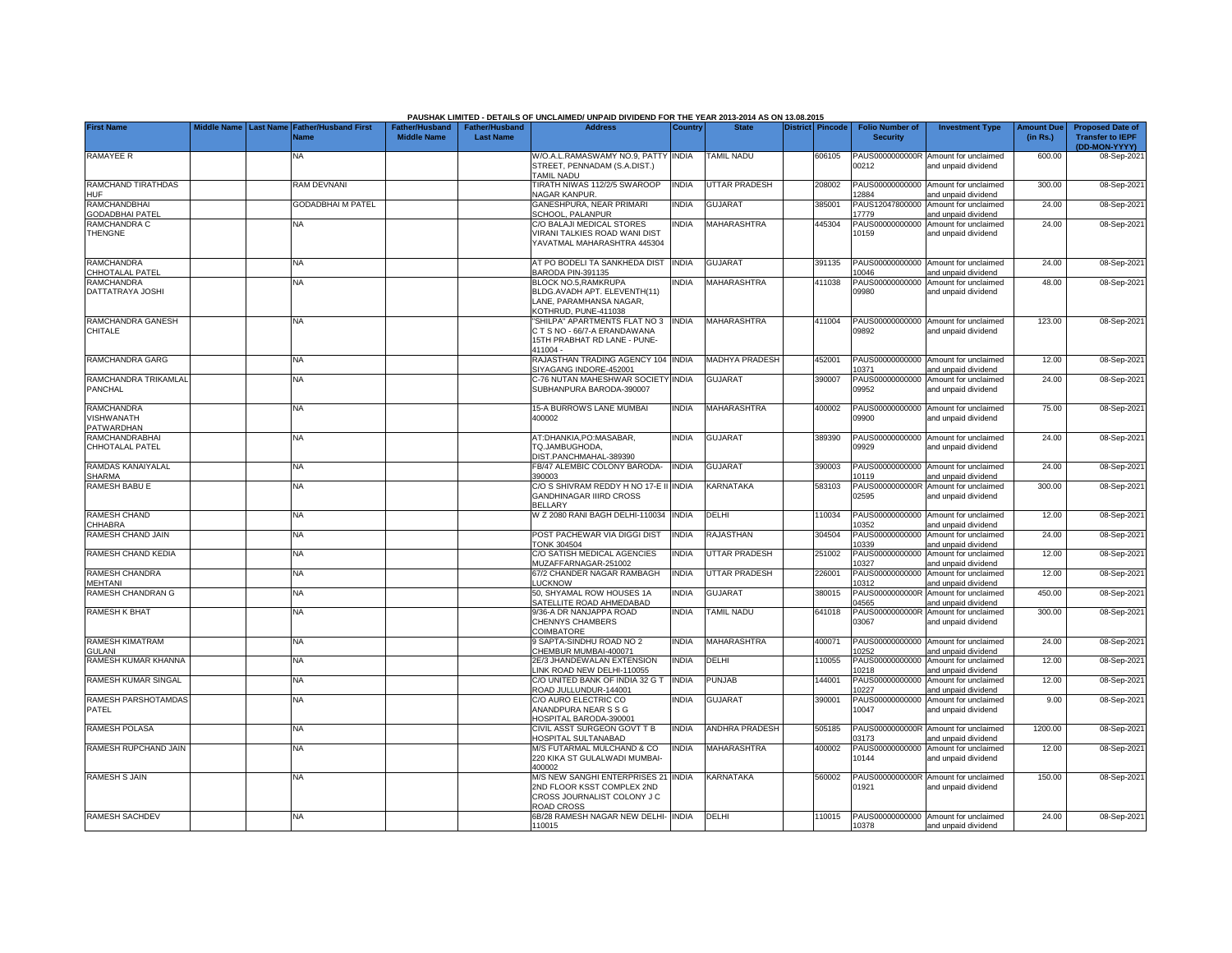PAUSHAK LIMITED - DETAILS OF UNCLAIMED/ UNPAID DIVIDEND FOR THE YEAR 2013-2014 AS ON 13.08.2015

| First Name | Middle Name | Last Name | Father/Husband First Name | Father/Husband Middle Name | Father/Husband Last Name | Address | Country | State | District | Pincode | Folio Number of Security | Investment Type | Amount Due (in Rs.) | Proposed Date of Transfer to IEPF (DD-MON-YYYY) |
|---|---|---|---|---|---|---|---|---|---|---|---|---|---|---|
| RAMAYEE R | | | NA | | | W/O.A.L.RAMASWAMY NO.9, PATTY STREET, PENNADAM (S.A.DIST.) TAMIL NADU | INDIA | TAMIL NADU | | 606105 | PAUS0000000000R00212 | Amount for unclaimed and unpaid dividend | 600.00 | 08-Sep-2021 |
| RAMCHAND TIRATHDAS HUF | | | RAM DEVNANI | | | TIRATH NIWAS 112/2/5 SWAROOP NAGAR KANPUR. | INDIA | UTTAR PRADESH | | 208002 | PAUS00000000000012884 | Amount for unclaimed and unpaid dividend | 300.00 | 08-Sep-2021 |
| RAMCHANDBHAI GODADBHAI PATEL | | | GODADBHAI M PATEL | | | GANESHPURA, NEAR PRIMARI SCHOOL, PALANPUR | INDIA | GUJARAT | | 385001 | PAUS12047800000017779 | Amount for unclaimed and unpaid dividend | 24.00 | 08-Sep-2021 |
| RAMCHANDRA C THENGNE | | | NA | | | C/O BALAJI MEDICAL STORES VIRANI TALKIES ROAD WANI DIST YAVATMAL MAHARASHTRA 445304 | INDIA | MAHARASHTRA | | 445304 | PAUS00000000000010159 | Amount for unclaimed and unpaid dividend | 24.00 | 08-Sep-2021 |
| RAMCHANDRA CHHOTALAL PATEL | | | NA | | | AT PO BODELI TA SANKHEDA DIST BARODA PIN-391135 | INDIA | GUJARAT | | 391135 | PAUS00000000000010046 | Amount for unclaimed and unpaid dividend | 24.00 | 08-Sep-2021 |
| RAMCHANDRA DATTATRAYA JOSHI | | | NA | | | BLOCK NO.5,RAMKRUPA BLDG.AVADH APT. ELEVENTH(11) LANE, PARAMHANSA NAGAR, KOTHRUD, PUNE-411038 | INDIA | MAHARASHTRA | | 411038 | PAUS00000000000009980 | Amount for unclaimed and unpaid dividend | 48.00 | 08-Sep-2021 |
| RAMCHANDRA GANESH CHITALE | | | NA | | | "SHILPA" APARTMENTS FLAT NO 3 C T S NO - 66/7-A ERANDAWANA 15TH PRABHAT RD LANE - PUNE-411004 - | INDIA | MAHARASHTRA | | 411004 | PAUS00000000000009892 | Amount for unclaimed and unpaid dividend | 123.00 | 08-Sep-2021 |
| RAMCHANDRA GARG | | | NA | | | RAJASTHAN TRADING AGENCY 104 SIYAGANG INDORE-452001 | INDIA | MADHYA PRADESH | | 452001 | PAUS00000000000010371 | Amount for unclaimed and unpaid dividend | 12.00 | 08-Sep-2021 |
| RAMCHANDRA TRIKAMLAL PANCHAL | | | NA | | | C-76 NUTAN MAHESHWAR SOCIETY SUBHANPURA BARODA-390007 | INDIA | GUJARAT | | 390007 | PAUS00000000000009952 | Amount for unclaimed and unpaid dividend | 24.00 | 08-Sep-2021 |
| RAMCHANDRA VISHWANATH PATWARDHAN | | | NA | | | 15-A BURROWS LANE MUMBAI 400002 | INDIA | MAHARASHTRA | | 400002 | PAUS00000000000009900 | Amount for unclaimed and unpaid dividend | 75.00 | 08-Sep-2021 |
| RAMCHANDRABHAI CHHOTALAL PATEL | | | NA | | | AT:DHANKIA,PO:MASABAR, TQ.JAMBUGHODA, DIST.PANCHMAHAL-389390 | INDIA | GUJARAT | | 389390 | PAUS00000000000009929 | Amount for unclaimed and unpaid dividend | 24.00 | 08-Sep-2021 |
| RAMDAS KANAIYALAL SHARMA | | | NA | | | FB/47 ALEMBIC COLONY BARODA-390003 | INDIA | GUJARAT | | 390003 | PAUS00000000000010119 | Amount for unclaimed and unpaid dividend | 24.00 | 08-Sep-2021 |
| RAMESH BABU E | | | NA | | | C/O S SHIVRAM REDDY H NO 17-E II GANDHINAGAR IIIRD CROSS BELLARY | INDIA | KARNATAKA | | 583103 | PAUS0000000000R02595 | Amount for unclaimed and unpaid dividend | 300.00 | 08-Sep-2021 |
| RAMESH CHAND CHHABRA | | | NA | | | W Z 2080 RANI BAGH DELHI-110034 | INDIA | DELHI | | 110034 | PAUS00000000000010352 | Amount for unclaimed and unpaid dividend | 12.00 | 08-Sep-2021 |
| RAMESH CHAND JAIN | | | NA | | | POST PACHEWAR VIA DIGGI DIST TONK 304504 | INDIA | RAJASTHAN | | 304504 | PAUS00000000000010339 | Amount for unclaimed and unpaid dividend | 24.00 | 08-Sep-2021 |
| RAMESH CHAND KEDIA | | | NA | | | C/O SATISH MEDICAL AGENCIES MUZAFFARNAGAR-251002 | INDIA | UTTAR PRADESH | | 251002 | PAUS00000000000010327 | Amount for unclaimed and unpaid dividend | 12.00 | 08-Sep-2021 |
| RAMESH CHANDRA MEHTANI | | | NA | | | 67/2 CHANDER NAGAR RAMBAGH LUCKNOW | INDIA | UTTAR PRADESH | | 226001 | PAUS00000000000010312 | Amount for unclaimed and unpaid dividend | 12.00 | 08-Sep-2021 |
| RAMESH CHANDRAN G | | | NA | | | 50, SHYAMAL ROW HOUSES 1A SATELLITE ROAD AHMEDABAD | INDIA | GUJARAT | | 380015 | PAUS0000000000R04565 | Amount for unclaimed and unpaid dividend | 450.00 | 08-Sep-2021 |
| RAMESH K BHAT | | | NA | | | 9/36-A DR NANJAPPA ROAD CHENNYS CHAMBERS COIMBATORE | INDIA | TAMIL NADU | | 641018 | PAUS0000000000R03067 | Amount for unclaimed and unpaid dividend | 300.00 | 08-Sep-2021 |
| RAMESH KIMATRAM GULANI | | | NA | | | 9 SAPTA-SINDHU ROAD NO 2 CHEMBUR MUMBAI-400071 | INDIA | MAHARASHTRA | | 400071 | PAUS00000000000010252 | Amount for unclaimed and unpaid dividend | 24.00 | 08-Sep-2021 |
| RAMESH KUMAR KHANNA | | | NA | | | 2E/3 JHANDEWALAN EXTENSION LINK ROAD NEW DELHI-110055 | INDIA | DELHI | | 110055 | PAUS00000000000010218 | Amount for unclaimed and unpaid dividend | 12.00 | 08-Sep-2021 |
| RAMESH KUMAR SINGAL | | | NA | | | C/O UNITED BANK OF INDIA 32 G T ROAD JULLUNDUR-144001 | INDIA | PUNJAB | | 144001 | PAUS00000000000010227 | Amount for unclaimed and unpaid dividend | 12.00 | 08-Sep-2021 |
| RAMESH PARSHOTAMDAS PATEL | | | NA | | | C/O AURO ELECTRIC CO ANANDPURA NEAR S S G HOSPITAL BARODA-390001 | INDIA | GUJARAT | | 390001 | PAUS00000000000010047 | Amount for unclaimed and unpaid dividend | 9.00 | 08-Sep-2021 |
| RAMESH POLASA | | | NA | | | CIVIL ASST SURGEON GOVT T B HOSPITAL SULTANABAD | INDIA | ANDHRA PRADESH | | 505185 | PAUS0000000000R03173 | Amount for unclaimed and unpaid dividend | 1200.00 | 08-Sep-2021 |
| RAMESH RUPCHAND JAIN | | | NA | | | M/S FUTARMAL MULCHAND & CO 220 KIKA ST GULALWADI MUMBAI-400002 | INDIA | MAHARASHTRA | | 400002 | PAUS00000000000010144 | Amount for unclaimed and unpaid dividend | 12.00 | 08-Sep-2021 |
| RAMESH S JAIN | | | NA | | | M/S NEW SANGHI ENTERPRISES 21 2ND FLOOR KSST COMPLEX 2ND CROSS JOURNALIST COLONY J C ROAD CROSS | INDIA | KARNATAKA | | 560002 | PAUS0000000000R01921 | Amount for unclaimed and unpaid dividend | 150.00 | 08-Sep-2021 |
| RAMESH SACHDEV | | | NA | | | 6B/28 RAMESH NAGAR NEW DELHI-110015 | INDIA | DELHI | | 110015 | PAUS00000000000010378 | Amount for unclaimed and unpaid dividend | 24.00 | 08-Sep-2021 |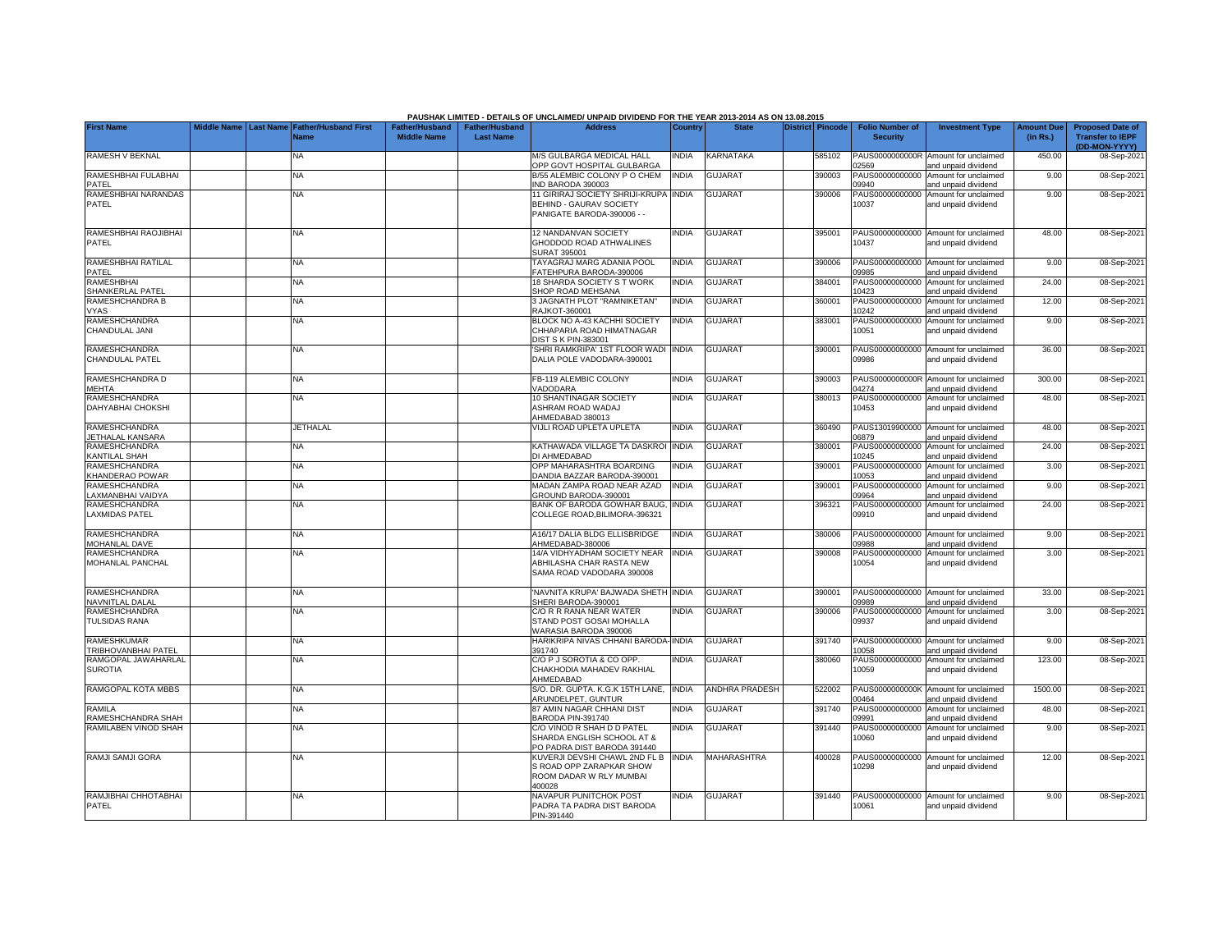PAUSHAK LIMITED - DETAILS OF UNCLAIMED/ UNPAID DIVIDEND FOR THE YEAR 2013-2014 AS ON 13.08.2015

| First Name | Middle Name | Last Name | Father/Husband First Name | Father/Husband Middle Name | Father/Husband Last Name | Address | Country | State | District | Pincode | Folio Number of Security | Investment Type | Amount Due (in Rs.) | Proposed Date of Transfer to IEPF (DD-MON-YYYY) |
|---|---|---|---|---|---|---|---|---|---|---|---|---|---|---|
| RAMESH V BEKNAL | | | NA | | | M/S GULBARGA MEDICAL HALL OPP GOVT HOSPITAL GULBARGA | INDIA | KARNATAKA | | 585102 | PAUS0000000000R02569 | Amount for unclaimed and unpaid dividend | 450.00 | 08-Sep-2021 |
| RAMESHBHAI FULABHAI PATEL | | | NA | | | B/55 ALEMBIC COLONY P O CHEM IND BARODA 390003 | INDIA | GUJARAT | | 390003 | PAUS00000000000009940 | Amount for unclaimed and unpaid dividend | 9.00 | 08-Sep-2021 |
| RAMESHBHAI NARANDAS PATEL | | | NA | | | 11 GIRIRAJ SOCIETY SHRIJI-KRUPA BEHIND - GAURAV SOCIETY PANIGATE BARODA-390006 - - | INDIA | GUJARAT | | 390006 | PAUS0000000000010037 | Amount for unclaimed and unpaid dividend | 9.00 | 08-Sep-2021 |
| RAMESHBHAI RAOJIBHAI PATEL | | | NA | | | 12 NANDANVAN SOCIETY GHODDOD ROAD ATHWALINES SURAT 395001 | INDIA | GUJARAT | | 395001 | PAUS0000000000010437 | Amount for unclaimed and unpaid dividend | 48.00 | 08-Sep-2021 |
| RAMESHBHAI RATILAL PATEL | | | NA | | | TAYAGRAJ MARG ADANIA POOL FATEHPURA BARODA-390006 | INDIA | GUJARAT | | 390006 | PAUS00000000000009985 | Amount for unclaimed and unpaid dividend | 9.00 | 08-Sep-2021 |
| RAMESHBHAI SHANKERLAL PATEL | | | NA | | | 18 SHARDA SOCIETY S T WORK SHOP ROAD MEHSANA | INDIA | GUJARAT | | 384001 | PAUS0000000000010423 | Amount for unclaimed and unpaid dividend | 24.00 | 08-Sep-2021 |
| RAMESHCHANDRA B VYAS | | | NA | | | 3 JAGNATH PLOT "RAMNIKETAN" RAJKOT-360001 | INDIA | GUJARAT | | 360001 | PAUS0000000000010242 | Amount for unclaimed and unpaid dividend | 12.00 | 08-Sep-2021 |
| RAMESHCHANDRA CHANDULAL JANI | | | NA | | | BLOCK NO A-43 KACHHI SOCIETY CHHAPARIA ROAD HIMATNAGAR DIST S K PIN-383001 | INDIA | GUJARAT | | 383001 | PAUS0000000000010051 | Amount for unclaimed and unpaid dividend | 9.00 | 08-Sep-2021 |
| RAMESHCHANDRA CHANDULAL PATEL | | | NA | | | 'SHRI RAMKRIPA' 1ST FLOOR WADI DALIA POLE VADODARA-390001 | INDIA | GUJARAT | | 390001 | PAUS00000000000009986 | Amount for unclaimed and unpaid dividend | 36.00 | 08-Sep-2021 |
| RAMESHCHANDRA D MEHTA | | | NA | | | FB-119 ALEMBIC COLONY VADODARA | INDIA | GUJARAT | | 390003 | PAUS0000000000R04274 | Amount for unclaimed and unpaid dividend | 300.00 | 08-Sep-2021 |
| RAMESHCHANDRA DAHYABHAI CHOKSHI | | | NA | | | 10 SHANTINAGAR SOCIETY ASHRAM ROAD WADAJ AHMEDABAD 380013 | INDIA | GUJARAT | | 380013 | PAUS0000000000010453 | Amount for unclaimed and unpaid dividend | 48.00 | 08-Sep-2021 |
| RAMESHCHANDRA JETHALAL KANSARA | | | JETHALAL | | | VIJLI ROAD UPLETA UPLETA | INDIA | GUJARAT | | 360490 | PAUS1301990000006879 | Amount for unclaimed and unpaid dividend | 48.00 | 08-Sep-2021 |
| RAMESHCHANDRA KANTILAL SHAH | | | NA | | | KATHAWADA VILLAGE TA DASKROI DI AHMEDABAD | INDIA | GUJARAT | | 380001 | PAUS0000000000010245 | Amount for unclaimed and unpaid dividend | 24.00 | 08-Sep-2021 |
| RAMESHCHANDRA KHANDERAO POWAR | | | NA | | | OPP MAHARASHTRA BOARDING DANDIA BAZZAR BARODA-390001 | INDIA | GUJARAT | | 390001 | PAUS0000000000010053 | Amount for unclaimed and unpaid dividend | 3.00 | 08-Sep-2021 |
| RAMESHCHANDRA LAXMANBHAI VAIDYA | | | NA | | | MADAN ZAMPA ROAD NEAR AZAD GROUND BARODA-390001 | INDIA | GUJARAT | | 390001 | PAUS00000000000009964 | Amount for unclaimed and unpaid dividend | 9.00 | 08-Sep-2021 |
| RAMESHCHANDRA LAXMIDAS PATEL | | | NA | | | BANK OF BARODA GOWHAR BAUG, COLLEGE ROAD,BILIMORA-396321 | INDIA | GUJARAT | | 396321 | PAUS00000000000009910 | Amount for unclaimed and unpaid dividend | 24.00 | 08-Sep-2021 |
| RAMESHCHANDRA MOHANLAL DAVE | | | NA | | | A16/17 DALIA BLDG ELLISBRIDGE AHMEDABAD-380006 | INDIA | GUJARAT | | 380006 | PAUS00000000000009988 | Amount for unclaimed and unpaid dividend | 9.00 | 08-Sep-2021 |
| RAMESHCHANDRA MOHANLAL PANCHAL | | | NA | | | 14/A VIDHYADHAM SOCIETY NEAR ABHILASHA CHAR RASTA NEW SAMA ROAD VADODARA 390008 | INDIA | GUJARAT | | 390008 | PAUS0000000000010054 | Amount for unclaimed and unpaid dividend | 3.00 | 08-Sep-2021 |
| RAMESHCHANDRA NAVNITLAL DALAL | | | NA | | | 'NAVNITA KRUPA' BAJWADA SHETH SHERI BARODA-390001 | INDIA | GUJARAT | | 390001 | PAUS00000000000009989 | Amount for unclaimed and unpaid dividend | 33.00 | 08-Sep-2021 |
| RAMESHCHANDRA TULSIDAS RANA | | | NA | | | C/O R R RANA NEAR WATER STAND POST GOSAI MOHALLA WARASIA BARODA 390006 | INDIA | GUJARAT | | 390006 | PAUS00000000000009937 | Amount for unclaimed and unpaid dividend | 3.00 | 08-Sep-2021 |
| RAMESHKUMAR TRIBHOVANBHAI PATEL | | | NA | | | HARIKRIPA NIVAS CHHANI BARODA-391740 | INDIA | GUJARAT | | 391740 | PAUS0000000000010058 | Amount for unclaimed and unpaid dividend | 9.00 | 08-Sep-2021 |
| RAMGOPAL JAWAHARLAL SUROTIA | | | NA | | | C/O P J SOROTIA & CO OPP. CHAKHODIA MAHADEV RAKHIAL AHMEDABAD | INDIA | GUJARAT | | 380060 | PAUS0000000000010059 | Amount for unclaimed and unpaid dividend | 123.00 | 08-Sep-2021 |
| RAMGOPAL KOTA MBBS | | | NA | | | S/O. DR. GUPTA. K.G.K 15TH LANE, ARUNDELPET, GUNTUR | INDIA | ANDHRA PRADESH | | 522002 | PAUS0000000000K00464 | Amount for unclaimed and unpaid dividend | 1500.00 | 08-Sep-2021 |
| RAMILA RAMESHCHANDRA SHAH | | | NA | | | 87 AMIN NAGAR CHHANI DIST BARODA PIN-391740 | INDIA | GUJARAT | | 391740 | PAUS00000000000009991 | Amount for unclaimed and unpaid dividend | 48.00 | 08-Sep-2021 |
| RAMILABEN VINOD SHAH | | | NA | | | C/O VINOD R SHAH D D PATEL SHARDA ENGLISH SCHOOL AT & PO PADRA DIST BARODA 391440 | INDIA | GUJARAT | | 391440 | PAUS0000000000010060 | Amount for unclaimed and unpaid dividend | 9.00 | 08-Sep-2021 |
| RAMJI SAMJI GORA | | | NA | | | KUVERJI DEVSHI CHAWL 2ND FL B S ROAD OPP ZARAPKAR SHOW ROOM DADAR W RLY MUMBAI 400028 | INDIA | MAHARASHTRA | | 400028 | PAUS0000000000010298 | Amount for unclaimed and unpaid dividend | 12.00 | 08-Sep-2021 |
| RAMJIBHAI CHHOTABHAI PATEL | | | NA | | | NAVAPUR PUNITCHOK POST PADRA TA PADRA DIST BARODA PIN-391440 | INDIA | GUJARAT | | 391440 | PAUS0000000000010061 | Amount for unclaimed and unpaid dividend | 9.00 | 08-Sep-2021 |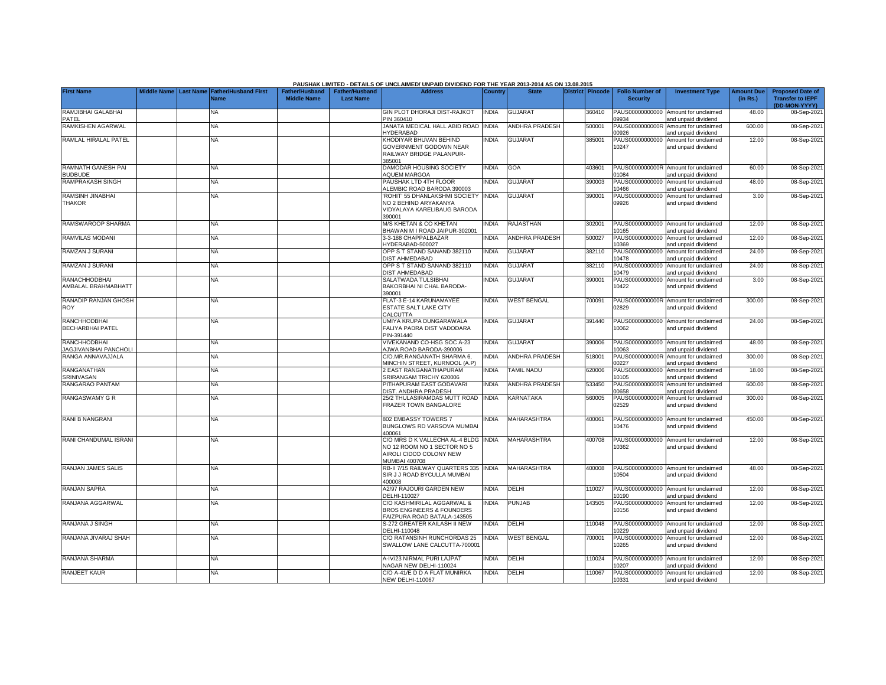PAUSHAK LIMITED - DETAILS OF UNCLAIMED/ UNPAID DIVIDEND FOR THE YEAR 2013-2014 AS ON 13.08.2015

| First Name | Middle Name | Last Name | Father/Husband First Name | Father/Husband Middle Name | Father/Husband Last Name | Address | Country | State | District | Pincode | Folio Number of Security | Investment Type | Amount Due (in Rs.) | Proposed Date of Transfer to IEPF (DD-MON-YYYY) |
|---|---|---|---|---|---|---|---|---|---|---|---|---|---|---|
| RAMJIBHAI GALABHAI PATEL | | | NA | | | GIN PLOT DHORAJI DIST-RAJKOT PIN 360410 | INDIA | GUJARAT | | 360410 | PAUS00000000000 09934 | Amount for unclaimed and unpaid dividend | 48.00 | 08-Sep-2021 |
| RAMKISHEN AGARWAL | | | NA | | | JANATA MEDICAL HALL ABID ROAD HYDERABAD | INDIA | ANDHRA PRADESH | | 500001 | PAUS0000000000R 00926 | Amount for unclaimed and unpaid dividend | 600.00 | 08-Sep-2021 |
| RAMLAL HIRALAL PATEL | | | NA | | | KHODIYAR BHUVAN BEHIND GOVERNMENT GODOWN NEAR RAILWAY BRIDGE PALANPUR-385001 | INDIA | GUJARAT | | 385001 | PAUS00000000000 10247 | Amount for unclaimed and unpaid dividend | 12.00 | 08-Sep-2021 |
| RAMNATH GANESH PAI BUDBUDE | | | NA | | | DAMODAR HOUSING SOCIETY AQUEM MARGOA | INDIA | GOA | | 403601 | PAUS0000000000R 01084 | Amount for unclaimed and unpaid dividend | 60.00 | 08-Sep-2021 |
| RAMPRAKASH SINGH | | | NA | | | PAUSHAK LTD 4TH FLOOR ALEMBIC ROAD BARODA 390003 | INDIA | GUJARAT | | 390003 | PAUS00000000000 10466 | Amount for unclaimed and unpaid dividend | 48.00 | 08-Sep-2021 |
| RAMSINH JINABHAI THAKOR | | | NA | | | 'ROHIT' 55 DHANLAKSHMI SOCIETY NO 2 BEHIND ARYAKANYA VIDYALAYA KARELIBAUG BARODA 390001 | INDIA | GUJARAT | | 390001 | PAUS00000000000 09926 | Amount for unclaimed and unpaid dividend | 3.00 | 08-Sep-2021 |
| RAMSWAROOP SHARMA | | | NA | | | M/S KHETAN & CO KHETAN BHAWAN M I ROAD JAIPUR-302001 | INDIA | RAJASTHAN | | 302001 | PAUS00000000000 10165 | Amount for unclaimed and unpaid dividend | 12.00 | 08-Sep-2021 |
| RAMVILAS MODANI | | | NA | | | 3-3-188 CHAPPALBAZAR HYDERABAD-500027 | INDIA | ANDHRA PRADESH | | 500027 | PAUS00000000000 10369 | Amount for unclaimed and unpaid dividend | 12.00 | 08-Sep-2021 |
| RAMZAN J SURANI | | | NA | | | OPP S T STAND SANAND 382110 DIST AHMEDABAD | INDIA | GUJARAT | | 382110 | PAUS00000000000 10478 | Amount for unclaimed and unpaid dividend | 24.00 | 08-Sep-2021 |
| RAMZAN J SURANI | | | NA | | | OPP S T STAND SANAND 382110 DIST AHMEDABAD | INDIA | GUJARAT | | 382110 | PAUS00000000000 10479 | Amount for unclaimed and unpaid dividend | 24.00 | 08-Sep-2021 |
| RANACHHODBHAI AMBALAL BRAHMABHATT | | | NA | | | SALATWADA TULSIBHAI BAKORBHAI NI CHAL BARODA-390001 | INDIA | GUJARAT | | 390001 | PAUS00000000000 10422 | Amount for unclaimed and unpaid dividend | 3.00 | 08-Sep-2021 |
| RANADIP RANJAN GHOSH ROY | | | NA | | | FLAT-3 E-14 KARUNAMAYEE ESTATE SALT LAKE CITY CALCUTTA | INDIA | WEST BENGAL | | 700091 | PAUS0000000000R 02829 | Amount for unclaimed and unpaid dividend | 300.00 | 08-Sep-2021 |
| RANCHHODBHAI BECHARBHAI PATEL | | | NA | | | UMIYA KRUPA DUNGARAWALA FALIYA PADRA DIST VADODARA PIN-391440 | INDIA | GUJARAT | | 391440 | PAUS00000000000 10062 | Amount for unclaimed and unpaid dividend | 24.00 | 08-Sep-2021 |
| RANCHHODBHAI JAGJIVANBHAI PANCHOLI | | | NA | | | VIVEKANAND CO-HSG SOC A-23 AJWA ROAD BARODA-390006 | INDIA | GUJARAT | | 390006 | PAUS00000000000 10063 | Amount for unclaimed and unpaid dividend | 48.00 | 08-Sep-2021 |
| RANGA ANNAVAJJALA | | | NA | | | C/O.MR.RANGANATH SHARMA 6, MINCHIN STREET, KURNOOL (A.P) | INDIA | ANDHRA PRADESH | | 518001 | PAUS0000000000R 00227 | Amount for unclaimed and unpaid dividend | 300.00 | 08-Sep-2021 |
| RANGANATHAN SRINIVASAN | | | NA | | | 2 EAST RANGANATHAPURAM SRIRANGAM TRICHY 620006 | INDIA | TAMIL NADU | | 620006 | PAUS00000000000 10105 | Amount for unclaimed and unpaid dividend | 18.00 | 08-Sep-2021 |
| RANGARAO PANTAM | | | NA | | | PITHAPURAM EAST GODAVARI DIST. ANDHRA PRADESH | INDIA | ANDHRA PRADESH | | 533450 | PAUS0000000000R 00658 | Amount for unclaimed and unpaid dividend | 600.00 | 08-Sep-2021 |
| RANGASWAMY G R | | | NA | | | 25/2 THULASIRAMDAS MUTT ROAD FRAZER TOWN BANGALORE | INDIA | KARNATAKA | | 560005 | PAUS0000000000R 02529 | Amount for unclaimed and unpaid dividend | 300.00 | 08-Sep-2021 |
| RANI B NANGRANI | | | NA | | | 802 EMBASSY TOWERS 7 BUNGLOWS RD VARSOVA MUMBAI 400061 | INDIA | MAHARASHTRA | | 400061 | PAUS00000000000 10476 | Amount for unclaimed and unpaid dividend | 450.00 | 08-Sep-2021 |
| RANI CHANDUMAL ISRANI | | | NA | | | C/O MRS D K VALLECHA AL-4 BLDG NO 12 ROOM NO 1 SECTOR NO 5 AIROLI CIDCO COLONY NEW MUMBAI 400708 | INDIA | MAHARASHTRA | | 400708 | PAUS00000000000 10362 | Amount for unclaimed and unpaid dividend | 12.00 | 08-Sep-2021 |
| RANJAN JAMES SALIS | | | NA | | | RB-II 7/15 RAILWAY QUARTERS 335 SIR J J ROAD BYCULLA MUMBAI 400008 | INDIA | MAHARASHTRA | | 400008 | PAUS00000000000 10504 | Amount for unclaimed and unpaid dividend | 48.00 | 08-Sep-2021 |
| RANJAN SAPRA | | | NA | | | A2/97 RAJOURI GARDEN NEW DELHI-110027 | INDIA | DELHI | | 110027 | PAUS00000000000 10190 | Amount for unclaimed and unpaid dividend | 12.00 | 08-Sep-2021 |
| RANJANA AGGARWAL | | | NA | | | C/O KASHMIRILAL AGGARWAL & BROS ENGINEERS & FOUNDERS FAIZPURA ROAD BATALA-143505 | INDIA | PUNJAB | | 143505 | PAUS00000000000 10156 | Amount for unclaimed and unpaid dividend | 12.00 | 08-Sep-2021 |
| RANJANA J SINGH | | | NA | | | S-272 GREATER KAILASH II NEW DELHI-110048 | INDIA | DELHI | | 110048 | PAUS00000000000 10229 | Amount for unclaimed and unpaid dividend | 12.00 | 08-Sep-2021 |
| RANJANA JIVARAJ SHAH | | | NA | | | C/O RATANSINH RUNCHORDAS 25 SWALLOW LANE CALCUTTA-700001 | INDIA | WEST BENGAL | | 700001 | PAUS00000000000 10265 | Amount for unclaimed and unpaid dividend | 12.00 | 08-Sep-2021 |
| RANJANA SHARMA | | | NA | | | A-IV/23 NIRMAL PURI LAJPAT NAGAR NEW DELHI-110024 | INDIA | DELHI | | 110024 | PAUS00000000000 10207 | Amount for unclaimed and unpaid dividend | 12.00 | 08-Sep-2021 |
| RANJEET KAUR | | | NA | | | C/O A-41/E D D A FLAT MUNIRKA NEW DELHI-110067 | INDIA | DELHI | | 110067 | PAUS00000000000 10331 | Amount for unclaimed and unpaid dividend | 12.00 | 08-Sep-2021 |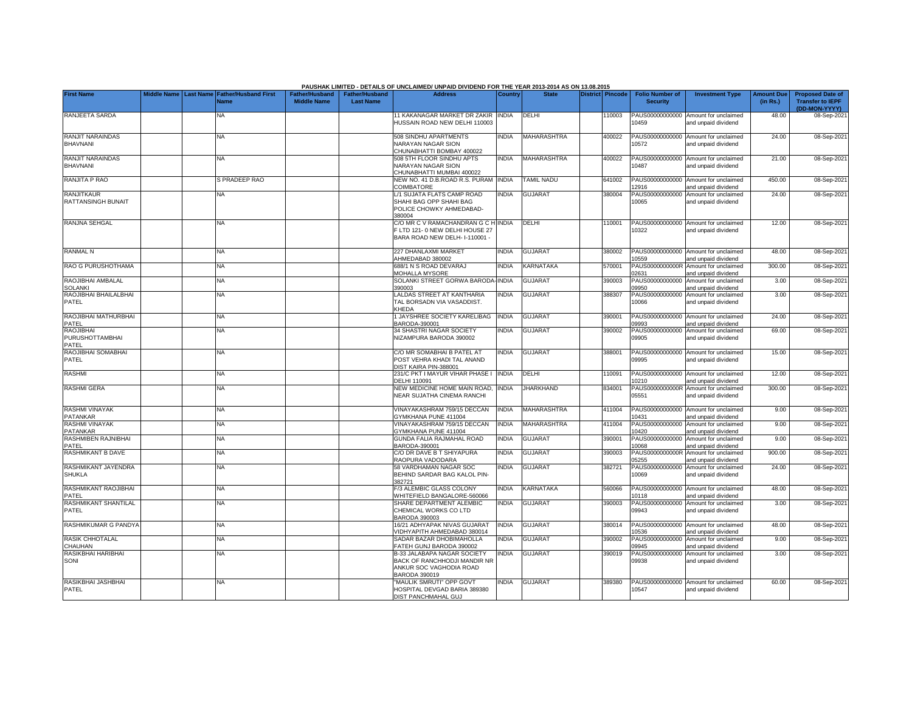PAUSHAK LIMITED - DETAILS OF UNCLAIMED/ UNPAID DIVIDEND FOR THE YEAR 2013-2014 AS ON 13.08.2015

| First Name | Middle Name | Last Name | Father/Husband First Name | Father/Husband Middle Name | Father/Husband Last Name | Address | Country | State | District | Pincode | Folio Number of Security | Investment Type | Amount Due (in Rs.) | Proposed Date of Transfer to IEPF (DD-MON-YYYY) |
|---|---|---|---|---|---|---|---|---|---|---|---|---|---|---|
| RANJEETA SARDA | | | NA | | | 11 KAKANAGAR MARKET DR ZAKIR HUSSAIN ROAD NEW DELHI 110003 | INDIA | DELHI | | 110003 | PAUS00000000000 10459 | Amount for unclaimed and unpaid dividend | 48.00 | 08-Sep-2021 |
| RANJIT NARAINDAS BHAVNANI | | | NA | | | 508 SINDHU APARTMENTS NARAYAN NAGAR SION CHUNABHATTI BOMBAY 400022 | INDIA | MAHARASHTRA | | 400022 | PAUS00000000000 10572 | Amount for unclaimed and unpaid dividend | 24.00 | 08-Sep-2021 |
| RANJIT NARAINDAS BHAVNANI | | | NA | | | 508 5TH FLOOR SINDHU APTS NARAYAN NAGAR SION CHUNABHATTI MUMBAI 400022 | INDIA | MAHARASHTRA | | 400022 | PAUS00000000000 10487 | Amount for unclaimed and unpaid dividend | 21.00 | 08-Sep-2021 |
| RANJITA P RAO | | | S PRADEEP RAO | | | NEW NO. 41 D.B.ROAD R.S. PURAM COIMBATORE | INDIA | TAMIL NADU | | 641002 | PAUS00000000000 12916 | Amount for unclaimed and unpaid dividend | 450.00 | 08-Sep-2021 |
| RANJITKAUR RATTANSINGH BUNAIT | | | NA | | | L/1 SUJATA FLATS CAMP ROAD SHAHI BAG OPP SHAHI BAG POLICE CHOWKY AHMEDABAD-380004 | INDIA | GUJARAT | | 380004 | PAUS00000000000 10065 | Amount for unclaimed and unpaid dividend | 24.00 | 08-Sep-2021 |
| RANJNA SEHGAL | | | NA | | | C/O MR C V RAMACHANDRAN G C H F LTD 121- 0 NEW DELHI HOUSE 27 BARA ROAD NEW DELH- I-110001 - | INDIA | DELHI | | 110001 | PAUS00000000000 10322 | Amount for unclaimed and unpaid dividend | 12.00 | 08-Sep-2021 |
| RANMAL N | | | NA | | | 227 DHANLAXMI MARKET AHMEDABAD 380002 | INDIA | GUJARAT | | 380002 | PAUS00000000000 10559 | Amount for unclaimed and unpaid dividend | 48.00 | 08-Sep-2021 |
| RAO G PURUSHOTHAMA | | | NA | | | 688/1 N S ROAD DEVARAJ MOHALLA MYSORE | INDIA | KARNATAKA | | 570001 | PAUS0000000000R 02631 | Amount for unclaimed and unpaid dividend | 300.00 | 08-Sep-2021 |
| RAOJIBHAI AMBALAL SOLANKI | | | NA | | | SOLANKI STREET GORWA BARODA-390003 | INDIA | GUJARAT | | 390003 | PAUS00000000000 09950 | Amount for unclaimed and unpaid dividend | 3.00 | 08-Sep-2021 |
| RAOJIBHAI BHAILALBHAI PATEL | | | NA | | | LALDAS STREET AT KANTHARIA TAL BORSADN VIA VASADDIST. KHEDA | INDIA | GUJARAT | | 388307 | PAUS00000000000 10066 | Amount for unclaimed and unpaid dividend | 3.00 | 08-Sep-2021 |
| RAOJIBHAI MATHURBHAI PATEL | | | NA | | | 1 JAYSHREE SOCIETY KARELIBAG BARODA-390001 | INDIA | GUJARAT | | 390001 | PAUS00000000000 09993 | Amount for unclaimed and unpaid dividend | 24.00 | 08-Sep-2021 |
| RAOJIBHAI PURUSHOTTAMBHAI PATEL | | | NA | | | 34 SHASTRI NAGAR SOCIETY NIZAMPURA BARODA 390002 | INDIA | GUJARAT | | 390002 | PAUS00000000000 09905 | Amount for unclaimed and unpaid dividend | 69.00 | 08-Sep-2021 |
| RAOJIBHAI SOMABHAI PATEL | | | NA | | | C/O MR SOMABHAI B PATEL AT POST VEHRA KHADI TAL ANAND DIST KAIRA PIN-388001 | INDIA | GUJARAT | | 388001 | PAUS00000000000 09995 | Amount for unclaimed and unpaid dividend | 15.00 | 08-Sep-2021 |
| RASHMI | | | NA | | | 231/C PKT I MAYUR VIHAR PHASE I DELHI 110091 | INDIA | DELHI | | 110091 | PAUS00000000000 10210 | Amount for unclaimed and unpaid dividend | 12.00 | 08-Sep-2021 |
| RASHMI GERA | | | NA | | | NEW MEDICINE HOME MAIN ROAD, NEAR SUJATHA CINEMA RANCHI | INDIA | JHARKHAND | | 834001 | PAUS0000000000R 05551 | Amount for unclaimed and unpaid dividend | 300.00 | 08-Sep-2021 |
| RASHMI VINAYAK PATANKAR | | | NA | | | VINAYAKASHRAM 759/15 DECCAN GYMKHANA PUNE 411004 | INDIA | MAHARASHTRA | | 411004 | PAUS00000000000 10431 | Amount for unclaimed and unpaid dividend | 9.00 | 08-Sep-2021 |
| RASHMI VINAYAK PATANKAR | | | NA | | | VINAYAKASHRAM 759/15 DECCAN GYMKHANA PUNE 411004 | INDIA | MAHARASHTRA | | 411004 | PAUS00000000000 10420 | Amount for unclaimed and unpaid dividend | 9.00 | 08-Sep-2021 |
| RASHMIBEN RAJNIBHAI PATEL | | | NA | | | GUNDA FALIA RAJMAHAL ROAD BARODA-390001 | INDIA | GUJARAT | | 390001 | PAUS00000000000 10068 | Amount for unclaimed and unpaid dividend | 9.00 | 08-Sep-2021 |
| RASHMIKANT B DAVE | | | NA | | | C/O DR DAVE B T SHIYAPURA RAOPURA VADODARA | INDIA | GUJARAT | | 390003 | PAUS0000000000R 05255 | Amount for unclaimed and unpaid dividend | 900.00 | 08-Sep-2021 |
| RASHMIKANT JAYENDRA SHUKLA | | | NA | | | 58 VARDHAMAN NAGAR SOC BEHIND SARDAR BAG KALOL PIN-382721 | INDIA | GUJARAT | | 382721 | PAUS00000000000 10069 | Amount for unclaimed and unpaid dividend | 24.00 | 08-Sep-2021 |
| RASHMIKANT RAOJIBHAI PATEL | | | NA | | | F/3 ALEMBIC GLASS COLONY WHITEFIELD BANGALORE-560066 | INDIA | KARNATAKA | | 560066 | PAUS00000000000 10118 | Amount for unclaimed and unpaid dividend | 48.00 | 08-Sep-2021 |
| RASHMIKANT SHANTILAL PATEL | | | NA | | | SHARE DEPARTMENT ALEMBIC CHEMICAL WORKS CO LTD BARODA 390003 | INDIA | GUJARAT | | 390003 | PAUS00000000000 09943 | Amount for unclaimed and unpaid dividend | 3.00 | 08-Sep-2021 |
| RASHMIKUMAR G PANDYA | | | NA | | | 16/21 ADHYAPAK NIVAS GUJARAT VIDHYAPITH AHMEDABAD 380014 | INDIA | GUJARAT | | 380014 | PAUS00000000000 10536 | Amount for unclaimed and unpaid dividend | 48.00 | 08-Sep-2021 |
| RASIK CHHOTALAL CHAUHAN | | | NA | | | SADAR BAZAR DHOBIMAHOLLA FATEH GUNJ BARODA 390002 | INDIA | GUJARAT | | 390002 | PAUS00000000000 09945 | Amount for unclaimed and unpaid dividend | 9.00 | 08-Sep-2021 |
| RASIKBHAI HARIBHAI SONI | | | NA | | | B-33 JALABAPA NAGAR SOCIETY BACK OF RANCHHODJI MANDIR NR ANKUR SOC VAGHODIA ROAD BARODA 390019 | INDIA | GUJARAT | | 390019 | PAUS00000000000 09938 | Amount for unclaimed and unpaid dividend | 3.00 | 08-Sep-2021 |
| RASIKBHAI JASHBHAI PATEL | | | NA | | | "MAULIK SMRUTI" OPP GOVT HOSPITAL DEVGAD BARIA 389380 DIST PANCHMAHAL GUJ | INDIA | GUJARAT | | 389380 | PAUS00000000000 10547 | Amount for unclaimed and unpaid dividend | 60.00 | 08-Sep-2021 |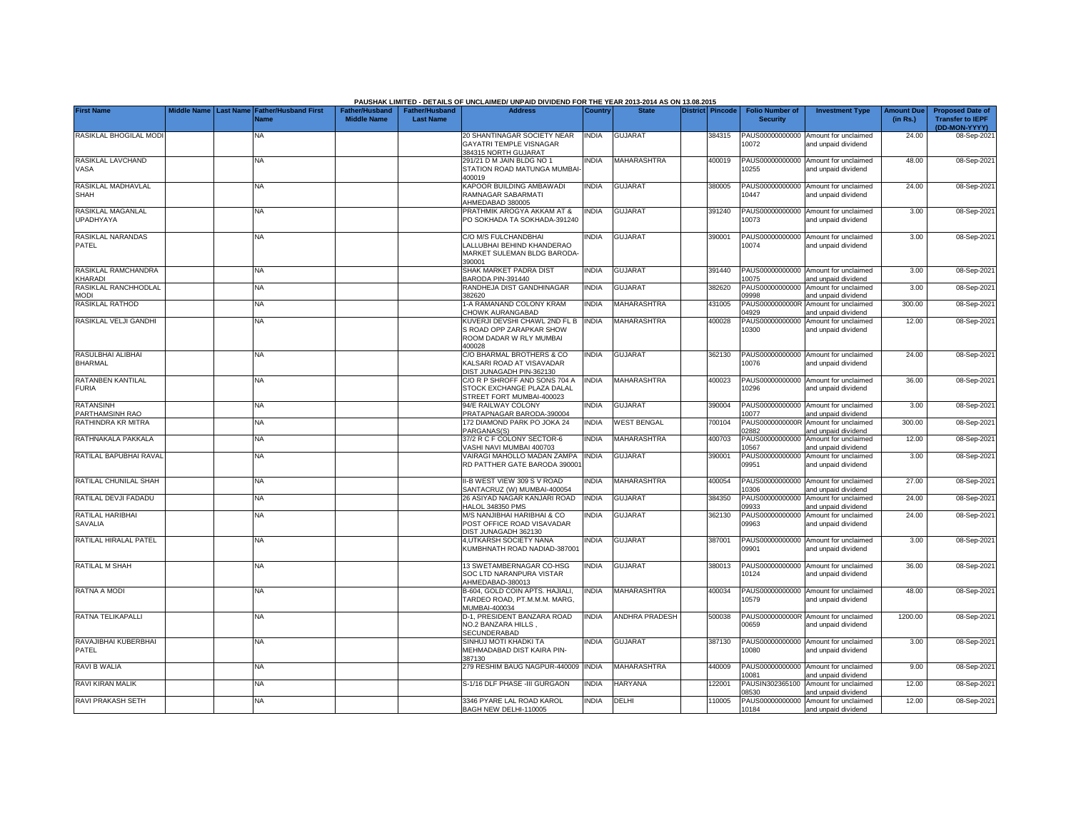PAUSHAK LIMITED - DETAILS OF UNCLAIMED/ UNPAID DIVIDEND FOR THE YEAR 2013-2014 AS ON 13.08.2015

| First Name | Middle Name | Last Name | Father/Husband First Name | Father/Husband Middle Name | Father/Husband Last Name | Address | Country | State | District | Pincode | Folio Number of Security | Investment Type | Amount Due (in Rs.) | Proposed Date of Transfer to IEPF (DD-MON-YYYY) |
|---|---|---|---|---|---|---|---|---|---|---|---|---|---|---|
| RASIKLAL BHOGILAL MODI | | | NA | | | 20 SHANTINAGAR SOCIETY NEAR GAYATRI TEMPLE VISNAGAR 384315 NORTH GUJARAT | INDIA | GUJARAT | | 384315 | PAUS00000000000 10072 | Amount for unclaimed and unpaid dividend | 24.00 | 08-Sep-2021 |
| RASIKLAL LAVCHAND VASA | | | NA | | | 291/21 D M JAIN BLDG NO 1 STATION ROAD MATUNGA MUMBAI-400019 | INDIA | MAHARASHTRA | | 400019 | PAUS00000000000 10255 | Amount for unclaimed and unpaid dividend | 48.00 | 08-Sep-2021 |
| RASIKLAL MADHAVLAL SHAH | | | NA | | | KAPOOR BUILDING AMBAWADI RAMNAGAR SABARMATI AHMEDABAD 380005 | INDIA | GUJARAT | | 380005 | PAUS00000000000 10447 | Amount for unclaimed and unpaid dividend | 24.00 | 08-Sep-2021 |
| RASIKLAL MAGANLAL UPADHYAYA | | | NA | | | PRATHMIK AROGYA AKKAM AT & PO SOKHADA TA SOKHADA-391240 | INDIA | GUJARAT | | 391240 | PAUS00000000000 10073 | Amount for unclaimed and unpaid dividend | 3.00 | 08-Sep-2021 |
| RASIKLAL NARANDAS PATEL | | | NA | | | C/O M/S FULCHANDBHAI LALLUBHAI BEHIND KHANDERAO MARKET SULEMAN BLDG BARODA-390001 | INDIA | GUJARAT | | 390001 | PAUS00000000000 10074 | Amount for unclaimed and unpaid dividend | 3.00 | 08-Sep-2021 |
| RASIKLAL RAMCHANDRA KHARADI | | | NA | | | SHAK MARKET PADRA DIST BARODA PIN-391440 | INDIA | GUJARAT | | 391440 | PAUS00000000000 10075 | Amount for unclaimed and unpaid dividend | 3.00 | 08-Sep-2021 |
| RASIKLAL RANCHHODLAL MODI | | | NA | | | RANDHEJA DIST GANDHINAGAR 382620 | INDIA | GUJARAT | | 382620 | PAUS00000000000 09998 | Amount for unclaimed and unpaid dividend | 3.00 | 08-Sep-2021 |
| RASIKLAL RATHOD | | | NA | | | 1-A RAMANAND COLONY KRAM CHOWK AURANGABAD | INDIA | MAHARASHTRA | | 431005 | PAUS0000000000R 04929 | Amount for unclaimed and unpaid dividend | 300.00 | 08-Sep-2021 |
| RASIKLAL VELJI GANDHI | | | NA | | | KUVERJI DEVSHI CHAWL 2ND FL B S ROAD OPP ZARAPKAR SHOW ROOM DADAR W RLY MUMBAI 400028 | INDIA | MAHARASHTRA | | 400028 | PAUS00000000000 10300 | Amount for unclaimed and unpaid dividend | 12.00 | 08-Sep-2021 |
| RASULBHAI ALIBHAI BHARMAL | | | NA | | | C/O BHARMAL BROTHERS & CO KALSARI ROAD AT VISAVADAR DIST JUNAGADH PIN-362130 | INDIA | GUJARAT | | 362130 | PAUS00000000000 10076 | Amount for unclaimed and unpaid dividend | 24.00 | 08-Sep-2021 |
| RATANBEN KANTILAL FURIA | | | NA | | | C/O R P SHROFF AND SONS 704 A STOCK EXCHANGE PLAZA DALAL STREET FORT MUMBAI-400023 | INDIA | MAHARASHTRA | | 400023 | PAUS00000000000 10296 | Amount for unclaimed and unpaid dividend | 36.00 | 08-Sep-2021 |
| RATANSINH PARTHAMSINH RAO | | | NA | | | 94/E RAILWAY COLONY PRATAPNAGAR BARODA-390004 | INDIA | GUJARAT | | 390004 | PAUS00000000000 10077 | Amount for unclaimed and unpaid dividend | 3.00 | 08-Sep-2021 |
| RATHINDRA KR MITRA | | | NA | | | 172 DIAMOND PARK PO JOKA 24 PARGANAS(S) | INDIA | WEST BENGAL | | 700104 | PAUS0000000000R 02882 | Amount for unclaimed and unpaid dividend | 300.00 | 08-Sep-2021 |
| RATHNAKALA PAKKALA | | | NA | | | 37/2 R C F COLONY SECTOR-6 VASHI NAVI MUMBAI 400703 | INDIA | MAHARASHTRA | | 400703 | PAUS00000000000 10567 | Amount for unclaimed and unpaid dividend | 12.00 | 08-Sep-2021 |
| RATILAL BAPUBHAI RAVAL | | | NA | | | VAIRAGI MAHOLLO MADAN ZAMPA RD PATTHER GATE BARODA 390001 | INDIA | GUJARAT | | 390001 | PAUS00000000000 09951 | Amount for unclaimed and unpaid dividend | 3.00 | 08-Sep-2021 |
| RATILAL CHUNILAL SHAH | | | NA | | | II-B WEST VIEW 309 S V ROAD SANTACRUZ (W) MUMBAI-400054 | INDIA | MAHARASHTRA | | 400054 | PAUS00000000000 10306 | Amount for unclaimed and unpaid dividend | 27.00 | 08-Sep-2021 |
| RATILAL DEVJI FADADU | | | NA | | | 26 ASIYAD NAGAR KANJARI ROAD HALOL 348350 PMS | INDIA | GUJARAT | | 384350 | PAUS00000000000 09933 | Amount for unclaimed and unpaid dividend | 24.00 | 08-Sep-2021 |
| RATILAL HARIBHAI SAVALIA | | | NA | | | M/S NANJIBHAI HARIBHAI & CO POST OFFICE ROAD VISAVADAR DIST JUNAGADH 362130 | INDIA | GUJARAT | | 362130 | PAUS00000000000 09963 | Amount for unclaimed and unpaid dividend | 24.00 | 08-Sep-2021 |
| RATILAL HIRALAL PATEL | | | NA | | | 4,UTKARSH SOCIETY NANA KUMBHNATH ROAD NADIAD-387001 | INDIA | GUJARAT | | 387001 | PAUS00000000000 09901 | Amount for unclaimed and unpaid dividend | 3.00 | 08-Sep-2021 |
| RATILAL M SHAH | | | NA | | | 13 SWETAMBERNAGAR CO-HSG SOC LTD NARANPURA VISTAR AHMEDABAD-380013 | INDIA | GUJARAT | | 380013 | PAUS00000000000 10124 | Amount for unclaimed and unpaid dividend | 36.00 | 08-Sep-2021 |
| RATNA A MODI | | | NA | | | B-604, GOLD COIN APTS. HAJIALI, TARDEO ROAD, PT.M.M.M. MARG, MUMBAI-400034 | INDIA | MAHARASHTRA | | 400034 | PAUS00000000000 10579 | Amount for unclaimed and unpaid dividend | 48.00 | 08-Sep-2021 |
| RATNA TELIKAPALLI | | | NA | | | D-1, PRESIDENT BANZARA ROAD NO.2 BANZARA HILLS , SECUNDERABAD | INDIA | ANDHRA PRADESH | | 500038 | PAUS0000000000R 00659 | Amount for unclaimed and unpaid dividend | 1200.00 | 08-Sep-2021 |
| RAVAJIBHAI KUBERBHAI PATEL | | | NA | | | SINHUJ MOTI KHADKI TA MEHMADABAD DIST KAIRA PIN-387130 | INDIA | GUJARAT | | 387130 | PAUS00000000000 10080 | Amount for unclaimed and unpaid dividend | 3.00 | 08-Sep-2021 |
| RAVI B WALIA | | | NA | | | 279 RESHIM BAUG NAGPUR-440009 | INDIA | MAHARASHTRA | | 440009 | PAUS00000000000 10081 | Amount for unclaimed and unpaid dividend | 9.00 | 08-Sep-2021 |
| RAVI KIRAN MALIK | | | NA | | | S-1/16 DLF PHASE -III GURGAON | INDIA | HARYANA | | 122001 | PAUSIN302365100 08530 | Amount for unclaimed and unpaid dividend | 12.00 | 08-Sep-2021 |
| RAVI PRAKASH SETH | | | NA | | | 3346 PYARE LAL ROAD KAROL BAGH NEW DELHI-110005 | INDIA | DELHI | | 110005 | PAUS00000000000 10184 | Amount for unclaimed and unpaid dividend | 12.00 | 08-Sep-2021 |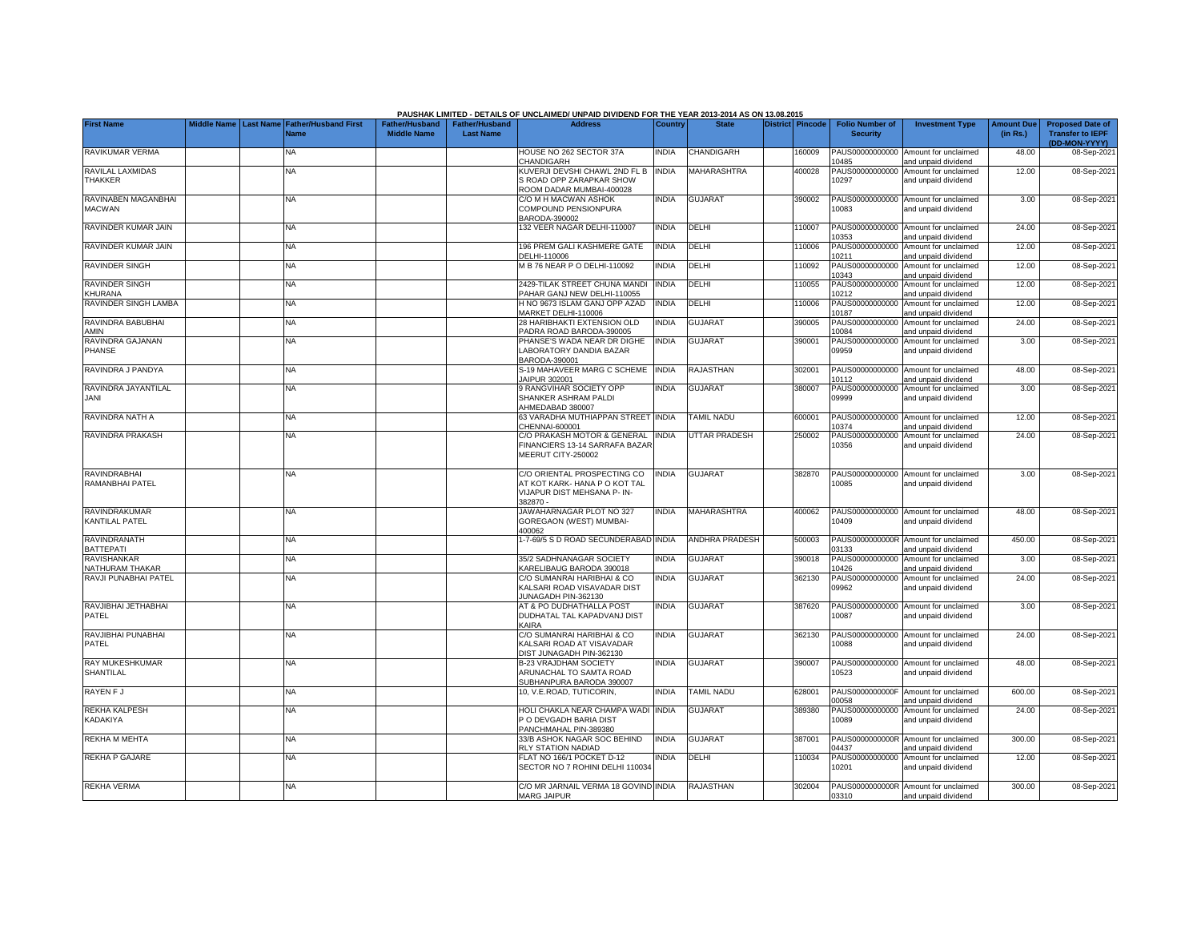PAUSHAK LIMITED - DETAILS OF UNCLAIMED/ UNPAID DIVIDEND FOR THE YEAR 2013-2014 AS ON 13.08.2015

| First Name | Middle Name | Last Name | Father/Husband First Name | Father/Husband Middle Name | Father/Husband Last Name | Address | Country | State | District | Pincode | Folio Number of Security | Investment Type | Amount Due (in Rs.) | Proposed Date of Transfer to IEPF (DD-MON-YYYY) |
|---|---|---|---|---|---|---|---|---|---|---|---|---|---|---|
| RAVIKUMAR VERMA | | | NA | | | HOUSE NO 262 SECTOR 37A CHANDIGARH | INDIA | CHANDIGARH | | 160009 | PAUS00000000000010485 | Amount for unclaimed and unpaid dividend | 48.00 | 08-Sep-2021 |
| RAVILAL LAXMIDAS THAKKER | | | NA | | | KUVERJI DEVSHI CHAWL 2ND FL B S ROAD OPP ZARAPKAR SHOW ROOM DADAR MUMBAI-400028 | INDIA | MAHARASHTRA | | 400028 | PAUS00000000000010297 | Amount for unclaimed and unpaid dividend | 12.00 | 08-Sep-2021 |
| RAVINABEN MAGANBHAI MACWAN | | | NA | | | C/O M H MACWAN ASHOK COMPOUND PENSIONPURA BARODA-390002 | INDIA | GUJARAT | | 390002 | PAUS00000000000010083 | Amount for unclaimed and unpaid dividend | 3.00 | 08-Sep-2021 |
| RAVINDER KUMAR JAIN | | | NA | | | 132 VEER NAGAR DELHI-110007 | INDIA | DELHI | | 110007 | PAUS00000000000010353 | Amount for unclaimed and unpaid dividend | 24.00 | 08-Sep-2021 |
| RAVINDER KUMAR JAIN | | | NA | | | 196 PREM GALI KASHMERE GATE DELHI-110006 | INDIA | DELHI | | 110006 | PAUS00000000000010211 | Amount for unclaimed and unpaid dividend | 12.00 | 08-Sep-2021 |
| RAVINDER SINGH | | | NA | | | M B 76 NEAR P O DELHI-110092 | INDIA | DELHI | | 110092 | PAUS00000000000010343 | Amount for unclaimed and unpaid dividend | 12.00 | 08-Sep-2021 |
| RAVINDER SINGH KHURANA | | | NA | | | 2429-TILAK STREET CHUNA MANDI PAHAR GANJ NEW DELHI-110055 | INDIA | DELHI | | 110055 | PAUS00000000000010212 | Amount for unclaimed and unpaid dividend | 12.00 | 08-Sep-2021 |
| RAVINDER SINGH LAMBA | | | NA | | | H NO 9673 ISLAM GANJ OPP AZAD MARKET DELHI-110006 | INDIA | DELHI | | 110006 | PAUS00000000000010187 | Amount for unclaimed and unpaid dividend | 12.00 | 08-Sep-2021 |
| RAVINDRA BABUBHAI AMIN | | | NA | | | 28 HARIBHAKTI EXTENSION OLD PADRA ROAD BARODA-390005 | INDIA | GUJARAT | | 390005 | PAUS00000000000010084 | Amount for unclaimed and unpaid dividend | 24.00 | 08-Sep-2021 |
| RAVINDRA GAJANAN PHANSE | | | NA | | | PHANSE'S WADA NEAR DR DIGHE LABORATORY DANDIA BAZAR BARODA-390001 | INDIA | GUJARAT | | 390001 | PAUS00000000000009959 | Amount for unclaimed and unpaid dividend | 3.00 | 08-Sep-2021 |
| RAVINDRA J PANDYA | | | NA | | | S-19 MAHAVEER MARG C SCHEME JAIPUR 302001 | INDIA | RAJASTHAN | | 302001 | PAUS00000000000010112 | Amount for unclaimed and unpaid dividend | 48.00 | 08-Sep-2021 |
| RAVINDRA JAYANTILAL JANI | | | NA | | | 9 RANGVIHAR SOCIETY OPP SHANKER ASHRAM PALDI AHMEDABAD 380007 | INDIA | GUJARAT | | 380007 | PAUS00000000000009999 | Amount for unclaimed and unpaid dividend | 3.00 | 08-Sep-2021 |
| RAVINDRA NATH A | | | NA | | | 63 VARADHA MUTHIAPPAN STREET CHENNAI-600001 | INDIA | TAMIL NADU | | 600001 | PAUS00000000000010374 | Amount for unclaimed and unpaid dividend | 12.00 | 08-Sep-2021 |
| RAVINDRA PRAKASH | | | NA | | | C/O PRAKASH MOTOR & GENERAL FINANCIERS 13-14 SARRAFA BAZAR MEERUT CITY-250002 | INDIA | UTTAR PRADESH | | 250002 | PAUS00000000000010356 | Amount for unclaimed and unpaid dividend | 24.00 | 08-Sep-2021 |
| RAVINDRABHAI RAMANBHAI PATEL | | | NA | | | C/O ORIENTAL PROSPECTING CO AT KOT KARK- HANA P O KOT TAL VIJAPUR DIST MEHSANA P- IN-382870 - | INDIA | GUJARAT | | 382870 | PAUS00000000000010085 | Amount for unclaimed and unpaid dividend | 3.00 | 08-Sep-2021 |
| RAVINDRAKUMAR KANTILAL PATEL | | | NA | | | JAWAHARNAGAR PLOT NO 327 GOREGAON (WEST) MUMBAI-400062 | INDIA | MAHARASHTRA | | 400062 | PAUS00000000000010409 | Amount for unclaimed and unpaid dividend | 48.00 | 08-Sep-2021 |
| RAVINDRANATH BATTEPATI | | | NA | | | 1-7-69/5 S D ROAD SECUNDERABAD | INDIA | ANDHRA PRADESH | | 500003 | PAUS0000000000R03133 | Amount for unclaimed and unpaid dividend | 450.00 | 08-Sep-2021 |
| RAVISHANKAR NATHURAM THAKAR | | | NA | | | 35/2 SADHNANAGAR SOCIETY KARELIBAUG BARODA 390018 | INDIA | GUJARAT | | 390018 | PAUS00000000000010426 | Amount for unclaimed and unpaid dividend | 3.00 | 08-Sep-2021 |
| RAVJI PUNABHAI PATEL | | | NA | | | C/O SUMANRAI HARIBHAI & CO KALSARI ROAD VISAVADAR DIST JUNAGADH PIN-362130 | INDIA | GUJARAT | | 362130 | PAUS00000000000009962 | Amount for unclaimed and unpaid dividend | 24.00 | 08-Sep-2021 |
| RAVJIBHAI JETHABHAI PATEL | | | NA | | | AT & PO DUDHATHALLA POST DUDHATAL TAL KAPADVANJ DIST KAIRA | INDIA | GUJARAT | | 387620 | PAUS00000000000010087 | Amount for unclaimed and unpaid dividend | 3.00 | 08-Sep-2021 |
| RAVJIBHAI PUNABHAI PATEL | | | NA | | | C/O SUMANRAI HARIBHAI & CO KALSARI ROAD AT VISAVADAR DIST JUNAGADH PIN-362130 | INDIA | GUJARAT | | 362130 | PAUS00000000000010088 | Amount for unclaimed and unpaid dividend | 24.00 | 08-Sep-2021 |
| RAY MUKESHKUMAR SHANTILAL | | | NA | | | B-23 VRAJDHAM SOCIETY ARUNACHAL TO SAMTA ROAD SUBHANPURA BARODA 390007 | INDIA | GUJARAT | | 390007 | PAUS00000000000010523 | Amount for unclaimed and unpaid dividend | 48.00 | 08-Sep-2021 |
| RAYEN F J | | | NA | | | 10, V.E.ROAD, TUTICORIN, | INDIA | TAMIL NADU | | 628001 | PAUS0000000000F00058 | Amount for unclaimed and unpaid dividend | 600.00 | 08-Sep-2021 |
| REKHA KALPESH KADAKIYA | | | NA | | | HOLI CHAKLA NEAR CHAMPA WADI P O DEVGADH BARIA DIST PANCHMAHAL PIN-389380 | INDIA | GUJARAT | | 389380 | PAUS00000000000010089 | Amount for unclaimed and unpaid dividend | 24.00 | 08-Sep-2021 |
| REKHA M MEHTA | | | NA | | | 33/B ASHOK NAGAR SOC BEHIND RLY STATION NADIAD | INDIA | GUJARAT | | 387001 | PAUS0000000000R04437 | Amount for unclaimed and unpaid dividend | 300.00 | 08-Sep-2021 |
| REKHA P GAJARE | | | NA | | | FLAT NO 166/1 POCKET D-12 SECTOR NO 7 ROHINI DELHI 110034 | INDIA | DELHI | | 110034 | PAUS00000000000010201 | Amount for unclaimed and unpaid dividend | 12.00 | 08-Sep-2021 |
| REKHA VERMA | | | NA | | | C/O MR JARNAIL VERMA 18 GOVIND MARG JAIPUR | INDIA | RAJASTHAN | | 302004 | PAUS0000000000R03310 | Amount for unclaimed and unpaid dividend | 300.00 | 08-Sep-2021 |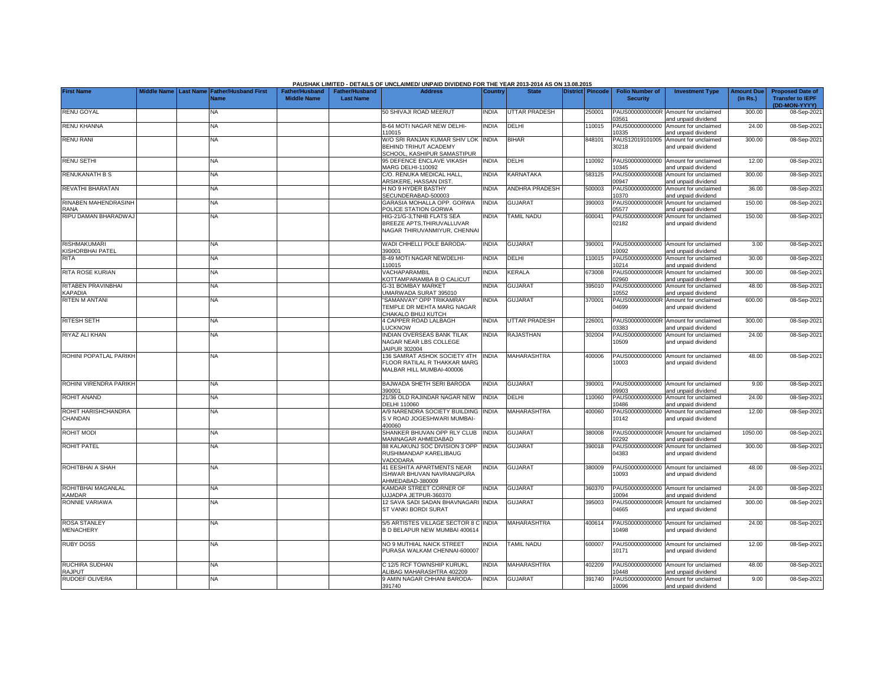**PAUSHAK LIMITED - DETAILS OF UNCLAIMED/ UNPAID DIVIDEND FOR THE YEAR 2013-2014 AS ON 13.08.2015**

| First Name | Middle Name | Last Name | Father/Husband First Name | Father/Husband Middle Name | Father/Husband Last Name | Address | Country | State | District | Pincode | Folio Number of Security | Investment Type | Amount Due (in Rs.) | Proposed Date of Transfer to IEPF (DD-MON-YYYY) |
|---|---|---|---|---|---|---|---|---|---|---|---|---|---|---|
| RENU GOYAL | | | NA | | | 50 SHIVAJI ROAD MEERUT | INDIA | UTTAR PRADESH | | 250001 | PAUS0000000000R03561 | Amount for unclaimed and unpaid dividend | 300.00 | 08-Sep-2021 |
| RENU KHANNA | | | NA | | | B-64 MOTI NAGAR NEW DELHI-110015 | INDIA | DELHI | | 110015 | PAUS00000000000010335 | Amount for unclaimed and unpaid dividend | 24.00 | 08-Sep-2021 |
| RENU RANI | | | NA | | | W/O SRI RANJAN KUMAR SHIV LOK BEHIND TRIHUT ACADEMY SCHOOL, KASHIPUR SAMASTIPUR | INDIA | BIHAR | | 848101 | PAUS1201910100530218 | Amount for unclaimed and unpaid dividend | 300.00 | 08-Sep-2021 |
| RENU SETHI | | | NA | | | 95 DEFENCE ENCLAVE VIKASH MARG DELHI-110092 | INDIA | DELHI | | 110092 | PAUS00000000000010345 | Amount for unclaimed and unpaid dividend | 12.00 | 08-Sep-2021 |
| RENUKANATH B S | | | NA | | | C/O. RENUKA MEDICAL HALL, ARSIKERE, HASSAN DIST. | INDIA | KARNATAKA | | 583125 | PAUS0000000000B00947 | Amount for unclaimed and unpaid dividend | 300.00 | 08-Sep-2021 |
| REVATHI BHARATAN | | | NA | | | H NO 9 HYDER BASTHY SECUNDERABAD-500003 | INDIA | ANDHRA PRADESH | | 500003 | PAUS00000000000010370 | Amount for unclaimed and unpaid dividend | 36.00 | 08-Sep-2021 |
| RINABEN MAHENDRASINH RANA | | | NA | | | GARASIA MOHALLA OPP. GORWA POLICE STATION GORWA | INDIA | GUJARAT | | 390003 | PAUS0000000000R05577 | Amount for unclaimed and unpaid dividend | 150.00 | 08-Sep-2021 |
| RIPU DAMAN BHARADWAJ | | | NA | | | HIG-21/G-3,TNHB FLATS SEA BREEZE APTS,THIRUVALLUVAR NAGAR THIRUVANMIYUR, CHENNAI | INDIA | TAMIL NADU | | 600041 | PAUS0000000000R02182 | Amount for unclaimed and unpaid dividend | 150.00 | 08-Sep-2021 |
| RISHMAKUMARI KISHORBHAI PATEL | | | NA | | | WADI CHHELLI POLE BARODA-390001 | INDIA | GUJARAT | | 390001 | PAUS00000000000010092 | Amount for unclaimed and unpaid dividend | 3.00 | 08-Sep-2021 |
| RITA | | | NA | | | B-49 MOTI NAGAR NEWDELHI-110015 | INDIA | DELHI | | 110015 | PAUS00000000000010214 | Amount for unclaimed and unpaid dividend | 30.00 | 08-Sep-2021 |
| RITA ROSE KURIAN | | | NA | | | VACHAPARAMBIL KOTTAMPARAMBA B O CALICUT | INDIA | KERALA | | 673008 | PAUS0000000000R02960 | Amount for unclaimed and unpaid dividend | 300.00 | 08-Sep-2021 |
| RITABEN PRAVINBHAI KAPADIA | | | NA | | | G-31 BOMBAY MARKET UMARWADA SURAT 395010 | INDIA | GUJARAT | | 395010 | PAUS00000000000010552 | Amount for unclaimed and unpaid dividend | 48.00 | 08-Sep-2021 |
| RITEN M ANTANI | | | NA | | | "SAMANVAY" OPP TRIKAMRAY TEMPLE DR MEHTA MARG NAGAR CHAKALO BHUJ KUTCH | INDIA | GUJARAT | | 370001 | PAUS0000000000R04699 | Amount for unclaimed and unpaid dividend | 600.00 | 08-Sep-2021 |
| RITESH SETH | | | NA | | | 4 CAPPER ROAD LALBAGH LUCKNOW | INDIA | UTTAR PRADESH | | 226001 | PAUS0000000000R03383 | Amount for unclaimed and unpaid dividend | 300.00 | 08-Sep-2021 |
| RIYAZ ALI KHAN | | | NA | | | INDIAN OVERSEAS BANK TILAK NAGAR NEAR LBS COLLEGE JAIPUR 302004 | INDIA | RAJASTHAN | | 302004 | PAUS00000000000010509 | Amount for unclaimed and unpaid dividend | 24.00 | 08-Sep-2021 |
| ROHINI POPATLAL PARIKH | | | NA | | | 136 SAMRAT ASHOK SOCIETY 4TH FLOOR RATILAL R THAKKAR MARG MALBAR HILL MUMBAI-400006 | INDIA | MAHARASHTRA | | 400006 | PAUS00000000000010003 | Amount for unclaimed and unpaid dividend | 48.00 | 08-Sep-2021 |
| ROHINI VIRENDRA PARIKH | | | NA | | | BAJWADA SHETH SERI BARODA 390001 | INDIA | GUJARAT | | 390001 | PAUS00000000000009903 | Amount for unclaimed and unpaid dividend | 9.00 | 08-Sep-2021 |
| ROHIT ANAND | | | NA | | | 21/36 OLD RAJINDAR NAGAR NEW DELHI 110060 | INDIA | DELHI | | 110060 | PAUS00000000000010486 | Amount for unclaimed and unpaid dividend | 24.00 | 08-Sep-2021 |
| ROHIT HARISHCHANDRA CHANDAN | | | NA | | | A/9 NARENDRA SOCIETY BUILDING S V ROAD JOGESHWARI MUMBAI-400060 | INDIA | MAHARASHTRA | | 400060 | PAUS00000000000010142 | Amount for unclaimed and unpaid dividend | 12.00 | 08-Sep-2021 |
| ROHIT MODI | | | NA | | | SHANKER BHUVAN OPP RLY CLUB MANINAGAR AHMEDABAD | INDIA | GUJARAT | | 380008 | PAUS0000000000R02292 | Amount for unclaimed and unpaid dividend | 1050.00 | 08-Sep-2021 |
| ROHIT PATEL | | | NA | | | 88 KALAKUNJ SOC DIVISION 3 OPP RUSHIMANDAP KARELIBAUG VADODARA | INDIA | GUJARAT | | 390018 | PAUS0000000000R04383 | Amount for unclaimed and unpaid dividend | 300.00 | 08-Sep-2021 |
| ROHITBHAI A SHAH | | | NA | | | 41 EESHITA APARTMENTS NEAR ISHWAR BHUVAN NAVRANGPURA AHMEDABAD-380009 | INDIA | GUJARAT | | 380009 | PAUS00000000000010093 | Amount for unclaimed and unpaid dividend | 48.00 | 08-Sep-2021 |
| ROHITBHAI MAGANLAL KAMDAR | | | NA | | | KAMDAR STREET CORNER OF UJJADPA JETPUR-360370 | INDIA | GUJARAT | | 360370 | PAUS00000000000010094 | Amount for unclaimed and unpaid dividend | 24.00 | 08-Sep-2021 |
| RONNIE VARIAWA | | | NA | | | 12 SAVA SADI SADAN BHAVNAGARI ST VANKI BORDI SURAT | INDIA | GUJARAT | | 395003 | PAUS0000000000R04665 | Amount for unclaimed and unpaid dividend | 300.00 | 08-Sep-2021 |
| ROSA STANLEY MENACHERY | | | NA | | | 5/5 ARTISTES VILLAGE SECTOR 8 C B D BELAPUR NEW MUMBAI 400614 | INDIA | MAHARASHTRA | | 400614 | PAUS00000000000010498 | Amount for unclaimed and unpaid dividend | 24.00 | 08-Sep-2021 |
| RUBY DOSS | | | NA | | | NO 9 MUTHIAL NAICK STREET PURASA WALKAM CHENNAI-600007 | INDIA | TAMIL NADU | | 600007 | PAUS00000000000010171 | Amount for unclaimed and unpaid dividend | 12.00 | 08-Sep-2021 |
| RUCHIRA SUDHAN RAJPUT | | | NA | | | C 12/5 RCF TOWNSHIP KURUKL ALIBAG MAHARASHTRA 402209 | INDIA | MAHARASHTRA | | 402209 | PAUS00000000000010448 | Amount for unclaimed and unpaid dividend | 48.00 | 08-Sep-2021 |
| RUDOEF OLIVERA | | | NA | | | 9 AMIN NAGAR CHHANI BARODA-391740 | INDIA | GUJARAT | | 391740 | PAUS00000000000010096 | Amount for unclaimed and unpaid dividend | 9.00 | 08-Sep-2021 |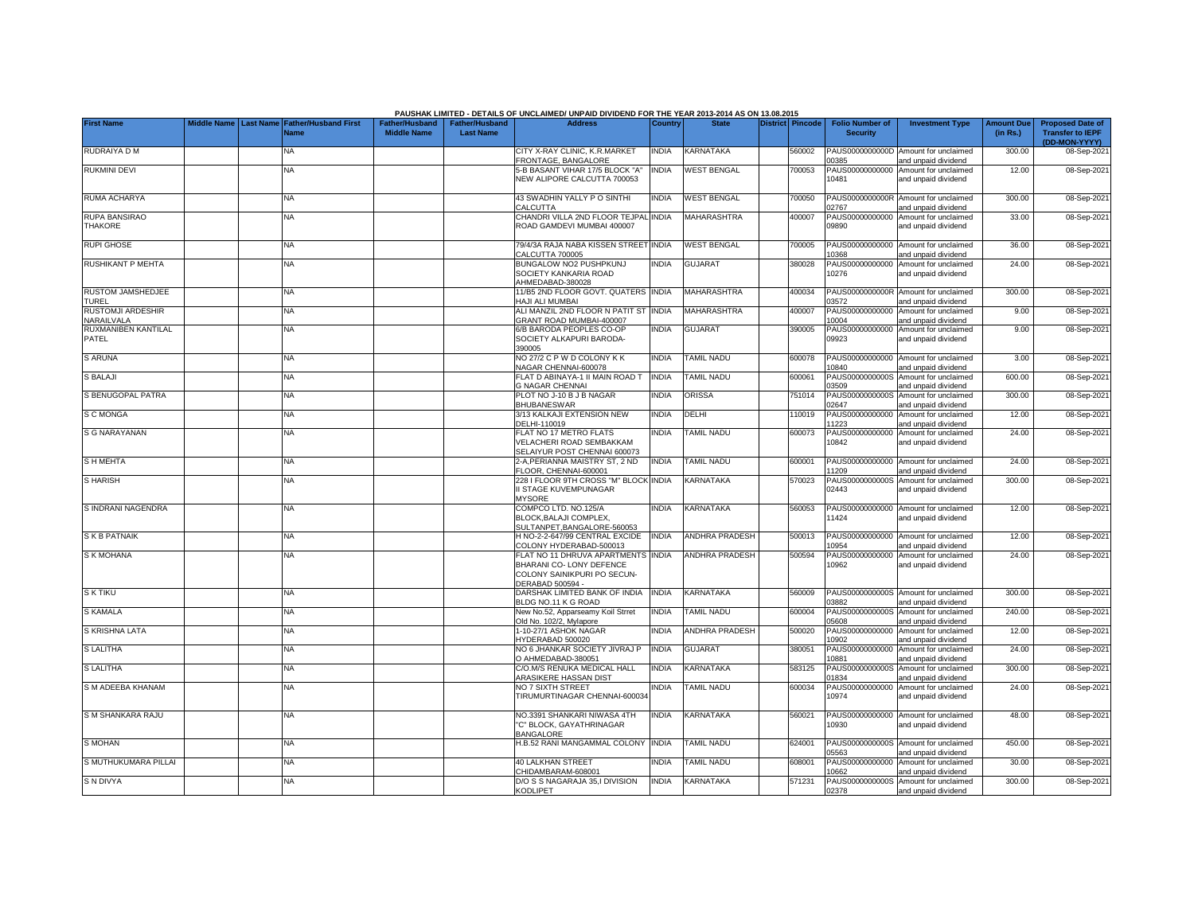PAUSHAK LIMITED - DETAILS OF UNCLAIMED/ UNPAID DIVIDEND FOR THE YEAR 2013-2014 AS ON 13.08.2015

| First Name | Middle Name | Last Name | Father/Husband First Name | Father/Husband Middle Name | Father/Husband Last Name | Address | Country | State | District | Pincode | Folio Number of Security | Investment Type | Amount Due (in Rs.) | Proposed Date of Transfer to IEPF (DD-MON-YYYY) |
|---|---|---|---|---|---|---|---|---|---|---|---|---|---|---|
| RUDRAIYA D M | | | NA | | | CITY X-RAY CLINIC, K.R.MARKET FRONTAGE, BANGALORE | INDIA | KARNATAKA | | 560002 | PAUS0000000000D00385 | Amount for unclaimed and unpaid dividend | 300.00 | 08-Sep-2021 |
| RUKMINI DEVI | | | NA | | | 5-B BASANT VIHAR 17/5 BLOCK "A" NEW ALIPORE CALCUTTA 700053 | INDIA | WEST BENGAL | | 700053 | PAUS00000000000010481 | Amount for unclaimed and unpaid dividend | 12.00 | 08-Sep-2021 |
| RUMA ACHARYA | | | NA | | | 43 SWADHIN YALLY P O SINTHI CALCUTTA | INDIA | WEST BENGAL | | 700050 | PAUS0000000000R02767 | Amount for unclaimed and unpaid dividend | 300.00 | 08-Sep-2021 |
| RUPA BANSIRAO THAKORE | | | NA | | | CHANDRI VILLA 2ND FLOOR TEJPAL ROAD GAMDEVI MUMBAI 400007 | INDIA | MAHARASHTRA | | 400007 | PAUS00000000000009890 | Amount for unclaimed and unpaid dividend | 33.00 | 08-Sep-2021 |
| RUPI GHOSE | | | NA | | | 79/4/3A RAJA NABA KISSEN STREET CALCUTTA 700005 | INDIA | WEST BENGAL | | 700005 | PAUS00000000000010368 | Amount for unclaimed and unpaid dividend | 36.00 | 08-Sep-2021 |
| RUSHIKANT P MEHTA | | | NA | | | BUNGALOW NO2 PUSHPKUNJ SOCIETY KANKARIA ROAD AHMEDABAD-380028 | INDIA | GUJARAT | | 380028 | PAUS00000000000010276 | Amount for unclaimed and unpaid dividend | 24.00 | 08-Sep-2021 |
| RUSTOM JAMSHEDJEE TUREL | | | NA | | | 11/B5 2ND FLOOR GOVT. QUATERS HAJI ALI MUMBAI | INDIA | MAHARASHTRA | | 400034 | PAUS0000000000R03572 | Amount for unclaimed and unpaid dividend | 300.00 | 08-Sep-2021 |
| RUSTOMJI ARDESHIR NARAILVALA | | | NA | | | ALI MANZIL 2ND FLOOR N PATIT ST GRANT ROAD MUMBAI-400007 | INDIA | MAHARASHTRA | | 400007 | PAUS00000000000010004 | Amount for unclaimed and unpaid dividend | 9.00 | 08-Sep-2021 |
| RUXMANIBEN KANTILAL PATEL | | | NA | | | 6/B BARODA PEOPLES CO-OP SOCIETY ALKAPURI BARODA-390005 | INDIA | GUJARAT | | 390005 | PAUS00000000000009923 | Amount for unclaimed and unpaid dividend | 9.00 | 08-Sep-2021 |
| S ARUNA | | | NA | | | NO 27/2 C P W D COLONY K K NAGAR CHENNAI-600078 | INDIA | TAMIL NADU | | 600078 | PAUS00000000000010840 | Amount for unclaimed and unpaid dividend | 3.00 | 08-Sep-2021 |
| S BALAJI | | | NA | | | FLAT D ABINAYA-1 II MAIN ROAD T G NAGAR CHENNAI | INDIA | TAMIL NADU | | 600061 | PAUS0000000000S03509 | Amount for unclaimed and unpaid dividend | 600.00 | 08-Sep-2021 |
| S BENUGOPAL PATRA | | | NA | | | PLOT NO J-10 B J B NAGAR BHUBANESWAR | INDIA | ORISSA | | 751014 | PAUS0000000000S02647 | Amount for unclaimed and unpaid dividend | 300.00 | 08-Sep-2021 |
| S C MONGA | | | NA | | | 3/13 KALKAJI EXTENSION NEW DELHI-110019 | INDIA | DELHI | | 110019 | PAUS00000000000011223 | Amount for unclaimed and unpaid dividend | 12.00 | 08-Sep-2021 |
| S G NARAYANAN | | | NA | | | FLAT NO 17 METRO FLATS VELACHERI ROAD SEMBAKKAM SELAIYUR POST CHENNAI 600073 | INDIA | TAMIL NADU | | 600073 | PAUS00000000000010842 | Amount for unclaimed and unpaid dividend | 24.00 | 08-Sep-2021 |
| S H MEHTA | | | NA | | | 2-A,PERIANNA MAISTRY ST, 2 ND FLOOR, CHENNAI-600001 | INDIA | TAMIL NADU | | 600001 | PAUS00000000000011209 | Amount for unclaimed and unpaid dividend | 24.00 | 08-Sep-2021 |
| S HARISH | | | NA | | | 228 I FLOOR 9TH CROSS "M" BLOCK II STAGE KUVEMPUNAGAR MYSORE | INDIA | KARNATAKA | | 570023 | PAUS0000000000S02443 | Amount for unclaimed and unpaid dividend | 300.00 | 08-Sep-2021 |
| S INDRANI NAGENDRA | | | NA | | | COMPCO LTD. NO.125/A BLOCK,BALAJI COMPLEX, SULTANPET,BANGALORE-560053 | INDIA | KARNATAKA | | 560053 | PAUS00000000000011424 | Amount for unclaimed and unpaid dividend | 12.00 | 08-Sep-2021 |
| S K B PATNAIK | | | NA | | | H NO-2-2-647/99 CENTRAL EXCIDE COLONY HYDERABAD-500013 | INDIA | ANDHRA PRADESH | | 500013 | PAUS00000000000010954 | Amount for unclaimed and unpaid dividend | 12.00 | 08-Sep-2021 |
| S K MOHANA | | | NA | | | FLAT NO 11 DHRUVA APARTMENTS BHARANI CO- LONY DEFENCE COLONY SAINIKPURI PO SECUN-DERABAD 500594 - | INDIA | ANDHRA PRADESH | | 500594 | PAUS00000000000010962 | Amount for unclaimed and unpaid dividend | 24.00 | 08-Sep-2021 |
| S K TIKU | | | NA | | | DARSHAK LIMITED BANK OF INDIA BLDG NO.11 K G ROAD | INDIA | KARNATAKA | | 560009 | PAUS0000000000S03882 | Amount for unclaimed and unpaid dividend | 300.00 | 08-Sep-2021 |
| S KAMALA | | | NA | | | New No.52, Apparseamy Koil Strret Old No. 102/2, Mylapore | INDIA | TAMIL NADU | | 600004 | PAUS0000000000S05608 | Amount for unclaimed and unpaid dividend | 240.00 | 08-Sep-2021 |
| S KRISHNA LATA | | | NA | | | 1-10-27/1 ASHOK NAGAR HYDERABAD 500020 | INDIA | ANDHRA PRADESH | | 500020 | PAUS00000000000010902 | Amount for unclaimed and unpaid dividend | 12.00 | 08-Sep-2021 |
| S LALITHA | | | NA | | | NO 6 JHANKAR SOCIETY JIVRAJ P O AHMEDABAD-380051 | INDIA | GUJARAT | | 380051 | PAUS00000000000010881 | Amount for unclaimed and unpaid dividend | 24.00 | 08-Sep-2021 |
| S LALITHA | | | NA | | | C/O.M/S RENUKA MEDICAL HALL ARASIKERE HASSAN DIST | INDIA | KARNATAKA | | 583125 | PAUS0000000000S01834 | Amount for unclaimed and unpaid dividend | 300.00 | 08-Sep-2021 |
| S M ADEEBA KHANAM | | | NA | | | NO 7 SIXTH STREET TIRUMURTINAGAR CHENNAI-600034 | INDIA | TAMIL NADU | | 600034 | PAUS00000000000010974 | Amount for unclaimed and unpaid dividend | 24.00 | 08-Sep-2021 |
| S M SHANKARA RAJU | | | NA | | | NO.3391 SHANKARI NIWASA 4TH "C" BLOCK, GAYATHRINAGAR BANGALORE | INDIA | KARNATAKA | | 560021 | PAUS00000000000010930 | Amount for unclaimed and unpaid dividend | 48.00 | 08-Sep-2021 |
| S MOHAN | | | NA | | | H.B.52 RANI MANGAMMAL COLONY | INDIA | TAMIL NADU | | 624001 | PAUS0000000000S05563 | Amount for unclaimed and unpaid dividend | 450.00 | 08-Sep-2021 |
| S MUTHUKUMARA PILLAI | | | NA | | | 40 LALKHAN STREET CHIDAMBARAM-608001 | INDIA | TAMIL NADU | | 608001 | PAUS00000000000010662 | Amount for unclaimed and unpaid dividend | 30.00 | 08-Sep-2021 |
| S N DIVYA | | | NA | | | D/O S S NAGARAJA 35,I DIVISION KODLIPET | INDIA | KARNATAKA | | 571231 | PAUS0000000000S02378 | Amount for unclaimed and unpaid dividend | 300.00 | 08-Sep-2021 |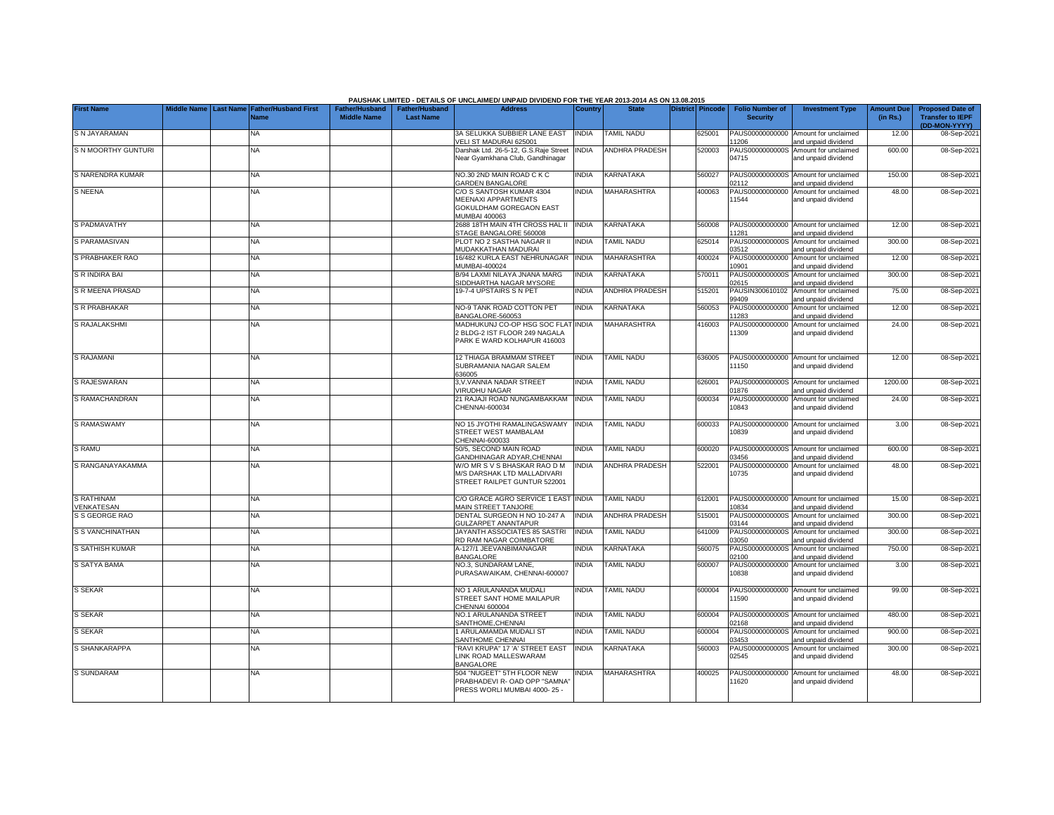PAUSHAK LIMITED - DETAILS OF UNCLAIMED/ UNPAID DIVIDEND FOR THE YEAR 2013-2014 AS ON 13.08.2015

| First Name | Middle Name | Last Name | Father/Husband First Name | Father/Husband Middle Name | Father/Husband Last Name | Address | Country | State | District | Pincode | Folio Number of Security | Investment Type | Amount Due (in Rs.) | Proposed Date of Transfer to IEPF (DD-MON-YYYY) |
|---|---|---|---|---|---|---|---|---|---|---|---|---|---|---|
| S N JAYARAMAN | | | NA | | | 3A SELUKKA SUBBIER LANE EAST VELI ST MADURAI 625001 | INDIA | TAMIL NADU | | 625001 | PAUS00000000000 11206 | Amount for unclaimed and unpaid dividend | 12.00 | 08-Sep-2021 |
| S N MOORTHY GUNTURI | | | NA | | | Darshak Ltd. 26-5-12, G.S.Raje Street Near Gyamkhana Club, Gandhinagar | INDIA | ANDHRA PRADESH | | 520003 | PAUS0000000000S 04715 | Amount for unclaimed and unpaid dividend | 600.00 | 08-Sep-2021 |
| S NARENDRA KUMAR | | | NA | | | NO.30 2ND MAIN ROAD C K C GARDEN BANGALORE | INDIA | KARNATAKA | | 560027 | PAUS0000000000S 02112 | Amount for unclaimed and unpaid dividend | 150.00 | 08-Sep-2021 |
| S NEENA | | | NA | | | C/O S SANTOSH KUMAR 4304 MEENAXI APPARTMENTS GOKULDHAM GOREGAON EAST MUMBAI 400063 | INDIA | MAHARASHTRA | | 400063 | PAUS00000000000 11544 | Amount for unclaimed and unpaid dividend | 48.00 | 08-Sep-2021 |
| S PADMAVATHY | | | NA | | | 2688 18TH MAIN 4TH CROSS HAL II STAGE BANGALORE 560008 | INDIA | KARNATAKA | | 560008 | PAUS00000000000 11281 | Amount for unclaimed and unpaid dividend | 12.00 | 08-Sep-2021 |
| S PARAMASIVAN | | | NA | | | PLOT NO 2 SASTHA NAGAR II MUDAKKATHAN MADURAI | INDIA | TAMIL NADU | | 625014 | PAUS0000000000S 03512 | Amount for unclaimed and unpaid dividend | 300.00 | 08-Sep-2021 |
| S PRABHAKER RAO | | | NA | | | 16/482 KURLA EAST NEHRUNAGAR MUMBAI-400024 | INDIA | MAHARASHTRA | | 400024 | PAUS00000000000 10901 | Amount for unclaimed and unpaid dividend | 12.00 | 08-Sep-2021 |
| S R INDIRA BAI | | | NA | | | B/94 LAXMI NILAYA JNANA MARG SIDDHARTHA NAGAR MYSORE | INDIA | KARNATAKA | | 570011 | PAUS0000000000S 02615 | Amount for unclaimed and unpaid dividend | 300.00 | 08-Sep-2021 |
| S R MEENA PRASAD | | | NA | | | 19-7-4 UPSTAIRS S N PET | INDIA | ANDHRA PRADESH | | 515201 | PAUSIN300610102 99409 | Amount for unclaimed and unpaid dividend | 75.00 | 08-Sep-2021 |
| S R PRABHAKAR | | | NA | | | NO-9 TANK ROAD COTTON PET BANGALORE-560053 | INDIA | KARNATAKA | | 560053 | PAUS00000000000 11283 | Amount for unclaimed and unpaid dividend | 12.00 | 08-Sep-2021 |
| S RAJALAKSHMI | | | NA | | | MADHUKUNJ CO-OP HSG SOC FLAT 2 BLDG-2 IST FLOOR 249 NAGALA PARK E WARD KOLHAPUR 416003 | INDIA | MAHARASHTRA | | 416003 | PAUS00000000000 11309 | Amount for unclaimed and unpaid dividend | 24.00 | 08-Sep-2021 |
| S RAJAMANI | | | NA | | | 12 THIAGA BRAMMAM STREET SUBRAMANIA NAGAR SALEM 636005 | INDIA | TAMIL NADU | | 636005 | PAUS00000000000 11150 | Amount for unclaimed and unpaid dividend | 12.00 | 08-Sep-2021 |
| S RAJESWARAN | | | NA | | | 3,V.VANNIA NADAR STREET VIRUDHU NAGAR | INDIA | TAMIL NADU | | 626001 | PAUS0000000000S 01876 | Amount for unclaimed and unpaid dividend | 1200.00 | 08-Sep-2021 |
| S RAMACHANDRAN | | | NA | | | 21 RAJAJI ROAD NUNGAMBAKKAM CHENNAI-600034 | INDIA | TAMIL NADU | | 600034 | PAUS00000000000 10843 | Amount for unclaimed and unpaid dividend | 24.00 | 08-Sep-2021 |
| S RAMASWAMY | | | NA | | | NO 15 JYOTHI RAMALINGASWAMY STREET WEST MAMBALAM CHENNAI-600033 | INDIA | TAMIL NADU | | 600033 | PAUS00000000000 10839 | Amount for unclaimed and unpaid dividend | 3.00 | 08-Sep-2021 |
| S RAMU | | | NA | | | 50/5, SECOND MAIN ROAD GANDHINAGAR ADYAR,CHENNAI | INDIA | TAMIL NADU | | 600020 | PAUS0000000000S 03456 | Amount for unclaimed and unpaid dividend | 600.00 | 08-Sep-2021 |
| S RANGANAYAKAMMA | | | NA | | | W/O MR S V S BHASKAR RAO D M M/S DARSHAK LTD MALLADIVARI STREET RAILPET GUNTUR 522001 | INDIA | ANDHRA PRADESH | | 522001 | PAUS00000000000 10735 | Amount for unclaimed and unpaid dividend | 48.00 | 08-Sep-2021 |
| S RATHINAM VENKATESAN | | | NA | | | C/O GRACE AGRO SERVICE 1 EAST MAIN STREET TANJORE | INDIA | TAMIL NADU | | 612001 | PAUS00000000000 10834 | Amount for unclaimed and unpaid dividend | 15.00 | 08-Sep-2021 |
| S S GEORGE RAO | | | NA | | | DENTAL SURGEON H NO 10-247 A GULZARPET ANANTAPUR | INDIA | ANDHRA PRADESH | | 515001 | PAUS0000000000S 03144 | Amount for unclaimed and unpaid dividend | 300.00 | 08-Sep-2021 |
| S S VANCHINATHAN | | | NA | | | JAYANTH ASSOCIATES 85 SASTRI RD RAM NAGAR COIMBATORE | INDIA | TAMIL NADU | | 641009 | PAUS0000000000S 03050 | Amount for unclaimed and unpaid dividend | 300.00 | 08-Sep-2021 |
| S SATHISH KUMAR | | | NA | | | A-127/1 JEEVANBIMANAGAR BANGALORE | INDIA | KARNATAKA | | 560075 | PAUS0000000000S 02100 | Amount for unclaimed and unpaid dividend | 750.00 | 08-Sep-2021 |
| S SATYA BAMA | | | NA | | | NO.3, SUNDARAM LANE, PURASAWAIKAM, CHENNAI-600007 | INDIA | TAMIL NADU | | 600007 | PAUS00000000000 10838 | Amount for unclaimed and unpaid dividend | 3.00 | 08-Sep-2021 |
| S SEKAR | | | NA | | | NO 1 ARULANANDA MUDALI STREET SANT HOME MAILAPUR CHENNAI 600004 | INDIA | TAMIL NADU | | 600004 | PAUS00000000000 11590 | Amount for unclaimed and unpaid dividend | 99.00 | 08-Sep-2021 |
| S SEKAR | | | NA | | | NO.1 ARULANANDA STREET SANTHOME,CHENNAI | INDIA | TAMIL NADU | | 600004 | PAUS0000000000S 02168 | Amount for unclaimed and unpaid dividend | 480.00 | 08-Sep-2021 |
| S SEKAR | | | NA | | | 1 ARULAMAMDA MUDALI ST SANTHOME CHENNAI | INDIA | TAMIL NADU | | 600004 | PAUS0000000000S 03453 | Amount for unclaimed and unpaid dividend | 900.00 | 08-Sep-2021 |
| S SHANKARAPPA | | | NA | | | "RAVI KRUPA" 17 'A' STREET EAST LINK ROAD MALLESWARAM BANGALORE | INDIA | KARNATAKA | | 560003 | PAUS0000000000S 02545 | Amount for unclaimed and unpaid dividend | 300.00 | 08-Sep-2021 |
| S SUNDARAM | | | NA | | | 504 "NUGEET" 5TH FLOOR NEW PRABHADEVI R- OAD OPP "SAMNA" PRESS WORLI MUMBAI 4000- 25 - | INDIA | MAHARASHTRA | | 400025 | PAUS00000000000 11620 | Amount for unclaimed and unpaid dividend | 48.00 | 08-Sep-2021 |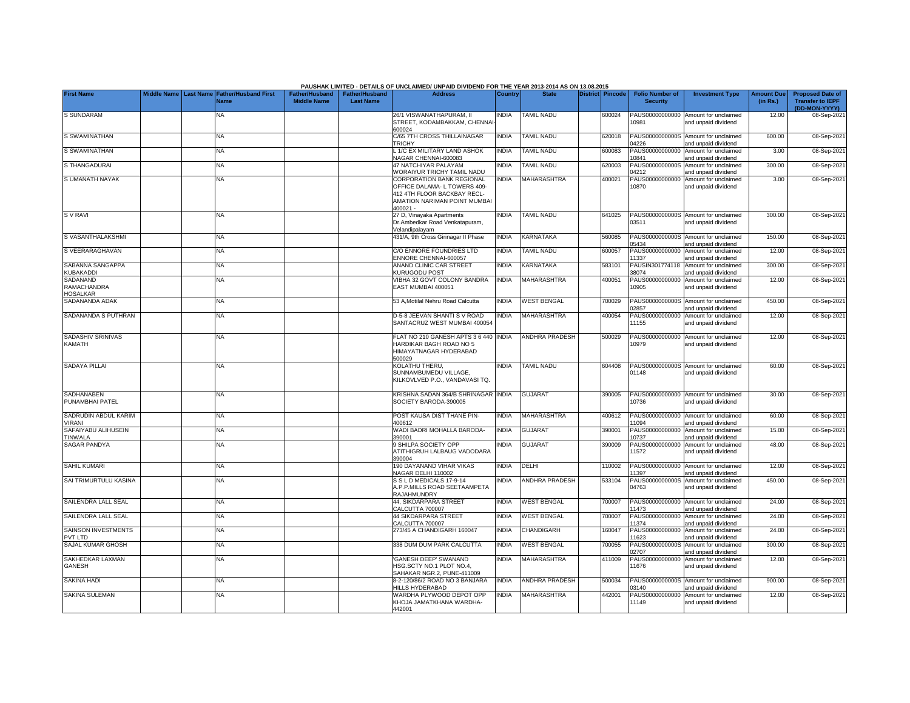PAUSHAK LIMITED - DETAILS OF UNCLAIMED/ UNPAID DIVIDEND FOR THE YEAR 2013-2014 AS ON 13.08.2015

| First Name | Middle Name | Last Name | Father/Husband First Name | Father/Husband Middle Name | Father/Husband Last Name | Address | Country | State | District | Pincode | Folio Number of Security | Investment Type | Amount Due (in Rs.) | Proposed Date of Transfer to IEPF (DD-MON-YYYY) |
|---|---|---|---|---|---|---|---|---|---|---|---|---|---|---|
| S SUNDARAM | | | NA | | | 26/1 VISWANATHAPURAM, II STREET, KODAMBAKKAM, CHENNAI-600024 | INDIA | TAMIL NADU | | 600024 | PAUS00000000000 10981 | Amount for unclaimed and unpaid dividend | 12.00 | 08-Sep-2021 |
| S SWAMINATHAN | | | NA | | | C/65 7TH CROSS THILLAINAGAR TRICHY | INDIA | TAMIL NADU | | 620018 | PAUS0000000000S 04226 | Amount for unclaimed and unpaid dividend | 600.00 | 08-Sep-2021 |
| S SWAMINATHAN | | | NA | | | L 1/C EX MILITARY LAND ASHOK NAGAR CHENNAI-600083 | INDIA | TAMIL NADU | | 600083 | PAUS00000000000 10841 | Amount for unclaimed and unpaid dividend | 3.00 | 08-Sep-2021 |
| S THANGADURAI | | | NA | | | 47 NATCHIYAR PALAYAM WORAIYUR TRICHY TAMIL NADU | INDIA | TAMIL NADU | | 620003 | PAUS0000000000S 04212 | Amount for unclaimed and unpaid dividend | 300.00 | 08-Sep-2021 |
| S UMANATH NAYAK | | | NA | | | CORPORATION BANK REGIONAL OFFICE DALAMA- L TOWERS 409-412 4TH FLOOR BACKBAY RECL-AMATION NARIMAN POINT MUMBAI 400021 - | INDIA | MAHARASHTRA | | 400021 | PAUS00000000000 10870 | Amount for unclaimed and unpaid dividend | 3.00 | 08-Sep-2021 |
| S V RAVI | | | NA | | | 27 D, Vinayaka Apartments Dr.Ambedkar Road Venkatapuram, Velandipalayam | INDIA | TAMIL NADU | | 641025 | PAUS0000000000S 03511 | Amount for unclaimed and unpaid dividend | 300.00 | 08-Sep-2021 |
| S VASANTHALAKSHMI | | | NA | | | 431/A, 9th Cross Girinagar II Phase | INDIA | KARNATAKA | | 560085 | PAUS0000000000S 05434 | Amount for unclaimed and unpaid dividend | 150.00 | 08-Sep-2021 |
| S VEERARAGHAVAN | | | NA | | | C/O ENNORE FOUNDRIES LTD ENNORE CHENNAI-600057 | INDIA | TAMIL NADU | | 600057 | PAUS00000000000 11337 | Amount for unclaimed and unpaid dividend | 12.00 | 08-Sep-2021 |
| SABANNA SANGAPPA KUBAKADDI | | | NA | | | ANAND CLINIC CAR STREET KURUGODU POST | INDIA | KARNATAKA | | 583101 | PAUSIN301774118 38074 | Amount for unclaimed and unpaid dividend | 300.00 | 08-Sep-2021 |
| SADANAND RAMACHANDRA HOSALKAR | | | NA | | | VIBHA 32 GOVT COLONY BANDRA EAST MUMBAI 400051 | INDIA | MAHARASHTRA | | 400051 | PAUS00000000000 10905 | Amount for unclaimed and unpaid dividend | 12.00 | 08-Sep-2021 |
| SADANANDA ADAK | | | NA | | | 53 A,Motilal Nehru Road Calcutta | INDIA | WEST BENGAL | | 700029 | PAUS0000000000S 02857 | Amount for unclaimed and unpaid dividend | 450.00 | 08-Sep-2021 |
| SADANANDA S PUTHRAN | | | NA | | | D-5-8 JEEVAN SHANTI S V ROAD SANTACRUZ WEST MUMBAI 400054 | INDIA | MAHARASHTRA | | 400054 | PAUS00000000000 11155 | Amount for unclaimed and unpaid dividend | 12.00 | 08-Sep-2021 |
| SADASHIV SRINIVAS KAMATH | | | NA | | | FLAT NO 210 GANESH APTS 3 6 440 HARDIKAR BAGH ROAD NO 5 HIMAYATNAGAR HYDERABAD 500029 | INDIA | ANDHRA PRADESH | | 500029 | PAUS00000000000 10979 | Amount for unclaimed and unpaid dividend | 12.00 | 08-Sep-2021 |
| SADAYA PILLAI | | | NA | | | KOLATHU THERU, SUNNAMBUMEDU VILLAGE, KILKOVLVED P.O., VANDAVASI TQ. | INDIA | TAMIL NADU | | 604408 | PAUS0000000000S 01148 | Amount for unclaimed and unpaid dividend | 60.00 | 08-Sep-2021 |
| SADHANABEN PUNAMBHAI PATEL | | | NA | | | KRISHNA SADAN 364/B SHRINAGAR SOCIETY BARODA-390005 | INDIA | GUJARAT | | 390005 | PAUS00000000000 10736 | Amount for unclaimed and unpaid dividend | 30.00 | 08-Sep-2021 |
| SADRUDIN ABDUL KARIM VIRANI | | | NA | | | POST KAUSA DIST THANE PIN-400612 | INDIA | MAHARASHTRA | | 400612 | PAUS00000000000 11094 | Amount for unclaimed and unpaid dividend | 60.00 | 08-Sep-2021 |
| SAFAIYABU ALIHUSEIN TINWALA | | | NA | | | WADI BADRI MOHALLA BARODA-390001 | INDIA | GUJARAT | | 390001 | PAUS00000000000 10737 | Amount for unclaimed and unpaid dividend | 15.00 | 08-Sep-2021 |
| SAGAR PANDYA | | | NA | | | 9 SHILPA SOCIETY OPP ATITHIGRUH LALBAUG VADODARA 390004 | INDIA | GUJARAT | | 390009 | PAUS00000000000 11572 | Amount for unclaimed and unpaid dividend | 48.00 | 08-Sep-2021 |
| SAHIL KUMARI | | | NA | | | 190 DAYANAND VIHAR VIKAS NAGAR DELHI 110002 | INDIA | DELHI | | 110002 | PAUS00000000000 11397 | Amount for unclaimed and unpaid dividend | 12.00 | 08-Sep-2021 |
| SAI TRIMURTULU KASINA | | | NA | | | S S L D MEDICALS 17-9-14 A.P.P.MILLS ROAD SEETAAMPETA RAJAHMUNDRY | INDIA | ANDHRA PRADESH | | 533104 | PAUS0000000000S 04763 | Amount for unclaimed and unpaid dividend | 450.00 | 08-Sep-2021 |
| SAILENDRA LALL SEAL | | | NA | | | 44, SIKDARPARA STREET CALCUTTA 700007 | INDIA | WEST BENGAL | | 700007 | PAUS00000000000 11473 | Amount for unclaimed and unpaid dividend | 24.00 | 08-Sep-2021 |
| SAILENDRA LALL SEAL | | | NA | | | 44 SIKDARPARA STREET CALCUTTA 700007 | INDIA | WEST BENGAL | | 700007 | PAUS00000000000 11374 | Amount for unclaimed and unpaid dividend | 24.00 | 08-Sep-2021 |
| SAINSON INVESTMENTS PVT LTD | | | NA | | | 273/45 A CHANDIGARH 160047 | INDIA | CHANDIGARH | | 160047 | PAUS00000000000 11623 | Amount for unclaimed and unpaid dividend | 24.00 | 08-Sep-2021 |
| SAJAL KUMAR GHOSH | | | NA | | | 338 DUM DUM PARK CALCUTTA | INDIA | WEST BENGAL | | 700055 | PAUS0000000000S 02707 | Amount for unclaimed and unpaid dividend | 300.00 | 08-Sep-2021 |
| SAKHEDKAR LAXMAN GANESH | | | NA | | | 'GANESH DEEP' SWANAND HSG.SCTY NO.1 PLOT NO.4, SAHAKAR NGR.2, PUNE-411009 | INDIA | MAHARASHTRA | | 411009 | PAUS00000000000 11676 | Amount for unclaimed and unpaid dividend | 12.00 | 08-Sep-2021 |
| SAKINA HADI | | | NA | | | 8-2-120/86/2 ROAD NO 3 BANJARA HILLS HYDERABAD | INDIA | ANDHRA PRADESH | | 500034 | PAUS0000000000S 03140 | Amount for unclaimed and unpaid dividend | 900.00 | 08-Sep-2021 |
| SAKINA SULEMAN | | | NA | | | WARDHA PLYWOOD DEPOT OPP KHOJA JAMATKHANA WARDHA-442001 | INDIA | MAHARASHTRA | | 442001 | PAUS00000000000 11149 | Amount for unclaimed and unpaid dividend | 12.00 | 08-Sep-2021 |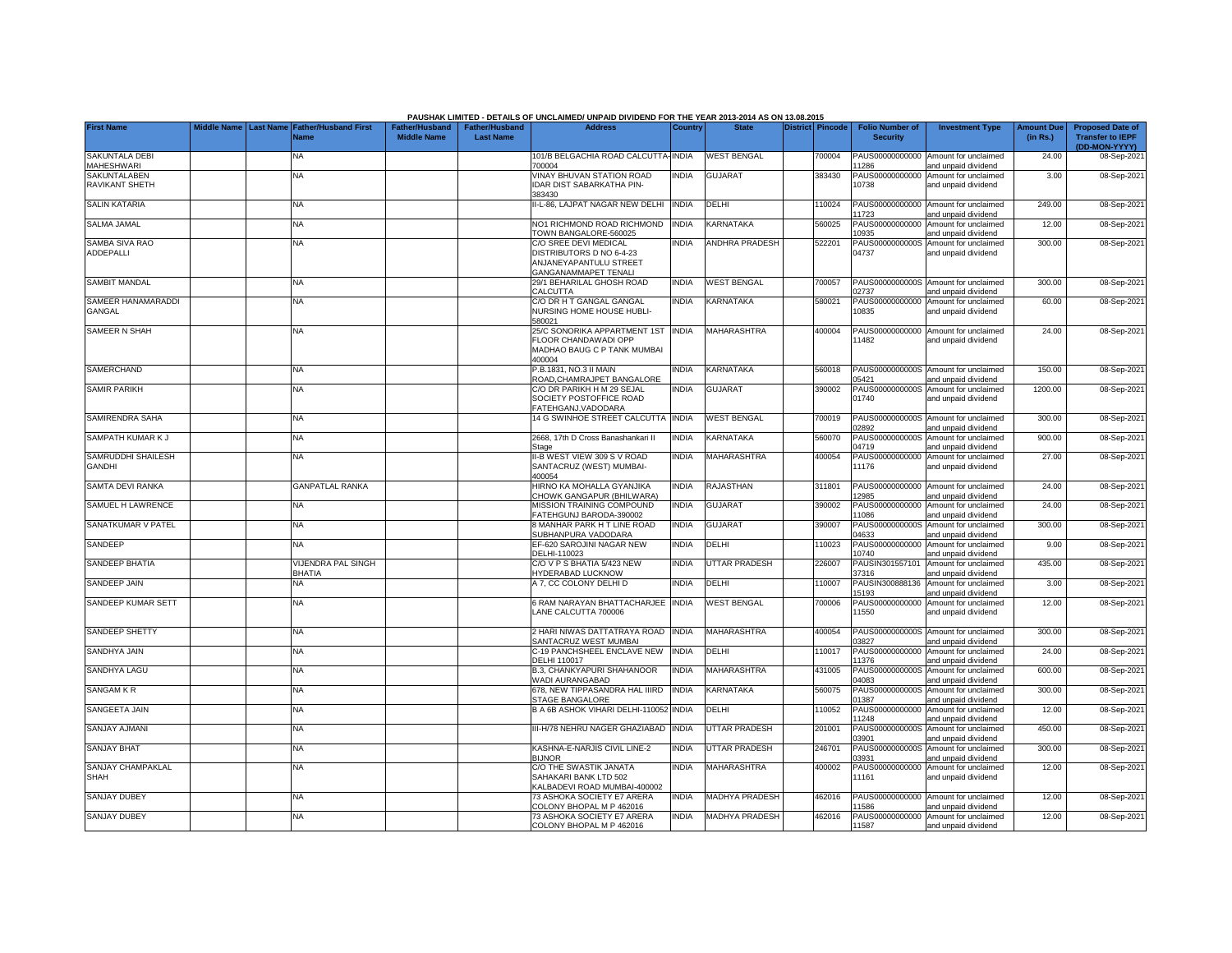**PAUSHAK LIMITED - DETAILS OF UNCLAIMED/ UNPAID DIVIDEND FOR THE YEAR 2013-2014 AS ON 13.08.2015**

| First Name | Middle Name | Last Name | Father/Husband First Name | Father/Husband Middle Name | Father/Husband Last Name | Address | Country | State | District | Pincode | Folio Number of Security | Investment Type | Amount Due (in Rs.) | Proposed Date of Transfer to IEPF (DD-MON-YYYY) |
|---|---|---|---|---|---|---|---|---|---|---|---|---|---|---|
| SAKUNTALA DEBI MAHESHWARI | | | NA | | | 101/B BELGACHIA ROAD CALCUTTA-700004 | INDIA | WEST BENGAL | | 700004 | PAUS00000000000 11286 | Amount for unclaimed and unpaid dividend | 24.00 | 08-Sep-2021 |
| SAKUNTALABEN RAVIKANT SHETH | | | NA | | | VINAY BHUVAN STATION ROAD IDAR DIST SABARKATHA PIN-383430 | INDIA | GUJARAT | | 383430 | PAUS00000000000 10738 | Amount for unclaimed and unpaid dividend | 3.00 | 08-Sep-2021 |
| SALIN KATARIA | | | NA | | | II-L-86, LAJPAT NAGAR NEW DELHI | INDIA | DELHI | | 110024 | PAUS00000000000 11723 | Amount for unclaimed and unpaid dividend | 249.00 | 08-Sep-2021 |
| SALMA JAMAL | | | NA | | | NO1 RICHMOND ROAD RICHMOND TOWN BANGALORE-560025 | INDIA | KARNATAKA | | 560025 | PAUS00000000000 10935 | Amount for unclaimed and unpaid dividend | 12.00 | 08-Sep-2021 |
| SAMBA SIVA RAO ADDEPALLI | | | NA | | | C/O SREE DEVI MEDICAL DISTRIBUTORS D NO 6-4-23 ANJANEYAPANTULU STREET GANGANAMMAPET TENALI | INDIA | ANDHRA PRADESH | | 522201 | PAUS0000000000S 04737 | Amount for unclaimed and unpaid dividend | 300.00 | 08-Sep-2021 |
| SAMBIT MANDAL | | | NA | | | 29/1 BEHARILAL GHOSH ROAD CALCUTTA | INDIA | WEST BENGAL | | 700057 | PAUS0000000000S 02737 | Amount for unclaimed and unpaid dividend | 300.00 | 08-Sep-2021 |
| SAMEER HANAMARADDI GANGAL | | | NA | | | C/O DR H T GANGAL GANGAL NURSING HOME HOUSE HUBLI-580021 | INDIA | KARNATAKA | | 580021 | PAUS00000000000 10835 | Amount for unclaimed and unpaid dividend | 60.00 | 08-Sep-2021 |
| SAMEER N SHAH | | | NA | | | 25/C SONORIKA APPARTMENT 1ST FLOOR CHANDAWADI OPP MADHAO BAUG C P TANK MUMBAI 400004 | INDIA | MAHARASHTRA | | 400004 | PAUS00000000000 11482 | Amount for unclaimed and unpaid dividend | 24.00 | 08-Sep-2021 |
| SAMERCHAND | | | NA | | | P.B.1831, NO.3 II MAIN ROAD,CHAMRAJPET BANGALORE | INDIA | KARNATAKA | | 560018 | PAUS0000000000S 05421 | Amount for unclaimed and unpaid dividend | 150.00 | 08-Sep-2021 |
| SAMIR PARIKH | | | NA | | | C/O DR PARIKH H M 29 SEJAL SOCIETY POSTOFFICE ROAD FATEHGANJ,VADODARA | INDIA | GUJARAT | | 390002 | PAUS0000000000S 01740 | Amount for unclaimed and unpaid dividend | 1200.00 | 08-Sep-2021 |
| SAMIRENDRA SAHA | | | NA | | | 14 G SWINHOE STREET CALCUTTA | INDIA | WEST BENGAL | | 700019 | PAUS0000000000S 02892 | Amount for unclaimed and unpaid dividend | 300.00 | 08-Sep-2021 |
| SAMPATH KUMAR K J | | | NA | | | 2668, 17th D Cross Banashankari II Stage | INDIA | KARNATAKA | | 560070 | PAUS0000000000S 04719 | Amount for unclaimed and unpaid dividend | 900.00 | 08-Sep-2021 |
| SAMRUDDHI SHAILESH GANDHI | | | NA | | | II-B WEST VIEW 309 S V ROAD SANTACRUZ (WEST) MUMBAI-400054 | INDIA | MAHARASHTRA | | 400054 | PAUS00000000000 11176 | Amount for unclaimed and unpaid dividend | 27.00 | 08-Sep-2021 |
| SAMTA DEVI RANKA | | | GANPATLAL RANKA | | | HIRNO KA MOHALLA GYANJIKA CHOWK GANGAPUR (BHILWARA) | INDIA | RAJASTHAN | | 311801 | PAUS00000000000 12985 | Amount for unclaimed and unpaid dividend | 24.00 | 08-Sep-2021 |
| SAMUEL H LAWRENCE | | | NA | | | MISSION TRAINING COMPOUND FATEHGUNJ BARODA-390002 | INDIA | GUJARAT | | 390002 | PAUS00000000000 11086 | Amount for unclaimed and unpaid dividend | 24.00 | 08-Sep-2021 |
| SANATKUMAR V PATEL | | | NA | | | 8 MANHAR PARK H T LINE ROAD SUBHANPURA VADODARA | INDIA | GUJARAT | | 390007 | PAUS0000000000S 04633 | Amount for unclaimed and unpaid dividend | 300.00 | 08-Sep-2021 |
| SANDEEP | | | NA | | | EF-620 SAROJINI NAGAR NEW DELHI-110023 | INDIA | DELHI | | 110023 | PAUS00000000000 10740 | Amount for unclaimed and unpaid dividend | 9.00 | 08-Sep-2021 |
| SANDEEP BHATIA | | | VIJENDRA PAL SINGH BHATIA | | | C/O V P S BHATIA 5/423 NEW HYDERABAD LUCKNOW | INDIA | UTTAR PRADESH | | 226007 | PAUSIN301557101 37316 | Amount for unclaimed and unpaid dividend | 435.00 | 08-Sep-2021 |
| SANDEEP JAIN | | | NA | | | A 7, CC COLONY DELHI D | INDIA | DELHI | | 110007 | PAUSIN300888136 15193 | Amount for unclaimed and unpaid dividend | 3.00 | 08-Sep-2021 |
| SANDEEP KUMAR SETT | | | NA | | | 6 RAM NARAYAN BHATTACHARJEE LANE CALCUTTA 700006 | INDIA | WEST BENGAL | | 700006 | PAUS00000000000 11550 | Amount for unclaimed and unpaid dividend | 12.00 | 08-Sep-2021 |
| SANDEEP SHETTY | | | NA | | | 2 HARI NIWAS DATTATRAYA ROAD SANTACRUZ WEST MUMBAI | INDIA | MAHARASHTRA | | 400054 | PAUS0000000000S 03827 | Amount for unclaimed and unpaid dividend | 300.00 | 08-Sep-2021 |
| SANDHYA JAIN | | | NA | | | C-19 PANCHSHEEL ENCLAVE NEW DELHI 110017 | INDIA | DELHI | | 110017 | PAUS00000000000 11376 | Amount for unclaimed and unpaid dividend | 24.00 | 08-Sep-2021 |
| SANDHYA LAGU | | | NA | | | B.3, CHANKYAPURI SHAHANOOR WADI AURANGABAD | INDIA | MAHARASHTRA | | 431005 | PAUS0000000000S 04083 | Amount for unclaimed and unpaid dividend | 600.00 | 08-Sep-2021 |
| SANGAM K R | | | NA | | | 678, NEW TIPPASANDRA HAL IIIRD STAGE BANGALORE | INDIA | KARNATAKA | | 560075 | PAUS0000000000S 01387 | Amount for unclaimed and unpaid dividend | 300.00 | 08-Sep-2021 |
| SANGEETA JAIN | | | NA | | | B A 6B ASHOK VIHARI DELHI-110052 | INDIA | DELHI | | 110052 | PAUS00000000000 11248 | Amount for unclaimed and unpaid dividend | 12.00 | 08-Sep-2021 |
| SANJAY AJMANI | | | NA | | | III-H/78 NEHRU NAGER GHAZIABAD | INDIA | UTTAR PRADESH | | 201001 | PAUS0000000000S 03901 | Amount for unclaimed and unpaid dividend | 450.00 | 08-Sep-2021 |
| SANJAY BHAT | | | NA | | | KASHNA-E-NARJIS CIVIL LINE-2 BIJNOR | INDIA | UTTAR PRADESH | | 246701 | PAUS0000000000S 03931 | Amount for unclaimed and unpaid dividend | 300.00 | 08-Sep-2021 |
| SANJAY CHAMPAKLAL SHAH | | | NA | | | C/O THE SWASTIK JANATA SAHAKARI BANK LTD 502 KALBADEVI ROAD MUMBAI-400002 | INDIA | MAHARASHTRA | | 400002 | PAUS00000000000 11161 | Amount for unclaimed and unpaid dividend | 12.00 | 08-Sep-2021 |
| SANJAY DUBEY | | | NA | | | 73 ASHOKA SOCIETY E7 ARERA COLONY BHOPAL M P 462016 | INDIA | MADHYA PRADESH | | 462016 | PAUS00000000000 11586 | Amount for unclaimed and unpaid dividend | 12.00 | 08-Sep-2021 |
| SANJAY DUBEY | | | NA | | | 73 ASHOKA SOCIETY E7 ARERA COLONY BHOPAL M P 462016 | INDIA | MADHYA PRADESH | | 462016 | PAUS00000000000 11587 | Amount for unclaimed and unpaid dividend | 12.00 | 08-Sep-2021 |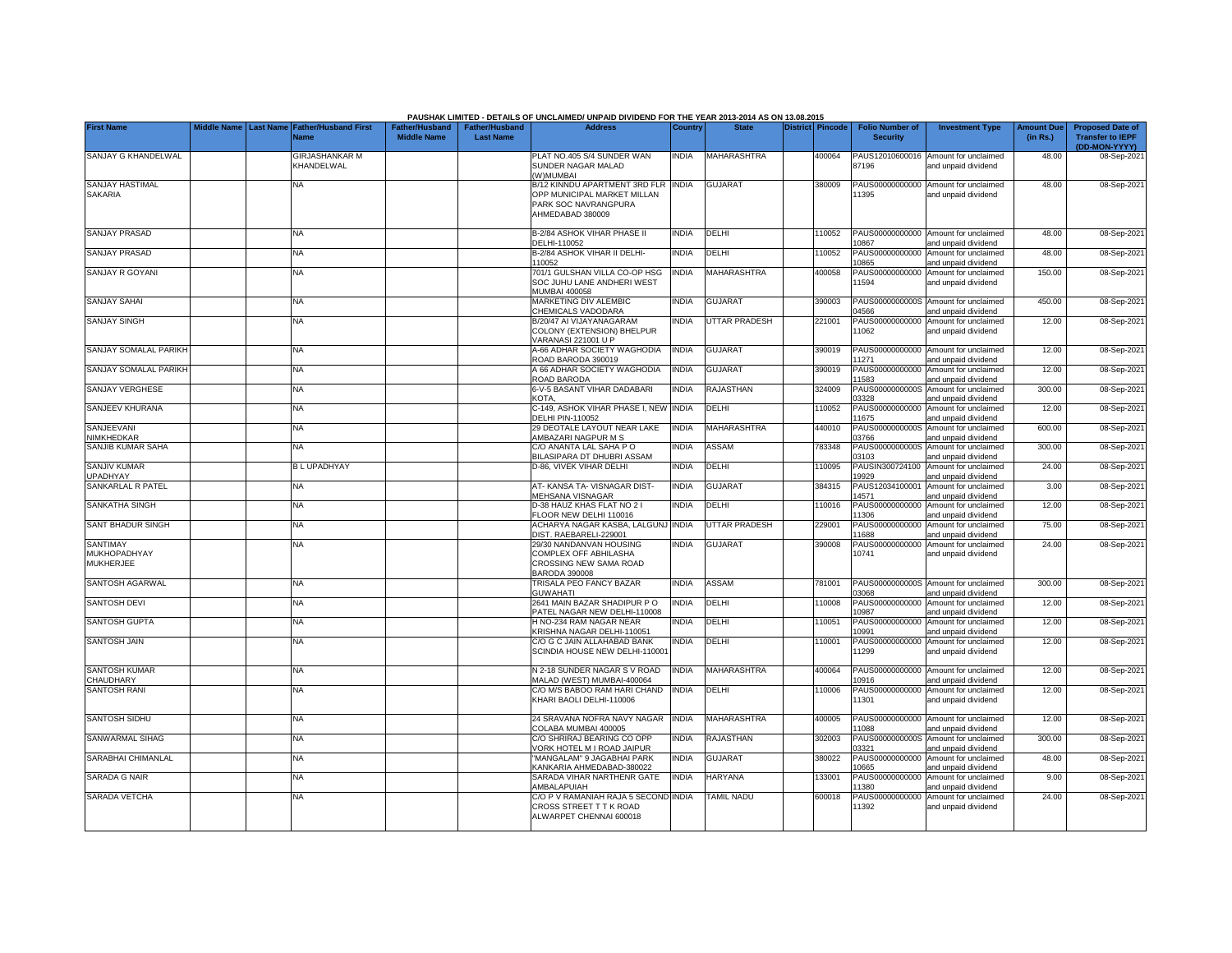PAUSHAK LIMITED - DETAILS OF UNCLAIMED/ UNPAID DIVIDEND FOR THE YEAR 2013-2014 AS ON 13.08.2015

| First Name | Middle Name | Last Name | Father/Husband First Name | Father/Husband Middle Name | Father/Husband Last Name | Address | Country | State | District | Pincode | Folio Number of Security | Investment Type | Amount Due (in Rs.) | Proposed Date of Transfer to IEPF (DD-MON-YYYY) |
|---|---|---|---|---|---|---|---|---|---|---|---|---|---|---|
| SANJAY G KHANDELWAL | | | GIRJASHANKAR M KHANDELWAL | | | PLAT NO.405 S/4 SUNDER WAN SUNDER NAGAR MALAD (W)MUMBAI | INDIA | MAHARASHTRA | | 400064 | PAUS12010600016 87196 | Amount for unclaimed and unpaid dividend | 48.00 | 08-Sep-2021 |
| SANJAY HASTIMAL SAKARIA | | | NA | | | B/12 KINNDU APARTMENT 3RD FLR OPP MUNICIPAL MARKET MILLAN PARK SOC NAVRANGPURA AHMEDABAD 380009 | INDIA | GUJARAT | | 380009 | PAUS00000000000 11395 | Amount for unclaimed and unpaid dividend | 48.00 | 08-Sep-2021 |
| SANJAY PRASAD | | | NA | | | B-2/84 ASHOK VIHAR PHASE II DELHI-110052 | INDIA | DELHI | | 110052 | PAUS00000000000 10867 | Amount for unclaimed and unpaid dividend | 48.00 | 08-Sep-2021 |
| SANJAY PRASAD | | | NA | | | B-2/84 ASHOK VIHAR II DELHI-110052 | INDIA | DELHI | | 110052 | PAUS00000000000 10865 | Amount for unclaimed and unpaid dividend | 48.00 | 08-Sep-2021 |
| SANJAY R GOYANI | | | NA | | | 701/1 GULSHAN VILLA CO-OP HSG SOC JUHU LANE ANDHERI WEST MUMBAI 400058 | INDIA | MAHARASHTRA | | 400058 | PAUS00000000000 11594 | Amount for unclaimed and unpaid dividend | 150.00 | 08-Sep-2021 |
| SANJAY SAHAI | | | NA | | | MARKETING DIV ALEMBIC CHEMICALS VADODARA | INDIA | GUJARAT | | 390003 | PAUS0000000000S 04566 | Amount for unclaimed and unpaid dividend | 450.00 | 08-Sep-2021 |
| SANJAY SINGH | | | NA | | | B/20/47 AI VIJAYANAGARAM COLONY (EXTENSION) BHELPUR VARANASI 221001 U P | INDIA | UTTAR PRADESH | | 221001 | PAUS00000000000 11062 | Amount for unclaimed and unpaid dividend | 12.00 | 08-Sep-2021 |
| SANJAY SOMALAL PARIKH | | | NA | | | A-66 ADHAR SOCIETY WAGHODIA ROAD BARODA 390019 | INDIA | GUJARAT | | 390019 | PAUS00000000000 11271 | Amount for unclaimed and unpaid dividend | 12.00 | 08-Sep-2021 |
| SANJAY SOMALAL PARIKH | | | NA | | | A 66 ADHAR SOCIETY WAGHODIA ROAD BARODA | INDIA | GUJARAT | | 390019 | PAUS00000000000 11583 | Amount for unclaimed and unpaid dividend | 12.00 | 08-Sep-2021 |
| SANJAY VERGHESE | | | NA | | | 6-V-5 BASANT VIHAR DADABARI KOTA, | INDIA | RAJASTHAN | | 324009 | PAUS0000000000S 03328 | Amount for unclaimed and unpaid dividend | 300.00 | 08-Sep-2021 |
| SANJEEV KHURANA | | | NA | | | C-149, ASHOK VIHAR PHASE I, NEW DELHI PIN-110052 | INDIA | DELHI | | 110052 | PAUS00000000000 11675 | Amount for unclaimed and unpaid dividend | 12.00 | 08-Sep-2021 |
| SANJEEVANI NIMKHEDKAR | | | NA | | | 29 DEOTALE LAYOUT NEAR LAKE AMBAZARI NAGPUR M S | INDIA | MAHARASHTRA | | 440010 | PAUS0000000000S 03766 | Amount for unclaimed and unpaid dividend | 600.00 | 08-Sep-2021 |
| SANJIB KUMAR SAHA | | | NA | | | C/O ANANTA LAL SAHA P O BILASIPARA DT DHUBRI ASSAM | INDIA | ASSAM | | 783348 | PAUS0000000000S 03103 | Amount for unclaimed and unpaid dividend | 300.00 | 08-Sep-2021 |
| SANJIV KUMAR UPADHYAY | | | B L UPADHYAY | | | D-86, VIVEK VIHAR DELHI | INDIA | DELHI | | 110095 | PAUSIN300724100 19929 | Amount for unclaimed and unpaid dividend | 24.00 | 08-Sep-2021 |
| SANKARLAL R PATEL | | | NA | | | AT- KANSA TA- VISNAGAR DIST- MEHSANA VISNAGAR | INDIA | GUJARAT | | 384315 | PAUS12034100001 14571 | Amount for unclaimed and unpaid dividend | 3.00 | 08-Sep-2021 |
| SANKATHA SINGH | | | NA | | | D-38 HAUZ KHAS FLAT NO 2 I FLOOR NEW DELHI 110016 | INDIA | DELHI | | 110016 | PAUS00000000000 11306 | Amount for unclaimed and unpaid dividend | 12.00 | 08-Sep-2021 |
| SANT BHADUR SINGH | | | NA | | | ACHARYA NAGAR KASBA, LALGUNJ DIST. RAEBARELI-229001 | INDIA | UTTAR PRADESH | | 229001 | PAUS00000000000 11688 | Amount for unclaimed and unpaid dividend | 75.00 | 08-Sep-2021 |
| SANTIMAY MUKHOPADHYAY MUKHERJEE | | | NA | | | 29/30 NANDANVAN HOUSING COMPLEX OFF ABHILASHA CROSSING NEW SAMA ROAD BARODA 390008 | INDIA | GUJARAT | | 390008 | PAUS00000000000 10741 | Amount for unclaimed and unpaid dividend | 24.00 | 08-Sep-2021 |
| SANTOSH AGARWAL | | | NA | | | TRISALA PEO FANCY BAZAR GUWAHATI | INDIA | ASSAM | | 781001 | PAUS0000000000S 03068 | Amount for unclaimed and unpaid dividend | 300.00 | 08-Sep-2021 |
| SANTOSH DEVI | | | NA | | | 2641 MAIN BAZAR SHADIPUR P O PATEL NAGAR NEW DELHI-110008 | INDIA | DELHI | | 110008 | PAUS00000000000 10987 | Amount for unclaimed and unpaid dividend | 12.00 | 08-Sep-2021 |
| SANTOSH GUPTA | | | NA | | | H NO-234 RAM NAGAR NEAR KRISHNA NAGAR DELHI-110051 | INDIA | DELHI | | 110051 | PAUS00000000000 10991 | Amount for unclaimed and unpaid dividend | 12.00 | 08-Sep-2021 |
| SANTOSH JAIN | | | NA | | | C/O G C JAIN ALLAHABAD BANK SCINDIA HOUSE NEW DELHI-110001 | INDIA | DELHI | | 110001 | PAUS00000000000 11299 | Amount for unclaimed and unpaid dividend | 12.00 | 08-Sep-2021 |
| SANTOSH KUMAR CHAUDHARY | | | NA | | | N 2-18 SUNDER NAGAR S V ROAD MALAD (WEST) MUMBAI-400064 | INDIA | MAHARASHTRA | | 400064 | PAUS00000000000 10916 | Amount for unclaimed and unpaid dividend | 12.00 | 08-Sep-2021 |
| SANTOSH RANI | | | NA | | | C/O M/S BABOO RAM HARI CHAND KHARI BAOLI DELHI-110006 | INDIA | DELHI | | 110006 | PAUS00000000000 11301 | Amount for unclaimed and unpaid dividend | 12.00 | 08-Sep-2021 |
| SANTOSH SIDHU | | | NA | | | 24 SRAVANA NOFRA NAVY NAGAR COLABA MUMBAI 400005 | INDIA | MAHARASHTRA | | 400005 | PAUS00000000000 11088 | Amount for unclaimed and unpaid dividend | 12.00 | 08-Sep-2021 |
| SANWARMAL SIHAG | | | NA | | | C/O SHRIRAJ BEARING CO OPP VORK HOTEL M I ROAD JAIPUR | INDIA | RAJASTHAN | | 302003 | PAUS0000000000S 03321 | Amount for unclaimed and unpaid dividend | 300.00 | 08-Sep-2021 |
| SARABHAI CHIMANLAL | | | NA | | | "MANGALAM" 9 JAGABHAI PARK KANKARIA AHMEDABAD-380022 | INDIA | GUJARAT | | 380022 | PAUS00000000000 10665 | Amount for unclaimed and unpaid dividend | 48.00 | 08-Sep-2021 |
| SARADA G NAIR | | | NA | | | SARADA VIHAR NARTHENR GATE AMBALAPUIAH | INDIA | HARYANA | | 133001 | PAUS00000000000 11380 | Amount for unclaimed and unpaid dividend | 9.00 | 08-Sep-2021 |
| SARADA VETCHA | | | NA | | | C/O P V RAMANIAH RAJA 5 SECOND CROSS STREET T T K ROAD ALWARPET CHENNAI 600018 | INDIA | TAMIL NADU | | 600018 | PAUS00000000000 11392 | Amount for unclaimed and unpaid dividend | 24.00 | 08-Sep-2021 |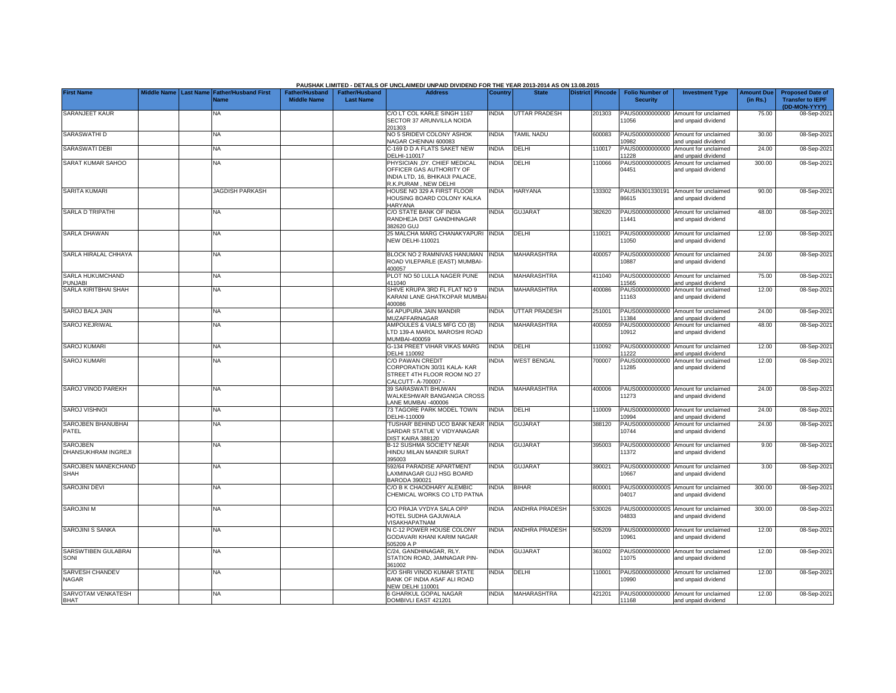PAUSHAK LIMITED - DETAILS OF UNCLAIMED/ UNPAID DIVIDEND FOR THE YEAR 2013-2014 AS ON 13.08.2015

| First Name | Middle Name | Last Name | Father/Husband First Name | Father/Husband Middle Name | Father/Husband Last Name | Address | Country | State | District | Pincode | Folio Number of Security | Investment Type | Amount Due (in Rs.) | Proposed Date of Transfer to IEPF (DD-MON-YYYY) |
|---|---|---|---|---|---|---|---|---|---|---|---|---|---|---|
| SARANJEET KAUR | | | NA | | | C/O LT COL KARLE SINGH 1167 SECTOR 37 ARUNVILLA NOIDA 201303 | INDIA | UTTAR PRADESH | | 201303 | PAUS00000000000 11056 | Amount for unclaimed and unpaid dividend | 75.00 | 08-Sep-2021 |
| SARASWATHI D | | | NA | | | NO 5 SRIDEVI COLONY ASHOK NAGAR CHENNAI 600083 | INDIA | TAMIL NADU | | 600083 | PAUS00000000000 10982 | Amount for unclaimed and unpaid dividend | 30.00 | 08-Sep-2021 |
| SARASWATI DEBI | | | NA | | | C-169 D D A FLATS SAKET NEW DELHI-110017 | INDIA | DELHI | | 110017 | PAUS00000000000 11228 | Amount for unclaimed and unpaid dividend | 24.00 | 08-Sep-2021 |
| SARAT KUMAR SAHOO | | | NA | | | PHYSICIAN ,DY. CHIEF MEDICAL OFFICER GAS AUTHORITY OF INDIA LTD, 16, BHIKAIJI PALACE, R.K.PURAM , NEW DELHI | INDIA | DELHI | | 110066 | PAUS0000000000S 04451 | Amount for unclaimed and unpaid dividend | 300.00 | 08-Sep-2021 |
| SARITA KUMARI | | | JAGDISH PARKASH | | | HOUSE NO 329 A FIRST FLOOR HOUSING BOARD COLONY KALKA HARYANA | INDIA | HARYANA | | 133302 | PAUSIN301330191 86615 | Amount for unclaimed and unpaid dividend | 90.00 | 08-Sep-2021 |
| SARLA D TRIPATHI | | | NA | | | C/O STATE BANK OF INDIA RANDHEJA DIST GANDHINAGAR 382620 GUJ | INDIA | GUJARAT | | 382620 | PAUS00000000000 11441 | Amount for unclaimed and unpaid dividend | 48.00 | 08-Sep-2021 |
| SARLA DHAWAN | | | NA | | | 25 MALCHA MARG CHANAKYAPURI NEW DELHI-110021 | INDIA | DELHI | | 110021 | PAUS00000000000 11050 | Amount for unclaimed and unpaid dividend | 12.00 | 08-Sep-2021 |
| SARLA HIRALAL CHHAYA | | | NA | | | BLOCK NO 2 RAMNIVAS HANUMAN ROAD VILEPARLE (EAST) MUMBAI-400057 | INDIA | MAHARASHTRA | | 400057 | PAUS00000000000 10887 | Amount for unclaimed and unpaid dividend | 24.00 | 08-Sep-2021 |
| SARLA HUKUMCHAND PUNJABI | | | NA | | | PLOT NO 50 LULLA NAGER PUNE 411040 | INDIA | MAHARASHTRA | | 411040 | PAUS00000000000 11565 | Amount for unclaimed and unpaid dividend | 75.00 | 08-Sep-2021 |
| SARLA KIRITBHAI SHAH | | | NA | | | SHIVE KRUPA 3RD FL FLAT NO 9 KARANI LANE GHATKOPAR MUMBAI-400086 | INDIA | MAHARASHTRA | | 400086 | PAUS00000000000 11163 | Amount for unclaimed and unpaid dividend | 12.00 | 08-Sep-2021 |
| SAROJ BALA JAIN | | | NA | | | 64 APUPURA JAIN MANDIR MUZAFFARNAGAR | INDIA | UTTAR PRADESH | | 251001 | PAUS00000000000 11384 | Amount for unclaimed and unpaid dividend | 24.00 | 08-Sep-2021 |
| SAROJ KEJRIWAL | | | NA | | | AMPOULES & VIALS MFG CO (B) LTD 139-A MAROL MAROSHI ROAD MUMBAI-400059 | INDIA | MAHARASHTRA | | 400059 | PAUS00000000000 10912 | Amount for unclaimed and unpaid dividend | 48.00 | 08-Sep-2021 |
| SAROJ KUMARI | | | NA | | | G-134 PREET VIHAR VIKAS MARG DELHI 110092 | INDIA | DELHI | | 110092 | PAUS00000000000 11222 | Amount for unclaimed and unpaid dividend | 12.00 | 08-Sep-2021 |
| SAROJ KUMARI | | | NA | | | C/O PAWAN CREDIT CORPORATION 30/31 KALA- KAR STREET 4TH FLOOR ROOM NO 27 CALCUTT- A-700007 - | INDIA | WEST BENGAL | | 700007 | PAUS00000000000 11285 | Amount for unclaimed and unpaid dividend | 12.00 | 08-Sep-2021 |
| SAROJ VINOD PAREKH | | | NA | | | 39 SARASWATI BHUWAN WALKESHWAR BANGANGA CROSS LANE MUMBAI -400006 | INDIA | MAHARASHTRA | | 400006 | PAUS00000000000 11273 | Amount for unclaimed and unpaid dividend | 24.00 | 08-Sep-2021 |
| SAROJ VISHNOI | | | NA | | | 73 TAGORE PARK MODEL TOWN DELHI-110009 | INDIA | DELHI | | 110009 | PAUS00000000000 10994 | Amount for unclaimed and unpaid dividend | 24.00 | 08-Sep-2021 |
| SAROJBEN BHANUBHAI PATEL | | | NA | | | 'TUSHAR' BEHIND UCO BANK NEAR SARDAR STATUE V VIDYANAGAR DIST KAIRA 388120 | INDIA | GUJARAT | | 388120 | PAUS00000000000 10744 | Amount for unclaimed and unpaid dividend | 24.00 | 08-Sep-2021 |
| SAROJBEN DHANSUKHRAM INGREJI | | | NA | | | B-12 SUSHMA SOCIETY NEAR HINDU MILAN MANDIR SURAT 395003 | INDIA | GUJARAT | | 395003 | PAUS00000000000 11372 | Amount for unclaimed and unpaid dividend | 9.00 | 08-Sep-2021 |
| SAROJBEN MANEKCHAND SHAH | | | NA | | | 592/64 PARADISE APARTMENT LAXMINAGAR GUJ HSG BOARD BARODA 390021 | INDIA | GUJARAT | | 390021 | PAUS00000000000 10667 | Amount for unclaimed and unpaid dividend | 3.00 | 08-Sep-2021 |
| SAROJINI DEVI | | | NA | | | C/O B K CHAODHARY ALEMBIC CHEMICAL WORKS CO LTD PATNA | INDIA | BIHAR | | 800001 | PAUS0000000000S 04017 | Amount for unclaimed and unpaid dividend | 300.00 | 08-Sep-2021 |
| SAROJINI M | | | NA | | | C/O PRAJA VYDYA SALA OPP HOTEL SUDHA GAJUWALA VISAKHAPATNAM | INDIA | ANDHRA PRADESH | | 530026 | PAUS0000000000S 04833 | Amount for unclaimed and unpaid dividend | 300.00 | 08-Sep-2021 |
| SAROJINI S SANKA | | | NA | | | N C-12 POWER HOUSE COLONY GODAVARI KHANI KARIM NAGAR 505209 A P | INDIA | ANDHRA PRADESH | | 505209 | PAUS00000000000 10961 | Amount for unclaimed and unpaid dividend | 12.00 | 08-Sep-2021 |
| SARSWTIBEN GULABRAI SONI | | | NA | | | C/24, GANDHINAGAR, RLY. STATION ROAD, JAMNAGAR PIN-361002 | INDIA | GUJARAT | | 361002 | PAUS00000000000 11075 | Amount for unclaimed and unpaid dividend | 12.00 | 08-Sep-2021 |
| SARVESH CHANDEV NAGAR | | | NA | | | C/O SHRI VINOD KUMAR STATE BANK OF INDIA ASAF ALI ROAD NEW DELHI 110001 | INDIA | DELHI | | 110001 | PAUS00000000000 10990 | Amount for unclaimed and unpaid dividend | 12.00 | 08-Sep-2021 |
| SARVOTAM VENKATESH BHAT | | | NA | | | 6 GHARKUL GOPAL NAGAR DOMBIVLI EAST 421201 | INDIA | MAHARASHTRA | | 421201 | PAUS00000000000 11168 | Amount for unclaimed and unpaid dividend | 12.00 | 08-Sep-2021 |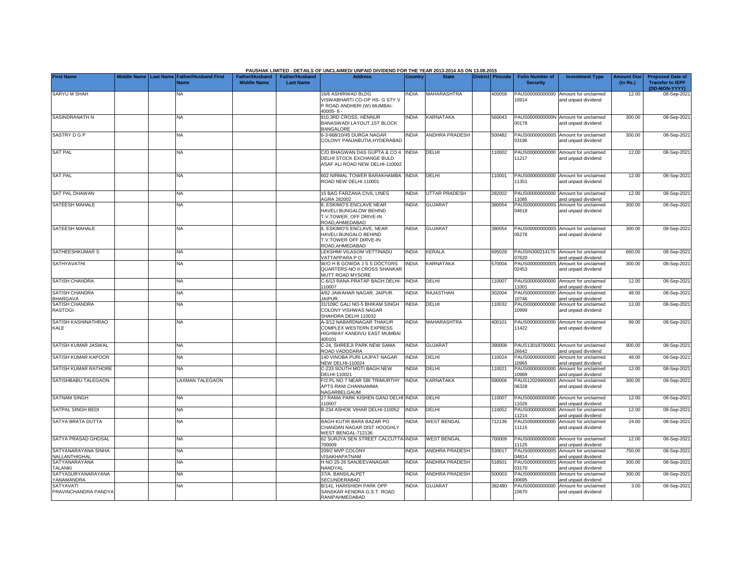PAUSHAK LIMITED - DETAILS OF UNCLAIMED/ UNPAID DIVIDEND FOR THE YEAR 2013-2014 AS ON 13.08.2015

| First Name | Middle Name | Last Name | Father/Husband First Name | Father/Husband Middle Name | Father/Husband Last Name | Address | Country | State | District | Pincode | Folio Number of Security | Investment Type | Amount Due (in Rs.) | Proposed Date of Transfer to IEPF (DD-MON-YYYY) |
|---|---|---|---|---|---|---|---|---|---|---|---|---|---|---|
| SARYU M SHAH | | | NA | | | 16/6 ASHIRWAD BLDG VISWABHARTI CO-OP HS- G STY V P ROAD ANDHERI (W) MUMBAI-40005- 8 - | INDIA | MAHARASHTRA | | 400058 | PAUS00000000000 10914 | Amount for unclaimed and unpaid dividend | 12.00 | 08-Sep-2021 |
| SASINDRANATH N | | | NA | | | 810,3RD CROSS, HENNUR BANASWADI LAYOUT,1ST BLOCK BANGALORE | INDIA | KARNATAKA | | 560043 | PAUS0000000000N 00178 | Amount for unclaimed and unpaid dividend | 300.00 | 08-Sep-2021 |
| SASTRY D G P | | | NA | | | 6-3-668/10/45 DURGA NAGAR COLONY PANJABUTIA,HYDERABAD | INDIA | ANDHRA PRADESH | | 500482 | PAUS0000000000S 03196 | Amount for unclaimed and unpaid dividend | 300.00 | 08-Sep-2021 |
| SAT PAL | | | NA | | | C/O BHAGWAN DAS GUPTA & CO 4 DELHI STOCK EXCHANGE BULD ASAF ALI ROAD NEW DELHI-110002 | INDIA | DELHI | | 110002 | PAUS00000000000 11217 | Amount for unclaimed and unpaid dividend | 12.00 | 08-Sep-2021 |
| SAT PAL | | | NA | | | 602 NIRMAL TOWER BARAKHAMBA ROAD NEW DELHI 110001 | INDIA | DELHI | | 110001 | PAUS00000000000 11351 | Amount for unclaimed and unpaid dividend | 12.00 | 08-Sep-2021 |
| SAT PAL DHAWAN | | | NA | | | 15 BAG FARZANA CIVIL LINES AGRA 282002 | INDIA | UTTAR PRADESH | | 282002 | PAUS00000000000 11085 | Amount for unclaimed and unpaid dividend | 12.00 | 08-Sep-2021 |
| SATEESH MAHALE | | | NA | | | 8, ESKIMO'S ENCLAVE NEAR HAVELI BUNGALOW BEHIND T.V.TOWER, OFF DRIVE-IN ROAD,AHMEDABAD | INDIA | GUJARAT | | 380054 | PAUS0000000000S 04618 | Amount for unclaimed and unpaid dividend | 300.00 | 08-Sep-2021 |
| SATEESH MAHALE | | | NA | | | 8, ESKIMO'S ENCLAVE, NEAR HAVELI BUNGALO BEHIND T.V.TOWER OFF DIRVE-IN ROAD,AHMEDABAD | INDIA | GUJARAT | | 380054 | PAUS0000000000S 05278 | Amount for unclaimed and unpaid dividend | 300.00 | 08-Sep-2021 |
| SATHEESHKUMAR S | | | NA | | | LEKSHMI VILASOM VETTINADU VATTAPPARA P O | INDIA | KERALA | | 695028 | PAUSIN300214170 07620 | Amount for unclaimed and unpaid dividend | 660.00 | 08-Sep-2021 |
| SATHYAVATHI | | | NA | | | W/O H B GOWDA J S S DOCTORS QUARTERS-NO II CROSS SHANKAR MUTT ROAD MYSORE | INDIA | KARNATAKA | | 570004 | PAUS0000000000S 02453 | Amount for unclaimed and unpaid dividend | 300.00 | 08-Sep-2021 |
| SATISH CHANDRA | | | NA | | | C-6/13 RANA PRATAP BAGH DELHI-110007 | INDIA | DELHI | | 110007 | PAUS00000000000 11001 | Amount for unclaimed and unpaid dividend | 12.00 | 08-Sep-2021 |
| SATISH CHANDRA BHARGAVA | | | NA | | | 4/62 JAWAHAR NAGAR, JAIPUR. JAIPUR. | INDIA | RAJASTHAN | | 302004 | PAUS00000000000 10746 | Amount for unclaimed and unpaid dividend | 48.00 | 08-Sep-2021 |
| SATISH CHANDRA RASTOGI | | | NA | | | 31/109C GALI NO-5 BHIKAM SINGH COLONY VISHWAS NAGAR SHAHDRA DELHI 110032 | INDIA | DELHI | | 110032 | PAUS00000000000 10999 | Amount for unclaimed and unpaid dividend | 12.00 | 08-Sep-2021 |
| SATISH KASHINATHRAO KALE | | | NA | | | A-3/12 NABARDNAGAR THAKUR COMPLEX WESTERN EXPRESS HIGHWAY KANDIVLI EAST MUMBAI 400101 | INDIA | MAHARASHTRA | | 400101 | PAUS00000000000 11422 | Amount for unclaimed and unpaid dividend | 99.00 | 08-Sep-2021 |
| SATISH KUMAR JASWAL | | | NA | | | C-24, SHREEJI PARK NEW SAMA ROAD VADODARA | INDIA | GUJARAT | | 390008 | PAUS13018700001 26642 | Amount for unclaimed and unpaid dividend | 900.00 | 08-Sep-2021 |
| SATISH KUMAR KAPOOR | | | NA | | | 140 VINOBA PURI LAJPAT NAGAR NEW DELHI-110024 | INDIA | DELHI | | 110024 | PAUS00000000000 10965 | Amount for unclaimed and unpaid dividend | 48.00 | 08-Sep-2021 |
| SATISH KUMAR RATHORE | | | NA | | | C-233 SOUTH MOTI BAGH NEW DELHI-110021 | INDIA | DELHI | | 110021 | PAUS00000000000 10989 | Amount for unclaimed and unpaid dividend | 12.00 | 08-Sep-2021 |
| SATISHBABU TALEGAON | | | LAXMAN TALEGAON | | | F/2 PL NO 7 NEAR SBI TRIMURTHY APTS RANI CHANNAMMA NAGARBELGAUM | INDIA | KARNATAKA | | 590006 | PAUS12029900003 06328 | Amount for unclaimed and unpaid dividend | 300.00 | 08-Sep-2021 |
| SATNAM SINGH | | | NA | | | 27 RAMA PARK KISHEN GANJ DELHI 110007 | INDIA | DELHI | | 110007 | PAUS00000000000 11026 | Amount for unclaimed and unpaid dividend | 12.00 | 08-Sep-2021 |
| SATPAL SINGH BEDI | | | NA | | | B-234 ASHOK VIHAR DELHI-110052 | INDIA | DELHI | | 110052 | PAUS00000000000 11214 | Amount for unclaimed and unpaid dividend | 12.00 | 08-Sep-2021 |
| SATYA BRATA DUTTA | | | NA | | | BAGH KUTIR BARA BAZAR PO CHANDAN NAGAR DIST HOOGHLY WEST BENGAL-712136 | INDIA | WEST BENGAL | | 712136 | PAUS00000000000 11115 | Amount for unclaimed and unpaid dividend | 24.00 | 08-Sep-2021 |
| SATYA PRASAD GHOSAL | | | NA | | | 62 SURJYA SEN STREET CALCUTTA-700009 | INDIA | WEST BENGAL | | 700009 | PAUS00000000000 11125 | Amount for unclaimed and unpaid dividend | 12.00 | 08-Sep-2021 |
| SATYANARAYANA SINHA NALLANTHIGHAL | | | NA | | | 209/2 MVP COLONY VISAKHAPATNAM | INDIA | ANDHRA PRADESH | | 530017 | PAUS0000000000S 04814 | Amount for unclaimed and unpaid dividend | 750.00 | 08-Sep-2021 |
| SATYANARAYANA TALANKI | | | NA | | | H NO 25-26 SANJEEVANAGAR NANDYAL | INDIA | ANDHRA PRADESH | | 518501 | PAUS0000000000S 03170 | Amount for unclaimed and unpaid dividend | 300.00 | 08-Sep-2021 |
| SATYASURYANARAYANA YANAMANDRA | | | NA | | | 37/A, BANSILALPET SECUNDERABAD | INDIA | ANDHRA PRADESH | | 500003 | PAUS0000000000S 00695 | Amount for unclaimed and unpaid dividend | 300.00 | 08-Sep-2021 |
| SATYAVATI PRAVINCHANDRA PANDYA | | | NA | | | B/141, HARISHIDH PARK OPP SANSKAR KENDRA G.S.T. ROAD RANIPAHMEDABAD | INDIA | GUJARAT | | 382480 | PAUS00000000000 10670 | Amount for unclaimed and unpaid dividend | 3.00 | 08-Sep-2021 |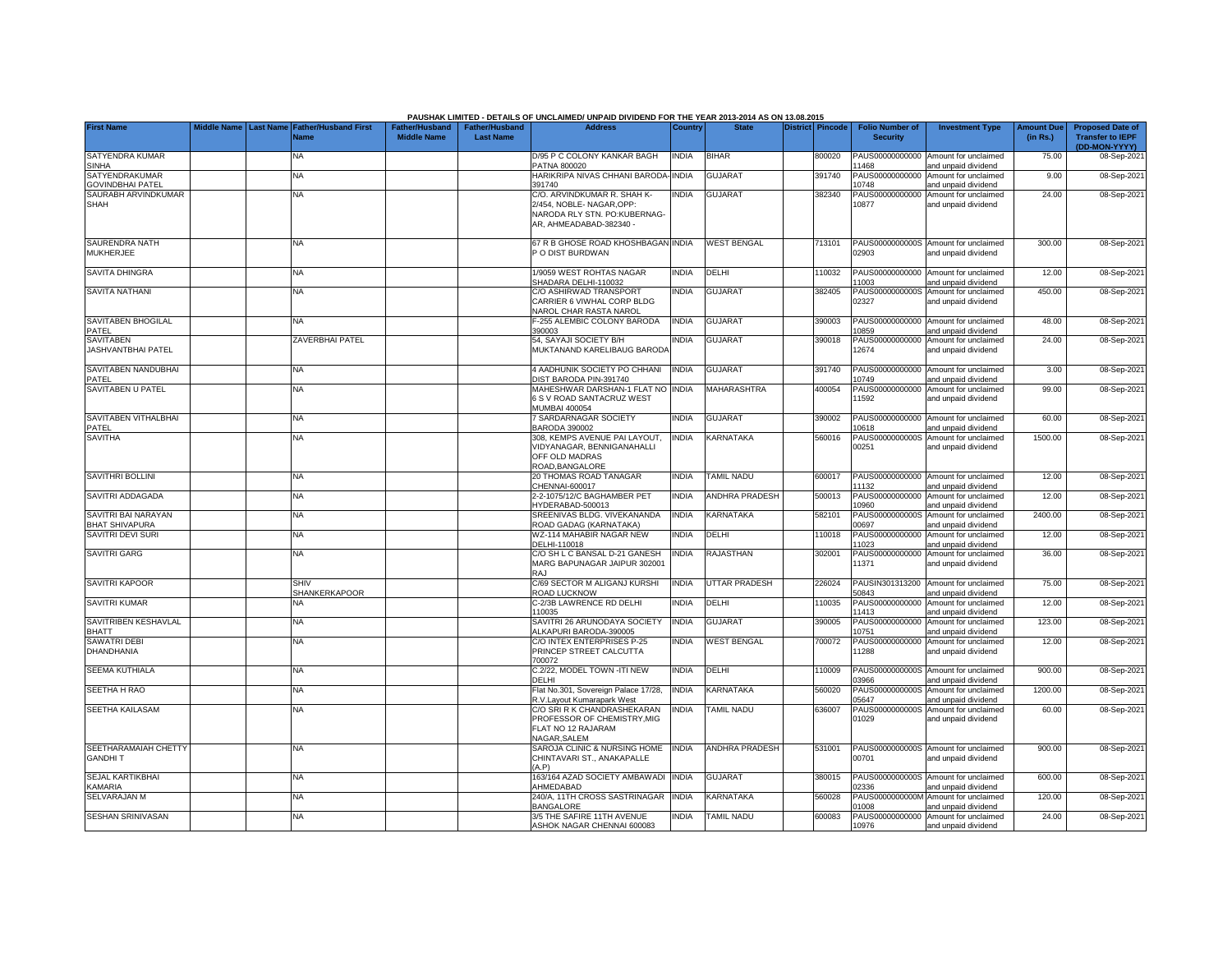**PAUSHAK LIMITED - DETAILS OF UNCLAIMED/ UNPAID DIVIDEND FOR THE YEAR 2013-2014 AS ON 13.08.2015**

| First Name | Middle Name | Last Name | Father/Husband First Name | Father/Husband Middle Name | Father/Husband Last Name | Address | Country | State | District | Pincode | Folio Number of Security | Investment Type | Amount Due (in Rs.) | Proposed Date of Transfer to IEPF (DD-MON-YYYY) |
|---|---|---|---|---|---|---|---|---|---|---|---|---|---|---|
| SATYENDRA KUMAR SINHA | | | NA | | | D/95 P C COLONY KANKAR BAGH PATNA 800020 | INDIA | BIHAR | | 800020 | PAUS00000000000 11468 | Amount for unclaimed and unpaid dividend | 75.00 | 08-Sep-2021 |
| SATYENDRAKUMAR GOVINDBHAI PATEL | | | NA | | | HARIKRIPA NIVAS CHHANI BARODA-391740 | INDIA | GUJARAT | | 391740 | PAUS00000000000 10748 | Amount for unclaimed and unpaid dividend | 9.00 | 08-Sep-2021 |
| SAURABH ARVINDKUMAR SHAH | | | NA | | | C/O. ARVINDKUMAR R. SHAH K-2/454, NOBLE- NAGAR,OPP: NARODA RLY STN. PO:KUBERNAG-AR, AHMEADABAD-382340 - | INDIA | GUJARAT | | 382340 | PAUS00000000000 10877 | Amount for unclaimed and unpaid dividend | 24.00 | 08-Sep-2021 |
| SAURENDRA NATH MUKHERJEE | | | NA | | | 67 R B GHOSE ROAD KHOSHBAGAN P O DIST BURDWAN | INDIA | WEST BENGAL | | 713101 | PAUS0000000000S 02903 | Amount for unclaimed and unpaid dividend | 300.00 | 08-Sep-2021 |
| SAVITA DHINGRA | | | NA | | | 1/9059 WEST ROHTAS NAGAR SHADARA DELHI-110032 | INDIA | DELHI | | 110032 | PAUS00000000000 11003 | Amount for unclaimed and unpaid dividend | 12.00 | 08-Sep-2021 |
| SAVITA NATHANI | | | NA | | | C/O ASHIRWAD TRANSPORT CARRIER 6 VIWHAL CORP BLDG NAROL CHAR RASTA NAROL | INDIA | GUJARAT | | 382405 | PAUS0000000000S 02327 | Amount for unclaimed and unpaid dividend | 450.00 | 08-Sep-2021 |
| SAVITABEN BHOGILAL PATEL | | | NA | | | F-255 ALEMBIC COLONY BARODA 390003 | INDIA | GUJARAT | | 390003 | PAUS00000000000 10859 | Amount for unclaimed and unpaid dividend | 48.00 | 08-Sep-2021 |
| SAVITABEN JASHVANTBHAI PATEL | | | ZAVERBHAI PATEL | | | 54, SAYAJI SOCIETY B/H MUKTANAND KARELIBAUG BARODA | INDIA | GUJARAT | | 390018 | PAUS00000000000 12674 | Amount for unclaimed and unpaid dividend | 24.00 | 08-Sep-2021 |
| SAVITABEN NANDUBHAI PATEL | | | NA | | | 4 AADHUNIK SOCIETY PO CHHANI DIST BARODA PIN-391740 | INDIA | GUJARAT | | 391740 | PAUS00000000000 10749 | Amount for unclaimed and unpaid dividend | 3.00 | 08-Sep-2021 |
| SAVITABEN U PATEL | | | NA | | | MAHESHWAR DARSHAN-1 FLAT NO 6 S V ROAD SANTACRUZ WEST MUMBAI 400054 | INDIA | MAHARASHTRA | | 400054 | PAUS00000000000 11592 | Amount for unclaimed and unpaid dividend | 99.00 | 08-Sep-2021 |
| SAVITABEN VITHALBHAI PATEL | | | NA | | | 7 SARDARNAGAR SOCIETY BARODA 390002 | INDIA | GUJARAT | | 390002 | PAUS00000000000 10618 | Amount for unclaimed and unpaid dividend | 60.00 | 08-Sep-2021 |
| SAVITHA | | | NA | | | 308, KEMPS AVENUE PAI LAYOUT, VIDYANAGAR, BENNIGANAHALLI OFF OLD MADRAS ROAD,BANGALORE | INDIA | KARNATAKA | | 560016 | PAUS0000000000S 00251 | Amount for unclaimed and unpaid dividend | 1500.00 | 08-Sep-2021 |
| SAVITHRI BOLLINI | | | NA | | | 20 THOMAS ROAD TANAGAR CHENNAI-600017 | INDIA | TAMIL NADU | | 600017 | PAUS00000000000 11132 | Amount for unclaimed and unpaid dividend | 12.00 | 08-Sep-2021 |
| SAVITRI ADDAGADA | | | NA | | | 2-2-1075/12/C BAGHAMBER PET HYDERABAD-500013 | INDIA | ANDHRA PRADESH | | 500013 | PAUS00000000000 10960 | Amount for unclaimed and unpaid dividend | 12.00 | 08-Sep-2021 |
| SAVITRI BAI NARAYAN BHAT SHIVAPURA | | | NA | | | SREENIVAS BLDG. VIVEKANANDA ROAD GADAG (KARNATAKA) | INDIA | KARNATAKA | | 582101 | PAUS0000000000S 00697 | Amount for unclaimed and unpaid dividend | 2400.00 | 08-Sep-2021 |
| SAVITRI DEVI SURI | | | NA | | | WZ-114 MAHABIR NAGAR NEW DELHI-110018 | INDIA | DELHI | | 110018 | PAUS00000000000 11023 | Amount for unclaimed and unpaid dividend | 12.00 | 08-Sep-2021 |
| SAVITRI GARG | | | NA | | | C/O SH L C BANSAL D-21 GANESH MARG BAPUNAGAR JAIPUR 302001 RAJ | INDIA | RAJASTHAN | | 302001 | PAUS00000000000 11371 | Amount for unclaimed and unpaid dividend | 36.00 | 08-Sep-2021 |
| SAVITRI KAPOOR | | | SHIV SHANKERKAPOOR | | | C/69 SECTOR M ALIGANJ KURSHI ROAD LUCKNOW | INDIA | UTTAR PRADESH | | 226024 | PAUSIN301313200 50843 | Amount for unclaimed and unpaid dividend | 75.00 | 08-Sep-2021 |
| SAVITRI KUMAR | | | NA | | | C-2/3B LAWRENCE RD DELHI 110035 | INDIA | DELHI | | 110035 | PAUS00000000000 11413 | Amount for unclaimed and unpaid dividend | 12.00 | 08-Sep-2021 |
| SAVITRIBEN KESHAVLAL BHATT | | | NA | | | SAVITRI 26 ARUNODAYA SOCIETY ALKAPURI BARODA-390005 | INDIA | GUJARAT | | 390005 | PAUS00000000000 10751 | Amount for unclaimed and unpaid dividend | 123.00 | 08-Sep-2021 |
| SAWATRI DEBI DHANDHANIA | | | NA | | | C/O INTEX ENTERPRISES P-25 PRINCEP STREET CALCUTTA 700072 | INDIA | WEST BENGAL | | 700072 | PAUS00000000000 11288 | Amount for unclaimed and unpaid dividend | 12.00 | 08-Sep-2021 |
| SEEMA KUTHIALA | | | NA | | | C.2/22, MODEL TOWN -ITI NEW DELHI | INDIA | DELHI | | 110009 | PAUS0000000000S 03966 | Amount for unclaimed and unpaid dividend | 900.00 | 08-Sep-2021 |
| SEETHA H RAO | | | NA | | | Flat No.301, Sovereign Palace 17/28, R.V.Layout Kumarapark West | INDIA | KARNATAKA | | 560020 | PAUS0000000000S 05647 | Amount for unclaimed and unpaid dividend | 1200.00 | 08-Sep-2021 |
| SEETHA KAILASAM | | | NA | | | C/O SRI R K CHANDRASHEKARAN PROFESSOR OF CHEMISTRY,MIG FLAT NO 12 RAJARAM NAGAR,SALEM | INDIA | TAMIL NADU | | 636007 | PAUS0000000000S 01029 | Amount for unclaimed and unpaid dividend | 60.00 | 08-Sep-2021 |
| SEETHARAMAIAH CHETTY GANDHI T | | | NA | | | SAROJA CLINIC & NURSING HOME CHINTAVARI ST., ANAKAPALLE (A.P) | INDIA | ANDHRA PRADESH | | 531001 | PAUS0000000000S 00701 | Amount for unclaimed and unpaid dividend | 900.00 | 08-Sep-2021 |
| SEJAL KARTIKBHAI KAMARIA | | | NA | | | 163/164 AZAD SOCIETY AMBAWADI AHMEDABAD | INDIA | GUJARAT | | 380015 | PAUS0000000000S 02336 | Amount for unclaimed and unpaid dividend | 600.00 | 08-Sep-2021 |
| SELVARAJAN M | | | NA | | | 240/A, 11TH CROSS SASTRINAGAR BANGALORE | INDIA | KARNATAKA | | 560028 | PAUS0000000000M 01008 | Amount for unclaimed and unpaid dividend | 120.00 | 08-Sep-2021 |
| SESHAN SRINIVASAN | | | NA | | | 3/5 THE SAFIRE 11TH AVENUE ASHOK NAGAR CHENNAI 600083 | INDIA | TAMIL NADU | | 600083 | PAUS00000000000 10976 | Amount for unclaimed and unpaid dividend | 24.00 | 08-Sep-2021 |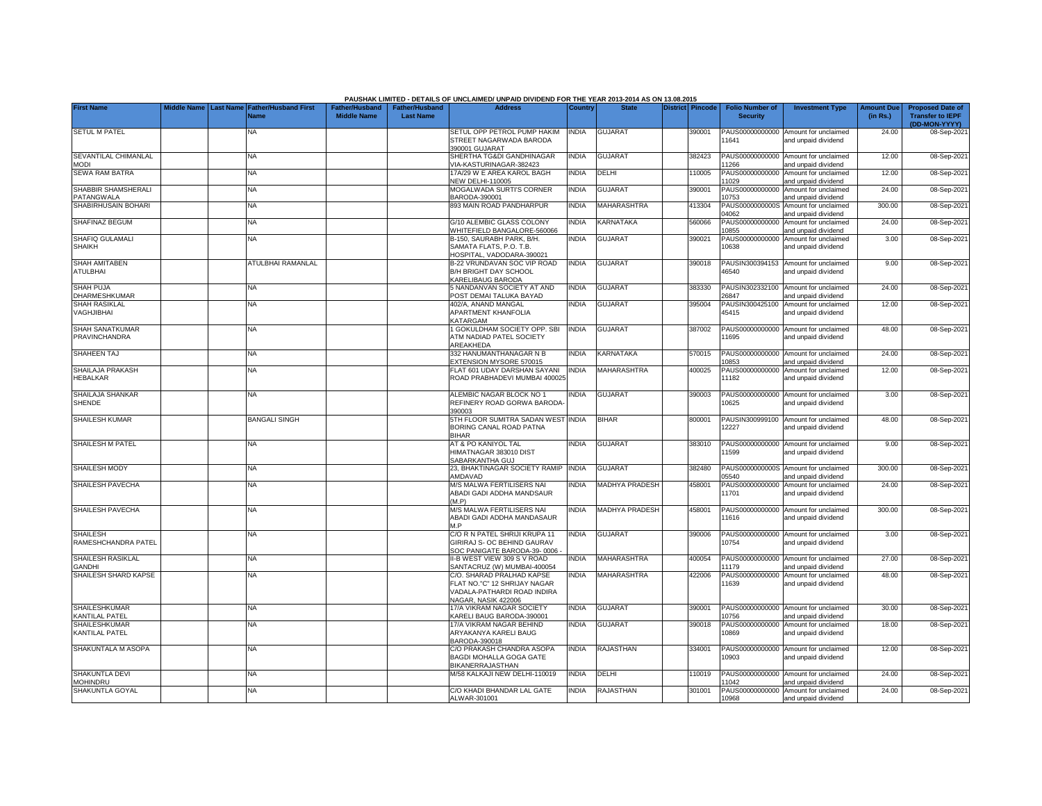PAUSHAK LIMITED - DETAILS OF UNCLAIMED/ UNPAID DIVIDEND FOR THE YEAR 2013-2014 AS ON 13.08.2015

| First Name | Middle Name | Last Name | Father/Husband First Name | Father/Husband Middle Name | Father/Husband Last Name | Address | Country | State | District | Pincode | Folio Number of Security | Investment Type | Amount Due (in Rs.) | Proposed Date of Transfer to IEPF (DD-MON-YYYY) |
|---|---|---|---|---|---|---|---|---|---|---|---|---|---|---|
| SETUL M PATEL | | | NA | | | SETUL OPP PETROL PUMP HAKIM STREET NAGARWADA BARODA 390001 GUJARAT | INDIA | GUJARAT | | 390001 | PAUS00000000000 11641 | Amount for unclaimed and unpaid dividend | 24.00 | 08-Sep-2021 |
| SEVANTILAL CHIMANLAL MODI | | | NA | | | SHERTHA TG&DI GANDHINAGAR VIA-KASTURINAGAR-382423 | INDIA | GUJARAT | | 382423 | PAUS00000000000 11266 | Amount for unclaimed and unpaid dividend | 12.00 | 08-Sep-2021 |
| SEWA RAM BATRA | | | NA | | | 17A/29 W E AREA KAROL BAGH NEW DELHI-110005 | INDIA | DELHI | | 110005 | PAUS00000000000 11029 | Amount for unclaimed and unpaid dividend | 12.00 | 08-Sep-2021 |
| SHABBIR SHAMSHERALI PATANGWALA | | | NA | | | MOGALWADA SURTI'S CORNER BARODA-390001 | INDIA | GUJARAT | | 390001 | PAUS00000000000 10753 | Amount for unclaimed and unpaid dividend | 24.00 | 08-Sep-2021 |
| SHABIRHUSAIN BOHARI | | | NA | | | 893 MAIN ROAD PANDHARPUR | INDIA | MAHARASHTRA | | 413304 | PAUS0000000000S 04062 | Amount for unclaimed and unpaid dividend | 300.00 | 08-Sep-2021 |
| SHAFINAZ BEGUM | | | NA | | | G/10 ALEMBIC GLASS COLONY WHITEFIELD BANGALORE-560066 | INDIA | KARNATAKA | | 560066 | PAUS00000000000 10855 | Amount for unclaimed and unpaid dividend | 24.00 | 08-Sep-2021 |
| SHAFIQ GULAMALI SHAIKH | | | NA | | | B-150, SAURABH PARK, B/H. SAMATA FLATS, P.O. T.B. HOSPITAL, VADODARA-390021 | INDIA | GUJARAT | | 390021 | PAUS00000000000 10638 | Amount for unclaimed and unpaid dividend | 3.00 | 08-Sep-2021 |
| SHAH AMITABEN ATULBHAI | | | ATULBHAI RAMANLAL | | | B-22 VRUNDAVAN SOC VIP ROAD B/H BRIGHT DAY SCHOOL KARELIBAUG BARODA | INDIA | GUJARAT | | 390018 | PAUSIN300394153 46540 | Amount for unclaimed and unpaid dividend | 9.00 | 08-Sep-2021 |
| SHAH PUJA DHARMESHKUMAR | | | NA | | | 5 NANDANVAN SOCIETY AT AND POST DEMAI TALUKA BAYAD | INDIA | GUJARAT | | 383330 | PAUSIN302332100 26847 | Amount for unclaimed and unpaid dividend | 24.00 | 08-Sep-2021 |
| SHAH RASIKLAL VAGHJIBHAI | | | NA | | | 402/A, ANAND MANGAL APARTMENT KHANFOLIA KATARGAM | INDIA | GUJARAT | | 395004 | PAUSIN300425100 45415 | Amount for unclaimed and unpaid dividend | 12.00 | 08-Sep-2021 |
| SHAH SANATKUMAR PRAVINCHANDRA | | | NA | | | 1 GOKULDHAM SOCIETY OPP. SBI ATM NADIAD PATEL SOCIETY AREAKHEDA | INDIA | GUJARAT | | 387002 | PAUS00000000000 11695 | Amount for unclaimed and unpaid dividend | 48.00 | 08-Sep-2021 |
| SHAHEEN TAJ | | | NA | | | 332 HANUMANTHANAGAR N B EXTENSION MYSORE 570015 | INDIA | KARNATAKA | | 570015 | PAUS00000000000 10853 | Amount for unclaimed and unpaid dividend | 24.00 | 08-Sep-2021 |
| SHAILAJA PRAKASH HEBALKAR | | | NA | | | FLAT 601 UDAY DARSHAN SAYANI ROAD PRABHADEVI MUMBAI 400025 | INDIA | MAHARASHTRA | | 400025 | PAUS00000000000 11182 | Amount for unclaimed and unpaid dividend | 12.00 | 08-Sep-2021 |
| SHAILAJA SHANKAR SHENDE | | | NA | | | ALEMBIC NAGAR BLOCK NO 1 REFINERY ROAD GORWA BARODA-390003 | INDIA | GUJARAT | | 390003 | PAUS00000000000 10625 | Amount for unclaimed and unpaid dividend | 3.00 | 08-Sep-2021 |
| SHAILESH KUMAR | | | BANGALI SINGH | | | 5TH FLOOR SUMITRA SADAN WEST BORING CANAL ROAD PATNA BIHAR | INDIA | BIHAR | | 800001 | PAUSIN300999100 12227 | Amount for unclaimed and unpaid dividend | 48.00 | 08-Sep-2021 |
| SHAILESH M PATEL | | | NA | | | AT & PO KANIYOL TAL HIMATNAGAR 383010 DIST SABARKANTHA GUJ | INDIA | GUJARAT | | 383010 | PAUS00000000000 11599 | Amount for unclaimed and unpaid dividend | 9.00 | 08-Sep-2021 |
| SHAILESH MODY | | | NA | | | 23, BHAKTINAGAR SOCIETY RAMIP AMDAVAD | INDIA | GUJARAT | | 382480 | PAUS0000000000S 05540 | Amount for unclaimed and unpaid dividend | 300.00 | 08-Sep-2021 |
| SHAILESH PAVECHA | | | NA | | | M/S MALWA FERTILISERS NAI ABADI GADI ADDHA MANDSAUR (M.P) | INDIA | MADHYA PRADESH | | 458001 | PAUS00000000000 11701 | Amount for unclaimed and unpaid dividend | 24.00 | 08-Sep-2021 |
| SHAILESH PAVECHA | | | NA | | | M/S MALWA FERTILISERS NAI ABADI GADI ADDHA MANDASAUR M.P | INDIA | MADHYA PRADESH | | 458001 | PAUS00000000000 11616 | Amount for unclaimed and unpaid dividend | 300.00 | 08-Sep-2021 |
| SHAILESH RAMESHCHANDRA PATEL | | | NA | | | C/O R N PATEL SHRIJI KRUPA 11 GIRIRAJ S- OC BEHIND GAURAV SOC PANIGATE BARODA-39- 0006 - | INDIA | GUJARAT | | 390006 | PAUS00000000000 10754 | Amount for unclaimed and unpaid dividend | 3.00 | 08-Sep-2021 |
| SHAILESH RASIKLAL GANDHI | | | NA | | | II-B WEST VIEW 309 S V ROAD SANTACRUZ (W) MUMBAI-400054 | INDIA | MAHARASHTRA | | 400054 | PAUS00000000000 11179 | Amount for unclaimed and unpaid dividend | 27.00 | 08-Sep-2021 |
| SHAILESH SHARD KAPSE | | | NA | | | C/O. SHARAD PRALHAD KAPSE FLAT NO."C" 12 SHRIJAY NAGAR VADALA-PATHARDI ROAD INDIRA NAGAR, NASIK 422006 | INDIA | MAHARASHTRA | | 422006 | PAUS00000000000 11639 | Amount for unclaimed and unpaid dividend | 48.00 | 08-Sep-2021 |
| SHAILESHKUMAR KANTILAL PATEL | | | NA | | | 17/A VIKRAM NAGAR SOCIETY KARELI BAUG BARODA-390001 | INDIA | GUJARAT | | 390001 | PAUS00000000000 10756 | Amount for unclaimed and unpaid dividend | 30.00 | 08-Sep-2021 |
| SHAILESHKUMAR KANTILAL PATEL | | | NA | | | 17/A VIKRAM NAGAR BEHIND ARYAKANYA KARELI BAUG BARODA-390018 | INDIA | GUJARAT | | 390018 | PAUS00000000000 10869 | Amount for unclaimed and unpaid dividend | 18.00 | 08-Sep-2021 |
| SHAKUNTALA M ASOPA | | | NA | | | C/O PRAKASH CHANDRA ASOPA BAGDI MOHALLA GOGA GATE BIKANERRAJASTHAN | INDIA | RAJASTHAN | | 334001 | PAUS00000000000 10903 | Amount for unclaimed and unpaid dividend | 12.00 | 08-Sep-2021 |
| SHAKUNTLA DEVI MOHINDRU | | | NA | | | M/58 KALKAJI NEW DELHI-110019 | INDIA | DELHI | | 110019 | PAUS00000000000 11042 | Amount for unclaimed and unpaid dividend | 24.00 | 08-Sep-2021 |
| SHAKUNTLA GOYAL | | | NA | | | C/O KHADI BHANDAR LAL GATE ALWAR-301001 | INDIA | RAJASTHAN | | 301001 | PAUS00000000000 10968 | Amount for unclaimed and unpaid dividend | 24.00 | 08-Sep-2021 |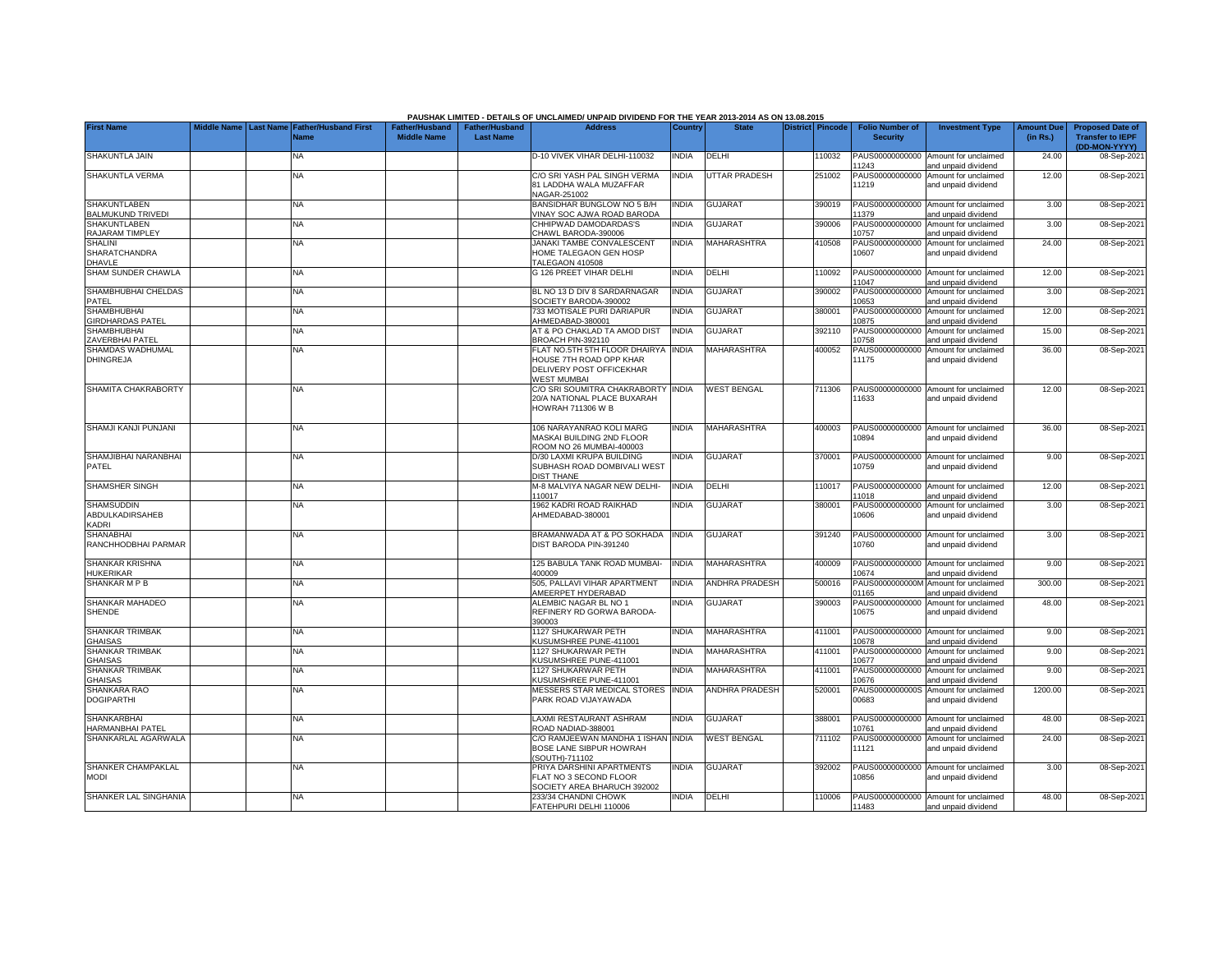**PAUSHAK LIMITED - DETAILS OF UNCLAIMED/ UNPAID DIVIDEND FOR THE YEAR 2013-2014 AS ON 13.08.2015**

| First Name | Middle Name | Last Name | Father/Husband First Name | Father/Husband Middle Name | Father/Husband Last Name | Address | Country | State | District | Pincode | Folio Number of Security | Investment Type | Amount Due (in Rs.) | Proposed Date of Transfer to IEPF (DD-MON-YYYY) |
|---|---|---|---|---|---|---|---|---|---|---|---|---|---|---|
| SHAKUNTLA JAIN | | | NA | | | D-10 VIVEK VIHAR DELHI-110032 | INDIA | DELHI | | 110032 | PAUS00000000000 11243 | Amount for unclaimed and unpaid dividend | 24.00 | 08-Sep-2021 |
| SHAKUNTLA VERMA | | | NA | | | C/O SRI YASH PAL SINGH VERMA 81 LADDHA WALA MUZAFFAR NAGAR-251002 | INDIA | UTTAR PRADESH | | 251002 | PAUS00000000000 11219 | Amount for unclaimed and unpaid dividend | 12.00 | 08-Sep-2021 |
| SHAKUNTLABEN BALMUKUND TRIVEDI | | | NA | | | BANSIDHAR BUNGLOW NO 5 B/H VINAY SOC AJWA ROAD BARODA | INDIA | GUJARAT | | 390019 | PAUS00000000000 11379 | Amount for unclaimed and unpaid dividend | 3.00 | 08-Sep-2021 |
| SHAKUNTLABEN RAJARAM TIMPLEY | | | NA | | | CHHIPWAD DAMODARDAS'S CHAWL BARODA-390006 | INDIA | GUJARAT | | 390006 | PAUS00000000000 10757 | Amount for unclaimed and unpaid dividend | 3.00 | 08-Sep-2021 |
| SHALINI SHARATCHANDRA DHAVLE | | | NA | | | JANAKI TAMBE CONVALESCENT HOME TALEGAON GEN HOSP TALEGAON 410508 | INDIA | MAHARASHTRA | | 410508 | PAUS00000000000 10607 | Amount for unclaimed and unpaid dividend | 24.00 | 08-Sep-2021 |
| SHAM SUNDER CHAWLA | | | NA | | | G 126 PREET VIHAR DELHI | INDIA | DELHI | | 110092 | PAUS00000000000 11047 | Amount for unclaimed and unpaid dividend | 12.00 | 08-Sep-2021 |
| SHAMBHUBHAI CHELDAS PATEL | | | NA | | | BL NO 13 D DIV 8 SARDARNAGAR SOCIETY BARODA-390002 | INDIA | GUJARAT | | 390002 | PAUS00000000000 10653 | Amount for unclaimed and unpaid dividend | 3.00 | 08-Sep-2021 |
| SHAMBHUBHAI GIRDHARDAS PATEL | | | NA | | | 733 MOTISALE PURI DARIAPUR AHMEDABAD-380001 | INDIA | GUJARAT | | 380001 | PAUS00000000000 10875 | Amount for unclaimed and unpaid dividend | 12.00 | 08-Sep-2021 |
| SHAMBHUBHAI ZAVERBHAI PATEL | | | NA | | | AT & PO CHAKLAD TA AMOD DIST BROACH PIN-392110 | INDIA | GUJARAT | | 392110 | PAUS00000000000 10758 | Amount for unclaimed and unpaid dividend | 15.00 | 08-Sep-2021 |
| SHAMDAS WADHUMAL DHINGREJA | | | NA | | | FLAT NO.5TH 5TH FLOOR DHAIRYA HOUSE 7TH ROAD OPP KHAR DELIVERY POST OFFICEKHAR WEST MUMBAI | INDIA | MAHARASHTRA | | 400052 | PAUS00000000000 11175 | Amount for unclaimed and unpaid dividend | 36.00 | 08-Sep-2021 |
| SHAMITA CHAKRABORTY | | | NA | | | C/O SRI SOUMITRA CHAKRABORTY 20/A NATIONAL PLACE BUXARAH HOWRAH 711306 W B | INDIA | WEST BENGAL | | 711306 | PAUS00000000000 11633 | Amount for unclaimed and unpaid dividend | 12.00 | 08-Sep-2021 |
| SHAMJI KANJI PUNJANI | | | NA | | | 106 NARAYANRAO KOLI MARG MASKAI BUILDING 2ND FLOOR ROOM NO 26 MUMBAI-400003 | INDIA | MAHARASHTRA | | 400003 | PAUS00000000000 10894 | Amount for unclaimed and unpaid dividend | 36.00 | 08-Sep-2021 |
| SHAMJIBHAI NARANBHAI PATEL | | | NA | | | D/30 LAXMI KRUPA BUILDING SUBHASH ROAD DOMBIVALI WEST DIST THANE | INDIA | GUJARAT | | 370001 | PAUS00000000000 10759 | Amount for unclaimed and unpaid dividend | 9.00 | 08-Sep-2021 |
| SHAMSHER SINGH | | | NA | | | M-8 MALVIYA NAGAR NEW DELHI-110017 | INDIA | DELHI | | 110017 | PAUS00000000000 11018 | Amount for unclaimed and unpaid dividend | 12.00 | 08-Sep-2021 |
| SHAMSUDDIN ABDULKADIRSAHEB KADRI | | | NA | | | 1962 KADRI ROAD RAIKHAD AHMEDABAD-380001 | INDIA | GUJARAT | | 380001 | PAUS00000000000 10606 | Amount for unclaimed and unpaid dividend | 3.00 | 08-Sep-2021 |
| SHANABHAI RANCHHODBHAI PARMAR | | | NA | | | BRAMANWADA AT & PO SOKHADA DIST BARODA PIN-391240 | INDIA | GUJARAT | | 391240 | PAUS00000000000 10760 | Amount for unclaimed and unpaid dividend | 3.00 | 08-Sep-2021 |
| SHANKAR KRISHNA HUKERIKAR | | | NA | | | 125 BABULA TANK ROAD MUMBAI-400009 | INDIA | MAHARASHTRA | | 400009 | PAUS00000000000 10674 | Amount for unclaimed and unpaid dividend | 9.00 | 08-Sep-2021 |
| SHANKAR M P B | | | NA | | | 505, PALLAVI VIHAR APARTMENT AMEERPET HYDERABAD | INDIA | ANDHRA PRADESH | | 500016 | PAUS0000000000M 01165 | Amount for unclaimed and unpaid dividend | 300.00 | 08-Sep-2021 |
| SHANKAR MAHADEO SHENDE | | | NA | | | ALEMBIC NAGAR BL NO 1 REFINERY RD GORWA BARODA-390003 | INDIA | GUJARAT | | 390003 | PAUS00000000000 10675 | Amount for unclaimed and unpaid dividend | 48.00 | 08-Sep-2021 |
| SHANKAR TRIMBAK GHAISAS | | | NA | | | 1127 SHUKARWAR PETH KUSUMSHREE PUNE-411001 | INDIA | MAHARASHTRA | | 411001 | PAUS00000000000 10678 | Amount for unclaimed and unpaid dividend | 9.00 | 08-Sep-2021 |
| SHANKAR TRIMBAK GHAISAS | | | NA | | | 1127 SHUKARWAR PETH KUSUMSHREE PUNE-411001 | INDIA | MAHARASHTRA | | 411001 | PAUS00000000000 10677 | Amount for unclaimed and unpaid dividend | 9.00 | 08-Sep-2021 |
| SHANKAR TRIMBAK GHAISAS | | | NA | | | 1127 SHUKARWAR PETH KUSUMSHREE PUNE-411001 | INDIA | MAHARASHTRA | | 411001 | PAUS00000000000 10676 | Amount for unclaimed and unpaid dividend | 9.00 | 08-Sep-2021 |
| SHANKARA RAO DOGIPARTHI | | | NA | | | MESSERS STAR MEDICAL STORES PARK ROAD VIJAYAWADA | INDIA | ANDHRA PRADESH | | 520001 | PAUS0000000000S 00683 | Amount for unclaimed and unpaid dividend | 1200.00 | 08-Sep-2021 |
| SHANKARBHAI HARMANBHAI PATEL | | | NA | | | LAXMI RESTAURANT ASHRAM ROAD NADIAD-388001 | INDIA | GUJARAT | | 388001 | PAUS00000000000 10761 | Amount for unclaimed and unpaid dividend | 48.00 | 08-Sep-2021 |
| SHANKARLAL AGARWALA | | | NA | | | C/O RAMJEEWAN MANDHA 1 ISHAN BOSE LANE SIBPUR HOWRAH (SOUTH)-711102 | INDIA | WEST BENGAL | | 711102 | PAUS00000000000 11121 | Amount for unclaimed and unpaid dividend | 24.00 | 08-Sep-2021 |
| SHANKER CHAMPAKLAL MODI | | | NA | | | PRIYA DARSHINI APARTMENTS FLAT NO 3 SECOND FLOOR SOCIETY AREA BHARUCH 392002 | INDIA | GUJARAT | | 392002 | PAUS00000000000 10856 | Amount for unclaimed and unpaid dividend | 3.00 | 08-Sep-2021 |
| SHANKER LAL SINGHANIA | | | NA | | | 233/34 CHANDNI CHOWK FATEHPURI DELHI 110006 | INDIA | DELHI | | 110006 | PAUS00000000000 11483 | Amount for unclaimed and unpaid dividend | 48.00 | 08-Sep-2021 |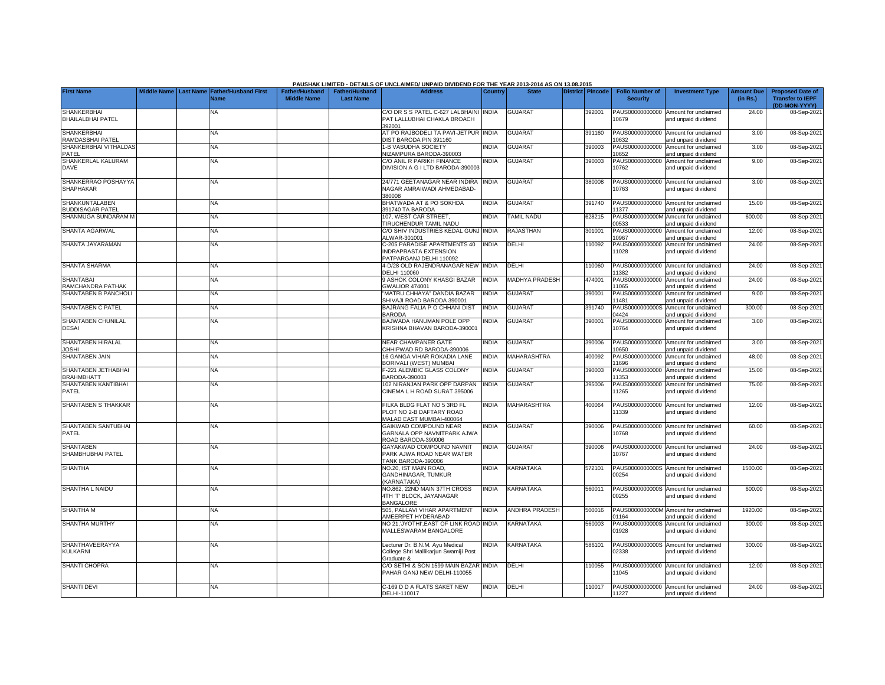PAUSHAK LIMITED - DETAILS OF UNCLAIMED/ UNPAID DIVIDEND FOR THE YEAR 2013-2014 AS ON 13.08.2015

| First Name | Middle Name | Last Name | Father/Husband First Name | Father/Husband Middle Name | Father/Husband Last Name | Address | Country | State | District | Pincode | Folio Number of Security | Investment Type | Amount Due (in Rs.) | Proposed Date of Transfer to IEPF (DD-MON-YYYY) |
|---|---|---|---|---|---|---|---|---|---|---|---|---|---|---|
| SHANKERBHAI BHAILALBHAI PATEL | | | NA | | | C/O DR S S PATEL C-627 LALBHAINI PAT LALLUBHAI CHAKLA BROACH 392001 | INDIA | GUJARAT | | 392001 | PAUS00000000000010679 | Amount for unclaimed and unpaid dividend | 24.00 | 08-Sep-2021 |
| SHANKERBHAI RAMDASBHAI PATEL | | | NA | | | AT PO RAJBODELI TA PAVI-JETPUR DIST BARODA PIN 391160 | INDIA | GUJARAT | | 391160 | PAUS00000000000010632 | Amount for unclaimed and unpaid dividend | 3.00 | 08-Sep-2021 |
| SHANKERBHAI VITHALDAS PATEL | | | NA | | | 1-B VASUDHA SOCIETY NIZAMPURA BARODA-390003 | INDIA | GUJARAT | | 390003 | PAUS00000000000010652 | Amount for unclaimed and unpaid dividend | 3.00 | 08-Sep-2021 |
| SHANKERLAL KALURAM DAVE | | | NA | | | C/O ANIL R PARIKH FINANCE DIVISION A G I LTD BARODA-390003 | INDIA | GUJARAT | | 390003 | PAUS00000000000010762 | Amount for unclaimed and unpaid dividend | 9.00 | 08-Sep-2021 |
| SHANKERRAO POSHAYYA SHAPHAKAR | | | NA | | | 24/771 GEETANAGAR NEAR INDIRA NAGAR AMRAIWADI AHMEDABAD-380008 | INDIA | GUJARAT | | 380008 | PAUS00000000000010763 | Amount for unclaimed and unpaid dividend | 3.00 | 08-Sep-2021 |
| SHANKUNTALABEN BUDDISAGAR PATEL | | | NA | | | BHATWADA AT & PO SOKHDA 391740 TA BARODA | INDIA | GUJARAT | | 391740 | PAUS00000000000011377 | Amount for unclaimed and unpaid dividend | 15.00 | 08-Sep-2021 |
| SHANMUGA SUNDARAM M | | | NA | | | 107, WEST CAR STREET, TIRUCHENDUR TAMIL NADU | INDIA | TAMIL NADU | | 628215 | PAUS0000000000M00533 | Amount for unclaimed and unpaid dividend | 600.00 | 08-Sep-2021 |
| SHANTA AGARWAL | | | NA | | | C/O SHIV INDUSTRIES KEDAL GUNJ ALWAR-301001 | INDIA | RAJASTHAN | | 301001 | PAUS00000000000010967 | Amount for unclaimed and unpaid dividend | 12.00 | 08-Sep-2021 |
| SHANTA JAYARAMAN | | | NA | | | C-205 PARADISE APARTMENTS 40 INDRAPRASTA EXTENSION PATPARGANJ DELHI 110092 | INDIA | DELHI | | 110092 | PAUS00000000000011028 | Amount for unclaimed and unpaid dividend | 24.00 | 08-Sep-2021 |
| SHANTA SHARMA | | | NA | | | 4-D/28 OLD RAJENDRANAGAR NEW DELHI 110060 | INDIA | DELHI | | 110060 | PAUS00000000000011382 | Amount for unclaimed and unpaid dividend | 24.00 | 08-Sep-2021 |
| SHANTABAI RAMCHANDRA PATHAK | | | NA | | | 9 ASHOK COLONY KHASGI BAZAR GWALIOR 474001 | INDIA | MADHYA PRADESH | | 474001 | PAUS00000000000011065 | Amount for unclaimed and unpaid dividend | 24.00 | 08-Sep-2021 |
| SHANTABEN B PANCHOLI | | | NA | | | "MATRU CHHAYA" DANDIA BAZAR SHIVAJI ROAD BARODA 390001 | INDIA | GUJARAT | | 390001 | PAUS00000000000011481 | Amount for unclaimed and unpaid dividend | 9.00 | 08-Sep-2021 |
| SHANTABEN C PATEL | | | NA | | | BAJRANG FALIA P O CHHANI DIST BARODA | INDIA | GUJARAT | | 391740 | PAUS0000000000S04424 | Amount for unclaimed and unpaid dividend | 300.00 | 08-Sep-2021 |
| SHANTABEN CHUNILAL DESAI | | | NA | | | BAJWADA HANUMAN POLE OPP KRISHNA BHAVAN BARODA-390001 | INDIA | GUJARAT | | 390001 | PAUS00000000000010764 | Amount for unclaimed and unpaid dividend | 3.00 | 08-Sep-2021 |
| SHANTABEN HIRALAL JOSHI | | | NA | | | NEAR CHAMPANER GATE CHHIPWAD RD BARODA-390006 | INDIA | GUJARAT | | 390006 | PAUS00000000000010650 | Amount for unclaimed and unpaid dividend | 3.00 | 08-Sep-2021 |
| SHANTABEN JAIN | | | NA | | | 16 GANGA VIHAR ROKADIA LANE BORIVALI (WEST) MUMBAI | INDIA | MAHARASHTRA | | 400092 | PAUS00000000000011696 | Amount for unclaimed and unpaid dividend | 48.00 | 08-Sep-2021 |
| SHANTABEN JETHABHAI BRAHMBHATT | | | NA | | | F-221 ALEMBIC GLASS COLONY BARODA-390003 | INDIA | GUJARAT | | 390003 | PAUS00000000000011353 | Amount for unclaimed and unpaid dividend | 15.00 | 08-Sep-2021 |
| SHANTABEN KANTIBHAI PATEL | | | NA | | | 102 NIRANJAN PARK OPP DARPAN CINEMA L H ROAD SURAT 395006 | INDIA | GUJARAT | | 395006 | PAUS00000000000011265 | Amount for unclaimed and unpaid dividend | 75.00 | 08-Sep-2021 |
| SHANTABEN S THAKKAR | | | NA | | | FILKA BLDG FLAT NO 5 3RD FL PLOT NO 2-B DAFTARY ROAD MALAD EAST MUMBAI-400064 | INDIA | MAHARASHTRA | | 400064 | PAUS00000000000011339 | Amount for unclaimed and unpaid dividend | 12.00 | 08-Sep-2021 |
| SHANTABEN SANTUBHAI PATEL | | | NA | | | GAIKWAD COMPOUND NEAR GARNALA OPP NAVNITPARK AJWA ROAD BARODA-390006 | INDIA | GUJARAT | | 390006 | PAUS00000000000010768 | Amount for unclaimed and unpaid dividend | 60.00 | 08-Sep-2021 |
| SHANTABEN SHAMBHUBHAI PATEL | | | NA | | | GAYAKWAD COMPOUND NAVNIT PARK AJWA ROAD NEAR WATER TANK BARODA-390006 | INDIA | GUJARAT | | 390006 | PAUS00000000000010767 | Amount for unclaimed and unpaid dividend | 24.00 | 08-Sep-2021 |
| SHANTHA | | | NA | | | NO.20, IST MAIN ROAD, GANDHINAGAR, TUMKUR (KARNATAKA) | INDIA | KARNATAKA | | 572101 | PAUS0000000000S00254 | Amount for unclaimed and unpaid dividend | 1500.00 | 08-Sep-2021 |
| SHANTHA L NAIDU | | | NA | | | NO.862, 22ND MAIN 37TH CROSS 4TH 'T' BLOCK, JAYANAGAR BANGALORE | INDIA | KARNATAKA | | 560011 | PAUS0000000000S00255 | Amount for unclaimed and unpaid dividend | 600.00 | 08-Sep-2021 |
| SHANTHA M | | | NA | | | 505, PALLAVI VIHAR APARTMENT AMEERPET HYDERABAD | INDIA | ANDHRA PRADESH | | 500016 | PAUS0000000000M01164 | Amount for unclaimed and unpaid dividend | 1920.00 | 08-Sep-2021 |
| SHANTHA MURTHY | | | NA | | | NO 21,'JYOTHI',EAST OF LINK ROAD MALLESWARAM BANGALORE | INDIA | KARNATAKA | | 560003 | PAUS0000000000S01928 | Amount for unclaimed and unpaid dividend | 300.00 | 08-Sep-2021 |
| SHANTHAVEERAYYA KULKARNI | | | NA | | | Lecturer Dr. B.N.M. Ayu Medical College Shri Mallikarjun Swamiji Post Graduate & | INDIA | KARNATAKA | | 586101 | PAUS0000000000S02338 | Amount for unclaimed and unpaid dividend | 300.00 | 08-Sep-2021 |
| SHANTI CHOPRA | | | NA | | | C/O SETHI & SON 1599 MAIN BAZAR PAHAR GANJ NEW DELHI-110055 | INDIA | DELHI | | 110055 | PAUS00000000000011045 | Amount for unclaimed and unpaid dividend | 12.00 | 08-Sep-2021 |
| SHANTI DEVI | | | NA | | | C-169 D D A FLATS SAKET NEW DELHI-110017 | INDIA | DELHI | | 110017 | PAUS00000000000011227 | Amount for unclaimed and unpaid dividend | 24.00 | 08-Sep-2021 |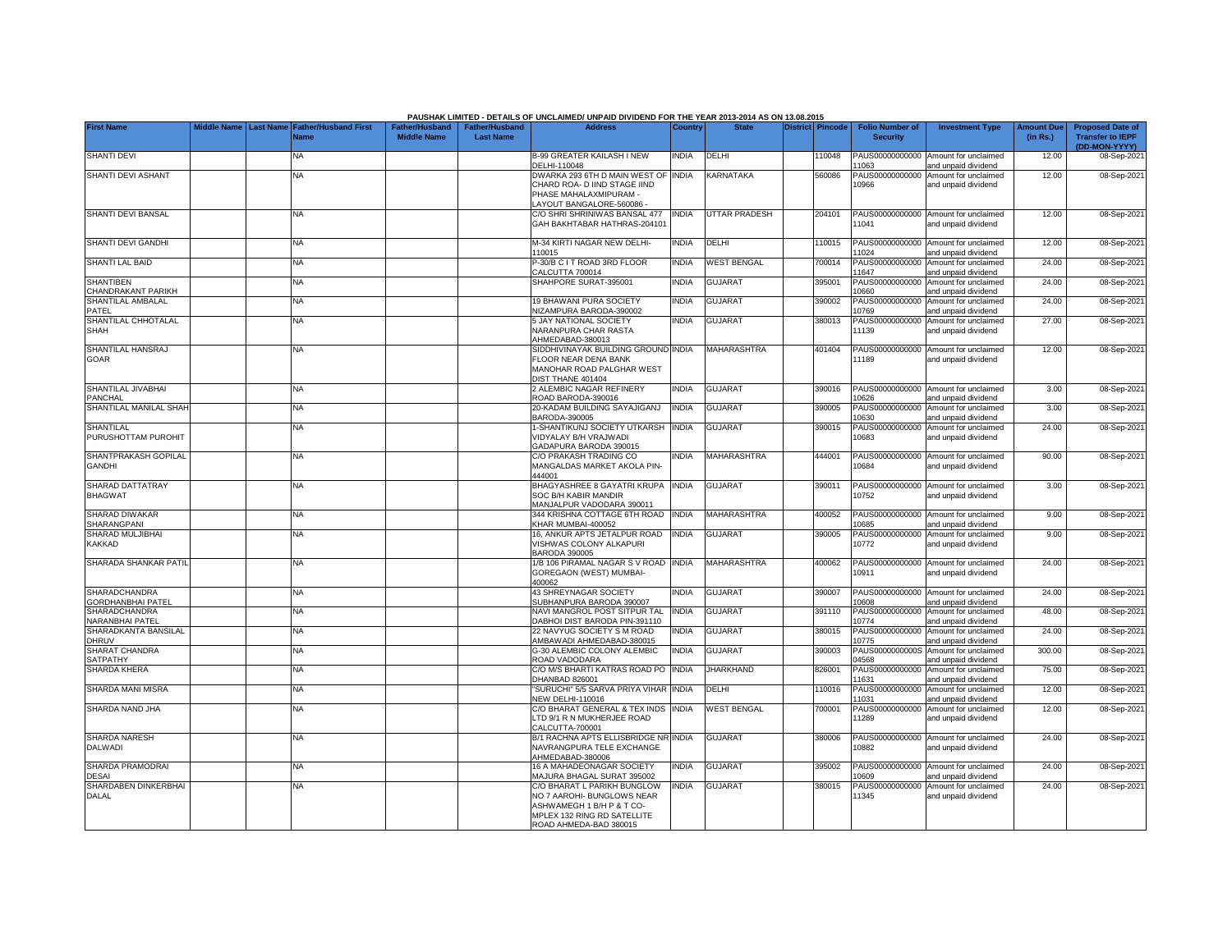**PAUSHAK LIMITED - DETAILS OF UNCLAIMED/ UNPAID DIVIDEND FOR THE YEAR 2013-2014 AS ON 13.08.2015**

| First Name | Middle Name | Last Name | Father/Husband First Name | Father/Husband Middle Name | Father/Husband Last Name | Address | Country | State | District | Pincode | Folio Number of Security | Investment Type | Amount Due (in Rs.) | Proposed Date of Transfer to IEPF (DD-MON-YYYY) |
|---|---|---|---|---|---|---|---|---|---|---|---|---|---|---|
| SHANTI DEVI | | | NA | | | B-99 GREATER KAILASH I NEW DELHI-110048 | INDIA | DELHI | | 110048 | PAUS00000000000 11063 | Amount for unclaimed and unpaid dividend | 12.00 | 08-Sep-2021 |
| SHANTI DEVI ASHANT | | | NA | | | DWARKA 293 6TH D MAIN WEST OF CHARD ROA- D IIND STAGE IIND PHASE MAHALAXMIPURAM - LAYOUT BANGALORE-560086 - | INDIA | KARNATAKA | | 560086 | PAUS00000000000 10966 | Amount for unclaimed and unpaid dividend | 12.00 | 08-Sep-2021 |
| SHANTI DEVI BANSAL | | | NA | | | C/O SHRI SHRINIWAS BANSAL 477 GAH BAKHTABAR HATHRAS-204101 | INDIA | UTTAR PRADESH | | 204101 | PAUS00000000000 11041 | Amount for unclaimed and unpaid dividend | 12.00 | 08-Sep-2021 |
| SHANTI DEVI GANDHI | | | NA | | | M-34 KIRTI NAGAR NEW DELHI-110015 | INDIA | DELHI | | 110015 | PAUS00000000000 11024 | Amount for unclaimed and unpaid dividend | 12.00 | 08-Sep-2021 |
| SHANTI LAL BAID | | | NA | | | P-30/B C I T ROAD 3RD FLOOR CALCUTTA 700014 | INDIA | WEST BENGAL | | 700014 | PAUS00000000000 11647 | Amount for unclaimed and unpaid dividend | 24.00 | 08-Sep-2021 |
| SHANTIBEN CHANDRAKANT PARIKH | | | NA | | | SHAHPORE SURAT-395001 | INDIA | GUJARAT | | 395001 | PAUS00000000000 10660 | Amount for unclaimed and unpaid dividend | 24.00 | 08-Sep-2021 |
| SHANTILAL AMBALAL PATEL | | | NA | | | 19 BHAWANI PURA SOCIETY NIZAMPURA BARODA-390002 | INDIA | GUJARAT | | 390002 | PAUS00000000000 10769 | Amount for unclaimed and unpaid dividend | 24.00 | 08-Sep-2021 |
| SHANTILAL CHHOTALAL SHAH | | | NA | | | 5 JAY NATIONAL SOCIETY NARANPURA CHAR RASTA AHMEDABAD-380013 | INDIA | GUJARAT | | 380013 | PAUS00000000000 11139 | Amount for unclaimed and unpaid dividend | 27.00 | 08-Sep-2021 |
| SHANTILAL HANSRAJ GOAR | | | NA | | | SIDDHIVINAYAK BUILDING GROUND FLOOR NEAR DENA BANK MANOHAR ROAD PALGHAR WEST DIST THANE 401404 | INDIA | MAHARASHTRA | | 401404 | PAUS00000000000 11189 | Amount for unclaimed and unpaid dividend | 12.00 | 08-Sep-2021 |
| SHANTILAL JIVABHAI PANCHAL | | | NA | | | 2 ALEMBIC NAGAR REFINERY ROAD BARODA-390016 | INDIA | GUJARAT | | 390016 | PAUS00000000000 10626 | Amount for unclaimed and unpaid dividend | 3.00 | 08-Sep-2021 |
| SHANTILAL MANILAL SHAH | | | NA | | | 20-KADAM BUILDING SAYAJIGANJ BARODA-390005 | INDIA | GUJARAT | | 390005 | PAUS00000000000 10630 | Amount for unclaimed and unpaid dividend | 3.00 | 08-Sep-2021 |
| SHANTILAL PURUSHOTTAM PUROHIT | | | NA | | | 1-SHANTIKUNJ SOCIETY UTKARSH VIDYALAY B/H VRAJWADI GADAPURA BARODA 390015 | INDIA | GUJARAT | | 390015 | PAUS00000000000 10683 | Amount for unclaimed and unpaid dividend | 24.00 | 08-Sep-2021 |
| SHANTPRAKASH GOPILAL GANDHI | | | NA | | | C/O PRAKASH TRADING CO MANGALDAS MARKET AKOLA PIN-444001 | INDIA | MAHARASHTRA | | 444001 | PAUS00000000000 10684 | Amount for unclaimed and unpaid dividend | 90.00 | 08-Sep-2021 |
| SHARAD DATTATRAY BHAGWAT | | | NA | | | BHAGYASHREE 8 GAYATRI KRUPA SOC B/H KABIR MANDIR MANJALPUR VADODARA 390011 | INDIA | GUJARAT | | 390011 | PAUS00000000000 10752 | Amount for unclaimed and unpaid dividend | 3.00 | 08-Sep-2021 |
| SHARAD DIWAKAR SHARANGPANI | | | NA | | | 344 KRISHNA COTTAGE 6TH ROAD KHAR MUMBAI-400052 | INDIA | MAHARASHTRA | | 400052 | PAUS00000000000 10685 | Amount for unclaimed and unpaid dividend | 9.00 | 08-Sep-2021 |
| SHARAD MULJIBHAI KAKKAD | | | NA | | | 16, ANKUR APTS JETALPUR ROAD VISHWAS COLONY ALKAPURI BARODA 390005 | INDIA | GUJARAT | | 390005 | PAUS00000000000 10772 | Amount for unclaimed and unpaid dividend | 9.00 | 08-Sep-2021 |
| SHARADA SHANKAR PATIL | | | NA | | | 1/B 106 PIRAMAL NAGAR S V ROAD GOREGAON (WEST) MUMBAI-400062 | INDIA | MAHARASHTRA | | 400062 | PAUS00000000000 10911 | Amount for unclaimed and unpaid dividend | 24.00 | 08-Sep-2021 |
| SHARADCHANDRA GORDHANBHAI PATEL | | | NA | | | 43 SHREYNAGAR SOCIETY SUBHANPURA BARODA 390007 | INDIA | GUJARAT | | 390007 | PAUS00000000000 10608 | Amount for unclaimed and unpaid dividend | 24.00 | 08-Sep-2021 |
| SHARADCHANDRA NARANBHAI PATEL | | | NA | | | NAVI MANGROL POST SITPUR TAL DABHOI DIST BARODA PIN-391110 | INDIA | GUJARAT | | 391110 | PAUS00000000000 10774 | Amount for unclaimed and unpaid dividend | 48.00 | 08-Sep-2021 |
| SHARADKANTA BANSILAL DHRUV | | | NA | | | 22 NAVYUG SOCIETY S M ROAD AMBAWADI AHMEDABAD-380015 | INDIA | GUJARAT | | 380015 | PAUS00000000000 10775 | Amount for unclaimed and unpaid dividend | 24.00 | 08-Sep-2021 |
| SHARAT CHANDRA SATPATHY | | | NA | | | G-30 ALEMBIC COLONY ALEMBIC ROAD VADODARA | INDIA | GUJARAT | | 390003 | PAUS0000000000S 04568 | Amount for unclaimed and unpaid dividend | 300.00 | 08-Sep-2021 |
| SHARDA KHERA | | | NA | | | C/O M/S BHARTI KATRAS ROAD PO DHANBAD 826001 | INDIA | JHARKHAND | | 826001 | PAUS00000000000 11631 | Amount for unclaimed and unpaid dividend | 75.00 | 08-Sep-2021 |
| SHARDA MANI MISRA | | | NA | | | "SURUCHI" 5/5 SARVA PRIYA VIHAR NEW DELHI-110016 | INDIA | DELHI | | 110016 | PAUS00000000000 11031 | Amount for unclaimed and unpaid dividend | 12.00 | 08-Sep-2021 |
| SHARDA NAND JHA | | | NA | | | C/O BHARAT GENERAL & TEX INDS LTD 9/1 R N MUKHERJEE ROAD CALCUTTA-700001 | INDIA | WEST BENGAL | | 700001 | PAUS00000000000 11289 | Amount for unclaimed and unpaid dividend | 12.00 | 08-Sep-2021 |
| SHARDA NARESH DALWADI | | | NA | | | B/1 RACHNA APTS ELLISBRIDGE NR NAVRANGPURA TELE EXCHANGE AHMEDABAD-380006 | INDIA | GUJARAT | | 380006 | PAUS00000000000 10882 | Amount for unclaimed and unpaid dividend | 24.00 | 08-Sep-2021 |
| SHARDA PRAMODRAI DESAI | | | NA | | | 16 A MAHADEONAGAR SOCIETY MAJURA BHAGAL SURAT 395002 | INDIA | GUJARAT | | 395002 | PAUS00000000000 10609 | Amount for unclaimed and unpaid dividend | 24.00 | 08-Sep-2021 |
| SHARDABEN DINKERBHAI DALAL | | | NA | | | C/O BHARAT L PARIKH BUNGLOW NO 7 AAROHI- BUNGLOWS NEAR ASHWAMEGH 1 B/H P & T CO-MPLEX 132 RING RD SATELLITE ROAD AHMEDA-BAD 380015 | INDIA | GUJARAT | | 380015 | PAUS00000000000 11345 | Amount for unclaimed and unpaid dividend | 24.00 | 08-Sep-2021 |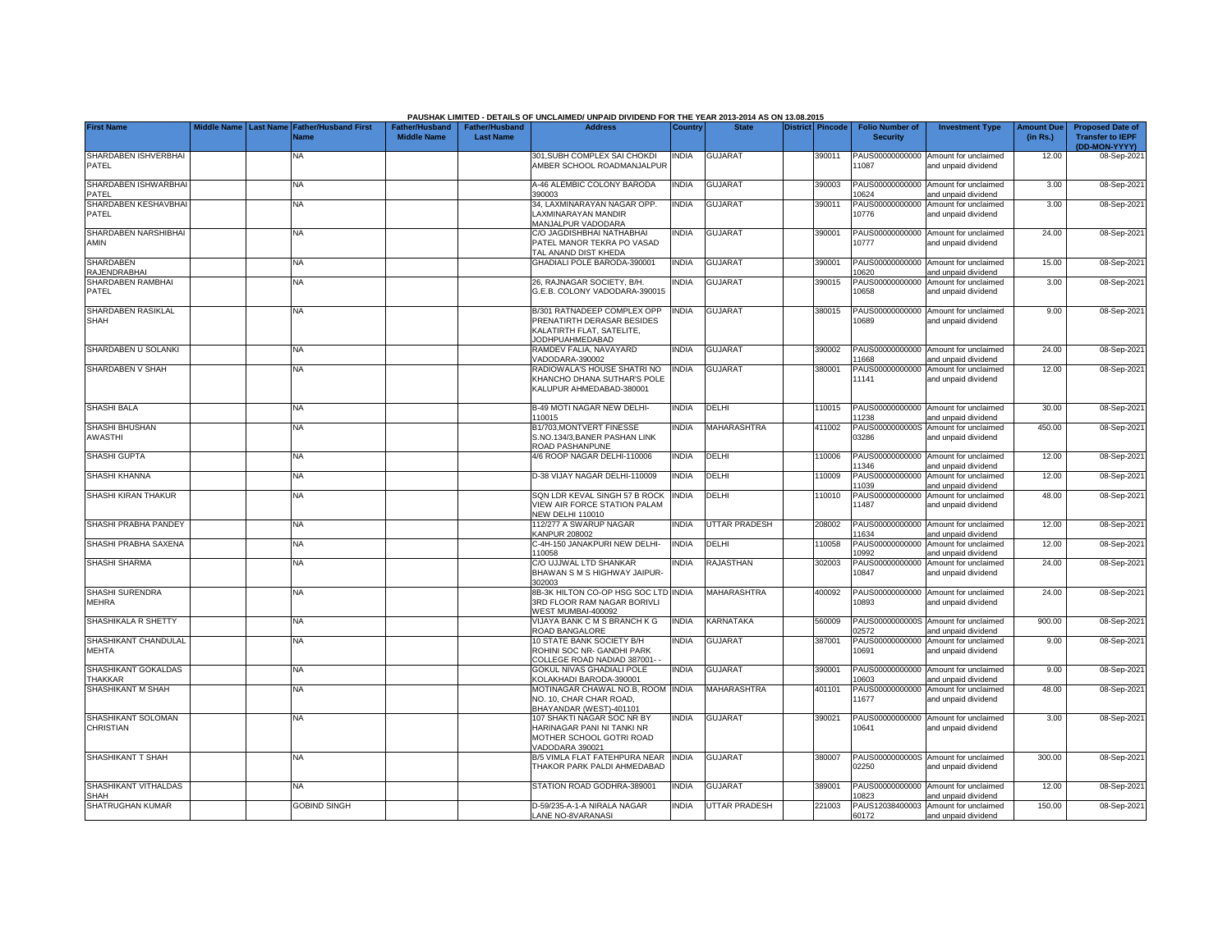PAUSHAK LIMITED - DETAILS OF UNCLAIMED/ UNPAID DIVIDEND FOR THE YEAR 2013-2014 AS ON 13.08.2015

| First Name | Middle Name | Last Name | Father/Husband First Name | Father/Husband Middle Name | Father/Husband Last Name | Address | Country | State | District | Pincode | Folio Number of Security | Investment Type | Amount Due (in Rs.) | Proposed Date of Transfer to IEPF (DD-MON-YYYY) |
|---|---|---|---|---|---|---|---|---|---|---|---|---|---|---|
| SHARDABEN ISHVERBHAI PATEL | | | NA | | | 301,SUBH COMPLEX SAI CHOKDI AMBER SCHOOL ROADMANJALPUR | INDIA | GUJARAT | | 390011 | PAUS00000000000 11087 | Amount for unclaimed and unpaid dividend | 12.00 | 08-Sep-2021 |
| SHARDABEN ISHWARBHAI PATEL | | | NA | | | A-46 ALEMBIC COLONY BARODA 390003 | INDIA | GUJARAT | | 390003 | PAUS00000000000 10624 | Amount for unclaimed and unpaid dividend | 3.00 | 08-Sep-2021 |
| SHARDABEN KESHAVBHAI PATEL | | | NA | | | 34, LAXMINARAYAN NAGAR OPP. LAXMINARAYAN MANDIR MANJALPUR VADODARA | INDIA | GUJARAT | | 390011 | PAUS00000000000 10776 | Amount for unclaimed and unpaid dividend | 3.00 | 08-Sep-2021 |
| SHARDABEN NARSHIBHAI AMIN | | | NA | | | C/O JAGDISHBHAI NATHABHAI PATEL MANOR TEKRA PO VASAD TAL ANAND DIST KHEDA | INDIA | GUJARAT | | 390001 | PAUS00000000000 10777 | Amount for unclaimed and unpaid dividend | 24.00 | 08-Sep-2021 |
| SHARDABEN RAJENDRABHAI | | | NA | | | GHADIALI POLE BARODA-390001 | INDIA | GUJARAT | | 390001 | PAUS00000000000 10620 | Amount for unclaimed and unpaid dividend | 15.00 | 08-Sep-2021 |
| SHARDABEN RAMBHAI PATEL | | | NA | | | 26, RAJNAGAR SOCIETY, B/H. G.E.B. COLONY VADODARA-390015 | INDIA | GUJARAT | | 390015 | PAUS00000000000 10658 | Amount for unclaimed and unpaid dividend | 3.00 | 08-Sep-2021 |
| SHARDABEN RASIKLAL SHAH | | | NA | | | B/301 RATNADEEP COMPLEX OPP PRENATIRTH DERASAR BESIDES KALATIRTH FLAT, SATELITE, JODHPUAHMEDABAD | INDIA | GUJARAT | | 380015 | PAUS00000000000 10689 | Amount for unclaimed and unpaid dividend | 9.00 | 08-Sep-2021 |
| SHARDABEN U SOLANKI | | | NA | | | RAMDEV FALIA, NAVAYARD VADODARA-390002 | INDIA | GUJARAT | | 390002 | PAUS00000000000 11668 | Amount for unclaimed and unpaid dividend | 24.00 | 08-Sep-2021 |
| SHARDABEN V SHAH | | | NA | | | RADIOWALA'S HOUSE SHATRI NO KHANCHO DHANA SUTHAR'S POLE KALUPUR AHMEDABAD-380001 | INDIA | GUJARAT | | 380001 | PAUS00000000000 11141 | Amount for unclaimed and unpaid dividend | 12.00 | 08-Sep-2021 |
| SHASHI BALA | | | NA | | | B-49 MOTI NAGAR NEW DELHI-110015 | INDIA | DELHI | | 110015 | PAUS00000000000 11238 | Amount for unclaimed and unpaid dividend | 30.00 | 08-Sep-2021 |
| SHASHI BHUSHAN AWASTHI | | | NA | | | B1/703,MONTVERT FINESSE S.NO.134/3,BANER PASHAN LINK ROAD PASHANPUNE | INDIA | MAHARASHTRA | | 411002 | PAUS0000000000S 03286 | Amount for unclaimed and unpaid dividend | 450.00 | 08-Sep-2021 |
| SHASHI GUPTA | | | NA | | | 4/6 ROOP NAGAR DELHI-110006 | INDIA | DELHI | | 110006 | PAUS00000000000 11346 | Amount for unclaimed and unpaid dividend | 12.00 | 08-Sep-2021 |
| SHASHI KHANNA | | | NA | | | D-38 VIJAY NAGAR DELHI-110009 | INDIA | DELHI | | 110009 | PAUS00000000000 11039 | Amount for unclaimed and unpaid dividend | 12.00 | 08-Sep-2021 |
| SHASHI KIRAN THAKUR | | | NA | | | SQN LDR KEVAL SINGH 57 B ROCK VIEW AIR FORCE STATION PALAM NEW DELHI 110010 | INDIA | DELHI | | 110010 | PAUS00000000000 11487 | Amount for unclaimed and unpaid dividend | 48.00 | 08-Sep-2021 |
| SHASHI PRABHA PANDEY | | | NA | | | 112/277 A SWARUP NAGAR KANPUR 208002 | INDIA | UTTAR PRADESH | | 208002 | PAUS00000000000 11634 | Amount for unclaimed and unpaid dividend | 12.00 | 08-Sep-2021 |
| SHASHI PRABHA SAXENA | | | NA | | | C-4H-150 JANAKPURI NEW DELHI-110058 | INDIA | DELHI | | 110058 | PAUS00000000000 10992 | Amount for unclaimed and unpaid dividend | 12.00 | 08-Sep-2021 |
| SHASHI SHARMA | | | NA | | | C/O UJJWAL LTD SHANKAR BHAWAN S M S HIGHWAY JAIPUR-302003 | INDIA | RAJASTHAN | | 302003 | PAUS00000000000 10847 | Amount for unclaimed and unpaid dividend | 24.00 | 08-Sep-2021 |
| SHASHI SURENDRA MEHRA | | | NA | | | 8B-3K HILTON CO-OP HSG SOC LTD 3RD FLOOR RAM NAGAR BORIVLI WEST MUMBAI-400092 | INDIA | MAHARASHTRA | | 400092 | PAUS00000000000 10893 | Amount for unclaimed and unpaid dividend | 24.00 | 08-Sep-2021 |
| SHASHIKALA R SHETTY | | | NA | | | VIJAYA BANK C M S BRANCH K G ROAD BANGALORE | INDIA | KARNATAKA | | 560009 | PAUS0000000000S 02572 | Amount for unclaimed and unpaid dividend | 900.00 | 08-Sep-2021 |
| SHASHIKANT CHANDULAL MEHTA | | | NA | | | 10 STATE BANK SOCIETY B/H ROHINI SOC NR- GANDHI PARK COLLEGE ROAD NADIAD 387001- - | INDIA | GUJARAT | | 387001 | PAUS00000000000 10691 | Amount for unclaimed and unpaid dividend | 9.00 | 08-Sep-2021 |
| SHASHIKANT GOKALDAS THAKKAR | | | NA | | | GOKUL NIVAS GHADIALI POLE KOLAKHADI BARODA-390001 | INDIA | GUJARAT | | 390001 | PAUS00000000000 10603 | Amount for unclaimed and unpaid dividend | 9.00 | 08-Sep-2021 |
| SHASHIKANT M SHAH | | | NA | | | MOTINAGAR CHAWAL NO.B, ROOM NO. 10, CHAR CHAR ROAD, BHAYANDAR (WEST)-401101 | INDIA | MAHARASHTRA | | 401101 | PAUS00000000000 11677 | Amount for unclaimed and unpaid dividend | 48.00 | 08-Sep-2021 |
| SHASHIKANT SOLOMAN CHRISTIAN | | | NA | | | 107 SHAKTI NAGAR SOC NR BY HARINAGAR PANI NI TANKI NR MOTHER SCHOOL GOTRI ROAD VADODARA 390021 | INDIA | GUJARAT | | 390021 | PAUS00000000000 10641 | Amount for unclaimed and unpaid dividend | 3.00 | 08-Sep-2021 |
| SHASHIKANT T SHAH | | | NA | | | B/5 VIMLA FLAT FATEHPURA NEAR THAKOR PARK PALDI AHMEDABAD | INDIA | GUJARAT | | 380007 | PAUS0000000000S 02250 | Amount for unclaimed and unpaid dividend | 300.00 | 08-Sep-2021 |
| SHASHIKANT VITHALDAS SHAH | | | NA | | | STATION ROAD GODHRA-389001 | INDIA | GUJARAT | | 389001 | PAUS00000000000 10823 | Amount for unclaimed and unpaid dividend | 12.00 | 08-Sep-2021 |
| SHATRUGHAN KUMAR | | | GOBIND SINGH | | | D-59/235-A-1-A NIRALA NAGAR LANE NO-8VARANASI | INDIA | UTTAR PRADESH | | 221003 | PAUS12038400003 60172 | Amount for unclaimed and unpaid dividend | 150.00 | 08-Sep-2021 |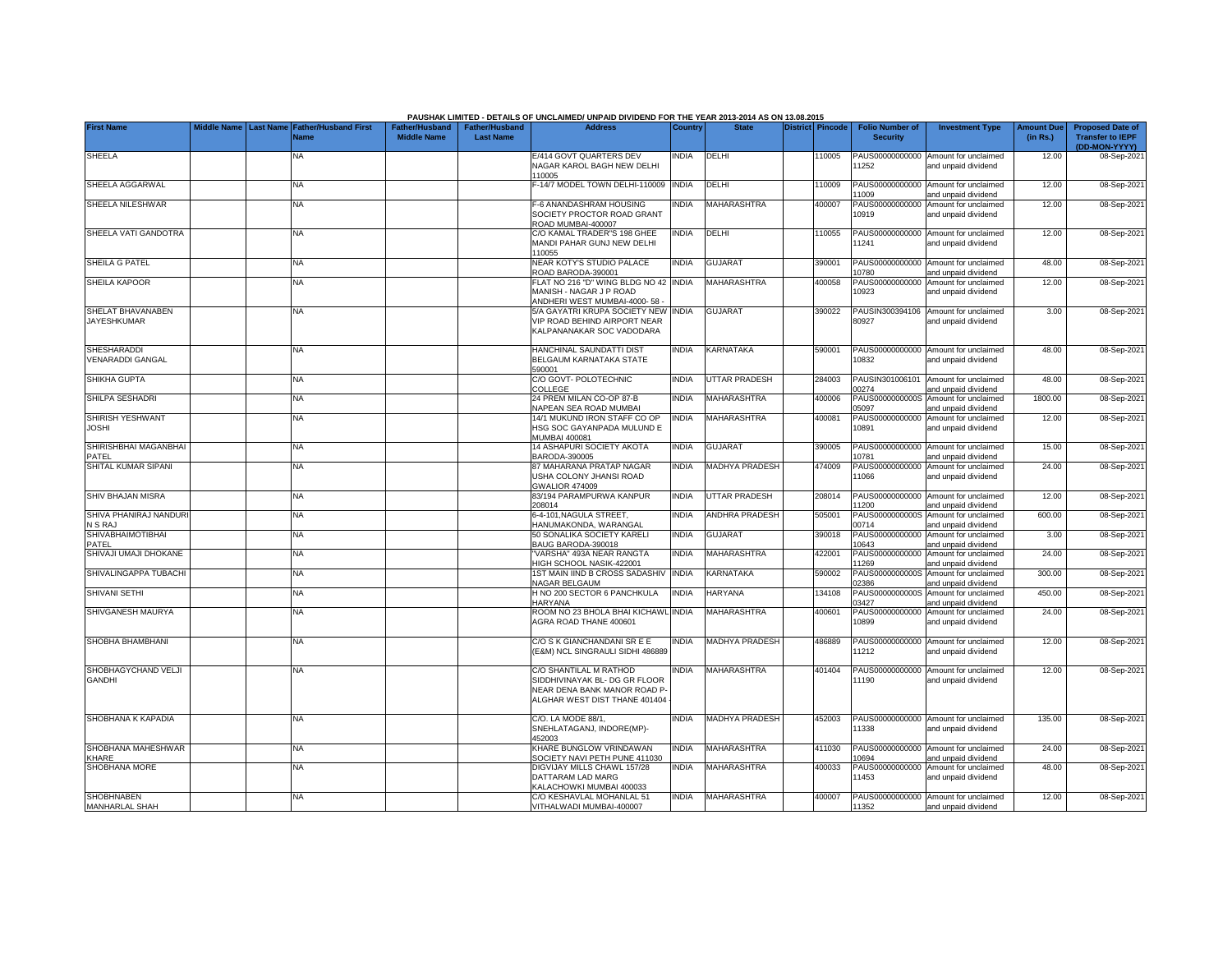PAUSHAK LIMITED - DETAILS OF UNCLAIMED/ UNPAID DIVIDEND FOR THE YEAR 2013-2014 AS ON 13.08.2015

| First Name | Middle Name | Last Name | Father/Husband First Name | Father/Husband Middle Name | Father/Husband Last Name | Address | Country | State | District | Pincode | Folio Number of Security | Investment Type | Amount Due (in Rs.) | Proposed Date of Transfer to IEPF (DD-MON-YYYY) |
|---|---|---|---|---|---|---|---|---|---|---|---|---|---|---|
| SHEELA | | | NA | | | E/414 GOVT QUARTERS DEV NAGAR KAROL BAGH NEW DELHI 110005 | INDIA | DELHI | | 110005 | PAUS00000000000 11252 | Amount for unclaimed and unpaid dividend | 12.00 | 08-Sep-2021 |
| SHEELA AGGARWAL | | | NA | | | F-14/7 MODEL TOWN DELHI-110009 | INDIA | DELHI | | 110009 | PAUS00000000000 11009 | Amount for unclaimed and unpaid dividend | 12.00 | 08-Sep-2021 |
| SHEELA NILESHWAR | | | NA | | | F-6 ANANDASHRAM HOUSING SOCIETY PROCTOR ROAD GRANT ROAD MUMBAI-400007 | INDIA | MAHARASHTRA | | 400007 | PAUS00000000000 10919 | Amount for unclaimed and unpaid dividend | 12.00 | 08-Sep-2021 |
| SHEELA VATI GANDOTRA | | | NA | | | C/O KAMAL TRADER"S 198 GHEE MANDI PAHAR GUNJ NEW DELHI 110055 | INDIA | DELHI | | 110055 | PAUS00000000000 11241 | Amount for unclaimed and unpaid dividend | 12.00 | 08-Sep-2021 |
| SHEILA G PATEL | | | NA | | | NEAR KOTY'S STUDIO PALACE ROAD BARODA-390001 | INDIA | GUJARAT | | 390001 | PAUS00000000000 10780 | Amount for unclaimed and unpaid dividend | 48.00 | 08-Sep-2021 |
| SHEILA KAPOOR | | | NA | | | FLAT NO 216 "D" WING BLDG NO 42 MANISH - NAGAR J P ROAD ANDHERI WEST MUMBAI-4000- 58 - | INDIA | MAHARASHTRA | | 400058 | PAUS00000000000 10923 | Amount for unclaimed and unpaid dividend | 12.00 | 08-Sep-2021 |
| SHELAT BHAVANABEN JAYESHKUMAR | | | NA | | | 5/A GAYATRI KRUPA SOCIETY NEW VIP ROAD BEHIND AIRPORT NEAR KALPANANAKAR SOC VADODARA | INDIA | GUJARAT | | 390022 | PAUSIN300394106 80927 | Amount for unclaimed and unpaid dividend | 3.00 | 08-Sep-2021 |
| SHESHARADDI VENARADDI GANGAL | | | NA | | | HANCHINAL SAUNDATTI DIST BELGAUM KARNATAKA STATE 590001 | INDIA | KARNATAKA | | 590001 | PAUS00000000000 10832 | Amount for unclaimed and unpaid dividend | 48.00 | 08-Sep-2021 |
| SHIKHA GUPTA | | | NA | | | C/O GOVT- POLOTECHNIC COLLEGE | INDIA | UTTAR PRADESH | | 284003 | PAUSIN301006101 00274 | Amount for unclaimed and unpaid dividend | 48.00 | 08-Sep-2021 |
| SHILPA SESHADRI | | | NA | | | 24 PREM MILAN CO-OP 87-B NAPEAN SEA ROAD MUMBAI | INDIA | MAHARASHTRA | | 400006 | PAUS0000000000S 05097 | Amount for unclaimed and unpaid dividend | 1800.00 | 08-Sep-2021 |
| SHIRISH YESHWANT JOSHI | | | NA | | | 14/1 MUKUND IRON STAFF CO OP HSG SOC GAYANPADA MULUND E MUMBAI 400081 | INDIA | MAHARASHTRA | | 400081 | PAUS00000000000 10891 | Amount for unclaimed and unpaid dividend | 12.00 | 08-Sep-2021 |
| SHIRISHBHAI MAGANBHAI PATEL | | | NA | | | 14 ASHAPURI SOCIETY AKOTA BARODA-390005 | INDIA | GUJARAT | | 390005 | PAUS00000000000 10781 | Amount for unclaimed and unpaid dividend | 15.00 | 08-Sep-2021 |
| SHITAL KUMAR SIPANI | | | NA | | | 87 MAHARANA PRATAP NAGAR USHA COLONY JHANSI ROAD GWALIOR 474009 | INDIA | MADHYA PRADESH | | 474009 | PAUS00000000000 11066 | Amount for unclaimed and unpaid dividend | 24.00 | 08-Sep-2021 |
| SHIV BHAJAN MISRA | | | NA | | | 83/194 PARAMPURWA KANPUR 208014 | INDIA | UTTAR PRADESH | | 208014 | PAUS00000000000 11200 | Amount for unclaimed and unpaid dividend | 12.00 | 08-Sep-2021 |
| SHIVA PHANIRAJ NANDURI N S RAJ | | | NA | | | 6-4-101,NAGULA STREET, HANUMAKONDA, WARANGAL | INDIA | ANDHRA PRADESH | | 505001 | PAUS0000000000S 00714 | Amount for unclaimed and unpaid dividend | 600.00 | 08-Sep-2021 |
| SHIVABHAIMOTIBHAI PATEL | | | NA | | | 50 SONALIKA SOCIETY KARELI BAUG BARODA-390018 | INDIA | GUJARAT | | 390018 | PAUS00000000000 10643 | Amount for unclaimed and unpaid dividend | 3.00 | 08-Sep-2021 |
| SHIVAJI UMAJI DHOKANE | | | NA | | | "VARSHA" 493A NEAR RANGTA HIGH SCHOOL NASIK-422001 | INDIA | MAHARASHTRA | | 422001 | PAUS00000000000 11269 | Amount for unclaimed and unpaid dividend | 24.00 | 08-Sep-2021 |
| SHIVALINGAPPA TUBACHI | | | NA | | | 1ST MAIN IIND B CROSS SADASHIV NAGAR BELGAUM | INDIA | KARNATAKA | | 590002 | PAUS0000000000S 02386 | Amount for unclaimed and unpaid dividend | 300.00 | 08-Sep-2021 |
| SHIVANI SETHI | | | NA | | | H NO 200 SECTOR 6 PANCHKULA HARYANA | INDIA | HARYANA | | 134108 | PAUS0000000000S 03427 | Amount for unclaimed and unpaid dividend | 450.00 | 08-Sep-2021 |
| SHIVGANESH MAURYA | | | NA | | | ROOM NO 23 BHOLA BHAI KICHAWL AGRA ROAD THANE 400601 | INDIA | MAHARASHTRA | | 400601 | PAUS00000000000 10899 | Amount for unclaimed and unpaid dividend | 24.00 | 08-Sep-2021 |
| SHOBHA BHAMBHANI | | | NA | | | C/O S K GIANCHANDANI SR E E (E&M) NCL SINGRAULI SIDHI 486889 | INDIA | MADHYA PRADESH | | 486889 | PAUS00000000000 11212 | Amount for unclaimed and unpaid dividend | 12.00 | 08-Sep-2021 |
| SHOBHAGYCHAND VELJI GANDHI | | | NA | | | C/O SHANTILAL M RATHOD SIDDHIVINAYAK BL- DG GR FLOOR NEAR DENA BANK MANOR ROAD P-ALGHAR WEST DIST THANE 401404 - | INDIA | MAHARASHTRA | | 401404 | PAUS00000000000 11190 | Amount for unclaimed and unpaid dividend | 12.00 | 08-Sep-2021 |
| SHOBHANA K KAPADIA | | | NA | | | C/O. LA MODE 88/1, SNEHLATAGANJ, INDORE(MP)-452003 | INDIA | MADHYA PRADESH | | 452003 | PAUS00000000000 11338 | Amount for unclaimed and unpaid dividend | 135.00 | 08-Sep-2021 |
| SHOBHANA MAHESHWAR KHARE | | | NA | | | KHARE BUNGLOW VRINDAWAN SOCIETY NAVI PETH PUNE 411030 | INDIA | MAHARASHTRA | | 411030 | PAUS00000000000 10694 | Amount for unclaimed and unpaid dividend | 24.00 | 08-Sep-2021 |
| SHOBHANA MORE | | | NA | | | DIGVIJAY MILLS CHAWL 157/28 DATTARAM LAD MARG KALACHOWKI MUMBAI 400033 | INDIA | MAHARASHTRA | | 400033 | PAUS00000000000 11453 | Amount for unclaimed and unpaid dividend | 48.00 | 08-Sep-2021 |
| SHOBHNABEN MANHARLAL SHAH | | | NA | | | C/O KESHAVLAL MOHANLAL 51 VITHALWADI MUMBAI-400007 | INDIA | MAHARASHTRA | | 400007 | PAUS00000000000 11352 | Amount for unclaimed and unpaid dividend | 12.00 | 08-Sep-2021 |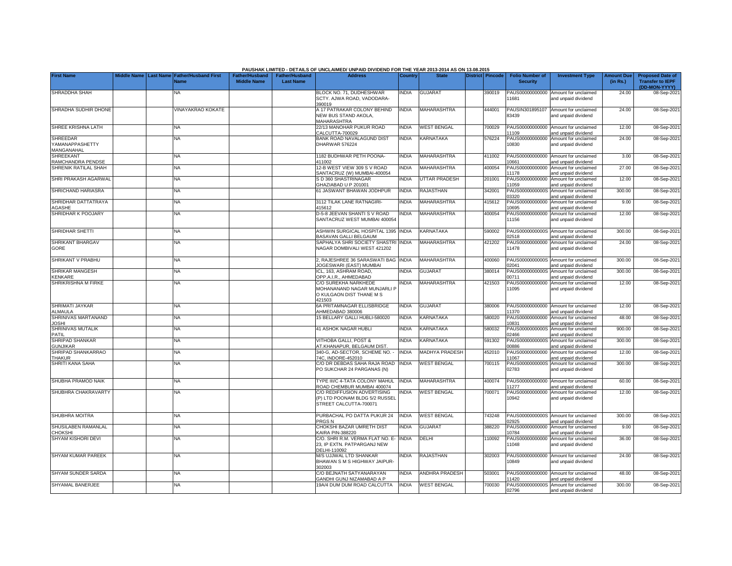PAUSHAK LIMITED - DETAILS OF UNCLAIMED/ UNPAID DIVIDEND FOR THE YEAR 2013-2014 AS ON 13.08.2015

| First Name | Middle Name | Last Name | Father/Husband First Name | Father/Husband Middle Name | Father/Husband Last Name | Address | Country | State | District | Pincode | Folio Number of Security | Investment Type | Amount Due (in Rs.) | Proposed Date of Transfer to IEPF (DD-MON-YYYY) |
|---|---|---|---|---|---|---|---|---|---|---|---|---|---|---|
| SHRADDHA SHAH | | | NA | | | BLOCK NO. 71, DUDHESHWAR SCTY. AJWA ROAD, VADODARA-390019 | INDIA | GUJARAT | | 390019 | PAUS00000000000 11681 | Amount for unclaimed and unpaid dividend | 24.00 | 08-Sep-2021 |
| SHRADHA SUDHIR DHONE | | | VINAYAKRAO KOKATE | | | A 17 PATRAKAR COLONY BEHIND NEW BUS STAND AKOLA, MAHARASHTRA | INDIA | MAHARASHTRA | | 444001 | PAUSIN301895107 83439 | Amount for unclaimed and unpaid dividend | 24.00 | 08-Sep-2021 |
| SHREE KRISHNA LATH | | | NA | | | 22/13 MANOHAR PUKUR ROAD CALCUTTA-700029 | INDIA | WEST BENGAL | | 700029 | PAUS00000000000 11109 | Amount for unclaimed and unpaid dividend | 12.00 | 08-Sep-2021 |
| SHREEDAR YAMANAPPASHETTY MANGANAHAL | | | NA | | | BANK ROAD NAVALAGUND DIST DHARWAR 576224 | INDIA | KARNATAKA | | 576224 | PAUS00000000000 10830 | Amount for unclaimed and unpaid dividend | 24.00 | 08-Sep-2021 |
| SHREEKANT RAMCHANDRA PENDSE | | | NA | | | 1182 BUDHWAR PETH POONA-411002 | INDIA | MAHARASHTRA | | 411002 | PAUS00000000000 10661 | Amount for unclaimed and unpaid dividend | 3.00 | 08-Sep-2021 |
| SHRENIK RATILAL SHAH | | | NA | | | 12-B WEST VIEW 309 S V ROAD SANTACRUZ (W) MUMBAI-400054 | INDIA | MAHARASHTRA | | 400054 | PAUS00000000000 11178 | Amount for unclaimed and unpaid dividend | 27.00 | 08-Sep-2021 |
| SHRI PRAKASH AGARWAL | | | NA | | | S D 360 SHASTRINAGAR GHAZIABAD U P 201001 | INDIA | UTTAR PRADESH | | 201001 | PAUS00000000000 11059 | Amount for unclaimed and unpaid dividend | 12.00 | 08-Sep-2021 |
| SHRICHAND HARIASRA | | | NA | | | 61 JASWANT BHAWAN JODHPUR | INDIA | RAJASTHAN | | 342001 | PAUS0000000000S 03320 | Amount for unclaimed and unpaid dividend | 300.00 | 08-Sep-2021 |
| SHRIDHAR DATTATRAYA AGASHE | | | NA | | | 3112 TILAK LANE RATNAGIRI-415612 | INDIA | MAHARASHTRA | | 415612 | PAUS00000000000 10695 | Amount for unclaimed and unpaid dividend | 9.00 | 08-Sep-2021 |
| SHRIDHAR K POOJARY | | | NA | | | D-5-8 JEEVAN SHANTI S V ROAD SANTACRUZ WEST MUMBAI 400054 | INDIA | MAHARASHTRA | | 400054 | PAUS00000000000 11156 | Amount for unclaimed and unpaid dividend | 12.00 | 08-Sep-2021 |
| SHRIDHAR SHETTI | | | NA | | | ASHWIN SURGICAL HOSPITAL 1395 BASAVAN GALLI BELGAUM | INDIA | KARNATAKA | | 590002 | PAUS0000000000S 02518 | Amount for unclaimed and unpaid dividend | 300.00 | 08-Sep-2021 |
| SHRIKANT BHARGAV GORE | | | NA | | | SAPHALYA SHRI SOCIETY SHASTRI NAGAR DOMBIVALI WEST 421202 | INDIA | MAHARASHTRA | | 421202 | PAUS00000000000 11478 | Amount for unclaimed and unpaid dividend | 24.00 | 08-Sep-2021 |
| SHRIKANT V PRABHU | | | NA | | | 2, RAJESHREE 36 SARASWATI BAG JOGESWARI (EAST) MUMBAI | INDIA | MAHARASHTRA | | 400060 | PAUS0000000000S 02041 | Amount for unclaimed and unpaid dividend | 300.00 | 08-Sep-2021 |
| SHRIKAR MANGESH KENKARE | | | NA | | | ICL, 163, ASHRAM ROAD, OPP.A.I.R., AHMEDABAD | INDIA | GUJARAT | | 380014 | PAUS0000000000S 00711 | Amount for unclaimed and unpaid dividend | 300.00 | 08-Sep-2021 |
| SHRIKRISHNA M FIRKE | | | NA | | | C/O SUREKHA NARKHEDE MOHANANAND NAGAR MUNJARLI P O KULGAON DIST THANE M S 421503 | INDIA | MAHARASHTRA | | 421503 | PAUS00000000000 11095 | Amount for unclaimed and unpaid dividend | 12.00 | 08-Sep-2021 |
| SHRIMATI JAYKAR ALMAULA | | | NA | | | 6A PRITAMNAGAR ELLISBRIDGE AHMEDABAD 380006 | INDIA | GUJARAT | | 380006 | PAUS00000000000 11370 | Amount for unclaimed and unpaid dividend | 12.00 | 08-Sep-2021 |
| SHRINIVAS MARTANAND JOSHI | | | NA | | | 15 BELLARY GALLI HUBLI-580020 | INDIA | KARNATAKA | | 580020 | PAUS00000000000 10831 | Amount for unclaimed and unpaid dividend | 48.00 | 08-Sep-2021 |
| SHRINIVAS MUTALIK PATIL | | | NA | | | 41 ASHOK NAGAR HUBLI | INDIA | KARNATAKA | | 580032 | PAUS0000000000S 02466 | Amount for unclaimed and unpaid dividend | 900.00 | 08-Sep-2021 |
| SHRIPAD SHANKAR GUNJIKAR | | | NA | | | VITHOBA GALLI, POST & AT.KHANAPUR, BELGAUM DIST. | INDIA | KARNATAKA | | 591302 | PAUS0000000000S 00886 | Amount for unclaimed and unpaid dividend | 300.00 | 08-Sep-2021 |
| SHRIPAD SHANKARRAO THAKUR | | | NA | | | 340-G, AD-SECTOR, SCHEME NO. - 74C, INDORE-452010 | INDIA | MADHYA PRADESH | | 452010 | PAUS00000000000 11067 | Amount for unclaimed and unpaid dividend | 12.00 | 08-Sep-2021 |
| SHRITI KANA SAHA | | | NA | | | C/O DR DEBDAS SAHA RAJA ROAD PO SUKCHAR 24 PARGANAS (N) | INDIA | WEST BENGAL | | 700115 | PAUS0000000000S 02783 | Amount for unclaimed and unpaid dividend | 300.00 | 08-Sep-2021 |
| SHUBHA PRAMOD NAIK | | | NA | | | TYPE III/C 4-TATA COLONY MAHUL ROAD CHEMBUR MUMBAI 400074 | INDIA | MAHARASHTRA | | 400074 | PAUS00000000000 11277 | Amount for unclaimed and unpaid dividend | 60.00 | 08-Sep-2021 |
| SHUBHRA CHAKRAVARTY | | | NA | | | C/O REDIFFUSION ADVERTISING (P) LTD POONAM BLDG 5/2 RUSSEL STREET CALCUTTA-700071 | INDIA | WEST BENGAL | | 700071 | PAUS00000000000 10942 | Amount for unclaimed and unpaid dividend | 12.00 | 08-Sep-2021 |
| SHUBHRA MOITRA | | | NA | | | PURBACHAL PO DATTA PUKUR 24 PRGS N | INDIA | WEST BENGAL | | 743248 | PAUS0000000000S 02925 | Amount for unclaimed and unpaid dividend | 300.00 | 08-Sep-2021 |
| SHUSILABEN RAMANLAL CHOKSHI | | | NA | | | CHOKSHI BAZAR UMRETH DIST KAIRA PIN-388220 | INDIA | GUJARAT | | 388220 | PAUS00000000000 10784 | Amount for unclaimed and unpaid dividend | 9.00 | 08-Sep-2021 |
| SHYAM KISHORI DEVI | | | NA | | | C/O. SHRI R.M. VERMA FLAT NO. E-23, IP EXTN. PATPARGANJ NEW DELHI-110092 | INDIA | DELHI | | 110092 | PAUS00000000000 11048 | Amount for unclaimed and unpaid dividend | 36.00 | 08-Sep-2021 |
| SHYAM KUMAR PAREEK | | | NA | | | M/S UJJWAL LTD SHANKAR BHAWAN S M S HIGHWAY JAIPUR-302003 | INDIA | RAJASTHAN | | 302003 | PAUS00000000000 10849 | Amount for unclaimed and unpaid dividend | 24.00 | 08-Sep-2021 |
| SHYAM SUNDER SARDA | | | NA | | | C/O BEJNATH SATYANARAYAN GANDHI GUNJ NIZAMABAD A P | INDIA | ANDHRA PRADESH | | 503001 | PAUS00000000000 11420 | Amount for unclaimed and unpaid dividend | 48.00 | 08-Sep-2021 |
| SHYAMAL BANERJEE | | | NA | | | 19A/4 DUM DUM ROAD CALCUTTA | INDIA | WEST BENGAL | | 700030 | PAUS0000000000S 02796 | Amount for unclaimed and unpaid dividend | 300.00 | 08-Sep-2021 |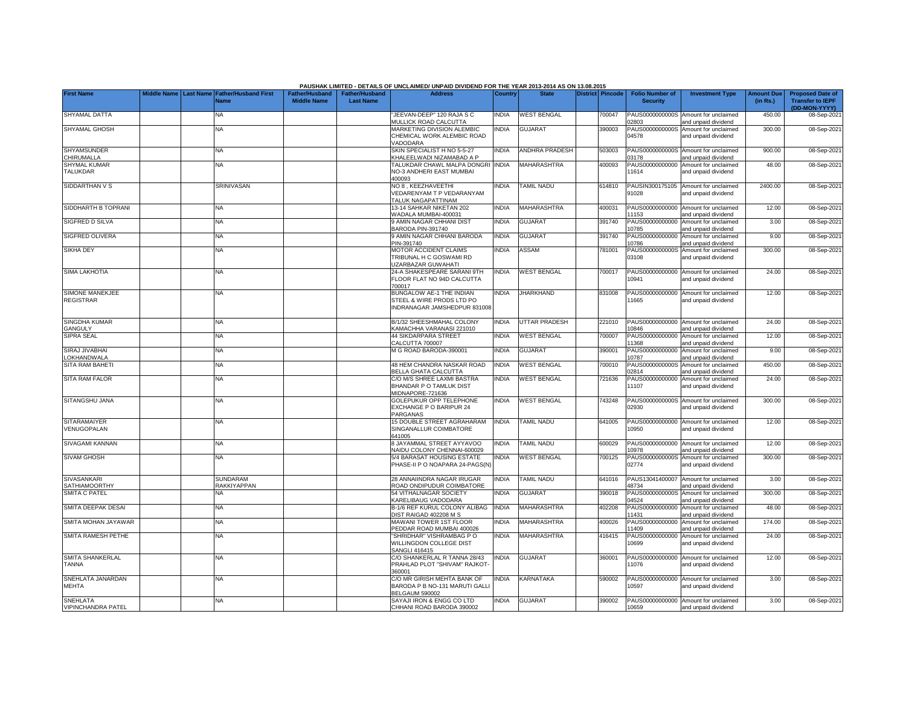PAUSHAK LIMITED - DETAILS OF UNCLAIMED/ UNPAID DIVIDEND FOR THE YEAR 2013-2014 AS ON 13.08.2015

| First Name | Middle Name | Last Name | Father/Husband First Name | Father/Husband Middle Name | Father/Husband Last Name | Address | Country | State | District | Pincode | Folio Number of Security | Investment Type | Amount Due (in Rs.) | Proposed Date of Transfer to IEPF (DD-MON-YYYY) |
|---|---|---|---|---|---|---|---|---|---|---|---|---|---|---|
| SHYAMAL DATTA | | | NA | | | "JEEVAN-DEEP" 120 RAJA S C MULLICK ROAD CALCUTTA | INDIA | WEST BENGAL | | 700047 | PAUS0000000000S02803 | Amount for unclaimed and unpaid dividend | 450.00 | 08-Sep-2021 |
| SHYAMAL GHOSH | | | NA | | | MARKETING DIVISION ALEMBIC CHEMICAL WORK ALEMBIC ROAD VADODARA | INDIA | GUJARAT | | 390003 | PAUS0000000000S04578 | Amount for unclaimed and unpaid dividend | 300.00 | 08-Sep-2021 |
| SHYAMSUNDER CHIRUMALLA | | | NA | | | SKIN SPECIALIST H NO 5-5-27 KHALEELWADI NIZAMABAD A P | INDIA | ANDHRA PRADESH | | 503003 | PAUS0000000000S03178 | Amount for unclaimed and unpaid dividend | 900.00 | 08-Sep-2021 |
| SHYMAL KUMAR TALUKDAR | | | NA | | | TALUKDAR CHAWL MALPA DONGRI NO-3 ANDHERI EAST MUMBAI 400093 | INDIA | MAHARASHTRA | | 400093 | PAUS00000000000011614 | Amount for unclaimed and unpaid dividend | 48.00 | 08-Sep-2021 |
| SIDDARTHAN V S | | | SRINIVASAN | | | NO 8 , KEEZHAVEETHI VEDARENYAM T P VEDARANYAM TALUK NAGAPATTINAM | INDIA | TAMIL NADU | | 614810 | PAUSIN30017510591028 | Amount for unclaimed and unpaid dividend | 2400.00 | 08-Sep-2021 |
| SIDDHARTH B TOPRANI | | | NA | | | 13-14 SAHKAR NIKETAN 202 WADALA MUMBAI-400031 | INDIA | MAHARASHTRA | | 400031 | PAUS00000000000011153 | Amount for unclaimed and unpaid dividend | 12.00 | 08-Sep-2021 |
| SIGFRED D SILVA | | | NA | | | 9 AMIN NAGAR CHHANI DIST BARODA PIN-391740 | INDIA | GUJARAT | | 391740 | PAUS00000000000010785 | Amount for unclaimed and unpaid dividend | 3.00 | 08-Sep-2021 |
| SIGFRED OLIVERA | | | NA | | | 9 AMIN NAGAR CHHANI BARODA PIN-391740 | INDIA | GUJARAT | | 391740 | PAUS00000000000010786 | Amount for unclaimed and unpaid dividend | 9.00 | 08-Sep-2021 |
| SIKHA DEY | | | NA | | | MOTOR ACCIDENT CLAIMS TRIBUNAL H C GOSWAMI RD UZARBAZAR GUWAHATI | INDIA | ASSAM | | 781001 | PAUS0000000000S03108 | Amount for unclaimed and unpaid dividend | 300.00 | 08-Sep-2021 |
| SIMA LAKHOTIA | | | NA | | | 24-A SHAKESPEARE SARANI 9TH FLOOR FLAT NO 94D CALCUTTA 700017 | INDIA | WEST BENGAL | | 700017 | PAUS00000000000010941 | Amount for unclaimed and unpaid dividend | 24.00 | 08-Sep-2021 |
| SIMONE MANEKJEE REGISTRAR | | | NA | | | BUNGALOW AE-1 THE INDIAN STEEL & WIRE PRODS LTD PO INDRANAGAR JAMSHEDPUR 831008 | INDIA | JHARKHAND | | 831008 | PAUS00000000000011665 | Amount for unclaimed and unpaid dividend | 12.00 | 08-Sep-2021 |
| SINGDHA KUMAR GANGULY | | | NA | | | B/1/32 SHEESHMAHAL COLONY KAMACHHA VARANASI 221010 | INDIA | UTTAR PRADESH | | 221010 | PAUS00000000000010846 | Amount for unclaimed and unpaid dividend | 24.00 | 08-Sep-2021 |
| SIPRA SEAL | | | NA | | | 44 SIKDARPARA STREET CALCUTTA 700007 | INDIA | WEST BENGAL | | 700007 | PAUS00000000000011368 | Amount for unclaimed and unpaid dividend | 12.00 | 08-Sep-2021 |
| SIRAJ JIVABHAI LOKHANDWALA | | | NA | | | M G ROAD BARODA-390001 | INDIA | GUJARAT | | 390001 | PAUS00000000000010787 | Amount for unclaimed and unpaid dividend | 9.00 | 08-Sep-2021 |
| SITA RAM BAHETI | | | NA | | | 48 HEM CHANDRA NASKAR ROAD BELLA GHATA CALCUTTA | INDIA | WEST BENGAL | | 700010 | PAUS0000000000S02814 | Amount for unclaimed and unpaid dividend | 450.00 | 08-Sep-2021 |
| SITA RAM FALOR | | | NA | | | C/O M/S SHREE LAXMI BASTRA BHANDAR P O TAMLUK DIST MIDNAPORE-721636 | INDIA | WEST BENGAL | | 721636 | PAUS00000000000011107 | Amount for unclaimed and unpaid dividend | 24.00 | 08-Sep-2021 |
| SITANGSHU JANA | | | NA | | | GOLEPUKUR OPP TELEPHONE EXCHANGE P O BARIPUR 24 PARGANAS | INDIA | WEST BENGAL | | 743248 | PAUS0000000000S02930 | Amount for unclaimed and unpaid dividend | 300.00 | 08-Sep-2021 |
| SITARAMAIYER VENUGOPALAN | | | NA | | | 15 DOUBLE STREET AGRAHARAM SINGANALLUR COIMBATORE 641005 | INDIA | TAMIL NADU | | 641005 | PAUS00000000000010950 | Amount for unclaimed and unpaid dividend | 12.00 | 08-Sep-2021 |
| SIVAGAMI KANNAN | | | NA | | | 8 JAYAMMAL STREET AYYAVOO NAIDU COLONY CHENNAI-600029 | INDIA | TAMIL NADU | | 600029 | PAUS00000000000010978 | Amount for unclaimed and unpaid dividend | 12.00 | 08-Sep-2021 |
| SIVAM GHOSH | | | NA | | | 5/4 BARASAT HOUSING ESTATE PHASE-II P O NOAPARA 24-PAGS(N) | INDIA | WEST BENGAL | | 700125 | PAUS0000000000S02774 | Amount for unclaimed and unpaid dividend | 300.00 | 08-Sep-2021 |
| SIVASANKARI SATHIAMOORTHY | | | SUNDARAM RAKKIYAPPAN | | | 28 ANNAIINDRA NAGAR IRUGAR ROAD ONDIPUDUR COIMBATORE | INDIA | TAMIL NADU | | 641016 | PAUS1304140000748734 | Amount for unclaimed and unpaid dividend | 3.00 | 08-Sep-2021 |
| SMITA C PATEL | | | NA | | | 54 VITHALNAGAR SOCIETY KARELIBAUG VADODARA | INDIA | GUJARAT | | 390018 | PAUS0000000000S04524 | Amount for unclaimed and unpaid dividend | 300.00 | 08-Sep-2021 |
| SMITA DEEPAK DESAI | | | NA | | | B-1/6 REF KURUL COLONY ALIBAG DIST RAIGAD 402208 M S | INDIA | MAHARASHTRA | | 402208 | PAUS00000000000011431 | Amount for unclaimed and unpaid dividend | 48.00 | 08-Sep-2021 |
| SMITA MOHAN JAYAWAR | | | NA | | | MAWANI TOWER 1ST FLOOR PEDDAR ROAD MUMBAI 400026 | INDIA | MAHARASHTRA | | 400026 | PAUS00000000000011409 | Amount for unclaimed and unpaid dividend | 174.00 | 08-Sep-2021 |
| SMITA RAMESH PETHE | | | NA | | | "SHRIDHAR" VISHRAMBAG P O WILLINGDON COLLEGE DIST SANGLI 416415 | INDIA | MAHARASHTRA | | 416415 | PAUS00000000000010699 | Amount for unclaimed and unpaid dividend | 24.00 | 08-Sep-2021 |
| SMITA SHANKERLAL TANNA | | | NA | | | C/O SHANKERLAL R TANNA 28/43 PRAHLAD PLOT "SHIVAM" RAJKOT-360001 | INDIA | GUJARAT | | 360001 | PAUS00000000000011076 | Amount for unclaimed and unpaid dividend | 12.00 | 08-Sep-2021 |
| SNEHLATA JANARDAN MEHTA | | | NA | | | C/O MR GIRISH MEHTA BANK OF BARODA P B NO-131 MARUTI GALLI BELGAUM 590002 | INDIA | KARNATAKA | | 590002 | PAUS00000000000010597 | Amount for unclaimed and unpaid dividend | 3.00 | 08-Sep-2021 |
| SNEHLATA VIPINCHANDRA PATEL | | | NA | | | SAYAJI IRON & ENGG CO LTD CHHANI ROAD BARODA 390002 | INDIA | GUJARAT | | 390002 | PAUS00000000000010659 | Amount for unclaimed and unpaid dividend | 3.00 | 08-Sep-2021 |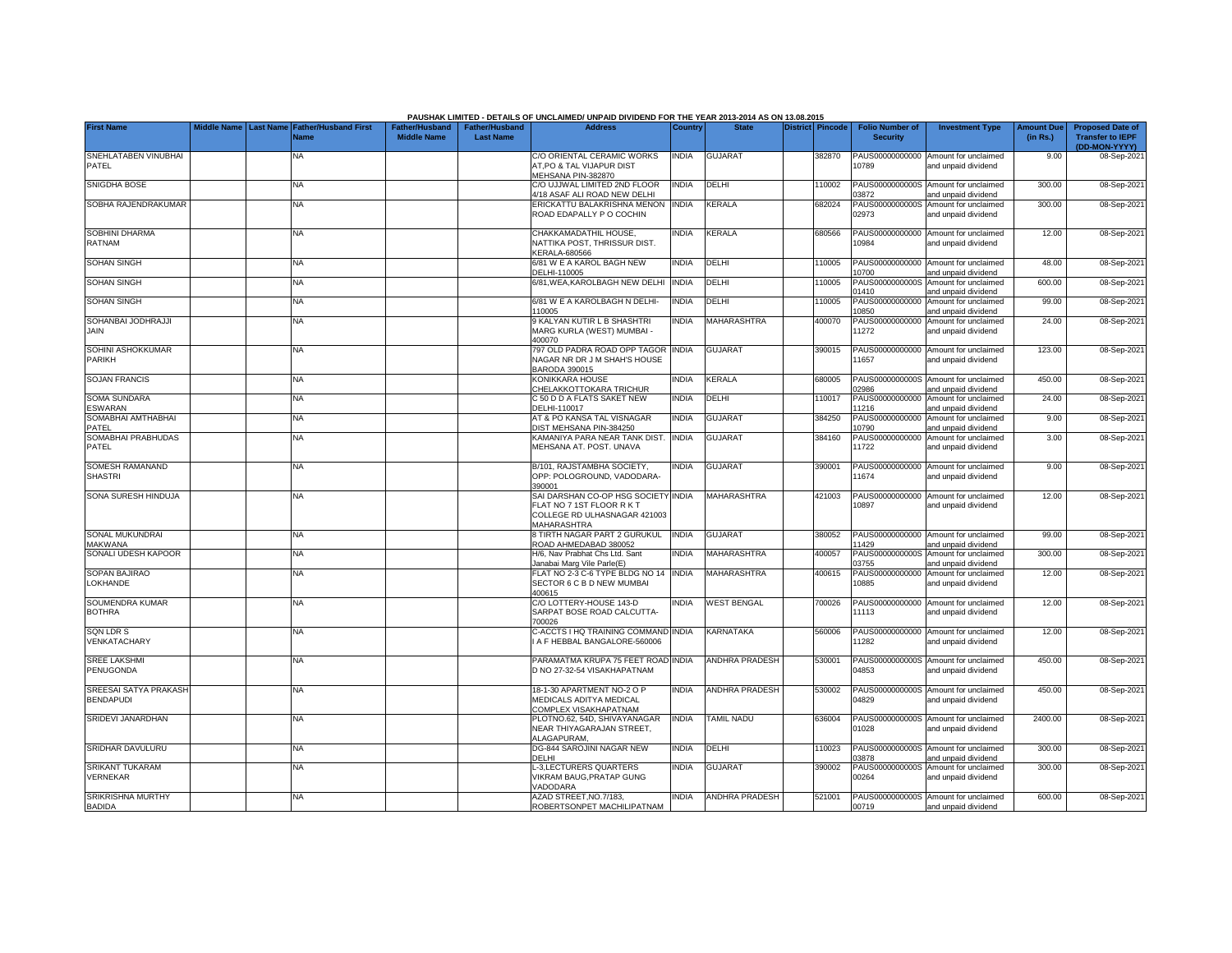PAUSHAK LIMITED - DETAILS OF UNCLAIMED/ UNPAID DIVIDEND FOR THE YEAR 2013-2014 AS ON 13.08.2015

| First Name | Middle Name | Last Name | Father/Husband First Name | Father/Husband Middle Name | Father/Husband Last Name | Address | Country | State | District | Pincode | Folio Number of Security | Investment Type | Amount Due (in Rs.) | Proposed Date of Transfer to IEPF (DD-MON-YYYY) |
|---|---|---|---|---|---|---|---|---|---|---|---|---|---|---|
| SNEHLATABEN VINUBHAI PATEL | | | NA | | | C/O ORIENTAL CERAMIC WORKS AT,PO & TAL VIJAPUR DIST MEHSANA PIN-382870 | INDIA | GUJARAT | | 382870 | PAUS000000000000 10789 | Amount for unclaimed and unpaid dividend | 9.00 | 08-Sep-2021 |
| SNIGDHA BOSE | | | NA | | | C/O UJJWAL LIMITED 2ND FLOOR 4/18 ASAF ALI ROAD NEW DELHI | INDIA | DELHI | | 110002 | PAUS0000000000S 03872 | Amount for unclaimed and unpaid dividend | 300.00 | 08-Sep-2021 |
| SOBHA RAJENDRAKUMAR | | | NA | | | ERICKATTU BALAKRISHNA MENON ROAD EDAPALLY P O COCHIN | INDIA | KERALA | | 682024 | PAUS0000000000S 02973 | Amount for unclaimed and unpaid dividend | 300.00 | 08-Sep-2021 |
| SOBHINI DHARMA RATNAM | | | NA | | | CHAKKAMADATHIL HOUSE, NATTIKA POST, THRISSUR DIST. KERALA-680566 | INDIA | KERALA | | 680566 | PAUS000000000000 10984 | Amount for unclaimed and unpaid dividend | 12.00 | 08-Sep-2021 |
| SOHAN SINGH | | | NA | | | 6/81 W E A KAROL BAGH NEW DELHI-110005 | INDIA | DELHI | | 110005 | PAUS000000000000 10700 | Amount for unclaimed and unpaid dividend | 48.00 | 08-Sep-2021 |
| SOHAN SINGH | | | NA | | | 6/81,WEA,KAROLBAGH NEW DELHI | INDIA | DELHI | | 110005 | PAUS0000000000S 01410 | Amount for unclaimed and unpaid dividend | 600.00 | 08-Sep-2021 |
| SOHAN SINGH | | | NA | | | 6/81 W E A KAROLBAGH N DELHI-110005 | INDIA | DELHI | | 110005 | PAUS000000000000 10850 | Amount for unclaimed and unpaid dividend | 99.00 | 08-Sep-2021 |
| SOHANBAI JODHRAJJI JAIN | | | NA | | | 9 KALYAN KUTIR L B SHASHTRI MARG KURLA (WEST) MUMBAI - 400070 | INDIA | MAHARASHTRA | | 400070 | PAUS000000000000 11272 | Amount for unclaimed and unpaid dividend | 24.00 | 08-Sep-2021 |
| SOHINI ASHOKKUMAR PARIKH | | | NA | | | 797 OLD PADRA ROAD OPP TAGOR NAGAR NR DR J M SHAH'S HOUSE BARODA 390015 | INDIA | GUJARAT | | 390015 | PAUS000000000000 11657 | Amount for unclaimed and unpaid dividend | 123.00 | 08-Sep-2021 |
| SOJAN FRANCIS | | | NA | | | KONIKKARA HOUSE CHELAKKOTTOKARA TRICHUR | INDIA | KERALA | | 680005 | PAUS0000000000S 02986 | Amount for unclaimed and unpaid dividend | 450.00 | 08-Sep-2021 |
| SOMA SUNDARA ESWARAN | | | NA | | | C 50 D D A FLATS SAKET NEW DELHI-110017 | INDIA | DELHI | | 110017 | PAUS000000000000 11216 | Amount for unclaimed and unpaid dividend | 24.00 | 08-Sep-2021 |
| SOMABHAI AMTHABHAI PATEL | | | NA | | | AT & PO KANSA TAL VISNAGAR DIST MEHSANA PIN-384250 | INDIA | GUJARAT | | 384250 | PAUS000000000000 10790 | Amount for unclaimed and unpaid dividend | 9.00 | 08-Sep-2021 |
| SOMABHAI PRABHUDAS PATEL | | | NA | | | KAMANIYA PARA NEAR TANK DIST. MEHSANA AT. POST. UNAVA | INDIA | GUJARAT | | 384160 | PAUS000000000000 11722 | Amount for unclaimed and unpaid dividend | 3.00 | 08-Sep-2021 |
| SOMESH RAMANAND SHASTRI | | | NA | | | B/101, RAJSTAMBHA SOCIETY, OPP: POLOGROUND, VADODARA-390001 | INDIA | GUJARAT | | 390001 | PAUS000000000000 11674 | Amount for unclaimed and unpaid dividend | 9.00 | 08-Sep-2021 |
| SONA SURESH HINDUJA | | | NA | | | SAI DARSHAN CO-OP HSG SOCIETY FLAT NO 7 1ST FLOOR R K T COLLEGE RD ULHASNAGAR 421003 MAHARASHTRA | INDIA | MAHARASHTRA | | 421003 | PAUS000000000000 10897 | Amount for unclaimed and unpaid dividend | 12.00 | 08-Sep-2021 |
| SONAL MUKUNDRAI MAKWANA | | | NA | | | 8 TIRTH NAGAR PART 2 GURUKUL ROAD AHMEDABAD 380052 | INDIA | GUJARAT | | 380052 | PAUS000000000000 11429 | Amount for unclaimed and unpaid dividend | 99.00 | 08-Sep-2021 |
| SONALI UDESH KAPOOR | | | NA | | | H/6, Nav Prabhat Chs Ltd. Sant Janabai Marg Vile Parle(E) | INDIA | MAHARASHTRA | | 400057 | PAUS0000000000S 03755 | Amount for unclaimed and unpaid dividend | 300.00 | 08-Sep-2021 |
| SOPAN BAJIRAO LOKHANDE | | | NA | | | FLAT NO 2-3 C-6 TYPE BLDG NO 14 SECTOR 6 C B D NEW MUMBAI 400615 | INDIA | MAHARASHTRA | | 400615 | PAUS000000000000 10885 | Amount for unclaimed and unpaid dividend | 12.00 | 08-Sep-2021 |
| SOUMENDRA KUMAR BOTHRA | | | NA | | | C/O LOTTERY-HOUSE 143-D SARPAT BOSE ROAD CALCUTTA-700026 | INDIA | WEST BENGAL | | 700026 | PAUS000000000000 11113 | Amount for unclaimed and unpaid dividend | 12.00 | 08-Sep-2021 |
| SQN LDR S VENKATACHARY | | | NA | | | C-ACCTS I HQ TRAINING COMMAND I A F HEBBAL BANGALORE-560006 | INDIA | KARNATAKA | | 560006 | PAUS000000000000 11282 | Amount for unclaimed and unpaid dividend | 12.00 | 08-Sep-2021 |
| SREE LAKSHMI PENUGONDA | | | NA | | | PARAMATMA KRUPA 75 FEET ROAD D NO 27-32-54 VISAKHAPATNAM | INDIA | ANDHRA PRADESH | | 530001 | PAUS0000000000S 04853 | Amount for unclaimed and unpaid dividend | 450.00 | 08-Sep-2021 |
| SREESAI SATYA PRAKASH BENDAPUDI | | | NA | | | 18-1-30 APARTMENT NO-2 O P MEDICALS ADITYA MEDICAL COMPLEX VISAKHAPATNAM | INDIA | ANDHRA PRADESH | | 530002 | PAUS0000000000S 04829 | Amount for unclaimed and unpaid dividend | 450.00 | 08-Sep-2021 |
| SRIDEVI JANARDHAN | | | NA | | | PLOTNO.62, 54D, SHIVAYANAGAR NEAR THIYAGARAJAN STREET, ALAGAPURAM, | INDIA | TAMIL NADU | | 636004 | PAUS0000000000S 01028 | Amount for unclaimed and unpaid dividend | 2400.00 | 08-Sep-2021 |
| SRIDHAR DAVULURU | | | NA | | | DG-844 SAROJINI NAGAR NEW DELHI | INDIA | DELHI | | 110023 | PAUS0000000000S 03878 | Amount for unclaimed and unpaid dividend | 300.00 | 08-Sep-2021 |
| SRIKANT TUKARAM VERNEKAR | | | NA | | | L-3,LECTURERS QUARTERS VIKRAM BAUG,PRATAP GUNG VADODARA | INDIA | GUJARAT | | 390002 | PAUS0000000000S 00264 | Amount for unclaimed and unpaid dividend | 300.00 | 08-Sep-2021 |
| SRIKRISHNA MURTHY BADIDA | | | NA | | | AZAD STREET,NO.7/183, ROBERTSONPET MACHILIPATNAM | INDIA | ANDHRA PRADESH | | 521001 | PAUS0000000000S 00719 | Amount for unclaimed and unpaid dividend | 600.00 | 08-Sep-2021 |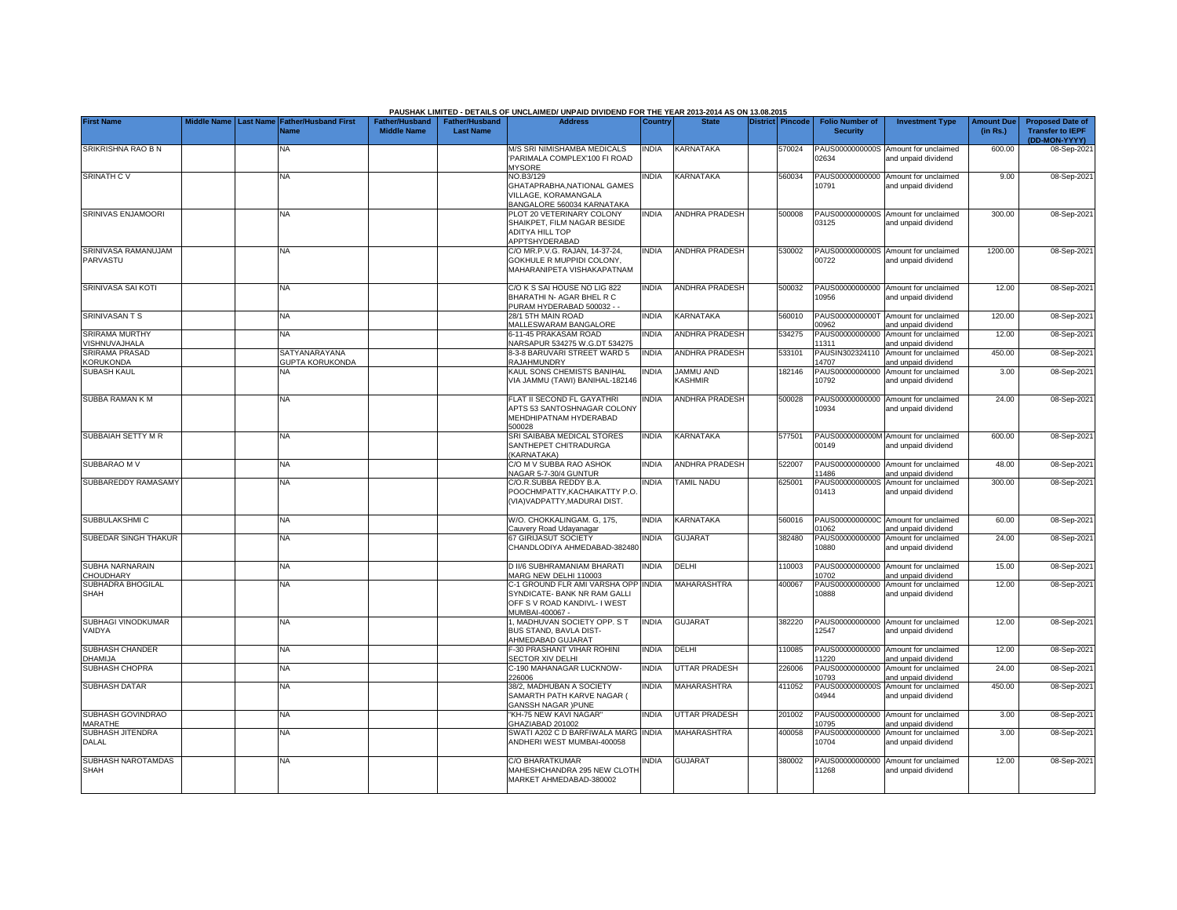PAUSHAK LIMITED - DETAILS OF UNCLAIMED/ UNPAID DIVIDEND FOR THE YEAR 2013-2014 AS ON 13.08.2015

| First Name | Middle Name | Last Name | Father/Husband First Name | Father/Husband Middle Name | Father/Husband Last Name | Address | Country | State | District | Pincode | Folio Number of Security | Investment Type | Amount Due (in Rs.) | Proposed Date of Transfer to IEPF (DD-MON-YYYY) |
|---|---|---|---|---|---|---|---|---|---|---|---|---|---|---|
| SRIKRISHNA RAO B N | | | NA | | | M/S SRI NIMISHAMBA MEDICALS 'PARIMALA COMPLEX'100 FI ROAD MYSORE | INDIA | KARNATAKA | | 570024 | PAUS0000000000S02634 | Amount for unclaimed and unpaid dividend | 600.00 | 08-Sep-2021 |
| SRINATH C V | | | NA | | | NO.B3/129 GHATAPRABHA,NATIONAL GAMES VILLAGE, KORAMANGALA BANGALORE 560034 KARNATAKA | INDIA | KARNATAKA | | 560034 | PAUS00000000000010791 | Amount for unclaimed and unpaid dividend | 9.00 | 08-Sep-2021 |
| SRINIVAS ENJAMOORI | | | NA | | | PLOT 20 VETERINARY COLONY SHAIKPET, FILM NAGAR BESIDE ADITYA HILL TOP APPTSHYDERABAD | INDIA | ANDHRA PRADESH | | 500008 | PAUS0000000000S03125 | Amount for unclaimed and unpaid dividend | 300.00 | 08-Sep-2021 |
| SRINIVASA RAMANUJAM PARVASTU | | | NA | | | C/O MR.P.V.G. RAJAN, 14-37-24, GOKHULE R MUPPIDI COLONY, MAHARANIPETA VISHAKAPATNAM | INDIA | ANDHRA PRADESH | | 530002 | PAUS0000000000S00722 | Amount for unclaimed and unpaid dividend | 1200.00 | 08-Sep-2021 |
| SRINIVASA SAI KOTI | | | NA | | | C/O K S SAI HOUSE NO LIG 822 BHARATHI N- AGAR BHEL R C PURAM HYDERABAD 500032 - - | INDIA | ANDHRA PRADESH | | 500032 | PAUS00000000000010956 | Amount for unclaimed and unpaid dividend | 12.00 | 08-Sep-2021 |
| SRINIVASAN T S | | | NA | | | 28/1 5TH MAIN ROAD MALLESWARAM BANGALORE | INDIA | KARNATAKA | | 560010 | PAUS0000000000T00962 | Amount for unclaimed and unpaid dividend | 120.00 | 08-Sep-2021 |
| SRIRAMA MURTHY VISHNUVAJHALA | | | NA | | | 6-11-45 PRAKASAM ROAD NARSAPUR 534275 W.G.DT 534275 | INDIA | ANDHRA PRADESH | | 534275 | PAUS00000000000011311 | Amount for unclaimed and unpaid dividend | 12.00 | 08-Sep-2021 |
| SRIRAMA PRASAD KORUKONDA | | | SATYANARAYANA GUPTA KORUKONDA | | | 8-3-8 BARUVARI STREET WARD 5 RAJAHMUNDRY | INDIA | ANDHRA PRADESH | | 533101 | PAUSIN30232411014707 | Amount for unclaimed and unpaid dividend | 450.00 | 08-Sep-2021 |
| SUBASH KAUL | | | NA | | | KAUL SONS CHEMISTS BANIHAL VIA JAMMU (TAWI) BANIHAL-182146 | INDIA | JAMMU AND KASHMIR | | 182146 | PAUS00000000000010792 | Amount for unclaimed and unpaid dividend | 3.00 | 08-Sep-2021 |
| SUBBA RAMAN K M | | | NA | | | FLAT II SECOND FL GAYATHRI APTS 53 SANTOSHNAGAR COLONY MEHDHIPATNAM HYDERABAD 500028 | INDIA | ANDHRA PRADESH | | 500028 | PAUS00000000000010934 | Amount for unclaimed and unpaid dividend | 24.00 | 08-Sep-2021 |
| SUBBAIAH SETTY M R | | | NA | | | SRI SAIBABA MEDICAL STORES SANTHEPET CHITRADURGA (KARNATAKA) | INDIA | KARNATAKA | | 577501 | PAUS0000000000M00149 | Amount for unclaimed and unpaid dividend | 600.00 | 08-Sep-2021 |
| SUBBARAO M V | | | NA | | | C/O M V SUBBA RAO ASHOK NAGAR 5-7-30/4 GUNTUR | INDIA | ANDHRA PRADESH | | 522007 | PAUS00000000000011486 | Amount for unclaimed and unpaid dividend | 48.00 | 08-Sep-2021 |
| SUBBAREDDY RAMASAMY | | | NA | | | C/O.R.SUBBA REDDY B.A. POOCHMPATTY,KACHAIKATTY P.O. (VIA)VADPATTY,MADURAI DIST. | INDIA | TAMIL NADU | | 625001 | PAUS0000000000S01413 | Amount for unclaimed and unpaid dividend | 300.00 | 08-Sep-2021 |
| SUBBULAKSHMI C | | | NA | | | W/O. CHOKKALINGAM. G, 175, Cauvery Road Udayanagar | INDIA | KARNATAKA | | 560016 | PAUS0000000000C01062 | Amount for unclaimed and unpaid dividend | 60.00 | 08-Sep-2021 |
| SUBEDAR SINGH THAKUR | | | NA | | | 67 GIRIJASUT SOCIETY CHANDLODIYA AHMEDABAD-382480 | INDIA | GUJARAT | | 382480 | PAUS00000000000010880 | Amount for unclaimed and unpaid dividend | 24.00 | 08-Sep-2021 |
| SUBHA NARNARAIN CHOUDHARY | | | NA | | | D II/6 SUBHRAMANIAM BHARATI MARG NEW DELHI 110003 | INDIA | DELHI | | 110003 | PAUS00000000000010702 | Amount for unclaimed and unpaid dividend | 15.00 | 08-Sep-2021 |
| SUBHADRA BHOGILAL SHAH | | | NA | | | C-1 GROUND FLR AMI VARSHA OPP SYNDICATE- BANK NR RAM GALLI OFF S V ROAD KANDIVL- I WEST MUMBAI-400067 - | INDIA | MAHARASHTRA | | 400067 | PAUS00000000000010888 | Amount for unclaimed and unpaid dividend | 12.00 | 08-Sep-2021 |
| SUBHAGI VINODKUMAR VAIDYA | | | NA | | | 1, MADHUVAN SOCIETY OPP. S T BUS STAND, BAVLA DIST- AHMEDABAD GUJARAT | INDIA | GUJARAT | | 382220 | PAUS00000000000012547 | Amount for unclaimed and unpaid dividend | 12.00 | 08-Sep-2021 |
| SUBHASH CHANDER DHAMIJA | | | NA | | | F-30 PRASHANT VIHAR ROHINI SECTOR XIV DELHI | INDIA | DELHI | | 110085 | PAUS00000000000011220 | Amount for unclaimed and unpaid dividend | 12.00 | 08-Sep-2021 |
| SUBHASH CHOPRA | | | NA | | | C-190 MAHANAGAR LUCKNOW-226006 | INDIA | UTTAR PRADESH | | 226006 | PAUS00000000000010793 | Amount for unclaimed and unpaid dividend | 24.00 | 08-Sep-2021 |
| SUBHASH DATAR | | | NA | | | 38/2, MADHUBAN A SOCIETY SAMARTH PATH KARVE NAGAR ( GANSSH NAGAR )PUNE | INDIA | MAHARASHTRA | | 411052 | PAUS0000000000S04944 | Amount for unclaimed and unpaid dividend | 450.00 | 08-Sep-2021 |
| SUBHASH GOVINDRAO MARATHE | | | NA | | | "KH-75 NEW KAVI NAGAR" GHAZIABAD 201002 | INDIA | UTTAR PRADESH | | 201002 | PAUS00000000000010795 | Amount for unclaimed and unpaid dividend | 3.00 | 08-Sep-2021 |
| SUBHASH JITENDRA DALAL | | | NA | | | SWATI A202 C D BARFIWALA MARG ANDHERI WEST MUMBAI-400058 | INDIA | MAHARASHTRA | | 400058 | PAUS00000000000010704 | Amount for unclaimed and unpaid dividend | 3.00 | 08-Sep-2021 |
| SUBHASH NAROTAMDAS SHAH | | | NA | | | C/O BHARATKUMAR MAHESHCHANDRA 295 NEW CLOTH MARKET AHMEDABAD-380002 | INDIA | GUJARAT | | 380002 | PAUS00000000000011268 | Amount for unclaimed and unpaid dividend | 12.00 | 08-Sep-2021 |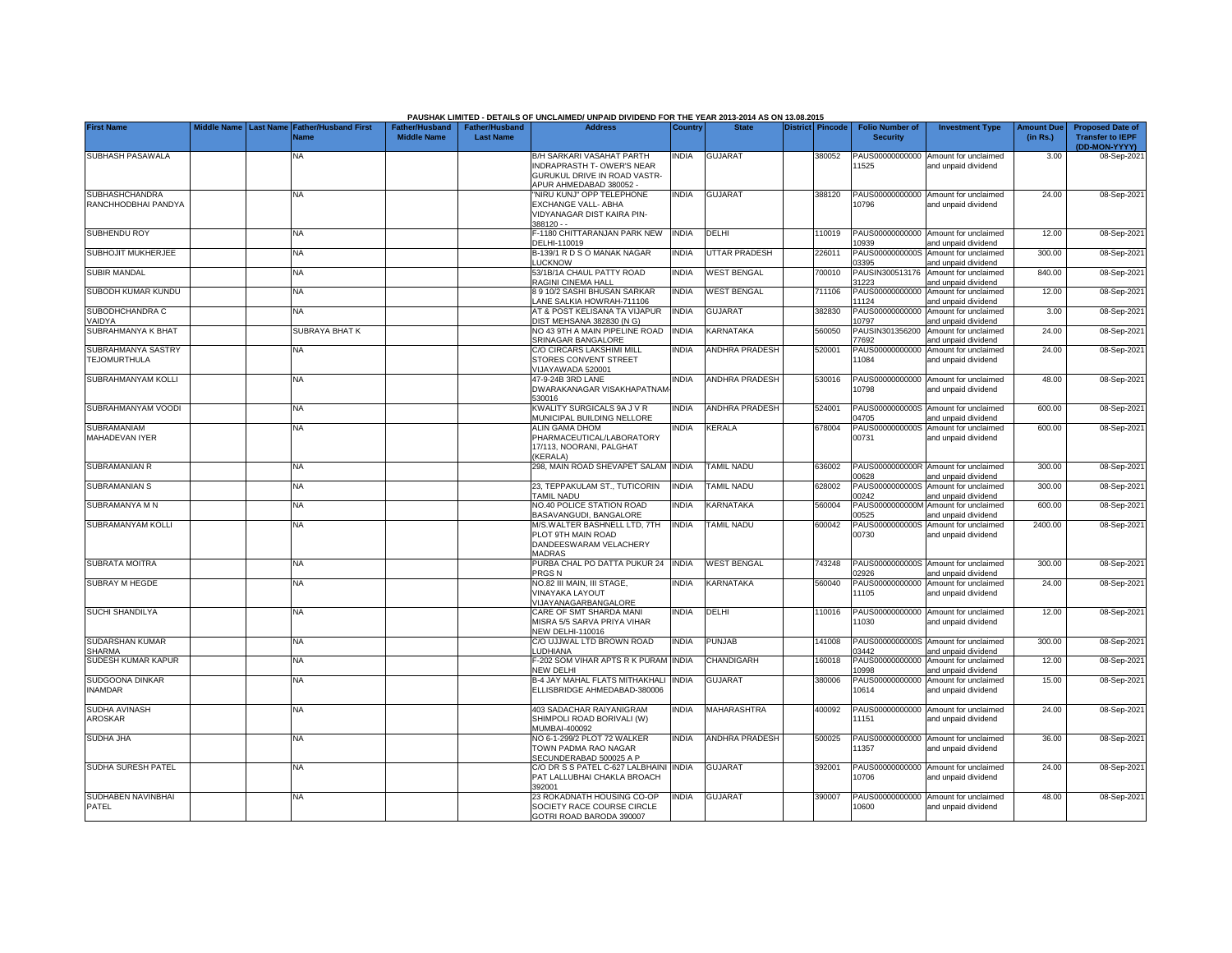PAUSHAK LIMITED - DETAILS OF UNCLAIMED/ UNPAID DIVIDEND FOR THE YEAR 2013-2014 AS ON 13.08.2015

| First Name | Middle Name | Last Name | Father/Husband First Name | Father/Husband Middle Name | Father/Husband Last Name | Address | Country | State | District | Pincode | Folio Number of Security | Investment Type | Amount Due (in Rs.) | Proposed Date of Transfer to IEPF (DD-MON-YYYY) |
|---|---|---|---|---|---|---|---|---|---|---|---|---|---|---|
| SUBHASH PASAWALA | | | NA | | | B/H SARKARI VASAHAT PARTH INDRAPRASTH T- OWER'S NEAR GURUKUL DRIVE IN ROAD VASTR-APUR AHMEDABAD 380052 - | INDIA | GUJARAT | | 380052 | PAUS00000000000 11525 | Amount for unclaimed and unpaid dividend | 3.00 | 08-Sep-2021 |
| SUBHASHCHANDRA RANCHHODBHAI PANDYA | | | NA | | | "NIRU KUNJ" OPP TELEPHONE EXCHANGE VALL- ABHA VIDYANAGAR DIST KAIRA PIN-388120 - - | INDIA | GUJARAT | | 388120 | PAUS00000000000 10796 | Amount for unclaimed and unpaid dividend | 24.00 | 08-Sep-2021 |
| SUBHENDU ROY | | | NA | | | F-1180 CHITTARANJAN PARK NEW DELHI-110019 | INDIA | DELHI | | 110019 | PAUS00000000000 10939 | Amount for unclaimed and unpaid dividend | 12.00 | 08-Sep-2021 |
| SUBHOJIT MUKHERJEE | | | NA | | | B-139/1 R D S O MANAK NAGAR LUCKNOW | INDIA | UTTAR PRADESH | | 226011 | PAUS0000000000S 03395 | Amount for unclaimed and unpaid dividend | 300.00 | 08-Sep-2021 |
| SUBIR MANDAL | | | NA | | | 53/1B/1A CHAUL PATTY ROAD RAGINI CINEMA HALL | INDIA | WEST BENGAL | | 700010 | PAUSIN300513176 31223 | Amount for unclaimed and unpaid dividend | 840.00 | 08-Sep-2021 |
| SUBODH KUMAR KUNDU | | | NA | | | 8 9 10/2 SASHI BHUSAN SARKAR LANE SALKIA HOWRAH-711106 | INDIA | WEST BENGAL | | 711106 | PAUS00000000000 11124 | Amount for unclaimed and unpaid dividend | 12.00 | 08-Sep-2021 |
| SUBODHCHANDRA C VAIDYA | | | NA | | | AT & POST KELISANA TA VIJAPUR DIST MEHSANA 382830 (N G) | INDIA | GUJARAT | | 382830 | PAUS00000000000 10797 | Amount for unclaimed and unpaid dividend | 3.00 | 08-Sep-2021 |
| SUBRAHMANYA K BHAT | | | SUBRAYA BHAT K | | | NO 43 9TH A MAIN PIPELINE ROAD SRINAGAR BANGALORE | INDIA | KARNATAKA | | 560050 | PAUSIN301356200 77692 | Amount for unclaimed and unpaid dividend | 24.00 | 08-Sep-2021 |
| SUBRAHMANYA SASTRY TEJOMURTHULA | | | NA | | | C/O CIRCARS LAKSHIMI MILL STORES CONVENT STREET VIJAYAWADA 520001 | INDIA | ANDHRA PRADESH | | 520001 | PAUS00000000000 11084 | Amount for unclaimed and unpaid dividend | 24.00 | 08-Sep-2021 |
| SUBRAHMANYAM KOLLI | | | NA | | | 47-9-24B 3RD LANE DWARAKANAGAR VISAKHAPATNAM-530016 | INDIA | ANDHRA PRADESH | | 530016 | PAUS00000000000 10798 | Amount for unclaimed and unpaid dividend | 48.00 | 08-Sep-2021 |
| SUBRAHMANYAM VOODI | | | NA | | | KWALITY SURGICALS 9A J V R MUNICIPAL BUILDING NELLORE | INDIA | ANDHRA PRADESH | | 524001 | PAUS0000000000S 04705 | Amount for unclaimed and unpaid dividend | 600.00 | 08-Sep-2021 |
| SUBRAMANIAM MAHADEVAN IYER | | | NA | | | ALIN GAMA DHOM PHARMACEUTICAL/LABORATORY 17/113, NOORANI, PALGHAT (KERALA) | INDIA | KERALA | | 678004 | PAUS0000000000S 00731 | Amount for unclaimed and unpaid dividend | 600.00 | 08-Sep-2021 |
| SUBRAMANIAN R | | | NA | | | 298, MAIN ROAD SHEVAPET SALAM | INDIA | TAMIL NADU | | 636002 | PAUS0000000000R 00628 | Amount for unclaimed and unpaid dividend | 300.00 | 08-Sep-2021 |
| SUBRAMANIAN S | | | NA | | | 23, TEPPAKULAM ST., TUTICORIN TAMIL NADU | INDIA | TAMIL NADU | | 628002 | PAUS0000000000S 00242 | Amount for unclaimed and unpaid dividend | 300.00 | 08-Sep-2021 |
| SUBRAMANYA M N | | | NA | | | NO.40 POLICE STATION ROAD BASAVANGUDI, BANGALORE | INDIA | KARNATAKA | | 560004 | PAUS0000000000M 00525 | Amount for unclaimed and unpaid dividend | 600.00 | 08-Sep-2021 |
| SUBRAMANYAM KOLLI | | | NA | | | M/S.WALTER BASHNELL LTD, 7TH PLOT 9TH MAIN ROAD DANDEESWARAM VELACHERY MADRAS | INDIA | TAMIL NADU | | 600042 | PAUS0000000000S 00730 | Amount for unclaimed and unpaid dividend | 2400.00 | 08-Sep-2021 |
| SUBRATA MOITRA | | | NA | | | PURBA CHAL PO DATTA PUKUR 24 PRGS N | INDIA | WEST BENGAL | | 743248 | PAUS0000000000S 02926 | Amount for unclaimed and unpaid dividend | 300.00 | 08-Sep-2021 |
| SUBRAY M HEGDE | | | NA | | | NO.82 III MAIN, III STAGE, VINAYAKA LAYOUT VIJAYANAGARBANGALORE | INDIA | KARNATAKA | | 560040 | PAUS00000000000 11105 | Amount for unclaimed and unpaid dividend | 24.00 | 08-Sep-2021 |
| SUCHI SHANDILYA | | | NA | | | CARE OF SMT SHARDA MANI MISRA 5/5 SARVA PRIYA VIHAR NEW DELHI-110016 | INDIA | DELHI | | 110016 | PAUS00000000000 11030 | Amount for unclaimed and unpaid dividend | 12.00 | 08-Sep-2021 |
| SUDARSHAN KUMAR SHARMA | | | NA | | | C/O UJJWAL LTD BROWN ROAD LUDHIANA | INDIA | PUNJAB | | 141008 | PAUS0000000000S 03442 | Amount for unclaimed and unpaid dividend | 300.00 | 08-Sep-2021 |
| SUDESH KUMAR KAPUR | | | NA | | | F-202 SOM VIHAR APTS R K PURAM NEW DELHI | INDIA | CHANDIGARH | | 160018 | PAUS00000000000 10998 | Amount for unclaimed and unpaid dividend | 12.00 | 08-Sep-2021 |
| SUDGOONA DINKAR INAMDAR | | | NA | | | B-4 JAY MAHAL FLATS MITHAKHALI ELLISBRIDGE AHMEDABAD-380006 | INDIA | GUJARAT | | 380006 | PAUS00000000000 10614 | Amount for unclaimed and unpaid dividend | 15.00 | 08-Sep-2021 |
| SUDHA AVINASH AROSKAR | | | NA | | | 403 SADACHAR RAIYANIGRAM SHIMPOLI ROAD BORIVALI (W) MUMBAI-400092 | INDIA | MAHARASHTRA | | 400092 | PAUS00000000000 11151 | Amount for unclaimed and unpaid dividend | 24.00 | 08-Sep-2021 |
| SUDHA JHA | | | NA | | | NO 6-1-299/2 PLOT 72 WALKER TOWN PADMA RAO NAGAR SECUNDERABAD 500025 A P | INDIA | ANDHRA PRADESH | | 500025 | PAUS00000000000 11357 | Amount for unclaimed and unpaid dividend | 36.00 | 08-Sep-2021 |
| SUDHA SURESH PATEL | | | NA | | | C/O DR S S PATEL C-627 LALBHAINI PAT LALLUBHAI CHAKLA BROACH 392001 | INDIA | GUJARAT | | 392001 | PAUS00000000000 10706 | Amount for unclaimed and unpaid dividend | 24.00 | 08-Sep-2021 |
| SUDHABEN NAVINBHAI PATEL | | | NA | | | 23 ROKADNATH HOUSING CO-OP SOCIETY RACE COURSE CIRCLE GOTRI ROAD BARODA 390007 | INDIA | GUJARAT | | 390007 | PAUS00000000000 10600 | Amount for unclaimed and unpaid dividend | 48.00 | 08-Sep-2021 |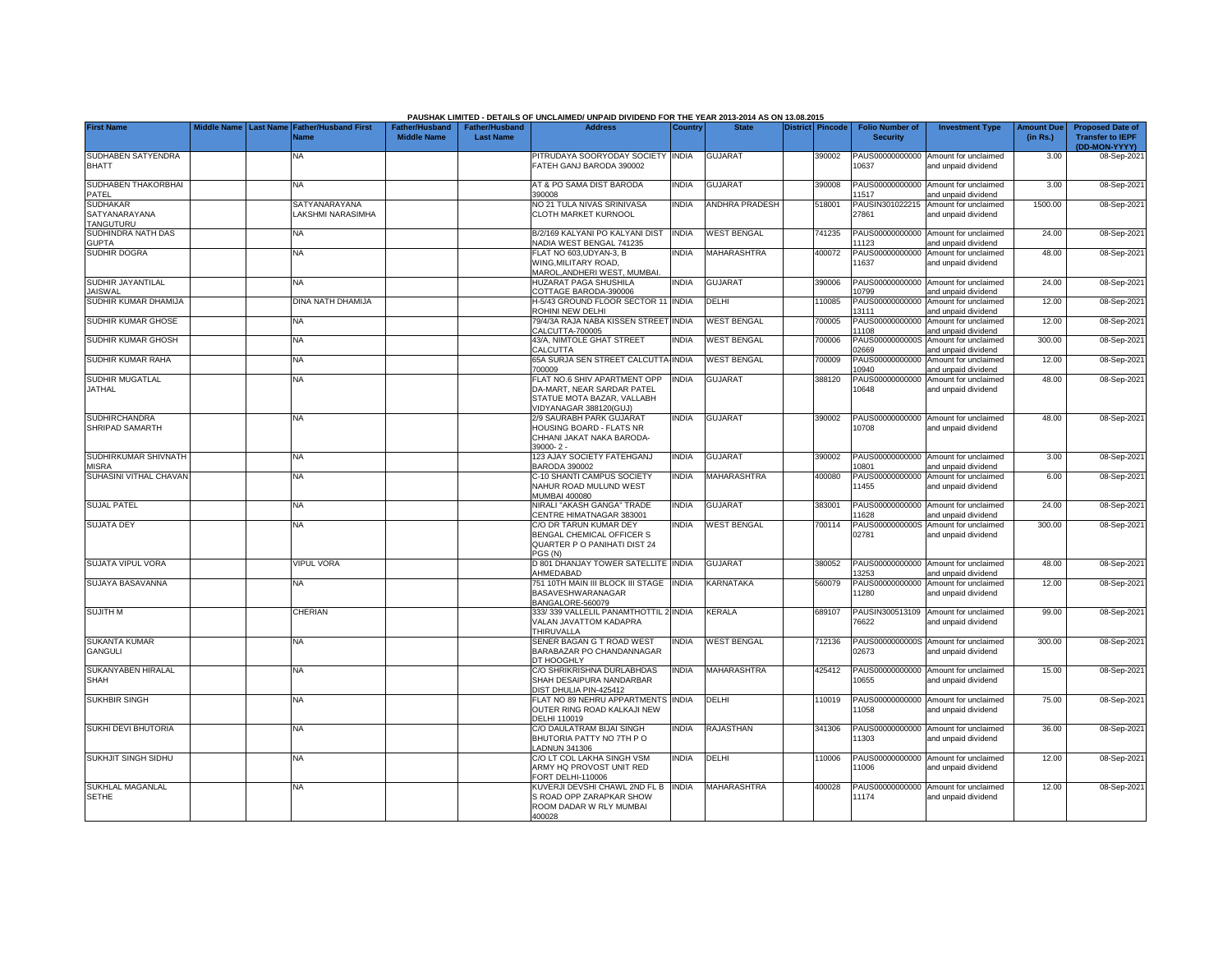PAUSHAK LIMITED - DETAILS OF UNCLAIMED/ UNPAID DIVIDEND FOR THE YEAR 2013-2014 AS ON 13.08.2015

| First Name | Middle Name | Last Name | Father/Husband First Name | Father/Husband Middle Name | Father/Husband Last Name | Address | Country | State | District | Pincode | Folio Number of Security | Investment Type | Amount Due (in Rs.) | Proposed Date of Transfer to IEPF (DD-MON-YYYY) |
|---|---|---|---|---|---|---|---|---|---|---|---|---|---|---|
| SUDHABEN SATYENDRA BHATT | | | NA | | | PITRUDAYA SOORYODAY SOCIETY FATEH GANJ BARODA 390002 | INDIA | GUJARAT | | 390002 | PAUS00000000000 10637 | Amount for unclaimed and unpaid dividend | 3.00 | 08-Sep-2021 |
| SUDHABEN THAKORBHAI PATEL | | | NA | | | AT & PO SAMA DIST BARODA 390008 | INDIA | GUJARAT | | 390008 | PAUS00000000000 11517 | Amount for unclaimed and unpaid dividend | 3.00 | 08-Sep-2021 |
| SUDHAKAR SATYANARAYANA TANGUTURU | | | SATYANARAYANA LAKSHMI NARASIMHA | | | NO 21 TULA NIVAS SRINIVASA CLOTH MARKET KURNOOL | INDIA | ANDHRA PRADESH | | 518001 | PAUSIN301022215 27861 | Amount for unclaimed and unpaid dividend | 1500.00 | 08-Sep-2021 |
| SUDHINDRA NATH DAS GUPTA | | | NA | | | B/2/169 KALYANI PO KALYANI DIST NADIA WEST BENGAL 741235 | INDIA | WEST BENGAL | | 741235 | PAUS00000000000 11123 | Amount for unclaimed and unpaid dividend | 24.00 | 08-Sep-2021 |
| SUDHIR DOGRA | | | NA | | | FLAT NO 603,UDYAN-3, B WING,MILITARY ROAD, MAROL,ANDHERI WEST, MUMBAI. | INDIA | MAHARASHTRA | | 400072 | PAUS00000000000 11637 | Amount for unclaimed and unpaid dividend | 48.00 | 08-Sep-2021 |
| SUDHIR JAYANTILAL JAISWAL | | | NA | | | HUZARAT PAGA SHUSHILA COTTAGE BARODA-390006 | INDIA | GUJARAT | | 390006 | PAUS00000000000 10799 | Amount for unclaimed and unpaid dividend | 24.00 | 08-Sep-2021 |
| SUDHIR KUMAR DHAMIJA | | | DINA NATH DHAMIJA | | | H-5/43 GROUND FLOOR SECTOR 11 ROHINI NEW DELHI | INDIA | DELHI | | 110085 | PAUS00000000000 13111 | Amount for unclaimed and unpaid dividend | 12.00 | 08-Sep-2021 |
| SUDHIR KUMAR GHOSE | | | NA | | | 79/4/3A RAJA NABA KISSEN STREET CALCUTTA-700005 | INDIA | WEST BENGAL | | 700005 | PAUS00000000000 11108 | Amount for unclaimed and unpaid dividend | 12.00 | 08-Sep-2021 |
| SUDHIR KUMAR GHOSH | | | NA | | | 43/A, NIMTOLE GHAT STREET CALCUTTA | INDIA | WEST BENGAL | | 700006 | PAUS0000000000S 02669 | Amount for unclaimed and unpaid dividend | 300.00 | 08-Sep-2021 |
| SUDHIR KUMAR RAHA | | | NA | | | 65A SURJA SEN STREET CALCUTTA-700009 | INDIA | WEST BENGAL | | 700009 | PAUS00000000000 10940 | Amount for unclaimed and unpaid dividend | 12.00 | 08-Sep-2021 |
| SUDHIR MUGATLAL JATHAL | | | NA | | | FLAT NO.6 SHIV APARTMENT OPP DA-MART, NEAR SARDAR PATEL STATUE MOTA BAZAR, VALLABH VIDYANAGAR 388120(GUJ) | INDIA | GUJARAT | | 388120 | PAUS00000000000 10648 | Amount for unclaimed and unpaid dividend | 48.00 | 08-Sep-2021 |
| SUDHIRCHANDRA SHRIPAD SAMARTH | | | NA | | | 2/9 SAURABH PARK GUJARAT HOUSING BOARD - FLATS NR CHHANI JAKAT NAKA BARODA-39000- 2 - | INDIA | GUJARAT | | 390002 | PAUS00000000000 10708 | Amount for unclaimed and unpaid dividend | 48.00 | 08-Sep-2021 |
| SUDHIRKUMAR SHIVNATH MISRA | | | NA | | | 123 AJAY SOCIETY FATEHGANJ BARODA 390002 | INDIA | GUJARAT | | 390002 | PAUS00000000000 10801 | Amount for unclaimed and unpaid dividend | 3.00 | 08-Sep-2021 |
| SUHASINI VITHAL CHAVAN | | | NA | | | C-10 SHANTI CAMPUS SOCIETY NAHUR ROAD MULUND WEST MUMBAI 400080 | INDIA | MAHARASHTRA | | 400080 | PAUS00000000000 11455 | Amount for unclaimed and unpaid dividend | 6.00 | 08-Sep-2021 |
| SUJAL PATEL | | | NA | | | NIRALI "AKASH GANGA" TRADE CENTRE HIMATNAGAR 383001 | INDIA | GUJARAT | | 383001 | PAUS00000000000 11628 | Amount for unclaimed and unpaid dividend | 24.00 | 08-Sep-2021 |
| SUJATA DEY | | | NA | | | C/O DR TARUN KUMAR DEY BENGAL CHEMICAL OFFICER S QUARTER P O PANIHATI DIST 24 PGS (N) | INDIA | WEST BENGAL | | 700114 | PAUS0000000000S 02781 | Amount for unclaimed and unpaid dividend | 300.00 | 08-Sep-2021 |
| SUJATA VIPUL VORA | | | VIPUL VORA | | | D 801 DHANJAY TOWER SATELLITE AHMEDABAD | INDIA | GUJARAT | | 380052 | PAUS00000000000 13253 | Amount for unclaimed and unpaid dividend | 48.00 | 08-Sep-2021 |
| SUJAYA BASAVANNA | | | NA | | | 751 10TH MAIN III BLOCK III STAGE BASAVESHWARANAGAR BANGALORE-560079 | INDIA | KARNATAKA | | 560079 | PAUS00000000000 11280 | Amount for unclaimed and unpaid dividend | 12.00 | 08-Sep-2021 |
| SUJITH M | | | CHERIAN | | | 333/ 339 VALLELIL PANAMTHOTTIL 2 VALAN JAVATTOM KADAPRA THIRUVALLA | INDIA | KERALA | | 689107 | PAUSIN300513109 76622 | Amount for unclaimed and unpaid dividend | 99.00 | 08-Sep-2021 |
| SUKANTA KUMAR GANGULI | | | NA | | | SENER BAGAN G T ROAD WEST BARABAZAR PO CHANDANNAGAR DT HOOGHLY | INDIA | WEST BENGAL | | 712136 | PAUS0000000000S 02673 | Amount for unclaimed and unpaid dividend | 300.00 | 08-Sep-2021 |
| SUKANYABEN HIRALAL SHAH | | | NA | | | C/O SHRIKRISHNA DURLABHDAS SHAH DESAIPURA NANDARBAR DIST DHULIA PIN-425412 | INDIA | MAHARASHTRA | | 425412 | PAUS00000000000 10655 | Amount for unclaimed and unpaid dividend | 15.00 | 08-Sep-2021 |
| SUKHBIR SINGH | | | NA | | | FLAT NO 89 NEHRU APPARTMENTS OUTER RING ROAD KALKAJI NEW DELHI 110019 | INDIA | DELHI | | 110019 | PAUS00000000000 11058 | Amount for unclaimed and unpaid dividend | 75.00 | 08-Sep-2021 |
| SUKHI DEVI BHUTORIA | | | NA | | | C/O DAULATRAM BIJAI SINGH BHUTORIA PATTY NO 7TH P O LADNUN 341306 | INDIA | RAJASTHAN | | 341306 | PAUS00000000000 11303 | Amount for unclaimed and unpaid dividend | 36.00 | 08-Sep-2021 |
| SUKHJIT SINGH SIDHU | | | NA | | | C/O LT COL LAKHA SINGH VSM ARMY HQ PROVOST UNIT RED FORT DELHI-110006 | INDIA | DELHI | | 110006 | PAUS00000000000 11006 | Amount for unclaimed and unpaid dividend | 12.00 | 08-Sep-2021 |
| SUKHLAL MAGANLAL SETHE | | | NA | | | KUVERJI DEVSHI CHAWL 2ND FL B S ROAD OPP ZARAPKAR SHOW ROOM DADAR W RLY MUMBAI 400028 | INDIA | MAHARASHTRA | | 400028 | PAUS00000000000 11174 | Amount for unclaimed and unpaid dividend | 12.00 | 08-Sep-2021 |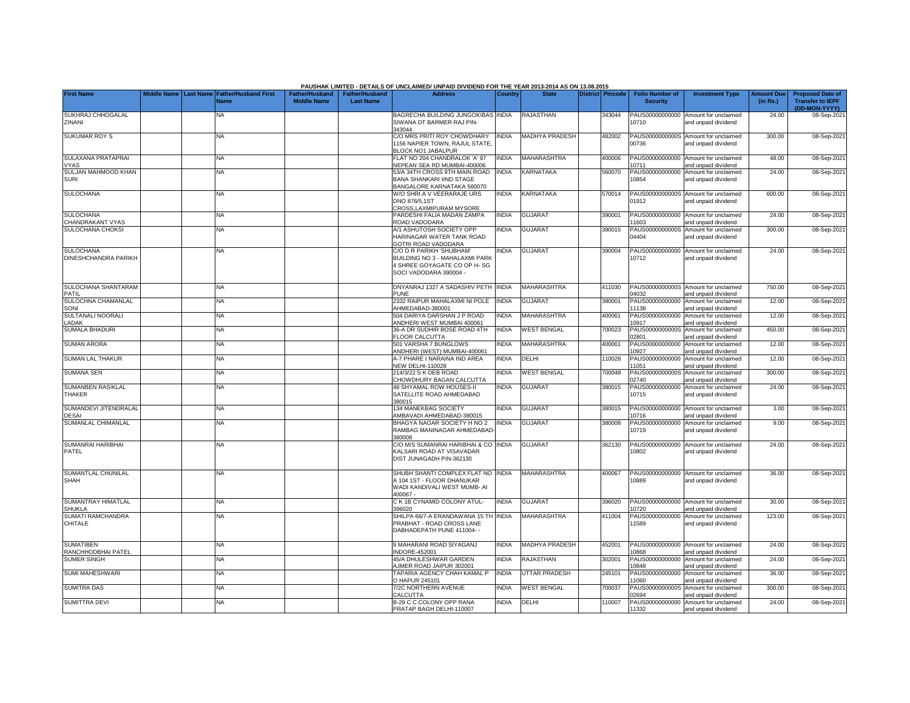**PAUSHAK LIMITED - DETAILS OF UNCLAIMED/ UNPAID DIVIDEND FOR THE YEAR 2013-2014 AS ON 13.08.2015**

| First Name | Middle Name | Last Name | Father/Husband First Name | Father/Husband Middle Name | Father/Husband Last Name | Address | Country | State | District | Pincode | Folio Number of Security | Investment Type | Amount Due (in Rs.) | Proposed Date of Transfer to IEPF (DD-MON-YYYY) |
|---|---|---|---|---|---|---|---|---|---|---|---|---|---|---|
| SUKHRAJ CHHOGALAL ZINANI | | | NA | | | BAGRECHA BUILDING JUNGOKIBAS SIWANA DT BARMER RAJ PIN-343044 | INDIA | RAJASTHAN | | 343044 | PAUS00000000000 10710 | Amount for unclaimed and unpaid dividend | 24.00 | 08-Sep-2021 |
| SUKUMAR ROY S | | | NA | | | C/O MRS PRITI ROY CHOWDHARY 1156 NAPIER TOWN, RAJUL STATE, BLOCK NO1 JABALPUR | INDIA | MADHYA PRADESH | | 482002 | PAUS0000000000S 00736 | Amount for unclaimed and unpaid dividend | 300.00 | 08-Sep-2021 |
| SULAXANA PRATAPRAI VYAS | | | NA | | | FLAT NO 204 CHANDRALOK 'A' 97 NEPEAN SEA RD MUMBAI-400006 | INDIA | MAHARASHTRA | | 400006 | PAUS00000000000 10711 | Amount for unclaimed and unpaid dividend | 48.00 | 08-Sep-2021 |
| SULJAN MAHMOOD KHAN SURI | | | NA | | | 53/A 34TH CROSS 9TH MAIN ROAD BANA SHANKARI IIND STAGE BANGALORE KARNATAKA 560070 | INDIA | KARNATAKA | | 560070 | PAUS00000000000 10854 | Amount for unclaimed and unpaid dividend | 24.00 | 08-Sep-2021 |
| SULOCHANA | | | NA | | | W/O SHRI.A V VEERARAJE URS DNO 876/5,1ST CROSS,LAXMIPURAM MYSORE | INDIA | KARNATAKA | | 570014 | PAUS0000000000S 01912 | Amount for unclaimed and unpaid dividend | 600.00 | 08-Sep-2021 |
| SULOCHANA CHANDRAKANT VYAS | | | NA | | | PARDESHI FALIA MADAN ZAMPA ROAD VADODARA | INDIA | GUJARAT | | 390001 | PAUS00000000000 11603 | Amount for unclaimed and unpaid dividend | 24.00 | 08-Sep-2021 |
| SULOCHANA CHOKSI | | | NA | | | A/1 ASHUTOSH SOCIETY OPP HARINAGAR WATER TANK ROAD GOTRI ROAD VADODARA | INDIA | GUJARAT | | 390015 | PAUS0000000000S 04404 | Amount for unclaimed and unpaid dividend | 300.00 | 08-Sep-2021 |
| SULOCHANA DINESHCHANDRA PARIKH | | | NA | | | C/O D R PARIKH 'SHUBHAM' BUILDING NO 3 - MAHALAXMI PARK 4 SHREE GOYAGATE CO OP H- SG SOCI VADODARA 390004 - | INDIA | GUJARAT | | 390004 | PAUS00000000000 10712 | Amount for unclaimed and unpaid dividend | 24.00 | 08-Sep-2021 |
| SULOCHANA SHANTARAM PATIL | | | NA | | | DNYANRAJ 1327 A SADASHIV PETH PUNE | INDIA | MAHARASHTRA | | 411030 | PAUS0000000000S 04032 | Amount for unclaimed and unpaid dividend | 750.00 | 08-Sep-2021 |
| SULOCHNA CHAMANLAL SONI | | | NA | | | 2332 RAIPUR MAHALAXMI NI POLE AHMEDABAD-380001 | INDIA | GUJARAT | | 380001 | PAUS00000000000 11138 | Amount for unclaimed and unpaid dividend | 12.00 | 08-Sep-2021 |
| SULTANALI NOORALI LADAK | | | NA | | | 504 DARIYA DARSHAN J P ROAD ANDHERI WEST MUMBAI 400061 | INDIA | MAHARASHTRA | | 400061 | PAUS00000000000 10917 | Amount for unclaimed and unpaid dividend | 12.00 | 08-Sep-2021 |
| SUMALA BHADURI | | | NA | | | 36-A DR SUDHIR BOSE ROAD 4TH FLOOR CALCUTTA | INDIA | WEST BENGAL | | 700023 | PAUS0000000000S 02801 | Amount for unclaimed and unpaid dividend | 450.00 | 08-Sep-2021 |
| SUMAN ARORA | | | NA | | | 501 VARSHA 7 BUNGLOWS ANDHERI (WEST) MUMBAI-400061 | INDIA | MAHARASHTRA | | 400061 | PAUS00000000000 10927 | Amount for unclaimed and unpaid dividend | 12.00 | 08-Sep-2021 |
| SUMAN LAL THAKUR | | | NA | | | A-7 PHARE I NARAINA IND AREA NEW DELHI-110028 | INDIA | DELHI | | 110028 | PAUS00000000000 11051 | Amount for unclaimed and unpaid dividend | 12.00 | 08-Sep-2021 |
| SUMANA SEN | | | NA | | | 214/3/22 S K DEB ROAD CHOWDHURY BAGAN CALCUTTA | INDIA | WEST BENGAL | | 700048 | PAUS0000000000S 02740 | Amount for unclaimed and unpaid dividend | 300.00 | 08-Sep-2021 |
| SUMANBEN RASIKLAL THAKER | | | NA | | | 48 SHYAMAL ROW HOUSES-II SATELLITE ROAD AHMEDABAD 380015 | INDIA | GUJARAT | | 380015 | PAUS00000000000 10715 | Amount for unclaimed and unpaid dividend | 24.00 | 08-Sep-2021 |
| SUMANDEVI JITENDRALAL DESAI | | | NA | | | 134 MANEKBAG SOCIETY AMBAVADI AHMEDABAD-380015 | INDIA | GUJARAT | | 380015 | PAUS00000000000 10716 | Amount for unclaimed and unpaid dividend | 3.00 | 08-Sep-2021 |
| SUMANLAL CHIMANLAL | | | NA | | | BHAGYA NAGAR SOCIETY H NO 2 RAMBAG MANINAGAR AHMEDABAD-380008 | INDIA | GUJARAT | | 380008 | PAUS00000000000 10719 | Amount for unclaimed and unpaid dividend | 9.00 | 08-Sep-2021 |
| SUMANRAI HARIBHAI PATEL | | | NA | | | C/O M/S SUMANRAI HARIBHAI & CO KALSARI ROAD AT VISAVADAR DIST JUNAGADH PIN-362130 | INDIA | GUJARAT | | 362130 | PAUS00000000000 10802 | Amount for unclaimed and unpaid dividend | 24.00 | 08-Sep-2021 |
| SUMANTLAL CHUNILAL SHAH | | | NA | | | SHUBH SHANTI COMPLEX FLAT NO A 104 1ST - FLOOR DHANUKAR WADI KANDIVALI WEST MUMB- AI 400067 - | INDIA | MAHARASHTRA | | 400067 | PAUS00000000000 10889 | Amount for unclaimed and unpaid dividend | 36.00 | 08-Sep-2021 |
| SUMANTRAY HIMATLAL SHUKLA | | | NA | | | C K 1B CYNAMID COLONY ATUL-396020 | INDIA | GUJARAT | | 396020 | PAUS00000000000 10720 | Amount for unclaimed and unpaid dividend | 30.00 | 08-Sep-2021 |
| SUMATI RAMCHANDRA CHITALE | | | NA | | | SHILPA 66/7-A ERANDAWANA 15 TH PRABHAT - ROAD CROSS LANE DABHADEPATH PUNE 411004- - | INDIA | MAHARASHTRA | | 411004 | PAUS00000000000 11589 | Amount for unclaimed and unpaid dividend | 123.00 | 08-Sep-2021 |
| SUMATIBEN RANCHHODBHAI PATEL | | | NA | | | 9 MAHARANI ROAD SIYAGANJ INDORE-452001 | INDIA | MADHYA PRADESH | | 452001 | PAUS00000000000 10868 | Amount for unclaimed and unpaid dividend | 24.00 | 08-Sep-2021 |
| SUMER SINGH | | | NA | | | 45/A DHULESHWAR GARDEN AJMER ROAD JAIPUR 302001 | INDIA | RAJASTHAN | | 302001 | PAUS00000000000 10848 | Amount for unclaimed and unpaid dividend | 24.00 | 08-Sep-2021 |
| SUMI MAHESHWARI | | | NA | | | TAPARIA AGENCY CHAH KAMAL P O HAPUR 245101 | INDIA | UTTAR PRADESH | | 245101 | PAUS00000000000 11060 | Amount for unclaimed and unpaid dividend | 36.00 | 08-Sep-2021 |
| SUMITRA DAS | | | NA | | | 7/2C NORTHERN AVENUE CALCUTTA | INDIA | WEST BENGAL | | 700037 | PAUS0000000000S 02694 | Amount for unclaimed and unpaid dividend | 300.00 | 08-Sep-2021 |
| SUMITTRA DEVI | | | NA | | | B-29 C C COLONY OPP RANA PRATAP BAGH DELHI-110007 | INDIA | DELHI | | 110007 | PAUS00000000000 11332 | Amount for unclaimed and unpaid dividend | 24.00 | 08-Sep-2021 |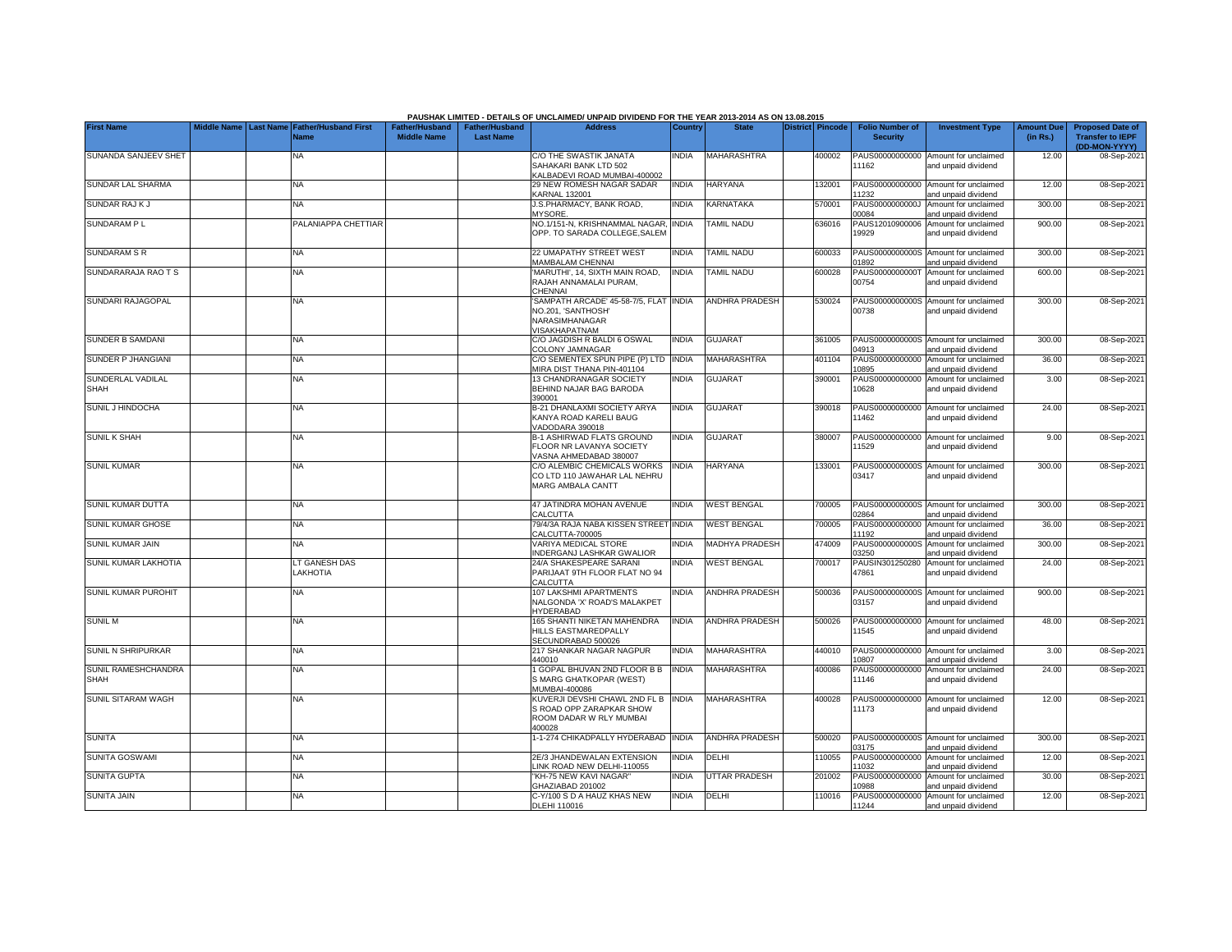PAUSHAK LIMITED - DETAILS OF UNCLAIMED/ UNPAID DIVIDEND FOR THE YEAR 2013-2014 AS ON 13.08.2015

| First Name | Middle Name | Last Name | Father/Husband First Name | Father/Husband Middle Name | Father/Husband Last Name | Address | Country | State | District | Pincode | Folio Number of Security | Investment Type | Amount Due (in Rs.) | Proposed Date of Transfer to IEPF (DD-MON-YYYY) |
|---|---|---|---|---|---|---|---|---|---|---|---|---|---|---|
| SUNANDA SANJEEV SHET | | | NA | | | C/O THE SWASTIK JANATA SAHAKARI BANK LTD 502 KALBADEVI ROAD MUMBAI-400002 | INDIA | MAHARASHTRA | | 400002 | PAUS00000000000 11162 | Amount for unclaimed and unpaid dividend | 12.00 | 08-Sep-2021 |
| SUNDAR LAL SHARMA | | | NA | | | 29 NEW ROMESH NAGAR SADAR KARNAL 132001 | INDIA | HARYANA | | 132001 | PAUS00000000000 11232 | Amount for unclaimed and unpaid dividend | 12.00 | 08-Sep-2021 |
| SUNDAR RAJ K J | | | NA | | | J.S.PHARMACY, BANK ROAD, MYSORE. | INDIA | KARNATAKA | | 570001 | PAUS0000000000J 00084 | Amount for unclaimed and unpaid dividend | 300.00 | 08-Sep-2021 |
| SUNDARAM P L | | | PALANIAPPA CHETTIAR | | | NO.1/151-N, KRISHNAMMAL NAGAR, OPP. TO SARADA COLLEGE,SALEM | INDIA | TAMIL NADU | | 636016 | PAUS12010900006 19929 | Amount for unclaimed and unpaid dividend | 900.00 | 08-Sep-2021 |
| SUNDARAM S R | | | NA | | | 22 UMAPATHY STREET WEST MAMBALAM CHENNAI | INDIA | TAMIL NADU | | 600033 | PAUS0000000000S 01892 | Amount for unclaimed and unpaid dividend | 300.00 | 08-Sep-2021 |
| SUNDARARAJA RAO T S | | | NA | | | 'MARUTHI', 14, SIXTH MAIN ROAD, RAJAH ANNAMALAI PURAM, CHENNAI | INDIA | TAMIL NADU | | 600028 | PAUS0000000000T 00754 | Amount for unclaimed and unpaid dividend | 600.00 | 08-Sep-2021 |
| SUNDARI RAJAGOPAL | | | NA | | | 'SAMPATH ARCADE' 45-58-7/5, FLAT NO.201, 'SANTHOSH' NARASIMHANAGAR VISAKHAPATNAM | INDIA | ANDHRA PRADESH | | 530024 | PAUS0000000000S 00738 | Amount for unclaimed and unpaid dividend | 300.00 | 08-Sep-2021 |
| SUNDER B SAMDANI | | | NA | | | C/O JAGDISH R BALDI 6 OSWAL COLONY JAMNAGAR | INDIA | GUJARAT | | 361005 | PAUS0000000000S 04913 | Amount for unclaimed and unpaid dividend | 300.00 | 08-Sep-2021 |
| SUNDER P JHANGIANI | | | NA | | | C/O SEMENTEX SPUN PIPE (P) LTD MIRA DIST THANA PIN-401104 | INDIA | MAHARASHTRA | | 401104 | PAUS00000000000 10895 | Amount for unclaimed and unpaid dividend | 36.00 | 08-Sep-2021 |
| SUNDERLAL VADILAL SHAH | | | NA | | | 13 CHANDRANAGAR SOCIETY BEHIND NAJAR BAG BARODA 390001 | INDIA | GUJARAT | | 390001 | PAUS00000000000 10628 | Amount for unclaimed and unpaid dividend | 3.00 | 08-Sep-2021 |
| SUNIL J HINDOCHA | | | NA | | | B-21 DHANLAXMI SOCIETY ARYA KANYA ROAD KARELI BAUG VADODARA 390018 | INDIA | GUJARAT | | 390018 | PAUS00000000000 11462 | Amount for unclaimed and unpaid dividend | 24.00 | 08-Sep-2021 |
| SUNIL K SHAH | | | NA | | | B-1 ASHIRWAD FLATS GROUND FLOOR NR LAVANYA SOCIETY VASNA AHMEDABAD 380007 | INDIA | GUJARAT | | 380007 | PAUS00000000000 11529 | Amount for unclaimed and unpaid dividend | 9.00 | 08-Sep-2021 |
| SUNIL KUMAR | | | NA | | | C/O ALEMBIC CHEMICALS WORKS CO LTD 110 JAWAHAR LAL NEHRU MARG AMBALA CANTT | INDIA | HARYANA | | 133001 | PAUS0000000000S 03417 | Amount for unclaimed and unpaid dividend | 300.00 | 08-Sep-2021 |
| SUNIL KUMAR DUTTA | | | NA | | | 47 JATINDRA MOHAN AVENUE CALCUTTA | INDIA | WEST BENGAL | | 700005 | PAUS0000000000S 02864 | Amount for unclaimed and unpaid dividend | 300.00 | 08-Sep-2021 |
| SUNIL KUMAR GHOSE | | | NA | | | 79/4/3A RAJA NABA KISSEN STREET CALCUTTA-700005 | INDIA | WEST BENGAL | | 700005 | PAUS00000000000 11192 | Amount for unclaimed and unpaid dividend | 36.00 | 08-Sep-2021 |
| SUNIL KUMAR JAIN | | | NA | | | VARIYA MEDICAL STORE INDERGANJ LASHKAR GWALIOR | INDIA | MADHYA PRADESH | | 474009 | PAUS0000000000S 03250 | Amount for unclaimed and unpaid dividend | 300.00 | 08-Sep-2021 |
| SUNIL KUMAR LAKHOTIA | | | LT GANESH DAS LAKHOTIA | | | 24/A SHAKESPEARE SARANI PARIJAAT 9TH FLOOR FLAT NO 94 CALCUTTA | INDIA | WEST BENGAL | | 700017 | PAUSIN301250280 47861 | Amount for unclaimed and unpaid dividend | 24.00 | 08-Sep-2021 |
| SUNIL KUMAR PUROHIT | | | NA | | | 107 LAKSHMI APARTMENTS NALGONDA 'X' ROAD'S MALAKPET HYDERABAD | INDIA | ANDHRA PRADESH | | 500036 | PAUS0000000000S 03157 | Amount for unclaimed and unpaid dividend | 900.00 | 08-Sep-2021 |
| SUNIL M | | | NA | | | 165 SHANTI NIKETAN MAHENDRA HILLS EASTMAREDPALLY SECUNDRABAD 500026 | INDIA | ANDHRA PRADESH | | 500026 | PAUS00000000000 11545 | Amount for unclaimed and unpaid dividend | 48.00 | 08-Sep-2021 |
| SUNIL N SHRIPURKAR | | | NA | | | 217 SHANKAR NAGAR NAGPUR 440010 | INDIA | MAHARASHTRA | | 440010 | PAUS00000000000 10807 | Amount for unclaimed and unpaid dividend | 3.00 | 08-Sep-2021 |
| SUNIL RAMESHCHANDRA SHAH | | | NA | | | 1 GOPAL BHUVAN 2ND FLOOR B B S MARG GHATKOPAR (WEST) MUMBAI-400086 | INDIA | MAHARASHTRA | | 400086 | PAUS00000000000 11146 | Amount for unclaimed and unpaid dividend | 24.00 | 08-Sep-2021 |
| SUNIL SITARAM WAGH | | | NA | | | KUVERJI DEVSHI CHAWL 2ND FL B S ROAD OPP ZARAPKAR SHOW ROOM DADAR W RLY MUMBAI 400028 | INDIA | MAHARASHTRA | | 400028 | PAUS00000000000 11173 | Amount for unclaimed and unpaid dividend | 12.00 | 08-Sep-2021 |
| SUNITA | | | NA | | | 1-1-274 CHIKADPALLY HYDERABAD | INDIA | ANDHRA PRADESH | | 500020 | PAUS0000000000S 03175 | Amount for unclaimed and unpaid dividend | 300.00 | 08-Sep-2021 |
| SUNITA GOSWAMI | | | NA | | | 2E/3 JHANDEWALAN EXTENSION LINK ROAD NEW DELHI-110055 | INDIA | DELHI | | 110055 | PAUS00000000000 11032 | Amount for unclaimed and unpaid dividend | 12.00 | 08-Sep-2021 |
| SUNITA GUPTA | | | NA | | | "KH-75 NEW KAVI NAGAR" GHAZIABAD 201002 | INDIA | UTTAR PRADESH | | 201002 | PAUS00000000000 10988 | Amount for unclaimed and unpaid dividend | 30.00 | 08-Sep-2021 |
| SUNITA JAIN | | | NA | | | C-Y/100 S D A HAUZ KHAS NEW DLEHI 110016 | INDIA | DELHI | | 110016 | PAUS00000000000 11244 | Amount for unclaimed and unpaid dividend | 12.00 | 08-Sep-2021 |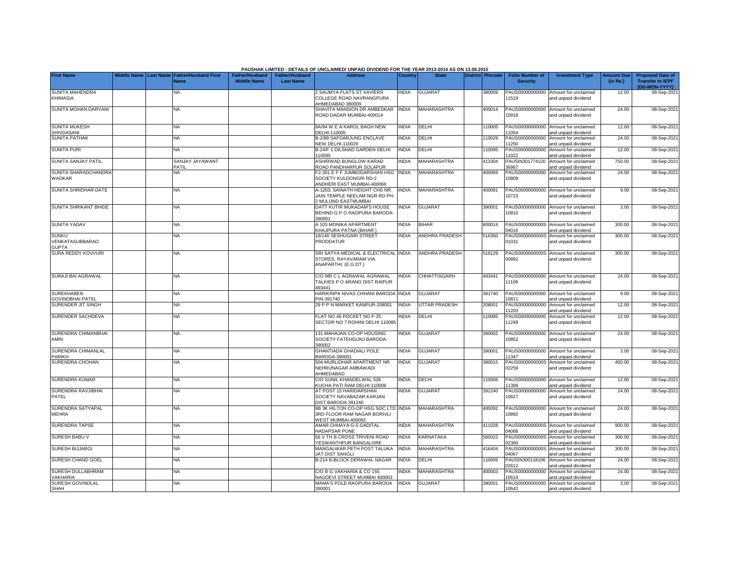PAUSHAK LIMITED - DETAILS OF UNCLAIMED/ UNPAID DIVIDEND FOR THE YEAR 2013-2014 AS ON 13.08.2015

| First Name | Middle Name | Last Name | Father/Husband First Name | Father/Husband Middle Name | Father/Husband Last Name | Address | Country | State | District | Pincode | Folio Number of Security | Investment Type | Amount Due (in Rs.) | Proposed Date of Transfer to IEPF (DD-MON-YYYY) |
|---|---|---|---|---|---|---|---|---|---|---|---|---|---|---|
| SUNITA MAHENDRA KHIMASIA | | | NA | | | 2 SAUMYA FLATS ST XAVIERS COLLEGE ROAD NAVRANGPURA AHMEDABAD 380009 | INDIA | GUJARAT | | 380009 | PAUS00000000000 11519 | Amount for unclaimed and unpaid dividend | 12.00 | 08-Sep-2021 |
| SUNITA MOHAN DARYANI | | | NA | | | SHAVITA MANSION DR AMBEDKAR ROAD DADAR MUMBAI-400014 | INDIA | MAHARASHTRA | | 400014 | PAUS00000000000 10918 | Amount for unclaimed and unpaid dividend | 24.00 | 08-Sep-2021 |
| SUNITA MUKESH SHIVDASANI | | | NA | | | 8A/94 W E A KAROL BAGH NEW DELHI-110005 | INDIA | DELHI | | 110005 | PAUS00000000000 11054 | Amount for unclaimed and unpaid dividend | 12.00 | 08-Sep-2021 |
| SUNITA PATHAK | | | NA | | | B-2/89 SAFDARJUNG ENCLAVE NEW DELHI-110029 | INDIA | DELHI | | 110029 | PAUS00000000000 11250 | Amount for unclaimed and unpaid dividend | 24.00 | 08-Sep-2021 |
| SUNITA PURI | | | NA | | | B-24/F 1 DILSHAD GARDEN DELHI 110095 | INDIA | DELHI | | 110095 | PAUS00000000000 11022 | Amount for unclaimed and unpaid dividend | 12.00 | 08-Sep-2021 |
| SUNITA SANJAY PATIL | | | SANJAY JAYAWANT PATIL | | | ASHIRWAD BUNGLOW KARAD ROAD PANDHARPUR SOLAPUR | INDIA | MAHARASHTRA | | 413304 | PAUSIN301774120 36967 | Amount for unclaimed and unpaid dividend | 750.00 | 08-Sep-2021 |
| SUNITA SHARADCHANDRA WADKAR | | | NA | | | F2-301 E F F JUMBODARSHAN HSG SOCIETY KULDONGRI RD-2 ANDHERI EAST MUMBAI-400069 | INDIA | MAHARASHTRA | | 400069 | PAUS00000000000 10809 | Amount for unclaimed and unpaid dividend | 24.00 | 08-Sep-2021 |
| SUNITA SHRIDHAR DATE | | | NA | | | A-1203, SAINATH HEIGHT CHS NR. JAIN TEMPLE NEELAM NGR RD PH-2 MULUND EASTMUMBAI | INDIA | MAHARASHTRA | | 400081 | PAUS00000000000 10723 | Amount for unclaimed and unpaid dividend | 9.00 | 08-Sep-2021 |
| SUNITA SHRIKANT BHIDE | | | NA | | | DATT KUTIR MUKADAM'S HOUSE BEHIND G P O RAOPURA BARODA-390001 | INDIA | GUJARAT | | 390001 | PAUS00000000000 10810 | Amount for unclaimed and unpaid dividend | 3.00 | 08-Sep-2021 |
| SUNITA YADAV | | | NA | | | A 103 MONIKA APARTMENT KHAJPURA PATNA (BIHAR ) | INDIA | BIHAR | | 800014 | PAUS0000000000S 04016 | Amount for unclaimed and unpaid dividend | 300.00 | 08-Sep-2021 |
| SUNKU VENKATASUBBARAO GUPTA | | | NA | | | 18/140 SESHUGARI STREET PRODDATUR | INDIA | ANDHRA PRADESH | | 516360 | PAUS0000000000S 01031 | Amount for unclaimed and unpaid dividend | 300.00 | 08-Sep-2021 |
| SURA REDDY KOVVURI | | | NA | | | SRI SATYA MEDICAL & ELECTRICAL STORES, RAYAVARAM VIA. ANAPARTHI, (E.G.DT.) | INDIA | ANDHRA PRADESH | | 516129 | PAUS0000000000S 00892 | Amount for unclaimed and unpaid dividend | 300.00 | 08-Sep-2021 |
| SURAJI BAI AGRAWAL | | | NA | | | C/O MR C L AGRAWAL AGRAWAL TALKIES P O ARANG DIST RAIPUR 493441 | INDIA | CHHATTISGARH | | 493441 | PAUS00000000000 11106 | Amount for unclaimed and unpaid dividend | 24.00 | 08-Sep-2021 |
| SUREKHABEN GOVINDBHAI PATEL | | | NA | | | HARIKRIPA NIVAS CHHANI BARODA PIN-391740 | INDIA | GUJARAT | | 391740 | PAUS00000000000 10811 | Amount for unclaimed and unpaid dividend | 9.00 | 08-Sep-2021 |
| SURENDER JIT SINGH | | | NA | | | 29 P P N MARKET KANPUR-208001 | INDIA | UTTAR PRADESH | | 208001 | PAUS00000000000 11203 | Amount for unclaimed and unpaid dividend | 12.00 | 08-Sep-2021 |
| SURENDER SACHDEVA | | | NA | | | FLAT NO 46 POCKET NO F-25 SECTOR NO 7 ROHINI DELHI 110085 | INDIA | DELHI | | 110085 | PAUS00000000000 11249 | Amount for unclaimed and unpaid dividend | 12.00 | 08-Sep-2021 |
| SURENDRA CHIMANBHAI AMIN | | | NA | | | 131 MAHAJAN CO-OP HOUSING SOCIETY FATEHGUNJ BARODA-390002 | INDIA | GUJARAT | | 390002 | PAUS00000000000 10852 | Amount for unclaimed and unpaid dividend | 24.00 | 08-Sep-2021 |
| SURENDRA CHIMANLAL PARIKH | | | NA | | | GHANTIADA GHADIALI POLE BARODA-390001 | INDIA | GUJARAT | | 390001 | PAUS00000000000 11347 | Amount for unclaimed and unpaid dividend | 3.00 | 08-Sep-2021 |
| SURENDRA CHOHAN | | | NA | | | 504 MURLIDHAR APARTMENT NR NEHRUNAGAR AMBAWADI AHMEDABAD | INDIA | GUJARAT | | 380015 | PAUS0000000000S 02259 | Amount for unclaimed and unpaid dividend | 450.00 | 08-Sep-2021 |
| SURENDRA KUMAR | | | NA | | | C/O SUNIL KHANDELWAL 526 KUCHA PATI RAM DELHI 110006 | INDIA | DELHI | | 110006 | PAUS00000000000 11399 | Amount for unclaimed and unpaid dividend | 12.00 | 08-Sep-2021 |
| SURENDRA RAVJIBHAI PATEL | | | NA | | | AT POST 15 HARIDARSHAN SOCIETY NAVABAZAR KARJAN DIST BARODA 391240 | INDIA | GUJARAT | | 391240 | PAUS00000000000 10627 | Amount for unclaimed and unpaid dividend | 24.00 | 08-Sep-2021 |
| SURENDRA SATYAPAL MEHRA | | | NA | | | 8B 3K HILTON CO-OP HSG SOC LTD 3RD FLOOR RAM NAGAR BORIVLI WEST MUMBAI-400092 | INDIA | MAHARASHTRA | | 400092 | PAUS00000000000 10892 | Amount for unclaimed and unpaid dividend | 24.00 | 08-Sep-2021 |
| SURENDRA TAPSE | | | NA | | | AMAR CHHAYA G-5 GADITAL HADAPSAR PUNE | INDIA | MAHARASHTRA | | 411028 | PAUS0000000000S 04068 | Amount for unclaimed and unpaid dividend | 900.00 | 08-Sep-2021 |
| SURESH BABU V | | | NA | | | 56 V TH B CROSS TRIVENI ROAD YESWANTHPUR BANGALORE | INDIA | KARNATAKA | | 560022 | PAUS0000000000S 02360 | Amount for unclaimed and unpaid dividend | 300.00 | 08-Sep-2021 |
| SURESH BIJJARGI | | | NA | | | MANGALWAR PETH POST TALUKA JAT DIST SANGLI | INDIA | MAHARASHTRA | | 416404 | PAUS0000000000S 04067 | Amount for unclaimed and unpaid dividend | 300.00 | 08-Sep-2021 |
| SURESH CHAND GOEL | | | NA | | | B-214 B-BLOCK DERAWAL NAGAR | INDIA | DELHI | | 110009 | PAUSIN300118106 02612 | Amount for unclaimed and unpaid dividend | 24.00 | 08-Sep-2021 |
| SURESH DULLABHRAM VAKHARIA | | | NA | | | C/O B G VAKHARIA & CO 155 NAGDEVI STREET MUMBAI 400003 | INDIA | MAHARASHTRA | | 400003 | PAUS00000000000 10619 | Amount for unclaimed and unpaid dividend | 24.00 | 08-Sep-2021 |
| SURESH GOVINDLAL SHAH | | | NA | | | MAMA'S POLE RAOPURA BARODA 390001 | INDIA | GUJARAT | | 390001 | PAUS00000000000 10642 | Amount for unclaimed and unpaid dividend | 3.00 | 08-Sep-2021 |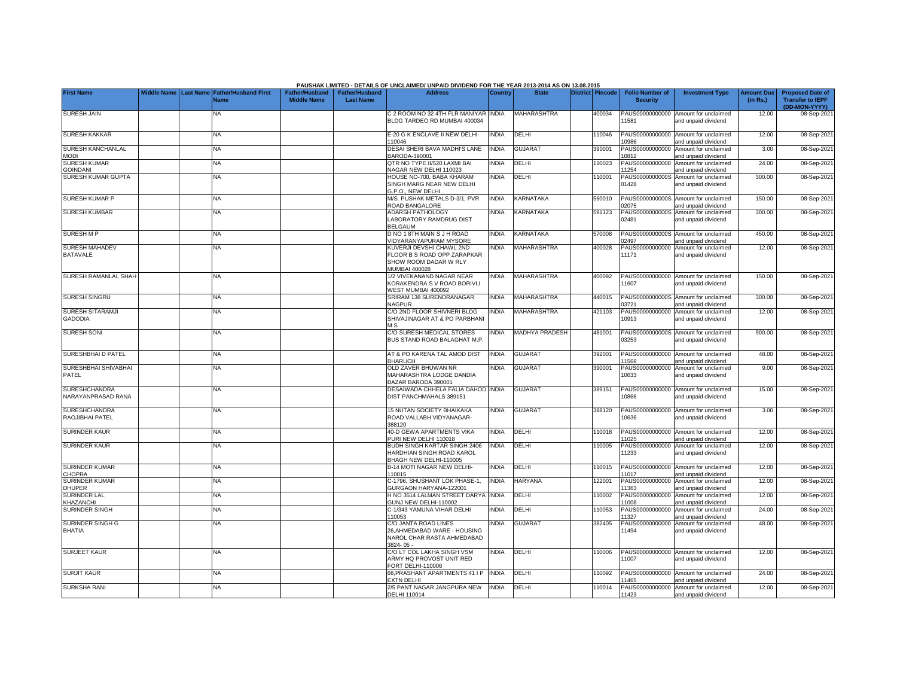PAUSHAK LIMITED - DETAILS OF UNCLAIMED/ UNPAID DIVIDEND FOR THE YEAR 2013-2014 AS ON 13.08.2015

| First Name | Middle Name | Last Name | Father/Husband First Name | Father/Husband Middle Name | Father/Husband Last Name | Address | Country | State | District | Pincode | Folio Number of Security | Investment Type | Amount Due (in Rs.) | Proposed Date of Transfer to IEPF (DD-MON-YYYY) |
|---|---|---|---|---|---|---|---|---|---|---|---|---|---|---|
| SURESH JAIN | | | NA | | | C 2 ROOM NO 32 4TH FLR MANIYAR BLDG TARDEO RD MUMBAI 400034 | INDIA | MAHARASHTRA | | 400034 | PAUS00000000000 11581 | Amount for unclaimed and unpaid dividend | 12.00 | 08-Sep-2021 |
| SURESH KAKKAR | | | NA | | | E-20 G K ENCLAVE II NEW DELHI-110046 | INDIA | DELHI | | 110046 | PAUS00000000000 10986 | Amount for unclaimed and unpaid dividend | 12.00 | 08-Sep-2021 |
| SURESH KANCHANLAL MODI | | | NA | | | DESAI SHERI BAVA MADHI'S LANE BARODA-390001 | INDIA | GUJARAT | | 390001 | PAUS00000000000 10812 | Amount for unclaimed and unpaid dividend | 3.00 | 08-Sep-2021 |
| SURESH KUMAR GOINDANI | | | NA | | | QTR NO TYPE II/520 LAXMI BAI NAGAR NEW DELHI 110023 | INDIA | DELHI | | 110023 | PAUS00000000000 11254 | Amount for unclaimed and unpaid dividend | 24.00 | 08-Sep-2021 |
| SURESH KUMAR GUPTA | | | NA | | | HOUSE NO-700, BABA KHARAM SINGH MARG NEAR NEW DELHI G.P.O., NEW DELHI | INDIA | DELHI | | 110001 | PAUS0000000000S 01428 | Amount for unclaimed and unpaid dividend | 300.00 | 08-Sep-2021 |
| SURESH KUMAR P | | | NA | | | M/S. PUSHAK METALS D-3/1, PVR ROAD BANGALORE | INDIA | KARNATAKA | | 560010 | PAUS0000000000S 02075 | Amount for unclaimed and unpaid dividend | 150.00 | 08-Sep-2021 |
| SURESH KUMBAR | | | NA | | | ADARSH PATHOLOGY LABORATORY RAMDRUG DIST BELGAUM | INDIA | KARNATAKA | | 591123 | PAUS0000000000S 02481 | Amount for unclaimed and unpaid dividend | 300.00 | 08-Sep-2021 |
| SURESH M P | | | NA | | | D NO 1 8TH MAIN S J H ROAD VIDYARANYAPURAM MYSORE | INDIA | KARNATAKA | | 570008 | PAUS0000000000S 02497 | Amount for unclaimed and unpaid dividend | 450.00 | 08-Sep-2021 |
| SURESH MAHADEV BATAVALE | | | NA | | | KUVERJI DEVSHI CHAWL 2ND FLOOR B S ROAD OPP ZARAPKAR SHOW ROOM DADAR W RLY MUMBAI 400028 | INDIA | MAHARASHTRA | | 400028 | PAUS00000000000 11171 | Amount for unclaimed and unpaid dividend | 12.00 | 08-Sep-2021 |
| SURESH RAMANLAL SHAH | | | NA | | | 1/2 VIVEKANAND NAGAR NEAR KORAKENDRA S V ROAD BORIVLI WEST MUMBAI 400092 | INDIA | MAHARASHTRA | | 400092 | PAUS00000000000 11607 | Amount for unclaimed and unpaid dividend | 150.00 | 08-Sep-2021 |
| SURESH SINGRU | | | NA | | | SRIRAM 138 SURENDRANAGAR NAGPUR | INDIA | MAHARASHTRA | | 440015 | PAUS0000000000S 03721 | Amount for unclaimed and unpaid dividend | 300.00 | 08-Sep-2021 |
| SURESH SITARAMJI GADODIA | | | NA | | | C/O 2ND FLOOR SHIVNERI BLDG SHIVAJINAGAR AT & PO PARBHANI M S | INDIA | MAHARASHTRA | | 421103 | PAUS00000000000 10913 | Amount for unclaimed and unpaid dividend | 12.00 | 08-Sep-2021 |
| SURESH SONI | | | NA | | | C/O SURESH MEDICAL STORES BUS STAND ROAD BALAGHAT M.P. | INDIA | MADHYA PRADESH | | 481001 | PAUS0000000000S 03253 | Amount for unclaimed and unpaid dividend | 900.00 | 08-Sep-2021 |
| SURESHBHAI D PATEL | | | NA | | | AT & PO KARENA TAL AMOD DIST BHARUCH | INDIA | GUJARAT | | 392001 | PAUS00000000000 11568 | Amount for unclaimed and unpaid dividend | 48.00 | 08-Sep-2021 |
| SURESHBHAI SHIVABHAI PATEL | | | NA | | | OLD ZAVER BHUWAN NR MAHARASHTRA LODGE DANDIA BAZAR BARODA 390001 | INDIA | GUJARAT | | 390001 | PAUS00000000000 10633 | Amount for unclaimed and unpaid dividend | 9.00 | 08-Sep-2021 |
| SURESHCHANDRA NARAYANPRASAD RANA | | | NA | | | DESAIWADA CHHELA FALIA DAHOD DIST PANCHMAHALS 389151 | INDIA | GUJARAT | | 389151 | PAUS00000000000 10866 | Amount for unclaimed and unpaid dividend | 15.00 | 08-Sep-2021 |
| SURESHCHANDRA RAOJIBHAI PATEL | | | NA | | | 15 NUTAN SOCIETY BHAIKAKA ROAD VALLABH VIDYANAGAR-388120 | INDIA | GUJARAT | | 388120 | PAUS00000000000 10636 | Amount for unclaimed and unpaid dividend | 3.00 | 08-Sep-2021 |
| SURINDER KAUR | | | NA | | | 40-D GEWA APARTMENTS VIKA PURI NEW DELHI 110018 | INDIA | DELHI | | 110018 | PAUS00000000000 11025 | Amount for unclaimed and unpaid dividend | 12.00 | 08-Sep-2021 |
| SURINDER KAUR | | | NA | | | BUDH SINGH KARTAR SINGH 2406 HARDHIAN SINGH ROAD KAROL BHAGH NEW DELHI-110005 | INDIA | DELHI | | 110005 | PAUS00000000000 11233 | Amount for unclaimed and unpaid dividend | 12.00 | 08-Sep-2021 |
| SURINDER KUMAR CHOPRA | | | NA | | | B-14 MOTI NAGAR NEW DELHI-110015 | INDIA | DELHI | | 110015 | PAUS00000000000 11017 | Amount for unclaimed and unpaid dividend | 12.00 | 08-Sep-2021 |
| SURINDER KUMAR DHUPER | | | NA | | | C-1796, SHUSHANT LOK PHASE-1, GURGAON HARYANA-122001 | INDIA | HARYANA | | 122001 | PAUS00000000000 11363 | Amount for unclaimed and unpaid dividend | 12.00 | 08-Sep-2021 |
| SURINDER LAL KHAZANCHI | | | NA | | | H NO 3514 LALMAN STREET DARYA GUNJ NEW DELHI-110002 | INDIA | DELHI | | 110002 | PAUS00000000000 11008 | Amount for unclaimed and unpaid dividend | 12.00 | 08-Sep-2021 |
| SURINDER SINGH | | | NA | | | C-1/343 YAMUNA VIHAR DELHI 110053 | INDIA | DELHI | | 110053 | PAUS00000000000 11327 | Amount for unclaimed and unpaid dividend | 24.00 | 08-Sep-2021 |
| SURINDER SINGH G BHATIA | | | NA | | | C/O JANTA ROAD LINES 26,AHMEDABAD WARE - HOUSING NAROL CHAR RASTA AHMEDABAD 3824- 05 - | INDIA | GUJARAT | | 382405 | PAUS00000000000 11494 | Amount for unclaimed and unpaid dividend | 48.00 | 08-Sep-2021 |
| SURJEET KAUR | | | NA | | | C/O LT COL LAKHA SINGH VSM ARMY HQ PROVOST UNIT RED FORT DELHI-110006 | INDIA | DELHI | | 110006 | PAUS00000000000 11007 | Amount for unclaimed and unpaid dividend | 12.00 | 08-Sep-2021 |
| SURJIT KAUR | | | NA | | | 68,PRASHANT APARTMENTS 41 I P EXTN DELHI | INDIA | DELHI | | 110092 | PAUS00000000000 11465 | Amount for unclaimed and unpaid dividend | 24.00 | 08-Sep-2021 |
| SURKSHA RANI | | | NA | | | 2/5 PANT NAGAR JANGPURA NEW DELHI 110014 | INDIA | DELHI | | 110014 | PAUS00000000000 11423 | Amount for unclaimed and unpaid dividend | 12.00 | 08-Sep-2021 |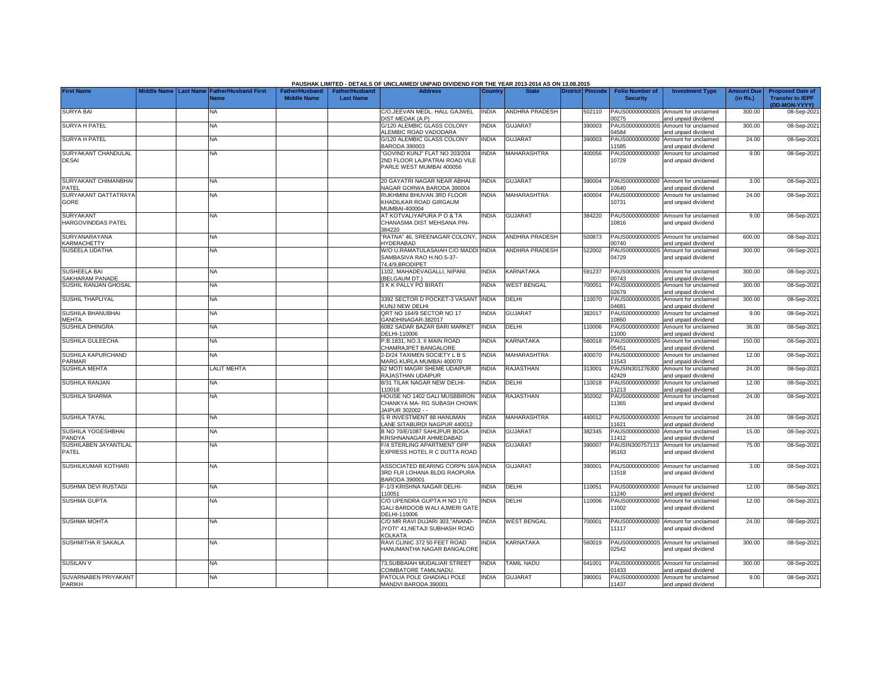PAUSHAK LIMITED - DETAILS OF UNCLAIMED/ UNPAID DIVIDEND FOR THE YEAR 2013-2014 AS ON 13.08.2015

| First Name | Middle Name | Last Name | Father/Husband First Name | Father/Husband Middle Name | Father/Husband Last Name | Address | Country | State | District | Pincode | Folio Number of Security | Investment Type | Amount Due (in Rs.) | Proposed Date of Transfer to IEPF (DD-MON-YYYY) |
|---|---|---|---|---|---|---|---|---|---|---|---|---|---|---|
| SURYA BAI | | | NA | | | C/O.JEEVAN MEDL. HALL GAJWEL DIST.MEDAK (A.P) | INDIA | ANDHRA PRADESH | | 502110 | PAUS0000000000S00275 | Amount for unclaimed and unpaid dividend | 300.00 | 08-Sep-2021 |
| SURYA H PATEL | | | NA | | | G/120 ALEMBIC GLASS COLONY ALEMBIC ROAD VADODARA | INDIA | GUJARAT | | 390003 | PAUS0000000000S04584 | Amount for unclaimed and unpaid dividend | 300.00 | 08-Sep-2021 |
| SURYA H PATEL | | | NA | | | G/120 ALEMBIC GLASS COLONY BARODA 390003 | INDIA | GUJARAT | | 390003 | PAUS00000000000011585 | Amount for unclaimed and unpaid dividend | 24.00 | 08-Sep-2021 |
| SURYAKANT CHANDULAL DESAI | | | NA | | | "GOVIND KUNJ" FLAT NO 203/204 2ND FLOOR LAJPATRAI ROAD VILE PARLE WEST MUMBAI 400056 | INDIA | MAHARASHTRA | | 400056 | PAUS00000000000010729 | Amount for unclaimed and unpaid dividend | 9.00 | 08-Sep-2021 |
| SURYAKANT CHIMANBHAI PATEL | | | NA | | | 20 GAYATRI NAGAR NEAR ABHAI NAGAR GORWA BARODA 390004 | INDIA | GUJARAT | | 390004 | PAUS00000000000010640 | Amount for unclaimed and unpaid dividend | 3.00 | 08-Sep-2021 |
| SURYAKANT DATTATRAYA GORE | | | NA | | | RUKHMINI BHUVAN 3RD FLOOR KHADILKAR ROAD GIRGAUM MUMBAI-400004 | INDIA | MAHARASHTRA | | 400004 | PAUS00000000000010731 | Amount for unclaimed and unpaid dividend | 24.00 | 08-Sep-2021 |
| SURYAKANT HARGOVINDDAS PATEL | | | NA | | | AT KOTVALIYAPURA P O & TA CHANASMA DIST MEHSANA PIN-384220 | INDIA | GUJARAT | | 384220 | PAUS00000000000010816 | Amount for unclaimed and unpaid dividend | 9.00 | 08-Sep-2021 |
| SURYANARAYANA KARMACHETTY | | | NA | | | "RATNA" 46, SREENAGAR COLONY, HYDERABAD | INDIA | ANDHRA PRADESH | | 500873 | PAUS0000000000S00740 | Amount for unclaimed and unpaid dividend | 600.00 | 08-Sep-2021 |
| SUSEELA UDATHA | | | NA | | | W/O U.RAMATULASAIAH C/O MADDI SAMBASIVA RAO H.NO.5-37-74,4/9,BRODIPET | INDIA | ANDHRA PRADESH | | 522002 | PAUS0000000000S04729 | Amount for unclaimed and unpaid dividend | 300.00 | 08-Sep-2021 |
| SUSHEELA BAI SAKHARAM PANADE | | | NA | | | 1102, MAHADEVAGALLI, NIPANI. (BELGAUM DT.) | INDIA | KARNATAKA | | 591237 | PAUS0000000000S00743 | Amount for unclaimed and unpaid dividend | 300.00 | 08-Sep-2021 |
| SUSHIL RANJAN GHOSAL | | | NA | | | 3 K K PALLY PO BIRATI | INDIA | WEST BENGAL | | 700051 | PAUS0000000000S02679 | Amount for unclaimed and unpaid dividend | 300.00 | 08-Sep-2021 |
| SUSHIL THAPLIYAL | | | NA | | | 3392 SECTOR D POCKET-3 VASANT KUNJ NEW DELHI | INDIA | DELHI | | 110070 | PAUS0000000000S04681 | Amount for unclaimed and unpaid dividend | 300.00 | 08-Sep-2021 |
| SUSHILA BHANUBHAI MEHTA | | | NA | | | QRT NO 164/9 SECTOR NO 17 GANDHINAGAR-382017 | INDIA | GUJARAT | | 382017 | PAUS00000000000010860 | Amount for unclaimed and unpaid dividend | 9.00 | 08-Sep-2021 |
| SUSHILA DHINGRA | | | NA | | | 6082 SADAR BAZAR BARI MARKET DELHI-110006 | INDIA | DELHI | | 110006 | PAUS00000000000011000 | Amount for unclaimed and unpaid dividend | 36.00 | 08-Sep-2021 |
| SUSHILA GULEECHA | | | NA | | | P.B.1831, NO.3, II MAIN ROAD CHAMRAJPET BANGALORE | INDIA | KARNATAKA | | 560018 | PAUS0000000000S05451 | Amount for unclaimed and unpaid dividend | 150.00 | 08-Sep-2021 |
| SUSHILA KAPURCHAND PARMAR | | | NA | | | 2-D/24 TAXIMEN SOCIETY L B S MARG KURLA MUMBAI 400070 | INDIA | MAHARASHTRA | | 400070 | PAUS00000000000011543 | Amount for unclaimed and unpaid dividend | 12.00 | 08-Sep-2021 |
| SUSHILA MEHTA | | | LALIT MEHTA | | | 62 MOTI MAGRI SHEME UDAIPUR RAJASTHAN UDAIPUR | INDIA | RAJASTHAN | | 313001 | PAUSIN30127630042429 | Amount for unclaimed and unpaid dividend | 24.00 | 08-Sep-2021 |
| SUSHILA RANJAN | | | NA | | | 8/31 TILAK NAGAR NEW DELHI-110018 | INDIA | DELHI | | 110018 | PAUS00000000000011213 | Amount for unclaimed and unpaid dividend | 12.00 | 08-Sep-2021 |
| SUSHILA SHARMA | | | NA | | | HOUSE NO 1402 GALI MUSBBIRON CHANKYA MA- RG SUBASH CHOWK JAIPUR 302002 - - | INDIA | RAJASTHAN | | 302002 | PAUS00000000000011365 | Amount for unclaimed and unpaid dividend | 24.00 | 08-Sep-2021 |
| SUSHILA TAYAL | | | NA | | | S R INVESTMENT 88 HANUMAN LANE SITABURDI NAGPUR 440012 | INDIA | MAHARASHTRA | | 440012 | PAUS00000000000011621 | Amount for unclaimed and unpaid dividend | 24.00 | 08-Sep-2021 |
| SUSHILA YOGESHBHAI PANDYA | | | NA | | | B NO 70/E/1087 SAHIJPUR BOGA KRISHNANAGAR AHMEDABAD | INDIA | GUJARAT | | 382345 | PAUS00000000000011412 | Amount for unclaimed and unpaid dividend | 15.00 | 08-Sep-2021 |
| SUSHILABEN JAYANTILAL PATEL | | | NA | | | F/4 STERLING APARTMENT OPP EXPRESS HOTEL R C DUTTA ROAD | INDIA | GUJARAT | | 390007 | PAUSIN30075711395163 | Amount for unclaimed and unpaid dividend | 75.00 | 08-Sep-2021 |
| SUSHILKUMAR KOTHARI | | | NA | | | ASSOCIATED BEARING CORPN 16/A 3RD FLR LOHANA BLDG RAOPURA BARODA 390001 | INDIA | GUJARAT | | 390001 | PAUS00000000000011518 | Amount for unclaimed and unpaid dividend | 3.00 | 08-Sep-2021 |
| SUSHMA DEVI RUSTAGI | | | NA | | | F-1/3 KRISHNA NAGAR DELHI-110051 | INDIA | DELHI | | 110051 | PAUS00000000000011240 | Amount for unclaimed and unpaid dividend | 12.00 | 08-Sep-2021 |
| SUSHMA GUPTA | | | NA | | | C/O UPENDRA GUPTA H NO 170 GALI BARDOOB WALI AJMERI GATE DELHI-110006 | INDIA | DELHI | | 110006 | PAUS00000000000011002 | Amount for unclaimed and unpaid dividend | 12.00 | 08-Sep-2021 |
| SUSHMA MOHTA | | | NA | | | C/O MR RAVI DUJARI 303,"ANAND-JYOTI" 41,NETAJI SUBHASH ROAD KOLKATA | INDIA | WEST BENGAL | | 700001 | PAUS00000000000011117 | Amount for unclaimed and unpaid dividend | 24.00 | 08-Sep-2021 |
| SUSHMITHA R SAKALA | | | NA | | | RAVI CLINIC 372 50 FEET ROAD HANUMANTHA NAGAR BANGALORE | INDIA | KARNATAKA | | 560019 | PAUS0000000000S02542 | Amount for unclaimed and unpaid dividend | 300.00 | 08-Sep-2021 |
| SUSILAN V | | | NA | | | 73,SUBBAIAH MUDALIAR STREET COIMBATORE TAMILNADU. | INDIA | TAMIL NADU | | 641001 | PAUS0000000000S01433 | Amount for unclaimed and unpaid dividend | 300.00 | 08-Sep-2021 |
| SUVARNABEN PRIYAKANT PARIKH | | | NA | | | PATOLIA POLE GHADIALI POLE MANDVI BARODA 390001 | INDIA | GUJARAT | | 390001 | PAUS00000000000011437 | Amount for unclaimed and unpaid dividend | 9.00 | 08-Sep-2021 |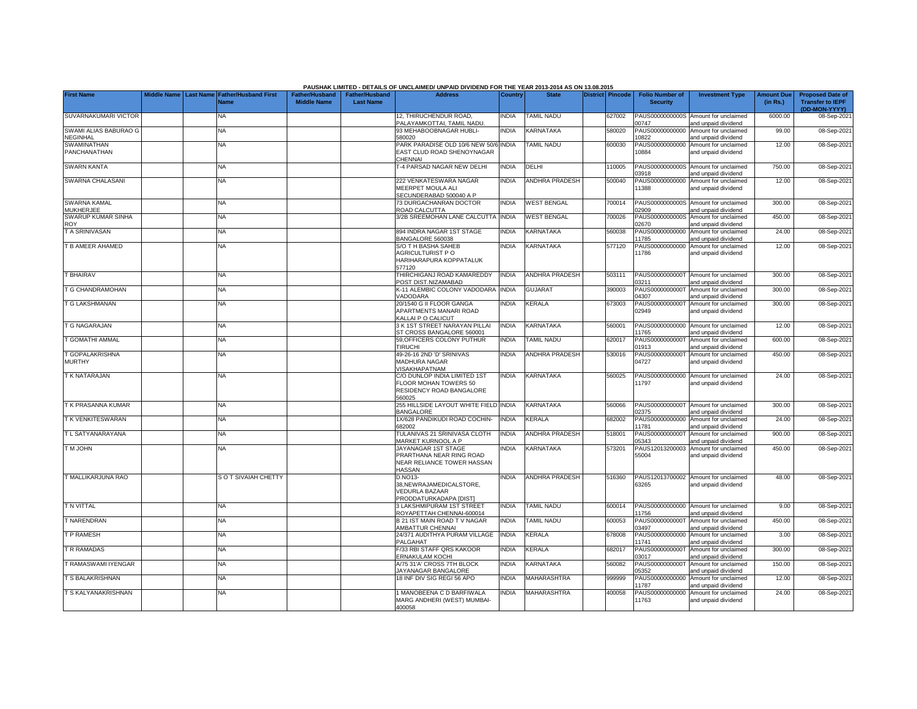PAUSHAK LIMITED - DETAILS OF UNCLAIMED/ UNPAID DIVIDEND FOR THE YEAR 2013-2014 AS ON 13.08.2015

| First Name | Middle Name | Last Name | Father/Husband First Name | Father/Husband Middle Name | Father/Husband Last Name | Address | Country | State | District | Pincode | Folio Number of Security | Investment Type | Amount Due (in Rs.) | Proposed Date of Transfer to IEPF (DD-MON-YYYY) |
|---|---|---|---|---|---|---|---|---|---|---|---|---|---|---|
| SUVARNAKUMARI VICTOR | | | NA | | | 12, THIRUCHENDUR ROAD, PALAYAMKOTTAI, TAMIL NADU. | INDIA | TAMIL NADU | | 627002 | PAUS0000000000S00747 | Amount for unclaimed and unpaid dividend | 6000.00 | 08-Sep-2021 |
| SWAMI ALIAS BABURAO G NEGINHAL | | | NA | | | 93 MEHABOOBNAGAR HUBLI-580020 | INDIA | KARNATAKA | | 580020 | PAUS00000000000 10822 | Amount for unclaimed and unpaid dividend | 99.00 | 08-Sep-2021 |
| SWAMINATHAN PANCHANATHAN | | | NA | | | PARK PARADISE OLD 10/6 NEW 50/6 EAST CLUD ROAD SHENOYNAGAR CHENNAI | INDIA | TAMIL NADU | | 600030 | PAUS00000000000 10884 | Amount for unclaimed and unpaid dividend | 12.00 | 08-Sep-2021 |
| SWARN KANTA | | | NA | | | T-4 PARSAD NAGAR NEW DELHI | INDIA | DELHI | | 110005 | PAUS0000000000S03918 | Amount for unclaimed and unpaid dividend | 750.00 | 08-Sep-2021 |
| SWARNA CHALASANI | | | NA | | | 222 VENKATESWARA NAGAR MEERPET MOULA ALI SECUNDERABAD 500040 A P | INDIA | ANDHRA PRADESH | | 500040 | PAUS00000000000 11388 | Amount for unclaimed and unpaid dividend | 12.00 | 08-Sep-2021 |
| SWARNA KAMAL MUKHERJEE | | | NA | | | 73 DURGACHANRAN DOCTOR ROAD CALCUTTA | INDIA | WEST BENGAL | | 700014 | PAUS0000000000S02909 | Amount for unclaimed and unpaid dividend | 300.00 | 08-Sep-2021 |
| SWARUP KUMAR SINHA ROY | | | NA | | | 3/2B SREEMOHAN LANE CALCUTTA | INDIA | WEST BENGAL | | 700026 | PAUS0000000000S02670 | Amount for unclaimed and unpaid dividend | 450.00 | 08-Sep-2021 |
| T A SRINIVASAN | | | NA | | | 894 INDRA NAGAR 1ST STAGE BANGALORE 560038 | INDIA | KARNATAKA | | 560038 | PAUS00000000000 11785 | Amount for unclaimed and unpaid dividend | 24.00 | 08-Sep-2021 |
| T B AMEER AHAMED | | | NA | | | S/O T H BASHA SAHEB AGRICULTURIST P O HARIHARAPURA KOPPATALUK 577120 | INDIA | KARNATAKA | | 577120 | PAUS00000000000 11786 | Amount for unclaimed and unpaid dividend | 12.00 | 08-Sep-2021 |
| T BHAIRAV | | | NA | | | THIRCHIGANJ ROAD KAMAREDDY POST DIST.NIZAMABAD | INDIA | ANDHRA PRADESH | | 503111 | PAUS0000000000T03211 | Amount for unclaimed and unpaid dividend | 300.00 | 08-Sep-2021 |
| T G CHANDRAMOHAN | | | NA | | | K-11 ALEMBIC COLONY VADODARA VADODARA | INDIA | GUJARAT | | 390003 | PAUS0000000000T04307 | Amount for unclaimed and unpaid dividend | 300.00 | 08-Sep-2021 |
| T G LAKSHMANAN | | | NA | | | 20/1540 G II FLOOR GANGA APARTMENTS MANARI ROAD KALLAI P O CALICUT | INDIA | KERALA | | 673003 | PAUS0000000000T02949 | Amount for unclaimed and unpaid dividend | 300.00 | 08-Sep-2021 |
| T G NAGARAJAN | | | NA | | | 3 K 1ST STREET NARAYAN PILLAI ST CROSS BANGALORE 560001 | INDIA | KARNATAKA | | 560001 | PAUS00000000000 11765 | Amount for unclaimed and unpaid dividend | 12.00 | 08-Sep-2021 |
| T GOMATHI AMMAL | | | NA | | | 59,OFFICERS COLONY PUTHUR TIRUCHI | INDIA | TAMIL NADU | | 620017 | PAUS0000000000T01913 | Amount for unclaimed and unpaid dividend | 600.00 | 08-Sep-2021 |
| T GOPALAKRISHNA MURTHY | | | NA | | | 49-26-16 2ND 'D' SRINIVAS MADHURA NAGAR VISAKHAPATNAM | INDIA | ANDHRA PRADESH | | 530016 | PAUS0000000000T04727 | Amount for unclaimed and unpaid dividend | 450.00 | 08-Sep-2021 |
| T K NATARAJAN | | | NA | | | C/O DUNLOP INDIA LIMITED 1ST FLOOR MOHAN TOWERS 50 RESIDENCY ROAD BANGALORE 560025 | INDIA | KARNATAKA | | 560025 | PAUS00000000000 11797 | Amount for unclaimed and unpaid dividend | 24.00 | 08-Sep-2021 |
| T K PRASANNA KUMAR | | | NA | | | 255 HILLSIDE LAYOUT WHITE FIELD BANGALORE | INDIA | KARNATAKA | | 560066 | PAUS0000000000T02375 | Amount for unclaimed and unpaid dividend | 300.00 | 08-Sep-2021 |
| T K VENKITESWARAN | | | NA | | | 1X/628 PANDIKUDI ROAD COCHIN-682002 | INDIA | KERALA | | 682002 | PAUS00000000000 11781 | Amount for unclaimed and unpaid dividend | 24.00 | 08-Sep-2021 |
| T L SATYANARAYANA | | | NA | | | TULANIVAS 21 SRINIVASA CLOTH MARKET KURNOOL A P | INDIA | ANDHRA PRADESH | | 518001 | PAUS0000000000T05343 | Amount for unclaimed and unpaid dividend | 900.00 | 08-Sep-2021 |
| T M JOHN | | | NA | | | JAYANAGAR 1ST STAGE PRARTHANA NEAR RING ROAD NEAR RELIANCE TOWER HASSAN HASSAN | INDIA | KARNATAKA | | 573201 | PAUS12013200003 55004 | Amount for unclaimed and unpaid dividend | 450.00 | 08-Sep-2021 |
| T MALLIKARJUNA RAO | | | S O T SIVAIAH CHETTY | | | D.NO13-38,NEWRAJAMEDICALSTORE, VEDURLA BAZAAR PRODDATURKADAPA [DIST] | INDIA | ANDHRA PRADESH | | 516360 | PAUS12013700002 63265 | Amount for unclaimed and unpaid dividend | 48.00 | 08-Sep-2021 |
| T N VITTAL | | | NA | | | 3 LAKSHMIPURAM 1ST STREET ROYAPETTAH CHENNAI-600014 | INDIA | TAMIL NADU | | 600014 | PAUS00000000000 11756 | Amount for unclaimed and unpaid dividend | 9.00 | 08-Sep-2021 |
| T NARENDRAN | | | NA | | | B 21 IST MAIN ROAD T V NAGAR AMBATTUR CHENNAI | INDIA | TAMIL NADU | | 600053 | PAUS0000000000T03497 | Amount for unclaimed and unpaid dividend | 450.00 | 08-Sep-2021 |
| T P RAMESH | | | NA | | | 24/371 AUDITHYA PURAM VILLAGE PALGAHAT | INDIA | KERALA | | 678008 | PAUS00000000000 11741 | Amount for unclaimed and unpaid dividend | 3.00 | 08-Sep-2021 |
| T R RAMADAS | | | NA | | | F/33 RBI STAFF QRS KAKOOR ERNAKULAM KOCHI | INDIA | KERALA | | 682017 | PAUS0000000000T03017 | Amount for unclaimed and unpaid dividend | 300.00 | 08-Sep-2021 |
| T RAMASWAMI IYENGAR | | | NA | | | A/75 31'A' CROSS 7TH BLOCK JAYANAGAR BANGALORE | INDIA | KARNATAKA | | 560082 | PAUS0000000000T05352 | Amount for unclaimed and unpaid dividend | 150.00 | 08-Sep-2021 |
| T S BALAKRISHNAN | | | NA | | | 18 INF DIV SIG REGI 56 APO | INDIA | MAHARASHTRA | | 999999 | PAUS00000000000 11787 | Amount for unclaimed and unpaid dividend | 12.00 | 08-Sep-2021 |
| T S KALYANAKRISHNAN | | | NA | | | 1 MANOBEENA C D BARFIWALA MARG ANDHERI (WEST) MUMBAI-400058 | INDIA | MAHARASHTRA | | 400058 | PAUS00000000000 11763 | Amount for unclaimed and unpaid dividend | 24.00 | 08-Sep-2021 |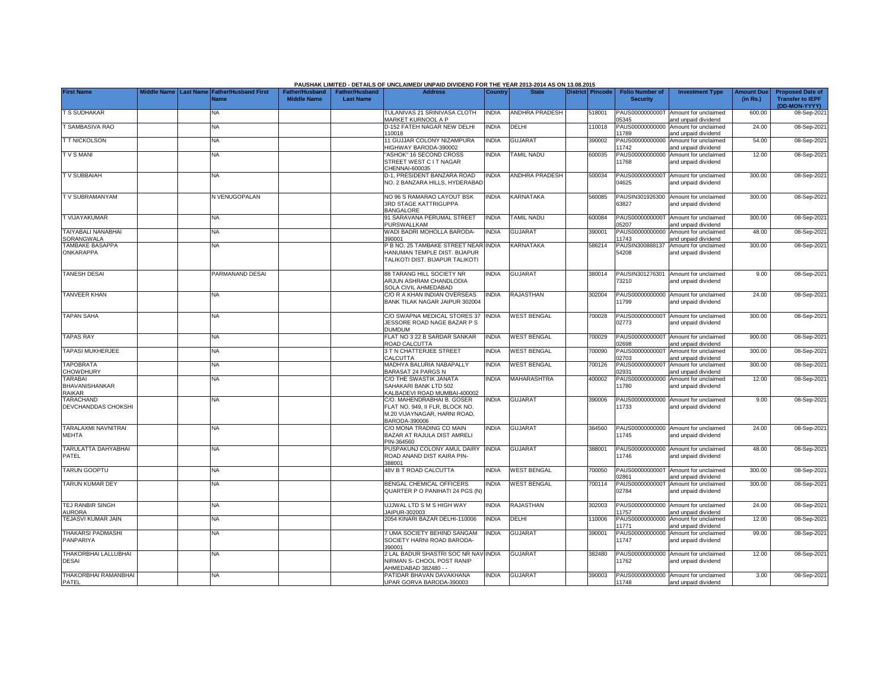PAUSHAK LIMITED - DETAILS OF UNCLAIMED/ UNPAID DIVIDEND FOR THE YEAR 2013-2014 AS ON 13.08.2015

| First Name | Middle Name | Last Name | Father/Husband First Name | Father/Husband Middle Name | Father/Husband Last Name | Address | Country | State | District | Pincode | Folio Number of Security | Investment Type | Amount Due (in Rs.) | Proposed Date of Transfer to IEPF (DD-MON-YYYY) |
|---|---|---|---|---|---|---|---|---|---|---|---|---|---|---|
| T S SUDHAKAR | | | NA | | | TULANIVAS 21 SRINIVASA CLOTH MARKET KURNOOL A P | INDIA | ANDHRA PRADESH | | 518001 | PAUS0000000000T05345 | Amount for unclaimed and unpaid dividend | 600.00 | 08-Sep-2021 |
| T SAMBASIVA RAO | | | NA | | | D-152 FATEH NAGAR NEW DELHI 110018 | INDIA | DELHI | | 110018 | PAUS00000000000011789 | Amount for unclaimed and unpaid dividend | 24.00 | 08-Sep-2021 |
| T T NICKOLSON | | | NA | | | 11 GUJJAR COLONY NIZAMPURA HIGHWAY BARODA-390002 | INDIA | GUJARAT | | 390002 | PAUS00000000000011742 | Amount for unclaimed and unpaid dividend | 54.00 | 08-Sep-2021 |
| T V S MANI | | | NA | | | "ASHOK" 16 SECOND CROSS STREET WEST C I T NAGAR CHENNAI-600035 | INDIA | TAMIL NADU | | 600035 | PAUS00000000000011768 | Amount for unclaimed and unpaid dividend | 12.00 | 08-Sep-2021 |
| T V SUBBAIAH | | | NA | | | D-1, PRESIDENT BANZARA ROAD NO. 2 BANZARA HILLS, HYDERABAD | INDIA | ANDHRA PRADESH | | 500034 | PAUS0000000000T04625 | Amount for unclaimed and unpaid dividend | 300.00 | 08-Sep-2021 |
| T V SUBRAMANYAM | | | N VENUGOPALAN | | | NO 96 S RAMARAO LAYOUT BSK 3RD STAGE KATTRIGUPPA BANGALORE | INDIA | KARNATAKA | | 560085 | PAUSIN30192630063827 | Amount for unclaimed and unpaid dividend | 300.00 | 08-Sep-2021 |
| T VIJAYAKUMAR | | | NA | | | 91 SARAVANA PERUMAL STREET PURSWALLKAM | INDIA | TAMIL NADU | | 600084 | PAUS0000000000T05207 | Amount for unclaimed and unpaid dividend | 300.00 | 08-Sep-2021 |
| TAIYABALI NANABHAI SORANGWALA | | | NA | | | WADI BADRI MOHOLLA BARODA-390001 | INDIA | GUJARAT | | 390001 | PAUS00000000000011743 | Amount for unclaimed and unpaid dividend | 48.00 | 08-Sep-2021 |
| TAMBAKE BASAPPA ONKARAPPA | | | NA | | | P B NO. 25 TAMBAKE STREET NEAR HANUMAN TEMPLE DIST. BIJAPUR TALIKOTI DIST. BIJAPUR TALIKOTI | INDIA | KARNATAKA | | 586214 | PAUSIN30088813754208 | Amount for unclaimed and unpaid dividend | 300.00 | 08-Sep-2021 |
| TANESH DESAI | | | PARMANAND DESAI | | | 88 TARANG HILL SOCIETY NR ARJUN ASHRAM CHANDLODIA SOLA CIVIL AHMEDABAD | INDIA | GUJARAT | | 380014 | PAUSIN30127630173210 | Amount for unclaimed and unpaid dividend | 9.00 | 08-Sep-2021 |
| TANVEER KHAN | | | NA | | | C/O R A KHAN INDIAN OVERSEAS BANK TILAK NAGAR JAIPUR 302004 | INDIA | RAJASTHAN | | 302004 | PAUS00000000000011799 | Amount for unclaimed and unpaid dividend | 24.00 | 08-Sep-2021 |
| TAPAN SAHA | | | NA | | | C/O SWAPNA MEDICAL STORES 37 JESSORE ROAD NAGE BAZAR P S DUMDUM | INDIA | WEST BENGAL | | 700028 | PAUS0000000000T02773 | Amount for unclaimed and unpaid dividend | 300.00 | 08-Sep-2021 |
| TAPAS RAY | | | NA | | | FLAT NO 3 22 B SARDAR SANKAR ROAD CALCUTTA | INDIA | WEST BENGAL | | 700029 | PAUS0000000000T02698 | Amount for unclaimed and unpaid dividend | 900.00 | 08-Sep-2021 |
| TAPASI MUKHERJEE | | | NA | | | 3 T N CHATTERJEE STREET CALCUTTA | INDIA | WEST BENGAL | | 700090 | PAUS0000000000T02703 | Amount for unclaimed and unpaid dividend | 300.00 | 08-Sep-2021 |
| TAPOBRATA CHOWDHURY | | | NA | | | MADHYA BALURIA NABAPALLY BARASAT 24 PARGS N | INDIA | WEST BENGAL | | 700126 | PAUS0000000000T02931 | Amount for unclaimed and unpaid dividend | 300.00 | 08-Sep-2021 |
| TARABAI BHAVANISHANKAR RAIKAR | | | NA | | | C/O THE SWASTIK JANATA SAHAKARI BANK LTD 502 KALBADEVI ROAD MUMBAI-400002 | INDIA | MAHARASHTRA | | 400002 | PAUS00000000000011780 | Amount for unclaimed and unpaid dividend | 12.00 | 08-Sep-2021 |
| TARACHAND DEVCHANDDAS CHOKSHI | | | NA | | | C/O. MAHENDRABHAI B. GOSER FLAT NO. 949, II FLR, BLOCK NO. M.20 VIJAYNAGAR, HARNI ROAD, BARODA-390006 | INDIA | GUJARAT | | 390006 | PAUS00000000000011733 | Amount for unclaimed and unpaid dividend | 9.00 | 08-Sep-2021 |
| TARALAXMI NAVNITRAI MEHTA | | | NA | | | C/O MONA TRADING CO MAIN BAZAR AT RAJULA DIST AMRELI PIN-364560 | INDIA | GUJARAT | | 364560 | PAUS00000000000011745 | Amount for unclaimed and unpaid dividend | 24.00 | 08-Sep-2021 |
| TARULATTA DAHYABHAI PATEL | | | NA | | | PUSPAKUNJ COLONY AMUL DAIRY ROAD ANAND DIST KAIRA PIN-388001 | INDIA | GUJARAT | | 388001 | PAUS00000000000011746 | Amount for unclaimed and unpaid dividend | 48.00 | 08-Sep-2021 |
| TARUN GOOPTU | | | NA | | | 48V B T ROAD CALCUTTA | INDIA | WEST BENGAL | | 700050 | PAUS0000000000T02861 | Amount for unclaimed and unpaid dividend | 300.00 | 08-Sep-2021 |
| TARUN KUMAR DEY | | | NA | | | BENGAL CHEMICAL OFFICERS QUARTER P O PANIHATI 24 PGS (N) | INDIA | WEST BENGAL | | 700114 | PAUS0000000000T02784 | Amount for unclaimed and unpaid dividend | 300.00 | 08-Sep-2021 |
| TEJ RANBIR SINGH AURORA | | | NA | | | UJJWAL LTD S M S HIGH WAY JAIPUR-302003 | INDIA | RAJASTHAN | | 302003 | PAUS00000000000011757 | Amount for unclaimed and unpaid dividend | 24.00 | 08-Sep-2021 |
| TEJASVI KUMAR JAIN | | | NA | | | 2054 KINARI BAZAR DELHI-110006 | INDIA | DELHI | | 110006 | PAUS00000000000011771 | Amount for unclaimed and unpaid dividend | 12.00 | 08-Sep-2021 |
| THAKARSI PADMASHI PANPARIYA | | | NA | | | 7 UMA SOCIETY BEHIND SANGAM SOCIETY HARNI ROAD BARODA-390001 | INDIA | GUJARAT | | 390001 | PAUS00000000000011747 | Amount for unclaimed and unpaid dividend | 99.00 | 08-Sep-2021 |
| THAKORBHAI LALLUBHAI DESAI | | | NA | | | 2 LAL BADUR SHASTRI SOC NR NAV NIRMAN S- CHOOL POST RANIP AHMEDABAD 382480 - - | INDIA | GUJARAT | | 382480 | PAUS00000000000011762 | Amount for unclaimed and unpaid dividend | 12.00 | 08-Sep-2021 |
| THAKORBHAI RAMANBHAI PATEL | | | NA | | | PATIDAR BHAVAN DAVAKHANA UPAR GORVA BARODA-390003 | INDIA | GUJARAT | | 390003 | PAUS00000000000011748 | Amount for unclaimed and unpaid dividend | 3.00 | 08-Sep-2021 |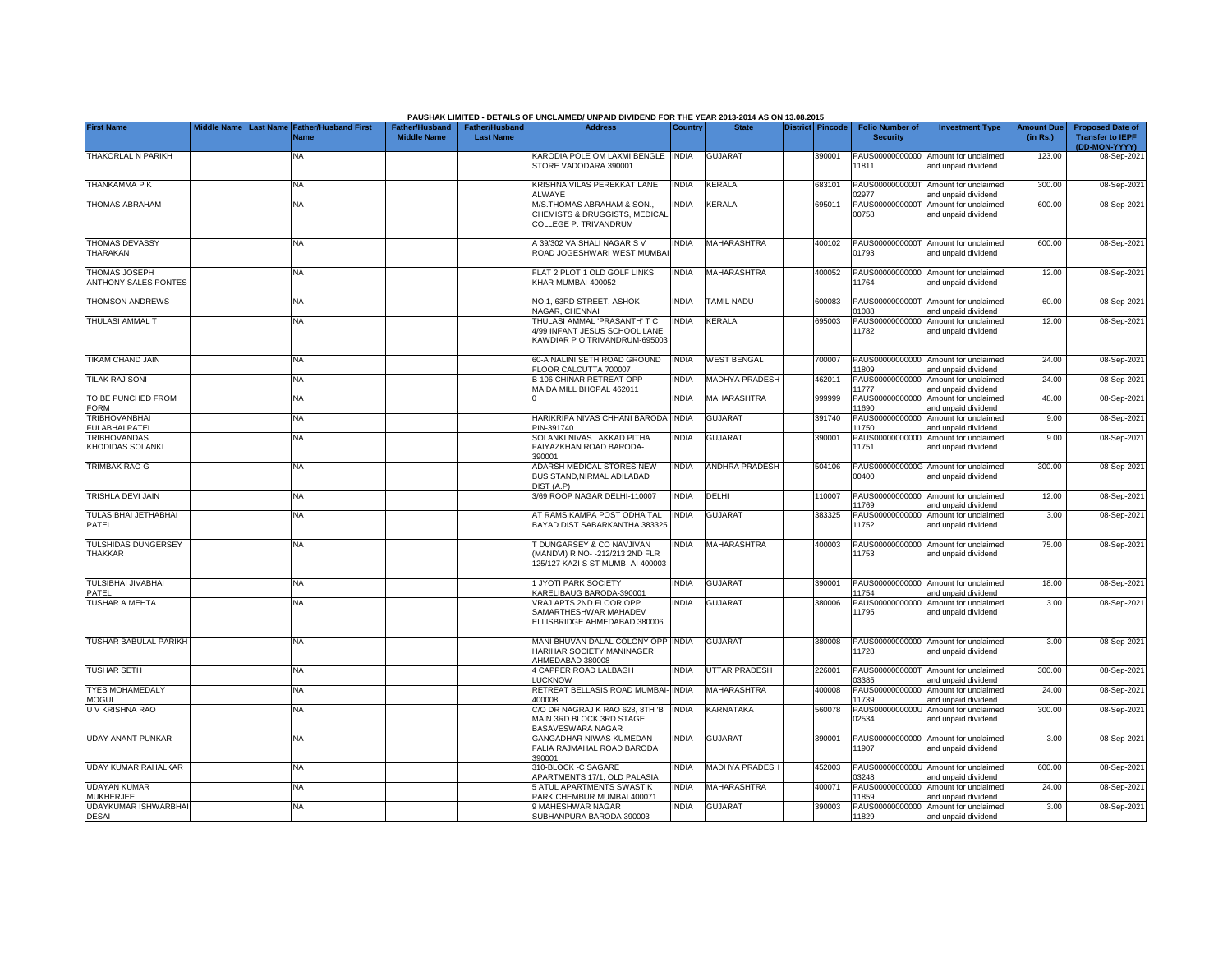PAUSHAK LIMITED - DETAILS OF UNCLAIMED/ UNPAID DIVIDEND FOR THE YEAR 2013-2014 AS ON 13.08.2015

| First Name | Middle Name | Last Name | Father/Husband First Name | Father/Husband Middle Name | Father/Husband Last Name | Address | Country | State | District | Pincode | Folio Number of Security | Investment Type | Amount Due (in Rs.) | Proposed Date of Transfer to IEPF (DD-MON-YYYY) |
|---|---|---|---|---|---|---|---|---|---|---|---|---|---|---|
| THAKORLAL N PARIKH | | | NA | | | KARODIA POLE OM LAXMI BENGLE STORE VADODARA 390001 | INDIA | GUJARAT | | 390001 | PAUS00000000000 11811 | Amount for unclaimed and unpaid dividend | 123.00 | 08-Sep-2021 |
| THANKAMMA P K | | | NA | | | KRISHNA VILAS PEREKKAT LANE ALWAYE | INDIA | KERALA | | 683101 | PAUS0000000000T 02977 | Amount for unclaimed and unpaid dividend | 300.00 | 08-Sep-2021 |
| THOMAS ABRAHAM | | | NA | | | M/S.THOMAS ABRAHAM & SON., CHEMISTS & DRUGGISTS, MEDICAL COLLEGE P. TRIVANDRUM | INDIA | KERALA | | 695011 | PAUS0000000000T 00758 | Amount for unclaimed and unpaid dividend | 600.00 | 08-Sep-2021 |
| THOMAS DEVASSY THARAKAN | | | NA | | | A 39/302 VAISHALI NAGAR S V ROAD JOGESHWARI WEST MUMBAI | INDIA | MAHARASHTRA | | 400102 | PAUS0000000000T 01793 | Amount for unclaimed and unpaid dividend | 600.00 | 08-Sep-2021 |
| THOMAS JOSEPH ANTHONY SALES PONTES | | | NA | | | FLAT 2 PLOT 1 OLD GOLF LINKS KHAR MUMBAI-400052 | INDIA | MAHARASHTRA | | 400052 | PAUS00000000000 11764 | Amount for unclaimed and unpaid dividend | 12.00 | 08-Sep-2021 |
| THOMSON ANDREWS | | | NA | | | NO.1, 63RD STREET, ASHOK NAGAR, CHENNAI | INDIA | TAMIL NADU | | 600083 | PAUS0000000000T 01088 | Amount for unclaimed and unpaid dividend | 60.00 | 08-Sep-2021 |
| THULASI AMMAL T | | | NA | | | THULASI AMMAL 'PRASANTH' T C 4/99 INFANT JESUS SCHOOL LANE KAWDIAR P O TRIVANDRUM-695003 | INDIA | KERALA | | 695003 | PAUS00000000000 11782 | Amount for unclaimed and unpaid dividend | 12.00 | 08-Sep-2021 |
| TIKAM CHAND JAIN | | | NA | | | 60-A NALINI SETH ROAD GROUND FLOOR CALCUTTA 700007 | INDIA | WEST BENGAL | | 700007 | PAUS00000000000 11809 | Amount for unclaimed and unpaid dividend | 24.00 | 08-Sep-2021 |
| TILAK RAJ SONI | | | NA | | | B-106 CHINAR RETREAT OPP MAIDA MILL BHOPAL 462011 | INDIA | MADHYA PRADESH | | 462011 | PAUS00000000000 11777 | Amount for unclaimed and unpaid dividend | 24.00 | 08-Sep-2021 |
| TO BE PUNCHED FROM FORM | | | NA | | | 0 | INDIA | MAHARASHTRA | | 999999 | PAUS00000000000 11690 | Amount for unclaimed and unpaid dividend | 48.00 | 08-Sep-2021 |
| TRIBHOVANBHAI FULABHAI PATEL | | | NA | | | HARIKRIPA NIVAS CHHANI BARODA PIN-391740 | INDIA | GUJARAT | | 391740 | PAUS00000000000 11750 | Amount for unclaimed and unpaid dividend | 9.00 | 08-Sep-2021 |
| TRIBHOVANDAS KHODIDAS SOLANKI | | | NA | | | SOLANKI NIVAS LAKKAD PITHA FAIYAZKHAN ROAD BARODA-390001 | INDIA | GUJARAT | | 390001 | PAUS00000000000 11751 | Amount for unclaimed and unpaid dividend | 9.00 | 08-Sep-2021 |
| TRIMBAK RAO G | | | NA | | | ADARSH MEDICAL STORES NEW BUS STAND,NIRMAL ADILABAD DIST (A.P) | INDIA | ANDHRA PRADESH | | 504106 | PAUS0000000000G 00400 | Amount for unclaimed and unpaid dividend | 300.00 | 08-Sep-2021 |
| TRISHLA DEVI JAIN | | | NA | | | 3/69 ROOP NAGAR DELHI-110007 | INDIA | DELHI | | 110007 | PAUS00000000000 11769 | Amount for unclaimed and unpaid dividend | 12.00 | 08-Sep-2021 |
| TULASIBHAI JETHABHAI PATEL | | | NA | | | AT RAMSIKAMPA POST ODHA TAL BAYAD DIST SABARKANTHA 383325 | INDIA | GUJARAT | | 383325 | PAUS00000000000 11752 | Amount for unclaimed and unpaid dividend | 3.00 | 08-Sep-2021 |
| TULSHIDAS DUNGERSEY THAKKAR | | | NA | | | T DUNGARSEY & CO NAVJIVAN (MANDVI) R NO- -212/213 2ND FLR 125/127 KAZI S ST MUMB- AI 400003 - | INDIA | MAHARASHTRA | | 400003 | PAUS00000000000 11753 | Amount for unclaimed and unpaid dividend | 75.00 | 08-Sep-2021 |
| TULSIBHAI JIVABHAI PATEL | | | NA | | | 1 JYOTI PARK SOCIETY KARELIBAUG BARODA-390001 | INDIA | GUJARAT | | 390001 | PAUS00000000000 11754 | Amount for unclaimed and unpaid dividend | 18.00 | 08-Sep-2021 |
| TUSHAR A MEHTA | | | NA | | | VRAJ APTS 2ND FLOOR OPP SAMARTHESHWAR MAHADEV ELLISBRIDGE AHMEDABAD 380006 | INDIA | GUJARAT | | 380006 | PAUS00000000000 11795 | Amount for unclaimed and unpaid dividend | 3.00 | 08-Sep-2021 |
| TUSHAR BABULAL PARIKH | | | NA | | | MANI BHUVAN DALAL COLONY OPP HARIHAR SOCIETY MANINAGER AHMEDABAD 380008 | INDIA | GUJARAT | | 380008 | PAUS00000000000 11728 | Amount for unclaimed and unpaid dividend | 3.00 | 08-Sep-2021 |
| TUSHAR SETH | | | NA | | | 4 CAPPER ROAD LALBAGH LUCKNOW | INDIA | UTTAR PRADESH | | 226001 | PAUS0000000000T 03385 | Amount for unclaimed and unpaid dividend | 300.00 | 08-Sep-2021 |
| TYEB MOHAMEDALY MOGUL | | | NA | | | RETREAT BELLASIS ROAD MUMBAI-400008 | INDIA | MAHARASHTRA | | 400008 | PAUS00000000000 11739 | Amount for unclaimed and unpaid dividend | 24.00 | 08-Sep-2021 |
| U V KRISHNA RAO | | | NA | | | C/O DR NAGRAJ K RAO 628, 8TH 'B' MAIN 3RD BLOCK 3RD STAGE BASAVESWARA NAGAR | INDIA | KARNATAKA | | 560078 | PAUS0000000000U 02534 | Amount for unclaimed and unpaid dividend | 300.00 | 08-Sep-2021 |
| UDAY ANANT PUNKAR | | | NA | | | GANGADHAR NIWAS KUMEDAN FALIA RAJMAHAL ROAD BARODA 390001 | INDIA | GUJARAT | | 390001 | PAUS00000000000 11907 | Amount for unclaimed and unpaid dividend | 3.00 | 08-Sep-2021 |
| UDAY KUMAR RAHALKAR | | | NA | | | 310-BLOCK -C SAGARE APARTMENTS 17/1, OLD PALASIA | INDIA | MADHYA PRADESH | | 452003 | PAUS0000000000U 03248 | Amount for unclaimed and unpaid dividend | 600.00 | 08-Sep-2021 |
| UDAYAN KUMAR MUKHERJEE | | | NA | | | 5 ATUL APARTMENTS SWASTIK PARK CHEMBUR MUMBAI 400071 | INDIA | MAHARASHTRA | | 400071 | PAUS00000000000 11859 | Amount for unclaimed and unpaid dividend | 24.00 | 08-Sep-2021 |
| UDAYKUMAR ISHWARBHAI DESAI | | | NA | | | 9 MAHESHWAR NAGAR SUBHANPURA BARODA 390003 | INDIA | GUJARAT | | 390003 | PAUS00000000000 11829 | Amount for unclaimed and unpaid dividend | 3.00 | 08-Sep-2021 |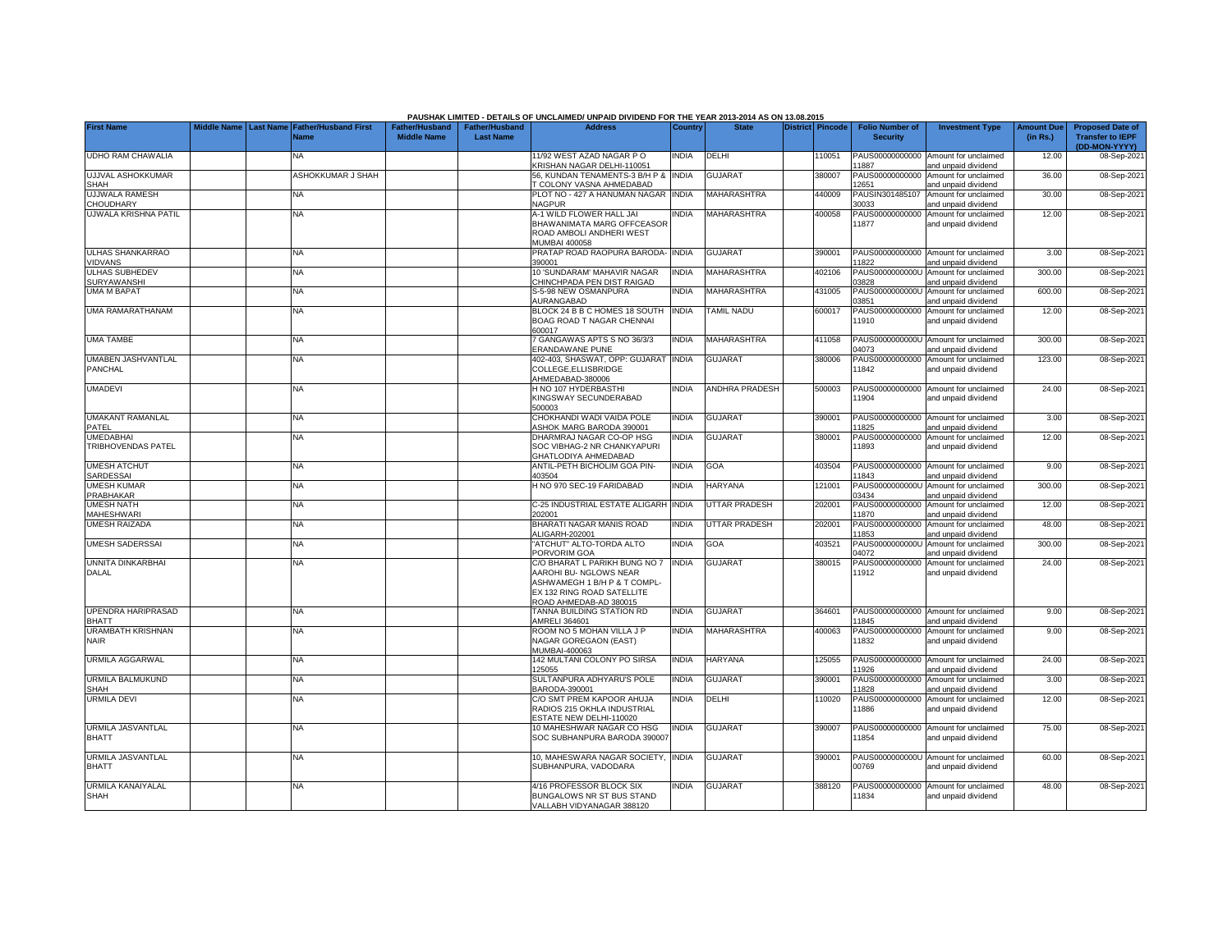PAUSHAK LIMITED - DETAILS OF UNCLAIMED/ UNPAID DIVIDEND FOR THE YEAR 2013-2014 AS ON 13.08.2015

| First Name | Middle Name | Last Name | Father/Husband First Name | Father/Husband Middle Name | Father/Husband Last Name | Address | Country | State | District | Pincode | Folio Number of Security | Investment Type | Amount Due (in Rs.) | Proposed Date of Transfer to IEPF (DD-MON-YYYY) |
|---|---|---|---|---|---|---|---|---|---|---|---|---|---|---|
| UDHO RAM CHAWALIA | | | NA | | | 11/92 WEST AZAD NAGAR P O KRISHAN NAGAR DELHI-110051 | INDIA | DELHI | | 110051 | PAUS00000000000 11887 | Amount for unclaimed and unpaid dividend | 12.00 | 08-Sep-2021 |
| UJJVAL ASHOKKUMAR SHAH | | | ASHOKKUMAR J SHAH | | | 56, KUNDAN TENAMENTS-3 B/H P & T COLONY VASNA AHMEDABAD | INDIA | GUJARAT | | 380007 | PAUS00000000000 12651 | Amount for unclaimed and unpaid dividend | 36.00 | 08-Sep-2021 |
| UJJWALA RAMESH CHOUDHARY | | | NA | | | PLOT NO - 427 A HANUMAN NAGAR NAGPUR | INDIA | MAHARASHTRA | | 440009 | PAUSIN301485107 30033 | Amount for unclaimed and unpaid dividend | 30.00 | 08-Sep-2021 |
| UJWALA KRISHNA PATIL | | | NA | | | A-1 WILD FLOWER HALL JAI BHAWANIMATA MARG OFFCEASOR ROAD AMBOLI ANDHERI WEST MUMBAI 400058 | INDIA | MAHARASHTRA | | 400058 | PAUS00000000000 11877 | Amount for unclaimed and unpaid dividend | 12.00 | 08-Sep-2021 |
| ULHAS SHANKARRAO VIDVANS | | | NA | | | PRATAP ROAD RAOPURA BARODA-390001 | INDIA | GUJARAT | | 390001 | PAUS00000000000 11822 | Amount for unclaimed and unpaid dividend | 3.00 | 08-Sep-2021 |
| ULHAS SUBHEDEV SURYAWANSHI | | | NA | | | 10 'SUNDARAM' MAHAVIR NAGAR CHINCHPADA PEN DIST RAIGAD | INDIA | MAHARASHTRA | | 402106 | PAUS0000000000U 03828 | Amount for unclaimed and unpaid dividend | 300.00 | 08-Sep-2021 |
| UMA M BAPAT | | | NA | | | S-5-98 NEW OSMANPURA AURANGABAD | INDIA | MAHARASHTRA | | 431005 | PAUS0000000000U 03851 | Amount for unclaimed and unpaid dividend | 600.00 | 08-Sep-2021 |
| UMA RAMARATHANAM | | | NA | | | BLOCK 24 B B C HOMES 18 SOUTH BOAG ROAD T NAGAR CHENNAI 600017 | INDIA | TAMIL NADU | | 600017 | PAUS00000000000 11910 | Amount for unclaimed and unpaid dividend | 12.00 | 08-Sep-2021 |
| UMA TAMBE | | | NA | | | 7 GANGAWAS APTS S NO 36/3/3 ERANDAWANE PUNE | INDIA | MAHARASHTRA | | 411058 | PAUS0000000000U 04073 | Amount for unclaimed and unpaid dividend | 300.00 | 08-Sep-2021 |
| UMABEN JASHVANTLAL PANCHAL | | | NA | | | 402-403, SHASWAT, OPP: GUJARAT COLLEGE,ELLISBRIDGE AHMEDABAD-380006 | INDIA | GUJARAT | | 380006 | PAUS00000000000 11842 | Amount for unclaimed and unpaid dividend | 123.00 | 08-Sep-2021 |
| UMADEVI | | | NA | | | H NO 107 HYDERBASTHI KINGSWAY SECUNDERABAD 500003 | INDIA | ANDHRA PRADESH | | 500003 | PAUS00000000000 11904 | Amount for unclaimed and unpaid dividend | 24.00 | 08-Sep-2021 |
| UMAKANT RAMANLAL PATEL | | | NA | | | CHOKHANDI WADI VAIDA POLE ASHOK MARG BARODA 390001 | INDIA | GUJARAT | | 390001 | PAUS00000000000 11825 | Amount for unclaimed and unpaid dividend | 3.00 | 08-Sep-2021 |
| UMEDABHAI TRIBHOVENDAS PATEL | | | NA | | | DHARMRAJ NAGAR CO-OP HSG SOC VIBHAG-2 NR CHANKYAPURI GHATLODIYA AHMEDABAD | INDIA | GUJARAT | | 380001 | PAUS00000000000 11893 | Amount for unclaimed and unpaid dividend | 12.00 | 08-Sep-2021 |
| UMESH ATCHUT SARDESSAI | | | NA | | | ANTIL-PETH BICHOLIM GOA PIN-403504 | INDIA | GOA | | 403504 | PAUS00000000000 11843 | Amount for unclaimed and unpaid dividend | 9.00 | 08-Sep-2021 |
| UMESH KUMAR PRABHAKAR | | | NA | | | H NO 970 SEC-19 FARIDABAD | INDIA | HARYANA | | 121001 | PAUS0000000000U 03434 | Amount for unclaimed and unpaid dividend | 300.00 | 08-Sep-2021 |
| UMESH NATH MAHESHWARI | | | NA | | | C-25 INDUSTRIAL ESTATE ALIGARH 202001 | INDIA | UTTAR PRADESH | | 202001 | PAUS00000000000 11870 | Amount for unclaimed and unpaid dividend | 12.00 | 08-Sep-2021 |
| UMESH RAIZADA | | | NA | | | BHARATI NAGAR MANIS ROAD ALIGARH-202001 | INDIA | UTTAR PRADESH | | 202001 | PAUS00000000000 11853 | Amount for unclaimed and unpaid dividend | 48.00 | 08-Sep-2021 |
| UMESH SADERSSAI | | | NA | | | "ATCHUT" ALTO-TORDA ALTO PORVORIM GOA | INDIA | GOA | | 403521 | PAUS0000000000U 04072 | Amount for unclaimed and unpaid dividend | 300.00 | 08-Sep-2021 |
| UNNITA DINKARBHAI DALAL | | | NA | | | C/O BHARAT L PARIKH BUNG NO 7 AAROHI BU- NGLOWS NEAR ASHWAMEGH 1 B/H P & T COMPL- EX 132 RING ROAD SATELLITE ROAD AHMEDAB-AD 380015 | INDIA | GUJARAT | | 380015 | PAUS00000000000 11912 | Amount for unclaimed and unpaid dividend | 24.00 | 08-Sep-2021 |
| UPENDRA HARIPRASAD BHATT | | | NA | | | TANNA BUILDING STATION RD AMRELI 364601 | INDIA | GUJARAT | | 364601 | PAUS00000000000 11845 | Amount for unclaimed and unpaid dividend | 9.00 | 08-Sep-2021 |
| URAMBATH KRISHNAN NAIR | | | NA | | | ROOM NO 5 MOHAN VILLA J P NAGAR GOREGAON (EAST) MUMBAI-400063 | INDIA | MAHARASHTRA | | 400063 | PAUS00000000000 11832 | Amount for unclaimed and unpaid dividend | 9.00 | 08-Sep-2021 |
| URMILA AGGARWAL | | | NA | | | 142 MULTANI COLONY PO SIRSA 125055 | INDIA | HARYANA | | 125055 | PAUS00000000000 11926 | Amount for unclaimed and unpaid dividend | 24.00 | 08-Sep-2021 |
| URMILA BALMUKUND SHAH | | | NA | | | SULTANPURA ADHYARU'S POLE BARODA-390001 | INDIA | GUJARAT | | 390001 | PAUS00000000000 11828 | Amount for unclaimed and unpaid dividend | 3.00 | 08-Sep-2021 |
| URMILA DEVI | | | NA | | | C/O SMT PREM KAPOOR AHUJA RADIOS 215 OKHLA INDUSTRIAL ESTATE NEW DELHI-110020 | INDIA | DELHI | | 110020 | PAUS00000000000 11886 | Amount for unclaimed and unpaid dividend | 12.00 | 08-Sep-2021 |
| URMILA JASVANTLAL BHATT | | | NA | | | 10 MAHESHWAR NAGAR CO HSG SOC SUBHANPURA BARODA 390007 | INDIA | GUJARAT | | 390007 | PAUS00000000000 11854 | Amount for unclaimed and unpaid dividend | 75.00 | 08-Sep-2021 |
| URMILA JASVANTLAL BHATT | | | NA | | | 10, MAHESWARA NAGAR SOCIETY, SUBHANPURA, VADODARA | INDIA | GUJARAT | | 390001 | PAUS0000000000U 00769 | Amount for unclaimed and unpaid dividend | 60.00 | 08-Sep-2021 |
| URMILA KANAIYALAL SHAH | | | NA | | | 4/16 PROFESSOR BLOCK SIX BUNGALOWS NR ST BUS STAND VALLABH VIDYANAGAR 388120 | INDIA | GUJARAT | | 388120 | PAUS00000000000 11834 | Amount for unclaimed and unpaid dividend | 48.00 | 08-Sep-2021 |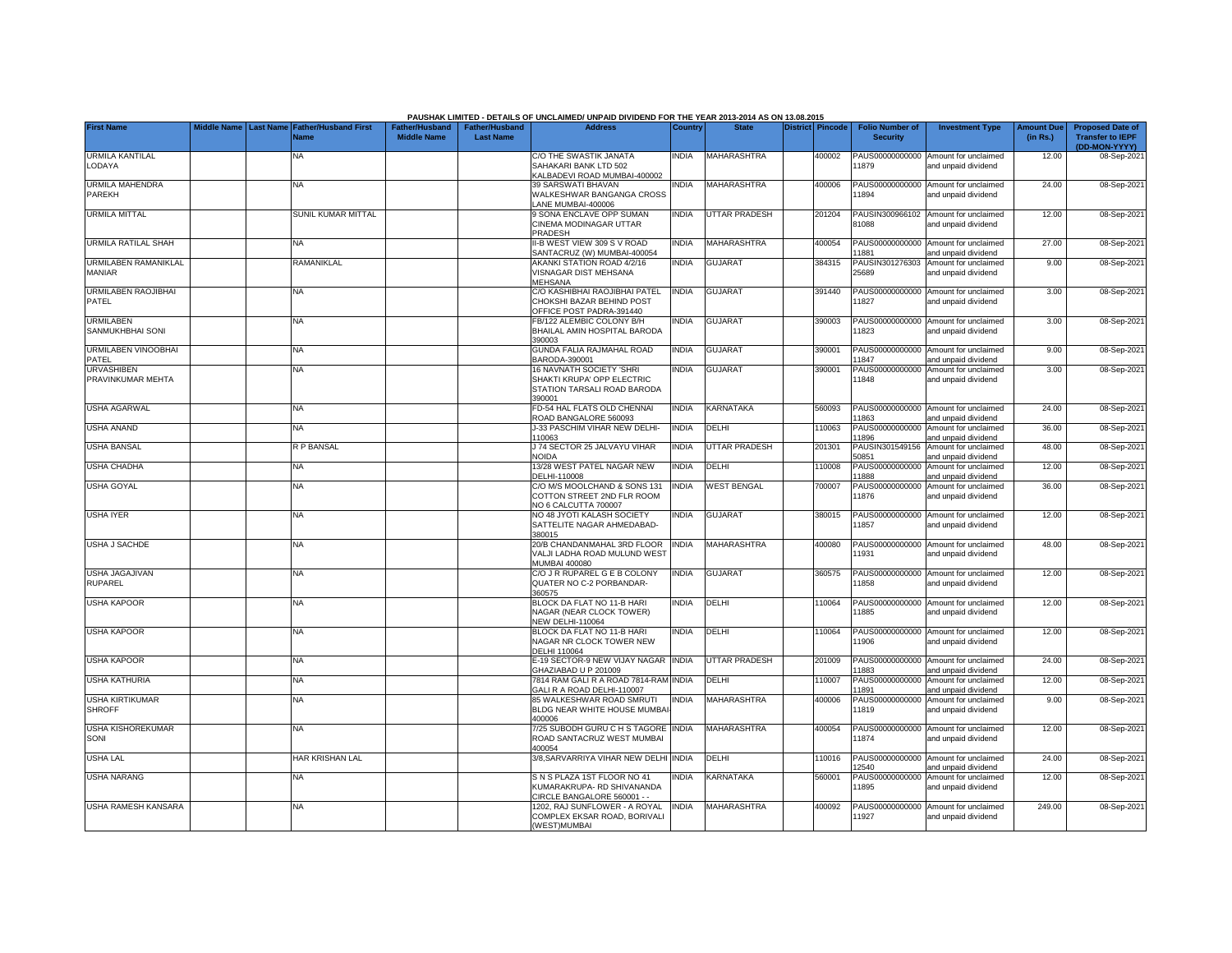PAUSHAK LIMITED - DETAILS OF UNCLAIMED/ UNPAID DIVIDEND FOR THE YEAR 2013-2014 AS ON 13.08.2015

| First Name | Middle Name | Last Name | Father/Husband First Name | Father/Husband Middle Name | Father/Husband Last Name | Address | Country | State | District | Pincode | Folio Number of Security | Investment Type | Amount Due (in Rs.) | Proposed Date of Transfer to IEPF (DD-MON-YYYY) |
|---|---|---|---|---|---|---|---|---|---|---|---|---|---|---|
| URMILA KANTILAL LODAYA | | | NA | | | C/O THE SWASTIK JANATA SAHAKARI BANK LTD 502 KALBADEVI ROAD MUMBAI-400002 | INDIA | MAHARASHTRA | | 400002 | PAUS00000000000 11879 | Amount for unclaimed and unpaid dividend | 12.00 | 08-Sep-2021 |
| URMILA MAHENDRA PAREKH | | | NA | | | 39 SARSWATI BHAVAN WALKESHWAR BANGANGA CROSS LANE MUMBAI-400006 | INDIA | MAHARASHTRA | | 400006 | PAUS00000000000 11894 | Amount for unclaimed and unpaid dividend | 24.00 | 08-Sep-2021 |
| URMILA MITTAL | | | SUNIL KUMAR MITTAL | | | 9 SONA ENCLAVE OPP SUMAN CINEMA MODINAGAR UTTAR PRADESH | INDIA | UTTAR PRADESH | | 201204 | PAUSIN300966102 81088 | Amount for unclaimed and unpaid dividend | 12.00 | 08-Sep-2021 |
| URMILA RATILAL SHAH | | | NA | | | II-B WEST VIEW 309 S V ROAD SANTACRUZ (W) MUMBAI-400054 | INDIA | MAHARASHTRA | | 400054 | PAUS00000000000 11881 | Amount for unclaimed and unpaid dividend | 27.00 | 08-Sep-2021 |
| URMILABEN RAMANIKLAL MANIAR | | | RAMANIKLAL | | | AKANKI STATION ROAD 4/2/16 VISNAGAR DIST MEHSANA MEHSANA | INDIA | GUJARAT | | 384315 | PAUSIN301276303 25689 | Amount for unclaimed and unpaid dividend | 9.00 | 08-Sep-2021 |
| URMILABEN RAOJIBHAI PATEL | | | NA | | | C/O KASHIBHAI RAOJIBHAI PATEL CHOKSHI BAZAR BEHIND POST OFFICE POST PADRA-391440 | INDIA | GUJARAT | | 391440 | PAUS00000000000 11827 | Amount for unclaimed and unpaid dividend | 3.00 | 08-Sep-2021 |
| URMILABEN SANMUKHBHAI SONI | | | NA | | | FB/122 ALEMBIC COLONY B/H BHAILAL AMIN HOSPITAL BARODA 390003 | INDIA | GUJARAT | | 390003 | PAUS00000000000 11823 | Amount for unclaimed and unpaid dividend | 3.00 | 08-Sep-2021 |
| URMILABEN VINOOBHAI PATEL | | | NA | | | GUNDA FALIA RAJMAHAL ROAD BARODA-390001 | INDIA | GUJARAT | | 390001 | PAUS00000000000 11847 | Amount for unclaimed and unpaid dividend | 9.00 | 08-Sep-2021 |
| URVASHIBEN PRAVINKUMAR MEHTA | | | NA | | | 16 NAVNATH SOCIETY 'SHRI SHAKTI KRUPA' OPP ELECTRIC STATION TARSALI ROAD BARODA 390001 | INDIA | GUJARAT | | 390001 | PAUS00000000000 11848 | Amount for unclaimed and unpaid dividend | 3.00 | 08-Sep-2021 |
| USHA AGARWAL | | | NA | | | FD-54 HAL FLATS OLD CHENNAI ROAD BANGALORE 560093 | INDIA | KARNATAKA | | 560093 | PAUS00000000000 11863 | Amount for unclaimed and unpaid dividend | 24.00 | 08-Sep-2021 |
| USHA ANAND | | | NA | | | J-33 PASCHIM VIHAR NEW DELHI-110063 | INDIA | DELHI | | 110063 | PAUS00000000000 11896 | Amount for unclaimed and unpaid dividend | 36.00 | 08-Sep-2021 |
| USHA BANSAL | | | R P BANSAL | | | J 74 SECTOR 25 JALVAYU VIHAR NOIDA | INDIA | UTTAR PRADESH | | 201301 | PAUSIN301549156 50851 | Amount for unclaimed and unpaid dividend | 48.00 | 08-Sep-2021 |
| USHA CHADHA | | | NA | | | 13/28 WEST PATEL NAGAR NEW DELHI-110008 | INDIA | DELHI | | 110008 | PAUS00000000000 11888 | Amount for unclaimed and unpaid dividend | 12.00 | 08-Sep-2021 |
| USHA GOYAL | | | NA | | | C/O M/S MOOLCHAND & SONS 131 COTTON STREET 2ND FLR ROOM NO 6 CALCUTTA 700007 | INDIA | WEST BENGAL | | 700007 | PAUS00000000000 11876 | Amount for unclaimed and unpaid dividend | 36.00 | 08-Sep-2021 |
| USHA IYER | | | NA | | | NO 48 JYOTI KALASH SOCIETY SATTELITE NAGAR AHMEDABAD-380015 | INDIA | GUJARAT | | 380015 | PAUS00000000000 11857 | Amount for unclaimed and unpaid dividend | 12.00 | 08-Sep-2021 |
| USHA J SACHDE | | | NA | | | 20/B CHANDANMAHAL 3RD FLOOR VALJI LADHA ROAD MULUND WEST MUMBAI 400080 | INDIA | MAHARASHTRA | | 400080 | PAUS00000000000 11931 | Amount for unclaimed and unpaid dividend | 48.00 | 08-Sep-2021 |
| USHA JAGAJIVAN RUPAREL | | | NA | | | C/O J R RUPAREL G E B COLONY QUATER NO C-2 PORBANDAR-360575 | INDIA | GUJARAT | | 360575 | PAUS00000000000 11858 | Amount for unclaimed and unpaid dividend | 12.00 | 08-Sep-2021 |
| USHA KAPOOR | | | NA | | | BLOCK DA FLAT NO 11-B HARI NAGAR (NEAR CLOCK TOWER) NEW DELHI-110064 | INDIA | DELHI | | 110064 | PAUS00000000000 11885 | Amount for unclaimed and unpaid dividend | 12.00 | 08-Sep-2021 |
| USHA KAPOOR | | | NA | | | BLOCK DA FLAT NO 11-B HARI NAGAR NR CLOCK TOWER NEW DELHI 110064 | INDIA | DELHI | | 110064 | PAUS00000000000 11906 | Amount for unclaimed and unpaid dividend | 12.00 | 08-Sep-2021 |
| USHA KAPOOR | | | NA | | | E-19 SECTOR-9 NEW VIJAY NAGAR GHAZIABAD U P 201009 | INDIA | UTTAR PRADESH | | 201009 | PAUS00000000000 11883 | Amount for unclaimed and unpaid dividend | 24.00 | 08-Sep-2021 |
| USHA KATHURIA | | | NA | | | 7814 RAM GALI R A ROAD 7814-RAM GALI R A ROAD DELHI-110007 | INDIA | DELHI | | 110007 | PAUS00000000000 11891 | Amount for unclaimed and unpaid dividend | 12.00 | 08-Sep-2021 |
| USHA KIRTIKUMAR SHROFF | | | NA | | | 85 WALKESHWAR ROAD SMRUTI BLDG NEAR WHITE HOUSE MUMBAI-400006 | INDIA | MAHARASHTRA | | 400006 | PAUS00000000000 11819 | Amount for unclaimed and unpaid dividend | 9.00 | 08-Sep-2021 |
| USHA KISHOREKUMAR SONI | | | NA | | | 7/25 SUBODH GURU C H S TAGORE ROAD SANTACRUZ WEST MUMBAI 400054 | INDIA | MAHARASHTRA | | 400054 | PAUS00000000000 11874 | Amount for unclaimed and unpaid dividend | 12.00 | 08-Sep-2021 |
| USHA LAL | | | HAR KRISHAN LAL | | | 3/8,SARVARRIYA VIHAR NEW DELHI | INDIA | DELHI | | 110016 | PAUS00000000000 12540 | Amount for unclaimed and unpaid dividend | 24.00 | 08-Sep-2021 |
| USHA NARANG | | | NA | | | S N S PLAZA 1ST FLOOR NO 41 KUMARAKRUPA- RD SHIVANANDA CIRCLE BANGALORE 560001 - - | INDIA | KARNATAKA | | 560001 | PAUS00000000000 11895 | Amount for unclaimed and unpaid dividend | 12.00 | 08-Sep-2021 |
| USHA RAMESH KANSARA | | | NA | | | 1202, RAJ SUNFLOWER - A ROYAL COMPLEX EKSAR ROAD, BORIVALI (WEST)MUMBAI | INDIA | MAHARASHTRA | | 400092 | PAUS00000000000 11927 | Amount for unclaimed and unpaid dividend | 249.00 | 08-Sep-2021 |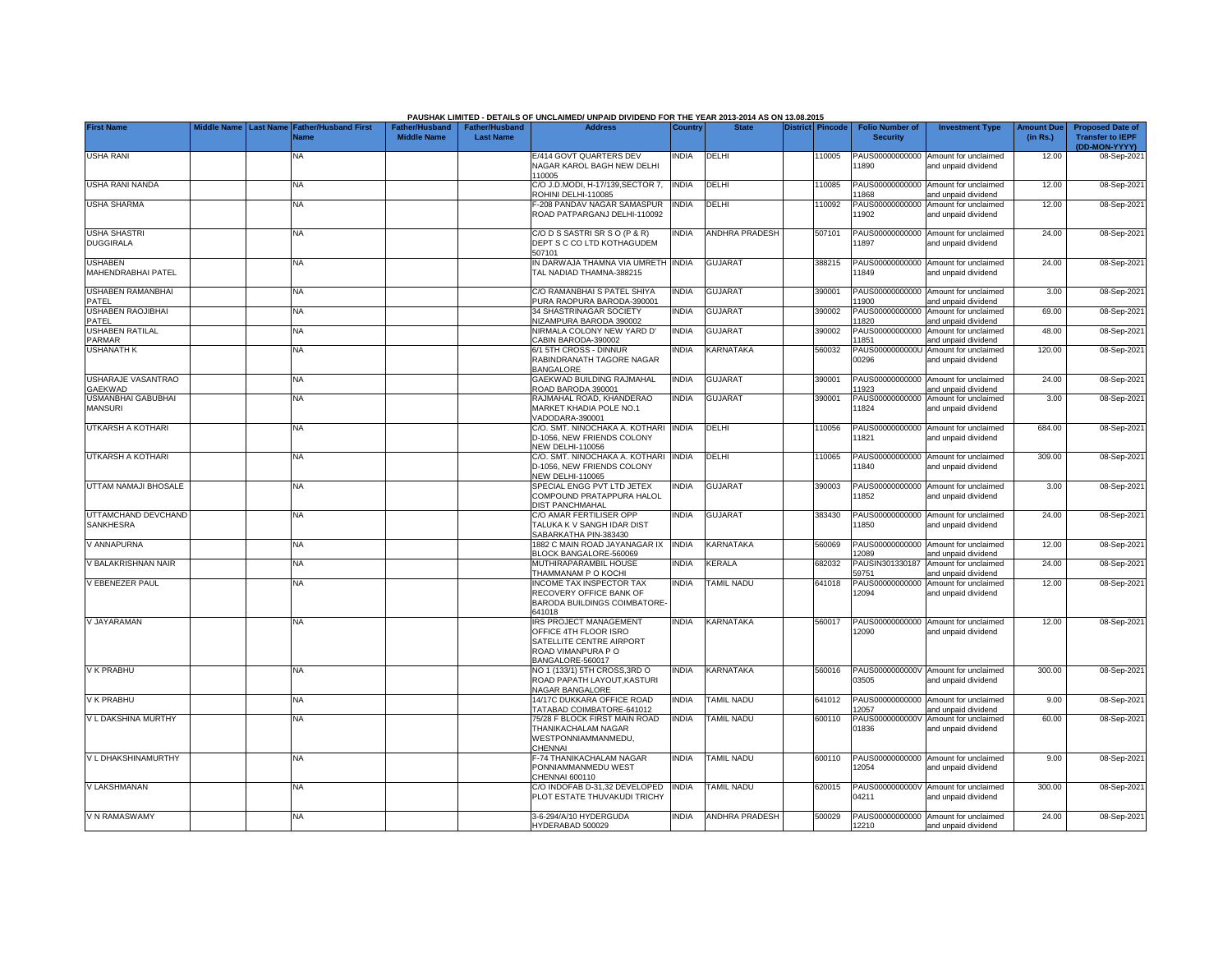PAUSHAK LIMITED - DETAILS OF UNCLAIMED/ UNPAID DIVIDEND FOR THE YEAR 2013-2014 AS ON 13.08.2015

| First Name | Middle Name | Last Name | Father/Husband First Name | Father/Husband Middle Name | Father/Husband Last Name | Address | Country | State | District | Pincode | Folio Number of Security | Investment Type | Amount Due (in Rs.) | Proposed Date of Transfer to IEPF (DD-MON-YYYY) |
|---|---|---|---|---|---|---|---|---|---|---|---|---|---|---|
| USHA RANI | | | NA | | | E/414 GOVT QUARTERS DEV NAGAR KAROL BAGH NEW DELHI 110005 | INDIA | DELHI | | 110005 | PAUS00000000000 11890 | Amount for unclaimed and unpaid dividend | 12.00 | 08-Sep-2021 |
| USHA RANI NANDA | | | NA | | | C/O J.D.MODI, H-17/139,SECTOR 7, ROHINI DELHI-110085 | INDIA | DELHI | | 110085 | PAUS00000000000 11868 | Amount for unclaimed and unpaid dividend | 12.00 | 08-Sep-2021 |
| USHA SHARMA | | | NA | | | F-208 PANDAV NAGAR SAMASPUR ROAD PATPARGANJ DELHI-110092 | INDIA | DELHI | | 110092 | PAUS00000000000 11902 | Amount for unclaimed and unpaid dividend | 12.00 | 08-Sep-2021 |
| USHA SHASTRI DUGGIRALA | | | NA | | | C/O D S SASTRI SR S O (P & R) DEPT S C CO LTD KOTHAGUDEM 507101 | INDIA | ANDHRA PRADESH | | 507101 | PAUS00000000000 11897 | Amount for unclaimed and unpaid dividend | 24.00 | 08-Sep-2021 |
| USHABEN MAHENDRABHAI PATEL | | | NA | | | IN DARWAJA THAMNA VIA UMRETH TAL NADIAD THAMNA-388215 | INDIA | GUJARAT | | 388215 | PAUS00000000000 11849 | Amount for unclaimed and unpaid dividend | 24.00 | 08-Sep-2021 |
| USHABEN RAMANBHAI PATEL | | | NA | | | C/O RAMANBHAI S PATEL SHIYA PURA RAOPURA BARODA-390001 | INDIA | GUJARAT | | 390001 | PAUS00000000000 11900 | Amount for unclaimed and unpaid dividend | 3.00 | 08-Sep-2021 |
| USHABEN RAOJIBHAI PATEL | | | NA | | | 34 SHASTRINAGAR SOCIETY NIZAMPURA BARODA 390002 | INDIA | GUJARAT | | 390002 | PAUS00000000000 11820 | Amount for unclaimed and unpaid dividend | 69.00 | 08-Sep-2021 |
| USHABEN RATILAL PARMAR | | | NA | | | NIRMALA COLONY NEW YARD D' CABIN BARODA-390002 | INDIA | GUJARAT | | 390002 | PAUS00000000000 11851 | Amount for unclaimed and unpaid dividend | 48.00 | 08-Sep-2021 |
| USHANATH K | | | NA | | | 6/1 5TH CROSS - DINNUR RABINDRANATH TAGORE NAGAR BANGALORE | INDIA | KARNATAKA | | 560032 | PAUS0000000000U 00296 | Amount for unclaimed and unpaid dividend | 120.00 | 08-Sep-2021 |
| USHARAJE VASANTRAO GAEKWAD | | | NA | | | GAEKWAD BUILDING RAJMAHAL ROAD BARODA 390001 | INDIA | GUJARAT | | 390001 | PAUS00000000000 11923 | Amount for unclaimed and unpaid dividend | 24.00 | 08-Sep-2021 |
| USMANBHAI GABUBHAI MANSURI | | | NA | | | RAJMAHAL ROAD, KHANDERAO MARKET KHADIA POLE NO.1 VADODARA-390001 | INDIA | GUJARAT | | 390001 | PAUS00000000000 11824 | Amount for unclaimed and unpaid dividend | 3.00 | 08-Sep-2021 |
| UTKARSH A KOTHARI | | | NA | | | C/O. SMT. NINOCHAKA A. KOTHARI D-1056, NEW FRIENDS COLONY NEW DELHI-110056 | INDIA | DELHI | | 110056 | PAUS00000000000 11821 | Amount for unclaimed and unpaid dividend | 684.00 | 08-Sep-2021 |
| UTKARSH A KOTHARI | | | NA | | | C/O. SMT. NINOCHAKA A. KOTHARI D-1056, NEW FRIENDS COLONY NEW DELHI-110065 | INDIA | DELHI | | 110065 | PAUS00000000000 11840 | Amount for unclaimed and unpaid dividend | 309.00 | 08-Sep-2021 |
| UTTAM NAMAJI BHOSALE | | | NA | | | SPECIAL ENGG PVT LTD JETEX COMPOUND PRATAPPURA HALOL DIST PANCHMAHAL | INDIA | GUJARAT | | 390003 | PAUS00000000000 11852 | Amount for unclaimed and unpaid dividend | 3.00 | 08-Sep-2021 |
| UTTAMCHAND DEVCHAND SANKHESRA | | | NA | | | C/O AMAR FERTILISER OPP TALUKA K V SANGH IDAR DIST SABARKATHA PIN-383430 | INDIA | GUJARAT | | 383430 | PAUS00000000000 11850 | Amount for unclaimed and unpaid dividend | 24.00 | 08-Sep-2021 |
| V ANNAPURNA | | | NA | | | 1882 C MAIN ROAD JAYANAGAR IX BLOCK BANGALORE-560069 | INDIA | KARNATAKA | | 560069 | PAUS00000000000 12089 | Amount for unclaimed and unpaid dividend | 12.00 | 08-Sep-2021 |
| V BALAKRISHNAN NAIR | | | NA | | | MUTHIRAPARAMBIL HOUSE THAMMANAM P O KOCHI | INDIA | KERALA | | 682032 | PAUSIN301330187 59751 | Amount for unclaimed and unpaid dividend | 24.00 | 08-Sep-2021 |
| V EBENEZER PAUL | | | NA | | | INCOME TAX INSPECTOR TAX RECOVERY OFFICE BANK OF BARODA BUILDINGS COIMBATORE-641018 | INDIA | TAMIL NADU | | 641018 | PAUS00000000000 12094 | Amount for unclaimed and unpaid dividend | 12.00 | 08-Sep-2021 |
| V JAYARAMAN | | | NA | | | IRS PROJECT MANAGEMENT OFFICE 4TH FLOOR ISRO SATELLITE CENTRE AIRPORT ROAD VIMANPURA P O BANGALORE-560017 | INDIA | KARNATAKA | | 560017 | PAUS00000000000 12090 | Amount for unclaimed and unpaid dividend | 12.00 | 08-Sep-2021 |
| V K PRABHU | | | NA | | | NO 1 (133/1) 5TH CROSS,3RD O ROAD PAPATH LAYOUT,KASTURI NAGAR BANGALORE | INDIA | KARNATAKA | | 560016 | PAUS0000000000V 03505 | Amount for unclaimed and unpaid dividend | 300.00 | 08-Sep-2021 |
| V K PRABHU | | | NA | | | 14/17C DUKKARA OFFICE ROAD TATABAD COIMBATORE-641012 | INDIA | TAMIL NADU | | 641012 | PAUS00000000000 12057 | Amount for unclaimed and unpaid dividend | 9.00 | 08-Sep-2021 |
| V L DAKSHINA MURTHY | | | NA | | | 75/28 F BLOCK FIRST MAIN ROAD THANIKACHALAM NAGAR WESTPONNIAMMANMEDU, CHENNAI | INDIA | TAMIL NADU | | 600110 | PAUS0000000000V 01836 | Amount for unclaimed and unpaid dividend | 60.00 | 08-Sep-2021 |
| V L DHAKSHINAMURTHY | | | NA | | | F-74 THANIKACHALAM NAGAR PONNIAMMANMEDU WEST CHENNAI 600110 | INDIA | TAMIL NADU | | 600110 | PAUS00000000000 12054 | Amount for unclaimed and unpaid dividend | 9.00 | 08-Sep-2021 |
| V LAKSHMANAN | | | NA | | | C/O INDOFAB D-31,32 DEVELOPED PLOT ESTATE THUVAKUDI TRICHY | INDIA | TAMIL NADU | | 620015 | PAUS0000000000V 04211 | Amount for unclaimed and unpaid dividend | 300.00 | 08-Sep-2021 |
| V N RAMASWAMY | | | NA | | | 3-6-294/A/10 HYDERGUDA HYDERABAD 500029 | INDIA | ANDHRA PRADESH | | 500029 | PAUS00000000000 12210 | Amount for unclaimed and unpaid dividend | 24.00 | 08-Sep-2021 |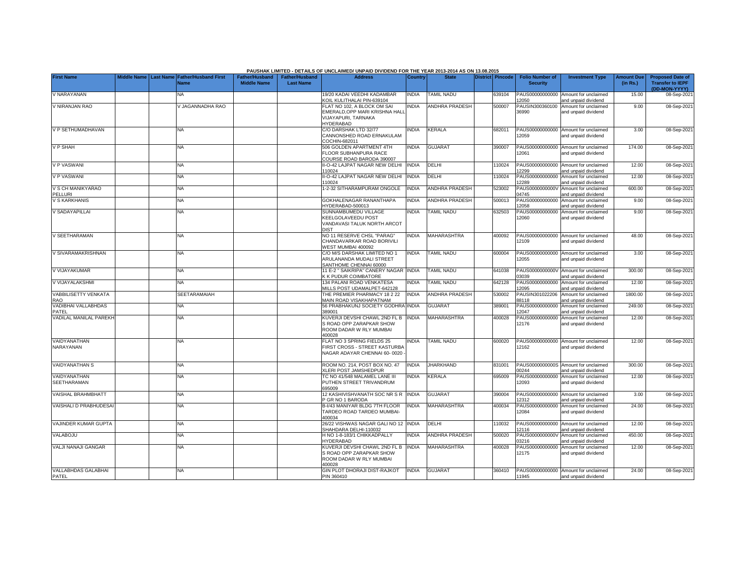**PAUSHAK LIMITED - DETAILS OF UNCLAIMED/ UNPAID DIVIDEND FOR THE YEAR 2013-2014 AS ON 13.08.2015**

| First Name | Middle Name | Last Name | Father/Husband First Name | Father/Husband Middle Name | Father/Husband Last Name | Address | Country | State | District | Pincode | Folio Number of Security | Investment Type | Amount Due (in Rs.) | Proposed Date of Transfer to IEPF (DD-MON-YYYY) |
|---|---|---|---|---|---|---|---|---|---|---|---|---|---|---|
| V NARAYANAN | | | NA | | | 19/20 KADAI VEEDHI KADAMBAR KOIL KULITHALAI PIN-639104 | INDIA | TAMIL NADU | | 639104 | PAUS00000000000 12050 | Amount for unclaimed and unpaid dividend | 15.00 | 08-Sep-2021 |
| V NIRANJAN RAO | | | V JAGANNADHA RAO | | | FLAT NO 102, A BLOCK OM SAI EMERALD,OPP MARI KRISHNA HALL VIJAYAPURI, TARNAKA HYDERABAD | INDIA | ANDHRA PRADESH | | 500007 | PAUSIN300360100 36990 | Amount for unclaimed and unpaid dividend | 9.00 | 08-Sep-2021 |
| V P SETHUMADHAVAN | | | NA | | | C/O DARSHAK LTD 32/77 CANNONSHED ROAD ERNAKULAM COCHIN-682011 | INDIA | KERALA | | 682011 | PAUS00000000000 12059 | Amount for unclaimed and unpaid dividend | 3.00 | 08-Sep-2021 |
| V P SHAH | | | NA | | | 506 GOLDEN APARTMENT 4TH FLOOR SUBHANPURA RACE COURSE ROAD BARODA 390007 | INDIA | GUJARAT | | 390007 | PAUS00000000000 12061 | Amount for unclaimed and unpaid dividend | 174.00 | 08-Sep-2021 |
| V P VASWANI | | | NA | | | II-O-42 LAJPAT NAGAR NEW DELHI 110024 | INDIA | DELHI | | 110024 | PAUS00000000000 12299 | Amount for unclaimed and unpaid dividend | 12.00 | 08-Sep-2021 |
| V P VASWANI | | | NA | | | II-O-42 LAJPAT NAGAR NEW DELHI 110024 | INDIA | DELHI | | 110024 | PAUS00000000000 12289 | Amount for unclaimed and unpaid dividend | 12.00 | 08-Sep-2021 |
| V S CH MANIKYARAO PELLURI | | | NA | | | 1-2-32 SITHARAMPURAM ONGOLE | INDIA | ANDHRA PRADESH | | 523002 | PAUS0000000000V 04745 | Amount for unclaimed and unpaid dividend | 600.00 | 08-Sep-2021 |
| V S KARKHANIS | | | NA | | | GOKHALENAGAR RANANTHAPA HYDERABAD-500013 | INDIA | ANDHRA PRADESH | | 500013 | PAUS00000000000 12058 | Amount for unclaimed and unpaid dividend | 9.00 | 08-Sep-2021 |
| V SADAYAPILLAI | | | NA | | | SUNNAMBUMEDU VILLAGE KEELGOLAVEEDU POST VANDAVASI TALUK NORTH ARCOT DIST | INDIA | TAMIL NADU | | 632503 | PAUS00000000000 12060 | Amount for unclaimed and unpaid dividend | 9.00 | 08-Sep-2021 |
| V SEETHARAMAN | | | NA | | | NO 11 RESERVE CHSL "PARAG" CHANDAVARKAR ROAD BORIVILI WEST MUMBAI 400092 | INDIA | MAHARASHTRA | | 400092 | PAUS00000000000 12109 | Amount for unclaimed and unpaid dividend | 48.00 | 08-Sep-2021 |
| V SIVARAMAKRISHNAN | | | NA | | | C/O M/S DARSHAK LIMITED NO 1 ARULANANDA MUDALI STREET SANTHOME CHENNAI 60000 | INDIA | TAMIL NADU | | 600004 | PAUS00000000000 12055 | Amount for unclaimed and unpaid dividend | 3.00 | 08-Sep-2021 |
| V VIJAYAKUMAR | | | NA | | | 11 E-2 " SAIKRIPA" CANERY NAGAR K K PUDUR COIMBATORE | INDIA | TAMIL NADU | | 641038 | PAUS0000000000V 03039 | Amount for unclaimed and unpaid dividend | 300.00 | 08-Sep-2021 |
| V VIJAYALAKSHMI | | | NA | | | 134 PALANI ROAD VENKATESA MILLS POST UDAMALPET-642128 | INDIA | TAMIL NADU | | 642128 | PAUS00000000000 12095 | Amount for unclaimed and unpaid dividend | 12.00 | 08-Sep-2021 |
| VABBILISETTY VENKATA RAO | | | SEETARAMAIAH | | | THE PREMIER PHARMACY 18 2 22 MAIN ROAD VISAKHAPATNAM | INDIA | ANDHRA PRADESH | | 530002 | PAUSIN301022206 88118 | Amount for unclaimed and unpaid dividend | 1800.00 | 08-Sep-2021 |
| VADIBHAI VALLABHDAS PATEL | | | NA | | | 56 PRABHAKUNJ SOCIETY GODHRA 389001 | INDIA | GUJARAT | | 389001 | PAUS00000000000 12047 | Amount for unclaimed and unpaid dividend | 249.00 | 08-Sep-2021 |
| VADILAL MANILAL PAREKH | | | NA | | | KUVERJI DEVSHI CHAWL 2ND FL B S ROAD OPP ZARAPKAR SHOW ROOM DADAR W RLY MUMBAI 400028 | INDIA | MAHARASHTRA | | 400028 | PAUS00000000000 12176 | Amount for unclaimed and unpaid dividend | 12.00 | 08-Sep-2021 |
| VAIDYANATHAN NARAYANAN | | | NA | | | FLAT NO 3 SPRING FIELDS 25 FIRST CROSS - STREET KASTURBA NAGAR ADAYAR CHENNAI 60- 0020 - | INDIA | TAMIL NADU | | 600020 | PAUS00000000000 12162 | Amount for unclaimed and unpaid dividend | 12.00 | 08-Sep-2021 |
| VAIDYANATHAN S | | | NA | | | ROOM NO. 214, POST BOX NO. 47 XLERI POST JAMSHEDPUR | INDIA | JHARKHAND | | 831001 | PAUS0000000000S 00244 | Amount for unclaimed and unpaid dividend | 300.00 | 08-Sep-2021 |
| VAIDYANATHAN SEETHARAMAN | | | NA | | | TC NO 41/548 MALAMEL LANE III PUTHEN STREET TRIVANDRUM 695009 | INDIA | KERALA | | 695009 | PAUS00000000000 12093 | Amount for unclaimed and unpaid dividend | 12.00 | 08-Sep-2021 |
| VAISHAL BRAHMBHATT | | | NA | | | 12 KASHIVISHVANATH SOC NR S R P GR NO 1 BARODA | INDIA | GUJARAT | | 390004 | PAUS00000000000 12312 | Amount for unclaimed and unpaid dividend | 3.00 | 08-Sep-2021 |
| VAISHALI D PRABHUDESAI | | | NA | | | B-I/43 MANIYAR BLDG 7TH FLOOR TARDEO ROAD TARDEO MUMBAI-400034 | INDIA | MAHARASHTRA | | 400034 | PAUS00000000000 12084 | Amount for unclaimed and unpaid dividend | 24.00 | 08-Sep-2021 |
| VAJINDER KUMAR GUPTA | | | NA | | | 26/22 VISHWAS NAGAR GALI NO 12 SHAHDARA DELHI-110032 | INDIA | DELHI | | 110032 | PAUS00000000000 12116 | Amount for unclaimed and unpaid dividend | 12.00 | 08-Sep-2021 |
| VALABOJU | | | NA | | | H NO 1-8-183/1 CHIKKADPALLY HYDERABAD | INDIA | ANDHRA PRADESH | | 500020 | PAUS0000000000V 03216 | Amount for unclaimed and unpaid dividend | 450.00 | 08-Sep-2021 |
| VALJI NANAJI GANGAR | | | NA | | | KUVERJI DEVSHI CHAWL 2ND FL B S ROAD OPP ZARAPKAR SHOW ROOM DADAR W RLY MUMBAI 400028 | INDIA | MAHARASHTRA | | 400028 | PAUS00000000000 12175 | Amount for unclaimed and unpaid dividend | 12.00 | 08-Sep-2021 |
| VALLABHDAS GALABHAI PATEL | | | NA | | | GIN PLOT DHORAJI DIST-RAJKOT PIN 360410 | INDIA | GUJARAT | | 360410 | PAUS00000000000 11945 | Amount for unclaimed and unpaid dividend | 24.00 | 08-Sep-2021 |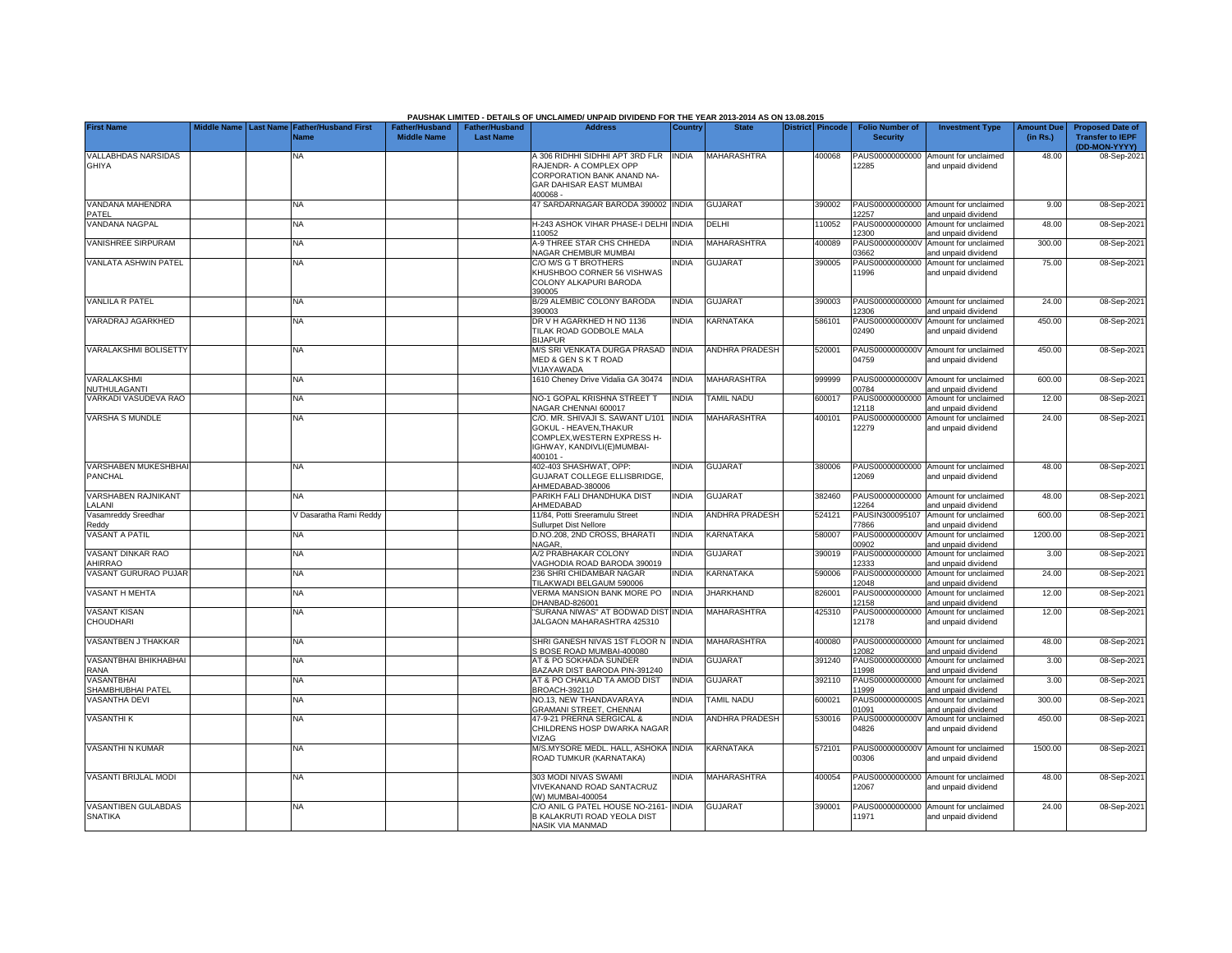**PAUSHAK LIMITED - DETAILS OF UNCLAIMED/ UNPAID DIVIDEND FOR THE YEAR 2013-2014 AS ON 13.08.2015**

| First Name | Middle Name | Last Name | Father/Husband First Name | Father/Husband Middle Name | Father/Husband Last Name | Address | Country | State | District | Pincode | Folio Number of Security | Investment Type | Amount Due (in Rs.) | Proposed Date of Transfer to IEPF (DD-MON-YYYY) |
|---|---|---|---|---|---|---|---|---|---|---|---|---|---|---|
| VALLABHDAS NARSIDAS GHIYA | | | NA | | | A 306 RIDHHI SIDHHI APT 3RD FLR RAJENDR- A COMPLEX OPP CORPORATION BANK ANAND NA-GAR DAHISAR EAST MUMBAI 400068 - | INDIA | MAHARASHTRA | | 400068 | PAUS00000000000 12285 | Amount for unclaimed and unpaid dividend | 48.00 | 08-Sep-2021 |
| VANDANA MAHENDRA PATEL | | | NA | | | 47 SARDARNAGAR BARODA 390002 | INDIA | GUJARAT | | 390002 | PAUS00000000000 12257 | Amount for unclaimed and unpaid dividend | 9.00 | 08-Sep-2021 |
| VANDANA NAGPAL | | | NA | | | H-243 ASHOK VIHAR PHASE-I DELHI 110052 | INDIA | DELHI | | 110052 | PAUS00000000000 12300 | Amount for unclaimed and unpaid dividend | 48.00 | 08-Sep-2021 |
| VANISHREE SIRPURAM | | | NA | | | A-9 THREE STAR CHS CHHEDA NAGAR CHEMBUR MUMBAI | INDIA | MAHARASHTRA | | 400089 | PAUS0000000000V 03662 | Amount for unclaimed and unpaid dividend | 300.00 | 08-Sep-2021 |
| VANLATA ASHWIN PATEL | | | NA | | | C/O M/S G T BROTHERS KHUSHBOO CORNER 56 VISHWAS COLONY ALKAPURI BARODA 390005 | INDIA | GUJARAT | | 390005 | PAUS00000000000 11996 | Amount for unclaimed and unpaid dividend | 75.00 | 08-Sep-2021 |
| VANLILA R PATEL | | | NA | | | B/29 ALEMBIC COLONY BARODA 390003 | INDIA | GUJARAT | | 390003 | PAUS00000000000 12306 | Amount for unclaimed and unpaid dividend | 24.00 | 08-Sep-2021 |
| VARADRAJ AGARKHED | | | NA | | | DR V H AGARKHED H NO 1136 TILAK ROAD GODBOLE MALA BIJAPUR | INDIA | KARNATAKA | | 586101 | PAUS0000000000V 02490 | Amount for unclaimed and unpaid dividend | 450.00 | 08-Sep-2021 |
| VARALAKSHMI BOLISETTY | | | NA | | | M/S SRI VENKATA DURGA PRASAD MED & GEN S K T ROAD VIJAYAWADA | INDIA | ANDHRA PRADESH | | 520001 | PAUS0000000000V 04759 | Amount for unclaimed and unpaid dividend | 450.00 | 08-Sep-2021 |
| VARALAKSHMI NUTHULAGANTI | | | NA | | | 1610 Cheney Drive Vidalia GA 30474 | INDIA | MAHARASHTRA | | 999999 | PAUS0000000000V 00784 | Amount for unclaimed and unpaid dividend | 600.00 | 08-Sep-2021 |
| VARKADI VASUDEVA RAO | | | NA | | | NO-1 GOPAL KRISHNA STREET T NAGAR CHENNAI 600017 | INDIA | TAMIL NADU | | 600017 | PAUS00000000000 12118 | Amount for unclaimed and unpaid dividend | 12.00 | 08-Sep-2021 |
| VARSHA S MUNDLE | | | NA | | | C/O. MR. SHIVAJI S. SAWANT L/101 GOKUL - HEAVEN,THAKUR COMPLEX,WESTERN EXPRESS H-IGHWAY, KANDIVLI(E)MUMBAI-400101 - | INDIA | MAHARASHTRA | | 400101 | PAUS00000000000 12279 | Amount for unclaimed and unpaid dividend | 24.00 | 08-Sep-2021 |
| VARSHABEN MUKESHBHAI PANCHAL | | | NA | | | 402-403 SHASHWAT, OPP: GUJARAT COLLEGE ELLISBRIDGE, AHMEDABAD-380006 | INDIA | GUJARAT | | 380006 | PAUS00000000000 12069 | Amount for unclaimed and unpaid dividend | 48.00 | 08-Sep-2021 |
| VARSHABEN RAJNIKANT LALANI | | | NA | | | PARIKH FALI DHANDHUKA DIST AHMEDABAD | INDIA | GUJARAT | | 382460 | PAUS00000000000 12264 | Amount for unclaimed and unpaid dividend | 48.00 | 08-Sep-2021 |
| Vasamreddy Sreedhar Reddy | | | V Dasaratha Rami Reddy | | | 11/84, Potti Sreeramulu Street Sullurpet Dist Nellore | INDIA | ANDHRA PRADESH | | 524121 | PAUSIN300095107 77866 | Amount for unclaimed and unpaid dividend | 600.00 | 08-Sep-2021 |
| VASANT A PATIL | | | NA | | | D.NO.208, 2ND CROSS, BHARATI NAGAR, | INDIA | KARNATAKA | | 580007 | PAUS0000000000V 00902 | Amount for unclaimed and unpaid dividend | 1200.00 | 08-Sep-2021 |
| VASANT DINKAR RAO AHIRRAO | | | NA | | | A/2 PRABHAKAR COLONY VAGHODIA ROAD BARODA 390019 | INDIA | GUJARAT | | 390019 | PAUS00000000000 12333 | Amount for unclaimed and unpaid dividend | 3.00 | 08-Sep-2021 |
| VASANT GURURAO PUJAR | | | NA | | | 236 SHRI CHIDAMBAR NAGAR TILAKWADI BELGAUM 590006 | INDIA | KARNATAKA | | 590006 | PAUS00000000000 12048 | Amount for unclaimed and unpaid dividend | 24.00 | 08-Sep-2021 |
| VASANT H MEHTA | | | NA | | | VERMA MANSION BANK MORE PO DHANBAD-826001 | INDIA | JHARKHAND | | 826001 | PAUS00000000000 12158 | Amount for unclaimed and unpaid dividend | 12.00 | 08-Sep-2021 |
| VASANT KISAN CHOUDHARI | | | NA | | | "SURANA NIWAS" AT BODWAD DIST JALGAON MAHARASHTRA 425310 | INDIA | MAHARASHTRA | | 425310 | PAUS00000000000 12178 | Amount for unclaimed and unpaid dividend | 12.00 | 08-Sep-2021 |
| VASANTBEN J THAKKAR | | | NA | | | SHRI GANESH NIVAS 1ST FLOOR N S BOSE ROAD MUMBAI-400080 | INDIA | MAHARASHTRA | | 400080 | PAUS00000000000 12082 | Amount for unclaimed and unpaid dividend | 48.00 | 08-Sep-2021 |
| VASANTBHAI BHIKHABHAI RANA | | | NA | | | AT & PO SOKHADA SUNDER BAZAAR DIST BARODA PIN-391240 | INDIA | GUJARAT | | 391240 | PAUS00000000000 11998 | Amount for unclaimed and unpaid dividend | 3.00 | 08-Sep-2021 |
| VASANTBHAI SHAMBHUBHAI PATEL | | | NA | | | AT & PO CHAKLAD TA AMOD DIST BROACH-392110 | INDIA | GUJARAT | | 392110 | PAUS00000000000 11999 | Amount for unclaimed and unpaid dividend | 3.00 | 08-Sep-2021 |
| VASANTHA DEVI | | | NA | | | NO.13, NEW THANDAVARAYA GRAMANI STREET, CHENNAI | INDIA | TAMIL NADU | | 600021 | PAUS0000000000S 01091 | Amount for unclaimed and unpaid dividend | 300.00 | 08-Sep-2021 |
| VASANTHI K | | | NA | | | 47-9-21 PRERNA SERGICAL & CHILDRENS HOSP DWARKA NAGAR VIZAG | INDIA | ANDHRA PRADESH | | 530016 | PAUS0000000000V 04826 | Amount for unclaimed and unpaid dividend | 450.00 | 08-Sep-2021 |
| VASANTHI N KUMAR | | | NA | | | M/S.MYSORE MEDL. HALL, ASHOKA ROAD TUMKUR (KARNATAKA) | INDIA | KARNATAKA | | 572101 | PAUS0000000000V 00306 | Amount for unclaimed and unpaid dividend | 1500.00 | 08-Sep-2021 |
| VASANTI BRIJLAL MODI | | | NA | | | 303 MODI NIVAS SWAMI VIVEKANAND ROAD SANTACRUZ (W) MUMBAI-400054 | INDIA | MAHARASHTRA | | 400054 | PAUS00000000000 12067 | Amount for unclaimed and unpaid dividend | 48.00 | 08-Sep-2021 |
| VASANTIBEN GULABDAS SNATIKA | | | NA | | | C/O ANIL G PATEL HOUSE NO-2161-B KALAKRUTI ROAD YEOLA DIST NASIK VIA MANMAD | INDIA | GUJARAT | | 390001 | PAUS00000000000 11971 | Amount for unclaimed and unpaid dividend | 24.00 | 08-Sep-2021 |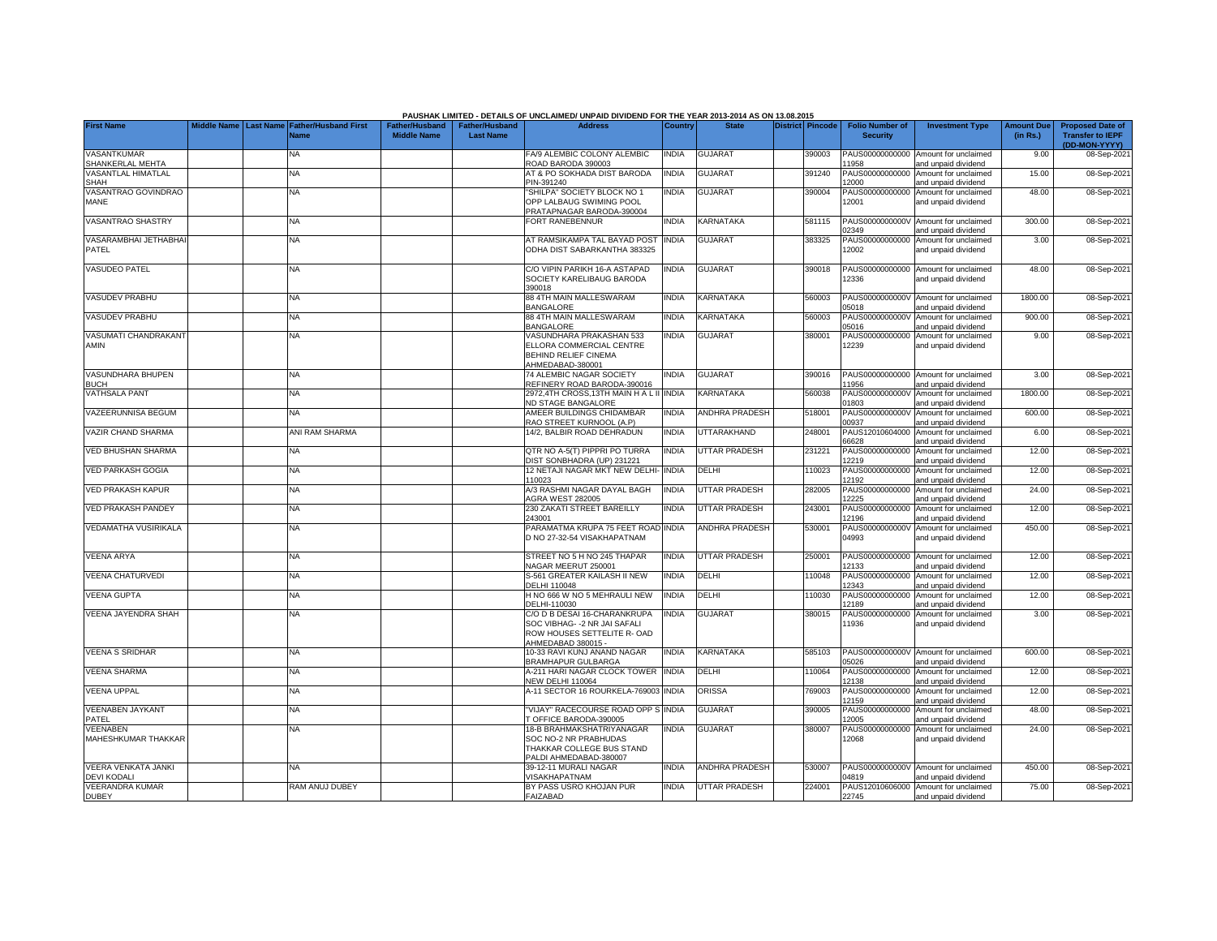PAUSHAK LIMITED - DETAILS OF UNCLAIMED/ UNPAID DIVIDEND FOR THE YEAR 2013-2014 AS ON 13.08.2015

| First Name | Middle Name | Last Name | Father/Husband First Name | Father/Husband Middle Name | Father/Husband Last Name | Address | Country | State | District | Pincode | Folio Number of Security | Investment Type | Amount Due (in Rs.) | Proposed Date of Transfer to IEPF (DD-MON-YYYY) |
|---|---|---|---|---|---|---|---|---|---|---|---|---|---|---|
| VASANTKUMAR SHANKERLAL MEHTA | | | NA | | | FA/9 ALEMBIC COLONY ALEMBIC ROAD BARODA 390003 | INDIA | GUJARAT | | 390003 | PAUS00000000000011958 | Amount for unclaimed and unpaid dividend | 9.00 | 08-Sep-2021 |
| VASANTLAL HIMATLAL SHAH | | | NA | | | AT & PO SOKHADA DIST BARODA PIN-391240 | INDIA | GUJARAT | | 391240 | PAUS00000000000012000 | Amount for unclaimed and unpaid dividend | 15.00 | 08-Sep-2021 |
| VASANTRAO GOVINDRAO MANE | | | NA | | | "SHILPA" SOCIETY BLOCK NO 1 OPP LALBAUG SWIMING POOL PRATAPNAGAR BARODA-390004 | INDIA | GUJARAT | | 390004 | PAUS00000000000012001 | Amount for unclaimed and unpaid dividend | 48.00 | 08-Sep-2021 |
| VASANTRAO SHASTRY | | | NA | | | FORT RANEBENNUR | INDIA | KARNATAKA | | 581115 | PAUS0000000000V02349 | Amount for unclaimed and unpaid dividend | 300.00 | 08-Sep-2021 |
| VASARAMBHAI JETHABHAI PATEL | | | NA | | | AT RAMSIKAMPA TAL BAYAD POST ODHA DIST SABARKANTHA 383325 | INDIA | GUJARAT | | 383325 | PAUS00000000000012002 | Amount for unclaimed and unpaid dividend | 3.00 | 08-Sep-2021 |
| VASUDEO PATEL | | | NA | | | C/O VIPIN PARIKH 16-A ASTAPAD SOCIETY KARELIBAUG BARODA 390018 | INDIA | GUJARAT | | 390018 | PAUS00000000000012336 | Amount for unclaimed and unpaid dividend | 48.00 | 08-Sep-2021 |
| VASUDEV PRABHU | | | NA | | | 88 4TH MAIN MALLESWARAM BANGALORE | INDIA | KARNATAKA | | 560003 | PAUS0000000000V05018 | Amount for unclaimed and unpaid dividend | 1800.00 | 08-Sep-2021 |
| VASUDEV PRABHU | | | NA | | | 88 4TH MAIN MALLESWARAM BANGALORE | INDIA | KARNATAKA | | 560003 | PAUS0000000000V05016 | Amount for unclaimed and unpaid dividend | 900.00 | 08-Sep-2021 |
| VASUMATI CHANDRAKANT AMIN | | | NA | | | VASUNDHARA PRAKASHAN 533 ELLORA COMMERCIAL CENTRE BEHIND RELIEF CINEMA AHMEDABAD-380001 | INDIA | GUJARAT | | 380001 | PAUS00000000000012239 | Amount for unclaimed and unpaid dividend | 9.00 | 08-Sep-2021 |
| VASUNDHARA BHUPEN BUCH | | | NA | | | 74 ALEMBIC NAGAR SOCIETY REFINERY ROAD BARODA-390016 | INDIA | GUJARAT | | 390016 | PAUS00000000000011956 | Amount for unclaimed and unpaid dividend | 3.00 | 08-Sep-2021 |
| VATHSALA PANT | | | NA | | | 2972,4TH CROSS,13TH MAIN H A L II ND STAGE BANGALORE | INDIA | KARNATAKA | | 560038 | PAUS0000000000V01803 | Amount for unclaimed and unpaid dividend | 1800.00 | 08-Sep-2021 |
| VAZEERUNNISA BEGUM | | | NA | | | AMEER BUILDINGS CHIDAMBAR RAO STREET KURNOOL (A.P) | INDIA | ANDHRA PRADESH | | 518001 | PAUS0000000000V00937 | Amount for unclaimed and unpaid dividend | 600.00 | 08-Sep-2021 |
| VAZIR CHAND SHARMA | | | ANI RAM SHARMA | | | 14/2, BALBIR ROAD DEHRADUN | INDIA | UTTARAKHAND | | 248001 | PAUS1201060400066628 | Amount for unclaimed and unpaid dividend | 6.00 | 08-Sep-2021 |
| VED BHUSHAN SHARMA | | | NA | | | QTR NO A-5(T) PIPPRI PO TURRA DIST SONBHADRA (UP) 231221 | INDIA | UTTAR PRADESH | | 231221 | PAUS00000000000012219 | Amount for unclaimed and unpaid dividend | 12.00 | 08-Sep-2021 |
| VED PARKASH GOGIA | | | NA | | | 12 NETAJI NAGAR MKT NEW DELHI-110023 | INDIA | DELHI | | 110023 | PAUS00000000000012192 | Amount for unclaimed and unpaid dividend | 12.00 | 08-Sep-2021 |
| VED PRAKASH KAPUR | | | NA | | | A/3 RASHMI NAGAR DAYAL BAGH AGRA WEST 282005 | INDIA | UTTAR PRADESH | | 282005 | PAUS00000000000012225 | Amount for unclaimed and unpaid dividend | 24.00 | 08-Sep-2021 |
| VED PRAKASH PANDEY | | | NA | | | 230 ZAKATI STREET BAREILLY 243001 | INDIA | UTTAR PRADESH | | 243001 | PAUS00000000000012196 | Amount for unclaimed and unpaid dividend | 12.00 | 08-Sep-2021 |
| VEDAMATHA VUSIRIKALA | | | NA | | | PARAMATMA KRUPA 75 FEET ROAD D NO 27-32-54 VISAKHAPATNAM | INDIA | ANDHRA PRADESH | | 530001 | PAUS0000000000V04993 | Amount for unclaimed and unpaid dividend | 450.00 | 08-Sep-2021 |
| VEENA ARYA | | | NA | | | STREET NO 5 H NO 245 THAPAR NAGAR MEERUT 250001 | INDIA | UTTAR PRADESH | | 250001 | PAUS00000000000012133 | Amount for unclaimed and unpaid dividend | 12.00 | 08-Sep-2021 |
| VEENA CHATURVEDI | | | NA | | | S-561 GREATER KAILASH II NEW DELHI 110048 | INDIA | DELHI | | 110048 | PAUS00000000000012343 | Amount for unclaimed and unpaid dividend | 12.00 | 08-Sep-2021 |
| VEENA GUPTA | | | NA | | | H NO 666 W NO 5 MEHRAULI NEW DELHI-110030 | INDIA | DELHI | | 110030 | PAUS00000000000012189 | Amount for unclaimed and unpaid dividend | 12.00 | 08-Sep-2021 |
| VEENA JAYENDRA SHAH | | | NA | | | C/O D B DESAI 16-CHARANKRUPA SOC VIBHAG- -2 NR JAI SAFALI ROW HOUSES SETTELITE R- OAD AHMEDABAD 380015 - | INDIA | GUJARAT | | 380015 | PAUS00000000000011936 | Amount for unclaimed and unpaid dividend | 3.00 | 08-Sep-2021 |
| VEENA S SRIDHAR | | | NA | | | 10-33 RAVI KUNJ ANAND NAGAR BRAMHAPUR GULBARGA | INDIA | KARNATAKA | | 585103 | PAUS0000000000V05026 | Amount for unclaimed and unpaid dividend | 600.00 | 08-Sep-2021 |
| VEENA SHARMA | | | NA | | | A-211 HARI NAGAR CLOCK TOWER NEW DELHI 110064 | INDIA | DELHI | | 110064 | PAUS00000000000012138 | Amount for unclaimed and unpaid dividend | 12.00 | 08-Sep-2021 |
| VEENA UPPAL | | | NA | | | A-11 SECTOR 16 ROURKELA-769003 | INDIA | ORISSA | | 769003 | PAUS00000000000012159 | Amount for unclaimed and unpaid dividend | 12.00 | 08-Sep-2021 |
| VEENABEN JAYKANT PATEL | | | NA | | | "VIJAY" RACECOURSE ROAD OPP S T OFFICE BARODA-390005 | INDIA | GUJARAT | | 390005 | PAUS00000000000012005 | Amount for unclaimed and unpaid dividend | 48.00 | 08-Sep-2021 |
| VEENABEN MAHESHKUMAR THAKKAR | | | NA | | | 18-B BRAHMAKSHATRIYANAGAR SOC NO-2 NR PRABHUDAS THAKKAR COLLEGE BUS STAND PALDI AHMEDABAD-380007 | INDIA | GUJARAT | | 380007 | PAUS00000000000012068 | Amount for unclaimed and unpaid dividend | 24.00 | 08-Sep-2021 |
| VEERA VENKATA JANKI DEVI KODALI | | | NA | | | 39-12-11 MURALI NAGAR VISAKHAPATNAM | INDIA | ANDHRA PRADESH | | 530007 | PAUS0000000000V04819 | Amount for unclaimed and unpaid dividend | 450.00 | 08-Sep-2021 |
| VEERANDRA KUMAR DUBEY | | | RAM ANUJ DUBEY | | | BY PASS USRO KHOJAN PUR FAIZABAD | INDIA | UTTAR PRADESH | | 224001 | PAUS1201060600022745 | Amount for unclaimed and unpaid dividend | 75.00 | 08-Sep-2021 |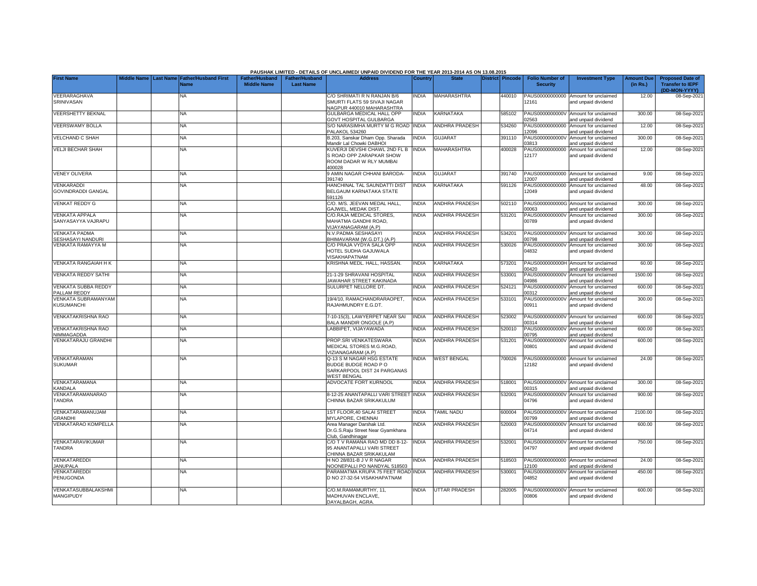PAUSHAK LIMITED - DETAILS OF UNCLAIMED/ UNPAID DIVIDEND FOR THE YEAR 2013-2014 AS ON 13.08.2015

| First Name | Middle Name | Last Name | Father/Husband First Name | Father/Husband Middle Name | Father/Husband Last Name | Address | Country | State | District | Pincode | Folio Number of Security | Investment Type | Amount Due (in Rs.) | Proposed Date of Transfer to IEPF (DD-MON-YYYY) |
|---|---|---|---|---|---|---|---|---|---|---|---|---|---|---|
| VEERARAGHAVA SRINIVASAN | | | NA | | | C/O SHRIMATI R N RANJAN B/6 SMURTI FLATS 59 SIVAJI NAGAR NAGPUR 440010 MAHARASHTRA | INDIA | MAHARASHTRA | | 440010 | PAUS00000000000 12161 | Amount for unclaimed and unpaid dividend | 12.00 | 08-Sep-2021 |
| VEERSHETTY BEKNAL | | | NA | | | GULBARGA MEDICAL HALL OPP GOVT HOSPITAL GULBARGA | INDIA | KARNATAKA | | 585102 | PAUS0000000000V 02563 | Amount for unclaimed and unpaid dividend | 300.00 | 08-Sep-2021 |
| VEERSWAMY BOLLA | | | NA | | | S/O NARASIMHA MURTY M G ROAD PALAKOL 534260 | INDIA | ANDHRA PRADESH | | 534260 | PAUS00000000000 12096 | Amount for unclaimed and unpaid dividend | 12.00 | 08-Sep-2021 |
| VELCHAND C SHAH | | | NA | | | B.203, Sanskar Dham Opp. Sharada Mandir Lal Chowki DABHOI | INDIA | GUJARAT | | 391110 | PAUS0000000000V 03813 | Amount for unclaimed and unpaid dividend | 300.00 | 08-Sep-2021 |
| VELJI BECHAR SHAH | | | NA | | | KUVERJI DEVSHI CHAWL 2ND FL B S ROAD OPP ZARAPKAR SHOW ROOM DADAR W RLY MUMBAI 400028 | INDIA | MAHARASHTRA | | 400028 | PAUS00000000000 12177 | Amount for unclaimed and unpaid dividend | 12.00 | 08-Sep-2021 |
| VENEY OLIVERA | | | NA | | | 9 AMIN NAGAR CHHANI BARODA-391740 | INDIA | GUJARAT | | 391740 | PAUS00000000000 12007 | Amount for unclaimed and unpaid dividend | 9.00 | 08-Sep-2021 |
| VENKARADDI GOVINDRADDI GANGAL | | | NA | | | HANCHINAL TAL SAUNDATTI DIST BELGAUM KARNATAKA STATE 591126 | INDIA | KARNATAKA | | 591126 | PAUS00000000000 12049 | Amount for unclaimed and unpaid dividend | 48.00 | 08-Sep-2021 |
| VENKAT REDDY G | | | NA | | | C/O. M/S. JEEVAN MEDAL HALL, GAJWEL, MEDAK DIST. | INDIA | ANDHRA PRADESH | | 502110 | PAUS0000000000G 00063 | Amount for unclaimed and unpaid dividend | 300.00 | 08-Sep-2021 |
| VENKATA APPALA SANYASAYYA VAJRAPU | | | NA | | | C/O.RAJA MEDICAL STORES, MAHATMA GANDHI ROAD, VIJAYANAGARAM (A.P) | INDIA | ANDHRA PRADESH | | 531201 | PAUS0000000000V 00789 | Amount for unclaimed and unpaid dividend | 300.00 | 08-Sep-2021 |
| VENKATA PADMA SESHASAYI NANDURI | | | NA | | | N.V.PADMA SESHASAYI BHIMAVARAM (W.G.DT.) (A.P) | INDIA | ANDHRA PRADESH | | 534201 | PAUS0000000000V 00798 | Amount for unclaimed and unpaid dividend | 300.00 | 08-Sep-2021 |
| VENKATA RAMAYYA M | | | NA | | | C/O PRAJA VYDYA SALA OPP HOTEL SUDHA GAJUWALA VISAKHAPATNAM | INDIA | ANDHRA PRADESH | | 530026 | PAUS0000000000V 04832 | Amount for unclaimed and unpaid dividend | 300.00 | 08-Sep-2021 |
| VENKATA RANGAIAH H K | | | NA | | | KRISHNA MEDL. HALL, HASSAN. | INDIA | KARNATAKA | | 573201 | PAUS0000000000H 00420 | Amount for unclaimed and unpaid dividend | 60.00 | 08-Sep-2021 |
| VENKATA REDDY SATHI | | | NA | | | 21-1-29 SHRAVANI HOSPITAL JAWAHAR STREET KAKINADA | INDIA | ANDHRA PRADESH | | 533001 | PAUS0000000000V 04986 | Amount for unclaimed and unpaid dividend | 1500.00 | 08-Sep-2021 |
| VENKATA SUBBA REDDY PALLAM REDDY | | | NA | | | SULURPET NELLORE DT. | INDIA | ANDHRA PRADESH | | 524121 | PAUS0000000000V 00312 | Amount for unclaimed and unpaid dividend | 600.00 | 08-Sep-2021 |
| VENKATA SUBRAMANYAM KUSUMANCHI | | | NA | | | 19/4/10, RAMACHANDRARAOPET, RAJAHMUNDRY E.G.DT. | INDIA | ANDHRA PRADESH | | 533101 | PAUS0000000000V 00911 | Amount for unclaimed and unpaid dividend | 300.00 | 08-Sep-2021 |
| VENKATAKRISHNA RAO | | | NA | | | 7-10-15(3), LAWYERPET NEAR SAI BALA MANDIR ONGOLE (A.P) | INDIA | ANDHRA PRADESH | | 523002 | PAUS0000000000V 00314 | Amount for unclaimed and unpaid dividend | 600.00 | 08-Sep-2021 |
| VENKATAKRISHNA RAO NIMMAGADDA | | | NA | | | LABBIPET, VIJAYAWADA | INDIA | ANDHRA PRADESH | | 520010 | PAUS0000000000V 00795 | Amount for unclaimed and unpaid dividend | 600.00 | 08-Sep-2021 |
| VENKATARAJU GRANDHI | | | NA | | | PROP.SRI VENKATESWARA MEDICAL STORES M.G.ROAD, VIZIANAGARAM (A.P) | INDIA | ANDHRA PRADESH | | 531201 | PAUS0000000000V 00801 | Amount for unclaimed and unpaid dividend | 600.00 | 08-Sep-2021 |
| VENKATARAMAN SUKUMAR | | | NA | | | Q-13 S M NAGAR HSG ESTATE BUDGE BUDGE ROAD P O SARKARPOOL DIST 24 PARGANAS WEST BENGAL | INDIA | WEST BENGAL | | 700026 | PAUS00000000000 12182 | Amount for unclaimed and unpaid dividend | 24.00 | 08-Sep-2021 |
| VENKATARAMANA KANDALA | | | NA | | | ADVOCATE FORT KURNOOL | INDIA | ANDHRA PRADESH | | 518001 | PAUS0000000000V 00315 | Amount for unclaimed and unpaid dividend | 300.00 | 08-Sep-2021 |
| VENKATARAMANARAO TANDRA | | | NA | | | 8-12-25 ANANTAPALLI VARI STREET CHINNA BAZAR SRIKAKULUM | INDIA | ANDHRA PRADESH | | 532001 | PAUS0000000000V 04796 | Amount for unclaimed and unpaid dividend | 900.00 | 08-Sep-2021 |
| VENKATARAMANUJAM GRANDHI | | | NA | | | 1ST FLOOR,40 SALAI STREET MYLAPORE, CHENNAI | INDIA | TAMIL NADU | | 600004 | PAUS0000000000V 00799 | Amount for unclaimed and unpaid dividend | 2100.00 | 08-Sep-2021 |
| VENKATARAO KOMPELLA | | | NA | | | Area Manager Darshak Ltd. Dr.G.S.Raju Street Near Gyamkhana Club, Gandhinagar | INDIA | ANDHRA PRADESH | | 520003 | PAUS0000000000V 04714 | Amount for unclaimed and unpaid dividend | 600.00 | 08-Sep-2021 |
| VENKATARAVIKUMAR TANDRA | | | NA | | | C/O T V RAMANA RAO MD DD 8-12-95 ANANTAPALLI VARI STREET CHINNA BAZAR SRIKAKULAM | INDIA | ANDHRA PRADESH | | 532001 | PAUS0000000000V 04797 | Amount for unclaimed and unpaid dividend | 750.00 | 08-Sep-2021 |
| VENKATAREDDI JANUPALA | | | NA | | | H NO 28/831-B J V R NAGAR NOONEPALLI PO NANDYAL 518503 | INDIA | ANDHRA PRADESH | | 518503 | PAUS00000000000 12100 | Amount for unclaimed and unpaid dividend | 24.00 | 08-Sep-2021 |
| VENKATAREDDI PENUGONDA | | | NA | | | PARAMATMA KRUPA 75 FEET ROAD D NO 27-32-54 VISAKHAPATNAM | INDIA | ANDHRA PRADESH | | 530001 | PAUS0000000000V 04852 | Amount for unclaimed and unpaid dividend | 450.00 | 08-Sep-2021 |
| VENKATASUBBALAKSHMI MANGIPUDY | | | NA | | | C/O.M.RAMAMURTHY, 11, MADHUVAN ENCLAVE, DAYALBAGH, AGRA. | INDIA | UTTAR PRADESH | | 282005 | PAUS0000000000V 00806 | Amount for unclaimed and unpaid dividend | 600.00 | 08-Sep-2021 |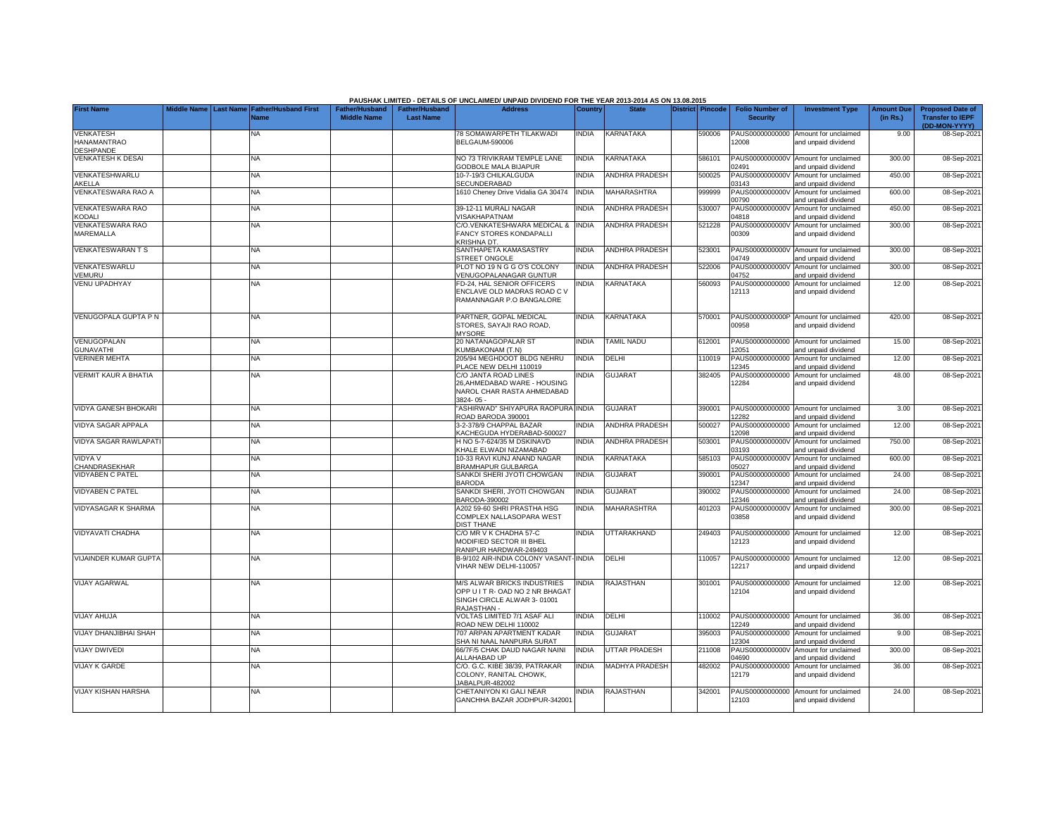**PAUSHAK LIMITED - DETAILS OF UNCLAIMED/ UNPAID DIVIDEND FOR THE YEAR 2013-2014 AS ON 13.08.2015**

| First Name | Middle Name | Last Name | Father/Husband First Name | Father/Husband Middle Name | Father/Husband Last Name | Address | Country | State | District | Pincode | Folio Number of Security | Investment Type | Amount Due (in Rs.) | Proposed Date of Transfer to IEPF (DD-MON-YYYY) |
|---|---|---|---|---|---|---|---|---|---|---|---|---|---|---|
| VENKATESH HANAMANTRAO DESHPANDE | | | NA | | | 78 SOMAWARPETH TILAKWADI BELGAUM-590006 | INDIA | KARNATAKA | | 590006 | PAUS00000000000012008 | Amount for unclaimed and unpaid dividend | 9.00 | 08-Sep-2021 |
| VENKATESH K DESAI | | | NA | | | NO 73 TRIVIKRAM TEMPLE LANE GODBOLE MALA BIJAPUR | INDIA | KARNATAKA | | 586101 | PAUS0000000000V02491 | Amount for unclaimed and unpaid dividend | 300.00 | 08-Sep-2021 |
| VENKATESHWARLU AKELLA | | | NA | | | 10-7-19/3 CHILKALGUDA SECUNDERABAD | INDIA | ANDHRA PRADESH | | 500025 | PAUS0000000000V03143 | Amount for unclaimed and unpaid dividend | 450.00 | 08-Sep-2021 |
| VENKATESWARA RAO A | | | NA | | | 1610 Cheney Drive Vidalia GA 30474 | INDIA | MAHARASHTRA | | 999999 | PAUS0000000000V00790 | Amount for unclaimed and unpaid dividend | 600.00 | 08-Sep-2021 |
| VENKATESWARA RAO KODALI | | | NA | | | 39-12-11 MURALI NAGAR VISAKHAPATNAM | INDIA | ANDHRA PRADESH | | 530007 | PAUS0000000000V04818 | Amount for unclaimed and unpaid dividend | 450.00 | 08-Sep-2021 |
| VENKATESWARA RAO MAREMALLA | | | NA | | | C/O.VENKATESHWARA MEDICAL & FANCY STORES KONDAPALLI KRISHNA DT. | INDIA | ANDHRA PRADESH | | 521228 | PAUS0000000000V00309 | Amount for unclaimed and unpaid dividend | 300.00 | 08-Sep-2021 |
| VENKATESWARAN T S | | | NA | | | SANTHAPETA KAMASASTRY STREET ONGOLE | INDIA | ANDHRA PRADESH | | 523001 | PAUS0000000000V04749 | Amount for unclaimed and unpaid dividend | 300.00 | 08-Sep-2021 |
| VENKATESWARLU VEMURU | | | NA | | | PLOT NO 19 N G G O'S COLONY VENUGOPALANAGAR GUNTUR | INDIA | ANDHRA PRADESH | | 522006 | PAUS0000000000V04752 | Amount for unclaimed and unpaid dividend | 300.00 | 08-Sep-2021 |
| VENU UPADHYAY | | | NA | | | FD-24, HAL SENIOR OFFICERS ENCLAVE OLD MADRAS ROAD C V RAMANNAGAR P.O BANGALORE | INDIA | KARNATAKA | | 560093 | PAUS00000000000012113 | Amount for unclaimed and unpaid dividend | 12.00 | 08-Sep-2021 |
| VENUGOPALA GUPTA P N | | | NA | | | PARTNER, GOPAL MEDICAL STORES, SAYAJI RAO ROAD, MYSORE | INDIA | KARNATAKA | | 570001 | PAUS0000000000P00958 | Amount for unclaimed and unpaid dividend | 420.00 | 08-Sep-2021 |
| VENUGOPALAN GUNAVATHI | | | NA | | | 20 NATANAGOPALAR ST KUMBAKONAM (T.N) | INDIA | TAMIL NADU | | 612001 | PAUS00000000000012051 | Amount for unclaimed and unpaid dividend | 15.00 | 08-Sep-2021 |
| VERINER MEHTA | | | NA | | | 205/94 MEGHDOOT BLDG NEHRU PLACE NEW DELHI 110019 | INDIA | DELHI | | 110019 | PAUS00000000000012345 | Amount for unclaimed and unpaid dividend | 12.00 | 08-Sep-2021 |
| VERMIT KAUR A BHATIA | | | NA | | | C/O JANTA ROAD LINES 26,AHMEDABAD WARE - HOUSING NAROL CHAR RASTA AHMEDABAD 3824- 05 - | INDIA | GUJARAT | | 382405 | PAUS00000000000012284 | Amount for unclaimed and unpaid dividend | 48.00 | 08-Sep-2021 |
| VIDYA GANESH BHOKARI | | | NA | | | "ASHIRWAD" SHIYAPURA RAOPURA ROAD BARODA 390001 | INDIA | GUJARAT | | 390001 | PAUS00000000000012282 | Amount for unclaimed and unpaid dividend | 3.00 | 08-Sep-2021 |
| VIDYA SAGAR APPALA | | | NA | | | 3-2-378/9 CHAPPAL BAZAR KACHEGUDA HYDERABAD-500027 | INDIA | ANDHRA PRADESH | | 500027 | PAUS00000000000012098 | Amount for unclaimed and unpaid dividend | 12.00 | 08-Sep-2021 |
| VIDYA SAGAR RAWLAPATI | | | NA | | | H NO 5-7-624/35 M DSKINAVD KHALE ELWADI NIZAMABAD | INDIA | ANDHRA PRADESH | | 503001 | PAUS0000000000V03193 | Amount for unclaimed and unpaid dividend | 750.00 | 08-Sep-2021 |
| VIDYA V CHANDRASEKHAR | | | NA | | | 10-33 RAVI KUNJ ANAND NAGAR BRAMHAPUR GULBARGA | INDIA | KARNATAKA | | 585103 | PAUS0000000000V05027 | Amount for unclaimed and unpaid dividend | 600.00 | 08-Sep-2021 |
| VIDYABEN C PATEL | | | NA | | | SANKDI SHERI JYOTI CHOWGAN BARODA | INDIA | GUJARAT | | 390001 | PAUS00000000000012347 | Amount for unclaimed and unpaid dividend | 24.00 | 08-Sep-2021 |
| VIDYABEN C PATEL | | | NA | | | SANKDI SHERI, JYOTI CHOWGAN BARODA-390002 | INDIA | GUJARAT | | 390002 | PAUS00000000000012346 | Amount for unclaimed and unpaid dividend | 24.00 | 08-Sep-2021 |
| VIDYASAGAR K SHARMA | | | NA | | | A202 59-60 SHRI PRASTHA HSG COMPLEX NALLASOPARA WEST DIST THANE | INDIA | MAHARASHTRA | | 401203 | PAUS0000000000V03858 | Amount for unclaimed and unpaid dividend | 300.00 | 08-Sep-2021 |
| VIDYAVATI CHADHA | | | NA | | | C/O MR V K CHADHA 57-C MODIFIED SECTOR III BHEL RANIPUR HARDWAR-249403 | INDIA | UTTARAKHAND | | 249403 | PAUS00000000000012123 | Amount for unclaimed and unpaid dividend | 12.00 | 08-Sep-2021 |
| VIJAINDER KUMAR GUPTA | | | NA | | | B-9/102 AIR-INDIA COLONY VASANT-VIHAR NEW DELHI-110057 | INDIA | DELHI | | 110057 | PAUS00000000000012217 | Amount for unclaimed and unpaid dividend | 12.00 | 08-Sep-2021 |
| VIJAY AGARWAL | | | NA | | | M/S ALWAR BRICKS INDUSTRIES OPP U I T R- OAD NO 2 NR BHAGAT SINGH CIRCLE ALWAR 3- 01001 RAJASTHAN - | INDIA | RAJASTHAN | | 301001 | PAUS00000000000012104 | Amount for unclaimed and unpaid dividend | 12.00 | 08-Sep-2021 |
| VIJAY AHUJA | | | NA | | | VOLTAS LIMITED 7/1 ASAF ALI ROAD NEW DELHI 110002 | INDIA | DELHI | | 110002 | PAUS00000000000012249 | Amount for unclaimed and unpaid dividend | 36.00 | 08-Sep-2021 |
| VIJAY DHANJIBHAI SHAH | | | NA | | | 707 ARPAN APARTMENT KADAR SHA NI NAAL NANPURA SURAT | INDIA | GUJARAT | | 395003 | PAUS00000000000012304 | Amount for unclaimed and unpaid dividend | 9.00 | 08-Sep-2021 |
| VIJAY DWIVEDI | | | NA | | | 66/7F/5 CHAK DAUD NAGAR NAINI ALLAHABAD UP | INDIA | UTTAR PRADESH | | 211008 | PAUS0000000000V04690 | Amount for unclaimed and unpaid dividend | 300.00 | 08-Sep-2021 |
| VIJAY K GARDE | | | NA | | | C/O. G.C. KIBE 38/39, PATRAKAR COLONY, RANITAL CHOWK, JABALPUR-482002 | INDIA | MADHYA PRADESH | | 482002 | PAUS00000000000012179 | Amount for unclaimed and unpaid dividend | 36.00 | 08-Sep-2021 |
| VIJAY KISHAN HARSHA | | | NA | | | CHETANIYON KI GALI NEAR GANCHHA BAZAR JODHPUR-342001 | INDIA | RAJASTHAN | | 342001 | PAUS00000000000012103 | Amount for unclaimed and unpaid dividend | 24.00 | 08-Sep-2021 |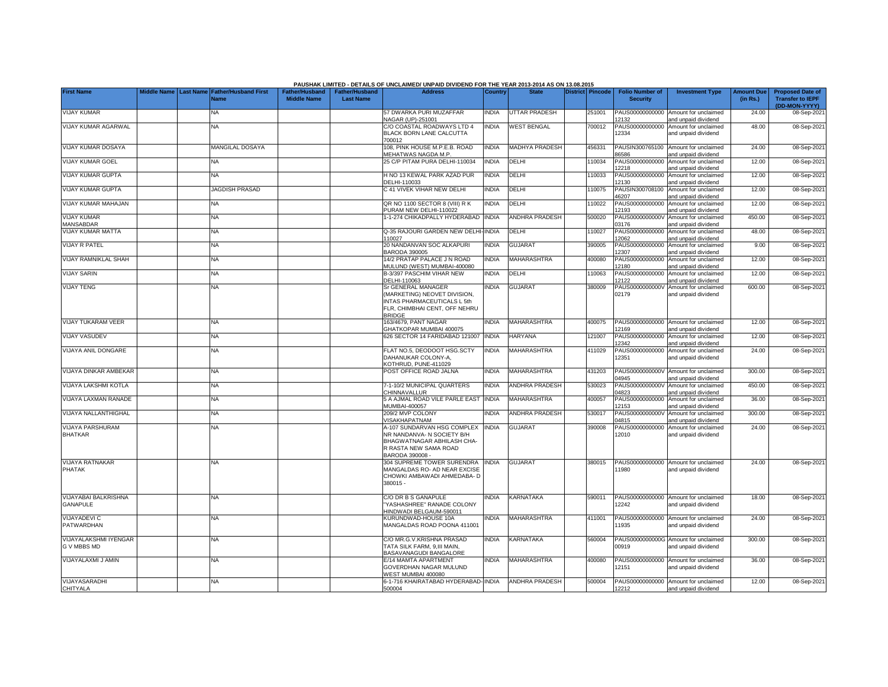PAUSHAK LIMITED - DETAILS OF UNCLAIMED/ UNPAID DIVIDEND FOR THE YEAR 2013-2014 AS ON 13.08.2015

| First Name | Middle Name | Last Name | Father/Husband First Name | Father/Husband Middle Name | Father/Husband Last Name | Address | Country | State | District | Pincode | Folio Number of Security | Investment Type | Amount Due (in Rs.) | Proposed Date of Transfer to IEPF (DD-MON-YYYY) |
|---|---|---|---|---|---|---|---|---|---|---|---|---|---|---|
| VIJAY KUMAR | | | NA | | | 57 DWARKA PURI MUZAFFAR NAGAR (UP)-251001 | INDIA | UTTAR PRADESH | | 251001 | PAUS00000000000 12132 | Amount for unclaimed and unpaid dividend | 24.00 | 08-Sep-2021 |
| VIJAY KUMAR AGARWAL | | | NA | | | C/O COASTAL ROADWAYS LTD 4 BLACK BORN LANE CALCUTTA 700012 | INDIA | WEST BENGAL | | 700012 | PAUS00000000000 12334 | Amount for unclaimed and unpaid dividend | 48.00 | 08-Sep-2021 |
| VIJAY KUMAR DOSAYA | | | MANGILAL DOSAYA | | | 108, PINK HOUSE M.P.E.B. ROAD MEHATWAS NAGDA M.P. | INDIA | MADHYA PRADESH | | 456331 | PAUSIN300765100 86586 | Amount for unclaimed and unpaid dividend | 24.00 | 08-Sep-2021 |
| VIJAY KUMAR GOEL | | | NA | | | 25 C/P PITAM PURA DELHI-110034 | INDIA | DELHI | | 110034 | PAUS00000000000 12218 | Amount for unclaimed and unpaid dividend | 12.00 | 08-Sep-2021 |
| VIJAY KUMAR GUPTA | | | NA | | | H NO 13 KEWAL PARK AZAD PUR DELHI-110033 | INDIA | DELHI | | 110033 | PAUS00000000000 12130 | Amount for unclaimed and unpaid dividend | 12.00 | 08-Sep-2021 |
| VIJAY KUMAR GUPTA | | | JAGDISH PRASAD | | | C 41 VIVEK VIHAR NEW DELHI | INDIA | DELHI | | 110075 | PAUSIN300708100 46207 | Amount for unclaimed and unpaid dividend | 12.00 | 08-Sep-2021 |
| VIJAY KUMAR MAHAJAN | | | NA | | | QR NO 1100 SECTOR 8 (VIII) R K PURAM NEW DELHI-110022 | INDIA | DELHI | | 110022 | PAUS00000000000 12193 | Amount for unclaimed and unpaid dividend | 12.00 | 08-Sep-2021 |
| VIJAY KUMAR MANSABDAR | | | NA | | | 1-1-274 CHIKADPALLY HYDERABAD | INDIA | ANDHRA PRADESH | | 500020 | PAUS0000000000V 03176 | Amount for unclaimed and unpaid dividend | 450.00 | 08-Sep-2021 |
| VIJAY KUMAR MATTA | | | NA | | | Q-35 RAJOURI GARDEN NEW DELHI-110027 | INDIA | DELHI | | 110027 | PAUS00000000000 12062 | Amount for unclaimed and unpaid dividend | 48.00 | 08-Sep-2021 |
| VIJAY R PATEL | | | NA | | | 20 NANDANVAN SOC ALKAPURI BARODA 390005 | INDIA | GUJARAT | | 390005 | PAUS00000000000 12307 | Amount for unclaimed and unpaid dividend | 9.00 | 08-Sep-2021 |
| VIJAY RAMNIKLAL SHAH | | | NA | | | 14/2 PRATAP PALACE J N ROAD MULUND (WEST) MUMBAI-400080 | INDIA | MAHARASHTRA | | 400080 | PAUS00000000000 12180 | Amount for unclaimed and unpaid dividend | 12.00 | 08-Sep-2021 |
| VIJAY SARIN | | | NA | | | B-3/397 PASCHIM VIHAR NEW DELHI-110063 | INDIA | DELHI | | 110063 | PAUS00000000000 12122 | Amount for unclaimed and unpaid dividend | 12.00 | 08-Sep-2021 |
| VIJAY TENG | | | NA | | | Sr GENERAL MANAGER (MARKETING) NEOVET DIVISION, INTAS PHARMACEUTICALS L 5th FLR, CHIMBHAI CENT, OFF NEHRU BRIDGE | INDIA | GUJARAT | | 380009 | PAUS0000000000V 02179 | Amount for unclaimed and unpaid dividend | 600.00 | 08-Sep-2021 |
| VIJAY TUKARAM VEER | | | NA | | | 163/4679, PANT NAGAR GHATKOPAR MUMBAI 400075 | INDIA | MAHARASHTRA | | 400075 | PAUS00000000000 12169 | Amount for unclaimed and unpaid dividend | 12.00 | 08-Sep-2021 |
| VIJAY VASUDEV | | | NA | | | 626 SECTOR 14 FARIDABAD 121007 | INDIA | HARYANA | | 121007 | PAUS00000000000 12342 | Amount for unclaimed and unpaid dividend | 12.00 | 08-Sep-2021 |
| VIJAYA ANIL DONGARE | | | NA | | | FLAT NO.5, DEODOOT HSG.SCTY DAHANUKAR COLONY-A, KOTHRUD, PUNE-411029 | INDIA | MAHARASHTRA | | 411029 | PAUS00000000000 12351 | Amount for unclaimed and unpaid dividend | 24.00 | 08-Sep-2021 |
| VIJAYA DINKAR AMBEKAR | | | NA | | | POST OFFICE ROAD JALNA | INDIA | MAHARASHTRA | | 431203 | PAUS0000000000V 04945 | Amount for unclaimed and unpaid dividend | 300.00 | 08-Sep-2021 |
| VIJAYA LAKSHMI KOTLA | | | NA | | | 7-1-10/2 MUNICIPAL QUARTERS CHINNAVALLUR | INDIA | ANDHRA PRADESH | | 530023 | PAUS0000000000V 04823 | Amount for unclaimed and unpaid dividend | 450.00 | 08-Sep-2021 |
| VIJAYA LAXMAN RANADE | | | NA | | | 5 A AJMAL ROAD VILE PARLE EAST MUMBAI-400057 | INDIA | MAHARASHTRA | | 400057 | PAUS00000000000 12153 | Amount for unclaimed and unpaid dividend | 36.00 | 08-Sep-2021 |
| VIJAYA NALLANTHIGHAL | | | NA | | | 209/2 MVP COLONY VISAKHAPATNAM | INDIA | ANDHRA PRADESH | | 530017 | PAUS0000000000V 04815 | Amount for unclaimed and unpaid dividend | 300.00 | 08-Sep-2021 |
| VIJAYA PARSHURAM BHATKAR | | | NA | | | A-107 SUNDARVAN HSG COMPLEX NR NANDANVA- N SOCIETY B/H BHAGWATNAGAR ABHILASH CHA- R RASTA NEW SAMA ROAD BARODA 390008 - | INDIA | GUJARAT | | 390008 | PAUS00000000000 12010 | Amount for unclaimed and unpaid dividend | 24.00 | 08-Sep-2021 |
| VIJAYA RATNAKAR PHATAK | | | NA | | | 304 SUPREME TOWER SURENDRA MANGALDAS RO- AD NEAR EXCISE CHOWKI AMBAWADI AHMEDABA- D 380015 - | INDIA | GUJARAT | | 380015 | PAUS00000000000 11980 | Amount for unclaimed and unpaid dividend | 24.00 | 08-Sep-2021 |
| VIJAYABAI BALKRISHNA GANAPULE | | | NA | | | C/O DR B S GANAPULE "YASHASHREE" RANADE COLONY HINDWADI BELGAUM-590011 | INDIA | KARNATAKA | | 590011 | PAUS00000000000 12242 | Amount for unclaimed and unpaid dividend | 18.00 | 08-Sep-2021 |
| VIJAYADEVI C PATWARDHAN | | | NA | | | KURUNDWAD-HOUSE 10A MANGALDAS ROAD POONA 411001 | INDIA | MAHARASHTRA | | 411001 | PAUS00000000000 11935 | Amount for unclaimed and unpaid dividend | 24.00 | 08-Sep-2021 |
| VIJAYALAKSHMI IYENGAR G V MBBS MD | | | NA | | | C/O MR.G.V.KRISHNA PRASAD TATA SILK FARM, 9,III MAIN, BASAVANAGUDI BANGALORE | INDIA | KARNATAKA | | 560004 | PAUS0000000000G 00919 | Amount for unclaimed and unpaid dividend | 300.00 | 08-Sep-2021 |
| VIJAYALAXMI J AMIN | | | NA | | | E/14 MAMTA APARTMENT GOVERDHAN NAGAR MULUND WEST MUMBAI 400080 | INDIA | MAHARASHTRA | | 400080 | PAUS00000000000 12151 | Amount for unclaimed and unpaid dividend | 36.00 | 08-Sep-2021 |
| VIJAYASARADHI CHITYALA | | | NA | | | 6-1-716 KHAIRATABAD HYDERABAD-500004 | INDIA | ANDHRA PRADESH | | 500004 | PAUS00000000000 12212 | Amount for unclaimed and unpaid dividend | 12.00 | 08-Sep-2021 |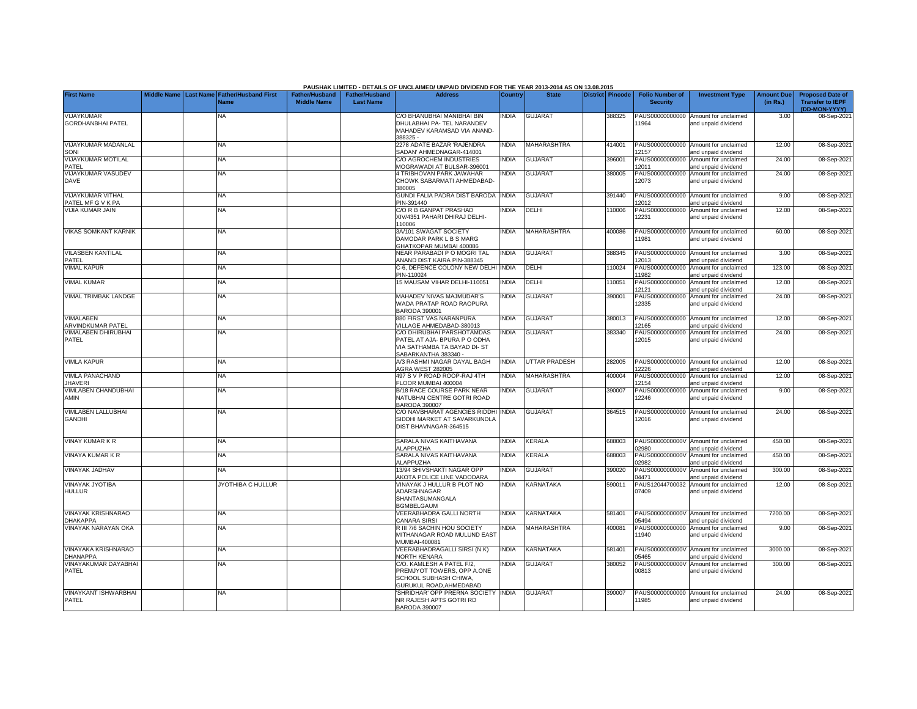PAUSHAK LIMITED - DETAILS OF UNCLAIMED/ UNPAID DIVIDEND FOR THE YEAR 2013-2014 AS ON 13.08.2015

| First Name | Middle Name | Last Name | Father/Husband First Name | Father/Husband Middle Name | Father/Husband Last Name | Address | Country | State | District | Pincode | Folio Number of Security | Investment Type | Amount Due (in Rs.) | Proposed Date of Transfer to IEPF (DD-MON-YYYY) |
|---|---|---|---|---|---|---|---|---|---|---|---|---|---|---|
| VIJAYKUMAR GORDHANBHAI PATEL | | | NA | | | C/O BHANUBHAI MANIBHAI BIN DHULABHAI PA- TEL NARANDEV MAHADEV KARAMSAD VIA ANAND-388325 - | INDIA | GUJARAT | | 388325 | PAUS00000000000 11964 | Amount for unclaimed and unpaid dividend | 3.00 | 08-Sep-2021 |
| VIJAYKUMAR MADANLAL SONI | | | NA | | | 2278 ADATE BAZAR 'RAJENDRA SADAN' AHMEDNAGAR-414001 | INDIA | MAHARASHTRA | | 414001 | PAUS00000000000 12157 | Amount for unclaimed and unpaid dividend | 12.00 | 08-Sep-2021 |
| VIJAYKUMAR MOTILAL PATEL | | | NA | | | C/O AGROCHEM INDUSTRIES MOGRAWADI AT BULSAR-396001 | INDIA | GUJARAT | | 396001 | PAUS00000000000 12011 | Amount for unclaimed and unpaid dividend | 24.00 | 08-Sep-2021 |
| VIJAYKUMAR VASUDEV DAVE | | | NA | | | 4 TRIBHOVAN PARK JAWAHAR CHOWK SABARMATI AHMEDABAD-380005 | INDIA | GUJARAT | | 380005 | PAUS00000000000 12073 | Amount for unclaimed and unpaid dividend | 24.00 | 08-Sep-2021 |
| VIJAYKUMAR VITHAL PATEL MF G V K PA | | | NA | | | GUNDI FALIA PADRA DIST BARODA PIN-391440 | INDIA | GUJARAT | | 391440 | PAUS00000000000 12012 | Amount for unclaimed and unpaid dividend | 9.00 | 08-Sep-2021 |
| VIJIA KUMAR JAIN | | | NA | | | C/O R B GANPAT PRASHAD XIV/4351 PAHARI DHIRAJ DELHI-110006 | INDIA | DELHI | | 110006 | PAUS00000000000 12231 | Amount for unclaimed and unpaid dividend | 12.00 | 08-Sep-2021 |
| VIKAS SOMKANT KARNIK | | | NA | | | 3A/101 SWAGAT SOCIETY DAMODAR PARK L B S MARG GHATKOPAR MUMBAI 400086 | INDIA | MAHARASHTRA | | 400086 | PAUS00000000000 11981 | Amount for unclaimed and unpaid dividend | 60.00 | 08-Sep-2021 |
| VILASBEN KANTILAL PATEL | | | NA | | | NEAR PARABADI P O MOGRI TAL ANAND DIST KAIRA PIN-388345 | INDIA | GUJARAT | | 388345 | PAUS00000000000 12013 | Amount for unclaimed and unpaid dividend | 3.00 | 08-Sep-2021 |
| VIMAL KAPUR | | | NA | | | C-6, DEFENCE COLONY NEW DELHI PIN-110024 | INDIA | DELHI | | 110024 | PAUS00000000000 11982 | Amount for unclaimed and unpaid dividend | 123.00 | 08-Sep-2021 |
| VIMAL KUMAR | | | NA | | | 15 MAUSAM VIHAR DELHI-110051 | INDIA | DELHI | | 110051 | PAUS00000000000 12121 | Amount for unclaimed and unpaid dividend | 12.00 | 08-Sep-2021 |
| VIMAL TRIMBAK LANDGE | | | NA | | | MAHADEV NIVAS MAJMUDAR'S WADA PRATAP ROAD RAOPURA BARODA 390001 | INDIA | GUJARAT | | 390001 | PAUS00000000000 12335 | Amount for unclaimed and unpaid dividend | 24.00 | 08-Sep-2021 |
| VIMALABEN ARVINDKUMAR PATEL | | | NA | | | 880 FIRST VAS NARANPURA VILLAGE AHMEDABAD-380013 | INDIA | GUJARAT | | 380013 | PAUS00000000000 12165 | Amount for unclaimed and unpaid dividend | 12.00 | 08-Sep-2021 |
| VIMALABEN DHIRUBHAI PATEL | | | NA | | | C/O DHIRUBHAI PARSHOTAMDAS PATEL AT AJA- BPURA P O ODHA VIA SATHAMBA TA BAYAD DI- ST SABARKANTHA 383340 - | INDIA | GUJARAT | | 383340 | PAUS00000000000 12015 | Amount for unclaimed and unpaid dividend | 24.00 | 08-Sep-2021 |
| VIMLA KAPUR | | | NA | | | A/3 RASHMI NAGAR DAYAL BAGH AGRA WEST 282005 | INDIA | UTTAR PRADESH | | 282005 | PAUS00000000000 12226 | Amount for unclaimed and unpaid dividend | 12.00 | 08-Sep-2021 |
| VIMLA PANACHAND JHAVERI | | | NA | | | 497 S V P ROAD ROOP-RAJ 4TH FLOOR MUMBAI 400004 | INDIA | MAHARASHTRA | | 400004 | PAUS00000000000 12154 | Amount for unclaimed and unpaid dividend | 12.00 | 08-Sep-2021 |
| VIMLABEN CHANDUBHAI AMIN | | | NA | | | B/18 RACE COURSE PARK NEAR NATUBHAI CENTRE GOTRI ROAD BARODA 390007 | INDIA | GUJARAT | | 390007 | PAUS00000000000 12246 | Amount for unclaimed and unpaid dividend | 9.00 | 08-Sep-2021 |
| VIMLABEN LALLUBHAI GANDHI | | | NA | | | C/O NAVBHARAT AGENCIES RIDDHI SIDDHI MARKET AT SAVARKUNDLA DIST BHAVNAGAR-364515 | INDIA | GUJARAT | | 364515 | PAUS00000000000 12016 | Amount for unclaimed and unpaid dividend | 24.00 | 08-Sep-2021 |
| VINAY KUMAR K R | | | NA | | | SARALA NIVAS KAITHAVANA ALAPPUZHA | INDIA | KERALA | | 688003 | PAUS0000000000V 02980 | Amount for unclaimed and unpaid dividend | 450.00 | 08-Sep-2021 |
| VINAYA KUMAR K R | | | NA | | | SARALA NIVAS KAITHAVANA ALAPPUZHA | INDIA | KERALA | | 688003 | PAUS0000000000V 02982 | Amount for unclaimed and unpaid dividend | 450.00 | 08-Sep-2021 |
| VINAYAK JADHAV | | | NA | | | 13/94 SHIVSHAKTI NAGAR OPP AKOTA POLICE LINE VADODARA | INDIA | GUJARAT | | 390020 | PAUS0000000000V 04471 | Amount for unclaimed and unpaid dividend | 300.00 | 08-Sep-2021 |
| VINAYAK JYOTIBA HULLUR | | | JYOTHIBA C HULLUR | | | VINAYAK J HULLUR B PLOT NO ADARSHNAGAR SHANTASUMANGALA BGMBELGAUM | INDIA | KARNATAKA | | 590011 | PAUS12044700032 07409 | Amount for unclaimed and unpaid dividend | 12.00 | 08-Sep-2021 |
| VINAYAK KRISHNARAO DHAKAPPA | | | NA | | | VEERABHADRA GALLI NORTH CANARA SIRSI | INDIA | KARNATAKA | | 581401 | PAUS0000000000V 05494 | Amount for unclaimed and unpaid dividend | 7200.00 | 08-Sep-2021 |
| VINAYAK NARAYAN OKA | | | NA | | | R III 7/6 SACHIN HOU SOCIETY MITHANAGAR ROAD MULUND EAST MUMBAI-400081 | INDIA | MAHARASHTRA | | 400081 | PAUS00000000000 11940 | Amount for unclaimed and unpaid dividend | 9.00 | 08-Sep-2021 |
| VINAYAKA KRISHNARAO DHANAPPA | | | NA | | | VEERABHADRAGALLI SIRSI (N.K) NORTH KENARA | INDIA | KARNATAKA | | 581401 | PAUS0000000000V 05465 | Amount for unclaimed and unpaid dividend | 3000.00 | 08-Sep-2021 |
| VINAYAKUMAR DAYABHAI PATEL | | | NA | | | C/O. KAMLESH A PATEL F/2, PREMJYOT TOWERS, OPP A.ONE SCHOOL SUBHASH CHIWA, GURUKUL ROAD,AHMEDABAD | INDIA | GUJARAT | | 380052 | PAUS0000000000V 00813 | Amount for unclaimed and unpaid dividend | 300.00 | 08-Sep-2021 |
| VINAYKANT ISHWARBHAI PATEL | | | NA | | | 'SHRIDHAR' OPP PRERNA SOCIETY NR RAJESH APTS GOTRI RD BARODA 390007 | INDIA | GUJARAT | | 390007 | PAUS00000000000 11985 | Amount for unclaimed and unpaid dividend | 24.00 | 08-Sep-2021 |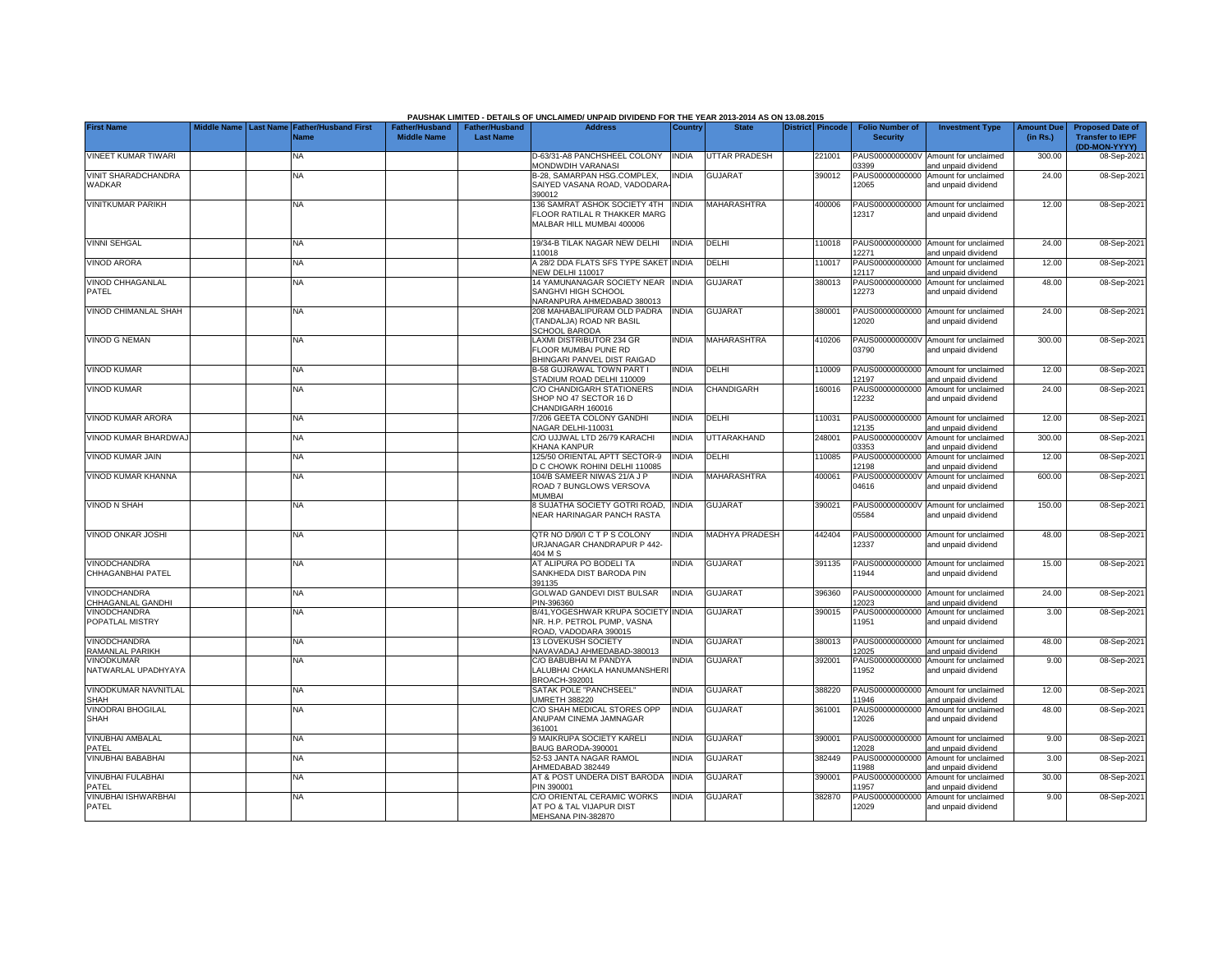**PAUSHAK LIMITED - DETAILS OF UNCLAIMED/ UNPAID DIVIDEND FOR THE YEAR 2013-2014 AS ON 13.08.2015**

| First Name | Middle Name | Last Name | Father/Husband First Name | Father/Husband Middle Name | Father/Husband Last Name | Address | Country | State | District | Pincode | Folio Number of Security | Investment Type | Amount Due (in Rs.) | Proposed Date of Transfer to IEPF (DD-MON-YYYY) |
|---|---|---|---|---|---|---|---|---|---|---|---|---|---|---|
| VINEET KUMAR TIWARI | | | NA | | | D-63/31-A8 PANCHSHEEL COLONY MONDWDIH VARANASI | INDIA | UTTAR PRADESH | | 221001 | PAUS0000000000V03399 | Amount for unclaimed and unpaid dividend | 300.00 | 08-Sep-2021 |
| VINIT SHARADCHANDRA WADKAR | | | NA | | | B-28, SAMARPAN HSG.COMPLEX, SAIYED VASANA ROAD, VADODARA-390012 | INDIA | GUJARAT | | 390012 | PAUS00000000000012065 | Amount for unclaimed and unpaid dividend | 24.00 | 08-Sep-2021 |
| VINITKUMAR PARIKH | | | NA | | | 136 SAMRAT ASHOK SOCIETY 4TH FLOOR RATILAL R THAKKER MARG MALBAR HILL MUMBAI 400006 | INDIA | MAHARASHTRA | | 400006 | PAUS00000000000012317 | Amount for unclaimed and unpaid dividend | 12.00 | 08-Sep-2021 |
| VINNI SEHGAL | | | NA | | | 19/34-B TILAK NAGAR NEW DELHI 110018 | INDIA | DELHI | | 110018 | PAUS00000000000012271 | Amount for unclaimed and unpaid dividend | 24.00 | 08-Sep-2021 |
| VINOD ARORA | | | NA | | | A 28/2 DDA FLATS SFS TYPE SAKET NEW DELHI 110017 | INDIA | DELHI | | 110017 | PAUS00000000000012117 | Amount for unclaimed and unpaid dividend | 12.00 | 08-Sep-2021 |
| VINOD CHHAGANLAL PATEL | | | NA | | | 14 YAMUNANAGAR SOCIETY NEAR SANGHVI HIGH SCHOOL NARANPURA AHMEDABAD 380013 | INDIA | GUJARAT | | 380013 | PAUS00000000000012273 | Amount for unclaimed and unpaid dividend | 48.00 | 08-Sep-2021 |
| VINOD CHIMANLAL SHAH | | | NA | | | 208 MAHABALIPURAM OLD PADRA (TANDALJA) ROAD NR BASIL SCHOOL BARODA | INDIA | GUJARAT | | 380001 | PAUS00000000000012020 | Amount for unclaimed and unpaid dividend | 24.00 | 08-Sep-2021 |
| VINOD G NEMAN | | | NA | | | LAXMI DISTRIBUTOR 234 GR FLOOR MUMBAI PUNE RD BHINGARI PANVEL DIST RAIGAD | INDIA | MAHARASHTRA | | 410206 | PAUS0000000000V03790 | Amount for unclaimed and unpaid dividend | 300.00 | 08-Sep-2021 |
| VINOD KUMAR | | | NA | | | B-58 GUJRAWAL TOWN PART I STADIUM ROAD DELHI 110009 | INDIA | DELHI | | 110009 | PAUS00000000000012197 | Amount for unclaimed and unpaid dividend | 12.00 | 08-Sep-2021 |
| VINOD KUMAR | | | NA | | | C/O CHANDIGARH STATIONERS SHOP NO 47 SECTOR 16 D CHANDIGARH 160016 | INDIA | CHANDIGARH | | 160016 | PAUS00000000000012232 | Amount for unclaimed and unpaid dividend | 24.00 | 08-Sep-2021 |
| VINOD KUMAR ARORA | | | NA | | | 7/206 GEETA COLONY GANDHI NAGAR DELHI-110031 | INDIA | DELHI | | 110031 | PAUS00000000000012135 | Amount for unclaimed and unpaid dividend | 12.00 | 08-Sep-2021 |
| VINOD KUMAR BHARDWAJ | | | NA | | | C/O UJJWAL LTD 26/79 KARACHI KHANA KANPUR | INDIA | UTTARAKHAND | | 248001 | PAUS0000000000V03353 | Amount for unclaimed and unpaid dividend | 300.00 | 08-Sep-2021 |
| VINOD KUMAR JAIN | | | NA | | | 125/50 ORIENTAL APTT SECTOR-9 D C CHOWK ROHINI DELHI 110085 | INDIA | DELHI | | 110085 | PAUS00000000000012198 | Amount for unclaimed and unpaid dividend | 12.00 | 08-Sep-2021 |
| VINOD KUMAR KHANNA | | | NA | | | 104/B SAMEER NIWAS 21/A J P ROAD 7 BUNGLOWS VERSOVA MUMBAI | INDIA | MAHARASHTRA | | 400061 | PAUS0000000000V04616 | Amount for unclaimed and unpaid dividend | 600.00 | 08-Sep-2021 |
| VINOD N SHAH | | | NA | | | 8 SUJATHA SOCIETY GOTRI ROAD, NEAR HARINAGAR PANCH RASTA | INDIA | GUJARAT | | 390021 | PAUS0000000000V05584 | Amount for unclaimed and unpaid dividend | 150.00 | 08-Sep-2021 |
| VINOD ONKAR JOSHI | | | NA | | | QTR NO D/90/I C T P S COLONY URJANAGAR CHANDRAPUR P 442-404 M S | INDIA | MADHYA PRADESH | | 442404 | PAUS00000000000012337 | Amount for unclaimed and unpaid dividend | 48.00 | 08-Sep-2021 |
| VINODCHANDRA CHHAGANBHAI PATEL | | | NA | | | AT ALIPURA PO BODELI TA SANKHEDA DIST BARODA PIN 391135 | INDIA | GUJARAT | | 391135 | PAUS00000000000011944 | Amount for unclaimed and unpaid dividend | 15.00 | 08-Sep-2021 |
| VINODCHANDRA CHHAGANLAL GANDHI | | | NA | | | GOLWAD GANDEVI DIST BULSAR PIN-396360 | INDIA | GUJARAT | | 396360 | PAUS00000000000012023 | Amount for unclaimed and unpaid dividend | 24.00 | 08-Sep-2021 |
| VINODCHANDRA POPATLAL MISTRY | | | NA | | | B/41,YOGESHWAR KRUPA SOCIETY NR. H.P. PETROL PUMP, VASNA ROAD, VADODARA 390015 | INDIA | GUJARAT | | 390015 | PAUS00000000000011951 | Amount for unclaimed and unpaid dividend | 3.00 | 08-Sep-2021 |
| VINODCHANDRA RAMANLAL PARIKH | | | NA | | | 13 LOVEKUSH SOCIETY NAVAVADAJ AHMEDABAD-380013 | INDIA | GUJARAT | | 380013 | PAUS00000000000012025 | Amount for unclaimed and unpaid dividend | 48.00 | 08-Sep-2021 |
| VINODKUMAR NATWARLAL UPADHYAYA | | | NA | | | C/O BABUBHAI M PANDYA LALUBHAI CHAKLA HANUMANSHERI BROACH-392001 | INDIA | GUJARAT | | 392001 | PAUS00000000000011952 | Amount for unclaimed and unpaid dividend | 9.00 | 08-Sep-2021 |
| VINODKUMAR NAVNITLAL SHAH | | | NA | | | SATAK POLE "PANCHSEEL" UMRETH 388220 | INDIA | GUJARAT | | 388220 | PAUS00000000000011946 | Amount for unclaimed and unpaid dividend | 12.00 | 08-Sep-2021 |
| VINODRAI BHOGILAL SHAH | | | NA | | | C/O SHAH MEDICAL STORES OPP ANUPAM CINEMA JAMNAGAR 361001 | INDIA | GUJARAT | | 361001 | PAUS00000000000012026 | Amount for unclaimed and unpaid dividend | 48.00 | 08-Sep-2021 |
| VINUBHAI AMBALAL PATEL | | | NA | | | 9 MAIKRUPA SOCIETY KARELI BAUG BARODA-390001 | INDIA | GUJARAT | | 390001 | PAUS00000000000012028 | Amount for unclaimed and unpaid dividend | 9.00 | 08-Sep-2021 |
| VINUBHAI BABABHAI | | | NA | | | 52-53 JANTA NAGAR RAMOL AHMEDABAD 382449 | INDIA | GUJARAT | | 382449 | PAUS00000000000011988 | Amount for unclaimed and unpaid dividend | 3.00 | 08-Sep-2021 |
| VINUBHAI FULABHAI PATEL | | | NA | | | AT & POST UNDERA DIST BARODA PIN 390001 | INDIA | GUJARAT | | 390001 | PAUS00000000000011957 | Amount for unclaimed and unpaid dividend | 30.00 | 08-Sep-2021 |
| VINUBHAI ISHWARBHAI PATEL | | | NA | | | C/O ORIENTAL CERAMIC WORKS AT PO & TAL VIJAPUR DIST MEHSANA PIN-382870 | INDIA | GUJARAT | | 382870 | PAUS00000000000012029 | Amount for unclaimed and unpaid dividend | 9.00 | 08-Sep-2021 |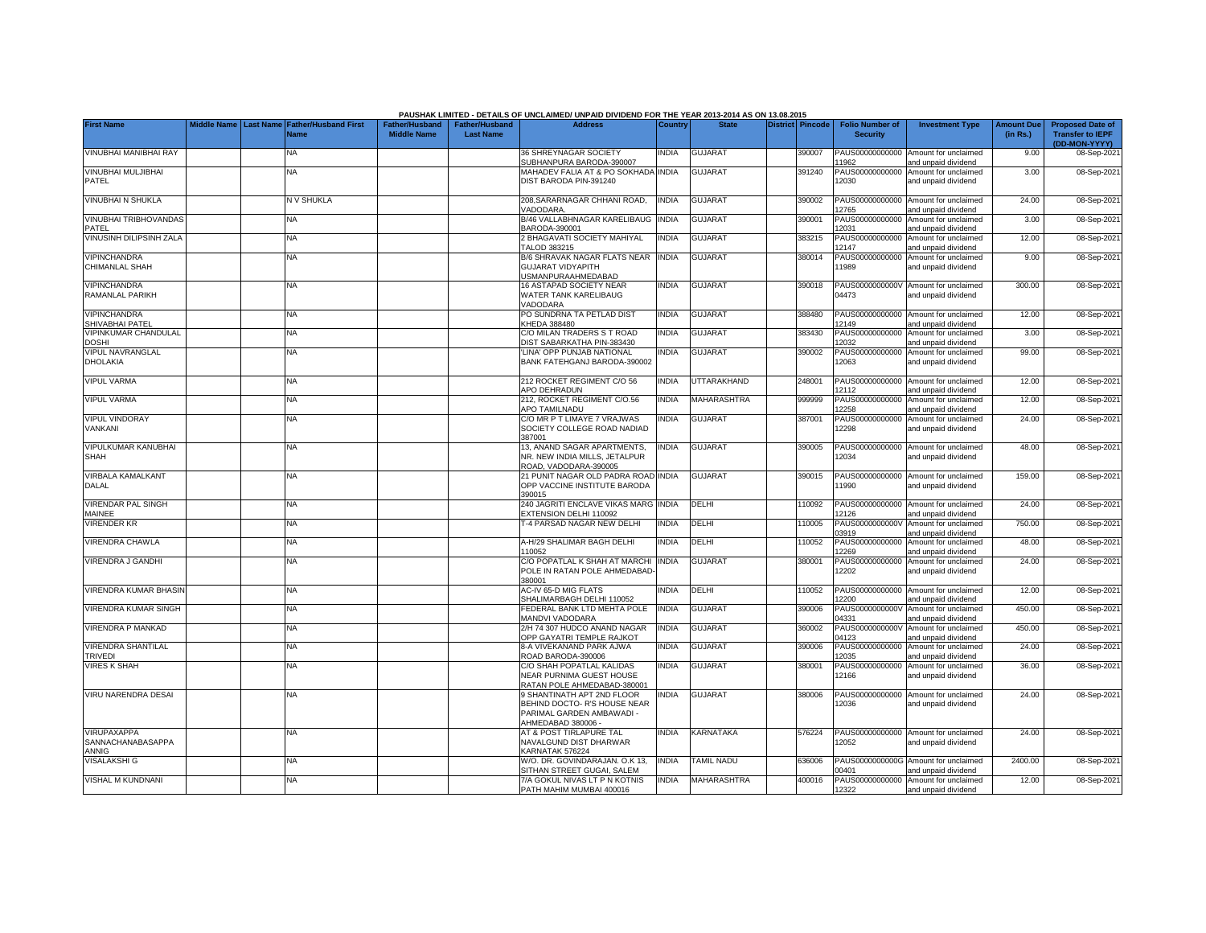PAUSHAK LIMITED - DETAILS OF UNCLAIMED/ UNPAID DIVIDEND FOR THE YEAR 2013-2014 AS ON 13.08.2015

| First Name | Middle Name | Last Name | Father/Husband First Name | Father/Husband Middle Name | Father/Husband Last Name | Address | Country | State | District | Pincode | Folio Number of Security | Investment Type | Amount Due (in Rs.) | Proposed Date of Transfer to IEPF (DD-MON-YYYY) |
|---|---|---|---|---|---|---|---|---|---|---|---|---|---|---|
| VINUBHAI MANIBHAI RAY | | | NA | | | 36 SHREYNAGAR SOCIETY SUBHANPURA BARODA-390007 | INDIA | GUJARAT | | 390007 | PAUS00000000000 11962 | Amount for unclaimed and unpaid dividend | 9.00 | 08-Sep-2021 |
| VINUBHAI MULJIBHAI PATEL | | | NA | | | MAHADEV FALIA AT & PO SOKHADA DIST BARODA PIN-391240 | INDIA | GUJARAT | | 391240 | PAUS00000000000 12030 | Amount for unclaimed and unpaid dividend | 3.00 | 08-Sep-2021 |
| VINUBHAI N SHUKLA | | | N V SHUKLA | | | 208,SARARNAGAR CHHANI ROAD, VADODARA. | INDIA | GUJARAT | | 390002 | PAUS00000000000 12765 | Amount for unclaimed and unpaid dividend | 24.00 | 08-Sep-2021 |
| VINUBHAI TRIBHOVANDAS PATEL | | | NA | | | B/46 VALLABHNAGAR KARELIBAUG BARODA-390001 | INDIA | GUJARAT | | 390001 | PAUS00000000000 12031 | Amount for unclaimed and unpaid dividend | 3.00 | 08-Sep-2021 |
| VINUSINH DILIPSINH ZALA | | | NA | | | 2 BHAGAVATI SOCIETY MAHIYAL TALOD 383215 | INDIA | GUJARAT | | 383215 | PAUS00000000000 12147 | Amount for unclaimed and unpaid dividend | 12.00 | 08-Sep-2021 |
| VIPINCHANDRA CHIMANLAL SHAH | | | NA | | | B/6 SHRAVAK NAGAR FLATS NEAR GUJARAT VIDYAPITH USMANPURAAHMEDABAD | INDIA | GUJARAT | | 380014 | PAUS00000000000 11989 | Amount for unclaimed and unpaid dividend | 9.00 | 08-Sep-2021 |
| VIPINCHANDRA RAMANLAL PARIKH | | | NA | | | 16 ASTAPAD SOCIETY NEAR WATER TANK KARELIBAUG VADODARA | INDIA | GUJARAT | | 390018 | PAUS0000000000V 04473 | Amount for unclaimed and unpaid dividend | 300.00 | 08-Sep-2021 |
| VIPINCHANDRA SHIVABHAI PATEL | | | NA | | | PO SUNDRNA TA PETLAD DIST KHEDA 388480 | INDIA | GUJARAT | | 388480 | PAUS00000000000 12149 | Amount for unclaimed and unpaid dividend | 12.00 | 08-Sep-2021 |
| VIPINKUMAR CHANDULAL DOSHI | | | NA | | | C/O MILAN TRADERS S T ROAD DIST SABARKATHA PIN-383430 | INDIA | GUJARAT | | 383430 | PAUS00000000000 12032 | Amount for unclaimed and unpaid dividend | 3.00 | 08-Sep-2021 |
| VIPUL NAVRANGLAL DHOLAKIA | | | NA | | | 'LINA' OPP PUNJAB NATIONAL BANK FATEHGANJ BARODA-390002 | INDIA | GUJARAT | | 390002 | PAUS00000000000 12063 | Amount for unclaimed and unpaid dividend | 99.00 | 08-Sep-2021 |
| VIPUL VARMA | | | NA | | | 212 ROCKET REGIMENT C/O 56 APO DEHRADUN | INDIA | UTTARAKHAND | | 248001 | PAUS00000000000 12112 | Amount for unclaimed and unpaid dividend | 12.00 | 08-Sep-2021 |
| VIPUL VARMA | | | NA | | | 212, ROCKET REGIMENT C/O.56 APO TAMILNADU | INDIA | MAHARASHTRA | | 999999 | PAUS00000000000 12258 | Amount for unclaimed and unpaid dividend | 12.00 | 08-Sep-2021 |
| VIPUL VINDORAY VANKANI | | | NA | | | C/O MR P T LIMAYE 7 VRAJWAS SOCIETY COLLEGE ROAD NADIAD 387001 | INDIA | GUJARAT | | 387001 | PAUS00000000000 12298 | Amount for unclaimed and unpaid dividend | 24.00 | 08-Sep-2021 |
| VIPULKUMAR KANUBHAI SHAH | | | NA | | | 13, ANAND SAGAR APARTMENTS, NR. NEW INDIA MILLS, JETALPUR ROAD, VADODARA-390005 | INDIA | GUJARAT | | 390005 | PAUS00000000000 12034 | Amount for unclaimed and unpaid dividend | 48.00 | 08-Sep-2021 |
| VIRBALA KAMALKANT DALAL | | | NA | | | 21 PUNIT NAGAR OLD PADRA ROAD OPP VACCINE INSTITUTE BARODA 390015 | INDIA | GUJARAT | | 390015 | PAUS00000000000 11990 | Amount for unclaimed and unpaid dividend | 159.00 | 08-Sep-2021 |
| VIRENDAR PAL SINGH MAINEE | | | NA | | | 240 JAGRITI ENCLAVE VIKAS MARG EXTENSION DELHI 110092 | INDIA | DELHI | | 110092 | PAUS00000000000 12126 | Amount for unclaimed and unpaid dividend | 24.00 | 08-Sep-2021 |
| VIRENDER KR | | | NA | | | T-4 PARSAD NAGAR NEW DELHI | INDIA | DELHI | | 110005 | PAUS0000000000V 03919 | Amount for unclaimed and unpaid dividend | 750.00 | 08-Sep-2021 |
| VIRENDRA CHAWLA | | | NA | | | A-H/29 SHALIMAR BAGH DELHI 110052 | INDIA | DELHI | | 110052 | PAUS00000000000 12269 | Amount for unclaimed and unpaid dividend | 48.00 | 08-Sep-2021 |
| VIRENDRA J GANDHI | | | NA | | | C/O POPATLAL K SHAH AT MARCHI POLE IN RATAN POLE AHMEDABAD-380001 | INDIA | GUJARAT | | 380001 | PAUS00000000000 12202 | Amount for unclaimed and unpaid dividend | 24.00 | 08-Sep-2021 |
| VIRENDRA KUMAR BHASIN | | | NA | | | AC-IV 65-D MIG FLATS SHALIMARBAGH DELHI 110052 | INDIA | DELHI | | 110052 | PAUS00000000000 12200 | Amount for unclaimed and unpaid dividend | 12.00 | 08-Sep-2021 |
| VIRENDRA KUMAR SINGH | | | NA | | | FEDERAL BANK LTD MEHTA POLE MANDVI VADODARA | INDIA | GUJARAT | | 390006 | PAUS0000000000V 04331 | Amount for unclaimed and unpaid dividend | 450.00 | 08-Sep-2021 |
| VIRENDRA P MANKAD | | | NA | | | 2/H 74 307 HUDCO ANAND NAGAR OPP GAYATRI TEMPLE RAJKOT | INDIA | GUJARAT | | 360002 | PAUS0000000000V 04123 | Amount for unclaimed and unpaid dividend | 450.00 | 08-Sep-2021 |
| VIRENDRA SHANTILAL TRIVEDI | | | NA | | | 8-A VIVEKANAND PARK AJWA ROAD BARODA-390006 | INDIA | GUJARAT | | 390006 | PAUS00000000000 12035 | Amount for unclaimed and unpaid dividend | 24.00 | 08-Sep-2021 |
| VIRES K SHAH | | | NA | | | C/O SHAH POPATLAL KALIDAS NEAR PURNIMA GUEST HOUSE RATAN POLE AHMEDABAD-380001 | INDIA | GUJARAT | | 380001 | PAUS00000000000 12166 | Amount for unclaimed and unpaid dividend | 36.00 | 08-Sep-2021 |
| VIRU NARENDRA DESAI | | | NA | | | 9 SHANTINATH APT 2ND FLOOR BEHIND DOCTO- R'S HOUSE NEAR PARIMAL GARDEN AMBAWADI - AHMEDABAD 380006 - | INDIA | GUJARAT | | 380006 | PAUS00000000000 12036 | Amount for unclaimed and unpaid dividend | 24.00 | 08-Sep-2021 |
| VIRUPAXAPPA SANNACHANABASAPPA ANNIG | | | NA | | | AT & POST TIRLAPURE TAL NAVALGUND DIST DHARWAR KARNATAK 576224 | INDIA | KARNATAKA | | 576224 | PAUS00000000000 12052 | Amount for unclaimed and unpaid dividend | 24.00 | 08-Sep-2021 |
| VISALAKSHI G | | | NA | | | W/O. DR. GOVINDARAJAN. O.K 13, SITHAN STREET GUGAI, SALEM | INDIA | TAMIL NADU | | 636006 | PAUS0000000000G 00401 | Amount for unclaimed and unpaid dividend | 2400.00 | 08-Sep-2021 |
| VISHAL M KUNDNANI | | | NA | | | 7/A GOKUL NIVAS LT P N KOTNIS PATH MAHIM MUMBAI 400016 | INDIA | MAHARASHTRA | | 400016 | PAUS00000000000 12322 | Amount for unclaimed and unpaid dividend | 12.00 | 08-Sep-2021 |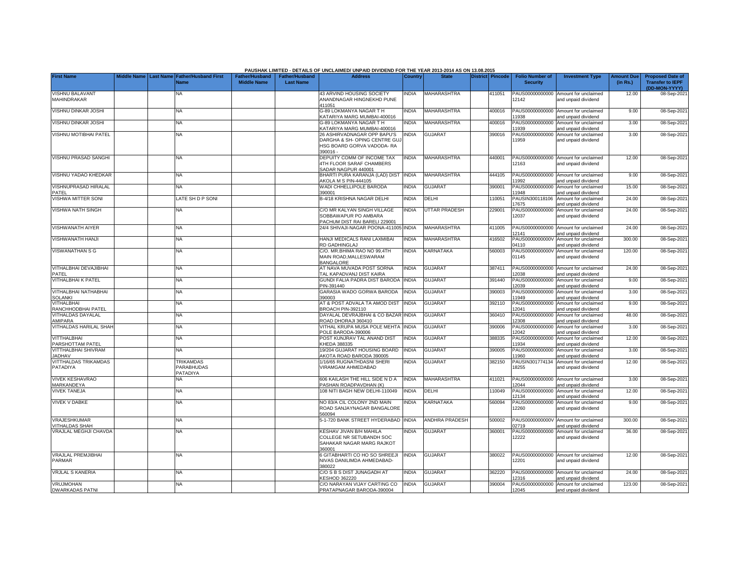PAUSHAK LIMITED - DETAILS OF UNCLAIMED/ UNPAID DIVIDEND FOR THE YEAR 2013-2014 AS ON 13.08.2015

| First Name | Middle Name | Last Name | Father/Husband First Name | Father/Husband Middle Name | Father/Husband Last Name | Address | Country | State | District | Pincode | Folio Number of Security | Investment Type | Amount Due (in Rs.) | Proposed Date of Transfer to IEPF (DD-MON-YYYY) |
|---|---|---|---|---|---|---|---|---|---|---|---|---|---|---|
| VISHNU BALAVANT MAHINDRAKAR | | | NA | | | 43 ARVIND HOUSING SOCIETY ANANDNAGAR HINGNEKHD PUNE 411051 | INDIA | MAHARASHTRA | | 411051 | PAUS00000000000 12142 | Amount for unclaimed and unpaid dividend | 12.00 | 08-Sep-2021 |
| VISHNU DINKAR JOSHI | | | NA | | | G-89 LOKMANYA NAGAR T H KATARIYA MARG MUMBAI-400016 | INDIA | MAHARASHTRA | | 400016 | PAUS00000000000 11938 | Amount for unclaimed and unpaid dividend | 9.00 | 08-Sep-2021 |
| VISHNU DINKAR JOSHI | | | NA | | | G-89 LOKMANYA NAGAR T H KATARIYA MARG MUMBAI-400016 | INDIA | MAHARASHTRA | | 400016 | PAUS00000000000 11939 | Amount for unclaimed and unpaid dividend | 3.00 | 08-Sep-2021 |
| VISHNU MOTIBHAI PATEL | | | NA | | | 26 ASHIRVADNAGAR OPP BAPU'S DARGHA & SH- OPING CENTRE GUJ HSG BOARD GORVA VADODA- RA 390016 - | INDIA | GUJARAT | | 390016 | PAUS00000000000 11959 | Amount for unclaimed and unpaid dividend | 3.00 | 08-Sep-2021 |
| VISHNU PRASAD SANGHI | | | NA | | | DEPUITY COMM OF INCOME TAX 4TH FLOOR SARAF CHAMBERS SADAR NAGPUR 440001 | INDIA | MAHARASHTRA | | 440001 | PAUS00000000000 12163 | Amount for unclaimed and unpaid dividend | 12.00 | 08-Sep-2021 |
| VISHNU YADAO KHEDKAR | | | NA | | | BHARTI PURA KARANJA (LAD) DIST AKOLA M S PIN-444105 | INDIA | MAHARASHTRA | | 444105 | PAUS00000000000 11992 | Amount for unclaimed and unpaid dividend | 9.00 | 08-Sep-2021 |
| VISHNUPRASAD HIRALAL PATEL | | | NA | | | WADI CHHELLIPOLE BARODA 390001 | INDIA | GUJARAT | | 390001 | PAUS00000000000 11948 | Amount for unclaimed and unpaid dividend | 15.00 | 08-Sep-2021 |
| VISHWA MITTER SONI | | | LATE SH D P SONI | | | B-4/18 KRISHNA NAGAR DELHI | INDIA | DELHI | | 110051 | PAUSIN300118106 17675 | Amount for unclaimed and unpaid dividend | 24.00 | 08-Sep-2021 |
| VISHWA NATH SINGH | | | NA | | | C/O MR KALYAN SINGH VILLAGE SOBBAWAPUR PO AMBARA PACHUM DIST RAI BARELI 229001 | INDIA | UTTAR PRADESH | | 229001 | PAUS00000000000 12037 | Amount for unclaimed and unpaid dividend | 24.00 | 08-Sep-2021 |
| VISHWANATH AIYER | | | NA | | | 24/4 SHIVAJI-NAGAR POONA-411005 | INDIA | MAHARASHTRA | | 411005 | PAUS00000000000 12141 | Amount for unclaimed and unpaid dividend | 24.00 | 08-Sep-2021 |
| VISHWANATH HANJI | | | NA | | | HANJI MEDICALS RANI LAXMIBAI RD GADHINGLAJ | INDIA | MAHARASHTRA | | 416502 | PAUS0000000000V 04110 | Amount for unclaimed and unpaid dividend | 300.00 | 08-Sep-2021 |
| VISWANATHAN S G | | | NA | | | C/O. MR.BHIMA RAO NO 99,4TH MAIN ROAD,MALLESWARAM BANGALORE | INDIA | KARNATAKA | | 560003 | PAUS0000000000V 01145 | Amount for unclaimed and unpaid dividend | 120.00 | 08-Sep-2021 |
| VITHALBHAI DEVAJIBHAI PATEL | | | NA | | | AT NAVA MUVADA POST SORNA TAL KAPADVANJ DIST KAIRA | INDIA | GUJARAT | | 387411 | PAUS00000000000 12038 | Amount for unclaimed and unpaid dividend | 24.00 | 08-Sep-2021 |
| VITHALBHAI K PATEL | | | NA | | | GUNDI FALIA PADRA DIST BARODA PIN-391440 | INDIA | GUJARAT | | 391440 | PAUS00000000000 12039 | Amount for unclaimed and unpaid dividend | 9.00 | 08-Sep-2021 |
| VITHALBHAI NATHABHAI SOLANKI | | | NA | | | GARASIA WADO GORWA BARODA 390003 | INDIA | GUJARAT | | 390003 | PAUS00000000000 11949 | Amount for unclaimed and unpaid dividend | 3.00 | 08-Sep-2021 |
| VITHALBHAI RANCHHODBHAI PATEL | | | NA | | | AT & POST ADVALA TA AMOD DIST BROACH PIN-392110 | INDIA | GUJARAT | | 392110 | PAUS00000000000 12041 | Amount for unclaimed and unpaid dividend | 9.00 | 08-Sep-2021 |
| VITHALDAS DAYALAL AMIPARA | | | NA | | | DAYALAL DEVRAJBHAI & CO BAZAR ROAD DHORAJI 360410 | INDIA | GUJARAT | | 360410 | PAUS00000000000 12308 | Amount for unclaimed and unpaid dividend | 48.00 | 08-Sep-2021 |
| VITHALDAS HARILAL SHAH | | | NA | | | VITHAL KRUPA MUSA POLE MEHTA POLE BARODA-390006 | INDIA | GUJARAT | | 390006 | PAUS00000000000 12042 | Amount for unclaimed and unpaid dividend | 3.00 | 08-Sep-2021 |
| VITTHALBHAI PARSHOTTAM PATEL | | | NA | | | POST KUNJRAV TAL ANAND DIST KHEDA 388335 | INDIA | GUJARAT | | 388335 | PAUS00000000000 11934 | Amount for unclaimed and unpaid dividend | 12.00 | 08-Sep-2021 |
| VITTHALBHAI SHIVRAM JADHAV | | | NA | | | 19/204 GUJARAT HOUSING BOARD AKOTA ROAD BARODA 390005 | INDIA | GUJARAT | | 390005 | PAUS00000000000 11960 | Amount for unclaimed and unpaid dividend | 3.00 | 08-Sep-2021 |
| VITTHALDAS TRIKAMDAS PATADIYA | | | TRIKAMDAS PARABHUDAS PATADIYA | | | 1/16/65 RUGNATHDASNI SHERI VIRAMGAM AHMEDABAD | INDIA | GUJARAT | | 382150 | PAUSIN301774134 18255 | Amount for unclaimed and unpaid dividend | 12.00 | 08-Sep-2021 |
| VIVEK KESHAVRAO MARKANDEYA | | | NA | | | 606 KAILASH THE HILL SIDE N D A PASHAN ROADPAVDHAN (K) | INDIA | MAHARASHTRA | | 411021 | PAUS00000000000 12044 | Amount for unclaimed and unpaid dividend | 3.00 | 08-Sep-2021 |
| VIVEK TANEJA | | | NA | | | 108 NITI BAGH NEW DELHI-110049 | INDIA | DELHI | | 110049 | PAUS00000000000 12134 | Amount for unclaimed and unpaid dividend | 12.00 | 08-Sep-2021 |
| VIVEK V DABKE | | | NA | | | NO 83/A CIL COLONY 2ND MAIN ROAD SANJAYNAGAR BANGALORE 560094 | INDIA | KARNATAKA | | 560094 | PAUS00000000000 12260 | Amount for unclaimed and unpaid dividend | 9.00 | 08-Sep-2021 |
| VRAJESHKUMAR VITHALDAS SHAH | | | NA | | | 5-1-720 BANK STREET HYDERABAD | INDIA | ANDHRA PRADESH | | 500002 | PAUS0000000000V 02719 | Amount for unclaimed and unpaid dividend | 300.00 | 08-Sep-2021 |
| VRAJLAL MEGHJI CHAVDA | | | NA | | | KESHAV JIVAN B/H MAHILA COLLEGE NR SETUBANDH SOC SAHAKAR NAGAR MARG RAJKOT 360001 | INDIA | GUJARAT | | 360001 | PAUS00000000000 12222 | Amount for unclaimed and unpaid dividend | 36.00 | 08-Sep-2021 |
| VRAJLAL PREMJIBHAI PARMAR | | | NA | | | 6 GITABHARTI CO HO SO SHREEJI NIVAS DANILIMDA AHMEDABAD-380022 | INDIA | GUJARAT | | 380022 | PAUS00000000000 12201 | Amount for unclaimed and unpaid dividend | 12.00 | 08-Sep-2021 |
| VRJLAL S KANERIA | | | NA | | | C/O S B S DIST JUNAGADH AT KESHOD 362220 | INDIA | GUJARAT | | 362220 | PAUS00000000000 12316 | Amount for unclaimed and unpaid dividend | 24.00 | 08-Sep-2021 |
| VRUJMOHAN DWARKADAS PATNI | | | NA | | | C/O NARAYAN VIJAY CARTING CO PRATAPNAGAR BARODA-390004 | INDIA | GUJARAT | | 390004 | PAUS00000000000 12045 | Amount for unclaimed and unpaid dividend | 123.00 | 08-Sep-2021 |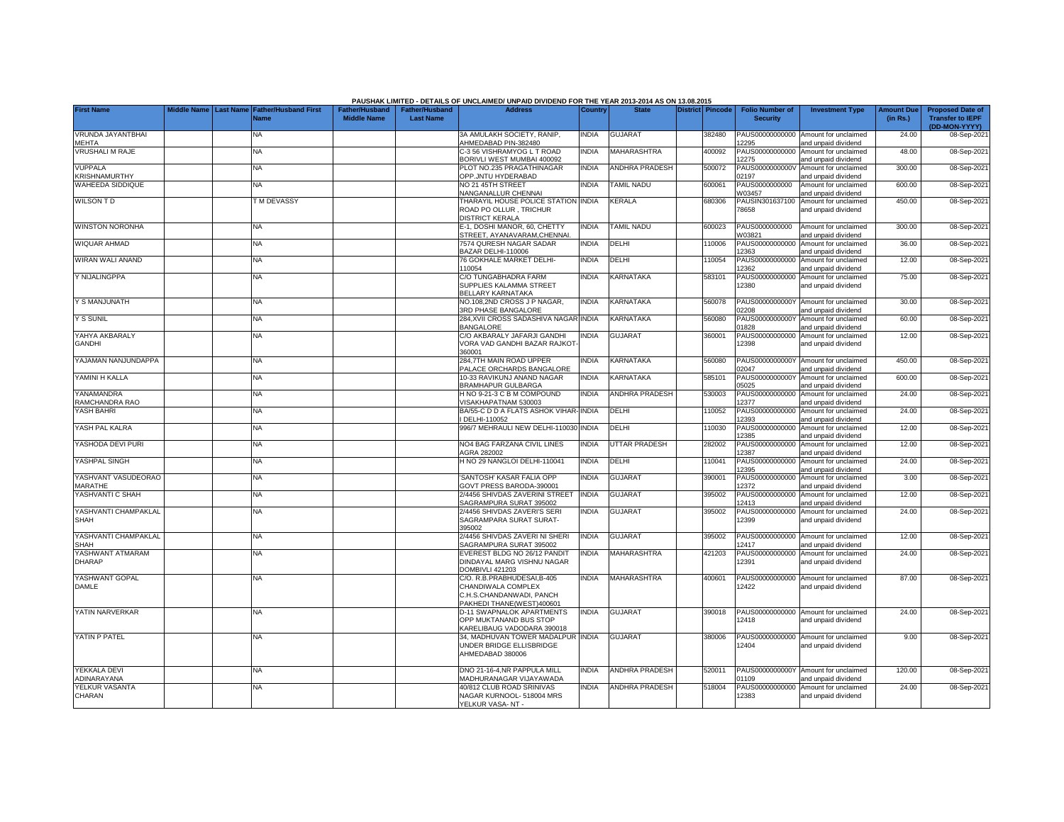PAUSHAK LIMITED - DETAILS OF UNCLAIMED/ UNPAID DIVIDEND FOR THE YEAR 2013-2014 AS ON 13.08.2015

| First Name | Middle Name | Last Name | Father/Husband First Name | Father/Husband Middle Name | Father/Husband Last Name | Address | Country | State | District | Pincode | Folio Number of Security | Investment Type | Amount Due (in Rs.) | Proposed Date of Transfer to IEPF (DD-MON-YYYY) |
|---|---|---|---|---|---|---|---|---|---|---|---|---|---|---|
| VRUNDA JAYANTBHAI MEHTA | | | NA | | | 3A AMULAKH SOCIETY, RANIP, AHMEDABAD PIN-382480 | INDIA | GUJARAT | | 382480 | PAUS00000000000 12295 | Amount for unclaimed and unpaid dividend | 24.00 | 08-Sep-2021 |
| VRUSHALI M RAJE | | | NA | | | C-3 56 VISHRAMYOG L T ROAD BORIVLI WEST MUMBAI 400092 | INDIA | MAHARASHTRA | | 400092 | PAUS00000000000 12275 | Amount for unclaimed and unpaid dividend | 48.00 | 08-Sep-2021 |
| VUPPALA KRISHNAMURTHY | | | NA | | | PLOT NO.235 PRAGATHINAGAR OPP.JNTU HYDERABAD | INDIA | ANDHRA PRADESH | | 500072 | PAUS0000000000V 02197 | Amount for unclaimed and unpaid dividend | 300.00 | 08-Sep-2021 |
| WAHEEDA SIDDIQUE | | | NA | | | NO 21 45TH STREET NANGANALLUR CHENNAI | INDIA | TAMIL NADU | | 600061 | PAUS0000000000 W03457 | Amount for unclaimed and unpaid dividend | 600.00 | 08-Sep-2021 |
| WILSON T D | | | T M DEVASSY | | | THARAYIL HOUSE POLICE STATION ROAD PO OLLUR , TRICHUR DISTRICT KERALA | INDIA | KERALA | | 680306 | PAUSIN301637100 78658 | Amount for unclaimed and unpaid dividend | 450.00 | 08-Sep-2021 |
| WINSTON NORONHA | | | NA | | | E-1, DOSHI MANOR, 60, CHETTY STREET, AYANAVARAM,CHENNAI. | INDIA | TAMIL NADU | | 600023 | PAUS0000000000 W03821 | Amount for unclaimed and unpaid dividend | 300.00 | 08-Sep-2021 |
| WIQUAR AHMAD | | | NA | | | 7574 QURESH NAGAR SADAR BAZAR DELHI-110006 | INDIA | DELHI | | 110006 | PAUS00000000000 12363 | Amount for unclaimed and unpaid dividend | 36.00 | 08-Sep-2021 |
| WIRAN WALI ANAND | | | NA | | | 76 GOKHALE MARKET DELHI-110054 | INDIA | DELHI | | 110054 | PAUS00000000000 12362 | Amount for unclaimed and unpaid dividend | 12.00 | 08-Sep-2021 |
| Y NIJALINGPPA | | | NA | | | C/O TUNGABHADRA FARM SUPPLIES KALAMMA STREET BELLARY KARNATAKA | INDIA | KARNATAKA | | 583101 | PAUS00000000000 12380 | Amount for unclaimed and unpaid dividend | 75.00 | 08-Sep-2021 |
| Y S MANJUNATH | | | NA | | | NO.108,2ND CROSS J P NAGAR, 3RD PHASE BANGALORE | INDIA | KARNATAKA | | 560078 | PAUS0000000000Y 02208 | Amount for unclaimed and unpaid dividend | 30.00 | 08-Sep-2021 |
| Y S SUNIL | | | NA | | | 284,XVII CROSS SADASHIVA NAGAR BANGALORE | INDIA | KARNATAKA | | 560080 | PAUS0000000000Y 01828 | Amount for unclaimed and unpaid dividend | 60.00 | 08-Sep-2021 |
| YAHYA AKBARALY GANDHI | | | NA | | | C/O AKBARALY JAFARJI GANDHI VORA VAD GANDHI BAZAR RAJKOT-360001 | INDIA | GUJARAT | | 360001 | PAUS00000000000 12398 | Amount for unclaimed and unpaid dividend | 12.00 | 08-Sep-2021 |
| YAJAMAN NANJUNDAPPA | | | NA | | | 284,7TH MAIN ROAD UPPER PALACE ORCHARDS BANGALORE | INDIA | KARNATAKA | | 560080 | PAUS0000000000Y 02047 | Amount for unclaimed and unpaid dividend | 450.00 | 08-Sep-2021 |
| YAMINI H KALLA | | | NA | | | 10-33 RAVIKUNJ ANAND NAGAR BRAMHAPUR GULBARGA | INDIA | KARNATAKA | | 585101 | PAUS0000000000Y 05025 | Amount for unclaimed and unpaid dividend | 600.00 | 08-Sep-2021 |
| YANAMANDRA RAMCHANDRA RAO | | | NA | | | H NO 9-21-3 C B M COMPOUND VISAKHAPATNAM 530003 | INDIA | ANDHRA PRADESH | | 530003 | PAUS00000000000 12377 | Amount for unclaimed and unpaid dividend | 24.00 | 08-Sep-2021 |
| YASH BAHRI | | | NA | | | BA/55-C D D A FLATS ASHOK VIHAR-I DELHI-110052 | INDIA | DELHI | | 110052 | PAUS00000000000 12393 | Amount for unclaimed and unpaid dividend | 24.00 | 08-Sep-2021 |
| YASH PAL KALRA | | | NA | | | 996/7 MEHRAULI NEW DELHI-110030 | INDIA | DELHI | | 110030 | PAUS00000000000 12385 | Amount for unclaimed and unpaid dividend | 12.00 | 08-Sep-2021 |
| YASHODA DEVI PURI | | | NA | | | NO4 BAG FARZANA CIVIL LINES AGRA 282002 | INDIA | UTTAR PRADESH | | 282002 | PAUS00000000000 12387 | Amount for unclaimed and unpaid dividend | 12.00 | 08-Sep-2021 |
| YASHPAL SINGH | | | NA | | | H NO 29 NANGLOI DELHI-110041 | INDIA | DELHI | | 110041 | PAUS00000000000 12395 | Amount for unclaimed and unpaid dividend | 24.00 | 08-Sep-2021 |
| YASHVANT VASUDEORAO MARATHE | | | NA | | | 'SANTOSH' KASAR FALIA OPP GOVT PRESS BARODA-390001 | INDIA | GUJARAT | | 390001 | PAUS00000000000 12372 | Amount for unclaimed and unpaid dividend | 3.00 | 08-Sep-2021 |
| YASHVANTI C SHAH | | | NA | | | 2/4456 SHIVDAS ZAVERINI STREET SAGRAMPURA SURAT 395002 | INDIA | GUJARAT | | 395002 | PAUS00000000000 12413 | Amount for unclaimed and unpaid dividend | 12.00 | 08-Sep-2021 |
| YASHVANTI CHAMPAKLAL SHAH | | | NA | | | 2/4456 SHIVDAS ZAVERI'S SERI SAGRAMPARA SURAT SURAT-395002 | INDIA | GUJARAT | | 395002 | PAUS00000000000 12399 | Amount for unclaimed and unpaid dividend | 24.00 | 08-Sep-2021 |
| YASHVANTI CHAMPAKLAL SHAH | | | NA | | | 2/4456 SHIVDAS ZAVERI NI SHERI SAGRAMPURA SURAT 395002 | INDIA | GUJARAT | | 395002 | PAUS00000000000 12417 | Amount for unclaimed and unpaid dividend | 12.00 | 08-Sep-2021 |
| YASHWANT ATMARAM DHARAP | | | NA | | | EVEREST BLDG NO 26/12 PANDIT DINDAYAL MARG VISHNU NAGAR DOMBIVLI 421203 | INDIA | MAHARASHTRA | | 421203 | PAUS00000000000 12391 | Amount for unclaimed and unpaid dividend | 24.00 | 08-Sep-2021 |
| YASHWANT GOPAL DAMLE | | | NA | | | C/O. R.B.PRABHUDESAI,B-405 CHANDIWALA COMPLEX C.H.S.CHANDANWADI, PANCH PAKHEDI THANE(WEST)400601 | INDIA | MAHARASHTRA | | 400601 | PAUS00000000000 12422 | Amount for unclaimed and unpaid dividend | 87.00 | 08-Sep-2021 |
| YATIN NARVERKAR | | | NA | | | D-11 SWAPNALOK APARTMENTS OPP MUKTANAND BUS STOP KARELIBAUG VADODARA 390018 | INDIA | GUJARAT | | 390018 | PAUS00000000000 12418 | Amount for unclaimed and unpaid dividend | 24.00 | 08-Sep-2021 |
| YATIN P PATEL | | | NA | | | 34, MADHUVAN TOWER MADALPUR UNDER BRIDGE ELLISBRIDGE AHMEDABAD 380006 | INDIA | GUJARAT | | 380006 | PAUS00000000000 12404 | Amount for unclaimed and unpaid dividend | 9.00 | 08-Sep-2021 |
| YEKKALA DEVI ADINARAYANA | | | NA | | | DNO 21-16-4,NR PAPPULA MILL MADHURANAGAR VIJAYAWADA | INDIA | ANDHRA PRADESH | | 520011 | PAUS0000000000Y 01109 | Amount for unclaimed and unpaid dividend | 120.00 | 08-Sep-2021 |
| YELKUR VASANTA CHARAN | | | NA | | | 40/812 CLUB ROAD SRINIVAS NAGAR KURNOOL- 518004 MRS YELKUR VASA- NT - | INDIA | ANDHRA PRADESH | | 518004 | PAUS00000000000 12383 | Amount for unclaimed and unpaid dividend | 24.00 | 08-Sep-2021 |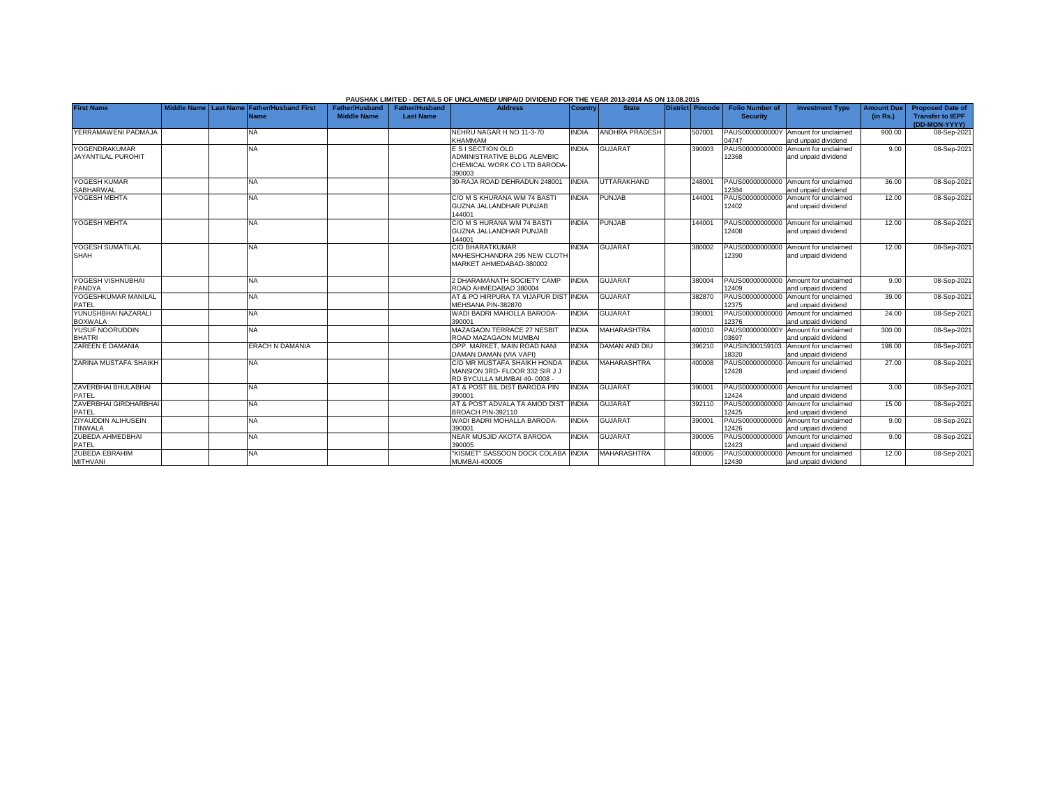PAUSHAK LIMITED - DETAILS OF UNCLAIMED/ UNPAID DIVIDEND FOR THE YEAR 2013-2014 AS ON 13.08.2015

| First Name | Middle Name | Last Name | Father/Husband First Name | Father/Husband Middle Name | Father/Husband Last Name | Address | Country | State | District | Pincode | Folio Number of Security | Investment Type | Amount Due (in Rs.) | Proposed Date of Transfer to IEPF (DD-MON-YYYY) |
|---|---|---|---|---|---|---|---|---|---|---|---|---|---|---|
| YERRAMAWENI PADMAJA | | | NA | | | NEHRU NAGAR H NO 11-3-70 KHAMMAM | INDIA | ANDHRA PRADESH | | 507001 | PAUS0000000000Y04747 | Amount for unclaimed and unpaid dividend | 900.00 | 08-Sep-2021 |
| YOGENDRAKUMAR JAYANTILAL PUROHIT | | | NA | | | E S I SECTION OLD ADMINISTRATIVE BLDG ALEMBIC CHEMICAL WORK CO LTD BARODA-390003 | INDIA | GUJARAT | | 390003 | PAUS00000000000012368 | Amount for unclaimed and unpaid dividend | 9.00 | 08-Sep-2021 |
| YOGESH KUMAR SABHARWAL | | | NA | | | 30-RAJA ROAD DEHRADUN 248001 | INDIA | UTTARAKHAND | | 248001 | PAUS00000000000012384 | Amount for unclaimed and unpaid dividend | 36.00 | 08-Sep-2021 |
| YOGESH MEHTA | | | NA | | | C/O M S KHURANA WM 74 BASTI GUZNA JALLANDHAR PUNJAB 144001 | INDIA | PUNJAB | | 144001 | PAUS00000000000012402 | Amount for unclaimed and unpaid dividend | 12.00 | 08-Sep-2021 |
| YOGESH MEHTA | | | NA | | | C/O M S HURANA WM 74 BASTI GUZNA JALLANDHAR PUNJAB 144001 | INDIA | PUNJAB | | 144001 | PAUS00000000000012408 | Amount for unclaimed and unpaid dividend | 12.00 | 08-Sep-2021 |
| YOGESH SUMATILAL SHAH | | | NA | | | C/O BHARATKUMAR MAHESHCHANDRA 295 NEW CLOTH MARKET AHMEDABAD-380002 | INDIA | GUJARAT | | 380002 | PAUS00000000000012390 | Amount for unclaimed and unpaid dividend | 12.00 | 08-Sep-2021 |
| YOGESH VISHNUBHAI PANDYA | | | NA | | | 2 DHARAMANATH SOCIETY CAMP ROAD AHMEDABAD 380004 | INDIA | GUJARAT | | 380004 | PAUS00000000000012409 | Amount for unclaimed and unpaid dividend | 9.00 | 08-Sep-2021 |
| YOGESHKUMAR MANILAL PATEL | | | NA | | | AT & PO HIRPURA TA VIJAPUR DIST MEHSANA PIN-382870 | INDIA | GUJARAT | | 382870 | PAUS00000000000012375 | Amount for unclaimed and unpaid dividend | 39.00 | 08-Sep-2021 |
| YUNUSHBHAI NAZARALI BOXWALA | | | NA | | | WADI BADRI MAHOLLA BARODA-390001 | INDIA | GUJARAT | | 390001 | PAUS00000000000012376 | Amount for unclaimed and unpaid dividend | 24.00 | 08-Sep-2021 |
| YUSUF NOORUDDIN BHATRI | | | NA | | | MAZAGAON TERRACE 27 NESBIT ROAD MAZAGAON MUMBAI | INDIA | MAHARASHTRA | | 400010 | PAUS0000000000Y03697 | Amount for unclaimed and unpaid dividend | 300.00 | 08-Sep-2021 |
| ZAREEN E DAMANIA | | | ERACH N DAMANIA | | | OPP. MARKET, MAIN ROAD NANI DAMAN DAMAN (VIA VAPI) | INDIA | DAMAN AND DIU | | 396210 | PAUSIN30015910318320 | Amount for unclaimed and unpaid dividend | 198.00 | 08-Sep-2021 |
| ZARINA MUSTAFA SHAIKH | | | NA | | | C/O MR MUSTAFA SHAIKH HONDA MANSION 3RD- FLOOR 332 SIR J J RD BYCULLA MUMBAI 40- 0008 - | INDIA | MAHARASHTRA | | 400008 | PAUS00000000000012428 | Amount for unclaimed and unpaid dividend | 27.00 | 08-Sep-2021 |
| ZAVERBHAI BHULABHAI PATEL | | | NA | | | AT & POST BIL DIST BARODA PIN 390001 | INDIA | GUJARAT | | 390001 | PAUS00000000000012424 | Amount for unclaimed and unpaid dividend | 3.00 | 08-Sep-2021 |
| ZAVERBHAI GIRDHARBHAI PATEL | | | NA | | | AT & POST ADVALA TA AMOD DIST BROACH PIN-392110 | INDIA | GUJARAT | | 392110 | PAUS00000000000012425 | Amount for unclaimed and unpaid dividend | 15.00 | 08-Sep-2021 |
| ZIYAUDDIN ALIHUSEIN TINWALA | | | NA | | | WADI BADRI MOHALLA BARODA-390001 | INDIA | GUJARAT | | 390001 | PAUS00000000000012426 | Amount for unclaimed and unpaid dividend | 9.00 | 08-Sep-2021 |
| ZUBEDA AHMEDBHAI PATEL | | | NA | | | NEAR MUSJID AKOTA BARODA 390005 | INDIA | GUJARAT | | 390005 | PAUS00000000000012423 | Amount for unclaimed and unpaid dividend | 9.00 | 08-Sep-2021 |
| ZUBEDA EBRAHIM MITHVANI | | | NA | | | "KISMET" SASSOON DOCK COLABA MUMBAI-400005 | INDIA | MAHARASHTRA | | 400005 | PAUS00000000000012430 | Amount for unclaimed and unpaid dividend | 12.00 | 08-Sep-2021 |